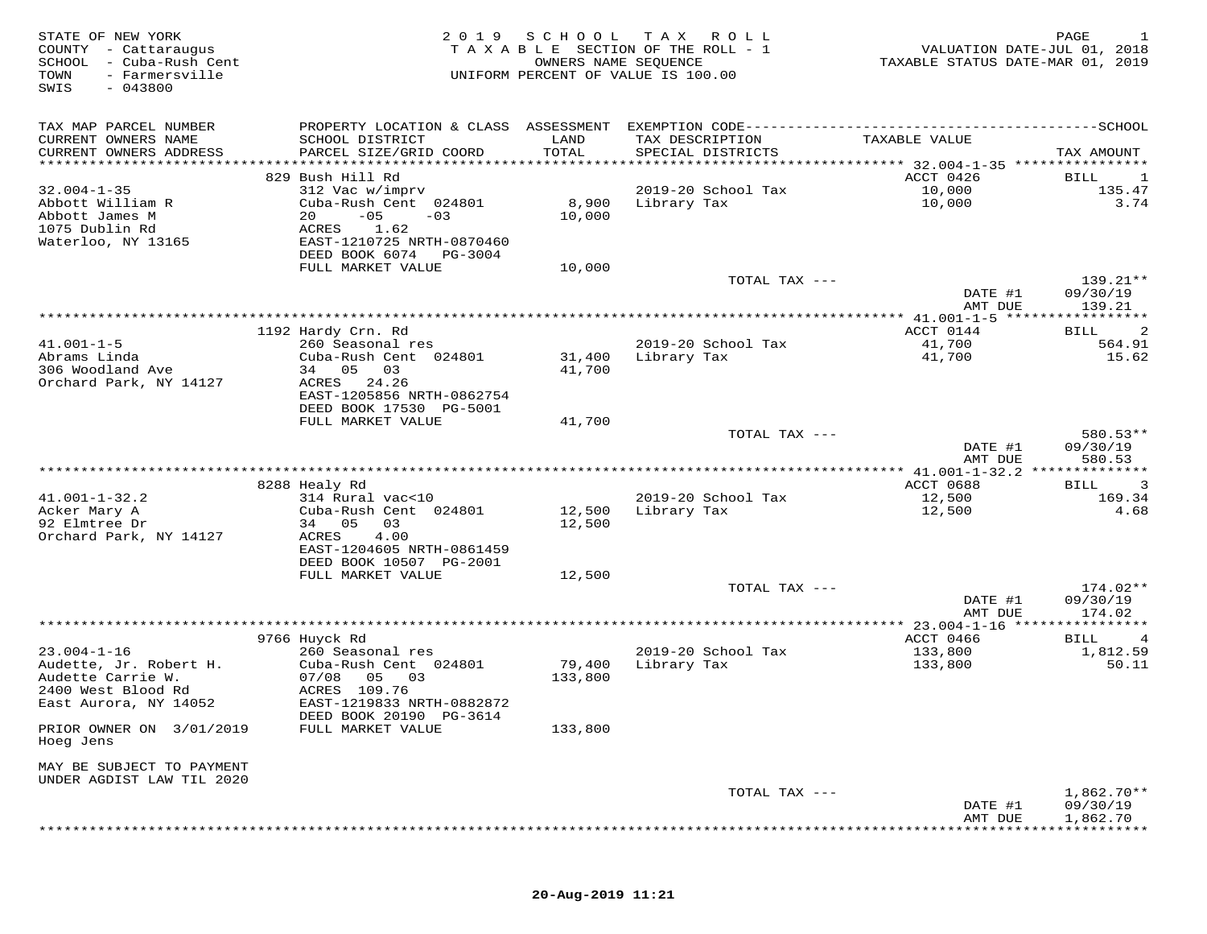STATE OF NEW YORK
COUNTY - Cattaraugus
SCHOOL - Cuba-Rush Cent
TOWN - Farmersville
SWIS - 043800

# 2019 SCHOOL TAX ROLL

TAXABLE SECTION OF THE ROLL - 1
OWNERS NAME SEQUENCE
UNIFORM PERCENT OF VALUE IS 100.00

VALUATION DATE-JUL 01, 2018
TAXABLE STATUS DATE-MAR 01, 2019

| TAX MAP PARCEL NUMBER / CURRENT OWNERS NAME / CURRENT OWNERS ADDRESS | PROPERTY LOCATION & CLASS / SCHOOL DISTRICT / PARCEL SIZE/GRID COORD | ASSESSMENT LAND / TOTAL | EXEMPTION CODE / TAX DESCRIPTION / SPECIAL DISTRICTS | TAXABLE VALUE | TAX AMOUNT |
|---|---|---|---|---|---|
| | 829 Bush Hill Rd | | | ACCT 0426 | BILL 1 |
| 32.004-1-35 | 312 Vac w/imprv | | 2019-20 School Tax | 10,000 | 135.47 |
| Abbott William R | Cuba-Rush Cent 024801 | 8,900 | Library Tax | 10,000 | 3.74 |
| Abbott James M | 20 -05 -03 | 10,000 | | | |
| 1075 Dublin Rd | ACRES 1.62 | | | | |
| Waterloo, NY 13165 | EAST-1210725 NRTH-0870460 | | | | |
| | DEED BOOK 6074 PG-3004 | | | | |
| | FULL MARKET VALUE | 10,000 | | | |
| | | | TOTAL TAX --- | | 139.21** |
| | | | | DATE #1 | 09/30/19 |
| | | | | AMT DUE | 139.21 |
| | 1192 Hardy Crn. Rd | | | ACCT 0144 | BILL 2 |
| 41.001-1-5 | 260 Seasonal res | | 2019-20 School Tax | 41,700 | 564.91 |
| Abrams Linda | Cuba-Rush Cent 024801 | 31,400 | Library Tax | 41,700 | 15.62 |
| 306 Woodland Ave | 34 05 03 | 41,700 | | | |
| Orchard Park, NY 14127 | ACRES 24.26 | | | | |
| | EAST-1205856 NRTH-0862754 | | | | |
| | DEED BOOK 17530 PG-5001 | | | | |
| | FULL MARKET VALUE | 41,700 | | | |
| | | | TOTAL TAX --- | | 580.53** |
| | | | | DATE #1 | 09/30/19 |
| | | | | AMT DUE | 580.53 |
| | 8288 Healy Rd | | | ACCT 0688 | BILL 3 |
| 41.001-1-32.2 | 314 Rural vac<10 | | 2019-20 School Tax | 12,500 | 169.34 |
| Acker Mary A | Cuba-Rush Cent 024801 | 12,500 | Library Tax | 12,500 | 4.68 |
| 92 Elmtree Dr | 34 05 03 | 12,500 | | | |
| Orchard Park, NY 14127 | ACRES 4.00 | | | | |
| | EAST-1204605 NRTH-0861459 | | | | |
| | DEED BOOK 10507 PG-2001 | | | | |
| | FULL MARKET VALUE | 12,500 | | | |
| | | | TOTAL TAX --- | | 174.02** |
| | | | | DATE #1 | 09/30/19 |
| | | | | AMT DUE | 174.02 |
| | 9766 Huyck Rd | | | ACCT 0466 | BILL 4 |
| 23.004-1-16 | 260 Seasonal res | | 2019-20 School Tax | 133,800 | 1,812.59 |
| Audette, Jr. Robert H. | Cuba-Rush Cent 024801 | 79,400 | Library Tax | 133,800 | 50.11 |
| Audette Carrie W. | 07/08 05 03 | 133,800 | | | |
| 2400 West Blood Rd | ACRES 109.76 | | | | |
| East Aurora, NY 14052 | EAST-1219833 NRTH-0882872 | | | | |
| | DEED BOOK 20190 PG-3614 | | | | |
| PRIOR OWNER ON 3/01/2019 | FULL MARKET VALUE | 133,800 | | | |
| Hoeg Jens | | | | | |
| MAY BE SUBJECT TO PAYMENT UNDER AGDIST LAW TIL 2020 | | | | | |
| | | | TOTAL TAX --- | | 1,862.70** |
| | | | | DATE #1 | 09/30/19 |
| | | | | AMT DUE | 1,862.70 |

20-Aug-2019 11:21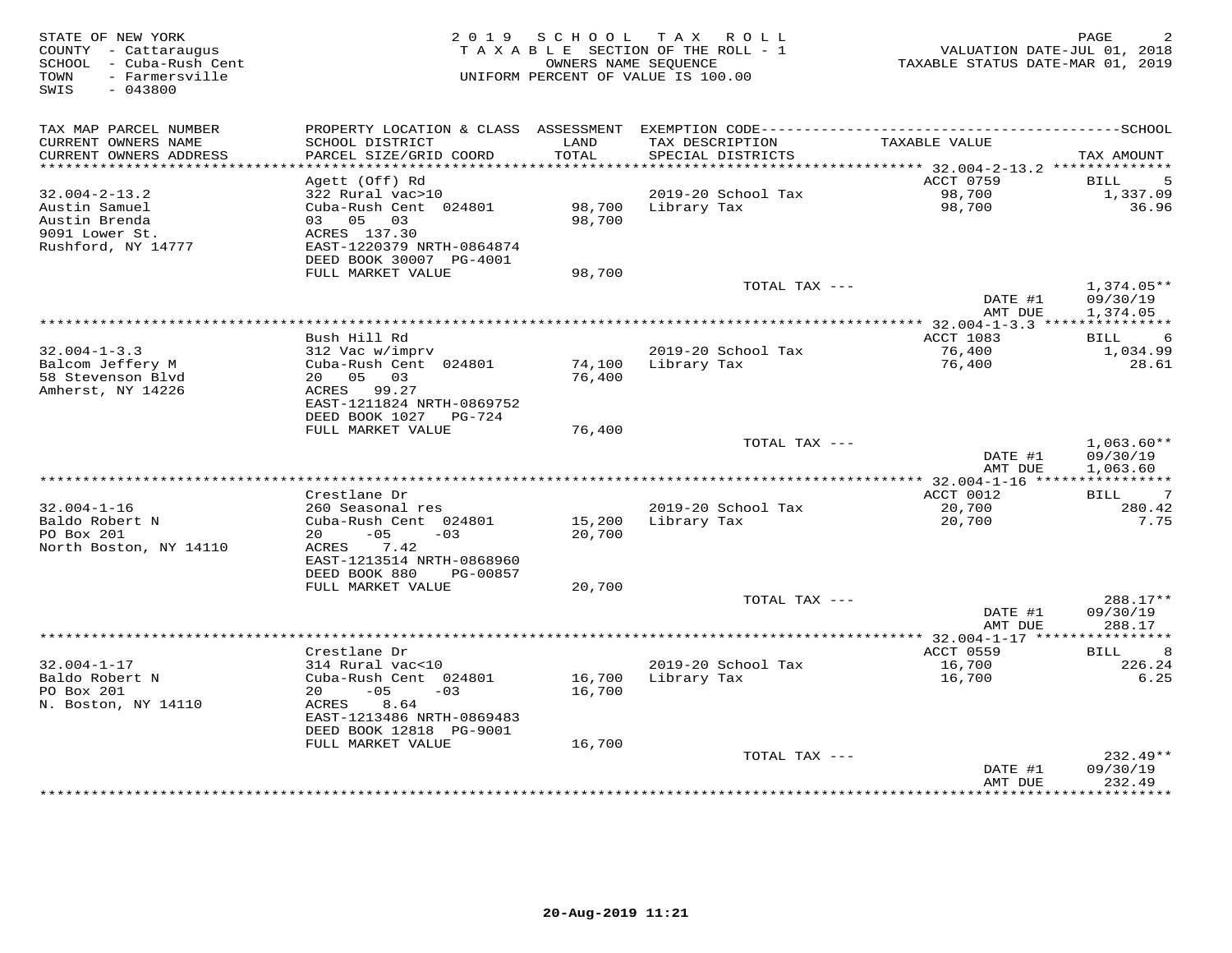STATE OF NEW YORK
COUNTY - Cattaraugus
SCHOOL - Cuba-Rush Cent
TOWN - Farmersville
SWIS - 043800

2 0 1 9 S C H O O L T A X R O L L
T A X A B L E SECTION OF THE ROLL - 1
OWNERS NAME SEQUENCE
UNIFORM PERCENT OF VALUE IS 100.00

VALUATION DATE-JUL 01, 2018
TAXABLE STATUS DATE-MAR 01, 2019

| TAX MAP PARCEL NUMBER / CURRENT OWNERS NAME / CURRENT OWNERS ADDRESS | PROPERTY LOCATION & CLASS / SCHOOL DISTRICT / PARCEL SIZE/GRID COORD | ASSESSMENT LAND / TOTAL | EXEMPTION CODE / TAX DESCRIPTION / SPECIAL DISTRICTS | TAXABLE VALUE | SCHOOL TAX AMOUNT |
|---|---|---|---|---|---|
| | Agett (Off) Rd | | | ACCT 0759 | BILL 5 |
| 32.004-2-13.2 | 322 Rural vac>10 | | 2019-20 School Tax | 98,700 | 1,337.09 |
| Austin Samuel | Cuba-Rush Cent 024801 | 98,700 | Library Tax | 98,700 | 36.96 |
| Austin Brenda | 03 05 03 | 98,700 | | | |
| 9091 Lower St. | ACRES 137.30 | | | | |
| Rushford, NY 14777 | EAST-1220379 NRTH-0864874 | | | | |
| | DEED BOOK 30007 PG-4001 | | | | |
| | FULL MARKET VALUE | 98,700 | | | |
| | | | TOTAL TAX --- | | 1,374.05** |
| | | | | DATE #1 | 09/30/19 |
| | | | | AMT DUE | 1,374.05 |
| | Bush Hill Rd | | | ACCT 1083 | BILL 6 |
| 32.004-1-3.3 | 312 Vac w/imprv | | 2019-20 School Tax | 76,400 | 1,034.99 |
| Balcom Jeffery M | Cuba-Rush Cent 024801 | 74,100 | Library Tax | 76,400 | 28.61 |
| 58 Stevenson Blvd | 20 05 03 | 76,400 | | | |
| Amherst, NY 14226 | ACRES 99.27 | | | | |
| | EAST-1211824 NRTH-0869752 | | | | |
| | DEED BOOK 1027 PG-724 | | | | |
| | FULL MARKET VALUE | 76,400 | | | |
| | | | TOTAL TAX --- | | 1,063.60** |
| | | | | DATE #1 | 09/30/19 |
| | | | | AMT DUE | 1,063.60 |
| | Crestlane Dr | | | ACCT 0012 | BILL 7 |
| 32.004-1-16 | 260 Seasonal res | | 2019-20 School Tax | 20,700 | 280.42 |
| Baldo Robert N | Cuba-Rush Cent 024801 | 15,200 | Library Tax | 20,700 | 7.75 |
| PO Box 201 | 20 -05 -03 | 20,700 | | | |
| North Boston, NY 14110 | ACRES 7.42 | | | | |
| | EAST-1213514 NRTH-0868960 | | | | |
| | DEED BOOK 880 PG-00857 | | | | |
| | FULL MARKET VALUE | 20,700 | | | |
| | | | TOTAL TAX --- | | 288.17** |
| | | | | DATE #1 | 09/30/19 |
| | | | | AMT DUE | 288.17 |
| | Crestlane Dr | | | ACCT 0559 | BILL 8 |
| 32.004-1-17 | 314 Rural vac<10 | | 2019-20 School Tax | 16,700 | 226.24 |
| Baldo Robert N | Cuba-Rush Cent 024801 | 16,700 | Library Tax | 16,700 | 6.25 |
| PO Box 201 | 20 -05 -03 | 16,700 | | | |
| N. Boston, NY 14110 | ACRES 8.64 | | | | |
| | EAST-1213486 NRTH-0869483 | | | | |
| | DEED BOOK 12818 PG-9001 | | | | |
| | FULL MARKET VALUE | 16,700 | | | |
| | | | TOTAL TAX --- | | 232.49** |
| | | | | DATE #1 | 09/30/19 |
| | | | | AMT DUE | 232.49 |

20-Aug-2019 11:21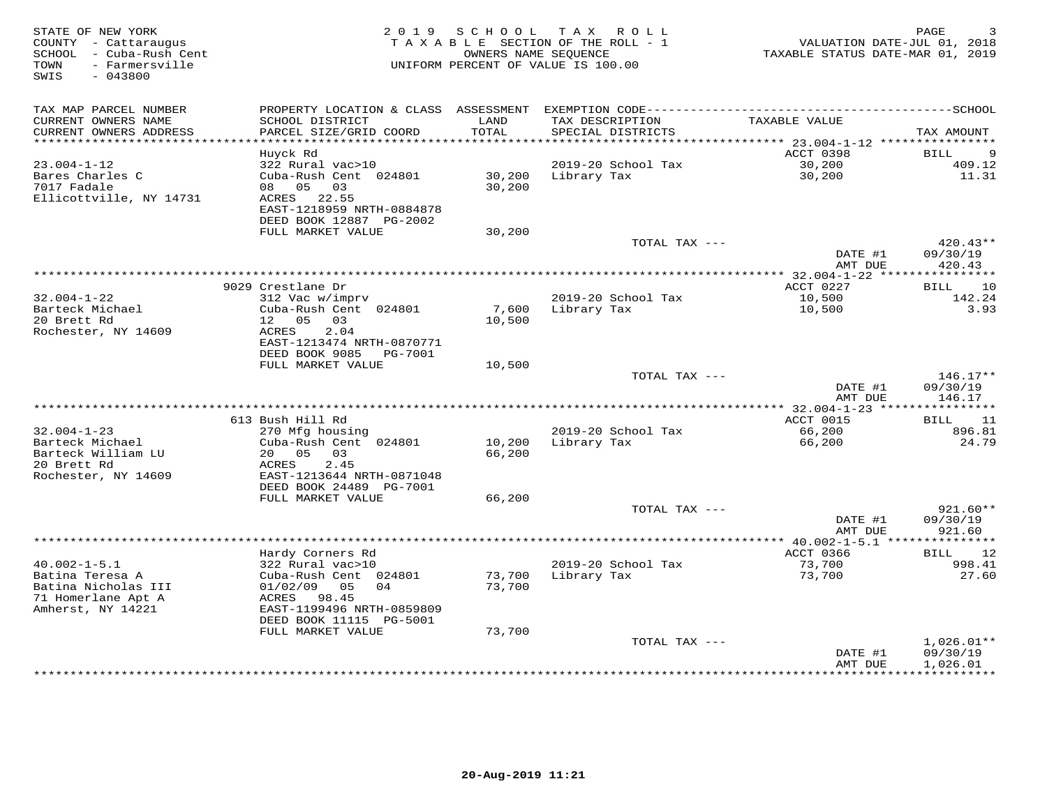STATE OF NEW YORK
COUNTY - Cattaraugus
SCHOOL - Cuba-Rush Cent
TOWN - Farmersville
SWIS - 043800

2019 SCHOOL TAX ROLL
TAXABLE SECTION OF THE ROLL - 1
OWNERS NAME SEQUENCE
UNIFORM PERCENT OF VALUE IS 100.00

VALUATION DATE-JUL 01, 2018
TAXABLE STATUS DATE-MAR 01, 2019

| TAX MAP PARCEL NUMBER / CURRENT OWNERS NAME / CURRENT OWNERS ADDRESS | PROPERTY LOCATION & CLASS / SCHOOL DISTRICT / PARCEL SIZE/GRID COORD | ASSESSMENT LAND / TOTAL | EXEMPTION CODE / TAX DESCRIPTION / SPECIAL DISTRICTS | TAXABLE VALUE | SCHOOL TAX AMOUNT |
|---|---|---|---|---|---|
| **23.004-1-12** | Huyck Rd | | | ACCT 0398 | BILL 9 |
| 23.004-1-12 | 322 Rural vac>10 | | 2019-20 School Tax | 30,200 | 409.12 |
| Bares Charles C | Cuba-Rush Cent 024801 | 30,200 | Library Tax | 30,200 | 11.31 |
| 7017 Fadale | 08 05 03 | 30,200 | | | |
| Ellicottville, NY 14731 | ACRES 22.55 | | | | |
| | EAST-1218959 NRTH-0884878 | | | | |
| | DEED BOOK 12887 PG-2002 | | | | |
| | FULL MARKET VALUE | 30,200 | | | |
| | | | TOTAL TAX --- | | 420.43** |
| | | | | DATE #1 | 09/30/19 |
| | | | | AMT DUE | 420.43 |
| **32.004-1-22** | 9029 Crestlane Dr | | | ACCT 0227 | BILL 10 |
| 32.004-1-22 | 312 Vac w/imprv | | 2019-20 School Tax | 10,500 | 142.24 |
| Barteck Michael | Cuba-Rush Cent 024801 | 7,600 | Library Tax | 10,500 | 3.93 |
| 20 Brett Rd | 12 05 03 | 10,500 | | | |
| Rochester, NY 14609 | ACRES 2.04 | | | | |
| | EAST-1213474 NRTH-0870771 | | | | |
| | DEED BOOK 9085 PG-7001 | | | | |
| | FULL MARKET VALUE | 10,500 | | | |
| | | | TOTAL TAX --- | | 146.17** |
| | | | | DATE #1 | 09/30/19 |
| | | | | AMT DUE | 146.17 |
| **32.004-1-23** | 613 Bush Hill Rd | | | ACCT 0015 | BILL 11 |
| 32.004-1-23 | 270 Mfg housing | | 2019-20 School Tax | 66,200 | 896.81 |
| Barteck Michael | Cuba-Rush Cent 024801 | 10,200 | Library Tax | 66,200 | 24.79 |
| Barteck William LU | 20 05 03 | 66,200 | | | |
| 20 Brett Rd | ACRES 2.45 | | | | |
| Rochester, NY 14609 | EAST-1213644 NRTH-0871048 | | | | |
| | DEED BOOK 24489 PG-7001 | | | | |
| | FULL MARKET VALUE | 66,200 | | | |
| | | | TOTAL TAX --- | | 921.60** |
| | | | | DATE #1 | 09/30/19 |
| | | | | AMT DUE | 921.60 |
| **40.002-1-5.1** | Hardy Corners Rd | | | ACCT 0366 | BILL 12 |
| 40.002-1-5.1 | 322 Rural vac>10 | | 2019-20 School Tax | 73,700 | 998.41 |
| Batina Teresa A | Cuba-Rush Cent 024801 | 73,700 | Library Tax | 73,700 | 27.60 |
| Batina Nicholas III | 01/02/09 05 04 | 73,700 | | | |
| 71 Homerlane Apt A | ACRES 98.45 | | | | |
| Amherst, NY 14221 | EAST-1199496 NRTH-0859809 | | | | |
| | DEED BOOK 11115 PG-5001 | | | | |
| | FULL MARKET VALUE | 73,700 | | | |
| | | | TOTAL TAX --- | | 1,026.01** |
| | | | | DATE #1 | 09/30/19 |
| | | | | AMT DUE | 1,026.01 |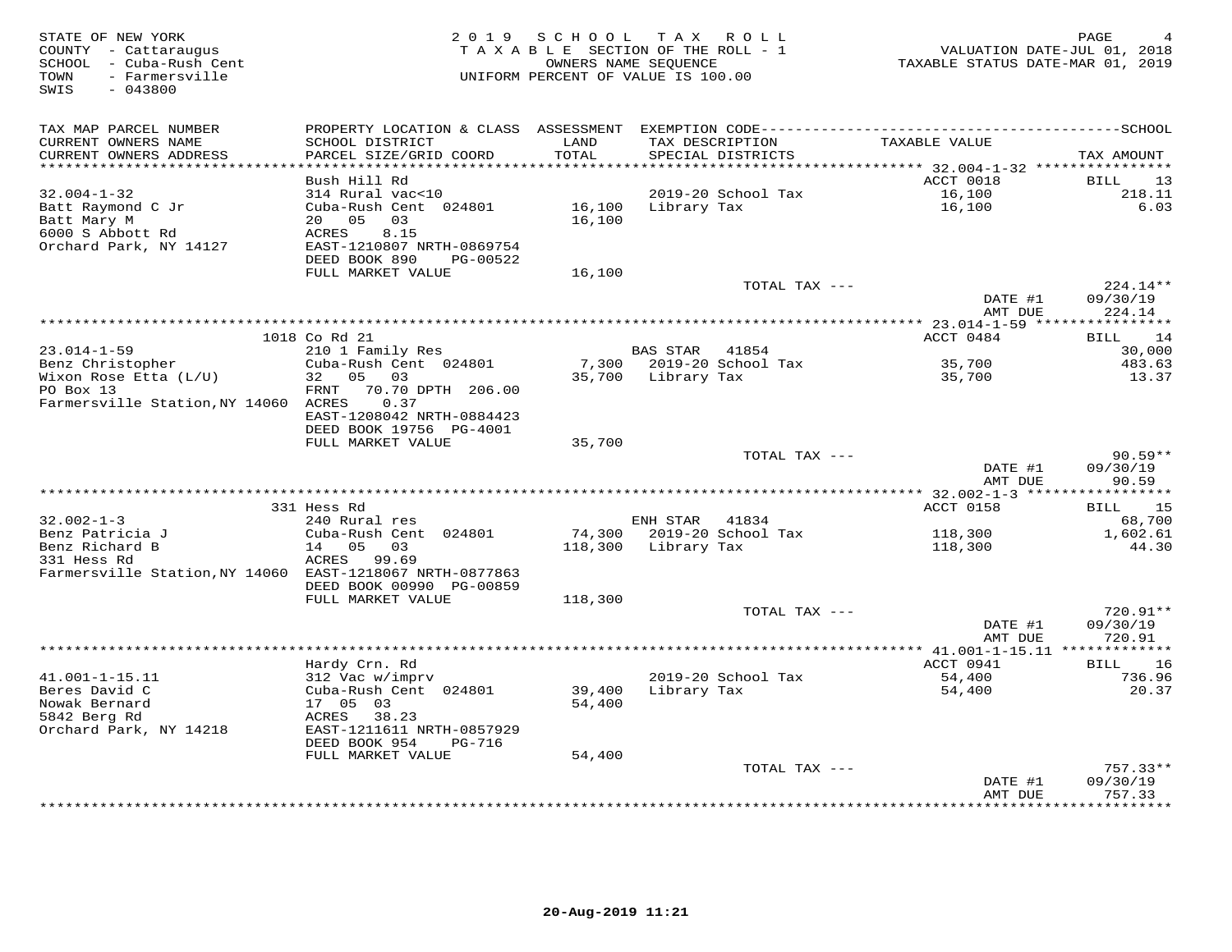STATE OF NEW YORK
COUNTY - Cattaraugus
SCHOOL - Cuba-Rush Cent
TOWN - Farmersville
SWIS - 043800

2019 SCHOOL TAX ROLL
TAXABLE SECTION OF THE ROLL - 1
OWNERS NAME SEQUENCE
UNIFORM PERCENT OF VALUE IS 100.00

VALUATION DATE-JUL 01, 2018
TAXABLE STATUS DATE-MAR 01, 2019

| TAX MAP PARCEL NUMBER / CURRENT OWNERS NAME / CURRENT OWNERS ADDRESS | PROPERTY LOCATION & CLASS / SCHOOL DISTRICT / PARCEL SIZE/GRID COORD | ASSESSMENT LAND / TOTAL | EXEMPTION CODE / TAX DESCRIPTION / SPECIAL DISTRICTS | TAXABLE VALUE | TAX AMOUNT |
|---|---|---|---|---|---|
| 32.004-1-32 | Bush Hill Rd | | | ACCT 0018 | BILL 13 |
| | 314 Rural vac<10 | | 2019-20 School Tax | 16,100 | 218.11 |
| Batt Raymond C Jr | Cuba-Rush Cent 024801 | 16,100 | Library Tax | 16,100 | 6.03 |
| Batt Mary M | 20 05 03 | 16,100 | | | |
| 6000 S Abbott Rd | ACRES 8.15 | | | | |
| Orchard Park, NY 14127 | EAST-1210807 NRTH-0869754 | | | | |
| | DEED BOOK 890 PG-00522 | | | | |
| | FULL MARKET VALUE | 16,100 | | | |
| | | | TOTAL TAX --- | | 224.14** |
| | | | | DATE #1 | 09/30/19 |
| | | | | AMT DUE | 224.14 |
| 23.014-1-59 | 1018 Co Rd 21 | | | ACCT 0484 | BILL 14 |
| | 210 1 Family Res | | BAS STAR 41854 | | 30,000 |
| Benz Christopher | Cuba-Rush Cent 024801 | 7,300 | 2019-20 School Tax | 35,700 | 483.63 |
| Wixon Rose Etta (L/U) | 32 05 03 | 35,700 | Library Tax | 35,700 | 13.37 |
| PO Box 13 | FRNT 70.70 DPTH 206.00 | | | | |
| Farmersville Station,NY 14060 | ACRES 0.37 | | | | |
| | EAST-1208042 NRTH-0884423 | | | | |
| | DEED BOOK 19756 PG-4001 | | | | |
| | FULL MARKET VALUE | 35,700 | | | |
| | | | TOTAL TAX --- | | 90.59** |
| | | | | DATE #1 | 09/30/19 |
| | | | | AMT DUE | 90.59 |
| 32.002-1-3 | 331 Hess Rd | | | ACCT 0158 | BILL 15 |
| | 240 Rural res | | ENH STAR 41834 | | 68,700 |
| Benz Patricia J | Cuba-Rush Cent 024801 | 74,300 | 2019-20 School Tax | 118,300 | 1,602.61 |
| Benz Richard B | 14 05 03 | 118,300 | Library Tax | 118,300 | 44.30 |
| 331 Hess Rd | ACRES 99.69 | | | | |
| Farmersville Station,NY 14060 | EAST-1218067 NRTH-0877863 | | | | |
| | DEED BOOK 00990 PG-00859 | | | | |
| | FULL MARKET VALUE | 118,300 | | | |
| | | | TOTAL TAX --- | | 720.91** |
| | | | | DATE #1 | 09/30/19 |
| | | | | AMT DUE | 720.91 |
| 41.001-1-15.11 | Hardy Crn. Rd | | | ACCT 0941 | BILL 16 |
| | 312 Vac w/imprv | | 2019-20 School Tax | 54,400 | 736.96 |
| Beres David C | Cuba-Rush Cent 024801 | 39,400 | Library Tax | 54,400 | 20.37 |
| Nowak Bernard | 17 05 03 | 54,400 | | | |
| 5842 Berg Rd | ACRES 38.23 | | | | |
| Orchard Park, NY 14218 | EAST-1211611 NRTH-0857929 | | | | |
| | DEED BOOK 954 PG-716 | | | | |
| | FULL MARKET VALUE | 54,400 | | | |
| | | | TOTAL TAX --- | | 757.33** |
| | | | | DATE #1 | 09/30/19 |
| | | | | AMT DUE | 757.33 |

20-Aug-2019 11:21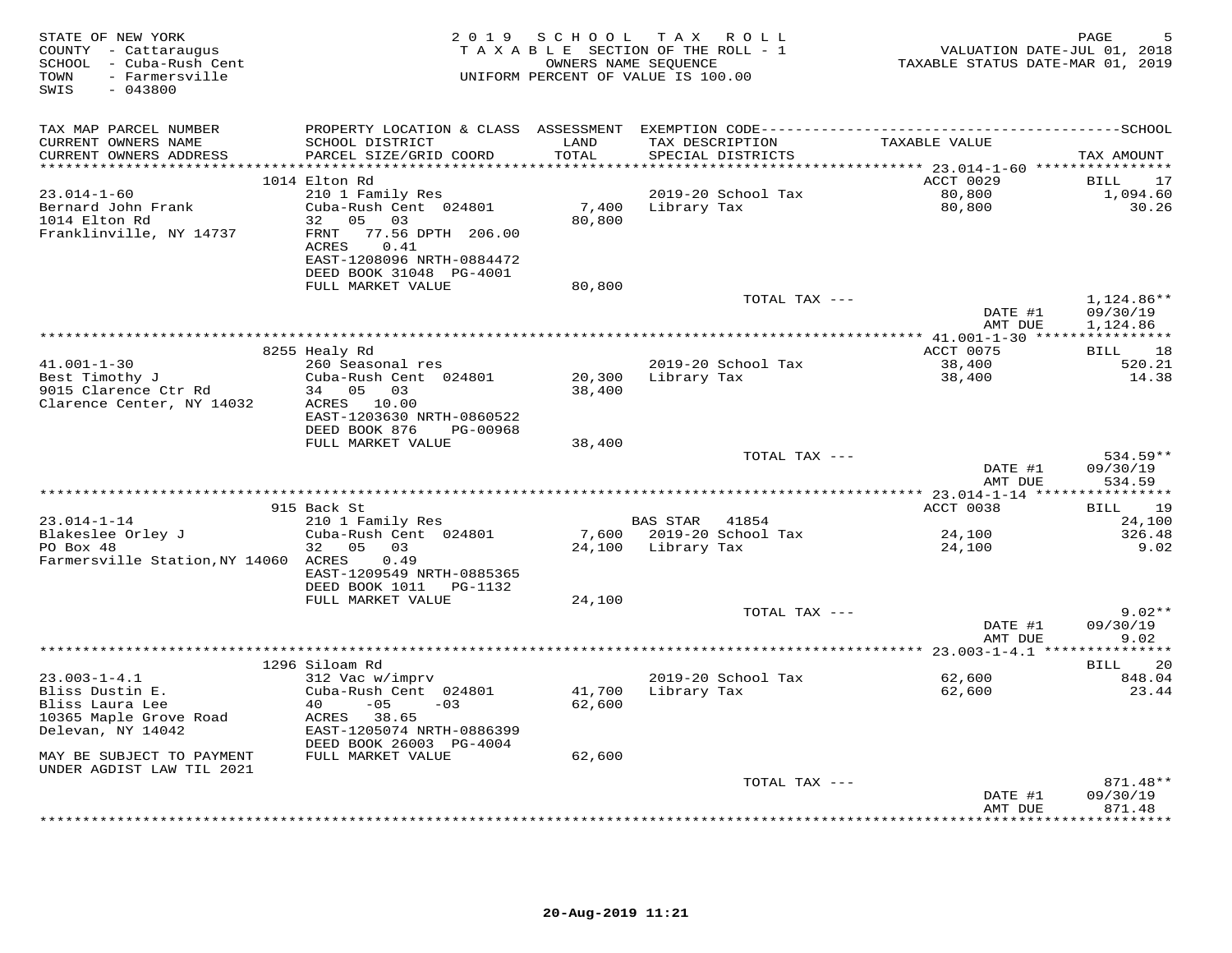STATE OF NEW YORK
COUNTY - Cattaraugus
SCHOOL - Cuba-Rush Cent
TOWN - Farmersville
SWIS - 043800

2019 SCHOOL TAX ROLL
TAXABLE SECTION OF THE ROLL - 1
OWNERS NAME SEQUENCE
UNIFORM PERCENT OF VALUE IS 100.00

VALUATION DATE-JUL 01, 2018
TAXABLE STATUS DATE-MAR 01, 2019

| TAX MAP PARCEL NUMBER / CURRENT OWNERS NAME / CURRENT OWNERS ADDRESS | PROPERTY LOCATION & CLASS / SCHOOL DISTRICT / PARCEL SIZE/GRID COORD | ASSESSMENT LAND / TOTAL | EXEMPTION CODE / TAX DESCRIPTION / SPECIAL DISTRICTS | TAXABLE VALUE | SCHOOL TAX AMOUNT |
|---|---|---|---|---|---|
| **23.014-1-60** | 1014 Elton Rd | | | ACCT 0029 | BILL 17 |
| 23.014-1-60 | 210 1 Family Res | | 2019-20 School Tax | 80,800 | 1,094.60 |
| Bernard John Frank | Cuba-Rush Cent 024801 | 7,400 | Library Tax | 80,800 | 30.26 |
| 1014 Elton Rd | 32 05 03 | 80,800 | | | |
| Franklinville, NY 14737 | FRNT 77.56 DPTH 206.00 | | | | |
| | ACRES 0.41 | | | | |
| | EAST-1208096 NRTH-0884472 | | | | |
| | DEED BOOK 31048 PG-4001 | | | | |
| | FULL MARKET VALUE | 80,800 | | | |
| | | | TOTAL TAX --- | | 1,124.86** |
| | | | | DATE #1 | 09/30/19 |
| | | | | AMT DUE | 1,124.86 |
| **41.001-1-30** | 8255 Healy Rd | | | ACCT 0075 | BILL 18 |
| 41.001-1-30 | 260 Seasonal res | | 2019-20 School Tax | 38,400 | 520.21 |
| Best Timothy J | Cuba-Rush Cent 024801 | 20,300 | Library Tax | 38,400 | 14.38 |
| 9015 Clarence Ctr Rd | 34 05 03 | 38,400 | | | |
| Clarence Center, NY 14032 | ACRES 10.00 | | | | |
| | EAST-1203630 NRTH-0860522 | | | | |
| | DEED BOOK 876 PG-00968 | | | | |
| | FULL MARKET VALUE | 38,400 | | | |
| | | | TOTAL TAX --- | | 534.59** |
| | | | | DATE #1 | 09/30/19 |
| | | | | AMT DUE | 534.59 |
| **23.014-1-14** | 915 Back St | | | ACCT 0038 | BILL 19 |
| 23.014-1-14 | 210 1 Family Res | | BAS STAR 41854 | | 24,100 |
| Blakeslee Orley J | Cuba-Rush Cent 024801 | 7,600 | 2019-20 School Tax | 24,100 | 326.48 |
| PO Box 48 | 32 05 03 | 24,100 | Library Tax | 24,100 | 9.02 |
| Farmersville Station,NY 14060 | ACRES 0.49 | | | | |
| | EAST-1209549 NRTH-0885365 | | | | |
| | DEED BOOK 1011 PG-1132 | | | | |
| | FULL MARKET VALUE | 24,100 | | | |
| | | | TOTAL TAX --- | | 9.02** |
| | | | | DATE #1 | 09/30/19 |
| | | | | AMT DUE | 9.02 |
| **23.003-1-4.1** | 1296 Siloam Rd | | | | BILL 20 |
| 23.003-1-4.1 | 312 Vac w/imprv | | 2019-20 School Tax | 62,600 | 848.04 |
| Bliss Dustin E. | Cuba-Rush Cent 024801 | 41,700 | Library Tax | 62,600 | 23.44 |
| Bliss Laura Lee | 40 -05 -03 | 62,600 | | | |
| 10365 Maple Grove Road | ACRES 38.65 | | | | |
| Delevan, NY 14042 | EAST-1205074 NRTH-0886399 | | | | |
| | DEED BOOK 26003 PG-4004 | | | | |
| MAY BE SUBJECT TO PAYMENT UNDER AGDIST LAW TIL 2021 | FULL MARKET VALUE | 62,600 | | | |
| | | | TOTAL TAX --- | | 871.48** |
| | | | | DATE #1 | 09/30/19 |
| | | | | AMT DUE | 871.48 |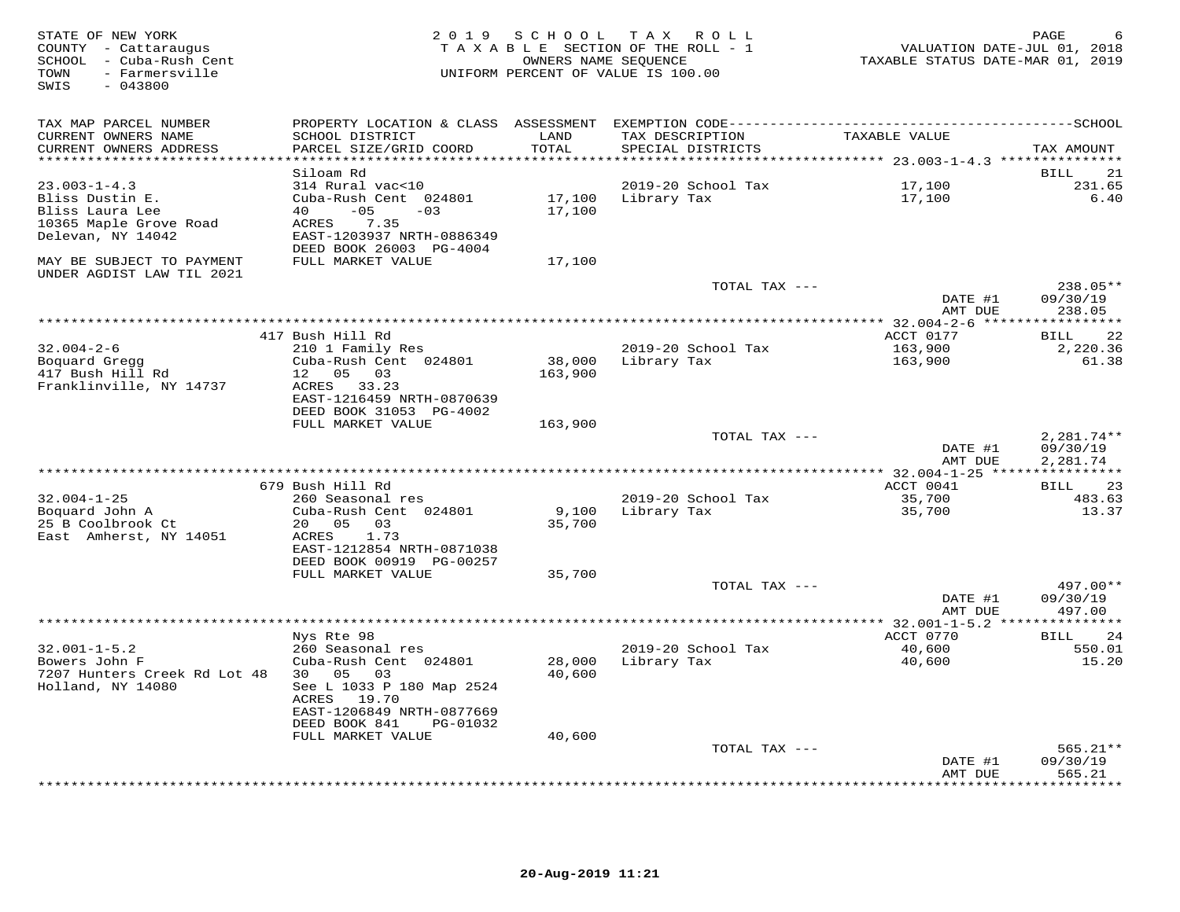STATE OF NEW YORK
COUNTY - Cattaraugus
SCHOOL - Cuba-Rush Cent
TOWN - Farmersville
SWIS - 043800

2019 SCHOOL TAX ROLL
TAXABLE SECTION OF THE ROLL - 1
OWNERS NAME SEQUENCE
UNIFORM PERCENT OF VALUE IS 100.00

VALUATION DATE-JUL 01, 2018
TAXABLE STATUS DATE-MAR 01, 2019

| TAX MAP PARCEL NUMBER / CURRENT OWNERS NAME / CURRENT OWNERS ADDRESS | PROPERTY LOCATION & CLASS / SCHOOL DISTRICT / PARCEL SIZE/GRID COORD | ASSESSMENT LAND / TOTAL | EXEMPTION CODE / TAX DESCRIPTION / SPECIAL DISTRICTS | TAXABLE VALUE | TAX AMOUNT |
|---|---|---|---|---|---|
| | Siloam Rd | | | | BILL 21 |
| 23.003-1-4.3 | 314 Rural vac<10 | | 2019-20 School Tax | 17,100 | 231.65 |
| Bliss Dustin E. | Cuba-Rush Cent 024801 | 17,100 | Library Tax | 17,100 | 6.40 |
| Bliss Laura Lee | 40 -05 -03 | 17,100 | | | |
| 10365 Maple Grove Road | ACRES 7.35 | | | | |
| Delevan, NY 14042 | EAST-1203937 NRTH-0886349 | | | | |
| | DEED BOOK 26003 PG-4004 | | | | |
| MAY BE SUBJECT TO PAYMENT UNDER AGDIST LAW TIL 2021 | FULL MARKET VALUE | 17,100 | | | |
| | | | TOTAL TAX --- | | 238.05** |
| | | | | DATE #1 | 09/30/19 |
| | | | | AMT DUE | 238.05 |
| | 417 Bush Hill Rd | | | ACCT 0177 | BILL 22 |
| 32.004-2-6 | 210 1 Family Res | | 2019-20 School Tax | 163,900 | 2,220.36 |
| Boquard Gregg | Cuba-Rush Cent 024801 | 38,000 | Library Tax | 163,900 | 61.38 |
| 417 Bush Hill Rd | 12 05 03 | 163,900 | | | |
| Franklinville, NY 14737 | ACRES 33.23 | | | | |
| | EAST-1216459 NRTH-0870639 | | | | |
| | DEED BOOK 31053 PG-4002 | | | | |
| | FULL MARKET VALUE | 163,900 | | | |
| | | | TOTAL TAX --- | | 2,281.74** |
| | | | | DATE #1 | 09/30/19 |
| | | | | AMT DUE | 2,281.74 |
| | 679 Bush Hill Rd | | | ACCT 0041 | BILL 23 |
| 32.004-1-25 | 260 Seasonal res | | 2019-20 School Tax | 35,700 | 483.63 |
| Boquard John A | Cuba-Rush Cent 024801 | 9,100 | Library Tax | 35,700 | 13.37 |
| 25 B Coolbrook Ct | 20 05 03 | 35,700 | | | |
| East Amherst, NY 14051 | ACRES 1.73 | | | | |
| | EAST-1212854 NRTH-0871038 | | | | |
| | DEED BOOK 00919 PG-00257 | | | | |
| | FULL MARKET VALUE | 35,700 | | | |
| | | | TOTAL TAX --- | | 497.00** |
| | | | | DATE #1 | 09/30/19 |
| | | | | AMT DUE | 497.00 |
| | Nys Rte 98 | | | ACCT 0770 | BILL 24 |
| 32.001-1-5.2 | 260 Seasonal res | | 2019-20 School Tax | 40,600 | 550.01 |
| Bowers John F | Cuba-Rush Cent 024801 | 28,000 | Library Tax | 40,600 | 15.20 |
| 7207 Hunters Creek Rd Lot 48 | 30 05 03 | 40,600 | | | |
| Holland, NY 14080 | See L 1033 P 180 Map 2524 | | | | |
| | ACRES 19.70 | | | | |
| | EAST-1206849 NRTH-0877669 | | | | |
| | DEED BOOK 841 PG-01032 | | | | |
| | FULL MARKET VALUE | 40,600 | | | |
| | | | TOTAL TAX --- | | 565.21** |
| | | | | DATE #1 | 09/30/19 |
| | | | | AMT DUE | 565.21 |

20-Aug-2019 11:21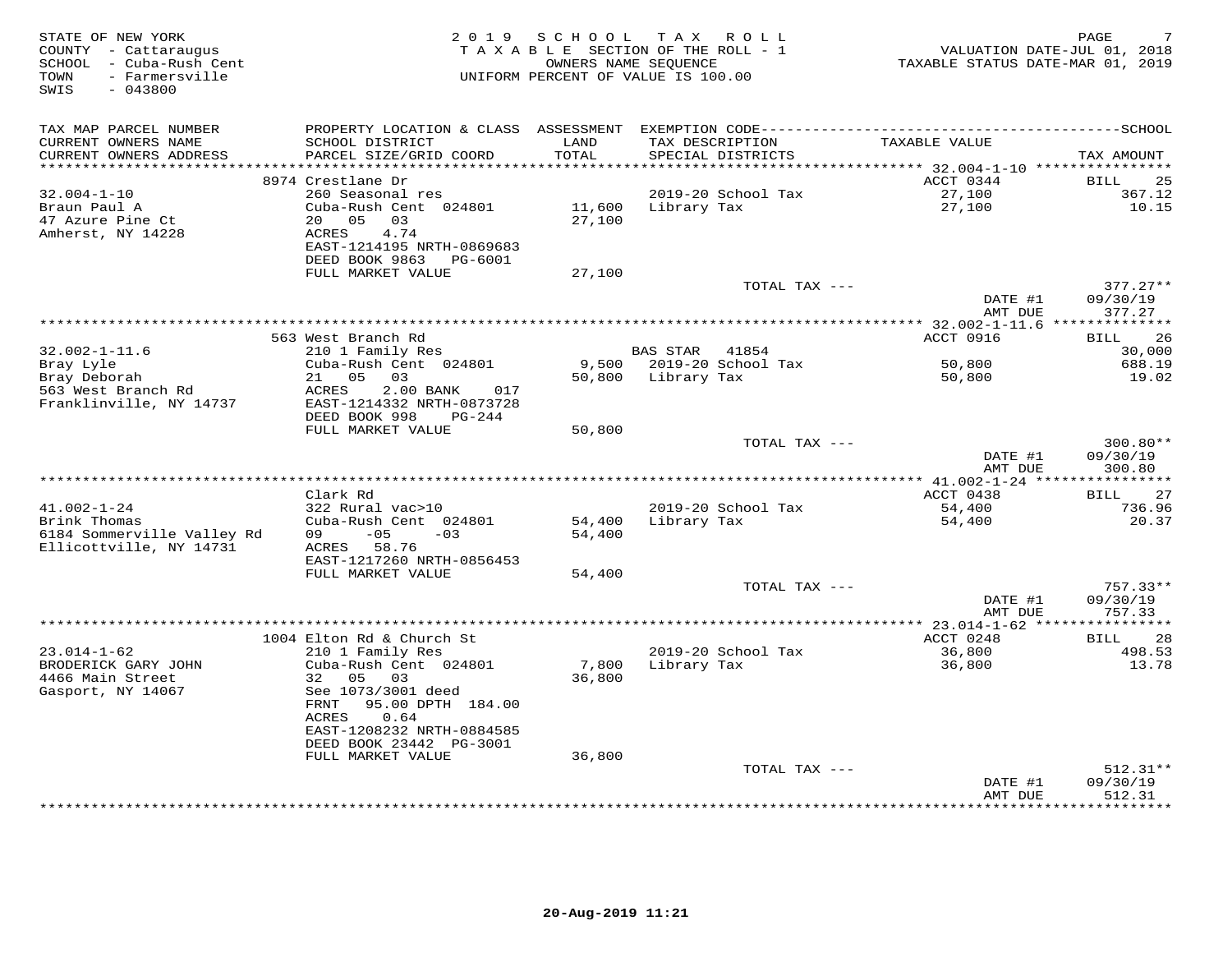STATE OF NEW YORK
COUNTY - Cattaraugus
SCHOOL - Cuba-Rush Cent
TOWN - Farmersville
SWIS - 043800

2019 SCHOOL TAX ROLL
TAXABLE SECTION OF THE ROLL - 1
OWNERS NAME SEQUENCE
UNIFORM PERCENT OF VALUE IS 100.00

VALUATION DATE-JUL 01, 2018
TAXABLE STATUS DATE-MAR 01, 2019

| TAX MAP PARCEL NUMBER / CURRENT OWNERS NAME / CURRENT OWNERS ADDRESS | PROPERTY LOCATION & CLASS / SCHOOL DISTRICT / PARCEL SIZE/GRID COORD | ASSESSMENT LAND / TOTAL | EXEMPTION CODE / TAX DESCRIPTION / SPECIAL DISTRICTS | TAXABLE VALUE | SCHOOL TAX AMOUNT |
|---|---|---|---|---|---|
| 32.004-1-10 | 8974 Crestlane Dr | | | ACCT 0344 | BILL 25 |
| | 260 Seasonal res | | | | |
| Braun Paul A | Cuba-Rush Cent 024801 | 11,600 | 2019-20 School Tax | 27,100 | 367.12 |
| 47 Azure Pine Ct | 20 05 03 | 27,100 | Library Tax | 27,100 | 10.15 |
| Amherst, NY 14228 | ACRES 4.74 | | | | |
| | EAST-1214195 NRTH-0869683 | | | | |
| | DEED BOOK 9863 PG-6001 | | | | |
| | FULL MARKET VALUE | 27,100 | | | |
| | | | TOTAL TAX --- | | 377.27** |
| | | | | DATE #1 | 09/30/19 |
| | | | | AMT DUE | 377.27 |
| 32.002-1-11.6 | 563 West Branch Rd | | | ACCT 0916 | BILL 26 |
| | 210 1 Family Res | | BAS STAR 41854 | | 30,000 |
| Bray Lyle | Cuba-Rush Cent 024801 | 9,500 | 2019-20 School Tax | 50,800 | 688.19 |
| Bray Deborah | 21 05 03 | 50,800 | Library Tax | 50,800 | 19.02 |
| 563 West Branch Rd | ACRES 2.00 BANK 017 | | | | |
| Franklinville, NY 14737 | EAST-1214332 NRTH-0873728 | | | | |
| | DEED BOOK 998 PG-244 | | | | |
| | FULL MARKET VALUE | 50,800 | | | |
| | | | TOTAL TAX --- | | 300.80** |
| | | | | DATE #1 | 09/30/19 |
| | | | | AMT DUE | 300.80 |
| 41.002-1-24 | Clark Rd | | | ACCT 0438 | BILL 27 |
| | 322 Rural vac>10 | | 2019-20 School Tax | 54,400 | 736.96 |
| Brink Thomas | Cuba-Rush Cent 024801 | 54,400 | Library Tax | 54,400 | 20.37 |
| 6184 Sommerville Valley Rd | 09 -05 -03 | 54,400 | | | |
| Ellicottville, NY 14731 | ACRES 58.76 | | | | |
| | EAST-1217260 NRTH-0856453 | | | | |
| | FULL MARKET VALUE | 54,400 | | | |
| | | | TOTAL TAX --- | | 757.33** |
| | | | | DATE #1 | 09/30/19 |
| | | | | AMT DUE | 757.33 |
| 23.014-1-62 | 1004 Elton Rd & Church St | | | ACCT 0248 | BILL 28 |
| | 210 1 Family Res | | 2019-20 School Tax | 36,800 | 498.53 |
| BRODERICK GARY JOHN | Cuba-Rush Cent 024801 | 7,800 | Library Tax | 36,800 | 13.78 |
| 4466 Main Street | 32 05 03 | 36,800 | | | |
| Gasport, NY 14067 | See 1073/3001 deed | | | | |
| | FRNT 95.00 DPTH 184.00 | | | | |
| | ACRES 0.64 | | | | |
| | EAST-1208232 NRTH-0884585 | | | | |
| | DEED BOOK 23442 PG-3001 | | | | |
| | FULL MARKET VALUE | 36,800 | | | |
| | | | TOTAL TAX --- | | 512.31** |
| | | | | DATE #1 | 09/30/19 |
| | | | | AMT DUE | 512.31 |

20-Aug-2019 11:21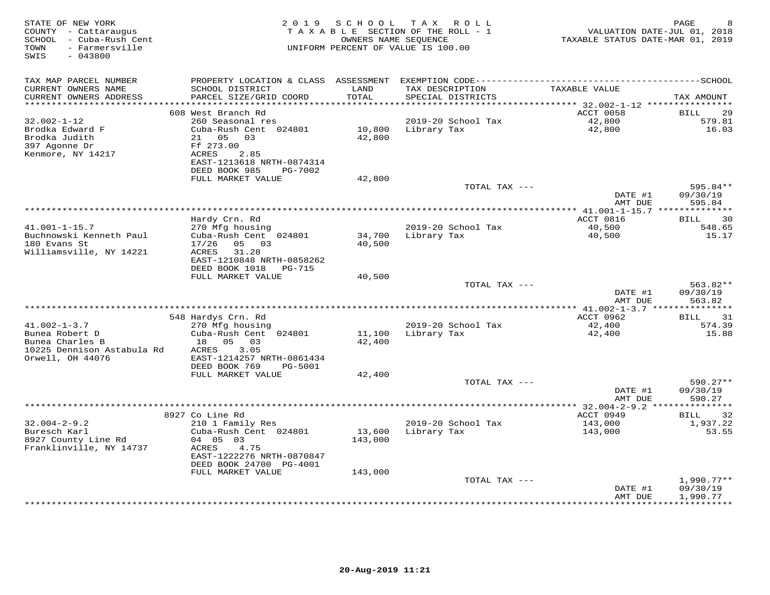STATE OF NEW YORK
COUNTY - Cattaraugus
SCHOOL - Cuba-Rush Cent
TOWN - Farmersville
SWIS - 043800

# 2019 SCHOOL TAX ROLL

TAXABLE SECTION OF THE ROLL - 1
OWNERS NAME SEQUENCE
UNIFORM PERCENT OF VALUE IS 100.00

VALUATION DATE-JUL 01, 2018
TAXABLE STATUS DATE-MAR 01, 2019

| TAX MAP PARCEL NUMBER / CURRENT OWNERS NAME / CURRENT OWNERS ADDRESS | PROPERTY LOCATION & CLASS / SCHOOL DISTRICT / PARCEL SIZE/GRID COORD | ASSESSMENT LAND / TOTAL | EXEMPTION CODE / TAX DESCRIPTION / SPECIAL DISTRICTS | TAXABLE VALUE | TAX AMOUNT |
|---|---|---|---|---|---|
| **32.002-1-12** | 608 West Branch Rd | | | ACCT 0058 | BILL 29 |
| Brodka Edward F | 260 Seasonal res | | 2019-20 School Tax | 42,800 | 579.81 |
| Brodka Judith | Cuba-Rush Cent 024801 | 10,800 | Library Tax | 42,800 | 16.03 |
| 397 Agonne Dr | 21 05 03 | 42,800 | | | |
| Kenmore, NY 14217 | Ff 273.00 | | | | |
| | ACRES 2.85 | | | | |
| | EAST-1213618 NRTH-0874314 | | | | |
| | DEED BOOK 985 PG-7002 | | | | |
| | FULL MARKET VALUE | 42,800 | | | |
| | | | TOTAL TAX --- | | 595.84** |
| | | | | DATE #1 | 09/30/19 |
| | | | | AMT DUE | 595.84 |
| **41.001-1-15.7** | Hardy Crn. Rd | | | ACCT 0816 | BILL 30 |
| Buchnowski Kenneth Paul | 270 Mfg housing | | 2019-20 School Tax | 40,500 | 548.65 |
| 180 Evans St | Cuba-Rush Cent 024801 | 34,700 | Library Tax | 40,500 | 15.17 |
| Williamsville, NY 14221 | 17/26 05 03 | 40,500 | | | |
| | ACRES 31.28 | | | | |
| | EAST-1210848 NRTH-0858262 | | | | |
| | DEED BOOK 1018 PG-715 | | | | |
| | FULL MARKET VALUE | 40,500 | | | |
| | | | TOTAL TAX --- | | 563.82** |
| | | | | DATE #1 | 09/30/19 |
| | | | | AMT DUE | 563.82 |
| **41.002-1-3.7** | 548 Hardys Crn. Rd | | | ACCT 0962 | BILL 31 |
| Bunea Robert D | 270 Mfg housing | | 2019-20 School Tax | 42,400 | 574.39 |
| Bunea Charles B | Cuba-Rush Cent 024801 | 11,100 | Library Tax | 42,400 | 15.88 |
| 10225 Dennison Astabula Rd | 18 05 03 | 42,400 | | | |
| Orwell, OH 44076 | ACRES 3.05 | | | | |
| | EAST-1214257 NRTH-0861434 | | | | |
| | DEED BOOK 769 PG-5001 | | | | |
| | FULL MARKET VALUE | 42,400 | | | |
| | | | TOTAL TAX --- | | 590.27** |
| | | | | DATE #1 | 09/30/19 |
| | | | | AMT DUE | 590.27 |
| **32.004-2-9.2** | 8927 Co Line Rd | | | ACCT 0949 | BILL 32 |
| Buresch Karl | 210 1 Family Res | | 2019-20 School Tax | 143,000 | 1,937.22 |
| 8927 County Line Rd | Cuba-Rush Cent 024801 | 13,600 | Library Tax | 143,000 | 53.55 |
| Franklinville, NY 14737 | 04 05 03 | 143,000 | | | |
| | ACRES 4.75 | | | | |
| | EAST-1222276 NRTH-0870847 | | | | |
| | DEED BOOK 24700 PG-4001 | | | | |
| | FULL MARKET VALUE | 143,000 | | | |
| | | | TOTAL TAX --- | | 1,990.77** |
| | | | | DATE #1 | 09/30/19 |
| | | | | AMT DUE | 1,990.77 |

20-Aug-2019 11:21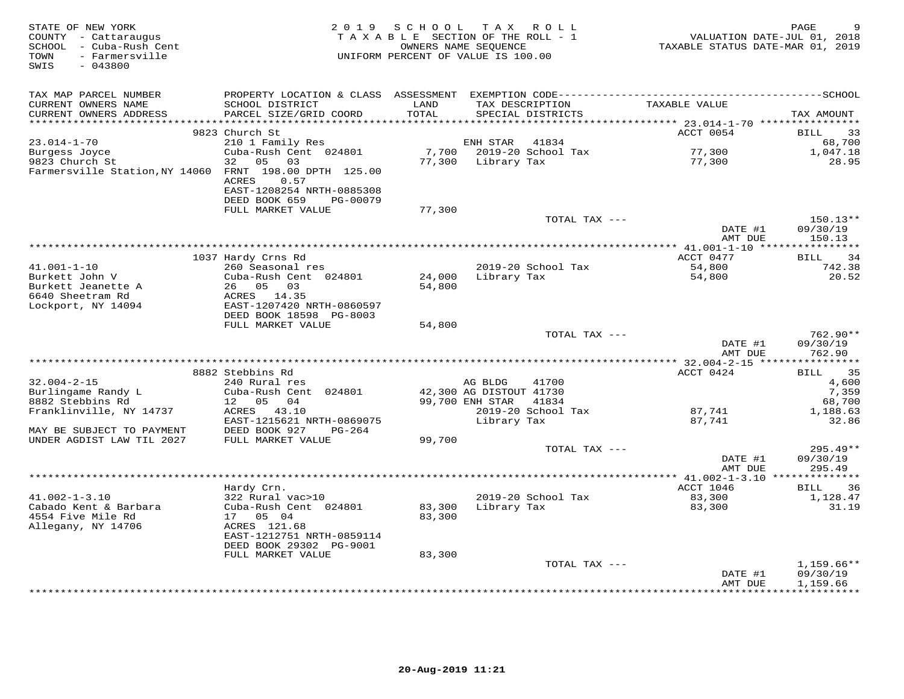STATE OF NEW YORK
COUNTY - Cattaraugus
SCHOOL - Cuba-Rush Cent
TOWN - Farmersville
SWIS - 043800

2019 SCHOOL TAX ROLL
TAXABLE SECTION OF THE ROLL - 1
OWNERS NAME SEQUENCE
UNIFORM PERCENT OF VALUE IS 100.00

VALUATION DATE-JUL 01, 2018
TAXABLE STATUS DATE-MAR 01, 2019

| TAX MAP PARCEL NUMBER / CURRENT OWNERS NAME / CURRENT OWNERS ADDRESS | PROPERTY LOCATION & CLASS / SCHOOL DISTRICT / PARCEL SIZE/GRID COORD | ASSESSMENT LAND / TOTAL | EXEMPTION CODE / TAX DESCRIPTION / SPECIAL DISTRICTS | TAXABLE VALUE | TAX AMOUNT |
|---|---|---|---|---|---|
| **23.014-1-70** | 9823 Church St | | | ACCT 0054 | BILL 33 |
| 23.014-1-70 | 210 1 Family Res | | ENH STAR 41834 | | 68,700 |
| Burgess Joyce | Cuba-Rush Cent 024801 | 7,700 | 2019-20 School Tax | 77,300 | 1,047.18 |
| 9823 Church St | 32 05 03 | 77,300 | Library Tax | 77,300 | 28.95 |
| Farmersville Station,NY 14060 | FRNT 198.00 DPTH 125.00 | | | | |
| | ACRES 0.57 | | | | |
| | EAST-1208254 NRTH-0885308 | | | | |
| | DEED BOOK 659 PG-00079 | | | | |
| | FULL MARKET VALUE | 77,300 | | | |
| | | | TOTAL TAX --- | | 150.13** |
| | | | | DATE #1 | 09/30/19 |
| | | | | AMT DUE | 150.13 |
| **41.001-1-10** | 1037 Hardy Crns Rd | | | ACCT 0477 | BILL 34 |
| 41.001-1-10 | 260 Seasonal res | | 2019-20 School Tax | 54,800 | 742.38 |
| Burkett John V | Cuba-Rush Cent 024801 | 24,000 | Library Tax | 54,800 | 20.52 |
| Burkett Jeanette A | 26 05 03 | 54,800 | | | |
| 6640 Sheetram Rd | ACRES 14.35 | | | | |
| Lockport, NY 14094 | EAST-1207420 NRTH-0860597 | | | | |
| | DEED BOOK 18598 PG-8003 | | | | |
| | FULL MARKET VALUE | 54,800 | | | |
| | | | TOTAL TAX --- | | 762.90** |
| | | | | DATE #1 | 09/30/19 |
| | | | | AMT DUE | 762.90 |
| **32.004-2-15** | 8882 Stebbins Rd | | | ACCT 0424 | BILL 35 |
| 32.004-2-15 | 240 Rural res | | AG BLDG 41700 | | 4,600 |
| Burlingame Randy L | Cuba-Rush Cent 024801 | 42,300 | AG DISTOUT 41730 | | 7,359 |
| 8882 Stebbins Rd | 12 05 04 | 99,700 | ENH STAR 41834 | | 68,700 |
| Franklinville, NY 14737 | ACRES 43.10 | | 2019-20 School Tax | 87,741 | 1,188.63 |
| | EAST-1215621 NRTH-0869075 | | Library Tax | 87,741 | 32.86 |
| MAY BE SUBJECT TO PAYMENT | DEED BOOK 927 PG-264 | | | | |
| UNDER AGDIST LAW TIL 2027 | FULL MARKET VALUE | 99,700 | | | |
| | | | TOTAL TAX --- | | 295.49** |
| | | | | DATE #1 | 09/30/19 |
| | | | | AMT DUE | 295.49 |
| **41.002-1-3.10** | Hardy Crn. | | | ACCT 1046 | BILL 36 |
| 41.002-1-3.10 | 322 Rural vac>10 | | 2019-20 School Tax | 83,300 | 1,128.47 |
| Cabado Kent & Barbara | Cuba-Rush Cent 024801 | 83,300 | Library Tax | 83,300 | 31.19 |
| 4554 Five Mile Rd | 17 05 04 | 83,300 | | | |
| Allegany, NY 14706 | ACRES 121.68 | | | | |
| | EAST-1212751 NRTH-0859114 | | | | |
| | DEED BOOK 29302 PG-9001 | | | | |
| | FULL MARKET VALUE | 83,300 | | | |
| | | | TOTAL TAX --- | | 1,159.66** |
| | | | | DATE #1 | 09/30/19 |
| | | | | AMT DUE | 1,159.66 |

20-Aug-2019 11:21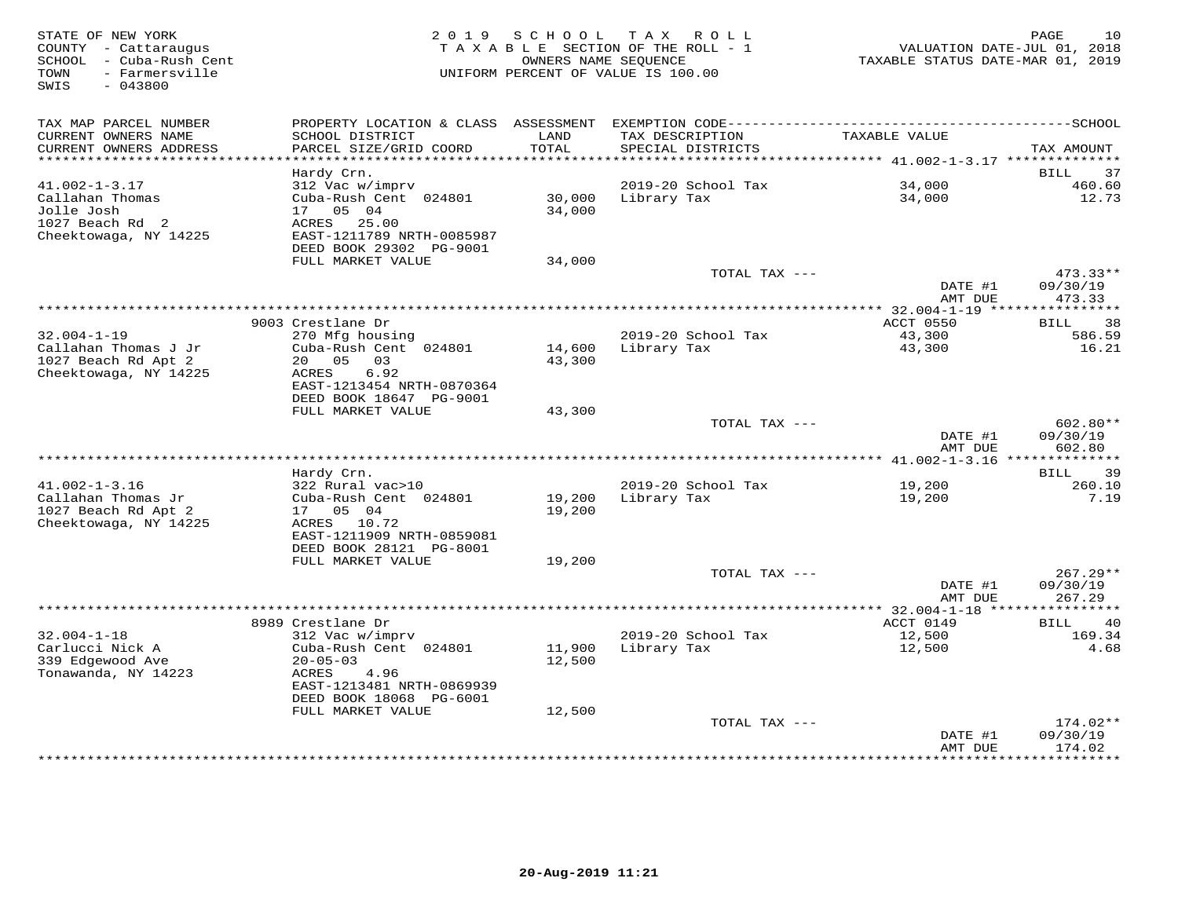STATE OF NEW YORK
COUNTY - Cattaraugus
SCHOOL - Cuba-Rush Cent
TOWN - Farmersville
SWIS - 043800

2019 SCHOOL TAX ROLL
TAXABLE SECTION OF THE ROLL - 1
OWNERS NAME SEQUENCE
UNIFORM PERCENT OF VALUE IS 100.00

VALUATION DATE-JUL 01, 2018
TAXABLE STATUS DATE-MAR 01, 2019

| TAX MAP PARCEL NUMBER / CURRENT OWNERS NAME / CURRENT OWNERS ADDRESS | PROPERTY LOCATION & CLASS / SCHOOL DISTRICT / PARCEL SIZE/GRID COORD | ASSESSMENT LAND / TOTAL | EXEMPTION CODE / TAX DESCRIPTION / SPECIAL DISTRICTS | TAXABLE VALUE | SCHOOL TAX AMOUNT |
|---|---|---|---|---|---|
| 41.002-1-3.17 | Hardy Crn. | | | | BILL 37 |
| Callahan Thomas | 312 Vac w/imprv | | 2019-20 School Tax | 34,000 | 460.60 |
| Jolle Josh | Cuba-Rush Cent 024801 | 30,000 | Library Tax | 34,000 | 12.73 |
| 1027 Beach Rd 2 | 17 05 04 | 34,000 | | | |
| Cheektowaga, NY 14225 | ACRES 25.00 | | | | |
| | EAST-1211789 NRTH-0085987 | | | | |
| | DEED BOOK 29302 PG-9001 | | | | |
| | FULL MARKET VALUE | 34,000 | | | |
| | | | TOTAL TAX --- | | 473.33** |
| | | | | DATE #1 | 09/30/19 |
| | | | | AMT DUE | 473.33 |
| 32.004-1-19 | 9003 Crestlane Dr | | | ACCT 0550 | BILL 38 |
| Callahan Thomas J Jr | 270 Mfg housing | | 2019-20 School Tax | 43,300 | 586.59 |
| 1027 Beach Rd Apt 2 | Cuba-Rush Cent 024801 | 14,600 | Library Tax | 43,300 | 16.21 |
| Cheektowaga, NY 14225 | 20 05 03 | 43,300 | | | |
| | ACRES 6.92 | | | | |
| | EAST-1213454 NRTH-0870364 | | | | |
| | DEED BOOK 18647 PG-9001 | | | | |
| | FULL MARKET VALUE | 43,300 | | | |
| | | | TOTAL TAX --- | | 602.80** |
| | | | | DATE #1 | 09/30/19 |
| | | | | AMT DUE | 602.80 |
| 41.002-1-3.16 | Hardy Crn. | | | | BILL 39 |
| Callahan Thomas Jr | 322 Rural vac>10 | | 2019-20 School Tax | 19,200 | 260.10 |
| 1027 Beach Rd Apt 2 | Cuba-Rush Cent 024801 | 19,200 | Library Tax | 19,200 | 7.19 |
| Cheektowaga, NY 14225 | 17 05 04 | 19,200 | | | |
| | ACRES 10.72 | | | | |
| | EAST-1211909 NRTH-0859081 | | | | |
| | DEED BOOK 28121 PG-8001 | | | | |
| | FULL MARKET VALUE | 19,200 | | | |
| | | | TOTAL TAX --- | | 267.29** |
| | | | | DATE #1 | 09/30/19 |
| | | | | AMT DUE | 267.29 |
| 32.004-1-18 | 8989 Crestlane Dr | | | ACCT 0149 | BILL 40 |
| Carlucci Nick A | 312 Vac w/imprv | | 2019-20 School Tax | 12,500 | 169.34 |
| 339 Edgewood Ave | Cuba-Rush Cent 024801 | 11,900 | Library Tax | 12,500 | 4.68 |
| Tonawanda, NY 14223 | 20-05-03 | 12,500 | | | |
| | ACRES 4.96 | | | | |
| | EAST-1213481 NRTH-0869939 | | | | |
| | DEED BOOK 18068 PG-6001 | | | | |
| | FULL MARKET VALUE | 12,500 | | | |
| | | | TOTAL TAX --- | | 174.02** |
| | | | | DATE #1 | 09/30/19 |
| | | | | AMT DUE | 174.02 |

20-Aug-2019 11:21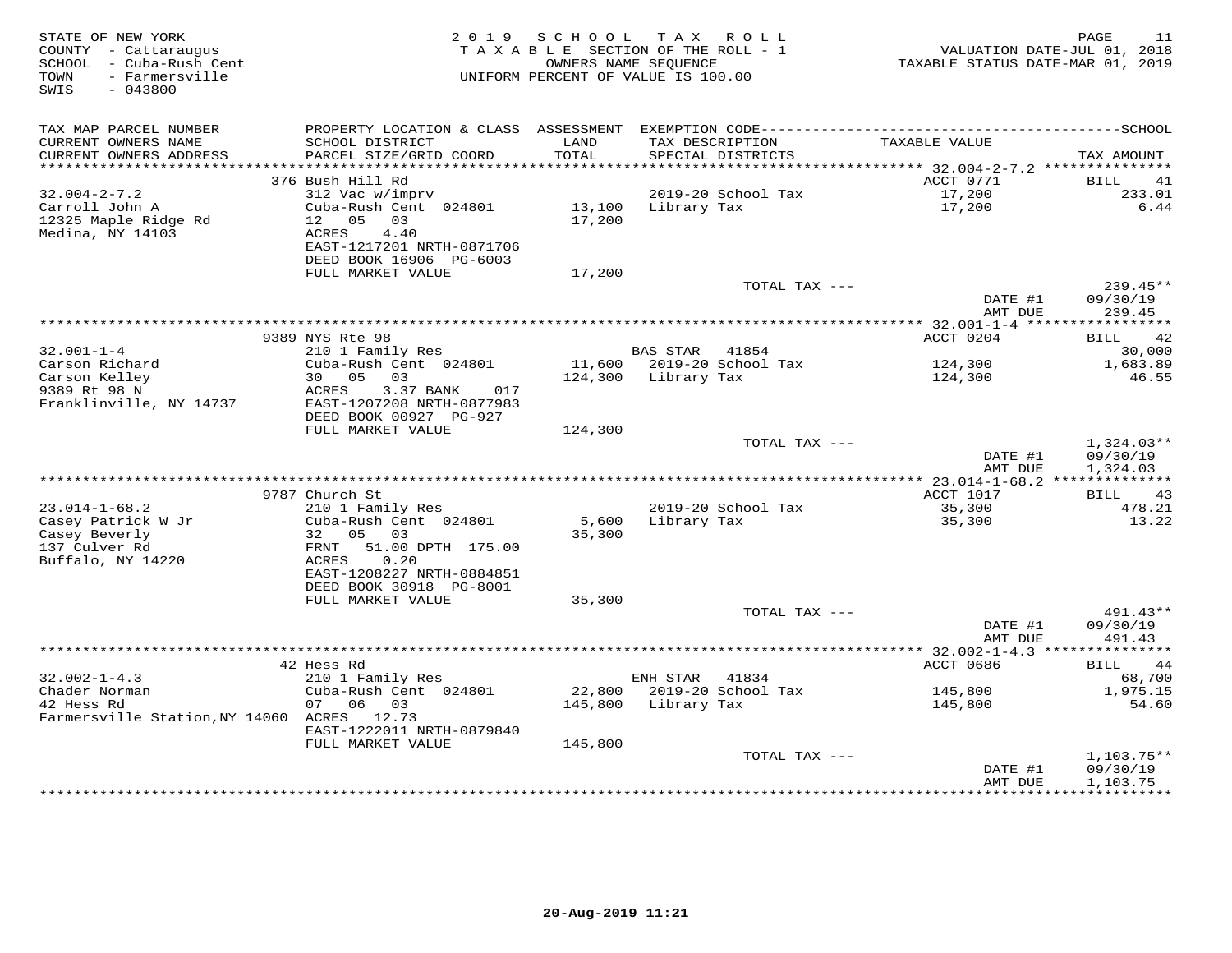STATE OF NEW YORK
COUNTY - Cattaraugus
SCHOOL - Cuba-Rush Cent
TOWN - Farmersville
SWIS - 043800

2019 SCHOOL TAX ROLL
TAXABLE SECTION OF THE ROLL - 1
OWNERS NAME SEQUENCE
UNIFORM PERCENT OF VALUE IS 100.00

VALUATION DATE-JUL 01, 2018
TAXABLE STATUS DATE-MAR 01, 2019

| TAX MAP PARCEL NUMBER<br>CURRENT OWNERS NAME<br>CURRENT OWNERS ADDRESS | PROPERTY LOCATION & CLASS<br>SCHOOL DISTRICT<br>PARCEL SIZE/GRID COORD | ASSESSMENT<br>LAND<br>TOTAL | EXEMPTION CODE<br>TAX DESCRIPTION<br>SPECIAL DISTRICTS | TAXABLE VALUE | SCHOOL<br>TAX AMOUNT |
|---|---|---|---|---|---|
| **32.004-2-7.2** | 376 Bush Hill Rd | | | ACCT 0771 | BILL 41 |
| 32.004-2-7.2 | 312 Vac w/imprv | | | | |
| Carroll John A | Cuba-Rush Cent 024801 | 13,100 | 2019-20 School Tax | 17,200 | 233.01 |
| 12325 Maple Ridge Rd | 12 05 03 | 17,200 | Library Tax | 17,200 | 6.44 |
| Medina, NY 14103 | ACRES 4.40 | | | | |
| | EAST-1217201 NRTH-0871706 | | | | |
| | DEED BOOK 16906 PG-6003 | | | | |
| | FULL MARKET VALUE | 17,200 | | | |
| | | | TOTAL TAX --- | | 239.45** |
| | | | | DATE #1 | 09/30/19 |
| | | | | AMT DUE | 239.45 |
| **32.001-1-4** | 9389 NYS Rte 98 | | | ACCT 0204 | BILL 42 |
| 32.001-1-4 | 210 1 Family Res | | BAS STAR 41854 | | 30,000 |
| Carson Richard | Cuba-Rush Cent 024801 | 11,600 | 2019-20 School Tax | 124,300 | 1,683.89 |
| Carson Kelley | 30 05 03 | 124,300 | Library Tax | 124,300 | 46.55 |
| 9389 Rt 98 N | ACRES 3.37 BANK 017 | | | | |
| Franklinville, NY 14737 | EAST-1207208 NRTH-0877983 | | | | |
| | DEED BOOK 00927 PG-927 | | | | |
| | FULL MARKET VALUE | 124,300 | | | |
| | | | TOTAL TAX --- | | 1,324.03** |
| | | | | DATE #1 | 09/30/19 |
| | | | | AMT DUE | 1,324.03 |
| **23.014-1-68.2** | 9787 Church St | | | ACCT 1017 | BILL 43 |
| 23.014-1-68.2 | 210 1 Family Res | | 2019-20 School Tax | 35,300 | 478.21 |
| Casey Patrick W Jr | Cuba-Rush Cent 024801 | 5,600 | Library Tax | 35,300 | 13.22 |
| Casey Beverly | 32 05 03 | 35,300 | | | |
| 137 Culver Rd | FRNT 51.00 DPTH 175.00 | | | | |
| Buffalo, NY 14220 | ACRES 0.20 | | | | |
| | EAST-1208227 NRTH-0884851 | | | | |
| | DEED BOOK 30918 PG-8001 | | | | |
| | FULL MARKET VALUE | 35,300 | | | |
| | | | TOTAL TAX --- | | 491.43** |
| | | | | DATE #1 | 09/30/19 |
| | | | | AMT DUE | 491.43 |
| **32.002-1-4.3** | 42 Hess Rd | | | ACCT 0686 | BILL 44 |
| 32.002-1-4.3 | 210 1 Family Res | | ENH STAR 41834 | | 68,700 |
| Chader Norman | Cuba-Rush Cent 024801 | 22,800 | 2019-20 School Tax | 145,800 | 1,975.15 |
| 42 Hess Rd | 07 06 03 | 145,800 | Library Tax | 145,800 | 54.60 |
| Farmersville Station,NY 14060 | ACRES 12.73 | | | | |
| | EAST-1222011 NRTH-0879840 | | | | |
| | FULL MARKET VALUE | 145,800 | | | |
| | | | TOTAL TAX --- | | 1,103.75** |
| | | | | DATE #1 | 09/30/19 |
| | | | | AMT DUE | 1,103.75 |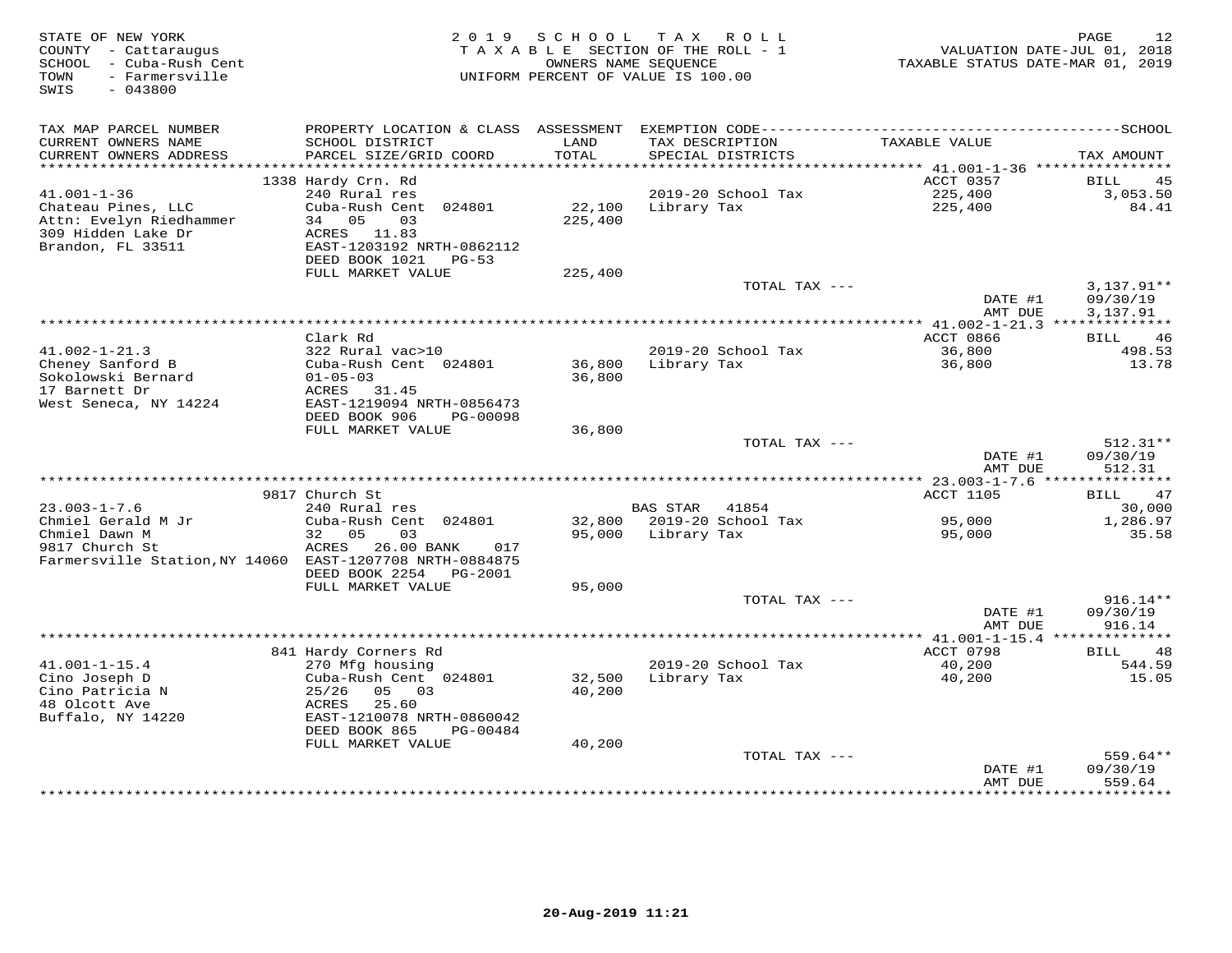STATE OF NEW YORK
COUNTY - Cattaraugus
SCHOOL - Cuba-Rush Cent
TOWN - Farmersville
SWIS - 043800

2019 SCHOOL TAX ROLL
TAXABLE SECTION OF THE ROLL - 1
OWNERS NAME SEQUENCE
UNIFORM PERCENT OF VALUE IS 100.00

VALUATION DATE-JUL 01, 2018
TAXABLE STATUS DATE-MAR 01, 2019

| TAX MAP PARCEL NUMBER / CURRENT OWNERS NAME / CURRENT OWNERS ADDRESS | PROPERTY LOCATION & CLASS / SCHOOL DISTRICT / PARCEL SIZE/GRID COORD | ASSESSMENT LAND / TOTAL | EXEMPTION CODE / TAX DESCRIPTION / SPECIAL DISTRICTS | TAXABLE VALUE | TAX AMOUNT |
|---|---|---|---|---|---|
| | 1338 Hardy Crn. Rd | | | ACCT 0357 | BILL 45 |
| 41.001-1-36 | 240 Rural res | | 2019-20 School Tax | 225,400 | 3,053.50 |
| Chateau Pines, LLC | Cuba-Rush Cent 024801 | 22,100 | Library Tax | 225,400 | 84.41 |
| Attn: Evelyn Riedhammer | 34 05 03 | 225,400 | | | |
| 309 Hidden Lake Dr | ACRES 11.83 | | | | |
| Brandon, FL 33511 | EAST-1203192 NRTH-0862112 | | | | |
| | DEED BOOK 1021 PG-53 | | | | |
| | FULL MARKET VALUE | 225,400 | | | |
| | | | TOTAL TAX --- | | 3,137.91** |
| | | | | DATE #1 | 09/30/19 |
| | | | | AMT DUE | 3,137.91 |
| | Clark Rd | | | ACCT 0866 | BILL 46 |
| 41.002-1-21.3 | 322 Rural vac>10 | | 2019-20 School Tax | 36,800 | 498.53 |
| Cheney Sanford B | Cuba-Rush Cent 024801 | 36,800 | Library Tax | 36,800 | 13.78 |
| Sokolowski Bernard | 01-05-03 | 36,800 | | | |
| 17 Barnett Dr | ACRES 31.45 | | | | |
| West Seneca, NY 14224 | EAST-1219094 NRTH-0856473 | | | | |
| | DEED BOOK 906 PG-00098 | | | | |
| | FULL MARKET VALUE | 36,800 | | | |
| | | | TOTAL TAX --- | | 512.31** |
| | | | | DATE #1 | 09/30/19 |
| | | | | AMT DUE | 512.31 |
| | 9817 Church St | | | ACCT 1105 | BILL 47 |
| 23.003-1-7.6 | 240 Rural res | | BAS STAR 41854 | | 30,000 |
| Chmiel Gerald M Jr | Cuba-Rush Cent 024801 | 32,800 | 2019-20 School Tax | 95,000 | 1,286.97 |
| Chmiel Dawn M | 32 05 03 | 95,000 | Library Tax | 95,000 | 35.58 |
| 9817 Church St | ACRES 26.00 BANK 017 | | | | |
| Farmersville Station,NY 14060 | EAST-1207708 NRTH-0884875 | | | | |
| | DEED BOOK 2254 PG-2001 | | | | |
| | FULL MARKET VALUE | 95,000 | | | |
| | | | TOTAL TAX --- | | 916.14** |
| | | | | DATE #1 | 09/30/19 |
| | | | | AMT DUE | 916.14 |
| | 841 Hardy Corners Rd | | | ACCT 0798 | BILL 48 |
| 41.001-1-15.4 | 270 Mfg housing | | 2019-20 School Tax | 40,200 | 544.59 |
| Cino Joseph D | Cuba-Rush Cent 024801 | 32,500 | Library Tax | 40,200 | 15.05 |
| Cino Patricia N | 25/26 05 03 | 40,200 | | | |
| 48 Olcott Ave | ACRES 25.60 | | | | |
| Buffalo, NY 14220 | EAST-1210078 NRTH-0860042 | | | | |
| | DEED BOOK 865 PG-00484 | | | | |
| | FULL MARKET VALUE | 40,200 | | | |
| | | | TOTAL TAX --- | | 559.64** |
| | | | | DATE #1 | 09/30/19 |
| | | | | AMT DUE | 559.64 |

20-Aug-2019 11:21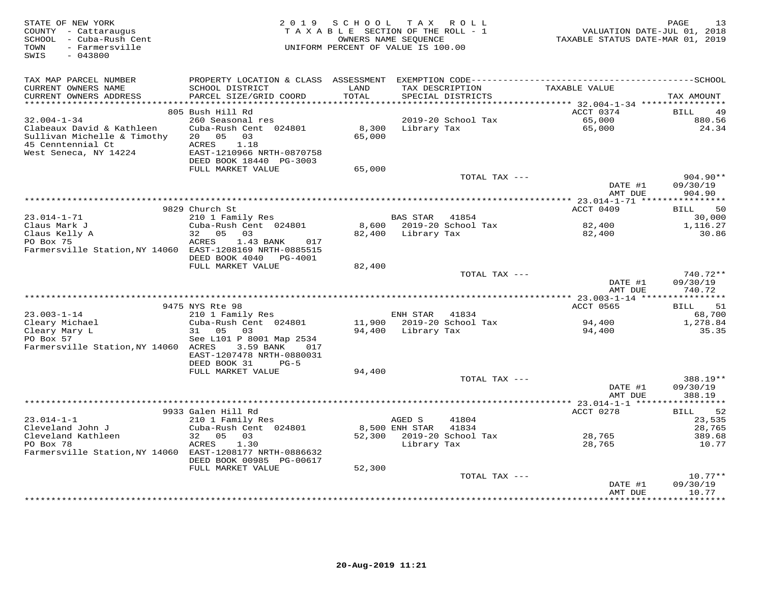STATE OF NEW YORK
COUNTY - Cattaraugus
SCHOOL - Cuba-Rush Cent
TOWN - Farmersville
SWIS - 043800

2019 SCHOOL TAX ROLL
TAXABLE SECTION OF THE ROLL - 1
OWNERS NAME SEQUENCE
UNIFORM PERCENT OF VALUE IS 100.00

VALUATION DATE-JUL 01, 2018
TAXABLE STATUS DATE-MAR 01, 2019

| TAX MAP PARCEL NUMBER<br>CURRENT OWNERS NAME<br>CURRENT OWNERS ADDRESS | PROPERTY LOCATION & CLASS<br>SCHOOL DISTRICT<br>PARCEL SIZE/GRID COORD | ASSESSMENT<br>LAND<br>TOTAL | EXEMPTION CODE<br>TAX DESCRIPTION<br>SPECIAL DISTRICTS | TAXABLE VALUE | SCHOOL<br>TAX AMOUNT |
|---|---|---|---|---|---|
| | 805 Bush Hill Rd | | | ACCT 0374 | BILL 49 |
| 32.004-1-34 | 260 Seasonal res | | 2019-20 School Tax | 65,000 | 880.56 |
| Clabeaux David & Kathleen | Cuba-Rush Cent 024801 | 8,300 | Library Tax | 65,000 | 24.34 |
| Sullivan Michelle & Timothy | 20 05 03 | 65,000 | | | |
| 45 Cenntennial Ct | ACRES 1.18 | | | | |
| West Seneca, NY 14224 | EAST-1210966 NRTH-0870758 | | | | |
| | DEED BOOK 18440 PG-3003 | | | | |
| | FULL MARKET VALUE | 65,000 | | | |
| | | | TOTAL TAX --- | | 904.90** |
| | | | | DATE #1 | 09/30/19 |
| | | | | AMT DUE | 904.90 |
| | 9829 Church St | | | ACCT 0409 | BILL 50 |
| 23.014-1-71 | 210 1 Family Res | | BAS STAR 41854 | | 30,000 |
| Claus Mark J | Cuba-Rush Cent 024801 | 8,600 | 2019-20 School Tax | 82,400 | 1,116.27 |
| Claus Kelly A | 32 05 03 | 82,400 | Library Tax | 82,400 | 30.86 |
| PO Box 75 | ACRES 1.43 BANK 017 | | | | |
| Farmersville Station,NY 14060 | EAST-1208169 NRTH-0885515 | | | | |
| | DEED BOOK 4040 PG-4001 | | | | |
| | FULL MARKET VALUE | 82,400 | | | |
| | | | TOTAL TAX --- | | 740.72** |
| | | | | DATE #1 | 09/30/19 |
| | | | | AMT DUE | 740.72 |
| | 9475 NYS Rte 98 | | | ACCT 0565 | BILL 51 |
| 23.003-1-14 | 210 1 Family Res | | ENH STAR 41834 | | 68,700 |
| Cleary Michael | Cuba-Rush Cent 024801 | 11,900 | 2019-20 School Tax | 94,400 | 1,278.84 |
| Cleary Mary L | 31 05 03 | 94,400 | Library Tax | 94,400 | 35.35 |
| PO Box 57 | See L101 P 8001 Map 2534 | | | | |
| Farmersville Station,NY 14060 | ACRES 3.59 BANK 017 | | | | |
| | EAST-1207478 NRTH-0880031 | | | | |
| | DEED BOOK 31 PG-5 | | | | |
| | FULL MARKET VALUE | 94,400 | | | |
| | | | TOTAL TAX --- | | 388.19** |
| | | | | DATE #1 | 09/30/19 |
| | | | | AMT DUE | 388.19 |
| | 9933 Galen Hill Rd | | | ACCT 0278 | BILL 52 |
| 23.014-1-1 | 210 1 Family Res | | AGED S 41804 | | 23,535 |
| Cleveland John J | Cuba-Rush Cent 024801 | 8,500 | ENH STAR 41834 | | 28,765 |
| Cleveland Kathleen | 32 05 03 | 52,300 | 2019-20 School Tax | 28,765 | 389.68 |
| PO Box 78 | ACRES 1.30 | | Library Tax | 28,765 | 10.77 |
| Farmersville Station,NY 14060 | EAST-1208177 NRTH-0886632 | | | | |
| | DEED BOOK 00985 PG-00617 | | | | |
| | FULL MARKET VALUE | 52,300 | | | |
| | | | TOTAL TAX --- | | 10.77** |
| | | | | DATE #1 | 09/30/19 |
| | | | | AMT DUE | 10.77 |

20-Aug-2019 11:21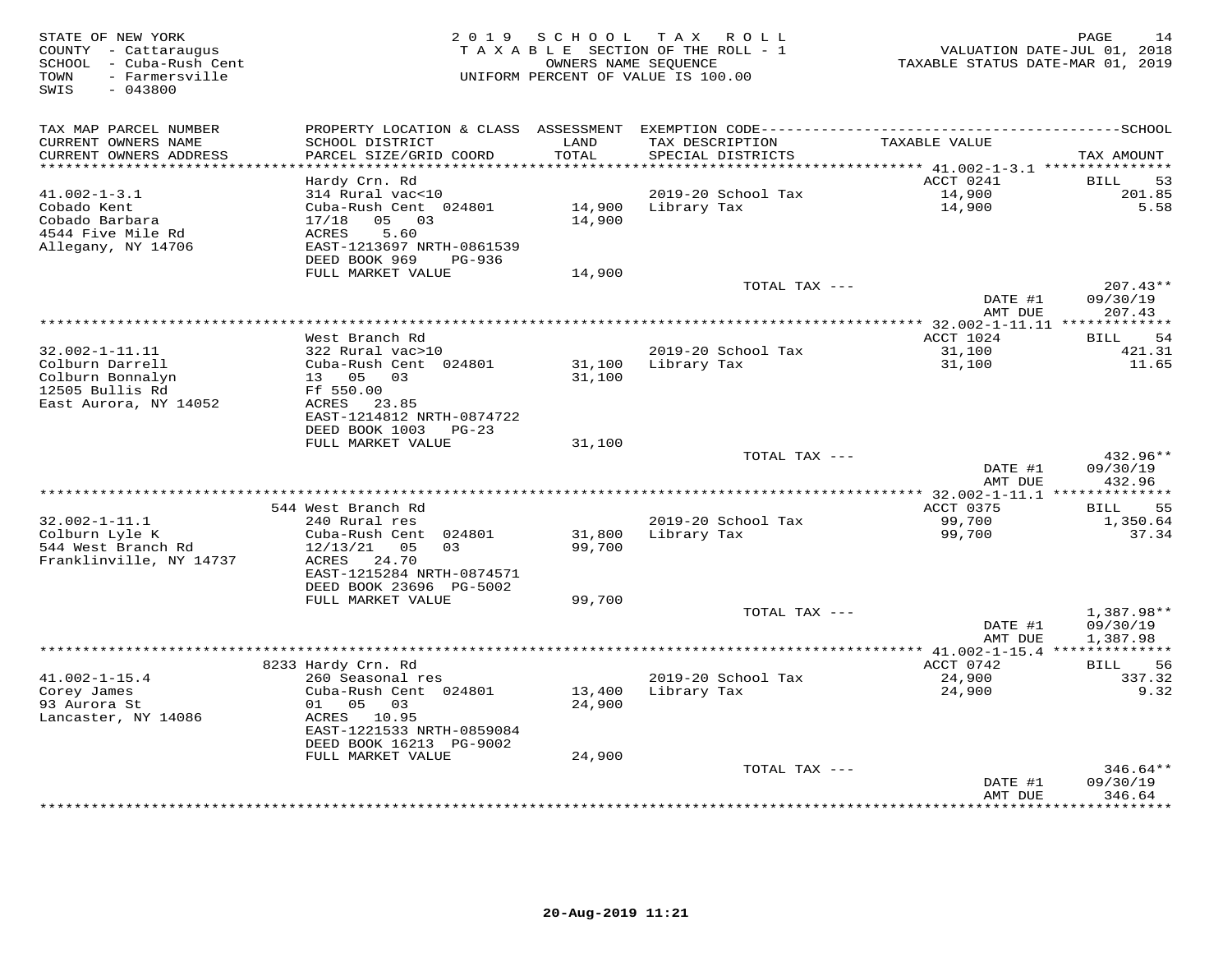STATE OF NEW YORK
COUNTY - Cattaraugus
SCHOOL - Cuba-Rush Cent
TOWN - Farmersville
SWIS - 043800

2019 SCHOOL TAX ROLL
TAXABLE SECTION OF THE ROLL - 1
OWNERS NAME SEQUENCE
UNIFORM PERCENT OF VALUE IS 100.00

VALUATION DATE-JUL 01, 2018
TAXABLE STATUS DATE-MAR 01, 2019

| TAX MAP PARCEL NUMBER / CURRENT OWNERS NAME / CURRENT OWNERS ADDRESS | PROPERTY LOCATION & CLASS / SCHOOL DISTRICT / PARCEL SIZE/GRID COORD | ASSESSMENT LAND / TOTAL | EXEMPTION CODE / TAX DESCRIPTION / SPECIAL DISTRICTS | TAXABLE VALUE | TAX AMOUNT |
|---|---|---|---|---|---|
| 41.002-1-3.1 | Hardy Crn. Rd | | | ACCT 0241 | BILL 53 |
| | 314 Rural vac<10 | | | | |
| Cobado Kent | Cuba-Rush Cent 024801 | 14,900 | 2019-20 School Tax | 14,900 | 201.85 |
| Cobado Barbara | 17/18 05 03 | 14,900 | Library Tax | 14,900 | 5.58 |
| 4544 Five Mile Rd | ACRES 5.60 | | | | |
| Allegany, NY 14706 | EAST-1213697 NRTH-0861539 | | | | |
| | DEED BOOK 969 PG-936 | | | | |
| | FULL MARKET VALUE | 14,900 | | | |
| | | | TOTAL TAX --- | | 207.43** |
| | | | | DATE #1 | 09/30/19 |
| | | | | AMT DUE | 207.43 |
| 32.002-1-11.11 | West Branch Rd | | | ACCT 1024 | BILL 54 |
| | 322 Rural vac>10 | | | | |
| Colburn Darrell | Cuba-Rush Cent 024801 | 31,100 | 2019-20 School Tax | 31,100 | 421.31 |
| Colburn Bonnalyn | 13 05 03 | 31,100 | Library Tax | 31,100 | 11.65 |
| 12505 Bullis Rd | Ff 550.00 | | | | |
| East Aurora, NY 14052 | ACRES 23.85 | | | | |
| | EAST-1214812 NRTH-0874722 | | | | |
| | DEED BOOK 1003 PG-23 | | | | |
| | FULL MARKET VALUE | 31,100 | | | |
| | | | TOTAL TAX --- | | 432.96** |
| | | | | DATE #1 | 09/30/19 |
| | | | | AMT DUE | 432.96 |
| 32.002-1-11.1 | 544 West Branch Rd | | | ACCT 0375 | BILL 55 |
| | 240 Rural res | | | | |
| Colburn Lyle K | Cuba-Rush Cent 024801 | 31,800 | 2019-20 School Tax | 99,700 | 1,350.64 |
| 544 West Branch Rd | 12/13/21 05 03 | 99,700 | Library Tax | 99,700 | 37.34 |
| Franklinville, NY 14737 | ACRES 24.70 | | | | |
| | EAST-1215284 NRTH-0874571 | | | | |
| | DEED BOOK 23696 PG-5002 | | | | |
| | FULL MARKET VALUE | 99,700 | | | |
| | | | TOTAL TAX --- | | 1,387.98** |
| | | | | DATE #1 | 09/30/19 |
| | | | | AMT DUE | 1,387.98 |
| 41.002-1-15.4 | 8233 Hardy Crn. Rd | | | ACCT 0742 | BILL 56 |
| | 260 Seasonal res | | | | |
| Corey James | Cuba-Rush Cent 024801 | 13,400 | 2019-20 School Tax | 24,900 | 337.32 |
| 93 Aurora St | 01 05 03 | 24,900 | Library Tax | 24,900 | 9.32 |
| Lancaster, NY 14086 | ACRES 10.95 | | | | |
| | EAST-1221533 NRTH-0859084 | | | | |
| | DEED BOOK 16213 PG-9002 | | | | |
| | FULL MARKET VALUE | 24,900 | | | |
| | | | TOTAL TAX --- | | 346.64** |
| | | | | DATE #1 | 09/30/19 |
| | | | | AMT DUE | 346.64 |

20-Aug-2019 11:21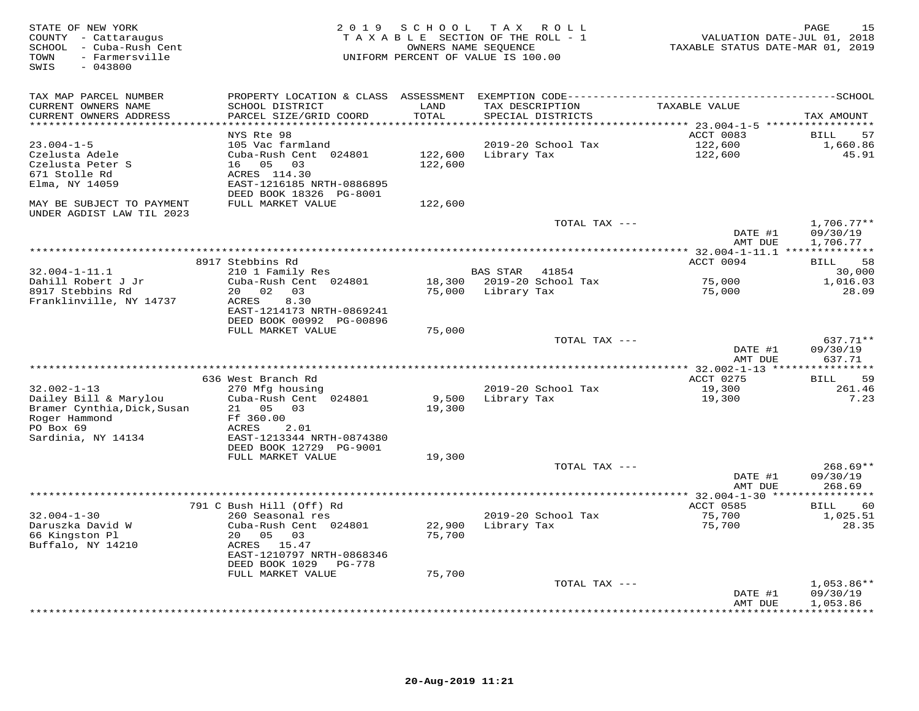STATE OF NEW YORK
COUNTY - Cattaraugus
SCHOOL - Cuba-Rush Cent
TOWN - Farmersville
SWIS - 043800

2019 SCHOOL TAX ROLL
TAXABLE SECTION OF THE ROLL - 1
OWNERS NAME SEQUENCE
UNIFORM PERCENT OF VALUE IS 100.00

VALUATION DATE-JUL 01, 2018
TAXABLE STATUS DATE-MAR 01, 2019

| TAX MAP PARCEL NUMBER<br>CURRENT OWNERS NAME<br>CURRENT OWNERS ADDRESS | PROPERTY LOCATION & CLASS<br>SCHOOL DISTRICT<br>PARCEL SIZE/GRID COORD | ASSESSMENT<br>LAND<br>TOTAL | EXEMPTION CODE<br>TAX DESCRIPTION<br>SPECIAL DISTRICTS | TAXABLE VALUE | SCHOOL<br>TAX AMOUNT |
|---|---|---|---|---|---|
| | NYS Rte 98 | | | ACCT 0083 | BILL 57 |
| 23.004-1-5 | 105 Vac farmland | | 2019-20 School Tax | 122,600 | 1,660.86 |
| Czelusta Adele | Cuba-Rush Cent 024801 | 122,600 | Library Tax | 122,600 | 45.91 |
| Czelusta Peter S | 16 05 03 | 122,600 | | | |
| 671 Stolle Rd | ACRES 114.30 | | | | |
| Elma, NY 14059 | EAST-1216185 NRTH-0886895 | | | | |
| | DEED BOOK 18326 PG-8001 | | | | |
| MAY BE SUBJECT TO PAYMENT UNDER AGDIST LAW TIL 2023 | FULL MARKET VALUE | 122,600 | | | |
| | | | TOTAL TAX --- | | 1,706.77** |
| | | | | DATE #1 | 09/30/19 |
| | | | | AMT DUE | 1,706.77 |
| | 8917 Stebbins Rd | | | ACCT 0094 | BILL 58 |
| 32.004-1-11.1 | 210 1 Family Res | | BAS STAR 41854 | | 30,000 |
| Dahill Robert J Jr | Cuba-Rush Cent 024801 | 18,300 | 2019-20 School Tax | 75,000 | 1,016.03 |
| 8917 Stebbins Rd | 20 02 03 | 75,000 | Library Tax | 75,000 | 28.09 |
| Franklinville, NY 14737 | ACRES 8.30 | | | | |
| | EAST-1214173 NRTH-0869241 | | | | |
| | DEED BOOK 00992 PG-00896 | | | | |
| | FULL MARKET VALUE | 75,000 | | | |
| | | | TOTAL TAX --- | | 637.71** |
| | | | | DATE #1 | 09/30/19 |
| | | | | AMT DUE | 637.71 |
| | 636 West Branch Rd | | | ACCT 0275 | BILL 59 |
| 32.002-1-13 | 270 Mfg housing | | 2019-20 School Tax | 19,300 | 261.46 |
| Dailey Bill & Marylou | Cuba-Rush Cent 024801 | 9,500 | Library Tax | 19,300 | 7.23 |
| Bramer Cynthia,Dick,Susan | 21 05 03 | 19,300 | | | |
| Roger Hammond | Ff 360.00 | | | | |
| PO Box 69 | ACRES 2.01 | | | | |
| Sardinia, NY 14134 | EAST-1213344 NRTH-0874380 | | | | |
| | DEED BOOK 12729 PG-9001 | | | | |
| | FULL MARKET VALUE | 19,300 | | | |
| | | | TOTAL TAX --- | | 268.69** |
| | | | | DATE #1 | 09/30/19 |
| | | | | AMT DUE | 268.69 |
| | 791 C Bush Hill (Off) Rd | | | ACCT 0585 | BILL 60 |
| 32.004-1-30 | 260 Seasonal res | | 2019-20 School Tax | 75,700 | 1,025.51 |
| Daruszka David W | Cuba-Rush Cent 024801 | 22,900 | Library Tax | 75,700 | 28.35 |
| 66 Kingston Pl | 20 05 03 | 75,700 | | | |
| Buffalo, NY 14210 | ACRES 15.47 | | | | |
| | EAST-1210797 NRTH-0868346 | | | | |
| | DEED BOOK 1029 PG-778 | | | | |
| | FULL MARKET VALUE | 75,700 | | | |
| | | | TOTAL TAX --- | | 1,053.86** |
| | | | | DATE #1 | 09/30/19 |
| | | | | AMT DUE | 1,053.86 |

20-Aug-2019 11:21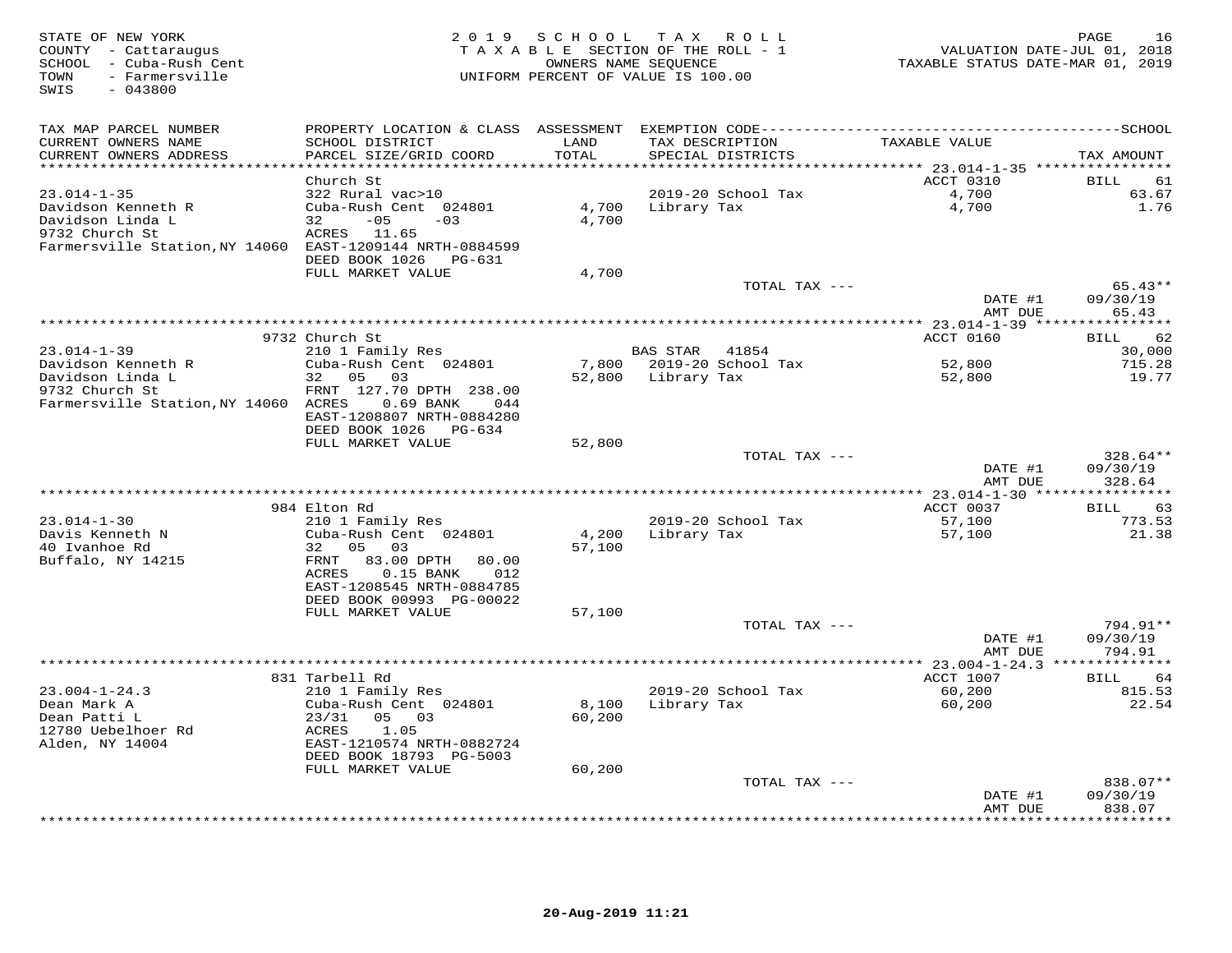STATE OF NEW YORK
COUNTY - Cattaraugus
SCHOOL - Cuba-Rush Cent
TOWN - Farmersville
SWIS - 043800

2019 SCHOOL TAX ROLL
TAXABLE SECTION OF THE ROLL - 1
OWNERS NAME SEQUENCE
UNIFORM PERCENT OF VALUE IS 100.00

VALUATION DATE-JUL 01, 2018
TAXABLE STATUS DATE-MAR 01, 2019

| TAX MAP PARCEL NUMBER / CURRENT OWNERS NAME / CURRENT OWNERS ADDRESS | PROPERTY LOCATION & CLASS / SCHOOL DISTRICT / PARCEL SIZE/GRID COORD | ASSESSMENT LAND / TOTAL | EXEMPTION CODE / TAX DESCRIPTION / SPECIAL DISTRICTS | TAXABLE VALUE | TAX AMOUNT |
|---|---|---|---|---|---|
| 23.014-1-35 | Church St | | | ACCT 0310 | BILL 61 |
| 23.014-1-35 | 322 Rural vac>10 | | | | |
| Davidson Kenneth R | Cuba-Rush Cent 024801 | 4,700 | 2019-20 School Tax | 4,700 | 63.67 |
| Davidson Linda L | 32 -05 -03 | 4,700 | Library Tax | 4,700 | 1.76 |
| 9732 Church St | ACRES 11.65 | | | | |
| Farmersville Station,NY 14060 | EAST-1209144 NRTH-0884599 | | | | |
| | DEED BOOK 1026 PG-631 | | | | |
| | FULL MARKET VALUE | 4,700 | | | |
| | | | TOTAL TAX --- | | 65.43** |
| | | | | DATE #1 | 09/30/19 |
| | | | | AMT DUE | 65.43 |
| 23.014-1-39 | 9732 Church St | | | ACCT 0160 | BILL 62 |
| 23.014-1-39 | 210 1 Family Res | | BAS STAR 41854 | | 30,000 |
| Davidson Kenneth R | Cuba-Rush Cent 024801 | 7,800 | 2019-20 School Tax | 52,800 | 715.28 |
| Davidson Linda L | 32 05 03 | 52,800 | Library Tax | 52,800 | 19.77 |
| 9732 Church St | FRNT 127.70 DPTH 238.00 | | | | |
| Farmersville Station,NY 14060 | ACRES 0.69 BANK 044 | | | | |
| | EAST-1208807 NRTH-0884280 | | | | |
| | DEED BOOK 1026 PG-634 | | | | |
| | FULL MARKET VALUE | 52,800 | | | |
| | | | TOTAL TAX --- | | 328.64** |
| | | | | DATE #1 | 09/30/19 |
| | | | | AMT DUE | 328.64 |
| 23.014-1-30 | 984 Elton Rd | | | ACCT 0037 | BILL 63 |
| 23.014-1-30 | 210 1 Family Res | | 2019-20 School Tax | 57,100 | 773.53 |
| Davis Kenneth N | Cuba-Rush Cent 024801 | 4,200 | Library Tax | 57,100 | 21.38 |
| 40 Ivanhoe Rd | 32 05 03 | 57,100 | | | |
| Buffalo, NY 14215 | FRNT 83.00 DPTH 80.00 | | | | |
| | ACRES 0.15 BANK 012 | | | | |
| | EAST-1208545 NRTH-0884785 | | | | |
| | DEED BOOK 00993 PG-00022 | | | | |
| | FULL MARKET VALUE | 57,100 | | | |
| | | | TOTAL TAX --- | | 794.91** |
| | | | | DATE #1 | 09/30/19 |
| | | | | AMT DUE | 794.91 |
| 23.004-1-24.3 | 831 Tarbell Rd | | | ACCT 1007 | BILL 64 |
| 23.004-1-24.3 | 210 1 Family Res | | 2019-20 School Tax | 60,200 | 815.53 |
| Dean Mark A | Cuba-Rush Cent 024801 | 8,100 | Library Tax | 60,200 | 22.54 |
| Dean Patti L | 23/31 05 03 | 60,200 | | | |
| 12780 Uebelhoer Rd | ACRES 1.05 | | | | |
| Alden, NY 14004 | EAST-1210574 NRTH-0882724 | | | | |
| | DEED BOOK 18793 PG-5003 | | | | |
| | FULL MARKET VALUE | 60,200 | | | |
| | | | TOTAL TAX --- | | 838.07** |
| | | | | DATE #1 | 09/30/19 |
| | | | | AMT DUE | 838.07 |

20-Aug-2019 11:21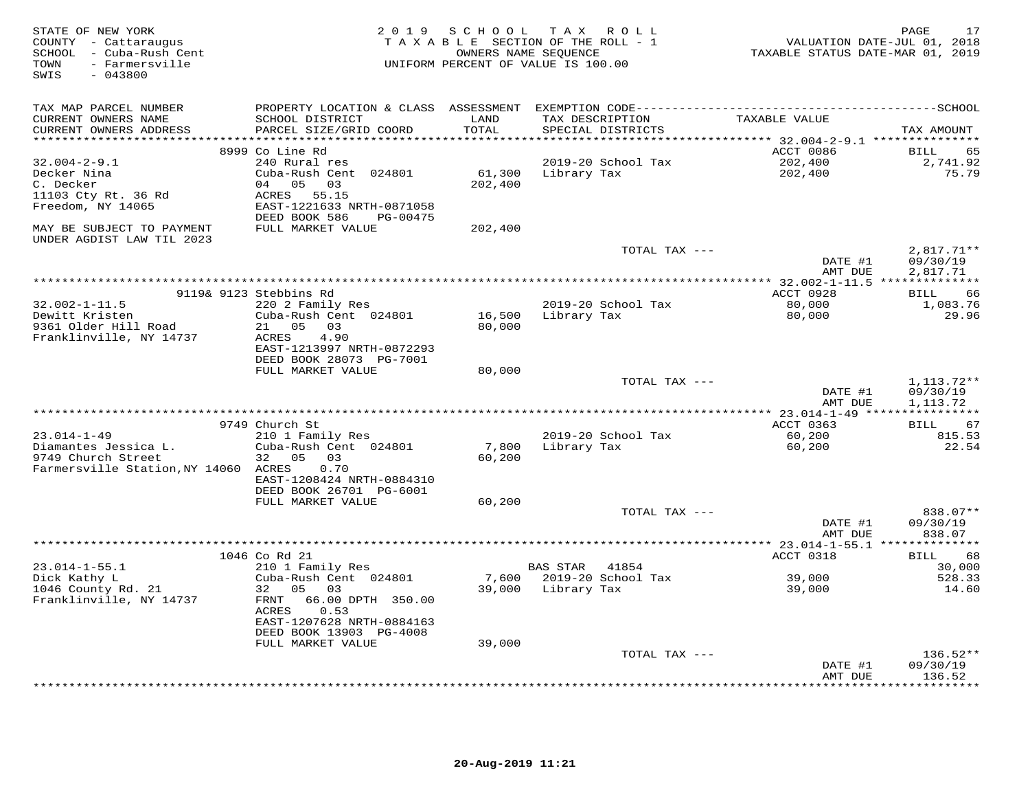STATE OF NEW YORK
COUNTY - Cattaraugus
SCHOOL - Cuba-Rush Cent
TOWN - Farmersville
SWIS - 043800

2019 SCHOOL TAX ROLL
TAXABLE SECTION OF THE ROLL - 1
OWNERS NAME SEQUENCE
UNIFORM PERCENT OF VALUE IS 100.00

VALUATION DATE-JUL 01, 2018
TAXABLE STATUS DATE-MAR 01, 2019

| TAX MAP PARCEL NUMBER / CURRENT OWNERS NAME / CURRENT OWNERS ADDRESS | PROPERTY LOCATION & CLASS / SCHOOL DISTRICT / PARCEL SIZE/GRID COORD | ASSESSMENT LAND / TOTAL | EXEMPTION CODE / TAX DESCRIPTION / SPECIAL DISTRICTS | TAXABLE VALUE | TAX AMOUNT |
|---|---|---|---|---|---|
| **32.004-2-9.1** | 8999 Co Line Rd | | | ACCT 0086 | BILL 65 |
| 32.004-2-9.1 | 240 Rural res | | 2019-20 School Tax | 202,400 | 2,741.92 |
| Decker Nina | Cuba-Rush Cent 024801 | 61,300 | Library Tax | 202,400 | 75.79 |
| C. Decker | 04 05 03 | 202,400 | | | |
| 11103 Cty Rt. 36 Rd | ACRES 55.15 | | | | |
| Freedom, NY 14065 | EAST-1221633 NRTH-0871058 | | | | |
| | DEED BOOK 586 PG-00475 | | | | |
| MAY BE SUBJECT TO PAYMENT UNDER AGDIST LAW TIL 2023 | FULL MARKET VALUE | 202,400 | | | |
| | | | TOTAL TAX --- | | 2,817.71** |
| | | | | DATE #1 | 09/30/19 |
| | | | | AMT DUE | 2,817.71 |
| **32.002-1-11.5** | 9119& 9123 Stebbins Rd | | | ACCT 0928 | BILL 66 |
| 32.002-1-11.5 | 220 2 Family Res | | 2019-20 School Tax | 80,000 | 1,083.76 |
| Dewitt Kristen | Cuba-Rush Cent 024801 | 16,500 | Library Tax | 80,000 | 29.96 |
| 9361 Older Hill Road | 21 05 03 | 80,000 | | | |
| Franklinville, NY 14737 | ACRES 4.90 | | | | |
| | EAST-1213997 NRTH-0872293 | | | | |
| | DEED BOOK 28073 PG-7001 | | | | |
| | FULL MARKET VALUE | 80,000 | | | |
| | | | TOTAL TAX --- | | 1,113.72** |
| | | | | DATE #1 | 09/30/19 |
| | | | | AMT DUE | 1,113.72 |
| **23.014-1-49** | 9749 Church St | | | ACCT 0363 | BILL 67 |
| 23.014-1-49 | 210 1 Family Res | | 2019-20 School Tax | 60,200 | 815.53 |
| Diamantes Jessica L. | Cuba-Rush Cent 024801 | 7,800 | Library Tax | 60,200 | 22.54 |
| 9749 Church Street | 32 05 03 | 60,200 | | | |
| Farmersville Station,NY 14060 | ACRES 0.70 | | | | |
| | EAST-1208424 NRTH-0884310 | | | | |
| | DEED BOOK 26701 PG-6001 | | | | |
| | FULL MARKET VALUE | 60,200 | | | |
| | | | TOTAL TAX --- | | 838.07** |
| | | | | DATE #1 | 09/30/19 |
| | | | | AMT DUE | 838.07 |
| **23.014-1-55.1** | 1046 Co Rd 21 | | | ACCT 0318 | BILL 68 |
| 23.014-1-55.1 | 210 1 Family Res | | BAS STAR 41854 | | 30,000 |
| Dick Kathy L | Cuba-Rush Cent 024801 | 7,600 | 2019-20 School Tax | 39,000 | 528.33 |
| 1046 County Rd. 21 | 32 05 03 | 39,000 | Library Tax | 39,000 | 14.60 |
| Franklinville, NY 14737 | FRNT 66.00 DPTH 350.00 | | | | |
| | ACRES 0.53 | | | | |
| | EAST-1207628 NRTH-0884163 | | | | |
| | DEED BOOK 13903 PG-4008 | | | | |
| | FULL MARKET VALUE | 39,000 | | | |
| | | | TOTAL TAX --- | | 136.52** |
| | | | | DATE #1 | 09/30/19 |
| | | | | AMT DUE | 136.52 |

20-Aug-2019 11:21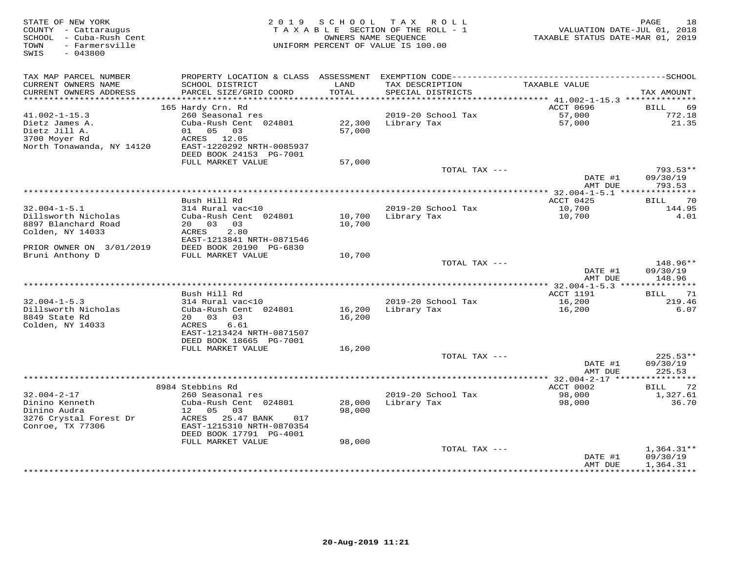STATE OF NEW YORK
COUNTY - Cattaraugus
SCHOOL - Cuba-Rush Cent
TOWN - Farmersville
SWIS - 043800

2019 SCHOOL TAX ROLL
TAXABLE SECTION OF THE ROLL - 1
OWNERS NAME SEQUENCE
UNIFORM PERCENT OF VALUE IS 100.00

VALUATION DATE-JUL 01, 2018
TAXABLE STATUS DATE-MAR 01, 2019

| TAX MAP PARCEL NUMBER / CURRENT OWNERS NAME / CURRENT OWNERS ADDRESS | PROPERTY LOCATION & CLASS / SCHOOL DISTRICT / PARCEL SIZE/GRID COORD | ASSESSMENT LAND / TOTAL | EXEMPTION CODE / TAX DESCRIPTION / SPECIAL DISTRICTS | TAXABLE VALUE | TAX AMOUNT |
|---|---|---|---|---|---|
| **41.002-1-15.3** | 165 Hardy Crn. Rd | | | ACCT 0696 | BILL 69 |
| 41.002-1-15.3 | 260 Seasonal res | | 2019-20 School Tax | 57,000 | 772.18 |
| Dietz James A. | Cuba-Rush Cent 024801 | 22,300 | Library Tax | 57,000 | 21.35 |
| Dietz Jill A. | 01 05 03 | 57,000 | | | |
| 3700 Moyer Rd | ACRES 12.05 | | | | |
| North Tonawanda, NY 14120 | EAST-1220292 NRTH-0085937 | | | | |
| | DEED BOOK 24153 PG-7001 | | | | |
| | FULL MARKET VALUE | 57,000 | | | |
| | | | TOTAL TAX --- | | 793.53** |
| | | | | DATE #1 | 09/30/19 |
| | | | | AMT DUE | 793.53 |
| **32.004-1-5.1** | Bush Hill Rd | | | ACCT 0425 | BILL 70 |
| 32.004-1-5.1 | 314 Rural vac<10 | | 2019-20 School Tax | 10,700 | 144.95 |
| Dillsworth Nicholas | Cuba-Rush Cent 024801 | 10,700 | Library Tax | 10,700 | 4.01 |
| 8897 Blanchard Road | 20 03 03 | 10,700 | | | |
| Colden, NY 14033 | ACRES 2.80 | | | | |
| | EAST-1213841 NRTH-0871546 | | | | |
| PRIOR OWNER ON 3/01/2019 | DEED BOOK 20190 PG-6830 | | | | |
| Bruni Anthony D | FULL MARKET VALUE | 10,700 | | | |
| | | | TOTAL TAX --- | | 148.96** |
| | | | | DATE #1 | 09/30/19 |
| | | | | AMT DUE | 148.96 |
| **32.004-1-5.3** | Bush Hill Rd | | | ACCT 1191 | BILL 71 |
| 32.004-1-5.3 | 314 Rural vac<10 | | 2019-20 School Tax | 16,200 | 219.46 |
| Dillsworth Nicholas | Cuba-Rush Cent 024801 | 16,200 | Library Tax | 16,200 | 6.07 |
| 8849 State Rd | 20 03 03 | 16,200 | | | |
| Colden, NY 14033 | ACRES 6.61 | | | | |
| | EAST-1213424 NRTH-0871507 | | | | |
| | DEED BOOK 18665 PG-7001 | | | | |
| | FULL MARKET VALUE | 16,200 | | | |
| | | | TOTAL TAX --- | | 225.53** |
| | | | | DATE #1 | 09/30/19 |
| | | | | AMT DUE | 225.53 |
| **32.004-2-17** | 8984 Stebbins Rd | | | ACCT 0002 | BILL 72 |
| 32.004-2-17 | 260 Seasonal res | | 2019-20 School Tax | 98,000 | 1,327.61 |
| Dinino Kenneth | Cuba-Rush Cent 024801 | 28,000 | Library Tax | 98,000 | 36.70 |
| Dinino Audra | 12 05 03 | 98,000 | | | |
| 3276 Crystal Forest Dr | ACRES 25.47 BANK 017 | | | | |
| Conroe, TX 77306 | EAST-1215310 NRTH-0870354 | | | | |
| | DEED BOOK 17791 PG-4001 | | | | |
| | FULL MARKET VALUE | 98,000 | | | |
| | | | TOTAL TAX --- | | 1,364.31** |
| | | | | DATE #1 | 09/30/19 |
| | | | | AMT DUE | 1,364.31 |

20-Aug-2019 11:21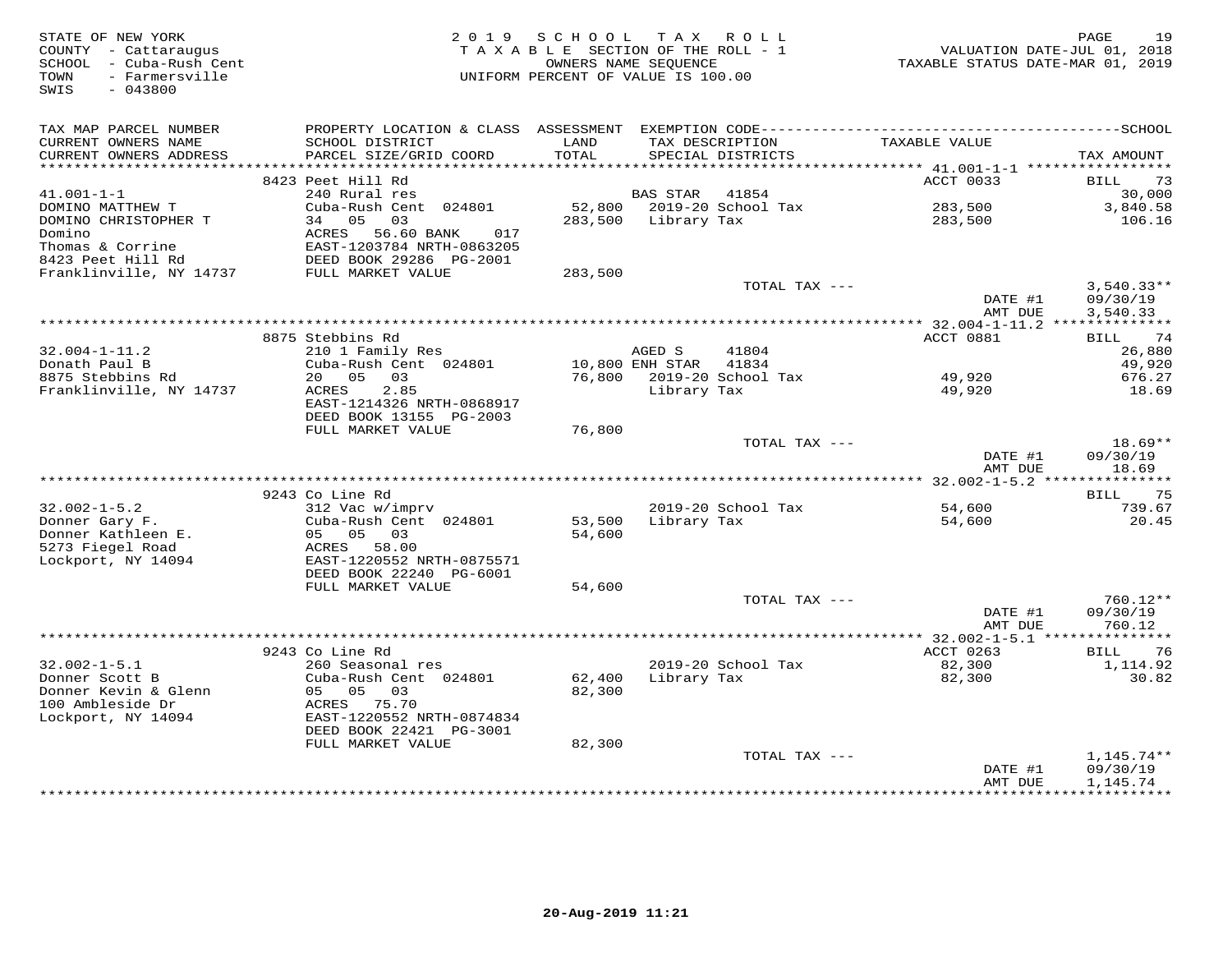STATE OF NEW YORK
COUNTY - Cattaraugus
SCHOOL - Cuba-Rush Cent
TOWN - Farmersville
SWIS - 043800

2019 SCHOOL TAX ROLL
TAXABLE SECTION OF THE ROLL - 1
OWNERS NAME SEQUENCE
UNIFORM PERCENT OF VALUE IS 100.00

VALUATION DATE-JUL 01, 2018
TAXABLE STATUS DATE-MAR 01, 2019

| TAX MAP PARCEL NUMBER / CURRENT OWNERS NAME / CURRENT OWNERS ADDRESS | PROPERTY LOCATION & CLASS / SCHOOL DISTRICT / PARCEL SIZE/GRID COORD | ASSESSMENT LAND / TOTAL | EXEMPTION CODE / TAX DESCRIPTION / SPECIAL DISTRICTS | TAXABLE VALUE | TAX AMOUNT |
|---|---|---|---|---|---|
| | 8423 Peet Hill Rd | | | ACCT 0033 | BILL 73 |
| 41.001-1-1 | 240 Rural res | | BAS STAR 41854 | | 30,000 |
| DOMINO MATTHEW T | Cuba-Rush Cent 024801 | 52,800 | 2019-20 School Tax | 283,500 | 3,840.58 |
| DOMINO CHRISTOPHER T | 34 05 03 | 283,500 | Library Tax | 283,500 | 106.16 |
| Domino | ACRES 56.60 BANK 017 | | | | |
| Thomas & Corrine | EAST-1203784 NRTH-0863205 | | | | |
| 8423 Peet Hill Rd | DEED BOOK 29286 PG-2001 | | | | |
| Franklinville, NY 14737 | FULL MARKET VALUE | 283,500 | | | |
| | | | TOTAL TAX --- | | 3,540.33** |
| | | | | DATE #1 | 09/30/19 |
| | | | | AMT DUE | 3,540.33 |
| | 8875 Stebbins Rd | | | ACCT 0881 | BILL 74 |
| 32.004-1-11.2 | 210 1 Family Res | | AGED S 41804 | | 26,880 |
| Donath Paul B | Cuba-Rush Cent 024801 | 10,800 | ENH STAR 41834 | | 49,920 |
| 8875 Stebbins Rd | 20 05 03 | 76,800 | 2019-20 School Tax | 49,920 | 676.27 |
| Franklinville, NY 14737 | ACRES 2.85 | | Library Tax | 49,920 | 18.69 |
| | EAST-1214326 NRTH-0868917 | | | | |
| | DEED BOOK 13155 PG-2003 | | | | |
| | FULL MARKET VALUE | 76,800 | | | |
| | | | TOTAL TAX --- | | 18.69** |
| | | | | DATE #1 | 09/30/19 |
| | | | | AMT DUE | 18.69 |
| | 9243 Co Line Rd | | | | BILL 75 |
| 32.002-1-5.2 | 312 Vac w/imprv | | 2019-20 School Tax | 54,600 | 739.67 |
| Donner Gary F. | Cuba-Rush Cent 024801 | 53,500 | Library Tax | 54,600 | 20.45 |
| Donner Kathleen E. | 05 05 03 | 54,600 | | | |
| 5273 Fiegel Road | ACRES 58.00 | | | | |
| Lockport, NY 14094 | EAST-1220552 NRTH-0875571 | | | | |
| | DEED BOOK 22240 PG-6001 | | | | |
| | FULL MARKET VALUE | 54,600 | | | |
| | | | TOTAL TAX --- | | 760.12** |
| | | | | DATE #1 | 09/30/19 |
| | | | | AMT DUE | 760.12 |
| | 9243 Co Line Rd | | | ACCT 0263 | BILL 76 |
| 32.002-1-5.1 | 260 Seasonal res | | 2019-20 School Tax | 82,300 | 1,114.92 |
| Donner Scott B | Cuba-Rush Cent 024801 | 62,400 | Library Tax | 82,300 | 30.82 |
| Donner Kevin & Glenn | 05 05 03 | 82,300 | | | |
| 100 Ambleside Dr | ACRES 75.70 | | | | |
| Lockport, NY 14094 | EAST-1220552 NRTH-0874834 | | | | |
| | DEED BOOK 22421 PG-3001 | | | | |
| | FULL MARKET VALUE | 82,300 | | | |
| | | | TOTAL TAX --- | | 1,145.74** |
| | | | | DATE #1 | 09/30/19 |
| | | | | AMT DUE | 1,145.74 |

20-Aug-2019 11:21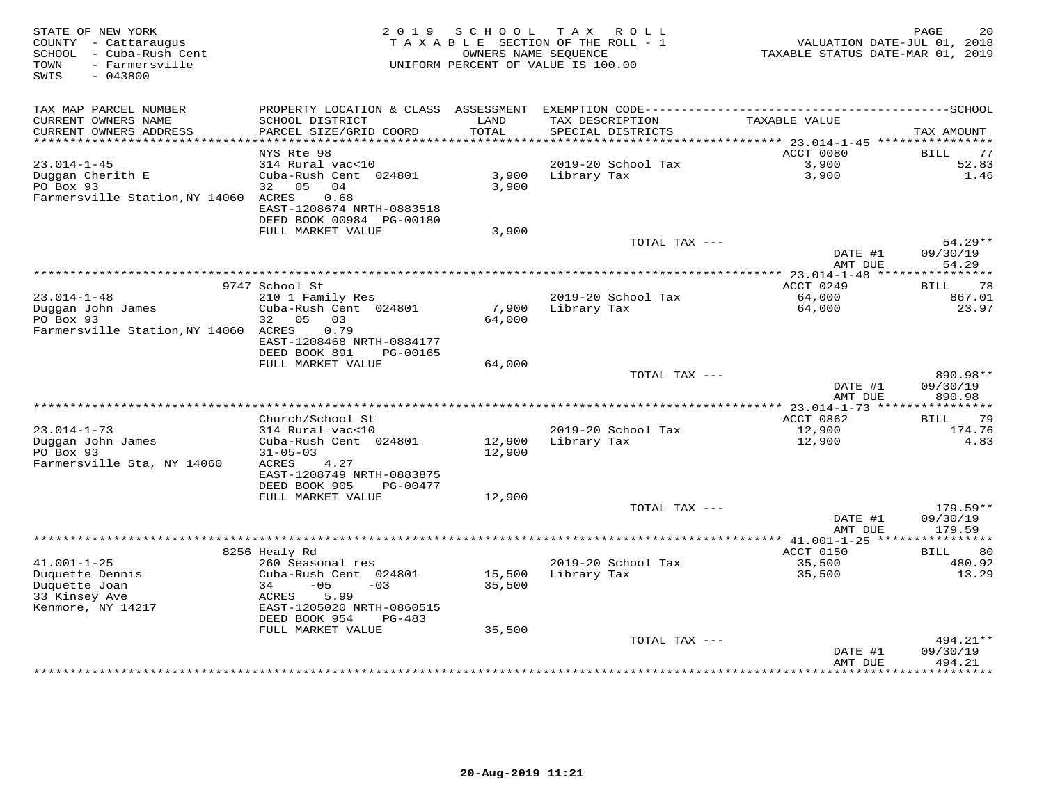STATE OF NEW YORK
COUNTY - Cattaraugus
SCHOOL - Cuba-Rush Cent
TOWN - Farmersville
SWIS - 043800

2019 SCHOOL TAX ROLL
TAXABLE SECTION OF THE ROLL - 1
OWNERS NAME SEQUENCE
UNIFORM PERCENT OF VALUE IS 100.00

VALUATION DATE-JUL 01, 2018
TAXABLE STATUS DATE-MAR 01, 2019

| TAX MAP PARCEL NUMBER / CURRENT OWNERS NAME / CURRENT OWNERS ADDRESS | PROPERTY LOCATION & CLASS / SCHOOL DISTRICT / PARCEL SIZE/GRID COORD | ASSESSMENT LAND / TOTAL | EXEMPTION CODE / TAX DESCRIPTION / SPECIAL DISTRICTS | TAXABLE VALUE | TAX AMOUNT |
|---|---|---|---|---|---|
| 23.014-1-45 | NYS Rte 98 | | | ACCT 0080 | BILL 77 |
| 23.014-1-45 | 314 Rural vac<10 | | 2019-20 School Tax | 3,900 | 52.83 |
| Duggan Cherith E | Cuba-Rush Cent 024801 | 3,900 | Library Tax | 3,900 | 1.46 |
| PO Box 93 | 32 05 04 | 3,900 | | | |
| Farmersville Station,NY 14060 | ACRES 0.68 | | | | |
| | EAST-1208674 NRTH-0883518 | | | | |
| | DEED BOOK 00984 PG-00180 | | | | |
| | FULL MARKET VALUE | 3,900 | | | |
| | | | TOTAL TAX --- | | 54.29** |
| | | | | DATE #1 | 09/30/19 |
| | | | | AMT DUE | 54.29 |
| 23.014-1-48 | 9747 School St | | | ACCT 0249 | BILL 78 |
| 23.014-1-48 | 210 1 Family Res | | 2019-20 School Tax | 64,000 | 867.01 |
| Duggan John James | Cuba-Rush Cent 024801 | 7,900 | Library Tax | 64,000 | 23.97 |
| PO Box 93 | 32 05 03 | 64,000 | | | |
| Farmersville Station,NY 14060 | ACRES 0.79 | | | | |
| | EAST-1208468 NRTH-0884177 | | | | |
| | DEED BOOK 891 PG-00165 | | | | |
| | FULL MARKET VALUE | 64,000 | | | |
| | | | TOTAL TAX --- | | 890.98** |
| | | | | DATE #1 | 09/30/19 |
| | | | | AMT DUE | 890.98 |
| 23.014-1-73 | Church/School St | | | ACCT 0862 | BILL 79 |
| 23.014-1-73 | 314 Rural vac<10 | | 2019-20 School Tax | 12,900 | 174.76 |
| Duggan John James | Cuba-Rush Cent 024801 | 12,900 | Library Tax | 12,900 | 4.83 |
| PO Box 93 | 31-05-03 | 12,900 | | | |
| Farmersville Sta, NY 14060 | ACRES 4.27 | | | | |
| | EAST-1208749 NRTH-0883875 | | | | |
| | DEED BOOK 905 PG-00477 | | | | |
| | FULL MARKET VALUE | 12,900 | | | |
| | | | TOTAL TAX --- | | 179.59** |
| | | | | DATE #1 | 09/30/19 |
| | | | | AMT DUE | 179.59 |
| 41.001-1-25 | 8256 Healy Rd | | | ACCT 0150 | BILL 80 |
| 41.001-1-25 | 260 Seasonal res | | 2019-20 School Tax | 35,500 | 480.92 |
| Duquette Dennis | Cuba-Rush Cent 024801 | 15,500 | Library Tax | 35,500 | 13.29 |
| Duquette Joan | 34 -05 -03 | 35,500 | | | |
| 33 Kinsey Ave | ACRES 5.99 | | | | |
| Kenmore, NY 14217 | EAST-1205020 NRTH-0860515 | | | | |
| | DEED BOOK 954 PG-483 | | | | |
| | FULL MARKET VALUE | 35,500 | | | |
| | | | TOTAL TAX --- | | 494.21** |
| | | | | DATE #1 | 09/30/19 |
| | | | | AMT DUE | 494.21 |

20-Aug-2019 11:21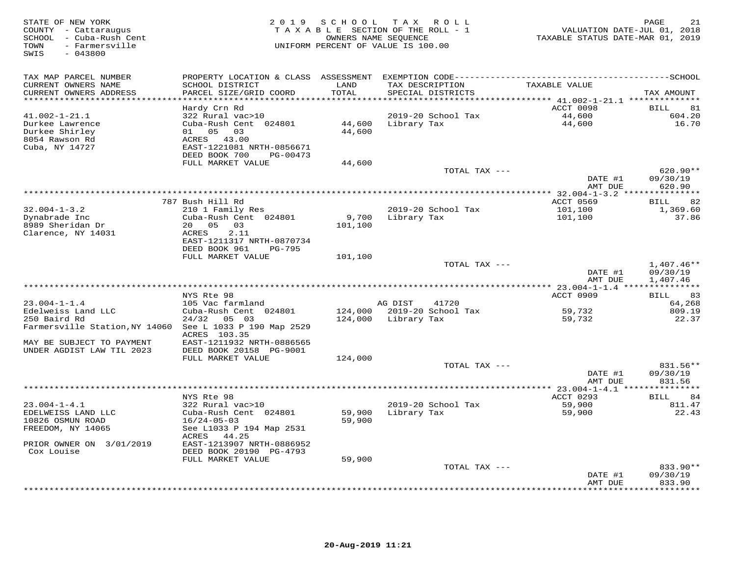STATE OF NEW YORK
COUNTY - Cattaraugus
SCHOOL - Cuba-Rush Cent
TOWN - Farmersville
SWIS - 043800

2019 SCHOOL TAX ROLL
TAXABLE SECTION OF THE ROLL - 1
OWNERS NAME SEQUENCE
UNIFORM PERCENT OF VALUE IS 100.00

VALUATION DATE-JUL 01, 2018
TAXABLE STATUS DATE-MAR 01, 2019

| TAX MAP PARCEL NUMBER / CURRENT OWNERS NAME / CURRENT OWNERS ADDRESS | PROPERTY LOCATION & CLASS / SCHOOL DISTRICT / PARCEL SIZE/GRID COORD | LAND | ASSESSMENT TOTAL | EXEMPTION CODE / TAX DESCRIPTION / SPECIAL DISTRICTS | TAXABLE VALUE | TAX AMOUNT |
|---|---|---|---|---|---|---|
| **41.002-1-21.1** | Hardy Crn Rd | | | | ACCT 0098 | BILL 81 |
| 41.002-1-21.1 | 322 Rural vac>10 | | | 2019-20 School Tax | 44,600 | 604.20 |
| Durkee Lawrence | Cuba-Rush Cent 024801 | 44,600 | | Library Tax | 44,600 | 16.70 |
| Durkee Shirley | 01 05 03 | | 44,600 | | | |
| 8054 Rawson Rd | ACRES 43.00 | | | | | |
| Cuba, NY 14727 | EAST-1221081 NRTH-0856671 | | | | | |
| | DEED BOOK 700 PG-00473 | | | | | |
| | FULL MARKET VALUE | | 44,600 | | | |
| | | | | TOTAL TAX --- | | 620.90** |
| | | | | | DATE #1 | 09/30/19 |
| | | | | | AMT DUE | 620.90 |
| **32.004-1-3.2** | 787 Bush Hill Rd | | | | ACCT 0569 | BILL 82 |
| 32.004-1-3.2 | 210 1 Family Res | | | 2019-20 School Tax | 101,100 | 1,369.60 |
| Dynabrade Inc | Cuba-Rush Cent 024801 | 9,700 | | Library Tax | 101,100 | 37.86 |
| 8989 Sheridan Dr | 20 05 03 | | 101,100 | | | |
| Clarence, NY 14031 | ACRES 2.11 | | | | | |
| | EAST-1211317 NRTH-0870734 | | | | | |
| | DEED BOOK 961 PG-795 | | | | | |
| | FULL MARKET VALUE | | 101,100 | | | |
| | | | | TOTAL TAX --- | | 1,407.46** |
| | | | | | DATE #1 | 09/30/19 |
| | | | | | AMT DUE | 1,407.46 |
| **23.004-1-1.4** | NYS Rte 98 | | | | ACCT 0909 | BILL 83 |
| 23.004-1-1.4 | 105 Vac farmland | | | AG DIST 41720 | | 64,268 |
| Edelweiss Land LLC | Cuba-Rush Cent 024801 | 124,000 | | 2019-20 School Tax | 59,732 | 809.19 |
| 250 Baird Rd | 24/32 05 03 | | 124,000 | Library Tax | 59,732 | 22.37 |
| Farmersville Station,NY 14060 | See L 1033 P 190 Map 2529 | | | | | |
| | ACRES 103.35 | | | | | |
| MAY BE SUBJECT TO PAYMENT | EAST-1211932 NRTH-0886565 | | | | | |
| UNDER AGDIST LAW TIL 2023 | DEED BOOK 20158 PG-9001 | | | | | |
| | FULL MARKET VALUE | | 124,000 | | | |
| | | | | TOTAL TAX --- | | 831.56** |
| | | | | | DATE #1 | 09/30/19 |
| | | | | | AMT DUE | 831.56 |
| **23.004-1-4.1** | NYS Rte 98 | | | | ACCT 0293 | BILL 84 |
| 23.004-1-4.1 | 322 Rural vac>10 | | | 2019-20 School Tax | 59,900 | 811.47 |
| EDELWEISS LAND LLC | Cuba-Rush Cent 024801 | 59,900 | | Library Tax | 59,900 | 22.43 |
| 10826 OSMUN ROAD | 16/24-05-03 | | 59,900 | | | |
| FREEDOM, NY 14065 | See L1033 P 194 Map 2531 | | | | | |
| | ACRES 44.25 | | | | | |
| PRIOR OWNER ON 3/01/2019 | EAST-1213907 NRTH-0886952 | | | | | |
| Cox Louise | DEED BOOK 20190 PG-4793 | | | | | |
| | FULL MARKET VALUE | | 59,900 | | | |
| | | | | TOTAL TAX --- | | 833.90** |
| | | | | | DATE #1 | 09/30/19 |
| | | | | | AMT DUE | 833.90 |

20-Aug-2019 11:21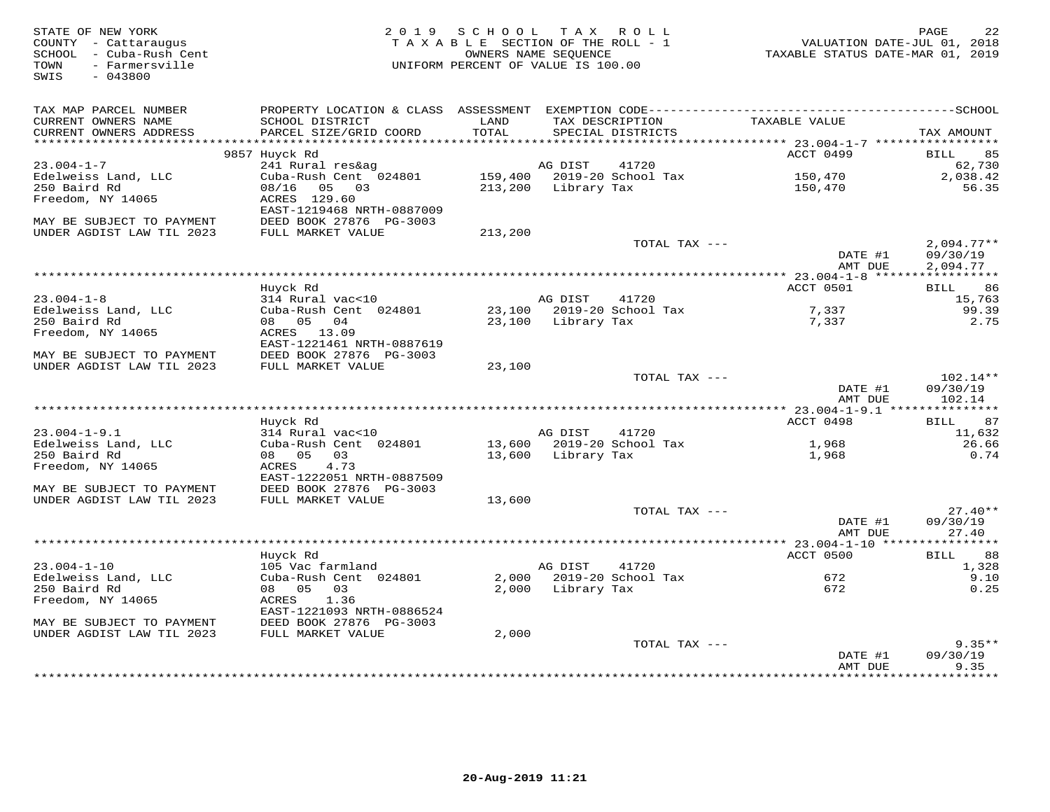STATE OF NEW YORK
COUNTY - Cattaraugus
SCHOOL - Cuba-Rush Cent
TOWN - Farmersville
SWIS - 043800

2019 SCHOOL TAX ROLL
TAXABLE SECTION OF THE ROLL - 1
OWNERS NAME SEQUENCE
UNIFORM PERCENT OF VALUE IS 100.00

VALUATION DATE-JUL 01, 2018
TAXABLE STATUS DATE-MAR 01, 2019

| TAX MAP PARCEL NUMBER / CURRENT OWNERS NAME / CURRENT OWNERS ADDRESS | PROPERTY LOCATION & CLASS / SCHOOL DISTRICT / PARCEL SIZE/GRID COORD | ASSESSMENT LAND / TOTAL | EXEMPTION CODE / TAX DESCRIPTION / SPECIAL DISTRICTS | TAXABLE VALUE | TAX AMOUNT |
|---|---|---|---|---|---|
| **23.004-1-7** | 9857 Huyck Rd | | | ACCT 0499 | BILL 85 |
| 23.004-1-7 | 241 Rural res&ag | | AG DIST 41720 | | 62,730 |
| Edelweiss Land, LLC | Cuba-Rush Cent 024801 | 159,400 | 2019-20 School Tax | 150,470 | 2,038.42 |
| 250 Baird Rd | 08/16 05 03 | 213,200 | Library Tax | 150,470 | 56.35 |
| Freedom, NY 14065 | ACRES 129.60 | | | | |
| | EAST-1219468 NRTH-0887009 | | | | |
| MAY BE SUBJECT TO PAYMENT | DEED BOOK 27876 PG-3003 | | | | |
| UNDER AGDIST LAW TIL 2023 | FULL MARKET VALUE | 213,200 | | | |
| | | | TOTAL TAX --- | | 2,094.77** |
| | | | | DATE #1 | 09/30/19 |
| | | | | AMT DUE | 2,094.77 |
| **23.004-1-8** | Huyck Rd | | | ACCT 0501 | BILL 86 |
| 23.004-1-8 | 314 Rural vac<10 | | AG DIST 41720 | | 15,763 |
| Edelweiss Land, LLC | Cuba-Rush Cent 024801 | 23,100 | 2019-20 School Tax | 7,337 | 99.39 |
| 250 Baird Rd | 08 05 04 | 23,100 | Library Tax | 7,337 | 2.75 |
| Freedom, NY 14065 | ACRES 13.09 | | | | |
| | EAST-1221461 NRTH-0887619 | | | | |
| MAY BE SUBJECT TO PAYMENT | DEED BOOK 27876 PG-3003 | | | | |
| UNDER AGDIST LAW TIL 2023 | FULL MARKET VALUE | 23,100 | | | |
| | | | TOTAL TAX --- | | 102.14** |
| | | | | DATE #1 | 09/30/19 |
| | | | | AMT DUE | 102.14 |
| **23.004-1-9.1** | Huyck Rd | | | ACCT 0498 | BILL 87 |
| 23.004-1-9.1 | 314 Rural vac<10 | | AG DIST 41720 | | 11,632 |
| Edelweiss Land, LLC | Cuba-Rush Cent 024801 | 13,600 | 2019-20 School Tax | 1,968 | 26.66 |
| 250 Baird Rd | 08 05 03 | 13,600 | Library Tax | 1,968 | 0.74 |
| Freedom, NY 14065 | ACRES 4.73 | | | | |
| | EAST-1222051 NRTH-0887509 | | | | |
| MAY BE SUBJECT TO PAYMENT | DEED BOOK 27876 PG-3003 | | | | |
| UNDER AGDIST LAW TIL 2023 | FULL MARKET VALUE | 13,600 | | | |
| | | | TOTAL TAX --- | | 27.40** |
| | | | | DATE #1 | 09/30/19 |
| | | | | AMT DUE | 27.40 |
| **23.004-1-10** | Huyck Rd | | | ACCT 0500 | BILL 88 |
| 23.004-1-10 | 105 Vac farmland | | AG DIST 41720 | | 1,328 |
| Edelweiss Land, LLC | Cuba-Rush Cent 024801 | 2,000 | 2019-20 School Tax | 672 | 9.10 |
| 250 Baird Rd | 08 05 03 | 2,000 | Library Tax | 672 | 0.25 |
| Freedom, NY 14065 | ACRES 1.36 | | | | |
| | EAST-1221093 NRTH-0886524 | | | | |
| MAY BE SUBJECT TO PAYMENT | DEED BOOK 27876 PG-3003 | | | | |
| UNDER AGDIST LAW TIL 2023 | FULL MARKET VALUE | 2,000 | | | |
| | | | TOTAL TAX --- | | 9.35** |
| | | | | DATE #1 | 09/30/19 |
| | | | | AMT DUE | 9.35 |

20-Aug-2019 11:21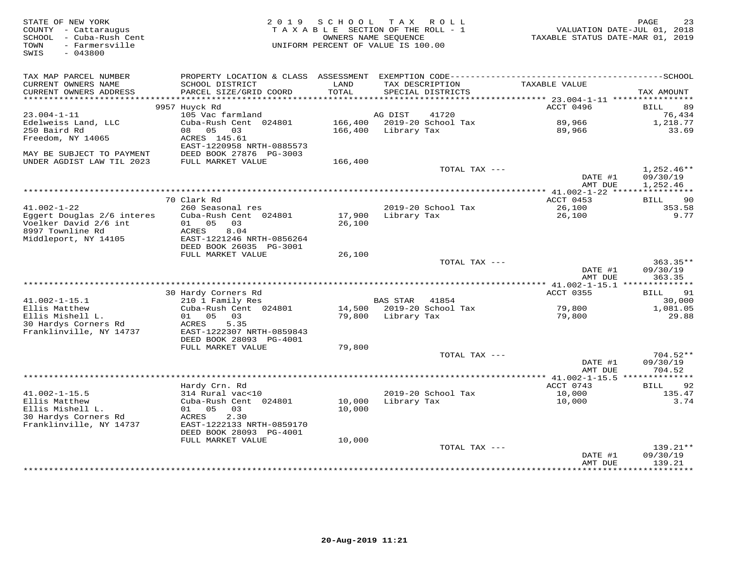STATE OF NEW YORK
COUNTY - Cattaraugus
SCHOOL - Cuba-Rush Cent
TOWN - Farmersville
SWIS - 043800

2019 SCHOOL TAX ROLL
TAXABLE SECTION OF THE ROLL - 1
OWNERS NAME SEQUENCE
UNIFORM PERCENT OF VALUE IS 100.00

VALUATION DATE-JUL 01, 2018
TAXABLE STATUS DATE-MAR 01, 2019

| TAX MAP PARCEL NUMBER / CURRENT OWNERS NAME / CURRENT OWNERS ADDRESS | PROPERTY LOCATION & CLASS / SCHOOL DISTRICT / PARCEL SIZE/GRID COORD | ASSESSMENT LAND / TOTAL | EXEMPTION CODE / TAX DESCRIPTION / SPECIAL DISTRICTS | TAXABLE VALUE | TAX AMOUNT |
|---|---|---|---|---|---|
| | 9957 Huyck Rd | | | ACCT 0496 | BILL 89 |
| 23.004-1-11 | 105 Vac farmland | | AG DIST 41720 | | 76,434 |
| Edelweiss Land, LLC | Cuba-Rush Cent 024801 | 166,400 | 2019-20 School Tax | 89,966 | 1,218.77 |
| 250 Baird Rd | 08 05 03 | 166,400 | Library Tax | 89,966 | 33.69 |
| Freedom, NY 14065 | ACRES 145.61 | | | | |
| | EAST-1220958 NRTH-0885573 | | | | |
| MAY BE SUBJECT TO PAYMENT | DEED BOOK 27876 PG-3003 | | | | |
| UNDER AGDIST LAW TIL 2023 | FULL MARKET VALUE | 166,400 | | | |
| | | | TOTAL TAX --- | | 1,252.46** |
| | | | | DATE #1 | 09/30/19 |
| | | | | AMT DUE | 1,252.46 |
| | 70 Clark Rd | | | ACCT 0453 | BILL 90 |
| 41.002-1-22 | 260 Seasonal res | | 2019-20 School Tax | 26,100 | 353.58 |
| Eggert Douglas 2/6 interes | Cuba-Rush Cent 024801 | 17,900 | Library Tax | 26,100 | 9.77 |
| Voelker David 2/6 int | 01 05 03 | 26,100 | | | |
| 8997 Townline Rd | ACRES 8.04 | | | | |
| Middleport, NY 14105 | EAST-1221246 NRTH-0856264 | | | | |
| | DEED BOOK 26035 PG-3001 | | | | |
| | FULL MARKET VALUE | 26,100 | | | |
| | | | TOTAL TAX --- | | 363.35** |
| | | | | DATE #1 | 09/30/19 |
| | | | | AMT DUE | 363.35 |
| | 30 Hardy Corners Rd | | | ACCT 0355 | BILL 91 |
| 41.002-1-15.1 | 210 1 Family Res | | BAS STAR 41854 | | 30,000 |
| Ellis Matthew | Cuba-Rush Cent 024801 | 14,500 | 2019-20 School Tax | 79,800 | 1,081.05 |
| Ellis Mishell L. | 01 05 03 | 79,800 | Library Tax | 79,800 | 29.88 |
| 30 Hardys Corners Rd | ACRES 5.35 | | | | |
| Franklinville, NY 14737 | EAST-1222307 NRTH-0859843 | | | | |
| | DEED BOOK 28093 PG-4001 | | | | |
| | FULL MARKET VALUE | 79,800 | | | |
| | | | TOTAL TAX --- | | 704.52** |
| | | | | DATE #1 | 09/30/19 |
| | | | | AMT DUE | 704.52 |
| | Hardy Crn. Rd | | | ACCT 0743 | BILL 92 |
| 41.002-1-15.5 | 314 Rural vac<10 | | 2019-20 School Tax | 10,000 | 135.47 |
| Ellis Matthew | Cuba-Rush Cent 024801 | 10,000 | Library Tax | 10,000 | 3.74 |
| Ellis Mishell L. | 01 05 03 | 10,000 | | | |
| 30 Hardys Corners Rd | ACRES 2.30 | | | | |
| Franklinville, NY 14737 | EAST-1222133 NRTH-0859170 | | | | |
| | DEED BOOK 28093 PG-4001 | | | | |
| | FULL MARKET VALUE | 10,000 | | | |
| | | | TOTAL TAX --- | | 139.21** |
| | | | | DATE #1 | 09/30/19 |
| | | | | AMT DUE | 139.21 |

20-Aug-2019 11:21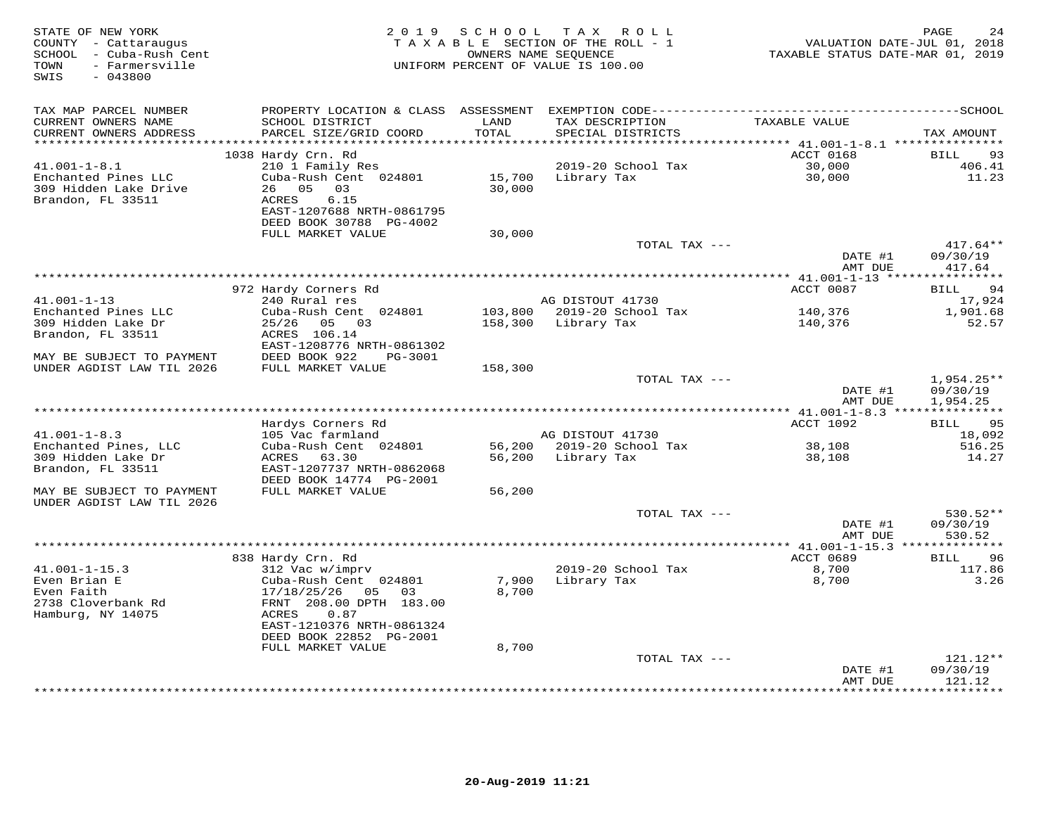STATE OF NEW YORK
COUNTY - Cattaraugus
SCHOOL - Cuba-Rush Cent
TOWN - Farmersville
SWIS - 043800

2019 SCHOOL TAX ROLL
TAXABLE SECTION OF THE ROLL - 1
OWNERS NAME SEQUENCE
UNIFORM PERCENT OF VALUE IS 100.00

VALUATION DATE-JUL 01, 2018
TAXABLE STATUS DATE-MAR 01, 2019

| TAX MAP PARCEL NUMBER / CURRENT OWNERS NAME / CURRENT OWNERS ADDRESS | PROPERTY LOCATION & CLASS / SCHOOL DISTRICT / PARCEL SIZE/GRID COORD | ASSESSMENT LAND / TOTAL | EXEMPTION CODE / TAX DESCRIPTION / SPECIAL DISTRICTS | TAXABLE VALUE | TAX AMOUNT |
|---|---|---|---|---|---|
| **41.001-1-8.1** | 1038 Hardy Crn. Rd | | | ACCT 0168 | BILL 93 |
| 41.001-1-8.1 | 210 1 Family Res | | 2019-20 School Tax | 30,000 | 406.41 |
| Enchanted Pines LLC | Cuba-Rush Cent 024801 | 15,700 | Library Tax | 30,000 | 11.23 |
| 309 Hidden Lake Drive | 26 05 03 | 30,000 | | | |
| Brandon, FL 33511 | ACRES 6.15 | | | | |
| | EAST-1207688 NRTH-0861795 | | | | |
| | DEED BOOK 30788 PG-4002 | | | | |
| | FULL MARKET VALUE | 30,000 | | | |
| | | | TOTAL TAX --- | | 417.64** |
| | | | | DATE #1 | 09/30/19 |
| | | | | AMT DUE | 417.64 |
| **41.001-1-13** | 972 Hardy Corners Rd | | | ACCT 0087 | BILL 94 |
| 41.001-1-13 | 240 Rural res | | AG DISTOUT 41730 | | 17,924 |
| Enchanted Pines LLC | Cuba-Rush Cent 024801 | 103,800 | 2019-20 School Tax | 140,376 | 1,901.68 |
| 309 Hidden Lake Dr | 25/26 05 03 | 158,300 | Library Tax | 140,376 | 52.57 |
| Brandon, FL 33511 | ACRES 106.14 | | | | |
| | EAST-1208776 NRTH-0861302 | | | | |
| MAY BE SUBJECT TO PAYMENT | DEED BOOK 922 PG-3001 | | | | |
| UNDER AGDIST LAW TIL 2026 | FULL MARKET VALUE | 158,300 | | | |
| | | | TOTAL TAX --- | | 1,954.25** |
| | | | | DATE #1 | 09/30/19 |
| | | | | AMT DUE | 1,954.25 |
| **41.001-1-8.3** | Hardys Corners Rd | | | ACCT 1092 | BILL 95 |
| 41.001-1-8.3 | 105 Vac farmland | | AG DISTOUT 41730 | | 18,092 |
| Enchanted Pines, LLC | Cuba-Rush Cent 024801 | 56,200 | 2019-20 School Tax | 38,108 | 516.25 |
| 309 Hidden Lake Dr | ACRES 63.30 | 56,200 | Library Tax | 38,108 | 14.27 |
| Brandon, FL 33511 | EAST-1207737 NRTH-0862068 | | | | |
| | DEED BOOK 14774 PG-2001 | | | | |
| MAY BE SUBJECT TO PAYMENT | FULL MARKET VALUE | 56,200 | | | |
| UNDER AGDIST LAW TIL 2026 | | | | | |
| | | | TOTAL TAX --- | | 530.52** |
| | | | | DATE #1 | 09/30/19 |
| | | | | AMT DUE | 530.52 |
| **41.001-1-15.3** | 838 Hardy Crn. Rd | | | ACCT 0689 | BILL 96 |
| 41.001-1-15.3 | 312 Vac w/imprv | | 2019-20 School Tax | 8,700 | 117.86 |
| Even Brian E | Cuba-Rush Cent 024801 | 7,900 | Library Tax | 8,700 | 3.26 |
| Even Faith | 17/18/25/26 05 03 | 8,700 | | | |
| 2738 Cloverbank Rd | FRNT 208.00 DPTH 183.00 | | | | |
| Hamburg, NY 14075 | ACRES 0.87 | | | | |
| | EAST-1210376 NRTH-0861324 | | | | |
| | DEED BOOK 22852 PG-2001 | | | | |
| | FULL MARKET VALUE | 8,700 | | | |
| | | | TOTAL TAX --- | | 121.12** |
| | | | | DATE #1 | 09/30/19 |
| | | | | AMT DUE | 121.12 |

20-Aug-2019 11:21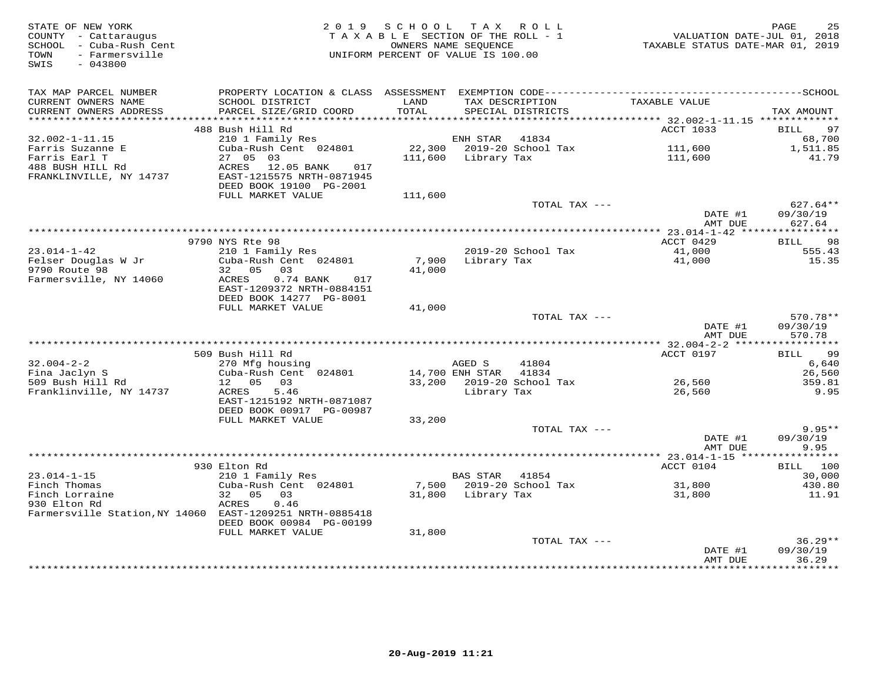STATE OF NEW YORK
COUNTY - Cattaraugus
SCHOOL - Cuba-Rush Cent
TOWN - Farmersville
SWIS - 043800

2019 SCHOOL TAX ROLL
TAXABLE SECTION OF THE ROLL - 1
OWNERS NAME SEQUENCE
UNIFORM PERCENT OF VALUE IS 100.00

VALUATION DATE-JUL 01, 2018
TAXABLE STATUS DATE-MAR 01, 2019

| TAX MAP PARCEL NUMBER<br>CURRENT OWNERS NAME<br>CURRENT OWNERS ADDRESS | PROPERTY LOCATION & CLASS<br>SCHOOL DISTRICT<br>PARCEL SIZE/GRID COORD | ASSESSMENT<br>LAND<br>TOTAL | EXEMPTION CODE<br>TAX DESCRIPTION<br>SPECIAL DISTRICTS | TAXABLE VALUE | SCHOOL<br>TAX AMOUNT |
|---|---|---|---|---|---|
| | 488 Bush Hill Rd | | | ACCT 1033 | BILL 97 |
| 32.002-1-11.15 | 210 1 Family Res | | ENH STAR 41834 | | 68,700 |
| Farris Suzanne E | Cuba-Rush Cent 024801 | 22,300 | 2019-20 School Tax | 111,600 | 1,511.85 |
| Farris Earl T | 27 05 03 | 111,600 | Library Tax | 111,600 | 41.79 |
| 488 BUSH HILL Rd | ACRES 12.05 BANK 017 | | | | |
| FRANKLINVILLE, NY 14737 | EAST-1215575 NRTH-0871945 | | | | |
| | DEED BOOK 19100 PG-2001 | | | | |
| | FULL MARKET VALUE | 111,600 | | | |
| | | | TOTAL TAX --- | | 627.64** |
| | | | | DATE #1 | 09/30/19 |
| | | | | AMT DUE | 627.64 |
| | 9790 NYS Rte 98 | | | ACCT 0429 | BILL 98 |
| 23.014-1-42 | 210 1 Family Res | | 2019-20 School Tax | 41,000 | 555.43 |
| Felser Douglas W Jr | Cuba-Rush Cent 024801 | 7,900 | Library Tax | 41,000 | 15.35 |
| 9790 Route 98 | 32 05 03 | 41,000 | | | |
| Farmersville, NY 14060 | ACRES 0.74 BANK 017 | | | | |
| | EAST-1209372 NRTH-0884151 | | | | |
| | DEED BOOK 14277 PG-8001 | | | | |
| | FULL MARKET VALUE | 41,000 | | | |
| | | | TOTAL TAX --- | | 570.78** |
| | | | | DATE #1 | 09/30/19 |
| | | | | AMT DUE | 570.78 |
| | 509 Bush Hill Rd | | | ACCT 0197 | BILL 99 |
| 32.004-2-2 | 270 Mfg housing | | AGED S 41804 | | 6,640 |
| Fina Jaclyn S | Cuba-Rush Cent 024801 | 14,700 | ENH STAR 41834 | | 26,560 |
| 509 Bush Hill Rd | 12 05 03 | 33,200 | 2019-20 School Tax | 26,560 | 359.81 |
| Franklinville, NY 14737 | ACRES 5.46 | | Library Tax | 26,560 | 9.95 |
| | EAST-1215192 NRTH-0871087 | | | | |
| | DEED BOOK 00917 PG-00987 | | | | |
| | FULL MARKET VALUE | 33,200 | | | |
| | | | TOTAL TAX --- | | 9.95** |
| | | | | DATE #1 | 09/30/19 |
| | | | | AMT DUE | 9.95 |
| | 930 Elton Rd | | | ACCT 0104 | BILL 100 |
| 23.014-1-15 | 210 1 Family Res | | BAS STAR 41854 | | 30,000 |
| Finch Thomas | Cuba-Rush Cent 024801 | 7,500 | 2019-20 School Tax | 31,800 | 430.80 |
| Finch Lorraine | 32 05 03 | 31,800 | Library Tax | 31,800 | 11.91 |
| 930 Elton Rd | ACRES 0.46 | | | | |
| Farmersville Station,NY 14060 | EAST-1209251 NRTH-0885418 | | | | |
| | DEED BOOK 00984 PG-00199 | | | | |
| | FULL MARKET VALUE | 31,800 | | | |
| | | | TOTAL TAX --- | | 36.29** |
| | | | | DATE #1 | 09/30/19 |
| | | | | AMT DUE | 36.29 |

20-Aug-2019 11:21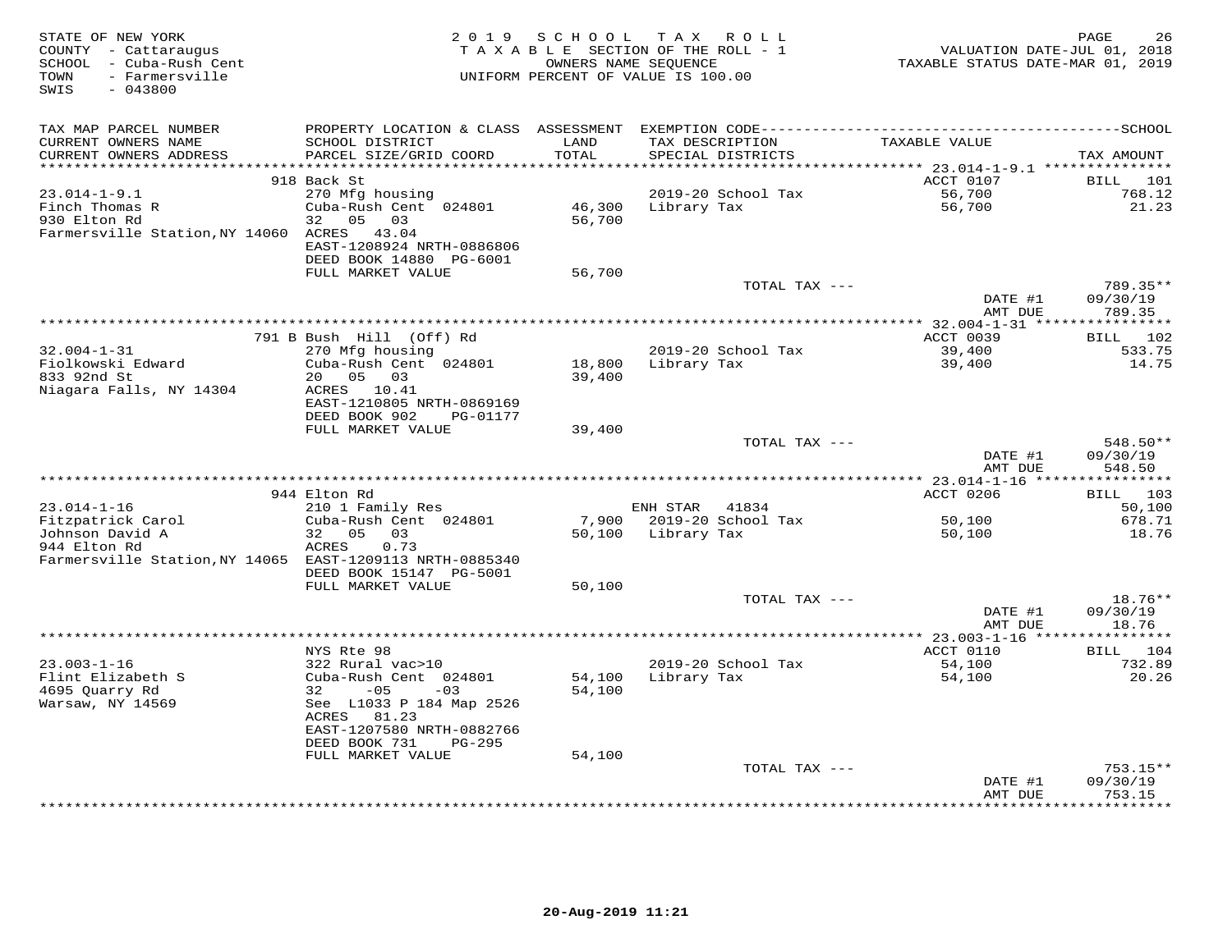STATE OF NEW YORK
COUNTY - Cattaraugus
SCHOOL - Cuba-Rush Cent
TOWN - Farmersville
SWIS - 043800

2 0 1 9 S C H O O L T A X R O L L
T A X A B L E SECTION OF THE ROLL - 1
OWNERS NAME SEQUENCE
UNIFORM PERCENT OF VALUE IS 100.00

VALUATION DATE-JUL 01, 2018
TAXABLE STATUS DATE-MAR 01, 2019

| TAX MAP PARCEL NUMBER / CURRENT OWNERS NAME / CURRENT OWNERS ADDRESS | PROPERTY LOCATION & CLASS / SCHOOL DISTRICT / PARCEL SIZE/GRID COORD | ASSESSMENT LAND / TOTAL | EXEMPTION CODE / TAX DESCRIPTION / SPECIAL DISTRICTS | TAXABLE VALUE | TAX AMOUNT |
|---|---|---|---|---|---|
| | 918 Back St | | | ACCT 0107 | BILL 101 |
| 23.014-1-9.1 | 270 Mfg housing | | 2019-20 School Tax | 56,700 | 768.12 |
| Finch Thomas R | Cuba-Rush Cent 024801 | 46,300 | Library Tax | 56,700 | 21.23 |
| 930 Elton Rd | 32 05 03 | 56,700 | | | |
| Farmersville Station,NY 14060 | ACRES 43.04 | | | | |
| | EAST-1208924 NRTH-0886806 | | | | |
| | DEED BOOK 14880 PG-6001 | | | | |
| | FULL MARKET VALUE | 56,700 | | | |
| | | | TOTAL TAX --- | | 789.35** |
| | | | | DATE #1 | 09/30/19 |
| | | | | AMT DUE | 789.35 |
| | 791 B Bush Hill (Off) Rd | | | ACCT 0039 | BILL 102 |
| 32.004-1-31 | 270 Mfg housing | | 2019-20 School Tax | 39,400 | 533.75 |
| Fiolkowski Edward | Cuba-Rush Cent 024801 | 18,800 | Library Tax | 39,400 | 14.75 |
| 833 92nd St | 20 05 03 | 39,400 | | | |
| Niagara Falls, NY 14304 | ACRES 10.41 | | | | |
| | EAST-1210805 NRTH-0869169 | | | | |
| | DEED BOOK 902 PG-01177 | | | | |
| | FULL MARKET VALUE | 39,400 | | | |
| | | | TOTAL TAX --- | | 548.50** |
| | | | | DATE #1 | 09/30/19 |
| | | | | AMT DUE | 548.50 |
| | 944 Elton Rd | | | ACCT 0206 | BILL 103 |
| 23.014-1-16 | 210 1 Family Res | | ENH STAR 41834 | | 50,100 |
| Fitzpatrick Carol | Cuba-Rush Cent 024801 | 7,900 | 2019-20 School Tax | 50,100 | 678.71 |
| Johnson David A | 32 05 03 | 50,100 | Library Tax | 50,100 | 18.76 |
| 944 Elton Rd | ACRES 0.73 | | | | |
| Farmersville Station,NY 14065 | EAST-1209113 NRTH-0885340 | | | | |
| | DEED BOOK 15147 PG-5001 | | | | |
| | FULL MARKET VALUE | 50,100 | | | |
| | | | TOTAL TAX --- | | 18.76** |
| | | | | DATE #1 | 09/30/19 |
| | | | | AMT DUE | 18.76 |
| | NYS Rte 98 | | | ACCT 0110 | BILL 104 |
| 23.003-1-16 | 322 Rural vac>10 | | 2019-20 School Tax | 54,100 | 732.89 |
| Flint Elizabeth S | Cuba-Rush Cent 024801 | 54,100 | Library Tax | 54,100 | 20.26 |
| 4695 Quarry Rd | 32 -05 -03 | 54,100 | | | |
| Warsaw, NY 14569 | See L1033 P 184 Map 2526 | | | | |
| | ACRES 81.23 | | | | |
| | EAST-1207580 NRTH-0882766 | | | | |
| | DEED BOOK 731 PG-295 | | | | |
| | FULL MARKET VALUE | 54,100 | | | |
| | | | TOTAL TAX --- | | 753.15** |
| | | | | DATE #1 | 09/30/19 |
| | | | | AMT DUE | 753.15 |

20-Aug-2019 11:21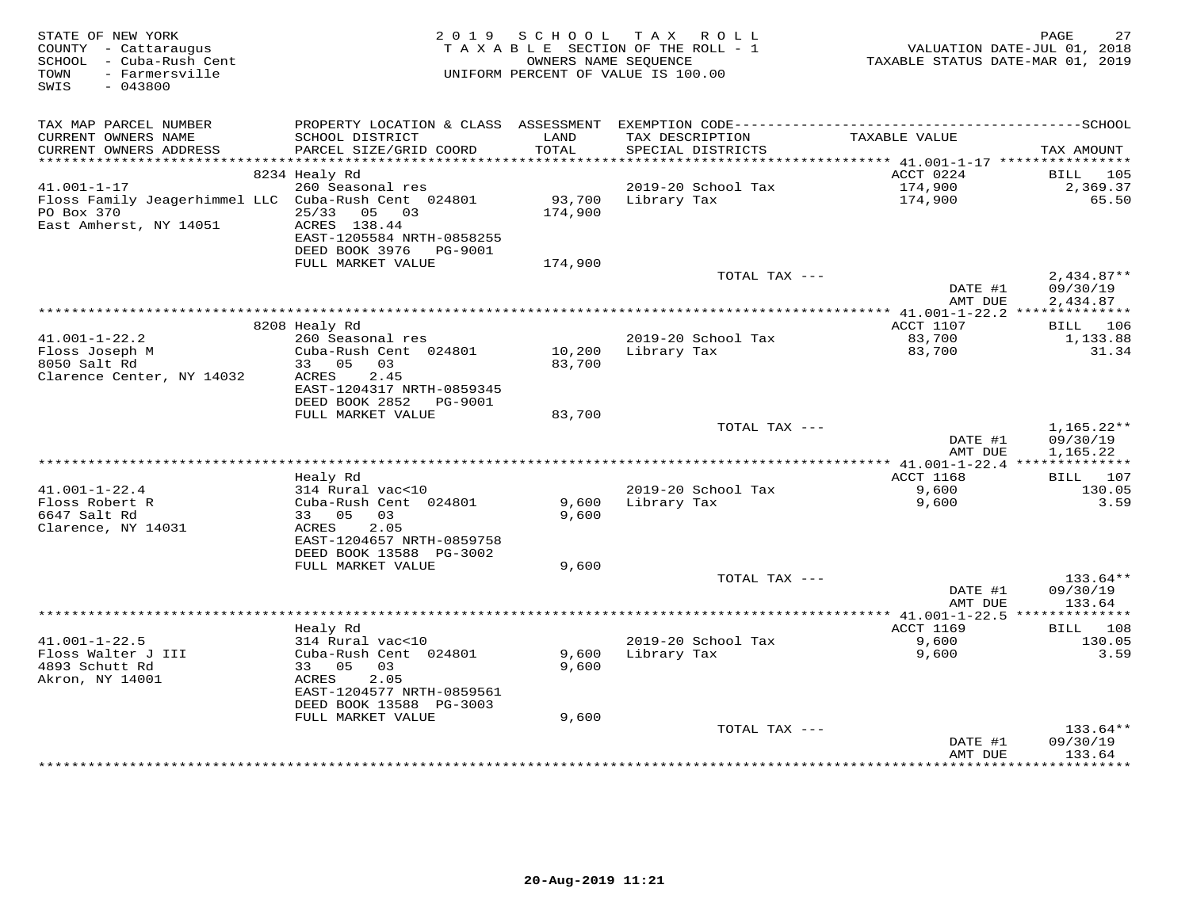STATE OF NEW YORK
COUNTY - Cattaraugus
SCHOOL - Cuba-Rush Cent
TOWN - Farmersville
SWIS - 043800

2019 SCHOOL TAX ROLL
TAXABLE SECTION OF THE ROLL - 1
OWNERS NAME SEQUENCE
UNIFORM PERCENT OF VALUE IS 100.00

VALUATION DATE-JUL 01, 2018
TAXABLE STATUS DATE-MAR 01, 2019

| TAX MAP PARCEL NUMBER / CURRENT OWNERS NAME / CURRENT OWNERS ADDRESS | PROPERTY LOCATION & CLASS / SCHOOL DISTRICT / PARCEL SIZE/GRID COORD | ASSESSMENT LAND / TOTAL | EXEMPTION CODE / TAX DESCRIPTION / SPECIAL DISTRICTS | TAXABLE VALUE | TAX AMOUNT |
|---|---|---|---|---|---|
| | 8234 Healy Rd | | | ACCT 0224 | BILL 105 |
| 41.001-1-17 | 260 Seasonal res | | 2019-20 School Tax | 174,900 | 2,369.37 |
| Floss Family Jeagerhimmel LLC | Cuba-Rush Cent 024801 | 93,700 | Library Tax | 174,900 | 65.50 |
| PO Box 370 | 25/33 05 03 | 174,900 | | | |
| East Amherst, NY 14051 | ACRES 138.44 | | | | |
| | EAST-1205584 NRTH-0858255 | | | | |
| | DEED BOOK 3976 PG-9001 | | | | |
| | FULL MARKET VALUE | 174,900 | | | |
| | | | TOTAL TAX --- | | 2,434.87** |
| | | | | DATE #1 | 09/30/19 |
| | | | | AMT DUE | 2,434.87 |
| | 8208 Healy Rd | | | ACCT 1107 | BILL 106 |
| 41.001-1-22.2 | 260 Seasonal res | | 2019-20 School Tax | 83,700 | 1,133.88 |
| Floss Joseph M | Cuba-Rush Cent 024801 | 10,200 | Library Tax | 83,700 | 31.34 |
| 8050 Salt Rd | 33 05 03 | 83,700 | | | |
| Clarence Center, NY 14032 | ACRES 2.45 | | | | |
| | EAST-1204317 NRTH-0859345 | | | | |
| | DEED BOOK 2852 PG-9001 | | | | |
| | FULL MARKET VALUE | 83,700 | | | |
| | | | TOTAL TAX --- | | 1,165.22** |
| | | | | DATE #1 | 09/30/19 |
| | | | | AMT DUE | 1,165.22 |
| | Healy Rd | | | ACCT 1168 | BILL 107 |
| 41.001-1-22.4 | 314 Rural vac<10 | | 2019-20 School Tax | 9,600 | 130.05 |
| Floss Robert R | Cuba-Rush Cent 024801 | 9,600 | Library Tax | 9,600 | 3.59 |
| 6647 Salt Rd | 33 05 03 | 9,600 | | | |
| Clarence, NY 14031 | ACRES 2.05 | | | | |
| | EAST-1204657 NRTH-0859758 | | | | |
| | DEED BOOK 13588 PG-3002 | | | | |
| | FULL MARKET VALUE | 9,600 | | | |
| | | | TOTAL TAX --- | | 133.64** |
| | | | | DATE #1 | 09/30/19 |
| | | | | AMT DUE | 133.64 |
| | Healy Rd | | | ACCT 1169 | BILL 108 |
| 41.001-1-22.5 | 314 Rural vac<10 | | 2019-20 School Tax | 9,600 | 130.05 |
| Floss Walter J III | Cuba-Rush Cent 024801 | 9,600 | Library Tax | 9,600 | 3.59 |
| 4893 Schutt Rd | 33 05 03 | 9,600 | | | |
| Akron, NY 14001 | ACRES 2.05 | | | | |
| | EAST-1204577 NRTH-0859561 | | | | |
| | DEED BOOK 13588 PG-3003 | | | | |
| | FULL MARKET VALUE | 9,600 | | | |
| | | | TOTAL TAX --- | | 133.64** |
| | | | | DATE #1 | 09/30/19 |
| | | | | AMT DUE | 133.64 |

20-Aug-2019 11:21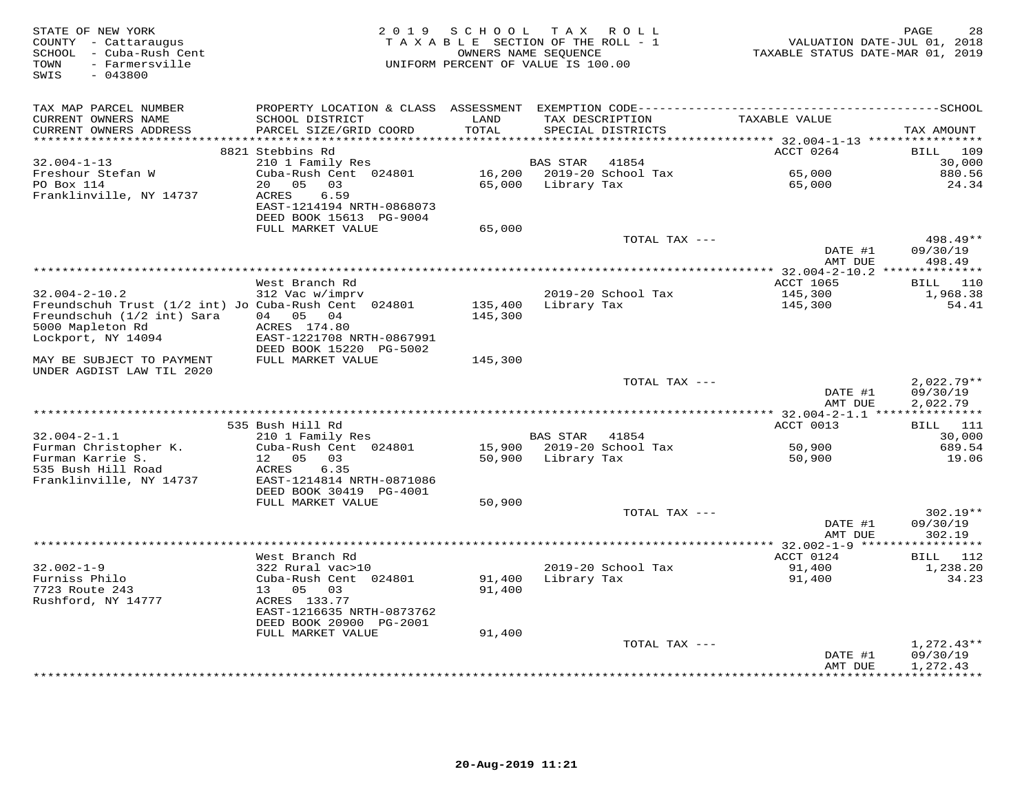STATE OF NEW YORK
COUNTY - Cattaraugus
SCHOOL - Cuba-Rush Cent
TOWN - Farmersville
SWIS - 043800

2019 SCHOOL TAX ROLL
TAXABLE SECTION OF THE ROLL - 1
OWNERS NAME SEQUENCE
UNIFORM PERCENT OF VALUE IS 100.00

VALUATION DATE-JUL 01, 2018
TAXABLE STATUS DATE-MAR 01, 2019

| TAX MAP PARCEL NUMBER / CURRENT OWNERS NAME / CURRENT OWNERS ADDRESS | PROPERTY LOCATION & CLASS / SCHOOL DISTRICT / PARCEL SIZE/GRID COORD | ASSESSMENT LAND / TOTAL | EXEMPTION CODE / TAX DESCRIPTION / SPECIAL DISTRICTS | TAXABLE VALUE | TAX AMOUNT |
|---|---|---|---|---|---|
| | 8821 Stebbins Rd | | | ACCT 0264 | BILL 109 |
| 32.004-1-13 | 210 1 Family Res | | BAS STAR 41854 | | 30,000 |
| Freshour Stefan W | Cuba-Rush Cent 024801 | 16,200 | 2019-20 School Tax | 65,000 | 880.56 |
| PO Box 114 | 20 05 03 | 65,000 | Library Tax | 65,000 | 24.34 |
| Franklinville, NY 14737 | ACRES 6.59 | | | | |
| | EAST-1214194 NRTH-0868073 | | | | |
| | DEED BOOK 15613 PG-9004 | | | | |
| | FULL MARKET VALUE | 65,000 | | | |
| | | | TOTAL TAX --- | | 498.49** |
| | | | | DATE #1 | 09/30/19 |
| | | | | AMT DUE | 498.49 |
| | West Branch Rd | | | ACCT 1065 | BILL 110 |
| 32.004-2-10.2 | 312 Vac w/imprv | | 2019-20 School Tax | 145,300 | 1,968.38 |
| Freundschuh Trust (1/2 int) Jo | Cuba-Rush Cent 024801 | 135,400 | Library Tax | 145,300 | 54.41 |
| Freundschuh (1/2 int) Sara | 04 05 04 | 145,300 | | | |
| 5000 Mapleton Rd | ACRES 174.80 | | | | |
| Lockport, NY 14094 | EAST-1221708 NRTH-0867991 | | | | |
| | DEED BOOK 15220 PG-5002 | | | | |
| MAY BE SUBJECT TO PAYMENT UNDER AGDIST LAW TIL 2020 | FULL MARKET VALUE | 145,300 | | | |
| | | | TOTAL TAX --- | | 2,022.79** |
| | | | | DATE #1 | 09/30/19 |
| | | | | AMT DUE | 2,022.79 |
| | 535 Bush Hill Rd | | | ACCT 0013 | BILL 111 |
| 32.004-2-1.1 | 210 1 Family Res | | BAS STAR 41854 | | 30,000 |
| Furman Christopher K. | Cuba-Rush Cent 024801 | 15,900 | 2019-20 School Tax | 50,900 | 689.54 |
| Furman Karrie S. | 12 05 03 | 50,900 | Library Tax | 50,900 | 19.06 |
| 535 Bush Hill Road | ACRES 6.35 | | | | |
| Franklinville, NY 14737 | EAST-1214814 NRTH-0871086 | | | | |
| | DEED BOOK 30419 PG-4001 | | | | |
| | FULL MARKET VALUE | 50,900 | | | |
| | | | TOTAL TAX --- | | 302.19** |
| | | | | DATE #1 | 09/30/19 |
| | | | | AMT DUE | 302.19 |
| | West Branch Rd | | | ACCT 0124 | BILL 112 |
| 32.002-1-9 | 322 Rural vac>10 | | 2019-20 School Tax | 91,400 | 1,238.20 |
| Furniss Philo | Cuba-Rush Cent 024801 | 91,400 | Library Tax | 91,400 | 34.23 |
| 7723 Route 243 | 13 05 03 | 91,400 | | | |
| Rushford, NY 14777 | ACRES 133.77 | | | | |
| | EAST-1216635 NRTH-0873762 | | | | |
| | DEED BOOK 20900 PG-2001 | | | | |
| | FULL MARKET VALUE | 91,400 | | | |
| | | | TOTAL TAX --- | | 1,272.43** |
| | | | | DATE #1 | 09/30/19 |
| | | | | AMT DUE | 1,272.43 |

20-Aug-2019 11:21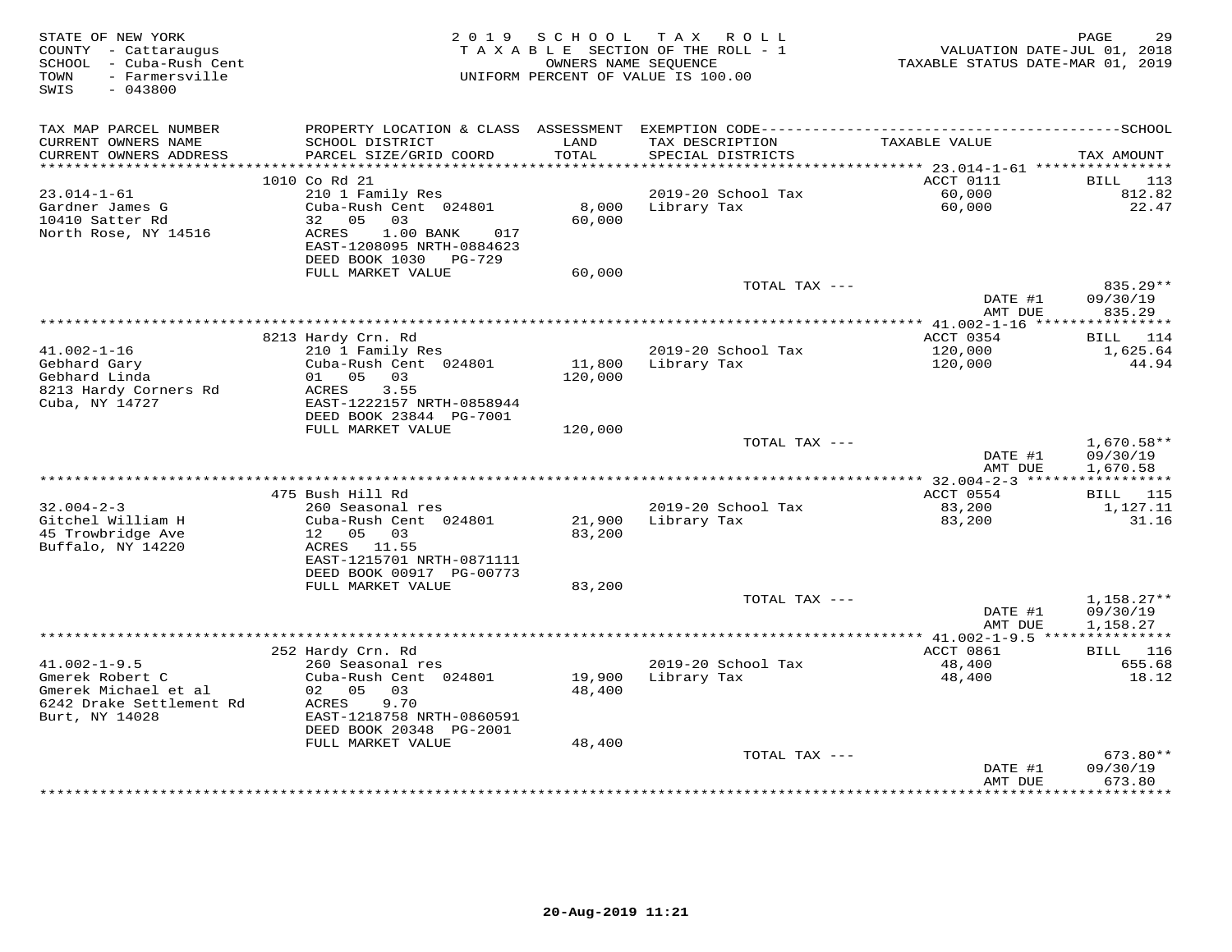STATE OF NEW YORK
COUNTY - Cattaraugus
SCHOOL - Cuba-Rush Cent
TOWN - Farmersville
SWIS - 043800

2019 SCHOOL TAX ROLL
TAXABLE SECTION OF THE ROLL - 1
OWNERS NAME SEQUENCE
UNIFORM PERCENT OF VALUE IS 100.00

VALUATION DATE-JUL 01, 2018
TAXABLE STATUS DATE-MAR 01, 2019

| TAX MAP PARCEL NUMBER / CURRENT OWNERS NAME / CURRENT OWNERS ADDRESS | PROPERTY LOCATION & CLASS / SCHOOL DISTRICT / PARCEL SIZE/GRID COORD | ASSESSMENT LAND / TOTAL | EXEMPTION CODE / TAX DESCRIPTION / SPECIAL DISTRICTS | TAXABLE VALUE | TAX AMOUNT |
|---|---|---|---|---|---|
| | 1010 Co Rd 21 | | | ACCT 0111 | BILL 113 |
| 23.014-1-61 | 210 1 Family Res | | 2019-20 School Tax | 60,000 | 812.82 |
| Gardner James G | Cuba-Rush Cent 024801 | 8,000 | Library Tax | 60,000 | 22.47 |
| 10410 Satter Rd | 32 05 03 | 60,000 | | | |
| North Rose, NY 14516 | ACRES 1.00 BANK 017 | | | | |
| | EAST-1208095 NRTH-0884623 | | | | |
| | DEED BOOK 1030 PG-729 | | | | |
| | FULL MARKET VALUE | 60,000 | | | |
| | | | TOTAL TAX --- | | 835.29** |
| | | | | DATE #1 | 09/30/19 |
| | | | | AMT DUE | 835.29 |
| | 8213 Hardy Crn. Rd | | | ACCT 0354 | BILL 114 |
| 41.002-1-16 | 210 1 Family Res | | 2019-20 School Tax | 120,000 | 1,625.64 |
| Gebhard Gary | Cuba-Rush Cent 024801 | 11,800 | Library Tax | 120,000 | 44.94 |
| Gebhard Linda | 01 05 03 | 120,000 | | | |
| 8213 Hardy Corners Rd | ACRES 3.55 | | | | |
| Cuba, NY 14727 | EAST-1222157 NRTH-0858944 | | | | |
| | DEED BOOK 23844 PG-7001 | | | | |
| | FULL MARKET VALUE | 120,000 | | | |
| | | | TOTAL TAX --- | | 1,670.58** |
| | | | | DATE #1 | 09/30/19 |
| | | | | AMT DUE | 1,670.58 |
| | 475 Bush Hill Rd | | | ACCT 0554 | BILL 115 |
| 32.004-2-3 | 260 Seasonal res | | 2019-20 School Tax | 83,200 | 1,127.11 |
| Gitchel William H | Cuba-Rush Cent 024801 | 21,900 | Library Tax | 83,200 | 31.16 |
| 45 Trowbridge Ave | 12 05 03 | 83,200 | | | |
| Buffalo, NY 14220 | ACRES 11.55 | | | | |
| | EAST-1215701 NRTH-0871111 | | | | |
| | DEED BOOK 00917 PG-00773 | | | | |
| | FULL MARKET VALUE | 83,200 | | | |
| | | | TOTAL TAX --- | | 1,158.27** |
| | | | | DATE #1 | 09/30/19 |
| | | | | AMT DUE | 1,158.27 |
| | 252 Hardy Crn. Rd | | | ACCT 0861 | BILL 116 |
| 41.002-1-9.5 | 260 Seasonal res | | 2019-20 School Tax | 48,400 | 655.68 |
| Gmerek Robert C | Cuba-Rush Cent 024801 | 19,900 | Library Tax | 48,400 | 18.12 |
| Gmerek Michael et al | 02 05 03 | 48,400 | | | |
| 6242 Drake Settlement Rd | ACRES 9.70 | | | | |
| Burt, NY 14028 | EAST-1218758 NRTH-0860591 | | | | |
| | DEED BOOK 20348 PG-2001 | | | | |
| | FULL MARKET VALUE | 48,400 | | | |
| | | | TOTAL TAX --- | | 673.80** |
| | | | | DATE #1 | 09/30/19 |
| | | | | AMT DUE | 673.80 |

20-Aug-2019 11:21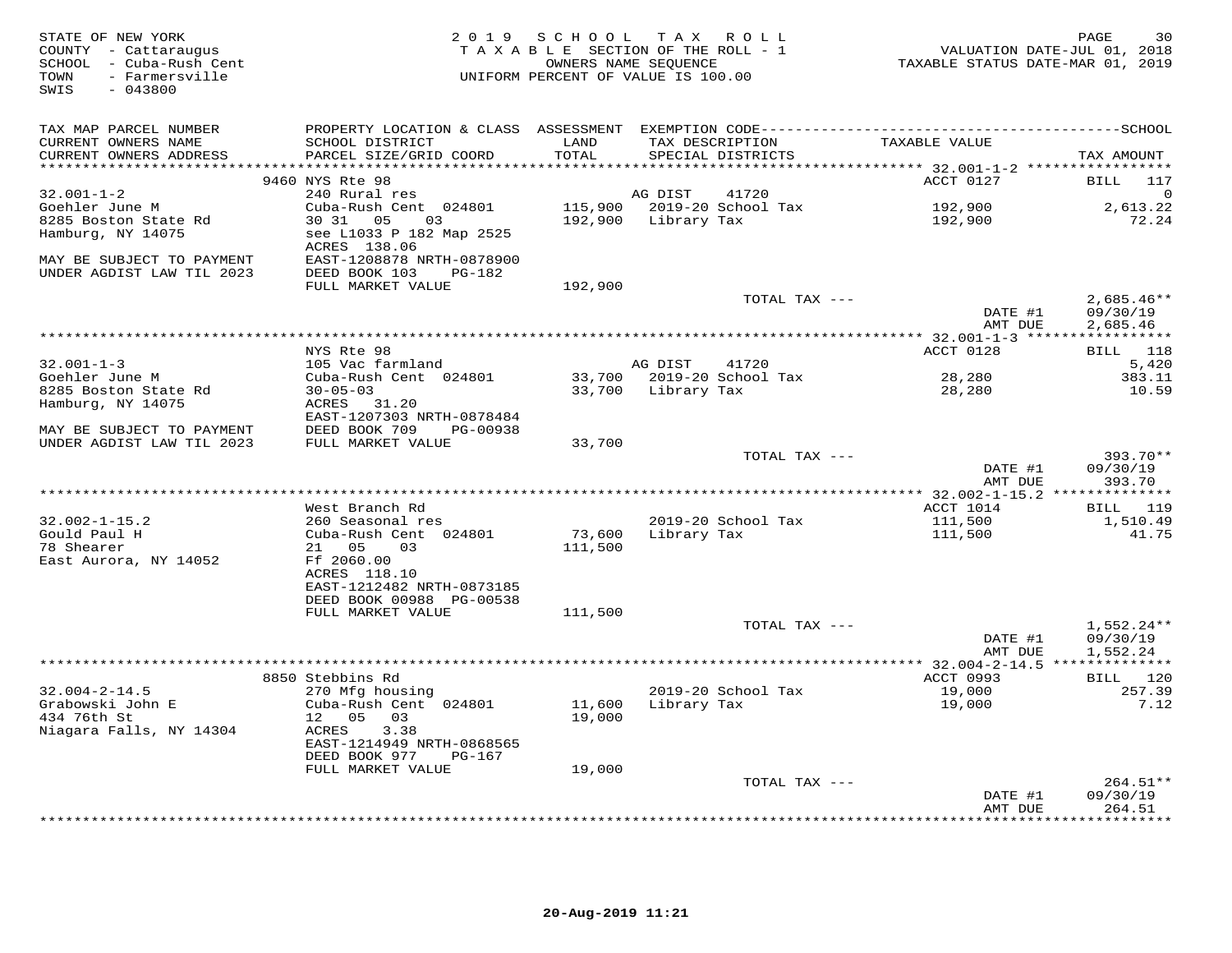STATE OF NEW YORK
COUNTY - Cattaraugus
SCHOOL - Cuba-Rush Cent
TOWN - Farmersville
SWIS - 043800

2019 SCHOOL TAX ROLL
TAXABLE SECTION OF THE ROLL - 1
OWNERS NAME SEQUENCE
UNIFORM PERCENT OF VALUE IS 100.00

VALUATION DATE-JUL 01, 2018
TAXABLE STATUS DATE-MAR 01, 2019

| TAX MAP PARCEL NUMBER / CURRENT OWNERS NAME / CURRENT OWNERS ADDRESS | PROPERTY LOCATION & CLASS / SCHOOL DISTRICT / PARCEL SIZE/GRID COORD | ASSESSMENT LAND | TOTAL | EXEMPTION CODE / TAX DESCRIPTION / SPECIAL DISTRICTS | TAXABLE VALUE | TAX AMOUNT |
|---|---|---|---|---|---|---|
| | 9460 NYS Rte 98 | | | | ACCT 0127 | BILL 117 |
| 32.001-1-2 | 240 Rural res | | | AG DIST 41720 | | 0 |
| Goehler June M | Cuba-Rush Cent 024801 | 115,900 | | 2019-20 School Tax | 192,900 | 2,613.22 |
| 8285 Boston State Rd | 30 31 05 03 | | 192,900 | Library Tax | 192,900 | 72.24 |
| Hamburg, NY 14075 | see L1033 P 182 Map 2525 | | | | | |
| | ACRES 138.06 | | | | | |
| MAY BE SUBJECT TO PAYMENT | EAST-1208878 NRTH-0878900 | | | | | |
| UNDER AGDIST LAW TIL 2023 | DEED BOOK 103 PG-182 | | | | | |
| | FULL MARKET VALUE | | 192,900 | | | |
| | | | | TOTAL TAX --- | | 2,685.46** |
| | | | | | DATE #1 | 09/30/19 |
| | | | | | AMT DUE | 2,685.46 |
| | NYS Rte 98 | | | | ACCT 0128 | BILL 118 |
| 32.001-1-3 | 105 Vac farmland | | | AG DIST 41720 | | 5,420 |
| Goehler June M | Cuba-Rush Cent 024801 | 33,700 | | 2019-20 School Tax | 28,280 | 383.11 |
| 8285 Boston State Rd | 30-05-03 | | 33,700 | Library Tax | 28,280 | 10.59 |
| Hamburg, NY 14075 | ACRES 31.20 | | | | | |
| | EAST-1207303 NRTH-0878484 | | | | | |
| MAY BE SUBJECT TO PAYMENT | DEED BOOK 709 PG-00938 | | | | | |
| UNDER AGDIST LAW TIL 2023 | FULL MARKET VALUE | | 33,700 | | | |
| | | | | TOTAL TAX --- | | 393.70** |
| | | | | | DATE #1 | 09/30/19 |
| | | | | | AMT DUE | 393.70 |
| | West Branch Rd | | | | ACCT 1014 | BILL 119 |
| 32.002-1-15.2 | 260 Seasonal res | | | 2019-20 School Tax | 111,500 | 1,510.49 |
| Gould Paul H | Cuba-Rush Cent 024801 | 73,600 | | Library Tax | 111,500 | 41.75 |
| 78 Shearer | 21 05 03 | | 111,500 | | | |
| East Aurora, NY 14052 | Ff 2060.00 | | | | | |
| | ACRES 118.10 | | | | | |
| | EAST-1212482 NRTH-0873185 | | | | | |
| | DEED BOOK 00988 PG-00538 | | | | | |
| | FULL MARKET VALUE | | 111,500 | | | |
| | | | | TOTAL TAX --- | | 1,552.24** |
| | | | | | DATE #1 | 09/30/19 |
| | | | | | AMT DUE | 1,552.24 |
| | 8850 Stebbins Rd | | | | ACCT 0993 | BILL 120 |
| 32.004-2-14.5 | 270 Mfg housing | | | 2019-20 School Tax | 19,000 | 257.39 |
| Grabowski John E | Cuba-Rush Cent 024801 | 11,600 | | Library Tax | 19,000 | 7.12 |
| 434 76th St | 12 05 03 | | 19,000 | | | |
| Niagara Falls, NY 14304 | ACRES 3.38 | | | | | |
| | EAST-1214949 NRTH-0868565 | | | | | |
| | DEED BOOK 977 PG-167 | | | | | |
| | FULL MARKET VALUE | | 19,000 | | | |
| | | | | TOTAL TAX --- | | 264.51** |
| | | | | | DATE #1 | 09/30/19 |
| | | | | | AMT DUE | 264.51 |

20-Aug-2019 11:21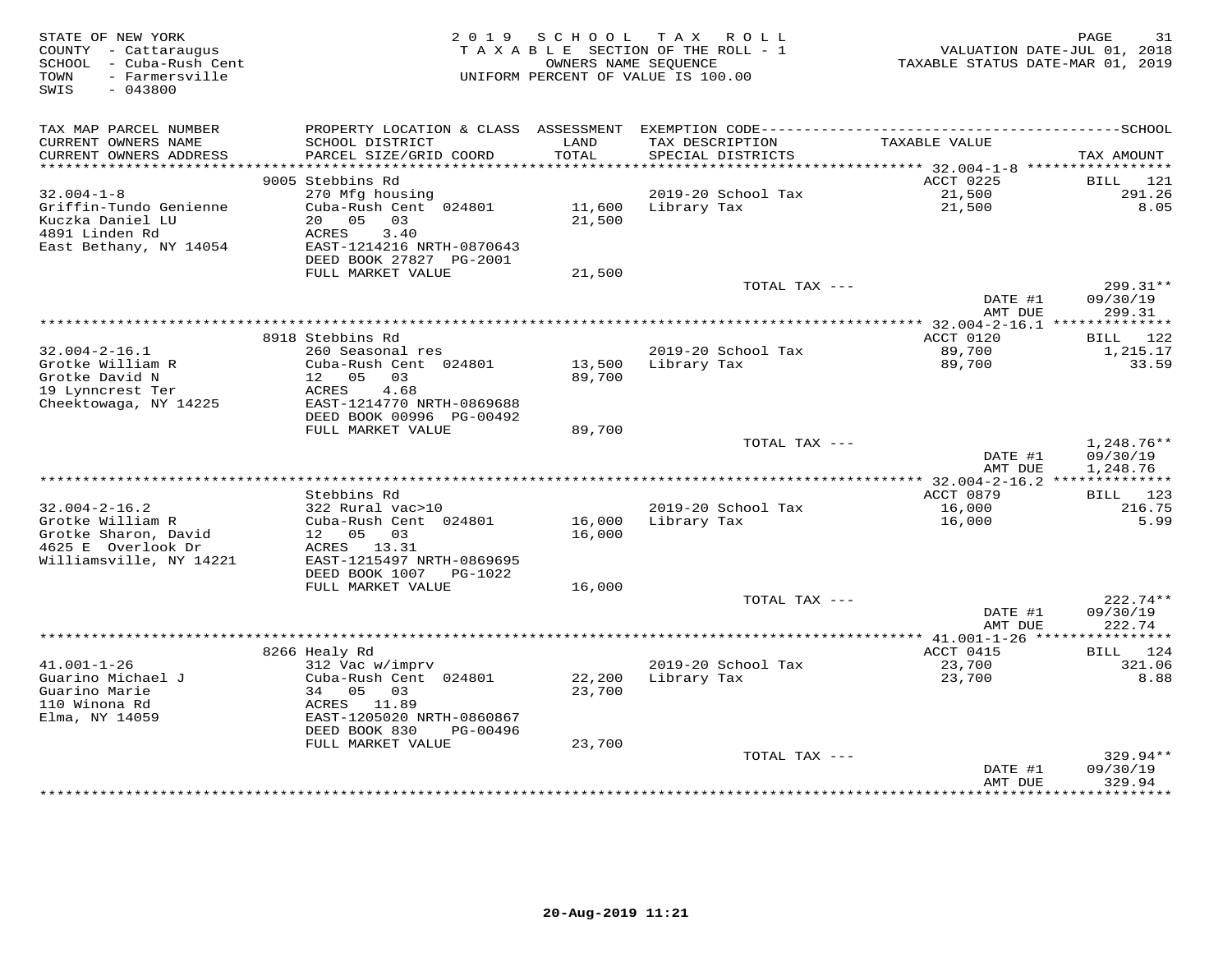STATE OF NEW YORK
COUNTY - Cattaraugus
SCHOOL - Cuba-Rush Cent
TOWN - Farmersville
SWIS - 043800

2019 SCHOOL TAX ROLL
TAXABLE SECTION OF THE ROLL - 1
OWNERS NAME SEQUENCE
UNIFORM PERCENT OF VALUE IS 100.00

VALUATION DATE-JUL 01, 2018
TAXABLE STATUS DATE-MAR 01, 2019

| TAX MAP PARCEL NUMBER / CURRENT OWNERS NAME / CURRENT OWNERS ADDRESS | PROPERTY LOCATION & CLASS / SCHOOL DISTRICT / PARCEL SIZE/GRID COORD | ASSESSMENT LAND / TOTAL | EXEMPTION CODE / TAX DESCRIPTION / SPECIAL DISTRICTS | TAXABLE VALUE | SCHOOL / TAX AMOUNT |
|---|---|---|---|---|---|
| 32.004-1-8 | 9005 Stebbins Rd | | | ACCT 0225 | BILL 121 |
| Griffin-Tundo Genienne | 270 Mfg housing | | 2019-20 School Tax | 21,500 | 291.26 |
| Kuczka Daniel LU | Cuba-Rush Cent 024801 | 11,600 | Library Tax | 21,500 | 8.05 |
| 4891 Linden Rd | 20 05 03 | 21,500 | | | |
| East Bethany, NY 14054 | ACRES 3.40 | | | | |
| | EAST-1214216 NRTH-0870643 | | | | |
| | DEED BOOK 27827 PG-2001 | | | | |
| | FULL MARKET VALUE | 21,500 | | | |
| | | | TOTAL TAX --- | | 299.31** |
| | | | | DATE #1 | 09/30/19 |
| | | | | AMT DUE | 299.31 |
| 32.004-2-16.1 | 8918 Stebbins Rd | | | ACCT 0120 | BILL 122 |
| Grotke William R | 260 Seasonal res | | 2019-20 School Tax | 89,700 | 1,215.17 |
| Grotke David N | Cuba-Rush Cent 024801 | 13,500 | Library Tax | 89,700 | 33.59 |
| 19 Lynncrest Ter | 12 05 03 | 89,700 | | | |
| Cheektowaga, NY 14225 | ACRES 4.68 | | | | |
| | EAST-1214770 NRTH-0869688 | | | | |
| | DEED BOOK 00996 PG-00492 | | | | |
| | FULL MARKET VALUE | 89,700 | | | |
| | | | TOTAL TAX --- | | 1,248.76** |
| | | | | DATE #1 | 09/30/19 |
| | | | | AMT DUE | 1,248.76 |
| 32.004-2-16.2 | Stebbins Rd | | | ACCT 0879 | BILL 123 |
| Grotke William R | 322 Rural vac>10 | | 2019-20 School Tax | 16,000 | 216.75 |
| Grotke Sharon, David | Cuba-Rush Cent 024801 | 16,000 | Library Tax | 16,000 | 5.99 |
| 4625 E Overlook Dr | 12 05 03 | 16,000 | | | |
| Williamsville, NY 14221 | ACRES 13.31 | | | | |
| | EAST-1215497 NRTH-0869695 | | | | |
| | DEED BOOK 1007 PG-1022 | | | | |
| | FULL MARKET VALUE | 16,000 | | | |
| | | | TOTAL TAX --- | | 222.74** |
| | | | | DATE #1 | 09/30/19 |
| | | | | AMT DUE | 222.74 |
| 41.001-1-26 | 8266 Healy Rd | | | ACCT 0415 | BILL 124 |
| Guarino Michael J | 312 Vac w/imprv | | 2019-20 School Tax | 23,700 | 321.06 |
| Guarino Marie | Cuba-Rush Cent 024801 | 22,200 | Library Tax | 23,700 | 8.88 |
| 110 Winona Rd | 34 05 03 | 23,700 | | | |
| Elma, NY 14059 | ACRES 11.89 | | | | |
| | EAST-1205020 NRTH-0860867 | | | | |
| | DEED BOOK 830 PG-00496 | | | | |
| | FULL MARKET VALUE | 23,700 | | | |
| | | | TOTAL TAX --- | | 329.94** |
| | | | | DATE #1 | 09/30/19 |
| | | | | AMT DUE | 329.94 |

20-Aug-2019 11:21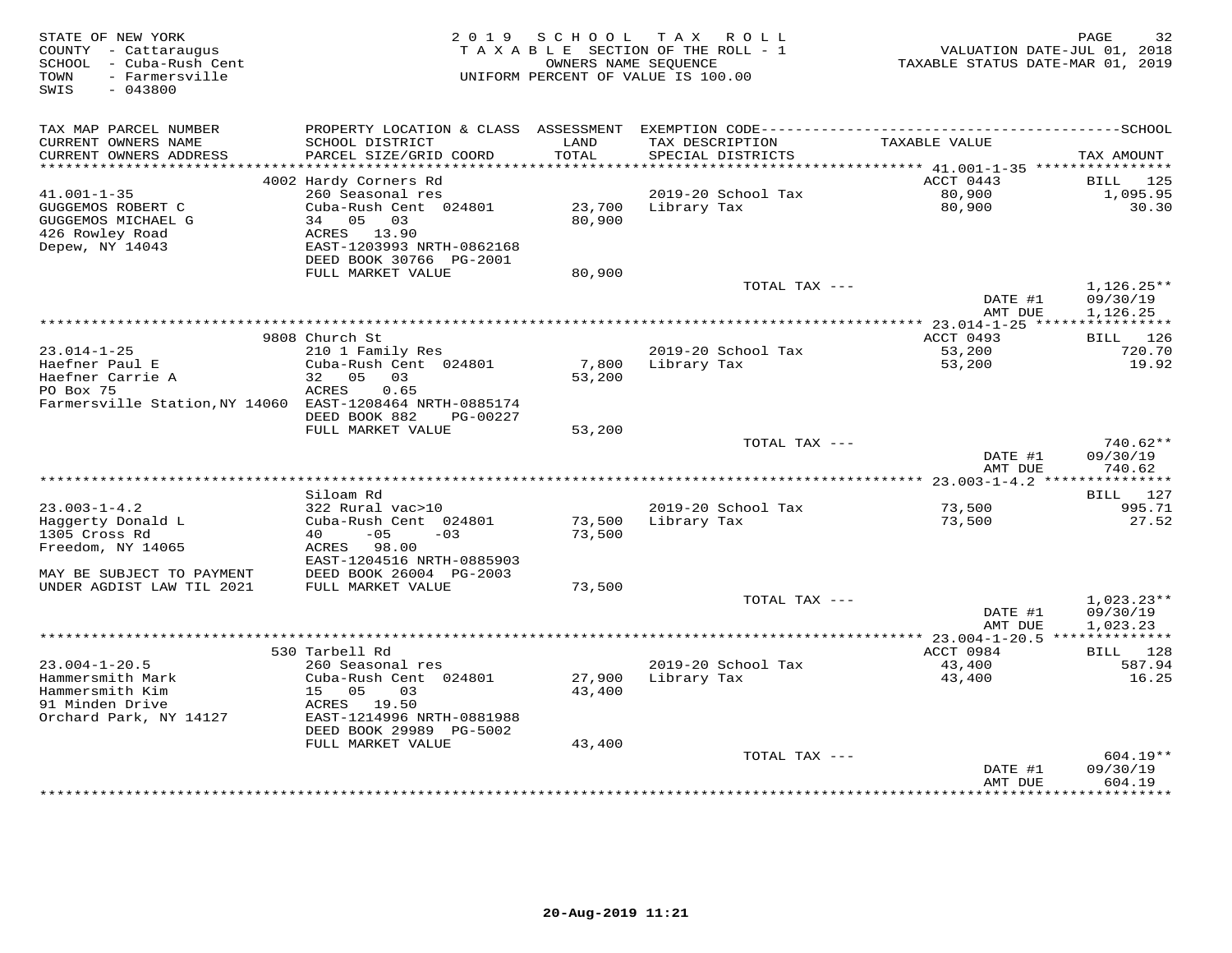STATE OF NEW YORK
COUNTY - Cattaraugus
SCHOOL - Cuba-Rush Cent
TOWN - Farmersville
SWIS - 043800

2019 SCHOOL TAX ROLL
TAXABLE SECTION OF THE ROLL - 1
OWNERS NAME SEQUENCE
UNIFORM PERCENT OF VALUE IS 100.00

VALUATION DATE-JUL 01, 2018
TAXABLE STATUS DATE-MAR 01, 2019

| TAX MAP PARCEL NUMBER / CURRENT OWNERS NAME / CURRENT OWNERS ADDRESS | PROPERTY LOCATION & CLASS / SCHOOL DISTRICT / PARCEL SIZE/GRID COORD | ASSESSMENT LAND / TOTAL | EXEMPTION CODE / TAX DESCRIPTION / SPECIAL DISTRICTS | TAXABLE VALUE | TAX AMOUNT |
|---|---|---|---|---|---|
| **41.001-1-35** | 4002 Hardy Corners Rd | | | ACCT 0443 | BILL 125 |
| 41.001-1-35 | 260 Seasonal res | | 2019-20 School Tax | 80,900 | 1,095.95 |
| GUGGEMOS ROBERT C | Cuba-Rush Cent 024801 | 23,700 | Library Tax | 80,900 | 30.30 |
| GUGGEMOS MICHAEL G | 34 05 03 | 80,900 | | | |
| 426 Rowley Road | ACRES 13.90 | | | | |
| Depew, NY 14043 | EAST-1203993 NRTH-0862168 | | | | |
| | DEED BOOK 30766 PG-2001 | | | | |
| | FULL MARKET VALUE | 80,900 | | | |
| | | | TOTAL TAX --- | | 1,126.25** |
| | | | | DATE #1 | 09/30/19 |
| | | | | AMT DUE | 1,126.25 |
| **23.014-1-25** | 9808 Church St | | | ACCT 0493 | BILL 126 |
| 23.014-1-25 | 210 1 Family Res | | 2019-20 School Tax | 53,200 | 720.70 |
| Haefner Paul E | Cuba-Rush Cent 024801 | 7,800 | Library Tax | 53,200 | 19.92 |
| Haefner Carrie A | 32 05 03 | 53,200 | | | |
| PO Box 75 | ACRES 0.65 | | | | |
| Farmersville Station,NY 14060 | EAST-1208464 NRTH-0885174 | | | | |
| | DEED BOOK 882 PG-00227 | | | | |
| | FULL MARKET VALUE | 53,200 | | | |
| | | | TOTAL TAX --- | | 740.62** |
| | | | | DATE #1 | 09/30/19 |
| | | | | AMT DUE | 740.62 |
| **23.003-1-4.2** | Siloam Rd | | | | BILL 127 |
| 23.003-1-4.2 | 322 Rural vac>10 | | 2019-20 School Tax | 73,500 | 995.71 |
| Haggerty Donald L | Cuba-Rush Cent 024801 | 73,500 | Library Tax | 73,500 | 27.52 |
| 1305 Cross Rd | 40 -05 -03 | 73,500 | | | |
| Freedom, NY 14065 | ACRES 98.00 | | | | |
| | EAST-1204516 NRTH-0885903 | | | | |
| MAY BE SUBJECT TO PAYMENT | DEED BOOK 26004 PG-2003 | | | | |
| UNDER AGDIST LAW TIL 2021 | FULL MARKET VALUE | 73,500 | | | |
| | | | TOTAL TAX --- | | 1,023.23** |
| | | | | DATE #1 | 09/30/19 |
| | | | | AMT DUE | 1,023.23 |
| **23.004-1-20.5** | 530 Tarbell Rd | | | ACCT 0984 | BILL 128 |
| 23.004-1-20.5 | 260 Seasonal res | | 2019-20 School Tax | 43,400 | 587.94 |
| Hammersmith Mark | Cuba-Rush Cent 024801 | 27,900 | Library Tax | 43,400 | 16.25 |
| Hammersmith Kim | 15 05 03 | 43,400 | | | |
| 91 Minden Drive | ACRES 19.50 | | | | |
| Orchard Park, NY 14127 | EAST-1214996 NRTH-0881988 | | | | |
| | DEED BOOK 29989 PG-5002 | | | | |
| | FULL MARKET VALUE | 43,400 | | | |
| | | | TOTAL TAX --- | | 604.19** |
| | | | | DATE #1 | 09/30/19 |
| | | | | AMT DUE | 604.19 |

20-Aug-2019 11:21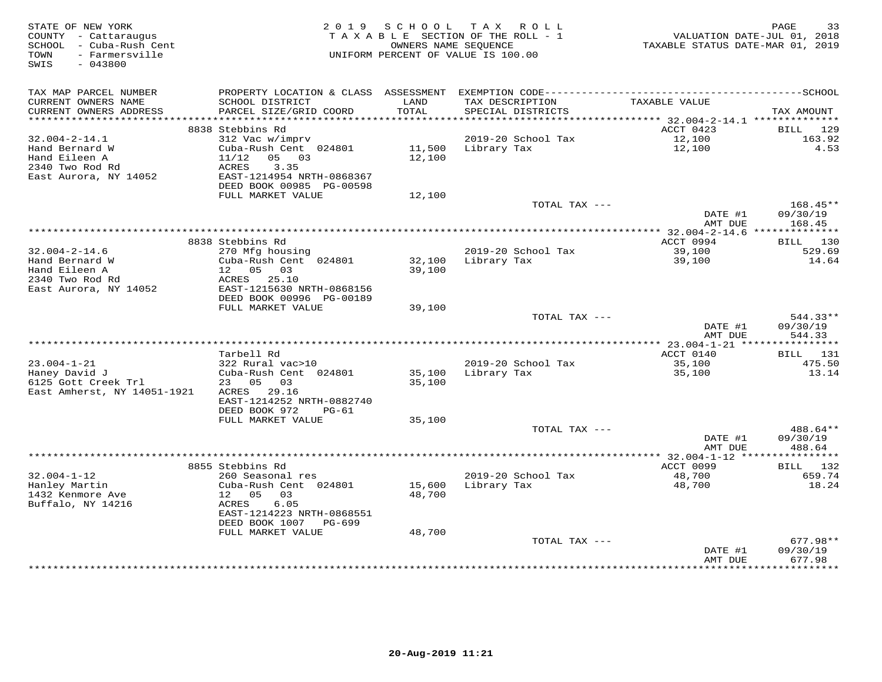STATE OF NEW YORK
COUNTY - Cattaraugus
SCHOOL - Cuba-Rush Cent
TOWN - Farmersville
SWIS - 043800

2019 SCHOOL TAX ROLL
TAXABLE SECTION OF THE ROLL - 1
OWNERS NAME SEQUENCE
UNIFORM PERCENT OF VALUE IS 100.00

VALUATION DATE-JUL 01, 2018
TAXABLE STATUS DATE-MAR 01, 2019

| TAX MAP PARCEL NUMBER / CURRENT OWNERS NAME / CURRENT OWNERS ADDRESS | PROPERTY LOCATION & CLASS / SCHOOL DISTRICT / PARCEL SIZE/GRID COORD | ASSESSMENT LAND / TOTAL | EXEMPTION CODE / TAX DESCRIPTION / SPECIAL DISTRICTS | TAXABLE VALUE | SCHOOL TAX AMOUNT |
|---|---|---|---|---|---|
| 32.004-2-14.1 | 8838 Stebbins Rd | | | ACCT 0423 | BILL 129 |
| 32.004-2-14.1 | 312 Vac w/imprv | | 2019-20 School Tax | 12,100 | 163.92 |
| Hand Bernard W | Cuba-Rush Cent 024801 | 11,500 | Library Tax | 12,100 | 4.53 |
| Hand Eileen A | 11/12 05 03 | 12,100 | | | |
| 2340 Two Rod Rd | ACRES 3.35 | | | | |
| East Aurora, NY 14052 | EAST-1214954 NRTH-0868367 | | | | |
| | DEED BOOK 00985 PG-00598 | | | | |
| | FULL MARKET VALUE | 12,100 | | | |
| | | | TOTAL TAX --- | | 168.45** |
| | | | | DATE #1 | 09/30/19 |
| | | | | AMT DUE | 168.45 |
| 32.004-2-14.6 | 8838 Stebbins Rd | | | ACCT 0994 | BILL 130 |
| 32.004-2-14.6 | 270 Mfg housing | | 2019-20 School Tax | 39,100 | 529.69 |
| Hand Bernard W | Cuba-Rush Cent 024801 | 32,100 | Library Tax | 39,100 | 14.64 |
| Hand Eileen A | 12 05 03 | 39,100 | | | |
| 2340 Two Rod Rd | ACRES 25.10 | | | | |
| East Aurora, NY 14052 | EAST-1215630 NRTH-0868156 | | | | |
| | DEED BOOK 00996 PG-00189 | | | | |
| | FULL MARKET VALUE | 39,100 | | | |
| | | | TOTAL TAX --- | | 544.33** |
| | | | | DATE #1 | 09/30/19 |
| | | | | AMT DUE | 544.33 |
| 23.004-1-21 | Tarbell Rd | | | ACCT 0140 | BILL 131 |
| 23.004-1-21 | 322 Rural vac>10 | | 2019-20 School Tax | 35,100 | 475.50 |
| Haney David J | Cuba-Rush Cent 024801 | 35,100 | Library Tax | 35,100 | 13.14 |
| 6125 Gott Creek Trl | 23 05 03 | 35,100 | | | |
| East Amherst, NY 14051-1921 | ACRES 29.16 | | | | |
| | EAST-1214252 NRTH-0882740 | | | | |
| | DEED BOOK 972 PG-61 | | | | |
| | FULL MARKET VALUE | 35,100 | | | |
| | | | TOTAL TAX --- | | 488.64** |
| | | | | DATE #1 | 09/30/19 |
| | | | | AMT DUE | 488.64 |
| 32.004-1-12 | 8855 Stebbins Rd | | | ACCT 0099 | BILL 132 |
| 32.004-1-12 | 260 Seasonal res | | 2019-20 School Tax | 48,700 | 659.74 |
| Hanley Martin | Cuba-Rush Cent 024801 | 15,600 | Library Tax | 48,700 | 18.24 |
| 1432 Kenmore Ave | 12 05 03 | 48,700 | | | |
| Buffalo, NY 14216 | ACRES 6.05 | | | | |
| | EAST-1214223 NRTH-0868551 | | | | |
| | DEED BOOK 1007 PG-699 | | | | |
| | FULL MARKET VALUE | 48,700 | | | |
| | | | TOTAL TAX --- | | 677.98** |
| | | | | DATE #1 | 09/30/19 |
| | | | | AMT DUE | 677.98 |

20-Aug-2019 11:21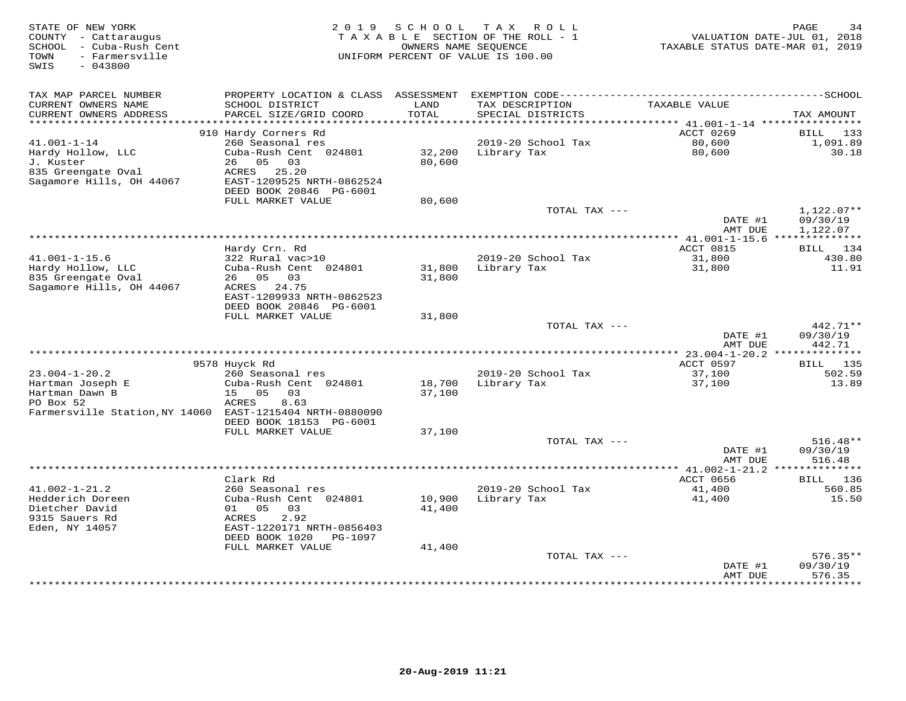STATE OF NEW YORK
COUNTY - Cattaraugus
SCHOOL - Cuba-Rush Cent
TOWN - Farmersville
SWIS - 043800

2019 SCHOOL TAX ROLL
TAXABLE SECTION OF THE ROLL - 1
OWNERS NAME SEQUENCE
UNIFORM PERCENT OF VALUE IS 100.00

VALUATION DATE-JUL 01, 2018
TAXABLE STATUS DATE-MAR 01, 2019

| TAX MAP PARCEL NUMBER / CURRENT OWNERS NAME / CURRENT OWNERS ADDRESS | PROPERTY LOCATION & CLASS / SCHOOL DISTRICT / PARCEL SIZE/GRID COORD | ASSESSMENT LAND / TOTAL | EXEMPTION CODE / TAX DESCRIPTION / SPECIAL DISTRICTS | TAXABLE VALUE | SCHOOL TAX AMOUNT |
|---|---|---|---|---|---|
| 41.001-1-14 | 910 Hardy Corners Rd | | | ACCT 0269 | BILL 133 |
| Hardy Hollow, LLC | 260 Seasonal res | | 2019-20 School Tax | 80,600 | 1,091.89 |
| J. Kuster | Cuba-Rush Cent 024801 | 32,200 | Library Tax | 80,600 | 30.18 |
| 835 Greengate Oval | 26 05 03 | 80,600 | | | |
| Sagamore Hills, OH 44067 | ACRES 25.20 | | | | |
| | EAST-1209525 NRTH-0862524 | | | | |
| | DEED BOOK 20846 PG-6001 | | | | |
| | FULL MARKET VALUE | 80,600 | | | |
| | | | TOTAL TAX --- | | 1,122.07** |
| | | | | DATE #1 | 09/30/19 |
| | | | | AMT DUE | 1,122.07 |
| 41.001-1-15.6 | Hardy Crn. Rd | | | ACCT 0815 | BILL 134 |
| Hardy Hollow, LLC | 322 Rural vac>10 | | 2019-20 School Tax | 31,800 | 430.80 |
| 835 Greengate Oval | Cuba-Rush Cent 024801 | 31,800 | Library Tax | 31,800 | 11.91 |
| Sagamore Hills, OH 44067 | 26 05 03 | 31,800 | | | |
| | ACRES 24.75 | | | | |
| | EAST-1209933 NRTH-0862523 | | | | |
| | DEED BOOK 20846 PG-6001 | | | | |
| | FULL MARKET VALUE | 31,800 | | | |
| | | | TOTAL TAX --- | | 442.71** |
| | | | | DATE #1 | 09/30/19 |
| | | | | AMT DUE | 442.71 |
| 23.004-1-20.2 | 9578 Huyck Rd | | | ACCT 0597 | BILL 135 |
| Hartman Joseph E | 260 Seasonal res | | 2019-20 School Tax | 37,100 | 502.59 |
| Hartman Dawn B | Cuba-Rush Cent 024801 | 18,700 | Library Tax | 37,100 | 13.89 |
| PO Box 52 | 15 05 03 | 37,100 | | | |
| Farmersville Station,NY 14060 | ACRES 8.63 | | | | |
| | EAST-1215404 NRTH-0880090 | | | | |
| | DEED BOOK 18153 PG-6001 | | | | |
| | FULL MARKET VALUE | 37,100 | | | |
| | | | TOTAL TAX --- | | 516.48** |
| | | | | DATE #1 | 09/30/19 |
| | | | | AMT DUE | 516.48 |
| 41.002-1-21.2 | Clark Rd | | | ACCT 0656 | BILL 136 |
| Hedderich Doreen | 260 Seasonal res | | 2019-20 School Tax | 41,400 | 560.85 |
| Dietcher David | Cuba-Rush Cent 024801 | 10,900 | Library Tax | 41,400 | 15.50 |
| 9315 Sauers Rd | 01 05 03 | 41,400 | | | |
| Eden, NY 14057 | ACRES 2.92 | | | | |
| | EAST-1220171 NRTH-0856403 | | | | |
| | DEED BOOK 1020 PG-1097 | | | | |
| | FULL MARKET VALUE | 41,400 | | | |
| | | | TOTAL TAX --- | | 576.35** |
| | | | | DATE #1 | 09/30/19 |
| | | | | AMT DUE | 576.35 |

20-Aug-2019 11:21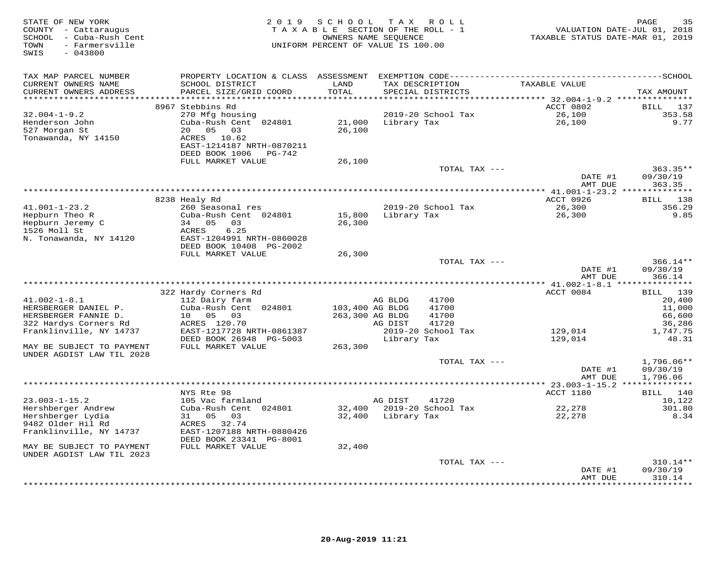STATE OF NEW YORK
COUNTY - Cattaraugus
SCHOOL - Cuba-Rush Cent
TOWN - Farmersville
SWIS - 043800

2019 SCHOOL TAX ROLL
TAXABLE SECTION OF THE ROLL - 1
OWNERS NAME SEQUENCE
UNIFORM PERCENT OF VALUE IS 100.00

VALUATION DATE-JUL 01, 2018
TAXABLE STATUS DATE-MAR 01, 2019

| TAX MAP PARCEL NUMBER / CURRENT OWNERS NAME / CURRENT OWNERS ADDRESS | PROPERTY LOCATION & CLASS / SCHOOL DISTRICT / PARCEL SIZE/GRID COORD | ASSESSMENT LAND | TOTAL | EXEMPTION CODE / TAX DESCRIPTION / SPECIAL DISTRICTS | TAXABLE VALUE | TAX AMOUNT |
|---|---|---|---|---|---|---|
| | 8967 Stebbins Rd | | | | ACCT 0802 | BILL 137 |
| 32.004-1-9.2 | 270 Mfg housing | | | 2019-20 School Tax | 26,100 | 353.58 |
| Henderson John | Cuba-Rush Cent 024801 | 21,000 | | Library Tax | 26,100 | 9.77 |
| 527 Morgan St | 20 05 03 | | 26,100 | | | |
| Tonawanda, NY 14150 | ACRES 10.62 | | | | | |
| | EAST-1214187 NRTH-0870211 | | | | | |
| | DEED BOOK 1006 PG-742 | | | | | |
| | FULL MARKET VALUE | | 26,100 | | | |
| | | | | TOTAL TAX --- | | 363.35** |
| | | | | | DATE #1 | 09/30/19 |
| | | | | | AMT DUE | 363.35 |
| | 8238 Healy Rd | | | | ACCT 0926 | BILL 138 |
| 41.001-1-23.2 | 260 Seasonal res | | | 2019-20 School Tax | 26,300 | 356.29 |
| Hepburn Theo R | Cuba-Rush Cent 024801 | 15,800 | | Library Tax | 26,300 | 9.85 |
| Hepburn Jeremy C | 34 05 03 | | 26,300 | | | |
| 1526 Moll St | ACRES 6.25 | | | | | |
| N. Tonawanda, NY 14120 | EAST-1204991 NRTH-0860028 | | | | | |
| | DEED BOOK 10408 PG-2002 | | | | | |
| | FULL MARKET VALUE | | 26,300 | | | |
| | | | | TOTAL TAX --- | | 366.14** |
| | | | | | DATE #1 | 09/30/19 |
| | | | | | AMT DUE | 366.14 |
| | 322 Hardy Corners Rd | | | | ACCT 0084 | BILL 139 |
| 41.002-1-8.1 | 112 Dairy farm | | | AG BLDG 41700 | | 20,400 |
| HERSBERGER DANIEL P. | Cuba-Rush Cent 024801 | 103,400 | | AG BLDG 41700 | | 11,000 |
| HERSBERGER FANNIE D. | 10 05 03 | | 263,300 | AG BLDG 41700 | | 66,600 |
| 322 Hardys Corners Rd | ACRES 120.70 | | | AG DIST 41720 | | 36,286 |
| Franklinville, NY 14737 | EAST-1217728 NRTH-0861387 | | | 2019-20 School Tax | 129,014 | 1,747.75 |
| | DEED BOOK 26948 PG-5003 | | | Library Tax | 129,014 | 48.31 |
| MAY BE SUBJECT TO PAYMENT UNDER AGDIST LAW TIL 2028 | FULL MARKET VALUE | | 263,300 | | | |
| | | | | TOTAL TAX --- | | 1,796.06** |
| | | | | | DATE #1 | 09/30/19 |
| | | | | | AMT DUE | 1,796.06 |
| | NYS Rte 98 | | | | ACCT 1180 | BILL 140 |
| 23.003-1-15.2 | 105 Vac farmland | | | AG DIST 41720 | | 10,122 |
| Hershberger Andrew | Cuba-Rush Cent 024801 | 32,400 | | 2019-20 School Tax | 22,278 | 301.80 |
| Hershberger Lydia | 31 05 03 | | 32,400 | Library Tax | 22,278 | 8.34 |
| 9482 Older Hil Rd | ACRES 32.74 | | | | | |
| Franklinville, NY 14737 | EAST-1207188 NRTH-0880426 | | | | | |
| | DEED BOOK 23341 PG-8001 | | | | | |
| MAY BE SUBJECT TO PAYMENT UNDER AGDIST LAW TIL 2023 | FULL MARKET VALUE | | 32,400 | | | |
| | | | | TOTAL TAX --- | | 310.14** |
| | | | | | DATE #1 | 09/30/19 |
| | | | | | AMT DUE | 310.14 |

20-Aug-2019 11:21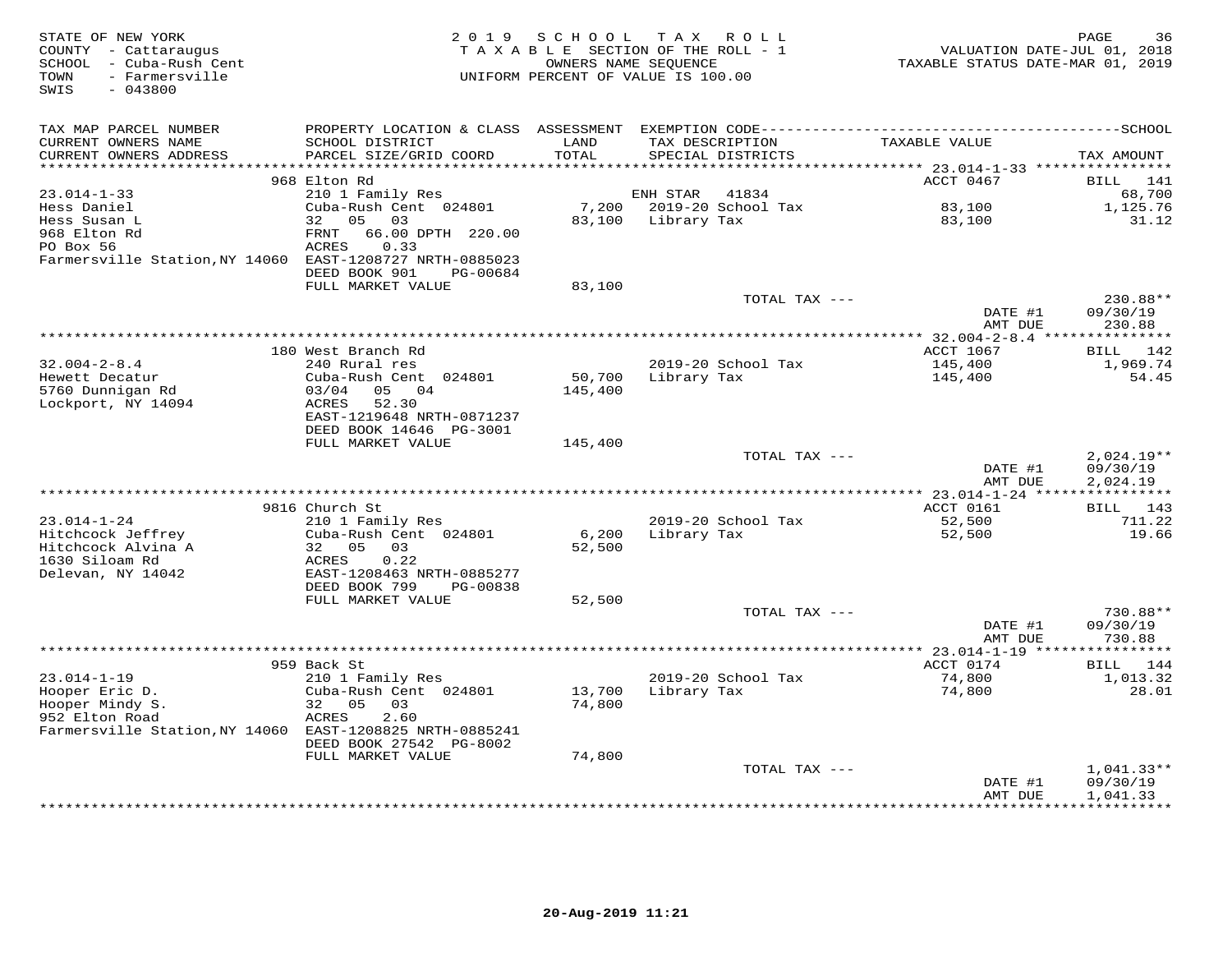STATE OF NEW YORK
COUNTY - Cattaraugus
SCHOOL - Cuba-Rush Cent
TOWN - Farmersville
SWIS - 043800

2 0 1 9 S C H O O L T A X R O L L
T A X A B L E SECTION OF THE ROLL - 1
OWNERS NAME SEQUENCE
UNIFORM PERCENT OF VALUE IS 100.00

VALUATION DATE-JUL 01, 2018
TAXABLE STATUS DATE-MAR 01, 2019

| TAX MAP PARCEL NUMBER / CURRENT OWNERS NAME / CURRENT OWNERS ADDRESS | PROPERTY LOCATION & CLASS / SCHOOL DISTRICT / PARCEL SIZE/GRID COORD | ASSESSMENT LAND | TOTAL | EXEMPTION CODE / TAX DESCRIPTION / SPECIAL DISTRICTS | TAXABLE VALUE | TAX AMOUNT |
|---|---|---|---|---|---|---|
| **23.014-1-33** | 968 Elton Rd | | | | ACCT 0467 | BILL 141 |
| Hess Daniel | 210 1 Family Res | | | ENH STAR 41834 | | 68,700 |
| Hess Susan L | Cuba-Rush Cent 024801 | 7,200 | | 2019-20 School Tax | 83,100 | 1,125.76 |
| 968 Elton Rd | 32 05 03 | | 83,100 | Library Tax | 83,100 | 31.12 |
| PO Box 56 | FRNT 66.00 DPTH 220.00 | | | | | |
| Farmersville Station,NY 14060 | ACRES 0.33 | | | | | |
| | EAST-1208727 NRTH-0885023 | | | | | |
| | DEED BOOK 901 PG-00684 | | | | | |
| | FULL MARKET VALUE | | 83,100 | | | |
| | | | | TOTAL TAX --- | | 230.88** |
| | | | | | DATE #1 | 09/30/19 |
| | | | | | AMT DUE | 230.88 |
| **32.004-2-8.4** | 180 West Branch Rd | | | | ACCT 1067 | BILL 142 |
| Hewett Decatur | 240 Rural res | | | 2019-20 School Tax | 145,400 | 1,969.74 |
| 5760 Dunnigan Rd | Cuba-Rush Cent 024801 | 50,700 | | Library Tax | 145,400 | 54.45 |
| Lockport, NY 14094 | 03/04 05 04 | | 145,400 | | | |
| | ACRES 52.30 | | | | | |
| | EAST-1219648 NRTH-0871237 | | | | | |
| | DEED BOOK 14646 PG-3001 | | | | | |
| | FULL MARKET VALUE | | 145,400 | | | |
| | | | | TOTAL TAX --- | | 2,024.19** |
| | | | | | DATE #1 | 09/30/19 |
| | | | | | AMT DUE | 2,024.19 |
| **23.014-1-24** | 9816 Church St | | | | ACCT 0161 | BILL 143 |
| Hitchcock Jeffrey | 210 1 Family Res | | | 2019-20 School Tax | 52,500 | 711.22 |
| Hitchcock Alvina A | Cuba-Rush Cent 024801 | 6,200 | | Library Tax | 52,500 | 19.66 |
| 1630 Siloam Rd | 32 05 03 | | 52,500 | | | |
| Delevan, NY 14042 | ACRES 0.22 | | | | | |
| | EAST-1208463 NRTH-0885277 | | | | | |
| | DEED BOOK 799 PG-00838 | | | | | |
| | FULL MARKET VALUE | | 52,500 | | | |
| | | | | TOTAL TAX --- | | 730.88** |
| | | | | | DATE #1 | 09/30/19 |
| | | | | | AMT DUE | 730.88 |
| **23.014-1-19** | 959 Back St | | | | ACCT 0174 | BILL 144 |
| Hooper Eric D. | 210 1 Family Res | | | 2019-20 School Tax | 74,800 | 1,013.32 |
| Hooper Mindy S. | Cuba-Rush Cent 024801 | 13,700 | | Library Tax | 74,800 | 28.01 |
| 952 Elton Road | 32 05 03 | | 74,800 | | | |
| Farmersville Station,NY 14060 | ACRES 2.60 | | | | | |
| | EAST-1208825 NRTH-0885241 | | | | | |
| | DEED BOOK 27542 PG-8002 | | | | | |
| | FULL MARKET VALUE | | 74,800 | | | |
| | | | | TOTAL TAX --- | | 1,041.33** |
| | | | | | DATE #1 | 09/30/19 |
| | | | | | AMT DUE | 1,041.33 |

20-Aug-2019 11:21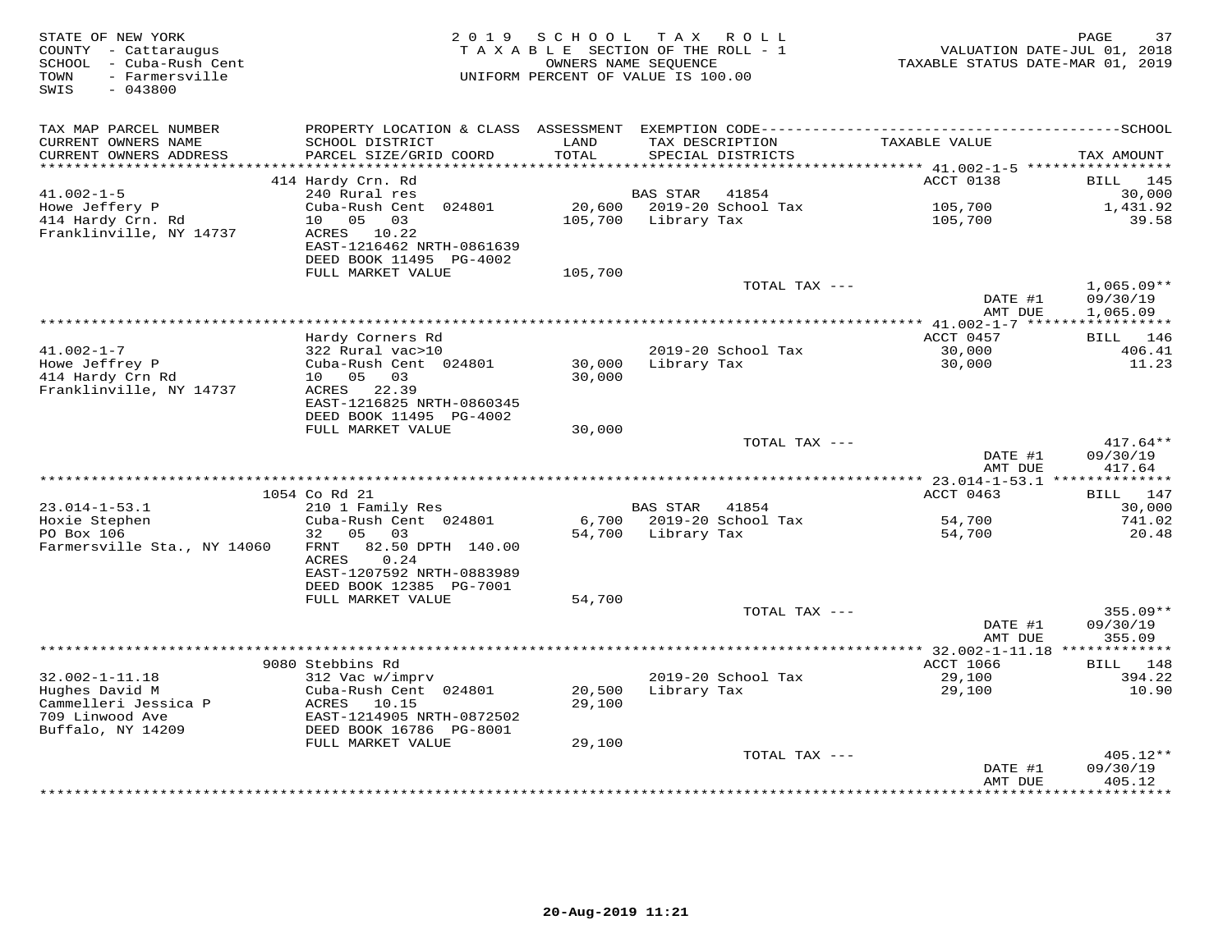STATE OF NEW YORK
COUNTY - Cattaraugus
SCHOOL - Cuba-Rush Cent
TOWN - Farmersville
SWIS - 043800

2 0 1 9 S C H O O L T A X R O L L
T A X A B L E SECTION OF THE ROLL - 1
OWNERS NAME SEQUENCE
UNIFORM PERCENT OF VALUE IS 100.00

VALUATION DATE-JUL 01, 2018
TAXABLE STATUS DATE-MAR 01, 2019

| TAX MAP PARCEL NUMBER / CURRENT OWNERS NAME / CURRENT OWNERS ADDRESS | PROPERTY LOCATION & CLASS / SCHOOL DISTRICT / PARCEL SIZE/GRID COORD | ASSESSMENT LAND / TOTAL | EXEMPTION CODE / TAX DESCRIPTION / SPECIAL DISTRICTS | TAXABLE VALUE | SCHOOL TAX AMOUNT |
|---|---|---|---|---|---|
| | 414 Hardy Crn. Rd | | | ACCT 0138 | BILL 145 |
| 41.002-1-5 | 240 Rural res | | BAS STAR 41854 | | 30,000 |
| Howe Jeffery P | Cuba-Rush Cent 024801 | 20,600 | 2019-20 School Tax | 105,700 | 1,431.92 |
| 414 Hardy Crn. Rd | 10 05 03 | 105,700 | Library Tax | 105,700 | 39.58 |
| Franklinville, NY 14737 | ACRES 10.22 | | | | |
| | EAST-1216462 NRTH-0861639 | | | | |
| | DEED BOOK 11495 PG-4002 | | | | |
| | FULL MARKET VALUE | 105,700 | | | |
| | | | TOTAL TAX --- | | 1,065.09** |
| | | | | DATE #1 | 09/30/19 |
| | | | | AMT DUE | 1,065.09 |
| | Hardy Corners Rd | | | ACCT 0457 | BILL 146 |
| 41.002-1-7 | 322 Rural vac>10 | | 2019-20 School Tax | 30,000 | 406.41 |
| Howe Jeffrey P | Cuba-Rush Cent 024801 | 30,000 | Library Tax | 30,000 | 11.23 |
| 414 Hardy Crn Rd | 10 05 03 | 30,000 | | | |
| Franklinville, NY 14737 | ACRES 22.39 | | | | |
| | EAST-1216825 NRTH-0860345 | | | | |
| | DEED BOOK 11495 PG-4002 | | | | |
| | FULL MARKET VALUE | 30,000 | | | |
| | | | TOTAL TAX --- | | 417.64** |
| | | | | DATE #1 | 09/30/19 |
| | | | | AMT DUE | 417.64 |
| | 1054 Co Rd 21 | | | ACCT 0463 | BILL 147 |
| 23.014-1-53.1 | 210 1 Family Res | | BAS STAR 41854 | | 30,000 |
| Hoxie Stephen | Cuba-Rush Cent 024801 | 6,700 | 2019-20 School Tax | 54,700 | 741.02 |
| PO Box 106 | 32 05 03 | 54,700 | Library Tax | 54,700 | 20.48 |
| Farmersville Sta., NY 14060 | FRNT 82.50 DPTH 140.00 | | | | |
| | ACRES 0.24 | | | | |
| | EAST-1207592 NRTH-0883989 | | | | |
| | DEED BOOK 12385 PG-7001 | | | | |
| | FULL MARKET VALUE | 54,700 | | | |
| | | | TOTAL TAX --- | | 355.09** |
| | | | | DATE #1 | 09/30/19 |
| | | | | AMT DUE | 355.09 |
| | 9080 Stebbins Rd | | | ACCT 1066 | BILL 148 |
| 32.002-1-11.18 | 312 Vac w/imprv | | 2019-20 School Tax | 29,100 | 394.22 |
| Hughes David M | Cuba-Rush Cent 024801 | 20,500 | Library Tax | 29,100 | 10.90 |
| Cammelleri Jessica P | ACRES 10.15 | 29,100 | | | |
| 709 Linwood Ave | EAST-1214905 NRTH-0872502 | | | | |
| Buffalo, NY 14209 | DEED BOOK 16786 PG-8001 | | | | |
| | FULL MARKET VALUE | 29,100 | | | |
| | | | TOTAL TAX --- | | 405.12** |
| | | | | DATE #1 | 09/30/19 |
| | | | | AMT DUE | 405.12 |

20-Aug-2019 11:21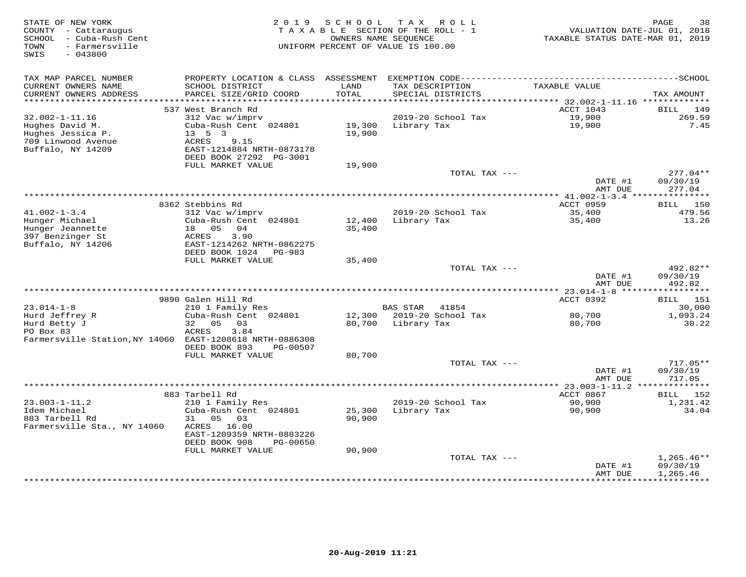STATE OF NEW YORK
COUNTY - Cattaraugus
SCHOOL - Cuba-Rush Cent
TOWN - Farmersville
SWIS - 043800

2019 SCHOOL TAX ROLL
TAXABLE SECTION OF THE ROLL - 1
OWNERS NAME SEQUENCE
UNIFORM PERCENT OF VALUE IS 100.00

VALUATION DATE-JUL 01, 2018
TAXABLE STATUS DATE-MAR 01, 2019

| TAX MAP PARCEL NUMBER / CURRENT OWNERS NAME / CURRENT OWNERS ADDRESS | PROPERTY LOCATION & CLASS / SCHOOL DISTRICT / PARCEL SIZE/GRID COORD | ASSESSMENT LAND / TOTAL | EXEMPTION CODE / TAX DESCRIPTION / SPECIAL DISTRICTS | TAXABLE VALUE | TAX AMOUNT |
|---|---|---|---|---|---|
| | 537 West Branch Rd | | | ACCT 1043 | BILL 149 |
| 32.002-1-11.16 | 312 Vac w/imprv | | 2019-20 School Tax | 19,900 | 269.59 |
| Hughes David M. | Cuba-Rush Cent 024801 | 19,300 | Library Tax | 19,900 | 7.45 |
| Hughes Jessica P. | 13 5 3 | 19,900 | | | |
| 709 Linwood Avenue | ACRES 9.15 | | | | |
| Buffalo, NY 14209 | EAST-1214884 NRTH-0873178 | | | | |
| | DEED BOOK 27292 PG-3001 | | | | |
| | FULL MARKET VALUE | 19,900 | | | |
| | | | TOTAL TAX --- | | 277.04** |
| | | | | DATE #1 | 09/30/19 |
| | | | | AMT DUE | 277.04 |
| | 8362 Stebbins Rd | | | ACCT 0959 | BILL 150 |
| 41.002-1-3.4 | 312 Vac w/imprv | | 2019-20 School Tax | 35,400 | 479.56 |
| Hunger Michael | Cuba-Rush Cent 024801 | 12,400 | Library Tax | 35,400 | 13.26 |
| Hunger Jeannette | 18 05 04 | 35,400 | | | |
| 397 Benzinger St | ACRES 3.90 | | | | |
| Buffalo, NY 14206 | EAST-1214262 NRTH-0862275 | | | | |
| | DEED BOOK 1024 PG-983 | | | | |
| | FULL MARKET VALUE | 35,400 | | | |
| | | | TOTAL TAX --- | | 492.82** |
| | | | | DATE #1 | 09/30/19 |
| | | | | AMT DUE | 492.82 |
| | 9890 Galen Hill Rd | | | ACCT 0392 | BILL 151 |
| 23.014-1-8 | 210 1 Family Res | | BAS STAR 41854 | | 30,000 |
| Hurd Jeffrey R | Cuba-Rush Cent 024801 | 12,300 | 2019-20 School Tax | 80,700 | 1,093.24 |
| Hurd Betty J | 32 05 03 | 80,700 | Library Tax | 80,700 | 30.22 |
| PO Box 83 | ACRES 3.84 | | | | |
| Farmersville Station,NY 14060 | EAST-1208618 NRTH-0886308 | | | | |
| | DEED BOOK 893 PG-00507 | | | | |
| | FULL MARKET VALUE | 80,700 | | | |
| | | | TOTAL TAX --- | | 717.05** |
| | | | | DATE #1 | 09/30/19 |
| | | | | AMT DUE | 717.05 |
| | 883 Tarbell Rd | | | ACCT 0867 | BILL 152 |
| 23.003-1-11.2 | 210 1 Family Res | | 2019-20 School Tax | 90,900 | 1,231.42 |
| Idem Michael | Cuba-Rush Cent 024801 | 25,300 | Library Tax | 90,900 | 34.04 |
| 883 Tarbell Rd | 31 05 03 | 90,900 | | | |
| Farmersville Sta., NY 14060 | ACRES 16.00 | | | | |
| | EAST-1209359 NRTH-0883226 | | | | |
| | DEED BOOK 908 PG-00650 | | | | |
| | FULL MARKET VALUE | 90,900 | | | |
| | | | TOTAL TAX --- | | 1,265.46** |
| | | | | DATE #1 | 09/30/19 |
| | | | | AMT DUE | 1,265.46 |

20-Aug-2019 11:21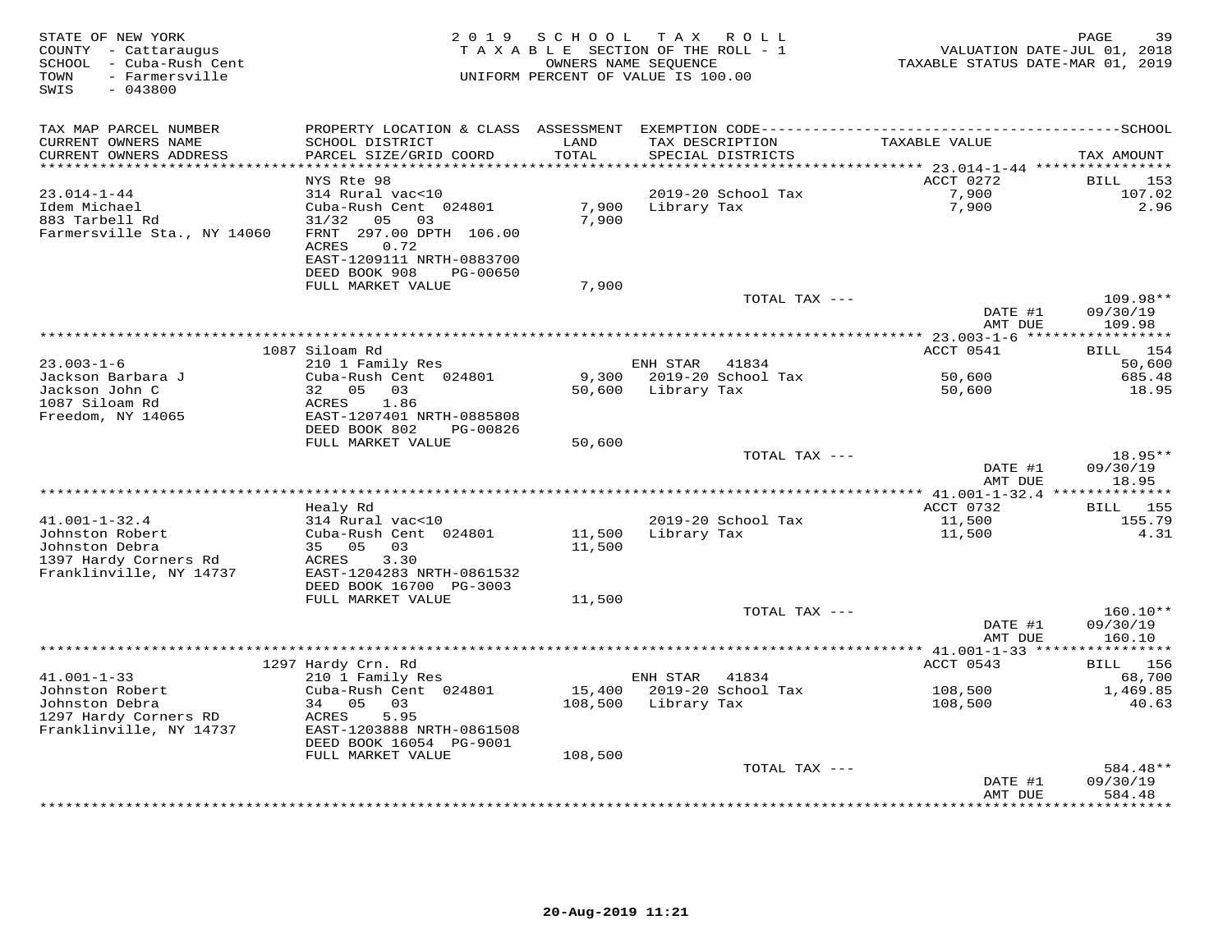STATE OF NEW YORK
COUNTY - Cattaraugus
SCHOOL - Cuba-Rush Cent
TOWN - Farmersville
SWIS - 043800

2019 SCHOOL TAX ROLL
TAXABLE SECTION OF THE ROLL - 1
OWNERS NAME SEQUENCE
UNIFORM PERCENT OF VALUE IS 100.00

VALUATION DATE-JUL 01, 2018
TAXABLE STATUS DATE-MAR 01, 2019

| TAX MAP PARCEL NUMBER / CURRENT OWNERS NAME / CURRENT OWNERS ADDRESS | PROPERTY LOCATION & CLASS / SCHOOL DISTRICT / PARCEL SIZE/GRID COORD | ASSESSMENT LAND / TOTAL | EXEMPTION CODE / TAX DESCRIPTION / SPECIAL DISTRICTS | TAXABLE VALUE | SCHOOL TAX AMOUNT |
|---|---|---|---|---|---|
| 23.014-1-44 | NYS Rte 98 | | | ACCT 0272 | BILL 153 |
| Idem Michael | 314 Rural vac<10 | | | | |
| 883 Tarbell Rd | Cuba-Rush Cent 024801 | 7,900 | 2019-20 School Tax | 7,900 | 107.02 |
| Farmersville Sta., NY 14060 | 31/32 05 03 | 7,900 | Library Tax | 7,900 | 2.96 |
| | FRNT 297.00 DPTH 106.00 | | | | |
| | ACRES 0.72 | | | | |
| | EAST-1209111 NRTH-0883700 | | | | |
| | DEED BOOK 908 PG-00650 | | | | |
| | FULL MARKET VALUE | 7,900 | | | |
| | | | TOTAL TAX --- | | 109.98** |
| | | | | DATE #1 | 09/30/19 |
| | | | | AMT DUE | 109.98 |
| 23.003-1-6 | 1087 Siloam Rd | | | ACCT 0541 | BILL 154 |
| Jackson Barbara J | 210 1 Family Res | | ENH STAR 41834 | | 50,600 |
| Jackson John C | Cuba-Rush Cent 024801 | 9,300 | 2019-20 School Tax | 50,600 | 685.48 |
| 1087 Siloam Rd | 32 05 03 | 50,600 | Library Tax | 50,600 | 18.95 |
| Freedom, NY 14065 | ACRES 1.86 | | | | |
| | EAST-1207401 NRTH-0885808 | | | | |
| | DEED BOOK 802 PG-00826 | | | | |
| | FULL MARKET VALUE | 50,600 | | | |
| | | | TOTAL TAX --- | | 18.95** |
| | | | | DATE #1 | 09/30/19 |
| | | | | AMT DUE | 18.95 |
| 41.001-1-32.4 | Healy Rd | | | ACCT 0732 | BILL 155 |
| Johnston Robert | 314 Rural vac<10 | | | | |
| Johnston Debra | Cuba-Rush Cent 024801 | 11,500 | 2019-20 School Tax | 11,500 | 155.79 |
| 1397 Hardy Corners Rd | 35 05 03 | 11,500 | Library Tax | 11,500 | 4.31 |
| Franklinville, NY 14737 | ACRES 3.30 | | | | |
| | EAST-1204283 NRTH-0861532 | | | | |
| | DEED BOOK 16700 PG-3003 | | | | |
| | FULL MARKET VALUE | 11,500 | | | |
| | | | TOTAL TAX --- | | 160.10** |
| | | | | DATE #1 | 09/30/19 |
| | | | | AMT DUE | 160.10 |
| 41.001-1-33 | 1297 Hardy Crn. Rd | | | ACCT 0543 | BILL 156 |
| Johnston Robert | 210 1 Family Res | | ENH STAR 41834 | | 68,700 |
| Johnston Debra | Cuba-Rush Cent 024801 | 15,400 | 2019-20 School Tax | 108,500 | 1,469.85 |
| 1297 Hardy Corners RD | 34 05 03 | 108,500 | Library Tax | 108,500 | 40.63 |
| Franklinville, NY 14737 | ACRES 5.95 | | | | |
| | EAST-1203888 NRTH-0861508 | | | | |
| | DEED BOOK 16054 PG-9001 | | | | |
| | FULL MARKET VALUE | 108,500 | | | |
| | | | TOTAL TAX --- | | 584.48** |
| | | | | DATE #1 | 09/30/19 |
| | | | | AMT DUE | 584.48 |

20-Aug-2019 11:21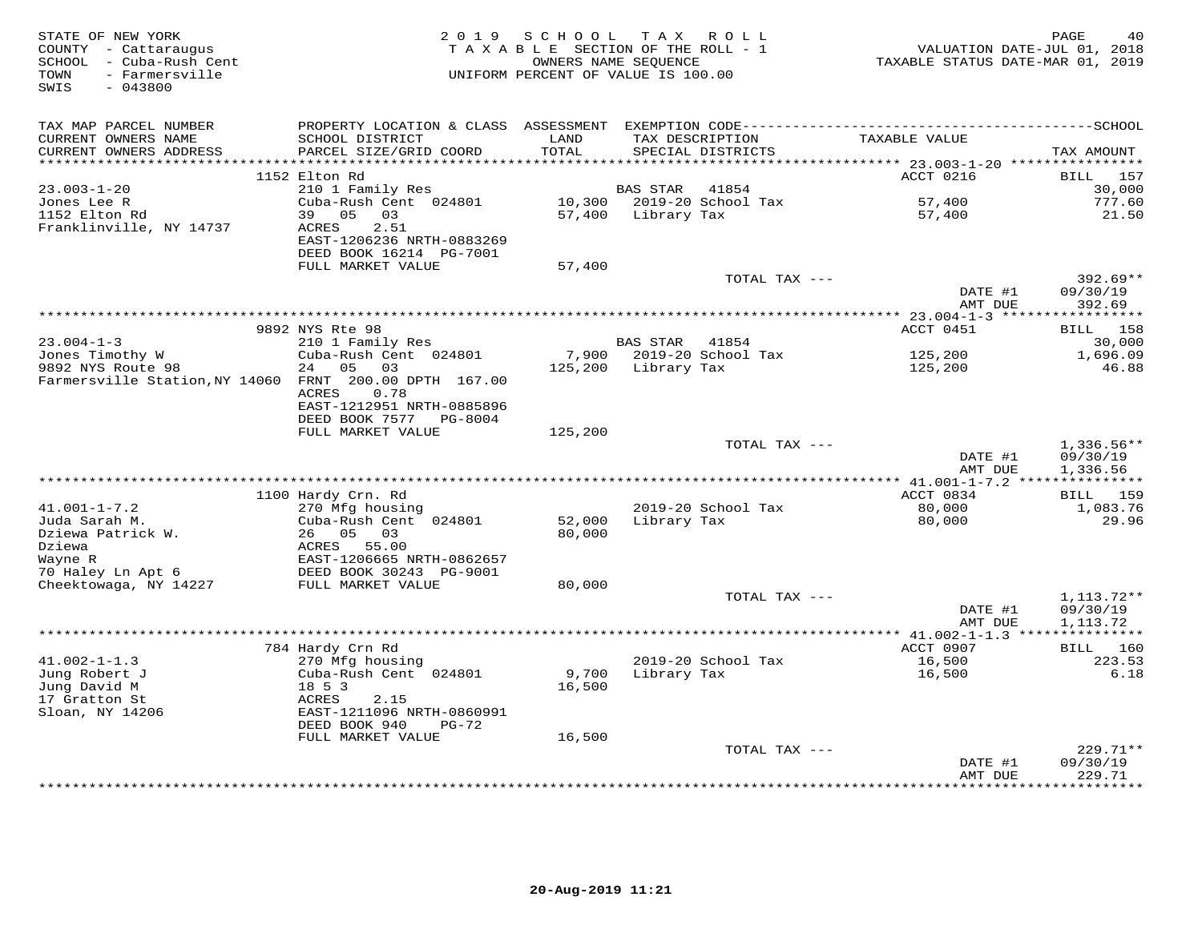STATE OF NEW YORK
COUNTY - Cattaraugus
SCHOOL - Cuba-Rush Cent
TOWN - Farmersville
SWIS - 043800

2019 SCHOOL TAX ROLL
TAXABLE SECTION OF THE ROLL - 1
OWNERS NAME SEQUENCE
UNIFORM PERCENT OF VALUE IS 100.00

VALUATION DATE-JUL 01, 2018
TAXABLE STATUS DATE-MAR 01, 2019

| TAX MAP PARCEL NUMBER / CURRENT OWNERS NAME / CURRENT OWNERS ADDRESS | PROPERTY LOCATION & CLASS / SCHOOL DISTRICT / PARCEL SIZE/GRID COORD | ASSESSMENT LAND / TOTAL | EXEMPTION CODE / TAX DESCRIPTION / SPECIAL DISTRICTS | TAXABLE VALUE | TAX AMOUNT |
|---|---|---|---|---|---|
| | 1152 Elton Rd | | | ACCT 0216 | BILL 157 |
| 23.003-1-20 | 210 1 Family Res | | BAS STAR 41854 | | 30,000 |
| Jones Lee R | Cuba-Rush Cent 024801 | 10,300 | 2019-20 School Tax | 57,400 | 777.60 |
| 1152 Elton Rd | 39 05 03 | 57,400 | Library Tax | 57,400 | 21.50 |
| Franklinville, NY 14737 | ACRES 2.51 | | | | |
| | EAST-1206236 NRTH-0883269 | | | | |
| | DEED BOOK 16214 PG-7001 | | | | |
| | FULL MARKET VALUE | 57,400 | | | |
| | | | TOTAL TAX --- | | 392.69** |
| | | | | DATE #1 | 09/30/19 |
| | | | | AMT DUE | 392.69 |
| | 9892 NYS Rte 98 | | | ACCT 0451 | BILL 158 |
| 23.004-1-3 | 210 1 Family Res | | BAS STAR 41854 | | 30,000 |
| Jones Timothy W | Cuba-Rush Cent 024801 | 7,900 | 2019-20 School Tax | 125,200 | 1,696.09 |
| 9892 NYS Route 98 | 24 05 03 | 125,200 | Library Tax | 125,200 | 46.88 |
| Farmersville Station,NY 14060 | FRNT 200.00 DPTH 167.00 | | | | |
| | ACRES 0.78 | | | | |
| | EAST-1212951 NRTH-0885896 | | | | |
| | DEED BOOK 7577 PG-8004 | | | | |
| | FULL MARKET VALUE | 125,200 | | | |
| | | | TOTAL TAX --- | | 1,336.56** |
| | | | | DATE #1 | 09/30/19 |
| | | | | AMT DUE | 1,336.56 |
| | 1100 Hardy Crn. Rd | | | ACCT 0834 | BILL 159 |
| 41.001-1-7.2 | 270 Mfg housing | | 2019-20 School Tax | 80,000 | 1,083.76 |
| Juda Sarah M. | Cuba-Rush Cent 024801 | 52,000 | Library Tax | 80,000 | 29.96 |
| Dziewa Patrick W. | 26 05 03 | 80,000 | | | |
| Dziewa | ACRES 55.00 | | | | |
| Wayne R | EAST-1206665 NRTH-0862657 | | | | |
| 70 Haley Ln Apt 6 | DEED BOOK 30243 PG-9001 | | | | |
| Cheektowaga, NY 14227 | FULL MARKET VALUE | 80,000 | | | |
| | | | TOTAL TAX --- | | 1,113.72** |
| | | | | DATE #1 | 09/30/19 |
| | | | | AMT DUE | 1,113.72 |
| | 784 Hardy Crn Rd | | | ACCT 0907 | BILL 160 |
| 41.002-1-1.3 | 270 Mfg housing | | 2019-20 School Tax | 16,500 | 223.53 |
| Jung Robert J | Cuba-Rush Cent 024801 | 9,700 | Library Tax | 16,500 | 6.18 |
| Jung David M | 18 5 3 | 16,500 | | | |
| 17 Gratton St | ACRES 2.15 | | | | |
| Sloan, NY 14206 | EAST-1211096 NRTH-0860991 | | | | |
| | DEED BOOK 940 PG-72 | | | | |
| | FULL MARKET VALUE | 16,500 | | | |
| | | | TOTAL TAX --- | | 229.71** |
| | | | | DATE #1 | 09/30/19 |
| | | | | AMT DUE | 229.71 |

20-Aug-2019 11:21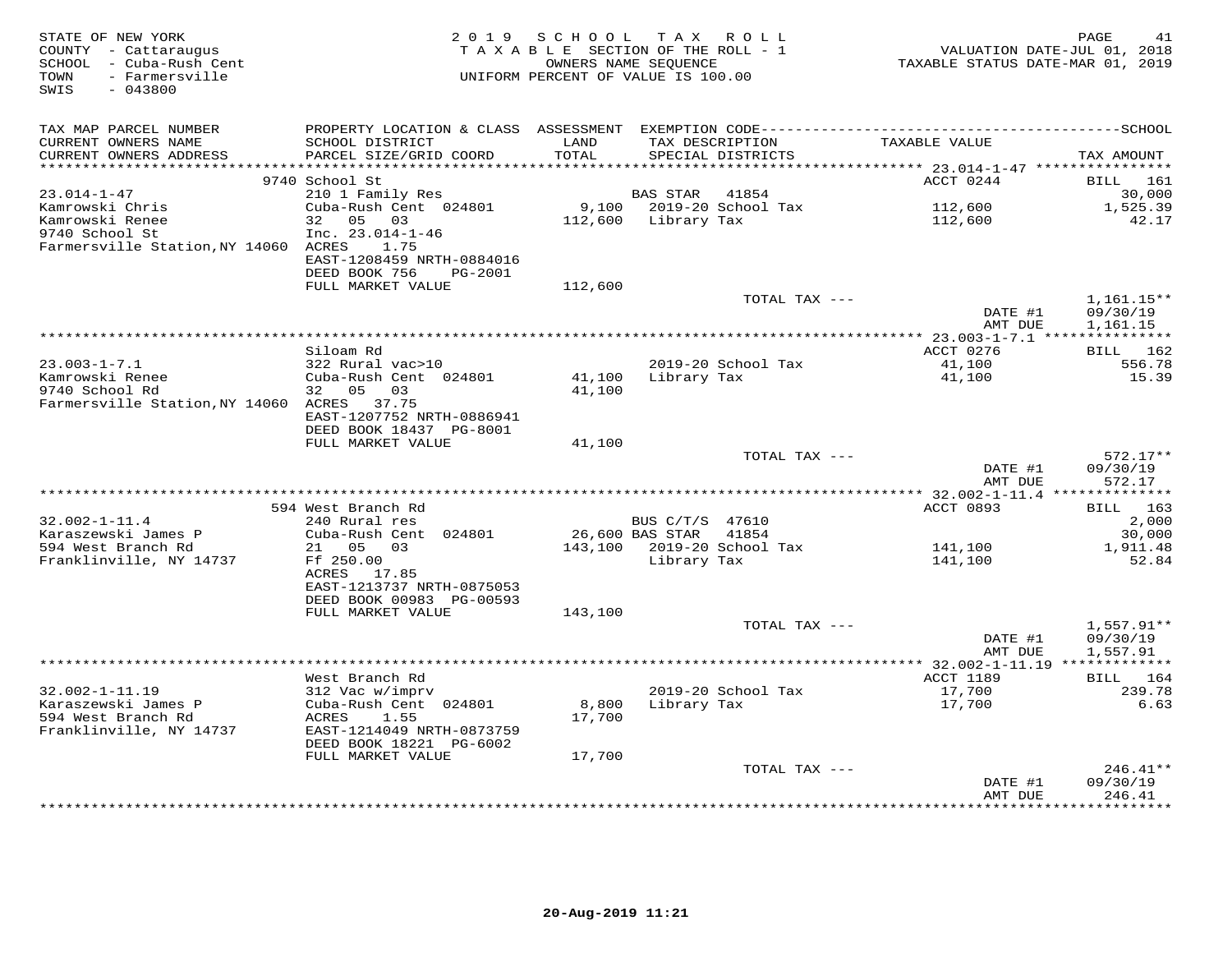STATE OF NEW YORK
COUNTY - Cattaraugus
SCHOOL - Cuba-Rush Cent
TOWN - Farmersville
SWIS - 043800

2019 SCHOOL TAX ROLL
TAXABLE SECTION OF THE ROLL - 1
OWNERS NAME SEQUENCE
UNIFORM PERCENT OF VALUE IS 100.00

VALUATION DATE-JUL 01, 2018
TAXABLE STATUS DATE-MAR 01, 2019

| TAX MAP PARCEL NUMBER / CURRENT OWNERS NAME / CURRENT OWNERS ADDRESS | PROPERTY LOCATION & CLASS / SCHOOL DISTRICT / PARCEL SIZE/GRID COORD | ASSESSMENT LAND / TOTAL | EXEMPTION CODE / TAX DESCRIPTION / SPECIAL DISTRICTS | TAXABLE VALUE | TAX AMOUNT |
|---|---|---|---|---|---|
| **23.014-1-47** | 9740 School St | | | ACCT 0244 | BILL 161 |
| 23.014-1-47 | 210 1 Family Res | | BAS STAR 41854 | | 30,000 |
| Kamrowski Chris | Cuba-Rush Cent 024801 | 9,100 | 2019-20 School Tax | 112,600 | 1,525.39 |
| Kamrowski Renee | 32 05 03 | 112,600 | Library Tax | 112,600 | 42.17 |
| 9740 School St | Inc. 23.014-1-46 | | | | |
| Farmersville Station,NY 14060 | ACRES 1.75 | | | | |
| | EAST-1208459 NRTH-0884016 | | | | |
| | DEED BOOK 756 PG-2001 | | | | |
| | FULL MARKET VALUE | 112,600 | | | |
| | | | TOTAL TAX --- | | 1,161.15** |
| | | | | DATE #1 | 09/30/19 |
| | | | | AMT DUE | 1,161.15 |
| **23.003-1-7.1** | Siloam Rd | | | ACCT 0276 | BILL 162 |
| 23.003-1-7.1 | 322 Rural vac>10 | | 2019-20 School Tax | 41,100 | 556.78 |
| Kamrowski Renee | Cuba-Rush Cent 024801 | 41,100 | Library Tax | 41,100 | 15.39 |
| 9740 School Rd | 32 05 03 | 41,100 | | | |
| Farmersville Station,NY 14060 | ACRES 37.75 | | | | |
| | EAST-1207752 NRTH-0886941 | | | | |
| | DEED BOOK 18437 PG-8001 | | | | |
| | FULL MARKET VALUE | 41,100 | | | |
| | | | TOTAL TAX --- | | 572.17** |
| | | | | DATE #1 | 09/30/19 |
| | | | | AMT DUE | 572.17 |
| **32.002-1-11.4** | 594 West Branch Rd | | | ACCT 0893 | BILL 163 |
| 32.002-1-11.4 | 240 Rural res | | BUS C/T/S 47610 | | 2,000 |
| Karaszewski James P | Cuba-Rush Cent 024801 | 26,600 | BAS STAR 41854 | | 30,000 |
| 594 West Branch Rd | 21 05 03 | 143,100 | 2019-20 School Tax | 141,100 | 1,911.48 |
| Franklinville, NY 14737 | Ff 250.00 | | Library Tax | 141,100 | 52.84 |
| | ACRES 17.85 | | | | |
| | EAST-1213737 NRTH-0875053 | | | | |
| | DEED BOOK 00983 PG-00593 | | | | |
| | FULL MARKET VALUE | 143,100 | | | |
| | | | TOTAL TAX --- | | 1,557.91** |
| | | | | DATE #1 | 09/30/19 |
| | | | | AMT DUE | 1,557.91 |
| **32.002-1-11.19** | West Branch Rd | | | ACCT 1189 | BILL 164 |
| 32.002-1-11.19 | 312 Vac w/imprv | | 2019-20 School Tax | 17,700 | 239.78 |
| Karaszewski James P | Cuba-Rush Cent 024801 | 8,800 | Library Tax | 17,700 | 6.63 |
| 594 West Branch Rd | ACRES 1.55 | 17,700 | | | |
| Franklinville, NY 14737 | EAST-1214049 NRTH-0873759 | | | | |
| | DEED BOOK 18221 PG-6002 | | | | |
| | FULL MARKET VALUE | 17,700 | | | |
| | | | TOTAL TAX --- | | 246.41** |
| | | | | DATE #1 | 09/30/19 |
| | | | | AMT DUE | 246.41 |

20-Aug-2019 11:21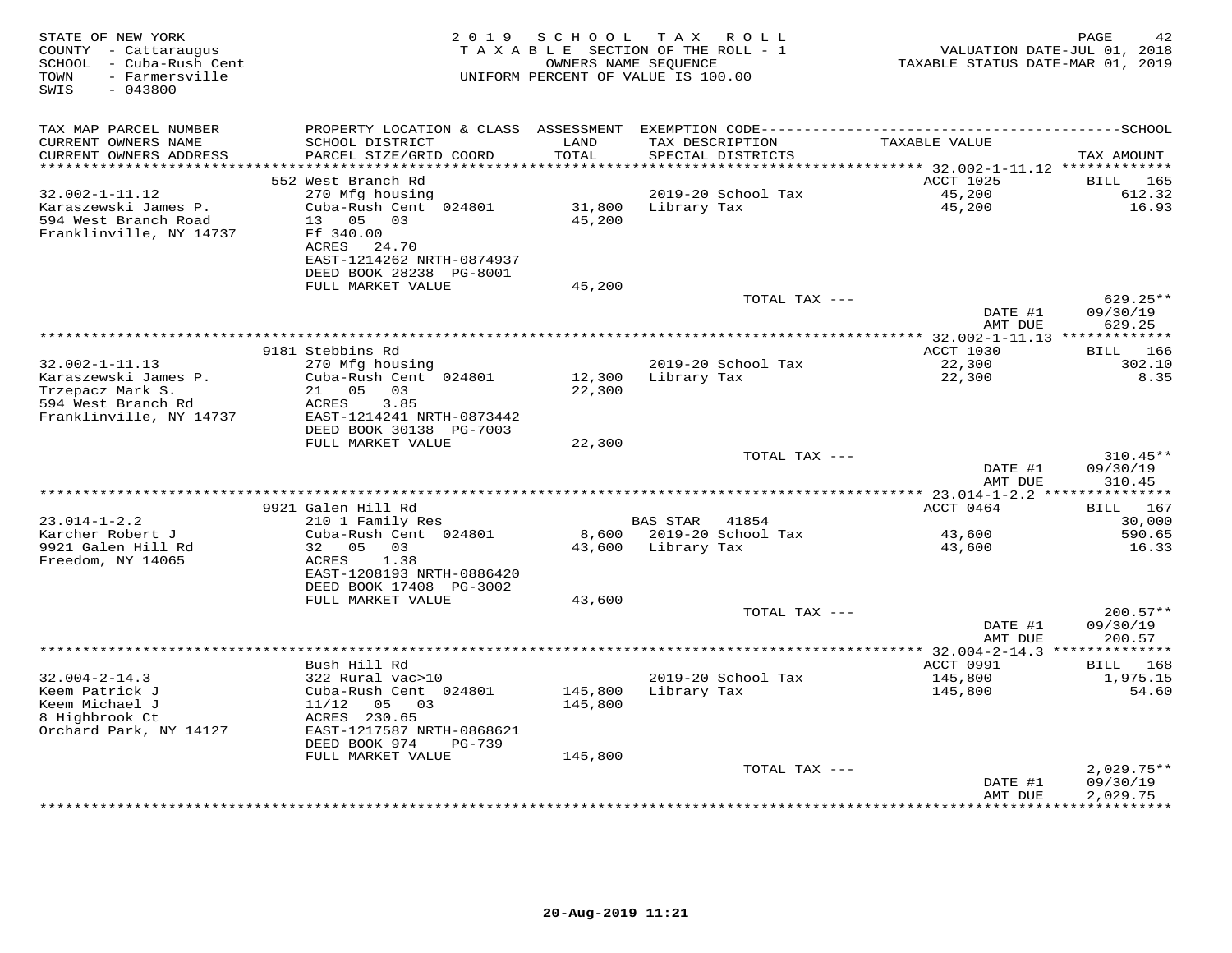STATE OF NEW YORK
COUNTY - Cattaraugus
SCHOOL - Cuba-Rush Cent
TOWN - Farmersville
SWIS - 043800

2019 SCHOOL TAX ROLL
TAXABLE SECTION OF THE ROLL - 1
OWNERS NAME SEQUENCE
UNIFORM PERCENT OF VALUE IS 100.00

VALUATION DATE-JUL 01, 2018
TAXABLE STATUS DATE-MAR 01, 2019

| TAX MAP PARCEL NUMBER / CURRENT OWNERS NAME / CURRENT OWNERS ADDRESS | PROPERTY LOCATION & CLASS / SCHOOL DISTRICT / PARCEL SIZE/GRID COORD | ASSESSMENT LAND / TOTAL | EXEMPTION CODE / TAX DESCRIPTION / SPECIAL DISTRICTS | TAXABLE VALUE | TAX AMOUNT |
|---|---|---|---|---|---|
| | 552 West Branch Rd | | | ACCT 1025 | BILL 165 |
| 32.002-1-11.12 | 270 Mfg housing | | 2019-20 School Tax | 45,200 | 612.32 |
| Karaszewski James P. | Cuba-Rush Cent 024801 | 31,800 | Library Tax | 45,200 | 16.93 |
| 594 West Branch Road | 13 05 03 | 45,200 | | | |
| Franklinville, NY 14737 | Ff 340.00 | | | | |
| | ACRES 24.70 | | | | |
| | EAST-1214262 NRTH-0874937 | | | | |
| | DEED BOOK 28238 PG-8001 | | | | |
| | FULL MARKET VALUE | 45,200 | | | |
| | | | TOTAL TAX --- | | 629.25** |
| | | | | DATE #1 | 09/30/19 |
| | | | | AMT DUE | 629.25 |
| | 9181 Stebbins Rd | | | ACCT 1030 | BILL 166 |
| 32.002-1-11.13 | 270 Mfg housing | | 2019-20 School Tax | 22,300 | 302.10 |
| Karaszewski James P. | Cuba-Rush Cent 024801 | 12,300 | Library Tax | 22,300 | 8.35 |
| Trzepacz Mark S. | 21 05 03 | 22,300 | | | |
| 594 West Branch Rd | ACRES 3.85 | | | | |
| Franklinville, NY 14737 | EAST-1214241 NRTH-0873442 | | | | |
| | DEED BOOK 30138 PG-7003 | | | | |
| | FULL MARKET VALUE | 22,300 | | | |
| | | | TOTAL TAX --- | | 310.45** |
| | | | | DATE #1 | 09/30/19 |
| | | | | AMT DUE | 310.45 |
| | 9921 Galen Hill Rd | | | ACCT 0464 | BILL 167 |
| 23.014-1-2.2 | 210 1 Family Res | | BAS STAR 41854 | | 30,000 |
| Karcher Robert J | Cuba-Rush Cent 024801 | 8,600 | 2019-20 School Tax | 43,600 | 590.65 |
| 9921 Galen Hill Rd | 32 05 03 | 43,600 | Library Tax | 43,600 | 16.33 |
| Freedom, NY 14065 | ACRES 1.38 | | | | |
| | EAST-1208193 NRTH-0886420 | | | | |
| | DEED BOOK 17408 PG-3002 | | | | |
| | FULL MARKET VALUE | 43,600 | | | |
| | | | TOTAL TAX --- | | 200.57** |
| | | | | DATE #1 | 09/30/19 |
| | | | | AMT DUE | 200.57 |
| | Bush Hill Rd | | | ACCT 0991 | BILL 168 |
| 32.004-2-14.3 | 322 Rural vac>10 | | 2019-20 School Tax | 145,800 | 1,975.15 |
| Keem Patrick J | Cuba-Rush Cent 024801 | 145,800 | Library Tax | 145,800 | 54.60 |
| Keem Michael J | 11/12 05 03 | 145,800 | | | |
| 8 Highbrook Ct | ACRES 230.65 | | | | |
| Orchard Park, NY 14127 | EAST-1217587 NRTH-0868621 | | | | |
| | DEED BOOK 974 PG-739 | | | | |
| | FULL MARKET VALUE | 145,800 | | | |
| | | | TOTAL TAX --- | | 2,029.75** |
| | | | | DATE #1 | 09/30/19 |
| | | | | AMT DUE | 2,029.75 |

20-Aug-2019 11:21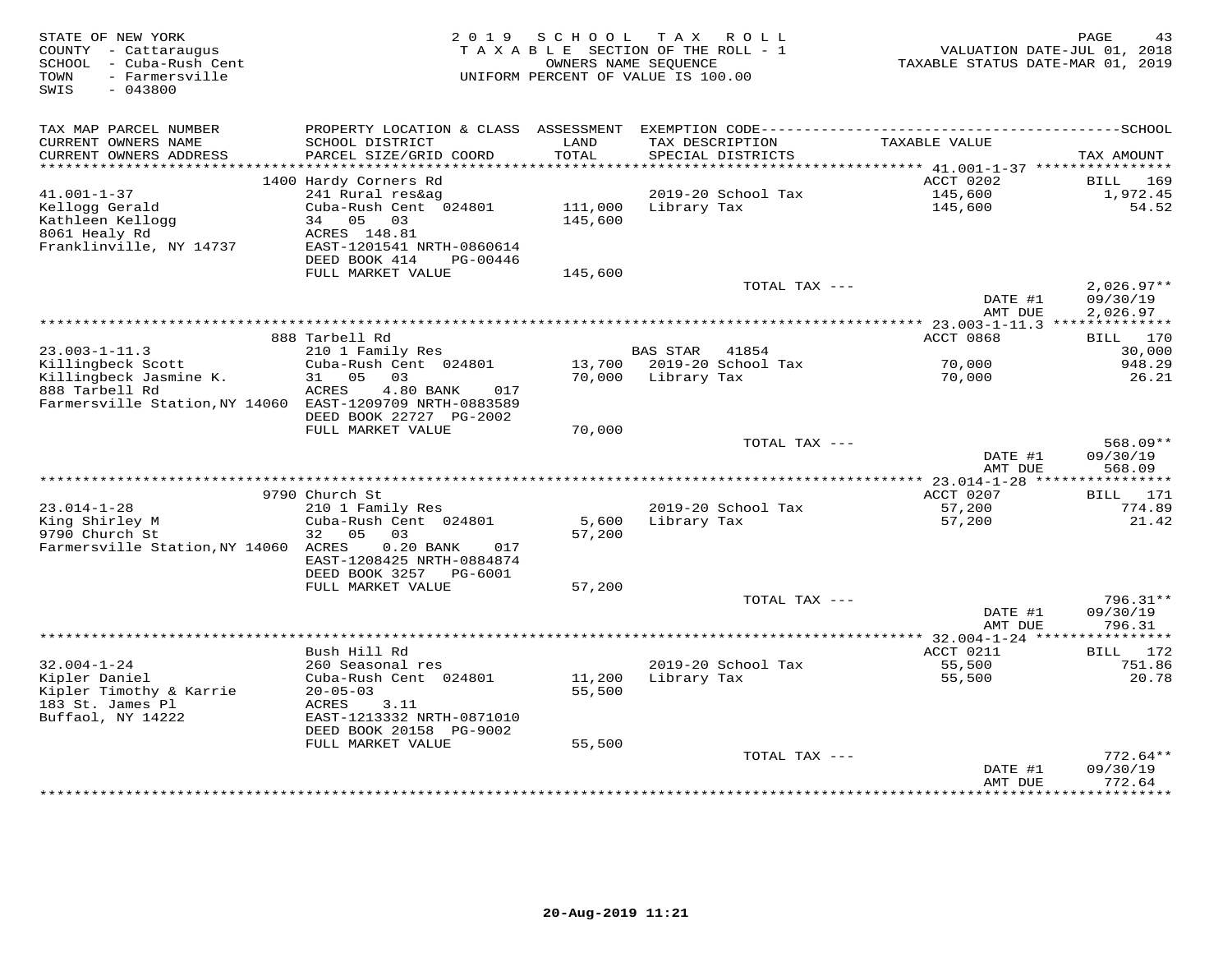STATE OF NEW YORK
COUNTY - Cattaraugus
SCHOOL - Cuba-Rush Cent
TOWN - Farmersville
SWIS - 043800

2 0 1 9 S C H O O L T A X R O L L
T A X A B L E SECTION OF THE ROLL - 1
OWNERS NAME SEQUENCE
UNIFORM PERCENT OF VALUE IS 100.00

VALUATION DATE-JUL 01, 2018
TAXABLE STATUS DATE-MAR 01, 2019

| TAX MAP PARCEL NUMBER / CURRENT OWNERS NAME / CURRENT OWNERS ADDRESS | PROPERTY LOCATION & CLASS / SCHOOL DISTRICT / PARCEL SIZE/GRID COORD | ASSESSMENT LAND / TOTAL | EXEMPTION CODE / TAX DESCRIPTION / SPECIAL DISTRICTS | TAXABLE VALUE | SCHOOL TAX AMOUNT |
|---|---|---|---|---|---|
| | 1400 Hardy Corners Rd | | | ACCT 0202 | BILL 169 |
| 41.001-1-37 | 241 Rural res&ag | | 2019-20 School Tax | 145,600 | 1,972.45 |
| Kellogg Gerald | Cuba-Rush Cent 024801 | 111,000 | Library Tax | 145,600 | 54.52 |
| Kathleen Kellogg | 34 05 03 | 145,600 | | | |
| 8061 Healy Rd | ACRES 148.81 | | | | |
| Franklinville, NY 14737 | EAST-1201541 NRTH-0860614 | | | | |
| | DEED BOOK 414 PG-00446 | | | | |
| | FULL MARKET VALUE | 145,600 | | | |
| | | | TOTAL TAX --- | | 2,026.97** |
| | | | | DATE #1 | 09/30/19 |
| | | | | AMT DUE | 2,026.97 |
| | 888 Tarbell Rd | | | ACCT 0868 | BILL 170 |
| 23.003-1-11.3 | 210 1 Family Res | | BAS STAR 41854 | | 30,000 |
| Killingbeck Scott | Cuba-Rush Cent 024801 | 13,700 | 2019-20 School Tax | 70,000 | 948.29 |
| Killingbeck Jasmine K. | 31 05 03 | 70,000 | Library Tax | 70,000 | 26.21 |
| 888 Tarbell Rd | ACRES 4.80 BANK 017 | | | | |
| Farmersville Station,NY 14060 | EAST-1209709 NRTH-0883589 | | | | |
| | DEED BOOK 22727 PG-2002 | | | | |
| | FULL MARKET VALUE | 70,000 | | | |
| | | | TOTAL TAX --- | | 568.09** |
| | | | | DATE #1 | 09/30/19 |
| | | | | AMT DUE | 568.09 |
| | 9790 Church St | | | ACCT 0207 | BILL 171 |
| 23.014-1-28 | 210 1 Family Res | | 2019-20 School Tax | 57,200 | 774.89 |
| King Shirley M | Cuba-Rush Cent 024801 | 5,600 | Library Tax | 57,200 | 21.42 |
| 9790 Church St | 32 05 03 | 57,200 | | | |
| Farmersville Station,NY 14060 | ACRES 0.20 BANK 017 | | | | |
| | EAST-1208425 NRTH-0884874 | | | | |
| | DEED BOOK 3257 PG-6001 | | | | |
| | FULL MARKET VALUE | 57,200 | | | |
| | | | TOTAL TAX --- | | 796.31** |
| | | | | DATE #1 | 09/30/19 |
| | | | | AMT DUE | 796.31 |
| | Bush Hill Rd | | | ACCT 0211 | BILL 172 |
| 32.004-1-24 | 260 Seasonal res | | 2019-20 School Tax | 55,500 | 751.86 |
| Kipler Daniel | Cuba-Rush Cent 024801 | 11,200 | Library Tax | 55,500 | 20.78 |
| Kipler Timothy & Karrie | 20-05-03 | 55,500 | | | |
| 183 St. James Pl | ACRES 3.11 | | | | |
| Buffaol, NY 14222 | EAST-1213332 NRTH-0871010 | | | | |
| | DEED BOOK 20158 PG-9002 | | | | |
| | FULL MARKET VALUE | 55,500 | | | |
| | | | TOTAL TAX --- | | 772.64** |
| | | | | DATE #1 | 09/30/19 |
| | | | | AMT DUE | 772.64 |

20-Aug-2019 11:21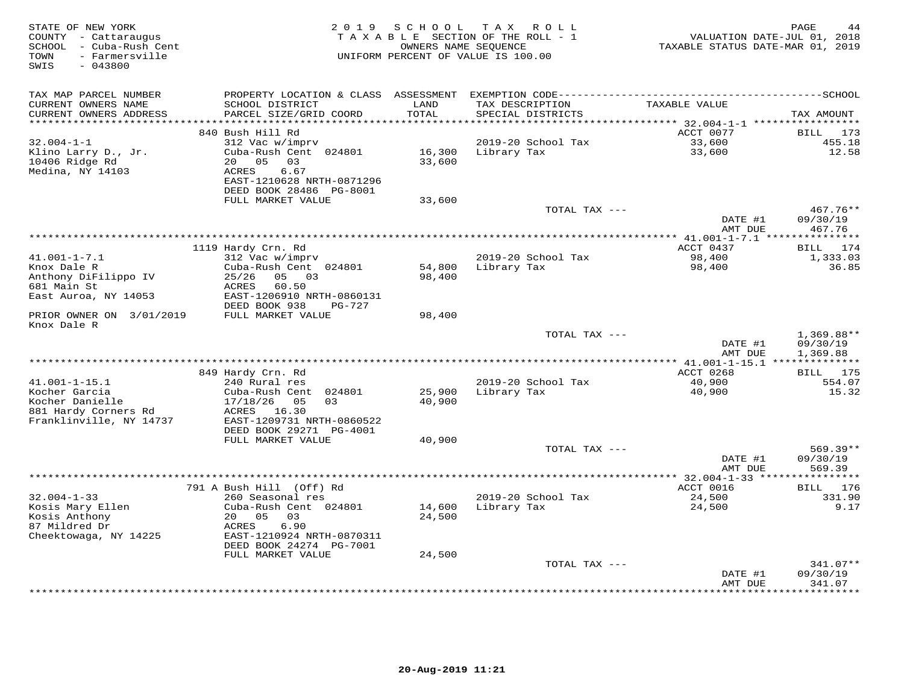STATE OF NEW YORK
COUNTY - Cattaraugus
SCHOOL - Cuba-Rush Cent
TOWN - Farmersville
SWIS - 043800

2019 SCHOOL TAX ROLL
TAXABLE SECTION OF THE ROLL - 1
OWNERS NAME SEQUENCE
UNIFORM PERCENT OF VALUE IS 100.00

VALUATION DATE-JUL 01, 2018
TAXABLE STATUS DATE-MAR 01, 2019

| TAX MAP PARCEL NUMBER / CURRENT OWNERS NAME / CURRENT OWNERS ADDRESS | PROPERTY LOCATION & CLASS / SCHOOL DISTRICT / PARCEL SIZE/GRID COORD | ASSESSMENT LAND | TOTAL | EXEMPTION CODE / TAX DESCRIPTION / SPECIAL DISTRICTS | TAXABLE VALUE | TAX AMOUNT |
|---|---|---|---|---|---|---|
| | 840 Bush Hill Rd | | | | ACCT 0077 | BILL 173 |
| 32.004-1-1 | 312 Vac w/imprv | | | 2019-20 School Tax | 33,600 | 455.18 |
| Klino Larry D., Jr. | Cuba-Rush Cent 024801 | 16,300 | | Library Tax | 33,600 | 12.58 |
| 10406 Ridge Rd | 20 05 03 | | 33,600 | | | |
| Medina, NY 14103 | ACRES 6.67 | | | | | |
| | EAST-1210628 NRTH-0871296 | | | | | |
| | DEED BOOK 28486 PG-8001 | | | | | |
| | FULL MARKET VALUE | | 33,600 | | | |
| | | | | TOTAL TAX --- | | 467.76** |
| | | | | | DATE #1 | 09/30/19 |
| | | | | | AMT DUE | 467.76 |
| | 1119 Hardy Crn. Rd | | | | ACCT 0437 | BILL 174 |
| 41.001-1-7.1 | 312 Vac w/imprv | | | 2019-20 School Tax | 98,400 | 1,333.03 |
| Knox Dale R | Cuba-Rush Cent 024801 | 54,800 | | Library Tax | 98,400 | 36.85 |
| Anthony DiFilippo IV | 25/26 05 03 | | 98,400 | | | |
| 681 Main St | ACRES 60.50 | | | | | |
| East Auroa, NY 14053 | EAST-1206910 NRTH-0860131 | | | | | |
| | DEED BOOK 938 PG-727 | | | | | |
| PRIOR OWNER ON 3/01/2019 | FULL MARKET VALUE | | 98,400 | | | |
| Knox Dale R | | | | | | |
| | | | | TOTAL TAX --- | | 1,369.88** |
| | | | | | DATE #1 | 09/30/19 |
| | | | | | AMT DUE | 1,369.88 |
| | 849 Hardy Crn. Rd | | | | ACCT 0268 | BILL 175 |
| 41.001-1-15.1 | 240 Rural res | | | 2019-20 School Tax | 40,900 | 554.07 |
| Kocher Garcia | Cuba-Rush Cent 024801 | 25,900 | | Library Tax | 40,900 | 15.32 |
| Kocher Danielle | 17/18/26 05 03 | | 40,900 | | | |
| 881 Hardy Corners Rd | ACRES 16.30 | | | | | |
| Franklinville, NY 14737 | EAST-1209731 NRTH-0860522 | | | | | |
| | DEED BOOK 29271 PG-4001 | | | | | |
| | FULL MARKET VALUE | | 40,900 | | | |
| | | | | TOTAL TAX --- | | 569.39** |
| | | | | | DATE #1 | 09/30/19 |
| | | | | | AMT DUE | 569.39 |
| | 791 A Bush Hill (Off) Rd | | | | ACCT 0016 | BILL 176 |
| 32.004-1-33 | 260 Seasonal res | | | 2019-20 School Tax | 24,500 | 331.90 |
| Kosis Mary Ellen | Cuba-Rush Cent 024801 | 14,600 | | Library Tax | 24,500 | 9.17 |
| Kosis Anthony | 20 05 03 | | 24,500 | | | |
| 87 Mildred Dr | ACRES 6.90 | | | | | |
| Cheektowaga, NY 14225 | EAST-1210924 NRTH-0870311 | | | | | |
| | DEED BOOK 24274 PG-7001 | | | | | |
| | FULL MARKET VALUE | | 24,500 | | | |
| | | | | TOTAL TAX --- | | 341.07** |
| | | | | | DATE #1 | 09/30/19 |
| | | | | | AMT DUE | 341.07 |

20-Aug-2019 11:21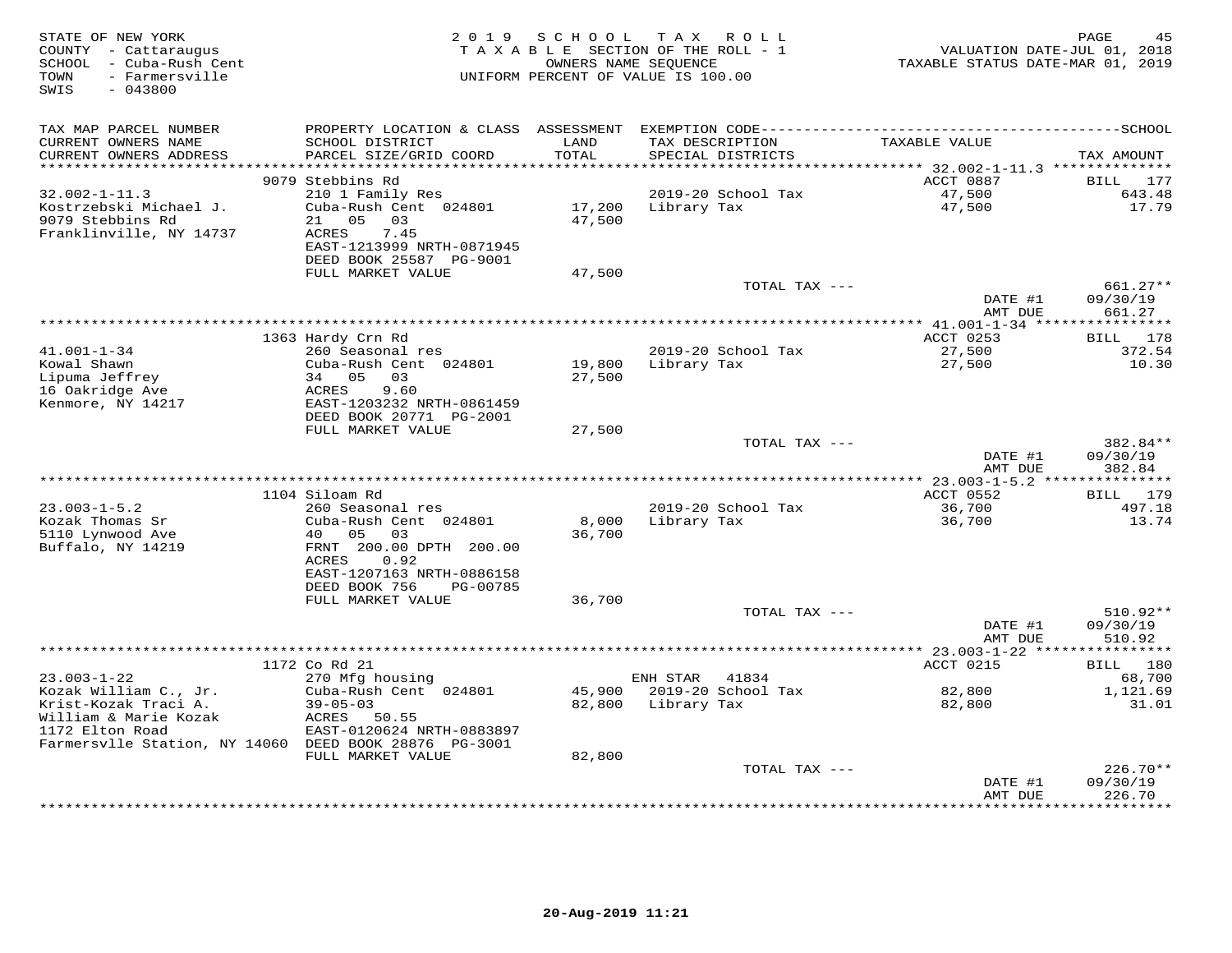STATE OF NEW YORK
COUNTY - Cattaraugus
SCHOOL - Cuba-Rush Cent
TOWN - Farmersville
SWIS - 043800

2019 SCHOOL TAX ROLL
TAXABLE SECTION OF THE ROLL - 1
OWNERS NAME SEQUENCE
UNIFORM PERCENT OF VALUE IS 100.00

VALUATION DATE-JUL 01, 2018
TAXABLE STATUS DATE-MAR 01, 2019

| TAX MAP PARCEL NUMBER / CURRENT OWNERS NAME / CURRENT OWNERS ADDRESS | PROPERTY LOCATION & CLASS / SCHOOL DISTRICT / PARCEL SIZE/GRID COORD | ASSESSMENT LAND / TOTAL | EXEMPTION CODE / TAX DESCRIPTION / SPECIAL DISTRICTS | TAXABLE VALUE | SCHOOL TAX AMOUNT |
|---|---|---|---|---|---|
| 32.002-1-11.3 | 9079 Stebbins Rd | | | ACCT 0887 | BILL 177 |
| Kostrzebski Michael J. | 210 1 Family Res | | 2019-20 School Tax | 47,500 | 643.48 |
| 9079 Stebbins Rd | Cuba-Rush Cent 024801 | 17,200 | Library Tax | 47,500 | 17.79 |
| Franklinville, NY 14737 | 21 05 03 | 47,500 | | | |
| | ACRES 7.45 | | | | |
| | EAST-1213999 NRTH-0871945 | | | | |
| | DEED BOOK 25587 PG-9001 | | | | |
| | FULL MARKET VALUE | 47,500 | | | |
| | | | TOTAL TAX --- | | 661.27** |
| | | | | DATE #1 | 09/30/19 |
| | | | | AMT DUE | 661.27 |
| 41.001-1-34 | 1363 Hardy Crn Rd | | | ACCT 0253 | BILL 178 |
| Kowal Shawn | 260 Seasonal res | | 2019-20 School Tax | 27,500 | 372.54 |
| Lipuma Jeffrey | Cuba-Rush Cent 024801 | 19,800 | Library Tax | 27,500 | 10.30 |
| 16 Oakridge Ave | 34 05 03 | 27,500 | | | |
| Kenmore, NY 14217 | ACRES 9.60 | | | | |
| | EAST-1203232 NRTH-0861459 | | | | |
| | DEED BOOK 20771 PG-2001 | | | | |
| | FULL MARKET VALUE | 27,500 | | | |
| | | | TOTAL TAX --- | | 382.84** |
| | | | | DATE #1 | 09/30/19 |
| | | | | AMT DUE | 382.84 |
| 23.003-1-5.2 | 1104 Siloam Rd | | | ACCT 0552 | BILL 179 |
| Kozak Thomas Sr | 260 Seasonal res | | 2019-20 School Tax | 36,700 | 497.18 |
| 5110 Lynwood Ave | Cuba-Rush Cent 024801 | 8,000 | Library Tax | 36,700 | 13.74 |
| Buffalo, NY 14219 | 40 05 03 | 36,700 | | | |
| | FRNT 200.00 DPTH 200.00 | | | | |
| | ACRES 0.92 | | | | |
| | EAST-1207163 NRTH-0886158 | | | | |
| | DEED BOOK 756 PG-00785 | | | | |
| | FULL MARKET VALUE | 36,700 | | | |
| | | | TOTAL TAX --- | | 510.92** |
| | | | | DATE #1 | 09/30/19 |
| | | | | AMT DUE | 510.92 |
| 23.003-1-22 | 1172 Co Rd 21 | | | ACCT 0215 | BILL 180 |
| Kozak William C., Jr. | 270 Mfg housing | | ENH STAR 41834 | | 68,700 |
| Krist-Kozak Traci A. | Cuba-Rush Cent 024801 | 45,900 | 2019-20 School Tax | 82,800 | 1,121.69 |
| William & Marie Kozak | 39-05-03 | 82,800 | Library Tax | 82,800 | 31.01 |
| 1172 Elton Road | ACRES 50.55 | | | | |
| Farmersvlle Station, NY 14060 | EAST-0120624 NRTH-0883897 | | | | |
| | DEED BOOK 28876 PG-3001 | | | | |
| | FULL MARKET VALUE | 82,800 | | | |
| | | | TOTAL TAX --- | | 226.70** |
| | | | | DATE #1 | 09/30/19 |
| | | | | AMT DUE | 226.70 |

20-Aug-2019 11:21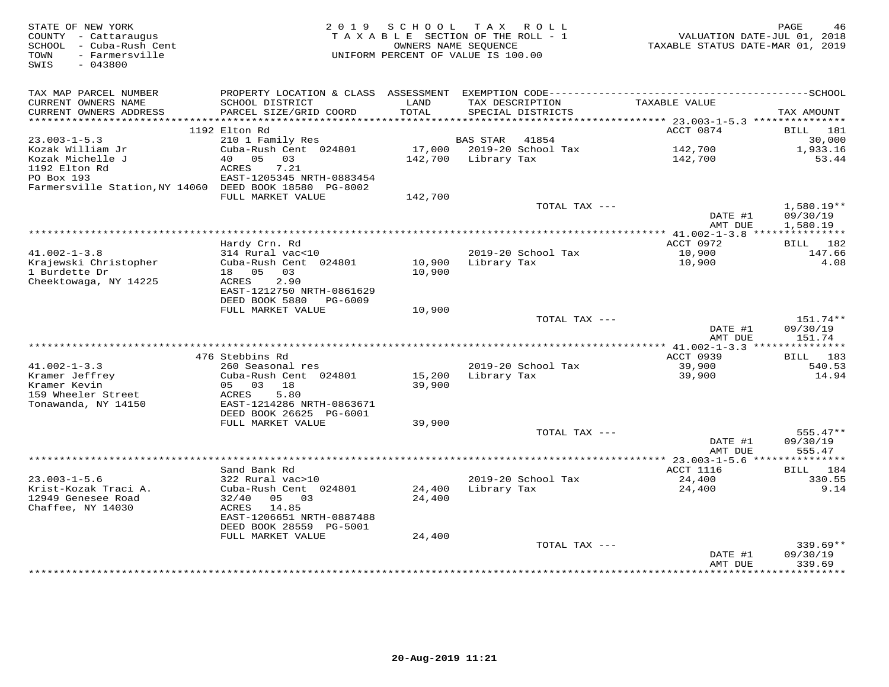STATE OF NEW YORK
COUNTY - Cattaraugus
SCHOOL - Cuba-Rush Cent
TOWN - Farmersville
SWIS - 043800

2019 SCHOOL TAX ROLL
TAXABLE SECTION OF THE ROLL - 1
OWNERS NAME SEQUENCE
UNIFORM PERCENT OF VALUE IS 100.00

VALUATION DATE-JUL 01, 2018
TAXABLE STATUS DATE-MAR 01, 2019

| TAX MAP PARCEL NUMBER / CURRENT OWNERS NAME / CURRENT OWNERS ADDRESS | PROPERTY LOCATION & CLASS / SCHOOL DISTRICT / PARCEL SIZE/GRID COORD | ASSESSMENT LAND / TOTAL | EXEMPTION CODE / TAX DESCRIPTION / SPECIAL DISTRICTS | TAXABLE VALUE | SCHOOL TAX AMOUNT |
|---|---|---|---|---|---|
| 23.003-1-5.3 | 1192 Elton Rd | | | ACCT 0874 | BILL 181 |
| Kozak William Jr | 210 1 Family Res | | BAS STAR 41854 | | 30,000 |
| Kozak Michelle J | Cuba-Rush Cent 024801 | 17,000 | 2019-20 School Tax | 142,700 | 1,933.16 |
| 1192 Elton Rd | 40 05 03 | 142,700 | Library Tax | 142,700 | 53.44 |
| PO Box 193 | ACRES 7.21 | | | | |
| Farmersville Station,NY 14060 | EAST-1205345 NRTH-0883454 | | | | |
| | DEED BOOK 18580 PG-8002 | | | | |
| | FULL MARKET VALUE | 142,700 | | | |
| | | | TOTAL TAX --- | | 1,580.19** |
| | | | | DATE #1 | 09/30/19 |
| | | | | AMT DUE | 1,580.19 |
| 41.002-1-3.8 | Hardy Crn. Rd | | | ACCT 0972 | BILL 182 |
| Krajewski Christopher | 314 Rural vac<10 | | 2019-20 School Tax | 10,900 | 147.66 |
| 1 Burdette Dr | Cuba-Rush Cent 024801 | 10,900 | Library Tax | 10,900 | 4.08 |
| Cheektowaga, NY 14225 | 18 05 03 | 10,900 | | | |
| | ACRES 2.90 | | | | |
| | EAST-1212750 NRTH-0861629 | | | | |
| | DEED BOOK 5880 PG-6009 | | | | |
| | FULL MARKET VALUE | 10,900 | | | |
| | | | TOTAL TAX --- | | 151.74** |
| | | | | DATE #1 | 09/30/19 |
| | | | | AMT DUE | 151.74 |
| 41.002-1-3.3 | 476 Stebbins Rd | | | ACCT 0939 | BILL 183 |
| Kramer Jeffrey | 260 Seasonal res | | 2019-20 School Tax | 39,900 | 540.53 |
| Kramer Kevin | Cuba-Rush Cent 024801 | 15,200 | Library Tax | 39,900 | 14.94 |
| 159 Wheeler Street | 05 03 18 | 39,900 | | | |
| Tonawanda, NY 14150 | ACRES 5.80 | | | | |
| | EAST-1214286 NRTH-0863671 | | | | |
| | DEED BOOK 26625 PG-6001 | | | | |
| | FULL MARKET VALUE | 39,900 | | | |
| | | | TOTAL TAX --- | | 555.47** |
| | | | | DATE #1 | 09/30/19 |
| | | | | AMT DUE | 555.47 |
| 23.003-1-5.6 | Sand Bank Rd | | | ACCT 1116 | BILL 184 |
| Krist-Kozak Traci A. | 322 Rural vac>10 | | 2019-20 School Tax | 24,400 | 330.55 |
| 12949 Genesee Road | Cuba-Rush Cent 024801 | 24,400 | Library Tax | 24,400 | 9.14 |
| Chaffee, NY 14030 | 32/40 05 03 | 24,400 | | | |
| | ACRES 14.85 | | | | |
| | EAST-1206651 NRTH-0887488 | | | | |
| | DEED BOOK 28559 PG-5001 | | | | |
| | FULL MARKET VALUE | 24,400 | | | |
| | | | TOTAL TAX --- | | 339.69** |
| | | | | DATE #1 | 09/30/19 |
| | | | | AMT DUE | 339.69 |

20-Aug-2019 11:21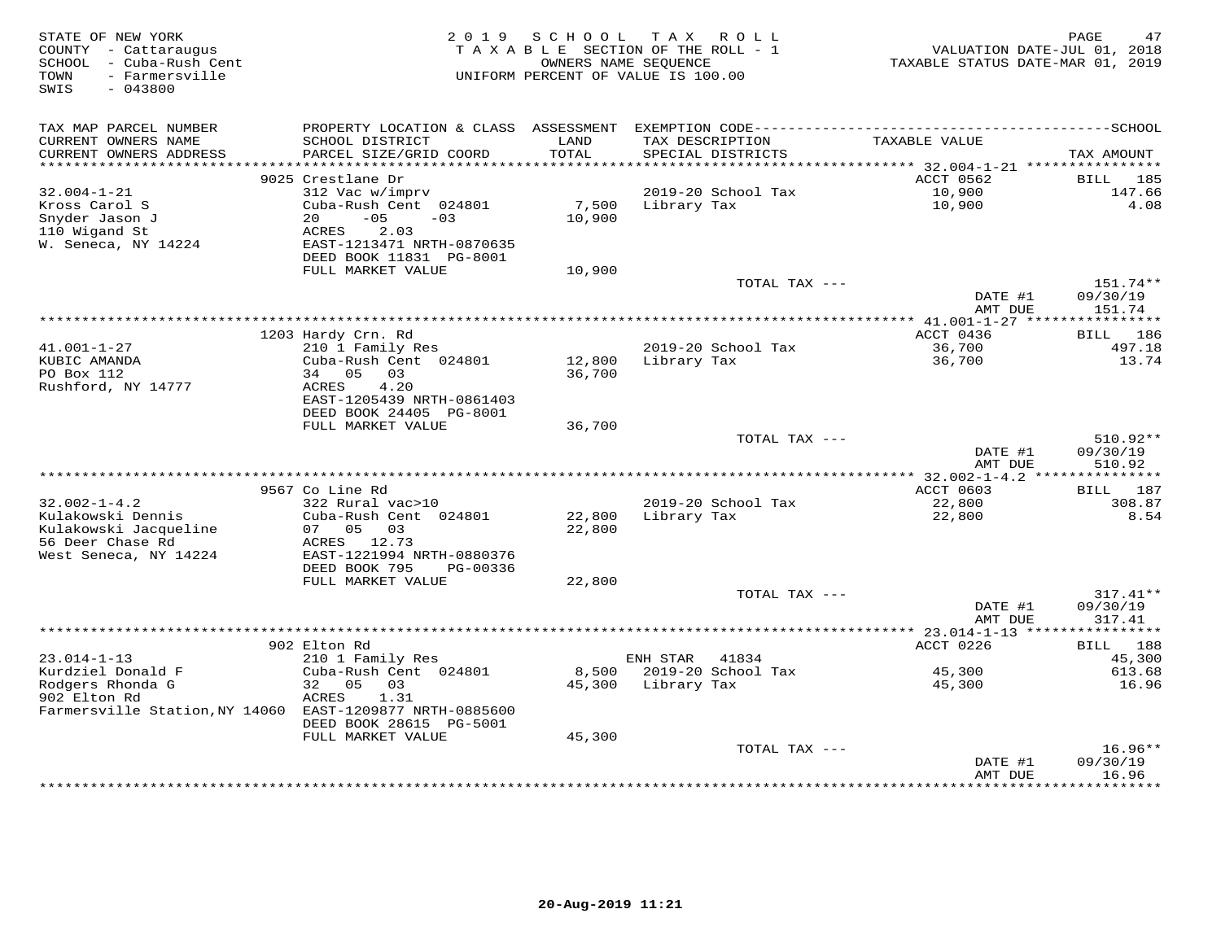STATE OF NEW YORK
COUNTY - Cattaraugus
SCHOOL - Cuba-Rush Cent
TOWN - Farmersville
SWIS - 043800

2019 SCHOOL TAX ROLL
TAXABLE SECTION OF THE ROLL - 1
OWNERS NAME SEQUENCE
UNIFORM PERCENT OF VALUE IS 100.00

VALUATION DATE-JUL 01, 2018
TAXABLE STATUS DATE-MAR 01, 2019

| TAX MAP PARCEL NUMBER / CURRENT OWNERS NAME / CURRENT OWNERS ADDRESS | PROPERTY LOCATION & CLASS / SCHOOL DISTRICT / PARCEL SIZE/GRID COORD | ASSESSMENT LAND / TOTAL | EXEMPTION CODE / TAX DESCRIPTION / SPECIAL DISTRICTS | TAXABLE VALUE | TAX AMOUNT |
|---|---|---|---|---|---|
| | 9025 Crestlane Dr | | | ACCT 0562 | BILL 185 |
| 32.004-1-21 | 312 Vac w/imprv | | 2019-20 School Tax | 10,900 | 147.66 |
| Kross Carol S | Cuba-Rush Cent 024801 | 7,500 | Library Tax | 10,900 | 4.08 |
| Snyder Jason J | 20 -05 -03 | 10,900 | | | |
| 110 Wigand St | ACRES 2.03 | | | | |
| W. Seneca, NY 14224 | EAST-1213471 NRTH-0870635 | | | | |
| | DEED BOOK 11831 PG-8001 | | | | |
| | FULL MARKET VALUE | 10,900 | | | |
| | | | TOTAL TAX --- | | 151.74** |
| | | | | DATE #1 | 09/30/19 |
| | | | | AMT DUE | 151.74 |
| | 1203 Hardy Crn. Rd | | | ACCT 0436 | BILL 186 |
| 41.001-1-27 | 210 1 Family Res | | 2019-20 School Tax | 36,700 | 497.18 |
| KUBIC AMANDA | Cuba-Rush Cent 024801 | 12,800 | Library Tax | 36,700 | 13.74 |
| PO Box 112 | 34 05 03 | 36,700 | | | |
| Rushford, NY 14777 | ACRES 4.20 | | | | |
| | EAST-1205439 NRTH-0861403 | | | | |
| | DEED BOOK 24405 PG-8001 | | | | |
| | FULL MARKET VALUE | 36,700 | | | |
| | | | TOTAL TAX --- | | 510.92** |
| | | | | DATE #1 | 09/30/19 |
| | | | | AMT DUE | 510.92 |
| | 9567 Co Line Rd | | | ACCT 0603 | BILL 187 |
| 32.002-1-4.2 | 322 Rural vac>10 | | 2019-20 School Tax | 22,800 | 308.87 |
| Kulakowski Dennis | Cuba-Rush Cent 024801 | 22,800 | Library Tax | 22,800 | 8.54 |
| Kulakowski Jacqueline | 07 05 03 | 22,800 | | | |
| 56 Deer Chase Rd | ACRES 12.73 | | | | |
| West Seneca, NY 14224 | EAST-1221994 NRTH-0880376 | | | | |
| | DEED BOOK 795 PG-00336 | | | | |
| | FULL MARKET VALUE | 22,800 | | | |
| | | | TOTAL TAX --- | | 317.41** |
| | | | | DATE #1 | 09/30/19 |
| | | | | AMT DUE | 317.41 |
| | 902 Elton Rd | | | ACCT 0226 | BILL 188 |
| 23.014-1-13 | 210 1 Family Res | | ENH STAR 41834 | | 45,300 |
| Kurdziel Donald F | Cuba-Rush Cent 024801 | 8,500 | 2019-20 School Tax | 45,300 | 613.68 |
| Rodgers Rhonda G | 32 05 03 | 45,300 | Library Tax | 45,300 | 16.96 |
| 902 Elton Rd | ACRES 1.31 | | | | |
| Farmersville Station,NY 14060 | EAST-1209877 NRTH-0885600 | | | | |
| | DEED BOOK 28615 PG-5001 | | | | |
| | FULL MARKET VALUE | 45,300 | | | |
| | | | TOTAL TAX --- | | 16.96** |
| | | | | DATE #1 | 09/30/19 |
| | | | | AMT DUE | 16.96 |

20-Aug-2019 11:21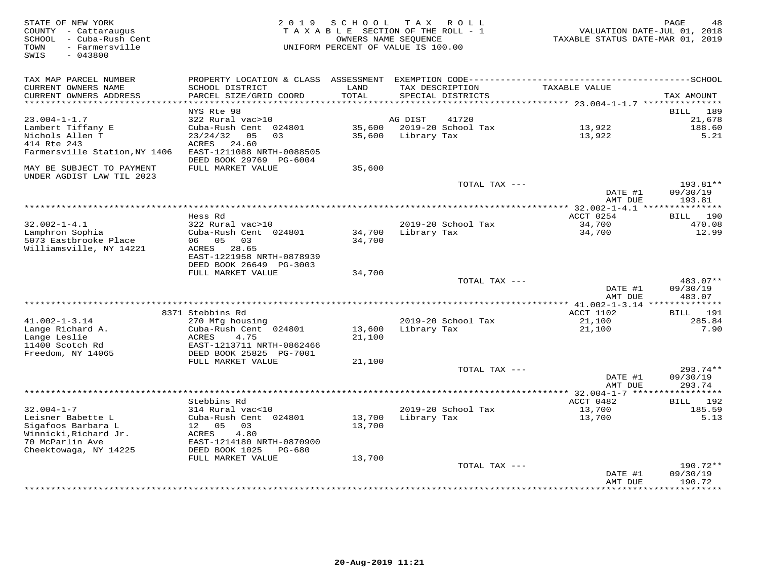STATE OF NEW YORK
COUNTY - Cattaraugus
SCHOOL - Cuba-Rush Cent
TOWN - Farmersville
SWIS - 043800

2019 SCHOOL TAX ROLL
TAXABLE SECTION OF THE ROLL - 1
OWNERS NAME SEQUENCE
UNIFORM PERCENT OF VALUE IS 100.00

VALUATION DATE-JUL 01, 2018
TAXABLE STATUS DATE-MAR 01, 2019

| TAX MAP PARCEL NUMBER / CURRENT OWNERS NAME / CURRENT OWNERS ADDRESS | PROPERTY LOCATION & CLASS / SCHOOL DISTRICT / PARCEL SIZE/GRID COORD | ASSESSMENT LAND / TOTAL | EXEMPTION CODE / TAX DESCRIPTION / SPECIAL DISTRICTS | TAXABLE VALUE | TAX AMOUNT |
|---|---|---|---|---|---|
| **23.004-1-1.7** | NYS Rte 98 | | | | BILL 189 |
| 23.004-1-1.7 | 322 Rural vac>10 | | AG DIST 41720 | | 21,678 |
| Lambert Tiffany E | Cuba-Rush Cent 024801 | 35,600 | 2019-20 School Tax | 13,922 | 188.60 |
| Nichols Allen T | 23/24/32 05 03 | 35,600 | Library Tax | 13,922 | 5.21 |
| 414 Rte 243 | ACRES 24.60 | | | | |
| Farmersville Station,NY 1406 | EAST-1211088 NRTH-0088505 | | | | |
| | DEED BOOK 29769 PG-6004 | | | | |
| MAY BE SUBJECT TO PAYMENT UNDER AGDIST LAW TIL 2023 | FULL MARKET VALUE | 35,600 | | | |
| | | | TOTAL TAX --- | | 193.81** |
| | | | | DATE #1 | 09/30/19 |
| | | | | AMT DUE | 193.81 |
| **32.002-1-4.1** | Hess Rd | | | ACCT 0254 | BILL 190 |
| 32.002-1-4.1 | 322 Rural vac>10 | | 2019-20 School Tax | 34,700 | 470.08 |
| Lamphron Sophia | Cuba-Rush Cent 024801 | 34,700 | Library Tax | 34,700 | 12.99 |
| 5073 Eastbrooke Place | 06 05 03 | 34,700 | | | |
| Williamsville, NY 14221 | ACRES 28.65 | | | | |
| | EAST-1221958 NRTH-0878939 | | | | |
| | DEED BOOK 26649 PG-3003 | | | | |
| | FULL MARKET VALUE | 34,700 | | | |
| | | | TOTAL TAX --- | | 483.07** |
| | | | | DATE #1 | 09/30/19 |
| | | | | AMT DUE | 483.07 |
| **41.002-1-3.14** | 8371 Stebbins Rd | | | ACCT 1102 | BILL 191 |
| 41.002-1-3.14 | 270 Mfg housing | | 2019-20 School Tax | 21,100 | 285.84 |
| Lange Richard A. | Cuba-Rush Cent 024801 | 13,600 | Library Tax | 21,100 | 7.90 |
| Lange Leslie | ACRES 4.75 | 21,100 | | | |
| 11400 Scotch Rd | EAST-1213711 NRTH-0862466 | | | | |
| Freedom, NY 14065 | DEED BOOK 25825 PG-7001 | | | | |
| | FULL MARKET VALUE | 21,100 | | | |
| | | | TOTAL TAX --- | | 293.74** |
| | | | | DATE #1 | 09/30/19 |
| | | | | AMT DUE | 293.74 |
| **32.004-1-7** | Stebbins Rd | | | ACCT 0482 | BILL 192 |
| 32.004-1-7 | 314 Rural vac<10 | | 2019-20 School Tax | 13,700 | 185.59 |
| Leisner Babette L | Cuba-Rush Cent 024801 | 13,700 | Library Tax | 13,700 | 5.13 |
| Sigafoos Barbara L | 12 05 03 | 13,700 | | | |
| Winnicki,Richard Jr. | ACRES 4.80 | | | | |
| 70 McParlin Ave | EAST-1214180 NRTH-0870900 | | | | |
| Cheektowaga, NY 14225 | DEED BOOK 1025 PG-680 | | | | |
| | FULL MARKET VALUE | 13,700 | | | |
| | | | TOTAL TAX --- | | 190.72** |
| | | | | DATE #1 | 09/30/19 |
| | | | | AMT DUE | 190.72 |

20-Aug-2019 11:21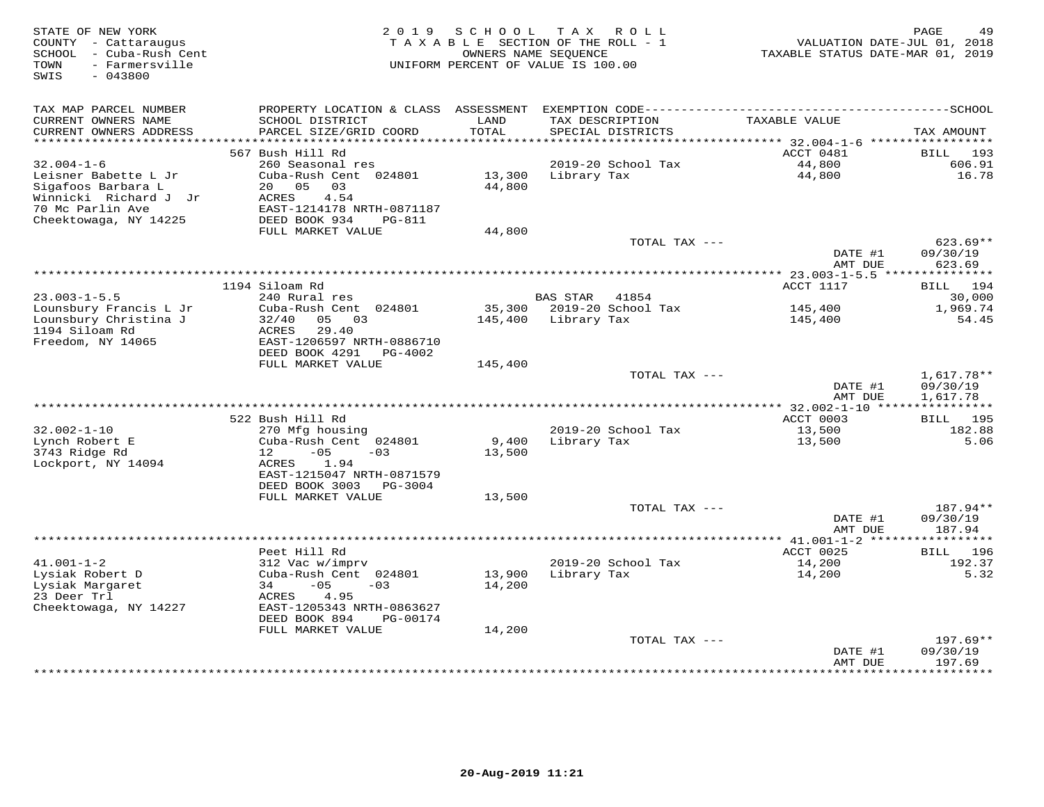STATE OF NEW YORK
COUNTY - Cattaraugus
SCHOOL - Cuba-Rush Cent
TOWN - Farmersville
SWIS - 043800

2019 SCHOOL TAX ROLL
TAXABLE SECTION OF THE ROLL - 1
OWNERS NAME SEQUENCE
UNIFORM PERCENT OF VALUE IS 100.00

VALUATION DATE-JUL 01, 2018
TAXABLE STATUS DATE-MAR 01, 2019

| TAX MAP PARCEL NUMBER / CURRENT OWNERS NAME / CURRENT OWNERS ADDRESS | PROPERTY LOCATION & CLASS / SCHOOL DISTRICT / PARCEL SIZE/GRID COORD | ASSESSMENT LAND / TOTAL | EXEMPTION CODE / TAX DESCRIPTION / SPECIAL DISTRICTS | TAXABLE VALUE | TAX AMOUNT |
|---|---|---|---|---|---|
| | 567 Bush Hill Rd | | | ACCT 0481 | BILL 193 |
| 32.004-1-6 | 260 Seasonal res | | 2019-20 School Tax | 44,800 | 606.91 |
| Leisner Babette L Jr | Cuba-Rush Cent 024801 | 13,300 | Library Tax | 44,800 | 16.78 |
| Sigafoos Barbara L | 20 05 03 | 44,800 | | | |
| Winnicki Richard J Jr | ACRES 4.54 | | | | |
| 70 Mc Parlin Ave | EAST-1214178 NRTH-0871187 | | | | |
| Cheektowaga, NY 14225 | DEED BOOK 934 PG-811 | | | | |
| | FULL MARKET VALUE | 44,800 | | | |
| | | | TOTAL TAX --- | | 623.69** |
| | | | | DATE #1 | 09/30/19 |
| | | | | AMT DUE | 623.69 |
| | 1194 Siloam Rd | | | ACCT 1117 | BILL 194 |
| 23.003-1-5.5 | 240 Rural res | | BAS STAR 41854 | | 30,000 |
| Lounsbury Francis L Jr | Cuba-Rush Cent 024801 | 35,300 | 2019-20 School Tax | 145,400 | 1,969.74 |
| Lounsbury Christina J | 32/40 05 03 | 145,400 | Library Tax | 145,400 | 54.45 |
| 1194 Siloam Rd | ACRES 29.40 | | | | |
| Freedom, NY 14065 | EAST-1206597 NRTH-0886710 | | | | |
| | DEED BOOK 4291 PG-4002 | | | | |
| | FULL MARKET VALUE | 145,400 | | | |
| | | | TOTAL TAX --- | | 1,617.78** |
| | | | | DATE #1 | 09/30/19 |
| | | | | AMT DUE | 1,617.78 |
| | 522 Bush Hill Rd | | | ACCT 0003 | BILL 195 |
| 32.002-1-10 | 270 Mfg housing | | 2019-20 School Tax | 13,500 | 182.88 |
| Lynch Robert E | Cuba-Rush Cent 024801 | 9,400 | Library Tax | 13,500 | 5.06 |
| 3743 Ridge Rd | 12 -05 -03 | 13,500 | | | |
| Lockport, NY 14094 | ACRES 1.94 | | | | |
| | EAST-1215047 NRTH-0871579 | | | | |
| | DEED BOOK 3003 PG-3004 | | | | |
| | FULL MARKET VALUE | 13,500 | | | |
| | | | TOTAL TAX --- | | 187.94** |
| | | | | DATE #1 | 09/30/19 |
| | | | | AMT DUE | 187.94 |
| | Peet Hill Rd | | | ACCT 0025 | BILL 196 |
| 41.001-1-2 | 312 Vac w/imprv | | 2019-20 School Tax | 14,200 | 192.37 |
| Lysiak Robert D | Cuba-Rush Cent 024801 | 13,900 | Library Tax | 14,200 | 5.32 |
| Lysiak Margaret | 34 -05 -03 | 14,200 | | | |
| 23 Deer Trl | ACRES 4.95 | | | | |
| Cheektowaga, NY 14227 | EAST-1205343 NRTH-0863627 | | | | |
| | DEED BOOK 894 PG-00174 | | | | |
| | FULL MARKET VALUE | 14,200 | | | |
| | | | TOTAL TAX --- | | 197.69** |
| | | | | DATE #1 | 09/30/19 |
| | | | | AMT DUE | 197.69 |

20-Aug-2019 11:21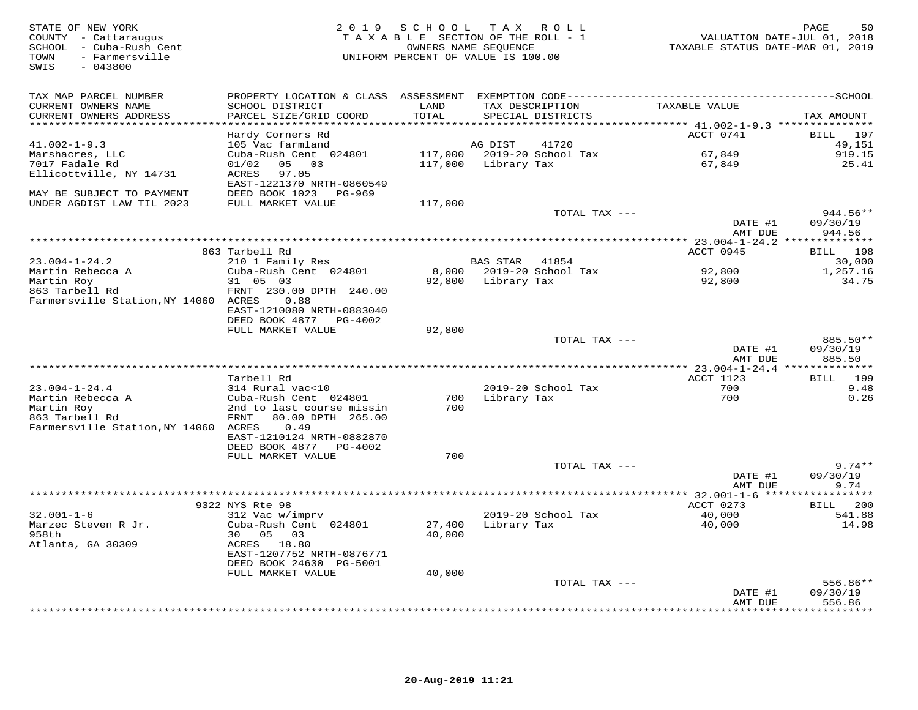STATE OF NEW YORK
COUNTY - Cattaraugus
SCHOOL - Cuba-Rush Cent
TOWN - Farmersville
SWIS - 043800

2019 SCHOOL TAX ROLL
TAXABLE SECTION OF THE ROLL - 1
OWNERS NAME SEQUENCE
UNIFORM PERCENT OF VALUE IS 100.00

VALUATION DATE-JUL 01, 2018
TAXABLE STATUS DATE-MAR 01, 2019

| TAX MAP PARCEL NUMBER / CURRENT OWNERS NAME / CURRENT OWNERS ADDRESS | PROPERTY LOCATION & CLASS / SCHOOL DISTRICT / PARCEL SIZE/GRID COORD | ASSESSMENT LAND | TOTAL | EXEMPTION CODE / TAX DESCRIPTION / SPECIAL DISTRICTS | TAXABLE VALUE | TAX AMOUNT |
|---|---|---|---|---|---|---|
| **41.002-1-9.3** | Hardy Corners Rd | | | | ACCT 0741 | BILL 197 |
| 41.002-1-9.3 | 105 Vac farmland | | | AG DIST 41720 | | 49,151 |
| Marshacres, LLC | Cuba-Rush Cent 024801 | 117,000 | | 2019-20 School Tax | 67,849 | 919.15 |
| 7017 Fadale Rd | 01/02 05 03 | | 117,000 | Library Tax | 67,849 | 25.41 |
| Ellicottville, NY 14731 | ACRES 97.05 | | | | | |
| | EAST-1221370 NRTH-0860549 | | | | | |
| MAY BE SUBJECT TO PAYMENT | DEED BOOK 1023 PG-969 | | | | | |
| UNDER AGDIST LAW TIL 2023 | FULL MARKET VALUE | | 117,000 | | | |
| | | | | TOTAL TAX --- | | 944.56** |
| | | | | | DATE #1 | 09/30/19 |
| | | | | | AMT DUE | 944.56 |
| **23.004-1-24.2** | 863 Tarbell Rd | | | | ACCT 0945 | BILL 198 |
| 23.004-1-24.2 | 210 1 Family Res | | | BAS STAR 41854 | | 30,000 |
| Martin Rebecca A | Cuba-Rush Cent 024801 | 8,000 | | 2019-20 School Tax | 92,800 | 1,257.16 |
| Martin Roy | 31 05 03 | | 92,800 | Library Tax | 92,800 | 34.75 |
| 863 Tarbell Rd | FRNT 230.00 DPTH 240.00 | | | | | |
| Farmersville Station,NY 14060 | ACRES 0.88 | | | | | |
| | EAST-1210080 NRTH-0883040 | | | | | |
| | DEED BOOK 4877 PG-4002 | | | | | |
| | FULL MARKET VALUE | | 92,800 | | | |
| | | | | TOTAL TAX --- | | 885.50** |
| | | | | | DATE #1 | 09/30/19 |
| | | | | | AMT DUE | 885.50 |
| **23.004-1-24.4** | Tarbell Rd | | | | ACCT 1123 | BILL 199 |
| 23.004-1-24.4 | 314 Rural vac<10 | | | 2019-20 School Tax | 700 | 9.48 |
| Martin Rebecca A | Cuba-Rush Cent 024801 | 700 | | Library Tax | 700 | 0.26 |
| Martin Roy | 2nd to last course missin | | 700 | | | |
| 863 Tarbell Rd | FRNT 80.00 DPTH 265.00 | | | | | |
| Farmersville Station,NY 14060 | ACRES 0.49 | | | | | |
| | EAST-1210124 NRTH-0882870 | | | | | |
| | DEED BOOK 4877 PG-4002 | | | | | |
| | FULL MARKET VALUE | | 700 | | | |
| | | | | TOTAL TAX --- | | 9.74** |
| | | | | | DATE #1 | 09/30/19 |
| | | | | | AMT DUE | 9.74 |
| **32.001-1-6** | 9322 NYS Rte 98 | | | | ACCT 0273 | BILL 200 |
| 32.001-1-6 | 312 Vac w/imprv | | | 2019-20 School Tax | 40,000 | 541.88 |
| Marzec Steven R Jr. | Cuba-Rush Cent 024801 | 27,400 | | Library Tax | 40,000 | 14.98 |
| 958th | 30 05 03 | | 40,000 | | | |
| Atlanta, GA 30309 | ACRES 18.80 | | | | | |
| | EAST-1207752 NRTH-0876771 | | | | | |
| | DEED BOOK 24630 PG-5001 | | | | | |
| | FULL MARKET VALUE | | 40,000 | | | |
| | | | | TOTAL TAX --- | | 556.86** |
| | | | | | DATE #1 | 09/30/19 |
| | | | | | AMT DUE | 556.86 |

20-Aug-2019 11:21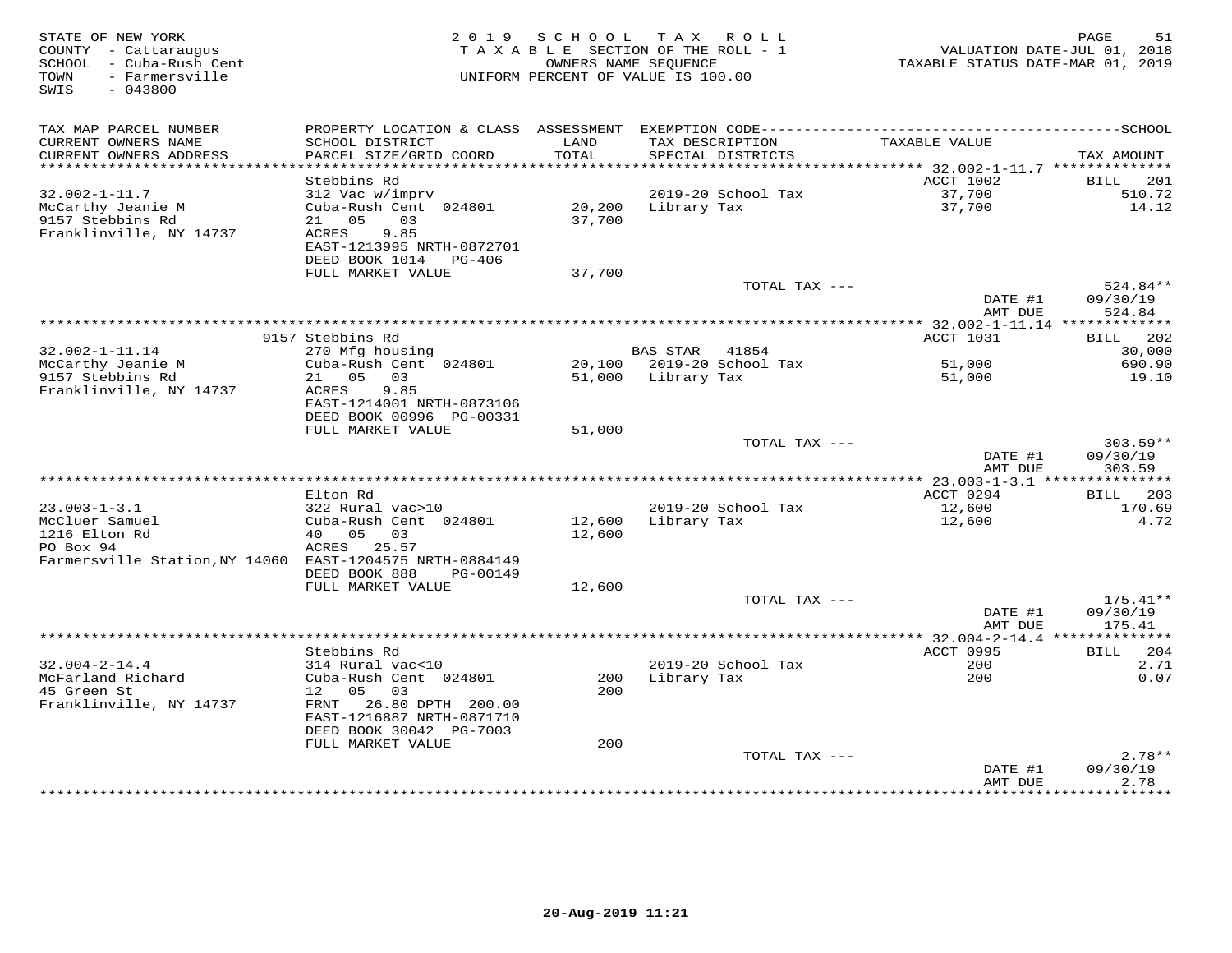STATE OF NEW YORK
COUNTY - Cattaraugus
SCHOOL - Cuba-Rush Cent
TOWN - Farmersville
SWIS - 043800

2019 SCHOOL TAX ROLL
TAXABLE SECTION OF THE ROLL - 1
OWNERS NAME SEQUENCE
UNIFORM PERCENT OF VALUE IS 100.00

VALUATION DATE-JUL 01, 2018
TAXABLE STATUS DATE-MAR 01, 2019

| TAX MAP PARCEL NUMBER / CURRENT OWNERS NAME / CURRENT OWNERS ADDRESS | PROPERTY LOCATION & CLASS / SCHOOL DISTRICT / PARCEL SIZE/GRID COORD | ASSESSMENT LAND / TOTAL | EXEMPTION CODE / TAX DESCRIPTION / SPECIAL DISTRICTS | TAXABLE VALUE | TAX AMOUNT |
|---|---|---|---|---|---|
| | Stebbins Rd | | | ACCT 1002 | BILL 201 |
| 32.002-1-11.7 | 312 Vac w/imprv | | 2019-20 School Tax | 37,700 | 510.72 |
| McCarthy Jeanie M | Cuba-Rush Cent 024801 | 20,200 | Library Tax | 37,700 | 14.12 |
| 9157 Stebbins Rd | 21 05 03 | 37,700 | | | |
| Franklinville, NY 14737 | ACRES 9.85 | | | | |
| | EAST-1213995 NRTH-0872701 | | | | |
| | DEED BOOK 1014 PG-406 | | | | |
| | FULL MARKET VALUE | 37,700 | | | |
| | | | TOTAL TAX --- | | 524.84** |
| | | | | DATE #1 | 09/30/19 |
| | | | | AMT DUE | 524.84 |
| | 9157 Stebbins Rd | | | ACCT 1031 | BILL 202 |
| 32.002-1-11.14 | 270 Mfg housing | | BAS STAR 41854 | | 30,000 |
| McCarthy Jeanie M | Cuba-Rush Cent 024801 | 20,100 | 2019-20 School Tax | 51,000 | 690.90 |
| 9157 Stebbins Rd | 21 05 03 | 51,000 | Library Tax | 51,000 | 19.10 |
| Franklinville, NY 14737 | ACRES 9.85 | | | | |
| | EAST-1214001 NRTH-0873106 | | | | |
| | DEED BOOK 00996 PG-00331 | | | | |
| | FULL MARKET VALUE | 51,000 | | | |
| | | | TOTAL TAX --- | | 303.59** |
| | | | | DATE #1 | 09/30/19 |
| | | | | AMT DUE | 303.59 |
| | Elton Rd | | | ACCT 0294 | BILL 203 |
| 23.003-1-3.1 | 322 Rural vac>10 | | 2019-20 School Tax | 12,600 | 170.69 |
| McCluer Samuel | Cuba-Rush Cent 024801 | 12,600 | Library Tax | 12,600 | 4.72 |
| 1216 Elton Rd | 40 05 03 | 12,600 | | | |
| PO Box 94 | ACRES 25.57 | | | | |
| Farmersville Station,NY 14060 | EAST-1204575 NRTH-0884149 | | | | |
| | DEED BOOK 888 PG-00149 | | | | |
| | FULL MARKET VALUE | 12,600 | | | |
| | | | TOTAL TAX --- | | 175.41** |
| | | | | DATE #1 | 09/30/19 |
| | | | | AMT DUE | 175.41 |
| | Stebbins Rd | | | ACCT 0995 | BILL 204 |
| 32.004-2-14.4 | 314 Rural vac<10 | | 2019-20 School Tax | 200 | 2.71 |
| McFarland Richard | Cuba-Rush Cent 024801 | 200 | Library Tax | 200 | 0.07 |
| 45 Green St | 12 05 03 | 200 | | | |
| Franklinville, NY 14737 | FRNT 26.80 DPTH 200.00 | | | | |
| | EAST-1216887 NRTH-0871710 | | | | |
| | DEED BOOK 30042 PG-7003 | | | | |
| | FULL MARKET VALUE | 200 | | | |
| | | | TOTAL TAX --- | | 2.78** |
| | | | | DATE #1 | 09/30/19 |
| | | | | AMT DUE | 2.78 |

20-Aug-2019 11:21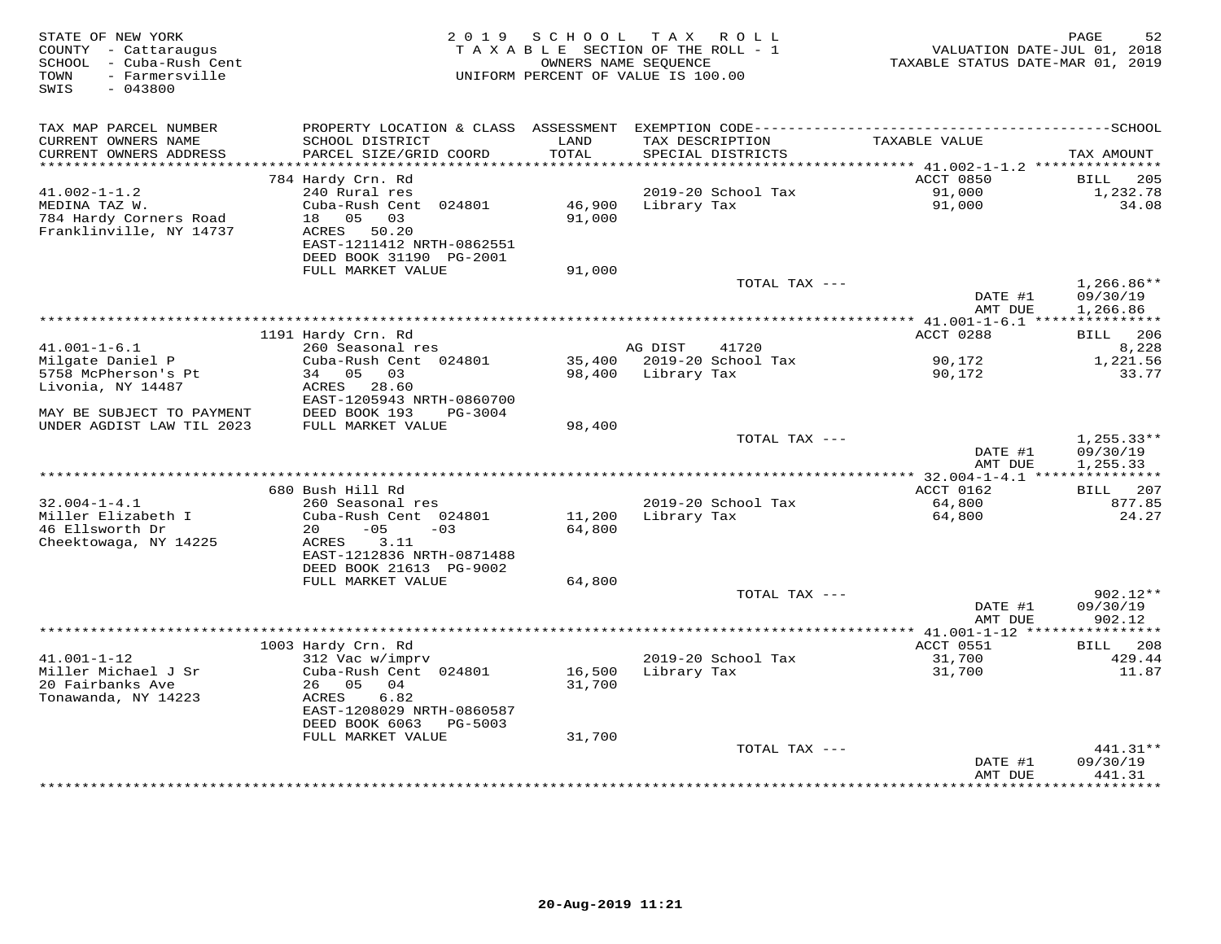STATE OF NEW YORK
COUNTY - Cattaraugus
SCHOOL - Cuba-Rush Cent
TOWN - Farmersville
SWIS - 043800

2019 SCHOOL TAX ROLL
TAXABLE SECTION OF THE ROLL - 1
OWNERS NAME SEQUENCE
UNIFORM PERCENT OF VALUE IS 100.00

VALUATION DATE-JUL 01, 2018
TAXABLE STATUS DATE-MAR 01, 2019

| TAX MAP PARCEL NUMBER / CURRENT OWNERS NAME / CURRENT OWNERS ADDRESS | PROPERTY LOCATION & CLASS / SCHOOL DISTRICT / PARCEL SIZE/GRID COORD | ASSESSMENT LAND / TOTAL | EXEMPTION CODE / TAX DESCRIPTION / SPECIAL DISTRICTS | TAXABLE VALUE | SCHOOL TAX AMOUNT |
|---|---|---|---|---|---|
| 41.002-1-1.2 | 784 Hardy Crn. Rd | | | ACCT 0850 | BILL 205 |
| 41.002-1-1.2 | 240 Rural res | | 2019-20 School Tax | 91,000 | 1,232.78 |
| MEDINA TAZ W. | Cuba-Rush Cent 024801 | 46,900 | Library Tax | 91,000 | 34.08 |
| 784 Hardy Corners Road | 18 05 03 | 91,000 | | | |
| Franklinville, NY 14737 | ACRES 50.20 | | | | |
| | EAST-1211412 NRTH-0862551 | | | | |
| | DEED BOOK 31190 PG-2001 | | | | |
| | FULL MARKET VALUE | 91,000 | | | |
| | | | TOTAL TAX --- | | 1,266.86** |
| | | | | DATE #1 | 09/30/19 |
| | | | | AMT DUE | 1,266.86 |
| 41.001-1-6.1 | 1191 Hardy Crn. Rd | | | ACCT 0288 | BILL 206 |
| 41.001-1-6.1 | 260 Seasonal res | | AG DIST 41720 | | 8,228 |
| Milgate Daniel P | Cuba-Rush Cent 024801 | 35,400 | 2019-20 School Tax | 90,172 | 1,221.56 |
| 5758 McPherson's Pt | 34 05 03 | 98,400 | Library Tax | 90,172 | 33.77 |
| Livonia, NY 14487 | ACRES 28.60 | | | | |
| | EAST-1205943 NRTH-0860700 | | | | |
| MAY BE SUBJECT TO PAYMENT | DEED BOOK 193 PG-3004 | | | | |
| UNDER AGDIST LAW TIL 2023 | FULL MARKET VALUE | 98,400 | | | |
| | | | TOTAL TAX --- | | 1,255.33** |
| | | | | DATE #1 | 09/30/19 |
| | | | | AMT DUE | 1,255.33 |
| 32.004-1-4.1 | 680 Bush Hill Rd | | | ACCT 0162 | BILL 207 |
| 32.004-1-4.1 | 260 Seasonal res | | 2019-20 School Tax | 64,800 | 877.85 |
| Miller Elizabeth I | Cuba-Rush Cent 024801 | 11,200 | Library Tax | 64,800 | 24.27 |
| 46 Ellsworth Dr | 20 -05 -03 | 64,800 | | | |
| Cheektowaga, NY 14225 | ACRES 3.11 | | | | |
| | EAST-1212836 NRTH-0871488 | | | | |
| | DEED BOOK 21613 PG-9002 | | | | |
| | FULL MARKET VALUE | 64,800 | | | |
| | | | TOTAL TAX --- | | 902.12** |
| | | | | DATE #1 | 09/30/19 |
| | | | | AMT DUE | 902.12 |
| 41.001-1-12 | 1003 Hardy Crn. Rd | | | ACCT 0551 | BILL 208 |
| 41.001-1-12 | 312 Vac w/imprv | | 2019-20 School Tax | 31,700 | 429.44 |
| Miller Michael J Sr | Cuba-Rush Cent 024801 | 16,500 | Library Tax | 31,700 | 11.87 |
| 20 Fairbanks Ave | 26 05 04 | 31,700 | | | |
| Tonawanda, NY 14223 | ACRES 6.82 | | | | |
| | EAST-1208029 NRTH-0860587 | | | | |
| | DEED BOOK 6063 PG-5003 | | | | |
| | FULL MARKET VALUE | 31,700 | | | |
| | | | TOTAL TAX --- | | 441.31** |
| | | | | DATE #1 | 09/30/19 |
| | | | | AMT DUE | 441.31 |

20-Aug-2019 11:21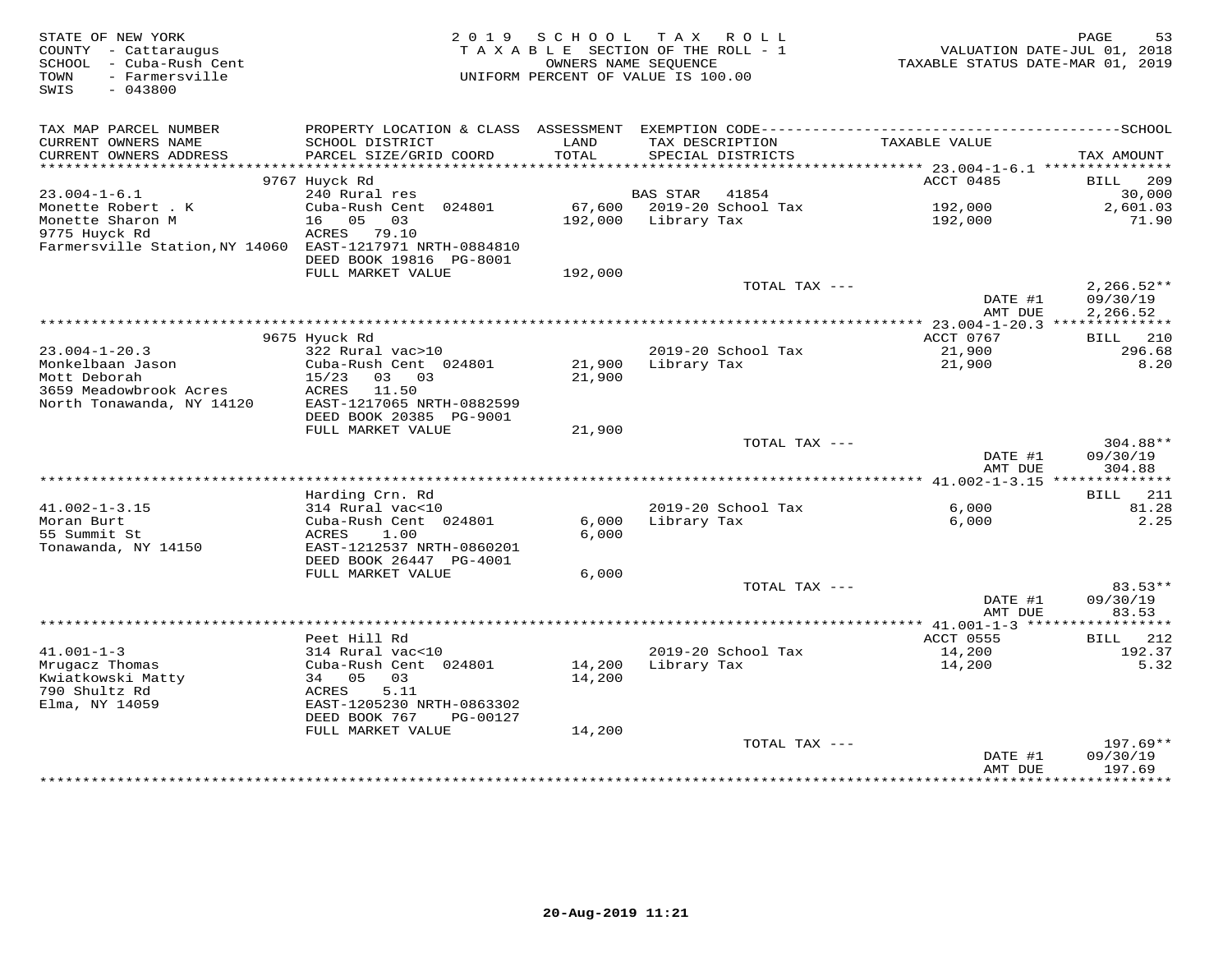STATE OF NEW YORK
COUNTY - Cattaraugus
SCHOOL - Cuba-Rush Cent
TOWN - Farmersville
SWIS - 043800

2019 SCHOOL TAX ROLL
TAXABLE SECTION OF THE ROLL - 1
OWNERS NAME SEQUENCE
UNIFORM PERCENT OF VALUE IS 100.00

VALUATION DATE-JUL 01, 2018
TAXABLE STATUS DATE-MAR 01, 2019

| TAX MAP PARCEL NUMBER / CURRENT OWNERS NAME / CURRENT OWNERS ADDRESS | PROPERTY LOCATION & CLASS / SCHOOL DISTRICT / PARCEL SIZE/GRID COORD | ASSESSMENT LAND / TOTAL | EXEMPTION CODE / TAX DESCRIPTION / SPECIAL DISTRICTS | TAXABLE VALUE | TAX AMOUNT |
|---|---|---|---|---|---|
| 23.004-1-6.1 | 9767 Huyck Rd | | | ACCT 0485 | BILL 209 |
| Monette Robert . K | 240 Rural res | | BAS STAR 41854 | | 30,000 |
| Monette Sharon M | Cuba-Rush Cent 024801 | 67,600 | 2019-20 School Tax | 192,000 | 2,601.03 |
| 9775 Huyck Rd | 16 05 03 | 192,000 | Library Tax | 192,000 | 71.90 |
| Farmersville Station,NY 14060 | ACRES 79.10 | | | | |
| | EAST-1217971 NRTH-0884810 | | | | |
| | DEED BOOK 19816 PG-8001 | | | | |
| | FULL MARKET VALUE | 192,000 | | | |
| | | | TOTAL TAX --- | | 2,266.52** |
| | | | | DATE #1 | 09/30/19 |
| | | | | AMT DUE | 2,266.52 |
| 23.004-1-20.3 | 9675 Huyck Rd | | | ACCT 0767 | BILL 210 |
| Monkelbaan Jason | 322 Rural vac>10 | | 2019-20 School Tax | 21,900 | 296.68 |
| Mott Deborah | Cuba-Rush Cent 024801 | 21,900 | Library Tax | 21,900 | 8.20 |
| 3659 Meadowbrook Acres | 15/23 03 03 | 21,900 | | | |
| North Tonawanda, NY 14120 | ACRES 11.50 | | | | |
| | EAST-1217065 NRTH-0882599 | | | | |
| | DEED BOOK 20385 PG-9001 | | | | |
| | FULL MARKET VALUE | 21,900 | | | |
| | | | TOTAL TAX --- | | 304.88** |
| | | | | DATE #1 | 09/30/19 |
| | | | | AMT DUE | 304.88 |
| 41.002-1-3.15 | Harding Crn. Rd | | | | BILL 211 |
| Moran Burt | 314 Rural vac<10 | | 2019-20 School Tax | 6,000 | 81.28 |
| 55 Summit St | Cuba-Rush Cent 024801 | 6,000 | Library Tax | 6,000 | 2.25 |
| Tonawanda, NY 14150 | ACRES 1.00 | 6,000 | | | |
| | EAST-1212537 NRTH-0860201 | | | | |
| | DEED BOOK 26447 PG-4001 | | | | |
| | FULL MARKET VALUE | 6,000 | | | |
| | | | TOTAL TAX --- | | 83.53** |
| | | | | DATE #1 | 09/30/19 |
| | | | | AMT DUE | 83.53 |
| 41.001-1-3 | Peet Hill Rd | | | ACCT 0555 | BILL 212 |
| Mrugacz Thomas | 314 Rural vac<10 | | 2019-20 School Tax | 14,200 | 192.37 |
| Kwiatkowski Matty | Cuba-Rush Cent 024801 | 14,200 | Library Tax | 14,200 | 5.32 |
| 790 Shultz Rd | 34 05 03 | 14,200 | | | |
| Elma, NY 14059 | ACRES 5.11 | | | | |
| | EAST-1205230 NRTH-0863302 | | | | |
| | DEED BOOK 767 PG-00127 | | | | |
| | FULL MARKET VALUE | 14,200 | | | |
| | | | TOTAL TAX --- | | 197.69** |
| | | | | DATE #1 | 09/30/19 |
| | | | | AMT DUE | 197.69 |

20-Aug-2019 11:21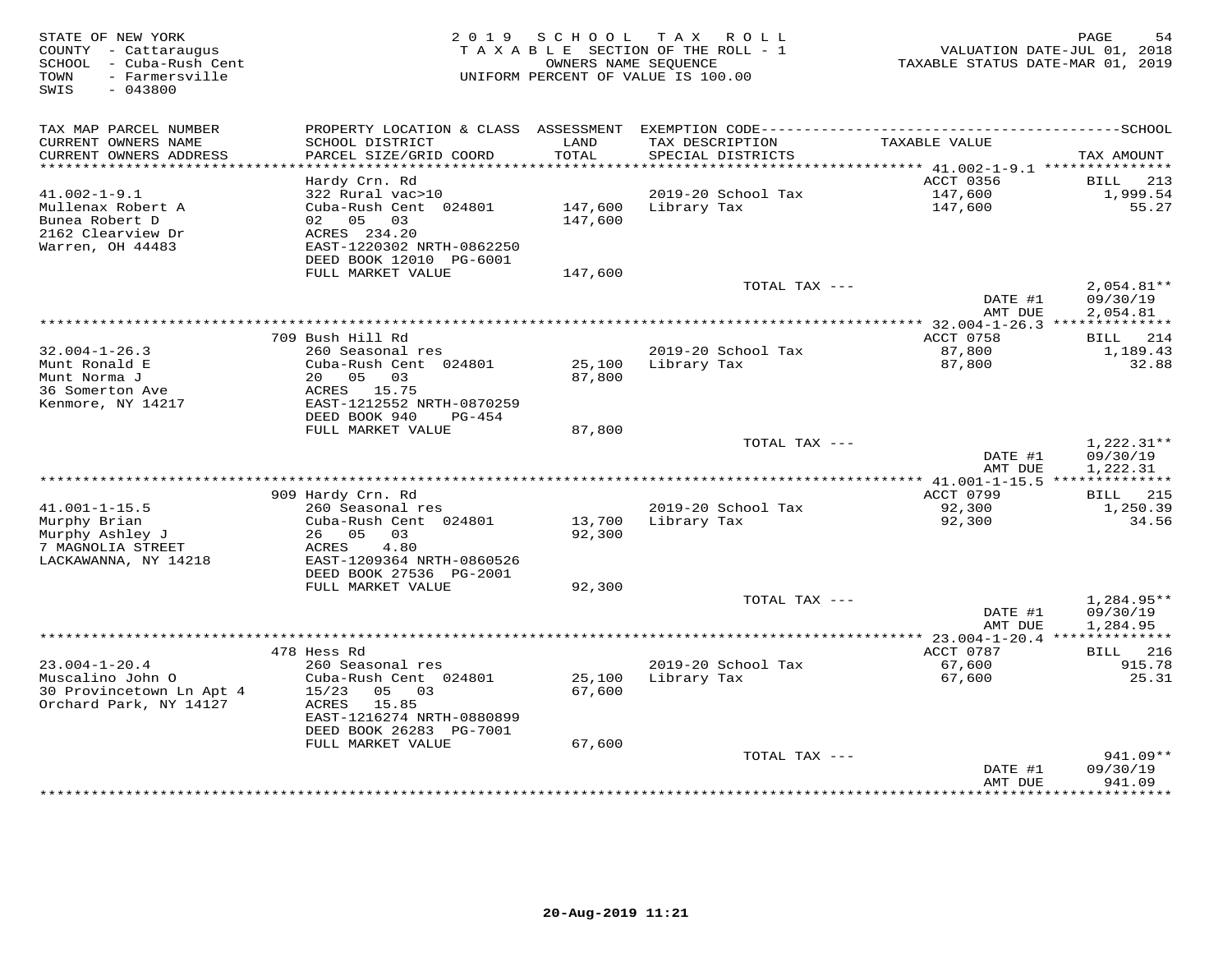STATE OF NEW YORK
COUNTY - Cattaraugus
SCHOOL - Cuba-Rush Cent
TOWN - Farmersville
SWIS - 043800

2019 SCHOOL TAX ROLL
TAXABLE SECTION OF THE ROLL - 1
OWNERS NAME SEQUENCE
UNIFORM PERCENT OF VALUE IS 100.00

VALUATION DATE-JUL 01, 2018
TAXABLE STATUS DATE-MAR 01, 2019

| TAX MAP PARCEL NUMBER / CURRENT OWNERS NAME / CURRENT OWNERS ADDRESS | PROPERTY LOCATION & CLASS / SCHOOL DISTRICT / PARCEL SIZE/GRID COORD | ASSESSMENT LAND / TOTAL | EXEMPTION CODE / TAX DESCRIPTION / SPECIAL DISTRICTS | TAXABLE VALUE | TAX AMOUNT |
|---|---|---|---|---|---|
| 41.002-1-9.1 | Hardy Crn. Rd | | | ACCT 0356 | BILL 213 |
| | 322 Rural vac>10 | | | | |
| Mullenax Robert A | Cuba-Rush Cent 024801 | 147,600 | 2019-20 School Tax | 147,600 | 1,999.54 |
| Bunea Robert D | 02 05 03 | 147,600 | Library Tax | 147,600 | 55.27 |
| 2162 Clearview Dr | ACRES 234.20 | | | | |
| Warren, OH 44483 | EAST-1220302 NRTH-0862250 | | | | |
| | DEED BOOK 12010 PG-6001 | | | | |
| | FULL MARKET VALUE | 147,600 | | | |
| | | | TOTAL TAX --- | | 2,054.81** |
| | | | | DATE #1 | 09/30/19 |
| | | | | AMT DUE | 2,054.81 |
| 32.004-1-26.3 | 709 Bush Hill Rd | | | ACCT 0758 | BILL 214 |
| | 260 Seasonal res | | | | |
| Munt Ronald E | Cuba-Rush Cent 024801 | 25,100 | 2019-20 School Tax | 87,800 | 1,189.43 |
| Munt Norma J | 20 05 03 | 87,800 | Library Tax | 87,800 | 32.88 |
| 36 Somerton Ave | ACRES 15.75 | | | | |
| Kenmore, NY 14217 | EAST-1212552 NRTH-0870259 | | | | |
| | DEED BOOK 940 PG-454 | | | | |
| | FULL MARKET VALUE | 87,800 | | | |
| | | | TOTAL TAX --- | | 1,222.31** |
| | | | | DATE #1 | 09/30/19 |
| | | | | AMT DUE | 1,222.31 |
| 41.001-1-15.5 | 909 Hardy Crn. Rd | | | ACCT 0799 | BILL 215 |
| | 260 Seasonal res | | | | |
| Murphy Brian | Cuba-Rush Cent 024801 | 13,700 | 2019-20 School Tax | 92,300 | 1,250.39 |
| Murphy Ashley J | 26 05 03 | 92,300 | Library Tax | 92,300 | 34.56 |
| 7 MAGNOLIA STREET | ACRES 4.80 | | | | |
| LACKAWANNA, NY 14218 | EAST-1209364 NRTH-0860526 | | | | |
| | DEED BOOK 27536 PG-2001 | | | | |
| | FULL MARKET VALUE | 92,300 | | | |
| | | | TOTAL TAX --- | | 1,284.95** |
| | | | | DATE #1 | 09/30/19 |
| | | | | AMT DUE | 1,284.95 |
| 23.004-1-20.4 | 478 Hess Rd | | | ACCT 0787 | BILL 216 |
| | 260 Seasonal res | | | | |
| Muscalino John O | Cuba-Rush Cent 024801 | 25,100 | 2019-20 School Tax | 67,600 | 915.78 |
| 30 Provincetown Ln Apt 4 | 15/23 05 03 | 67,600 | Library Tax | 67,600 | 25.31 |
| Orchard Park, NY 14127 | ACRES 15.85 | | | | |
| | EAST-1216274 NRTH-0880899 | | | | |
| | DEED BOOK 26283 PG-7001 | | | | |
| | FULL MARKET VALUE | 67,600 | | | |
| | | | TOTAL TAX --- | | 941.09** |
| | | | | DATE #1 | 09/30/19 |
| | | | | AMT DUE | 941.09 |

20-Aug-2019 11:21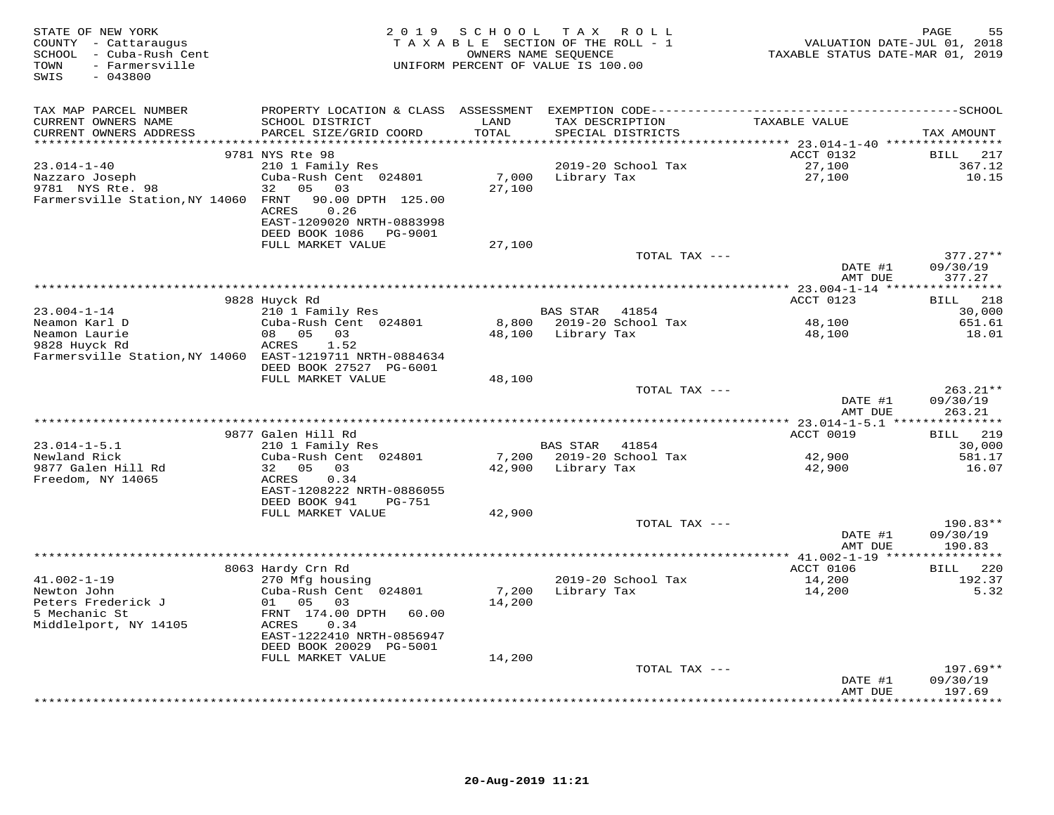STATE OF NEW YORK
COUNTY - Cattaraugus
SCHOOL - Cuba-Rush Cent
TOWN - Farmersville
SWIS - 043800

2019 SCHOOL TAX ROLL
TAXABLE SECTION OF THE ROLL - 1
OWNERS NAME SEQUENCE
UNIFORM PERCENT OF VALUE IS 100.00

VALUATION DATE-JUL 01, 2018
TAXABLE STATUS DATE-MAR 01, 2019

| TAX MAP PARCEL NUMBER / CURRENT OWNERS NAME / CURRENT OWNERS ADDRESS | PROPERTY LOCATION & CLASS / SCHOOL DISTRICT / PARCEL SIZE/GRID COORD | ASSESSMENT LAND / TOTAL | EXEMPTION CODE / TAX DESCRIPTION / SPECIAL DISTRICTS | TAXABLE VALUE | TAX AMOUNT |
|---|---|---|---|---|---|
| | 9781 NYS Rte 98 | | | ACCT 0132 | BILL 217 |
| 23.014-1-40 | 210 1 Family Res | | 2019-20 School Tax | 27,100 | 367.12 |
| Nazzaro Joseph | Cuba-Rush Cent 024801 | 7,000 | Library Tax | 27,100 | 10.15 |
| 9781 NYS Rte. 98 | 32 05 03 | 27,100 | | | |
| Farmersville Station,NY 14060 | FRNT 90.00 DPTH 125.00 | | | | |
| | ACRES 0.26 | | | | |
| | EAST-1209020 NRTH-0883998 | | | | |
| | DEED BOOK 1086 PG-9001 | | | | |
| | FULL MARKET VALUE | 27,100 | | | |
| | | | TOTAL TAX --- | | 377.27** |
| | | | | DATE #1 | 09/30/19 |
| | | | | AMT DUE | 377.27 |
| | 9828 Huyck Rd | | | ACCT 0123 | BILL 218 |
| 23.004-1-14 | 210 1 Family Res | | BAS STAR 41854 | | 30,000 |
| Neamon Karl D | Cuba-Rush Cent 024801 | 8,800 | 2019-20 School Tax | 48,100 | 651.61 |
| Neamon Laurie | 08 05 03 | 48,100 | Library Tax | 48,100 | 18.01 |
| 9828 Huyck Rd | ACRES 1.52 | | | | |
| Farmersville Station,NY 14060 | EAST-1219711 NRTH-0884634 | | | | |
| | DEED BOOK 27527 PG-6001 | | | | |
| | FULL MARKET VALUE | 48,100 | | | |
| | | | TOTAL TAX --- | | 263.21** |
| | | | | DATE #1 | 09/30/19 |
| | | | | AMT DUE | 263.21 |
| | 9877 Galen Hill Rd | | | ACCT 0019 | BILL 219 |
| 23.014-1-5.1 | 210 1 Family Res | | BAS STAR 41854 | | 30,000 |
| Newland Rick | Cuba-Rush Cent 024801 | 7,200 | 2019-20 School Tax | 42,900 | 581.17 |
| 9877 Galen Hill Rd | 32 05 03 | 42,900 | Library Tax | 42,900 | 16.07 |
| Freedom, NY 14065 | ACRES 0.34 | | | | |
| | EAST-1208222 NRTH-0886055 | | | | |
| | DEED BOOK 941 PG-751 | | | | |
| | FULL MARKET VALUE | 42,900 | | | |
| | | | TOTAL TAX --- | | 190.83** |
| | | | | DATE #1 | 09/30/19 |
| | | | | AMT DUE | 190.83 |
| | 8063 Hardy Crn Rd | | | ACCT 0106 | BILL 220 |
| 41.002-1-19 | 270 Mfg housing | | 2019-20 School Tax | 14,200 | 192.37 |
| Newton John | Cuba-Rush Cent 024801 | 7,200 | Library Tax | 14,200 | 5.32 |
| Peters Frederick J | 01 05 03 | 14,200 | | | |
| 5 Mechanic St | FRNT 174.00 DPTH 60.00 | | | | |
| Middlelport, NY 14105 | ACRES 0.34 | | | | |
| | EAST-1222410 NRTH-0856947 | | | | |
| | DEED BOOK 20029 PG-5001 | | | | |
| | FULL MARKET VALUE | 14,200 | | | |
| | | | TOTAL TAX --- | | 197.69** |
| | | | | DATE #1 | 09/30/19 |
| | | | | AMT DUE | 197.69 |

20-Aug-2019 11:21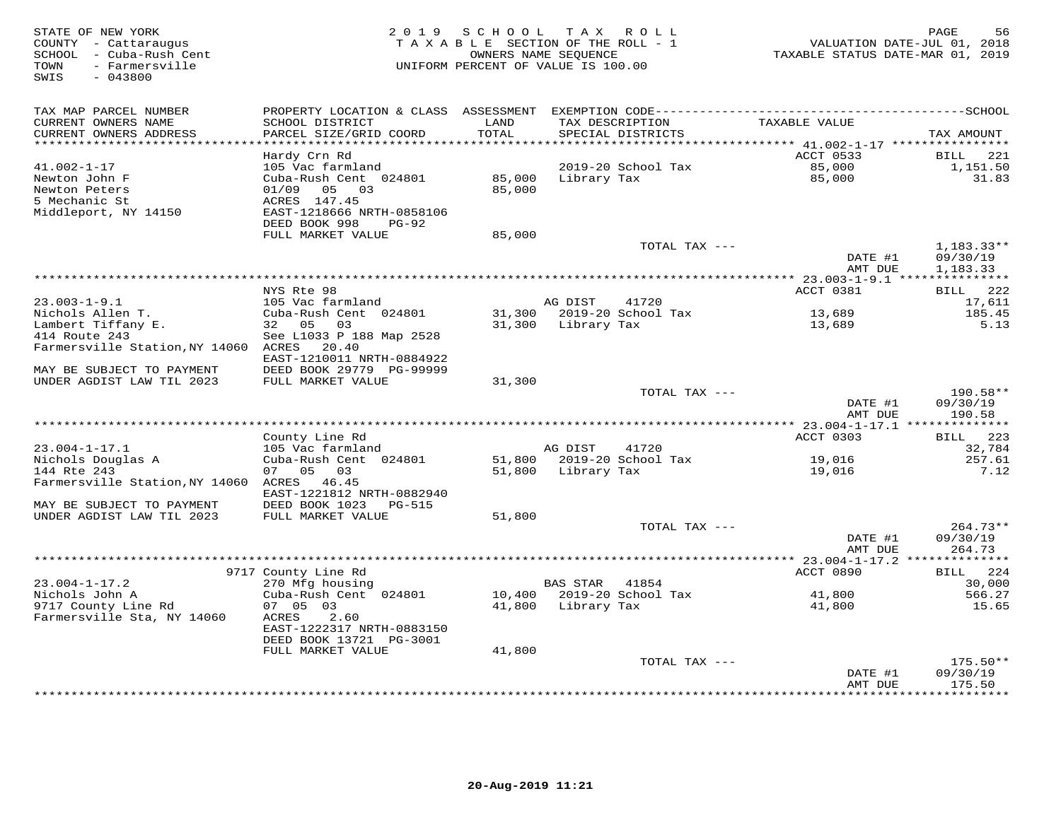STATE OF NEW YORK
COUNTY - Cattaraugus
SCHOOL - Cuba-Rush Cent
TOWN - Farmersville
SWIS - 043800

2019 SCHOOL TAX ROLL
TAXABLE SECTION OF THE ROLL - 1
OWNERS NAME SEQUENCE
UNIFORM PERCENT OF VALUE IS 100.00

VALUATION DATE-JUL 01, 2018
TAXABLE STATUS DATE-MAR 01, 2019

| TAX MAP PARCEL NUMBER / CURRENT OWNERS NAME / CURRENT OWNERS ADDRESS | PROPERTY LOCATION & CLASS / SCHOOL DISTRICT / PARCEL SIZE/GRID COORD | ASSESSMENT LAND / TOTAL | EXEMPTION CODE / TAX DESCRIPTION / SPECIAL DISTRICTS | TAXABLE VALUE | SCHOOL TAX AMOUNT |
|---|---|---|---|---|---|
| **41.002-1-17** | Hardy Crn Rd | | | ACCT 0533 | BILL 221 |
| 41.002-1-17 | 105 Vac farmland | | 2019-20 School Tax | 85,000 | 1,151.50 |
| Newton John F | Cuba-Rush Cent 024801 | 85,000 | Library Tax | 85,000 | 31.83 |
| Newton Peters | 01/09 05 03 | 85,000 | | | |
| 5 Mechanic St | ACRES 147.45 | | | | |
| Middleport, NY 14150 | EAST-1218666 NRTH-0858106 | | | | |
| | DEED BOOK 998 PG-92 | | | | |
| | FULL MARKET VALUE | 85,000 | | | |
| | | | TOTAL TAX --- | | 1,183.33** |
| | | | | DATE #1 | 09/30/19 |
| | | | | AMT DUE | 1,183.33 |
| **23.003-1-9.1** | NYS Rte 98 | | | ACCT 0381 | BILL 222 |
| 23.003-1-9.1 | 105 Vac farmland | | AG DIST 41720 | | 17,611 |
| Nichols Allen T. | Cuba-Rush Cent 024801 | 31,300 | 2019-20 School Tax | 13,689 | 185.45 |
| Lambert Tiffany E. | 32 05 03 | 31,300 | Library Tax | 13,689 | 5.13 |
| 414 Route 243 | See L1033 P 188 Map 2528 | | | | |
| Farmersville Station,NY 14060 | ACRES 20.40 | | | | |
| | EAST-1210011 NRTH-0884922 | | | | |
| MAY BE SUBJECT TO PAYMENT | DEED BOOK 29779 PG-99999 | | | | |
| UNDER AGDIST LAW TIL 2023 | FULL MARKET VALUE | 31,300 | | | |
| | | | TOTAL TAX --- | | 190.58** |
| | | | | DATE #1 | 09/30/19 |
| | | | | AMT DUE | 190.58 |
| **23.004-1-17.1** | County Line Rd | | | ACCT 0303 | BILL 223 |
| 23.004-1-17.1 | 105 Vac farmland | | AG DIST 41720 | | 32,784 |
| Nichols Douglas A | Cuba-Rush Cent 024801 | 51,800 | 2019-20 School Tax | 19,016 | 257.61 |
| 144 Rte 243 | 07 05 03 | 51,800 | Library Tax | 19,016 | 7.12 |
| Farmersville Station,NY 14060 | ACRES 46.45 | | | | |
| | EAST-1221812 NRTH-0882940 | | | | |
| MAY BE SUBJECT TO PAYMENT | DEED BOOK 1023 PG-515 | | | | |
| UNDER AGDIST LAW TIL 2023 | FULL MARKET VALUE | 51,800 | | | |
| | | | TOTAL TAX --- | | 264.73** |
| | | | | DATE #1 | 09/30/19 |
| | | | | AMT DUE | 264.73 |
| **23.004-1-17.2** | 9717 County Line Rd | | | ACCT 0890 | BILL 224 |
| 23.004-1-17.2 | 270 Mfg housing | | BAS STAR 41854 | | 30,000 |
| Nichols John A | Cuba-Rush Cent 024801 | 10,400 | 2019-20 School Tax | 41,800 | 566.27 |
| 9717 County Line Rd | 07 05 03 | 41,800 | Library Tax | 41,800 | 15.65 |
| Farmersville Sta, NY 14060 | ACRES 2.60 | | | | |
| | EAST-1222317 NRTH-0883150 | | | | |
| | DEED BOOK 13721 PG-3001 | | | | |
| | FULL MARKET VALUE | 41,800 | | | |
| | | | TOTAL TAX --- | | 175.50** |
| | | | | DATE #1 | 09/30/19 |
| | | | | AMT DUE | 175.50 |

20-Aug-2019 11:21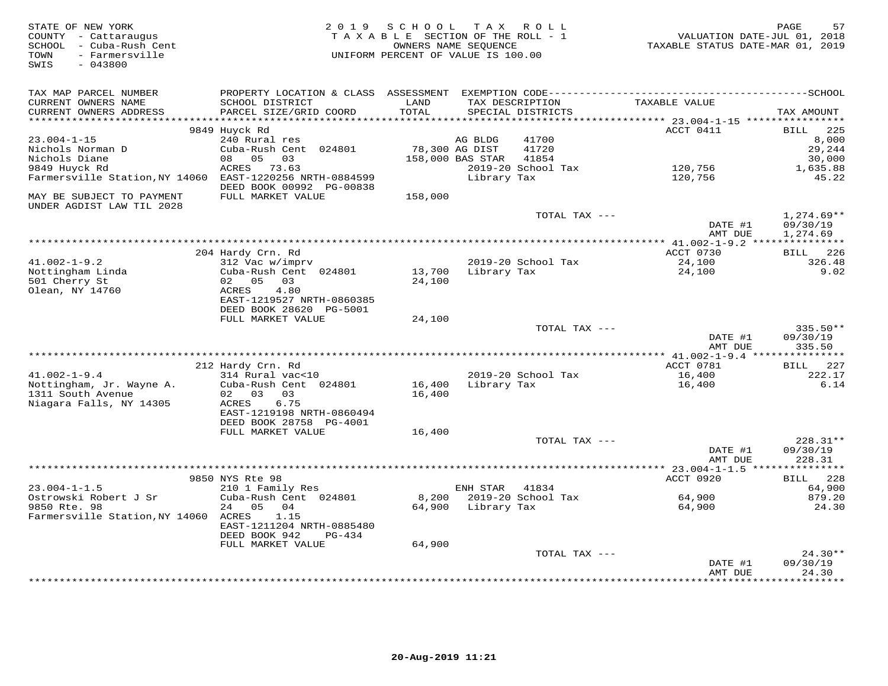STATE OF NEW YORK
COUNTY - Cattaraugus
SCHOOL - Cuba-Rush Cent
TOWN - Farmersville
SWIS - 043800

2019 SCHOOL TAX ROLL
TAXABLE SECTION OF THE ROLL - 1
OWNERS NAME SEQUENCE
UNIFORM PERCENT OF VALUE IS 100.00

VALUATION DATE-JUL 01, 2018
TAXABLE STATUS DATE-MAR 01, 2019

| TAX MAP PARCEL NUMBER / CURRENT OWNERS NAME / CURRENT OWNERS ADDRESS | PROPERTY LOCATION & CLASS / SCHOOL DISTRICT / PARCEL SIZE/GRID COORD | ASSESSMENT LAND / TOTAL | EXEMPTION CODE / TAX DESCRIPTION / SPECIAL DISTRICTS | TAXABLE VALUE | TAX AMOUNT |
|---|---|---|---|---|---|
| **23.004-1-15** | 9849 Huyck Rd | | | ACCT 0411 | BILL 225 |
| 23.004-1-15 | 240 Rural res | | AG BLDG 41700 | | 8,000 |
| Nichols Norman D | Cuba-Rush Cent 024801 | 78,300 | AG DIST 41720 | | 29,244 |
| Nichols Diane | 08 05 03 | 158,000 | BAS STAR 41854 | | 30,000 |
| 9849 Huyck Rd | ACRES 73.63 | | 2019-20 School Tax | 120,756 | 1,635.88 |
| Farmersville Station,NY 14060 | EAST-1220256 NRTH-0884599 | | Library Tax | 120,756 | 45.22 |
| | DEED BOOK 00992 PG-00838 | | | | |
| MAY BE SUBJECT TO PAYMENT UNDER AGDIST LAW TIL 2028 | FULL MARKET VALUE | 158,000 | | | |
| | | | TOTAL TAX --- | | 1,274.69** |
| | | | | DATE #1 | 09/30/19 |
| | | | | AMT DUE | 1,274.69 |
| **41.002-1-9.2** | 204 Hardy Crn. Rd | | | ACCT 0730 | BILL 226 |
| 41.002-1-9.2 | 312 Vac w/imprv | | 2019-20 School Tax | 24,100 | 326.48 |
| Nottingham Linda | Cuba-Rush Cent 024801 | 13,700 | Library Tax | 24,100 | 9.02 |
| 501 Cherry St | 02 05 03 | 24,100 | | | |
| Olean, NY 14760 | ACRES 4.80 | | | | |
| | EAST-1219527 NRTH-0860385 | | | | |
| | DEED BOOK 28620 PG-5001 | | | | |
| | FULL MARKET VALUE | 24,100 | | | |
| | | | TOTAL TAX --- | | 335.50** |
| | | | | DATE #1 | 09/30/19 |
| | | | | AMT DUE | 335.50 |
| **41.002-1-9.4** | 212 Hardy Crn. Rd | | | ACCT 0781 | BILL 227 |
| 41.002-1-9.4 | 314 Rural vac<10 | | 2019-20 School Tax | 16,400 | 222.17 |
| Nottingham, Jr. Wayne A. | Cuba-Rush Cent 024801 | 16,400 | Library Tax | 16,400 | 6.14 |
| 1311 South Avenue | 02 03 03 | 16,400 | | | |
| Niagara Falls, NY 14305 | ACRES 6.75 | | | | |
| | EAST-1219198 NRTH-0860494 | | | | |
| | DEED BOOK 28758 PG-4001 | | | | |
| | FULL MARKET VALUE | 16,400 | | | |
| | | | TOTAL TAX --- | | 228.31** |
| | | | | DATE #1 | 09/30/19 |
| | | | | AMT DUE | 228.31 |
| **23.004-1-1.5** | 9850 NYS Rte 98 | | | ACCT 0920 | BILL 228 |
| 23.004-1-1.5 | 210 1 Family Res | | ENH STAR 41834 | | 64,900 |
| Ostrowski Robert J Sr | Cuba-Rush Cent 024801 | 8,200 | 2019-20 School Tax | 64,900 | 879.20 |
| 9850 Rte. 98 | 24 05 04 | 64,900 | Library Tax | 64,900 | 24.30 |
| Farmersville Station,NY 14060 | ACRES 1.15 | | | | |
| | EAST-1211204 NRTH-0885480 | | | | |
| | DEED BOOK 942 PG-434 | | | | |
| | FULL MARKET VALUE | 64,900 | | | |
| | | | TOTAL TAX --- | | 24.30** |
| | | | | DATE #1 | 09/30/19 |
| | | | | AMT DUE | 24.30 |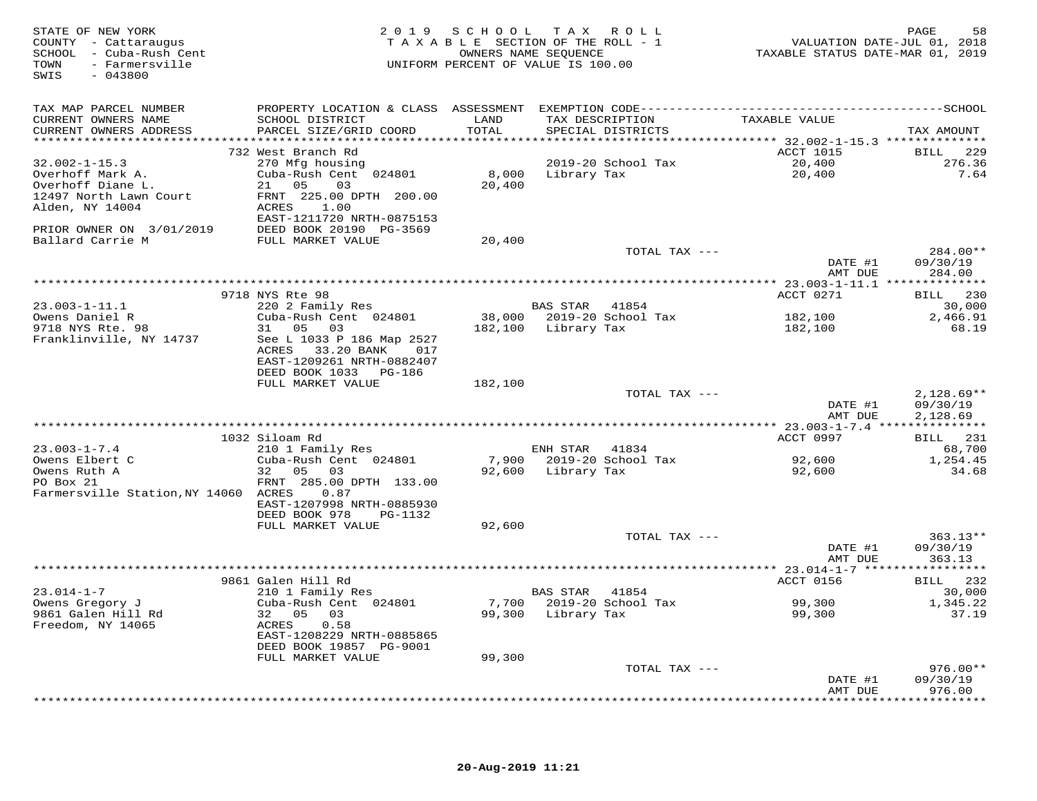STATE OF NEW YORK
COUNTY - Cattaraugus
SCHOOL - Cuba-Rush Cent
TOWN - Farmersville
SWIS - 043800

2019 SCHOOL TAX ROLL
TAXABLE SECTION OF THE ROLL - 1
OWNERS NAME SEQUENCE
UNIFORM PERCENT OF VALUE IS 100.00

VALUATION DATE-JUL 01, 2018
TAXABLE STATUS DATE-MAR 01, 2019

| TAX MAP PARCEL NUMBER<br>CURRENT OWNERS NAME<br>CURRENT OWNERS ADDRESS | PROPERTY LOCATION & CLASS<br>SCHOOL DISTRICT<br>PARCEL SIZE/GRID COORD | ASSESSMENT<br>LAND<br>TOTAL | EXEMPTION CODE<br>TAX DESCRIPTION<br>SPECIAL DISTRICTS | TAXABLE VALUE | SCHOOL<br>TAX AMOUNT |
|---|---|---|---|---|---|
| | 732 West Branch Rd | | | ACCT 1015 | BILL 229 |
| 32.002-1-15.3 | 270 Mfg housing | | 2019-20 School Tax | 20,400 | 276.36 |
| Overhoff Mark A. | Cuba-Rush Cent 024801 | 8,000 | Library Tax | 20,400 | 7.64 |
| Overhoff Diane L. | 21 05 03 | 20,400 | | | |
| 12497 North Lawn Court | FRNT 225.00 DPTH 200.00 | | | | |
| Alden, NY 14004 | ACRES 1.00 | | | | |
| | EAST-1211720 NRTH-0875153 | | | | |
| PRIOR OWNER ON 3/01/2019 | DEED BOOK 20190 PG-3569 | | | | |
| Ballard Carrie M | FULL MARKET VALUE | 20,400 | | | |
| | | | TOTAL TAX --- | | 284.00** |
| | | | | DATE #1 | 09/30/19 |
| | | | | AMT DUE | 284.00 |
| | 9718 NYS Rte 98 | | | ACCT 0271 | BILL 230 |
| 23.003-1-11.1 | 220 2 Family Res | | BAS STAR 41854 | | 30,000 |
| Owens Daniel R | Cuba-Rush Cent 024801 | 38,000 | 2019-20 School Tax | 182,100 | 2,466.91 |
| 9718 NYS Rte. 98 | 31 05 03 | 182,100 | Library Tax | 182,100 | 68.19 |
| Franklinville, NY 14737 | See L 1033 P 186 Map 2527 | | | | |
| | ACRES 33.20 BANK 017 | | | | |
| | EAST-1209261 NRTH-0882407 | | | | |
| | DEED BOOK 1033 PG-186 | | | | |
| | FULL MARKET VALUE | 182,100 | | | |
| | | | TOTAL TAX --- | | 2,128.69** |
| | | | | DATE #1 | 09/30/19 |
| | | | | AMT DUE | 2,128.69 |
| | 1032 Siloam Rd | | | ACCT 0997 | BILL 231 |
| 23.003-1-7.4 | 210 1 Family Res | | ENH STAR 41834 | | 68,700 |
| Owens Elbert C | Cuba-Rush Cent 024801 | 7,900 | 2019-20 School Tax | 92,600 | 1,254.45 |
| Owens Ruth A | 32 05 03 | 92,600 | Library Tax | 92,600 | 34.68 |
| PO Box 21 | FRNT 285.00 DPTH 133.00 | | | | |
| Farmersville Station,NY 14060 | ACRES 0.87 | | | | |
| | EAST-1207998 NRTH-0885930 | | | | |
| | DEED BOOK 978 PG-1132 | | | | |
| | FULL MARKET VALUE | 92,600 | | | |
| | | | TOTAL TAX --- | | 363.13** |
| | | | | DATE #1 | 09/30/19 |
| | | | | AMT DUE | 363.13 |
| | 9861 Galen Hill Rd | | | ACCT 0156 | BILL 232 |
| 23.014-1-7 | 210 1 Family Res | | BAS STAR 41854 | | 30,000 |
| Owens Gregory J | Cuba-Rush Cent 024801 | 7,700 | 2019-20 School Tax | 99,300 | 1,345.22 |
| 9861 Galen Hill Rd | 32 05 03 | 99,300 | Library Tax | 99,300 | 37.19 |
| Freedom, NY 14065 | ACRES 0.58 | | | | |
| | EAST-1208229 NRTH-0885865 | | | | |
| | DEED BOOK 19857 PG-9001 | | | | |
| | FULL MARKET VALUE | 99,300 | | | |
| | | | TOTAL TAX --- | | 976.00** |
| | | | | DATE #1 | 09/30/19 |
| | | | | AMT DUE | 976.00 |

20-Aug-2019 11:21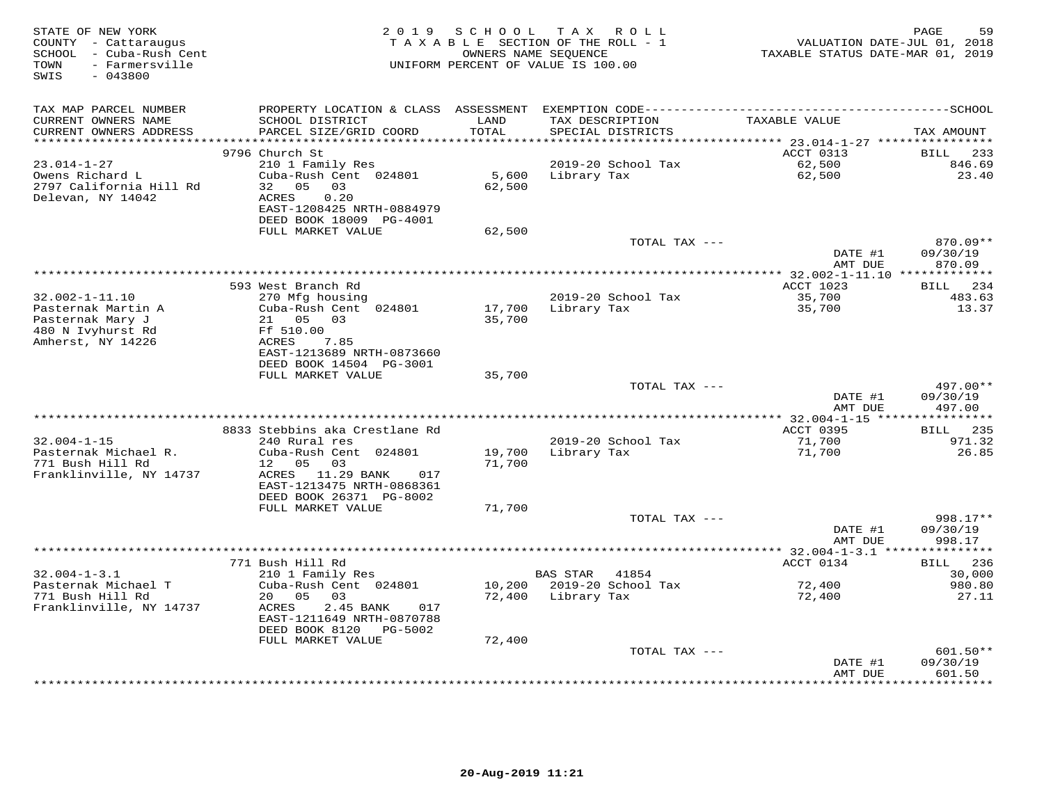STATE OF NEW YORK
COUNTY - Cattaraugus
SCHOOL - Cuba-Rush Cent
TOWN - Farmersville
SWIS - 043800

2019 SCHOOL TAX ROLL
TAXABLE SECTION OF THE ROLL - 1
OWNERS NAME SEQUENCE
UNIFORM PERCENT OF VALUE IS 100.00

VALUATION DATE-JUL 01, 2018
TAXABLE STATUS DATE-MAR 01, 2019

| TAX MAP PARCEL NUMBER / CURRENT OWNERS NAME / CURRENT OWNERS ADDRESS | PROPERTY LOCATION & CLASS / SCHOOL DISTRICT / PARCEL SIZE/GRID COORD | ASSESSMENT LAND | TOTAL | EXEMPTION CODE / TAX DESCRIPTION / SPECIAL DISTRICTS | TAXABLE VALUE | TAX AMOUNT |
|---|---|---|---|---|---|---|
| | 9796 Church St | | | | ACCT 0313 | BILL 233 |
| 23.014-1-27 | 210 1 Family Res | | | 2019-20 School Tax | 62,500 | 846.69 |
| Owens Richard L | Cuba-Rush Cent 024801 | 5,600 | | Library Tax | 62,500 | 23.40 |
| 2797 California Hill Rd | 32 05 03 | | 62,500 | | | |
| Delevan, NY 14042 | ACRES 0.20 | | | | | |
| | EAST-1208425 NRTH-0884979 | | | | | |
| | DEED BOOK 18009 PG-4001 | | | | | |
| | FULL MARKET VALUE | | 62,500 | | | |
| | | | | TOTAL TAX --- | | 870.09** |
| | | | | | DATE #1 | 09/30/19 |
| | | | | | AMT DUE | 870.09 |
| | 593 West Branch Rd | | | | ACCT 1023 | BILL 234 |
| 32.002-1-11.10 | 270 Mfg housing | | | 2019-20 School Tax | 35,700 | 483.63 |
| Pasternak Martin A | Cuba-Rush Cent 024801 | 17,700 | | Library Tax | 35,700 | 13.37 |
| Pasternak Mary J | 21 05 03 | | 35,700 | | | |
| 480 N Ivyhurst Rd | Ff 510.00 | | | | | |
| Amherst, NY 14226 | ACRES 7.85 | | | | | |
| | EAST-1213689 NRTH-0873660 | | | | | |
| | DEED BOOK 14504 PG-3001 | | | | | |
| | FULL MARKET VALUE | | 35,700 | | | |
| | | | | TOTAL TAX --- | | 497.00** |
| | | | | | DATE #1 | 09/30/19 |
| | | | | | AMT DUE | 497.00 |
| | 8833 Stebbins aka Crestlane Rd | | | | ACCT 0395 | BILL 235 |
| 32.004-1-15 | 240 Rural res | | | 2019-20 School Tax | 71,700 | 971.32 |
| Pasternak Michael R. | Cuba-Rush Cent 024801 | 19,700 | | Library Tax | 71,700 | 26.85 |
| 771 Bush Hill Rd | 12 05 03 | | 71,700 | | | |
| Franklinville, NY 14737 | ACRES 11.29 BANK 017 | | | | | |
| | EAST-1213475 NRTH-0868361 | | | | | |
| | DEED BOOK 26371 PG-8002 | | | | | |
| | FULL MARKET VALUE | | 71,700 | | | |
| | | | | TOTAL TAX --- | | 998.17** |
| | | | | | DATE #1 | 09/30/19 |
| | | | | | AMT DUE | 998.17 |
| | 771 Bush Hill Rd | | | | ACCT 0134 | BILL 236 |
| 32.004-1-3.1 | 210 1 Family Res | | | BAS STAR 41854 | | 30,000 |
| Pasternak Michael T | Cuba-Rush Cent 024801 | 10,200 | | 2019-20 School Tax | 72,400 | 980.80 |
| 771 Bush Hill Rd | 20 05 03 | | 72,400 | Library Tax | 72,400 | 27.11 |
| Franklinville, NY 14737 | ACRES 2.45 BANK 017 | | | | | |
| | EAST-1211649 NRTH-0870788 | | | | | |
| | DEED BOOK 8120 PG-5002 | | | | | |
| | FULL MARKET VALUE | | 72,400 | | | |
| | | | | TOTAL TAX --- | | 601.50** |
| | | | | | DATE #1 | 09/30/19 |
| | | | | | AMT DUE | 601.50 |

20-Aug-2019 11:21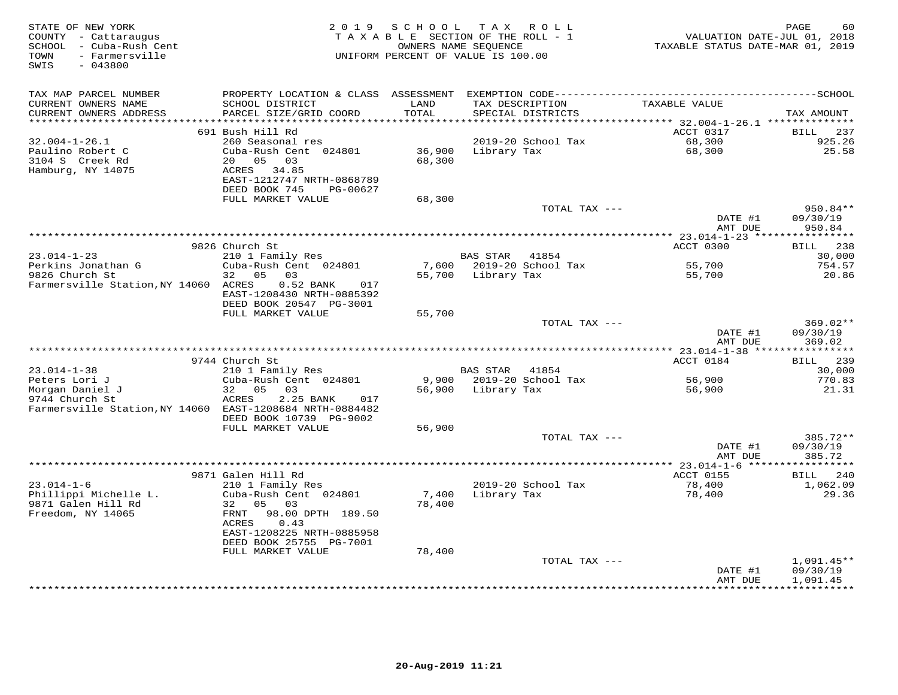STATE OF NEW YORK
COUNTY - Cattaraugus
SCHOOL - Cuba-Rush Cent
TOWN - Farmersville
SWIS - 043800

2019 SCHOOL TAX ROLL
TAXABLE SECTION OF THE ROLL - 1
OWNERS NAME SEQUENCE
UNIFORM PERCENT OF VALUE IS 100.00

VALUATION DATE-JUL 01, 2018
TAXABLE STATUS DATE-MAR 01, 2019

| TAX MAP PARCEL NUMBER / CURRENT OWNERS NAME / CURRENT OWNERS ADDRESS | PROPERTY LOCATION & CLASS / SCHOOL DISTRICT / PARCEL SIZE/GRID COORD | ASSESSMENT LAND / TOTAL | EXEMPTION CODE / TAX DESCRIPTION / SPECIAL DISTRICTS | TAXABLE VALUE | TAX AMOUNT |
|---|---|---|---|---|---|
| 32.004-1-26.1 | 691 Bush Hill Rd | | | ACCT 0317 | BILL 237 |
| Paulino Robert C | 260 Seasonal res | | | | |
| 3104 S Creek Rd | Cuba-Rush Cent 024801 | 36,900 | 2019-20 School Tax | 68,300 | 925.26 |
| Hamburg, NY 14075 | 20 05 03 | 68,300 | Library Tax | 68,300 | 25.58 |
| | ACRES 34.85 | | | | |
| | EAST-1212747 NRTH-0868789 | | | | |
| | DEED BOOK 745 PG-00627 | | | | |
| | FULL MARKET VALUE | 68,300 | | | |
| | | | TOTAL TAX --- | | 950.84** |
| | | | | DATE #1 | 09/30/19 |
| | | | | AMT DUE | 950.84 |
| 23.014-1-23 | 9826 Church St | | | ACCT 0300 | BILL 238 |
| Perkins Jonathan G | 210 1 Family Res | | BAS STAR 41854 | | 30,000 |
| 9826 Church St | Cuba-Rush Cent 024801 | 7,600 | 2019-20 School Tax | 55,700 | 754.57 |
| Farmersville Station,NY 14060 | 32 05 03 | 55,700 | Library Tax | 55,700 | 20.86 |
| | ACRES 0.52 BANK 017 | | | | |
| | EAST-1208430 NRTH-0885392 | | | | |
| | DEED BOOK 20547 PG-3001 | | | | |
| | FULL MARKET VALUE | 55,700 | | | |
| | | | TOTAL TAX --- | | 369.02** |
| | | | | DATE #1 | 09/30/19 |
| | | | | AMT DUE | 369.02 |
| 23.014-1-38 | 9744 Church St | | | ACCT 0184 | BILL 239 |
| Peters Lori J | 210 1 Family Res | | BAS STAR 41854 | | 30,000 |
| Morgan Daniel J | Cuba-Rush Cent 024801 | 9,900 | 2019-20 School Tax | 56,900 | 770.83 |
| 9744 Church St | 32 05 03 | 56,900 | Library Tax | 56,900 | 21.31 |
| Farmersville Station,NY 14060 | ACRES 2.25 BANK 017 | | | | |
| | EAST-1208684 NRTH-0884482 | | | | |
| | DEED BOOK 10739 PG-9002 | | | | |
| | FULL MARKET VALUE | 56,900 | | | |
| | | | TOTAL TAX --- | | 385.72** |
| | | | | DATE #1 | 09/30/19 |
| | | | | AMT DUE | 385.72 |
| 23.014-1-6 | 9871 Galen Hill Rd | | | ACCT 0155 | BILL 240 |
| Phillippi Michelle L. | 210 1 Family Res | | | | |
| 9871 Galen Hill Rd | Cuba-Rush Cent 024801 | 7,400 | 2019-20 School Tax | 78,400 | 1,062.09 |
| Freedom, NY 14065 | 32 05 03 | 78,400 | Library Tax | 78,400 | 29.36 |
| | FRNT 98.00 DPTH 189.50 | | | | |
| | ACRES 0.43 | | | | |
| | EAST-1208225 NRTH-0885958 | | | | |
| | DEED BOOK 25755 PG-7001 | | | | |
| | FULL MARKET VALUE | 78,400 | | | |
| | | | TOTAL TAX --- | | 1,091.45** |
| | | | | DATE #1 | 09/30/19 |
| | | | | AMT DUE | 1,091.45 |

20-Aug-2019 11:21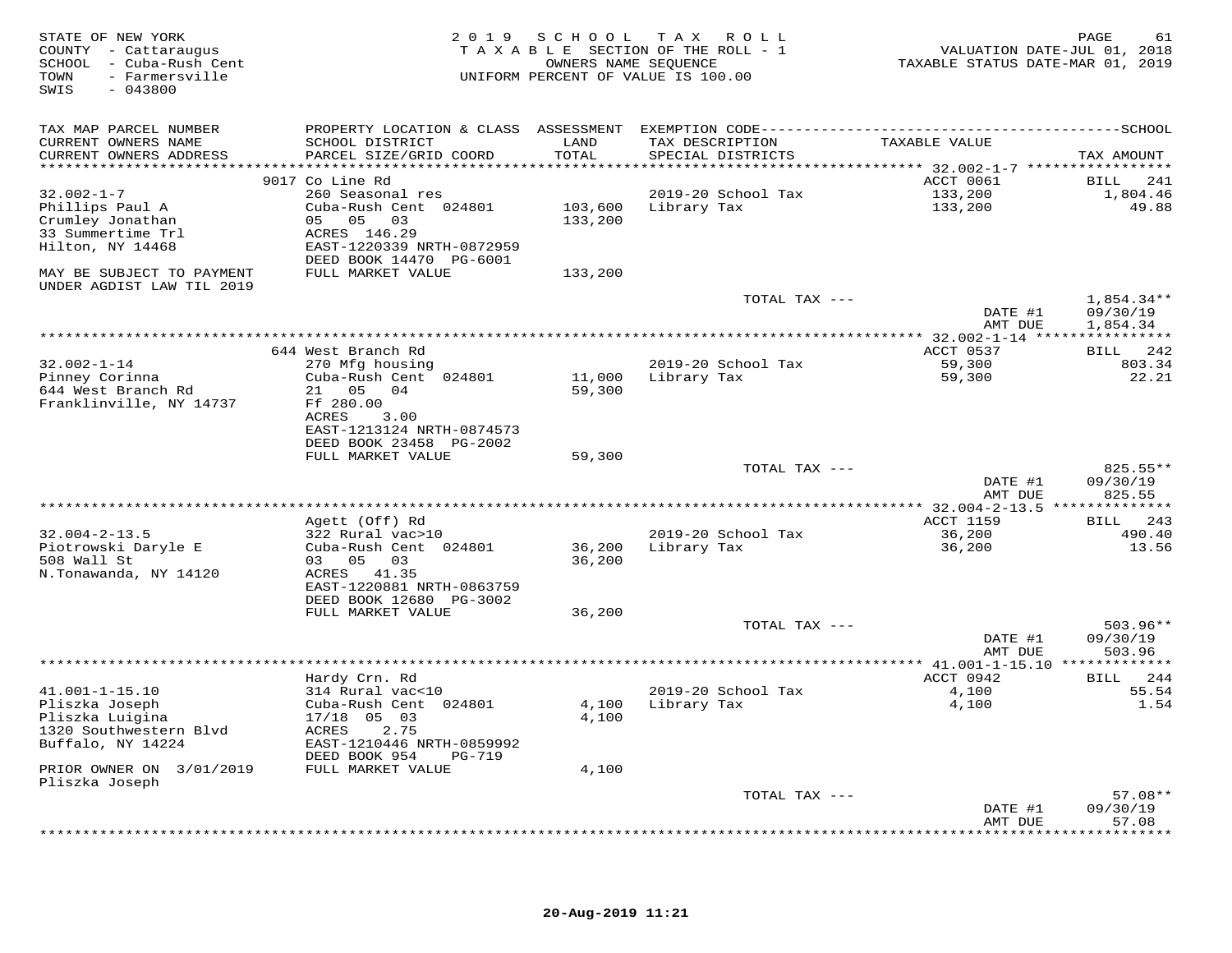STATE OF NEW YORK
COUNTY - Cattaraugus
SCHOOL - Cuba-Rush Cent
TOWN - Farmersville
SWIS - 043800

2019 SCHOOL TAX ROLL
TAXABLE SECTION OF THE ROLL - 1
OWNERS NAME SEQUENCE
UNIFORM PERCENT OF VALUE IS 100.00

VALUATION DATE-JUL 01, 2018
TAXABLE STATUS DATE-MAR 01, 2019

| TAX MAP PARCEL NUMBER / CURRENT OWNERS NAME / CURRENT OWNERS ADDRESS | PROPERTY LOCATION & CLASS / SCHOOL DISTRICT / PARCEL SIZE/GRID COORD | ASSESSMENT LAND / TOTAL | EXEMPTION CODE / TAX DESCRIPTION / SPECIAL DISTRICTS | TAXABLE VALUE | TAX AMOUNT |
|---|---|---|---|---|---|
| | 9017 Co Line Rd | | | ACCT 0061 | BILL 241 |
| 32.002-1-7 | 260 Seasonal res | | 2019-20 School Tax | 133,200 | 1,804.46 |
| Phillips Paul A | Cuba-Rush Cent 024801 | 103,600 | Library Tax | 133,200 | 49.88 |
| Crumley Jonathan | 05 05 03 | 133,200 | | | |
| 33 Summertime Trl | ACRES 146.29 | | | | |
| Hilton, NY 14468 | EAST-1220339 NRTH-0872959 | | | | |
| | DEED BOOK 14470 PG-6001 | | | | |
| MAY BE SUBJECT TO PAYMENT UNDER AGDIST LAW TIL 2019 | FULL MARKET VALUE | 133,200 | | | |
| | | | TOTAL TAX --- | | 1,854.34** |
| | | | | DATE #1 | 09/30/19 |
| | | | | AMT DUE | 1,854.34 |
| | 644 West Branch Rd | | | ACCT 0537 | BILL 242 |
| 32.002-1-14 | 270 Mfg housing | | 2019-20 School Tax | 59,300 | 803.34 |
| Pinney Corinna | Cuba-Rush Cent 024801 | 11,000 | Library Tax | 59,300 | 22.21 |
| 644 West Branch Rd | 21 05 04 | 59,300 | | | |
| Franklinville, NY 14737 | Ff 280.00 | | | | |
| | ACRES 3.00 | | | | |
| | EAST-1213124 NRTH-0874573 | | | | |
| | DEED BOOK 23458 PG-2002 | | | | |
| | FULL MARKET VALUE | 59,300 | | | |
| | | | TOTAL TAX --- | | 825.55** |
| | | | | DATE #1 | 09/30/19 |
| | | | | AMT DUE | 825.55 |
| | Agett (Off) Rd | | | ACCT 1159 | BILL 243 |
| 32.004-2-13.5 | 322 Rural vac>10 | | 2019-20 School Tax | 36,200 | 490.40 |
| Piotrowski Daryle E | Cuba-Rush Cent 024801 | 36,200 | Library Tax | 36,200 | 13.56 |
| 508 Wall St | 03 05 03 | 36,200 | | | |
| N.Tonawanda, NY 14120 | ACRES 41.35 | | | | |
| | EAST-1220881 NRTH-0863759 | | | | |
| | DEED BOOK 12680 PG-3002 | | | | |
| | FULL MARKET VALUE | 36,200 | | | |
| | | | TOTAL TAX --- | | 503.96** |
| | | | | DATE #1 | 09/30/19 |
| | | | | AMT DUE | 503.96 |
| | Hardy Crn. Rd | | | ACCT 0942 | BILL 244 |
| 41.001-1-15.10 | 314 Rural vac<10 | | 2019-20 School Tax | 4,100 | 55.54 |
| Pliszka Joseph | Cuba-Rush Cent 024801 | 4,100 | Library Tax | 4,100 | 1.54 |
| Pliszka Luigina | 17/18 05 03 | 4,100 | | | |
| 1320 Southwestern Blvd | ACRES 2.75 | | | | |
| Buffalo, NY 14224 | EAST-1210446 NRTH-0859992 | | | | |
| | DEED BOOK 954 PG-719 | | | | |
| PRIOR OWNER ON 3/01/2019 Pliszka Joseph | FULL MARKET VALUE | 4,100 | | | |
| | | | TOTAL TAX --- | | 57.08** |
| | | | | DATE #1 | 09/30/19 |
| | | | | AMT DUE | 57.08 |

20-Aug-2019 11:21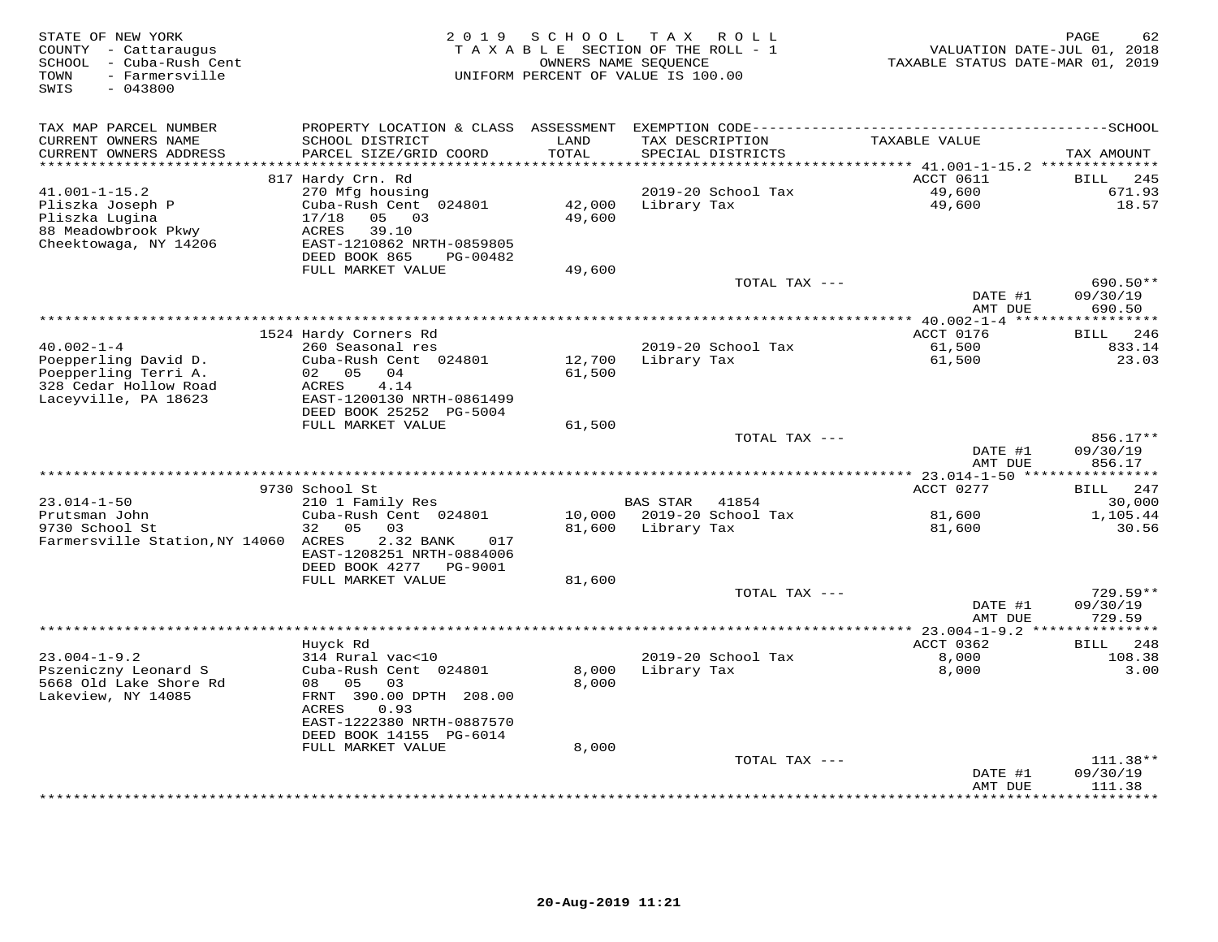STATE OF NEW YORK
COUNTY - Cattaraugus
SCHOOL - Cuba-Rush Cent
TOWN - Farmersville
SWIS - 043800

2019 SCHOOL TAX ROLL
TAXABLE SECTION OF THE ROLL - 1
OWNERS NAME SEQUENCE
UNIFORM PERCENT OF VALUE IS 100.00

VALUATION DATE-JUL 01, 2018
TAXABLE STATUS DATE-MAR 01, 2019

| TAX MAP PARCEL NUMBER / CURRENT OWNERS NAME / CURRENT OWNERS ADDRESS | PROPERTY LOCATION & CLASS / SCHOOL DISTRICT / PARCEL SIZE/GRID COORD | ASSESSMENT LAND / TOTAL | EXEMPTION CODE / TAX DESCRIPTION / SPECIAL DISTRICTS | TAXABLE VALUE | TAX AMOUNT |
|---|---|---|---|---|---|
| | 817 Hardy Crn. Rd | | | ACCT 0611 | BILL 245 |
| 41.001-1-15.2 | 270 Mfg housing | | 2019-20 School Tax | 49,600 | 671.93 |
| Pliszka Joseph P | Cuba-Rush Cent 024801 | 42,000 | Library Tax | 49,600 | 18.57 |
| Pliszka Lugina | 17/18 05 03 | 49,600 | | | |
| 88 Meadowbrook Pkwy | ACRES 39.10 | | | | |
| Cheektowaga, NY 14206 | EAST-1210862 NRTH-0859805 | | | | |
| | DEED BOOK 865 PG-00482 | | | | |
| | FULL MARKET VALUE | 49,600 | | | |
| | | | TOTAL TAX --- | | 690.50** |
| | | | | DATE #1 | 09/30/19 |
| | | | | AMT DUE | 690.50 |
| | 1524 Hardy Corners Rd | | | ACCT 0176 | BILL 246 |
| 40.002-1-4 | 260 Seasonal res | | 2019-20 School Tax | 61,500 | 833.14 |
| Poepperling David D. | Cuba-Rush Cent 024801 | 12,700 | Library Tax | 61,500 | 23.03 |
| Poepperling Terri A. | 02 05 04 | 61,500 | | | |
| 328 Cedar Hollow Road | ACRES 4.14 | | | | |
| Laceyville, PA 18623 | EAST-1200130 NRTH-0861499 | | | | |
| | DEED BOOK 25252 PG-5004 | | | | |
| | FULL MARKET VALUE | 61,500 | | | |
| | | | TOTAL TAX --- | | 856.17** |
| | | | | DATE #1 | 09/30/19 |
| | | | | AMT DUE | 856.17 |
| | 9730 School St | | | ACCT 0277 | BILL 247 |
| 23.014-1-50 | 210 1 Family Res | | BAS STAR 41854 | | 30,000 |
| Prutsman John | Cuba-Rush Cent 024801 | 10,000 | 2019-20 School Tax | 81,600 | 1,105.44 |
| 9730 School St | 32 05 03 | 81,600 | Library Tax | 81,600 | 30.56 |
| Farmersville Station,NY 14060 | ACRES 2.32 BANK 017 | | | | |
| | EAST-1208251 NRTH-0884006 | | | | |
| | DEED BOOK 4277 PG-9001 | | | | |
| | FULL MARKET VALUE | 81,600 | | | |
| | | | TOTAL TAX --- | | 729.59** |
| | | | | DATE #1 | 09/30/19 |
| | | | | AMT DUE | 729.59 |
| | Huyck Rd | | | ACCT 0362 | BILL 248 |
| 23.004-1-9.2 | 314 Rural vac<10 | | 2019-20 School Tax | 8,000 | 108.38 |
| Pszeniczny Leonard S | Cuba-Rush Cent 024801 | 8,000 | Library Tax | 8,000 | 3.00 |
| 5668 Old Lake Shore Rd | 08 05 03 | 8,000 | | | |
| Lakeview, NY 14085 | FRNT 390.00 DPTH 208.00 | | | | |
| | ACRES 0.93 | | | | |
| | EAST-1222380 NRTH-0887570 | | | | |
| | DEED BOOK 14155 PG-6014 | | | | |
| | FULL MARKET VALUE | 8,000 | | | |
| | | | TOTAL TAX --- | | 111.38** |
| | | | | DATE #1 | 09/30/19 |
| | | | | AMT DUE | 111.38 |

20-Aug-2019 11:21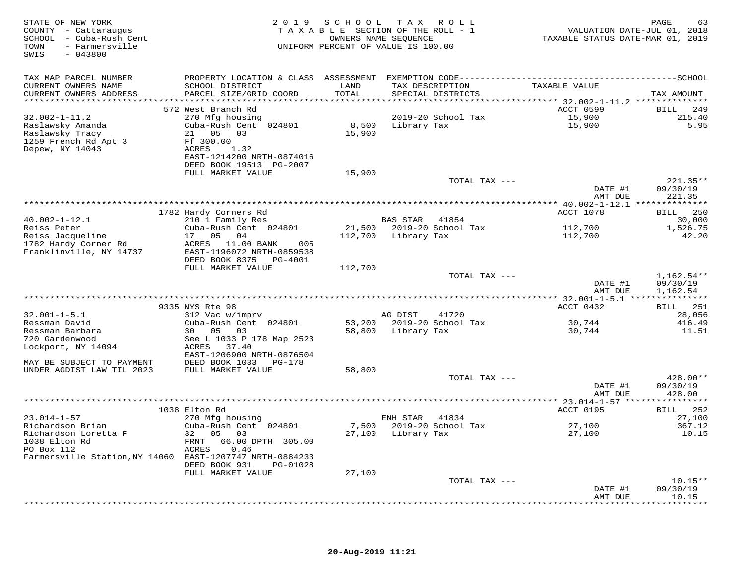STATE OF NEW YORK
COUNTY - Cattaraugus
SCHOOL - Cuba-Rush Cent
TOWN - Farmersville
SWIS - 043800

2019 SCHOOL TAX ROLL
TAXABLE SECTION OF THE ROLL - 1
OWNERS NAME SEQUENCE
UNIFORM PERCENT OF VALUE IS 100.00

VALUATION DATE-JUL 01, 2018
TAXABLE STATUS DATE-MAR 01, 2019

| TAX MAP PARCEL NUMBER / CURRENT OWNERS NAME / CURRENT OWNERS ADDRESS | PROPERTY LOCATION & CLASS / SCHOOL DISTRICT / PARCEL SIZE/GRID COORD | ASSESSMENT LAND / TOTAL | EXEMPTION CODE / TAX DESCRIPTION / SPECIAL DISTRICTS | TAXABLE VALUE | TAX AMOUNT |
|---|---|---|---|---|---|
| **32.002-1-11.2** | 572 West Branch Rd | | | ACCT 0599 | BILL 249 |
| 32.002-1-11.2 | 270 Mfg housing | | | | |
| Raslawsky Amanda | Cuba-Rush Cent 024801 | 8,500 | 2019-20 School Tax | 15,900 | 215.40 |
| Raslawsky Tracy | 21 05 03 | 15,900 | Library Tax | 15,900 | 5.95 |
| 1259 French Rd Apt 3 | Ff 300.00 | | | | |
| Depew, NY 14043 | ACRES 1.32 | | | | |
| | EAST-1214200 NRTH-0874016 | | | | |
| | DEED BOOK 19513 PG-2007 | | | | |
| | FULL MARKET VALUE | 15,900 | | | |
| | | | TOTAL TAX --- | | 221.35** |
| | | | | DATE #1 | 09/30/19 |
| | | | | AMT DUE | 221.35 |
| **40.002-1-12.1** | 1782 Hardy Corners Rd | | | ACCT 1078 | BILL 250 |
| 40.002-1-12.1 | 210 1 Family Res | | BAS STAR 41854 | | 30,000 |
| Reiss Peter | Cuba-Rush Cent 024801 | 21,500 | 2019-20 School Tax | 112,700 | 1,526.75 |
| Reiss Jacqueline | 17 05 04 | 112,700 | Library Tax | 112,700 | 42.20 |
| 1782 Hardy Corner Rd | ACRES 11.00 BANK 005 | | | | |
| Franklinville, NY 14737 | EAST-1196072 NRTH-0859538 | | | | |
| | DEED BOOK 8375 PG-4001 | | | | |
| | FULL MARKET VALUE | 112,700 | | | |
| | | | TOTAL TAX --- | | 1,162.54** |
| | | | | DATE #1 | 09/30/19 |
| | | | | AMT DUE | 1,162.54 |
| **32.001-1-5.1** | 9335 NYS Rte 98 | | | ACCT 0432 | BILL 251 |
| 32.001-1-5.1 | 312 Vac w/imprv | | AG DIST 41720 | | 28,056 |
| Ressman David | Cuba-Rush Cent 024801 | 53,200 | 2019-20 School Tax | 30,744 | 416.49 |
| Ressman Barbara | 30 05 03 | 58,800 | Library Tax | 30,744 | 11.51 |
| 720 Gardenwood | See L 1033 P 178 Map 2523 | | | | |
| Lockport, NY 14094 | ACRES 37.40 | | | | |
| | EAST-1206900 NRTH-0876504 | | | | |
| MAY BE SUBJECT TO PAYMENT | DEED BOOK 1033 PG-178 | | | | |
| UNDER AGDIST LAW TIL 2023 | FULL MARKET VALUE | 58,800 | | | |
| | | | TOTAL TAX --- | | 428.00** |
| | | | | DATE #1 | 09/30/19 |
| | | | | AMT DUE | 428.00 |
| **23.014-1-57** | 1038 Elton Rd | | | ACCT 0195 | BILL 252 |
| 23.014-1-57 | 270 Mfg housing | | ENH STAR 41834 | | 27,100 |
| Richardson Brian | Cuba-Rush Cent 024801 | 7,500 | 2019-20 School Tax | 27,100 | 367.12 |
| Richardson Loretta F | 32 05 03 | 27,100 | Library Tax | 27,100 | 10.15 |
| 1038 Elton Rd | FRNT 66.00 DPTH 305.00 | | | | |
| PO Box 112 | ACRES 0.46 | | | | |
| Farmersville Station,NY 14060 | EAST-1207747 NRTH-0884233 | | | | |
| | DEED BOOK 931 PG-01028 | | | | |
| | FULL MARKET VALUE | 27,100 | | | |
| | | | TOTAL TAX --- | | 10.15** |
| | | | | DATE #1 | 09/30/19 |
| | | | | AMT DUE | 10.15 |

20-Aug-2019 11:21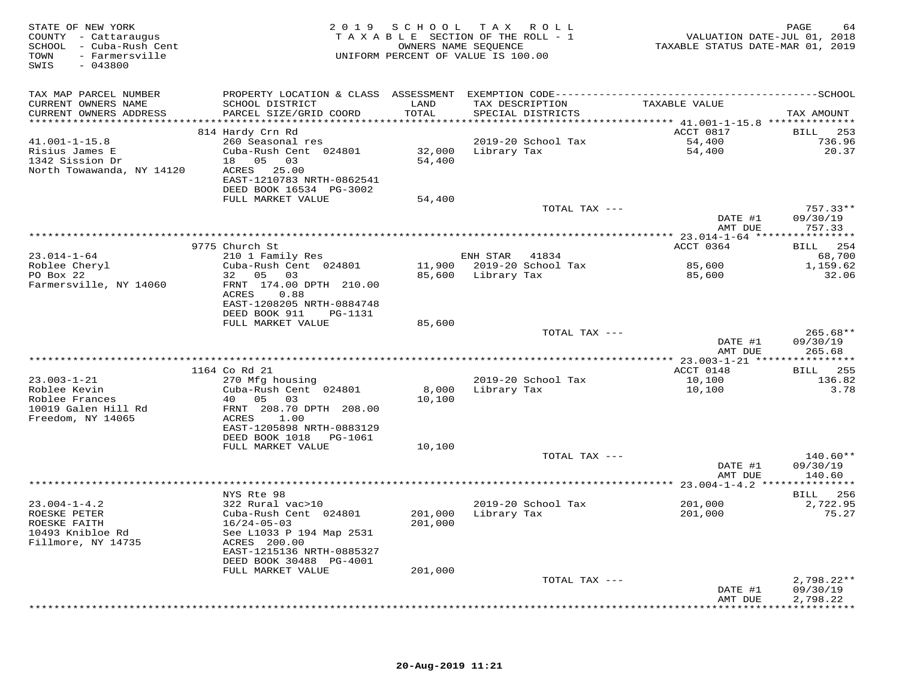STATE OF NEW YORK
COUNTY - Cattaraugus
SCHOOL - Cuba-Rush Cent
TOWN - Farmersville
SWIS - 043800

2019 SCHOOL TAX ROLL
TAXABLE SECTION OF THE ROLL - 1
OWNERS NAME SEQUENCE
UNIFORM PERCENT OF VALUE IS 100.00

VALUATION DATE-JUL 01, 2018
TAXABLE STATUS DATE-MAR 01, 2019

| TAX MAP PARCEL NUMBER / CURRENT OWNERS NAME / CURRENT OWNERS ADDRESS | PROPERTY LOCATION & CLASS / SCHOOL DISTRICT / PARCEL SIZE/GRID COORD | ASSESSMENT LAND / TOTAL | EXEMPTION CODE / TAX DESCRIPTION / SPECIAL DISTRICTS | TAXABLE VALUE | TAX AMOUNT |
|---|---|---|---|---|---|
| | 814 Hardy Crn Rd | | | ACCT 0817 | BILL 253 |
| 41.001-1-15.8 | 260 Seasonal res | | 2019-20 School Tax | 54,400 | 736.96 |
| Risius James E | Cuba-Rush Cent 024801 | 32,000 | Library Tax | 54,400 | 20.37 |
| 1342 Sission Dr | 18 05 03 | 54,400 | | | |
| North Towawanda, NY 14120 | ACRES 25.00 | | | | |
| | EAST-1210783 NRTH-0862541 | | | | |
| | DEED BOOK 16534 PG-3002 | | | | |
| | FULL MARKET VALUE | 54,400 | | | |
| | | | TOTAL TAX --- | | 757.33** |
| | | | | DATE #1 | 09/30/19 |
| | | | | AMT DUE | 757.33 |
| | 9775 Church St | | | ACCT 0364 | BILL 254 |
| 23.014-1-64 | 210 1 Family Res | | ENH STAR 41834 | | 68,700 |
| Roblee Cheryl | Cuba-Rush Cent 024801 | 11,900 | 2019-20 School Tax | 85,600 | 1,159.62 |
| PO Box 22 | 32 05 03 | 85,600 | Library Tax | 85,600 | 32.06 |
| Farmersville, NY 14060 | FRNT 174.00 DPTH 210.00 | | | | |
| | ACRES 0.88 | | | | |
| | EAST-1208205 NRTH-0884748 | | | | |
| | DEED BOOK 911 PG-1131 | | | | |
| | FULL MARKET VALUE | 85,600 | | | |
| | | | TOTAL TAX --- | | 265.68** |
| | | | | DATE #1 | 09/30/19 |
| | | | | AMT DUE | 265.68 |
| | 1164 Co Rd 21 | | | ACCT 0148 | BILL 255 |
| 23.003-1-21 | 270 Mfg housing | | 2019-20 School Tax | 10,100 | 136.82 |
| Roblee Kevin | Cuba-Rush Cent 024801 | 8,000 | Library Tax | 10,100 | 3.78 |
| Roblee Frances | 40 05 03 | 10,100 | | | |
| 10019 Galen Hill Rd | FRNT 208.70 DPTH 208.00 | | | | |
| Freedom, NY 14065 | ACRES 1.00 | | | | |
| | EAST-1205898 NRTH-0883129 | | | | |
| | DEED BOOK 1018 PG-1061 | | | | |
| | FULL MARKET VALUE | 10,100 | | | |
| | | | TOTAL TAX --- | | 140.60** |
| | | | | DATE #1 | 09/30/19 |
| | | | | AMT DUE | 140.60 |
| | NYS Rte 98 | | | | BILL 256 |
| 23.004-1-4.2 | 322 Rural vac>10 | | 2019-20 School Tax | 201,000 | 2,722.95 |
| ROESKE PETER | Cuba-Rush Cent 024801 | 201,000 | Library Tax | 201,000 | 75.27 |
| ROESKE FAITH | 16/24-05-03 | 201,000 | | | |
| 10493 Knibloe Rd | See L1033 P 194 Map 2531 | | | | |
| Fillmore, NY 14735 | ACRES 200.00 | | | | |
| | EAST-1215136 NRTH-0885327 | | | | |
| | DEED BOOK 30488 PG-4001 | | | | |
| | FULL MARKET VALUE | 201,000 | | | |
| | | | TOTAL TAX --- | | 2,798.22** |
| | | | | DATE #1 | 09/30/19 |
| | | | | AMT DUE | 2,798.22 |

20-Aug-2019 11:21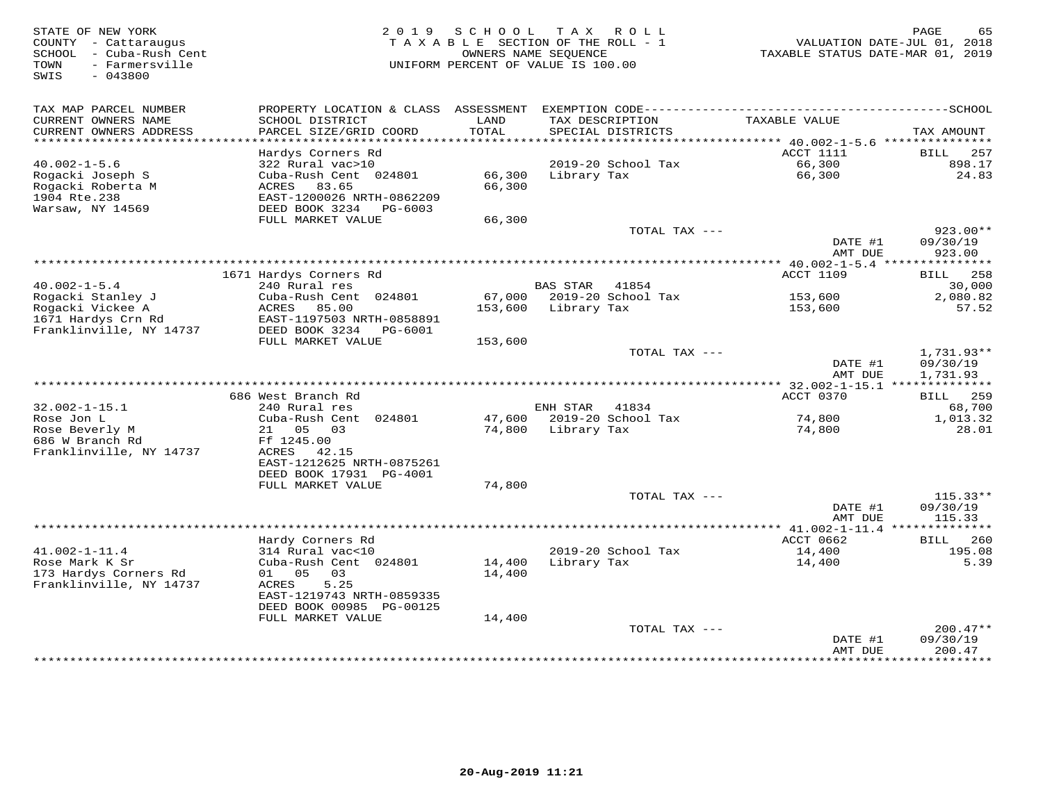STATE OF NEW YORK
COUNTY - Cattaraugus
SCHOOL - Cuba-Rush Cent
TOWN - Farmersville
SWIS - 043800

2019 SCHOOL TAX ROLL
TAXABLE SECTION OF THE ROLL - 1
OWNERS NAME SEQUENCE
UNIFORM PERCENT OF VALUE IS 100.00

VALUATION DATE-JUL 01, 2018
TAXABLE STATUS DATE-MAR 01, 2019

| TAX MAP PARCEL NUMBER / CURRENT OWNERS NAME / CURRENT OWNERS ADDRESS | PROPERTY LOCATION & CLASS / SCHOOL DISTRICT / PARCEL SIZE/GRID COORD | ASSESSMENT LAND / TOTAL | EXEMPTION CODE / TAX DESCRIPTION / SPECIAL DISTRICTS | TAXABLE VALUE | SCHOOL TAX AMOUNT |
|---|---|---|---|---|---|
| 40.002-1-5.6 | Hardys Corners Rd | | | ACCT 1111 | BILL 257 |
| Rogacki Joseph S | 322 Rural vac>10 | | 2019-20 School Tax | 66,300 | 898.17 |
| Rogacki Roberta M | Cuba-Rush Cent 024801 | 66,300 | Library Tax | 66,300 | 24.83 |
| 1904 Rte.238 | ACRES 83.65 | 66,300 | | | |
| Warsaw, NY 14569 | EAST-1200026 NRTH-0862209 | | | | |
| | DEED BOOK 3234 PG-6003 | | | | |
| | FULL MARKET VALUE | 66,300 | | | |
| | | | TOTAL TAX --- | | 923.00** |
| | | | | DATE #1 | 09/30/19 |
| | | | | AMT DUE | 923.00 |
| 40.002-1-5.4 | 1671 Hardys Corners Rd | | | ACCT 1109 | BILL 258 |
| Rogacki Stanley J | 240 Rural res | | BAS STAR 41854 | | 30,000 |
| Rogacki Vickee A | Cuba-Rush Cent 024801 | 67,000 | 2019-20 School Tax | 153,600 | 2,080.82 |
| 1671 Hardys Crn Rd | ACRES 85.00 | 153,600 | Library Tax | 153,600 | 57.52 |
| Franklinville, NY 14737 | EAST-1197503 NRTH-0858891 | | | | |
| | DEED BOOK 3234 PG-6001 | | | | |
| | FULL MARKET VALUE | 153,600 | | | |
| | | | TOTAL TAX --- | | 1,731.93** |
| | | | | DATE #1 | 09/30/19 |
| | | | | AMT DUE | 1,731.93 |
| 32.002-1-15.1 | 686 West Branch Rd | | | ACCT 0370 | BILL 259 |
| Rose Jon L | 240 Rural res | | ENH STAR 41834 | | 68,700 |
| Rose Beverly M | Cuba-Rush Cent 024801 | 47,600 | 2019-20 School Tax | 74,800 | 1,013.32 |
| 686 W Branch Rd | 21 05 03 | 74,800 | Library Tax | 74,800 | 28.01 |
| Franklinville, NY 14737 | Ff 1245.00 | | | | |
| | ACRES 42.15 | | | | |
| | EAST-1212625 NRTH-0875261 | | | | |
| | DEED BOOK 17931 PG-4001 | | | | |
| | FULL MARKET VALUE | 74,800 | | | |
| | | | TOTAL TAX --- | | 115.33** |
| | | | | DATE #1 | 09/30/19 |
| | | | | AMT DUE | 115.33 |
| 41.002-1-11.4 | Hardy Corners Rd | | | ACCT 0662 | BILL 260 |
| Rose Mark K Sr | 314 Rural vac<10 | | 2019-20 School Tax | 14,400 | 195.08 |
| 173 Hardys Corners Rd | Cuba-Rush Cent 024801 | 14,400 | Library Tax | 14,400 | 5.39 |
| Franklinville, NY 14737 | 01 05 03 | 14,400 | | | |
| | ACRES 5.25 | | | | |
| | EAST-1219743 NRTH-0859335 | | | | |
| | DEED BOOK 00985 PG-00125 | | | | |
| | FULL MARKET VALUE | 14,400 | | | |
| | | | TOTAL TAX --- | | 200.47** |
| | | | | DATE #1 | 09/30/19 |
| | | | | AMT DUE | 200.47 |

20-Aug-2019 11:21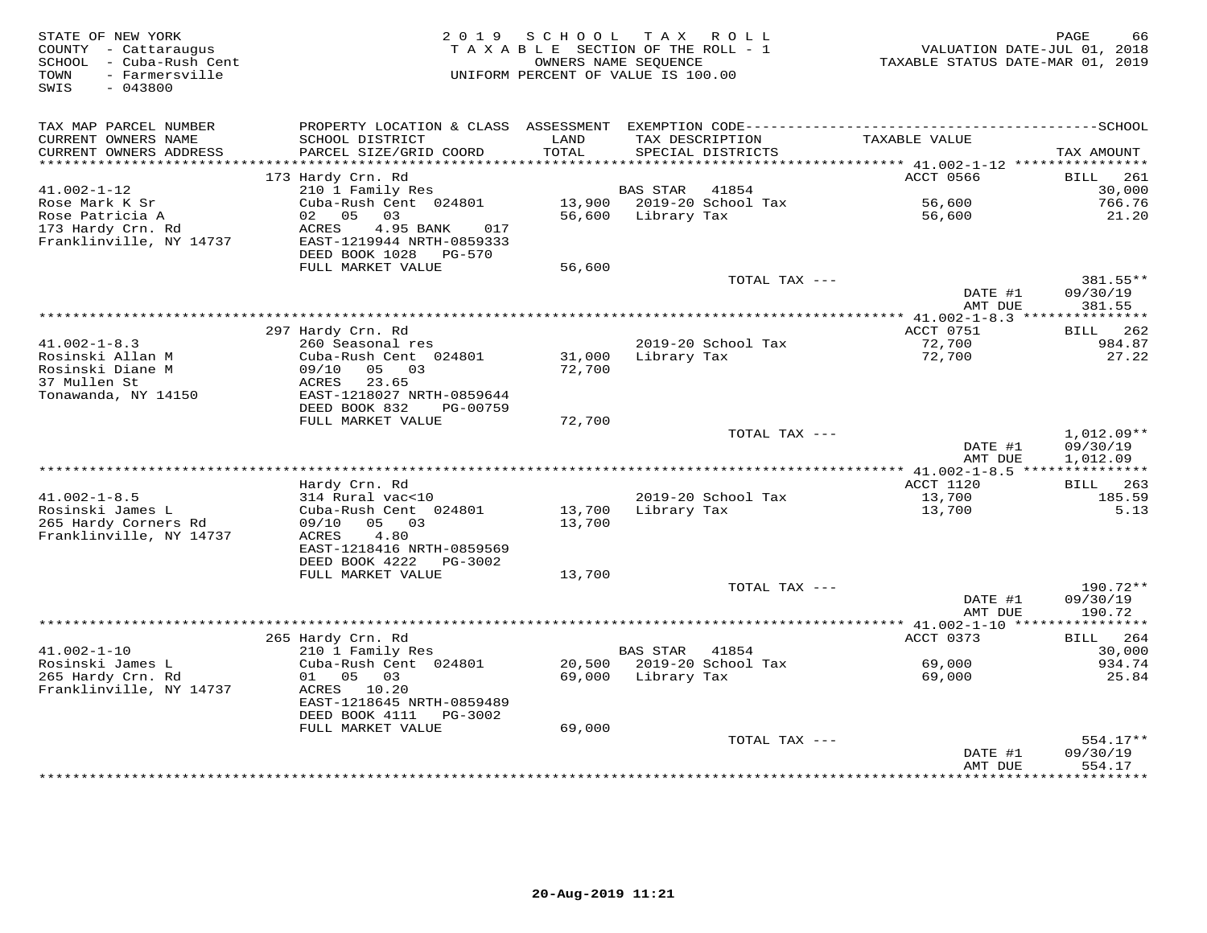STATE OF NEW YORK
COUNTY - Cattaraugus
SCHOOL - Cuba-Rush Cent
TOWN - Farmersville
SWIS - 043800

2019 SCHOOL TAX ROLL
TAXABLE SECTION OF THE ROLL - 1
OWNERS NAME SEQUENCE
UNIFORM PERCENT OF VALUE IS 100.00

VALUATION DATE-JUL 01, 2018
TAXABLE STATUS DATE-MAR 01, 2019

| TAX MAP PARCEL NUMBER / CURRENT OWNERS NAME / CURRENT OWNERS ADDRESS | PROPERTY LOCATION & CLASS / SCHOOL DISTRICT / PARCEL SIZE/GRID COORD | ASSESSMENT LAND / TOTAL | EXEMPTION CODE / TAX DESCRIPTION / SPECIAL DISTRICTS | TAXABLE VALUE | TAX AMOUNT |
|---|---|---|---|---|---|
| | 173 Hardy Crn. Rd | | | ACCT 0566 | BILL 261 |
| 41.002-1-12 | 210 1 Family Res | | BAS STAR 41854 | | 30,000 |
| Rose Mark K Sr | Cuba-Rush Cent 024801 | 13,900 | 2019-20 School Tax | 56,600 | 766.76 |
| Rose Patricia A | 02 05 03 | 56,600 | Library Tax | 56,600 | 21.20 |
| 173 Hardy Crn. Rd | ACRES 4.95 BANK 017 | | | | |
| Franklinville, NY 14737 | EAST-1219944 NRTH-0859333 | | | | |
| | DEED BOOK 1028 PG-570 | | | | |
| | FULL MARKET VALUE | 56,600 | | | |
| | | | TOTAL TAX --- | | 381.55** |
| | | | | DATE #1 | 09/30/19 |
| | | | | AMT DUE | 381.55 |
| | 297 Hardy Crn. Rd | | | ACCT 0751 | BILL 262 |
| 41.002-1-8.3 | 260 Seasonal res | | 2019-20 School Tax | 72,700 | 984.87 |
| Rosinski Allan M | Cuba-Rush Cent 024801 | 31,000 | Library Tax | 72,700 | 27.22 |
| Rosinski Diane M | 09/10 05 03 | 72,700 | | | |
| 37 Mullen St | ACRES 23.65 | | | | |
| Tonawanda, NY 14150 | EAST-1218027 NRTH-0859644 | | | | |
| | DEED BOOK 832 PG-00759 | | | | |
| | FULL MARKET VALUE | 72,700 | | | |
| | | | TOTAL TAX --- | | 1,012.09** |
| | | | | DATE #1 | 09/30/19 |
| | | | | AMT DUE | 1,012.09 |
| | Hardy Crn. Rd | | | ACCT 1120 | BILL 263 |
| 41.002-1-8.5 | 314 Rural vac<10 | | 2019-20 School Tax | 13,700 | 185.59 |
| Rosinski James L | Cuba-Rush Cent 024801 | 13,700 | Library Tax | 13,700 | 5.13 |
| 265 Hardy Corners Rd | 09/10 05 03 | 13,700 | | | |
| Franklinville, NY 14737 | ACRES 4.80 | | | | |
| | EAST-1218416 NRTH-0859569 | | | | |
| | DEED BOOK 4222 PG-3002 | | | | |
| | FULL MARKET VALUE | 13,700 | | | |
| | | | TOTAL TAX --- | | 190.72** |
| | | | | DATE #1 | 09/30/19 |
| | | | | AMT DUE | 190.72 |
| | 265 Hardy Crn. Rd | | | ACCT 0373 | BILL 264 |
| 41.002-1-10 | 210 1 Family Res | | BAS STAR 41854 | | 30,000 |
| Rosinski James L | Cuba-Rush Cent 024801 | 20,500 | 2019-20 School Tax | 69,000 | 934.74 |
| 265 Hardy Crn. Rd | 01 05 03 | 69,000 | Library Tax | 69,000 | 25.84 |
| Franklinville, NY 14737 | ACRES 10.20 | | | | |
| | EAST-1218645 NRTH-0859489 | | | | |
| | DEED BOOK 4111 PG-3002 | | | | |
| | FULL MARKET VALUE | 69,000 | | | |
| | | | TOTAL TAX --- | | 554.17** |
| | | | | DATE #1 | 09/30/19 |
| | | | | AMT DUE | 554.17 |

20-Aug-2019 11:21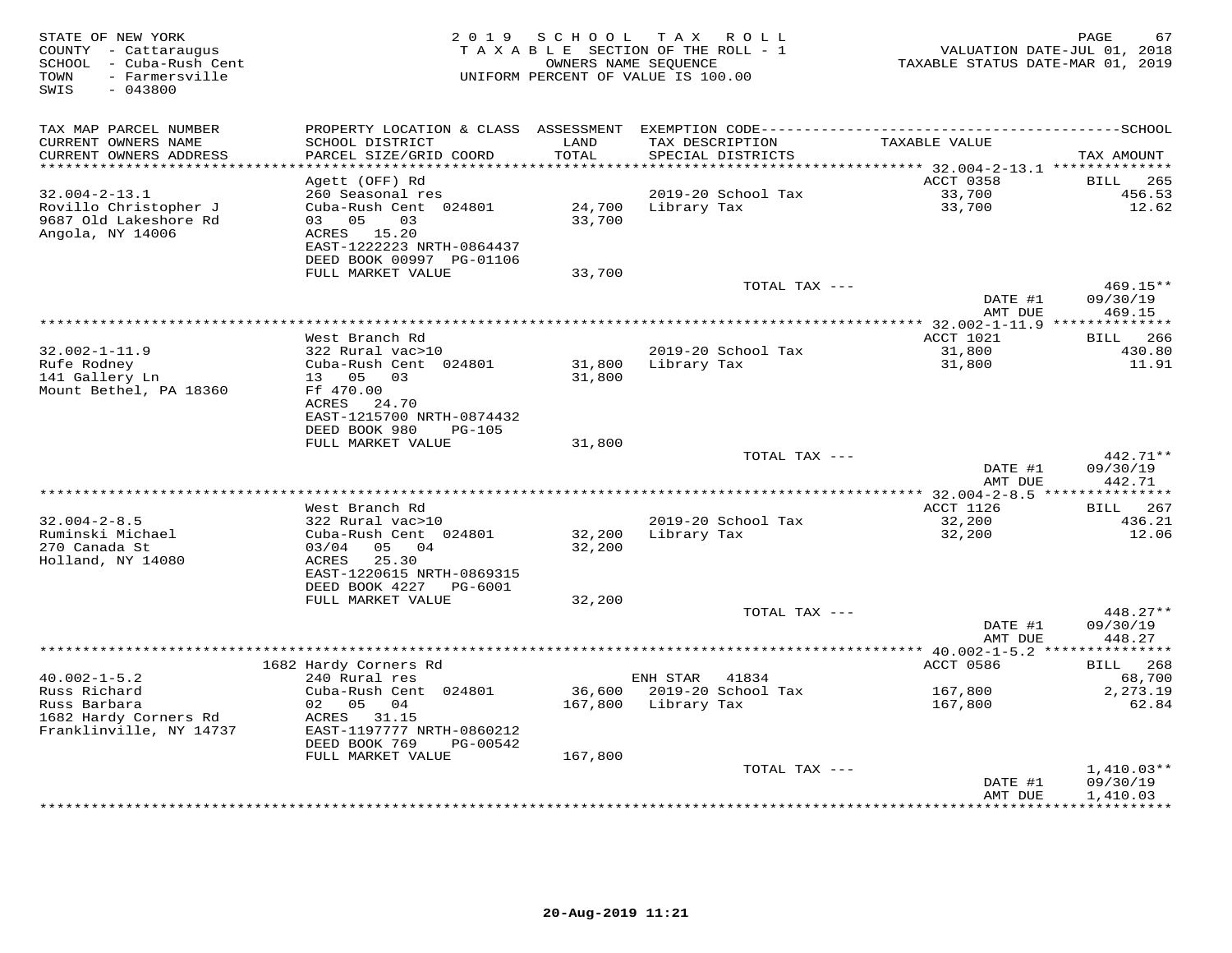STATE OF NEW YORK
COUNTY - Cattaraugus
SCHOOL - Cuba-Rush Cent
TOWN - Farmersville
SWIS - 043800

2019 SCHOOL TAX ROLL
TAXABLE SECTION OF THE ROLL - 1
OWNERS NAME SEQUENCE
UNIFORM PERCENT OF VALUE IS 100.00

VALUATION DATE-JUL 01, 2018
TAXABLE STATUS DATE-MAR 01, 2019

| TAX MAP PARCEL NUMBER / CURRENT OWNERS NAME / CURRENT OWNERS ADDRESS | PROPERTY LOCATION & CLASS / SCHOOL DISTRICT / PARCEL SIZE/GRID COORD | ASSESSMENT LAND / TOTAL | EXEMPTION CODE / TAX DESCRIPTION / SPECIAL DISTRICTS | TAXABLE VALUE | TAX AMOUNT |
|---|---|---|---|---|---|
| | Agett (OFF) Rd | | | ACCT 0358 | BILL 265 |
| 32.004-2-13.1 | 260 Seasonal res | | 2019-20 School Tax | 33,700 | 456.53 |
| Rovillo Christopher J | Cuba-Rush Cent 024801 | 24,700 | Library Tax | 33,700 | 12.62 |
| 9687 Old Lakeshore Rd | 03 05 03 | 33,700 | | | |
| Angola, NY 14006 | ACRES 15.20 | | | | |
| | EAST-1222223 NRTH-0864437 | | | | |
| | DEED BOOK 00997 PG-01106 | | | | |
| | FULL MARKET VALUE | 33,700 | | | |
| | | | TOTAL TAX --- | | 469.15** |
| | | | | DATE #1 | 09/30/19 |
| | | | | AMT DUE | 469.15 |
| | West Branch Rd | | | ACCT 1021 | BILL 266 |
| 32.002-1-11.9 | 322 Rural vac>10 | | 2019-20 School Tax | 31,800 | 430.80 |
| Rufe Rodney | Cuba-Rush Cent 024801 | 31,800 | Library Tax | 31,800 | 11.91 |
| 141 Gallery Ln | 13 05 03 | 31,800 | | | |
| Mount Bethel, PA 18360 | Ff 470.00 | | | | |
| | ACRES 24.70 | | | | |
| | EAST-1215700 NRTH-0874432 | | | | |
| | DEED BOOK 980 PG-105 | | | | |
| | FULL MARKET VALUE | 31,800 | | | |
| | | | TOTAL TAX --- | | 442.71** |
| | | | | DATE #1 | 09/30/19 |
| | | | | AMT DUE | 442.71 |
| | West Branch Rd | | | ACCT 1126 | BILL 267 |
| 32.004-2-8.5 | 322 Rural vac>10 | | 2019-20 School Tax | 32,200 | 436.21 |
| Ruminski Michael | Cuba-Rush Cent 024801 | 32,200 | Library Tax | 32,200 | 12.06 |
| 270 Canada St | 03/04 05 04 | 32,200 | | | |
| Holland, NY 14080 | ACRES 25.30 | | | | |
| | EAST-1220615 NRTH-0869315 | | | | |
| | DEED BOOK 4227 PG-6001 | | | | |
| | FULL MARKET VALUE | 32,200 | | | |
| | | | TOTAL TAX --- | | 448.27** |
| | | | | DATE #1 | 09/30/19 |
| | | | | AMT DUE | 448.27 |
| | 1682 Hardy Corners Rd | | | ACCT 0586 | BILL 268 |
| 40.002-1-5.2 | 240 Rural res | | ENH STAR 41834 | | 68,700 |
| Russ Richard | Cuba-Rush Cent 024801 | 36,600 | 2019-20 School Tax | 167,800 | 2,273.19 |
| Russ Barbara | 02 05 04 | 167,800 | Library Tax | 167,800 | 62.84 |
| 1682 Hardy Corners Rd | ACRES 31.15 | | | | |
| Franklinville, NY 14737 | EAST-1197777 NRTH-0860212 | | | | |
| | DEED BOOK 769 PG-00542 | | | | |
| | FULL MARKET VALUE | 167,800 | | | |
| | | | TOTAL TAX --- | | 1,410.03** |
| | | | | DATE #1 | 09/30/19 |
| | | | | AMT DUE | 1,410.03 |

20-Aug-2019 11:21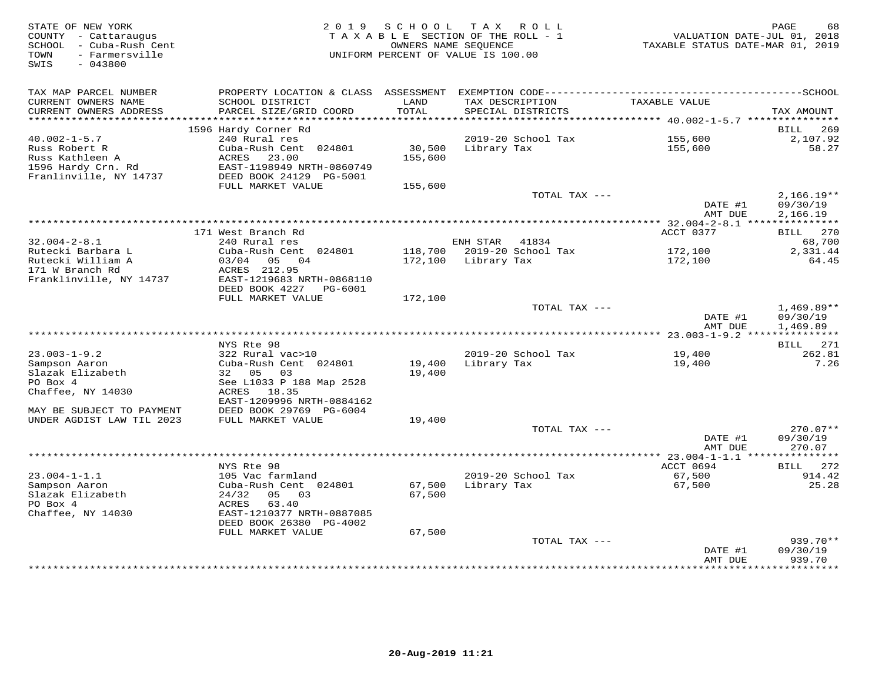STATE OF NEW YORK
COUNTY - Cattaraugus
SCHOOL - Cuba-Rush Cent
TOWN - Farmersville
SWIS - 043800

2019 SCHOOL TAX ROLL
TAXABLE SECTION OF THE ROLL - 1
OWNERS NAME SEQUENCE
UNIFORM PERCENT OF VALUE IS 100.00

VALUATION DATE-JUL 01, 2018
TAXABLE STATUS DATE-MAR 01, 2019

| TAX MAP PARCEL NUMBER / CURRENT OWNERS NAME / CURRENT OWNERS ADDRESS | PROPERTY LOCATION & CLASS / SCHOOL DISTRICT / PARCEL SIZE/GRID COORD | ASSESSMENT LAND | TOTAL | EXEMPTION CODE / TAX DESCRIPTION / SPECIAL DISTRICTS | TAXABLE VALUE | TAX AMOUNT |
|---|---|---|---|---|---|---|
| **40.002-1-5.7** | 1596 Hardy Corner Rd | | | | | BILL 269 |
| 40.002-1-5.7 | 240 Rural res | | | 2019-20 School Tax | 155,600 | 2,107.92 |
| Russ Robert R | Cuba-Rush Cent 024801 | 30,500 | | Library Tax | 155,600 | 58.27 |
| Russ Kathleen A | ACRES 23.00 | | 155,600 | | | |
| 1596 Hardy Crn. Rd | EAST-1198949 NRTH-0860749 | | | | | |
| Franlinville, NY 14737 | DEED BOOK 24129 PG-5001 | | | | | |
| | FULL MARKET VALUE | | 155,600 | | | |
| | | | | TOTAL TAX --- | | 2,166.19** |
| | | | | | DATE #1 | 09/30/19 |
| | | | | | AMT DUE | 2,166.19 |
| **32.004-2-8.1** | 171 West Branch Rd | | | | ACCT 0377 | BILL 270 |
| 32.004-2-8.1 | 240 Rural res | | | ENH STAR 41834 | | 68,700 |
| Rutecki Barbara L | Cuba-Rush Cent 024801 | 118,700 | | 2019-20 School Tax | 172,100 | 2,331.44 |
| Rutecki William A | 03/04 05 04 | | 172,100 | Library Tax | 172,100 | 64.45 |
| 171 W Branch Rd | ACRES 212.95 | | | | | |
| Franklinville, NY 14737 | EAST-1219683 NRTH-0868110 | | | | | |
| | DEED BOOK 4227 PG-6001 | | | | | |
| | FULL MARKET VALUE | | 172,100 | | | |
| | | | | TOTAL TAX --- | | 1,469.89** |
| | | | | | DATE #1 | 09/30/19 |
| | | | | | AMT DUE | 1,469.89 |
| **23.003-1-9.2** | NYS Rte 98 | | | | | BILL 271 |
| 23.003-1-9.2 | 322 Rural vac>10 | | | 2019-20 School Tax | 19,400 | 262.81 |
| Sampson Aaron | Cuba-Rush Cent 024801 | 19,400 | | Library Tax | 19,400 | 7.26 |
| Slazak Elizabeth | 32 05 03 | | 19,400 | | | |
| PO Box 4 | See L1033 P 188 Map 2528 | | | | | |
| Chaffee, NY 14030 | ACRES 18.35 | | | | | |
| | EAST-1209996 NRTH-0884162 | | | | | |
| MAY BE SUBJECT TO PAYMENT | DEED BOOK 29769 PG-6004 | | | | | |
| UNDER AGDIST LAW TIL 2023 | FULL MARKET VALUE | | 19,400 | | | |
| | | | | TOTAL TAX --- | | 270.07** |
| | | | | | DATE #1 | 09/30/19 |
| | | | | | AMT DUE | 270.07 |
| **23.004-1-1.1** | NYS Rte 98 | | | | ACCT 0694 | BILL 272 |
| 23.004-1-1.1 | 105 Vac farmland | | | 2019-20 School Tax | 67,500 | 914.42 |
| Sampson Aaron | Cuba-Rush Cent 024801 | 67,500 | | Library Tax | 67,500 | 25.28 |
| Slazak Elizabeth | 24/32 05 03 | | 67,500 | | | |
| PO Box 4 | ACRES 63.40 | | | | | |
| Chaffee, NY 14030 | EAST-1210377 NRTH-0887085 | | | | | |
| | DEED BOOK 26380 PG-4002 | | | | | |
| | FULL MARKET VALUE | | 67,500 | | | |
| | | | | TOTAL TAX --- | | 939.70** |
| | | | | | DATE #1 | 09/30/19 |
| | | | | | AMT DUE | 939.70 |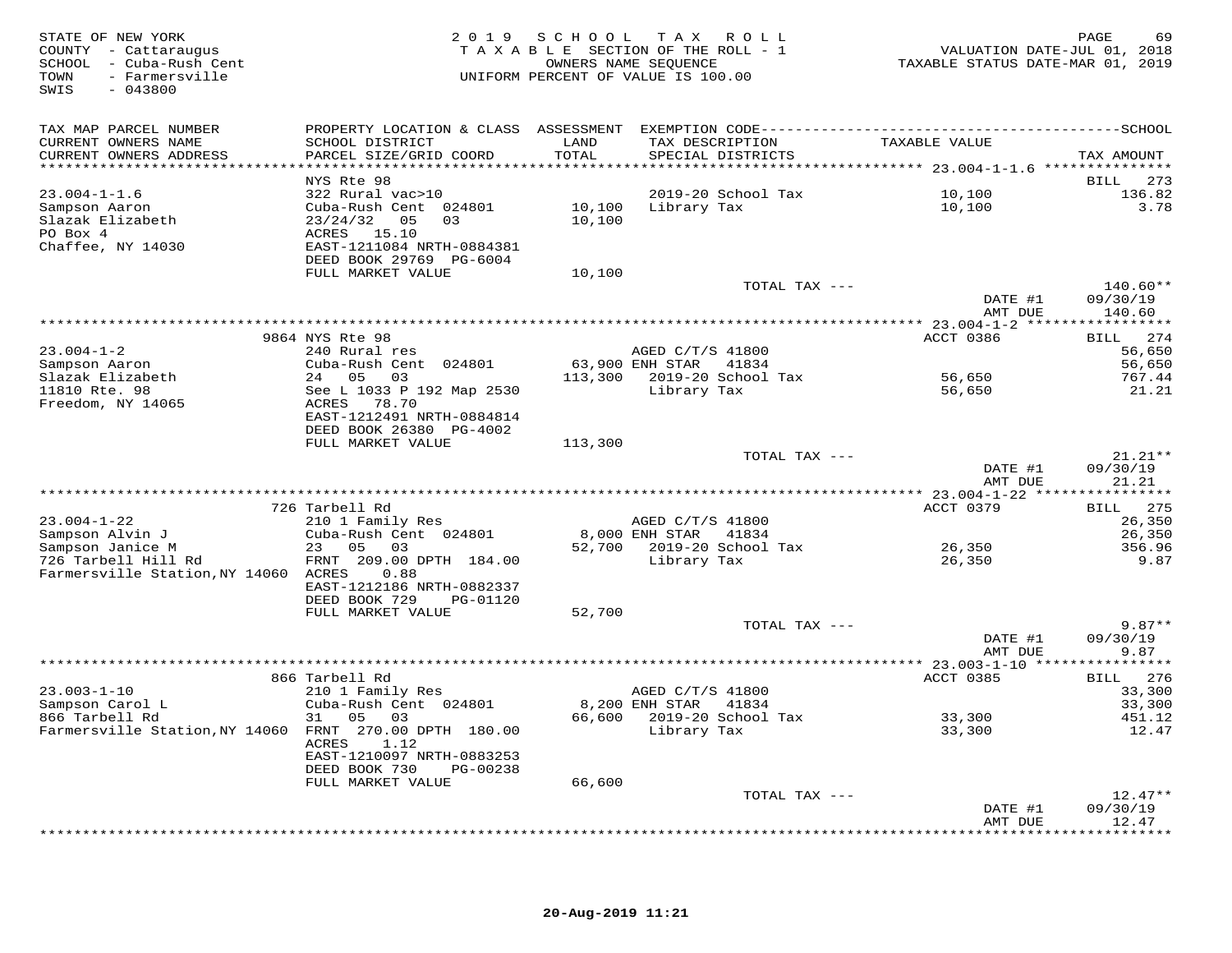STATE OF NEW YORK
COUNTY - Cattaraugus
SCHOOL - Cuba-Rush Cent
TOWN - Farmersville
SWIS - 043800

2019 SCHOOL TAX ROLL
TAXABLE SECTION OF THE ROLL - 1
OWNERS NAME SEQUENCE
UNIFORM PERCENT OF VALUE IS 100.00

VALUATION DATE-JUL 01, 2018
TAXABLE STATUS DATE-MAR 01, 2019

| TAX MAP PARCEL NUMBER / CURRENT OWNERS NAME / CURRENT OWNERS ADDRESS | PROPERTY LOCATION & CLASS / SCHOOL DISTRICT / PARCEL SIZE/GRID COORD | ASSESSMENT LAND / TOTAL | EXEMPTION CODE / TAX DESCRIPTION / SPECIAL DISTRICTS | TAXABLE VALUE | TAX AMOUNT |
|---|---|---|---|---|---|
| **23.004-1-1.6** | NYS Rte 98 | | | | BILL 273 |
| 23.004-1-1.6 | 322 Rural vac>10 | | 2019-20 School Tax | 10,100 | 136.82 |
| Sampson Aaron | Cuba-Rush Cent 024801 | 10,100 | Library Tax | 10,100 | 3.78 |
| Slazak Elizabeth | 23/24/32 05 03 | 10,100 | | | |
| PO Box 4 | ACRES 15.10 | | | | |
| Chaffee, NY 14030 | EAST-1211084 NRTH-0884381 | | | | |
| | DEED BOOK 29769 PG-6004 | | | | |
| | FULL MARKET VALUE | 10,100 | | | |
| | | | TOTAL TAX --- | | 140.60** |
| | | | | DATE #1 | 09/30/19 |
| | | | | AMT DUE | 140.60 |
| **23.004-1-2** | 9864 NYS Rte 98 | | | ACCT 0386 | BILL 274 |
| 23.004-1-2 | 240 Rural res | | AGED C/T/S 41800 | | 56,650 |
| Sampson Aaron | Cuba-Rush Cent 024801 | 63,900 | ENH STAR 41834 | | 56,650 |
| Slazak Elizabeth | 24 05 03 | 113,300 | 2019-20 School Tax | 56,650 | 767.44 |
| 11810 Rte. 98 | See L 1033 P 192 Map 2530 | | Library Tax | 56,650 | 21.21 |
| Freedom, NY 14065 | ACRES 78.70 | | | | |
| | EAST-1212491 NRTH-0884814 | | | | |
| | DEED BOOK 26380 PG-4002 | | | | |
| | FULL MARKET VALUE | 113,300 | | | |
| | | | TOTAL TAX --- | | 21.21** |
| | | | | DATE #1 | 09/30/19 |
| | | | | AMT DUE | 21.21 |
| **23.004-1-22** | 726 Tarbell Rd | | | ACCT 0379 | BILL 275 |
| 23.004-1-22 | 210 1 Family Res | | AGED C/T/S 41800 | | 26,350 |
| Sampson Alvin J | Cuba-Rush Cent 024801 | 8,000 | ENH STAR 41834 | | 26,350 |
| Sampson Janice M | 23 05 03 | 52,700 | 2019-20 School Tax | 26,350 | 356.96 |
| 726 Tarbell Hill Rd | FRNT 209.00 DPTH 184.00 | | Library Tax | 26,350 | 9.87 |
| Farmersville Station,NY 14060 | ACRES 0.88 | | | | |
| | EAST-1212186 NRTH-0882337 | | | | |
| | DEED BOOK 729 PG-01120 | | | | |
| | FULL MARKET VALUE | 52,700 | | | |
| | | | TOTAL TAX --- | | 9.87** |
| | | | | DATE #1 | 09/30/19 |
| | | | | AMT DUE | 9.87 |
| **23.003-1-10** | 866 Tarbell Rd | | | ACCT 0385 | BILL 276 |
| 23.003-1-10 | 210 1 Family Res | | AGED C/T/S 41800 | | 33,300 |
| Sampson Carol L | Cuba-Rush Cent 024801 | 8,200 | ENH STAR 41834 | | 33,300 |
| 866 Tarbell Rd | 31 05 03 | 66,600 | 2019-20 School Tax | 33,300 | 451.12 |
| Farmersville Station,NY 14060 | FRNT 270.00 DPTH 180.00 | | Library Tax | 33,300 | 12.47 |
| | ACRES 1.12 | | | | |
| | EAST-1210097 NRTH-0883253 | | | | |
| | DEED BOOK 730 PG-00238 | | | | |
| | FULL MARKET VALUE | 66,600 | | | |
| | | | TOTAL TAX --- | | 12.47** |
| | | | | DATE #1 | 09/30/19 |
| | | | | AMT DUE | 12.47 |

20-Aug-2019 11:21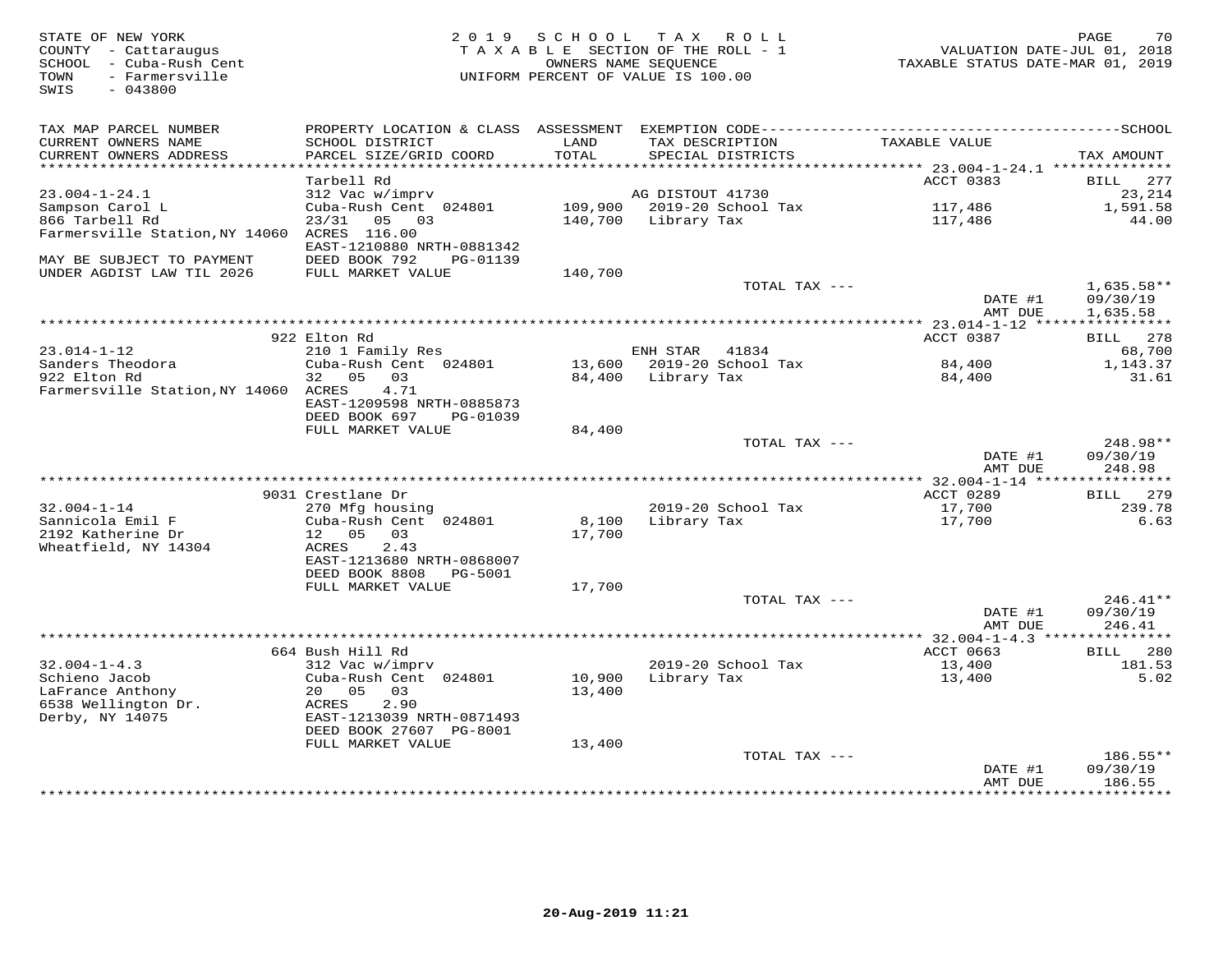STATE OF NEW YORK
COUNTY - Cattaraugus
SCHOOL - Cuba-Rush Cent
TOWN - Farmersville
SWIS - 043800

2019 SCHOOL TAX ROLL
TAXABLE SECTION OF THE ROLL - 1
OWNERS NAME SEQUENCE
UNIFORM PERCENT OF VALUE IS 100.00

VALUATION DATE-JUL 01, 2018
TAXABLE STATUS DATE-MAR 01, 2019

| TAX MAP PARCEL NUMBER / CURRENT OWNERS NAME / CURRENT OWNERS ADDRESS | PROPERTY LOCATION & CLASS / SCHOOL DISTRICT / PARCEL SIZE/GRID COORD | ASSESSMENT LAND | TOTAL | EXEMPTION CODE / TAX DESCRIPTION / SPECIAL DISTRICTS | TAXABLE VALUE | TAX AMOUNT |
|---|---|---|---|---|---|---|
| **23.004-1-24.1** | Tarbell Rd | | | | ACCT 0383 | BILL 277 |
| 23.004-1-24.1 | 312 Vac w/imprv | | | AG DISTOUT 41730 | | 23,214 |
| Sampson Carol L | Cuba-Rush Cent 024801 | 109,900 | | 2019-20 School Tax | 117,486 | 1,591.58 |
| 866 Tarbell Rd | 23/31 05 03 | | 140,700 | Library Tax | 117,486 | 44.00 |
| Farmersville Station,NY 14060 | ACRES 116.00 | | | | | |
| | EAST-1210880 NRTH-0881342 | | | | | |
| MAY BE SUBJECT TO PAYMENT | DEED BOOK 792 PG-01139 | | | | | |
| UNDER AGDIST LAW TIL 2026 | FULL MARKET VALUE | | 140,700 | | | |
| | | | | TOTAL TAX --- | | 1,635.58** |
| | | | | | DATE #1 | 09/30/19 |
| | | | | | AMT DUE | 1,635.58 |
| **23.014-1-12** | 922 Elton Rd | | | | ACCT 0387 | BILL 278 |
| 23.014-1-12 | 210 1 Family Res | | | ENH STAR 41834 | | 68,700 |
| Sanders Theodora | Cuba-Rush Cent 024801 | 13,600 | | 2019-20 School Tax | 84,400 | 1,143.37 |
| 922 Elton Rd | 32 05 03 | | 84,400 | Library Tax | 84,400 | 31.61 |
| Farmersville Station,NY 14060 | ACRES 4.71 | | | | | |
| | EAST-1209598 NRTH-0885873 | | | | | |
| | DEED BOOK 697 PG-01039 | | | | | |
| | FULL MARKET VALUE | | 84,400 | | | |
| | | | | TOTAL TAX --- | | 248.98** |
| | | | | | DATE #1 | 09/30/19 |
| | | | | | AMT DUE | 248.98 |
| **32.004-1-14** | 9031 Crestlane Dr | | | | ACCT 0289 | BILL 279 |
| 32.004-1-14 | 270 Mfg housing | | | 2019-20 School Tax | 17,700 | 239.78 |
| Sannicola Emil F | Cuba-Rush Cent 024801 | 8,100 | | Library Tax | 17,700 | 6.63 |
| 2192 Katherine Dr | 12 05 03 | | 17,700 | | | |
| Wheatfield, NY 14304 | ACRES 2.43 | | | | | |
| | EAST-1213680 NRTH-0868007 | | | | | |
| | DEED BOOK 8808 PG-5001 | | | | | |
| | FULL MARKET VALUE | | 17,700 | | | |
| | | | | TOTAL TAX --- | | 246.41** |
| | | | | | DATE #1 | 09/30/19 |
| | | | | | AMT DUE | 246.41 |
| **32.004-1-4.3** | 664 Bush Hill Rd | | | | ACCT 0663 | BILL 280 |
| 32.004-1-4.3 | 312 Vac w/imprv | | | 2019-20 School Tax | 13,400 | 181.53 |
| Schieno Jacob | Cuba-Rush Cent 024801 | 10,900 | | Library Tax | 13,400 | 5.02 |
| LaFrance Anthony | 20 05 03 | | 13,400 | | | |
| 6538 Wellington Dr. | ACRES 2.90 | | | | | |
| Derby, NY 14075 | EAST-1213039 NRTH-0871493 | | | | | |
| | DEED BOOK 27607 PG-8001 | | | | | |
| | FULL MARKET VALUE | | 13,400 | | | |
| | | | | TOTAL TAX --- | | 186.55** |
| | | | | | DATE #1 | 09/30/19 |
| | | | | | AMT DUE | 186.55 |

20-Aug-2019 11:21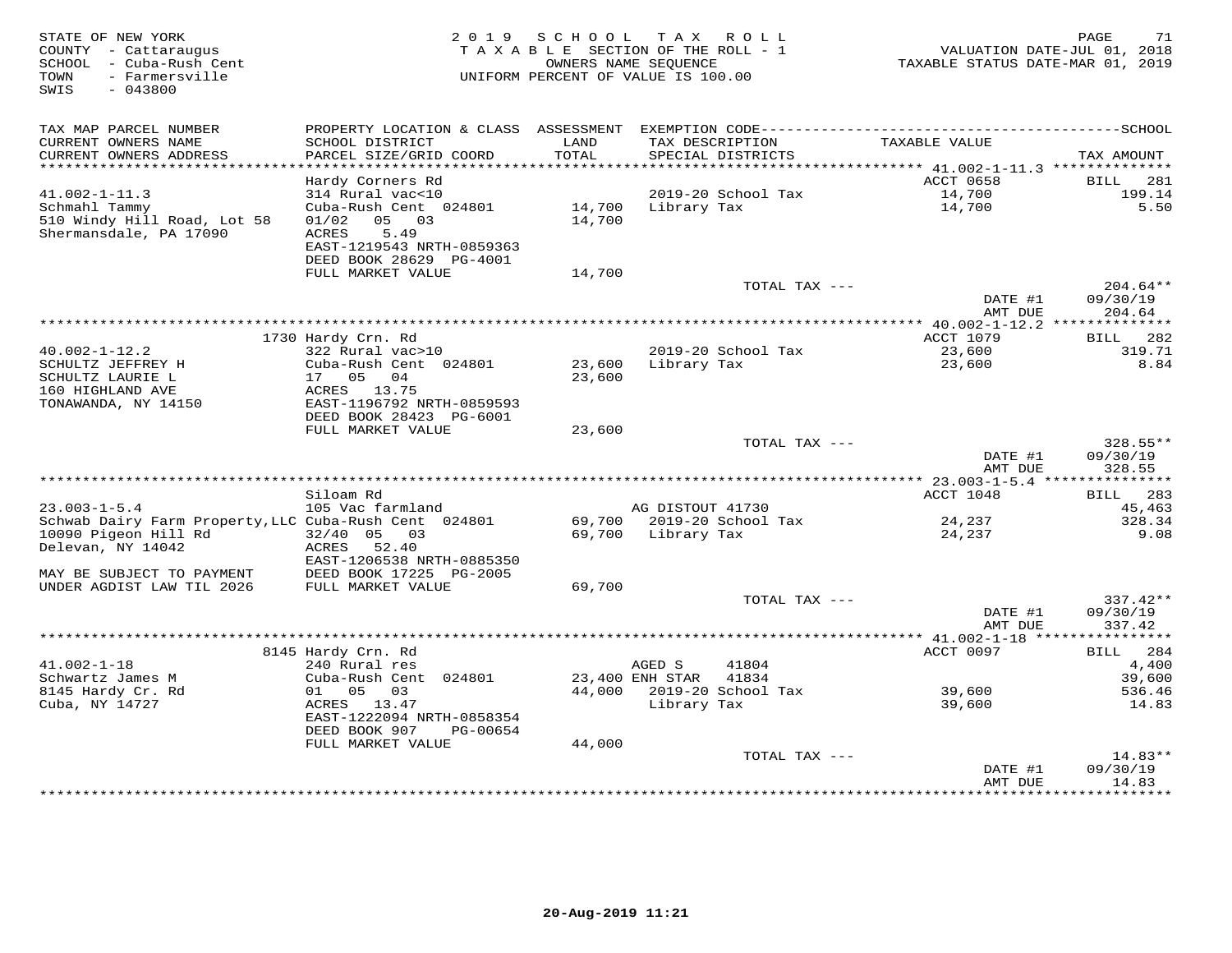STATE OF NEW YORK
COUNTY - Cattaraugus
SCHOOL - Cuba-Rush Cent
TOWN - Farmersville
SWIS - 043800

2019 SCHOOL TAX ROLL
TAXABLE SECTION OF THE ROLL - 1
OWNERS NAME SEQUENCE
UNIFORM PERCENT OF VALUE IS 100.00

VALUATION DATE-JUL 01, 2018
TAXABLE STATUS DATE-MAR 01, 2019

| TAX MAP PARCEL NUMBER / CURRENT OWNERS NAME / CURRENT OWNERS ADDRESS | PROPERTY LOCATION & CLASS / SCHOOL DISTRICT / PARCEL SIZE/GRID COORD | ASSESSMENT LAND / TOTAL | EXEMPTION CODE / TAX DESCRIPTION / SPECIAL DISTRICTS | TAXABLE VALUE | TAX AMOUNT |
|---|---|---|---|---|---|
| | Hardy Corners Rd | | | ACCT 0658 | BILL 281 |
| 41.002-1-11.3 | 314 Rural vac<10 | | 2019-20 School Tax | 14,700 | 199.14 |
| Schmahl Tammy | Cuba-Rush Cent 024801 | 14,700 | Library Tax | 14,700 | 5.50 |
| 510 Windy Hill Road, Lot 58 | 01/02 05 03 | 14,700 | | | |
| Shermansdale, PA 17090 | ACRES 5.49 | | | | |
| | EAST-1219543 NRTH-0859363 | | | | |
| | DEED BOOK 28629 PG-4001 | | | | |
| | FULL MARKET VALUE | 14,700 | | | |
| | | | TOTAL TAX --- | | 204.64** |
| | | | | DATE #1 | 09/30/19 |
| | | | | AMT DUE | 204.64 |
| | 1730 Hardy Crn. Rd | | | ACCT 1079 | BILL 282 |
| 40.002-1-12.2 | 322 Rural vac>10 | | 2019-20 School Tax | 23,600 | 319.71 |
| SCHULTZ JEFFREY H | Cuba-Rush Cent 024801 | 23,600 | Library Tax | 23,600 | 8.84 |
| SCHULTZ LAURIE L | 17 05 04 | 23,600 | | | |
| 160 HIGHLAND AVE | ACRES 13.75 | | | | |
| TONAWANDA, NY 14150 | EAST-1196792 NRTH-0859593 | | | | |
| | DEED BOOK 28423 PG-6001 | | | | |
| | FULL MARKET VALUE | 23,600 | | | |
| | | | TOTAL TAX --- | | 328.55** |
| | | | | DATE #1 | 09/30/19 |
| | | | | AMT DUE | 328.55 |
| | Siloam Rd | | | ACCT 1048 | BILL 283 |
| 23.003-1-5.4 | 105 Vac farmland | | AG DISTOUT 41730 | | 45,463 |
| Schwab Dairy Farm Property,LLC | Cuba-Rush Cent 024801 | 69,700 | 2019-20 School Tax | 24,237 | 328.34 |
| 10090 Pigeon Hill Rd | 32/40 05 03 | 69,700 | Library Tax | 24,237 | 9.08 |
| Delevan, NY 14042 | ACRES 52.40 | | | | |
| | EAST-1206538 NRTH-0885350 | | | | |
| MAY BE SUBJECT TO PAYMENT | DEED BOOK 17225 PG-2005 | | | | |
| UNDER AGDIST LAW TIL 2026 | FULL MARKET VALUE | 69,700 | | | |
| | | | TOTAL TAX --- | | 337.42** |
| | | | | DATE #1 | 09/30/19 |
| | | | | AMT DUE | 337.42 |
| | 8145 Hardy Crn. Rd | | | ACCT 0097 | BILL 284 |
| 41.002-1-18 | 240 Rural res | | AGED S 41804 | | 4,400 |
| Schwartz James M | Cuba-Rush Cent 024801 | 23,400 | ENH STAR 41834 | | 39,600 |
| 8145 Hardy Cr. Rd | 01 05 03 | 44,000 | 2019-20 School Tax | 39,600 | 536.46 |
| Cuba, NY 14727 | ACRES 13.47 | | Library Tax | 39,600 | 14.83 |
| | EAST-1222094 NRTH-0858354 | | | | |
| | DEED BOOK 907 PG-00654 | | | | |
| | FULL MARKET VALUE | 44,000 | | | |
| | | | TOTAL TAX --- | | 14.83** |
| | | | | DATE #1 | 09/30/19 |
| | | | | AMT DUE | 14.83 |

20-Aug-2019 11:21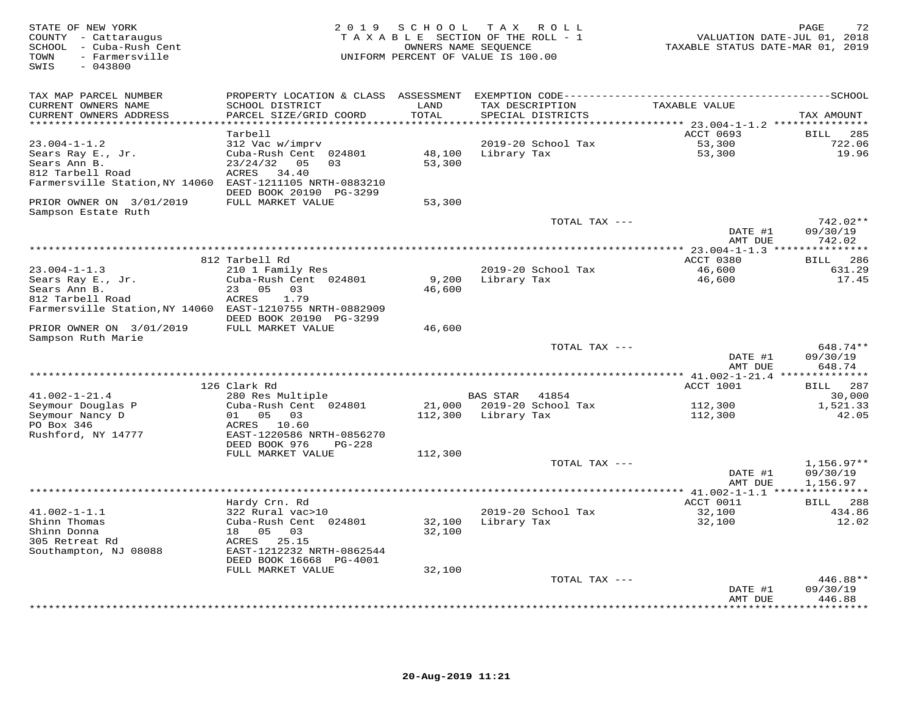STATE OF NEW YORK
COUNTY - Cattaraugus
SCHOOL - Cuba-Rush Cent
TOWN - Farmersville
SWIS - 043800

2019 SCHOOL TAX ROLL
TAXABLE SECTION OF THE ROLL - 1
OWNERS NAME SEQUENCE
UNIFORM PERCENT OF VALUE IS 100.00

VALUATION DATE-JUL 01, 2018
TAXABLE STATUS DATE-MAR 01, 2019

| TAX MAP PARCEL NUMBER / CURRENT OWNERS NAME / CURRENT OWNERS ADDRESS | PROPERTY LOCATION & CLASS / SCHOOL DISTRICT / PARCEL SIZE/GRID COORD | ASSESSMENT LAND / TOTAL | EXEMPTION CODE / TAX DESCRIPTION / SPECIAL DISTRICTS | TAXABLE VALUE | TAX AMOUNT |
|---|---|---|---|---|---|
| **23.004-1-1.2** | Tarbell | | | ACCT 0693 | BILL 285 |
| 23.004-1-1.2 | 312 Vac w/imprv | | 2019-20 School Tax | 53,300 | 722.06 |
| Sears Ray E., Jr. | Cuba-Rush Cent 024801 | 48,100 | Library Tax | 53,300 | 19.96 |
| Sears Ann B. | 23/24/32 05 03 | 53,300 | | | |
| 812 Tarbell Road | ACRES 34.40 | | | | |
| Farmersville Station,NY 14060 | EAST-1211105 NRTH-0883210 | | | | |
| | DEED BOOK 20190 PG-3299 | | | | |
| PRIOR OWNER ON 3/01/2019 | FULL MARKET VALUE | 53,300 | | | |
| Sampson Estate Ruth | | | | | |
| | | | TOTAL TAX --- | | 742.02** |
| | | | | DATE #1 | 09/30/19 |
| | | | | AMT DUE | 742.02 |
| **23.004-1-1.3** | 812 Tarbell Rd | | | ACCT 0380 | BILL 286 |
| 23.004-1-1.3 | 210 1 Family Res | | 2019-20 School Tax | 46,600 | 631.29 |
| Sears Ray E., Jr. | Cuba-Rush Cent 024801 | 9,200 | Library Tax | 46,600 | 17.45 |
| Sears Ann B. | 23 05 03 | 46,600 | | | |
| 812 Tarbell Road | ACRES 1.79 | | | | |
| Farmersville Station,NY 14060 | EAST-1210755 NRTH-0882909 | | | | |
| | DEED BOOK 20190 PG-3299 | | | | |
| PRIOR OWNER ON 3/01/2019 | FULL MARKET VALUE | 46,600 | | | |
| Sampson Ruth Marie | | | | | |
| | | | TOTAL TAX --- | | 648.74** |
| | | | | DATE #1 | 09/30/19 |
| | | | | AMT DUE | 648.74 |
| **41.002-1-21.4** | 126 Clark Rd | | | ACCT 1001 | BILL 287 |
| 41.002-1-21.4 | 280 Res Multiple | | BAS STAR 41854 | | 30,000 |
| Seymour Douglas P | Cuba-Rush Cent 024801 | 21,000 | 2019-20 School Tax | 112,300 | 1,521.33 |
| Seymour Nancy D | 01 05 03 | 112,300 | Library Tax | 112,300 | 42.05 |
| PO Box 346 | ACRES 10.60 | | | | |
| Rushford, NY 14777 | EAST-1220586 NRTH-0856270 | | | | |
| | DEED BOOK 976 PG-228 | | | | |
| | FULL MARKET VALUE | 112,300 | | | |
| | | | TOTAL TAX --- | | 1,156.97** |
| | | | | DATE #1 | 09/30/19 |
| | | | | AMT DUE | 1,156.97 |
| **41.002-1-1.1** | Hardy Crn. Rd | | | ACCT 0011 | BILL 288 |
| 41.002-1-1.1 | 322 Rural vac>10 | | 2019-20 School Tax | 32,100 | 434.86 |
| Shinn Thomas | Cuba-Rush Cent 024801 | 32,100 | Library Tax | 32,100 | 12.02 |
| Shinn Donna | 18 05 03 | 32,100 | | | |
| 305 Retreat Rd | ACRES 25.15 | | | | |
| Southampton, NJ 08088 | EAST-1212232 NRTH-0862544 | | | | |
| | DEED BOOK 16668 PG-4001 | | | | |
| | FULL MARKET VALUE | 32,100 | | | |
| | | | TOTAL TAX --- | | 446.88** |
| | | | | DATE #1 | 09/30/19 |
| | | | | AMT DUE | 446.88 |

20-Aug-2019 11:21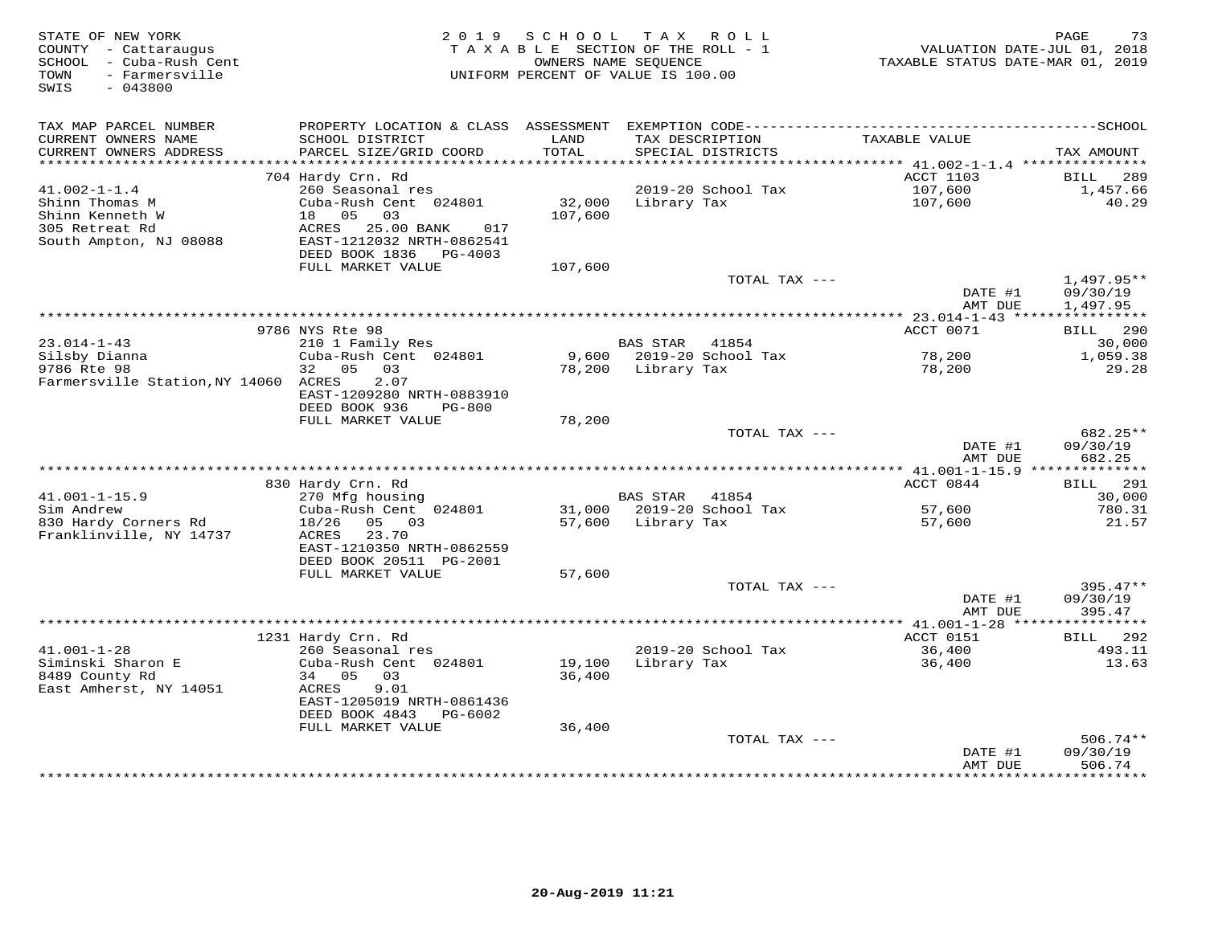STATE OF NEW YORK
COUNTY - Cattaraugus
SCHOOL - Cuba-Rush Cent
TOWN - Farmersville
SWIS - 043800

2019 SCHOOL TAX ROLL
TAXABLE SECTION OF THE ROLL - 1
OWNERS NAME SEQUENCE
UNIFORM PERCENT OF VALUE IS 100.00

VALUATION DATE-JUL 01, 2018
TAXABLE STATUS DATE-MAR 01, 2019

| TAX MAP PARCEL NUMBER / CURRENT OWNERS NAME / CURRENT OWNERS ADDRESS | PROPERTY LOCATION & CLASS / SCHOOL DISTRICT / PARCEL SIZE/GRID COORD | ASSESSMENT LAND / TOTAL | EXEMPTION CODE / TAX DESCRIPTION / SPECIAL DISTRICTS | TAXABLE VALUE | TAX AMOUNT |
|---|---|---|---|---|---|
| **41.002-1-1.4** | 704 Hardy Crn. Rd | | | ACCT 1103 | BILL 289 |
| Shinn Thomas M | 260 Seasonal res | | 2019-20 School Tax | 107,600 | 1,457.66 |
| Shinn Kenneth W | Cuba-Rush Cent 024801 | 32,000 | Library Tax | 107,600 | 40.29 |
| 305 Retreat Rd | 18 05 03 | 107,600 | | | |
| South Ampton, NJ 08088 | ACRES 25.00 BANK 017 | | | | |
| | EAST-1212032 NRTH-0862541 | | | | |
| | DEED BOOK 1836 PG-4003 | | | | |
| | FULL MARKET VALUE | 107,600 | | | |
| | | | TOTAL TAX --- | | 1,497.95** |
| | | | | DATE #1 | 09/30/19 |
| | | | | AMT DUE | 1,497.95 |
| **23.014-1-43** | 9786 NYS Rte 98 | | | ACCT 0071 | BILL 290 |
| Silsby Dianna | 210 1 Family Res | | BAS STAR 41854 | | 30,000 |
| 9786 Rte 98 | Cuba-Rush Cent 024801 | 9,600 | 2019-20 School Tax | 78,200 | 1,059.38 |
| Farmersville Station,NY 14060 | 32 05 03 | 78,200 | Library Tax | 78,200 | 29.28 |
| | ACRES 2.07 | | | | |
| | EAST-1209280 NRTH-0883910 | | | | |
| | DEED BOOK 936 PG-800 | | | | |
| | FULL MARKET VALUE | 78,200 | | | |
| | | | TOTAL TAX --- | | 682.25** |
| | | | | DATE #1 | 09/30/19 |
| | | | | AMT DUE | 682.25 |
| **41.001-1-15.9** | 830 Hardy Crn. Rd | | | ACCT 0844 | BILL 291 |
| Sim Andrew | 270 Mfg housing | | BAS STAR 41854 | | 30,000 |
| 830 Hardy Corners Rd | Cuba-Rush Cent 024801 | 31,000 | 2019-20 School Tax | 57,600 | 780.31 |
| Franklinville, NY 14737 | 18/26 05 03 | 57,600 | Library Tax | 57,600 | 21.57 |
| | ACRES 23.70 | | | | |
| | EAST-1210350 NRTH-0862559 | | | | |
| | DEED BOOK 20511 PG-2001 | | | | |
| | FULL MARKET VALUE | 57,600 | | | |
| | | | TOTAL TAX --- | | 395.47** |
| | | | | DATE #1 | 09/30/19 |
| | | | | AMT DUE | 395.47 |
| **41.001-1-28** | 1231 Hardy Crn. Rd | | | ACCT 0151 | BILL 292 |
| Siminski Sharon E | 260 Seasonal res | | 2019-20 School Tax | 36,400 | 493.11 |
| 8489 County Rd | Cuba-Rush Cent 024801 | 19,100 | Library Tax | 36,400 | 13.63 |
| East Amherst, NY 14051 | 34 05 03 | 36,400 | | | |
| | ACRES 9.01 | | | | |
| | EAST-1205019 NRTH-0861436 | | | | |
| | DEED BOOK 4843 PG-6002 | | | | |
| | FULL MARKET VALUE | 36,400 | | | |
| | | | TOTAL TAX --- | | 506.74** |
| | | | | DATE #1 | 09/30/19 |
| | | | | AMT DUE | 506.74 |

20-Aug-2019 11:21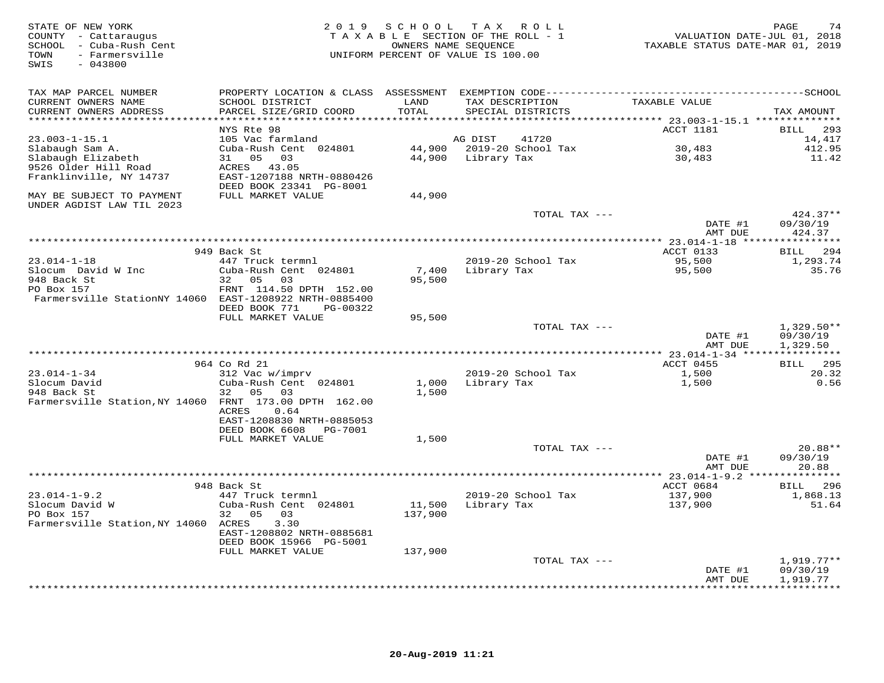STATE OF NEW YORK
COUNTY - Cattaraugus
SCHOOL - Cuba-Rush Cent
TOWN - Farmersville
SWIS - 043800

2019 SCHOOL TAX ROLL
TAXABLE SECTION OF THE ROLL - 1
OWNERS NAME SEQUENCE
UNIFORM PERCENT OF VALUE IS 100.00

VALUATION DATE-JUL 01, 2018
TAXABLE STATUS DATE-MAR 01, 2019

| TAX MAP PARCEL NUMBER / CURRENT OWNERS NAME / CURRENT OWNERS ADDRESS | PROPERTY LOCATION & CLASS / SCHOOL DISTRICT / PARCEL SIZE/GRID COORD | ASSESSMENT LAND / TOTAL | EXEMPTION CODE / TAX DESCRIPTION / SPECIAL DISTRICTS | TAXABLE VALUE | TAX AMOUNT |
|---|---|---|---|---|---|
| 23.003-1-15.1 | NYS Rte 98 | | | ACCT 1181 | BILL 293 |
| 23.003-1-15.1 | 105 Vac farmland | | AG DIST 41720 | | 14,417 |
| Slabaugh Sam A. | Cuba-Rush Cent 024801 | 44,900 | 2019-20 School Tax | 30,483 | 412.95 |
| Slabaugh Elizabeth | 31 05 03 | 44,900 | Library Tax | 30,483 | 11.42 |
| 9526 Older Hill Road | ACRES 43.05 | | | | |
| Franklinville, NY 14737 | EAST-1207188 NRTH-0880426 | | | | |
| | DEED BOOK 23341 PG-8001 | | | | |
| MAY BE SUBJECT TO PAYMENT UNDER AGDIST LAW TIL 2023 | FULL MARKET VALUE | 44,900 | | | |
| | | | TOTAL TAX --- | | 424.37** |
| | | | | DATE #1 | 09/30/19 |
| | | | | AMT DUE | 424.37 |
| 23.014-1-18 | 949 Back St | | | ACCT 0133 | BILL 294 |
| 23.014-1-18 | 447 Truck termnl | | 2019-20 School Tax | 95,500 | 1,293.74 |
| Slocum David W Inc | Cuba-Rush Cent 024801 | 7,400 | Library Tax | 95,500 | 35.76 |
| 948 Back St | 32 05 03 | 95,500 | | | |
| PO Box 157 | FRNT 114.50 DPTH 152.00 | | | | |
| Farmersville StationNY 14060 | EAST-1208922 NRTH-0885400 | | | | |
| | DEED BOOK 771 PG-00322 | | | | |
| | FULL MARKET VALUE | 95,500 | | | |
| | | | TOTAL TAX --- | | 1,329.50** |
| | | | | DATE #1 | 09/30/19 |
| | | | | AMT DUE | 1,329.50 |
| 23.014-1-34 | 964 Co Rd 21 | | | ACCT 0455 | BILL 295 |
| 23.014-1-34 | 312 Vac w/imprv | | 2019-20 School Tax | 1,500 | 20.32 |
| Slocum David | Cuba-Rush Cent 024801 | 1,000 | Library Tax | 1,500 | 0.56 |
| 948 Back St | 32 05 03 | 1,500 | | | |
| Farmersville Station,NY 14060 | FRNT 173.00 DPTH 162.00 | | | | |
| | ACRES 0.64 | | | | |
| | EAST-1208830 NRTH-0885053 | | | | |
| | DEED BOOK 6608 PG-7001 | | | | |
| | FULL MARKET VALUE | 1,500 | | | |
| | | | TOTAL TAX --- | | 20.88** |
| | | | | DATE #1 | 09/30/19 |
| | | | | AMT DUE | 20.88 |
| 23.014-1-9.2 | 948 Back St | | | ACCT 0684 | BILL 296 |
| 23.014-1-9.2 | 447 Truck termnl | | 2019-20 School Tax | 137,900 | 1,868.13 |
| Slocum David W | Cuba-Rush Cent 024801 | 11,500 | Library Tax | 137,900 | 51.64 |
| PO Box 157 | 32 05 03 | 137,900 | | | |
| Farmersville Station,NY 14060 | ACRES 3.30 | | | | |
| | EAST-1208802 NRTH-0885681 | | | | |
| | DEED BOOK 15966 PG-5001 | | | | |
| | FULL MARKET VALUE | 137,900 | | | |
| | | | TOTAL TAX --- | | 1,919.77** |
| | | | | DATE #1 | 09/30/19 |
| | | | | AMT DUE | 1,919.77 |

20-Aug-2019 11:21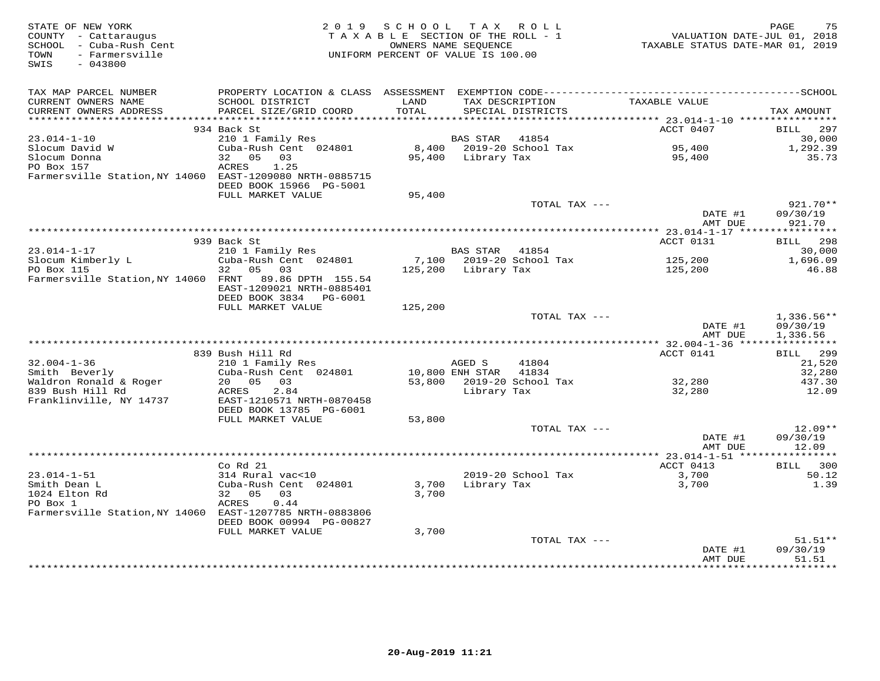STATE OF NEW YORK
COUNTY - Cattaraugus
SCHOOL - Cuba-Rush Cent
TOWN - Farmersville
SWIS - 043800

2019 SCHOOL TAX ROLL
TAXABLE SECTION OF THE ROLL - 1
OWNERS NAME SEQUENCE
UNIFORM PERCENT OF VALUE IS 100.00

VALUATION DATE-JUL 01, 2018
TAXABLE STATUS DATE-MAR 01, 2019

| TAX MAP PARCEL NUMBER / CURRENT OWNERS NAME / CURRENT OWNERS ADDRESS | PROPERTY LOCATION & CLASS / SCHOOL DISTRICT / PARCEL SIZE/GRID COORD | ASSESSMENT LAND / TOTAL | EXEMPTION CODE / TAX DESCRIPTION / SPECIAL DISTRICTS | TAXABLE VALUE | TAX AMOUNT |
|---|---|---|---|---|---|
| | 934 Back St | | | ACCT 0407 | BILL 297 |
| 23.014-1-10 | 210 1 Family Res | | BAS STAR 41854 | | 30,000 |
| Slocum David W | Cuba-Rush Cent 024801 | 8,400 | 2019-20 School Tax | 95,400 | 1,292.39 |
| Slocum Donna | 32 05 03 | 95,400 | Library Tax | 95,400 | 35.73 |
| PO Box 157 | ACRES 1.25 | | | | |
| Farmersville Station,NY 14060 | EAST-1209080 NRTH-0885715 | | | | |
| | DEED BOOK 15966 PG-5001 | | | | |
| | FULL MARKET VALUE | 95,400 | | | |
| | | | TOTAL TAX --- | | 921.70** |
| | | | | DATE #1 | 09/30/19 |
| | | | | AMT DUE | 921.70 |
| | 939 Back St | | | ACCT 0131 | BILL 298 |
| 23.014-1-17 | 210 1 Family Res | | BAS STAR 41854 | | 30,000 |
| Slocum Kimberly L | Cuba-Rush Cent 024801 | 7,100 | 2019-20 School Tax | 125,200 | 1,696.09 |
| PO Box 115 | 32 05 03 | 125,200 | Library Tax | 125,200 | 46.88 |
| Farmersville Station,NY 14060 | FRNT 89.86 DPTH 155.54 | | | | |
| | EAST-1209021 NRTH-0885401 | | | | |
| | DEED BOOK 3834 PG-6001 | | | | |
| | FULL MARKET VALUE | 125,200 | | | |
| | | | TOTAL TAX --- | | 1,336.56** |
| | | | | DATE #1 | 09/30/19 |
| | | | | AMT DUE | 1,336.56 |
| | 839 Bush Hill Rd | | | ACCT 0141 | BILL 299 |
| 32.004-1-36 | 210 1 Family Res | | AGED S 41804 | | 21,520 |
| Smith Beverly | Cuba-Rush Cent 024801 | 10,800 | ENH STAR 41834 | | 32,280 |
| Waldron Ronald & Roger | 20 05 03 | 53,800 | 2019-20 School Tax | 32,280 | 437.30 |
| 839 Bush Hill Rd | ACRES 2.84 | | Library Tax | 32,280 | 12.09 |
| Franklinville, NY 14737 | EAST-1210571 NRTH-0870458 | | | | |
| | DEED BOOK 13785 PG-6001 | | | | |
| | FULL MARKET VALUE | 53,800 | | | |
| | | | TOTAL TAX --- | | 12.09** |
| | | | | DATE #1 | 09/30/19 |
| | | | | AMT DUE | 12.09 |
| | Co Rd 21 | | | ACCT 0413 | BILL 300 |
| 23.014-1-51 | 314 Rural vac<10 | | 2019-20 School Tax | 3,700 | 50.12 |
| Smith Dean L | Cuba-Rush Cent 024801 | 3,700 | Library Tax | 3,700 | 1.39 |
| 1024 Elton Rd | 32 05 03 | 3,700 | | | |
| PO Box 1 | ACRES 0.44 | | | | |
| Farmersville Station,NY 14060 | EAST-1207785 NRTH-0883806 | | | | |
| | DEED BOOK 00994 PG-00827 | | | | |
| | FULL MARKET VALUE | 3,700 | | | |
| | | | TOTAL TAX --- | | 51.51** |
| | | | | DATE #1 | 09/30/19 |
| | | | | AMT DUE | 51.51 |

20-Aug-2019 11:21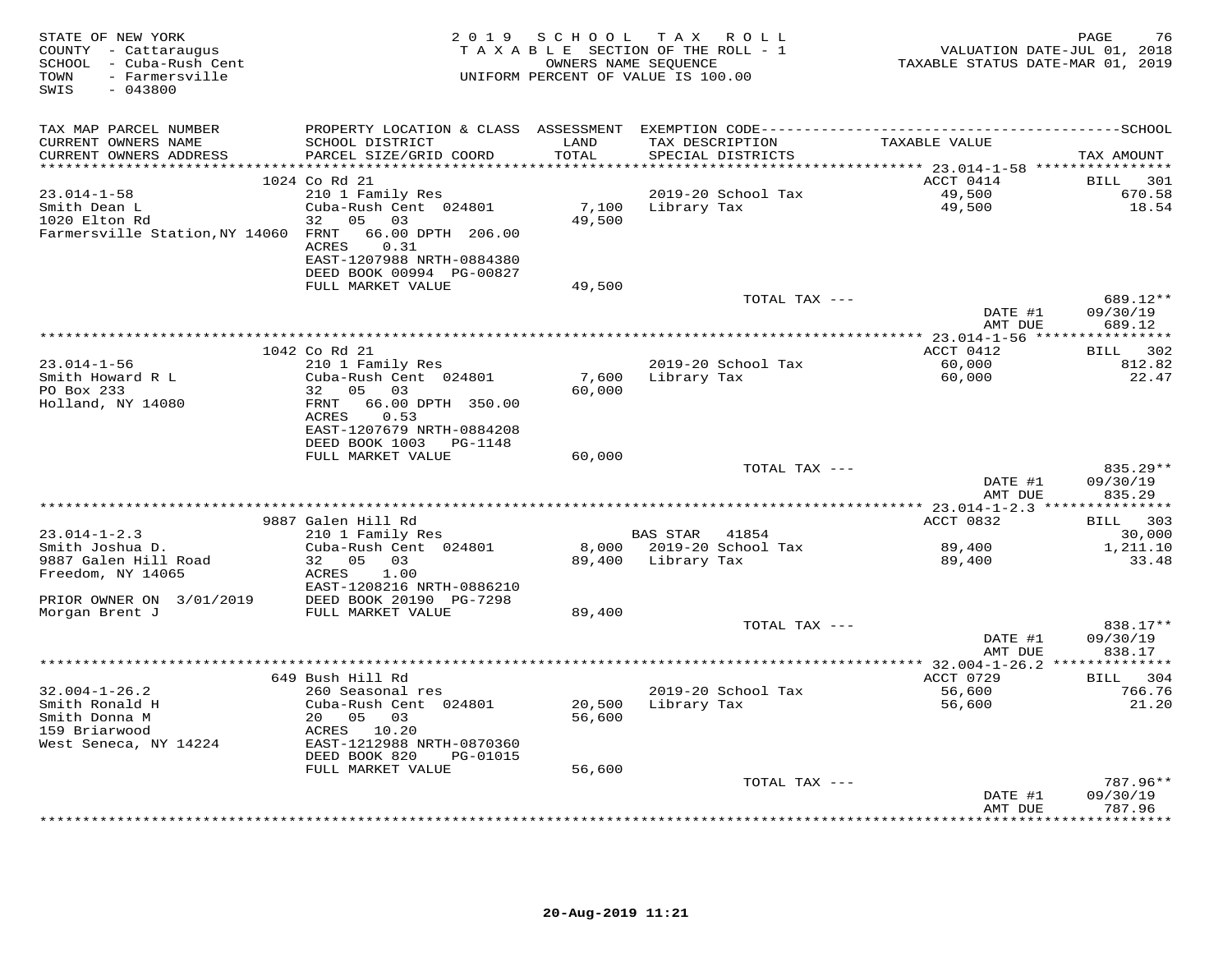STATE OF NEW YORK
COUNTY - Cattaraugus
SCHOOL - Cuba-Rush Cent
TOWN - Farmersville
SWIS - 043800

2019 SCHOOL TAX ROLL
TAXABLE SECTION OF THE ROLL - 1
OWNERS NAME SEQUENCE
UNIFORM PERCENT OF VALUE IS 100.00

VALUATION DATE-JUL 01, 2018
TAXABLE STATUS DATE-MAR 01, 2019

| TAX MAP PARCEL NUMBER / CURRENT OWNERS NAME / CURRENT OWNERS ADDRESS | PROPERTY LOCATION & CLASS / SCHOOL DISTRICT / PARCEL SIZE/GRID COORD | ASSESSMENT LAND | TOTAL | EXEMPTION CODE / TAX DESCRIPTION / SPECIAL DISTRICTS | TAXABLE VALUE | TAX AMOUNT |
|---|---|---|---|---|---|---|
| **23.014-1-58** | 1024 Co Rd 21 | | | | ACCT 0414 | BILL 301 |
| Smith Dean L | 210 1 Family Res | | | 2019-20 School Tax | 49,500 | 670.58 |
| 1020 Elton Rd | Cuba-Rush Cent 024801 | 7,100 | | Library Tax | 49,500 | 18.54 |
| Farmersville Station,NY 14060 | 32 05 03 | | 49,500 | | | |
| | FRNT 66.00 DPTH 206.00 | | | | | |
| | ACRES 0.31 | | | | | |
| | EAST-1207988 NRTH-0884380 | | | | | |
| | DEED BOOK 00994 PG-00827 | | | | | |
| | FULL MARKET VALUE | | 49,500 | | | |
| | | | | TOTAL TAX --- | | 689.12** |
| | | | | | DATE #1 | 09/30/19 |
| | | | | | AMT DUE | 689.12 |
| **23.014-1-56** | 1042 Co Rd 21 | | | | ACCT 0412 | BILL 302 |
| Smith Howard R L | 210 1 Family Res | | | 2019-20 School Tax | 60,000 | 812.82 |
| PO Box 233 | Cuba-Rush Cent 024801 | 7,600 | | Library Tax | 60,000 | 22.47 |
| Holland, NY 14080 | 32 05 03 | | 60,000 | | | |
| | FRNT 66.00 DPTH 350.00 | | | | | |
| | ACRES 0.53 | | | | | |
| | EAST-1207679 NRTH-0884208 | | | | | |
| | DEED BOOK 1003 PG-1148 | | | | | |
| | FULL MARKET VALUE | | 60,000 | | | |
| | | | | TOTAL TAX --- | | 835.29** |
| | | | | | DATE #1 | 09/30/19 |
| | | | | | AMT DUE | 835.29 |
| **23.014-1-2.3** | 9887 Galen Hill Rd | | | | ACCT 0832 | BILL 303 |
| Smith Joshua D. | 210 1 Family Res | | | BAS STAR 41854 | | 30,000 |
| 9887 Galen Hill Road | Cuba-Rush Cent 024801 | 8,000 | | 2019-20 School Tax | 89,400 | 1,211.10 |
| Freedom, NY 14065 | 32 05 03 | | 89,400 | Library Tax | 89,400 | 33.48 |
| | ACRES 1.00 | | | | | |
| | EAST-1208216 NRTH-0886210 | | | | | |
| PRIOR OWNER ON 3/01/2019 | DEED BOOK 20190 PG-7298 | | | | | |
| Morgan Brent J | FULL MARKET VALUE | | 89,400 | | | |
| | | | | TOTAL TAX --- | | 838.17** |
| | | | | | DATE #1 | 09/30/19 |
| | | | | | AMT DUE | 838.17 |
| **32.004-1-26.2** | 649 Bush Hill Rd | | | | ACCT 0729 | BILL 304 |
| Smith Ronald H | 260 Seasonal res | | | 2019-20 School Tax | 56,600 | 766.76 |
| Smith Donna M | Cuba-Rush Cent 024801 | 20,500 | | Library Tax | 56,600 | 21.20 |
| 159 Briarwood | 20 05 03 | | 56,600 | | | |
| West Seneca, NY 14224 | ACRES 10.20 | | | | | |
| | EAST-1212988 NRTH-0870360 | | | | | |
| | DEED BOOK 820 PG-01015 | | | | | |
| | FULL MARKET VALUE | | 56,600 | | | |
| | | | | TOTAL TAX --- | | 787.96** |
| | | | | | DATE #1 | 09/30/19 |
| | | | | | AMT DUE | 787.96 |

20-Aug-2019 11:21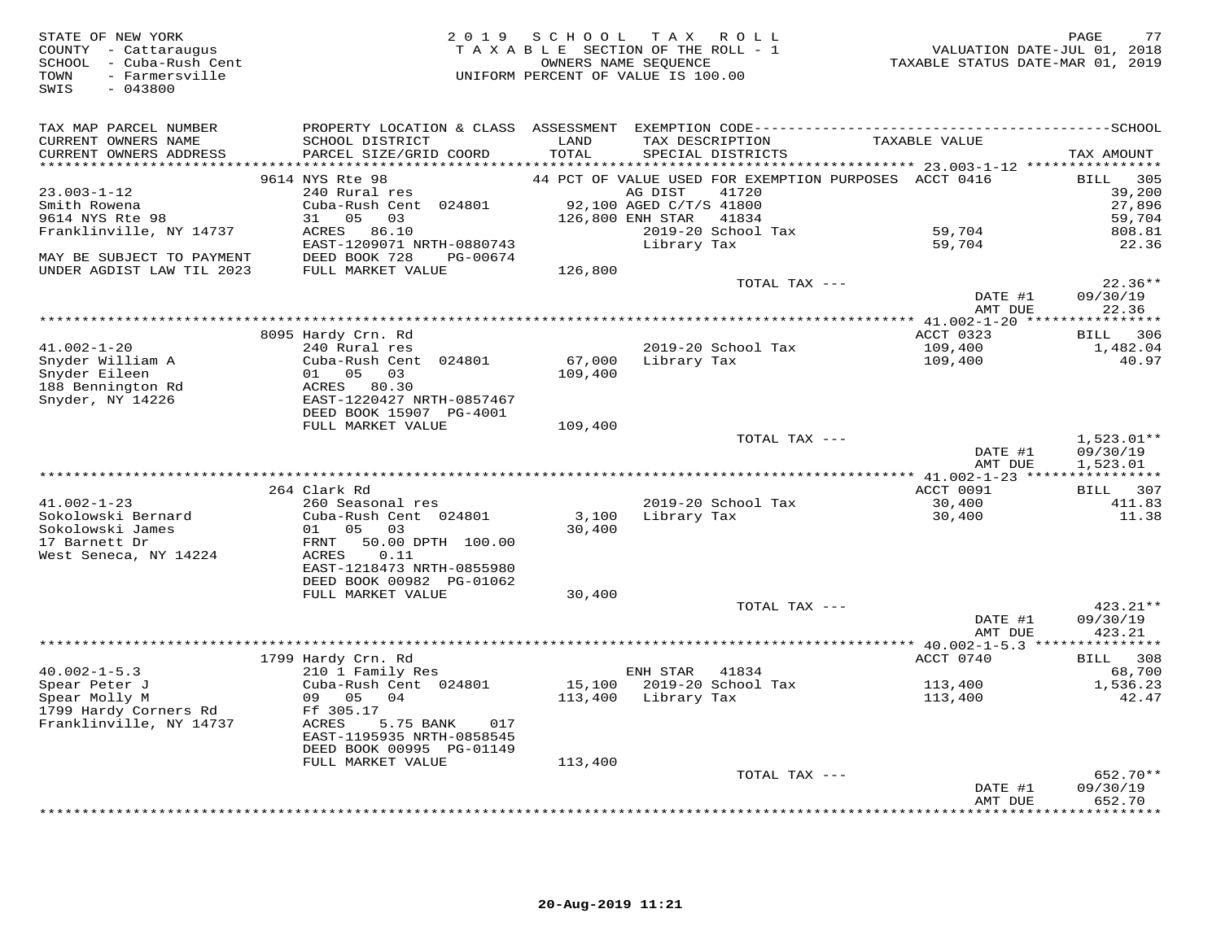STATE OF NEW YORK
COUNTY - Cattaraugus
SCHOOL - Cuba-Rush Cent
TOWN - Farmersville
SWIS - 043800

2019 SCHOOL TAX ROLL
TAXABLE SECTION OF THE ROLL - 1
OWNERS NAME SEQUENCE
UNIFORM PERCENT OF VALUE IS 100.00

VALUATION DATE-JUL 01, 2018
TAXABLE STATUS DATE-MAR 01, 2019

| TAX MAP PARCEL NUMBER / CURRENT OWNERS NAME / CURRENT OWNERS ADDRESS | PROPERTY LOCATION & CLASS / SCHOOL DISTRICT / PARCEL SIZE/GRID COORD | ASSESSMENT LAND / TOTAL | EXEMPTION CODE / TAX DESCRIPTION / SPECIAL DISTRICTS | TAXABLE VALUE | SCHOOL TAX AMOUNT |
|---|---|---|---|---|---|
| **23.003-1-12** | 9614 NYS Rte 98 | | 44 PCT OF VALUE USED FOR EXEMPTION PURPOSES | ACCT 0416 | BILL 305 |
| 23.003-1-12 | 240 Rural res | | AG DIST 41720 | | 39,200 |
| Smith Rowena | Cuba-Rush Cent 024801 | 92,100 | AGED C/T/S 41800 | | 27,896 |
| 9614 NYS Rte 98 | 31 05 03 | 126,800 | ENH STAR 41834 | | 59,704 |
| Franklinville, NY 14737 | ACRES 86.10 | | 2019-20 School Tax | 59,704 | 808.81 |
| | EAST-1209071 NRTH-0880743 | | Library Tax | 59,704 | 22.36 |
| MAY BE SUBJECT TO PAYMENT | DEED BOOK 728 PG-00674 | | | | |
| UNDER AGDIST LAW TIL 2023 | FULL MARKET VALUE | 126,800 | | | |
| | | | TOTAL TAX --- | | 22.36** |
| | | | | DATE #1 | 09/30/19 |
| | | | | AMT DUE | 22.36 |
| **41.002-1-20** | 8095 Hardy Crn. Rd | | | ACCT 0323 | BILL 306 |
| 41.002-1-20 | 240 Rural res | | 2019-20 School Tax | 109,400 | 1,482.04 |
| Snyder William A | Cuba-Rush Cent 024801 | 67,000 | Library Tax | 109,400 | 40.97 |
| Snyder Eileen | 01 05 03 | 109,400 | | | |
| 188 Bennington Rd | ACRES 80.30 | | | | |
| Snyder, NY 14226 | EAST-1220427 NRTH-0857467 | | | | |
| | DEED BOOK 15907 PG-4001 | | | | |
| | FULL MARKET VALUE | 109,400 | | | |
| | | | TOTAL TAX --- | | 1,523.01** |
| | | | | DATE #1 | 09/30/19 |
| | | | | AMT DUE | 1,523.01 |
| **41.002-1-23** | 264 Clark Rd | | | ACCT 0091 | BILL 307 |
| 41.002-1-23 | 260 Seasonal res | | 2019-20 School Tax | 30,400 | 411.83 |
| Sokolowski Bernard | Cuba-Rush Cent 024801 | 3,100 | Library Tax | 30,400 | 11.38 |
| Sokolowski James | 01 05 03 | 30,400 | | | |
| 17 Barnett Dr | FRNT 50.00 DPTH 100.00 | | | | |
| West Seneca, NY 14224 | ACRES 0.11 | | | | |
| | EAST-1218473 NRTH-0855980 | | | | |
| | DEED BOOK 00982 PG-01062 | | | | |
| | FULL MARKET VALUE | 30,400 | | | |
| | | | TOTAL TAX --- | | 423.21** |
| | | | | DATE #1 | 09/30/19 |
| | | | | AMT DUE | 423.21 |
| **40.002-1-5.3** | 1799 Hardy Crn. Rd | | | ACCT 0740 | BILL 308 |
| 40.002-1-5.3 | 210 1 Family Res | | ENH STAR 41834 | | 68,700 |
| Spear Peter J | Cuba-Rush Cent 024801 | 15,100 | 2019-20 School Tax | 113,400 | 1,536.23 |
| Spear Molly M | 09 05 04 | 113,400 | Library Tax | 113,400 | 42.47 |
| 1799 Hardy Corners Rd | Ff 305.17 | | | | |
| Franklinville, NY 14737 | ACRES 5.75 BANK 017 | | | | |
| | EAST-1195935 NRTH-0858545 | | | | |
| | DEED BOOK 00995 PG-01149 | | | | |
| | FULL MARKET VALUE | 113,400 | | | |
| | | | TOTAL TAX --- | | 652.70** |
| | | | | DATE #1 | 09/30/19 |
| | | | | AMT DUE | 652.70 |

20-Aug-2019 11:21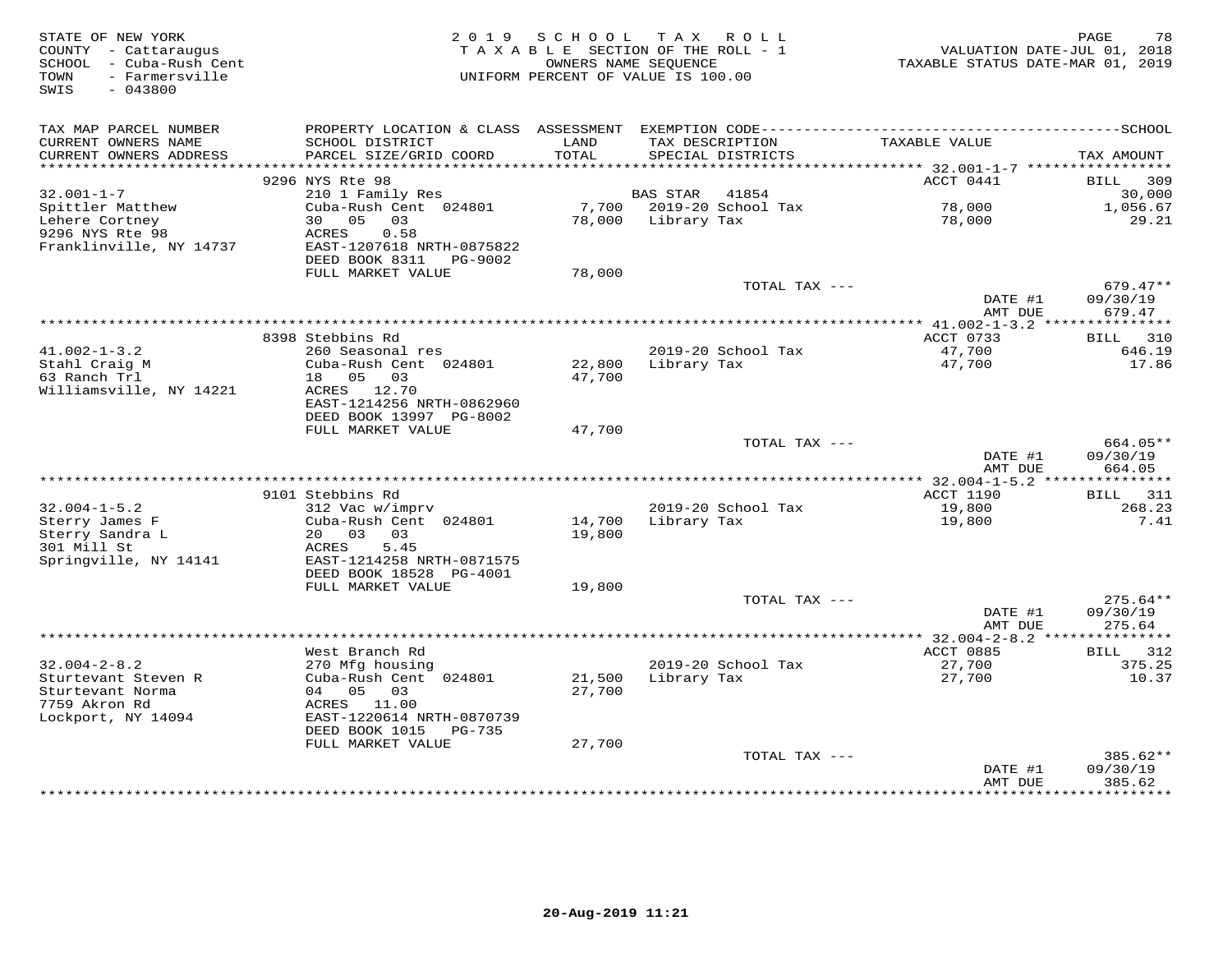STATE OF NEW YORK
COUNTY - Cattaraugus
SCHOOL - Cuba-Rush Cent
TOWN - Farmersville
SWIS - 043800

2019 SCHOOL TAX ROLL
TAXABLE SECTION OF THE ROLL - 1
OWNERS NAME SEQUENCE
UNIFORM PERCENT OF VALUE IS 100.00

VALUATION DATE-JUL 01, 2018
TAXABLE STATUS DATE-MAR 01, 2019

| TAX MAP PARCEL NUMBER / CURRENT OWNERS NAME / CURRENT OWNERS ADDRESS | PROPERTY LOCATION & CLASS / SCHOOL DISTRICT / PARCEL SIZE/GRID COORD | ASSESSMENT LAND / TOTAL | EXEMPTION CODE / TAX DESCRIPTION / SPECIAL DISTRICTS | TAXABLE VALUE | TAX AMOUNT |
|---|---|---|---|---|---|
| | 9296 NYS Rte 98 | | | ACCT 0441 | BILL 309 |
| 32.001-1-7 | 210 1 Family Res | | BAS STAR 41854 | | 30,000 |
| Spittler Matthew | Cuba-Rush Cent 024801 | 7,700 | 2019-20 School Tax | 78,000 | 1,056.67 |
| Lehere Cortney | 30 05 03 | 78,000 | Library Tax | 78,000 | 29.21 |
| 9296 NYS Rte 98 | ACRES 0.58 | | | | |
| Franklinville, NY 14737 | EAST-1207618 NRTH-0875822 | | | | |
| | DEED BOOK 8311 PG-9002 | | | | |
| | FULL MARKET VALUE | 78,000 | | | |
| | | | TOTAL TAX --- | | 679.47** |
| | | | | DATE #1 | 09/30/19 |
| | | | | AMT DUE | 679.47 |
| | 8398 Stebbins Rd | | | ACCT 0733 | BILL 310 |
| 41.002-1-3.2 | 260 Seasonal res | | 2019-20 School Tax | 47,700 | 646.19 |
| Stahl Craig M | Cuba-Rush Cent 024801 | 22,800 | Library Tax | 47,700 | 17.86 |
| 63 Ranch Trl | 18 05 03 | 47,700 | | | |
| Williamsville, NY 14221 | ACRES 12.70 | | | | |
| | EAST-1214256 NRTH-0862960 | | | | |
| | DEED BOOK 13997 PG-8002 | | | | |
| | FULL MARKET VALUE | 47,700 | | | |
| | | | TOTAL TAX --- | | 664.05** |
| | | | | DATE #1 | 09/30/19 |
| | | | | AMT DUE | 664.05 |
| | 9101 Stebbins Rd | | | ACCT 1190 | BILL 311 |
| 32.004-1-5.2 | 312 Vac w/imprv | | 2019-20 School Tax | 19,800 | 268.23 |
| Sterry James F | Cuba-Rush Cent 024801 | 14,700 | Library Tax | 19,800 | 7.41 |
| Sterry Sandra L | 20 03 03 | 19,800 | | | |
| 301 Mill St | ACRES 5.45 | | | | |
| Springville, NY 14141 | EAST-1214258 NRTH-0871575 | | | | |
| | DEED BOOK 18528 PG-4001 | | | | |
| | FULL MARKET VALUE | 19,800 | | | |
| | | | TOTAL TAX --- | | 275.64** |
| | | | | DATE #1 | 09/30/19 |
| | | | | AMT DUE | 275.64 |
| | West Branch Rd | | | ACCT 0885 | BILL 312 |
| 32.004-2-8.2 | 270 Mfg housing | | 2019-20 School Tax | 27,700 | 375.25 |
| Sturtevant Steven R | Cuba-Rush Cent 024801 | 21,500 | Library Tax | 27,700 | 10.37 |
| Sturtevant Norma | 04 05 03 | 27,700 | | | |
| 7759 Akron Rd | ACRES 11.00 | | | | |
| Lockport, NY 14094 | EAST-1220614 NRTH-0870739 | | | | |
| | DEED BOOK 1015 PG-735 | | | | |
| | FULL MARKET VALUE | 27,700 | | | |
| | | | TOTAL TAX --- | | 385.62** |
| | | | | DATE #1 | 09/30/19 |
| | | | | AMT DUE | 385.62 |

20-Aug-2019 11:21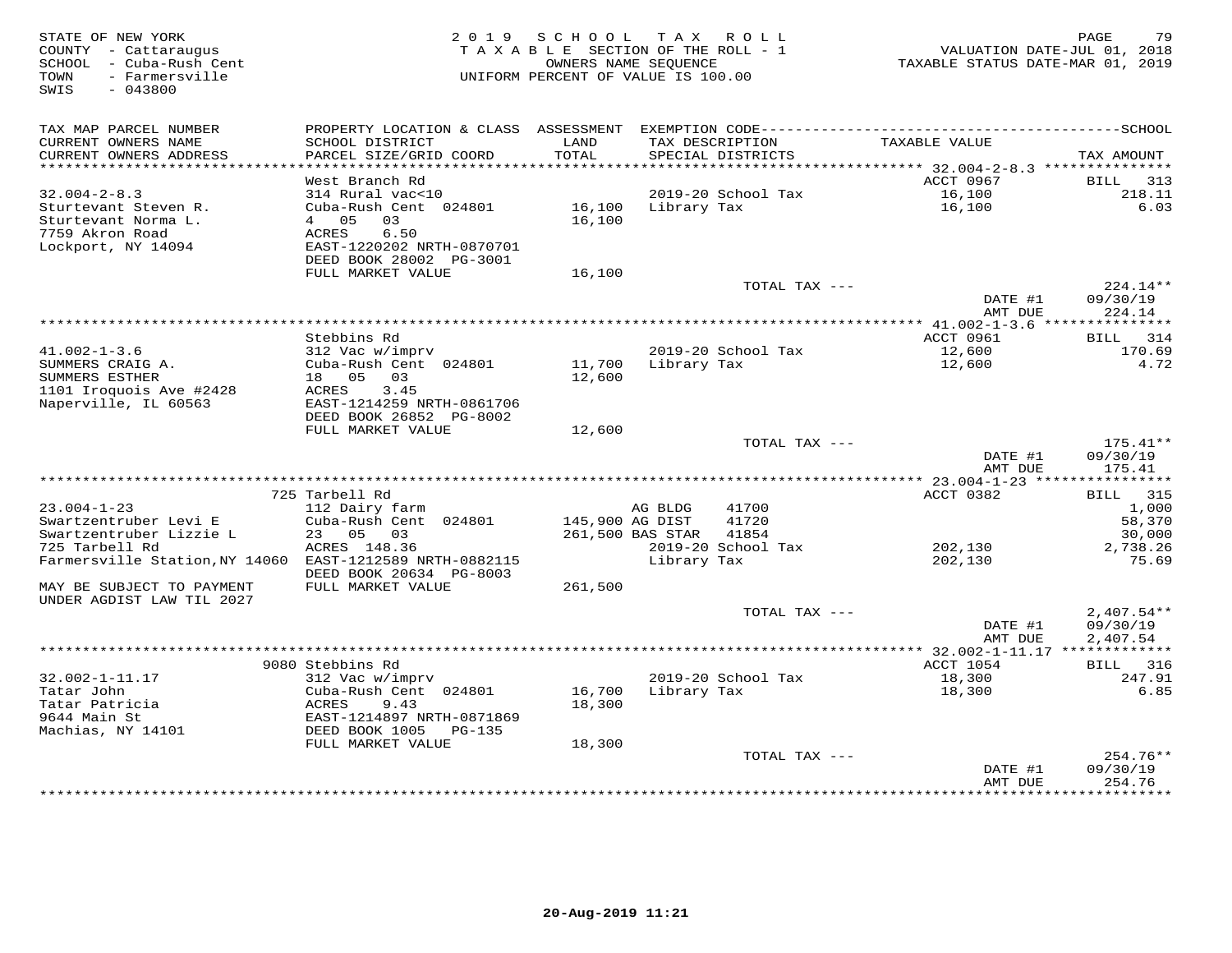STATE OF NEW YORK
COUNTY - Cattaraugus
SCHOOL - Cuba-Rush Cent
TOWN - Farmersville
SWIS - 043800

2019 SCHOOL TAX ROLL
TAXABLE SECTION OF THE ROLL - 1
OWNERS NAME SEQUENCE
UNIFORM PERCENT OF VALUE IS 100.00

VALUATION DATE-JUL 01, 2018
TAXABLE STATUS DATE-MAR 01, 2019

| TAX MAP PARCEL NUMBER / CURRENT OWNERS NAME / CURRENT OWNERS ADDRESS | PROPERTY LOCATION & CLASS / SCHOOL DISTRICT / PARCEL SIZE/GRID COORD | ASSESSMENT LAND / TOTAL | EXEMPTION CODE / TAX DESCRIPTION / SPECIAL DISTRICTS | | TAXABLE VALUE | TAX AMOUNT |
|---|---|---|---|---|---|---|
| | West Branch Rd | | | | ACCT 0967 | BILL 313 |
| 32.004-2-8.3 | 314 Rural vac<10 | | 2019-20 School Tax | | 16,100 | 218.11 |
| Sturtevant Steven R. | Cuba-Rush Cent 024801 | 16,100 | Library Tax | | 16,100 | 6.03 |
| Sturtevant Norma L. | 4 05 03 | 16,100 | | | | |
| 7759 Akron Road | ACRES 6.50 | | | | | |
| Lockport, NY 14094 | EAST-1220202 NRTH-0870701 | | | | | |
| | DEED BOOK 28002 PG-3001 | | | | | |
| | FULL MARKET VALUE | 16,100 | | | | |
| | | | TOTAL TAX --- | | | 224.14** |
| | | | | | DATE #1 | 09/30/19 |
| | | | | | AMT DUE | 224.14 |
| | Stebbins Rd | | | | ACCT 0961 | BILL 314 |
| 41.002-1-3.6 | 312 Vac w/imprv | | 2019-20 School Tax | | 12,600 | 170.69 |
| SUMMERS CRAIG A. | Cuba-Rush Cent 024801 | 11,700 | Library Tax | | 12,600 | 4.72 |
| SUMMERS ESTHER | 18 05 03 | 12,600 | | | | |
| 1101 Iroquois Ave #2428 | ACRES 3.45 | | | | | |
| Naperville, IL 60563 | EAST-1214259 NRTH-0861706 | | | | | |
| | DEED BOOK 26852 PG-8002 | | | | | |
| | FULL MARKET VALUE | 12,600 | | | | |
| | | | TOTAL TAX --- | | | 175.41** |
| | | | | | DATE #1 | 09/30/19 |
| | | | | | AMT DUE | 175.41 |
| | 725 Tarbell Rd | | | | ACCT 0382 | BILL 315 |
| 23.004-1-23 | 112 Dairy farm | | AG BLDG | 41700 | | 1,000 |
| Swartzentruber Levi E | Cuba-Rush Cent 024801 | 145,900 | AG DIST | 41720 | | 58,370 |
| Swartzentruber Lizzie L | 23 05 03 | 261,500 | BAS STAR | 41854 | | 30,000 |
| 725 Tarbell Rd | ACRES 148.36 | | 2019-20 School Tax | | 202,130 | 2,738.26 |
| Farmersville Station,NY 14060 | EAST-1212589 NRTH-0882115 | | Library Tax | | 202,130 | 75.69 |
| | DEED BOOK 20634 PG-8003 | | | | | |
| MAY BE SUBJECT TO PAYMENT | FULL MARKET VALUE | 261,500 | | | | |
| UNDER AGDIST LAW TIL 2027 | | | | | | |
| | | | TOTAL TAX --- | | | 2,407.54** |
| | | | | | DATE #1 | 09/30/19 |
| | | | | | AMT DUE | 2,407.54 |
| | 9080 Stebbins Rd | | | | ACCT 1054 | BILL 316 |
| 32.002-1-11.17 | 312 Vac w/imprv | | 2019-20 School Tax | | 18,300 | 247.91 |
| Tatar John | Cuba-Rush Cent 024801 | 16,700 | Library Tax | | 18,300 | 6.85 |
| Tatar Patricia | ACRES 9.43 | 18,300 | | | | |
| 9644 Main St | EAST-1214897 NRTH-0871869 | | | | | |
| Machias, NY 14101 | DEED BOOK 1005 PG-135 | | | | | |
| | FULL MARKET VALUE | 18,300 | | | | |
| | | | TOTAL TAX --- | | | 254.76** |
| | | | | | DATE #1 | 09/30/19 |
| | | | | | AMT DUE | 254.76 |

20-Aug-2019 11:21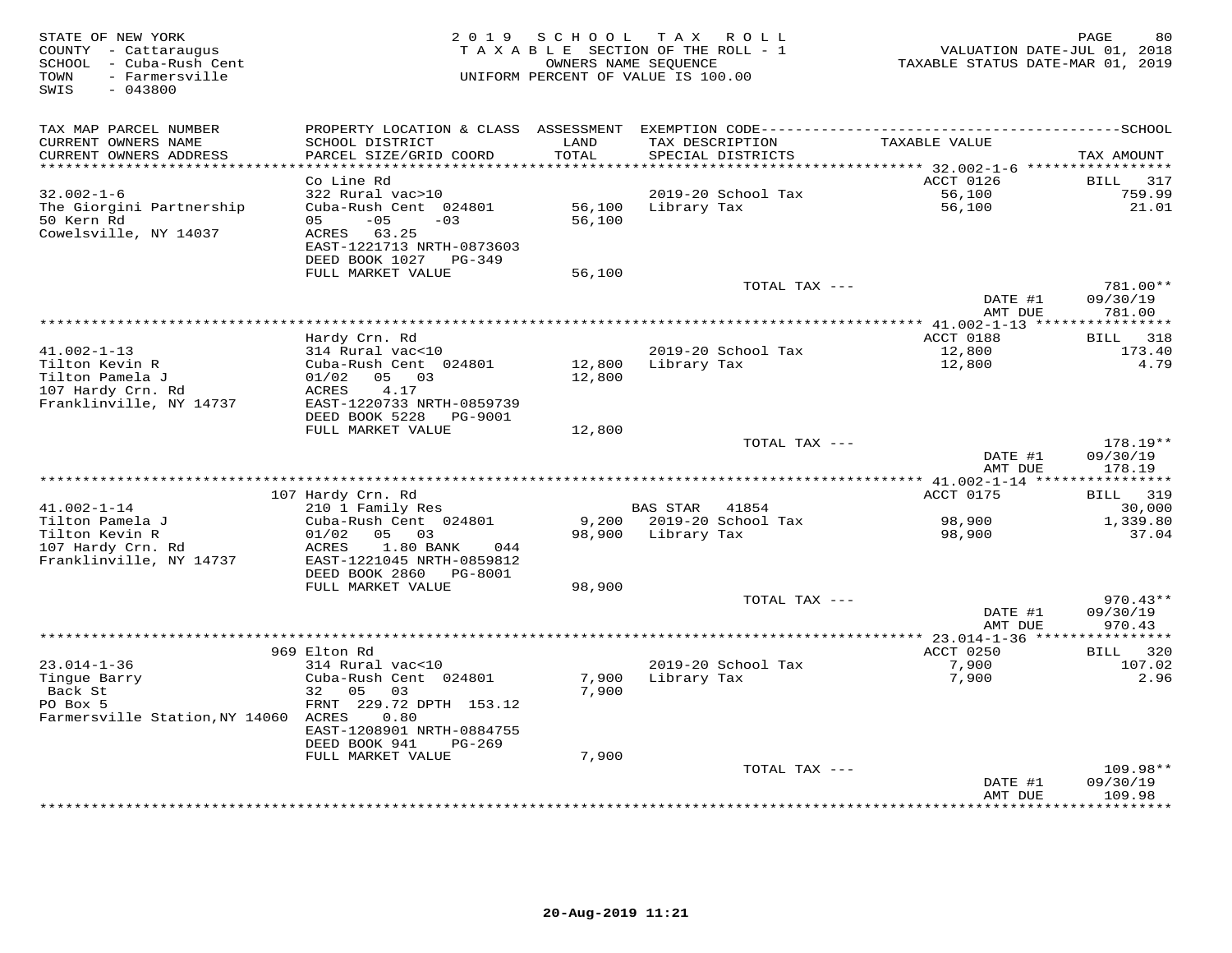STATE OF NEW YORK
COUNTY - Cattaraugus
SCHOOL - Cuba-Rush Cent
TOWN - Farmersville
SWIS - 043800

2019 SCHOOL TAX ROLL
TAXABLE SECTION OF THE ROLL - 1
OWNERS NAME SEQUENCE
UNIFORM PERCENT OF VALUE IS 100.00

VALUATION DATE-JUL 01, 2018
TAXABLE STATUS DATE-MAR 01, 2019

| TAX MAP PARCEL NUMBER / CURRENT OWNERS NAME / CURRENT OWNERS ADDRESS | PROPERTY LOCATION & CLASS / SCHOOL DISTRICT / PARCEL SIZE/GRID COORD | ASSESSMENT LAND / TOTAL | EXEMPTION CODE / TAX DESCRIPTION / SPECIAL DISTRICTS | TAXABLE VALUE | TAX AMOUNT |
|---|---|---|---|---|---|
| 32.002-1-6 | Co Line Rd | | | ACCT 0126 | BILL 317 |
| 32.002-1-6 | 322 Rural vac>10 | | | | |
| The Giorgini Partnership | Cuba-Rush Cent 024801 | 56,100 | 2019-20 School Tax | 56,100 | 759.99 |
| 50 Kern Rd | 05 -05 -03 | 56,100 | Library Tax | 56,100 | 21.01 |
| Cowelsville, NY 14037 | ACRES 63.25 | | | | |
| | EAST-1221713 NRTH-0873603 | | | | |
| | DEED BOOK 1027 PG-349 | | | | |
| | FULL MARKET VALUE | 56,100 | | | |
| | | | TOTAL TAX --- | | 781.00** |
| | | | | DATE #1 | 09/30/19 |
| | | | | AMT DUE | 781.00 |
| 41.002-1-13 | Hardy Crn. Rd | | | ACCT 0188 | BILL 318 |
| 41.002-1-13 | 314 Rural vac<10 | | | | |
| Tilton Kevin R | Cuba-Rush Cent 024801 | 12,800 | 2019-20 School Tax | 12,800 | 173.40 |
| Tilton Pamela J | 01/02 05 03 | 12,800 | Library Tax | 12,800 | 4.79 |
| 107 Hardy Crn. Rd | ACRES 4.17 | | | | |
| Franklinville, NY 14737 | EAST-1220733 NRTH-0859739 | | | | |
| | DEED BOOK 5228 PG-9001 | | | | |
| | FULL MARKET VALUE | 12,800 | | | |
| | | | TOTAL TAX --- | | 178.19** |
| | | | | DATE #1 | 09/30/19 |
| | | | | AMT DUE | 178.19 |
| 41.002-1-14 | 107 Hardy Crn. Rd | | | ACCT 0175 | BILL 319 |
| 41.002-1-14 | 210 1 Family Res | | BAS STAR 41854 | | 30,000 |
| Tilton Pamela J | Cuba-Rush Cent 024801 | 9,200 | 2019-20 School Tax | 98,900 | 1,339.80 |
| Tilton Kevin R | 01/02 05 03 | 98,900 | Library Tax | 98,900 | 37.04 |
| 107 Hardy Crn. Rd | ACRES 1.80 BANK 044 | | | | |
| Franklinville, NY 14737 | EAST-1221045 NRTH-0859812 | | | | |
| | DEED BOOK 2860 PG-8001 | | | | |
| | FULL MARKET VALUE | 98,900 | | | |
| | | | TOTAL TAX --- | | 970.43** |
| | | | | DATE #1 | 09/30/19 |
| | | | | AMT DUE | 970.43 |
| 23.014-1-36 | 969 Elton Rd | | | ACCT 0250 | BILL 320 |
| 23.014-1-36 | 314 Rural vac<10 | | | | |
| Tingue Barry | Cuba-Rush Cent 024801 | 7,900 | 2019-20 School Tax | 7,900 | 107.02 |
| Back St | 32 05 03 | 7,900 | Library Tax | 7,900 | 2.96 |
| PO Box 5 | FRNT 229.72 DPTH 153.12 | | | | |
| Farmersville Station,NY 14060 | ACRES 0.80 | | | | |
| | EAST-1208901 NRTH-0884755 | | | | |
| | DEED BOOK 941 PG-269 | | | | |
| | FULL MARKET VALUE | 7,900 | | | |
| | | | TOTAL TAX --- | | 109.98** |
| | | | | DATE #1 | 09/30/19 |
| | | | | AMT DUE | 109.98 |

20-Aug-2019 11:21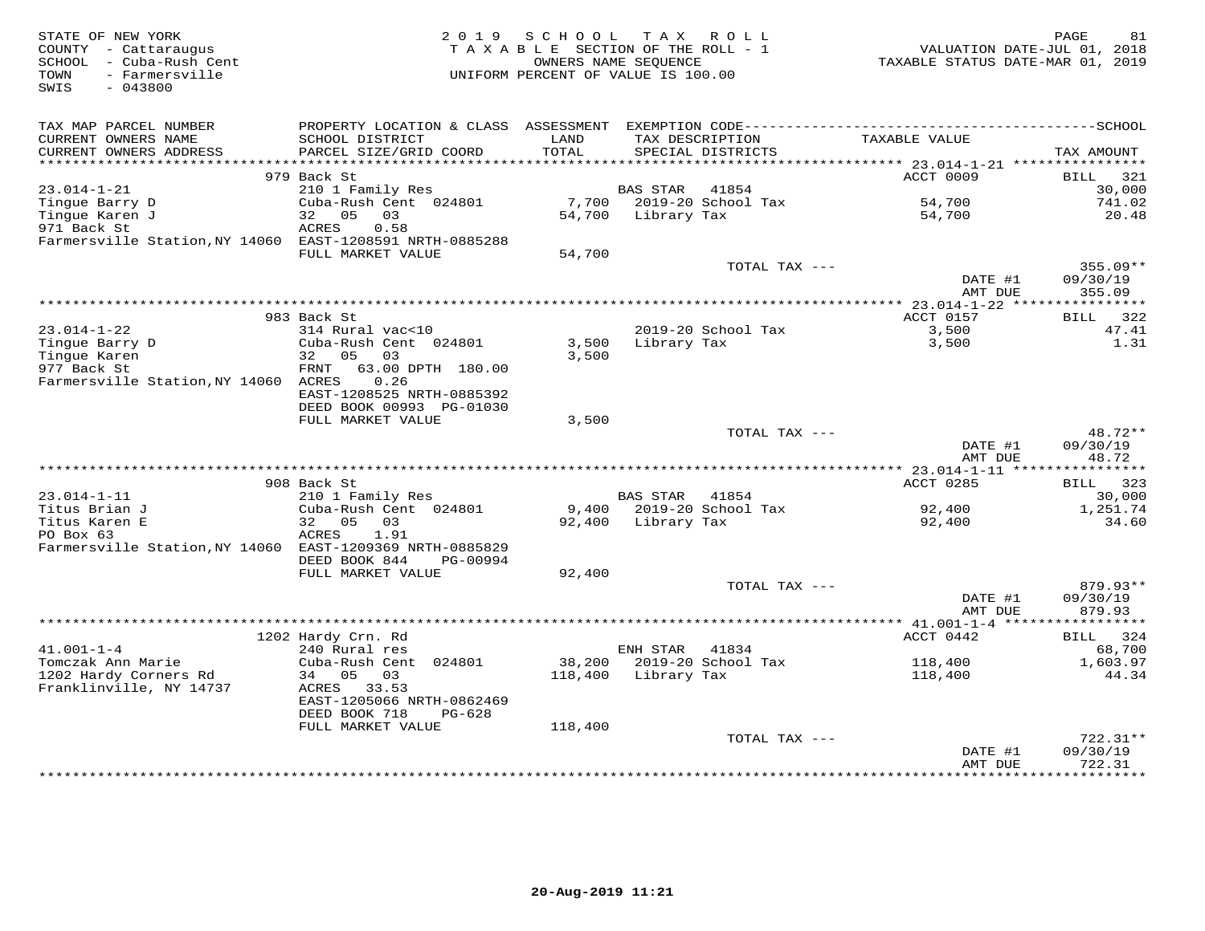STATE OF NEW YORK
COUNTY - Cattaraugus
SCHOOL - Cuba-Rush Cent
TOWN - Farmersville
SWIS - 043800

2019 SCHOOL TAX ROLL
TAXABLE SECTION OF THE ROLL - 1
OWNERS NAME SEQUENCE
UNIFORM PERCENT OF VALUE IS 100.00

VALUATION DATE-JUL 01, 2018
TAXABLE STATUS DATE-MAR 01, 2019

| TAX MAP PARCEL NUMBER / CURRENT OWNERS NAME / CURRENT OWNERS ADDRESS | PROPERTY LOCATION & CLASS / SCHOOL DISTRICT / PARCEL SIZE/GRID COORD | ASSESSMENT LAND / TOTAL | EXEMPTION CODE / TAX DESCRIPTION / SPECIAL DISTRICTS | TAXABLE VALUE | TAX AMOUNT |
|---|---|---|---|---|---|
| | 979 Back St | | | ACCT 0009 | BILL 321 |
| 23.014-1-21 | 210 1 Family Res | | BAS STAR 41854 | | 30,000 |
| Tingue Barry D | Cuba-Rush Cent 024801 | 7,700 | 2019-20 School Tax | 54,700 | 741.02 |
| Tingue Karen J | 32 05 03 | 54,700 | Library Tax | 54,700 | 20.48 |
| 971 Back St | ACRES 0.58 | | | | |
| Farmersville Station,NY 14060 | EAST-1208591 NRTH-0885288 | | | | |
| | FULL MARKET VALUE | 54,700 | | | |
| | | | TOTAL TAX --- | | 355.09** |
| | | | | DATE #1 | 09/30/19 |
| | | | | AMT DUE | 355.09 |
| | 983 Back St | | | ACCT 0157 | BILL 322 |
| 23.014-1-22 | 314 Rural vac<10 | | 2019-20 School Tax | 3,500 | 47.41 |
| Tingue Barry D | Cuba-Rush Cent 024801 | 3,500 | Library Tax | 3,500 | 1.31 |
| Tingue Karen | 32 05 03 | 3,500 | | | |
| 977 Back St | FRNT 63.00 DPTH 180.00 | | | | |
| Farmersville Station,NY 14060 | ACRES 0.26 | | | | |
| | EAST-1208525 NRTH-0885392 | | | | |
| | DEED BOOK 00993 PG-01030 | | | | |
| | FULL MARKET VALUE | 3,500 | | | |
| | | | TOTAL TAX --- | | 48.72** |
| | | | | DATE #1 | 09/30/19 |
| | | | | AMT DUE | 48.72 |
| | 908 Back St | | | ACCT 0285 | BILL 323 |
| 23.014-1-11 | 210 1 Family Res | | BAS STAR 41854 | | 30,000 |
| Titus Brian J | Cuba-Rush Cent 024801 | 9,400 | 2019-20 School Tax | 92,400 | 1,251.74 |
| Titus Karen E | 32 05 03 | 92,400 | Library Tax | 92,400 | 34.60 |
| PO Box 63 | ACRES 1.91 | | | | |
| Farmersville Station,NY 14060 | EAST-1209369 NRTH-0885829 | | | | |
| | DEED BOOK 844 PG-00994 | | | | |
| | FULL MARKET VALUE | 92,400 | | | |
| | | | TOTAL TAX --- | | 879.93** |
| | | | | DATE #1 | 09/30/19 |
| | | | | AMT DUE | 879.93 |
| | 1202 Hardy Crn. Rd | | | ACCT 0442 | BILL 324 |
| 41.001-1-4 | 240 Rural res | | ENH STAR 41834 | | 68,700 |
| Tomczak Ann Marie | Cuba-Rush Cent 024801 | 38,200 | 2019-20 School Tax | 118,400 | 1,603.97 |
| 1202 Hardy Corners Rd | 34 05 03 | 118,400 | Library Tax | 118,400 | 44.34 |
| Franklinville, NY 14737 | ACRES 33.53 | | | | |
| | EAST-1205066 NRTH-0862469 | | | | |
| | DEED BOOK 718 PG-628 | | | | |
| | FULL MARKET VALUE | 118,400 | | | |
| | | | TOTAL TAX --- | | 722.31** |
| | | | | DATE #1 | 09/30/19 |
| | | | | AMT DUE | 722.31 |

20-Aug-2019 11:21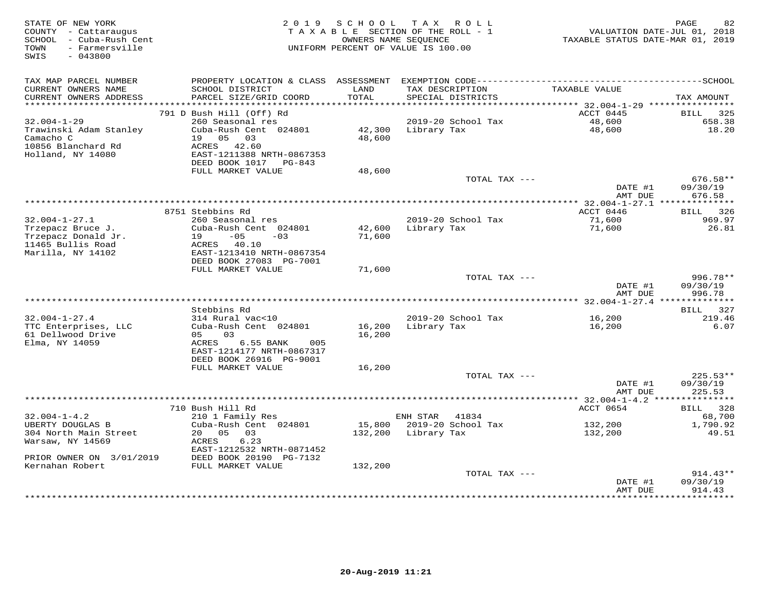STATE OF NEW YORK
COUNTY - Cattaraugus
SCHOOL - Cuba-Rush Cent
TOWN - Farmersville
SWIS - 043800

2019 SCHOOL TAX ROLL
TAXABLE SECTION OF THE ROLL - 1
OWNERS NAME SEQUENCE
UNIFORM PERCENT OF VALUE IS 100.00

VALUATION DATE-JUL 01, 2018
TAXABLE STATUS DATE-MAR 01, 2019

| TAX MAP PARCEL NUMBER / CURRENT OWNERS NAME / CURRENT OWNERS ADDRESS | PROPERTY LOCATION & CLASS / SCHOOL DISTRICT / PARCEL SIZE/GRID COORD | ASSESSMENT LAND | TOTAL | EXEMPTION CODE / TAX DESCRIPTION / SPECIAL DISTRICTS | TAXABLE VALUE | TAX AMOUNT |
|---|---|---|---|---|---|---|
| **32.004-1-29** | 791 D Bush Hill (Off) Rd | | | | ACCT 0445 | BILL 325 |
| 32.004-1-29 | 260 Seasonal res | | | 2019-20 School Tax | 48,600 | 658.38 |
| Trawinski Adam Stanley | Cuba-Rush Cent 024801 | 42,300 | | Library Tax | 48,600 | 18.20 |
| Camacho C | 19 05 03 | | 48,600 | | | |
| 10856 Blanchard Rd | ACRES 42.60 | | | | | |
| Holland, NY 14080 | EAST-1211388 NRTH-0867353 | | | | | |
| | DEED BOOK 1017 PG-843 | | | | | |
| | FULL MARKET VALUE | | 48,600 | | | |
| | | | | TOTAL TAX --- | | 676.58** |
| | | | | | DATE #1 | 09/30/19 |
| | | | | | AMT DUE | 676.58 |
| **32.004-1-27.1** | 8751 Stebbins Rd | | | | ACCT 0446 | BILL 326 |
| 32.004-1-27.1 | 260 Seasonal res | | | 2019-20 School Tax | 71,600 | 969.97 |
| Trzepacz Bruce J. | Cuba-Rush Cent 024801 | 42,600 | | Library Tax | 71,600 | 26.81 |
| Trzepacz Donald Jr. | 19 -05 -03 | | 71,600 | | | |
| 11465 Bullis Road | ACRES 40.10 | | | | | |
| Marilla, NY 14102 | EAST-1213410 NRTH-0867354 | | | | | |
| | DEED BOOK 27083 PG-7001 | | | | | |
| | FULL MARKET VALUE | | 71,600 | | | |
| | | | | TOTAL TAX --- | | 996.78** |
| | | | | | DATE #1 | 09/30/19 |
| | | | | | AMT DUE | 996.78 |
| **32.004-1-27.4** | Stebbins Rd | | | | | BILL 327 |
| 32.004-1-27.4 | 314 Rural vac<10 | | | 2019-20 School Tax | 16,200 | 219.46 |
| TTC Enterprises, LLC | Cuba-Rush Cent 024801 | 16,200 | | Library Tax | 16,200 | 6.07 |
| 61 Dellwood Drive | 05 03 | | 16,200 | | | |
| Elma, NY 14059 | ACRES 6.55 BANK 005 | | | | | |
| | EAST-1214177 NRTH-0867317 | | | | | |
| | DEED BOOK 26916 PG-9001 | | | | | |
| | FULL MARKET VALUE | | 16,200 | | | |
| | | | | TOTAL TAX --- | | 225.53** |
| | | | | | DATE #1 | 09/30/19 |
| | | | | | AMT DUE | 225.53 |
| **32.004-1-4.2** | 710 Bush Hill Rd | | | | ACCT 0654 | BILL 328 |
| 32.004-1-4.2 | 210 1 Family Res | | | ENH STAR 41834 | | 68,700 |
| UBERTY DOUGLAS B | Cuba-Rush Cent 024801 | 15,800 | | 2019-20 School Tax | 132,200 | 1,790.92 |
| 304 North Main Street | 20 05 03 | | 132,200 | Library Tax | 132,200 | 49.51 |
| Warsaw, NY 14569 | ACRES 6.23 | | | | | |
| | EAST-1212532 NRTH-0871452 | | | | | |
| PRIOR OWNER ON 3/01/2019 | DEED BOOK 20190 PG-7132 | | | | | |
| Kernahan Robert | FULL MARKET VALUE | | 132,200 | | | |
| | | | | TOTAL TAX --- | | 914.43** |
| | | | | | DATE #1 | 09/30/19 |
| | | | | | AMT DUE | 914.43 |

20-Aug-2019 11:21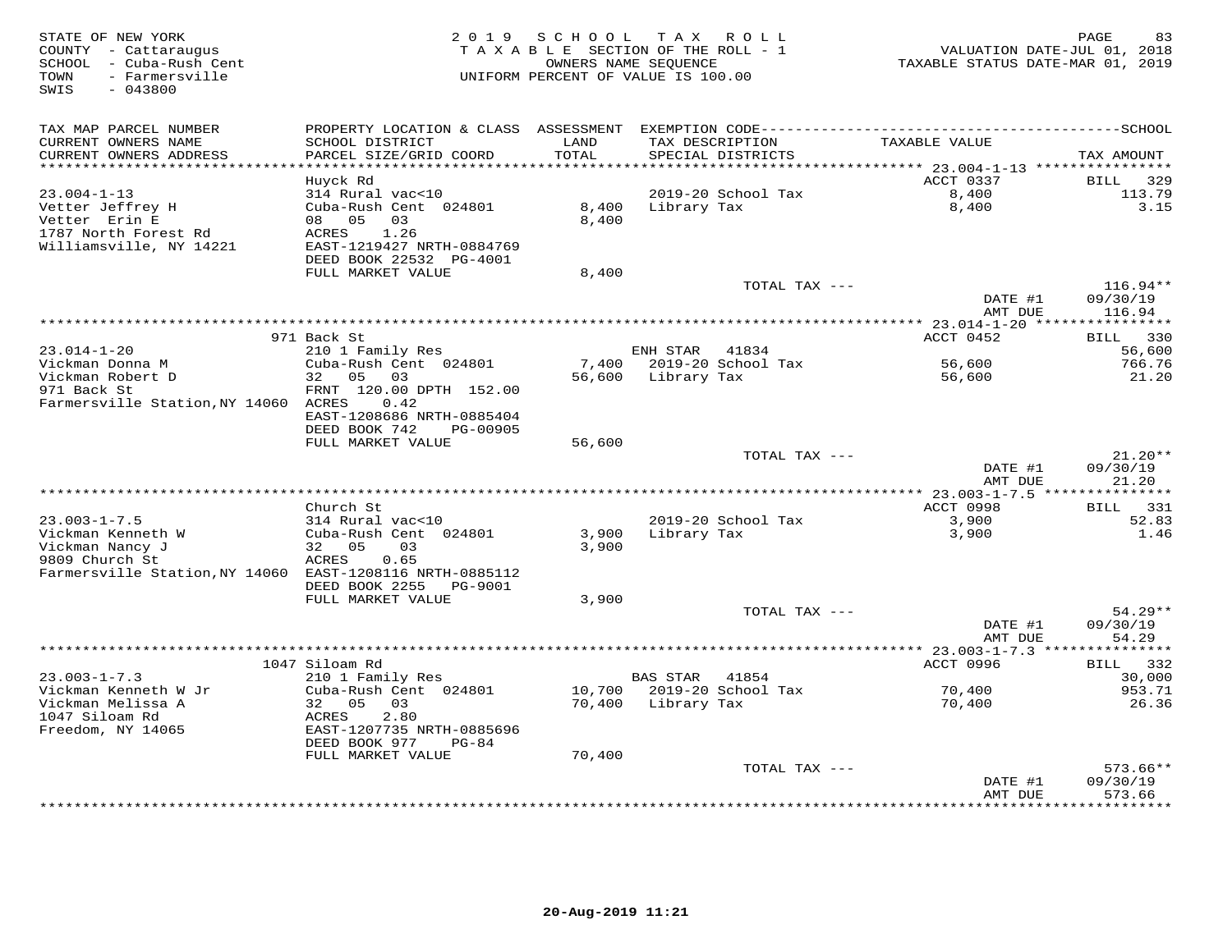STATE OF NEW YORK
COUNTY - Cattaraugus
SCHOOL - Cuba-Rush Cent
TOWN - Farmersville
SWIS - 043800

2019 SCHOOL TAX ROLL
TAXABLE SECTION OF THE ROLL - 1
OWNERS NAME SEQUENCE
UNIFORM PERCENT OF VALUE IS 100.00

VALUATION DATE-JUL 01, 2018
TAXABLE STATUS DATE-MAR 01, 2019

| TAX MAP PARCEL NUMBER / CURRENT OWNERS NAME / CURRENT OWNERS ADDRESS | PROPERTY LOCATION & CLASS / SCHOOL DISTRICT / PARCEL SIZE/GRID COORD | ASSESSMENT LAND / TOTAL | EXEMPTION CODE / TAX DESCRIPTION / SPECIAL DISTRICTS | TAXABLE VALUE | TAX AMOUNT |
|---|---|---|---|---|---|
| 23.004-1-13 | Huyck Rd | | | ACCT 0337 | BILL 329 |
| Vetter Jeffrey H | 314 Rural vac<10 | | | | |
| Vetter Erin E | Cuba-Rush Cent 024801 | 8,400 | 2019-20 School Tax | 8,400 | 113.79 |
| 1787 North Forest Rd | 08 05 03 | 8,400 | Library Tax | 8,400 | 3.15 |
| Williamsville, NY 14221 | ACRES 1.26 | | | | |
| | EAST-1219427 NRTH-0884769 | | | | |
| | DEED BOOK 22532 PG-4001 | | | | |
| | FULL MARKET VALUE | 8,400 | | | |
| | | | TOTAL TAX --- | | 116.94** |
| | | | | DATE #1 | 09/30/19 |
| | | | | AMT DUE | 116.94 |
| 23.014-1-20 | 971 Back St | | | ACCT 0452 | BILL 330 |
| Vickman Donna M | 210 1 Family Res | | ENH STAR 41834 | | 56,600 |
| Vickman Robert D | Cuba-Rush Cent 024801 | 7,400 | 2019-20 School Tax | 56,600 | 766.76 |
| 971 Back St | 32 05 03 | 56,600 | Library Tax | 56,600 | 21.20 |
| Farmersville Station,NY 14060 | FRNT 120.00 DPTH 152.00 | | | | |
| | ACRES 0.42 | | | | |
| | EAST-1208686 NRTH-0885404 | | | | |
| | DEED BOOK 742 PG-00905 | | | | |
| | FULL MARKET VALUE | 56,600 | | | |
| | | | TOTAL TAX --- | | 21.20** |
| | | | | DATE #1 | 09/30/19 |
| | | | | AMT DUE | 21.20 |
| 23.003-1-7.5 | Church St | | | ACCT 0998 | BILL 331 |
| Vickman Kenneth W | 314 Rural vac<10 | | | | |
| Vickman Nancy J | Cuba-Rush Cent 024801 | 3,900 | 2019-20 School Tax | 3,900 | 52.83 |
| 9809 Church St | 32 05 03 | 3,900 | Library Tax | 3,900 | 1.46 |
| Farmersville Station,NY 14060 | ACRES 0.65 | | | | |
| | EAST-1208116 NRTH-0885112 | | | | |
| | DEED BOOK 2255 PG-9001 | | | | |
| | FULL MARKET VALUE | 3,900 | | | |
| | | | TOTAL TAX --- | | 54.29** |
| | | | | DATE #1 | 09/30/19 |
| | | | | AMT DUE | 54.29 |
| 23.003-1-7.3 | 1047 Siloam Rd | | | ACCT 0996 | BILL 332 |
| Vickman Kenneth W Jr | 210 1 Family Res | | BAS STAR 41854 | | 30,000 |
| Vickman Melissa A | Cuba-Rush Cent 024801 | 10,700 | 2019-20 School Tax | 70,400 | 953.71 |
| 1047 Siloam Rd | 32 05 03 | 70,400 | Library Tax | 70,400 | 26.36 |
| Freedom, NY 14065 | ACRES 2.80 | | | | |
| | EAST-1207735 NRTH-0885696 | | | | |
| | DEED BOOK 977 PG-84 | | | | |
| | FULL MARKET VALUE | 70,400 | | | |
| | | | TOTAL TAX --- | | 573.66** |
| | | | | DATE #1 | 09/30/19 |
| | | | | AMT DUE | 573.66 |

20-Aug-2019 11:21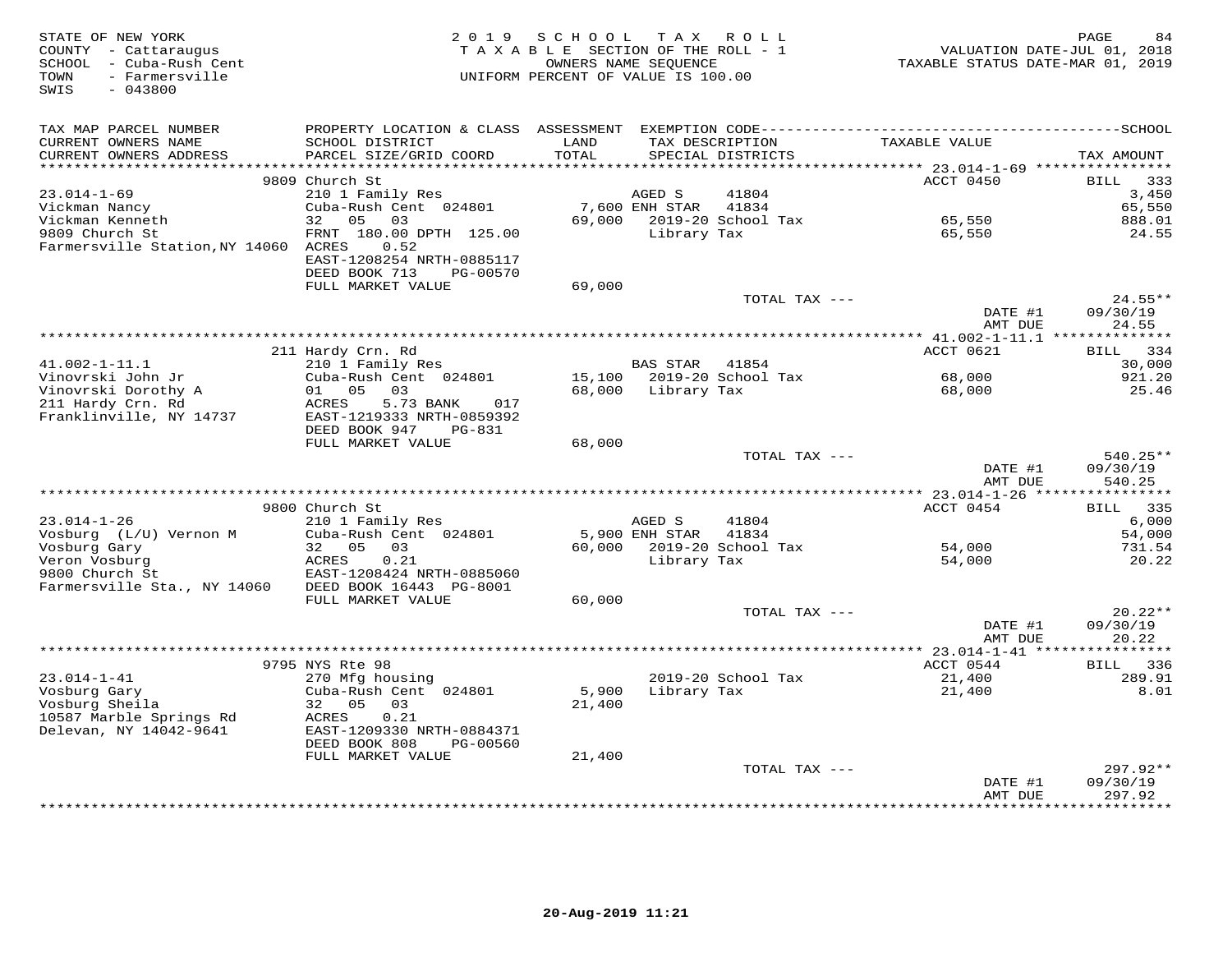STATE OF NEW YORK
COUNTY - Cattaraugus
SCHOOL - Cuba-Rush Cent
TOWN - Farmersville
SWIS - 043800

2019 SCHOOL TAX ROLL
TAXABLE SECTION OF THE ROLL - 1
OWNERS NAME SEQUENCE
UNIFORM PERCENT OF VALUE IS 100.00

VALUATION DATE-JUL 01, 2018
TAXABLE STATUS DATE-MAR 01, 2019

| TAX MAP PARCEL NUMBER / CURRENT OWNERS NAME / CURRENT OWNERS ADDRESS | PROPERTY LOCATION & CLASS / SCHOOL DISTRICT / PARCEL SIZE/GRID COORD | ASSESSMENT LAND / TOTAL | EXEMPTION CODE / TAX DESCRIPTION / SPECIAL DISTRICTS | TAXABLE VALUE | TAX AMOUNT |
|---|---|---|---|---|---|
| **23.014-1-69** | 9809 Church St | | | ACCT 0450 | BILL 333 |
| 23.014-1-69 | 210 1 Family Res | | AGED S 41804 | | 3,450 |
| Vickman Nancy | Cuba-Rush Cent 024801 | 7,600 | ENH STAR 41834 | | 65,550 |
| Vickman Kenneth | 32 05 03 | 69,000 | 2019-20 School Tax | 65,550 | 888.01 |
| 9809 Church St | FRNT 180.00 DPTH 125.00 | | Library Tax | 65,550 | 24.55 |
| Farmersville Station,NY 14060 | ACRES 0.52 | | | | |
| | EAST-1208254 NRTH-0885117 | | | | |
| | DEED BOOK 713 PG-00570 | | | | |
| | FULL MARKET VALUE | 69,000 | | | |
| | | | TOTAL TAX --- | | 24.55** |
| | | | | DATE #1 | 09/30/19 |
| | | | | AMT DUE | 24.55 |
| **41.002-1-11.1** | 211 Hardy Crn. Rd | | | ACCT 0621 | BILL 334 |
| 41.002-1-11.1 | 210 1 Family Res | | BAS STAR 41854 | | 30,000 |
| Vinovrski John Jr | Cuba-Rush Cent 024801 | 15,100 | 2019-20 School Tax | 68,000 | 921.20 |
| Vinovrski Dorothy A | 01 05 03 | 68,000 | Library Tax | 68,000 | 25.46 |
| 211 Hardy Crn. Rd | ACRES 5.73 BANK 017 | | | | |
| Franklinville, NY 14737 | EAST-1219333 NRTH-0859392 | | | | |
| | DEED BOOK 947 PG-831 | | | | |
| | FULL MARKET VALUE | 68,000 | | | |
| | | | TOTAL TAX --- | | 540.25** |
| | | | | DATE #1 | 09/30/19 |
| | | | | AMT DUE | 540.25 |
| **23.014-1-26** | 9800 Church St | | | ACCT 0454 | BILL 335 |
| 23.014-1-26 | 210 1 Family Res | | AGED S 41804 | | 6,000 |
| Vosburg (L/U) Vernon M | Cuba-Rush Cent 024801 | 5,900 | ENH STAR 41834 | | 54,000 |
| Vosburg Gary | 32 05 03 | 60,000 | 2019-20 School Tax | 54,000 | 731.54 |
| Veron Vosburg | ACRES 0.21 | | Library Tax | 54,000 | 20.22 |
| 9800 Church St | EAST-1208424 NRTH-0885060 | | | | |
| Farmersville Sta., NY 14060 | DEED BOOK 16443 PG-8001 | | | | |
| | FULL MARKET VALUE | 60,000 | | | |
| | | | TOTAL TAX --- | | 20.22** |
| | | | | DATE #1 | 09/30/19 |
| | | | | AMT DUE | 20.22 |
| **23.014-1-41** | 9795 NYS Rte 98 | | | ACCT 0544 | BILL 336 |
| 23.014-1-41 | 270 Mfg housing | | 2019-20 School Tax | 21,400 | 289.91 |
| Vosburg Gary | Cuba-Rush Cent 024801 | 5,900 | Library Tax | 21,400 | 8.01 |
| Vosburg Sheila | 32 05 03 | 21,400 | | | |
| 10587 Marble Springs Rd | ACRES 0.21 | | | | |
| Delevan, NY 14042-9641 | EAST-1209330 NRTH-0884371 | | | | |
| | DEED BOOK 808 PG-00560 | | | | |
| | FULL MARKET VALUE | 21,400 | | | |
| | | | TOTAL TAX --- | | 297.92** |
| | | | | DATE #1 | 09/30/19 |
| | | | | AMT DUE | 297.92 |

20-Aug-2019 11:21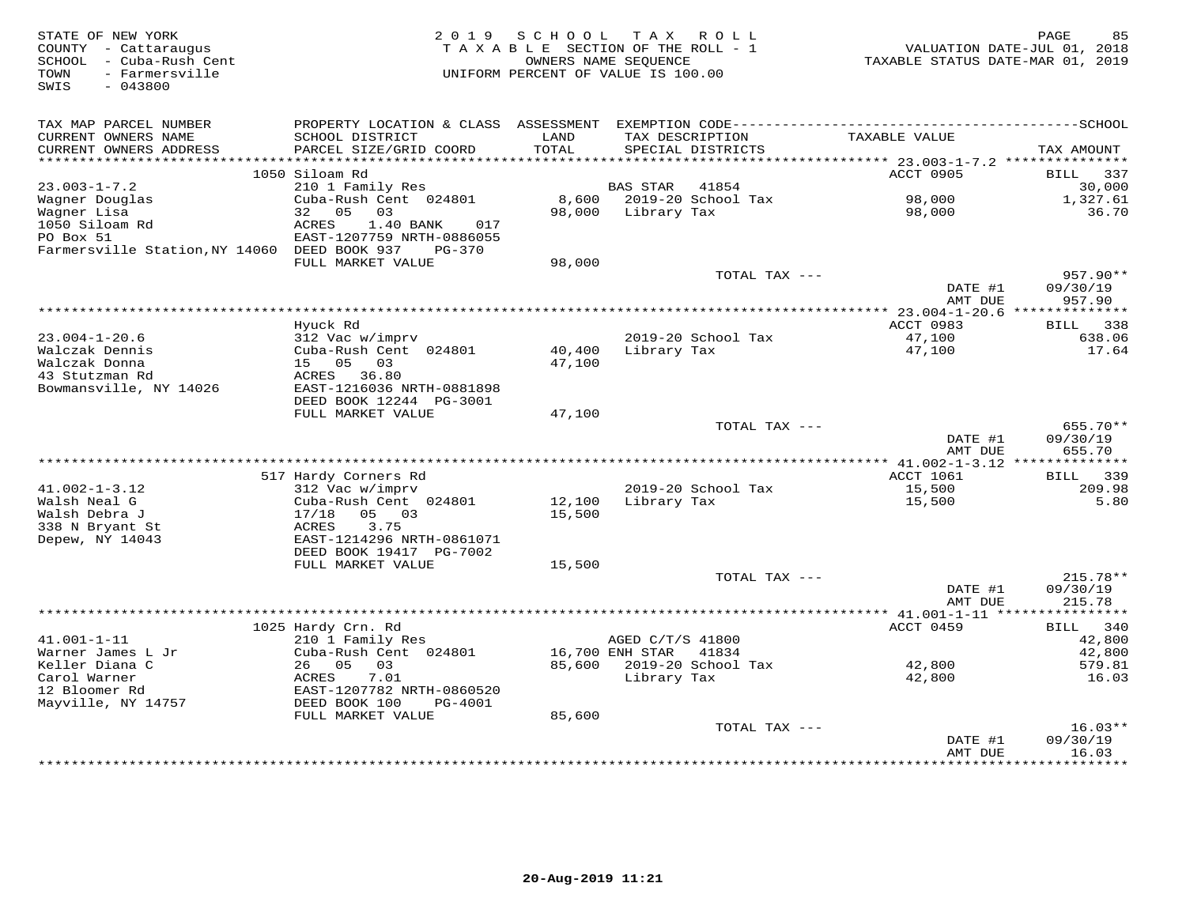STATE OF NEW YORK
COUNTY - Cattaraugus
SCHOOL - Cuba-Rush Cent
TOWN - Farmersville
SWIS - 043800

2019 SCHOOL TAX ROLL
TAXABLE SECTION OF THE ROLL - 1
OWNERS NAME SEQUENCE
UNIFORM PERCENT OF VALUE IS 100.00

VALUATION DATE-JUL 01, 2018
TAXABLE STATUS DATE-MAR 01, 2019

| TAX MAP PARCEL NUMBER / CURRENT OWNERS NAME / CURRENT OWNERS ADDRESS | PROPERTY LOCATION & CLASS / SCHOOL DISTRICT / PARCEL SIZE/GRID COORD | ASSESSMENT LAND / TOTAL | EXEMPTION CODE / TAX DESCRIPTION / SPECIAL DISTRICTS | TAXABLE VALUE | TAX AMOUNT |
|---|---|---|---|---|---|
| | 1050 Siloam Rd | | | ACCT 0905 | BILL 337 |
| 23.003-1-7.2 | 210 1 Family Res | | BAS STAR 41854 | | 30,000 |
| Wagner Douglas | Cuba-Rush Cent 024801 | 8,600 | 2019-20 School Tax | 98,000 | 1,327.61 |
| Wagner Lisa | 32 05 03 | 98,000 | Library Tax | 98,000 | 36.70 |
| 1050 Siloam Rd | ACRES 1.40 BANK 017 | | | | |
| PO Box 51 | EAST-1207759 NRTH-0886055 | | | | |
| Farmersville Station,NY 14060 | DEED BOOK 937 PG-370 | | | | |
| | FULL MARKET VALUE | 98,000 | | | |
| | | | TOTAL TAX --- | | 957.90** |
| | | | | DATE #1 | 09/30/19 |
| | | | | AMT DUE | 957.90 |
| | Hyuck Rd | | | ACCT 0983 | BILL 338 |
| 23.004-1-20.6 | 312 Vac w/imprv | | 2019-20 School Tax | 47,100 | 638.06 |
| Walczak Dennis | Cuba-Rush Cent 024801 | 40,400 | Library Tax | 47,100 | 17.64 |
| Walczak Donna | 15 05 03 | 47,100 | | | |
| 43 Stutzman Rd | ACRES 36.80 | | | | |
| Bowmansville, NY 14026 | EAST-1216036 NRTH-0881898 | | | | |
| | DEED BOOK 12244 PG-3001 | | | | |
| | FULL MARKET VALUE | 47,100 | | | |
| | | | TOTAL TAX --- | | 655.70** |
| | | | | DATE #1 | 09/30/19 |
| | | | | AMT DUE | 655.70 |
| | 517 Hardy Corners Rd | | | ACCT 1061 | BILL 339 |
| 41.002-1-3.12 | 312 Vac w/imprv | | 2019-20 School Tax | 15,500 | 209.98 |
| Walsh Neal G | Cuba-Rush Cent 024801 | 12,100 | Library Tax | 15,500 | 5.80 |
| Walsh Debra J | 17/18 05 03 | 15,500 | | | |
| 338 N Bryant St | ACRES 3.75 | | | | |
| Depew, NY 14043 | EAST-1214296 NRTH-0861071 | | | | |
| | DEED BOOK 19417 PG-7002 | | | | |
| | FULL MARKET VALUE | 15,500 | | | |
| | | | TOTAL TAX --- | | 215.78** |
| | | | | DATE #1 | 09/30/19 |
| | | | | AMT DUE | 215.78 |
| | 1025 Hardy Crn. Rd | | | ACCT 0459 | BILL 340 |
| 41.001-1-11 | 210 1 Family Res | | AGED C/T/S 41800 | | 42,800 |
| Warner James L Jr | Cuba-Rush Cent 024801 | 16,700 | ENH STAR 41834 | | 42,800 |
| Keller Diana C | 26 05 03 | 85,600 | 2019-20 School Tax | 42,800 | 579.81 |
| Carol Warner | ACRES 7.01 | | Library Tax | 42,800 | 16.03 |
| 12 Bloomer Rd | EAST-1207782 NRTH-0860520 | | | | |
| Mayville, NY 14757 | DEED BOOK 100 PG-4001 | | | | |
| | FULL MARKET VALUE | 85,600 | | | |
| | | | TOTAL TAX --- | | 16.03** |
| | | | | DATE #1 | 09/30/19 |
| | | | | AMT DUE | 16.03 |

20-Aug-2019 11:21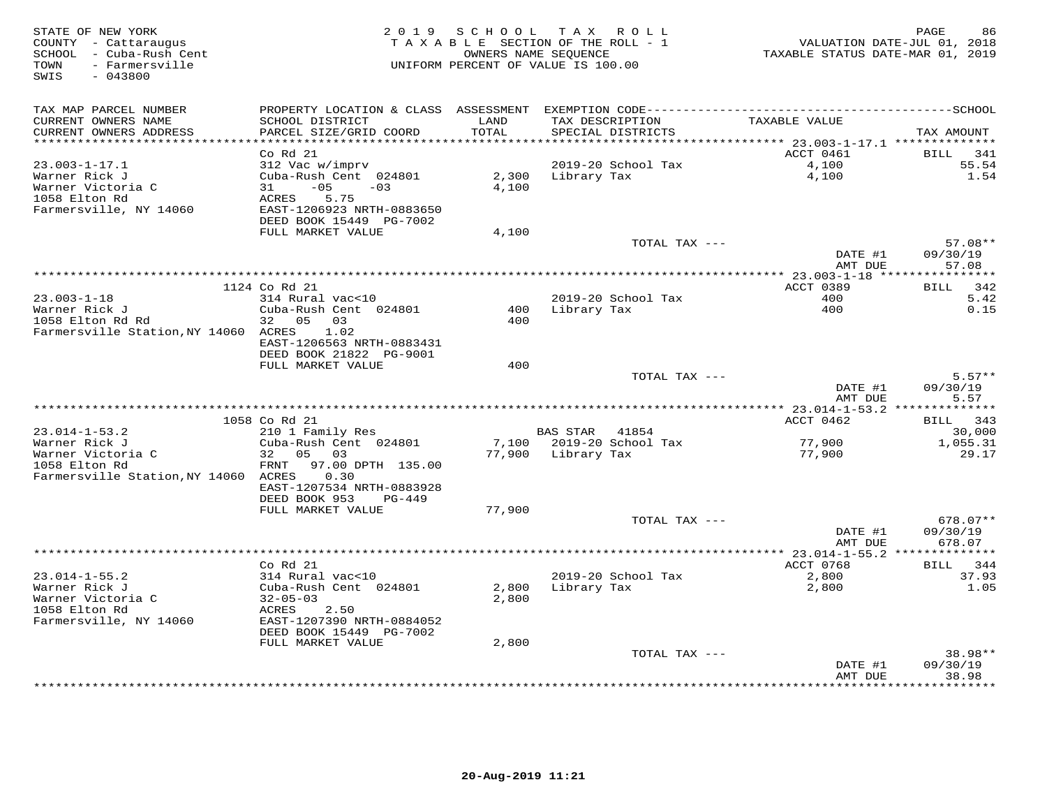STATE OF NEW YORK
COUNTY - Cattaraugus
SCHOOL - Cuba-Rush Cent
TOWN - Farmersville
SWIS - 043800

2019 SCHOOL TAX ROLL
TAXABLE SECTION OF THE ROLL - 1
OWNERS NAME SEQUENCE
UNIFORM PERCENT OF VALUE IS 100.00

VALUATION DATE-JUL 01, 2018
TAXABLE STATUS DATE-MAR 01, 2019

```
TAX MAP PARCEL NUMBER          PROPERTY LOCATION & CLASS  ASSESSMENT  EXEMPTION CODE------------------------------------------------SCHOOL
CURRENT OWNERS NAME            SCHOOL DISTRICT               LAND      TAX DESCRIPTION             TAXABLE VALUE
CURRENT OWNERS ADDRESS         PARCEL SIZE/GRID COORD        TOTAL     SPECIAL DISTRICTS                                         TAX AMOUNT
******************************************************************************************************* 23.003-1-17.1 **************
                               Co Rd 21                                                              ACCT 0461             BILL   341
23.003-1-17.1                  312 Vac w/imprv                         2019-20 School Tax              4,100                   55.54
Warner Rick J                  Cuba-Rush Cent  024801        2,300     Library Tax                     4,100                    1.54
Warner Victoria C              31    -05     -03             4,100
1058 Elton Rd                  ACRES    5.75
Farmersville, NY 14060         EAST-1206923 NRTH-0883650
                               DEED BOOK 15449  PG-7002
                               FULL MARKET VALUE             4,100
                                                                        TOTAL TAX ---                                        57.08**
                                                                                                     DATE #1              09/30/19
                                                                                                     AMT DUE                 57.08
******************************************************************************************************* 23.003-1-18 ****************
                          1124 Co Rd 21                                                              ACCT 0389             BILL   342
23.003-1-18                    314 Rural vac<10                        2019-20 School Tax                400                    5.42
Warner Rick J                  Cuba-Rush Cent  024801          400     Library Tax                       400                    0.15
1058 Elton Rd Rd               32   05   03                    400
Farmersville Station,NY 14060  ACRES    1.02
                               EAST-1206563 NRTH-0883431
                               DEED BOOK 21822  PG-9001
                               FULL MARKET VALUE               400
                                                                        TOTAL TAX ---                                         5.57**
                                                                                                     DATE #1              09/30/19
                                                                                                     AMT DUE                  5.57
******************************************************************************************************* 23.014-1-53.2 **************
                          1058 Co Rd 21                                                              ACCT 0462             BILL   343
23.014-1-53.2                  210 1 Family Res                        BAS STAR   41854                                       30,000
Warner Rick J                  Cuba-Rush Cent  024801        7,100     2019-20 School Tax             77,900                1,055.31
Warner Victoria C              32   05   03                 77,900     Library Tax                    77,900                   29.17
1058 Elton Rd                  FRNT   97.00 DPTH 135.00
Farmersville Station,NY 14060  ACRES    0.30
                               EAST-1207534 NRTH-0883928
                               DEED BOOK 953    PG-449
                               FULL MARKET VALUE            77,900
                                                                        TOTAL TAX ---                                       678.07**
                                                                                                     DATE #1              09/30/19
                                                                                                     AMT DUE                678.07
******************************************************************************************************* 23.014-1-55.2 **************
                               Co Rd 21                                                              ACCT 0768             BILL   344
23.014-1-55.2                  314 Rural vac<10                        2019-20 School Tax              2,800                   37.93
Warner Rick J                  Cuba-Rush Cent  024801        2,800     Library Tax                     2,800                    1.05
Warner Victoria C              32-05-03                      2,800
1058 Elton Rd                  ACRES    2.50
Farmersville, NY 14060         EAST-1207390 NRTH-0884052
                               DEED BOOK 15449  PG-7002
                               FULL MARKET VALUE             2,800
                                                                        TOTAL TAX ---                                        38.98**
                                                                                                     DATE #1              09/30/19
                                                                                                     AMT DUE                 38.98
************************************************************************************************************************************
```

20-Aug-2019 11:21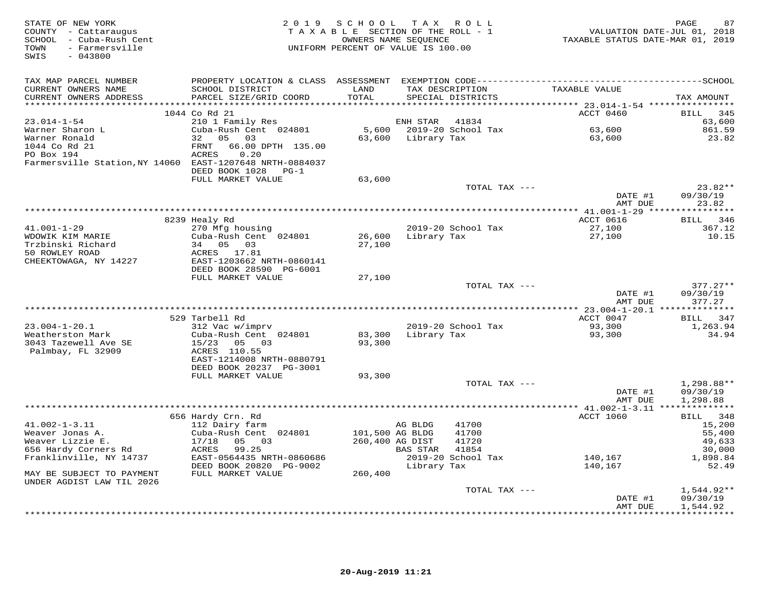STATE OF NEW YORK
COUNTY - Cattaraugus
SCHOOL - Cuba-Rush Cent
TOWN - Farmersville
SWIS - 043800

2019 SCHOOL TAX ROLL
TAXABLE SECTION OF THE ROLL - 1
OWNERS NAME SEQUENCE
UNIFORM PERCENT OF VALUE IS 100.00

VALUATION DATE-JUL 01, 2018
TAXABLE STATUS DATE-MAR 01, 2019

| TAX MAP PARCEL NUMBER / CURRENT OWNERS NAME / CURRENT OWNERS ADDRESS | PROPERTY LOCATION & CLASS / SCHOOL DISTRICT / PARCEL SIZE/GRID COORD | ASSESSMENT LAND / TOTAL | EXEMPTION CODE / TAX DESCRIPTION / SPECIAL DISTRICTS | TAXABLE VALUE | TAX AMOUNT |
|---|---|---|---|---|---|
| 23.014-1-54 | 1044 Co Rd 21 | | | ACCT 0460 | BILL 345 |
| | 210 1 Family Res | | ENH STAR 41834 | | 63,600 |
| Warner Sharon L | Cuba-Rush Cent 024801 | 5,600 | 2019-20 School Tax | 63,600 | 861.59 |
| Warner Ronald | 32 05 03 | 63,600 | Library Tax | 63,600 | 23.82 |
| 1044 Co Rd 21 | FRNT 66.00 DPTH 135.00 | | | | |
| PO Box 194 | ACRES 0.20 | | | | |
| Farmersville Station, NY 14060 | EAST-1207648 NRTH-0884037 | | | | |
| | DEED BOOK 1028 PG-1 | | | | |
| | FULL MARKET VALUE | 63,600 | | | |
| | | | TOTAL TAX --- | | 23.82** |
| | | | | DATE #1 | 09/30/19 |
| | | | | AMT DUE | 23.82 |
| 41.001-1-29 | 8239 Healy Rd | | | ACCT 0616 | BILL 346 |
| | 270 Mfg housing | | 2019-20 School Tax | 27,100 | 367.12 |
| WDOWIK KIM MARIE | Cuba-Rush Cent 024801 | 26,600 | Library Tax | 27,100 | 10.15 |
| Trzbinski Richard | 34 05 03 | 27,100 | | | |
| 50 ROWLEY ROAD | ACRES 17.81 | | | | |
| CHEEKTOWAGA, NY 14227 | EAST-1203662 NRTH-0860141 | | | | |
| | DEED BOOK 28590 PG-6001 | | | | |
| | FULL MARKET VALUE | 27,100 | | | |
| | | | TOTAL TAX --- | | 377.27** |
| | | | | DATE #1 | 09/30/19 |
| | | | | AMT DUE | 377.27 |
| 23.004-1-20.1 | 529 Tarbell Rd | | | ACCT 0047 | BILL 347 |
| | 312 Vac w/imprv | | 2019-20 School Tax | 93,300 | 1,263.94 |
| Weatherston Mark | Cuba-Rush Cent 024801 | 83,300 | Library Tax | 93,300 | 34.94 |
| 3043 Tazewell Ave SE | 15/23 05 03 | 93,300 | | | |
| Palmbay, FL 32909 | ACRES 110.55 | | | | |
| | EAST-1214008 NRTH-0880791 | | | | |
| | DEED BOOK 20237 PG-3001 | | | | |
| | FULL MARKET VALUE | 93,300 | | | |
| | | | TOTAL TAX --- | | 1,298.88** |
| | | | | DATE #1 | 09/30/19 |
| | | | | AMT DUE | 1,298.88 |
| 41.002-1-3.11 | 656 Hardy Crn. Rd | | | ACCT 1060 | BILL 348 |
| | 112 Dairy farm | | AG BLDG 41700 | | 15,200 |
| Weaver Jonas A. | Cuba-Rush Cent 024801 | 101,500 | AG BLDG 41700 | | 55,400 |
| Weaver Lizzie E. | 17/18 05 03 | 260,400 | AG DIST 41720 | | 49,633 |
| 656 Hardy Corners Rd | ACRES 99.25 | | BAS STAR 41854 | | 30,000 |
| Franklinville, NY 14737 | EAST-0564435 NRTH-0860686 | | 2019-20 School Tax | 140,167 | 1,898.84 |
| | DEED BOOK 20820 PG-9002 | | Library Tax | 140,167 | 52.49 |
| MAY BE SUBJECT TO PAYMENT UNDER AGDIST LAW TIL 2026 | FULL MARKET VALUE | 260,400 | | | |
| | | | TOTAL TAX --- | | 1,544.92** |
| | | | | DATE #1 | 09/30/19 |
| | | | | AMT DUE | 1,544.92 |

20-Aug-2019 11:21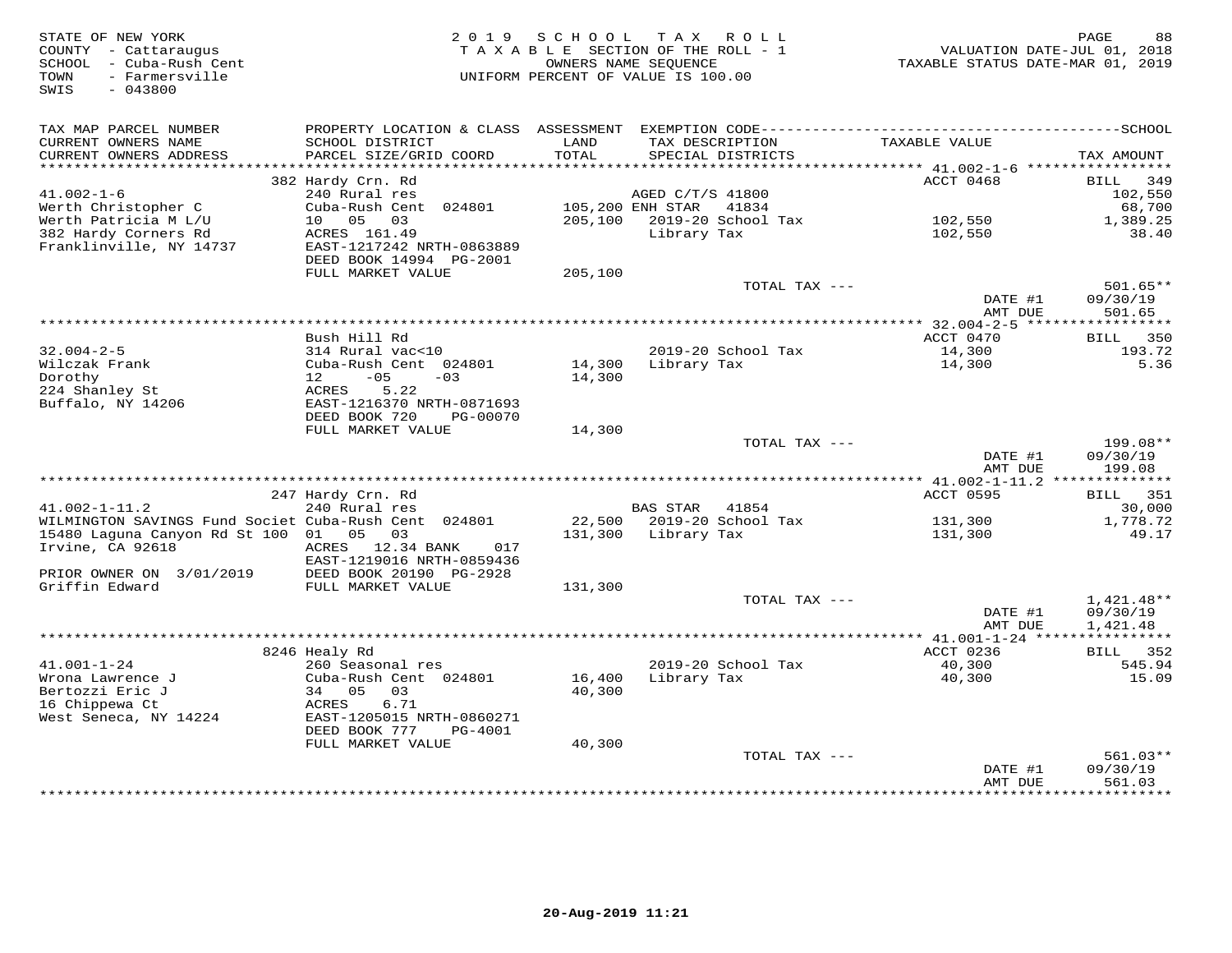STATE OF NEW YORK
COUNTY - Cattaraugus
SCHOOL - Cuba-Rush Cent
TOWN - Farmersville
SWIS - 043800

2019 SCHOOL TAX ROLL
TAXABLE SECTION OF THE ROLL - 1
OWNERS NAME SEQUENCE
UNIFORM PERCENT OF VALUE IS 100.00

VALUATION DATE-JUL 01, 2018
TAXABLE STATUS DATE-MAR 01, 2019

| TAX MAP PARCEL NUMBER / CURRENT OWNERS NAME / CURRENT OWNERS ADDRESS | PROPERTY LOCATION & CLASS / SCHOOL DISTRICT / PARCEL SIZE/GRID COORD | ASSESSMENT LAND / TOTAL | EXEMPTION CODE / TAX DESCRIPTION / SPECIAL DISTRICTS | TAXABLE VALUE | TAX AMOUNT |
|---|---|---|---|---|---|
| | 382 Hardy Crn. Rd | | | ACCT 0468 | BILL 349 |
| 41.002-1-6 | 240 Rural res | | AGED C/T/S 41800 | | 102,550 |
| Werth Christopher C | Cuba-Rush Cent 024801 | 105,200 | ENH STAR 41834 | | 68,700 |
| Werth Patricia M L/U | 10 05 03 | 205,100 | 2019-20 School Tax | 102,550 | 1,389.25 |
| 382 Hardy Corners Rd | ACRES 161.49 | | Library Tax | 102,550 | 38.40 |
| Franklinville, NY 14737 | EAST-1217242 NRTH-0863889 | | | | |
| | DEED BOOK 14994 PG-2001 | | | | |
| | FULL MARKET VALUE | 205,100 | | | |
| | | | TOTAL TAX --- | | 501.65** |
| | | | | DATE #1 | 09/30/19 |
| | | | | AMT DUE | 501.65 |
| | Bush Hill Rd | | | ACCT 0470 | BILL 350 |
| 32.004-2-5 | 314 Rural vac<10 | | 2019-20 School Tax | 14,300 | 193.72 |
| Wilczak Frank | Cuba-Rush Cent 024801 | 14,300 | Library Tax | 14,300 | 5.36 |
| Dorothy | 12 -05 -03 | 14,300 | | | |
| 224 Shanley St | ACRES 5.22 | | | | |
| Buffalo, NY 14206 | EAST-1216370 NRTH-0871693 | | | | |
| | DEED BOOK 720 PG-00070 | | | | |
| | FULL MARKET VALUE | 14,300 | | | |
| | | | TOTAL TAX --- | | 199.08** |
| | | | | DATE #1 | 09/30/19 |
| | | | | AMT DUE | 199.08 |
| | 247 Hardy Crn. Rd | | | ACCT 0595 | BILL 351 |
| 41.002-1-11.2 | 240 Rural res | | BAS STAR 41854 | | 30,000 |
| WILMINGTON SAVINGS Fund Societ | Cuba-Rush Cent 024801 | 22,500 | 2019-20 School Tax | 131,300 | 1,778.72 |
| 15480 Laguna Canyon Rd St 100 | 01 05 03 | 131,300 | Library Tax | 131,300 | 49.17 |
| Irvine, CA 92618 | ACRES 12.34 BANK 017 | | | | |
| | EAST-1219016 NRTH-0859436 | | | | |
| PRIOR OWNER ON 3/01/2019 | DEED BOOK 20190 PG-2928 | | | | |
| Griffin Edward | FULL MARKET VALUE | 131,300 | | | |
| | | | TOTAL TAX --- | | 1,421.48** |
| | | | | DATE #1 | 09/30/19 |
| | | | | AMT DUE | 1,421.48 |
| | 8246 Healy Rd | | | ACCT 0236 | BILL 352 |
| 41.001-1-24 | 260 Seasonal res | | 2019-20 School Tax | 40,300 | 545.94 |
| Wrona Lawrence J | Cuba-Rush Cent 024801 | 16,400 | Library Tax | 40,300 | 15.09 |
| Bertozzi Eric J | 34 05 03 | 40,300 | | | |
| 16 Chippewa Ct | ACRES 6.71 | | | | |
| West Seneca, NY 14224 | EAST-1205015 NRTH-0860271 | | | | |
| | DEED BOOK 777 PG-4001 | | | | |
| | FULL MARKET VALUE | 40,300 | | | |
| | | | TOTAL TAX --- | | 561.03** |
| | | | | DATE #1 | 09/30/19 |
| | | | | AMT DUE | 561.03 |

20-Aug-2019 11:21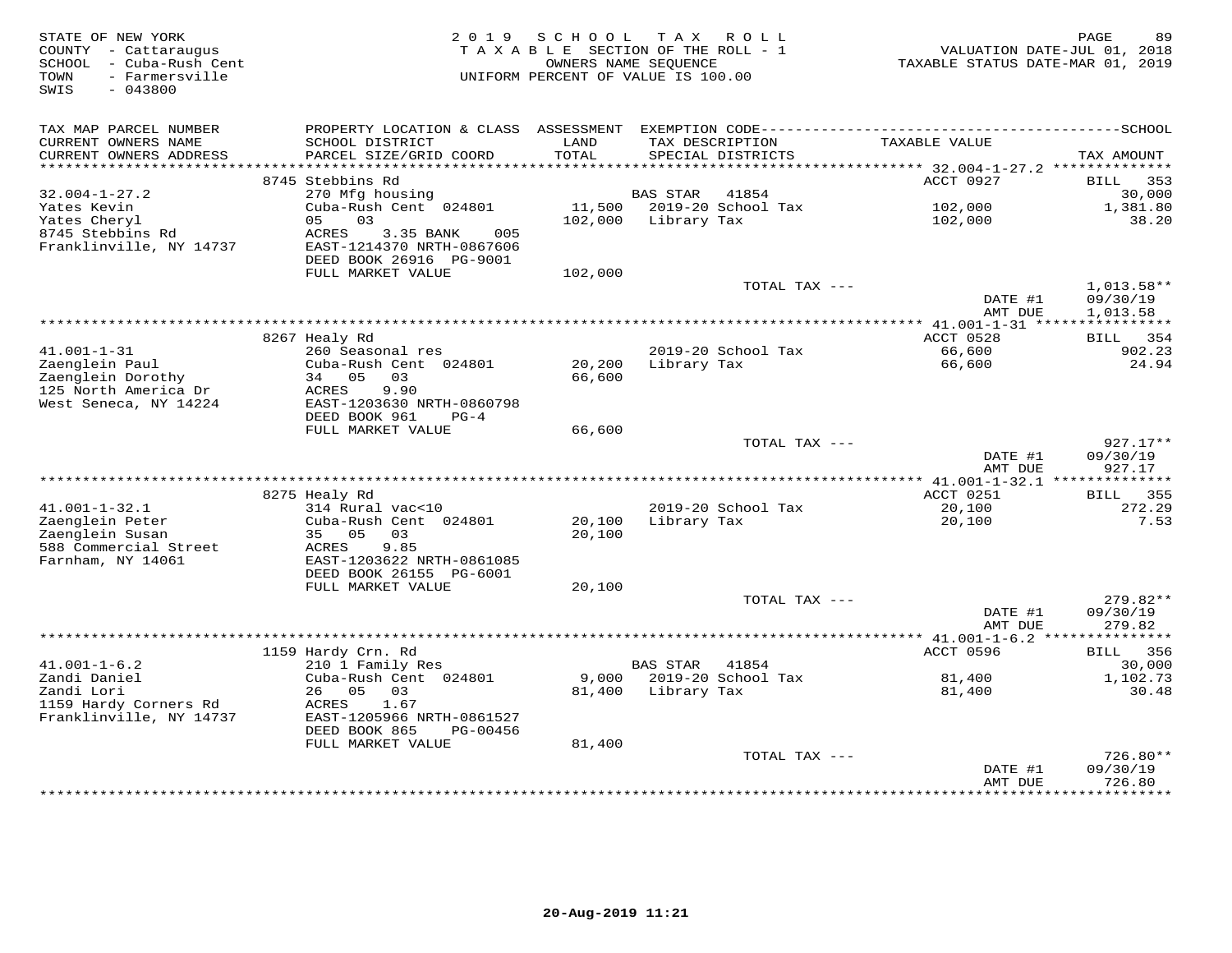STATE OF NEW YORK
COUNTY - Cattaraugus
SCHOOL - Cuba-Rush Cent
TOWN - Farmersville
SWIS - 043800

2019 SCHOOL TAX ROLL
TAXABLE SECTION OF THE ROLL - 1
OWNERS NAME SEQUENCE
UNIFORM PERCENT OF VALUE IS 100.00

VALUATION DATE-JUL 01, 2018
TAXABLE STATUS DATE-MAR 01, 2019

| TAX MAP PARCEL NUMBER / CURRENT OWNERS NAME / CURRENT OWNERS ADDRESS | PROPERTY LOCATION & CLASS / SCHOOL DISTRICT / PARCEL SIZE/GRID COORD | ASSESSMENT LAND / TOTAL | EXEMPTION CODE / TAX DESCRIPTION / SPECIAL DISTRICTS | TAXABLE VALUE | TAX AMOUNT |
|---|---|---|---|---|---|
| **32.004-1-27.2** | 8745 Stebbins Rd | | | ACCT 0927 | BILL 353 |
| 32.004-1-27.2 | 270 Mfg housing | | BAS STAR 41854 | | 30,000 |
| Yates Kevin | Cuba-Rush Cent 024801 | 11,500 | 2019-20 School Tax | 102,000 | 1,381.80 |
| Yates Cheryl | 05 03 | 102,000 | Library Tax | 102,000 | 38.20 |
| 8745 Stebbins Rd | ACRES 3.35 BANK 005 | | | | |
| Franklinville, NY 14737 | EAST-1214370 NRTH-0867606 | | | | |
| | DEED BOOK 26916 PG-9001 | | | | |
| | FULL MARKET VALUE | 102,000 | | | |
| | | | TOTAL TAX --- | | 1,013.58** |
| | | | | DATE #1 | 09/30/19 |
| | | | | AMT DUE | 1,013.58 |
| **41.001-1-31** | 8267 Healy Rd | | | ACCT 0528 | BILL 354 |
| 41.001-1-31 | 260 Seasonal res | | 2019-20 School Tax | 66,600 | 902.23 |
| Zaenglein Paul | Cuba-Rush Cent 024801 | 20,200 | Library Tax | 66,600 | 24.94 |
| Zaenglein Dorothy | 34 05 03 | 66,600 | | | |
| 125 North America Dr | ACRES 9.90 | | | | |
| West Seneca, NY 14224 | EAST-1203630 NRTH-0860798 | | | | |
| | DEED BOOK 961 PG-4 | | | | |
| | FULL MARKET VALUE | 66,600 | | | |
| | | | TOTAL TAX --- | | 927.17** |
| | | | | DATE #1 | 09/30/19 |
| | | | | AMT DUE | 927.17 |
| **41.001-1-32.1** | 8275 Healy Rd | | | ACCT 0251 | BILL 355 |
| 41.001-1-32.1 | 314 Rural vac<10 | | 2019-20 School Tax | 20,100 | 272.29 |
| Zaenglein Peter | Cuba-Rush Cent 024801 | 20,100 | Library Tax | 20,100 | 7.53 |
| Zaenglein Susan | 35 05 03 | 20,100 | | | |
| 588 Commercial Street | ACRES 9.85 | | | | |
| Farnham, NY 14061 | EAST-1203622 NRTH-0861085 | | | | |
| | DEED BOOK 26155 PG-6001 | | | | |
| | FULL MARKET VALUE | 20,100 | | | |
| | | | TOTAL TAX --- | | 279.82** |
| | | | | DATE #1 | 09/30/19 |
| | | | | AMT DUE | 279.82 |
| **41.001-1-6.2** | 1159 Hardy Crn. Rd | | | ACCT 0596 | BILL 356 |
| 41.001-1-6.2 | 210 1 Family Res | | BAS STAR 41854 | | 30,000 |
| Zandi Daniel | Cuba-Rush Cent 024801 | 9,000 | 2019-20 School Tax | 81,400 | 1,102.73 |
| Zandi Lori | 26 05 03 | 81,400 | Library Tax | 81,400 | 30.48 |
| 1159 Hardy Corners Rd | ACRES 1.67 | | | | |
| Franklinville, NY 14737 | EAST-1205966 NRTH-0861527 | | | | |
| | DEED BOOK 865 PG-00456 | | | | |
| | FULL MARKET VALUE | 81,400 | | | |
| | | | TOTAL TAX --- | | 726.80** |
| | | | | DATE #1 | 09/30/19 |
| | | | | AMT DUE | 726.80 |

20-Aug-2019 11:21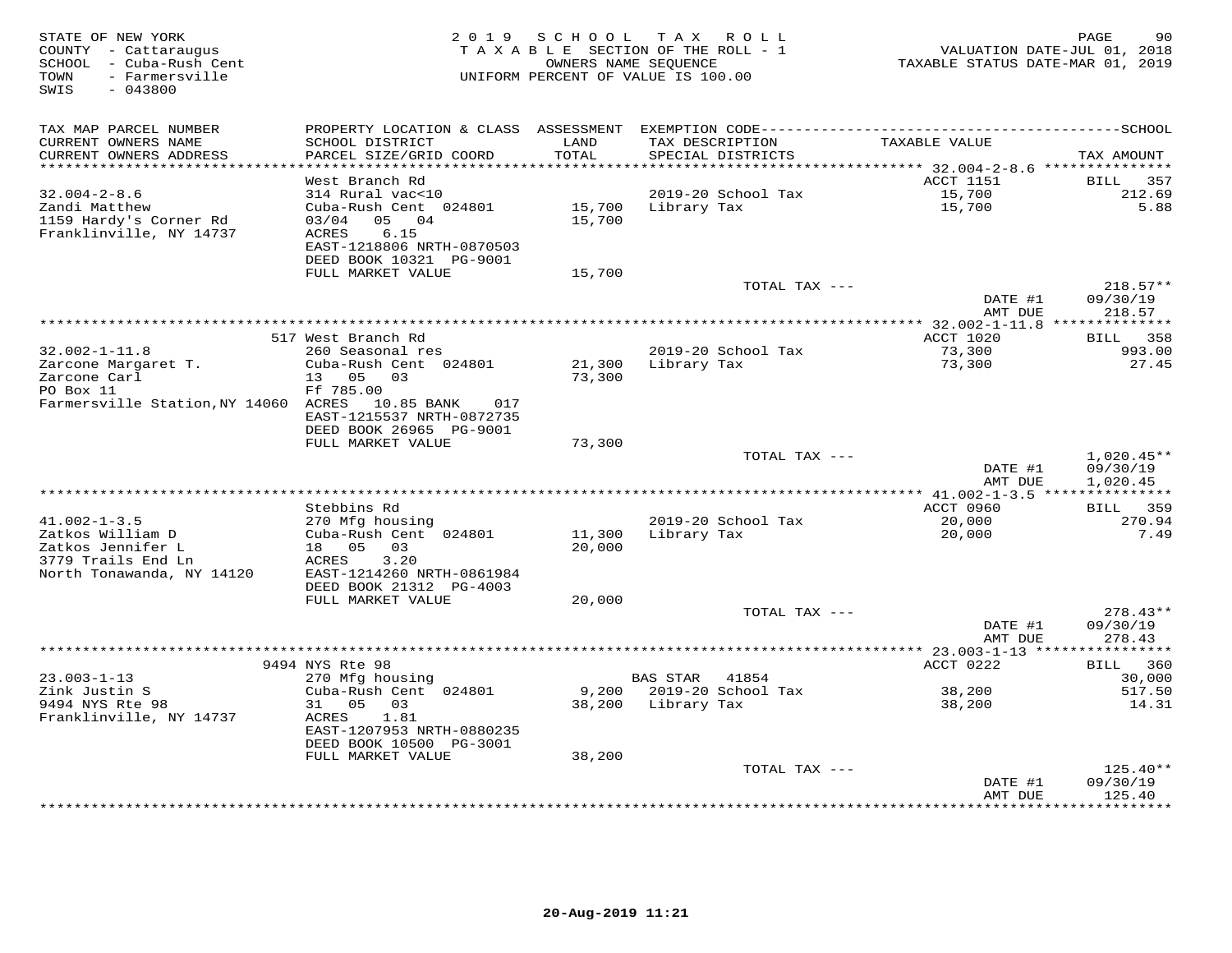STATE OF NEW YORK
COUNTY - Cattaraugus
SCHOOL - Cuba-Rush Cent
TOWN - Farmersville
SWIS - 043800

2019 SCHOOL TAX ROLL
TAXABLE SECTION OF THE ROLL - 1
OWNERS NAME SEQUENCE
UNIFORM PERCENT OF VALUE IS 100.00

VALUATION DATE-JUL 01, 2018
TAXABLE STATUS DATE-MAR 01, 2019

| TAX MAP PARCEL NUMBER / CURRENT OWNERS NAME / CURRENT OWNERS ADDRESS | PROPERTY LOCATION & CLASS / SCHOOL DISTRICT / PARCEL SIZE/GRID COORD | ASSESSMENT LAND | TOTAL | EXEMPTION CODE / TAX DESCRIPTION / SPECIAL DISTRICTS | TAXABLE VALUE | TAX AMOUNT |
|---|---|---|---|---|---|---|
| 32.004-2-8.6 | West Branch Rd | | | | ACCT 1151 | BILL 357 |
| Zandi Matthew | 314 Rural vac<10 | | | 2019-20 School Tax | 15,700 | 212.69 |
| 1159 Hardy's Corner Rd | Cuba-Rush Cent 024801 | 15,700 | | Library Tax | 15,700 | 5.88 |
| Franklinville, NY 14737 | 03/04 05 04 | | 15,700 | | | |
| | ACRES 6.15 | | | | | |
| | EAST-1218806 NRTH-0870503 | | | | | |
| | DEED BOOK 10321 PG-9001 | | | | | |
| | FULL MARKET VALUE | | 15,700 | | | |
| | | | | TOTAL TAX --- | | 218.57** |
| | | | | | DATE #1 | 09/30/19 |
| | | | | | AMT DUE | 218.57 |
| 32.002-1-11.8 | 517 West Branch Rd | | | | ACCT 1020 | BILL 358 |
| Zarcone Margaret T. | 260 Seasonal res | | | 2019-20 School Tax | 73,300 | 993.00 |
| Zarcone Carl | Cuba-Rush Cent 024801 | 21,300 | | Library Tax | 73,300 | 27.45 |
| PO Box 11 | 13 05 03 | | 73,300 | | | |
| Farmersville Station,NY 14060 | Ff 785.00 | | | | | |
| | ACRES 10.85 BANK 017 | | | | | |
| | EAST-1215537 NRTH-0872735 | | | | | |
| | DEED BOOK 26965 PG-9001 | | | | | |
| | FULL MARKET VALUE | | 73,300 | | | |
| | | | | TOTAL TAX --- | | 1,020.45** |
| | | | | | DATE #1 | 09/30/19 |
| | | | | | AMT DUE | 1,020.45 |
| 41.002-1-3.5 | Stebbins Rd | | | | ACCT 0960 | BILL 359 |
| Zatkos William D | 270 Mfg housing | | | 2019-20 School Tax | 20,000 | 270.94 |
| Zatkos Jennifer L | Cuba-Rush Cent 024801 | 11,300 | | Library Tax | 20,000 | 7.49 |
| 3779 Trails End Ln | 18 05 03 | | 20,000 | | | |
| North Tonawanda, NY 14120 | ACRES 3.20 | | | | | |
| | EAST-1214260 NRTH-0861984 | | | | | |
| | DEED BOOK 21312 PG-4003 | | | | | |
| | FULL MARKET VALUE | | 20,000 | | | |
| | | | | TOTAL TAX --- | | 278.43** |
| | | | | | DATE #1 | 09/30/19 |
| | | | | | AMT DUE | 278.43 |
| 23.003-1-13 | 9494 NYS Rte 98 | | | | ACCT 0222 | BILL 360 |
| Zink Justin S | 270 Mfg housing | | | BAS STAR 41854 | | 30,000 |
| 9494 NYS Rte 98 | Cuba-Rush Cent 024801 | 9,200 | | 2019-20 School Tax | 38,200 | 517.50 |
| Franklinville, NY 14737 | 31 05 03 | | 38,200 | Library Tax | 38,200 | 14.31 |
| | ACRES 1.81 | | | | | |
| | EAST-1207953 NRTH-0880235 | | | | | |
| | DEED BOOK 10500 PG-3001 | | | | | |
| | FULL MARKET VALUE | | 38,200 | | | |
| | | | | TOTAL TAX --- | | 125.40** |
| | | | | | DATE #1 | 09/30/19 |
| | | | | | AMT DUE | 125.40 |

20-Aug-2019 11:21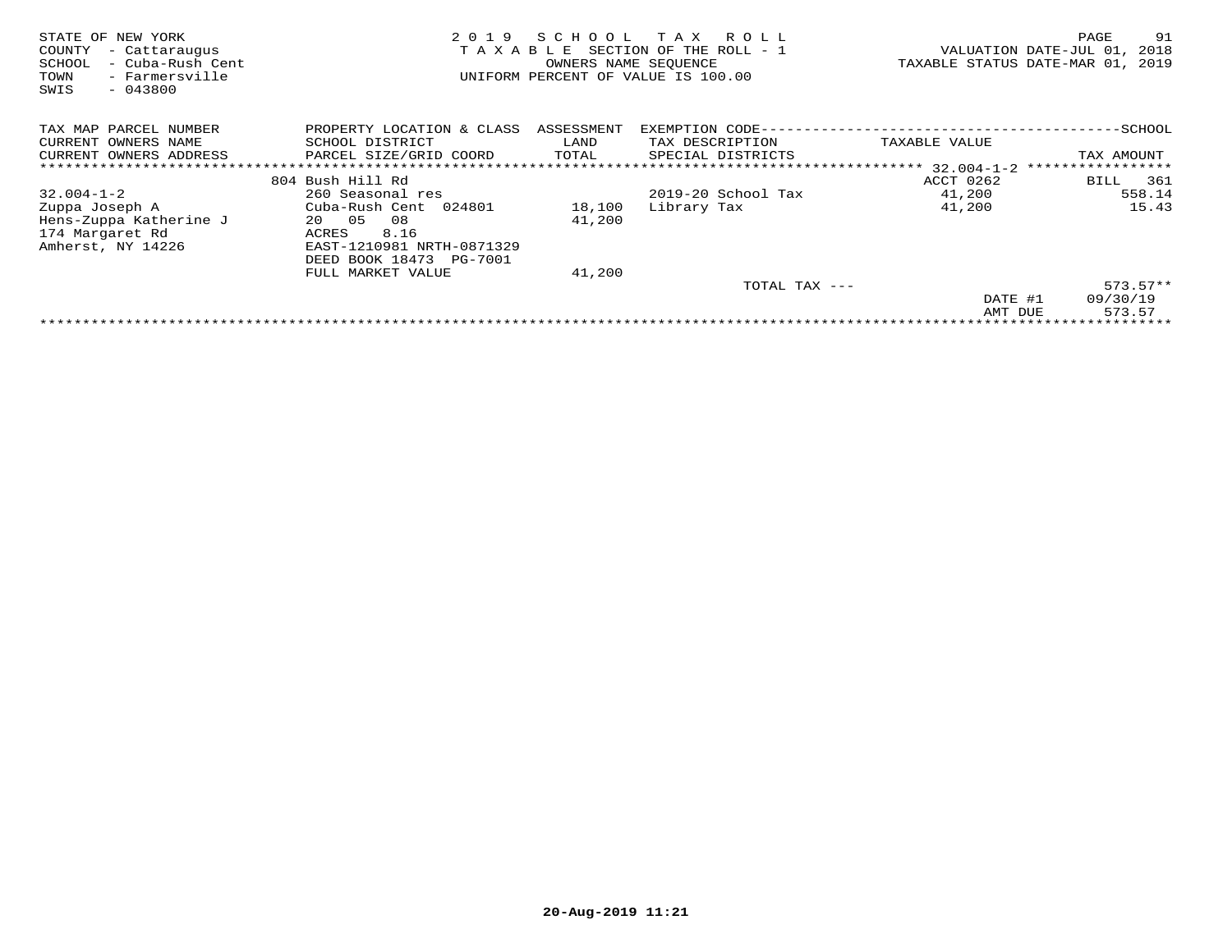STATE OF NEW YORK
COUNTY - Cattaraugus
SCHOOL - Cuba-Rush Cent
TOWN - Farmersville
SWIS - 043800

2019 SCHOOL TAX ROLL
TAXABLE SECTION OF THE ROLL - 1
OWNERS NAME SEQUENCE
UNIFORM PERCENT OF VALUE IS 100.00

VALUATION DATE-JUL 01, 2018
TAXABLE STATUS DATE-MAR 01, 2019

| TAX MAP PARCEL NUMBER / CURRENT OWNERS NAME / CURRENT OWNERS ADDRESS | PROPERTY LOCATION & CLASS / SCHOOL DISTRICT / PARCEL SIZE/GRID COORD | ASSESSMENT LAND / TOTAL | EXEMPTION CODE / TAX DESCRIPTION / SPECIAL DISTRICTS | TAXABLE VALUE | SCHOOL TAX AMOUNT |
|---|---|---|---|---|---|
| | 804 Bush Hill Rd | | | ACCT 0262 | BILL 361 |
| 32.004-1-2 | 260 Seasonal res | | 2019-20 School Tax | 41,200 | 558.14 |
| Zuppa Joseph A | Cuba-Rush Cent 024801 | 18,100 | Library Tax | 41,200 | 15.43 |
| Hens-Zuppa Katherine J | 20 05 08 | 41,200 | | | |
| 174 Margaret Rd | ACRES 8.16 | | | | |
| Amherst, NY 14226 | EAST-1210981 NRTH-0871329 | | | | |
| | DEED BOOK 18473 PG-7001 | | | | |
| | FULL MARKET VALUE | 41,200 | | | |
| | | | TOTAL TAX --- | | 573.57** |
| | | | | DATE #1 | 09/30/19 |
| | | | | AMT DUE | 573.57 |

20-Aug-2019 11:21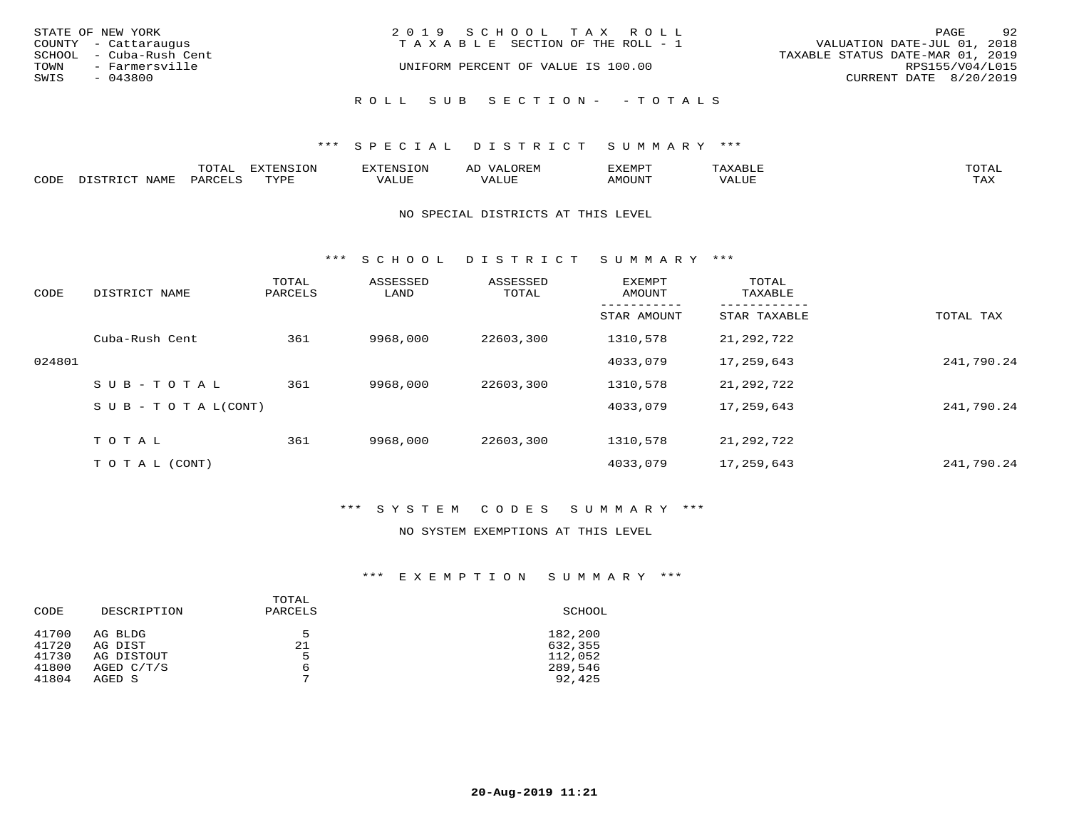STATE OF NEW YORK
COUNTY - Cattaraugus
SCHOOL - Cuba-Rush Cent
TOWN - Farmersville
SWIS - 043800

2019 SCHOOL TAX ROLL
TAXABLE SECTION OF THE ROLL - 1
UNIFORM PERCENT OF VALUE IS 100.00

VALUATION DATE-JUL 01, 2018
TAXABLE STATUS DATE-MAR 01, 2019
RPS155/V04/L015
CURRENT DATE 8/20/2019

ROLL SUB SECTION- - TOTALS

*** SPECIAL DISTRICT SUMMARY ***

| CODE | DISTRICT NAME | TOTAL PARCELS | EXTENSION TYPE | EXTENSION VALUE | AD VALOREM VALUE | EXEMPT AMOUNT | TAXABLE VALUE | TOTAL TAX |
|---|---|---|---|---|---|---|---|---|

NO SPECIAL DISTRICTS AT THIS LEVEL

*** SCHOOL DISTRICT SUMMARY ***

| CODE | DISTRICT NAME | TOTAL PARCELS | ASSESSED LAND | ASSESSED TOTAL | EXEMPT AMOUNT / STAR AMOUNT | TOTAL TAXABLE / STAR TAXABLE | TOTAL TAX |
|---|---|---|---|---|---|---|---|
| | Cuba-Rush Cent | 361 | 9968,000 | 22603,300 | 1310,578 | 21,292,722 | |
| 024801 | | | | | 4033,079 | 17,259,643 | 241,790.24 |
| | SUB-TOTAL | 361 | 9968,000 | 22603,300 | 1310,578 | 21,292,722 | |
| | SUB-TOTAL(CONT) | | | | 4033,079 | 17,259,643 | 241,790.24 |
| | TOTAL | 361 | 9968,000 | 22603,300 | 1310,578 | 21,292,722 | |
| | TOTAL (CONT) | | | | 4033,079 | 17,259,643 | 241,790.24 |

*** SYSTEM CODES SUMMARY ***

NO SYSTEM EXEMPTIONS AT THIS LEVEL

*** EXEMPTION SUMMARY ***

| CODE | DESCRIPTION | TOTAL PARCELS | SCHOOL |
|---|---|---|---|
| 41700 | AG BLDG | 5 | 182,200 |
| 41720 | AG DIST | 21 | 632,355 |
| 41730 | AG DISTOUT | 5 | 112,052 |
| 41800 | AGED C/T/S | 6 | 289,546 |
| 41804 | AGED S | 7 | 92,425 |

20-Aug-2019 11:21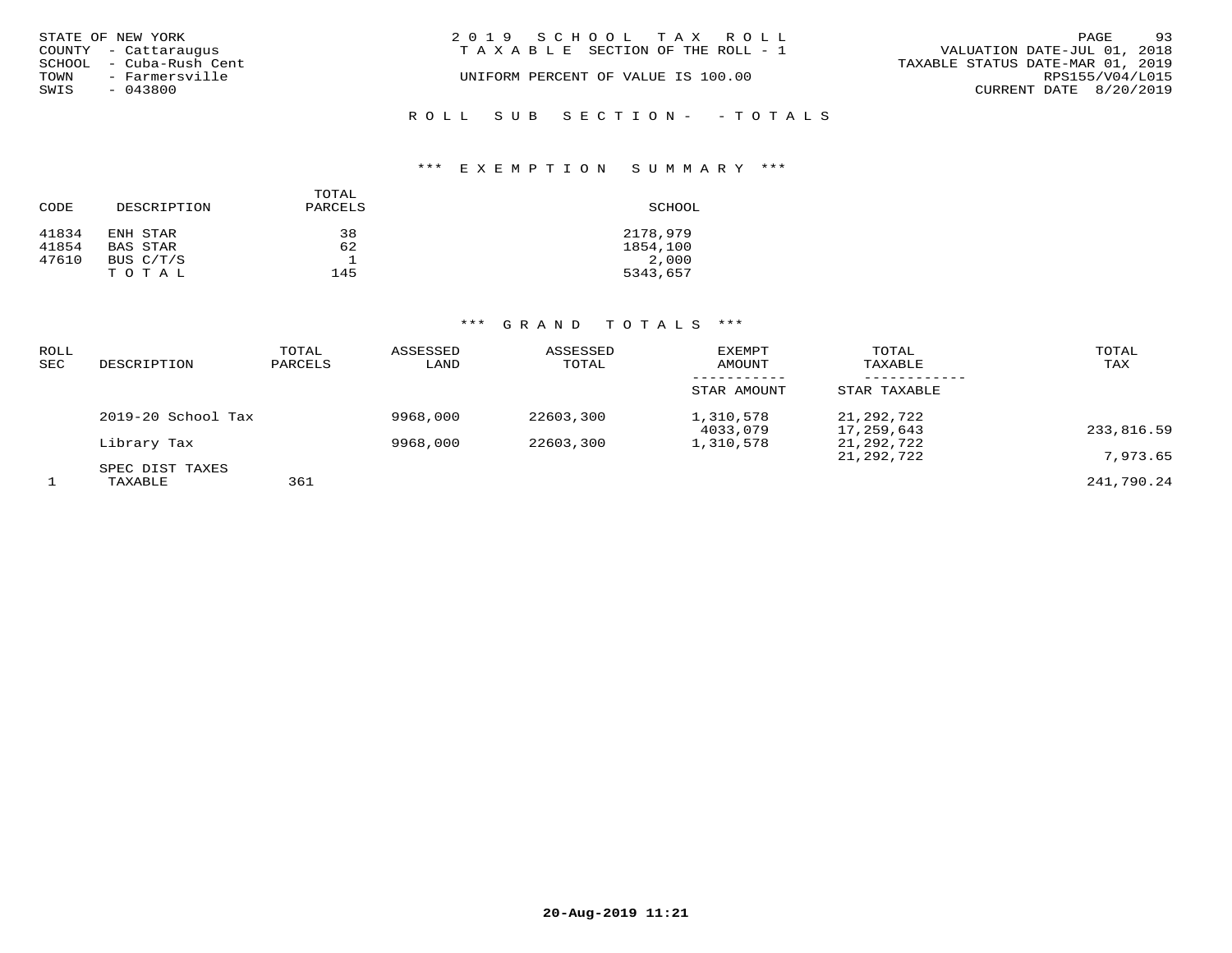STATE OF NEW YORK
COUNTY - Cattaraugus
SCHOOL - Cuba-Rush Cent
TOWN - Farmersville
SWIS - 043800

2 0 1 9 S C H O O L T A X R O L L
T A X A B L E SECTION OF THE ROLL - 1
UNIFORM PERCENT OF VALUE IS 100.00

VALUATION DATE-JUL 01, 2018
TAXABLE STATUS DATE-MAR 01, 2019
RPS155/V04/L015
CURRENT DATE 8/20/2019

R O L L S U B S E C T I O N - - T O T A L S

## *** E X E M P T I O N S U M M A R Y ***

| CODE | DESCRIPTION | TOTAL PARCELS | SCHOOL |
|---|---|---|---|
| 41834 | ENH STAR | 38 | 2178,979 |
| 41854 | BAS STAR | 62 | 1854,100 |
| 47610 | BUS C/T/S | 1 | 2,000 |
| | T O T A L | 145 | 5343,657 |

## *** G R A N D T O T A L S ***

| ROLL SEC | DESCRIPTION | TOTAL PARCELS | ASSESSED LAND | ASSESSED TOTAL | EXEMPT AMOUNT / STAR AMOUNT | TOTAL TAXABLE / STAR TAXABLE | TOTAL TAX |
|---|---|---|---|---|---|---|---|
| | 2019-20 School Tax | | 9968,000 | 22603,300 | 1,310,578 | 21,292,722 | |
| | | | | | 4033,079 | 17,259,643 | 233,816.59 |
| | Library Tax | | 9968,000 | 22603,300 | 1,310,578 | 21,292,722 | |
| | | | | | | 21,292,722 | 7,973.65 |
| | SPEC DIST TAXES | | | | | | |
| 1 | TAXABLE | 361 | | | | | 241,790.24 |

20-Aug-2019 11:21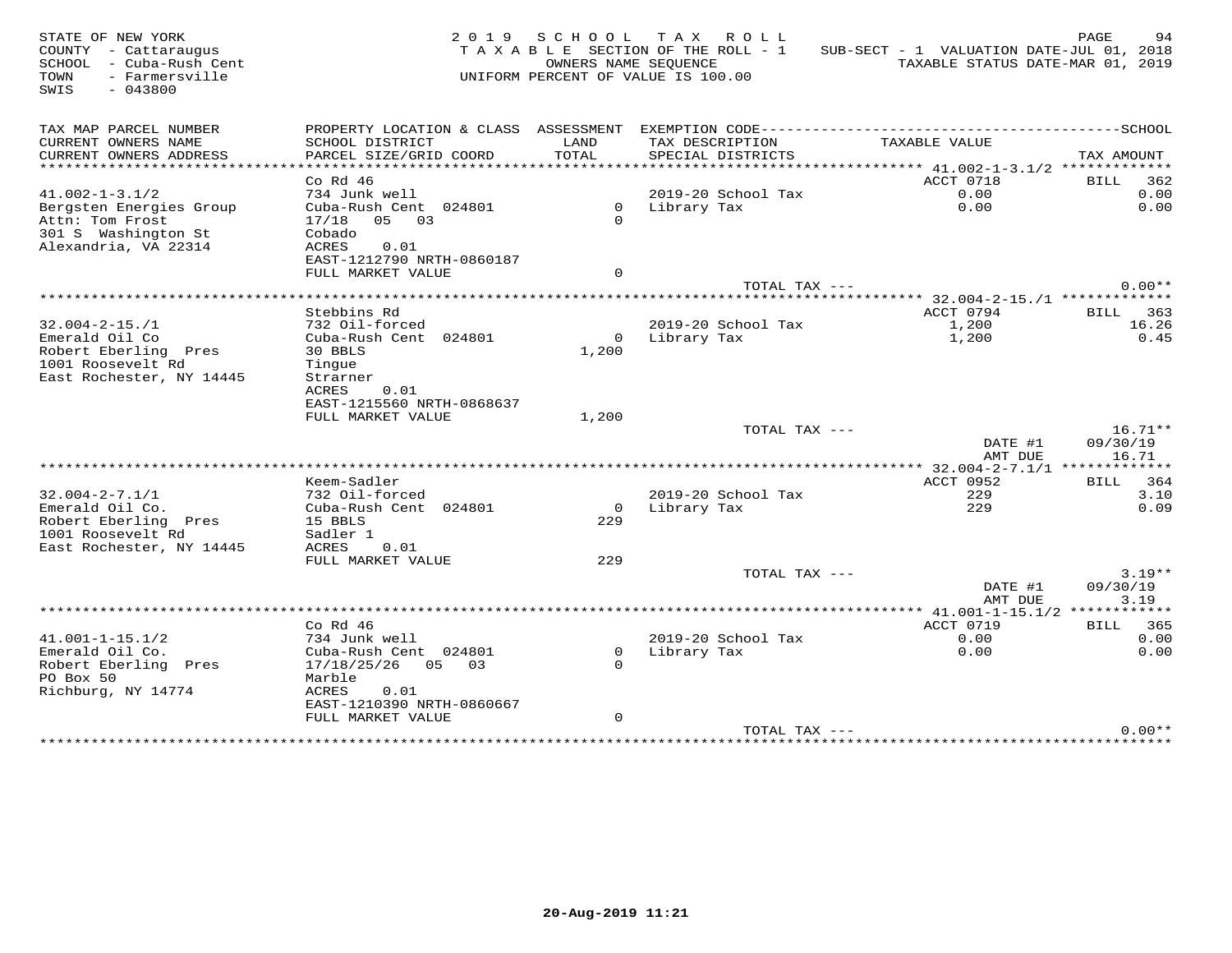STATE OF NEW YORK
COUNTY - Cattaraugus
SCHOOL - Cuba-Rush Cent
TOWN - Farmersville
SWIS - 043800

2 0 1 9 S C H O O L T A X R O L L
T A X A B L E SECTION OF THE ROLL - 1
OWNERS NAME SEQUENCE
UNIFORM PERCENT OF VALUE IS 100.00

SUB-SECT - 1 VALUATION DATE-JUL 01, 2018
TAXABLE STATUS DATE-MAR 01, 2019

| TAX MAP PARCEL NUMBER / CURRENT OWNERS NAME / CURRENT OWNERS ADDRESS | PROPERTY LOCATION & CLASS / SCHOOL DISTRICT / PARCEL SIZE/GRID COORD | ASSESSMENT LAND | ASSESSMENT TOTAL | EXEMPTION CODE / TAX DESCRIPTION / SPECIAL DISTRICTS | TAXABLE VALUE | TAX AMOUNT |
|---|---|---|---|---|---|---|
| **41.002-1-3.1/2** | Co Rd 46 | | | | ACCT 0718 | BILL 362 |
| 41.002-1-3.1/2 | 734 Junk well | | | 2019-20 School Tax | 0.00 | 0.00 |
| Bergsten Energies Group | Cuba-Rush Cent 024801 | 0 | | Library Tax | 0.00 | 0.00 |
| Attn: Tom Frost | 17/18 05 03 | | 0 | | | |
| 301 S Washington St | Cobado | | | | | |
| Alexandria, VA 22314 | ACRES 0.01 | | | | | |
| | EAST-1212790 NRTH-0860187 | | | | | |
| | FULL MARKET VALUE | | 0 | | | |
| | | | | TOTAL TAX --- | | 0.00** |
| **32.004-2-15./1** | Stebbins Rd | | | | ACCT 0794 | BILL 363 |
| 32.004-2-15./1 | 732 Oil-forced | | | 2019-20 School Tax | 1,200 | 16.26 |
| Emerald Oil Co | Cuba-Rush Cent 024801 | 0 | | Library Tax | 1,200 | 0.45 |
| Robert Eberling Pres | 30 BBLS | | 1,200 | | | |
| 1001 Roosevelt Rd | Tingue | | | | | |
| East Rochester, NY 14445 | Strarner | | | | | |
| | ACRES 0.01 | | | | | |
| | EAST-1215560 NRTH-0868637 | | | | | |
| | FULL MARKET VALUE | | 1,200 | | | |
| | | | | TOTAL TAX --- | | 16.71** |
| | | | | | DATE #1 | 09/30/19 |
| | | | | | AMT DUE | 16.71 |
| **32.004-2-7.1/1** | Keem-Sadler | | | | ACCT 0952 | BILL 364 |
| 32.004-2-7.1/1 | 732 Oil-forced | | | 2019-20 School Tax | 229 | 3.10 |
| Emerald Oil Co. | Cuba-Rush Cent 024801 | 0 | | Library Tax | 229 | 0.09 |
| Robert Eberling Pres | 15 BBLS | | 229 | | | |
| 1001 Roosevelt Rd | Sadler 1 | | | | | |
| East Rochester, NY 14445 | ACRES 0.01 | | | | | |
| | FULL MARKET VALUE | | 229 | | | |
| | | | | TOTAL TAX --- | | 3.19** |
| | | | | | DATE #1 | 09/30/19 |
| | | | | | AMT DUE | 3.19 |
| **41.001-1-15.1/2** | Co Rd 46 | | | | ACCT 0719 | BILL 365 |
| 41.001-1-15.1/2 | 734 Junk well | | | 2019-20 School Tax | 0.00 | 0.00 |
| Emerald Oil Co. | Cuba-Rush Cent 024801 | 0 | | Library Tax | 0.00 | 0.00 |
| Robert Eberling Pres | 17/18/25/26 05 03 | | 0 | | | |
| PO Box 50 | Marble | | | | | |
| Richburg, NY 14774 | ACRES 0.01 | | | | | |
| | EAST-1210390 NRTH-0860667 | | | | | |
| | FULL MARKET VALUE | | 0 | | | |
| | | | | TOTAL TAX --- | | 0.00** |

20-Aug-2019 11:21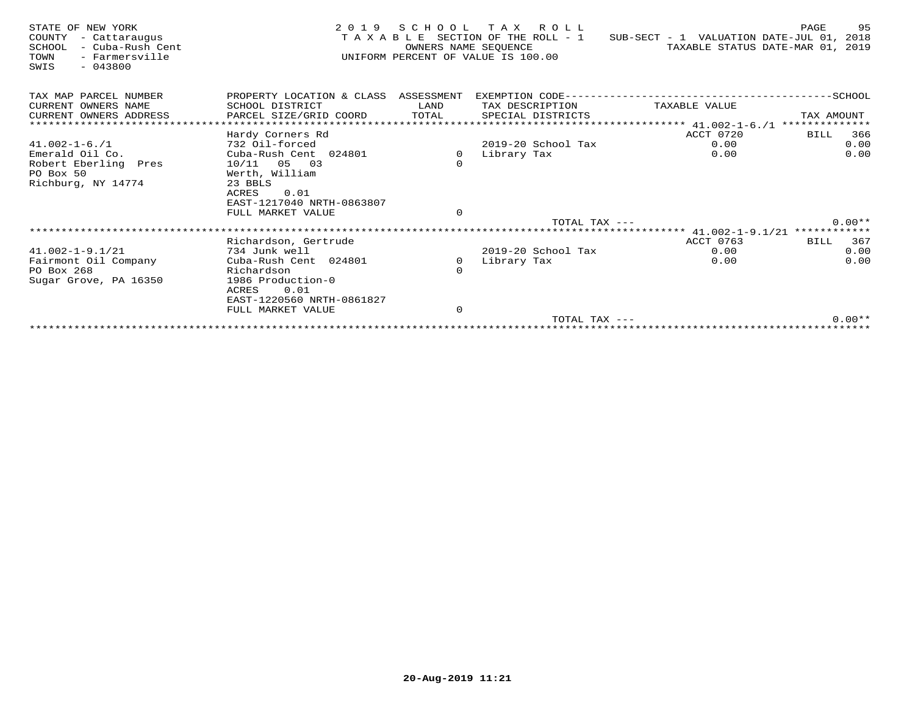STATE OF NEW YORK
COUNTY - Cattaraugus
SCHOOL - Cuba-Rush Cent
TOWN - Farmersville
SWIS - 043800

2019 SCHOOL TAX ROLL
TAXABLE SECTION OF THE ROLL - 1
OWNERS NAME SEQUENCE
UNIFORM PERCENT OF VALUE IS 100.00

SUB-SECT - 1 VALUATION DATE-JUL 01, 2018
TAXABLE STATUS DATE-MAR 01, 2019

| TAX MAP PARCEL NUMBER / CURRENT OWNERS NAME / CURRENT OWNERS ADDRESS | PROPERTY LOCATION & CLASS / SCHOOL DISTRICT / PARCEL SIZE/GRID COORD | ASSESSMENT LAND / TOTAL | EXEMPTION CODE / TAX DESCRIPTION / SPECIAL DISTRICTS | TAXABLE VALUE | SCHOOL TAX AMOUNT |
|---|---|---|---|---|---|
| 41.002-1-6./1 | Hardy Corners Rd | | | ACCT 0720 | BILL 366 |
| 41.002-1-6./1 | 732 Oil-forced | | 2019-20 School Tax | 0.00 | 0.00 |
| Emerald Oil Co. | Cuba-Rush Cent 024801 | 0 | Library Tax | 0.00 | 0.00 |
| Robert Eberling Pres | 10/11 05 03 | 0 | | | |
| PO Box 50 | Werth, William | | | | |
| Richburg, NY 14774 | 23 BBLS | | | | |
| | ACRES 0.01 | | | | |
| | EAST-1217040 NRTH-0863807 | | | | |
| | FULL MARKET VALUE | 0 | | | |
| | | | TOTAL TAX --- | | 0.00** |
| 41.002-1-9.1/21 | Richardson, Gertrude | | | ACCT 0763 | BILL 367 |
| 41.002-1-9.1/21 | 734 Junk well | | 2019-20 School Tax | 0.00 | 0.00 |
| Fairmont Oil Company | Cuba-Rush Cent 024801 | 0 | Library Tax | 0.00 | 0.00 |
| PO Box 268 | Richardson | 0 | | | |
| Sugar Grove, PA 16350 | 1986 Production-0 | | | | |
| | ACRES 0.01 | | | | |
| | EAST-1220560 NRTH-0861827 | | | | |
| | FULL MARKET VALUE | 0 | | | |
| | | | TOTAL TAX --- | | 0.00** |

20-Aug-2019 11:21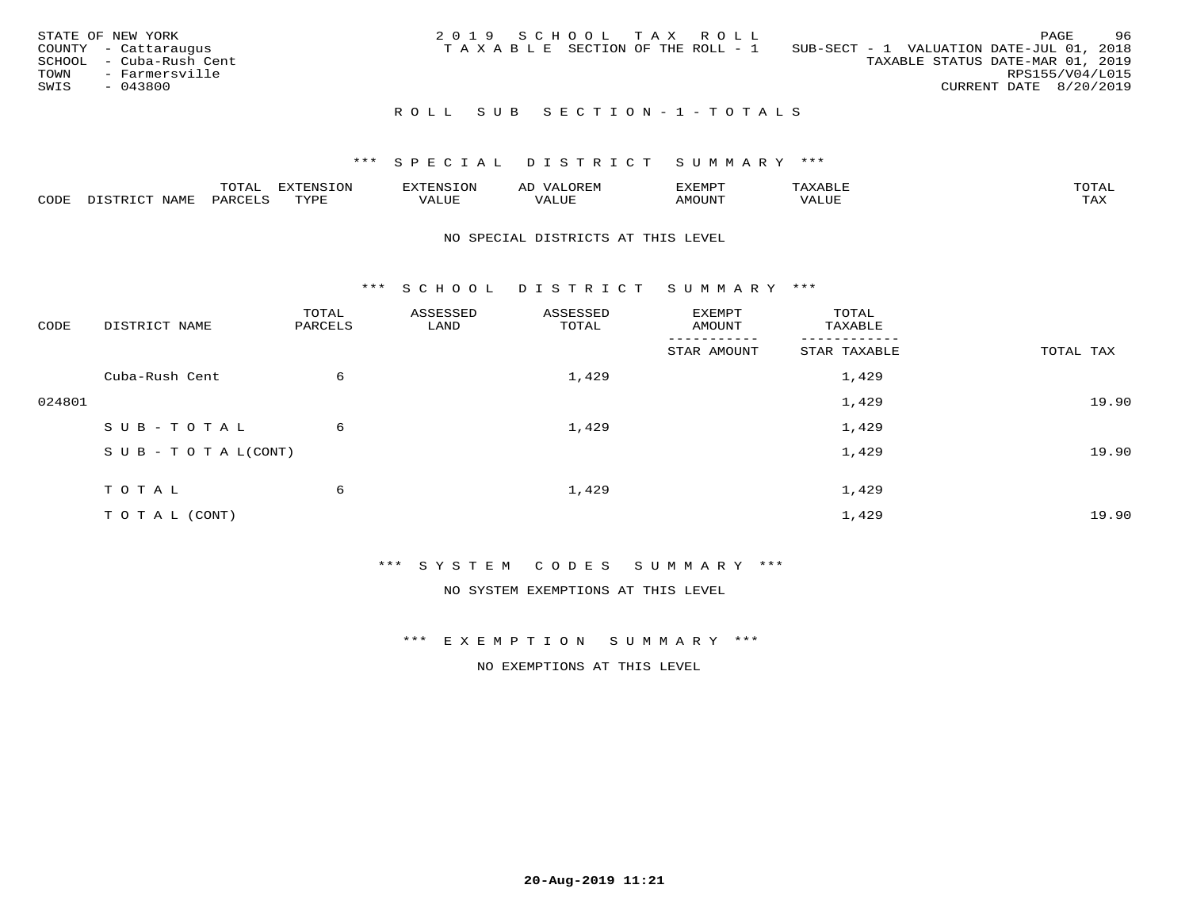STATE OF NEW YORK
COUNTY - Cattaraugus
SCHOOL - Cuba-Rush Cent
TOWN - Farmersville
SWIS - 043800

2019 SCHOOL TAX ROLL
TAXABLE SECTION OF THE ROLL - 1

SUB-SECT - 1 VALUATION DATE-JUL 01, 2018
TAXABLE STATUS DATE-MAR 01, 2019
RPS155/V04/L015
CURRENT DATE 8/20/2019

## ROLL SUB SECTION-1-TOTALS

### *** SPECIAL DISTRICT SUMMARY ***

| CODE | DISTRICT NAME | TOTAL PARCELS | EXTENSION TYPE | EXTENSION VALUE | AD VALOREM VALUE | EXEMPT AMOUNT | TAXABLE VALUE | TOTAL TAX |
|---|---|---|---|---|---|---|---|---|

NO SPECIAL DISTRICTS AT THIS LEVEL

### *** SCHOOL DISTRICT SUMMARY ***

| CODE | DISTRICT NAME | TOTAL PARCELS | ASSESSED LAND | ASSESSED TOTAL | EXEMPT AMOUNT / STAR AMOUNT | TOTAL TAXABLE / STAR TAXABLE | TOTAL TAX |
|---|---|---|---|---|---|---|---|
| | Cuba-Rush Cent | 6 | | 1,429 | | 1,429 | |
| 024801 | | | | | | 1,429 | 19.90 |
| | SUB-TOTAL | 6 | | 1,429 | | 1,429 | |
| | SUB-TOTAL(CONT) | | | | | 1,429 | 19.90 |
| | TOTAL | 6 | | 1,429 | | 1,429 | |
| | TOTAL (CONT) | | | | | 1,429 | 19.90 |

### *** SYSTEM CODES SUMMARY ***

NO SYSTEM EXEMPTIONS AT THIS LEVEL

### *** EXEMPTION SUMMARY ***

NO EXEMPTIONS AT THIS LEVEL

20-Aug-2019 11:21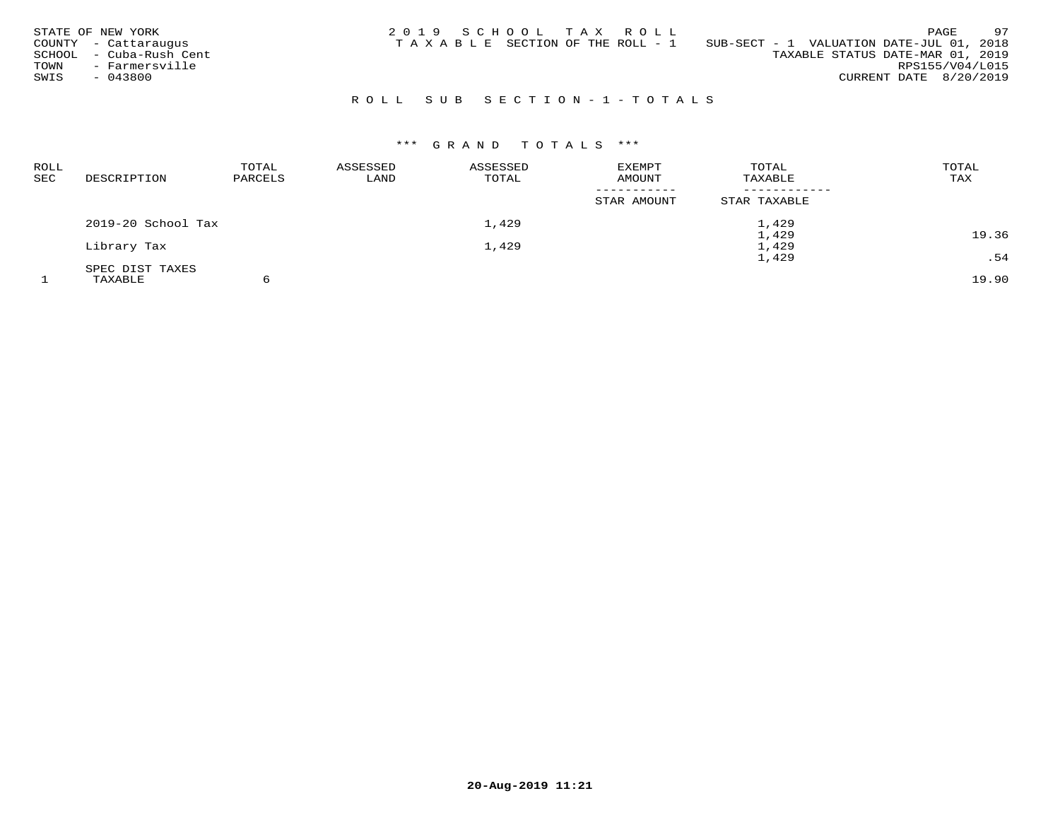STATE OF NEW YORK
COUNTY - Cattaraugus
SCHOOL - Cuba-Rush Cent
TOWN - Farmersville
SWIS - 043800

2019 SCHOOL TAX ROLL
TAXABLE SECTION OF THE ROLL - 1

SUB-SECT - 1 VALUATION DATE-JUL 01, 2018
TAXABLE STATUS DATE-MAR 01, 2019
RPS155/V04/L015
CURRENT DATE 8/20/2019

## ROLL SUB SECTION-1-TOTALS

### *** GRAND TOTALS ***

| ROLL SEC | DESCRIPTION | TOTAL PARCELS | ASSESSED LAND | ASSESSED TOTAL | EXEMPT AMOUNT / STAR AMOUNT | TOTAL TAXABLE / STAR TAXABLE | TOTAL TAX |
|---|---|---|---|---|---|---|---|
| | 2019-20 School Tax | | | 1,429 | | 1,429 | |
| | | | | | | 1,429 | 19.36 |
| | Library Tax | | | 1,429 | | 1,429 | |
| | | | | | | 1,429 | .54 |
| | SPEC DIST TAXES | | | | | | |
| 1 | TAXABLE | 6 | | | | | 19.90 |

20-Aug-2019 11:21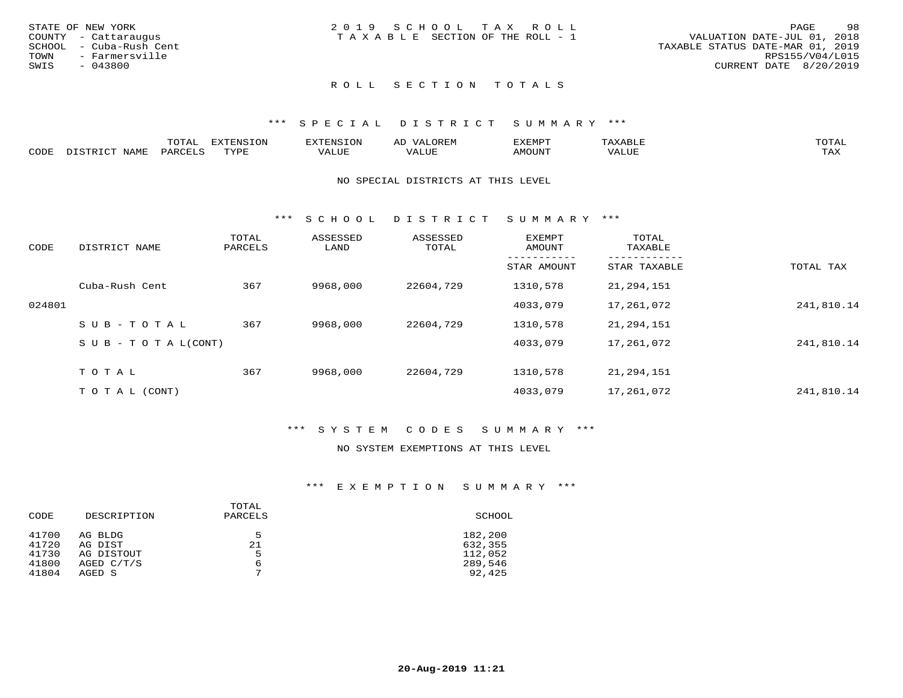STATE OF NEW YORK
COUNTY - Cattaraugus
SCHOOL - Cuba-Rush Cent
TOWN - Farmersville
SWIS - 043800

2019 SCHOOL TAX ROLL
TAXABLE SECTION OF THE ROLL - 1

VALUATION DATE-JUL 01, 2018
TAXABLE STATUS DATE-MAR 01, 2019
RPS155/V04/L015
CURRENT DATE 8/20/2019

## ROLL SECTION TOTALS

### *** SPECIAL DISTRICT SUMMARY ***

| CODE | DISTRICT NAME | TOTAL PARCELS | EXTENSION TYPE | EXTENSION VALUE | AD VALOREM VALUE | EXEMPT AMOUNT | TAXABLE VALUE | TOTAL TAX |
|---|---|---|---|---|---|---|---|---|

NO SPECIAL DISTRICTS AT THIS LEVEL

### *** SCHOOL DISTRICT SUMMARY ***

| CODE | DISTRICT NAME | TOTAL PARCELS | ASSESSED LAND | ASSESSED TOTAL | EXEMPT AMOUNT / STAR AMOUNT | TOTAL TAXABLE / STAR TAXABLE | TOTAL TAX |
|---|---|---|---|---|---|---|---|
| | Cuba-Rush Cent | 367 | 9968,000 | 22604,729 | 1310,578 | 21,294,151 | |
| 024801 | | | | | 4033,079 | 17,261,072 | 241,810.14 |
| | S U B - T O T A L | 367 | 9968,000 | 22604,729 | 1310,578 | 21,294,151 | |
| | S U B - T O T A L(CONT) | | | | 4033,079 | 17,261,072 | 241,810.14 |
| | T O T A L | 367 | 9968,000 | 22604,729 | 1310,578 | 21,294,151 | |
| | T O T A L (CONT) | | | | 4033,079 | 17,261,072 | 241,810.14 |

### *** SYSTEM CODES SUMMARY ***

NO SYSTEM EXEMPTIONS AT THIS LEVEL

### *** EXEMPTION SUMMARY ***

| CODE | DESCRIPTION | TOTAL PARCELS | SCHOOL |
|---|---|---|---|
| 41700 | AG BLDG | 5 | 182,200 |
| 41720 | AG DIST | 21 | 632,355 |
| 41730 | AG DISTOUT | 5 | 112,052 |
| 41800 | AGED C/T/S | 6 | 289,546 |
| 41804 | AGED S | 7 | 92,425 |

20-Aug-2019 11:21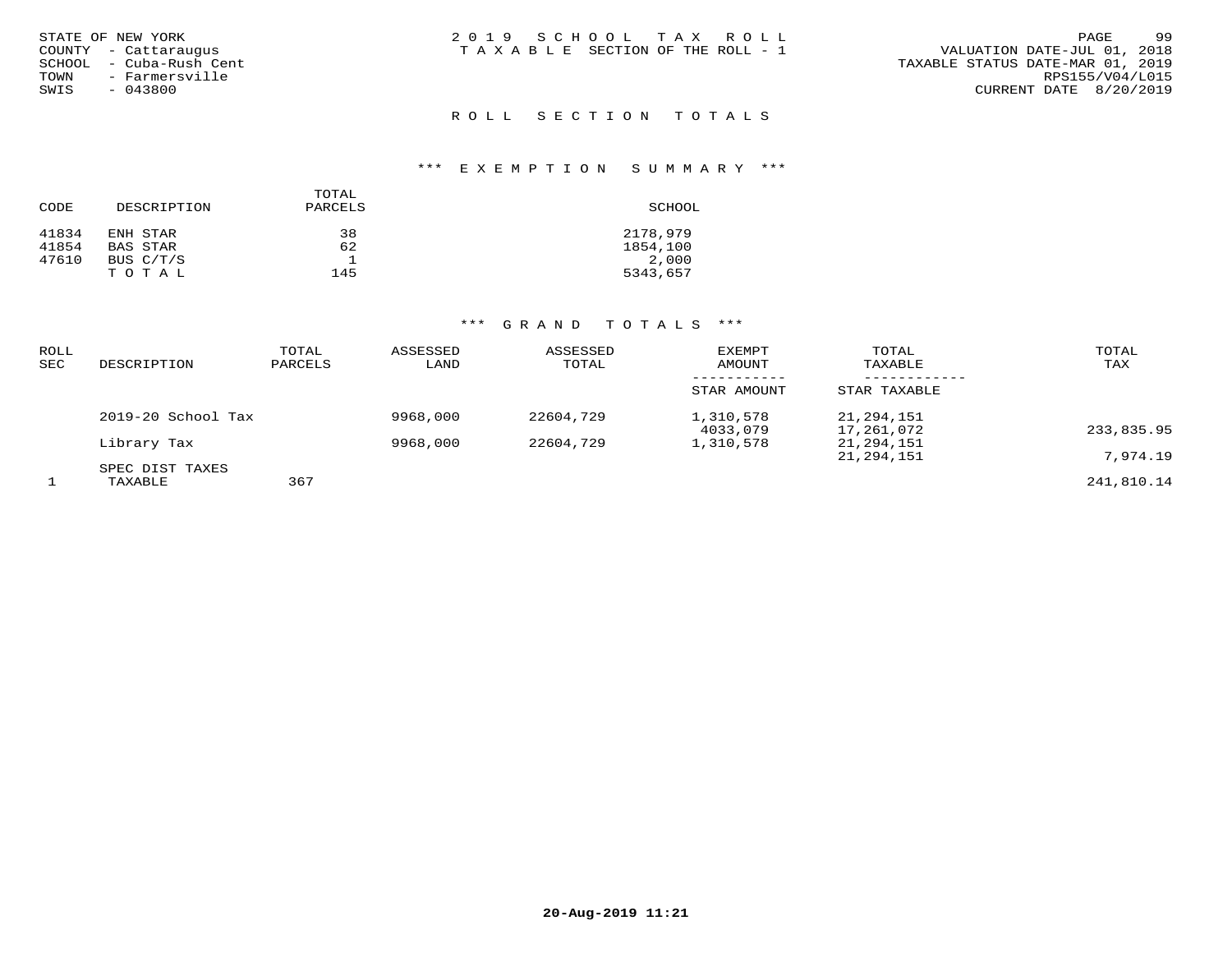STATE OF NEW YORK
COUNTY - Cattaraugus
SCHOOL - Cuba-Rush Cent
TOWN - Farmersville
SWIS - 043800

2019 SCHOOL TAX ROLL
TAXABLE SECTION OF THE ROLL - 1

VALUATION DATE-JUL 01, 2018
TAXABLE STATUS DATE-MAR 01, 2019
RPS155/V04/L015
CURRENT DATE 8/20/2019

## ROLL SECTION TOTALS

### *** EXEMPTION SUMMARY ***

| CODE | DESCRIPTION | TOTAL PARCELS | SCHOOL |
|---|---|---|---|
| 41834 | ENH STAR | 38 | 2178,979 |
| 41854 | BAS STAR | 62 | 1854,100 |
| 47610 | BUS C/T/S | 1 | 2,000 |
| | T O T A L | 145 | 5343,657 |

### *** GRAND TOTALS ***

| ROLL SEC | DESCRIPTION | TOTAL PARCELS | ASSESSED LAND | ASSESSED TOTAL | EXEMPT AMOUNT / STAR AMOUNT | TOTAL TAXABLE / STAR TAXABLE | TOTAL TAX |
|---|---|---|---|---|---|---|---|
| | 2019-20 School Tax | | 9968,000 | 22604,729 | 1,310,578 | 21,294,151 | |
| | | | | | 4033,079 | 17,261,072 | 233,835.95 |
| | Library Tax | | 9968,000 | 22604,729 | 1,310,578 | 21,294,151 | |
| | | | | | | 21,294,151 | 7,974.19 |
| | SPEC DIST TAXES | | | | | | |
| 1 | TAXABLE | 367 | | | | | 241,810.14 |

20-Aug-2019 11:21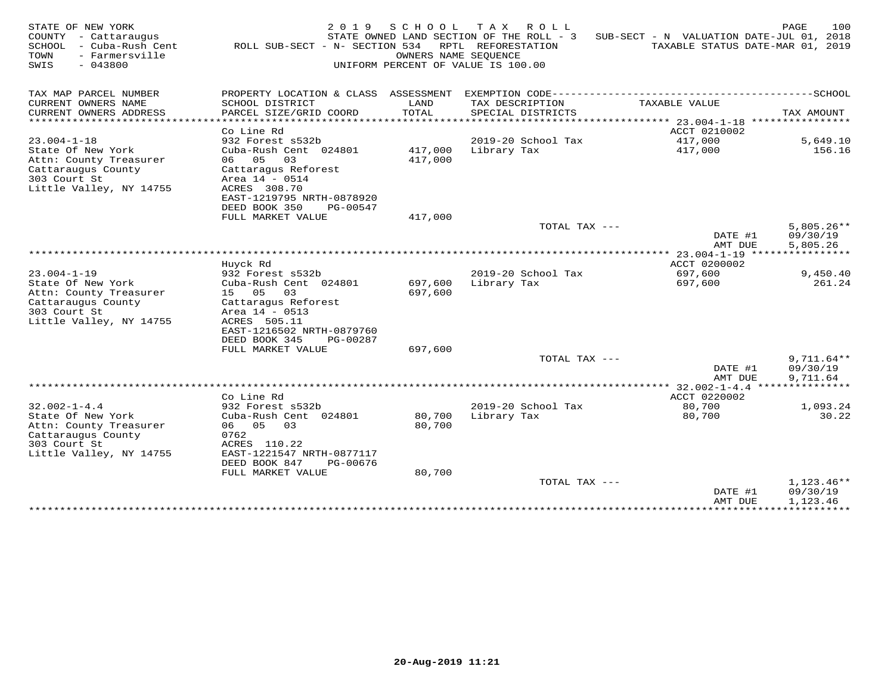STATE OF NEW YORK
COUNTY - Cattaraugus
SCHOOL - Cuba-Rush Cent
TOWN - Farmersville
SWIS - 043800

2 0 1 9 S C H O O L T A X R O L L
STATE OWNED LAND SECTION OF THE ROLL - 3
ROLL SUB-SECT - N- SECTION 534 RPTL REFORESTATION
OWNERS NAME SEQUENCE
UNIFORM PERCENT OF VALUE IS 100.00

SUB-SECT - N VALUATION DATE-JUL 01, 2018
TAXABLE STATUS DATE-MAR 01, 2019

| TAX MAP PARCEL NUMBER / CURRENT OWNERS NAME / CURRENT OWNERS ADDRESS | PROPERTY LOCATION & CLASS / SCHOOL DISTRICT / PARCEL SIZE/GRID COORD | ASSESSMENT LAND / TOTAL | EXEMPTION CODE / TAX DESCRIPTION / SPECIAL DISTRICTS | TAXABLE VALUE | TAX AMOUNT |
|---|---|---|---|---|---|
| 23.004-1-18 | Co Line Rd | | | ACCT 0210002 | |
| State Of New York | 932 Forest s532b | | 2019-20 School Tax | 417,000 | 5,649.10 |
| Attn: County Treasurer | Cuba-Rush Cent 024801 | 417,000 | Library Tax | 417,000 | 156.16 |
| Cattaraugus County | 06 05 03 | 417,000 | | | |
| 303 Court St | Cattaragus Reforest | | | | |
| Little Valley, NY 14755 | Area 14 - 0514 | | | | |
| | ACRES 308.70 | | | | |
| | EAST-1219795 NRTH-0878920 | | | | |
| | DEED BOOK 350 PG-00547 | | | | |
| | FULL MARKET VALUE | 417,000 | | | |
| | | | TOTAL TAX --- | | 5,805.26** |
| | | | | DATE #1 | 09/30/19 |
| | | | | AMT DUE | 5,805.26 |
| 23.004-1-19 | Huyck Rd | | | ACCT 0200002 | |
| State Of New York | 932 Forest s532b | | 2019-20 School Tax | 697,600 | 9,450.40 |
| Attn: County Treasurer | Cuba-Rush Cent 024801 | 697,600 | Library Tax | 697,600 | 261.24 |
| Cattaraugus County | 15 05 03 | 697,600 | | | |
| 303 Court St | Cattaragus Reforest | | | | |
| Little Valley, NY 14755 | Area 14 - 0513 | | | | |
| | ACRES 505.11 | | | | |
| | EAST-1216502 NRTH-0879760 | | | | |
| | DEED BOOK 345 PG-00287 | | | | |
| | FULL MARKET VALUE | 697,600 | | | |
| | | | TOTAL TAX --- | | 9,711.64** |
| | | | | DATE #1 | 09/30/19 |
| | | | | AMT DUE | 9,711.64 |
| 32.002-1-4.4 | Co Line Rd | | | ACCT 0220002 | |
| State Of New York | 932 Forest s532b | | 2019-20 School Tax | 80,700 | 1,093.24 |
| Attn: County Treasurer | Cuba-Rush Cent 024801 | 80,700 | Library Tax | 80,700 | 30.22 |
| Cattaraugus County | 06 05 03 | 80,700 | | | |
| 303 Court St | 0762 | | | | |
| Little Valley, NY 14755 | ACRES 110.22 | | | | |
| | EAST-1221547 NRTH-0877117 | | | | |
| | DEED BOOK 847 PG-00676 | | | | |
| | FULL MARKET VALUE | 80,700 | | | |
| | | | TOTAL TAX --- | | 1,123.46** |
| | | | | DATE #1 | 09/30/19 |
| | | | | AMT DUE | 1,123.46 |

20-Aug-2019 11:21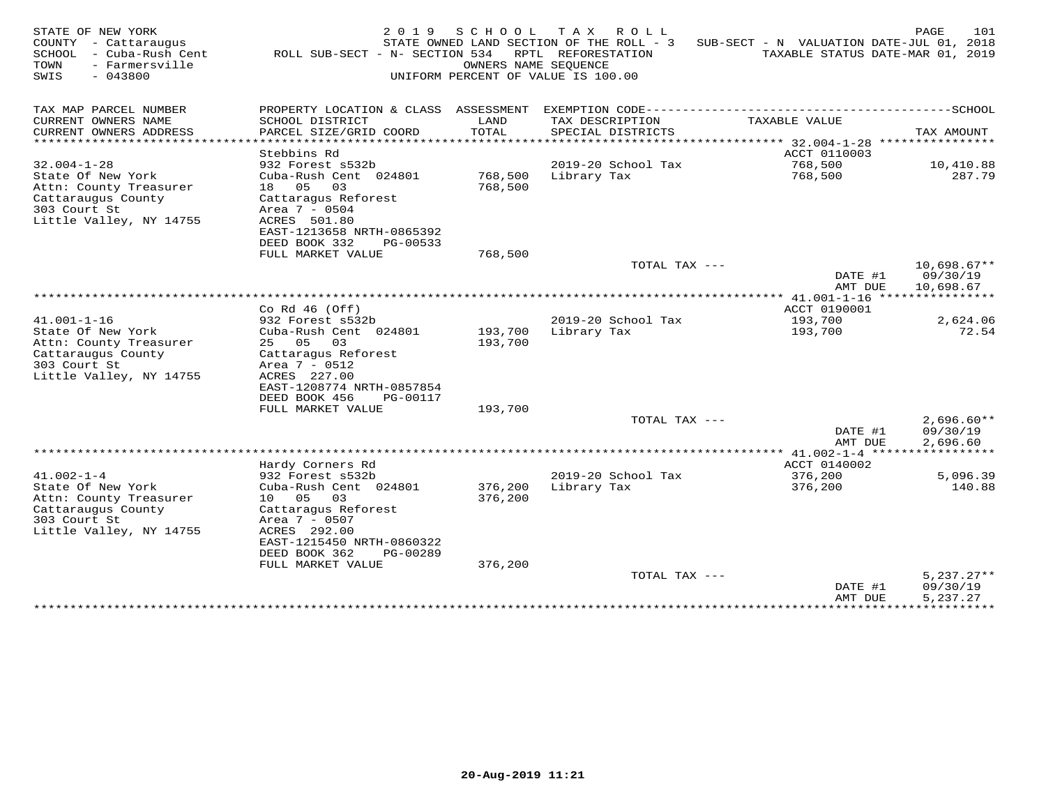STATE OF NEW YORK
COUNTY - Cattaraugus
SCHOOL - Cuba-Rush Cent
TOWN - Farmersville
SWIS - 043800

2019 SCHOOL TAX ROLL
STATE OWNED LAND SECTION OF THE ROLL - 3
ROLL SUB-SECT - N- SECTION 534 RPTL REFORESTATION
OWNERS NAME SEQUENCE
UNIFORM PERCENT OF VALUE IS 100.00

SUB-SECT - N VALUATION DATE-JUL 01, 2018
TAXABLE STATUS DATE-MAR 01, 2019

| TAX MAP PARCEL NUMBER / CURRENT OWNERS NAME / CURRENT OWNERS ADDRESS | PROPERTY LOCATION & CLASS / SCHOOL DISTRICT / PARCEL SIZE/GRID COORD | ASSESSMENT LAND / TOTAL | EXEMPTION CODE / TAX DESCRIPTION / SPECIAL DISTRICTS | TAXABLE VALUE | TAX AMOUNT |
|---|---|---|---|---|---|
| 32.004-1-28 | Stebbins Rd | | | ACCT 0110003 | |
| State Of New York | 932 Forest s532b | | 2019-20 School Tax | 768,500 | 10,410.88 |
| Attn: County Treasurer | Cuba-Rush Cent 024801 | 768,500 | Library Tax | 768,500 | 287.79 |
| Cattaraugus County | 18 05 03 | 768,500 | | | |
| 303 Court St | Cattaragus Reforest | | | | |
| Little Valley, NY 14755 | Area 7 - 0504 | | | | |
| | ACRES 501.80 | | | | |
| | EAST-1213658 NRTH-0865392 | | | | |
| | DEED BOOK 332 PG-00533 | | | | |
| | FULL MARKET VALUE | 768,500 | | | |
| | | | TOTAL TAX --- | | 10,698.67** |
| | | | | DATE #1 | 09/30/19 |
| | | | | AMT DUE | 10,698.67 |
| 41.001-1-16 | Co Rd 46 (Off) | | | ACCT 0190001 | |
| State Of New York | 932 Forest s532b | | 2019-20 School Tax | 193,700 | 2,624.06 |
| Attn: County Treasurer | Cuba-Rush Cent 024801 | 193,700 | Library Tax | 193,700 | 72.54 |
| Cattaraugus County | 25 05 03 | 193,700 | | | |
| 303 Court St | Cattaragus Reforest | | | | |
| Little Valley, NY 14755 | Area 7 - 0512 | | | | |
| | ACRES 227.00 | | | | |
| | EAST-1208774 NRTH-0857854 | | | | |
| | DEED BOOK 456 PG-00117 | | | | |
| | FULL MARKET VALUE | 193,700 | | | |
| | | | TOTAL TAX --- | | 2,696.60** |
| | | | | DATE #1 | 09/30/19 |
| | | | | AMT DUE | 2,696.60 |
| 41.002-1-4 | Hardy Corners Rd | | | ACCT 0140002 | |
| State Of New York | 932 Forest s532b | | 2019-20 School Tax | 376,200 | 5,096.39 |
| Attn: County Treasurer | Cuba-Rush Cent 024801 | 376,200 | Library Tax | 376,200 | 140.88 |
| Cattaraugus County | 10 05 03 | 376,200 | | | |
| 303 Court St | Cattaragus Reforest | | | | |
| Little Valley, NY 14755 | Area 7 - 0507 | | | | |
| | ACRES 292.00 | | | | |
| | EAST-1215450 NRTH-0860322 | | | | |
| | DEED BOOK 362 PG-00289 | | | | |
| | FULL MARKET VALUE | 376,200 | | | |
| | | | TOTAL TAX --- | | 5,237.27** |
| | | | | DATE #1 | 09/30/19 |
| | | | | AMT DUE | 5,237.27 |

20-Aug-2019 11:21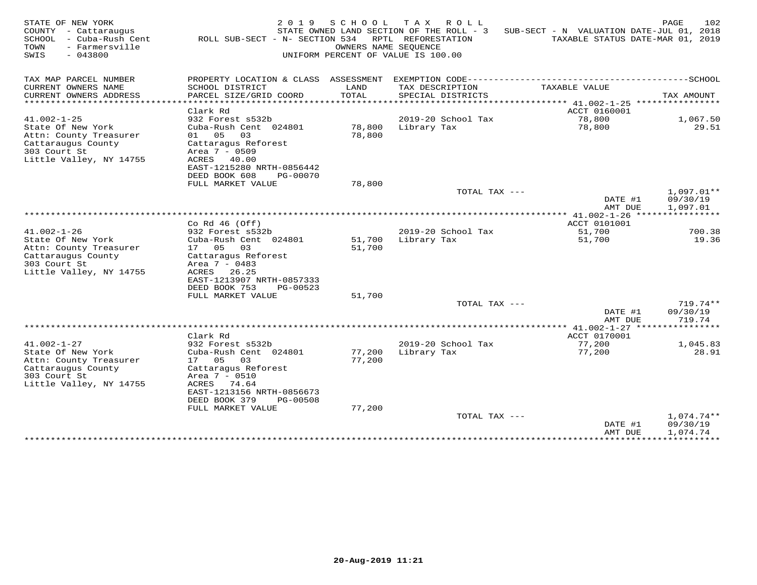STATE OF NEW YORK
COUNTY - Cattaraugus
SCHOOL - Cuba-Rush Cent
TOWN - Farmersville
SWIS - 043800

2019 SCHOOL TAX ROLL
STATE OWNED LAND SECTION OF THE ROLL - 3 SUB-SECT - N VALUATION DATE-JUL 01, 2018
ROLL SUB-SECT - N- SECTION 534 RPTL REFORESTATION TAXABLE STATUS DATE-MAR 01, 2019
OWNERS NAME SEQUENCE
UNIFORM PERCENT OF VALUE IS 100.00

| TAX MAP PARCEL NUMBER / CURRENT OWNERS NAME / CURRENT OWNERS ADDRESS | PROPERTY LOCATION & CLASS / SCHOOL DISTRICT / PARCEL SIZE/GRID COORD | ASSESSMENT LAND / TOTAL | EXEMPTION CODE / TAX DESCRIPTION / SPECIAL DISTRICTS | TAXABLE VALUE | TAX AMOUNT |
|---|---|---|---|---|---|
| 41.002-1-25 | Clark Rd | | | ACCT 0160001 | |
| State Of New York | 932 Forest s532b | | 2019-20 School Tax | 78,800 | 1,067.50 |
| Attn: County Treasurer | Cuba-Rush Cent 024801 | 78,800 | Library Tax | 78,800 | 29.51 |
| Cattaraugus County | 01 05 03 | 78,800 | | | |
| 303 Court St | Cattaragus Reforest | | | | |
| Little Valley, NY 14755 | Area 7 - 0509 | | | | |
| | ACRES 40.00 | | | | |
| | EAST-1215280 NRTH-0856442 | | | | |
| | DEED BOOK 608 PG-00070 | | | | |
| | FULL MARKET VALUE | 78,800 | | | |
| | | | TOTAL TAX --- | | 1,097.01** |
| | | | | DATE #1 | 09/30/19 |
| | | | | AMT DUE | 1,097.01 |
| 41.002-1-26 | Co Rd 46 (Off) | | | ACCT 0101001 | |
| State Of New York | 932 Forest s532b | | 2019-20 School Tax | 51,700 | 700.38 |
| Attn: County Treasurer | Cuba-Rush Cent 024801 | 51,700 | Library Tax | 51,700 | 19.36 |
| Cattaraugus County | 17 05 03 | 51,700 | | | |
| 303 Court St | Cattaragus Reforest | | | | |
| Little Valley, NY 14755 | Area 7 - 0483 | | | | |
| | ACRES 26.25 | | | | |
| | EAST-1213907 NRTH-0857333 | | | | |
| | DEED BOOK 753 PG-00523 | | | | |
| | FULL MARKET VALUE | 51,700 | | | |
| | | | TOTAL TAX --- | | 719.74** |
| | | | | DATE #1 | 09/30/19 |
| | | | | AMT DUE | 719.74 |
| 41.002-1-27 | Clark Rd | | | ACCT 0170001 | |
| State Of New York | 932 Forest s532b | | 2019-20 School Tax | 77,200 | 1,045.83 |
| Attn: County Treasurer | Cuba-Rush Cent 024801 | 77,200 | Library Tax | 77,200 | 28.91 |
| Cattaraugus County | 17 05 03 | 77,200 | | | |
| 303 Court St | Cattaragus Reforest | | | | |
| Little Valley, NY 14755 | Area 7 - 0510 | | | | |
| | ACRES 74.64 | | | | |
| | EAST-1213156 NRTH-0856673 | | | | |
| | DEED BOOK 379 PG-00508 | | | | |
| | FULL MARKET VALUE | 77,200 | | | |
| | | | TOTAL TAX --- | | 1,074.74** |
| | | | | DATE #1 | 09/30/19 |
| | | | | AMT DUE | 1,074.74 |

20-Aug-2019 11:21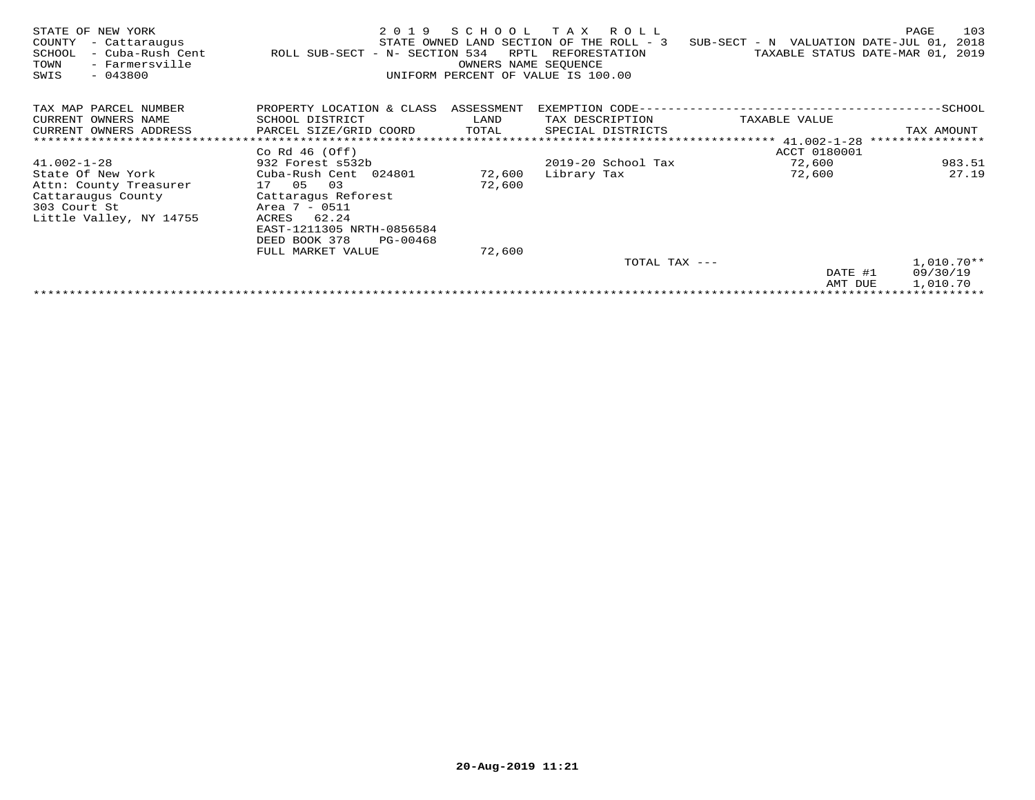STATE OF NEW YORK — 2019 SCHOOL TAX ROLL

STATE OWNED LAND SECTION OF THE ROLL - 3 — SUB-SECT - N VALUATION DATE-JUL 01, 2018

COUNTY - Cattaraugus
SCHOOL - Cuba-Rush Cent — ROLL SUB-SECT - N- SECTION 534 RPTL REFORESTATION — TAXABLE STATUS DATE-MAR 01, 2019
TOWN - Farmersville — OWNERS NAME SEQUENCE
SWIS - 043800 — UNIFORM PERCENT OF VALUE IS 100.00

| TAX MAP PARCEL NUMBER / CURRENT OWNERS NAME / CURRENT OWNERS ADDRESS | PROPERTY LOCATION & CLASS / SCHOOL DISTRICT / PARCEL SIZE/GRID COORD | ASSESSMENT LAND / TOTAL | EXEMPTION CODE / TAX DESCRIPTION / SPECIAL DISTRICTS | TAXABLE VALUE | SCHOOL TAX AMOUNT |
|---|---|---|---|---|---|
| 41.002-1-28 | Co Rd 46 (Off) | | | ACCT 0180001 | |
| 41.002-1-28 | 932 Forest s532b | | 2019-20 School Tax | 72,600 | 983.51 |
| State Of New York | Cuba-Rush Cent 024801 | 72,600 | Library Tax | 72,600 | 27.19 |
| Attn: County Treasurer | 17 05 03 | 72,600 | | | |
| Cattaraugus County | Cattaragus Reforest | | | | |
| 303 Court St | Area 7 - 0511 | | | | |
| Little Valley, NY 14755 | ACRES 62.24 | | | | |
| | EAST-1211305 NRTH-0856584 | | | | |
| | DEED BOOK 378 PG-00468 | | | | |
| | FULL MARKET VALUE | 72,600 | | | |
| | | | TOTAL TAX --- | | 1,010.70** |
| | | | | DATE #1 | 09/30/19 |
| | | | | AMT DUE | 1,010.70 |

20-Aug-2019 11:21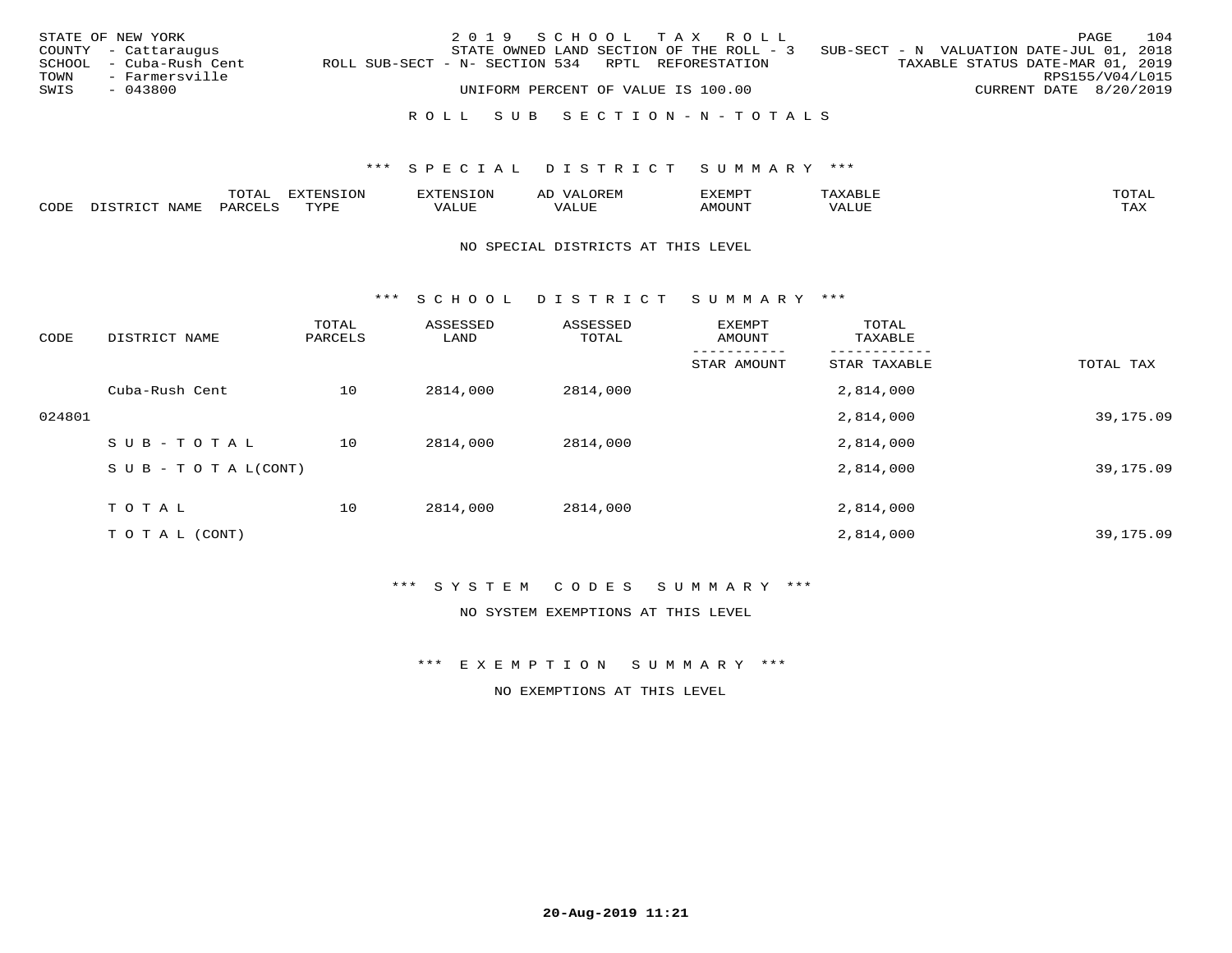STATE OF NEW YORK | 2019 SCHOOL TAX ROLL | PAGE 104
COUNTY - Cattaraugus | STATE OWNED LAND SECTION OF THE ROLL - 3 | SUB-SECT - N VALUATION DATE-JUL 01, 2018
SCHOOL - Cuba-Rush Cent | ROLL SUB-SECT - N- SECTION 534 RPTL REFORESTATION | TAXABLE STATUS DATE-MAR 01, 2019
TOWN - Farmersville | RPS155/V04/L015
SWIS - 043800 | UNIFORM PERCENT OF VALUE IS 100.00 | CURRENT DATE 8/20/2019

## ROLL SUB SECTION - N - TOTALS

### *** SPECIAL DISTRICT SUMMARY ***

| CODE | DISTRICT NAME | TOTAL PARCELS | EXTENSION TYPE | EXTENSION VALUE | AD VALOREM VALUE | EXEMPT AMOUNT | TAXABLE VALUE | TOTAL TAX |
|---|---|---|---|---|---|---|---|---|

NO SPECIAL DISTRICTS AT THIS LEVEL

### *** SCHOOL DISTRICT SUMMARY ***

| CODE | DISTRICT NAME | TOTAL PARCELS | ASSESSED LAND | ASSESSED TOTAL | EXEMPT AMOUNT / STAR AMOUNT | TOTAL TAXABLE / STAR TAXABLE | TOTAL TAX |
|---|---|---|---|---|---|---|---|
| | Cuba-Rush Cent | 10 | 2814,000 | 2814,000 | | 2,814,000 | |
| 024801 | | | | | | 2,814,000 | 39,175.09 |
| | SUB-TOTAL | 10 | 2814,000 | 2814,000 | | 2,814,000 | |
| | SUB-TOTAL(CONT) | | | | | 2,814,000 | 39,175.09 |
| | TOTAL | 10 | 2814,000 | 2814,000 | | 2,814,000 | |
| | TOTAL (CONT) | | | | | 2,814,000 | 39,175.09 |

### *** SYSTEM CODES SUMMARY ***

NO SYSTEM EXEMPTIONS AT THIS LEVEL

### *** EXEMPTION SUMMARY ***

NO EXEMPTIONS AT THIS LEVEL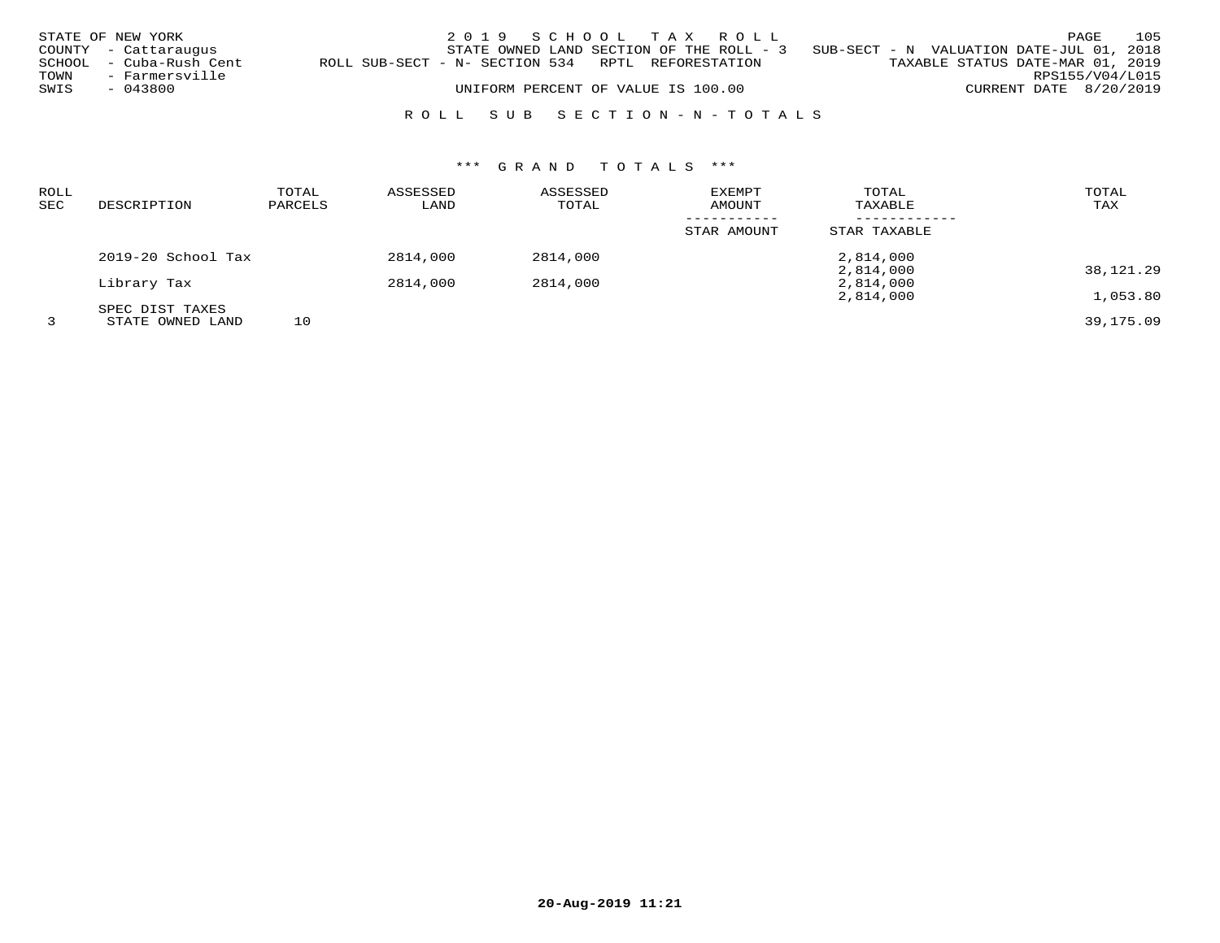STATE OF NEW YORK
COUNTY - Cattaraugus
SCHOOL - Cuba-Rush Cent
TOWN - Farmersville
SWIS - 043800

2019 SCHOOL TAX ROLL
STATE OWNED LAND SECTION OF THE ROLL - 3 SUB-SECT - N VALUATION DATE-JUL 01, 2018
ROLL SUB-SECT - N- SECTION 534 RPTL REFORESTATION TAXABLE STATUS DATE-MAR 01, 2019
RPS155/V04/L015
UNIFORM PERCENT OF VALUE IS 100.00 CURRENT DATE 8/20/2019

ROLL SUB SECTION-N-TOTALS

*** GRAND TOTALS ***

| ROLL SEC | DESCRIPTION | TOTAL PARCELS | ASSESSED LAND | ASSESSED TOTAL | EXEMPT AMOUNT / STAR AMOUNT | TOTAL TAXABLE / STAR TAXABLE | TOTAL TAX |
|---|---|---|---|---|---|---|---|
| | 2019-20 School Tax | | 2814,000 | 2814,000 | | 2,814,000 | |
| | | | | | | 2,814,000 | 38,121.29 |
| | Library Tax | | 2814,000 | 2814,000 | | 2,814,000 | |
| | | | | | | 2,814,000 | 1,053.80 |
| | SPEC DIST TAXES | | | | | | |
| 3 | STATE OWNED LAND | 10 | | | | | 39,175.09 |

20-Aug-2019 11:21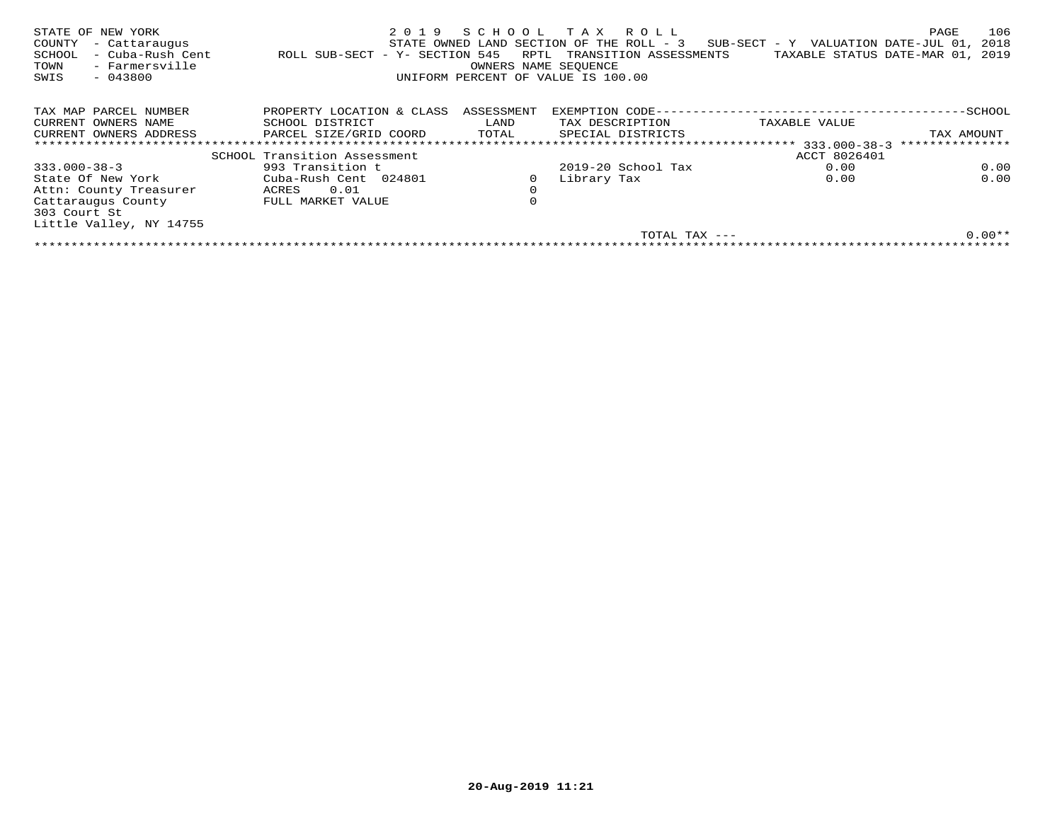STATE OF NEW YORK — 2019 SCHOOL TAX ROLL
COUNTY - Cattaraugus — STATE OWNED LAND SECTION OF THE ROLL - 3 SUB-SECT - Y VALUATION DATE-JUL 01, 2018
SCHOOL - Cuba-Rush Cent — ROLL SUB-SECT - Y- SECTION 545 RPTL TRANSITION ASSESSMENTS — TAXABLE STATUS DATE-MAR 01, 2019
TOWN - Farmersville — OWNERS NAME SEQUENCE
SWIS - 043800 — UNIFORM PERCENT OF VALUE IS 100.00

| TAX MAP PARCEL NUMBER<br>CURRENT OWNERS NAME<br>CURRENT OWNERS ADDRESS | PROPERTY LOCATION & CLASS<br>SCHOOL DISTRICT<br>PARCEL SIZE/GRID COORD | ASSESSMENT<br>LAND<br>TOTAL | EXEMPTION CODE<br>TAX DESCRIPTION<br>SPECIAL DISTRICTS | TAXABLE VALUE | SCHOOL<br>TAX AMOUNT |
|---|---|---|---|---|---|
| | SCHOOL Transition Assessment | | | 333.000-38-3 ACCT 8026401 | |
| 333.000-38-3 | 993 Transition t | | 2019-20 School Tax | 0.00 | 0.00 |
| State Of New York | Cuba-Rush Cent 024801 | 0 | Library Tax | 0.00 | 0.00 |
| Attn: County Treasurer | ACRES 0.01 | 0 | | | |
| Cattaraugus County | FULL MARKET VALUE | 0 | | | |
| 303 Court St | | | | | |
| Little Valley, NY 14755 | | | | | |
| | | | TOTAL TAX --- | | 0.00** |

20-Aug-2019 11:21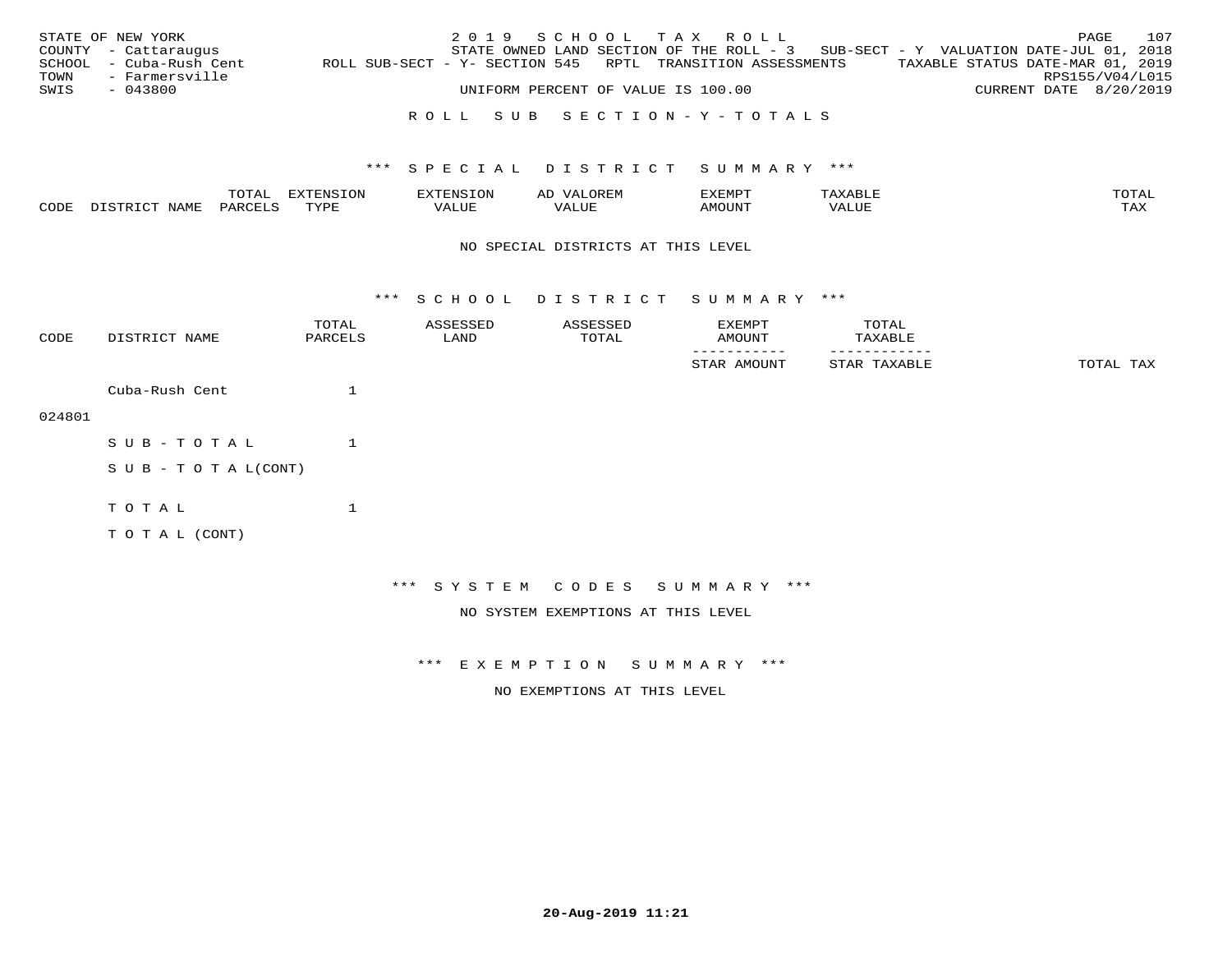STATE OF NEW YORK
COUNTY - Cattaraugus
SCHOOL - Cuba-Rush Cent
TOWN - Farmersville
SWIS - 043800

2019 SCHOOL TAX ROLL
STATE OWNED LAND SECTION OF THE ROLL - 3 SUB-SECT - Y VALUATION DATE-JUL 01, 2018
ROLL SUB-SECT - Y- SECTION 545 RPTL TRANSITION ASSESSMENTS TAXABLE STATUS DATE-MAR 01, 2019
RPS155/V04/L015
UNIFORM PERCENT OF VALUE IS 100.00 CURRENT DATE 8/20/2019

ROLL SUB SECTION-Y-TOTALS

*** SPECIAL DISTRICT SUMMARY ***

| CODE | DISTRICT NAME | TOTAL PARCELS | EXTENSION TYPE | EXTENSION VALUE | AD VALOREM VALUE | EXEMPT AMOUNT | TAXABLE VALUE | TOTAL TAX |
|---|---|---|---|---|---|---|---|---|

NO SPECIAL DISTRICTS AT THIS LEVEL

*** SCHOOL DISTRICT SUMMARY ***

| CODE | DISTRICT NAME | TOTAL PARCELS | ASSESSED LAND | ASSESSED TOTAL | EXEMPT AMOUNT / STAR AMOUNT | TOTAL TAXABLE / STAR TAXABLE | TOTAL TAX |
|---|---|---|---|---|---|---|---|
| 024801 | Cuba-Rush Cent | 1 | | | | | |
| | SUB-TOTAL | 1 | | | | | |
| | SUB-TOTAL(CONT) | | | | | | |
| | TOTAL | 1 | | | | | |
| | TOTAL (CONT) | | | | | | |

*** SYSTEM CODES SUMMARY ***

NO SYSTEM EXEMPTIONS AT THIS LEVEL

*** EXEMPTION SUMMARY ***

NO EXEMPTIONS AT THIS LEVEL

20-Aug-2019 11:21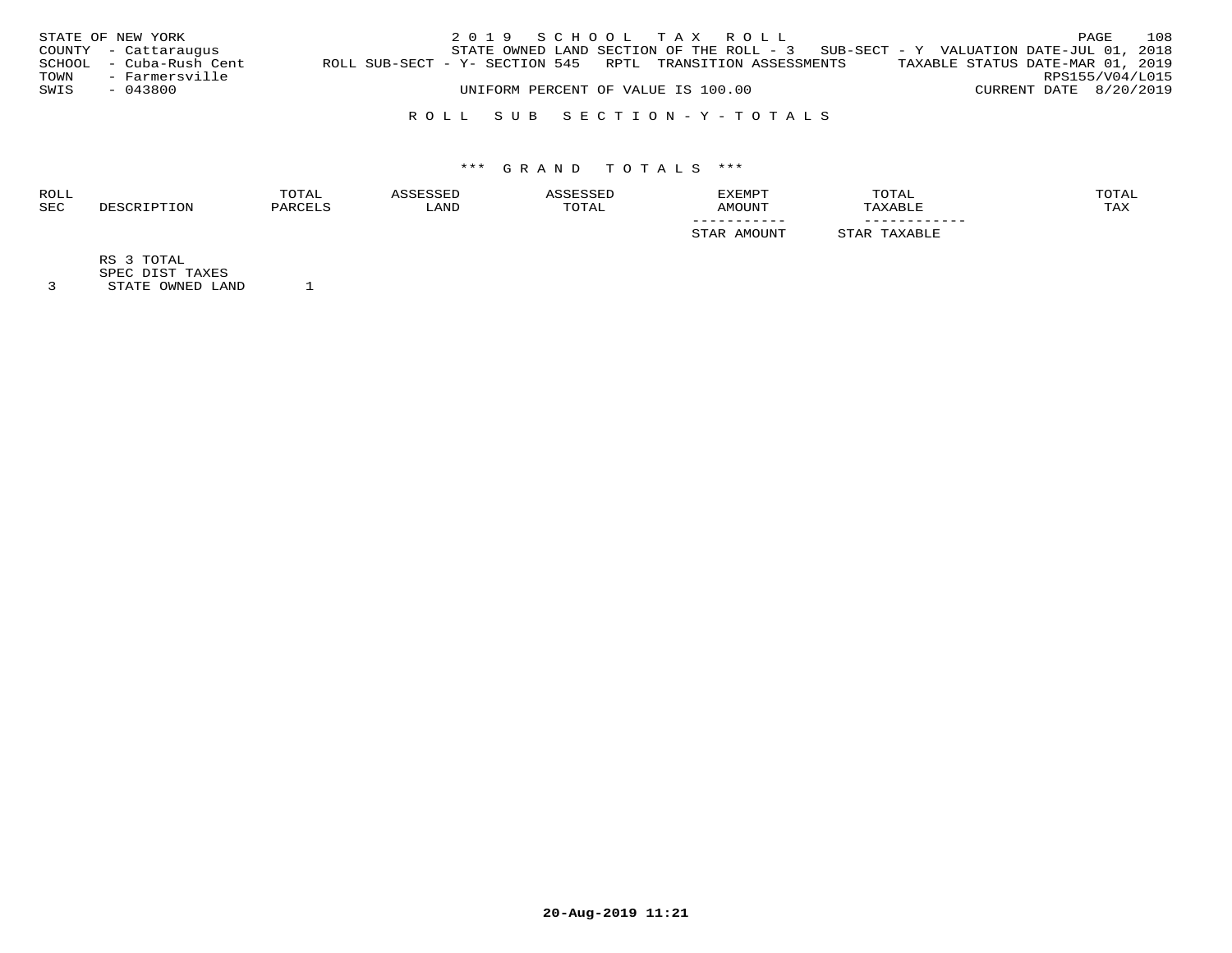STATE OF NEW YORK | 2019 SCHOOL TAX ROLL
COUNTY - Cattaraugus | STATE OWNED LAND SECTION OF THE ROLL - 3 SUB-SECT - Y VALUATION DATE-JUL 01, 2018
SCHOOL - Cuba-Rush Cent | ROLL SUB-SECT - Y- SECTION 545 RPTL TRANSITION ASSESSMENTS TAXABLE STATUS DATE-MAR 01, 2019
TOWN - Farmersville | RPS155/V04/L015
SWIS - 043800 | UNIFORM PERCENT OF VALUE IS 100.00 CURRENT DATE 8/20/2019

## ROLL SUB SECTION - Y - TOTALS

### *** GRAND TOTALS ***

| ROLL SEC | DESCRIPTION | TOTAL PARCELS | ASSESSED LAND | ASSESSED TOTAL | EXEMPT AMOUNT / STAR AMOUNT | TOTAL TAXABLE / STAR TAXABLE | TOTAL TAX |
|---|---|---|---|---|---|---|---|
| | RS 3 TOTAL | | | | | | |
| | SPEC DIST TAXES | | | | | | |
| 3 | STATE OWNED LAND | 1 | | | | | |

20-Aug-2019 11:21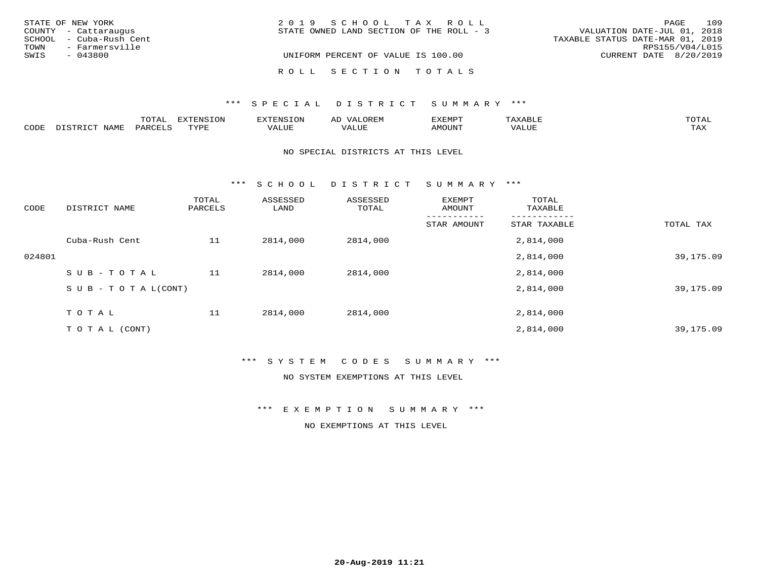STATE OF NEW YORK
COUNTY - Cattaraugus
SCHOOL - Cuba-Rush Cent
TOWN - Farmersville
SWIS - 043800

2019 SCHOOL TAX ROLL
STATE OWNED LAND SECTION OF THE ROLL - 3

UNIFORM PERCENT OF VALUE IS 100.00

VALUATION DATE-JUL 01, 2018
TAXABLE STATUS DATE-MAR 01, 2019
RPS155/V04/L015
CURRENT DATE 8/20/2019

## ROLL SECTION TOTALS

### *** SPECIAL DISTRICT SUMMARY ***

| CODE | DISTRICT NAME | TOTAL PARCELS | EXTENSION TYPE | EXTENSION VALUE | AD VALOREM VALUE | EXEMPT AMOUNT | TAXABLE VALUE | TOTAL TAX |
|---|---|---|---|---|---|---|---|---|

NO SPECIAL DISTRICTS AT THIS LEVEL

### *** SCHOOL DISTRICT SUMMARY ***

| CODE | DISTRICT NAME | TOTAL PARCELS | ASSESSED LAND | ASSESSED TOTAL | EXEMPT AMOUNT / STAR AMOUNT | TOTAL TAXABLE / STAR TAXABLE | TOTAL TAX |
|---|---|---|---|---|---|---|---|
| | Cuba-Rush Cent | 11 | 2814,000 | 2814,000 | | 2,814,000 | |
| 024801 | | | | | | 2,814,000 | 39,175.09 |
| | SUB-TOTAL | 11 | 2814,000 | 2814,000 | | 2,814,000 | |
| | SUB-TOTAL(CONT) | | | | | 2,814,000 | 39,175.09 |
| | TOTAL | 11 | 2814,000 | 2814,000 | | 2,814,000 | |
| | TOTAL (CONT) | | | | | 2,814,000 | 39,175.09 |

### *** SYSTEM CODES SUMMARY ***

NO SYSTEM EXEMPTIONS AT THIS LEVEL

### *** EXEMPTION SUMMARY ***

NO EXEMPTIONS AT THIS LEVEL

20-Aug-2019 11:21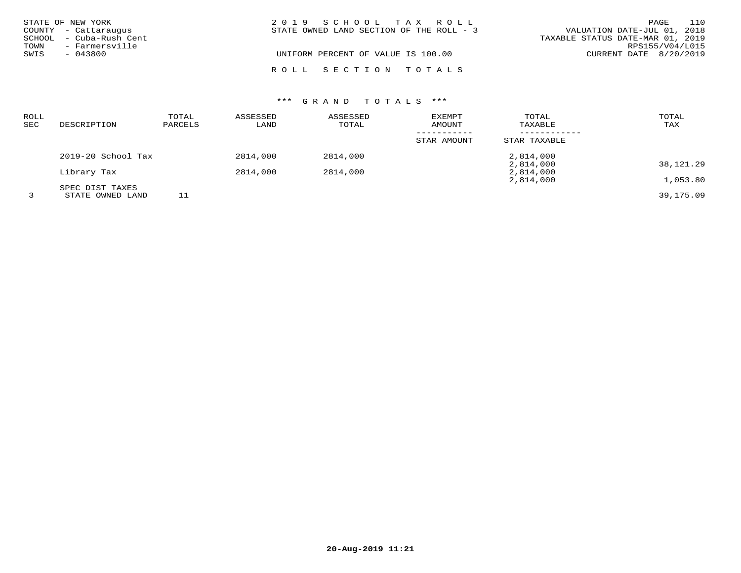STATE OF NEW YORK
COUNTY - Cattaraugus
SCHOOL - Cuba-Rush Cent
TOWN - Farmersville
SWIS - 043800

2 0 1 9 S C H O O L T A X R O L L
STATE OWNED LAND SECTION OF THE ROLL - 3

UNIFORM PERCENT OF VALUE IS 100.00

VALUATION DATE-JUL 01, 2018
TAXABLE STATUS DATE-MAR 01, 2019
RPS155/V04/L015
CURRENT DATE 8/20/2019

R O L L S E C T I O N T O T A L S

*** G R A N D T O T A L S ***

| ROLL SEC | DESCRIPTION | TOTAL PARCELS | ASSESSED LAND | ASSESSED TOTAL | EXEMPT AMOUNT / STAR AMOUNT | TOTAL TAXABLE / STAR TAXABLE | TOTAL TAX |
|---|---|---|---|---|---|---|---|
| | 2019-20 School Tax | | 2814,000 | 2814,000 | | 2,814,000 | |
| | | | | | | 2,814,000 | 38,121.29 |
| | Library Tax | | 2814,000 | 2814,000 | | 2,814,000 | |
| | | | | | | 2,814,000 | 1,053.80 |
| | SPEC DIST TAXES | | | | | | |
| 3 | STATE OWNED LAND | 11 | | | | | 39,175.09 |

20-Aug-2019 11:21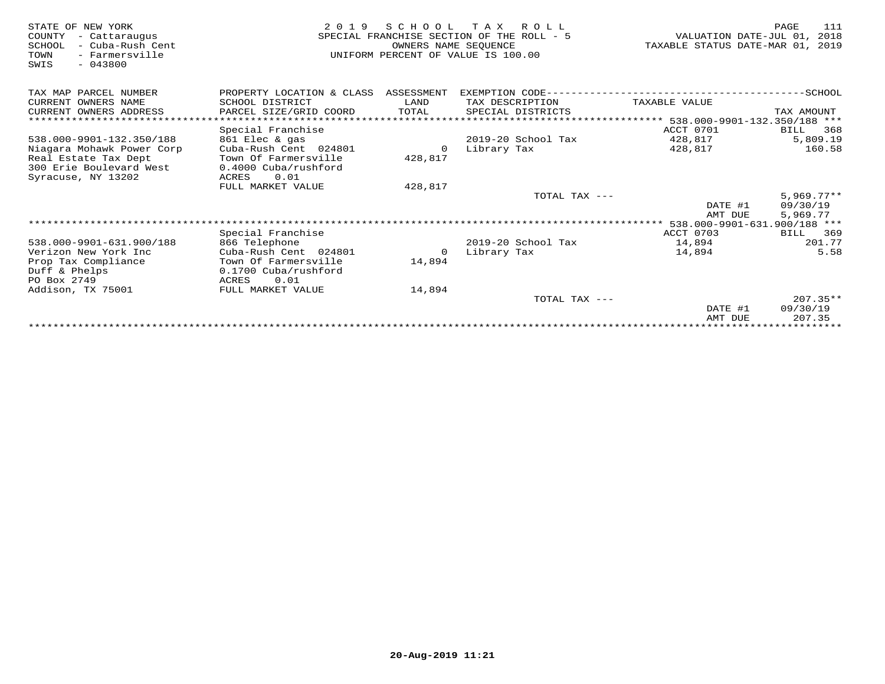STATE OF NEW YORK
COUNTY - Cattaraugus
SCHOOL - Cuba-Rush Cent
TOWN - Farmersville
SWIS - 043800

2019 SCHOOL TAX ROLL
SPECIAL FRANCHISE SECTION OF THE ROLL - 5
OWNERS NAME SEQUENCE
UNIFORM PERCENT OF VALUE IS 100.00

VALUATION DATE-JUL 01, 2018
TAXABLE STATUS DATE-MAR 01, 2019

| TAX MAP PARCEL NUMBER / CURRENT OWNERS NAME / CURRENT OWNERS ADDRESS | PROPERTY LOCATION & CLASS / SCHOOL DISTRICT / PARCEL SIZE/GRID COORD | ASSESSMENT LAND / TOTAL | EXEMPTION CODE / TAX DESCRIPTION / SPECIAL DISTRICTS | TAXABLE VALUE | TAX AMOUNT |
|---|---|---|---|---|---|
| | Special Franchise | | | ACCT 0701 | BILL 368 |
| 538.000-9901-132.350/188 | 861 Elec & gas | | 2019-20 School Tax | 428,817 | 5,809.19 |
| Niagara Mohawk Power Corp | Cuba-Rush Cent 024801 | 0 | Library Tax | 428,817 | 160.58 |
| Real Estate Tax Dept | Town Of Farmersville | 428,817 | | | |
| 300 Erie Boulevard West | 0.4000 Cuba/rushford | | | | |
| Syracuse, NY 13202 | ACRES 0.01 | | | | |
| | FULL MARKET VALUE | 428,817 | | | |
| | | | TOTAL TAX --- | | 5,969.77** |
| | | | | DATE #1 | 09/30/19 |
| | | | | AMT DUE | 5,969.77 |
| | Special Franchise | | | ACCT 0703 | BILL 369 |
| 538.000-9901-631.900/188 | 866 Telephone | | 2019-20 School Tax | 14,894 | 201.77 |
| Verizon New York Inc | Cuba-Rush Cent 024801 | 0 | Library Tax | 14,894 | 5.58 |
| Prop Tax Compliance | Town Of Farmersville | 14,894 | | | |
| Duff & Phelps | 0.1700 Cuba/rushford | | | | |
| PO Box 2749 | ACRES 0.01 | | | | |
| Addison, TX 75001 | FULL MARKET VALUE | 14,894 | | | |
| | | | TOTAL TAX --- | | 207.35** |
| | | | | DATE #1 | 09/30/19 |
| | | | | AMT DUE | 207.35 |

20-Aug-2019 11:21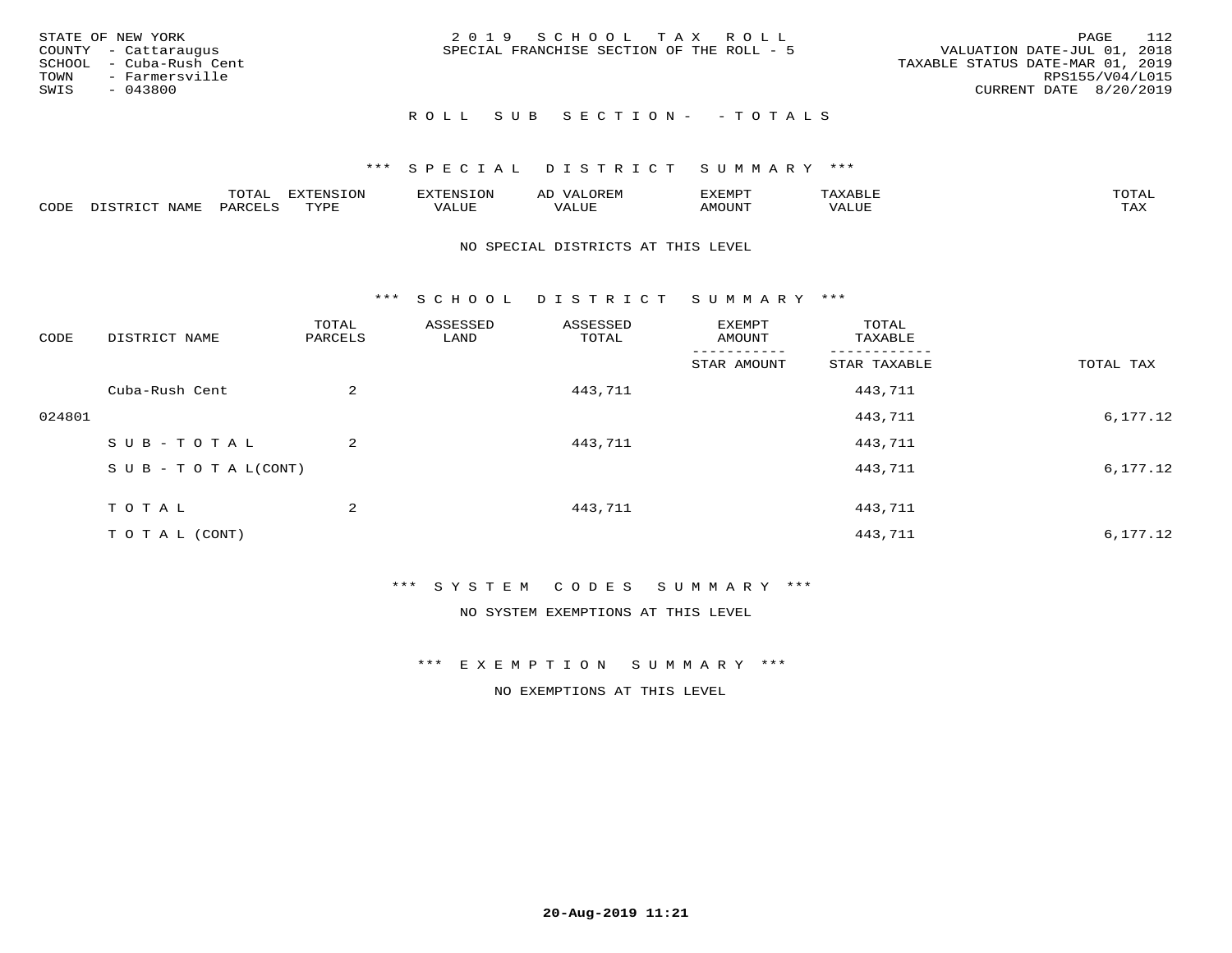STATE OF NEW YORK
COUNTY - Cattaraugus
SCHOOL - Cuba-Rush Cent
TOWN - Farmersville
SWIS - 043800

2019 SCHOOL TAX ROLL
SPECIAL FRANCHISE SECTION OF THE ROLL - 5

VALUATION DATE-JUL 01, 2018
TAXABLE STATUS DATE-MAR 01, 2019
RPS155/V04/L015
CURRENT DATE 8/20/2019

ROLL SUB SECTION- - TOTALS

### *** SPECIAL DISTRICT SUMMARY ***

| CODE | DISTRICT NAME | TOTAL PARCELS | EXTENSION TYPE | EXTENSION VALUE | AD VALOREM VALUE | EXEMPT AMOUNT | TAXABLE VALUE | TOTAL TAX |
|---|---|---|---|---|---|---|---|---|

NO SPECIAL DISTRICTS AT THIS LEVEL

### *** SCHOOL DISTRICT SUMMARY ***

| CODE | DISTRICT NAME | TOTAL PARCELS | ASSESSED LAND | ASSESSED TOTAL | EXEMPT AMOUNT / STAR AMOUNT | TOTAL TAXABLE / STAR TAXABLE | TOTAL TAX |
|---|---|---|---|---|---|---|---|
| | Cuba-Rush Cent | 2 | | 443,711 | | 443,711 | |
| 024801 | | | | | | 443,711 | 6,177.12 |
| | SUB-TOTAL | 2 | | 443,711 | | 443,711 | |
| | SUB-TOTAL(CONT) | | | | | 443,711 | 6,177.12 |
| | TOTAL | 2 | | 443,711 | | 443,711 | |
| | TOTAL (CONT) | | | | | 443,711 | 6,177.12 |

### *** SYSTEM CODES SUMMARY ***

NO SYSTEM EXEMPTIONS AT THIS LEVEL

### *** EXEMPTION SUMMARY ***

NO EXEMPTIONS AT THIS LEVEL

20-Aug-2019 11:21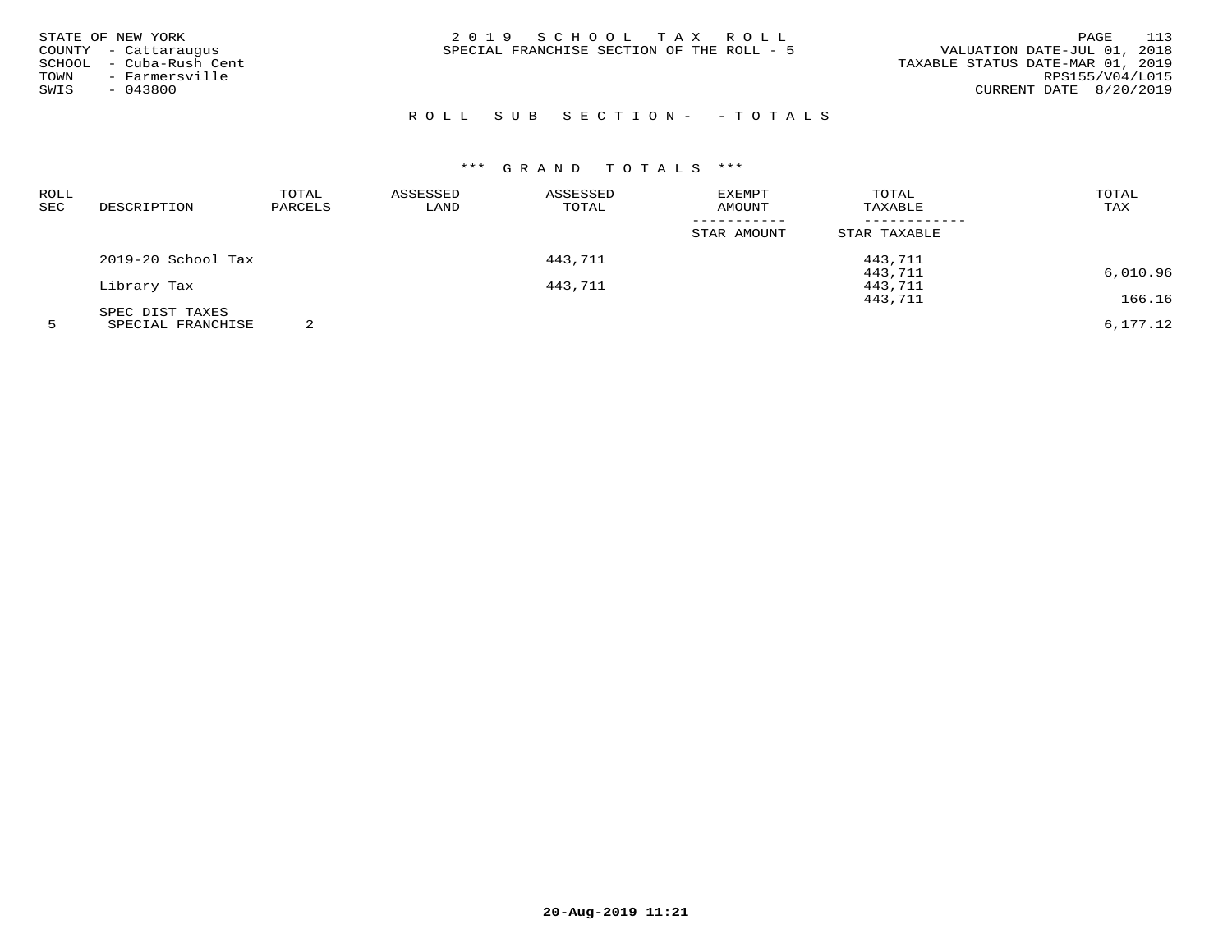STATE OF NEW YORK
COUNTY - Cattaraugus
SCHOOL - Cuba-Rush Cent
TOWN - Farmersville
SWIS - 043800

2 0 1 9 S C H O O L T A X R O L L
SPECIAL FRANCHISE SECTION OF THE ROLL - 5

VALUATION DATE-JUL 01, 2018
TAXABLE STATUS DATE-MAR 01, 2019
RPS155/V04/L015
CURRENT DATE 8/20/2019

R O L L S U B S E C T I O N - - T O T A L S

*** G R A N D T O T A L S ***

| ROLL SEC | DESCRIPTION | TOTAL PARCELS | ASSESSED LAND | ASSESSED TOTAL | EXEMPT AMOUNT / STAR AMOUNT | TOTAL TAXABLE / STAR TAXABLE | TOTAL TAX |
|---|---|---|---|---|---|---|---|
| | 2019-20 School Tax | | | 443,711 | | 443,711 | |
| | | | | | | 443,711 | 6,010.96 |
| | Library Tax | | | 443,711 | | 443,711 | |
| | | | | | | 443,711 | 166.16 |
| | SPEC DIST TAXES | | | | | | |
| 5 | SPECIAL FRANCHISE | 2 | | | | | 6,177.12 |

20-Aug-2019 11:21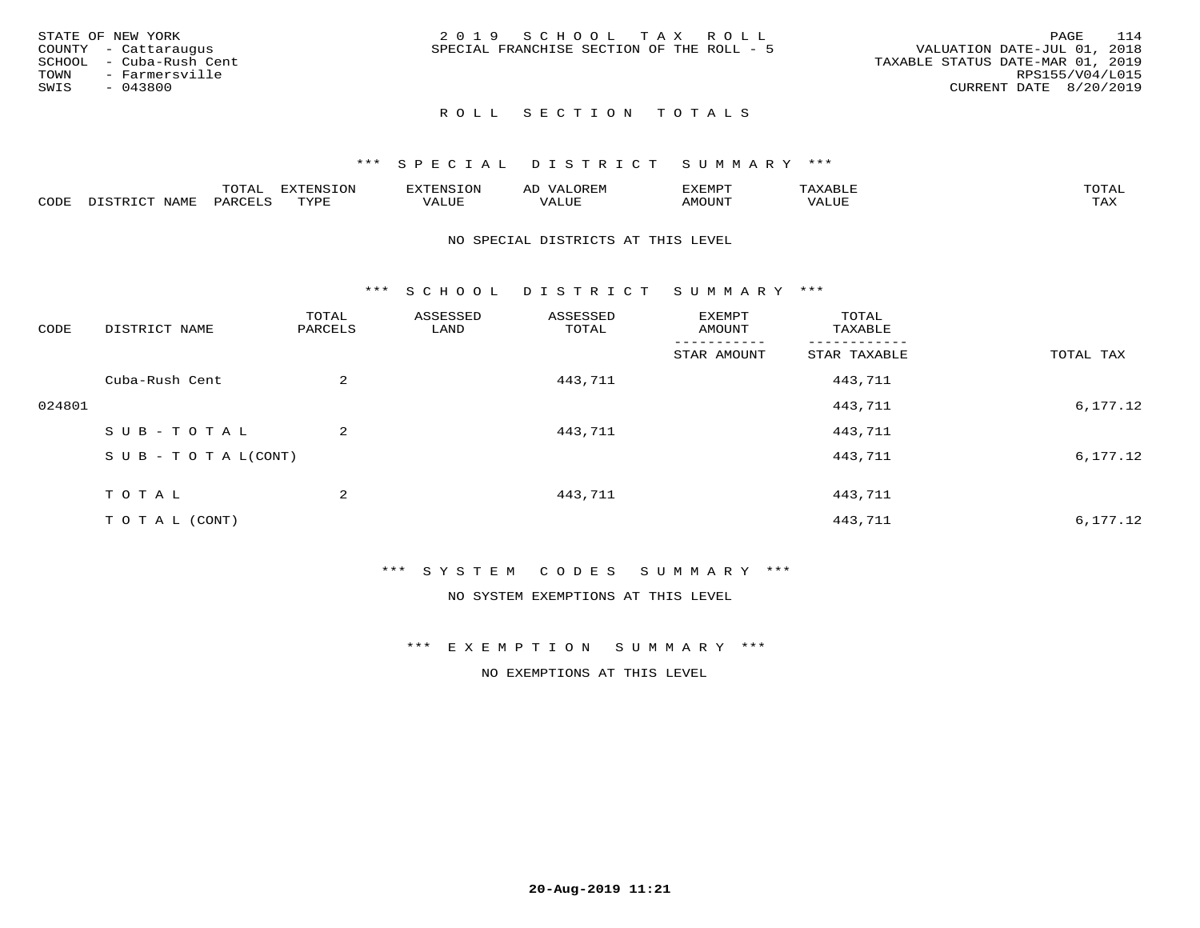STATE OF NEW YORK
COUNTY - Cattaraugus
SCHOOL - Cuba-Rush Cent
TOWN - Farmersville
SWIS - 043800

2 0 1 9 S C H O O L T A X R O L L
SPECIAL FRANCHISE SECTION OF THE ROLL - 5

VALUATION DATE-JUL 01, 2018
TAXABLE STATUS DATE-MAR 01, 2019
RPS155/V04/L015
CURRENT DATE 8/20/2019

## R O L L S E C T I O N T O T A L S

### *** S P E C I A L D I S T R I C T S U M M A R Y ***

| CODE | DISTRICT NAME | TOTAL PARCELS | EXTENSION TYPE | EXTENSION VALUE | AD VALOREM VALUE | EXEMPT AMOUNT | TAXABLE VALUE | TOTAL TAX |
|---|---|---|---|---|---|---|---|---|

NO SPECIAL DISTRICTS AT THIS LEVEL

### *** S C H O O L D I S T R I C T S U M M A R Y ***

| CODE | DISTRICT NAME | TOTAL PARCELS | ASSESSED LAND | ASSESSED TOTAL | EXEMPT AMOUNT / STAR AMOUNT | TOTAL TAXABLE / STAR TAXABLE | TOTAL TAX |
|---|---|---|---|---|---|---|---|
| | Cuba-Rush Cent | 2 | | 443,711 | | 443,711 | |
| 024801 | | | | | | 443,711 | 6,177.12 |
| | S U B - T O T A L | 2 | | 443,711 | | 443,711 | |
| | S U B - T O T A L(CONT) | | | | | 443,711 | 6,177.12 |
| | T O T A L | 2 | | 443,711 | | 443,711 | |
| | T O T A L (CONT) | | | | | 443,711 | 6,177.12 |

### *** S Y S T E M C O D E S S U M M A R Y ***

NO SYSTEM EXEMPTIONS AT THIS LEVEL

### *** E X E M P T I O N S U M M A R Y ***

NO EXEMPTIONS AT THIS LEVEL

20-Aug-2019 11:21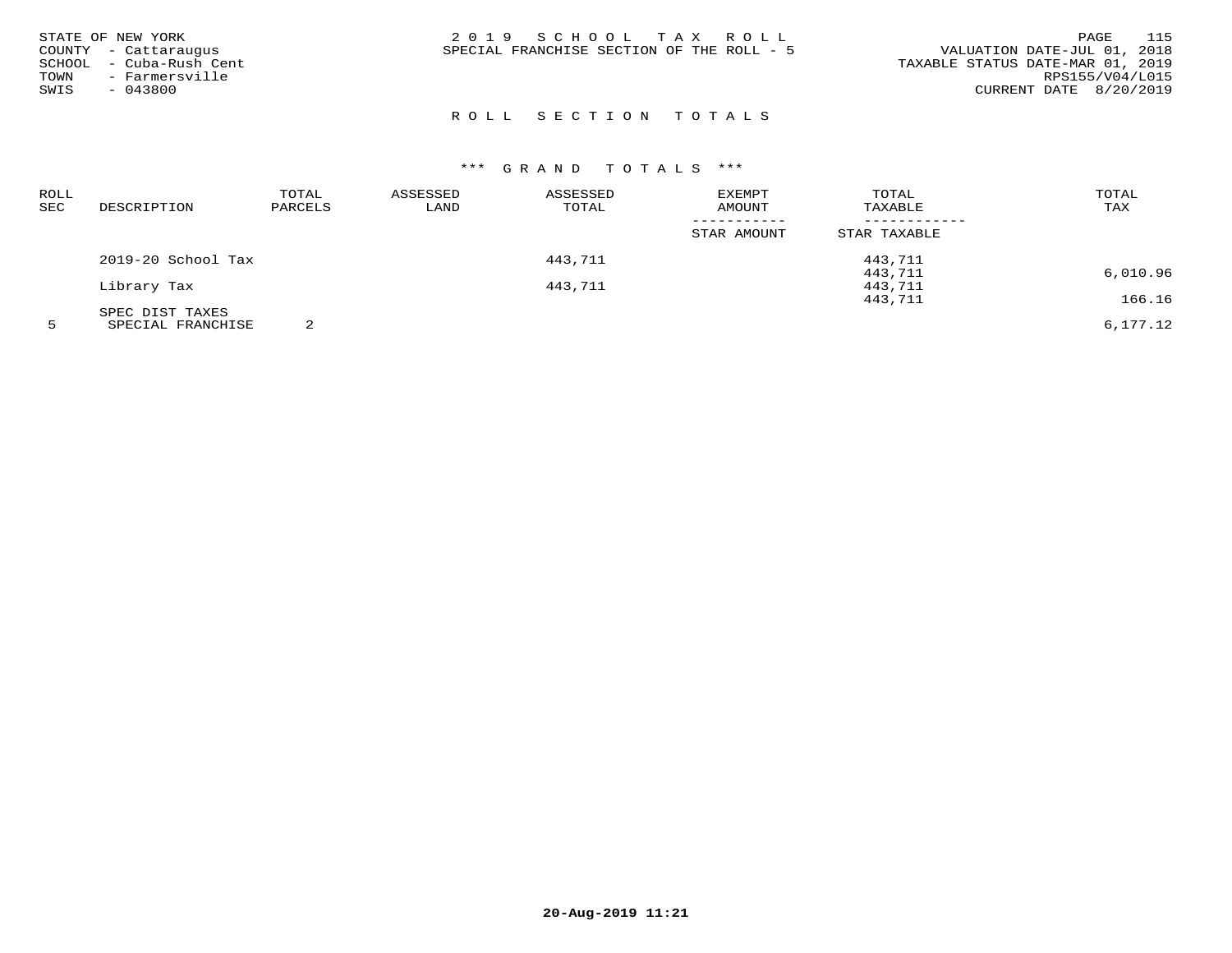STATE OF NEW YORK
COUNTY - Cattaraugus
SCHOOL - Cuba-Rush Cent
TOWN - Farmersville
SWIS - 043800

2019 SCHOOL TAX ROLL
SPECIAL FRANCHISE SECTION OF THE ROLL - 5

VALUATION DATE-JUL 01, 2018
TAXABLE STATUS DATE-MAR 01, 2019
RPS155/V04/L015
CURRENT DATE 8/20/2019

## ROLL SECTION TOTALS

### *** GRAND TOTALS ***

| ROLL SEC | DESCRIPTION | TOTAL PARCELS | ASSESSED LAND | ASSESSED TOTAL | EXEMPT AMOUNT / STAR AMOUNT | TOTAL TAXABLE / STAR TAXABLE | TOTAL TAX |
|---|---|---|---|---|---|---|---|
| | 2019-20 School Tax | | | 443,711 | | 443,711 | |
| | | | | | | 443,711 | 6,010.96 |
| | Library Tax | | | 443,711 | | 443,711 | |
| | | | | | | 443,711 | 166.16 |
| | SPEC DIST TAXES | | | | | | |
| 5 | SPECIAL FRANCHISE | 2 | | | | | 6,177.12 |

20-Aug-2019 11:21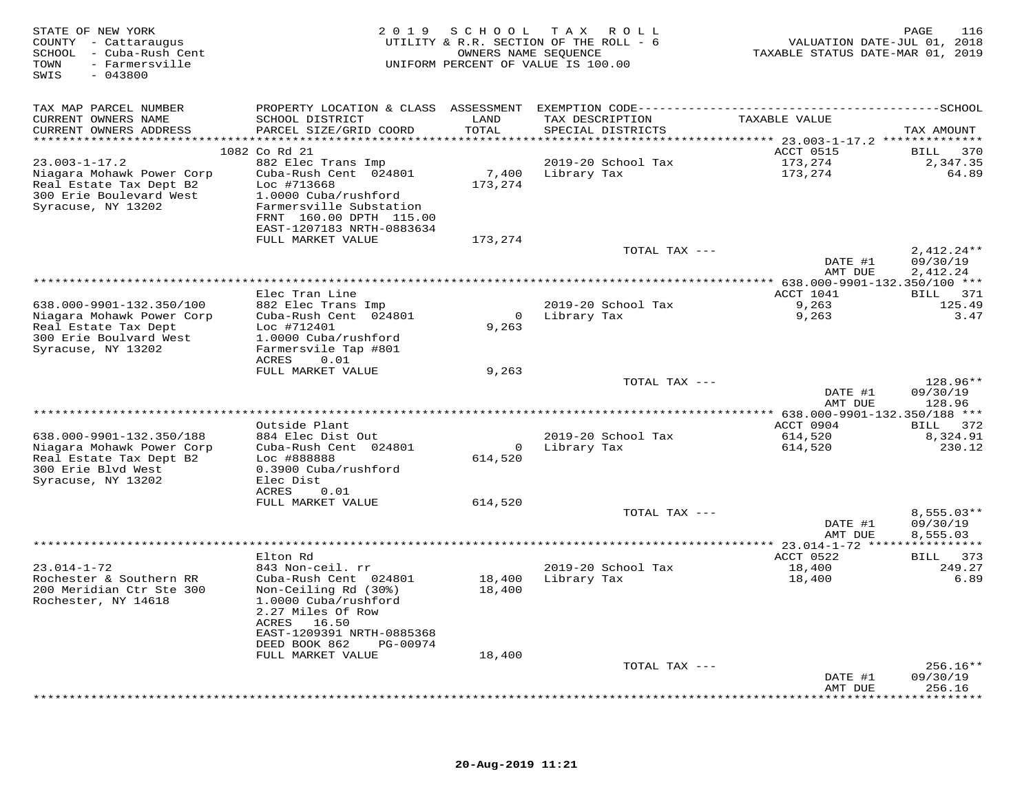STATE OF NEW YORK
COUNTY - Cattaraugus
SCHOOL - Cuba-Rush Cent
TOWN - Farmersville
SWIS - 043800

2019 SCHOOL TAX ROLL
UTILITY & R.R. SECTION OF THE ROLL - 6
OWNERS NAME SEQUENCE
UNIFORM PERCENT OF VALUE IS 100.00

VALUATION DATE-JUL 01, 2018
TAXABLE STATUS DATE-MAR 01, 2019

| TAX MAP PARCEL NUMBER / CURRENT OWNERS NAME / CURRENT OWNERS ADDRESS | PROPERTY LOCATION & CLASS / SCHOOL DISTRICT / PARCEL SIZE/GRID COORD | ASSESSMENT LAND / TOTAL | EXEMPTION CODE / TAX DESCRIPTION / SPECIAL DISTRICTS | TAXABLE VALUE | TAX AMOUNT |
|---|---|---|---|---|---|
| | 1082 Co Rd 21 | | | ACCT 0515 | BILL 370 |
| 23.003-1-17.2 | 882 Elec Trans Imp | | 2019-20 School Tax | 173,274 | 2,347.35 |
| Niagara Mohawk Power Corp | Cuba-Rush Cent 024801 | 7,400 | Library Tax | 173,274 | 64.89 |
| Real Estate Tax Dept B2 | Loc #713668 | 173,274 | | | |
| 300 Erie Boulevard West | 1.0000 Cuba/rushford | | | | |
| Syracuse, NY 13202 | Farmersville Substation | | | | |
| | FRNT 160.00 DPTH 115.00 | | | | |
| | EAST-1207183 NRTH-0883634 | | | | |
| | FULL MARKET VALUE | 173,274 | | | |
| | | | TOTAL TAX --- | | 2,412.24** |
| | | | | DATE #1 | 09/30/19 |
| | | | | AMT DUE | 2,412.24 |
| | Elec Tran Line | | | ACCT 1041 | BILL 371 |
| 638.000-9901-132.350/100 | 882 Elec Trans Imp | | 2019-20 School Tax | 9,263 | 125.49 |
| Niagara Mohawk Power Corp | Cuba-Rush Cent 024801 | 0 | Library Tax | 9,263 | 3.47 |
| Real Estate Tax Dept | Loc #712401 | 9,263 | | | |
| 300 Erie Boulvard West | 1.0000 Cuba/rushford | | | | |
| Syracuse, NY 13202 | Farmersvile Tap #801 | | | | |
| | ACRES 0.01 | | | | |
| | FULL MARKET VALUE | 9,263 | | | |
| | | | TOTAL TAX --- | | 128.96** |
| | | | | DATE #1 | 09/30/19 |
| | | | | AMT DUE | 128.96 |
| | Outside Plant | | | ACCT 0904 | BILL 372 |
| 638.000-9901-132.350/188 | 884 Elec Dist Out | | 2019-20 School Tax | 614,520 | 8,324.91 |
| Niagara Mohawk Power Corp | Cuba-Rush Cent 024801 | 0 | Library Tax | 614,520 | 230.12 |
| Real Estate Tax Dept B2 | Loc #888888 | 614,520 | | | |
| 300 Erie Blvd West | 0.3900 Cuba/rushford | | | | |
| Syracuse, NY 13202 | Elec Dist | | | | |
| | ACRES 0.01 | | | | |
| | FULL MARKET VALUE | 614,520 | | | |
| | | | TOTAL TAX --- | | 8,555.03** |
| | | | | DATE #1 | 09/30/19 |
| | | | | AMT DUE | 8,555.03 |
| | Elton Rd | | | ACCT 0522 | BILL 373 |
| 23.014-1-72 | 843 Non-ceil. rr | | 2019-20 School Tax | 18,400 | 249.27 |
| Rochester & Southern RR | Cuba-Rush Cent 024801 | 18,400 | Library Tax | 18,400 | 6.89 |
| 200 Meridian Ctr Ste 300 | Non-Ceiling Rd (30%) | 18,400 | | | |
| Rochester, NY 14618 | 1.0000 Cuba/rushford | | | | |
| | 2.27 Miles Of Row | | | | |
| | ACRES 16.50 | | | | |
| | EAST-1209391 NRTH-0885368 | | | | |
| | DEED BOOK 862 PG-00974 | | | | |
| | FULL MARKET VALUE | 18,400 | | | |
| | | | TOTAL TAX --- | | 256.16** |
| | | | | DATE #1 | 09/30/19 |
| | | | | AMT DUE | 256.16 |

20-Aug-2019 11:21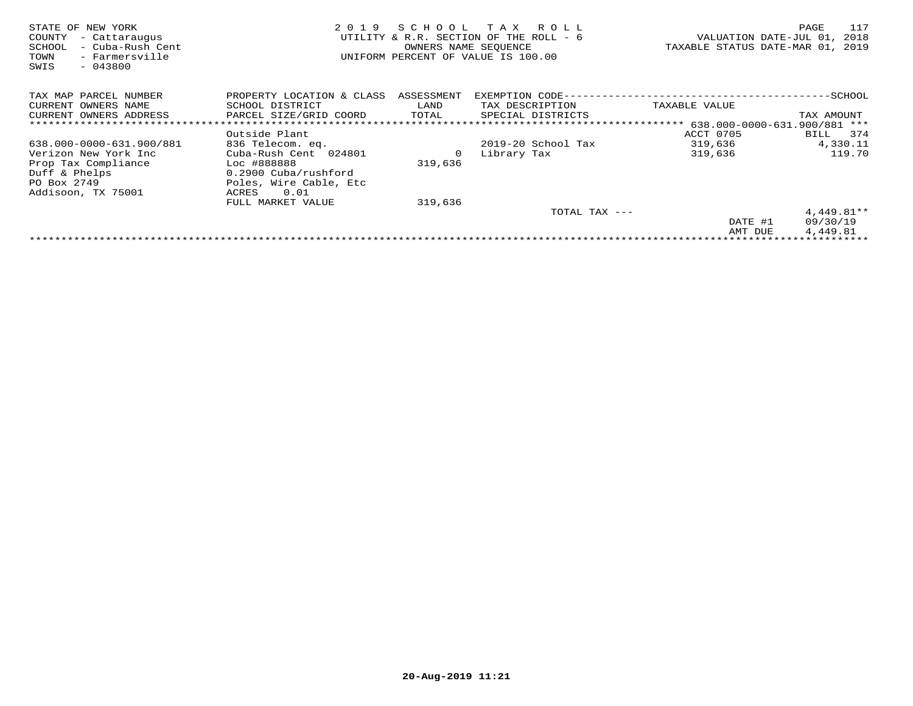STATE OF NEW YORK
COUNTY - Cattaraugus
SCHOOL - Cuba-Rush Cent
TOWN - Farmersville
SWIS - 043800

2019 SCHOOL TAX ROLL
UTILITY & R.R. SECTION OF THE ROLL - 6
OWNERS NAME SEQUENCE
UNIFORM PERCENT OF VALUE IS 100.00

VALUATION DATE-JUL 01, 2018
TAXABLE STATUS DATE-MAR 01, 2019

| TAX MAP PARCEL NUMBER<br>CURRENT OWNERS NAME<br>CURRENT OWNERS ADDRESS | PROPERTY LOCATION & CLASS<br>SCHOOL DISTRICT<br>PARCEL SIZE/GRID COORD | ASSESSMENT<br>LAND<br>TOTAL | EXEMPTION CODE----SCHOOL<br>TAX DESCRIPTION<br>SPECIAL DISTRICTS | TAXABLE VALUE | TAX AMOUNT |
|---|---|---|---|---|---|
| *** 638.000-0000-631.900/881 *** | | | | | |
| | Outside Plant | | | ACCT 0705 | BILL 374 |
| 638.000-0000-631.900/881 | 836 Telecom. eq. | | 2019-20 School Tax | 319,636 | 4,330.11 |
| Verizon New York Inc | Cuba-Rush Cent 024801 | 0 | Library Tax | 319,636 | 119.70 |
| Prop Tax Compliance | Loc #888888 | 319,636 | | | |
| Duff & Phelps | 0.2900 Cuba/rushford | | | | |
| PO Box 2749 | Poles, Wire Cable, Etc | | | | |
| Addisoon, TX 75001 | ACRES 0.01 | | | | |
| | FULL MARKET VALUE | 319,636 | | | |
| | | | TOTAL TAX --- | | 4,449.81** |
| | | | | DATE #1 | 09/30/19 |
| | | | | AMT DUE | 4,449.81 |

20-Aug-2019 11:21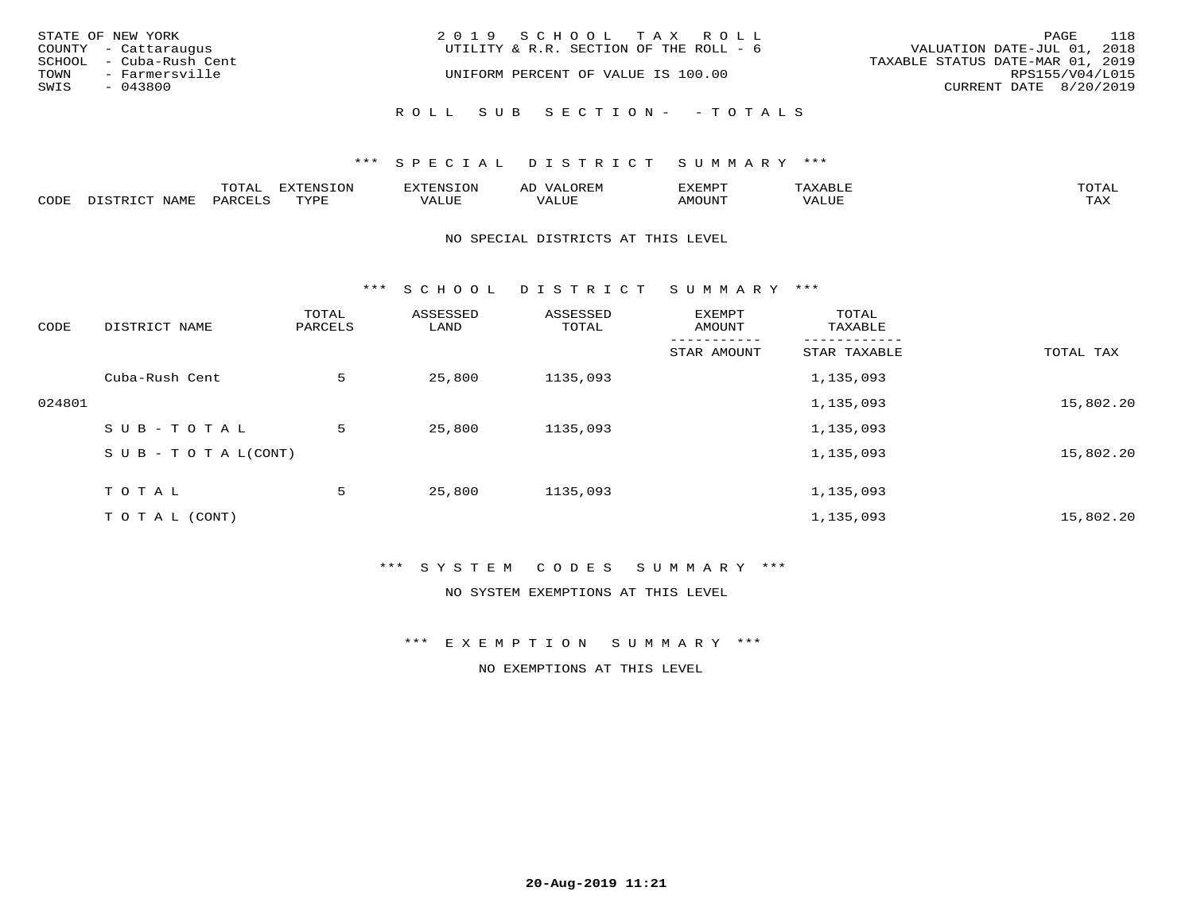STATE OF NEW YORK
COUNTY - Cattaraugus
SCHOOL - Cuba-Rush Cent
TOWN - Farmersville
SWIS - 043800

2019 SCHOOL TAX ROLL
UTILITY & R.R. SECTION OF THE ROLL - 6

UNIFORM PERCENT OF VALUE IS 100.00

VALUATION DATE-JUL 01, 2018
TAXABLE STATUS DATE-MAR 01, 2019
RPS155/V04/L015
CURRENT DATE 8/20/2019

ROLL SUB SECTION- - TOTALS

*** SPECIAL DISTRICT SUMMARY ***

| CODE | DISTRICT NAME | TOTAL PARCELS | EXTENSION TYPE | EXTENSION VALUE | AD VALOREM VALUE | EXEMPT AMOUNT | TAXABLE VALUE | TOTAL TAX |
|---|---|---|---|---|---|---|---|---|

NO SPECIAL DISTRICTS AT THIS LEVEL

*** SCHOOL DISTRICT SUMMARY ***

| CODE | DISTRICT NAME | TOTAL PARCELS | ASSESSED LAND | ASSESSED TOTAL | EXEMPT AMOUNT / STAR AMOUNT | TOTAL TAXABLE / STAR TAXABLE | TOTAL TAX |
|---|---|---|---|---|---|---|---|
| | Cuba-Rush Cent | 5 | 25,800 | 1135,093 | | 1,135,093 | |
| 024801 | | | | | | 1,135,093 | 15,802.20 |
| | S U B - T O T A L | 5 | 25,800 | 1135,093 | | 1,135,093 | |
| | S U B - T O T A L(CONT) | | | | | 1,135,093 | 15,802.20 |
| | T O T A L | 5 | 25,800 | 1135,093 | | 1,135,093 | |
| | T O T A L (CONT) | | | | | 1,135,093 | 15,802.20 |

*** SYSTEM CODES SUMMARY ***

NO SYSTEM EXEMPTIONS AT THIS LEVEL

*** EXEMPTION SUMMARY ***

NO EXEMPTIONS AT THIS LEVEL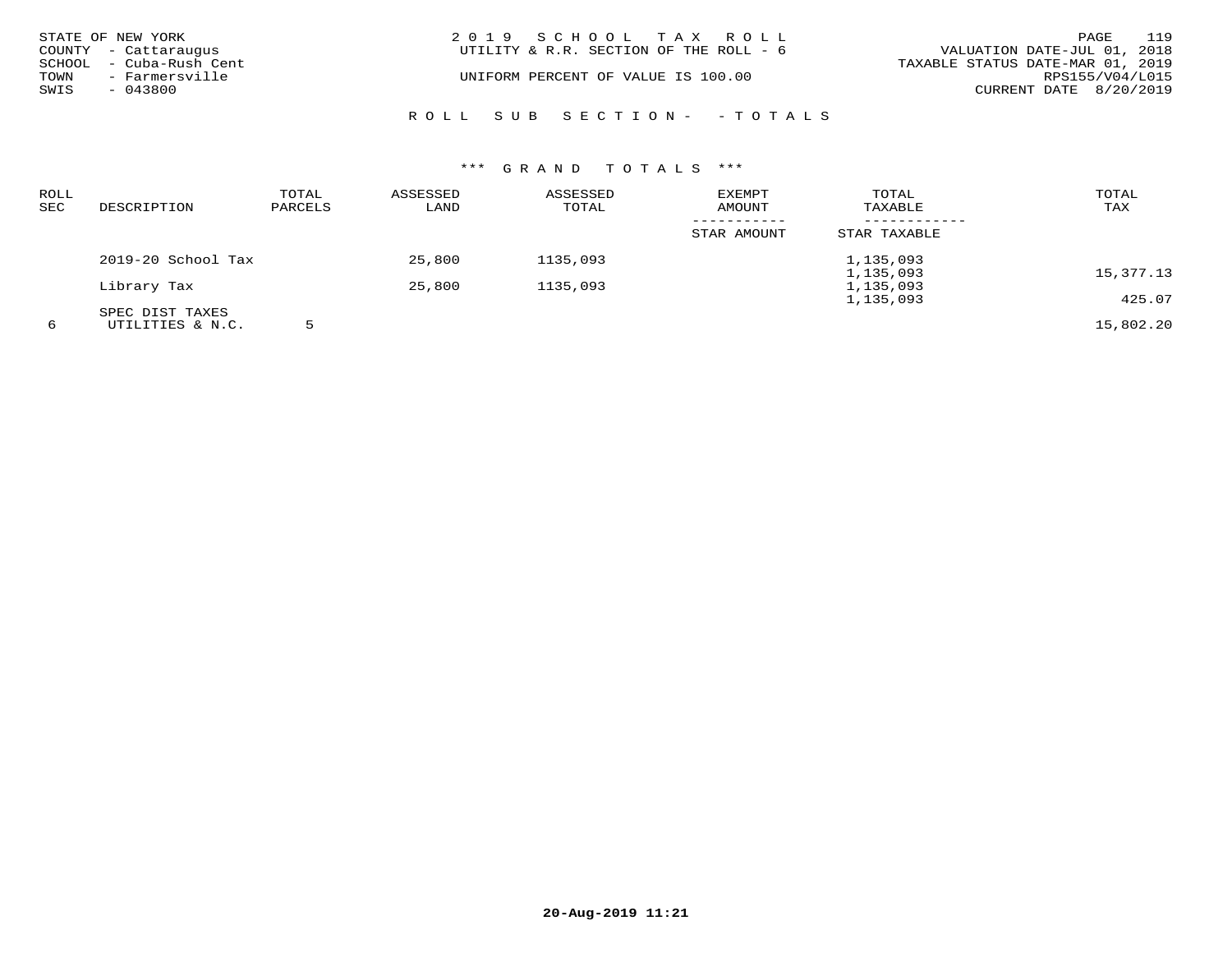STATE OF NEW YORK
COUNTY - Cattaraugus
SCHOOL - Cuba-Rush Cent
TOWN - Farmersville
SWIS - 043800

2 0 1 9 S C H O O L T A X R O L L
UTILITY & R.R. SECTION OF THE ROLL - 6

UNIFORM PERCENT OF VALUE IS 100.00

VALUATION DATE-JUL 01, 2018
TAXABLE STATUS DATE-MAR 01, 2019
RPS155/V04/L015
CURRENT DATE 8/20/2019

R O L L S U B S E C T I O N - - T O T A L S

\*\*\* G R A N D T O T A L S \*\*\*

| ROLL SEC | DESCRIPTION | TOTAL PARCELS | ASSESSED LAND | ASSESSED TOTAL | EXEMPT AMOUNT / STAR AMOUNT | TOTAL TAXABLE / STAR TAXABLE | TOTAL TAX |
|---|---|---|---|---|---|---|---|
| | 2019-20 School Tax | | 25,800 | 1135,093 | | 1,135,093 | |
| | | | | | | 1,135,093 | 15,377.13 |
| | Library Tax | | 25,800 | 1135,093 | | 1,135,093 | |
| | | | | | | 1,135,093 | 425.07 |
| | SPEC DIST TAXES | | | | | | |
| 6 | UTILITIES & N.C. | 5 | | | | | 15,802.20 |

20-Aug-2019 11:21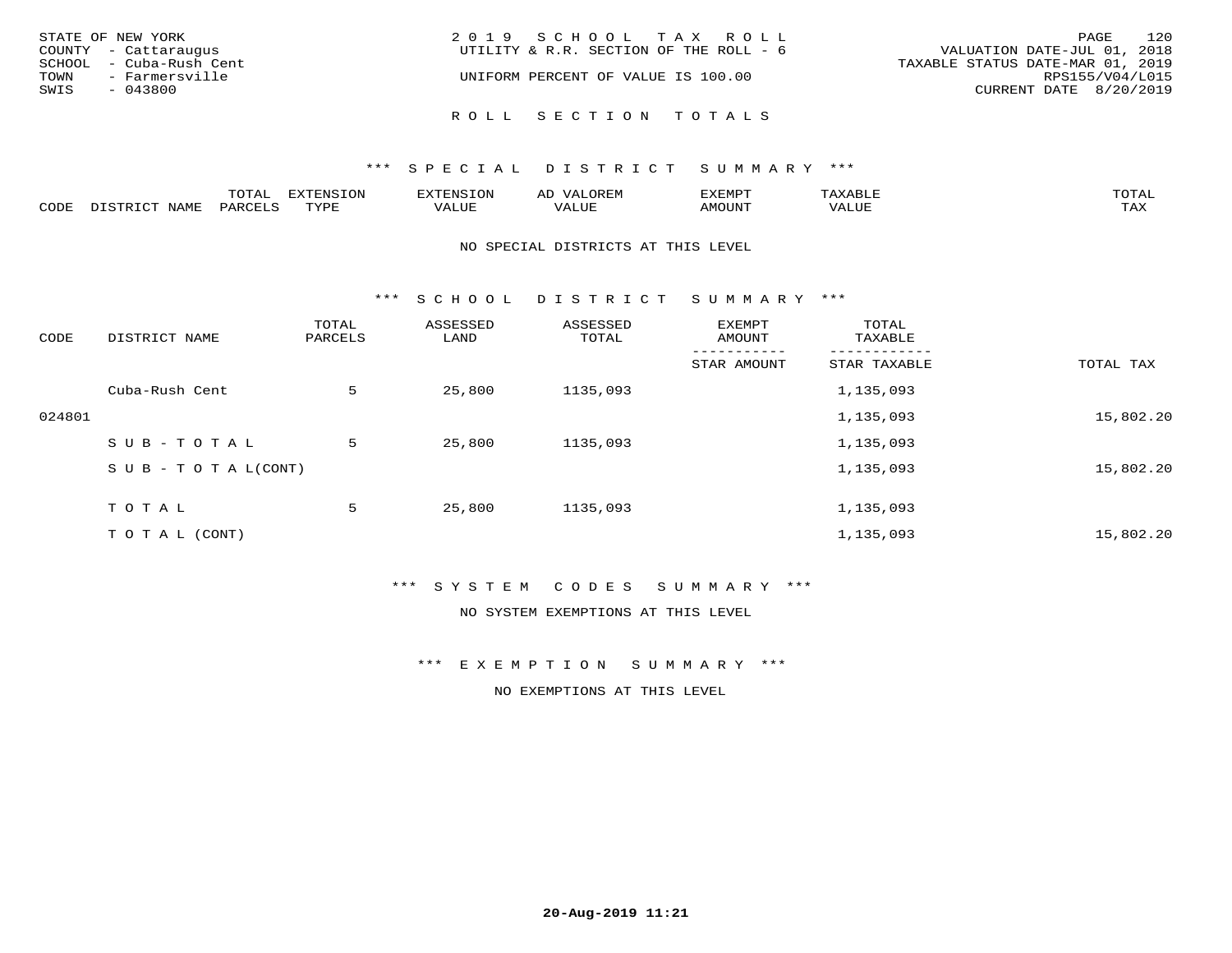STATE OF NEW YORK
COUNTY - Cattaraugus
SCHOOL - Cuba-Rush Cent
TOWN - Farmersville
SWIS - 043800

2019 SCHOOL TAX ROLL
UTILITY & R.R. SECTION OF THE ROLL - 6
UNIFORM PERCENT OF VALUE IS 100.00

VALUATION DATE-JUL 01, 2018
TAXABLE STATUS DATE-MAR 01, 2019
RPS155/V04/L015
CURRENT DATE 8/20/2019

## ROLL SECTION TOTALS

### *** SPECIAL DISTRICT SUMMARY ***

| CODE | DISTRICT NAME | TOTAL PARCELS | EXTENSION TYPE | EXTENSION VALUE | AD VALOREM VALUE | EXEMPT AMOUNT | TAXABLE VALUE | TOTAL TAX |
|---|---|---|---|---|---|---|---|---|

NO SPECIAL DISTRICTS AT THIS LEVEL

### *** SCHOOL DISTRICT SUMMARY ***

| CODE | DISTRICT NAME | TOTAL PARCELS | ASSESSED LAND | ASSESSED TOTAL | EXEMPT AMOUNT / STAR AMOUNT | TOTAL TAXABLE / STAR TAXABLE | TOTAL TAX |
|---|---|---|---|---|---|---|---|
| | Cuba-Rush Cent | 5 | 25,800 | 1135,093 | | 1,135,093 | |
| 024801 | | | | | | 1,135,093 | 15,802.20 |
| | SUB-TOTAL | 5 | 25,800 | 1135,093 | | 1,135,093 | |
| | SUB-TOTAL(CONT) | | | | | 1,135,093 | 15,802.20 |
| | TOTAL | 5 | 25,800 | 1135,093 | | 1,135,093 | |
| | TOTAL (CONT) | | | | | 1,135,093 | 15,802.20 |

### *** SYSTEM CODES SUMMARY ***

NO SYSTEM EXEMPTIONS AT THIS LEVEL

### *** EXEMPTION SUMMARY ***

NO EXEMPTIONS AT THIS LEVEL

20-Aug-2019 11:21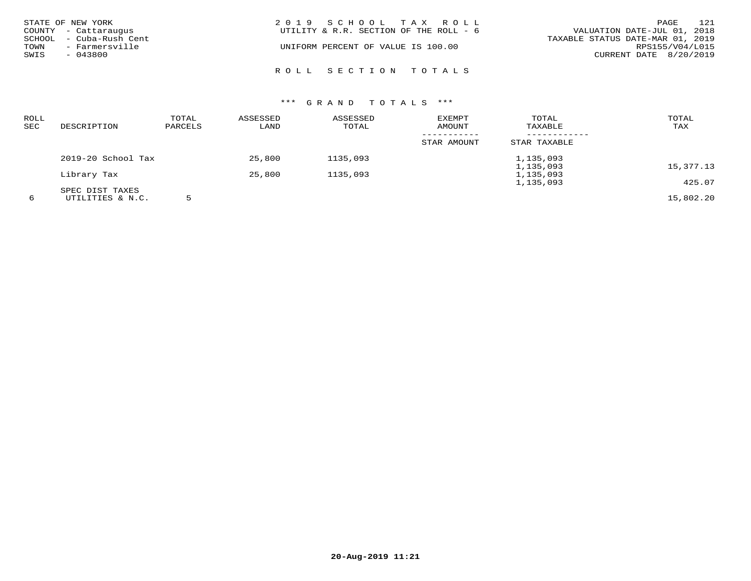STATE OF NEW YORK
COUNTY - Cattaraugus
SCHOOL - Cuba-Rush Cent
TOWN - Farmersville
SWIS - 043800

2019 SCHOOL TAX ROLL
UTILITY & R.R. SECTION OF THE ROLL - 6

UNIFORM PERCENT OF VALUE IS 100.00

VALUATION DATE-JUL 01, 2018
TAXABLE STATUS DATE-MAR 01, 2019
RPS155/V04/L015
CURRENT DATE 8/20/2019

## ROLL SECTION TOTALS

### *** GRAND TOTALS ***

| ROLL SEC | DESCRIPTION | TOTAL PARCELS | ASSESSED LAND | ASSESSED TOTAL | EXEMPT AMOUNT / STAR AMOUNT | TOTAL TAXABLE / STAR TAXABLE | TOTAL TAX |
|---|---|---|---|---|---|---|---|
| | 2019-20 School Tax | | 25,800 | 1135,093 | | 1,135,093 | |
| | | | | | | 1,135,093 | 15,377.13 |
| | Library Tax | | 25,800 | 1135,093 | | 1,135,093 | |
| | | | | | | 1,135,093 | 425.07 |
| | SPEC DIST TAXES | | | | | | |
| 6 | UTILITIES & N.C. | 5 | | | | | 15,802.20 |

20-Aug-2019 11:21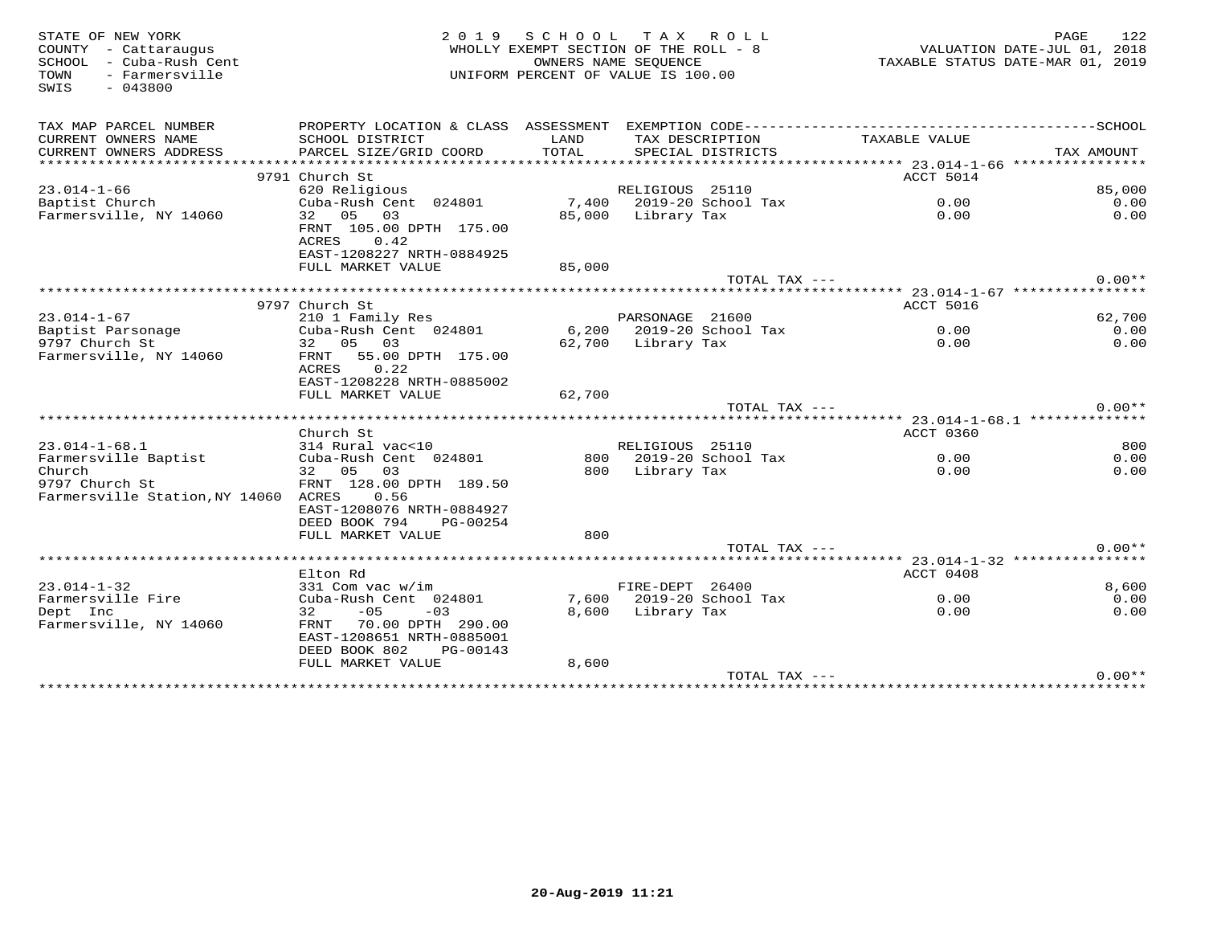STATE OF NEW YORK
COUNTY - Cattaraugus
SCHOOL - Cuba-Rush Cent
TOWN - Farmersville
SWIS - 043800

2019 SCHOOL TAX ROLL
WHOLLY EXEMPT SECTION OF THE ROLL - 8
OWNERS NAME SEQUENCE
UNIFORM PERCENT OF VALUE IS 100.00

VALUATION DATE-JUL 01, 2018
TAXABLE STATUS DATE-MAR 01, 2019

| TAX MAP PARCEL NUMBER / CURRENT OWNERS NAME / CURRENT OWNERS ADDRESS | PROPERTY LOCATION & CLASS / SCHOOL DISTRICT / PARCEL SIZE/GRID COORD | ASSESSMENT LAND / TOTAL | EXEMPTION CODE / TAX DESCRIPTION / SPECIAL DISTRICTS | TAXABLE VALUE | SCHOOL / TAX AMOUNT |
|---|---|---|---|---|---|
| **23.014-1-66** | 9791 Church St | | | ACCT 5014 | |
| 23.014-1-66 | 620 Religious | | RELIGIOUS 25110 | | 85,000 |
| Baptist Church | Cuba-Rush Cent 024801 | 7,400 | 2019-20 School Tax | 0.00 | 0.00 |
| Farmersville, NY 14060 | 32 05 03 | 85,000 | Library Tax | 0.00 | 0.00 |
| | FRNT 105.00 DPTH 175.00 | | | | |
| | ACRES 0.42 | | | | |
| | EAST-1208227 NRTH-0884925 | | | | |
| | FULL MARKET VALUE | 85,000 | | | |
| | | | TOTAL TAX --- | | 0.00** |
| **23.014-1-67** | 9797 Church St | | | ACCT 5016 | |
| 23.014-1-67 | 210 1 Family Res | | PARSONAGE 21600 | | 62,700 |
| Baptist Parsonage | Cuba-Rush Cent 024801 | 6,200 | 2019-20 School Tax | 0.00 | 0.00 |
| 9797 Church St | 32 05 03 | 62,700 | Library Tax | 0.00 | 0.00 |
| Farmersville, NY 14060 | FRNT 55.00 DPTH 175.00 | | | | |
| | ACRES 0.22 | | | | |
| | EAST-1208228 NRTH-0885002 | | | | |
| | FULL MARKET VALUE | 62,700 | | | |
| | | | TOTAL TAX --- | | 0.00** |
| **23.014-1-68.1** | Church St | | | ACCT 0360 | |
| 23.014-1-68.1 | 314 Rural vac<10 | | RELIGIOUS 25110 | | 800 |
| Farmersville Baptist | Cuba-Rush Cent 024801 | 800 | 2019-20 School Tax | 0.00 | 0.00 |
| Church | 32 05 03 | 800 | Library Tax | 0.00 | 0.00 |
| 9797 Church St | FRNT 128.00 DPTH 189.50 | | | | |
| Farmersville Station,NY 14060 | ACRES 0.56 | | | | |
| | EAST-1208076 NRTH-0884927 | | | | |
| | DEED BOOK 794 PG-00254 | | | | |
| | FULL MARKET VALUE | 800 | | | |
| | | | TOTAL TAX --- | | 0.00** |
| **23.014-1-32** | Elton Rd | | | ACCT 0408 | |
| 23.014-1-32 | 331 Com vac w/im | | FIRE-DEPT 26400 | | 8,600 |
| Farmersville Fire | Cuba-Rush Cent 024801 | 7,600 | 2019-20 School Tax | 0.00 | 0.00 |
| Dept Inc | 32 -05 -03 | 8,600 | Library Tax | 0.00 | 0.00 |
| Farmersville, NY 14060 | FRNT 70.00 DPTH 290.00 | | | | |
| | EAST-1208651 NRTH-0885001 | | | | |
| | DEED BOOK 802 PG-00143 | | | | |
| | FULL MARKET VALUE | 8,600 | | | |
| | | | TOTAL TAX --- | | 0.00** |

20-Aug-2019 11:21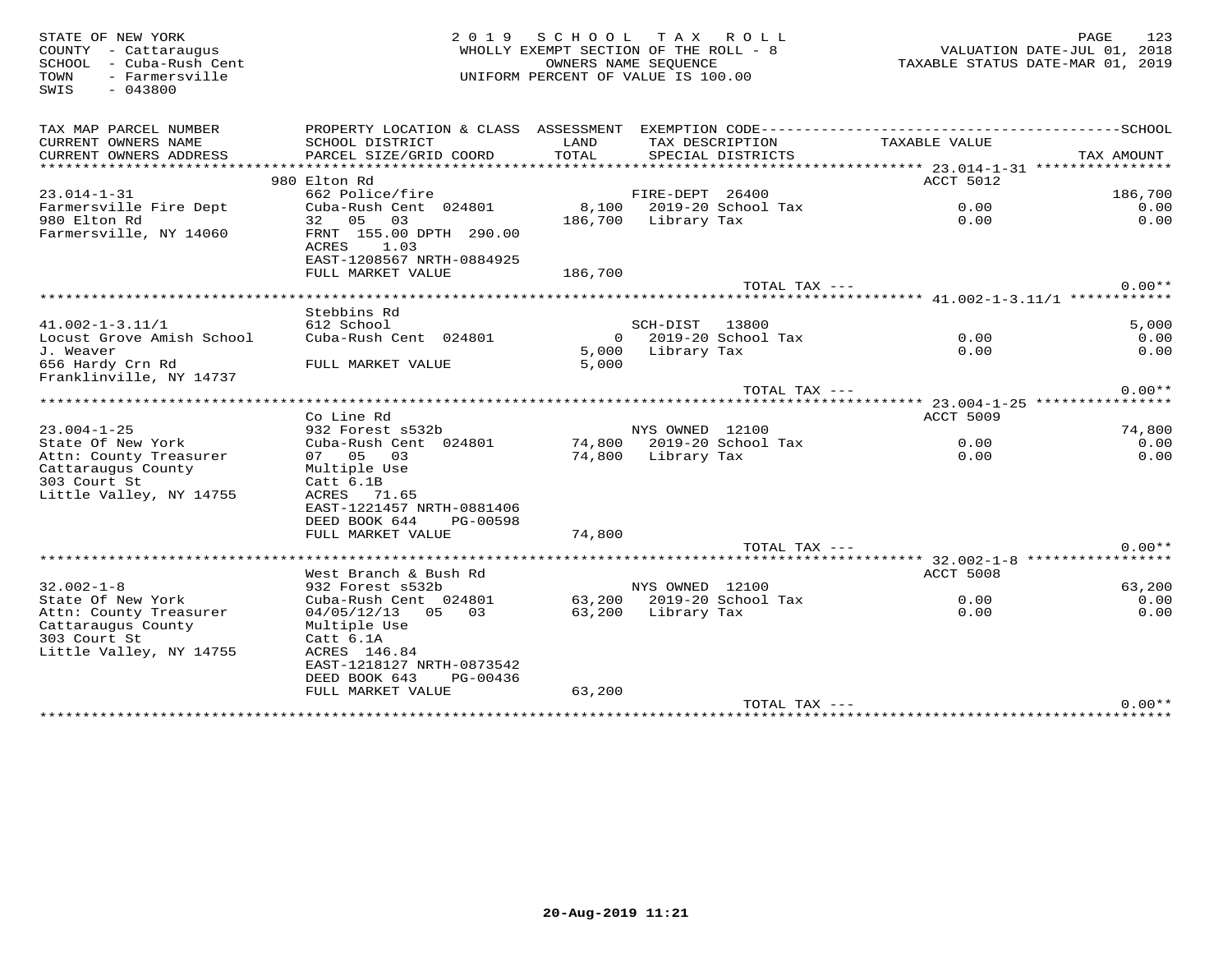STATE OF NEW YORK
COUNTY - Cattaraugus
SCHOOL - Cuba-Rush Cent
TOWN - Farmersville
SWIS - 043800

2019 SCHOOL TAX ROLL
WHOLLY EXEMPT SECTION OF THE ROLL - 8
OWNERS NAME SEQUENCE
UNIFORM PERCENT OF VALUE IS 100.00

VALUATION DATE-JUL 01, 2018
TAXABLE STATUS DATE-MAR 01, 2019

| TAX MAP PARCEL NUMBER / CURRENT OWNERS NAME / CURRENT OWNERS ADDRESS | PROPERTY LOCATION & CLASS / SCHOOL DISTRICT / PARCEL SIZE/GRID COORD | ASSESSMENT LAND / TOTAL | EXEMPTION CODE / TAX DESCRIPTION / SPECIAL DISTRICTS | TAXABLE VALUE | TAX AMOUNT |
|---|---|---|---|---|---|
| **23.014-1-31** | 980 Elton Rd | | | ACCT 5012 | |
| 23.014-1-31 | 662 Police/fire | | FIRE-DEPT 26400 | | 186,700 |
| Farmersville Fire Dept | Cuba-Rush Cent 024801 | 8,100 | 2019-20 School Tax | 0.00 | 0.00 |
| 980 Elton Rd | 32 05 03 | 186,700 | Library Tax | 0.00 | 0.00 |
| Farmersville, NY 14060 | FRNT 155.00 DPTH 290.00 | | | | |
| | ACRES 1.03 | | | | |
| | EAST-1208567 NRTH-0884925 | | | | |
| | FULL MARKET VALUE | 186,700 | | | |
| | | | TOTAL TAX --- | | 0.00** |
| **41.002-1-3.11/1** | Stebbins Rd | | | | |
| 41.002-1-3.11/1 | 612 School | | SCH-DIST 13800 | | 5,000 |
| Locust Grove Amish School | Cuba-Rush Cent 024801 | 0 | 2019-20 School Tax | 0.00 | 0.00 |
| J. Weaver | | 5,000 | Library Tax | 0.00 | 0.00 |
| 656 Hardy Crn Rd | FULL MARKET VALUE | 5,000 | | | |
| Franklinville, NY 14737 | | | | | |
| | | | TOTAL TAX --- | | 0.00** |
| **23.004-1-25** | Co Line Rd | | | ACCT 5009 | |
| 23.004-1-25 | 932 Forest s532b | | NYS OWNED 12100 | | 74,800 |
| State Of New York | Cuba-Rush Cent 024801 | 74,800 | 2019-20 School Tax | 0.00 | 0.00 |
| Attn: County Treasurer | 07 05 03 | 74,800 | Library Tax | 0.00 | 0.00 |
| Cattaraugus County | Multiple Use | | | | |
| 303 Court St | Catt 6.1B | | | | |
| Little Valley, NY 14755 | ACRES 71.65 | | | | |
| | EAST-1221457 NRTH-0881406 | | | | |
| | DEED BOOK 644 PG-00598 | | | | |
| | FULL MARKET VALUE | 74,800 | | | |
| | | | TOTAL TAX --- | | 0.00** |
| **32.002-1-8** | West Branch & Bush Rd | | | ACCT 5008 | |
| 32.002-1-8 | 932 Forest s532b | | NYS OWNED 12100 | | 63,200 |
| State Of New York | Cuba-Rush Cent 024801 | 63,200 | 2019-20 School Tax | 0.00 | 0.00 |
| Attn: County Treasurer | 04/05/12/13 05 03 | 63,200 | Library Tax | 0.00 | 0.00 |
| Cattaraugus County | Multiple Use | | | | |
| 303 Court St | Catt 6.1A | | | | |
| Little Valley, NY 14755 | ACRES 146.84 | | | | |
| | EAST-1218127 NRTH-0873542 | | | | |
| | DEED BOOK 643 PG-00436 | | | | |
| | FULL MARKET VALUE | 63,200 | | | |
| | | | TOTAL TAX --- | | 0.00** |

20-Aug-2019 11:21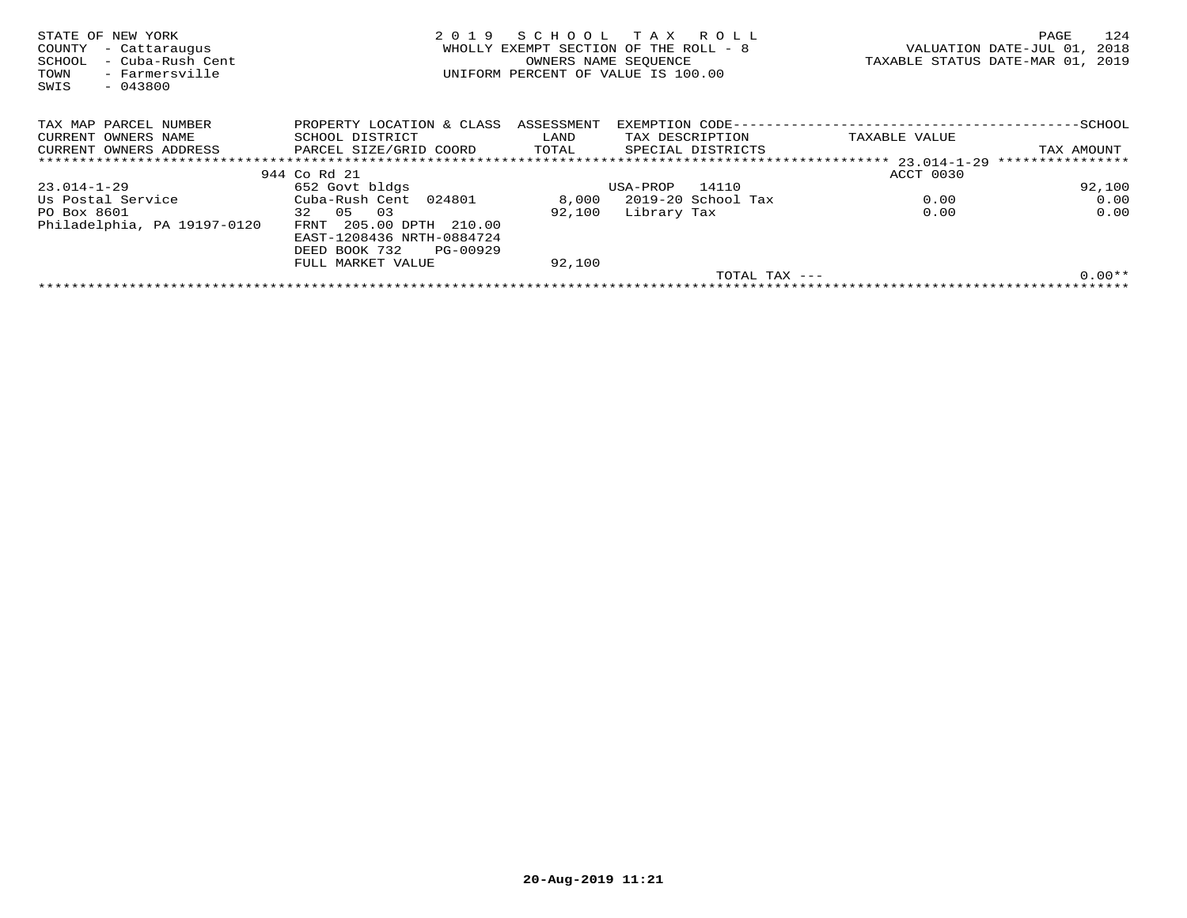STATE OF NEW YORK
COUNTY - Cattaraugus
SCHOOL - Cuba-Rush Cent
TOWN - Farmersville
SWIS - 043800

# 2019 SCHOOL TAX ROLL

WHOLLY EXEMPT SECTION OF THE ROLL - 8
OWNERS NAME SEQUENCE
UNIFORM PERCENT OF VALUE IS 100.00

VALUATION DATE-JUL 01, 2018
TAXABLE STATUS DATE-MAR 01, 2019

| TAX MAP PARCEL NUMBER<br>CURRENT OWNERS NAME<br>CURRENT OWNERS ADDRESS | PROPERTY LOCATION & CLASS<br>SCHOOL DISTRICT<br>PARCEL SIZE/GRID COORD | ASSESSMENT<br>LAND<br>TOTAL | EXEMPTION CODE<br>TAX DESCRIPTION<br>SPECIAL DISTRICTS | TAXABLE VALUE | SCHOOL<br>TAX AMOUNT |
|---|---|---|---|---|---|
| | 944 Co Rd 21 | | | ACCT 0030 | |
| 23.014-1-29 | 652 Govt bldgs | | USA-PROP 14110 | | 92,100 |
| Us Postal Service | Cuba-Rush Cent 024801 | 8,000 | 2019-20 School Tax | 0.00 | 0.00 |
| PO Box 8601 | 32 05 03 | 92,100 | Library Tax | 0.00 | 0.00 |
| Philadelphia, PA 19197-0120 | FRNT 205.00 DPTH 210.00 | | | | |
| | EAST-1208436 NRTH-0884724 | | | | |
| | DEED BOOK 732 PG-00929 | | | | |
| | FULL MARKET VALUE | 92,100 | | | |
| | | | TOTAL TAX --- | | 0.00** |

20-Aug-2019 11:21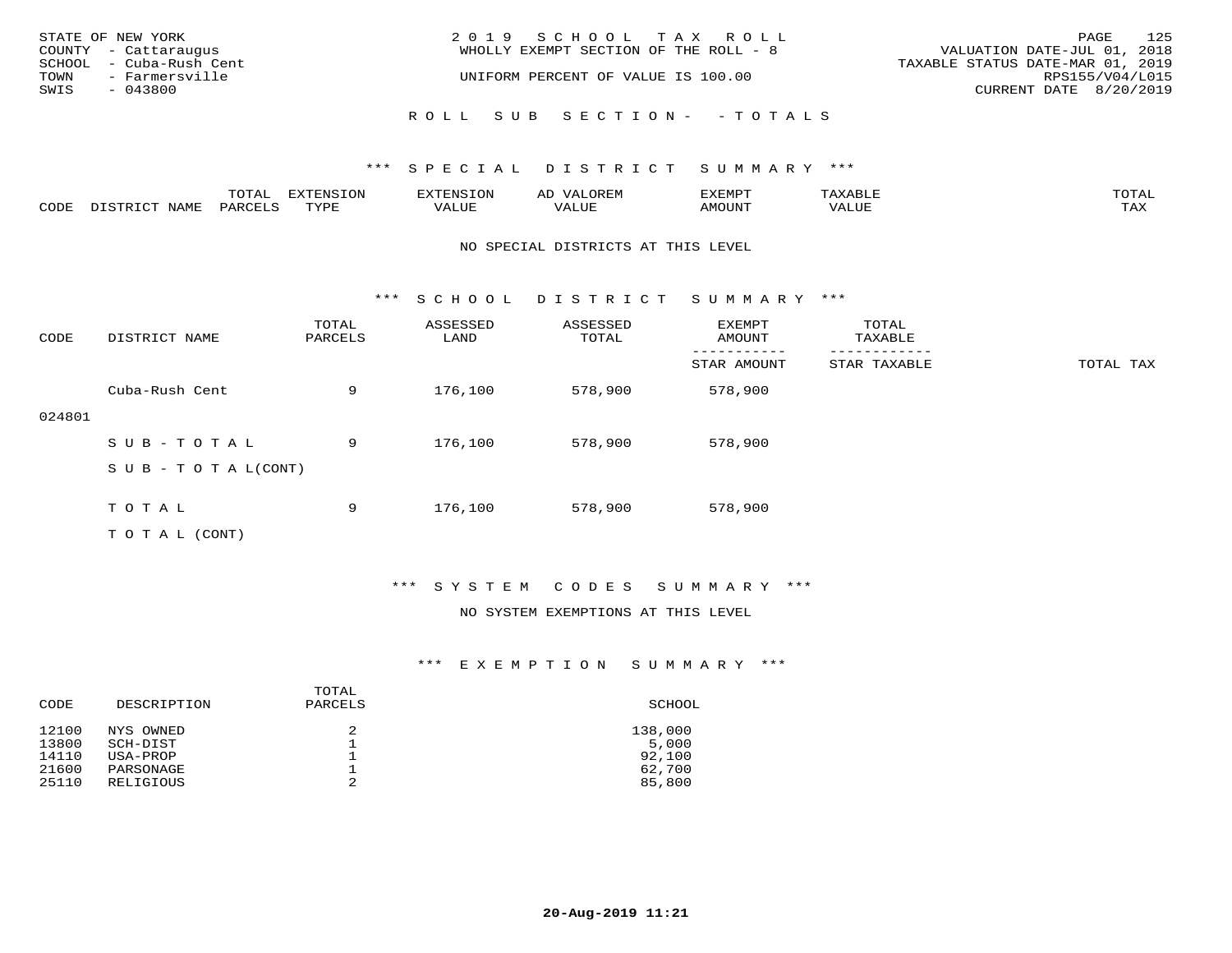STATE OF NEW YORK
COUNTY - Cattaraugus
SCHOOL - Cuba-Rush Cent
TOWN - Farmersville
SWIS - 043800

2019 SCHOOL TAX ROLL
WHOLLY EXEMPT SECTION OF THE ROLL - 8

UNIFORM PERCENT OF VALUE IS 100.00

VALUATION DATE-JUL 01, 2018
TAXABLE STATUS DATE-MAR 01, 2019
RPS155/V04/L015
CURRENT DATE 8/20/2019

ROLL SUB SECTION- - TOTALS

### *** SPECIAL DISTRICT SUMMARY ***

| CODE | DISTRICT NAME | TOTAL PARCELS | EXTENSION TYPE | EXTENSION VALUE | AD VALOREM VALUE | EXEMPT AMOUNT | TAXABLE VALUE | TOTAL TAX |
|---|---|---|---|---|---|---|---|---|

NO SPECIAL DISTRICTS AT THIS LEVEL

### *** SCHOOL DISTRICT SUMMARY ***

| CODE | DISTRICT NAME | TOTAL PARCELS | ASSESSED LAND | ASSESSED TOTAL | EXEMPT AMOUNT / STAR AMOUNT | TOTAL TAXABLE / STAR TAXABLE | TOTAL TAX |
|---|---|---|---|---|---|---|---|
| 024801 | Cuba-Rush Cent | 9 | 176,100 | 578,900 | 578,900 | | |
| | SUB-TOTAL | 9 | 176,100 | 578,900 | 578,900 | | |
| | SUB-TOTAL(CONT) | | | | | | |
| | TOTAL | 9 | 176,100 | 578,900 | 578,900 | | |
| | TOTAL (CONT) | | | | | | |

### *** SYSTEM CODES SUMMARY ***

NO SYSTEM EXEMPTIONS AT THIS LEVEL

### *** EXEMPTION SUMMARY ***

| CODE | DESCRIPTION | TOTAL PARCELS | SCHOOL |
|---|---|---|---|
| 12100 | NYS OWNED | 2 | 138,000 |
| 13800 | SCH-DIST | 1 | 5,000 |
| 14110 | USA-PROP | 1 | 92,100 |
| 21600 | PARSONAGE | 1 | 62,700 |
| 25110 | RELIGIOUS | 2 | 85,800 |

20-Aug-2019 11:21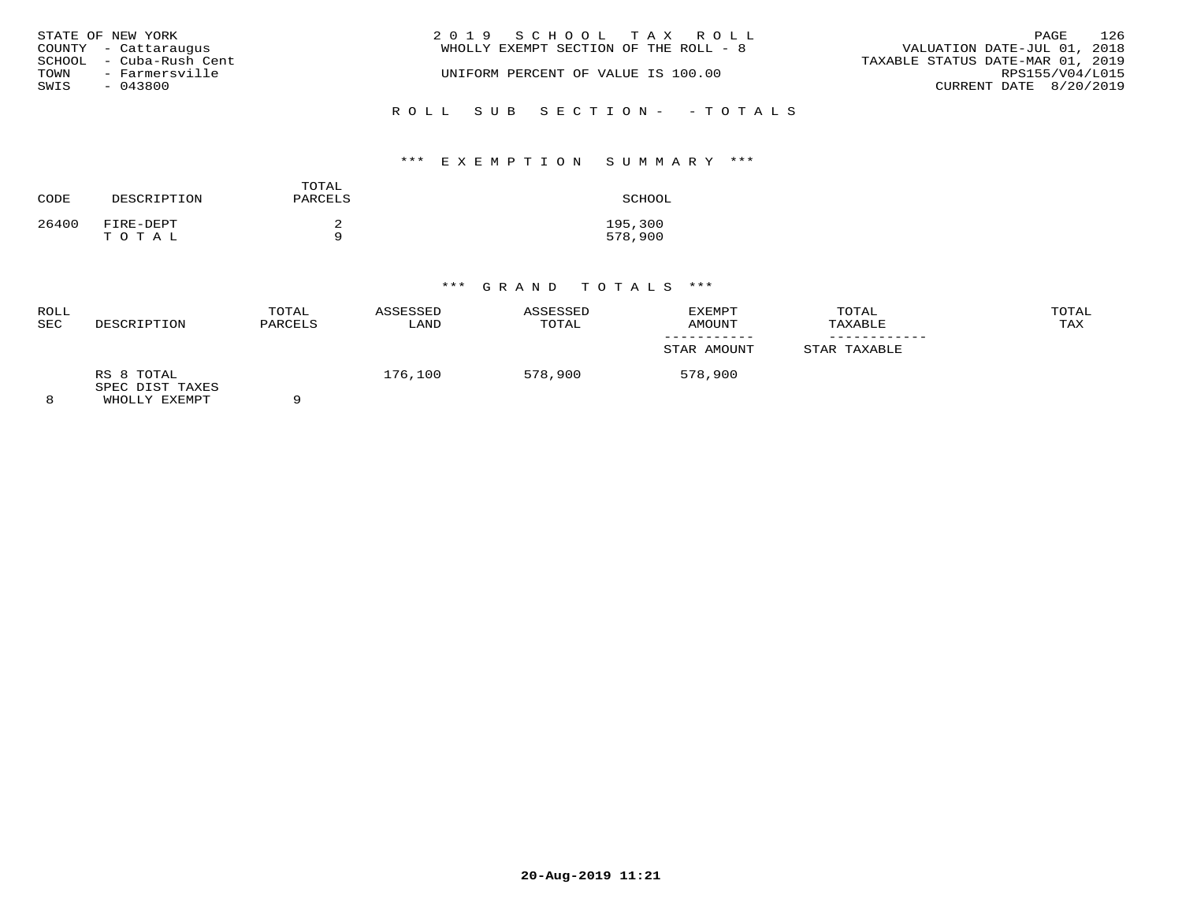STATE OF NEW YORK
COUNTY - Cattaraugus
SCHOOL - Cuba-Rush Cent
TOWN - Farmersville
SWIS - 043800

2 0 1 9 S C H O O L T A X R O L L
WHOLLY EXEMPT SECTION OF THE ROLL - 8

UNIFORM PERCENT OF VALUE IS 100.00

VALUATION DATE-JUL 01, 2018
TAXABLE STATUS DATE-MAR 01, 2019
RPS155/V04/L015
CURRENT DATE 8/20/2019

R O L L S U B S E C T I O N - - T O T A L S

*** E X E M P T I O N S U M M A R Y ***

| CODE | DESCRIPTION | TOTAL PARCELS | SCHOOL |
|---|---|---|---|
| 26400 | FIRE-DEPT | 2 | 195,300 |
| | T O T A L | 9 | 578,900 |

*** G R A N D T O T A L S ***

| ROLL SEC | DESCRIPTION | TOTAL PARCELS | ASSESSED LAND | ASSESSED TOTAL | EXEMPT AMOUNT / STAR AMOUNT | TOTAL TAXABLE / STAR TAXABLE | TOTAL TAX |
|---|---|---|---|---|---|---|---|
| 8 | RS 8 TOTAL SPEC DIST TAXES WHOLLY EXEMPT | 9 | 176,100 | 578,900 | 578,900 | | |

20-Aug-2019 11:21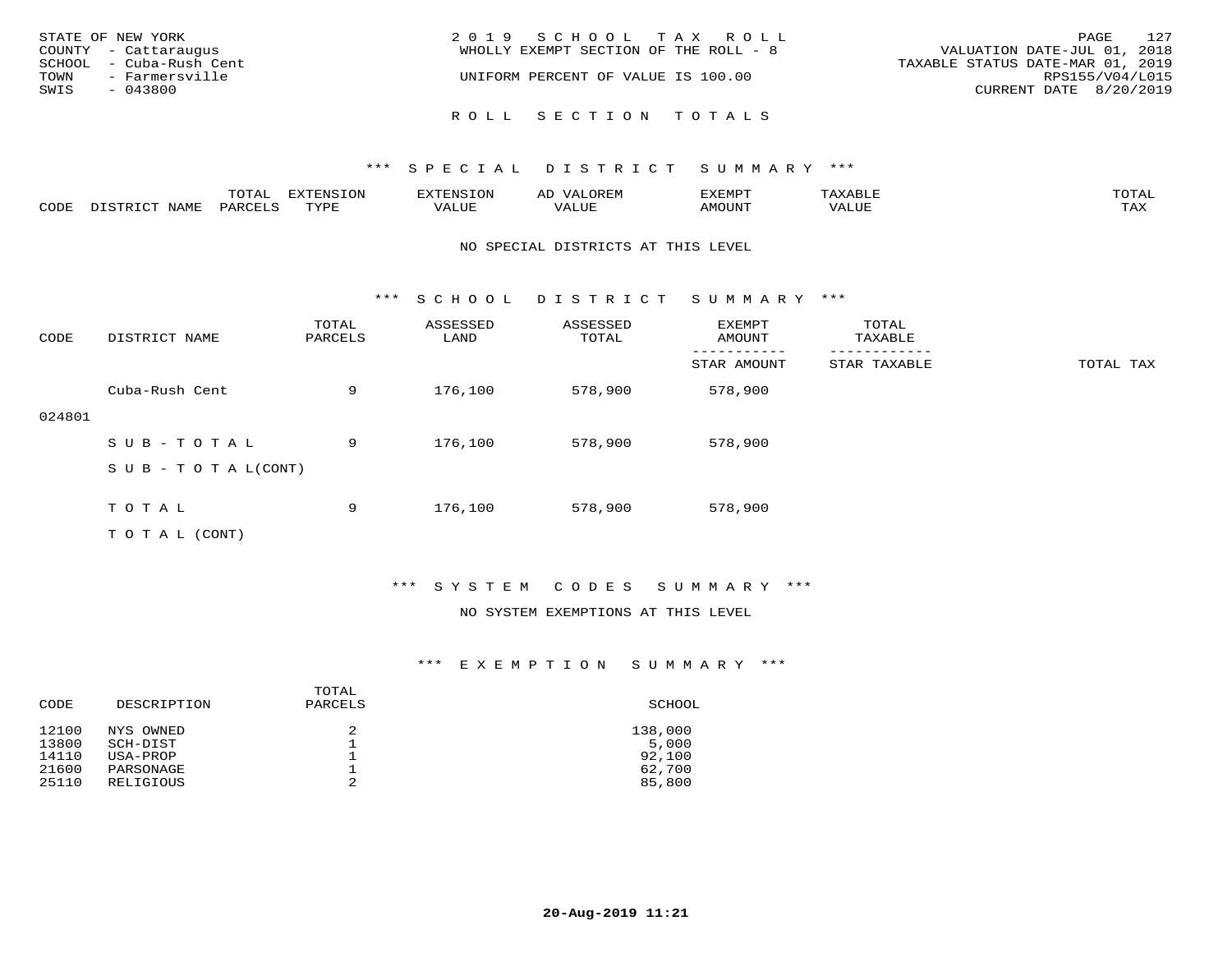STATE OF NEW YORK
COUNTY - Cattaraugus
SCHOOL - Cuba-Rush Cent
TOWN - Farmersville
SWIS - 043800

2019 SCHOOL TAX ROLL
WHOLLY EXEMPT SECTION OF THE ROLL - 8

UNIFORM PERCENT OF VALUE IS 100.00

VALUATION DATE-JUL 01, 2018
TAXABLE STATUS DATE-MAR 01, 2019
RPS155/V04/L015
CURRENT DATE 8/20/2019

## ROLL SECTION TOTALS

### *** SPECIAL DISTRICT SUMMARY ***

| CODE | DISTRICT NAME | TOTAL PARCELS | EXTENSION TYPE | EXTENSION VALUE | AD VALOREM VALUE | EXEMPT AMOUNT | TAXABLE VALUE | TOTAL TAX |
|---|---|---|---|---|---|---|---|---|

NO SPECIAL DISTRICTS AT THIS LEVEL

### *** SCHOOL DISTRICT SUMMARY ***

| CODE | DISTRICT NAME | TOTAL PARCELS | ASSESSED LAND | ASSESSED TOTAL | EXEMPT AMOUNT / STAR AMOUNT | TOTAL TAXABLE / STAR TAXABLE | TOTAL TAX |
|---|---|---|---|---|---|---|---|
| 024801 | Cuba-Rush Cent | 9 | 176,100 | 578,900 | 578,900 | | |
| | SUB-TOTAL | 9 | 176,100 | 578,900 | 578,900 | | |
| | SUB-TOTAL(CONT) | | | | | | |
| | TOTAL | 9 | 176,100 | 578,900 | 578,900 | | |
| | TOTAL (CONT) | | | | | | |

### *** SYSTEM CODES SUMMARY ***

NO SYSTEM EXEMPTIONS AT THIS LEVEL

### *** EXEMPTION SUMMARY ***

| CODE | DESCRIPTION | TOTAL PARCELS | SCHOOL |
|---|---|---|---|
| 12100 | NYS OWNED | 2 | 138,000 |
| 13800 | SCH-DIST | 1 | 5,000 |
| 14110 | USA-PROP | 1 | 92,100 |
| 21600 | PARSONAGE | 1 | 62,700 |
| 25110 | RELIGIOUS | 2 | 85,800 |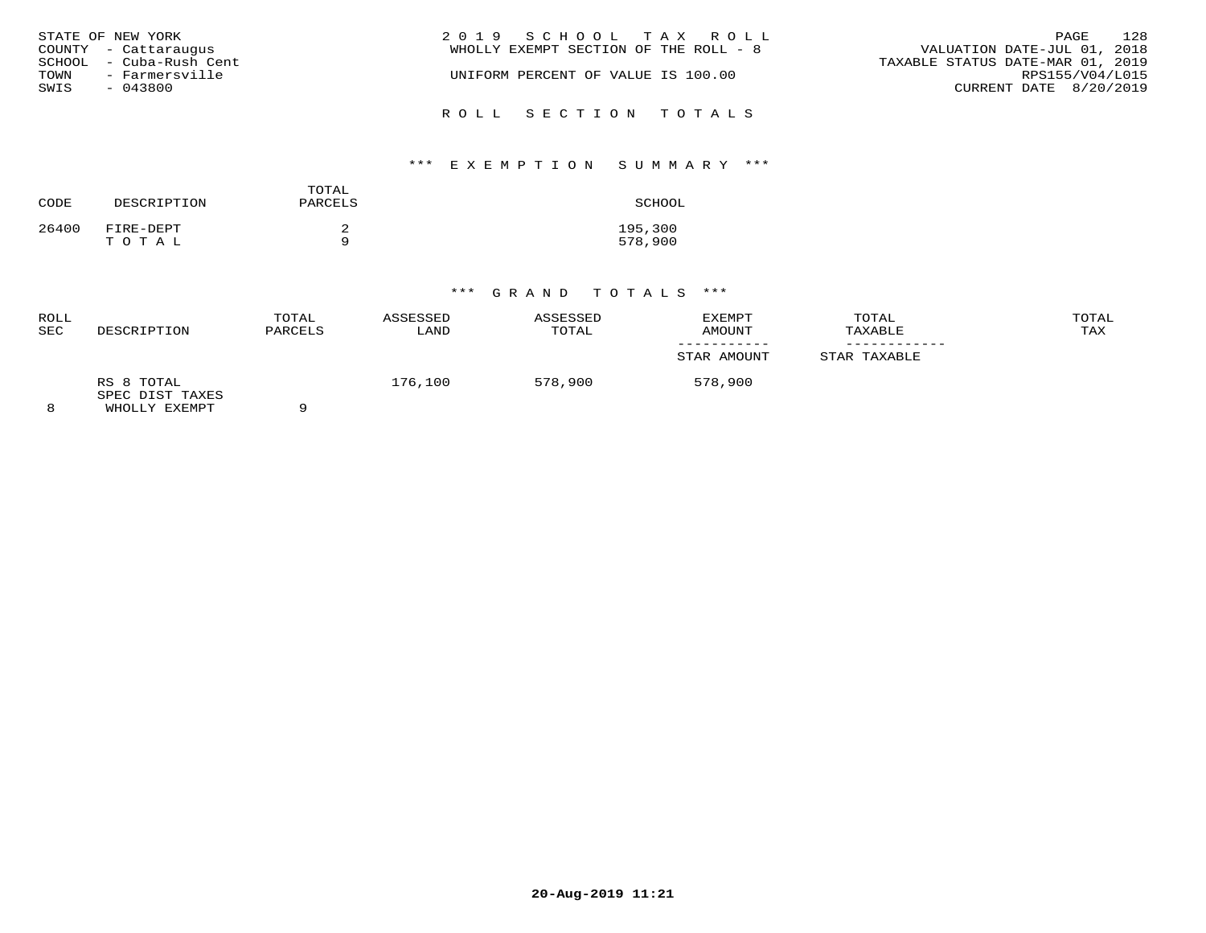STATE OF NEW YORK
COUNTY - Cattaraugus
SCHOOL - Cuba-Rush Cent
TOWN - Farmersville
SWIS - 043800

2019 SCHOOL TAX ROLL
WHOLLY EXEMPT SECTION OF THE ROLL - 8

UNIFORM PERCENT OF VALUE IS 100.00

VALUATION DATE-JUL 01, 2018
TAXABLE STATUS DATE-MAR 01, 2019
RPS155/V04/L015
CURRENT DATE 8/20/2019

## ROLL SECTION TOTALS

### *** EXEMPTION SUMMARY ***

| CODE | DESCRIPTION | TOTAL PARCELS | SCHOOL |
|---|---|---|---|
| 26400 | FIRE-DEPT | 2 | 195,300 |
| | T O T A L | 9 | 578,900 |

### *** GRAND TOTALS ***

| ROLL SEC | DESCRIPTION | TOTAL PARCELS | ASSESSED LAND | ASSESSED TOTAL | EXEMPT AMOUNT / STAR AMOUNT | TOTAL TAXABLE / STAR TAXABLE | TOTAL TAX |
|---|---|---|---|---|---|---|---|
| 8 | RS 8 TOTAL SPEC DIST TAXES WHOLLY EXEMPT | 9 | 176,100 | 578,900 | 578,900 | | |

20-Aug-2019 11:21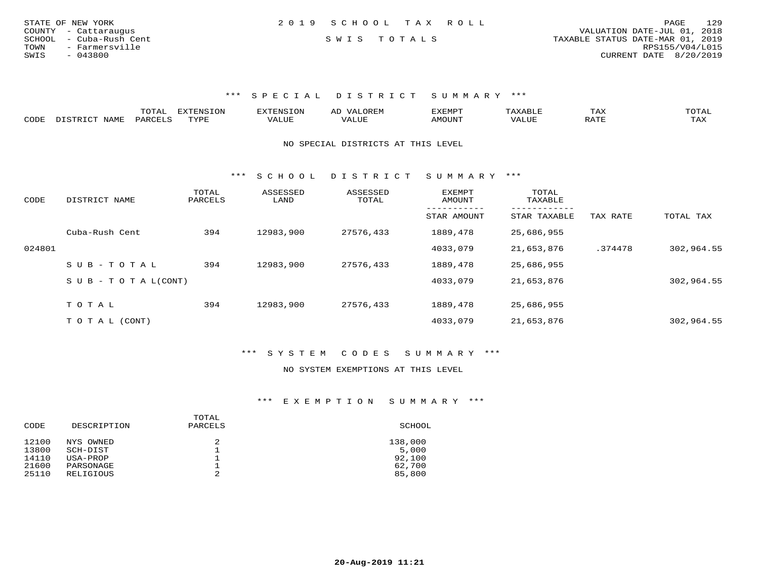STATE OF NEW YORK
COUNTY - Cattaraugus
SCHOOL - Cuba-Rush Cent
TOWN - Farmersville
SWIS - 043800

2 0 1 9 S C H O O L T A X R O L L

S W I S T O T A L S

VALUATION DATE-JUL 01, 2018
TAXABLE STATUS DATE-MAR 01, 2019
RPS155/V04/L015
CURRENT DATE 8/20/2019

### *** S P E C I A L D I S T R I C T S U M M A R Y ***

| CODE | DISTRICT NAME | TOTAL PARCELS | EXTENSION TYPE | EXTENSION VALUE | AD VALOREM VALUE | EXEMPT AMOUNT | TAXABLE VALUE | TAX RATE | TOTAL TAX |
|---|---|---|---|---|---|---|---|---|---|

NO SPECIAL DISTRICTS AT THIS LEVEL

### *** S C H O O L D I S T R I C T S U M M A R Y ***

| CODE | DISTRICT NAME | TOTAL PARCELS | ASSESSED LAND | ASSESSED TOTAL | EXEMPT AMOUNT / STAR AMOUNT | TOTAL TAXABLE / STAR TAXABLE | TAX RATE | TOTAL TAX |
|---|---|---|---|---|---|---|---|---|
| | Cuba-Rush Cent | 394 | 12983,900 | 27576,433 | 1889,478 | 25,686,955 | | |
| 024801 | | | | | 4033,079 | 21,653,876 | .374478 | 302,964.55 |
| | S U B - T O T A L | 394 | 12983,900 | 27576,433 | 1889,478 | 25,686,955 | | |
| | S U B - T O T A L(CONT) | | | | 4033,079 | 21,653,876 | | 302,964.55 |
| | T O T A L | 394 | 12983,900 | 27576,433 | 1889,478 | 25,686,955 | | |
| | T O T A L (CONT) | | | | 4033,079 | 21,653,876 | | 302,964.55 |

### *** S Y S T E M C O D E S S U M M A R Y ***

NO SYSTEM EXEMPTIONS AT THIS LEVEL

### *** E X E M P T I O N S U M M A R Y ***

| CODE | DESCRIPTION | TOTAL PARCELS | SCHOOL |
|---|---|---|---|
| 12100 | NYS OWNED | 2 | 138,000 |
| 13800 | SCH-DIST | 1 | 5,000 |
| 14110 | USA-PROP | 1 | 92,100 |
| 21600 | PARSONAGE | 1 | 62,700 |
| 25110 | RELIGIOUS | 2 | 85,800 |

20-Aug-2019 11:21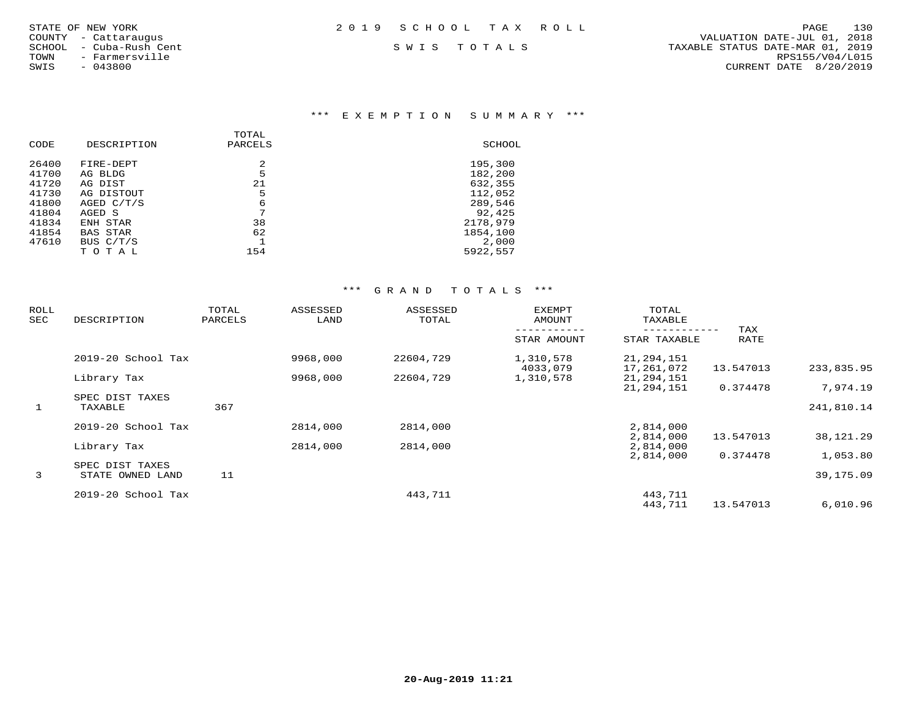STATE OF NEW YORK
COUNTY - Cattaraugus
SCHOOL - Cuba-Rush Cent
TOWN - Farmersville
SWIS - 043800

2019 SCHOOL TAX ROLL

SWIS TOTALS

VALUATION DATE-JUL 01, 2018
TAXABLE STATUS DATE-MAR 01, 2019
RPS155/V04/L015
CURRENT DATE 8/20/2019

### *** EXEMPTION SUMMARY ***

| CODE | DESCRIPTION | TOTAL PARCELS | SCHOOL |
|---|---|---|---|
| 26400 | FIRE-DEPT | 2 | 195,300 |
| 41700 | AG BLDG | 5 | 182,200 |
| 41720 | AG DIST | 21 | 632,355 |
| 41730 | AG DISTOUT | 5 | 112,052 |
| 41800 | AGED C/T/S | 6 | 289,546 |
| 41804 | AGED S | 7 | 92,425 |
| 41834 | ENH STAR | 38 | 2178,979 |
| 41854 | BAS STAR | 62 | 1854,100 |
| 47610 | BUS C/T/S | 1 | 2,000 |
| | TOTAL | 154 | 5922,557 |

### *** GRAND TOTALS ***

| ROLL SEC | DESCRIPTION | TOTAL PARCELS | ASSESSED LAND | ASSESSED TOTAL | EXEMPT AMOUNT / STAR AMOUNT | TOTAL TAXABLE / STAR TAXABLE | TAX RATE | |
|---|---|---|---|---|---|---|---|---|
| | 2019-20 School Tax | | 9968,000 | 22604,729 | 1,310,578 | 21,294,151 | | |
| | | | | | 4033,079 | 17,261,072 | 13.547013 | 233,835.95 |
| | Library Tax | | 9968,000 | 22604,729 | 1,310,578 | 21,294,151 | | |
| | | | | | | 21,294,151 | 0.374478 | 7,974.19 |
| | SPEC DIST TAXES | | | | | | | |
| 1 | TAXABLE | 367 | | | | | | 241,810.14 |
| | 2019-20 School Tax | | 2814,000 | 2814,000 | | 2,814,000 | | |
| | | | | | | 2,814,000 | 13.547013 | 38,121.29 |
| | Library Tax | | 2814,000 | 2814,000 | | 2,814,000 | | |
| | | | | | | 2,814,000 | 0.374478 | 1,053.80 |
| | SPEC DIST TAXES | | | | | | | |
| 3 | STATE OWNED LAND | 11 | | | | | | 39,175.09 |
| | 2019-20 School Tax | | | 443,711 | | 443,711 | | |
| | | | | | | 443,711 | 13.547013 | 6,010.96 |

20-Aug-2019 11:21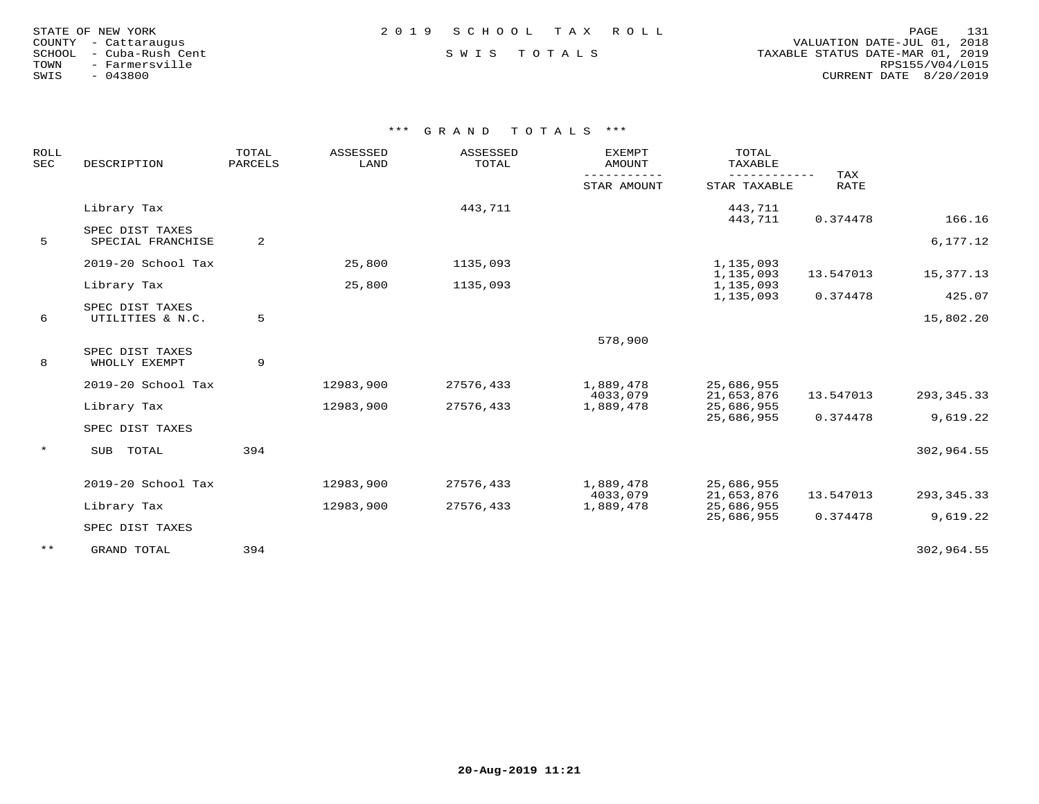STATE OF NEW YORK
COUNTY - Cattaraugus
SCHOOL - Cuba-Rush Cent
TOWN - Farmersville
SWIS - 043800

2019 SCHOOL TAX ROLL

SWIS TOTALS

VALUATION DATE-JUL 01, 2018
TAXABLE STATUS DATE-MAR 01, 2019
RPS155/V04/L015
CURRENT DATE 8/20/2019

### *** GRAND TOTALS ***

| ROLL SEC | DESCRIPTION | TOTAL PARCELS | ASSESSED LAND | ASSESSED TOTAL | EXEMPT AMOUNT / STAR AMOUNT | TOTAL TAXABLE / STAR TAXABLE | TAX RATE | |
|---|---|---|---|---|---|---|---|---|
| | Library Tax | | | 443,711 | | 443,711 | | |
| | | | | | | 443,711 | 0.374478 | 166.16 |
| | SPEC DIST TAXES | | | | | | | |
| 5 | SPECIAL FRANCHISE | 2 | | | | | | 6,177.12 |
| | 2019-20 School Tax | | 25,800 | 1135,093 | | 1,135,093 | | |
| | | | | | | 1,135,093 | 13.547013 | 15,377.13 |
| | Library Tax | | 25,800 | 1135,093 | | 1,135,093 | | |
| | | | | | | 1,135,093 | 0.374478 | 425.07 |
| | SPEC DIST TAXES | | | | | | | |
| 6 | UTILITIES & N.C. | 5 | | | | | | 15,802.20 |
| | | | | | 578,900 | | | |
| | SPEC DIST TAXES | | | | | | | |
| 8 | WHOLLY EXEMPT | 9 | | | | | | |
| | 2019-20 School Tax | | 12983,900 | 27576,433 | 1,889,478 | 25,686,955 | | |
| | | | | | 4033,079 | 21,653,876 | 13.547013 | 293,345.33 |
| | Library Tax | | 12983,900 | 27576,433 | 1,889,478 | 25,686,955 | | |
| | | | | | | 25,686,955 | 0.374478 | 9,619.22 |
| | SPEC DIST TAXES | | | | | | | |
| * | SUB TOTAL | 394 | | | | | | 302,964.55 |
| | 2019-20 School Tax | | 12983,900 | 27576,433 | 1,889,478 | 25,686,955 | | |
| | | | | | 4033,079 | 21,653,876 | 13.547013 | 293,345.33 |
| | Library Tax | | 12983,900 | 27576,433 | 1,889,478 | 25,686,955 | | |
| | | | | | | 25,686,955 | 0.374478 | 9,619.22 |
| | SPEC DIST TAXES | | | | | | | |
| ** | GRAND TOTAL | 394 | | | | | | 302,964.55 |

20-Aug-2019 11:21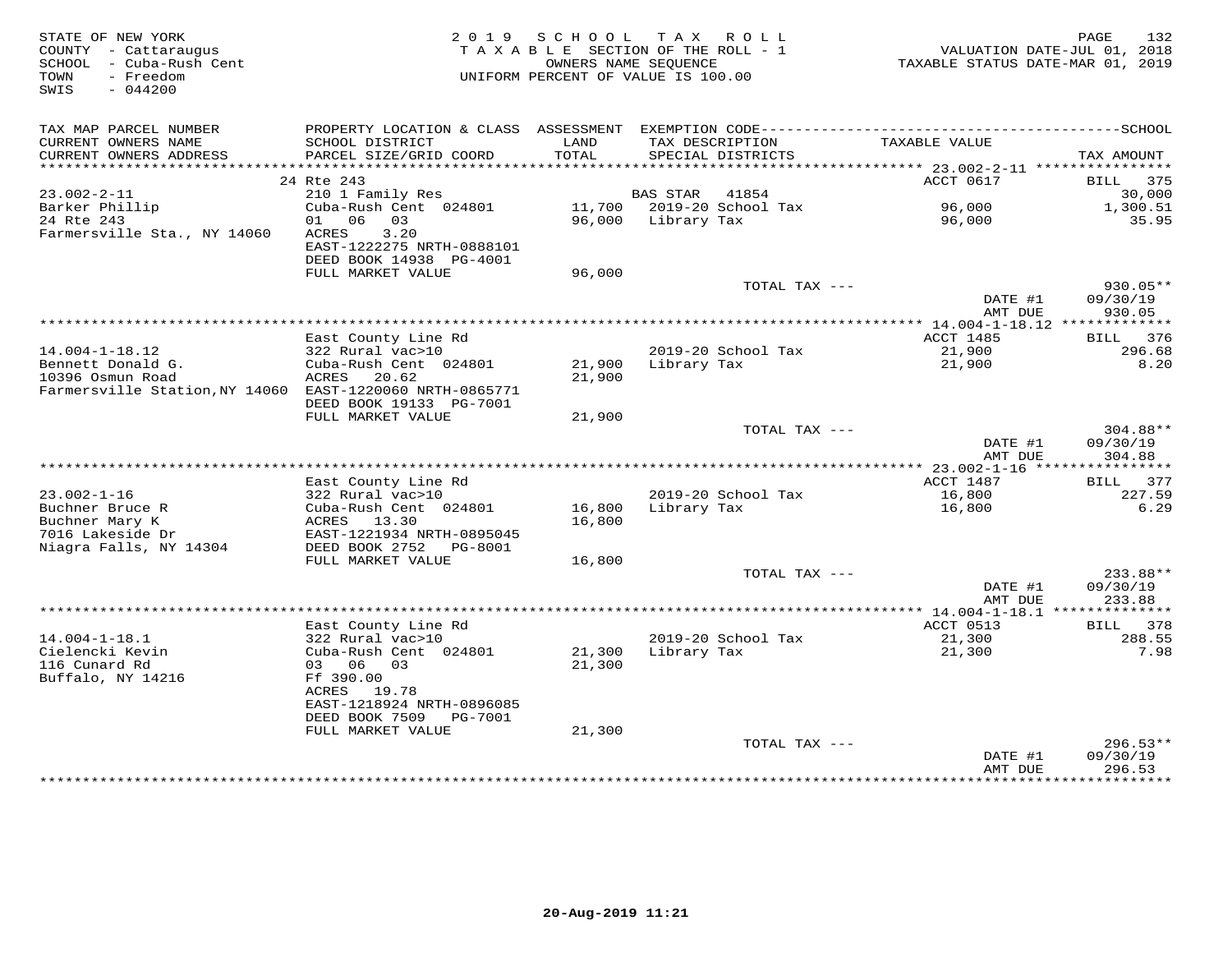STATE OF NEW YORK
COUNTY - Cattaraugus
SCHOOL - Cuba-Rush Cent
TOWN - Freedom
SWIS - 044200

2019 SCHOOL TAX ROLL
TAXABLE SECTION OF THE ROLL - 1
OWNERS NAME SEQUENCE
UNIFORM PERCENT OF VALUE IS 100.00

VALUATION DATE-JUL 01, 2018
TAXABLE STATUS DATE-MAR 01, 2019

| TAX MAP PARCEL NUMBER / CURRENT OWNERS NAME / CURRENT OWNERS ADDRESS | PROPERTY LOCATION & CLASS / SCHOOL DISTRICT / PARCEL SIZE/GRID COORD | ASSESSMENT LAND / TOTAL | EXEMPTION CODE / TAX DESCRIPTION / SPECIAL DISTRICTS | TAXABLE VALUE | SCHOOL TAX AMOUNT |
|---|---|---|---|---|---|
| 23.002-2-11 | 24 Rte 243 | | | ACCT 0617 | BILL 375 |
| Barker Phillip | 210 1 Family Res | | BAS STAR 41854 | | 30,000 |
| 24 Rte 243 | Cuba-Rush Cent 024801 | 11,700 | 2019-20 School Tax | 96,000 | 1,300.51 |
| Farmersville Sta., NY 14060 | 01 06 03 | 96,000 | Library Tax | 96,000 | 35.95 |
| | ACRES 3.20 | | | | |
| | EAST-1222275 NRTH-0888101 | | | | |
| | DEED BOOK 14938 PG-4001 | | | | |
| | FULL MARKET VALUE | 96,000 | | | |
| | | | TOTAL TAX --- | | 930.05** |
| | | | | DATE #1 | 09/30/19 |
| | | | | AMT DUE | 930.05 |
| 14.004-1-18.12 | East County Line Rd | | | ACCT 1485 | BILL 376 |
| Bennett Donald G. | 322 Rural vac>10 | | 2019-20 School Tax | 21,900 | 296.68 |
| 10396 Osmun Road | Cuba-Rush Cent 024801 | 21,900 | Library Tax | 21,900 | 8.20 |
| Farmersville Station,NY 14060 | ACRES 20.62 | 21,900 | | | |
| | EAST-1220060 NRTH-0865771 | | | | |
| | DEED BOOK 19133 PG-7001 | | | | |
| | FULL MARKET VALUE | 21,900 | | | |
| | | | TOTAL TAX --- | | 304.88** |
| | | | | DATE #1 | 09/30/19 |
| | | | | AMT DUE | 304.88 |
| 23.002-1-16 | East County Line Rd | | | ACCT 1487 | BILL 377 |
| Buchner Bruce R | 322 Rural vac>10 | | 2019-20 School Tax | 16,800 | 227.59 |
| Buchner Mary K | Cuba-Rush Cent 024801 | 16,800 | Library Tax | 16,800 | 6.29 |
| 7016 Lakeside Dr | ACRES 13.30 | 16,800 | | | |
| Niagra Falls, NY 14304 | EAST-1221934 NRTH-0895045 | | | | |
| | DEED BOOK 2752 PG-8001 | | | | |
| | FULL MARKET VALUE | 16,800 | | | |
| | | | TOTAL TAX --- | | 233.88** |
| | | | | DATE #1 | 09/30/19 |
| | | | | AMT DUE | 233.88 |
| 14.004-1-18.1 | East County Line Rd | | | ACCT 0513 | BILL 378 |
| Cielencki Kevin | 322 Rural vac>10 | | 2019-20 School Tax | 21,300 | 288.55 |
| 116 Cunard Rd | Cuba-Rush Cent 024801 | 21,300 | Library Tax | 21,300 | 7.98 |
| Buffalo, NY 14216 | 03 06 03 | 21,300 | | | |
| | Ff 390.00 | | | | |
| | ACRES 19.78 | | | | |
| | EAST-1218924 NRTH-0896085 | | | | |
| | DEED BOOK 7509 PG-7001 | | | | |
| | FULL MARKET VALUE | 21,300 | | | |
| | | | TOTAL TAX --- | | 296.53** |
| | | | | DATE #1 | 09/30/19 |
| | | | | AMT DUE | 296.53 |

20-Aug-2019 11:21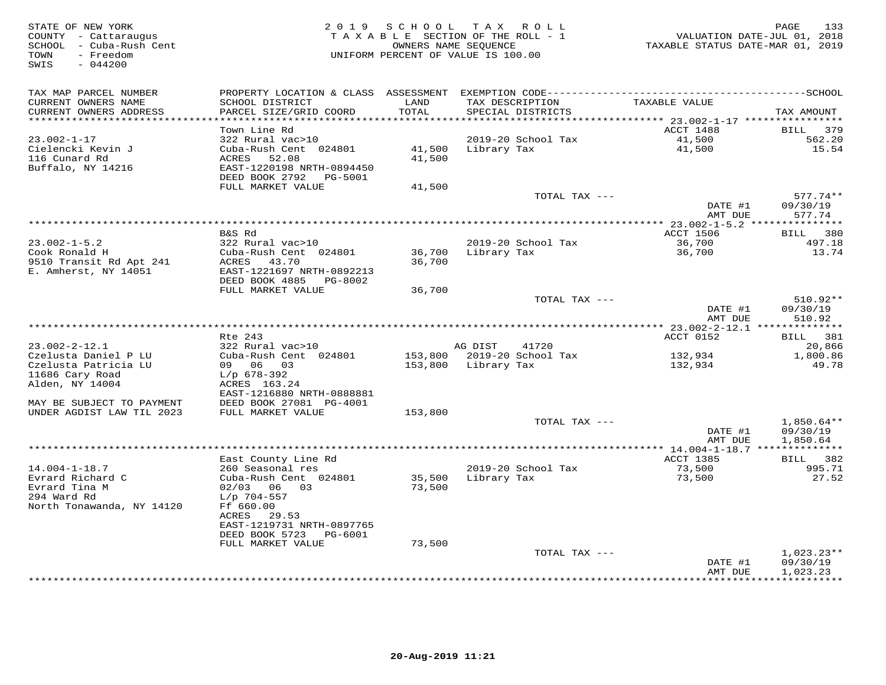STATE OF NEW YORK
COUNTY - Cattaraugus
SCHOOL - Cuba-Rush Cent
TOWN - Freedom
SWIS - 044200

2019 SCHOOL TAX ROLL
TAXABLE SECTION OF THE ROLL - 1
OWNERS NAME SEQUENCE
UNIFORM PERCENT OF VALUE IS 100.00

VALUATION DATE-JUL 01, 2018
TAXABLE STATUS DATE-MAR 01, 2019

| TAX MAP PARCEL NUMBER / CURRENT OWNERS NAME / CURRENT OWNERS ADDRESS | PROPERTY LOCATION & CLASS / SCHOOL DISTRICT / PARCEL SIZE/GRID COORD | ASSESSMENT LAND / TOTAL | EXEMPTION CODE / TAX DESCRIPTION / SPECIAL DISTRICTS | TAXABLE VALUE | TAX AMOUNT |
|---|---|---|---|---|---|
| | Town Line Rd | | | ACCT 1488 | BILL 379 |
| 23.002-1-17 | 322 Rural vac>10 | | 2019-20 School Tax | 41,500 | 562.20 |
| Cielencki Kevin J | Cuba-Rush Cent 024801 | 41,500 | Library Tax | 41,500 | 15.54 |
| 116 Cunard Rd | ACRES 52.08 | 41,500 | | | |
| Buffalo, NY 14216 | EAST-1220198 NRTH-0894450 | | | | |
| | DEED BOOK 2792 PG-5001 | | | | |
| | FULL MARKET VALUE | 41,500 | | | |
| | | | TOTAL TAX --- | | 577.74** |
| | | | | DATE #1 | 09/30/19 |
| | | | | AMT DUE | 577.74 |
| | B&S Rd | | | ACCT 1506 | BILL 380 |
| 23.002-1-5.2 | 322 Rural vac>10 | | 2019-20 School Tax | 36,700 | 497.18 |
| Cook Ronald H | Cuba-Rush Cent 024801 | 36,700 | Library Tax | 36,700 | 13.74 |
| 9510 Transit Rd Apt 241 | ACRES 43.70 | 36,700 | | | |
| E. Amherst, NY 14051 | EAST-1221697 NRTH-0892213 | | | | |
| | DEED BOOK 4885 PG-8002 | | | | |
| | FULL MARKET VALUE | 36,700 | | | |
| | | | TOTAL TAX --- | | 510.92** |
| | | | | DATE #1 | 09/30/19 |
| | | | | AMT DUE | 510.92 |
| | Rte 243 | | | ACCT 0152 | BILL 381 |
| 23.002-2-12.1 | 322 Rural vac>10 | | AG DIST 41720 | | 20,866 |
| Czelusta Daniel P LU | Cuba-Rush Cent 024801 | 153,800 | 2019-20 School Tax | 132,934 | 1,800.86 |
| Czelusta Patricia LU | 09 06 03 | 153,800 | Library Tax | 132,934 | 49.78 |
| 11686 Cary Road | L/p 678-392 | | | | |
| Alden, NY 14004 | ACRES 163.24 | | | | |
| | EAST-1216880 NRTH-0888881 | | | | |
| MAY BE SUBJECT TO PAYMENT | DEED BOOK 27081 PG-4001 | | | | |
| UNDER AGDIST LAW TIL 2023 | FULL MARKET VALUE | 153,800 | | | |
| | | | TOTAL TAX --- | | 1,850.64** |
| | | | | DATE #1 | 09/30/19 |
| | | | | AMT DUE | 1,850.64 |
| | East County Line Rd | | | ACCT 1385 | BILL 382 |
| 14.004-1-18.7 | 260 Seasonal res | | 2019-20 School Tax | 73,500 | 995.71 |
| Evrard Richard C | Cuba-Rush Cent 024801 | 35,500 | Library Tax | 73,500 | 27.52 |
| Evrard Tina M | 02/03 06 03 | 73,500 | | | |
| 294 Ward Rd | L/p 704-557 | | | | |
| North Tonawanda, NY 14120 | Ff 660.00 | | | | |
| | ACRES 29.53 | | | | |
| | EAST-1219731 NRTH-0897765 | | | | |
| | DEED BOOK 5723 PG-6001 | | | | |
| | FULL MARKET VALUE | 73,500 | | | |
| | | | TOTAL TAX --- | | 1,023.23** |
| | | | | DATE #1 | 09/30/19 |
| | | | | AMT DUE | 1,023.23 |

20-Aug-2019 11:21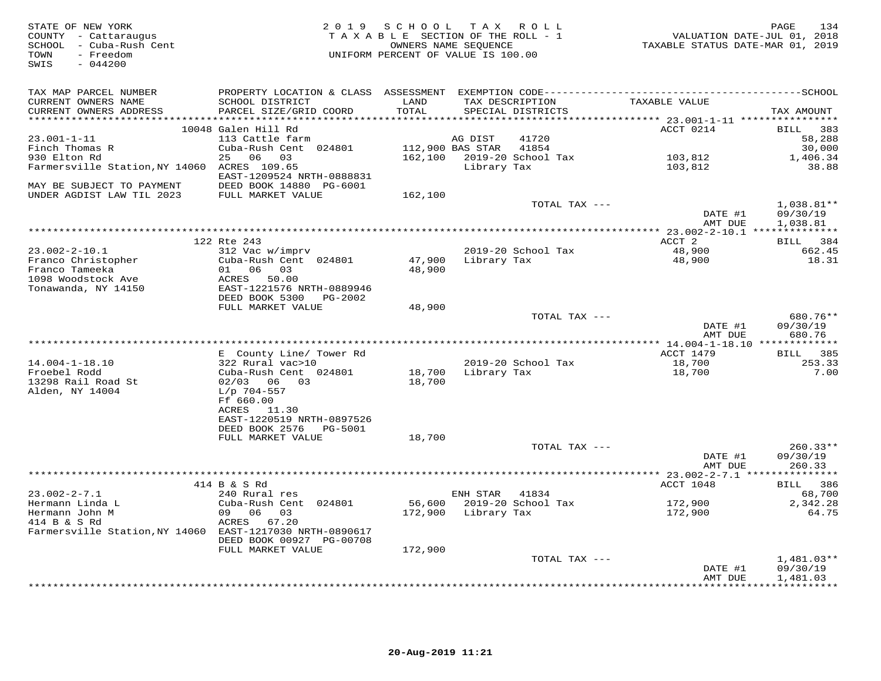STATE OF NEW YORK
COUNTY - Cattaraugus
SCHOOL - Cuba-Rush Cent
TOWN - Freedom
SWIS - 044200

2019 SCHOOL TAX ROLL
TAXABLE SECTION OF THE ROLL - 1
OWNERS NAME SEQUENCE
UNIFORM PERCENT OF VALUE IS 100.00

VALUATION DATE-JUL 01, 2018
TAXABLE STATUS DATE-MAR 01, 2019

| TAX MAP PARCEL NUMBER / CURRENT OWNERS NAME / CURRENT OWNERS ADDRESS | PROPERTY LOCATION & CLASS / SCHOOL DISTRICT / PARCEL SIZE/GRID COORD | ASSESSMENT LAND / TOTAL | EXEMPTION CODE / TAX DESCRIPTION / SPECIAL DISTRICTS | TAXABLE VALUE | SCHOOL TAX AMOUNT |
|---|---|---|---|---|---|
| | 10048 Galen Hill Rd | | | ACCT 0214 | BILL 383 |
| 23.001-1-11 | 113 Cattle farm | | AG DIST 41720 | | 58,288 |
| Finch Thomas R | Cuba-Rush Cent 024801 | 112,900 | BAS STAR 41854 | | 30,000 |
| 930 Elton Rd | 25 06 03 | 162,100 | 2019-20 School Tax | 103,812 | 1,406.34 |
| Farmersville Station,NY 14060 | ACRES 109.65 | | Library Tax | 103,812 | 38.88 |
| | EAST-1209524 NRTH-0888831 | | | | |
| MAY BE SUBJECT TO PAYMENT | DEED BOOK 14880 PG-6001 | | | | |
| UNDER AGDIST LAW TIL 2023 | FULL MARKET VALUE | 162,100 | | | |
| | | | TOTAL TAX --- | | 1,038.81** |
| | | | | DATE #1 | 09/30/19 |
| | | | | AMT DUE | 1,038.81 |
| | 122 Rte 243 | | | ACCT 2 | BILL 384 |
| 23.002-2-10.1 | 312 Vac w/imprv | | 2019-20 School Tax | 48,900 | 662.45 |
| Franco Christopher | Cuba-Rush Cent 024801 | 47,900 | Library Tax | 48,900 | 18.31 |
| Franco Tameeka | 01 06 03 | 48,900 | | | |
| 1098 Woodstock Ave | ACRES 50.00 | | | | |
| Tonawanda, NY 14150 | EAST-1221576 NRTH-0889946 | | | | |
| | DEED BOOK 5300 PG-2002 | | | | |
| | FULL MARKET VALUE | 48,900 | | | |
| | | | TOTAL TAX --- | | 680.76** |
| | | | | DATE #1 | 09/30/19 |
| | | | | AMT DUE | 680.76 |
| | E County Line/ Tower Rd | | | ACCT 1479 | BILL 385 |
| 14.004-1-18.10 | 322 Rural vac>10 | | 2019-20 School Tax | 18,700 | 253.33 |
| Froebel Rodd | Cuba-Rush Cent 024801 | 18,700 | Library Tax | 18,700 | 7.00 |
| 13298 Rail Road St | 02/03 06 03 | 18,700 | | | |
| Alden, NY 14004 | L/p 704-557 | | | | |
| | Ff 660.00 | | | | |
| | ACRES 11.30 | | | | |
| | EAST-1220519 NRTH-0897526 | | | | |
| | DEED BOOK 2576 PG-5001 | | | | |
| | FULL MARKET VALUE | 18,700 | | | |
| | | | TOTAL TAX --- | | 260.33** |
| | | | | DATE #1 | 09/30/19 |
| | | | | AMT DUE | 260.33 |
| | 414 B & S Rd | | | ACCT 1048 | BILL 386 |
| 23.002-2-7.1 | 240 Rural res | | ENH STAR 41834 | | 68,700 |
| Hermann Linda L | Cuba-Rush Cent 024801 | 56,600 | 2019-20 School Tax | 172,900 | 2,342.28 |
| Hermann John M | 09 06 03 | 172,900 | Library Tax | 172,900 | 64.75 |
| 414 B & S Rd | ACRES 67.20 | | | | |
| Farmersville Station,NY 14060 | EAST-1217030 NRTH-0890617 | | | | |
| | DEED BOOK 00927 PG-00708 | | | | |
| | FULL MARKET VALUE | 172,900 | | | |
| | | | TOTAL TAX --- | | 1,481.03** |
| | | | | DATE #1 | 09/30/19 |
| | | | | AMT DUE | 1,481.03 |

20-Aug-2019 11:21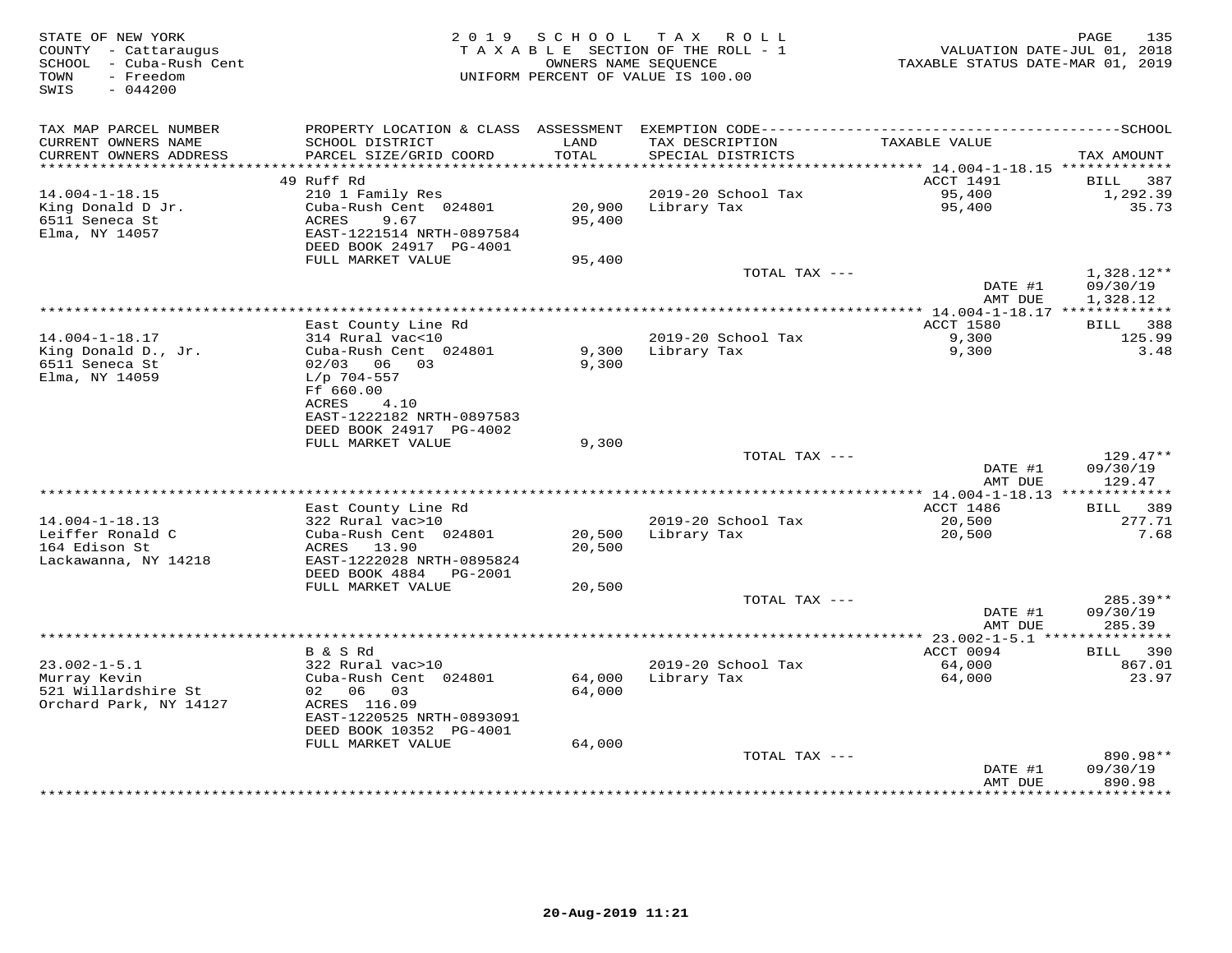STATE OF NEW YORK
COUNTY - Cattaraugus
SCHOOL - Cuba-Rush Cent
TOWN - Freedom
SWIS - 044200

2019 SCHOOL TAX ROLL
TAXABLE SECTION OF THE ROLL - 1
OWNERS NAME SEQUENCE
UNIFORM PERCENT OF VALUE IS 100.00

VALUATION DATE-JUL 01, 2018
TAXABLE STATUS DATE-MAR 01, 2019

| TAX MAP PARCEL NUMBER / CURRENT OWNERS NAME / CURRENT OWNERS ADDRESS | PROPERTY LOCATION & CLASS / SCHOOL DISTRICT / PARCEL SIZE/GRID COORD | ASSESSMENT LAND / TOTAL | EXEMPTION CODE / TAX DESCRIPTION / SPECIAL DISTRICTS | TAXABLE VALUE | SCHOOL TAX AMOUNT |
|---|---|---|---|---|---|
| 14.004-1-18.15 | 49 Ruff Rd | | | ACCT 1491 | BILL 387 |
| King Donald D Jr. | 210 1 Family Res | | 2019-20 School Tax | 95,400 | 1,292.39 |
| 6511 Seneca St | Cuba-Rush Cent 024801 | 20,900 | Library Tax | 95,400 | 35.73 |
| Elma, NY 14057 | ACRES 9.67 | 95,400 | | | |
| | EAST-1221514 NRTH-0897584 | | | | |
| | DEED BOOK 24917 PG-4001 | | | | |
| | FULL MARKET VALUE | 95,400 | | | |
| | | | TOTAL TAX --- | | 1,328.12** |
| | | | | DATE #1 | 09/30/19 |
| | | | | AMT DUE | 1,328.12 |
| 14.004-1-18.17 | East County Line Rd | | | ACCT 1580 | BILL 388 |
| King Donald D., Jr. | 314 Rural vac<10 | | 2019-20 School Tax | 9,300 | 125.99 |
| 6511 Seneca St | Cuba-Rush Cent 024801 | 9,300 | Library Tax | 9,300 | 3.48 |
| Elma, NY 14059 | 02/03 06 03 | 9,300 | | | |
| | L/p 704-557 | | | | |
| | Ff 660.00 | | | | |
| | ACRES 4.10 | | | | |
| | EAST-1222182 NRTH-0897583 | | | | |
| | DEED BOOK 24917 PG-4002 | | | | |
| | FULL MARKET VALUE | 9,300 | | | |
| | | | TOTAL TAX --- | | 129.47** |
| | | | | DATE #1 | 09/30/19 |
| | | | | AMT DUE | 129.47 |
| 14.004-1-18.13 | East County Line Rd | | | ACCT 1486 | BILL 389 |
| Leiffer Ronald C | 322 Rural vac>10 | | 2019-20 School Tax | 20,500 | 277.71 |
| 164 Edison St | Cuba-Rush Cent 024801 | 20,500 | Library Tax | 20,500 | 7.68 |
| Lackawanna, NY 14218 | ACRES 13.90 | 20,500 | | | |
| | EAST-1222028 NRTH-0895824 | | | | |
| | DEED BOOK 4884 PG-2001 | | | | |
| | FULL MARKET VALUE | 20,500 | | | |
| | | | TOTAL TAX --- | | 285.39** |
| | | | | DATE #1 | 09/30/19 |
| | | | | AMT DUE | 285.39 |
| 23.002-1-5.1 | B & S Rd | | | ACCT 0094 | BILL 390 |
| Murray Kevin | 322 Rural vac>10 | | 2019-20 School Tax | 64,000 | 867.01 |
| 521 Willardshire St | Cuba-Rush Cent 024801 | 64,000 | Library Tax | 64,000 | 23.97 |
| Orchard Park, NY 14127 | 02 06 03 | 64,000 | | | |
| | ACRES 116.09 | | | | |
| | EAST-1220525 NRTH-0893091 | | | | |
| | DEED BOOK 10352 PG-4001 | | | | |
| | FULL MARKET VALUE | 64,000 | | | |
| | | | TOTAL TAX --- | | 890.98** |
| | | | | DATE #1 | 09/30/19 |
| | | | | AMT DUE | 890.98 |

20-Aug-2019 11:21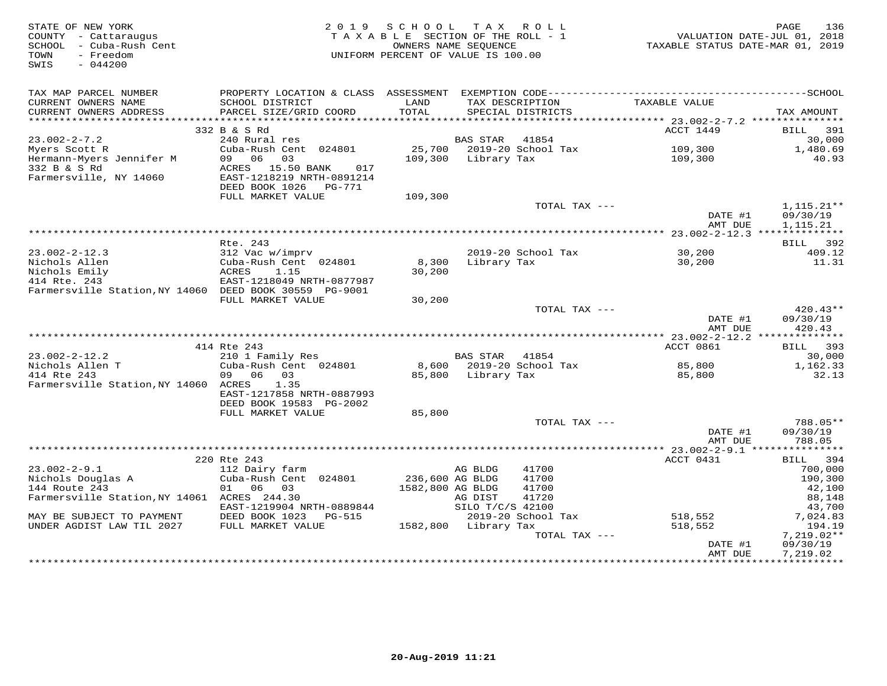STATE OF NEW YORK
COUNTY - Cattaraugus
SCHOOL - Cuba-Rush Cent
TOWN - Freedom
SWIS - 044200

2019 SCHOOL TAX ROLL
TAXABLE SECTION OF THE ROLL - 1
OWNERS NAME SEQUENCE
UNIFORM PERCENT OF VALUE IS 100.00

VALUATION DATE-JUL 01, 2018
TAXABLE STATUS DATE-MAR 01, 2019

| TAX MAP PARCEL NUMBER / CURRENT OWNERS NAME / CURRENT OWNERS ADDRESS | PROPERTY LOCATION & CLASS / SCHOOL DISTRICT / PARCEL SIZE/GRID COORD | ASSESSMENT LAND / TOTAL | EXEMPTION CODE / TAX DESCRIPTION / SPECIAL DISTRICTS | TAXABLE VALUE | TAX AMOUNT |
|---|---|---|---|---|---|
| | 332 B & S Rd | | | ACCT 1449 | BILL 391 |
| 23.002-2-7.2 | 240 Rural res | | BAS STAR 41854 | | 30,000 |
| Myers Scott R | Cuba-Rush Cent 024801 | 25,700 | 2019-20 School Tax | 109,300 | 1,480.69 |
| Hermann-Myers Jennifer M | 09 06 03 | 109,300 | Library Tax | 109,300 | 40.93 |
| 332 B & S Rd | ACRES 15.50 BANK 017 | | | | |
| Farmersville, NY 14060 | EAST-1218219 NRTH-0891214 | | | | |
| | DEED BOOK 1026 PG-771 | | | | |
| | FULL MARKET VALUE | 109,300 | | | |
| | | | TOTAL TAX --- | | 1,115.21** |
| | | | | DATE #1 | 09/30/19 |
| | | | | AMT DUE | 1,115.21 |
| | Rte. 243 | | | | BILL 392 |
| 23.002-2-12.3 | 312 Vac w/imprv | | 2019-20 School Tax | 30,200 | 409.12 |
| Nichols Allen | Cuba-Rush Cent 024801 | 8,300 | Library Tax | 30,200 | 11.31 |
| Nichols Emily | ACRES 1.15 | 30,200 | | | |
| 414 Rte. 243 | EAST-1218049 NRTH-0877987 | | | | |
| Farmersville Station,NY 14060 | DEED BOOK 30559 PG-9001 | | | | |
| | FULL MARKET VALUE | 30,200 | | | |
| | | | TOTAL TAX --- | | 420.43** |
| | | | | DATE #1 | 09/30/19 |
| | | | | AMT DUE | 420.43 |
| | 414 Rte 243 | | | ACCT 0861 | BILL 393 |
| 23.002-2-12.2 | 210 1 Family Res | | BAS STAR 41854 | | 30,000 |
| Nichols Allen T | Cuba-Rush Cent 024801 | 8,600 | 2019-20 School Tax | 85,800 | 1,162.33 |
| 414 Rte 243 | 09 06 03 | 85,800 | Library Tax | 85,800 | 32.13 |
| Farmersville Station,NY 14060 | ACRES 1.35 | | | | |
| | EAST-1217858 NRTH-0887993 | | | | |
| | DEED BOOK 19583 PG-2002 | | | | |
| | FULL MARKET VALUE | 85,800 | | | |
| | | | TOTAL TAX --- | | 788.05** |
| | | | | DATE #1 | 09/30/19 |
| | | | | AMT DUE | 788.05 |
| | 220 Rte 243 | | | ACCT 0431 | BILL 394 |
| 23.002-2-9.1 | 112 Dairy farm | | AG BLDG 41700 | | 700,000 |
| Nichols Douglas A | Cuba-Rush Cent 024801 | 236,600 | AG BLDG 41700 | | 190,300 |
| 144 Route 243 | 01 06 03 | 1582,800 | AG BLDG 41700 | | 42,100 |
| Farmersville Station,NY 14061 | ACRES 244.30 | | AG DIST 41720 | | 88,148 |
| | EAST-1219904 NRTH-0889844 | | SILO T/C/S 42100 | | 43,700 |
| MAY BE SUBJECT TO PAYMENT | DEED BOOK 1023 PG-515 | | 2019-20 School Tax | 518,552 | 7,024.83 |
| UNDER AGDIST LAW TIL 2027 | FULL MARKET VALUE | 1582,800 | Library Tax | 518,552 | 194.19 |
| | | | TOTAL TAX --- | | 7,219.02** |
| | | | | DATE #1 | 09/30/19 |
| | | | | AMT DUE | 7,219.02 |

20-Aug-2019 11:21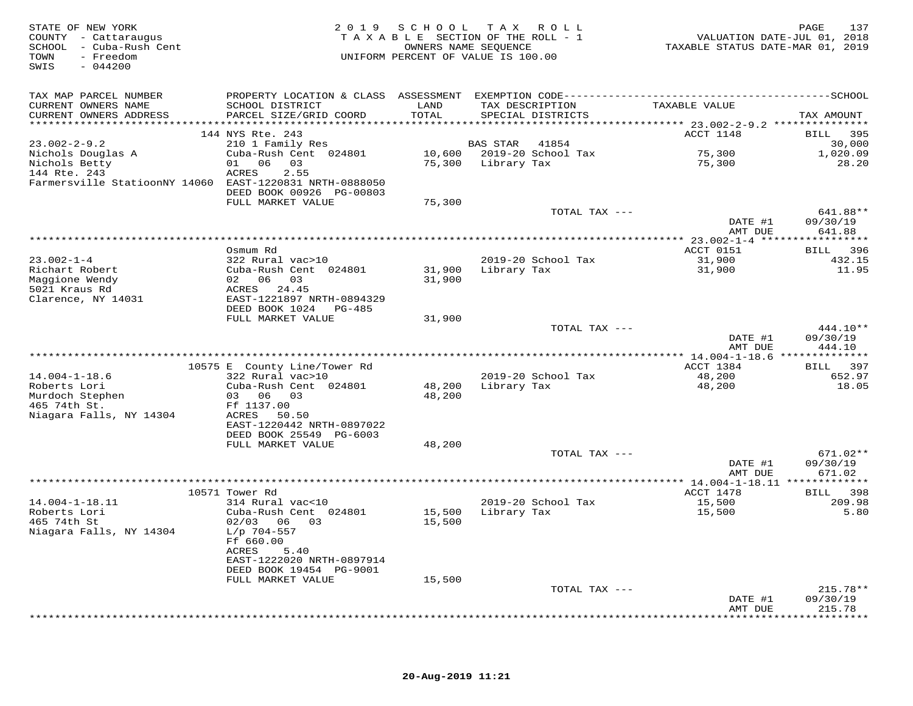STATE OF NEW YORK
COUNTY - Cattaraugus
SCHOOL - Cuba-Rush Cent
TOWN - Freedom
SWIS - 044200

2019 SCHOOL TAX ROLL
TAXABLE SECTION OF THE ROLL - 1
OWNERS NAME SEQUENCE
UNIFORM PERCENT OF VALUE IS 100.00

VALUATION DATE-JUL 01, 2018
TAXABLE STATUS DATE-MAR 01, 2019

| TAX MAP PARCEL NUMBER / CURRENT OWNERS NAME / CURRENT OWNERS ADDRESS | PROPERTY LOCATION & CLASS / SCHOOL DISTRICT / PARCEL SIZE/GRID COORD | ASSESSMENT LAND / TOTAL | EXEMPTION CODE / TAX DESCRIPTION / SPECIAL DISTRICTS | TAXABLE VALUE | TAX AMOUNT |
|---|---|---|---|---|---|
| 23.002-2-9.2 | 144 NYS Rte. 243 | | | ACCT 1148 | BILL 395 |
| Nichols Douglas A | 210 1 Family Res | | BAS STAR 41854 | | 30,000 |
| Nichols Betty | Cuba-Rush Cent 024801 | 10,600 | 2019-20 School Tax | 75,300 | 1,020.09 |
| 144 Rte. 243 | 01 06 03 | 75,300 | Library Tax | 75,300 | 28.20 |
| Farmersville StatioonNY 14060 | ACRES 2.55 | | | | |
| | EAST-1220831 NRTH-0888050 | | | | |
| | DEED BOOK 00926 PG-00803 | | | | |
| | FULL MARKET VALUE | 75,300 | | | |
| | | | TOTAL TAX --- | | 641.88** |
| | | | | DATE #1 | 09/30/19 |
| | | | | AMT DUE | 641.88 |
| 23.002-1-4 | Osmum Rd | | | ACCT 0151 | BILL 396 |
| Richart Robert | 322 Rural vac>10 | | 2019-20 School Tax | 31,900 | 432.15 |
| Maggione Wendy | Cuba-Rush Cent 024801 | 31,900 | Library Tax | 31,900 | 11.95 |
| 5021 Kraus Rd | 02 06 03 | 31,900 | | | |
| Clarence, NY 14031 | ACRES 24.45 | | | | |
| | EAST-1221897 NRTH-0894329 | | | | |
| | DEED BOOK 1024 PG-485 | | | | |
| | FULL MARKET VALUE | 31,900 | | | |
| | | | TOTAL TAX --- | | 444.10** |
| | | | | DATE #1 | 09/30/19 |
| | | | | AMT DUE | 444.10 |
| 14.004-1-18.6 | 10575 E County Line/Tower Rd | | | ACCT 1384 | BILL 397 |
| Roberts Lori | 322 Rural vac>10 | | 2019-20 School Tax | 48,200 | 652.97 |
| Murdoch Stephen | Cuba-Rush Cent 024801 | 48,200 | Library Tax | 48,200 | 18.05 |
| 465 74th St. | 03 06 03 | 48,200 | | | |
| Niagara Falls, NY 14304 | Ff 1137.00 | | | | |
| | ACRES 50.50 | | | | |
| | EAST-1220442 NRTH-0897022 | | | | |
| | DEED BOOK 25549 PG-6003 | | | | |
| | FULL MARKET VALUE | 48,200 | | | |
| | | | TOTAL TAX --- | | 671.02** |
| | | | | DATE #1 | 09/30/19 |
| | | | | AMT DUE | 671.02 |
| 14.004-1-18.11 | 10571 Tower Rd | | | ACCT 1478 | BILL 398 |
| Roberts Lori | 314 Rural vac<10 | | 2019-20 School Tax | 15,500 | 209.98 |
| 465 74th St | Cuba-Rush Cent 024801 | 15,500 | Library Tax | 15,500 | 5.80 |
| Niagara Falls, NY 14304 | 02/03 06 03 | 15,500 | | | |
| | L/p 704-557 | | | | |
| | Ff 660.00 | | | | |
| | ACRES 5.40 | | | | |
| | EAST-1222020 NRTH-0897914 | | | | |
| | DEED BOOK 19454 PG-9001 | | | | |
| | FULL MARKET VALUE | 15,500 | | | |
| | | | TOTAL TAX --- | | 215.78** |
| | | | | DATE #1 | 09/30/19 |
| | | | | AMT DUE | 215.78 |

20-Aug-2019 11:21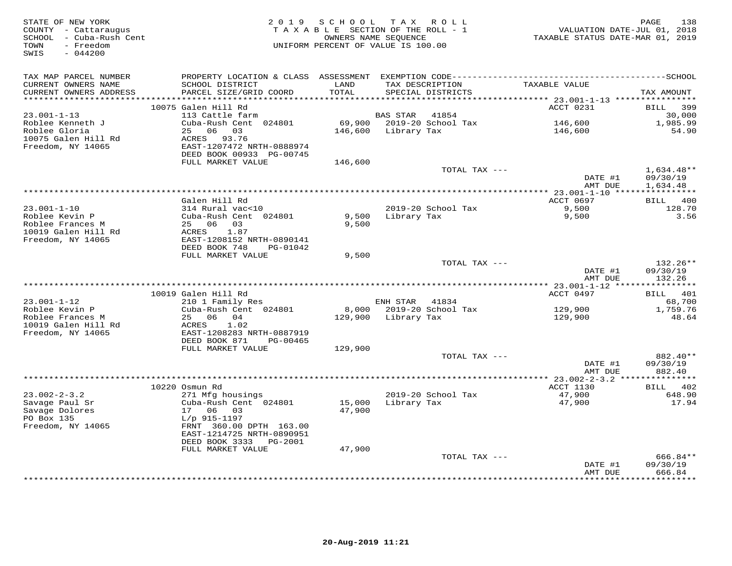STATE OF NEW YORK
COUNTY - Cattaraugus
SCHOOL - Cuba-Rush Cent
TOWN - Freedom
SWIS - 044200

2 0 1 9 S C H O O L T A X R O L L
T A X A B L E SECTION OF THE ROLL - 1
OWNERS NAME SEQUENCE
UNIFORM PERCENT OF VALUE IS 100.00

VALUATION DATE-JUL 01, 2018
TAXABLE STATUS DATE-MAR 01, 2019

| TAX MAP PARCEL NUMBER / CURRENT OWNERS NAME / CURRENT OWNERS ADDRESS | PROPERTY LOCATION & CLASS / SCHOOL DISTRICT / PARCEL SIZE/GRID COORD | ASSESSMENT LAND / TOTAL | EXEMPTION CODE / TAX DESCRIPTION / SPECIAL DISTRICTS | TAXABLE VALUE | TAX AMOUNT |
|---|---|---|---|---|---|
| | 10075 Galen Hill Rd | | | ACCT 0231 | BILL 399 |
| 23.001-1-13 | 113 Cattle farm | | BAS STAR 41854 | | 30,000 |
| Roblee Kenneth J | Cuba-Rush Cent 024801 | 69,900 | 2019-20 School Tax | 146,600 | 1,985.99 |
| Roblee Gloria | 25 06 03 | 146,600 | Library Tax | 146,600 | 54.90 |
| 10075 Galen Hill Rd | ACRES 93.76 | | | | |
| Freedom, NY 14065 | EAST-1207472 NRTH-0888974 | | | | |
| | DEED BOOK 00933 PG-00745 | | | | |
| | FULL MARKET VALUE | 146,600 | | | |
| | | | TOTAL TAX --- | | 1,634.48** |
| | | | | DATE #1 | 09/30/19 |
| | | | | AMT DUE | 1,634.48 |
| | Galen Hill Rd | | | ACCT 0697 | BILL 400 |
| 23.001-1-10 | 314 Rural vac<10 | | 2019-20 School Tax | 9,500 | 128.70 |
| Roblee Kevin P | Cuba-Rush Cent 024801 | 9,500 | Library Tax | 9,500 | 3.56 |
| Roblee Frances M | 25 06 03 | 9,500 | | | |
| 10019 Galen Hill Rd | ACRES 1.87 | | | | |
| Freedom, NY 14065 | EAST-1208152 NRTH-0890141 | | | | |
| | DEED BOOK 748 PG-01042 | | | | |
| | FULL MARKET VALUE | 9,500 | | | |
| | | | TOTAL TAX --- | | 132.26** |
| | | | | DATE #1 | 09/30/19 |
| | | | | AMT DUE | 132.26 |
| | 10019 Galen Hill Rd | | | ACCT 0497 | BILL 401 |
| 23.001-1-12 | 210 1 Family Res | | ENH STAR 41834 | | 68,700 |
| Roblee Kevin P | Cuba-Rush Cent 024801 | 8,000 | 2019-20 School Tax | 129,900 | 1,759.76 |
| Roblee Frances M | 25 06 04 | 129,900 | Library Tax | 129,900 | 48.64 |
| 10019 Galen Hill Rd | ACRES 1.02 | | | | |
| Freedom, NY 14065 | EAST-1208283 NRTH-0887919 | | | | |
| | DEED BOOK 871 PG-00465 | | | | |
| | FULL MARKET VALUE | 129,900 | | | |
| | | | TOTAL TAX --- | | 882.40** |
| | | | | DATE #1 | 09/30/19 |
| | | | | AMT DUE | 882.40 |
| | 10220 Osmun Rd | | | ACCT 1130 | BILL 402 |
| 23.002-2-3.2 | 271 Mfg housings | | 2019-20 School Tax | 47,900 | 648.90 |
| Savage Paul Sr | Cuba-Rush Cent 024801 | 15,000 | Library Tax | 47,900 | 17.94 |
| Savage Dolores | 17 06 03 | 47,900 | | | |
| PO Box 135 | L/p 915-1197 | | | | |
| Freedom, NY 14065 | FRNT 360.00 DPTH 163.00 | | | | |
| | EAST-1214725 NRTH-0890951 | | | | |
| | DEED BOOK 3333 PG-2001 | | | | |
| | FULL MARKET VALUE | 47,900 | | | |
| | | | TOTAL TAX --- | | 666.84** |
| | | | | DATE #1 | 09/30/19 |
| | | | | AMT DUE | 666.84 |

20-Aug-2019 11:21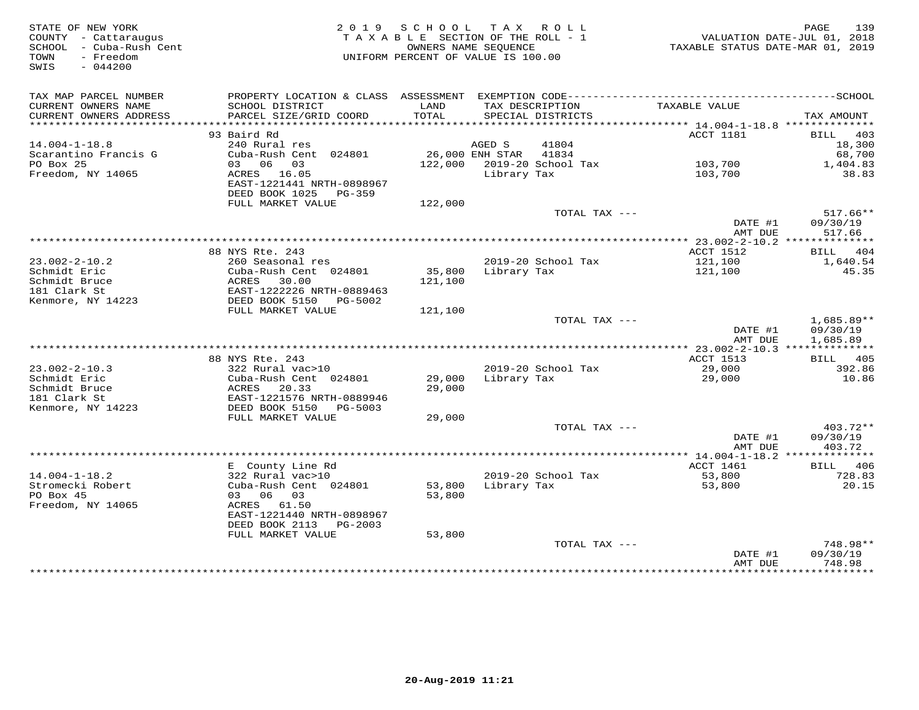STATE OF NEW YORK
COUNTY - Cattaraugus
SCHOOL - Cuba-Rush Cent
TOWN - Freedom
SWIS - 044200

2019 SCHOOL TAX ROLL
TAXABLE SECTION OF THE ROLL - 1
OWNERS NAME SEQUENCE
UNIFORM PERCENT OF VALUE IS 100.00

VALUATION DATE-JUL 01, 2018
TAXABLE STATUS DATE-MAR 01, 2019

| TAX MAP PARCEL NUMBER / CURRENT OWNERS NAME / CURRENT OWNERS ADDRESS | PROPERTY LOCATION & CLASS / SCHOOL DISTRICT / PARCEL SIZE/GRID COORD | ASSESSMENT LAND / TOTAL | EXEMPTION CODE / TAX DESCRIPTION / SPECIAL DISTRICTS | TAXABLE VALUE | TAX AMOUNT |
|---|---|---|---|---|---|
| 14.004-1-18.8 | 93 Baird Rd | | | ACCT 1181 | BILL 403 |
| Scarantino Francis G | 240 Rural res | | AGED S 41804 | | 18,300 |
| PO Box 25 | Cuba-Rush Cent 024801 | 26,000 | ENH STAR 41834 | | 68,700 |
| Freedom, NY 14065 | 03 06 03 | 122,000 | 2019-20 School Tax | 103,700 | 1,404.83 |
| | ACRES 16.05 | | Library Tax | 103,700 | 38.83 |
| | EAST-1221441 NRTH-0898967 | | | | |
| | DEED BOOK 1025 PG-359 | | | | |
| | FULL MARKET VALUE | 122,000 | | | |
| | | | TOTAL TAX --- | | 517.66** |
| | | | | DATE #1 | 09/30/19 |
| | | | | AMT DUE | 517.66 |
| 23.002-2-10.2 | 88 NYS Rte. 243 | | | ACCT 1512 | BILL 404 |
| Schmidt Eric | 260 Seasonal res | | 2019-20 School Tax | 121,100 | 1,640.54 |
| Schmidt Bruce | Cuba-Rush Cent 024801 | 35,800 | Library Tax | 121,100 | 45.35 |
| 181 Clark St | ACRES 30.00 | 121,100 | | | |
| Kenmore, NY 14223 | EAST-1222226 NRTH-0889463 | | | | |
| | DEED BOOK 5150 PG-5002 | | | | |
| | FULL MARKET VALUE | 121,100 | | | |
| | | | TOTAL TAX --- | | 1,685.89** |
| | | | | DATE #1 | 09/30/19 |
| | | | | AMT DUE | 1,685.89 |
| 23.002-2-10.3 | 88 NYS Rte. 243 | | | ACCT 1513 | BILL 405 |
| Schmidt Eric | 322 Rural vac>10 | | 2019-20 School Tax | 29,000 | 392.86 |
| Schmidt Bruce | Cuba-Rush Cent 024801 | 29,000 | Library Tax | 29,000 | 10.86 |
| 181 Clark St | ACRES 20.33 | 29,000 | | | |
| Kenmore, NY 14223 | EAST-1221576 NRTH-0889946 | | | | |
| | DEED BOOK 5150 PG-5003 | | | | |
| | FULL MARKET VALUE | 29,000 | | | |
| | | | TOTAL TAX --- | | 403.72** |
| | | | | DATE #1 | 09/30/19 |
| | | | | AMT DUE | 403.72 |
| 14.004-1-18.2 | E County Line Rd | | | ACCT 1461 | BILL 406 |
| Stromecki Robert | 322 Rural vac>10 | | 2019-20 School Tax | 53,800 | 728.83 |
| PO Box 45 | Cuba-Rush Cent 024801 | 53,800 | Library Tax | 53,800 | 20.15 |
| Freedom, NY 14065 | 03 06 03 | 53,800 | | | |
| | ACRES 61.50 | | | | |
| | EAST-1221440 NRTH-0898967 | | | | |
| | DEED BOOK 2113 PG-2003 | | | | |
| | FULL MARKET VALUE | 53,800 | | | |
| | | | TOTAL TAX --- | | 748.98** |
| | | | | DATE #1 | 09/30/19 |
| | | | | AMT DUE | 748.98 |

20-Aug-2019 11:21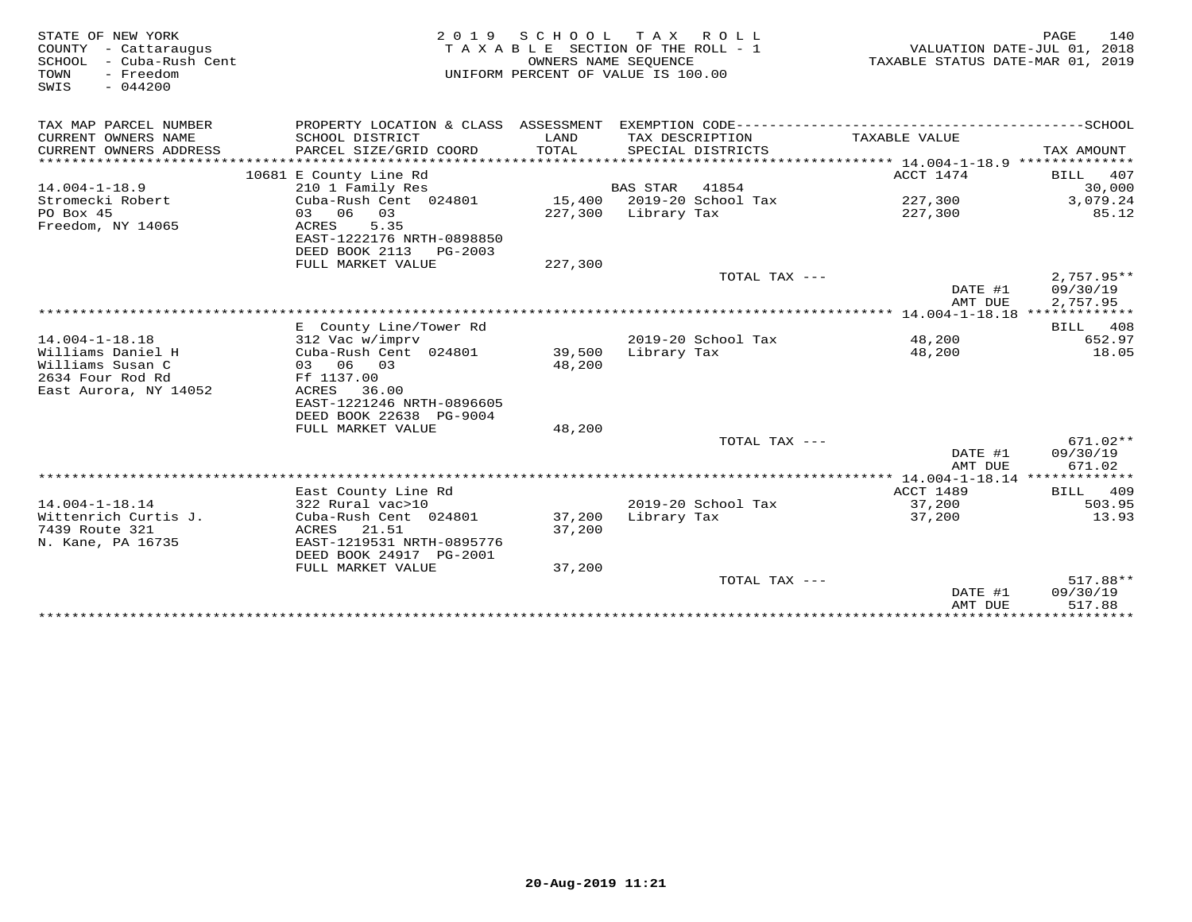STATE OF NEW YORK
COUNTY - Cattaraugus
SCHOOL - Cuba-Rush Cent
TOWN - Freedom
SWIS - 044200

2019 SCHOOL TAX ROLL
TAXABLE SECTION OF THE ROLL - 1
OWNERS NAME SEQUENCE
UNIFORM PERCENT OF VALUE IS 100.00

VALUATION DATE-JUL 01, 2018
TAXABLE STATUS DATE-MAR 01, 2019

| TAX MAP PARCEL NUMBER / CURRENT OWNERS NAME / CURRENT OWNERS ADDRESS | PROPERTY LOCATION & CLASS / SCHOOL DISTRICT / PARCEL SIZE/GRID COORD | ASSESSMENT LAND / TOTAL | EXEMPTION CODE / TAX DESCRIPTION / SPECIAL DISTRICTS | TAXABLE VALUE | TAX AMOUNT |
|---|---|---|---|---|---|
| 14.004-1-18.9 | 10681 E County Line Rd | | | ACCT 1474 | BILL 407 |
| 14.004-1-18.9 | 210 1 Family Res | | BAS STAR 41854 | | 30,000 |
| Stromecki Robert | Cuba-Rush Cent 024801 | 15,400 | 2019-20 School Tax | 227,300 | 3,079.24 |
| PO Box 45 | 03 06 03 | 227,300 | Library Tax | 227,300 | 85.12 |
| Freedom, NY 14065 | ACRES 5.35 | | | | |
| | EAST-1222176 NRTH-0898850 | | | | |
| | DEED BOOK 2113 PG-2003 | | | | |
| | FULL MARKET VALUE | 227,300 | | | |
| | | | TOTAL TAX --- | | 2,757.95** |
| | | | | DATE #1 | 09/30/19 |
| | | | | AMT DUE | 2,757.95 |
| 14.004-1-18.18 | E County Line/Tower Rd | | | | BILL 408 |
| 14.004-1-18.18 | 312 Vac w/imprv | | 2019-20 School Tax | 48,200 | 652.97 |
| Williams Daniel H | Cuba-Rush Cent 024801 | 39,500 | Library Tax | 48,200 | 18.05 |
| Williams Susan C | 03 06 03 | 48,200 | | | |
| 2634 Four Rod Rd | Ff 1137.00 | | | | |
| East Aurora, NY 14052 | ACRES 36.00 | | | | |
| | EAST-1221246 NRTH-0896605 | | | | |
| | DEED BOOK 22638 PG-9004 | | | | |
| | FULL MARKET VALUE | 48,200 | | | |
| | | | TOTAL TAX --- | | 671.02** |
| | | | | DATE #1 | 09/30/19 |
| | | | | AMT DUE | 671.02 |
| 14.004-1-18.14 | East County Line Rd | | | ACCT 1489 | BILL 409 |
| 14.004-1-18.14 | 322 Rural vac>10 | | 2019-20 School Tax | 37,200 | 503.95 |
| Wittenrich Curtis J. | Cuba-Rush Cent 024801 | 37,200 | Library Tax | 37,200 | 13.93 |
| 7439 Route 321 | ACRES 21.51 | 37,200 | | | |
| N. Kane, PA 16735 | EAST-1219531 NRTH-0895776 | | | | |
| | DEED BOOK 24917 PG-2001 | | | | |
| | FULL MARKET VALUE | 37,200 | | | |
| | | | TOTAL TAX --- | | 517.88** |
| | | | | DATE #1 | 09/30/19 |
| | | | | AMT DUE | 517.88 |

20-Aug-2019 11:21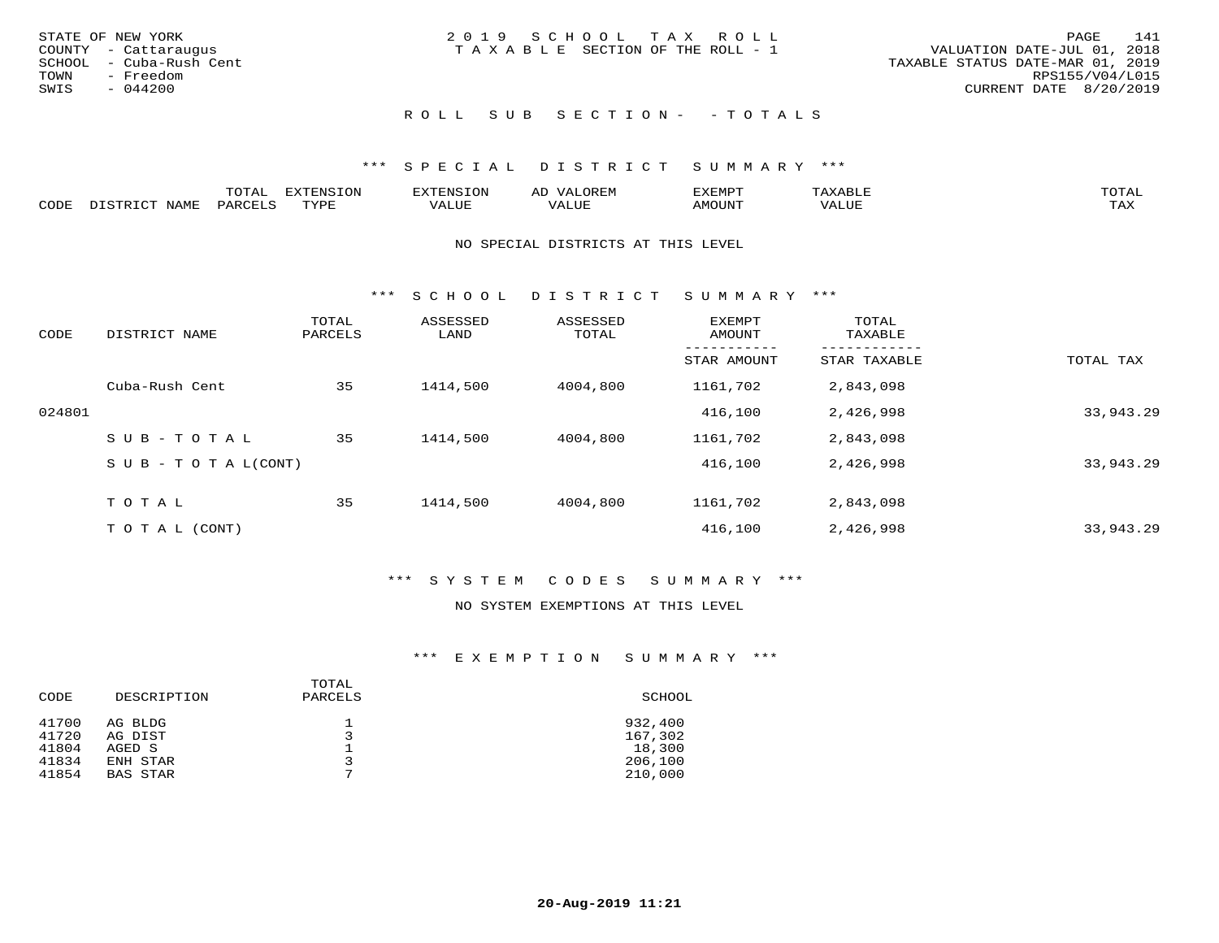STATE OF NEW YORK
COUNTY - Cattaraugus
SCHOOL - Cuba-Rush Cent
TOWN - Freedom
SWIS - 044200

2019 SCHOOL TAX ROLL
TAXABLE SECTION OF THE ROLL - 1

VALUATION DATE-JUL 01, 2018
TAXABLE STATUS DATE-MAR 01, 2019
RPS155/V04/L015
CURRENT DATE 8/20/2019

ROLL SUB SECTION- - TOTALS

*** SPECIAL DISTRICT SUMMARY ***

| CODE | DISTRICT NAME | TOTAL PARCELS | EXTENSION TYPE | EXTENSION VALUE | AD VALOREM VALUE | EXEMPT AMOUNT | TAXABLE VALUE | TOTAL TAX |
|---|---|---|---|---|---|---|---|---|

NO SPECIAL DISTRICTS AT THIS LEVEL

*** SCHOOL DISTRICT SUMMARY ***

| CODE | DISTRICT NAME | TOTAL PARCELS | ASSESSED LAND | ASSESSED TOTAL | EXEMPT AMOUNT / STAR AMOUNT | TOTAL TAXABLE / STAR TAXABLE | TOTAL TAX |
|---|---|---|---|---|---|---|---|
| | Cuba-Rush Cent | 35 | 1414,500 | 4004,800 | 1161,702 | 2,843,098 | |
| 024801 | | | | | 416,100 | 2,426,998 | 33,943.29 |
| | SUB-TOTAL | 35 | 1414,500 | 4004,800 | 1161,702 | 2,843,098 | |
| | SUB-TOTAL(CONT) | | | | 416,100 | 2,426,998 | 33,943.29 |
| | TOTAL | 35 | 1414,500 | 4004,800 | 1161,702 | 2,843,098 | |
| | TOTAL (CONT) | | | | 416,100 | 2,426,998 | 33,943.29 |

*** SYSTEM CODES SUMMARY ***

NO SYSTEM EXEMPTIONS AT THIS LEVEL

*** EXEMPTION SUMMARY ***

| CODE | DESCRIPTION | TOTAL PARCELS | SCHOOL |
|---|---|---|---|
| 41700 | AG BLDG | 1 | 932,400 |
| 41720 | AG DIST | 3 | 167,302 |
| 41804 | AGED S | 1 | 18,300 |
| 41834 | ENH STAR | 3 | 206,100 |
| 41854 | BAS STAR | 7 | 210,000 |

20-Aug-2019 11:21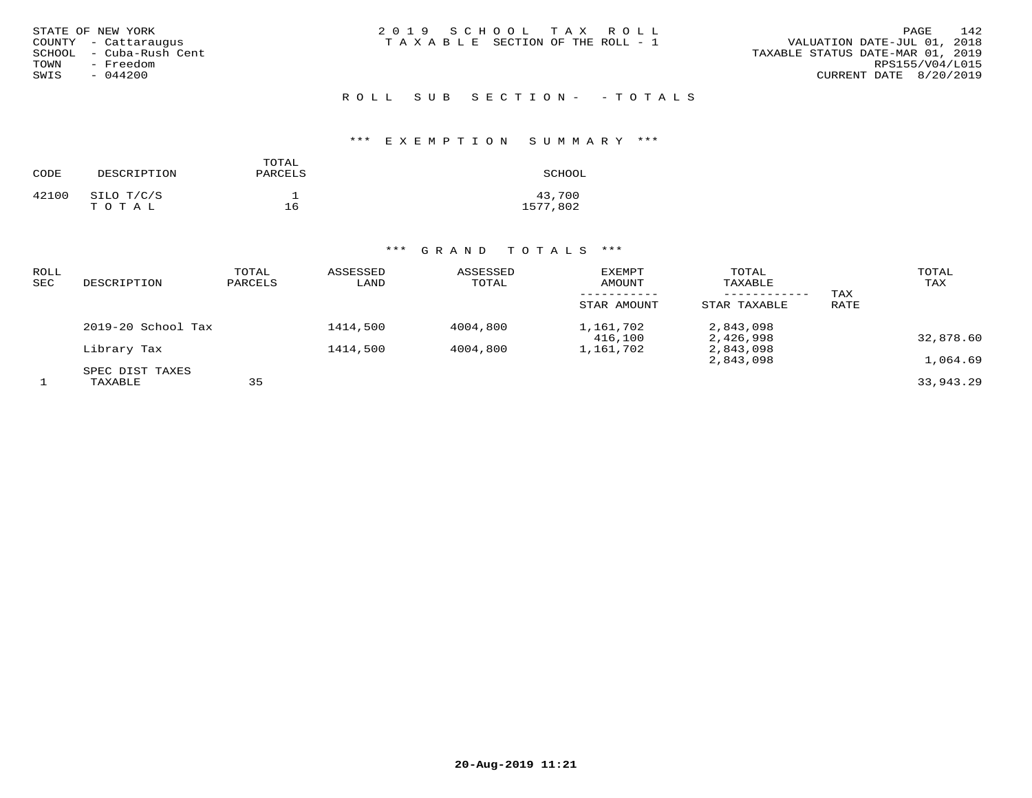STATE OF NEW YORK
COUNTY - Cattaraugus
SCHOOL - Cuba-Rush Cent
TOWN - Freedom
SWIS - 044200

2019 SCHOOL TAX ROLL
TAXABLE SECTION OF THE ROLL - 1

VALUATION DATE-JUL 01, 2018
TAXABLE STATUS DATE-MAR 01, 2019
RPS155/V04/L015
CURRENT DATE 8/20/2019

ROLL SUB SECTION- - TOTALS

*** EXEMPTION SUMMARY ***

| CODE | DESCRIPTION | TOTAL PARCELS | SCHOOL |
|---|---|---|---|
| 42100 | SILO T/C/S | 1 | 43,700 |
| | T O T A L | 16 | 1577,802 |

*** GRAND TOTALS ***

| ROLL SEC | DESCRIPTION | TOTAL PARCELS | ASSESSED LAND | ASSESSED TOTAL | EXEMPT AMOUNT / STAR AMOUNT | TOTAL TAXABLE / STAR TAXABLE | TAX RATE | TOTAL TAX |
|---|---|---|---|---|---|---|---|---|
| | 2019-20 School Tax | | 1414,500 | 4004,800 | 1,161,702 | 2,843,098 | | |
| | | | | | 416,100 | 2,426,998 | | 32,878.60 |
| | Library Tax | | 1414,500 | 4004,800 | 1,161,702 | 2,843,098 | | |
| | | | | | | 2,843,098 | | 1,064.69 |
| | SPEC DIST TAXES | | | | | | | |
| 1 | TAXABLE | 35 | | | | | | 33,943.29 |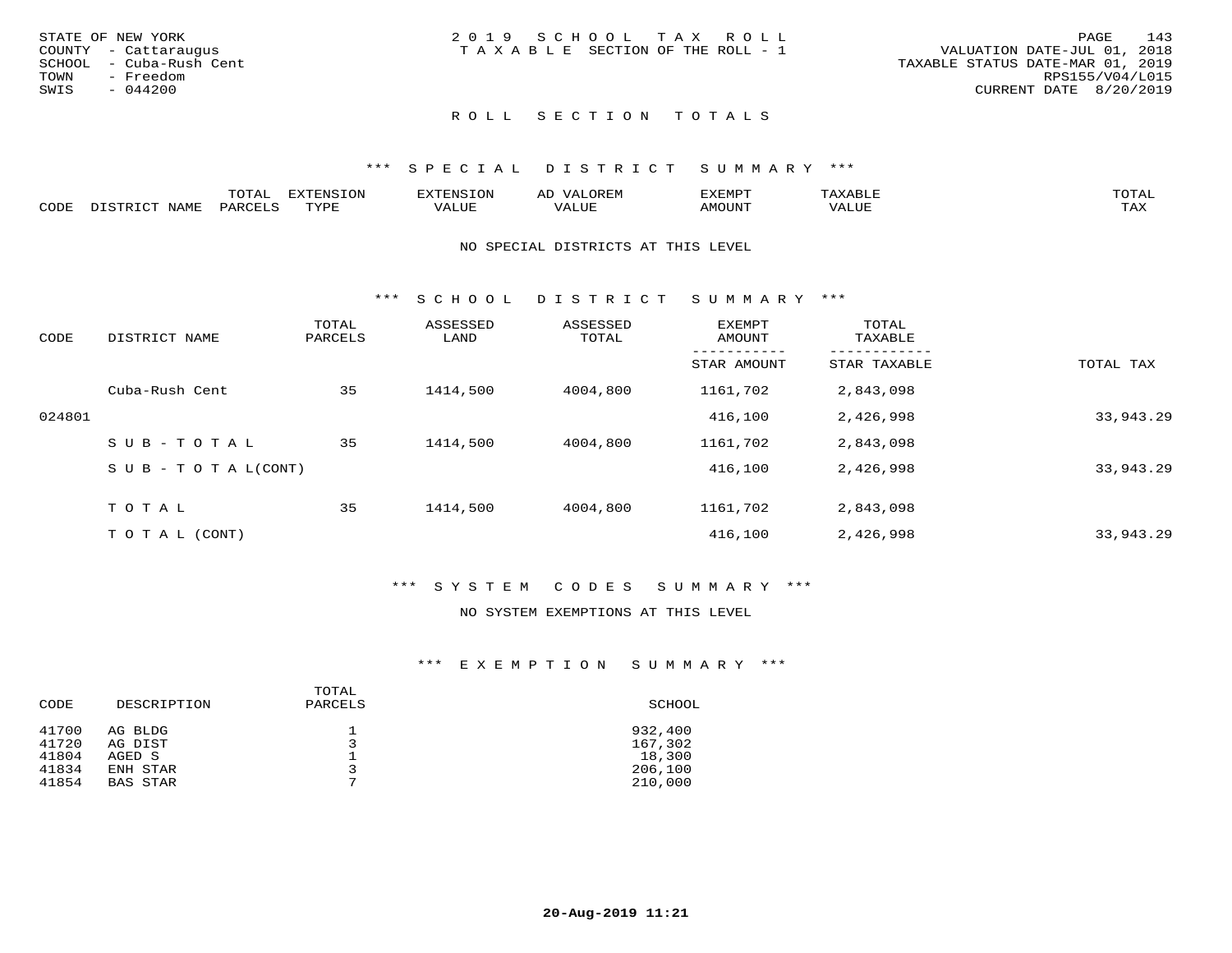STATE OF NEW YORK
COUNTY - Cattaraugus
SCHOOL - Cuba-Rush Cent
TOWN - Freedom
SWIS - 044200

2019 SCHOOL TAX ROLL
TAXABLE SECTION OF THE ROLL - 1

VALUATION DATE-JUL 01, 2018
TAXABLE STATUS DATE-MAR 01, 2019
RPS155/V04/L015
CURRENT DATE 8/20/2019

# ROLL SECTION TOTALS

## *** SPECIAL DISTRICT SUMMARY ***

| CODE | DISTRICT NAME | TOTAL PARCELS | EXTENSION TYPE | EXTENSION VALUE | AD VALOREM VALUE | EXEMPT AMOUNT | TAXABLE VALUE | TOTAL TAX |
|---|---|---|---|---|---|---|---|---|

NO SPECIAL DISTRICTS AT THIS LEVEL

## *** SCHOOL DISTRICT SUMMARY ***

| CODE | DISTRICT NAME | TOTAL PARCELS | ASSESSED LAND | ASSESSED TOTAL | EXEMPT AMOUNT / STAR AMOUNT | TOTAL TAXABLE / STAR TAXABLE | TOTAL TAX |
|---|---|---|---|---|---|---|---|
| | Cuba-Rush Cent | 35 | 1414,500 | 4004,800 | 1161,702 | 2,843,098 | |
| 024801 | | | | | 416,100 | 2,426,998 | 33,943.29 |
| | SUB-TOTAL | 35 | 1414,500 | 4004,800 | 1161,702 | 2,843,098 | |
| | SUB-TOTAL(CONT) | | | | 416,100 | 2,426,998 | 33,943.29 |
| | TOTAL | 35 | 1414,500 | 4004,800 | 1161,702 | 2,843,098 | |
| | TOTAL (CONT) | | | | 416,100 | 2,426,998 | 33,943.29 |

## *** SYSTEM CODES SUMMARY ***

NO SYSTEM EXEMPTIONS AT THIS LEVEL

## *** EXEMPTION SUMMARY ***

| CODE | DESCRIPTION | TOTAL PARCELS | SCHOOL |
|---|---|---|---|
| 41700 | AG BLDG | 1 | 932,400 |
| 41720 | AG DIST | 3 | 167,302 |
| 41804 | AGED S | 1 | 18,300 |
| 41834 | ENH STAR | 3 | 206,100 |
| 41854 | BAS STAR | 7 | 210,000 |

20-Aug-2019 11:21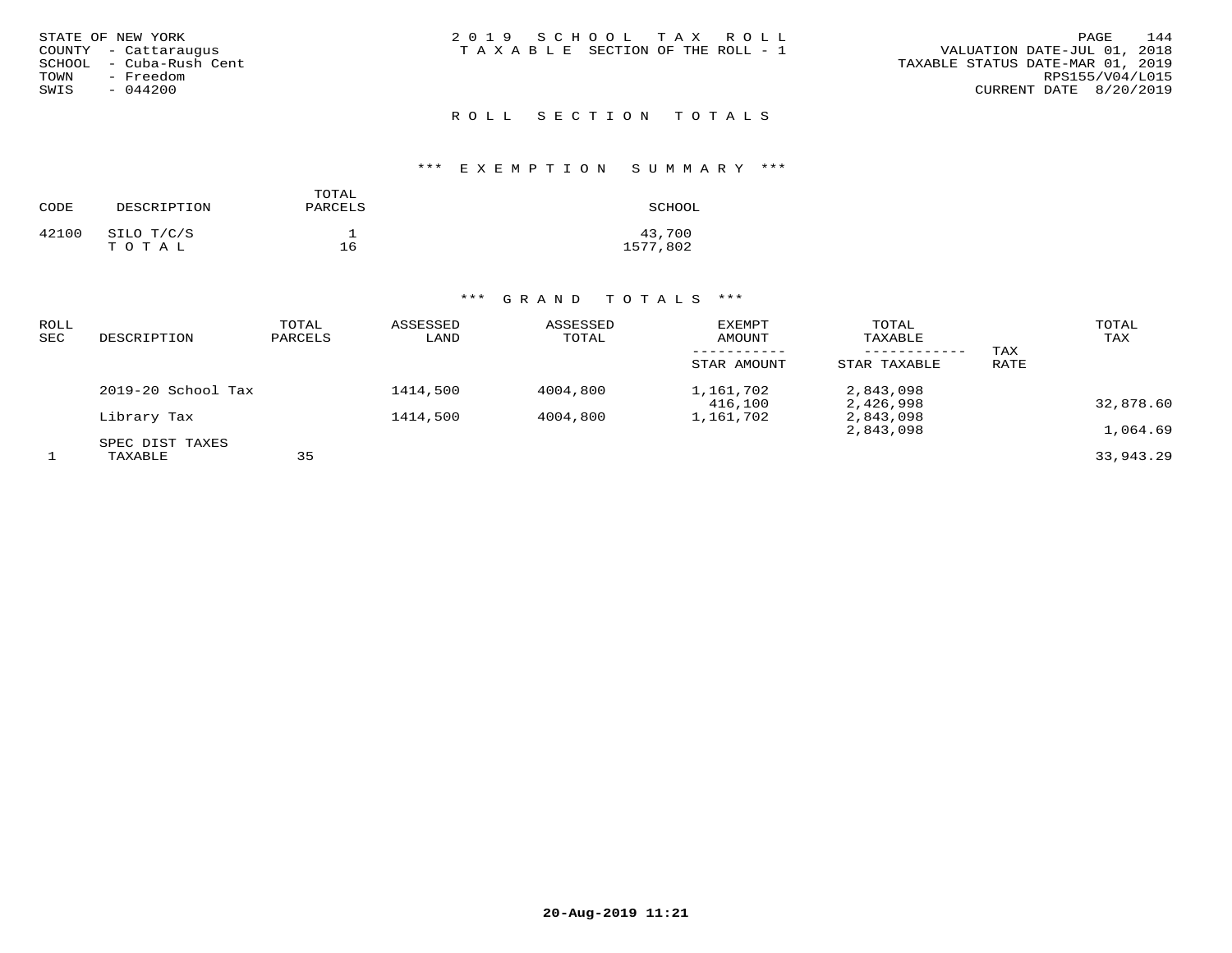STATE OF NEW YORK
COUNTY - Cattaraugus
SCHOOL - Cuba-Rush Cent
TOWN - Freedom
SWIS - 044200

2019 SCHOOL TAX ROLL
TAXABLE SECTION OF THE ROLL - 1

VALUATION DATE-JUL 01, 2018
TAXABLE STATUS DATE-MAR 01, 2019
RPS155/V04/L015
CURRENT DATE 8/20/2019

## ROLL SECTION TOTALS

### *** EXEMPTION SUMMARY ***

| CODE | DESCRIPTION | TOTAL PARCELS | SCHOOL |
|---|---|---|---|
| 42100 | SILO T/C/S | 1 | 43,700 |
| | T O T A L | 16 | 1577,802 |

### *** GRAND TOTALS ***

| ROLL SEC | DESCRIPTION | TOTAL PARCELS | ASSESSED LAND | ASSESSED TOTAL | EXEMPT AMOUNT / STAR AMOUNT | TOTAL TAXABLE / STAR TAXABLE | TAX RATE | TOTAL TAX |
|---|---|---|---|---|---|---|---|---|
| | 2019-20 School Tax | | 1414,500 | 4004,800 | 1,161,702 | 2,843,098 | | |
| | | | | | 416,100 | 2,426,998 | | 32,878.60 |
| | Library Tax | | 1414,500 | 4004,800 | 1,161,702 | 2,843,098 | | |
| | | | | | | 2,843,098 | | 1,064.69 |
| | SPEC DIST TAXES | | | | | | | |
| 1 | TAXABLE | 35 | | | | | | 33,943.29 |

20-Aug-2019 11:21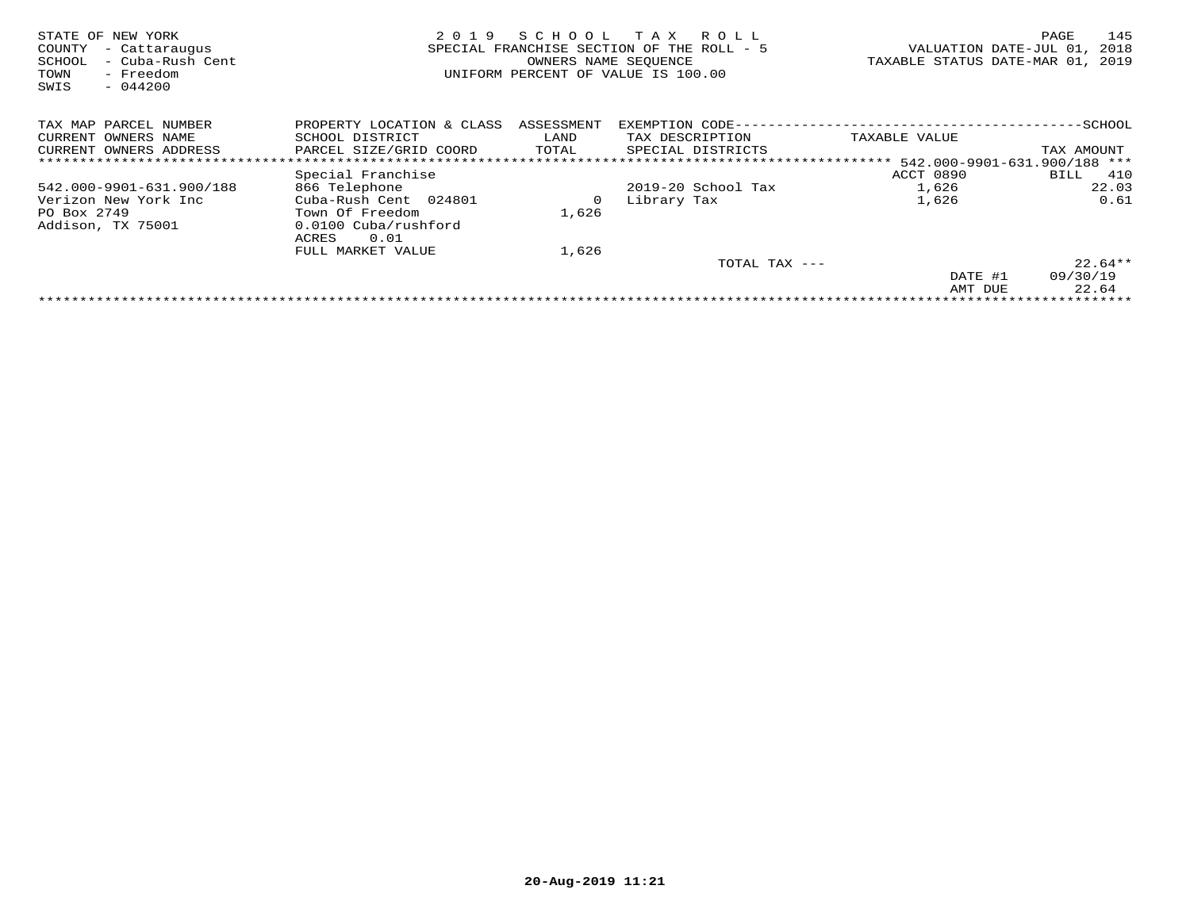STATE OF NEW YORK
COUNTY - Cattaraugus
SCHOOL - Cuba-Rush Cent
TOWN - Freedom
SWIS - 044200

2019 SCHOOL TAX ROLL
SPECIAL FRANCHISE SECTION OF THE ROLL - 5
OWNERS NAME SEQUENCE
UNIFORM PERCENT OF VALUE IS 100.00

VALUATION DATE-JUL 01, 2018
TAXABLE STATUS DATE-MAR 01, 2019

| TAX MAP PARCEL NUMBER<br>CURRENT OWNERS NAME<br>CURRENT OWNERS ADDRESS | PROPERTY LOCATION & CLASS<br>SCHOOL DISTRICT<br>PARCEL SIZE/GRID COORD | ASSESSMENT<br>LAND<br>TOTAL | EXEMPTION CODE<br>TAX DESCRIPTION<br>SPECIAL DISTRICTS | TAXABLE VALUE | SCHOOL<br>TAX AMOUNT |
|---|---|---|---|---|---|
| | | | | 542.000-9901-631.900/188 | |
| | Special Franchise | | | ACCT 0890 | BILL 410 |
| 542.000-9901-631.900/188 | 866 Telephone | | 2019-20 School Tax | 1,626 | 22.03 |
| Verizon New York Inc | Cuba-Rush Cent 024801 | 0 | Library Tax | 1,626 | 0.61 |
| PO Box 2749 | Town Of Freedom | 1,626 | | | |
| Addison, TX 75001 | 0.0100 Cuba/rushford | | | | |
| | ACRES 0.01 | | | | |
| | FULL MARKET VALUE | 1,626 | | | |
| | | | TOTAL TAX --- | | 22.64** |
| | | | | DATE #1 | 09/30/19 |
| | | | | AMT DUE | 22.64 |

20-Aug-2019 11:21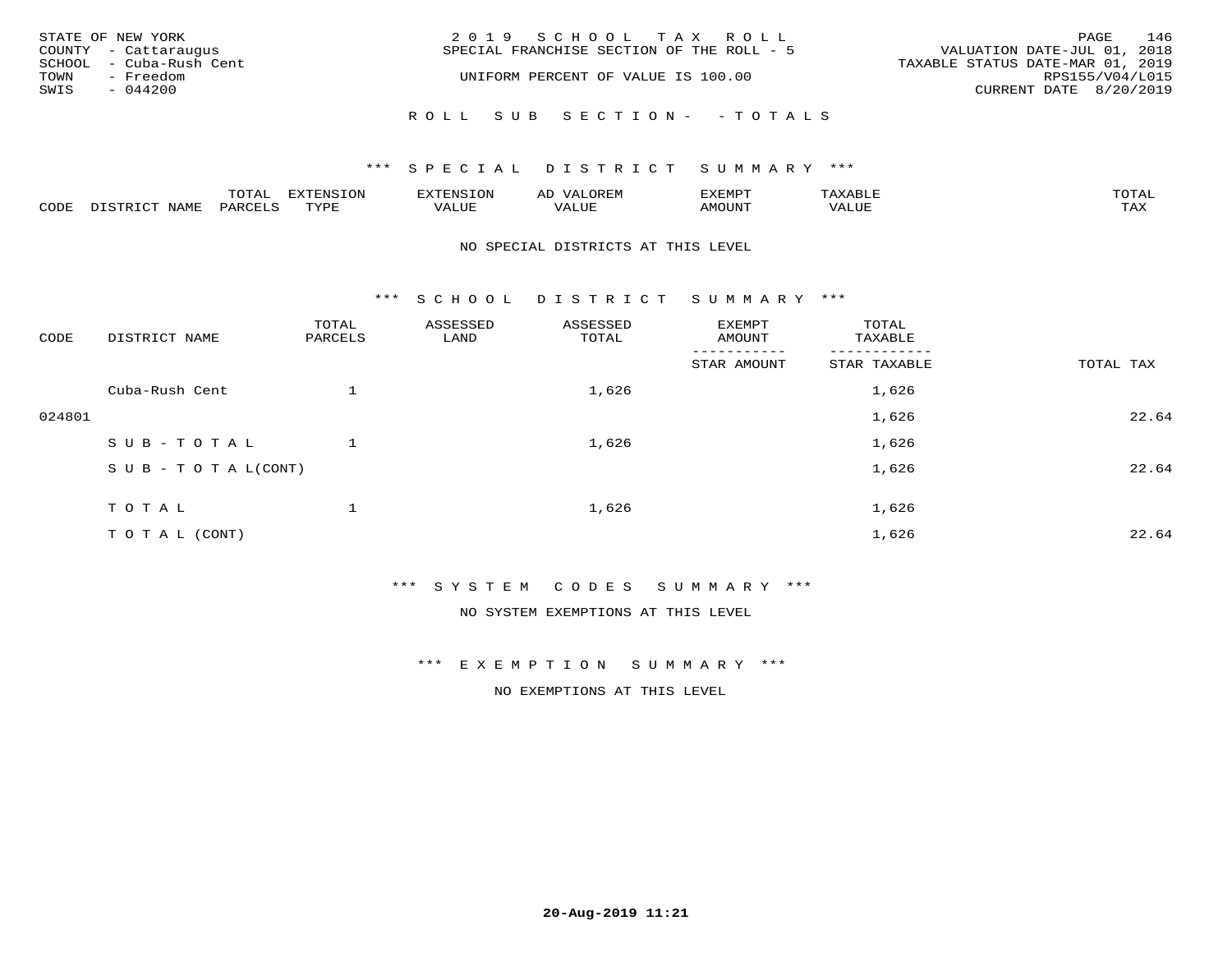STATE OF NEW YORK
COUNTY - Cattaraugus
SCHOOL - Cuba-Rush Cent
TOWN - Freedom
SWIS - 044200

2019 SCHOOL TAX ROLL
SPECIAL FRANCHISE SECTION OF THE ROLL - 5
UNIFORM PERCENT OF VALUE IS 100.00

VALUATION DATE-JUL 01, 2018
TAXABLE STATUS DATE-MAR 01, 2019
RPS155/V04/L015
CURRENT DATE 8/20/2019

ROLL SUB SECTION- - TOTALS

*** SPECIAL DISTRICT SUMMARY ***

| CODE | DISTRICT NAME | TOTAL PARCELS | EXTENSION TYPE | EXTENSION VALUE | AD VALOREM VALUE | EXEMPT AMOUNT | TAXABLE VALUE | TOTAL TAX |
|---|---|---|---|---|---|---|---|---|

NO SPECIAL DISTRICTS AT THIS LEVEL

*** SCHOOL DISTRICT SUMMARY ***

| CODE | DISTRICT NAME | TOTAL PARCELS | ASSESSED LAND | ASSESSED TOTAL | EXEMPT AMOUNT / STAR AMOUNT | TOTAL TAXABLE / STAR TAXABLE | TOTAL TAX |
|---|---|---|---|---|---|---|---|
| | Cuba-Rush Cent | 1 | | 1,626 | | 1,626 | |
| 024801 | | | | | | 1,626 | 22.64 |
| | SUB-TOTAL | 1 | | 1,626 | | 1,626 | |
| | SUB-TOTAL(CONT) | | | | | 1,626 | 22.64 |
| | TOTAL | 1 | | 1,626 | | 1,626 | |
| | TOTAL (CONT) | | | | | 1,626 | 22.64 |

*** SYSTEM CODES SUMMARY ***

NO SYSTEM EXEMPTIONS AT THIS LEVEL

*** EXEMPTION SUMMARY ***

NO EXEMPTIONS AT THIS LEVEL

20-Aug-2019 11:21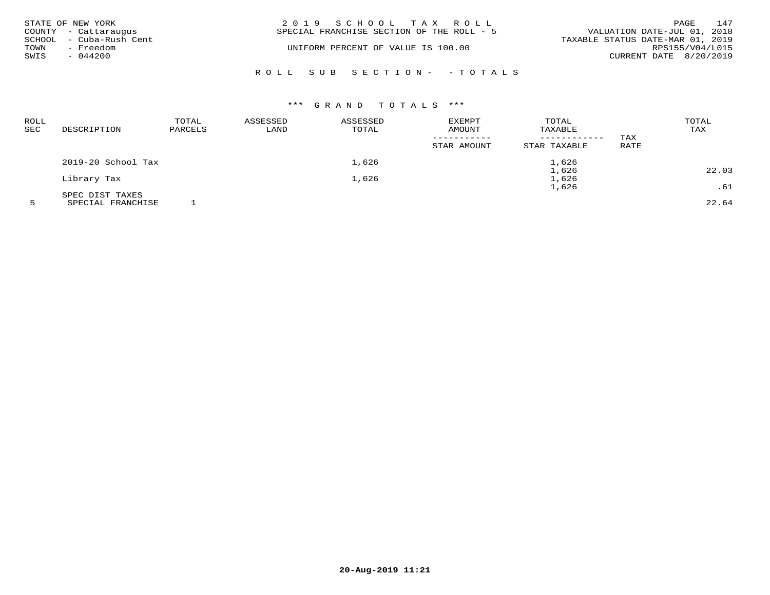STATE OF NEW YORK
COUNTY - Cattaraugus
SCHOOL - Cuba-Rush Cent
TOWN - Freedom
SWIS - 044200

2019 SCHOOL TAX ROLL
SPECIAL FRANCHISE SECTION OF THE ROLL - 5

UNIFORM PERCENT OF VALUE IS 100.00

VALUATION DATE-JUL 01, 2018
TAXABLE STATUS DATE-MAR 01, 2019
RPS155/V04/L015
CURRENT DATE 8/20/2019

ROLL SUB SECTION- - TOTALS

*** GRAND TOTALS ***

| ROLL SEC | DESCRIPTION | TOTAL PARCELS | ASSESSED LAND | ASSESSED TOTAL | EXEMPT AMOUNT / STAR AMOUNT | TOTAL TAXABLE / STAR TAXABLE | TAX RATE | TOTAL TAX |
|---|---|---|---|---|---|---|---|---|
| | 2019-20 School Tax | | | 1,626 | | 1,626 | | |
| | | | | | | 1,626 | | 22.03 |
| | Library Tax | | | 1,626 | | 1,626 | | |
| | | | | | | 1,626 | | .61 |
| | SPEC DIST TAXES | | | | | | | |
| 5 | SPECIAL FRANCHISE | 1 | | | | | | 22.64 |

20-Aug-2019 11:21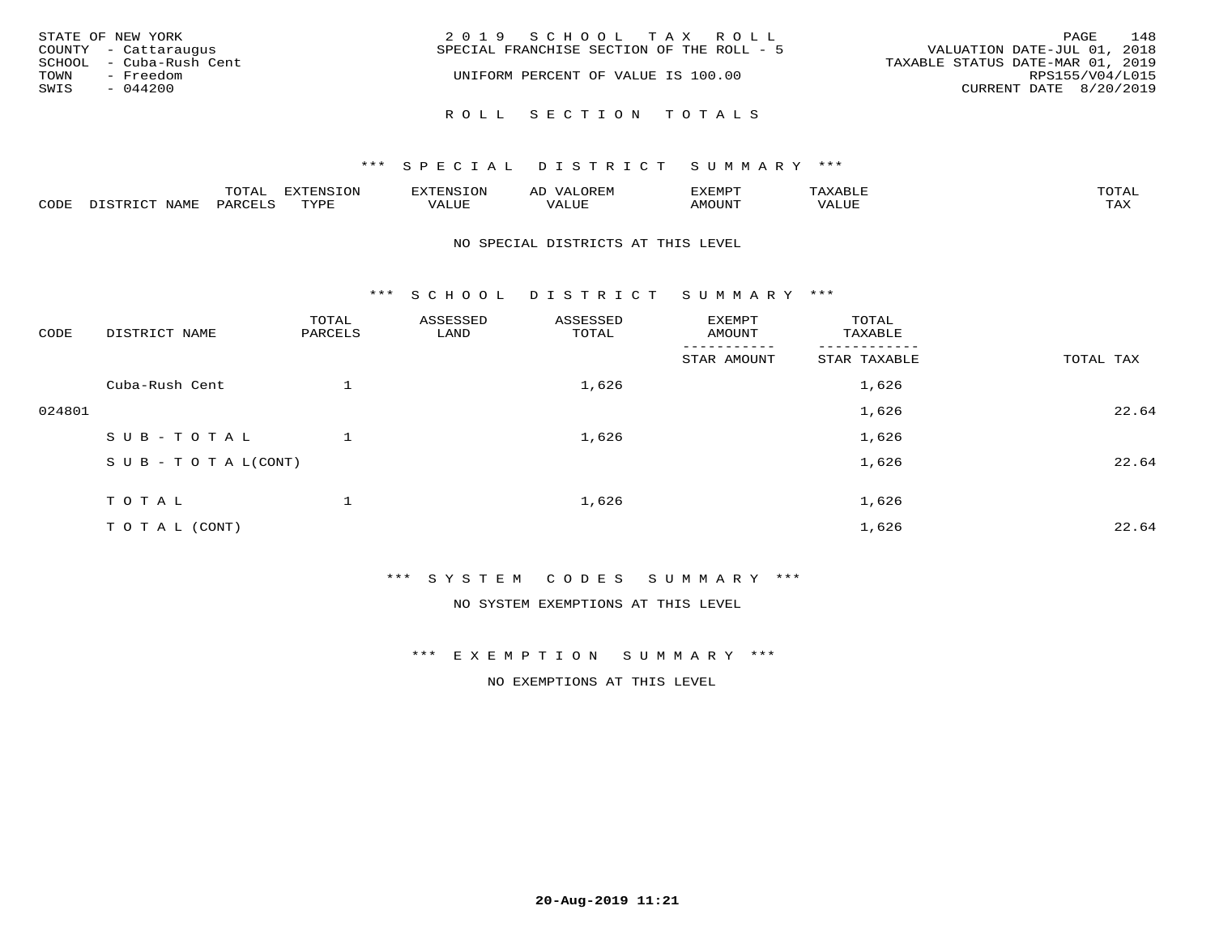STATE OF NEW YORK
COUNTY - Cattaraugus
SCHOOL - Cuba-Rush Cent
TOWN - Freedom
SWIS - 044200

2019 SCHOOL TAX ROLL
SPECIAL FRANCHISE SECTION OF THE ROLL - 5
UNIFORM PERCENT OF VALUE IS 100.00

VALUATION DATE-JUL 01, 2018
TAXABLE STATUS DATE-MAR 01, 2019
RPS155/V04/L015
CURRENT DATE 8/20/2019

## ROLL SECTION TOTALS

### *** SPECIAL DISTRICT SUMMARY ***

| CODE | DISTRICT NAME | TOTAL PARCELS | EXTENSION TYPE | EXTENSION VALUE | AD VALOREM VALUE | EXEMPT AMOUNT | TAXABLE VALUE | TOTAL TAX |
|---|---|---|---|---|---|---|---|---|

NO SPECIAL DISTRICTS AT THIS LEVEL

### *** SCHOOL DISTRICT SUMMARY ***

| CODE | DISTRICT NAME | TOTAL PARCELS | ASSESSED LAND | ASSESSED TOTAL | EXEMPT AMOUNT / STAR AMOUNT | TOTAL TAXABLE / STAR TAXABLE | TOTAL TAX |
|---|---|---|---|---|---|---|---|
| | Cuba-Rush Cent | 1 | | 1,626 | | 1,626 | |
| 024801 | | | | | | 1,626 | 22.64 |
| | SUB-TOTAL | 1 | | 1,626 | | 1,626 | |
| | SUB-TOTAL(CONT) | | | | | 1,626 | 22.64 |
| | TOTAL | 1 | | 1,626 | | 1,626 | |
| | TOTAL (CONT) | | | | | 1,626 | 22.64 |

### *** SYSTEM CODES SUMMARY ***

NO SYSTEM EXEMPTIONS AT THIS LEVEL

### *** EXEMPTION SUMMARY ***

NO EXEMPTIONS AT THIS LEVEL

20-Aug-2019 11:21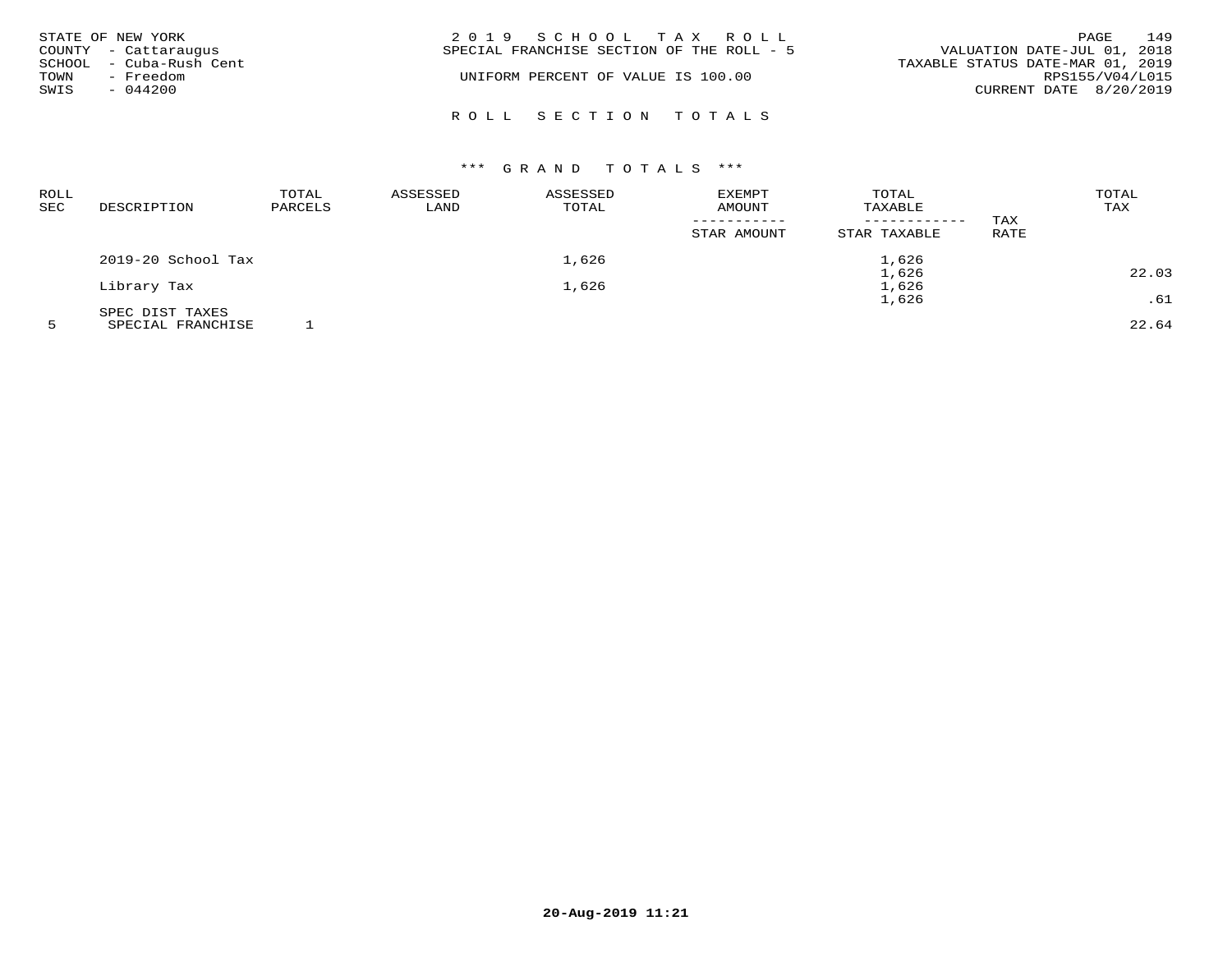STATE OF NEW YORK
COUNTY - Cattaraugus
SCHOOL - Cuba-Rush Cent
TOWN - Freedom
SWIS - 044200

2019 SCHOOL TAX ROLL
SPECIAL FRANCHISE SECTION OF THE ROLL - 5

UNIFORM PERCENT OF VALUE IS 100.00

VALUATION DATE-JUL 01, 2018
TAXABLE STATUS DATE-MAR 01, 2019
RPS155/V04/L015
CURRENT DATE 8/20/2019

## ROLL SECTION TOTALS

### *** GRAND TOTALS ***

| ROLL SEC | DESCRIPTION | TOTAL PARCELS | ASSESSED LAND | ASSESSED TOTAL | EXEMPT AMOUNT / STAR AMOUNT | TOTAL TAXABLE / STAR TAXABLE | TAX RATE | TOTAL TAX |
|---|---|---|---|---|---|---|---|---|
| | 2019-20 School Tax | | | 1,626 | | 1,626 | | |
| | | | | | | 1,626 | | 22.03 |
| | Library Tax | | | 1,626 | | 1,626 | | |
| | | | | | | 1,626 | | .61 |
| | SPEC DIST TAXES | | | | | | | |
| 5 | SPECIAL FRANCHISE | 1 | | | | | | 22.64 |

20-Aug-2019 11:21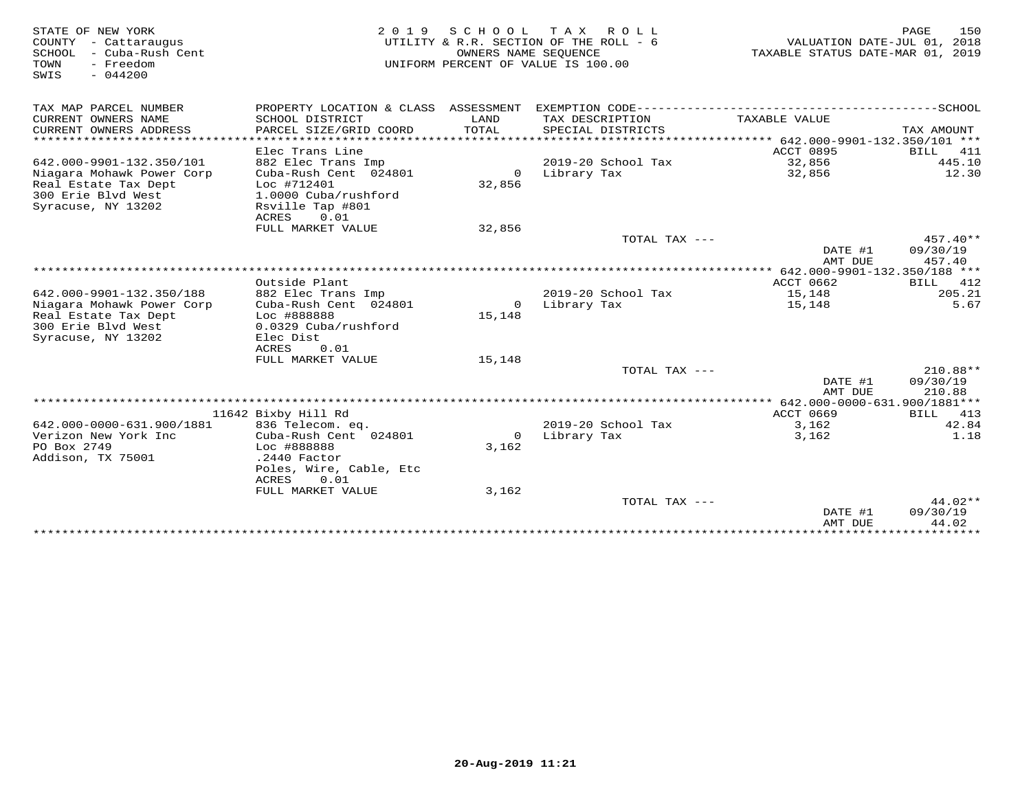STATE OF NEW YORK
COUNTY - Cattaraugus
SCHOOL - Cuba-Rush Cent
TOWN - Freedom
SWIS - 044200

2019 SCHOOL TAX ROLL
UTILITY & R.R. SECTION OF THE ROLL - 6
OWNERS NAME SEQUENCE
UNIFORM PERCENT OF VALUE IS 100.00

VALUATION DATE-JUL 01, 2018
TAXABLE STATUS DATE-MAR 01, 2019

| TAX MAP PARCEL NUMBER / CURRENT OWNERS NAME / CURRENT OWNERS ADDRESS | PROPERTY LOCATION & CLASS / SCHOOL DISTRICT / PARCEL SIZE/GRID COORD | ASSESSMENT LAND / TOTAL | EXEMPTION CODE / TAX DESCRIPTION / SPECIAL DISTRICTS | TAXABLE VALUE | SCHOOL TAX AMOUNT |
|---|---|---|---|---|---|
| **642.000-9901-132.350/101** | | | | | |
| | Elec Trans Line | | | ACCT 0895 | BILL 411 |
| 642.000-9901-132.350/101 | 882 Elec Trans Imp | | 2019-20 School Tax | 32,856 | 445.10 |
| Niagara Mohawk Power Corp | Cuba-Rush Cent 024801 | 0 | Library Tax | 32,856 | 12.30 |
| Real Estate Tax Dept | Loc #712401 | 32,856 | | | |
| 300 Erie Blvd West | 1.0000 Cuba/rushford | | | | |
| Syracuse, NY 13202 | Rsville Tap #801 | | | | |
| | ACRES 0.01 | | | | |
| | FULL MARKET VALUE | 32,856 | | | |
| | | | TOTAL TAX --- | | 457.40** |
| | | | | DATE #1 | 09/30/19 |
| | | | | AMT DUE | 457.40 |
| **642.000-9901-132.350/188** | | | | | |
| | Outside Plant | | | ACCT 0662 | BILL 412 |
| 642.000-9901-132.350/188 | 882 Elec Trans Imp | | 2019-20 School Tax | 15,148 | 205.21 |
| Niagara Mohawk Power Corp | Cuba-Rush Cent 024801 | 0 | Library Tax | 15,148 | 5.67 |
| Real Estate Tax Dept | Loc #888888 | 15,148 | | | |
| 300 Erie Blvd West | 0.0329 Cuba/rushford | | | | |
| Syracuse, NY 13202 | Elec Dist | | | | |
| | ACRES 0.01 | | | | |
| | FULL MARKET VALUE | 15,148 | | | |
| | | | TOTAL TAX --- | | 210.88** |
| | | | | DATE #1 | 09/30/19 |
| | | | | AMT DUE | 210.88 |
| **642.000-0000-631.900/1881** | | | | | |
| | 11642 Bixby Hill Rd | | | ACCT 0669 | BILL 413 |
| 642.000-0000-631.900/1881 | 836 Telecom. eq. | | 2019-20 School Tax | 3,162 | 42.84 |
| Verizon New York Inc | Cuba-Rush Cent 024801 | 0 | Library Tax | 3,162 | 1.18 |
| PO Box 2749 | Loc #888888 | 3,162 | | | |
| Addison, TX 75001 | .2440 Factor | | | | |
| | Poles, Wire, Cable, Etc | | | | |
| | ACRES 0.01 | | | | |
| | FULL MARKET VALUE | 3,162 | | | |
| | | | TOTAL TAX --- | | 44.02** |
| | | | | DATE #1 | 09/30/19 |
| | | | | AMT DUE | 44.02 |

20-Aug-2019 11:21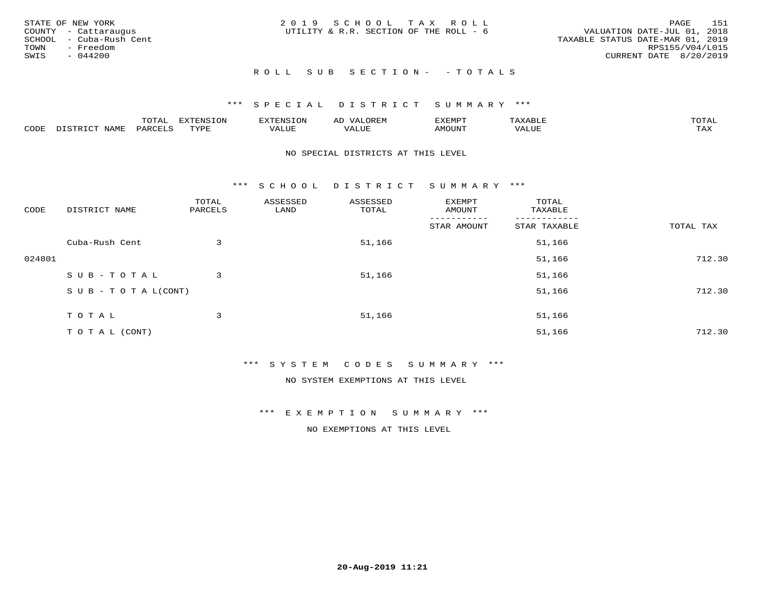STATE OF NEW YORK
COUNTY - Cattaraugus
SCHOOL - Cuba-Rush Cent
TOWN - Freedom
SWIS - 044200

2 0 1 9 S C H O O L T A X R O L L
UTILITY & R.R. SECTION OF THE ROLL - 6

VALUATION DATE-JUL 01, 2018
TAXABLE STATUS DATE-MAR 01, 2019
RPS155/V04/L015
CURRENT DATE 8/20/2019

R O L L S U B S E C T I O N - - T O T A L S

*** S P E C I A L D I S T R I C T S U M M A R Y ***

| CODE | DISTRICT NAME | TOTAL PARCELS | EXTENSION TYPE | EXTENSION VALUE | AD VALOREM VALUE | EXEMPT AMOUNT | TAXABLE VALUE | TOTAL TAX |
|---|---|---|---|---|---|---|---|---|

NO SPECIAL DISTRICTS AT THIS LEVEL

*** S C H O O L D I S T R I C T S U M M A R Y ***

| CODE | DISTRICT NAME | TOTAL PARCELS | ASSESSED LAND | ASSESSED TOTAL | EXEMPT AMOUNT / STAR AMOUNT | TOTAL TAXABLE / STAR TAXABLE | TOTAL TAX |
|---|---|---|---|---|---|---|---|
| | Cuba-Rush Cent | 3 | | 51,166 | | 51,166 | |
| 024801 | | | | | | 51,166 | 712.30 |
| | S U B - T O T A L | 3 | | 51,166 | | 51,166 | |
| | S U B - T O T A L(CONT) | | | | | 51,166 | 712.30 |
| | T O T A L | 3 | | 51,166 | | 51,166 | |
| | T O T A L (CONT) | | | | | 51,166 | 712.30 |

*** S Y S T E M C O D E S S U M M A R Y ***

NO SYSTEM EXEMPTIONS AT THIS LEVEL

*** E X E M P T I O N S U M M A R Y ***

NO EXEMPTIONS AT THIS LEVEL

20-Aug-2019 11:21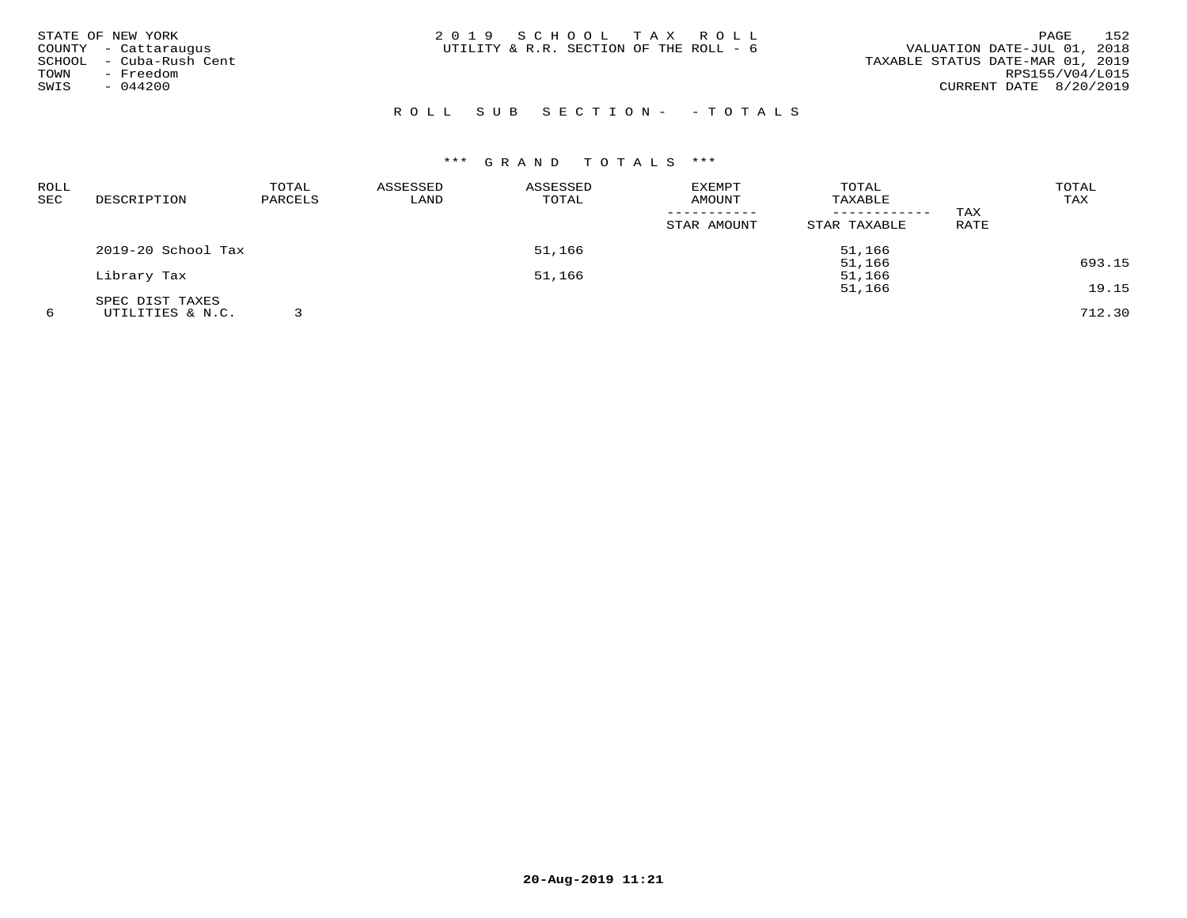STATE OF NEW YORK
COUNTY - Cattaraugus
SCHOOL - Cuba-Rush Cent
TOWN - Freedom
SWIS - 044200

2 0 1 9 S C H O O L T A X R O L L
UTILITY & R.R. SECTION OF THE ROLL - 6

VALUATION DATE-JUL 01, 2018
TAXABLE STATUS DATE-MAR 01, 2019
RPS155/V04/L015
CURRENT DATE 8/20/2019

R O L L S U B S E C T I O N - - T O T A L S

\*\*\* G R A N D T O T A L S \*\*\*

| ROLL SEC | DESCRIPTION | TOTAL PARCELS | ASSESSED LAND | ASSESSED TOTAL | EXEMPT AMOUNT / STAR AMOUNT | TOTAL TAXABLE / STAR TAXABLE | TAX RATE | TOTAL TAX |
|---|---|---|---|---|---|---|---|---|
| | 2019-20 School Tax | | | 51,166 | | 51,166 | | |
| | | | | | | 51,166 | | 693.15 |
| | Library Tax | | | 51,166 | | 51,166 | | |
| | | | | | | 51,166 | | 19.15 |
| | SPEC DIST TAXES | | | | | | | |
| 6 | UTILITIES & N.C. | 3 | | | | | | 712.30 |

20-Aug-2019 11:21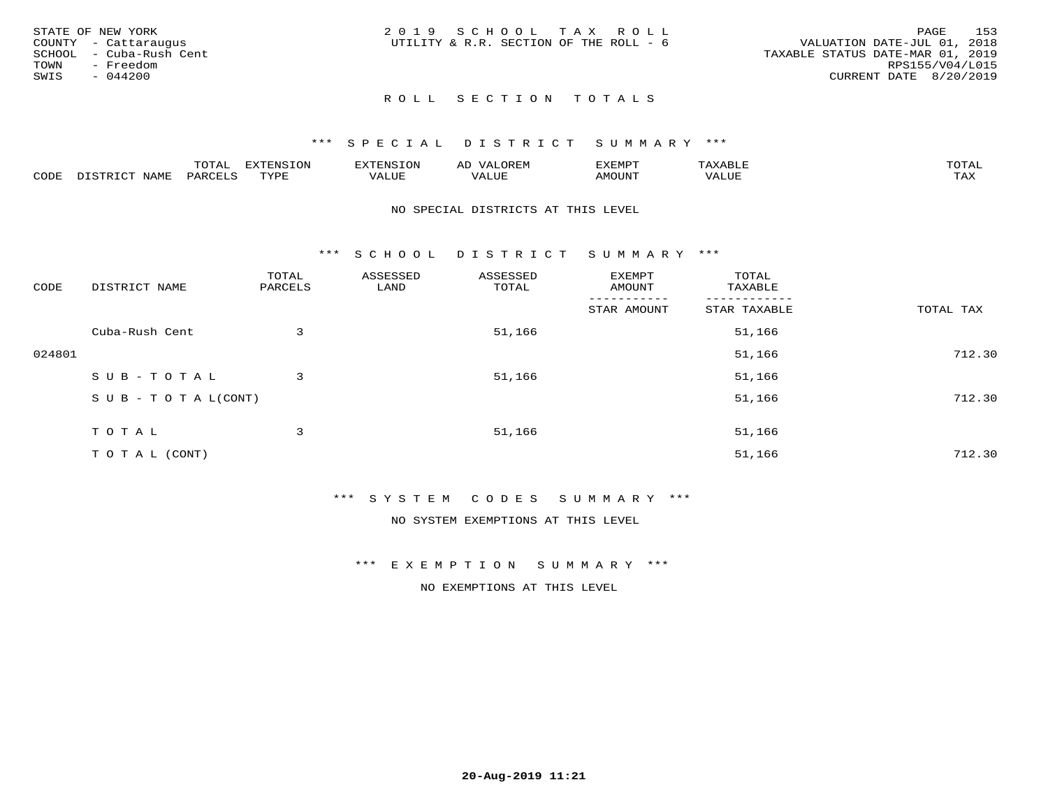STATE OF NEW YORK
COUNTY - Cattaraugus
SCHOOL - Cuba-Rush Cent
TOWN - Freedom
SWIS - 044200

2 0 1 9 S C H O O L T A X R O L L
UTILITY & R.R. SECTION OF THE ROLL - 6

VALUATION DATE-JUL 01, 2018
TAXABLE STATUS DATE-MAR 01, 2019
RPS155/V04/L015
CURRENT DATE 8/20/2019

## R O L L S E C T I O N T O T A L S

### *** S P E C I A L D I S T R I C T S U M M A R Y ***

| CODE | DISTRICT NAME | TOTAL PARCELS | EXTENSION TYPE | EXTENSION VALUE | AD VALOREM VALUE | EXEMPT AMOUNT | TAXABLE VALUE | TOTAL TAX |
|---|---|---|---|---|---|---|---|---|

NO SPECIAL DISTRICTS AT THIS LEVEL

### *** S C H O O L D I S T R I C T S U M M A R Y ***

| CODE | DISTRICT NAME | TOTAL PARCELS | ASSESSED LAND | ASSESSED TOTAL | EXEMPT AMOUNT / STAR AMOUNT | TOTAL TAXABLE / STAR TAXABLE | TOTAL TAX |
|---|---|---|---|---|---|---|---|
| | Cuba-Rush Cent | 3 | | 51,166 | | 51,166 | |
| 024801 | | | | | | 51,166 | 712.30 |
| | S U B - T O T A L | 3 | | 51,166 | | 51,166 | |
| | S U B - T O T A L(CONT) | | | | | 51,166 | 712.30 |
| | T O T A L | 3 | | 51,166 | | 51,166 | |
| | T O T A L (CONT) | | | | | 51,166 | 712.30 |

### *** S Y S T E M C O D E S S U M M A R Y ***

NO SYSTEM EXEMPTIONS AT THIS LEVEL

### *** E X E M P T I O N S U M M A R Y ***

NO EXEMPTIONS AT THIS LEVEL

20-Aug-2019 11:21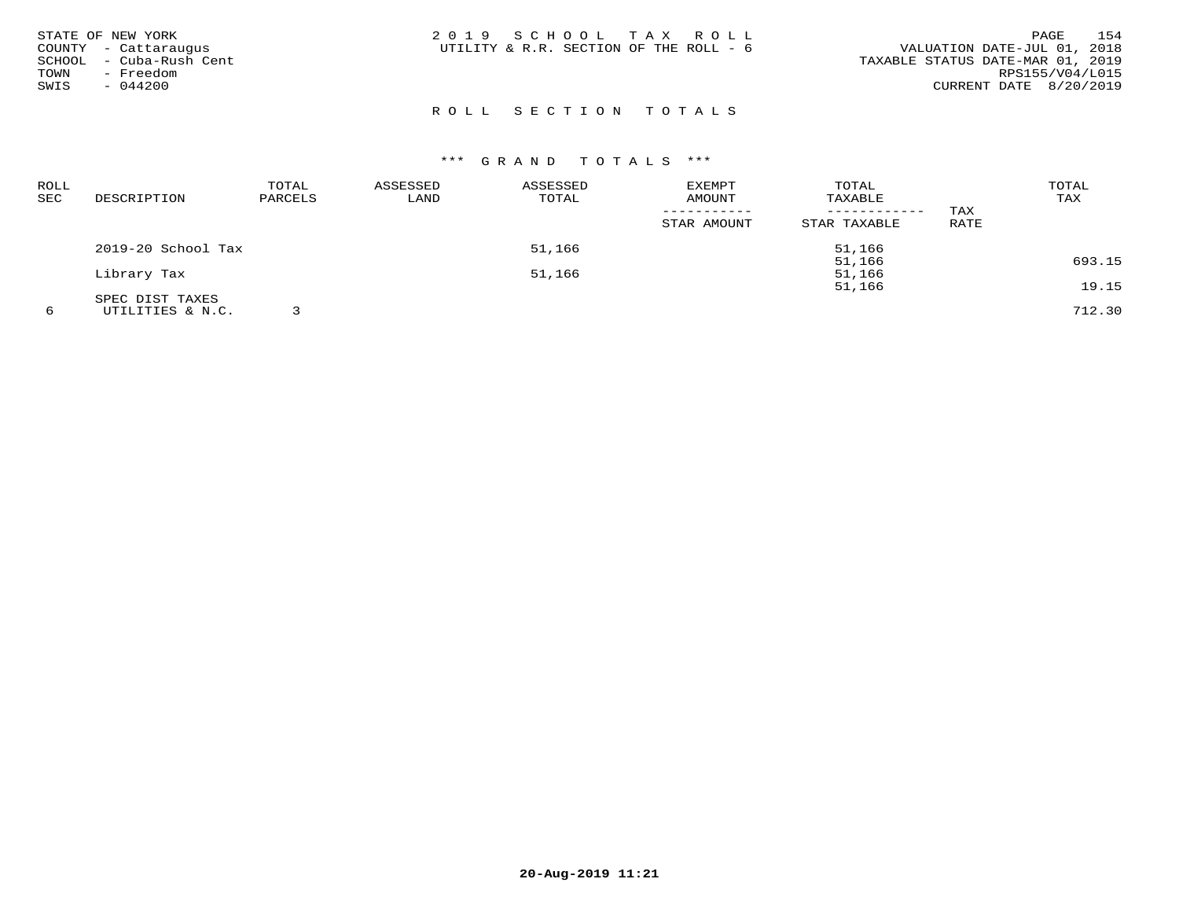STATE OF NEW YORK
COUNTY - Cattaraugus
SCHOOL - Cuba-Rush Cent
TOWN - Freedom
SWIS - 044200

2 0 1 9 S C H O O L T A X R O L L
UTILITY & R.R. SECTION OF THE ROLL - 6

VALUATION DATE-JUL 01, 2018
TAXABLE STATUS DATE-MAR 01, 2019
RPS155/V04/L015
CURRENT DATE 8/20/2019

## R O L L S E C T I O N T O T A L S

### \*\*\* G R A N D T O T A L S \*\*\*

| ROLL SEC | DESCRIPTION | TOTAL PARCELS | ASSESSED LAND | ASSESSED TOTAL | EXEMPT AMOUNT / STAR AMOUNT | TOTAL TAXABLE / STAR TAXABLE | TAX RATE | TOTAL TAX |
|---|---|---|---|---|---|---|---|---|
| | 2019-20 School Tax | | | 51,166 | | 51,166 | | |
| | | | | | | 51,166 | | 693.15 |
| | Library Tax | | | 51,166 | | 51,166 | | |
| | | | | | | 51,166 | | 19.15 |
| | SPEC DIST TAXES | | | | | | | |
| 6 | UTILITIES & N.C. | 3 | | | | | | 712.30 |

20-Aug-2019 11:21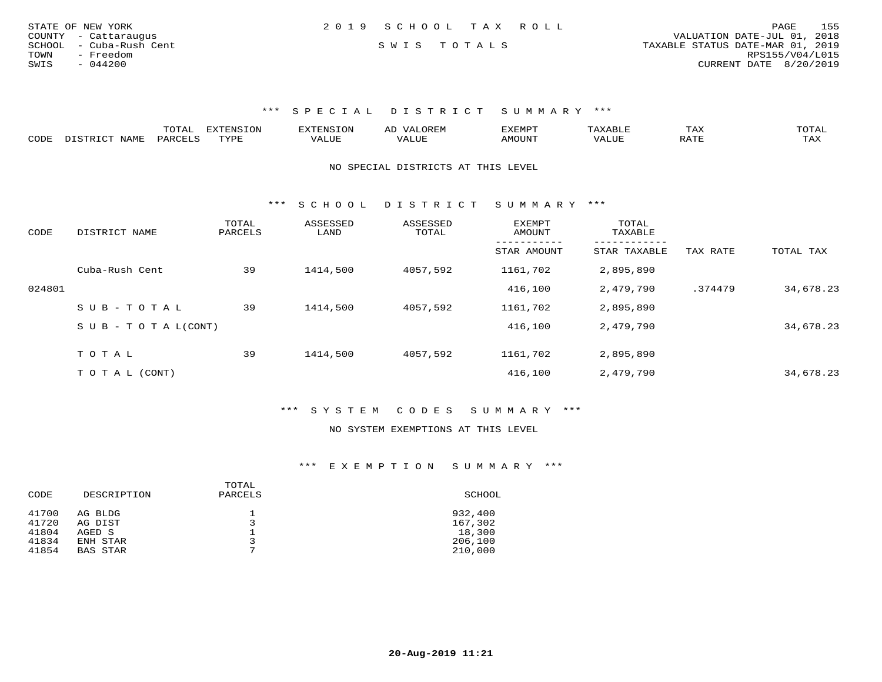STATE OF NEW YORK
COUNTY - Cattaraugus
SCHOOL - Cuba-Rush Cent
TOWN - Freedom
SWIS - 044200

2019 SCHOOL TAX ROLL

SWIS TOTALS

VALUATION DATE-JUL 01, 2018
TAXABLE STATUS DATE-MAR 01, 2019
RPS155/V04/L015
CURRENT DATE 8/20/2019

### *** SPECIAL DISTRICT SUMMARY ***

| CODE | DISTRICT NAME | TOTAL PARCELS | EXTENSION TYPE | EXTENSION VALUE | AD VALOREM VALUE | EXEMPT AMOUNT | TAXABLE VALUE | TAX RATE | TOTAL TAX |
|---|---|---|---|---|---|---|---|---|---|

NO SPECIAL DISTRICTS AT THIS LEVEL

### *** SCHOOL DISTRICT SUMMARY ***

| CODE | DISTRICT NAME | TOTAL PARCELS | ASSESSED LAND | ASSESSED TOTAL | EXEMPT AMOUNT / STAR AMOUNT | TOTAL TAXABLE / STAR TAXABLE | TAX RATE | TOTAL TAX |
|---|---|---|---|---|---|---|---|---|
| | Cuba-Rush Cent | 39 | 1414,500 | 4057,592 | 1161,702 | 2,895,890 | | |
| 024801 | | | | | 416,100 | 2,479,790 | .374479 | 34,678.23 |
| | SUB-TOTAL | 39 | 1414,500 | 4057,592 | 1161,702 | 2,895,890 | | |
| | SUB-TOTAL(CONT) | | | | 416,100 | 2,479,790 | | 34,678.23 |
| | TOTAL | 39 | 1414,500 | 4057,592 | 1161,702 | 2,895,890 | | |
| | TOTAL (CONT) | | | | 416,100 | 2,479,790 | | 34,678.23 |

### *** SYSTEM CODES SUMMARY ***

NO SYSTEM EXEMPTIONS AT THIS LEVEL

### *** EXEMPTION SUMMARY ***

| CODE | DESCRIPTION | TOTAL PARCELS | SCHOOL |
|---|---|---|---|
| 41700 | AG BLDG | 1 | 932,400 |
| 41720 | AG DIST | 3 | 167,302 |
| 41804 | AGED S | 1 | 18,300 |
| 41834 | ENH STAR | 3 | 206,100 |
| 41854 | BAS STAR | 7 | 210,000 |

20-Aug-2019 11:21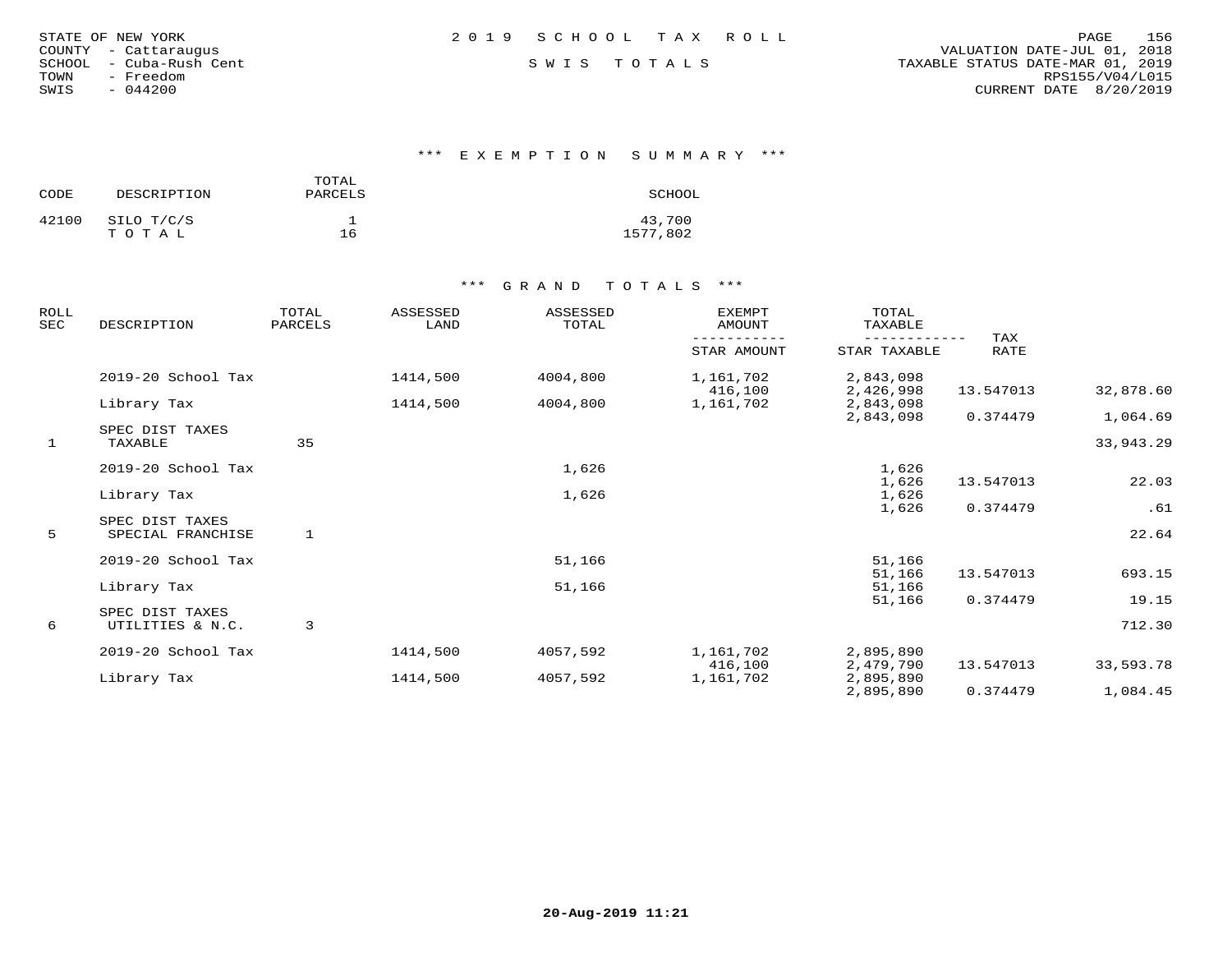STATE OF NEW YORK
COUNTY - Cattaraugus
SCHOOL - Cuba-Rush Cent
TOWN - Freedom
SWIS - 044200

2019 SCHOOL TAX ROLL

SWIS TOTALS

VALUATION DATE-JUL 01, 2018
TAXABLE STATUS DATE-MAR 01, 2019
RPS155/V04/L015
CURRENT DATE 8/20/2019

### *** EXEMPTION SUMMARY ***

| CODE | DESCRIPTION | TOTAL PARCELS | SCHOOL |
|---|---|---|---|
| 42100 | SILO T/C/S | 1 | 43,700 |
| | T O T A L | 16 | 1577,802 |

### *** GRAND TOTALS ***

| ROLL SEC | DESCRIPTION | TOTAL PARCELS | ASSESSED LAND | ASSESSED TOTAL | EXEMPT AMOUNT / STAR AMOUNT | TOTAL TAXABLE / STAR TAXABLE | TAX RATE | |
|---|---|---|---|---|---|---|---|---|
| | 2019-20 School Tax | | 1414,500 | 4004,800 | 1,161,702 | 2,843,098 | | |
| | | | | | 416,100 | 2,426,998 | 13.547013 | 32,878.60 |
| | Library Tax | | 1414,500 | 4004,800 | 1,161,702 | 2,843,098 | | |
| | | | | | | 2,843,098 | 0.374479 | 1,064.69 |
| | SPEC DIST TAXES | | | | | | | |
| 1 | TAXABLE | 35 | | | | | | 33,943.29 |
| | 2019-20 School Tax | | | 1,626 | | 1,626 | | |
| | | | | | | 1,626 | 13.547013 | 22.03 |
| | Library Tax | | | 1,626 | | 1,626 | | |
| | | | | | | 1,626 | 0.374479 | .61 |
| | SPEC DIST TAXES | | | | | | | |
| 5 | SPECIAL FRANCHISE | 1 | | | | | | 22.64 |
| | 2019-20 School Tax | | | 51,166 | | 51,166 | | |
| | | | | | | 51,166 | 13.547013 | 693.15 |
| | Library Tax | | | 51,166 | | 51,166 | | |
| | | | | | | 51,166 | 0.374479 | 19.15 |
| | SPEC DIST TAXES | | | | | | | |
| 6 | UTILITIES & N.C. | 3 | | | | | | 712.30 |
| | 2019-20 School Tax | | 1414,500 | 4057,592 | 1,161,702 | 2,895,890 | | |
| | | | | | 416,100 | 2,479,790 | 13.547013 | 33,593.78 |
| | Library Tax | | 1414,500 | 4057,592 | 1,161,702 | 2,895,890 | | |
| | | | | | | 2,895,890 | 0.374479 | 1,084.45 |

20-Aug-2019 11:21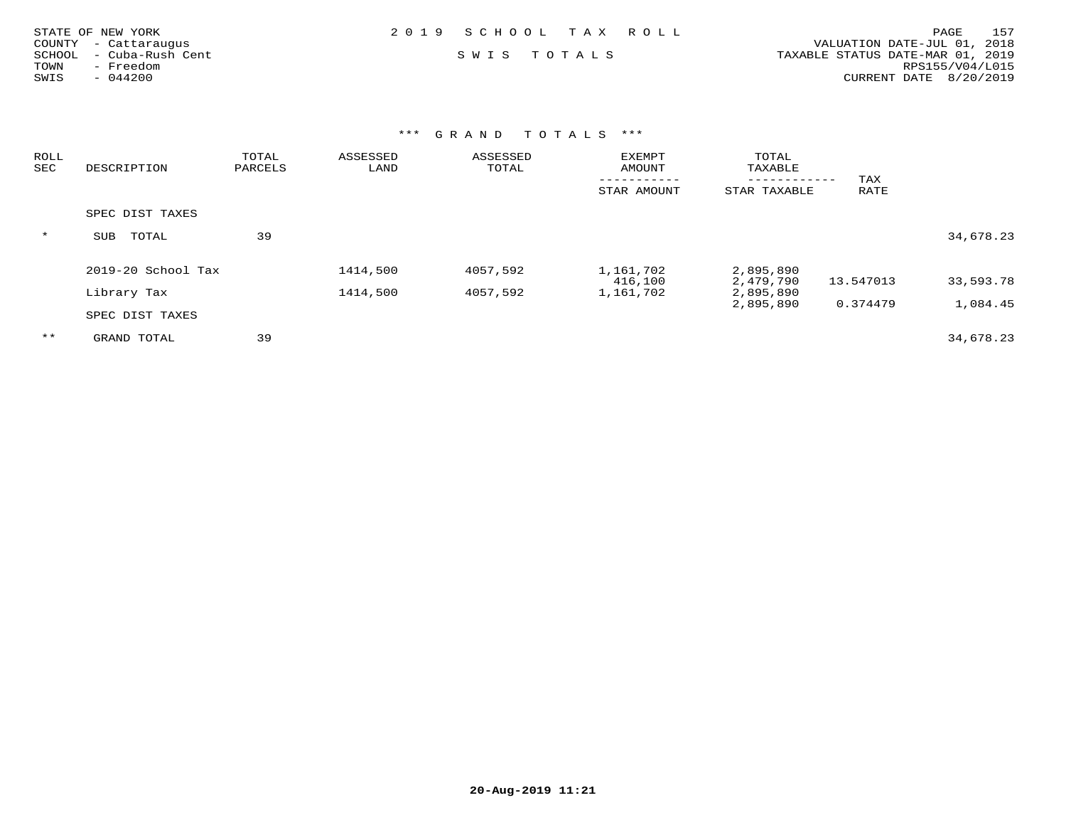STATE OF NEW YORK
COUNTY - Cattaraugus
SCHOOL - Cuba-Rush Cent
TOWN - Freedom
SWIS - 044200

2 0 1 9 S C H O O L T A X R O L L

S W I S T O T A L S

VALUATION DATE-JUL 01, 2018
TAXABLE STATUS DATE-MAR 01, 2019
RPS155/V04/L015
CURRENT DATE 8/20/2019

*** G R A N D T O T A L S ***

| ROLL SEC | DESCRIPTION | TOTAL PARCELS | ASSESSED LAND | ASSESSED TOTAL | EXEMPT AMOUNT / STAR AMOUNT | TOTAL TAXABLE / STAR TAXABLE | TAX RATE | |
|---|---|---|---|---|---|---|---|---|
| | SPEC DIST TAXES | | | | | | | |
| * | SUB TOTAL | 39 | | | | | | 34,678.23 |
| | 2019-20 School Tax | | 1414,500 | 4057,592 | 1,161,702 | 2,895,890 | | |
| | | | | | 416,100 | 2,479,790 | 13.547013 | 33,593.78 |
| | Library Tax | | 1414,500 | 4057,592 | 1,161,702 | 2,895,890 | | |
| | | | | | | 2,895,890 | 0.374479 | 1,084.45 |
| | SPEC DIST TAXES | | | | | | | |
| ** | GRAND TOTAL | 39 | | | | | | 34,678.23 |

20-Aug-2019 11:21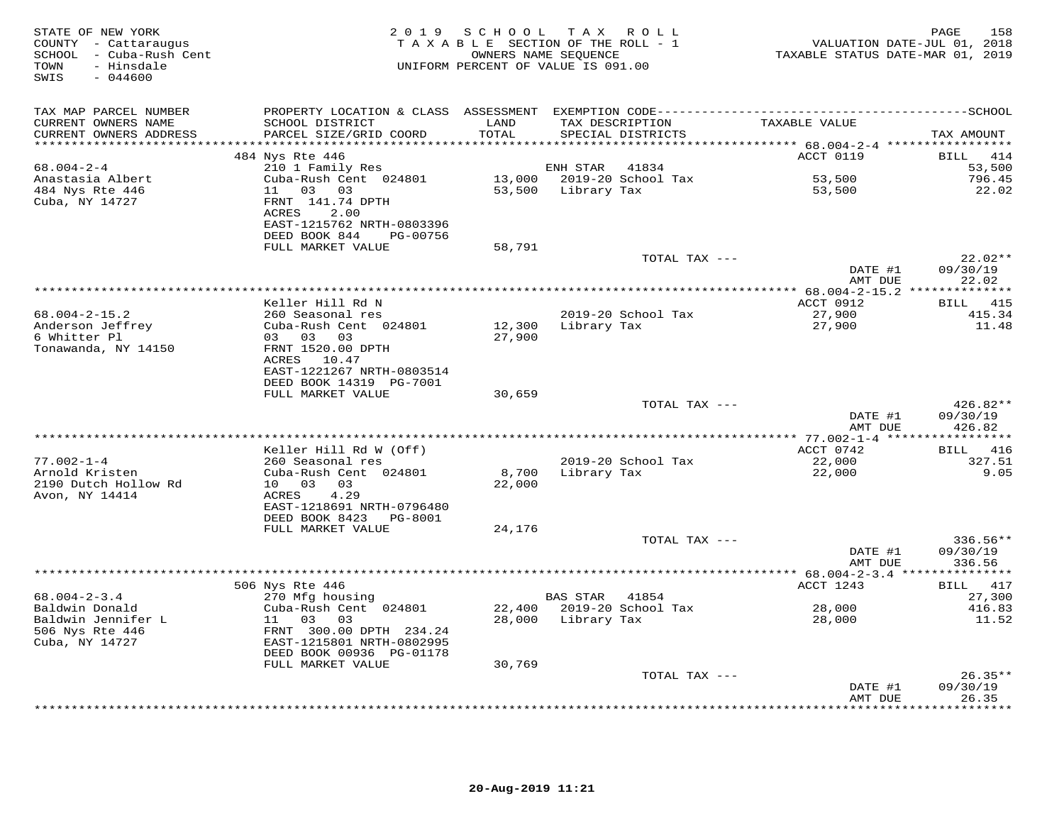STATE OF NEW YORK
COUNTY - Cattaraugus
SCHOOL - Cuba-Rush Cent
TOWN - Hinsdale
SWIS - 044600

2019 SCHOOL TAX ROLL
TAXABLE SECTION OF THE ROLL - 1
OWNERS NAME SEQUENCE
UNIFORM PERCENT OF VALUE IS 091.00

VALUATION DATE-JUL 01, 2018
TAXABLE STATUS DATE-MAR 01, 2019

| TAX MAP PARCEL NUMBER / CURRENT OWNERS NAME / CURRENT OWNERS ADDRESS | PROPERTY LOCATION & CLASS / SCHOOL DISTRICT / PARCEL SIZE/GRID COORD | ASSESSMENT LAND | TOTAL | EXEMPTION CODE / TAX DESCRIPTION / SPECIAL DISTRICTS | TAXABLE VALUE | TAX AMOUNT |
|---|---|---|---|---|---|---|
| 68.004-2-4 | 484 Nys Rte 446 | | | | ACCT 0119 | BILL 414 |
| Anastasia Albert | 210 1 Family Res | | | ENH STAR 41834 | | 53,500 |
| 484 Nys Rte 446 | Cuba-Rush Cent 024801 | 13,000 | | 2019-20 School Tax | 53,500 | 796.45 |
| Cuba, NY 14727 | 11 03 03 | | 53,500 | Library Tax | 53,500 | 22.02 |
| | FRNT 141.74 DPTH | | | | | |
| | ACRES 2.00 | | | | | |
| | EAST-1215762 NRTH-0803396 | | | | | |
| | DEED BOOK 844 PG-00756 | | | | | |
| | FULL MARKET VALUE | 58,791 | | | | |
| | | | | TOTAL TAX --- | | 22.02** |
| | | | | | DATE #1 | 09/30/19 |
| | | | | | AMT DUE | 22.02 |
| 68.004-2-15.2 | Keller Hill Rd N | | | | ACCT 0912 | BILL 415 |
| Anderson Jeffrey | 260 Seasonal res | | | 2019-20 School Tax | 27,900 | 415.34 |
| 6 Whitter Pl | Cuba-Rush Cent 024801 | 12,300 | | Library Tax | 27,900 | 11.48 |
| Tonawanda, NY 14150 | 03 03 03 | | 27,900 | | | |
| | FRNT 1520.00 DPTH | | | | | |
| | ACRES 10.47 | | | | | |
| | EAST-1221267 NRTH-0803514 | | | | | |
| | DEED BOOK 14319 PG-7001 | | | | | |
| | FULL MARKET VALUE | 30,659 | | | | |
| | | | | TOTAL TAX --- | | 426.82** |
| | | | | | DATE #1 | 09/30/19 |
| | | | | | AMT DUE | 426.82 |
| 77.002-1-4 | Keller Hill Rd W (Off) | | | | ACCT 0742 | BILL 416 |
| Arnold Kristen | 260 Seasonal res | | | 2019-20 School Tax | 22,000 | 327.51 |
| 2190 Dutch Hollow Rd | Cuba-Rush Cent 024801 | 8,700 | | Library Tax | 22,000 | 9.05 |
| Avon, NY 14414 | 10 03 03 | | 22,000 | | | |
| | ACRES 4.29 | | | | | |
| | EAST-1218691 NRTH-0796480 | | | | | |
| | DEED BOOK 8423 PG-8001 | | | | | |
| | FULL MARKET VALUE | 24,176 | | | | |
| | | | | TOTAL TAX --- | | 336.56** |
| | | | | | DATE #1 | 09/30/19 |
| | | | | | AMT DUE | 336.56 |
| 68.004-2-3.4 | 506 Nys Rte 446 | | | | ACCT 1243 | BILL 417 |
| Baldwin Donald | 270 Mfg housing | | | BAS STAR 41854 | | 27,300 |
| Baldwin Jennifer L | Cuba-Rush Cent 024801 | 22,400 | | 2019-20 School Tax | 28,000 | 416.83 |
| 506 Nys Rte 446 | 11 03 03 | | 28,000 | Library Tax | 28,000 | 11.52 |
| Cuba, NY 14727 | FRNT 300.00 DPTH 234.24 | | | | | |
| | EAST-1215801 NRTH-0802995 | | | | | |
| | DEED BOOK 00936 PG-01178 | | | | | |
| | FULL MARKET VALUE | 30,769 | | | | |
| | | | | TOTAL TAX --- | | 26.35** |
| | | | | | DATE #1 | 09/30/19 |
| | | | | | AMT DUE | 26.35 |

20-Aug-2019 11:21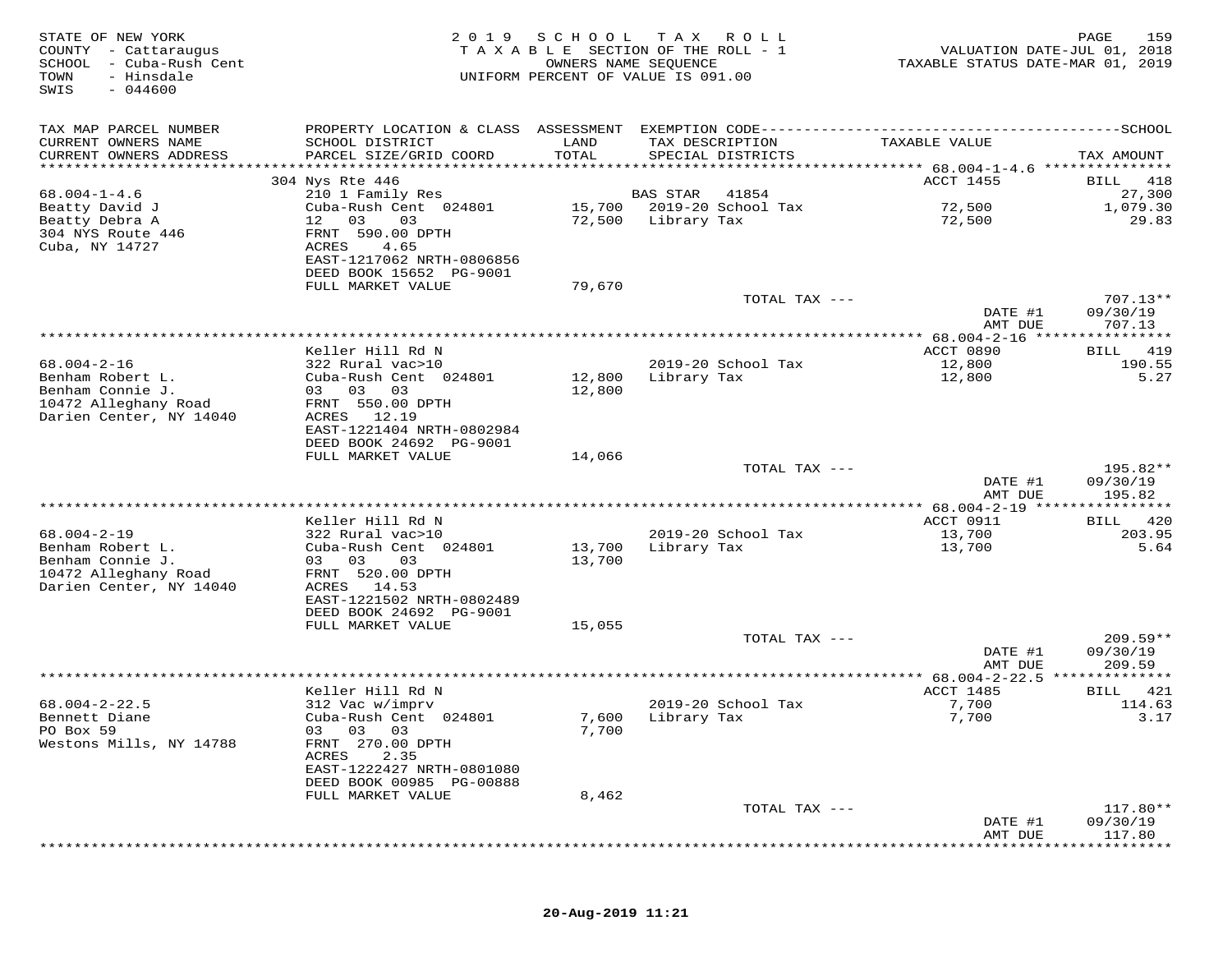STATE OF NEW YORK
COUNTY - Cattaraugus
SCHOOL - Cuba-Rush Cent
TOWN - Hinsdale
SWIS - 044600

2019 SCHOOL TAX ROLL
TAXABLE SECTION OF THE ROLL - 1
OWNERS NAME SEQUENCE
UNIFORM PERCENT OF VALUE IS 091.00

VALUATION DATE-JUL 01, 2018
TAXABLE STATUS DATE-MAR 01, 2019

| TAX MAP PARCEL NUMBER / CURRENT OWNERS NAME / CURRENT OWNERS ADDRESS | PROPERTY LOCATION & CLASS / SCHOOL DISTRICT / PARCEL SIZE/GRID COORD | ASSESSMENT LAND / TOTAL | EXEMPTION CODE / TAX DESCRIPTION / SPECIAL DISTRICTS | TAXABLE VALUE | TAX AMOUNT |
|---|---|---|---|---|---|
| **68.004-1-4.6** | 304 Nys Rte 446 | | | ACCT 1455 | BILL 418 |
| Beatty David J | 210 1 Family Res | | BAS STAR 41854 | | 27,300 |
| Beatty Debra A | Cuba-Rush Cent 024801 | 15,700 | 2019-20 School Tax | 72,500 | 1,079.30 |
| 304 NYS Route 446 | 12 03 03 | 72,500 | Library Tax | 72,500 | 29.83 |
| Cuba, NY 14727 | FRNT 590.00 DPTH | | | | |
| | ACRES 4.65 | | | | |
| | EAST-1217062 NRTH-0806856 | | | | |
| | DEED BOOK 15652 PG-9001 | | | | |
| | FULL MARKET VALUE | 79,670 | | | |
| | | | TOTAL TAX --- | | 707.13** |
| | | | | DATE #1 | 09/30/19 |
| | | | | AMT DUE | 707.13 |
| **68.004-2-16** | Keller Hill Rd N | | | ACCT 0890 | BILL 419 |
| Benham Robert L. | 322 Rural vac>10 | | 2019-20 School Tax | 12,800 | 190.55 |
| Benham Connie J. | Cuba-Rush Cent 024801 | 12,800 | Library Tax | 12,800 | 5.27 |
| 10472 Alleghany Road | 03 03 03 | 12,800 | | | |
| Darien Center, NY 14040 | FRNT 550.00 DPTH | | | | |
| | ACRES 12.19 | | | | |
| | EAST-1221404 NRTH-0802984 | | | | |
| | DEED BOOK 24692 PG-9001 | | | | |
| | FULL MARKET VALUE | 14,066 | | | |
| | | | TOTAL TAX --- | | 195.82** |
| | | | | DATE #1 | 09/30/19 |
| | | | | AMT DUE | 195.82 |
| **68.004-2-19** | Keller Hill Rd N | | | ACCT 0911 | BILL 420 |
| Benham Robert L. | 322 Rural vac>10 | | 2019-20 School Tax | 13,700 | 203.95 |
| Benham Connie J. | Cuba-Rush Cent 024801 | 13,700 | Library Tax | 13,700 | 5.64 |
| 10472 Alleghany Road | 03 03 03 | 13,700 | | | |
| Darien Center, NY 14040 | FRNT 520.00 DPTH | | | | |
| | ACRES 14.53 | | | | |
| | EAST-1221502 NRTH-0802489 | | | | |
| | DEED BOOK 24692 PG-9001 | | | | |
| | FULL MARKET VALUE | 15,055 | | | |
| | | | TOTAL TAX --- | | 209.59** |
| | | | | DATE #1 | 09/30/19 |
| | | | | AMT DUE | 209.59 |
| **68.004-2-22.5** | Keller Hill Rd N | | | ACCT 1485 | BILL 421 |
| Bennett Diane | 312 Vac w/imprv | | 2019-20 School Tax | 7,700 | 114.63 |
| PO Box 59 | Cuba-Rush Cent 024801 | 7,600 | Library Tax | 7,700 | 3.17 |
| Westons Mills, NY 14788 | 03 03 03 | 7,700 | | | |
| | FRNT 270.00 DPTH | | | | |
| | ACRES 2.35 | | | | |
| | EAST-1222427 NRTH-0801080 | | | | |
| | DEED BOOK 00985 PG-00888 | | | | |
| | FULL MARKET VALUE | 8,462 | | | |
| | | | TOTAL TAX --- | | 117.80** |
| | | | | DATE #1 | 09/30/19 |
| | | | | AMT DUE | 117.80 |

20-Aug-2019 11:21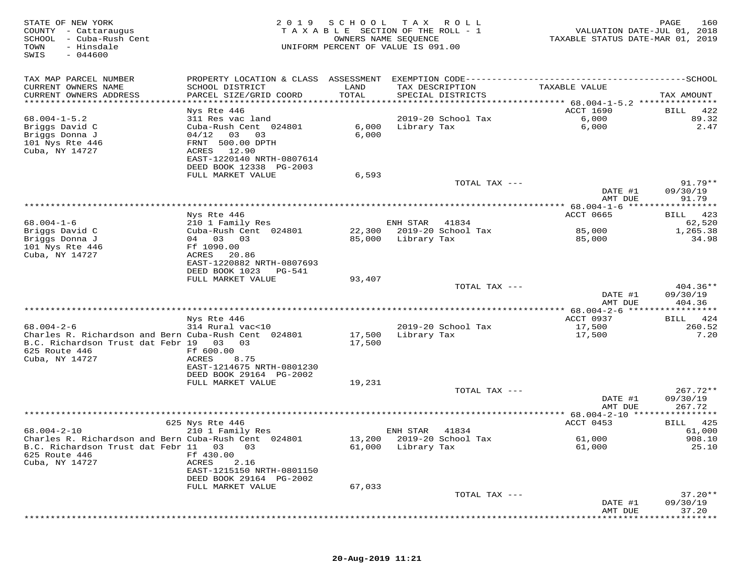STATE OF NEW YORK
COUNTY - Cattaraugus
SCHOOL - Cuba-Rush Cent
TOWN - Hinsdale
SWIS - 044600

# 2019 SCHOOL TAX ROLL
TAXABLE SECTION OF THE ROLL - 1
OWNERS NAME SEQUENCE
UNIFORM PERCENT OF VALUE IS 091.00

VALUATION DATE-JUL 01, 2018
TAXABLE STATUS DATE-MAR 01, 2019

| TAX MAP PARCEL NUMBER / CURRENT OWNERS NAME / CURRENT OWNERS ADDRESS | PROPERTY LOCATION & CLASS / SCHOOL DISTRICT / PARCEL SIZE/GRID COORD | ASSESSMENT LAND / TOTAL | EXEMPTION CODE / TAX DESCRIPTION / SPECIAL DISTRICTS | TAXABLE VALUE | TAX AMOUNT |
|---|---|---|---|---|---|
| **68.004-1-5.2** | Nys Rte 446 | | | ACCT 1690 | BILL 422 |
| 68.004-1-5.2 | 311 Res vac land | | | | |
| Briggs David C | Cuba-Rush Cent 024801 | 6,000 | 2019-20 School Tax | 6,000 | 89.32 |
| Briggs Donna J | 04/12 03 03 | 6,000 | Library Tax | 6,000 | 2.47 |
| 101 Nys Rte 446 | FRNT 500.00 DPTH | | | | |
| Cuba, NY 14727 | ACRES 12.90 | | | | |
| | EAST-1220140 NRTH-0807614 | | | | |
| | DEED BOOK 12338 PG-2003 | | | | |
| | FULL MARKET VALUE | 6,593 | | | |
| | | | TOTAL TAX --- | | 91.79** |
| | | | | DATE #1 | 09/30/19 |
| | | | | AMT DUE | 91.79 |
| **68.004-1-6** | Nys Rte 446 | | | ACCT 0665 | BILL 423 |
| 68.004-1-6 | 210 1 Family Res | | ENH STAR 41834 | | 62,520 |
| Briggs David C | Cuba-Rush Cent 024801 | 22,300 | 2019-20 School Tax | 85,000 | 1,265.38 |
| Briggs Donna J | 04 03 03 | 85,000 | Library Tax | 85,000 | 34.98 |
| 101 Nys Rte 446 | Ff 1090.00 | | | | |
| Cuba, NY 14727 | ACRES 20.86 | | | | |
| | EAST-1220882 NRTH-0807693 | | | | |
| | DEED BOOK 1023 PG-541 | | | | |
| | FULL MARKET VALUE | 93,407 | | | |
| | | | TOTAL TAX --- | | 404.36** |
| | | | | DATE #1 | 09/30/19 |
| | | | | AMT DUE | 404.36 |
| **68.004-2-6** | Nys Rte 446 | | | ACCT 0937 | BILL 424 |
| 68.004-2-6 | 314 Rural vac<10 | | | | |
| Charles R. Richardson and Bern | Cuba-Rush Cent 024801 | 17,500 | 2019-20 School Tax | 17,500 | 260.52 |
| B.C. Richardson Trust dat Febr | 19 03 03 | 17,500 | Library Tax | 17,500 | 7.20 |
| 625 Route 446 | Ff 600.00 | | | | |
| Cuba, NY 14727 | ACRES 8.75 | | | | |
| | EAST-1214675 NRTH-0801230 | | | | |
| | DEED BOOK 29164 PG-2002 | | | | |
| | FULL MARKET VALUE | 19,231 | | | |
| | | | TOTAL TAX --- | | 267.72** |
| | | | | DATE #1 | 09/30/19 |
| | | | | AMT DUE | 267.72 |
| **68.004-2-10** | 625 Nys Rte 446 | | | ACCT 0453 | BILL 425 |
| 68.004-2-10 | 210 1 Family Res | | ENH STAR 41834 | | 61,000 |
| Charles R. Richardson and Bern | Cuba-Rush Cent 024801 | 13,200 | 2019-20 School Tax | 61,000 | 908.10 |
| B.C. Richardson Trust dat Febr | 11 03 03 | 61,000 | Library Tax | 61,000 | 25.10 |
| 625 Route 446 | Ff 430.00 | | | | |
| Cuba, NY 14727 | ACRES 2.16 | | | | |
| | EAST-1215150 NRTH-0801150 | | | | |
| | DEED BOOK 29164 PG-2002 | | | | |
| | FULL MARKET VALUE | 67,033 | | | |
| | | | TOTAL TAX --- | | 37.20** |
| | | | | DATE #1 | 09/30/19 |
| | | | | AMT DUE | 37.20 |

20-Aug-2019 11:21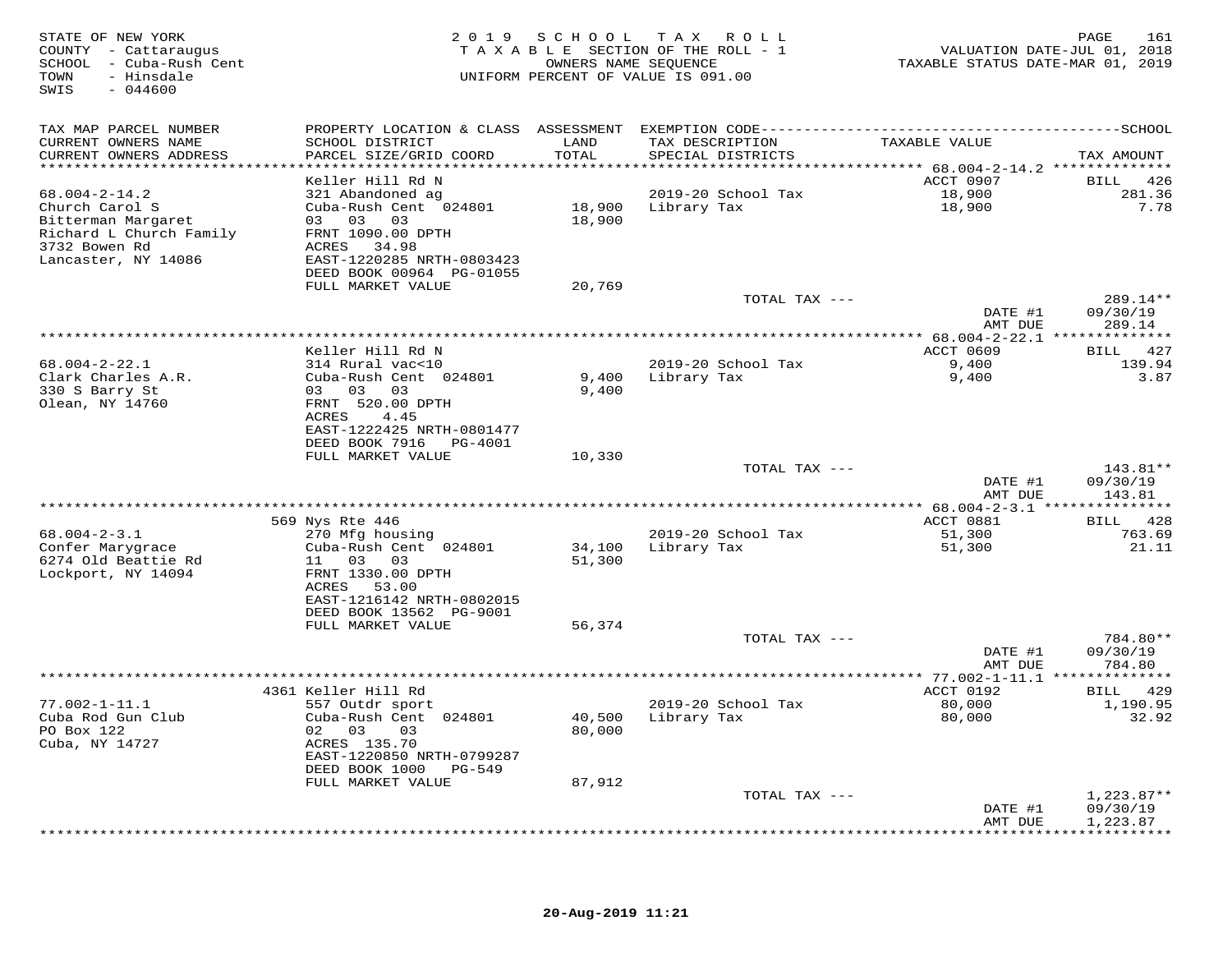STATE OF NEW YORK
COUNTY - Cattaraugus
SCHOOL - Cuba-Rush Cent
TOWN - Hinsdale
SWIS - 044600

2 0 1 9 S C H O O L T A X R O L L
T A X A B L E SECTION OF THE ROLL - 1
OWNERS NAME SEQUENCE
UNIFORM PERCENT OF VALUE IS 091.00

VALUATION DATE-JUL 01, 2018
TAXABLE STATUS DATE-MAR 01, 2019

| TAX MAP PARCEL NUMBER / CURRENT OWNERS NAME / CURRENT OWNERS ADDRESS | PROPERTY LOCATION & CLASS / SCHOOL DISTRICT / PARCEL SIZE/GRID COORD | ASSESSMENT LAND / TOTAL | EXEMPTION CODE / TAX DESCRIPTION / SPECIAL DISTRICTS | TAXABLE VALUE | TAX AMOUNT |
|---|---|---|---|---|---|
| 68.004-2-14.2 | Keller Hill Rd N | | | ACCT 0907 | BILL 426 |
| Church Carol S | 321 Abandoned ag | | 2019-20 School Tax | 18,900 | 281.36 |
| Bitterman Margaret | Cuba-Rush Cent 024801 | 18,900 | Library Tax | 18,900 | 7.78 |
| Richard L Church Family | 03 03 03 | 18,900 | | | |
| 3732 Bowen Rd | FRNT 1090.00 DPTH | | | | |
| Lancaster, NY 14086 | ACRES 34.98 | | | | |
| | EAST-1220285 NRTH-0803423 | | | | |
| | DEED BOOK 00964 PG-01055 | | | | |
| | FULL MARKET VALUE | 20,769 | | | |
| | | | TOTAL TAX --- | | 289.14** |
| | | | | DATE #1 | 09/30/19 |
| | | | | AMT DUE | 289.14 |
| 68.004-2-22.1 | Keller Hill Rd N | | | ACCT 0609 | BILL 427 |
| Clark Charles A.R. | 314 Rural vac<10 | | 2019-20 School Tax | 9,400 | 139.94 |
| 330 S Barry St | Cuba-Rush Cent 024801 | 9,400 | Library Tax | 9,400 | 3.87 |
| Olean, NY 14760 | 03 03 03 | 9,400 | | | |
| | FRNT 520.00 DPTH | | | | |
| | ACRES 4.45 | | | | |
| | EAST-1222425 NRTH-0801477 | | | | |
| | DEED BOOK 7916 PG-4001 | | | | |
| | FULL MARKET VALUE | 10,330 | | | |
| | | | TOTAL TAX --- | | 143.81** |
| | | | | DATE #1 | 09/30/19 |
| | | | | AMT DUE | 143.81 |
| 68.004-2-3.1 | 569 Nys Rte 446 | | | ACCT 0881 | BILL 428 |
| Confer Marygrace | 270 Mfg housing | | 2019-20 School Tax | 51,300 | 763.69 |
| 6274 Old Beattie Rd | Cuba-Rush Cent 024801 | 34,100 | Library Tax | 51,300 | 21.11 |
| Lockport, NY 14094 | 11 03 03 | 51,300 | | | |
| | FRNT 1330.00 DPTH | | | | |
| | ACRES 53.00 | | | | |
| | EAST-1216142 NRTH-0802015 | | | | |
| | DEED BOOK 13562 PG-9001 | | | | |
| | FULL MARKET VALUE | 56,374 | | | |
| | | | TOTAL TAX --- | | 784.80** |
| | | | | DATE #1 | 09/30/19 |
| | | | | AMT DUE | 784.80 |
| 77.002-1-11.1 | 4361 Keller Hill Rd | | | ACCT 0192 | BILL 429 |
| Cuba Rod Gun Club | 557 Outdr sport | | 2019-20 School Tax | 80,000 | 1,190.95 |
| PO Box 122 | Cuba-Rush Cent 024801 | 40,500 | Library Tax | 80,000 | 32.92 |
| Cuba, NY 14727 | 02 03 03 | 80,000 | | | |
| | ACRES 135.70 | | | | |
| | EAST-1220850 NRTH-0799287 | | | | |
| | DEED BOOK 1000 PG-549 | | | | |
| | FULL MARKET VALUE | 87,912 | | | |
| | | | TOTAL TAX --- | | 1,223.87** |
| | | | | DATE #1 | 09/30/19 |
| | | | | AMT DUE | 1,223.87 |

20-Aug-2019 11:21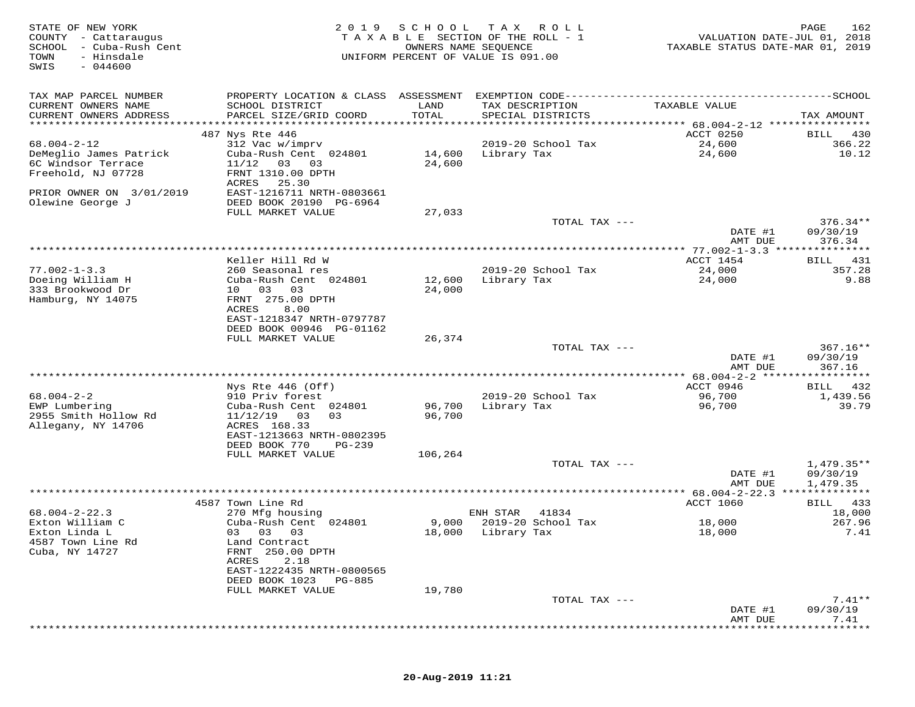STATE OF NEW YORK
COUNTY - Cattaraugus
SCHOOL - Cuba-Rush Cent
TOWN - Hinsdale
SWIS - 044600

2019 SCHOOL TAX ROLL
TAXABLE SECTION OF THE ROLL - 1
OWNERS NAME SEQUENCE
UNIFORM PERCENT OF VALUE IS 091.00

VALUATION DATE-JUL 01, 2018
TAXABLE STATUS DATE-MAR 01, 2019

| TAX MAP PARCEL NUMBER / CURRENT OWNERS NAME / CURRENT OWNERS ADDRESS | PROPERTY LOCATION & CLASS / SCHOOL DISTRICT / PARCEL SIZE/GRID COORD | ASSESSMENT LAND | TOTAL | EXEMPTION CODE / TAX DESCRIPTION / SPECIAL DISTRICTS | TAXABLE VALUE | TAX AMOUNT |
|---|---|---|---|---|---|---|
| **68.004-2-12** | 487 Nys Rte 446 | | | | ACCT 0250 | BILL 430 |
| DeMeglio James Patrick | 312 Vac w/imprv | | | 2019-20 School Tax | 24,600 | 366.22 |
| 6C Windsor Terrace | Cuba-Rush Cent 024801 | 14,600 | | Library Tax | 24,600 | 10.12 |
| Freehold, NJ 07728 | 11/12 03 03 | | 24,600 | | | |
| | FRNT 1310.00 DPTH | | | | | |
| | ACRES 25.30 | | | | | |
| PRIOR OWNER ON 3/01/2019 | EAST-1216711 NRTH-0803661 | | | | | |
| Olewine George J | DEED BOOK 20190 PG-6964 | | | | | |
| | FULL MARKET VALUE | | 27,033 | | | |
| | | | | TOTAL TAX --- | | 376.34** |
| | | | | | DATE #1 | 09/30/19 |
| | | | | | AMT DUE | 376.34 |
| **77.002-1-3.3** | Keller Hill Rd W | | | | ACCT 1454 | BILL 431 |
| Doeing William H | 260 Seasonal res | | | 2019-20 School Tax | 24,000 | 357.28 |
| 333 Brookwood Dr | Cuba-Rush Cent 024801 | 12,600 | | Library Tax | 24,000 | 9.88 |
| Hamburg, NY 14075 | 10 03 03 | | 24,000 | | | |
| | FRNT 275.00 DPTH | | | | | |
| | ACRES 8.00 | | | | | |
| | EAST-1218347 NRTH-0797787 | | | | | |
| | DEED BOOK 00946 PG-01162 | | | | | |
| | FULL MARKET VALUE | | 26,374 | | | |
| | | | | TOTAL TAX --- | | 367.16** |
| | | | | | DATE #1 | 09/30/19 |
| | | | | | AMT DUE | 367.16 |
| **68.004-2-2** | Nys Rte 446 (Off) | | | | ACCT 0946 | BILL 432 |
| EWP Lumbering | 910 Priv forest | | | 2019-20 School Tax | 96,700 | 1,439.56 |
| 2955 Smith Hollow Rd | Cuba-Rush Cent 024801 | 96,700 | | Library Tax | 96,700 | 39.79 |
| Allegany, NY 14706 | 11/12/19 03 03 | | 96,700 | | | |
| | ACRES 168.33 | | | | | |
| | EAST-1213663 NRTH-0802395 | | | | | |
| | DEED BOOK 770 PG-239 | | | | | |
| | FULL MARKET VALUE | | 106,264 | | | |
| | | | | TOTAL TAX --- | | 1,479.35** |
| | | | | | DATE #1 | 09/30/19 |
| | | | | | AMT DUE | 1,479.35 |
| **68.004-2-22.3** | 4587 Town Line Rd | | | | ACCT 1060 | BILL 433 |
| Exton William C | 270 Mfg housing | | | ENH STAR 41834 | | 18,000 |
| Exton Linda L | Cuba-Rush Cent 024801 | 9,000 | | 2019-20 School Tax | 18,000 | 267.96 |
| 4587 Town Line Rd | 03 03 03 | | 18,000 | Library Tax | 18,000 | 7.41 |
| Cuba, NY 14727 | Land Contract | | | | | |
| | FRNT 250.00 DPTH | | | | | |
| | ACRES 2.18 | | | | | |
| | EAST-1222435 NRTH-0800565 | | | | | |
| | DEED BOOK 1023 PG-885 | | | | | |
| | FULL MARKET VALUE | | 19,780 | | | |
| | | | | TOTAL TAX --- | | 7.41** |
| | | | | | DATE #1 | 09/30/19 |
| | | | | | AMT DUE | 7.41 |

20-Aug-2019 11:21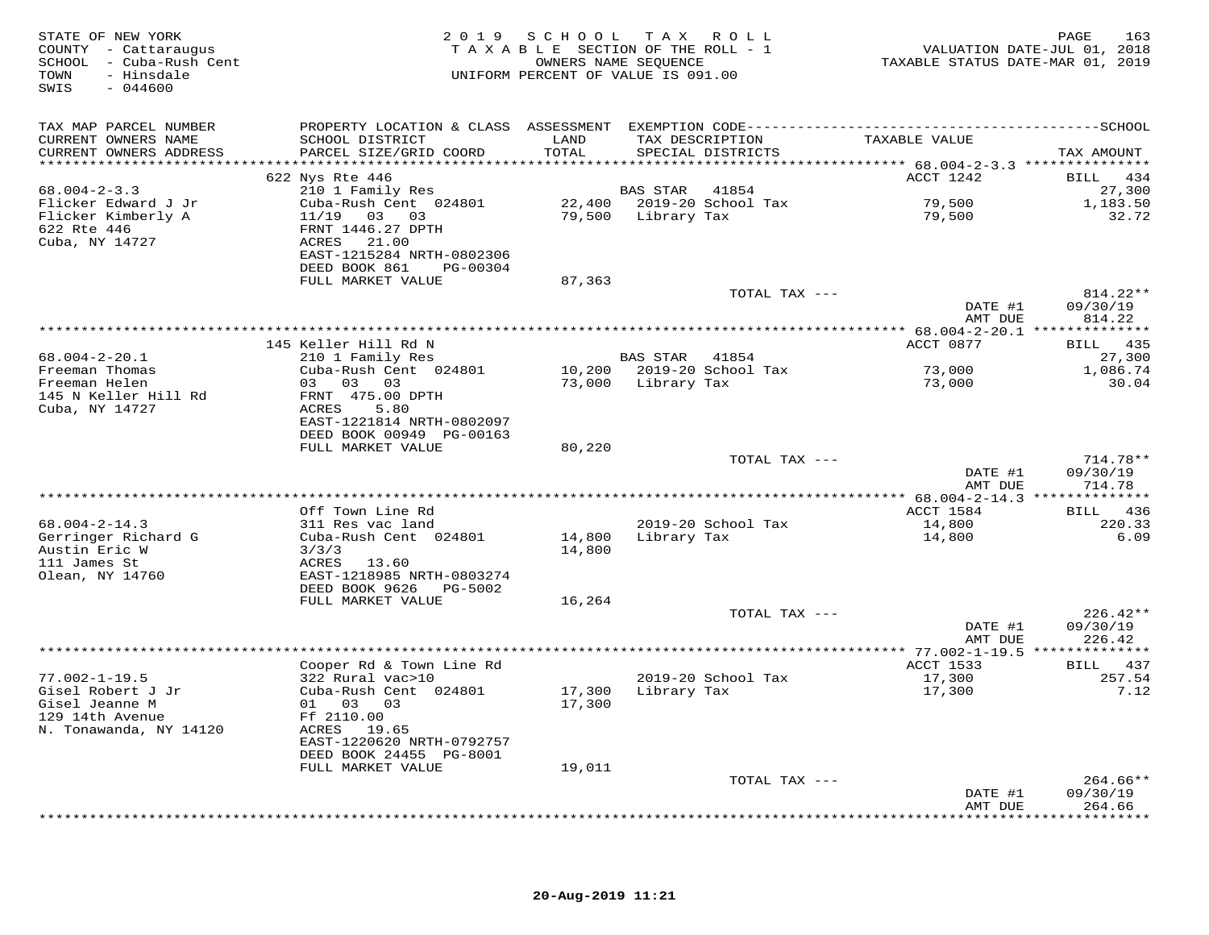STATE OF NEW YORK
COUNTY - Cattaraugus
SCHOOL - Cuba-Rush Cent
TOWN - Hinsdale
SWIS - 044600

2019 SCHOOL TAX ROLL
TAXABLE SECTION OF THE ROLL - 1
OWNERS NAME SEQUENCE
UNIFORM PERCENT OF VALUE IS 091.00

VALUATION DATE-JUL 01, 2018
TAXABLE STATUS DATE-MAR 01, 2019

| TAX MAP PARCEL NUMBER / CURRENT OWNERS NAME / CURRENT OWNERS ADDRESS | PROPERTY LOCATION & CLASS / SCHOOL DISTRICT / PARCEL SIZE/GRID COORD | ASSESSMENT LAND / TOTAL | EXEMPTION CODE / TAX DESCRIPTION / SPECIAL DISTRICTS | TAXABLE VALUE | TAX AMOUNT |
|---|---|---|---|---|---|
| 68.004-2-3.3 | 622 Nys Rte 446 | | | ACCT 1242 | BILL 434 |
| Flicker Edward J Jr | 210 1 Family Res | | BAS STAR 41854 | | 27,300 |
| Flicker Kimberly A | Cuba-Rush Cent 024801 | 22,400 | 2019-20 School Tax | 79,500 | 1,183.50 |
| 622 Rte 446 | 11/19 03 03 | 79,500 | Library Tax | 79,500 | 32.72 |
| Cuba, NY 14727 | FRNT 1446.27 DPTH | | | | |
| | ACRES 21.00 | | | | |
| | EAST-1215284 NRTH-0802306 | | | | |
| | DEED BOOK 861 PG-00304 | | | | |
| | FULL MARKET VALUE | 87,363 | | | |
| | | | TOTAL TAX --- | | 814.22** |
| | | | | DATE #1 | 09/30/19 |
| | | | | AMT DUE | 814.22 |
| 68.004-2-20.1 | 145 Keller Hill Rd N | | | ACCT 0877 | BILL 435 |
| Freeman Thomas | 210 1 Family Res | | BAS STAR 41854 | | 27,300 |
| Freeman Helen | Cuba-Rush Cent 024801 | 10,200 | 2019-20 School Tax | 73,000 | 1,086.74 |
| 145 N Keller Hill Rd | 03 03 03 | 73,000 | Library Tax | 73,000 | 30.04 |
| Cuba, NY 14727 | FRNT 475.00 DPTH | | | | |
| | ACRES 5.80 | | | | |
| | EAST-1221814 NRTH-0802097 | | | | |
| | DEED BOOK 00949 PG-00163 | | | | |
| | FULL MARKET VALUE | 80,220 | | | |
| | | | TOTAL TAX --- | | 714.78** |
| | | | | DATE #1 | 09/30/19 |
| | | | | AMT DUE | 714.78 |
| 68.004-2-14.3 | Off Town Line Rd | | | ACCT 1584 | BILL 436 |
| Gerringer Richard G | 311 Res vac land | | 2019-20 School Tax | 14,800 | 220.33 |
| Austin Eric W | Cuba-Rush Cent 024801 | 14,800 | Library Tax | 14,800 | 6.09 |
| 111 James St | 3/3/3 | 14,800 | | | |
| Olean, NY 14760 | ACRES 13.60 | | | | |
| | EAST-1218985 NRTH-0803274 | | | | |
| | DEED BOOK 9626 PG-5002 | | | | |
| | FULL MARKET VALUE | 16,264 | | | |
| | | | TOTAL TAX --- | | 226.42** |
| | | | | DATE #1 | 09/30/19 |
| | | | | AMT DUE | 226.42 |
| 77.002-1-19.5 | Cooper Rd & Town Line Rd | | | ACCT 1533 | BILL 437 |
| Gisel Robert J Jr | 322 Rural vac>10 | | 2019-20 School Tax | 17,300 | 257.54 |
| Gisel Jeanne M | Cuba-Rush Cent 024801 | 17,300 | Library Tax | 17,300 | 7.12 |
| 129 14th Avenue | 01 03 03 | 17,300 | | | |
| N. Tonawanda, NY 14120 | Ff 2110.00 | | | | |
| | ACRES 19.65 | | | | |
| | EAST-1220620 NRTH-0792757 | | | | |
| | DEED BOOK 24455 PG-8001 | | | | |
| | FULL MARKET VALUE | 19,011 | | | |
| | | | TOTAL TAX --- | | 264.66** |
| | | | | DATE #1 | 09/30/19 |
| | | | | AMT DUE | 264.66 |

20-Aug-2019 11:21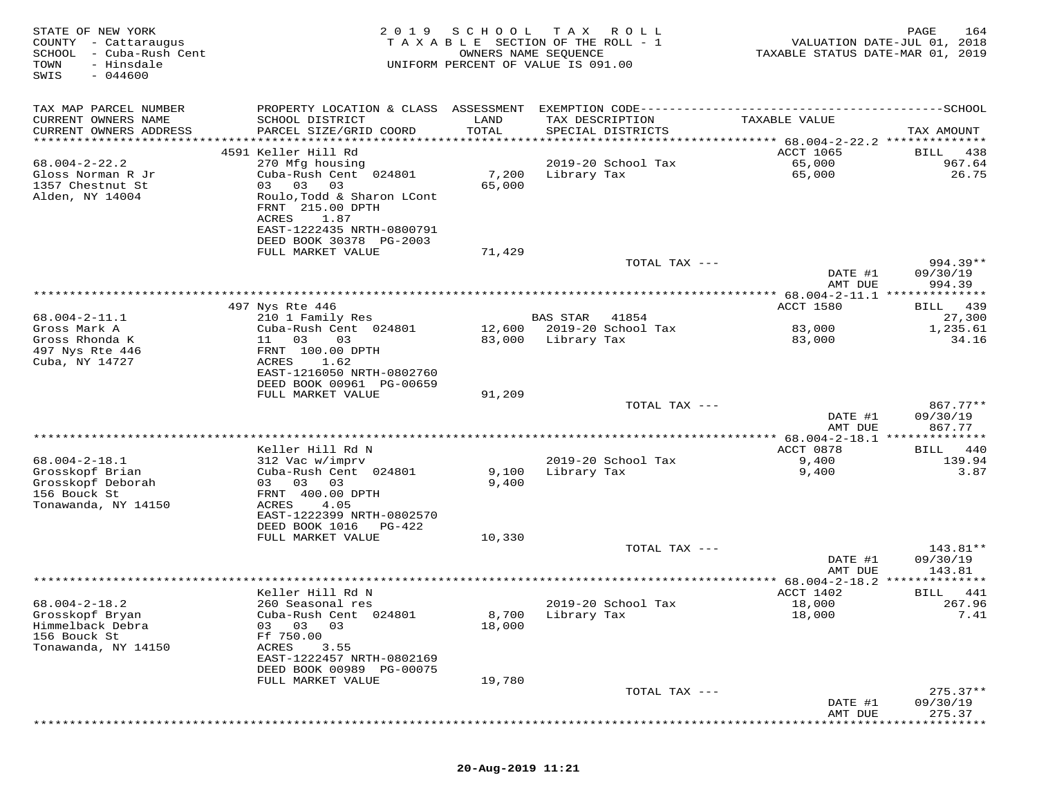STATE OF NEW YORK
COUNTY - Cattaraugus
SCHOOL - Cuba-Rush Cent
TOWN - Hinsdale
SWIS - 044600

2019 SCHOOL TAX ROLL
TAXABLE SECTION OF THE ROLL - 1
OWNERS NAME SEQUENCE
UNIFORM PERCENT OF VALUE IS 091.00

VALUATION DATE-JUL 01, 2018
TAXABLE STATUS DATE-MAR 01, 2019

| TAX MAP PARCEL NUMBER / CURRENT OWNERS NAME / CURRENT OWNERS ADDRESS | PROPERTY LOCATION & CLASS / SCHOOL DISTRICT / PARCEL SIZE/GRID COORD | ASSESSMENT LAND / TOTAL | EXEMPTION CODE / TAX DESCRIPTION / SPECIAL DISTRICTS | TAXABLE VALUE | TAX AMOUNT |
|---|---|---|---|---|---|
| | 4591 Keller Hill Rd | | | ACCT 1065 | BILL 438 |
| 68.004-2-22.2 | 270 Mfg housing | | 2019-20 School Tax | 65,000 | 967.64 |
| Gloss Norman R Jr | Cuba-Rush Cent 024801 | 7,200 | Library Tax | 65,000 | 26.75 |
| 1357 Chestnut St | 03 03 03 | 65,000 | | | |
| Alden, NY 14004 | Roulo,Todd & Sharon LCont | | | | |
| | FRNT 215.00 DPTH | | | | |
| | ACRES 1.87 | | | | |
| | EAST-1222435 NRTH-0800791 | | | | |
| | DEED BOOK 30378 PG-2003 | | | | |
| | FULL MARKET VALUE | 71,429 | | | |
| | | | TOTAL TAX --- | | 994.39** |
| | | | | DATE #1 | 09/30/19 |
| | | | | AMT DUE | 994.39 |
| | 497 Nys Rte 446 | | | ACCT 1580 | BILL 439 |
| 68.004-2-11.1 | 210 1 Family Res | | BAS STAR 41854 | | 27,300 |
| Gross Mark A | Cuba-Rush Cent 024801 | 12,600 | 2019-20 School Tax | 83,000 | 1,235.61 |
| Gross Rhonda K | 11 03 03 | 83,000 | Library Tax | 83,000 | 34.16 |
| 497 Nys Rte 446 | FRNT 100.00 DPTH | | | | |
| Cuba, NY 14727 | ACRES 1.62 | | | | |
| | EAST-1216050 NRTH-0802760 | | | | |
| | DEED BOOK 00961 PG-00659 | | | | |
| | FULL MARKET VALUE | 91,209 | | | |
| | | | TOTAL TAX --- | | 867.77** |
| | | | | DATE #1 | 09/30/19 |
| | | | | AMT DUE | 867.77 |
| | Keller Hill Rd N | | | ACCT 0878 | BILL 440 |
| 68.004-2-18.1 | 312 Vac w/imprv | | 2019-20 School Tax | 9,400 | 139.94 |
| Grosskopf Brian | Cuba-Rush Cent 024801 | 9,100 | Library Tax | 9,400 | 3.87 |
| Grosskopf Deborah | 03 03 03 | 9,400 | | | |
| 156 Bouck St | FRNT 400.00 DPTH | | | | |
| Tonawanda, NY 14150 | ACRES 4.05 | | | | |
| | EAST-1222399 NRTH-0802570 | | | | |
| | DEED BOOK 1016 PG-422 | | | | |
| | FULL MARKET VALUE | 10,330 | | | |
| | | | TOTAL TAX --- | | 143.81** |
| | | | | DATE #1 | 09/30/19 |
| | | | | AMT DUE | 143.81 |
| | Keller Hill Rd N | | | ACCT 1402 | BILL 441 |
| 68.004-2-18.2 | 260 Seasonal res | | 2019-20 School Tax | 18,000 | 267.96 |
| Grosskopf Bryan | Cuba-Rush Cent 024801 | 8,700 | Library Tax | 18,000 | 7.41 |
| Himmelback Debra | 03 03 03 | 18,000 | | | |
| 156 Bouck St | Ff 750.00 | | | | |
| Tonawanda, NY 14150 | ACRES 3.55 | | | | |
| | EAST-1222457 NRTH-0802169 | | | | |
| | DEED BOOK 00989 PG-00075 | | | | |
| | FULL MARKET VALUE | 19,780 | | | |
| | | | TOTAL TAX --- | | 275.37** |
| | | | | DATE #1 | 09/30/19 |
| | | | | AMT DUE | 275.37 |

20-Aug-2019 11:21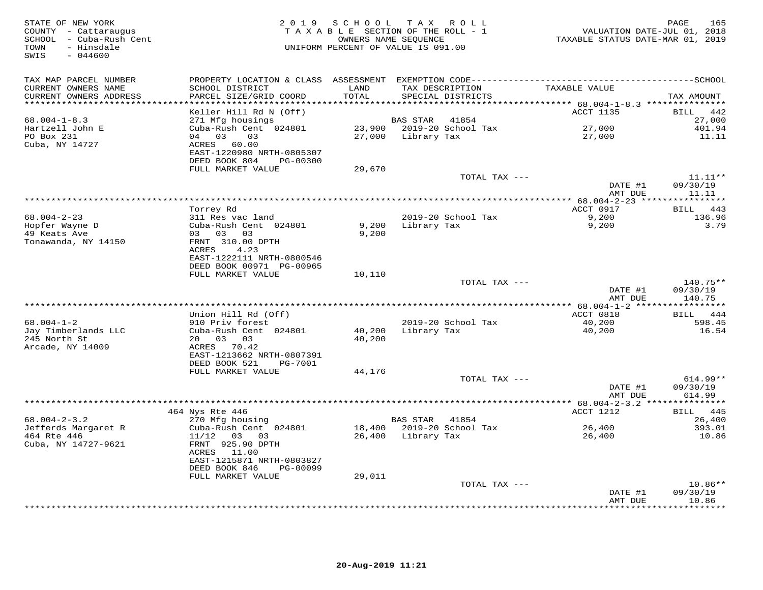STATE OF NEW YORK
COUNTY - Cattaraugus
SCHOOL - Cuba-Rush Cent
TOWN - Hinsdale
SWIS - 044600

2019 SCHOOL TAX ROLL
TAXABLE SECTION OF THE ROLL - 1
OWNERS NAME SEQUENCE
UNIFORM PERCENT OF VALUE IS 091.00

VALUATION DATE-JUL 01, 2018
TAXABLE STATUS DATE-MAR 01, 2019

| TAX MAP PARCEL NUMBER / CURRENT OWNERS NAME / CURRENT OWNERS ADDRESS | PROPERTY LOCATION & CLASS / SCHOOL DISTRICT / PARCEL SIZE/GRID COORD | ASSESSMENT LAND / TOTAL | EXEMPTION CODE / TAX DESCRIPTION / SPECIAL DISTRICTS | TAXABLE VALUE | TAX AMOUNT |
|---|---|---|---|---|---|
| 68.004-1-8.3 | Keller Hill Rd N (Off) | | | ACCT 1135 | BILL 442 |
| | 271 Mfg housings | | BAS STAR 41854 | | 27,000 |
| Hartzell John E | Cuba-Rush Cent 024801 | 23,900 | 2019-20 School Tax | 27,000 | 401.94 |
| PO Box 231 | 04 03 03 | 27,000 | Library Tax | 27,000 | 11.11 |
| Cuba, NY 14727 | ACRES 60.00 | | | | |
| | EAST-1220980 NRTH-0805307 | | | | |
| | DEED BOOK 804 PG-00300 | | | | |
| | FULL MARKET VALUE | 29,670 | | | |
| | | | TOTAL TAX --- | | 11.11** |
| | | | | DATE #1 | 09/30/19 |
| | | | | AMT DUE | 11.11 |
| 68.004-2-23 | Torrey Rd | | | ACCT 0917 | BILL 443 |
| | 311 Res vac land | | 2019-20 School Tax | 9,200 | 136.96 |
| Hopfer Wayne D | Cuba-Rush Cent 024801 | 9,200 | Library Tax | 9,200 | 3.79 |
| 49 Keats Ave | 03 03 03 | 9,200 | | | |
| Tonawanda, NY 14150 | FRNT 310.00 DPTH | | | | |
| | ACRES 4.23 | | | | |
| | EAST-1222111 NRTH-0800546 | | | | |
| | DEED BOOK 00971 PG-00965 | | | | |
| | FULL MARKET VALUE | 10,110 | | | |
| | | | TOTAL TAX --- | | 140.75** |
| | | | | DATE #1 | 09/30/19 |
| | | | | AMT DUE | 140.75 |
| 68.004-1-2 | Union Hill Rd (Off) | | | ACCT 0818 | BILL 444 |
| | 910 Priv forest | | 2019-20 School Tax | 40,200 | 598.45 |
| Jay Timberlands LLC | Cuba-Rush Cent 024801 | 40,200 | Library Tax | 40,200 | 16.54 |
| 245 North St | 20 03 03 | 40,200 | | | |
| Arcade, NY 14009 | ACRES 70.42 | | | | |
| | EAST-1213662 NRTH-0807391 | | | | |
| | DEED BOOK 521 PG-7001 | | | | |
| | FULL MARKET VALUE | 44,176 | | | |
| | | | TOTAL TAX --- | | 614.99** |
| | | | | DATE #1 | 09/30/19 |
| | | | | AMT DUE | 614.99 |
| 68.004-2-3.2 | 464 Nys Rte 446 | | | ACCT 1212 | BILL 445 |
| | 270 Mfg housing | | BAS STAR 41854 | | 26,400 |
| Jefferds Margaret R | Cuba-Rush Cent 024801 | 18,400 | 2019-20 School Tax | 26,400 | 393.01 |
| 464 Rte 446 | 11/12 03 03 | 26,400 | Library Tax | 26,400 | 10.86 |
| Cuba, NY 14727-9621 | FRNT 925.90 DPTH | | | | |
| | ACRES 11.00 | | | | |
| | EAST-1215871 NRTH-0803827 | | | | |
| | DEED BOOK 846 PG-00099 | | | | |
| | FULL MARKET VALUE | 29,011 | | | |
| | | | TOTAL TAX --- | | 10.86** |
| | | | | DATE #1 | 09/30/19 |
| | | | | AMT DUE | 10.86 |

20-Aug-2019 11:21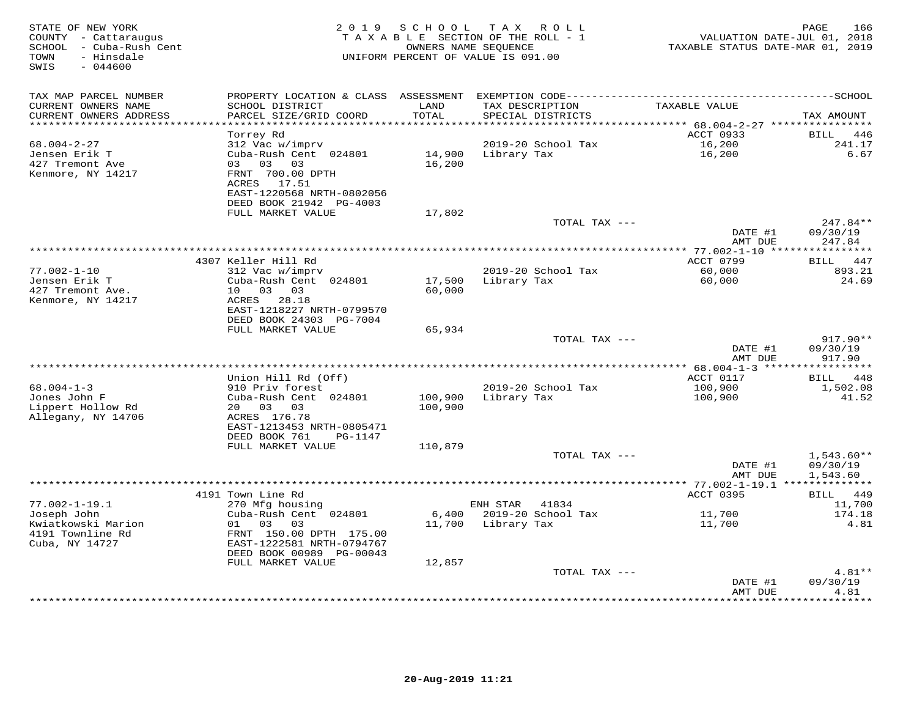STATE OF NEW YORK
COUNTY - Cattaraugus
SCHOOL - Cuba-Rush Cent
TOWN - Hinsdale
SWIS - 044600

2 0 1 9 S C H O O L T A X R O L L
T A X A B L E SECTION OF THE ROLL - 1
OWNERS NAME SEQUENCE
UNIFORM PERCENT OF VALUE IS 091.00

VALUATION DATE-JUL 01, 2018
TAXABLE STATUS DATE-MAR 01, 2019

| TAX MAP PARCEL NUMBER / CURRENT OWNERS NAME / CURRENT OWNERS ADDRESS | PROPERTY LOCATION & CLASS / SCHOOL DISTRICT / PARCEL SIZE/GRID COORD | ASSESSMENT LAND / TOTAL | EXEMPTION CODE / TAX DESCRIPTION / SPECIAL DISTRICTS | TAXABLE VALUE | TAX AMOUNT |
|---|---|---|---|---|---|
| 68.004-2-27 | Torrey Rd | | | ACCT 0933 | BILL 446 |
| 68.004-2-27 | 312 Vac w/imprv | | | | |
| Jensen Erik T | Cuba-Rush Cent 024801 | 14,900 | 2019-20 School Tax | 16,200 | 241.17 |
| 427 Tremont Ave | 03 03 03 | 16,200 | Library Tax | 16,200 | 6.67 |
| Kenmore, NY 14217 | FRNT 700.00 DPTH | | | | |
| | ACRES 17.51 | | | | |
| | EAST-1220568 NRTH-0802056 | | | | |
| | DEED BOOK 21942 PG-4003 | | | | |
| | FULL MARKET VALUE | 17,802 | | | |
| | | | TOTAL TAX --- | | 247.84** |
| | | | | DATE #1 | 09/30/19 |
| | | | | AMT DUE | 247.84 |
| 77.002-1-10 | 4307 Keller Hill Rd | | | ACCT 0799 | BILL 447 |
| 77.002-1-10 | 312 Vac w/imprv | | 2019-20 School Tax | 60,000 | 893.21 |
| Jensen Erik T | Cuba-Rush Cent 024801 | 17,500 | Library Tax | 60,000 | 24.69 |
| 427 Tremont Ave. | 10 03 03 | 60,000 | | | |
| Kenmore, NY 14217 | ACRES 28.18 | | | | |
| | EAST-1218227 NRTH-0799570 | | | | |
| | DEED BOOK 24303 PG-7004 | | | | |
| | FULL MARKET VALUE | 65,934 | | | |
| | | | TOTAL TAX --- | | 917.90** |
| | | | | DATE #1 | 09/30/19 |
| | | | | AMT DUE | 917.90 |
| 68.004-1-3 | Union Hill Rd (Off) | | | ACCT 0117 | BILL 448 |
| 68.004-1-3 | 910 Priv forest | | 2019-20 School Tax | 100,900 | 1,502.08 |
| Jones John F | Cuba-Rush Cent 024801 | 100,900 | Library Tax | 100,900 | 41.52 |
| Lippert Hollow Rd | 20 03 03 | 100,900 | | | |
| Allegany, NY 14706 | ACRES 176.78 | | | | |
| | EAST-1213453 NRTH-0805471 | | | | |
| | DEED BOOK 761 PG-1147 | | | | |
| | FULL MARKET VALUE | 110,879 | | | |
| | | | TOTAL TAX --- | | 1,543.60** |
| | | | | DATE #1 | 09/30/19 |
| | | | | AMT DUE | 1,543.60 |
| 77.002-1-19.1 | 4191 Town Line Rd | | | ACCT 0395 | BILL 449 |
| 77.002-1-19.1 | 270 Mfg housing | | ENH STAR 41834 | | 11,700 |
| Joseph John | Cuba-Rush Cent 024801 | 6,400 | 2019-20 School Tax | 11,700 | 174.18 |
| Kwiatkowski Marion | 01 03 03 | 11,700 | Library Tax | 11,700 | 4.81 |
| 4191 Townline Rd | FRNT 150.00 DPTH 175.00 | | | | |
| Cuba, NY 14727 | EAST-1222581 NRTH-0794767 | | | | |
| | DEED BOOK 00989 PG-00043 | | | | |
| | FULL MARKET VALUE | 12,857 | | | |
| | | | TOTAL TAX --- | | 4.81** |
| | | | | DATE #1 | 09/30/19 |
| | | | | AMT DUE | 4.81 |

20-Aug-2019 11:21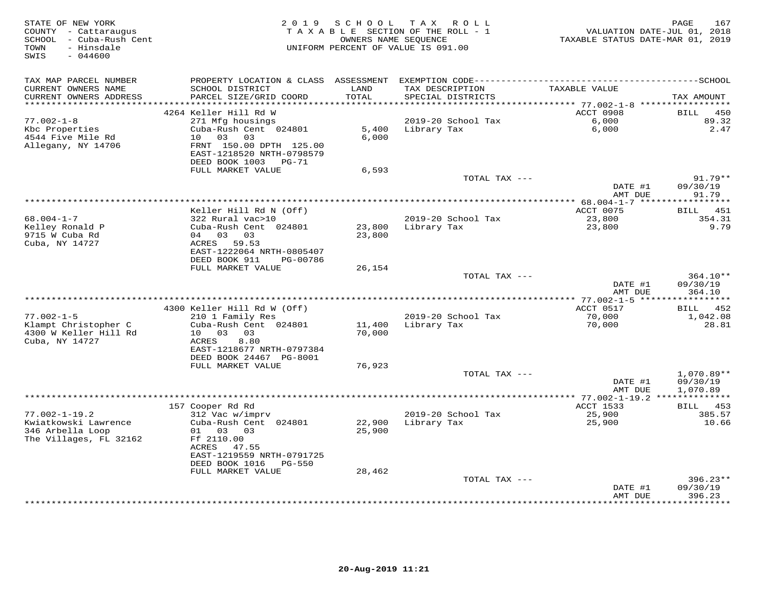STATE OF NEW YORK
COUNTY - Cattaraugus
SCHOOL - Cuba-Rush Cent
TOWN - Hinsdale
SWIS - 044600

2 0 1 9 S C H O O L T A X R O L L
T A X A B L E SECTION OF THE ROLL - 1
OWNERS NAME SEQUENCE
UNIFORM PERCENT OF VALUE IS 091.00

VALUATION DATE-JUL 01, 2018
TAXABLE STATUS DATE-MAR 01, 2019

| TAX MAP PARCEL NUMBER / CURRENT OWNERS NAME / CURRENT OWNERS ADDRESS | PROPERTY LOCATION & CLASS / SCHOOL DISTRICT / PARCEL SIZE/GRID COORD | ASSESSMENT LAND / TOTAL | EXEMPTION CODE / TAX DESCRIPTION / SPECIAL DISTRICTS | TAXABLE VALUE | TAX AMOUNT |
|---|---|---|---|---|---|
| | 4264 Keller Hill Rd W | | | ACCT 0908 | BILL 450 |
| 77.002-1-8 | 271 Mfg housings | | 2019-20 School Tax | 6,000 | 89.32 |
| Kbc Properties | Cuba-Rush Cent 024801 | 5,400 | Library Tax | 6,000 | 2.47 |
| 4544 Five Mile Rd | 10 03 03 | 6,000 | | | |
| Allegany, NY 14706 | FRNT 150.00 DPTH 125.00 | | | | |
| | EAST-1218520 NRTH-0798579 | | | | |
| | DEED BOOK 1003 PG-71 | | | | |
| | FULL MARKET VALUE | 6,593 | | | |
| | | | TOTAL TAX --- | | 91.79** |
| | | | | DATE #1 | 09/30/19 |
| | | | | AMT DUE | 91.79 |
| | Keller Hill Rd N (Off) | | | ACCT 0075 | BILL 451 |
| 68.004-1-7 | 322 Rural vac>10 | | 2019-20 School Tax | 23,800 | 354.31 |
| Kelley Ronald P | Cuba-Rush Cent 024801 | 23,800 | Library Tax | 23,800 | 9.79 |
| 9715 W Cuba Rd | 04 03 03 | 23,800 | | | |
| Cuba, NY 14727 | ACRES 59.53 | | | | |
| | EAST-1222064 NRTH-0805407 | | | | |
| | DEED BOOK 911 PG-00786 | | | | |
| | FULL MARKET VALUE | 26,154 | | | |
| | | | TOTAL TAX --- | | 364.10** |
| | | | | DATE #1 | 09/30/19 |
| | | | | AMT DUE | 364.10 |
| | 4300 Keller Hill Rd W (Off) | | | ACCT 0517 | BILL 452 |
| 77.002-1-5 | 210 1 Family Res | | 2019-20 School Tax | 70,000 | 1,042.08 |
| Klampt Christopher C | Cuba-Rush Cent 024801 | 11,400 | Library Tax | 70,000 | 28.81 |
| 4300 W Keller Hill Rd | 10 03 03 | 70,000 | | | |
| Cuba, NY 14727 | ACRES 8.80 | | | | |
| | EAST-1218677 NRTH-0797384 | | | | |
| | DEED BOOK 24467 PG-8001 | | | | |
| | FULL MARKET VALUE | 76,923 | | | |
| | | | TOTAL TAX --- | | 1,070.89** |
| | | | | DATE #1 | 09/30/19 |
| | | | | AMT DUE | 1,070.89 |
| | 157 Cooper Rd Rd | | | ACCT 1533 | BILL 453 |
| 77.002-1-19.2 | 312 Vac w/imprv | | 2019-20 School Tax | 25,900 | 385.57 |
| Kwiatkowski Lawrence | Cuba-Rush Cent 024801 | 22,900 | Library Tax | 25,900 | 10.66 |
| 346 Arbella Loop | 01 03 03 | 25,900 | | | |
| The Villages, FL 32162 | Ff 2110.00 | | | | |
| | ACRES 47.55 | | | | |
| | EAST-1219559 NRTH-0791725 | | | | |
| | DEED BOOK 1016 PG-550 | | | | |
| | FULL MARKET VALUE | 28,462 | | | |
| | | | TOTAL TAX --- | | 396.23** |
| | | | | DATE #1 | 09/30/19 |
| | | | | AMT DUE | 396.23 |

20-Aug-2019 11:21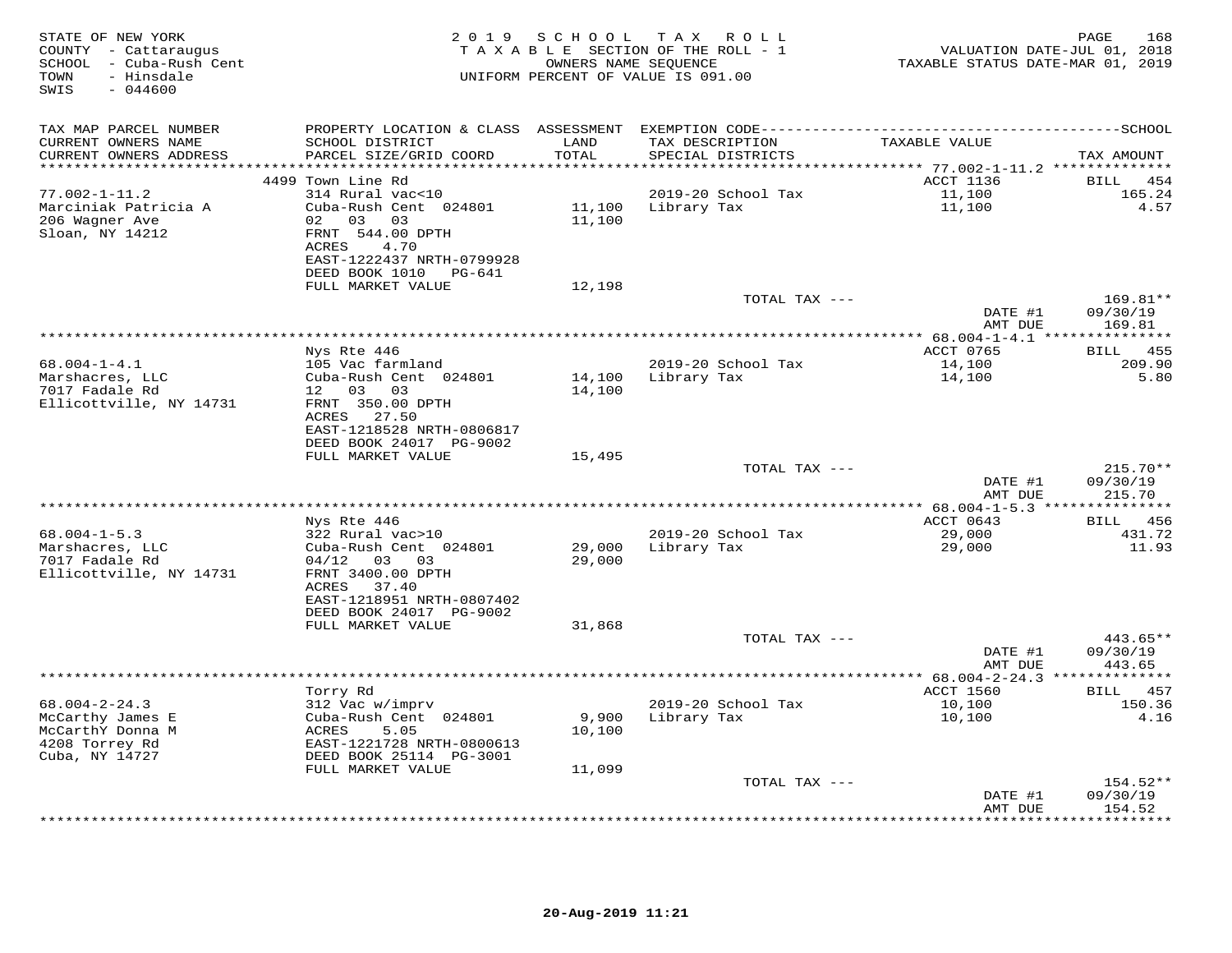STATE OF NEW YORK
COUNTY - Cattaraugus
SCHOOL - Cuba-Rush Cent
TOWN - Hinsdale
SWIS - 044600

2019 SCHOOL TAX ROLL
TAXABLE SECTION OF THE ROLL - 1
OWNERS NAME SEQUENCE
UNIFORM PERCENT OF VALUE IS 091.00

VALUATION DATE-JUL 01, 2018
TAXABLE STATUS DATE-MAR 01, 2019

| TAX MAP PARCEL NUMBER / CURRENT OWNERS NAME / CURRENT OWNERS ADDRESS | PROPERTY LOCATION & CLASS / SCHOOL DISTRICT / PARCEL SIZE/GRID COORD | ASSESSMENT LAND / TOTAL | EXEMPTION CODE / TAX DESCRIPTION / SPECIAL DISTRICTS | TAXABLE VALUE | SCHOOL TAX AMOUNT |
|---|---|---|---|---|---|
| 77.002-1-11.2 | 4499 Town Line Rd | | | ACCT 1136 | BILL 454 |
| Marciniak Patricia A | 314 Rural vac<10 | | 2019-20 School Tax | 11,100 | 165.24 |
| 206 Wagner Ave | Cuba-Rush Cent 024801 | 11,100 | Library Tax | 11,100 | 4.57 |
| Sloan, NY 14212 | 02 03 03 | 11,100 | | | |
| | FRNT 544.00 DPTH | | | | |
| | ACRES 4.70 | | | | |
| | EAST-1222437 NRTH-0799928 | | | | |
| | DEED BOOK 1010 PG-641 | | | | |
| | FULL MARKET VALUE | 12,198 | | | |
| | | | TOTAL TAX --- | | 169.81** |
| | | | | DATE #1 | 09/30/19 |
| | | | | AMT DUE | 169.81 |
| 68.004-1-4.1 | Nys Rte 446 | | | ACCT 0765 | BILL 455 |
| Marshacres, LLC | 105 Vac farmland | | 2019-20 School Tax | 14,100 | 209.90 |
| 7017 Fadale Rd | Cuba-Rush Cent 024801 | 14,100 | Library Tax | 14,100 | 5.80 |
| Ellicottville, NY 14731 | 12 03 03 | 14,100 | | | |
| | FRNT 350.00 DPTH | | | | |
| | ACRES 27.50 | | | | |
| | EAST-1218528 NRTH-0806817 | | | | |
| | DEED BOOK 24017 PG-9002 | | | | |
| | FULL MARKET VALUE | 15,495 | | | |
| | | | TOTAL TAX --- | | 215.70** |
| | | | | DATE #1 | 09/30/19 |
| | | | | AMT DUE | 215.70 |
| 68.004-1-5.3 | Nys Rte 446 | | | ACCT 0643 | BILL 456 |
| Marshacres, LLC | 322 Rural vac>10 | | 2019-20 School Tax | 29,000 | 431.72 |
| 7017 Fadale Rd | Cuba-Rush Cent 024801 | 29,000 | Library Tax | 29,000 | 11.93 |
| Ellicottville, NY 14731 | 04/12 03 03 | 29,000 | | | |
| | FRNT 3400.00 DPTH | | | | |
| | ACRES 37.40 | | | | |
| | EAST-1218951 NRTH-0807402 | | | | |
| | DEED BOOK 24017 PG-9002 | | | | |
| | FULL MARKET VALUE | 31,868 | | | |
| | | | TOTAL TAX --- | | 443.65** |
| | | | | DATE #1 | 09/30/19 |
| | | | | AMT DUE | 443.65 |
| 68.004-2-24.3 | Torry Rd | | | ACCT 1560 | BILL 457 |
| McCarthy James E | 312 Vac w/imprv | | 2019-20 School Tax | 10,100 | 150.36 |
| McCarthY Donna M | Cuba-Rush Cent 024801 | 9,900 | Library Tax | 10,100 | 4.16 |
| 4208 Torrey Rd | ACRES 5.05 | 10,100 | | | |
| Cuba, NY 14727 | EAST-1221728 NRTH-0800613 | | | | |
| | DEED BOOK 25114 PG-3001 | | | | |
| | FULL MARKET VALUE | 11,099 | | | |
| | | | TOTAL TAX --- | | 154.52** |
| | | | | DATE #1 | 09/30/19 |
| | | | | AMT DUE | 154.52 |

20-Aug-2019 11:21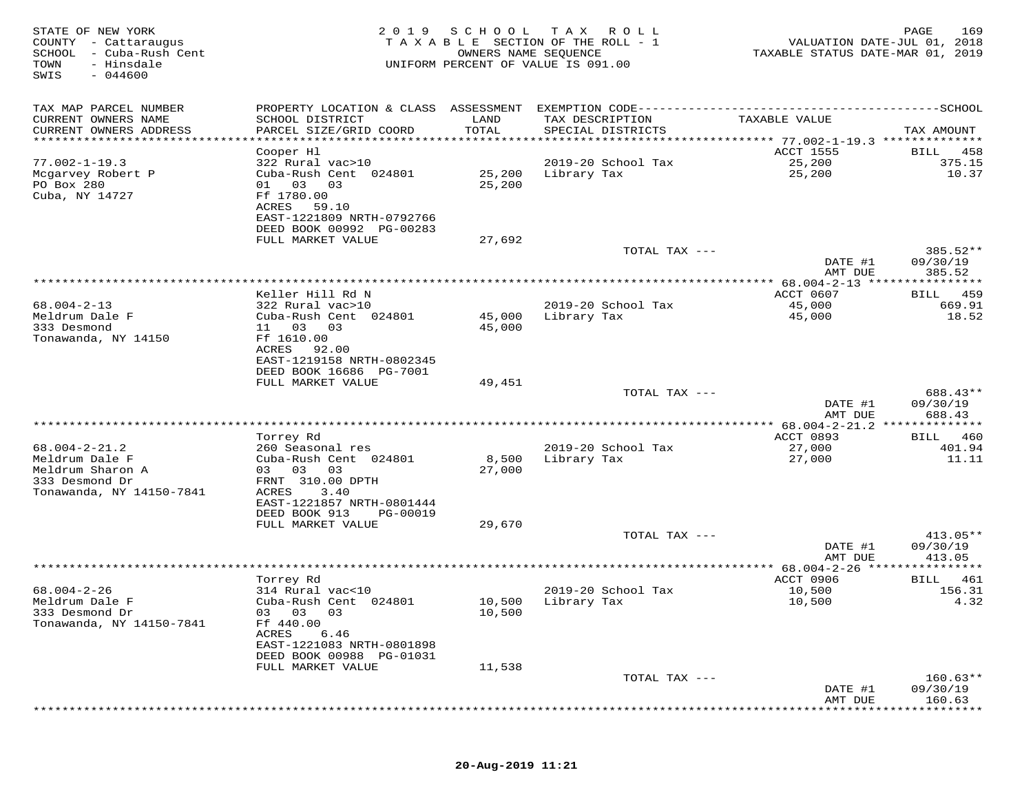STATE OF NEW YORK
COUNTY - Cattaraugus
SCHOOL - Cuba-Rush Cent
TOWN - Hinsdale
SWIS - 044600

2019 SCHOOL TAX ROLL
TAXABLE SECTION OF THE ROLL - 1
OWNERS NAME SEQUENCE
UNIFORM PERCENT OF VALUE IS 091.00

VALUATION DATE-JUL 01, 2018
TAXABLE STATUS DATE-MAR 01, 2019

| TAX MAP PARCEL NUMBER / CURRENT OWNERS NAME / CURRENT OWNERS ADDRESS | PROPERTY LOCATION & CLASS / SCHOOL DISTRICT / PARCEL SIZE/GRID COORD | ASSESSMENT LAND / TOTAL | EXEMPTION CODE / TAX DESCRIPTION / SPECIAL DISTRICTS | TAXABLE VALUE | SCHOOL TAX AMOUNT |
|---|---|---|---|---|---|
| 77.002-1-19.3 | Cooper Hl | | | ACCT 1555 | BILL 458 |
| Mcgarvey Robert P | 322 Rural vac>10 | | 2019-20 School Tax | 25,200 | 375.15 |
| PO Box 280 | Cuba-Rush Cent 024801 | 25,200 | Library Tax | 25,200 | 10.37 |
| Cuba, NY 14727 | 01 03 03 | 25,200 | | | |
| | Ff 1780.00 | | | | |
| | ACRES 59.10 | | | | |
| | EAST-1221809 NRTH-0792766 | | | | |
| | DEED BOOK 00992 PG-00283 | | | | |
| | FULL MARKET VALUE | 27,692 | | | |
| | | | TOTAL TAX --- | | 385.52** |
| | | | | DATE #1 | 09/30/19 |
| | | | | AMT DUE | 385.52 |
| 68.004-2-13 | Keller Hill Rd N | | | ACCT 0607 | BILL 459 |
| Meldrum Dale F | 322 Rural vac>10 | | 2019-20 School Tax | 45,000 | 669.91 |
| 333 Desmond | Cuba-Rush Cent 024801 | 45,000 | Library Tax | 45,000 | 18.52 |
| Tonawanda, NY 14150 | 11 03 03 | 45,000 | | | |
| | Ff 1610.00 | | | | |
| | ACRES 92.00 | | | | |
| | EAST-1219158 NRTH-0802345 | | | | |
| | DEED BOOK 16686 PG-7001 | | | | |
| | FULL MARKET VALUE | 49,451 | | | |
| | | | TOTAL TAX --- | | 688.43** |
| | | | | DATE #1 | 09/30/19 |
| | | | | AMT DUE | 688.43 |
| 68.004-2-21.2 | Torrey Rd | | | ACCT 0893 | BILL 460 |
| Meldrum Dale F | 260 Seasonal res | | 2019-20 School Tax | 27,000 | 401.94 |
| Meldrum Sharon A | Cuba-Rush Cent 024801 | 8,500 | Library Tax | 27,000 | 11.11 |
| 333 Desmond Dr | 03 03 03 | 27,000 | | | |
| Tonawanda, NY 14150-7841 | FRNT 310.00 DPTH | | | | |
| | ACRES 3.40 | | | | |
| | EAST-1221857 NRTH-0801444 | | | | |
| | DEED BOOK 913 PG-00019 | | | | |
| | FULL MARKET VALUE | 29,670 | | | |
| | | | TOTAL TAX --- | | 413.05** |
| | | | | DATE #1 | 09/30/19 |
| | | | | AMT DUE | 413.05 |
| 68.004-2-26 | Torrey Rd | | | ACCT 0906 | BILL 461 |
| Meldrum Dale F | 314 Rural vac<10 | | 2019-20 School Tax | 10,500 | 156.31 |
| 333 Desmond Dr | Cuba-Rush Cent 024801 | 10,500 | Library Tax | 10,500 | 4.32 |
| Tonawanda, NY 14150-7841 | 03 03 03 | 10,500 | | | |
| | Ff 440.00 | | | | |
| | ACRES 6.46 | | | | |
| | EAST-1221083 NRTH-0801898 | | | | |
| | DEED BOOK 00988 PG-01031 | | | | |
| | FULL MARKET VALUE | 11,538 | | | |
| | | | TOTAL TAX --- | | 160.63** |
| | | | | DATE #1 | 09/30/19 |
| | | | | AMT DUE | 160.63 |

20-Aug-2019 11:21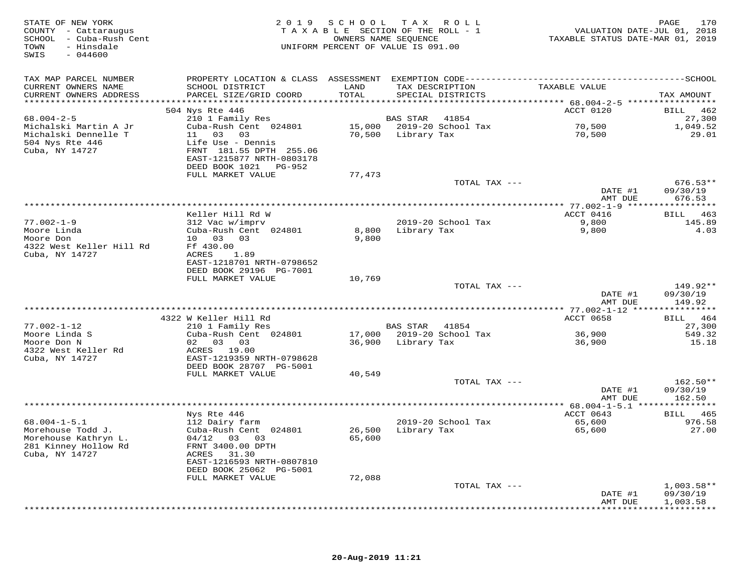STATE OF NEW YORK
COUNTY - Cattaraugus
SCHOOL - Cuba-Rush Cent
TOWN - Hinsdale
SWIS - 044600

2019 SCHOOL TAX ROLL
TAXABLE SECTION OF THE ROLL - 1
OWNERS NAME SEQUENCE
UNIFORM PERCENT OF VALUE IS 091.00

VALUATION DATE-JUL 01, 2018
TAXABLE STATUS DATE-MAR 01, 2019

| TAX MAP PARCEL NUMBER / CURRENT OWNERS NAME / CURRENT OWNERS ADDRESS | PROPERTY LOCATION & CLASS / SCHOOL DISTRICT / PARCEL SIZE/GRID COORD | ASSESSMENT LAND / TOTAL | EXEMPTION CODE / TAX DESCRIPTION / SPECIAL DISTRICTS | TAXABLE VALUE | SCHOOL TAX AMOUNT |
|---|---|---|---|---|---|
| **68.004-2-5** | 504 Nys Rte 446 | | | ACCT 0120 | BILL 462 |
| 68.004-2-5 | 210 1 Family Res | | BAS STAR 41854 | | 27,300 |
| Michalski Martin A Jr | Cuba-Rush Cent 024801 | 15,000 | 2019-20 School Tax | 70,500 | 1,049.52 |
| Michalski Dennelle T | 11 03 03 | 70,500 | Library Tax | 70,500 | 29.01 |
| 504 Nys Rte 446 | Life Use - Dennis | | | | |
| Cuba, NY 14727 | FRNT 181.55 DPTH 255.06 | | | | |
| | EAST-1215877 NRTH-0803178 | | | | |
| | DEED BOOK 1021 PG-952 | | | | |
| | FULL MARKET VALUE | 77,473 | | | |
| | | | TOTAL TAX --- | | 676.53** |
| | | | | DATE #1 | 09/30/19 |
| | | | | AMT DUE | 676.53 |
| **77.002-1-9** | Keller Hill Rd W | | | ACCT 0416 | BILL 463 |
| 77.002-1-9 | 312 Vac w/imprv | | 2019-20 School Tax | 9,800 | 145.89 |
| Moore Linda | Cuba-Rush Cent 024801 | 8,800 | Library Tax | 9,800 | 4.03 |
| Moore Don | 10 03 03 | 9,800 | | | |
| 4322 West Keller Hill Rd | Ff 430.00 | | | | |
| Cuba, NY 14727 | ACRES 1.89 | | | | |
| | EAST-1218701 NRTH-0798652 | | | | |
| | DEED BOOK 29196 PG-7001 | | | | |
| | FULL MARKET VALUE | 10,769 | | | |
| | | | TOTAL TAX --- | | 149.92** |
| | | | | DATE #1 | 09/30/19 |
| | | | | AMT DUE | 149.92 |
| **77.002-1-12** | 4322 W Keller Hill Rd | | | ACCT 0658 | BILL 464 |
| 77.002-1-12 | 210 1 Family Res | | BAS STAR 41854 | | 27,300 |
| Moore Linda S | Cuba-Rush Cent 024801 | 17,000 | 2019-20 School Tax | 36,900 | 549.32 |
| Moore Don N | 02 03 03 | 36,900 | Library Tax | 36,900 | 15.18 |
| 4322 West Keller Rd | ACRES 19.00 | | | | |
| Cuba, NY 14727 | EAST-1219359 NRTH-0798628 | | | | |
| | DEED BOOK 28707 PG-5001 | | | | |
| | FULL MARKET VALUE | 40,549 | | | |
| | | | TOTAL TAX --- | | 162.50** |
| | | | | DATE #1 | 09/30/19 |
| | | | | AMT DUE | 162.50 |
| **68.004-1-5.1** | Nys Rte 446 | | | ACCT 0643 | BILL 465 |
| 68.004-1-5.1 | 112 Dairy farm | | 2019-20 School Tax | 65,600 | 976.58 |
| Morehouse Todd J. | Cuba-Rush Cent 024801 | 26,500 | Library Tax | 65,600 | 27.00 |
| Morehouse Kathryn L. | 04/12 03 03 | 65,600 | | | |
| 281 Kinney Hollow Rd | FRNT 3400.00 DPTH | | | | |
| Cuba, NY 14727 | ACRES 31.30 | | | | |
| | EAST-1216593 NRTH-0807810 | | | | |
| | DEED BOOK 25062 PG-5001 | | | | |
| | FULL MARKET VALUE | 72,088 | | | |
| | | | TOTAL TAX --- | | 1,003.58** |
| | | | | DATE #1 | 09/30/19 |
| | | | | AMT DUE | 1,003.58 |

20-Aug-2019 11:21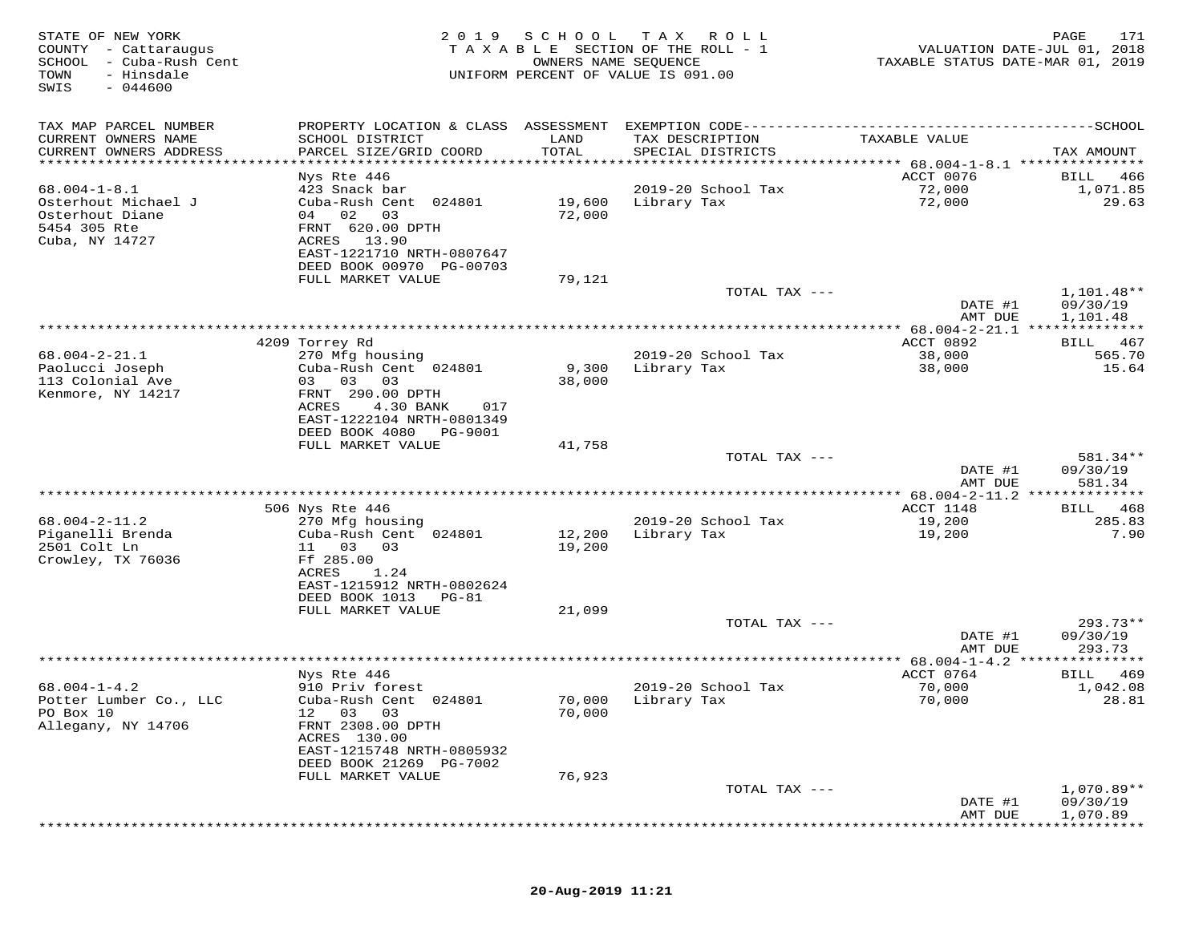STATE OF NEW YORK
COUNTY - Cattaraugus
SCHOOL - Cuba-Rush Cent
TOWN - Hinsdale
SWIS - 044600

2019 SCHOOL TAX ROLL
TAXABLE SECTION OF THE ROLL - 1
OWNERS NAME SEQUENCE
UNIFORM PERCENT OF VALUE IS 091.00

VALUATION DATE-JUL 01, 2018
TAXABLE STATUS DATE-MAR 01, 2019

| TAX MAP PARCEL NUMBER / CURRENT OWNERS NAME / CURRENT OWNERS ADDRESS | PROPERTY LOCATION & CLASS / SCHOOL DISTRICT / PARCEL SIZE/GRID COORD | ASSESSMENT LAND / TOTAL | EXEMPTION CODE / TAX DESCRIPTION / SPECIAL DISTRICTS | TAXABLE VALUE | SCHOOL TAX AMOUNT |
|---|---|---|---|---|---|
| 68.004-1-8.1 | Nys Rte 446 | | | ACCT 0076 | BILL 466 |
| Osterhout Michael J | 423 Snack bar | | | | |
| Osterhout Diane | Cuba-Rush Cent 024801 | 19,600 | 2019-20 School Tax | 72,000 | 1,071.85 |
| 5454 305 Rte | 04 02 03 | 72,000 | Library Tax | 72,000 | 29.63 |
| Cuba, NY 14727 | FRNT 620.00 DPTH | | | | |
| | ACRES 13.90 | | | | |
| | EAST-1221710 NRTH-0807647 | | | | |
| | DEED BOOK 00970 PG-00703 | | | | |
| | FULL MARKET VALUE | 79,121 | | | |
| | | | TOTAL TAX --- | | 1,101.48** |
| | | | | DATE #1 | 09/30/19 |
| | | | | AMT DUE | 1,101.48 |
| 68.004-2-21.1 | 4209 Torrey Rd | | | ACCT 0892 | BILL 467 |
| Paolucci Joseph | 270 Mfg housing | | | | |
| 113 Colonial Ave | Cuba-Rush Cent 024801 | 9,300 | 2019-20 School Tax | 38,000 | 565.70 |
| Kenmore, NY 14217 | 03 03 03 | 38,000 | Library Tax | 38,000 | 15.64 |
| | FRNT 290.00 DPTH | | | | |
| | ACRES 4.30 BANK 017 | | | | |
| | EAST-1222104 NRTH-0801349 | | | | |
| | DEED BOOK 4080 PG-9001 | | | | |
| | FULL MARKET VALUE | 41,758 | | | |
| | | | TOTAL TAX --- | | 581.34** |
| | | | | DATE #1 | 09/30/19 |
| | | | | AMT DUE | 581.34 |
| 68.004-2-11.2 | 506 Nys Rte 446 | | | ACCT 1148 | BILL 468 |
| Piganelli Brenda | 270 Mfg housing | | | | |
| 2501 Colt Ln | Cuba-Rush Cent 024801 | 12,200 | 2019-20 School Tax | 19,200 | 285.83 |
| Crowley, TX 76036 | 11 03 03 | 19,200 | Library Tax | 19,200 | 7.90 |
| | Ff 285.00 | | | | |
| | ACRES 1.24 | | | | |
| | EAST-1215912 NRTH-0802624 | | | | |
| | DEED BOOK 1013 PG-81 | | | | |
| | FULL MARKET VALUE | 21,099 | | | |
| | | | TOTAL TAX --- | | 293.73** |
| | | | | DATE #1 | 09/30/19 |
| | | | | AMT DUE | 293.73 |
| 68.004-1-4.2 | Nys Rte 446 | | | ACCT 0764 | BILL 469 |
| Potter Lumber Co., LLC | 910 Priv forest | | | | |
| PO Box 10 | Cuba-Rush Cent 024801 | 70,000 | 2019-20 School Tax | 70,000 | 1,042.08 |
| Allegany, NY 14706 | 12 03 03 | 70,000 | Library Tax | 70,000 | 28.81 |
| | FRNT 2308.00 DPTH | | | | |
| | ACRES 130.00 | | | | |
| | EAST-1215748 NRTH-0805932 | | | | |
| | DEED BOOK 21269 PG-7002 | | | | |
| | FULL MARKET VALUE | 76,923 | | | |
| | | | TOTAL TAX --- | | 1,070.89** |
| | | | | DATE #1 | 09/30/19 |
| | | | | AMT DUE | 1,070.89 |

20-Aug-2019 11:21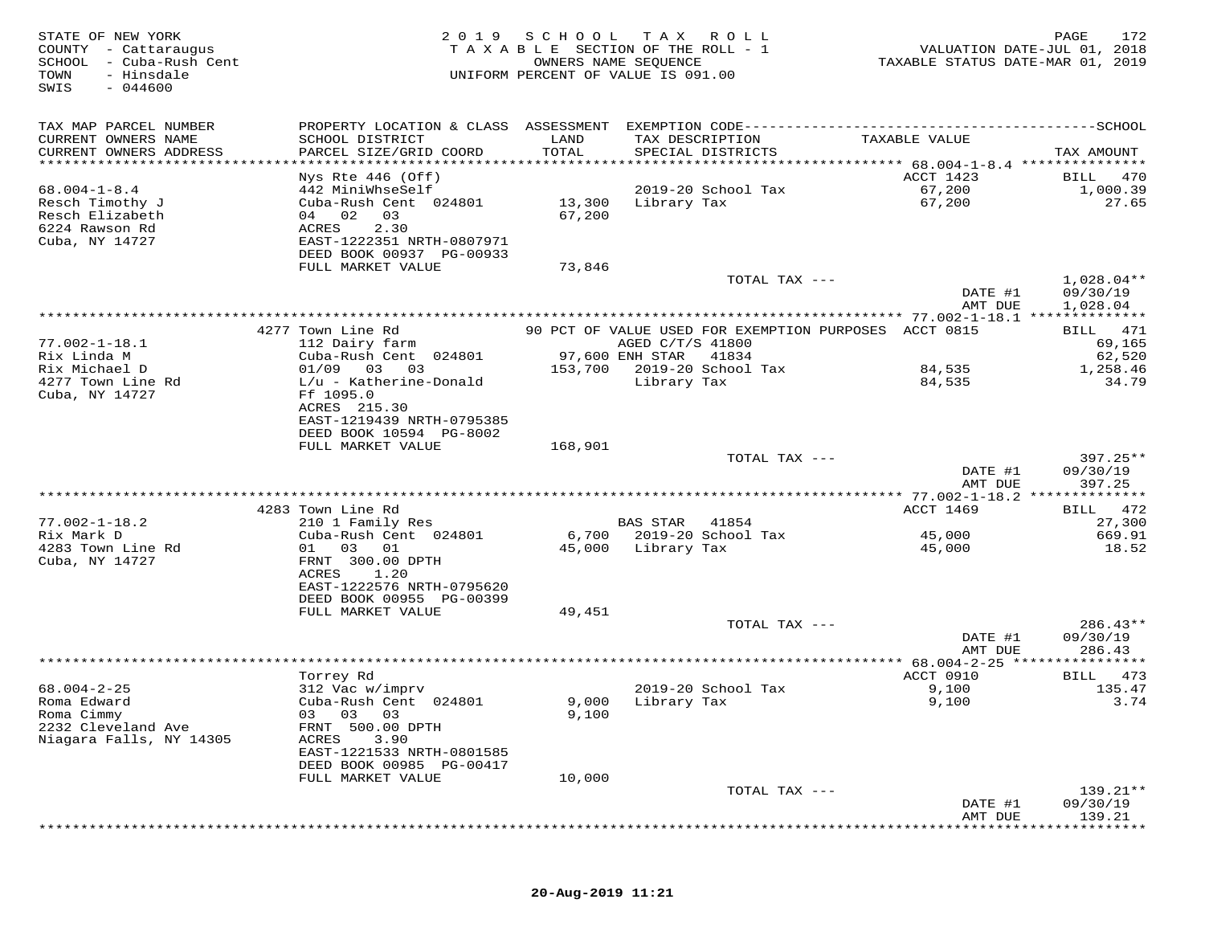STATE OF NEW YORK
COUNTY - Cattaraugus
SCHOOL - Cuba-Rush Cent
TOWN - Hinsdale
SWIS - 044600

2019 SCHOOL TAX ROLL
TAXABLE SECTION OF THE ROLL - 1
OWNERS NAME SEQUENCE
UNIFORM PERCENT OF VALUE IS 091.00

VALUATION DATE-JUL 01, 2018
TAXABLE STATUS DATE-MAR 01, 2019

| TAX MAP PARCEL NUMBER / CURRENT OWNERS NAME / CURRENT OWNERS ADDRESS | PROPERTY LOCATION & CLASS / SCHOOL DISTRICT / PARCEL SIZE/GRID COORD | ASSESSMENT LAND | TOTAL | EXEMPTION CODE / TAX DESCRIPTION / SPECIAL DISTRICTS | TAXABLE VALUE | TAX AMOUNT |
|---|---|---|---|---|---|---|
| 68.004-1-8.4 | Nys Rte 446 (Off) | | | | ACCT 1423 | BILL 470 |
| Resch Timothy J | 442 MiniWhseSelf | | | 2019-20 School Tax | 67,200 | 1,000.39 |
| Resch Elizabeth | Cuba-Rush Cent 024801 | 13,300 | | Library Tax | 67,200 | 27.65 |
| 6224 Rawson Rd | 04 02 03 | | 67,200 | | | |
| Cuba, NY 14727 | ACRES 2.30 | | | | | |
| | EAST-1222351 NRTH-0807971 | | | | | |
| | DEED BOOK 00937 PG-00933 | | | | | |
| | FULL MARKET VALUE | 73,846 | | | | |
| | | | | TOTAL TAX --- | | 1,028.04** |
| | | | | | DATE #1 | 09/30/19 |
| | | | | | AMT DUE | 1,028.04 |
| 77.002-1-18.1 | 4277 Town Line Rd | | | 90 PCT OF VALUE USED FOR EXEMPTION PURPOSES | ACCT 0815 | BILL 471 |
| Rix Linda M | 112 Dairy farm | | | AGED C/T/S 41800 | | 69,165 |
| Rix Michael D | Cuba-Rush Cent 024801 | 97,600 | | ENH STAR 41834 | | 62,520 |
| 4277 Town Line Rd | 01/09 03 03 | | 153,700 | 2019-20 School Tax | 84,535 | 1,258.46 |
| Cuba, NY 14727 | L/u - Katherine-Donald | | | Library Tax | 84,535 | 34.79 |
| | Ff 1095.0 | | | | | |
| | ACRES 215.30 | | | | | |
| | EAST-1219439 NRTH-0795385 | | | | | |
| | DEED BOOK 10594 PG-8002 | | | | | |
| | FULL MARKET VALUE | 168,901 | | | | |
| | | | | TOTAL TAX --- | | 397.25** |
| | | | | | DATE #1 | 09/30/19 |
| | | | | | AMT DUE | 397.25 |
| 77.002-1-18.2 | 4283 Town Line Rd | | | | ACCT 1469 | BILL 472 |
| Rix Mark D | 210 1 Family Res | | | BAS STAR 41854 | | 27,300 |
| 4283 Town Line Rd | Cuba-Rush Cent 024801 | 6,700 | | 2019-20 School Tax | 45,000 | 669.91 |
| Cuba, NY 14727 | 01 03 01 | | 45,000 | Library Tax | 45,000 | 18.52 |
| | FRNT 300.00 DPTH | | | | | |
| | ACRES 1.20 | | | | | |
| | EAST-1222576 NRTH-0795620 | | | | | |
| | DEED BOOK 00955 PG-00399 | | | | | |
| | FULL MARKET VALUE | 49,451 | | | | |
| | | | | TOTAL TAX --- | | 286.43** |
| | | | | | DATE #1 | 09/30/19 |
| | | | | | AMT DUE | 286.43 |
| 68.004-2-25 | Torrey Rd | | | | ACCT 0910 | BILL 473 |
| Roma Edward | 312 Vac w/imprv | | | 2019-20 School Tax | 9,100 | 135.47 |
| Roma Cimmy | Cuba-Rush Cent 024801 | 9,000 | | Library Tax | 9,100 | 3.74 |
| 2232 Cleveland Ave | 03 03 03 | | 9,100 | | | |
| Niagara Falls, NY 14305 | FRNT 500.00 DPTH | | | | | |
| | ACRES 3.90 | | | | | |
| | EAST-1221533 NRTH-0801585 | | | | | |
| | DEED BOOK 00985 PG-00417 | | | | | |
| | FULL MARKET VALUE | 10,000 | | | | |
| | | | | TOTAL TAX --- | | 139.21** |
| | | | | | DATE #1 | 09/30/19 |
| | | | | | AMT DUE | 139.21 |

20-Aug-2019 11:21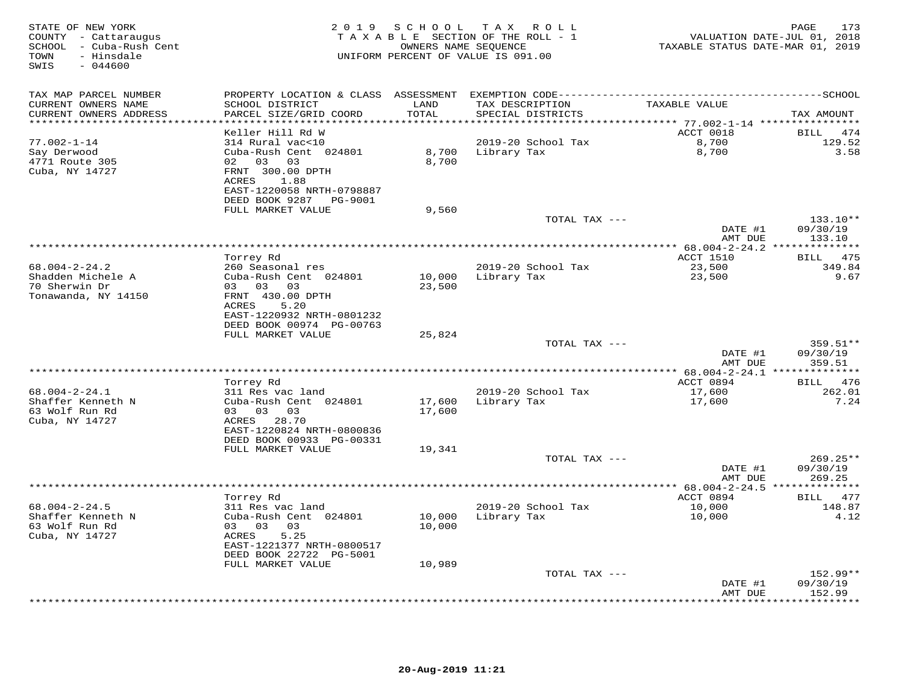STATE OF NEW YORK
COUNTY - Cattaraugus
SCHOOL - Cuba-Rush Cent
TOWN - Hinsdale
SWIS - 044600

2019 SCHOOL TAX ROLL
TAXABLE SECTION OF THE ROLL - 1
OWNERS NAME SEQUENCE
UNIFORM PERCENT OF VALUE IS 091.00

VALUATION DATE-JUL 01, 2018
TAXABLE STATUS DATE-MAR 01, 2019

| TAX MAP PARCEL NUMBER / CURRENT OWNERS NAME / CURRENT OWNERS ADDRESS | PROPERTY LOCATION & CLASS / SCHOOL DISTRICT / PARCEL SIZE/GRID COORD | ASSESSMENT LAND | TOTAL | EXEMPTION CODE / TAX DESCRIPTION / SPECIAL DISTRICTS | TAXABLE VALUE | TAX AMOUNT |
|---|---|---|---|---|---|---|
| 77.002-1-14 | Keller Hill Rd W | | | | ACCT 0018 | BILL 474 |
| Say Derwood | 314 Rural vac<10 | | | 2019-20 School Tax | 8,700 | 129.52 |
| 4771 Route 305 | Cuba-Rush Cent 024801 | 8,700 | 8,700 | Library Tax | 8,700 | 3.58 |
| Cuba, NY 14727 | 02 03 03 | | | | | |
| | FRNT 300.00 DPTH | | | | | |
| | ACRES 1.88 | | | | | |
| | EAST-1220058 NRTH-0798887 | | | | | |
| | DEED BOOK 9287 PG-9001 | | | | | |
| | FULL MARKET VALUE | 9,560 | | | | |
| | | | | TOTAL TAX --- | | 133.10** |
| | | | | | DATE #1 | 09/30/19 |
| | | | | | AMT DUE | 133.10 |
| 68.004-2-24.2 | Torrey Rd | | | | ACCT 1510 | BILL 475 |
| Shadden Michele A | 260 Seasonal res | | | 2019-20 School Tax | 23,500 | 349.84 |
| 70 Sherwin Dr | Cuba-Rush Cent 024801 | 10,000 | 23,500 | Library Tax | 23,500 | 9.67 |
| Tonawanda, NY 14150 | 03 03 03 | | | | | |
| | FRNT 430.00 DPTH | | | | | |
| | ACRES 5.20 | | | | | |
| | EAST-1220932 NRTH-0801232 | | | | | |
| | DEED BOOK 00974 PG-00763 | | | | | |
| | FULL MARKET VALUE | 25,824 | | | | |
| | | | | TOTAL TAX --- | | 359.51** |
| | | | | | DATE #1 | 09/30/19 |
| | | | | | AMT DUE | 359.51 |
| 68.004-2-24.1 | Torrey Rd | | | | ACCT 0894 | BILL 476 |
| Shaffer Kenneth N | 311 Res vac land | | | 2019-20 School Tax | 17,600 | 262.01 |
| 63 Wolf Run Rd | Cuba-Rush Cent 024801 | 17,600 | 17,600 | Library Tax | 17,600 | 7.24 |
| Cuba, NY 14727 | 03 03 03 | | | | | |
| | ACRES 28.70 | | | | | |
| | EAST-1220824 NRTH-0800836 | | | | | |
| | DEED BOOK 00933 PG-00331 | | | | | |
| | FULL MARKET VALUE | 19,341 | | | | |
| | | | | TOTAL TAX --- | | 269.25** |
| | | | | | DATE #1 | 09/30/19 |
| | | | | | AMT DUE | 269.25 |
| 68.004-2-24.5 | Torrey Rd | | | | ACCT 0894 | BILL 477 |
| Shaffer Kenneth N | 311 Res vac land | | | 2019-20 School Tax | 10,000 | 148.87 |
| 63 Wolf Run Rd | Cuba-Rush Cent 024801 | 10,000 | 10,000 | Library Tax | 10,000 | 4.12 |
| Cuba, NY 14727 | 03 03 03 | | | | | |
| | ACRES 5.25 | | | | | |
| | EAST-1221377 NRTH-0800517 | | | | | |
| | DEED BOOK 22722 PG-5001 | | | | | |
| | FULL MARKET VALUE | 10,989 | | | | |
| | | | | TOTAL TAX --- | | 152.99** |
| | | | | | DATE #1 | 09/30/19 |
| | | | | | AMT DUE | 152.99 |

20-Aug-2019 11:21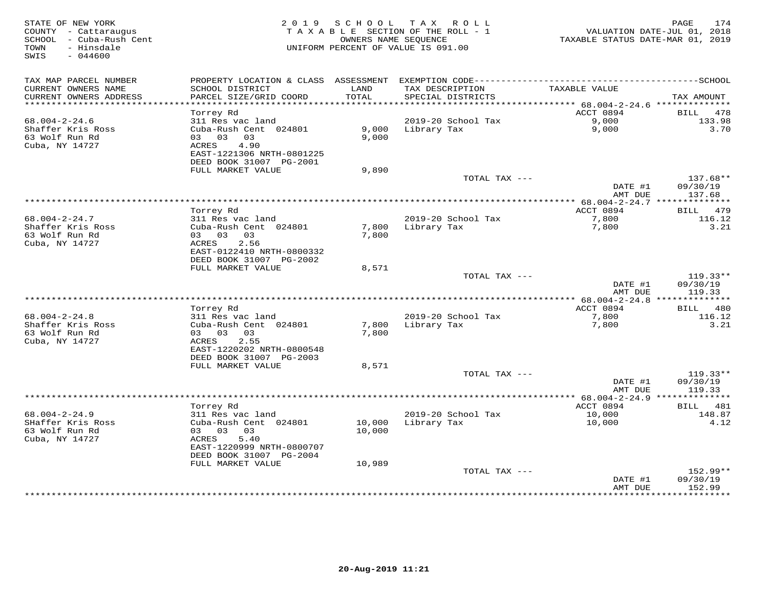STATE OF NEW YORK
COUNTY - Cattaraugus
SCHOOL - Cuba-Rush Cent
TOWN - Hinsdale
SWIS - 044600

2019 SCHOOL TAX ROLL
TAXABLE SECTION OF THE ROLL - 1
OWNERS NAME SEQUENCE
UNIFORM PERCENT OF VALUE IS 091.00

VALUATION DATE-JUL 01, 2018
TAXABLE STATUS DATE-MAR 01, 2019

| TAX MAP PARCEL NUMBER / CURRENT OWNERS NAME / CURRENT OWNERS ADDRESS | PROPERTY LOCATION & CLASS / SCHOOL DISTRICT / PARCEL SIZE/GRID COORD | ASSESSMENT LAND / TOTAL | EXEMPTION CODE / TAX DESCRIPTION / SPECIAL DISTRICTS | TAXABLE VALUE | TAX AMOUNT |
|---|---|---|---|---|---|
| 68.004-2-24.6 | Torrey Rd | | | ACCT 0894 | BILL 478 |
| Shaffer Kris Ross | 311 Res vac land | | | | |
| 63 Wolf Run Rd | Cuba-Rush Cent 024801 | 9,000 | 2019-20 School Tax | 9,000 | 133.98 |
| Cuba, NY 14727 | 03 03 03 | 9,000 | Library Tax | 9,000 | 3.70 |
| | ACRES 4.90 | | | | |
| | EAST-1221306 NRTH-0801225 | | | | |
| | DEED BOOK 31007 PG-2001 | | | | |
| | FULL MARKET VALUE | 9,890 | | | |
| | | | TOTAL TAX --- | | 137.68** |
| | | | | DATE #1 | 09/30/19 |
| | | | | AMT DUE | 137.68 |
| 68.004-2-24.7 | Torrey Rd | | | ACCT 0894 | BILL 479 |
| Shaffer Kris Ross | 311 Res vac land | | | | |
| 63 Wolf Run Rd | Cuba-Rush Cent 024801 | 7,800 | 2019-20 School Tax | 7,800 | 116.12 |
| Cuba, NY 14727 | 03 03 03 | 7,800 | Library Tax | 7,800 | 3.21 |
| | ACRES 2.56 | | | | |
| | EAST-0122410 NRTH-0800332 | | | | |
| | DEED BOOK 31007 PG-2002 | | | | |
| | FULL MARKET VALUE | 8,571 | | | |
| | | | TOTAL TAX --- | | 119.33** |
| | | | | DATE #1 | 09/30/19 |
| | | | | AMT DUE | 119.33 |
| 68.004-2-24.8 | Torrey Rd | | | ACCT 0894 | BILL 480 |
| Shaffer Kris Ross | 311 Res vac land | | | | |
| 63 Wolf Run Rd | Cuba-Rush Cent 024801 | 7,800 | 2019-20 School Tax | 7,800 | 116.12 |
| Cuba, NY 14727 | 03 03 03 | 7,800 | Library Tax | 7,800 | 3.21 |
| | ACRES 2.55 | | | | |
| | EAST-1220202 NRTH-0800548 | | | | |
| | DEED BOOK 31007 PG-2003 | | | | |
| | FULL MARKET VALUE | 8,571 | | | |
| | | | TOTAL TAX --- | | 119.33** |
| | | | | DATE #1 | 09/30/19 |
| | | | | AMT DUE | 119.33 |
| 68.004-2-24.9 | Torrey Rd | | | ACCT 0894 | BILL 481 |
| SHaffer Kris Ross | 311 Res vac land | | | | |
| 63 Wolf Run Rd | Cuba-Rush Cent 024801 | 10,000 | 2019-20 School Tax | 10,000 | 148.87 |
| Cuba, NY 14727 | 03 03 03 | 10,000 | Library Tax | 10,000 | 4.12 |
| | ACRES 5.40 | | | | |
| | EAST-1220999 NRTH-0800707 | | | | |
| | DEED BOOK 31007 PG-2004 | | | | |
| | FULL MARKET VALUE | 10,989 | | | |
| | | | TOTAL TAX --- | | 152.99** |
| | | | | DATE #1 | 09/30/19 |
| | | | | AMT DUE | 152.99 |

20-Aug-2019 11:21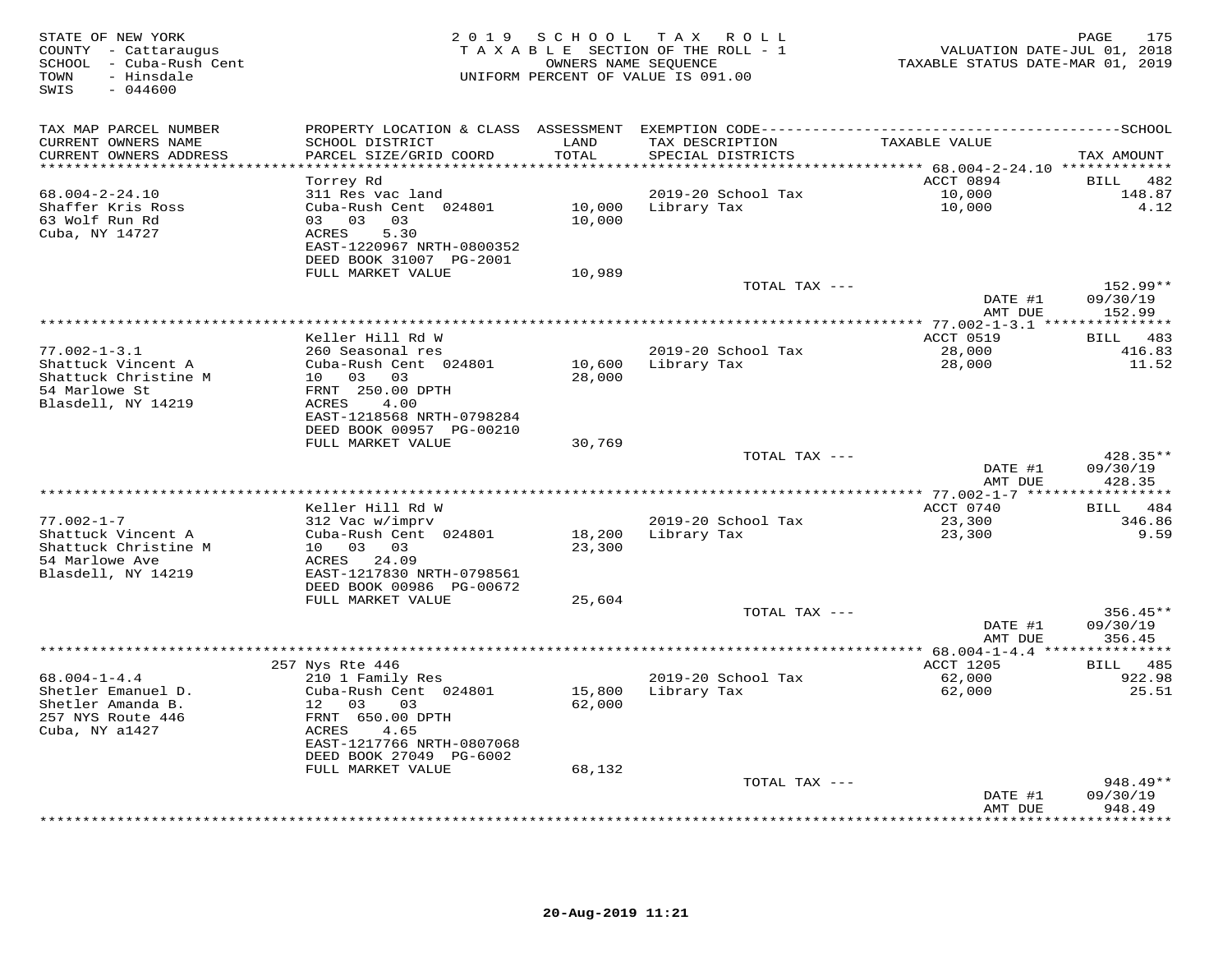STATE OF NEW YORK
COUNTY - Cattaraugus
SCHOOL - Cuba-Rush Cent
TOWN - Hinsdale
SWIS - 044600

2019 SCHOOL TAX ROLL
TAXABLE SECTION OF THE ROLL - 1
OWNERS NAME SEQUENCE
UNIFORM PERCENT OF VALUE IS 091.00

VALUATION DATE-JUL 01, 2018
TAXABLE STATUS DATE-MAR 01, 2019

| TAX MAP PARCEL NUMBER / CURRENT OWNERS NAME / CURRENT OWNERS ADDRESS | PROPERTY LOCATION & CLASS / SCHOOL DISTRICT / PARCEL SIZE/GRID COORD | ASSESSMENT LAND / TOTAL | EXEMPTION CODE / TAX DESCRIPTION / SPECIAL DISTRICTS | TAXABLE VALUE | TAX AMOUNT |
|---|---|---|---|---|---|
| **68.004-2-24.10** | Torrey Rd | | | ACCT 0894 | BILL 482 |
| 68.004-2-24.10 | 311 Res vac land | | 2019-20 School Tax | 10,000 | 148.87 |
| Shaffer Kris Ross | Cuba-Rush Cent 024801 | 10,000 | Library Tax | 10,000 | 4.12 |
| 63 Wolf Run Rd | 03 03 03 | 10,000 | | | |
| Cuba, NY 14727 | ACRES 5.30 | | | | |
| | EAST-1220967 NRTH-0800352 | | | | |
| | DEED BOOK 31007 PG-2001 | | | | |
| | FULL MARKET VALUE | 10,989 | | | |
| | | | TOTAL TAX --- | | 152.99** |
| | | | | DATE #1 | 09/30/19 |
| | | | | AMT DUE | 152.99 |
| **77.002-1-3.1** | Keller Hill Rd W | | | ACCT 0519 | BILL 483 |
| 77.002-1-3.1 | 260 Seasonal res | | 2019-20 School Tax | 28,000 | 416.83 |
| Shattuck Vincent A | Cuba-Rush Cent 024801 | 10,600 | Library Tax | 28,000 | 11.52 |
| Shattuck Christine M | 10 03 03 | 28,000 | | | |
| 54 Marlowe St | FRNT 250.00 DPTH | | | | |
| Blasdell, NY 14219 | ACRES 4.00 | | | | |
| | EAST-1218568 NRTH-0798284 | | | | |
| | DEED BOOK 00957 PG-00210 | | | | |
| | FULL MARKET VALUE | 30,769 | | | |
| | | | TOTAL TAX --- | | 428.35** |
| | | | | DATE #1 | 09/30/19 |
| | | | | AMT DUE | 428.35 |
| **77.002-1-7** | Keller Hill Rd W | | | ACCT 0740 | BILL 484 |
| 77.002-1-7 | 312 Vac w/imprv | | 2019-20 School Tax | 23,300 | 346.86 |
| Shattuck Vincent A | Cuba-Rush Cent 024801 | 18,200 | Library Tax | 23,300 | 9.59 |
| Shattuck Christine M | 10 03 03 | 23,300 | | | |
| 54 Marlowe Ave | ACRES 24.09 | | | | |
| Blasdell, NY 14219 | EAST-1217830 NRTH-0798561 | | | | |
| | DEED BOOK 00986 PG-00672 | | | | |
| | FULL MARKET VALUE | 25,604 | | | |
| | | | TOTAL TAX --- | | 356.45** |
| | | | | DATE #1 | 09/30/19 |
| | | | | AMT DUE | 356.45 |
| **68.004-1-4.4** | 257 Nys Rte 446 | | | ACCT 1205 | BILL 485 |
| 68.004-1-4.4 | 210 1 Family Res | | 2019-20 School Tax | 62,000 | 922.98 |
| Shetler Emanuel D. | Cuba-Rush Cent 024801 | 15,800 | Library Tax | 62,000 | 25.51 |
| Shetler Amanda B. | 12 03 03 | 62,000 | | | |
| 257 NYS Route 446 | FRNT 650.00 DPTH | | | | |
| Cuba, NY a1427 | ACRES 4.65 | | | | |
| | EAST-1217766 NRTH-0807068 | | | | |
| | DEED BOOK 27049 PG-6002 | | | | |
| | FULL MARKET VALUE | 68,132 | | | |
| | | | TOTAL TAX --- | | 948.49** |
| | | | | DATE #1 | 09/30/19 |
| | | | | AMT DUE | 948.49 |

20-Aug-2019 11:21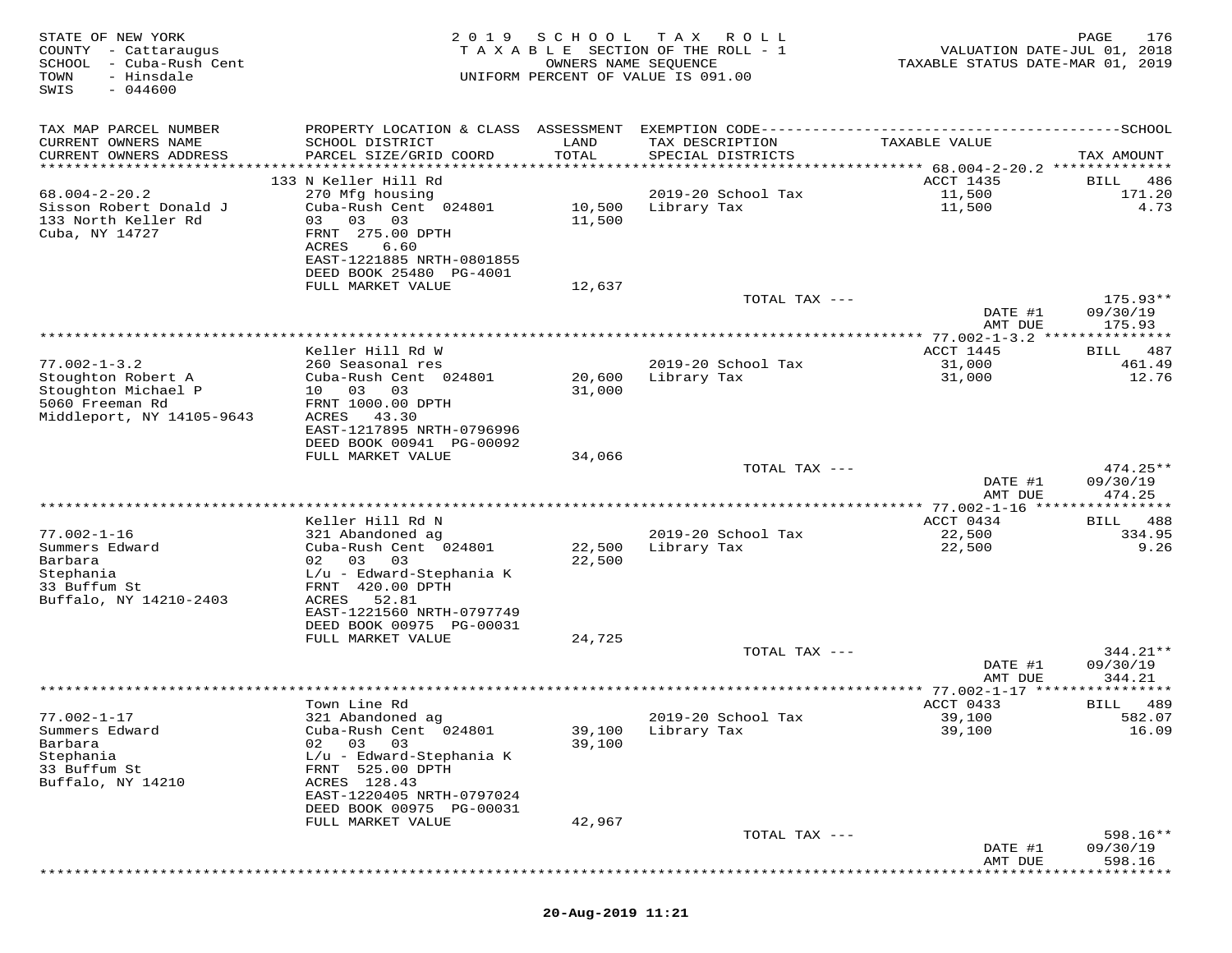STATE OF NEW YORK
COUNTY - Cattaraugus
SCHOOL - Cuba-Rush Cent
TOWN - Hinsdale
SWIS - 044600

2019 SCHOOL TAX ROLL
TAXABLE SECTION OF THE ROLL - 1
OWNERS NAME SEQUENCE
UNIFORM PERCENT OF VALUE IS 091.00

VALUATION DATE-JUL 01, 2018
TAXABLE STATUS DATE-MAR 01, 2019

| TAX MAP PARCEL NUMBER / CURRENT OWNERS NAME / CURRENT OWNERS ADDRESS | PROPERTY LOCATION & CLASS / SCHOOL DISTRICT / PARCEL SIZE/GRID COORD | ASSESSMENT LAND / TOTAL | EXEMPTION CODE / TAX DESCRIPTION / SPECIAL DISTRICTS | TAXABLE VALUE | TAX AMOUNT |
|---|---|---|---|---|---|
| | 133 N Keller Hill Rd | | | ACCT 1435 | BILL 486 |
| 68.004-2-20.2 | 270 Mfg housing | | 2019-20 School Tax | 11,500 | 171.20 |
| Sisson Robert Donald J | Cuba-Rush Cent 024801 | 10,500 | Library Tax | 11,500 | 4.73 |
| 133 North Keller Rd | 03 03 03 | 11,500 | | | |
| Cuba, NY 14727 | FRNT 275.00 DPTH | | | | |
| | ACRES 6.60 | | | | |
| | EAST-1221885 NRTH-0801855 | | | | |
| | DEED BOOK 25480 PG-4001 | | | | |
| | FULL MARKET VALUE | 12,637 | | | |
| | | | TOTAL TAX --- | | 175.93** |
| | | | | DATE #1 | 09/30/19 |
| | | | | AMT DUE | 175.93 |
| | Keller Hill Rd W | | | ACCT 1445 | BILL 487 |
| 77.002-1-3.2 | 260 Seasonal res | | 2019-20 School Tax | 31,000 | 461.49 |
| Stoughton Robert A | Cuba-Rush Cent 024801 | 20,600 | Library Tax | 31,000 | 12.76 |
| Stoughton Michael P | 10 03 03 | 31,000 | | | |
| 5060 Freeman Rd | FRNT 1000.00 DPTH | | | | |
| Middleport, NY 14105-9643 | ACRES 43.30 | | | | |
| | EAST-1217895 NRTH-0796996 | | | | |
| | DEED BOOK 00941 PG-00092 | | | | |
| | FULL MARKET VALUE | 34,066 | | | |
| | | | TOTAL TAX --- | | 474.25** |
| | | | | DATE #1 | 09/30/19 |
| | | | | AMT DUE | 474.25 |
| | Keller Hill Rd N | | | ACCT 0434 | BILL 488 |
| 77.002-1-16 | 321 Abandoned ag | | 2019-20 School Tax | 22,500 | 334.95 |
| Summers Edward | Cuba-Rush Cent 024801 | 22,500 | Library Tax | 22,500 | 9.26 |
| Barbara | 02 03 03 | 22,500 | | | |
| Stephania | L/u - Edward-Stephania K | | | | |
| 33 Buffum St | FRNT 420.00 DPTH | | | | |
| Buffalo, NY 14210-2403 | ACRES 52.81 | | | | |
| | EAST-1221560 NRTH-0797749 | | | | |
| | DEED BOOK 00975 PG-00031 | | | | |
| | FULL MARKET VALUE | 24,725 | | | |
| | | | TOTAL TAX --- | | 344.21** |
| | | | | DATE #1 | 09/30/19 |
| | | | | AMT DUE | 344.21 |
| | Town Line Rd | | | ACCT 0433 | BILL 489 |
| 77.002-1-17 | 321 Abandoned ag | | 2019-20 School Tax | 39,100 | 582.07 |
| Summers Edward | Cuba-Rush Cent 024801 | 39,100 | Library Tax | 39,100 | 16.09 |
| Barbara | 02 03 03 | 39,100 | | | |
| Stephania | L/u - Edward-Stephania K | | | | |
| 33 Buffum St | FRNT 525.00 DPTH | | | | |
| Buffalo, NY 14210 | ACRES 128.43 | | | | |
| | EAST-1220405 NRTH-0797024 | | | | |
| | DEED BOOK 00975 PG-00031 | | | | |
| | FULL MARKET VALUE | 42,967 | | | |
| | | | TOTAL TAX --- | | 598.16** |
| | | | | DATE #1 | 09/30/19 |
| | | | | AMT DUE | 598.16 |

20-Aug-2019 11:21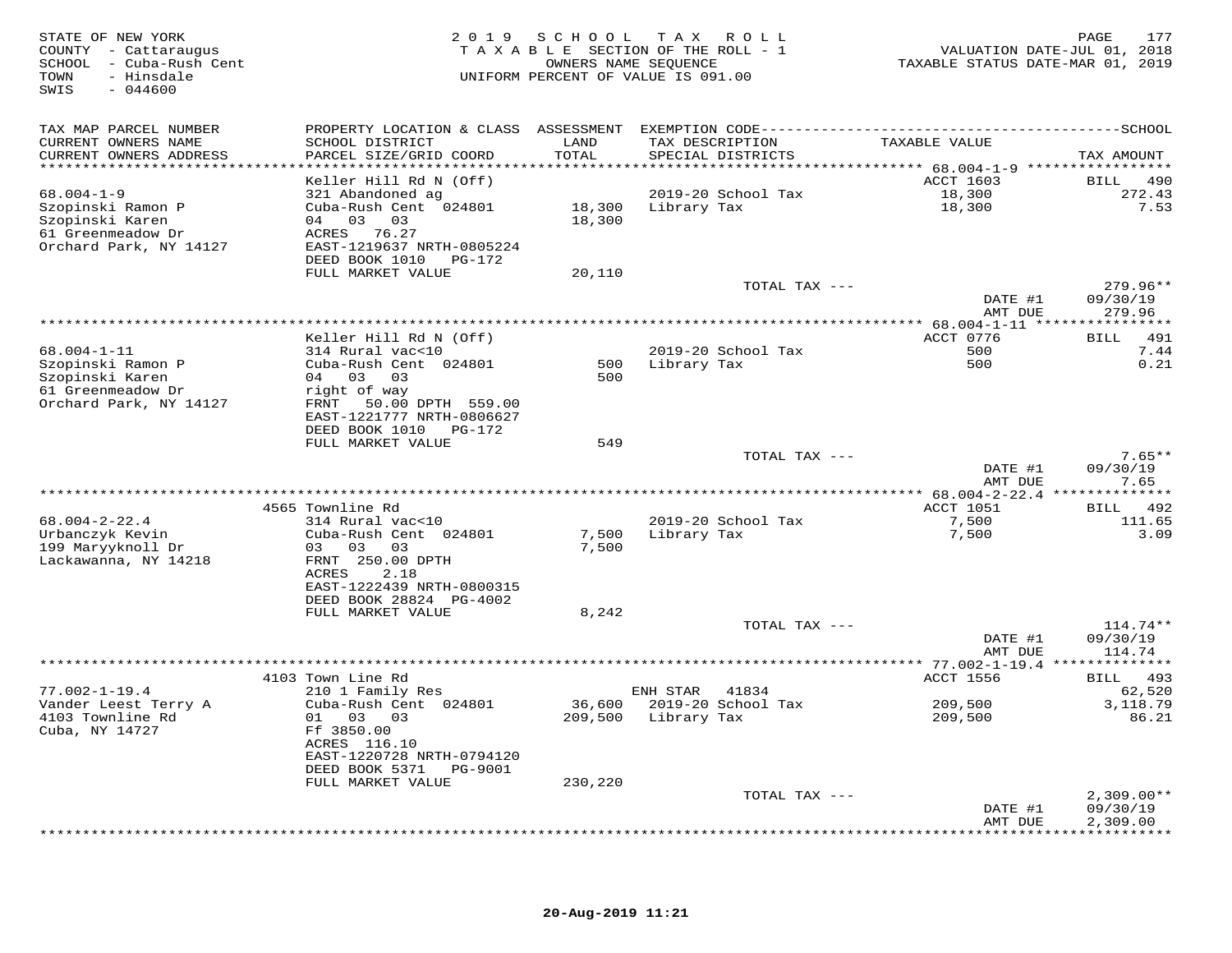STATE OF NEW YORK
COUNTY - Cattaraugus
SCHOOL - Cuba-Rush Cent
TOWN - Hinsdale
SWIS - 044600

2 0 1 9 S C H O O L T A X R O L L
T A X A B L E SECTION OF THE ROLL - 1
OWNERS NAME SEQUENCE
UNIFORM PERCENT OF VALUE IS 091.00

VALUATION DATE-JUL 01, 2018
TAXABLE STATUS DATE-MAR 01, 2019

| TAX MAP PARCEL NUMBER / CURRENT OWNERS NAME / CURRENT OWNERS ADDRESS | PROPERTY LOCATION & CLASS / SCHOOL DISTRICT / PARCEL SIZE/GRID COORD | ASSESSMENT LAND / TOTAL | EXEMPTION CODE / TAX DESCRIPTION / SPECIAL DISTRICTS | TAXABLE VALUE | TAX AMOUNT |
|---|---|---|---|---|---|
| 68.004-1-9 | Keller Hill Rd N (Off) | | | ACCT 1603 | BILL 490 |
| Szopinski Ramon P | 321 Abandoned ag | | | | |
| Szopinski Karen | Cuba-Rush Cent 024801 | 18,300 | 2019-20 School Tax | 18,300 | 272.43 |
| 61 Greenmeadow Dr | 04 03 03 | 18,300 | Library Tax | 18,300 | 7.53 |
| Orchard Park, NY 14127 | ACRES 76.27 | | | | |
| | EAST-1219637 NRTH-0805224 | | | | |
| | DEED BOOK 1010 PG-172 | | | | |
| | FULL MARKET VALUE | 20,110 | | | |
| | | | TOTAL TAX --- | | 279.96** |
| | | | | DATE #1 | 09/30/19 |
| | | | | AMT DUE | 279.96 |
| 68.004-1-11 | Keller Hill Rd N (Off) | | | ACCT 0776 | BILL 491 |
| Szopinski Ramon P | 314 Rural vac<10 | | | | |
| Szopinski Karen | Cuba-Rush Cent 024801 | 500 | 2019-20 School Tax | 500 | 7.44 |
| 61 Greenmeadow Dr | 04 03 03 | 500 | Library Tax | 500 | 0.21 |
| Orchard Park, NY 14127 | right of way | | | | |
| | FRNT 50.00 DPTH 559.00 | | | | |
| | EAST-1221777 NRTH-0806627 | | | | |
| | DEED BOOK 1010 PG-172 | | | | |
| | FULL MARKET VALUE | 549 | | | |
| | | | TOTAL TAX --- | | 7.65** |
| | | | | DATE #1 | 09/30/19 |
| | | | | AMT DUE | 7.65 |
| 68.004-2-22.4 | 4565 Townline Rd | | | ACCT 1051 | BILL 492 |
| Urbanczyk Kevin | 314 Rural vac<10 | | | | |
| 199 Maryyknoll Dr | Cuba-Rush Cent 024801 | 7,500 | 2019-20 School Tax | 7,500 | 111.65 |
| Lackawanna, NY 14218 | 03 03 03 | 7,500 | Library Tax | 7,500 | 3.09 |
| | FRNT 250.00 DPTH | | | | |
| | ACRES 2.18 | | | | |
| | EAST-1222439 NRTH-0800315 | | | | |
| | DEED BOOK 28824 PG-4002 | | | | |
| | FULL MARKET VALUE | 8,242 | | | |
| | | | TOTAL TAX --- | | 114.74** |
| | | | | DATE #1 | 09/30/19 |
| | | | | AMT DUE | 114.74 |
| 77.002-1-19.4 | 4103 Town Line Rd | | | ACCT 1556 | BILL 493 |
| Vander Leest Terry A | 210 1 Family Res | | ENH STAR 41834 | | 62,520 |
| 4103 Townline Rd | Cuba-Rush Cent 024801 | 36,600 | 2019-20 School Tax | 209,500 | 3,118.79 |
| Cuba, NY 14727 | 01 03 03 | 209,500 | Library Tax | 209,500 | 86.21 |
| | Ff 3850.00 | | | | |
| | ACRES 116.10 | | | | |
| | EAST-1220728 NRTH-0794120 | | | | |
| | DEED BOOK 5371 PG-9001 | | | | |
| | FULL MARKET VALUE | 230,220 | | | |
| | | | TOTAL TAX --- | | 2,309.00** |
| | | | | DATE #1 | 09/30/19 |
| | | | | AMT DUE | 2,309.00 |

20-Aug-2019 11:21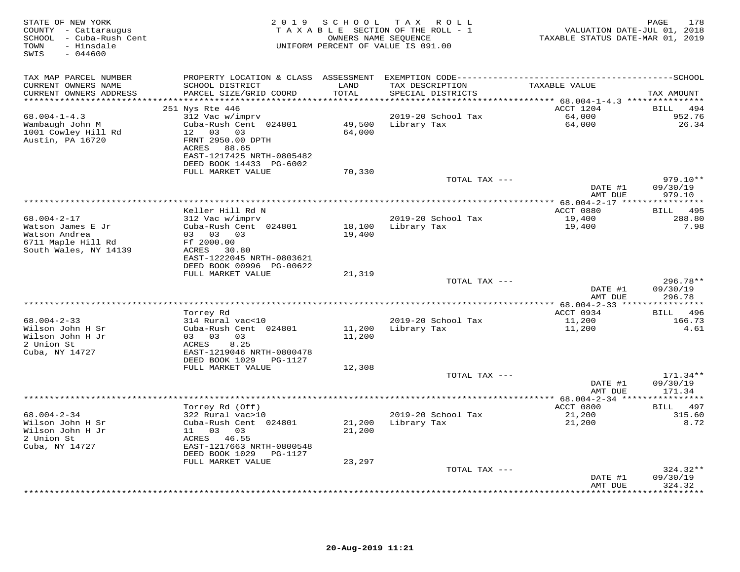STATE OF NEW YORK
COUNTY - Cattaraugus
SCHOOL - Cuba-Rush Cent
TOWN - Hinsdale
SWIS - 044600

2 0 1 9 S C H O O L T A X R O L L
T A X A B L E SECTION OF THE ROLL - 1
OWNERS NAME SEQUENCE
UNIFORM PERCENT OF VALUE IS 091.00

VALUATION DATE-JUL 01, 2018
TAXABLE STATUS DATE-MAR 01, 2019

| TAX MAP PARCEL NUMBER<br>CURRENT OWNERS NAME<br>CURRENT OWNERS ADDRESS | PROPERTY LOCATION & CLASS<br>SCHOOL DISTRICT<br>PARCEL SIZE/GRID COORD | ASSESSMENT<br>LAND<br>TOTAL | EXEMPTION CODE<br>TAX DESCRIPTION<br>SPECIAL DISTRICTS | TAXABLE VALUE | SCHOOL<br>TAX AMOUNT |
|---|---|---|---|---|---|
| 68.004-1-4.3 | 251 Nys Rte 446 | | | ACCT 1204 | BILL 494 |
| 68.004-1-4.3 | 312 Vac w/imprv | | 2019-20 School Tax | 64,000 | 952.76 |
| Wambaugh John M | Cuba-Rush Cent 024801 | 49,500 | Library Tax | 64,000 | 26.34 |
| 1001 Cowley Hill Rd | 12 03 03 | 64,000 | | | |
| Austin, PA 16720 | FRNT 2950.00 DPTH | | | | |
| | ACRES 88.65 | | | | |
| | EAST-1217425 NRTH-0805482 | | | | |
| | DEED BOOK 14433 PG-6002 | | | | |
| | FULL MARKET VALUE | 70,330 | | | |
| | | | TOTAL TAX --- | | 979.10** |
| | | | | DATE #1 | 09/30/19 |
| | | | | AMT DUE | 979.10 |
| 68.004-2-17 | Keller Hill Rd N | | | ACCT 0880 | BILL 495 |
| 68.004-2-17 | 312 Vac w/imprv | | 2019-20 School Tax | 19,400 | 288.80 |
| Watson James E Jr | Cuba-Rush Cent 024801 | 18,100 | Library Tax | 19,400 | 7.98 |
| Watson Andrea | 03 03 03 | 19,400 | | | |
| 6711 Maple Hill Rd | Ff 2000.00 | | | | |
| South Wales, NY 14139 | ACRES 30.80 | | | | |
| | EAST-1222045 NRTH-0803621 | | | | |
| | DEED BOOK 00996 PG-00622 | | | | |
| | FULL MARKET VALUE | 21,319 | | | |
| | | | TOTAL TAX --- | | 296.78** |
| | | | | DATE #1 | 09/30/19 |
| | | | | AMT DUE | 296.78 |
| 68.004-2-33 | Torrey Rd | | | ACCT 0934 | BILL 496 |
| 68.004-2-33 | 314 Rural vac<10 | | 2019-20 School Tax | 11,200 | 166.73 |
| Wilson John H Sr | Cuba-Rush Cent 024801 | 11,200 | Library Tax | 11,200 | 4.61 |
| Wilson John H Jr | 03 03 03 | 11,200 | | | |
| 2 Union St | ACRES 8.25 | | | | |
| Cuba, NY 14727 | EAST-1219046 NRTH-0800478 | | | | |
| | DEED BOOK 1029 PG-1127 | | | | |
| | FULL MARKET VALUE | 12,308 | | | |
| | | | TOTAL TAX --- | | 171.34** |
| | | | | DATE #1 | 09/30/19 |
| | | | | AMT DUE | 171.34 |
| 68.004-2-34 | Torrey Rd (Off) | | | ACCT 0800 | BILL 497 |
| 68.004-2-34 | 322 Rural vac>10 | | 2019-20 School Tax | 21,200 | 315.60 |
| Wilson John H Sr | Cuba-Rush Cent 024801 | 21,200 | Library Tax | 21,200 | 8.72 |
| Wilson John H Jr | 11 03 03 | 21,200 | | | |
| 2 Union St | ACRES 46.55 | | | | |
| Cuba, NY 14727 | EAST-1217663 NRTH-0800548 | | | | |
| | DEED BOOK 1029 PG-1127 | | | | |
| | FULL MARKET VALUE | 23,297 | | | |
| | | | TOTAL TAX --- | | 324.32** |
| | | | | DATE #1 | 09/30/19 |
| | | | | AMT DUE | 324.32 |

20-Aug-2019 11:21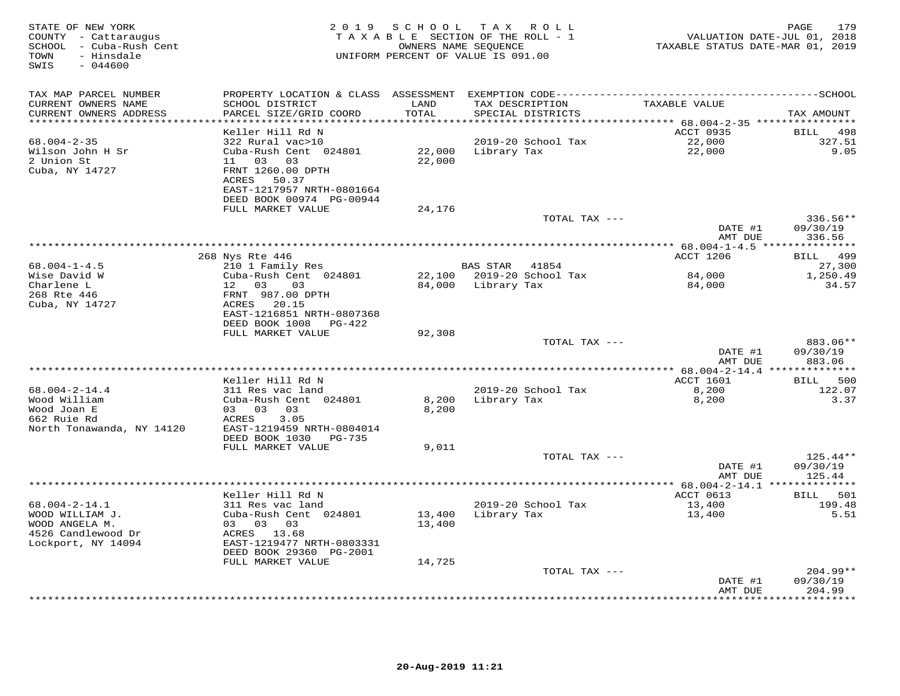STATE OF NEW YORK
COUNTY - Cattaraugus
SCHOOL - Cuba-Rush Cent
TOWN - Hinsdale
SWIS - 044600

2019 SCHOOL TAX ROLL
TAXABLE SECTION OF THE ROLL - 1
OWNERS NAME SEQUENCE
UNIFORM PERCENT OF VALUE IS 091.00

VALUATION DATE-JUL 01, 2018
TAXABLE STATUS DATE-MAR 01, 2019

| TAX MAP PARCEL NUMBER / CURRENT OWNERS NAME / CURRENT OWNERS ADDRESS | PROPERTY LOCATION & CLASS / SCHOOL DISTRICT / PARCEL SIZE/GRID COORD | ASSESSMENT LAND / TOTAL | EXEMPTION CODE / TAX DESCRIPTION / SPECIAL DISTRICTS | TAXABLE VALUE | SCHOOL TAX AMOUNT |
|---|---|---|---|---|---|
| **68.004-2-35** | Keller Hill Rd N | | | ACCT 0935 | BILL 498 |
| 68.004-2-35 | 322 Rural vac>10 | | 2019-20 School Tax | 22,000 | 327.51 |
| Wilson John H Sr | Cuba-Rush Cent 024801 | 22,000 | Library Tax | 22,000 | 9.05 |
| 2 Union St | 11 03 03 | 22,000 | | | |
| Cuba, NY 14727 | FRNT 1260.00 DPTH | | | | |
| | ACRES 50.37 | | | | |
| | EAST-1217957 NRTH-0801664 | | | | |
| | DEED BOOK 00974 PG-00944 | | | | |
| | FULL MARKET VALUE | 24,176 | | | |
| | | | TOTAL TAX --- | | 336.56** |
| | | | | DATE #1 | 09/30/19 |
| | | | | AMT DUE | 336.56 |
| **68.004-1-4.5** | 268 Nys Rte 446 | | | ACCT 1206 | BILL 499 |
| 68.004-1-4.5 | 210 1 Family Res | | BAS STAR 41854 | | 27,300 |
| Wise David W | Cuba-Rush Cent 024801 | 22,100 | 2019-20 School Tax | 84,000 | 1,250.49 |
| Charlene L | 12 03 03 | 84,000 | Library Tax | 84,000 | 34.57 |
| 268 Rte 446 | FRNT 987.00 DPTH | | | | |
| Cuba, NY 14727 | ACRES 20.15 | | | | |
| | EAST-1216851 NRTH-0807368 | | | | |
| | DEED BOOK 1008 PG-422 | | | | |
| | FULL MARKET VALUE | 92,308 | | | |
| | | | TOTAL TAX --- | | 883.06** |
| | | | | DATE #1 | 09/30/19 |
| | | | | AMT DUE | 883.06 |
| **68.004-2-14.4** | Keller Hill Rd N | | | ACCT 1601 | BILL 500 |
| 68.004-2-14.4 | 311 Res vac land | | 2019-20 School Tax | 8,200 | 122.07 |
| Wood William | Cuba-Rush Cent 024801 | 8,200 | Library Tax | 8,200 | 3.37 |
| Wood Joan E | 03 03 03 | 8,200 | | | |
| 662 Ruie Rd | ACRES 3.05 | | | | |
| North Tonawanda, NY 14120 | EAST-1219459 NRTH-0804014 | | | | |
| | DEED BOOK 1030 PG-735 | | | | |
| | FULL MARKET VALUE | 9,011 | | | |
| | | | TOTAL TAX --- | | 125.44** |
| | | | | DATE #1 | 09/30/19 |
| | | | | AMT DUE | 125.44 |
| **68.004-2-14.1** | Keller Hill Rd N | | | ACCT 0613 | BILL 501 |
| 68.004-2-14.1 | 311 Res vac land | | 2019-20 School Tax | 13,400 | 199.48 |
| WOOD WILLIAM J. | Cuba-Rush Cent 024801 | 13,400 | Library Tax | 13,400 | 5.51 |
| WOOD ANGELA M. | 03 03 03 | 13,400 | | | |
| 4526 Candlewood Dr | ACRES 13.68 | | | | |
| Lockport, NY 14094 | EAST-1219477 NRTH-0803331 | | | | |
| | DEED BOOK 29360 PG-2001 | | | | |
| | FULL MARKET VALUE | 14,725 | | | |
| | | | TOTAL TAX --- | | 204.99** |
| | | | | DATE #1 | 09/30/19 |
| | | | | AMT DUE | 204.99 |

20-Aug-2019 11:21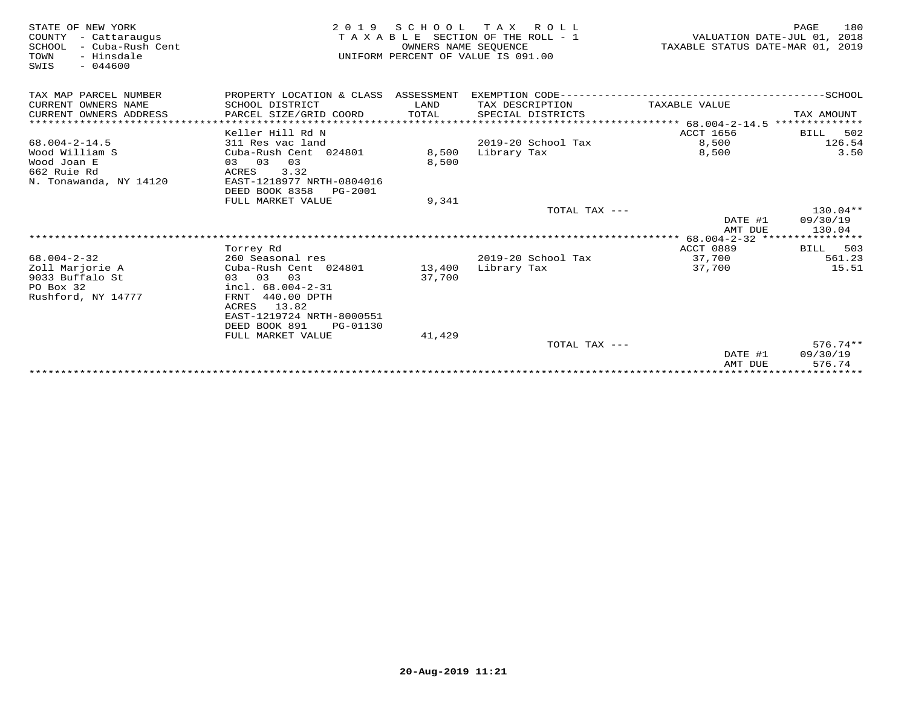STATE OF NEW YORK
COUNTY - Cattaraugus
SCHOOL - Cuba-Rush Cent
TOWN - Hinsdale
SWIS - 044600

2019 SCHOOL TAX ROLL
TAXABLE SECTION OF THE ROLL - 1
OWNERS NAME SEQUENCE
UNIFORM PERCENT OF VALUE IS 091.00

VALUATION DATE-JUL 01, 2018
TAXABLE STATUS DATE-MAR 01, 2019

| TAX MAP PARCEL NUMBER / CURRENT OWNERS NAME / CURRENT OWNERS ADDRESS | PROPERTY LOCATION & CLASS / SCHOOL DISTRICT / PARCEL SIZE/GRID COORD | ASSESSMENT LAND / TOTAL | EXEMPTION CODE / TAX DESCRIPTION / SPECIAL DISTRICTS | TAXABLE VALUE | SCHOOL TAX AMOUNT |
|---|---|---|---|---|---|
| | Keller Hill Rd N | | | ACCT 1656 | BILL 502 |
| 68.004-2-14.5 | 311 Res vac land | | 2019-20 School Tax | 8,500 | 126.54 |
| Wood William S | Cuba-Rush Cent 024801 | 8,500 | Library Tax | 8,500 | 3.50 |
| Wood Joan E | 03 03 03 | 8,500 | | | |
| 662 Ruie Rd | ACRES 3.32 | | | | |
| N. Tonawanda, NY 14120 | EAST-1218977 NRTH-0804016 | | | | |
| | DEED BOOK 8358 PG-2001 | | | | |
| | FULL MARKET VALUE | 9,341 | | | |
| | | | TOTAL TAX --- | | 130.04** |
| | | | | DATE #1 | 09/30/19 |
| | | | | AMT DUE | 130.04 |
| | Torrey Rd | | | ACCT 0889 | BILL 503 |
| 68.004-2-32 | 260 Seasonal res | | 2019-20 School Tax | 37,700 | 561.23 |
| Zoll Marjorie A | Cuba-Rush Cent 024801 | 13,400 | Library Tax | 37,700 | 15.51 |
| 9033 Buffalo St | 03 03 03 | 37,700 | | | |
| PO Box 32 | incl. 68.004-2-31 | | | | |
| Rushford, NY 14777 | FRNT 440.00 DPTH | | | | |
| | ACRES 13.82 | | | | |
| | EAST-1219724 NRTH-8000551 | | | | |
| | DEED BOOK 891 PG-01130 | | | | |
| | FULL MARKET VALUE | 41,429 | | | |
| | | | TOTAL TAX --- | | 576.74** |
| | | | | DATE #1 | 09/30/19 |
| | | | | AMT DUE | 576.74 |

20-Aug-2019 11:21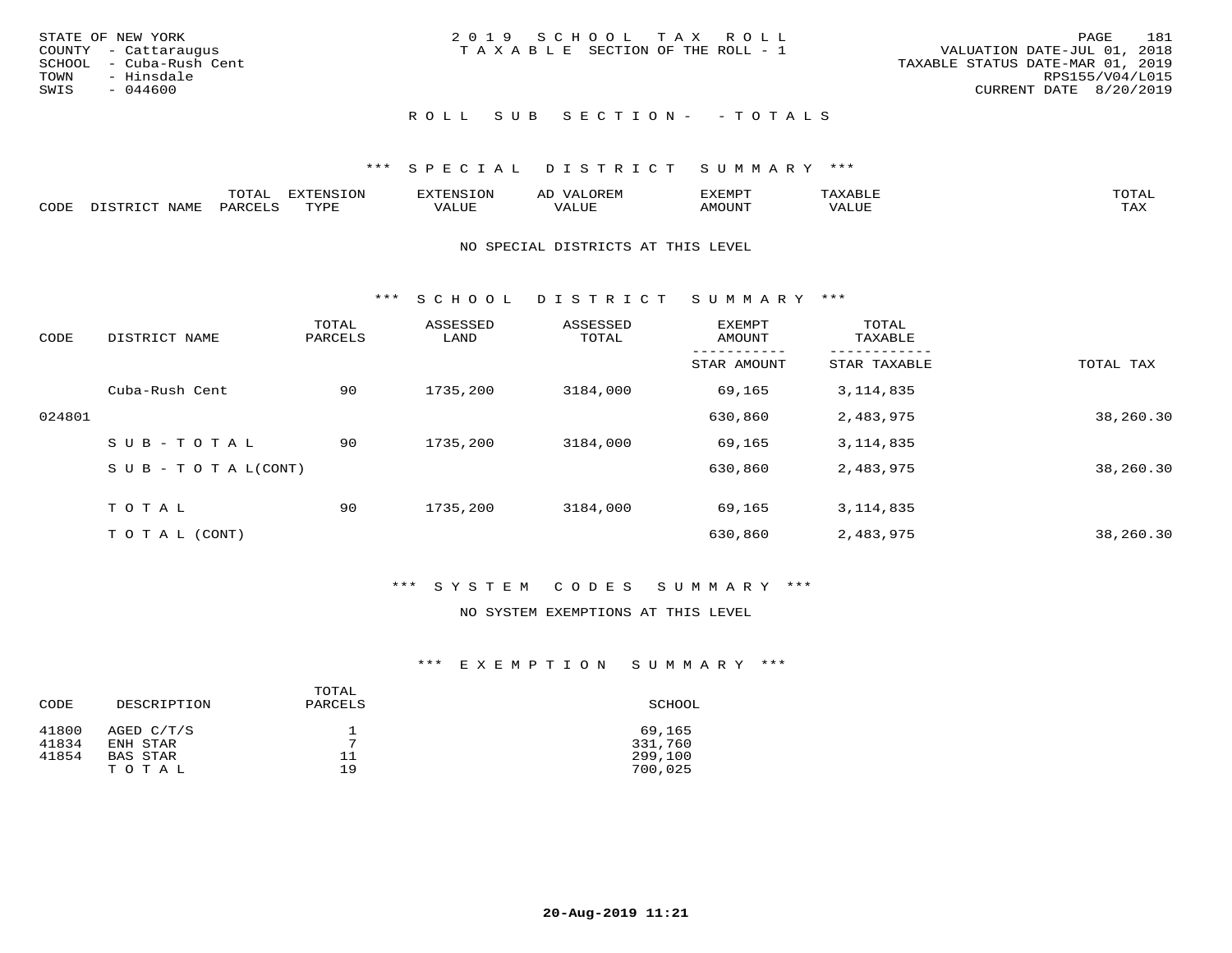STATE OF NEW YORK
COUNTY - Cattaraugus
SCHOOL - Cuba-Rush Cent
TOWN - Hinsdale
SWIS - 044600

2019 SCHOOL TAX ROLL
TAXABLE SECTION OF THE ROLL - 1

VALUATION DATE-JUL 01, 2018
TAXABLE STATUS DATE-MAR 01, 2019
RPS155/V04/L015
CURRENT DATE 8/20/2019

## ROLL SUB SECTION- - TOTALS

### *** SPECIAL DISTRICT SUMMARY ***

| CODE | DISTRICT NAME | TOTAL PARCELS | EXTENSION TYPE | EXTENSION VALUE | AD VALOREM VALUE | EXEMPT AMOUNT | TAXABLE VALUE | TOTAL TAX |
|---|---|---|---|---|---|---|---|---|

NO SPECIAL DISTRICTS AT THIS LEVEL

### *** SCHOOL DISTRICT SUMMARY ***

| CODE | DISTRICT NAME | TOTAL PARCELS | ASSESSED LAND | ASSESSED TOTAL | EXEMPT AMOUNT / STAR AMOUNT | TOTAL TAXABLE / STAR TAXABLE | TOTAL TAX |
|---|---|---|---|---|---|---|---|
| | Cuba-Rush Cent | 90 | 1735,200 | 3184,000 | 69,165 | 3,114,835 | |
| 024801 | | | | | 630,860 | 2,483,975 | 38,260.30 |
| | SUB-TOTAL | 90 | 1735,200 | 3184,000 | 69,165 | 3,114,835 | |
| | SUB-TOTAL(CONT) | | | | 630,860 | 2,483,975 | 38,260.30 |
| | TOTAL | 90 | 1735,200 | 3184,000 | 69,165 | 3,114,835 | |
| | TOTAL (CONT) | | | | 630,860 | 2,483,975 | 38,260.30 |

### *** SYSTEM CODES SUMMARY ***

NO SYSTEM EXEMPTIONS AT THIS LEVEL

### *** EXEMPTION SUMMARY ***

| CODE | DESCRIPTION | TOTAL PARCELS | SCHOOL |
|---|---|---|---|
| 41800 | AGED C/T/S | 1 | 69,165 |
| 41834 | ENH STAR | 7 | 331,760 |
| 41854 | BAS STAR | 11 | 299,100 |
| | TOTAL | 19 | 700,025 |

20-Aug-2019 11:21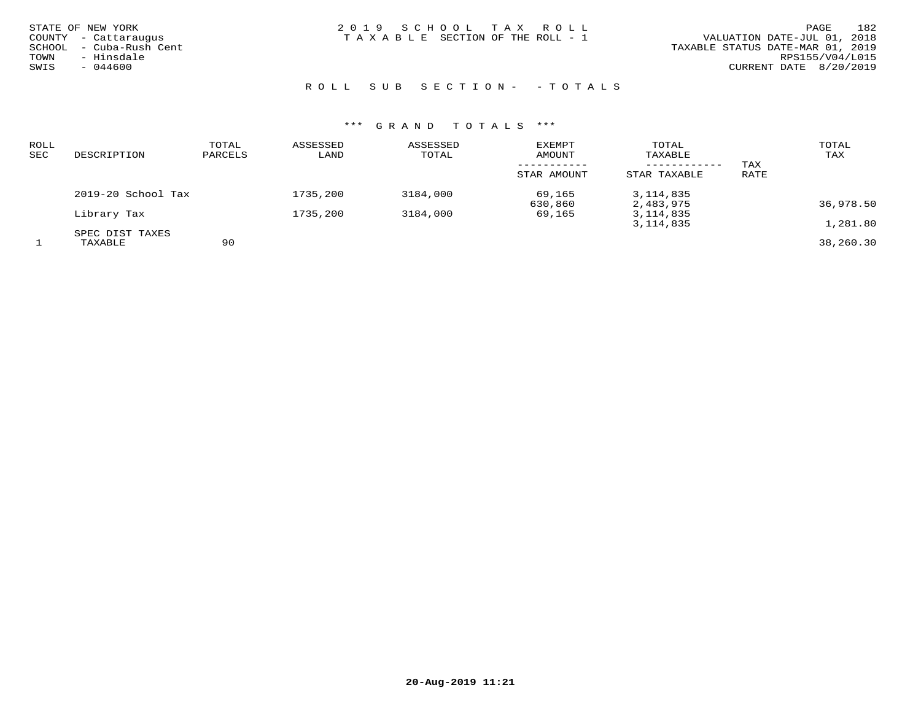STATE OF NEW YORK
COUNTY - Cattaraugus
SCHOOL - Cuba-Rush Cent
TOWN - Hinsdale
SWIS - 044600

2 0 1 9 S C H O O L T A X R O L L
T A X A B L E SECTION OF THE ROLL - 1

VALUATION DATE-JUL 01, 2018
TAXABLE STATUS DATE-MAR 01, 2019
RPS155/V04/L015
CURRENT DATE 8/20/2019

R O L L S U B S E C T I O N - - T O T A L S

\*\*\* G R A N D T O T A L S \*\*\*

| ROLL SEC | DESCRIPTION | TOTAL PARCELS | ASSESSED LAND | ASSESSED TOTAL | EXEMPT AMOUNT / STAR AMOUNT | TOTAL TAXABLE / STAR TAXABLE | TAX RATE | TOTAL TAX |
|---|---|---|---|---|---|---|---|---|
| | 2019-20 School Tax | | 1735,200 | 3184,000 | 69,165 | 3,114,835 | | |
| | | | | | 630,860 | 2,483,975 | | 36,978.50 |
| | Library Tax | | 1735,200 | 3184,000 | 69,165 | 3,114,835 | | |
| | | | | | | 3,114,835 | | 1,281.80 |
| | SPEC DIST TAXES | | | | | | | |
| 1 | TAXABLE | 90 | | | | | | 38,260.30 |

20-Aug-2019 11:21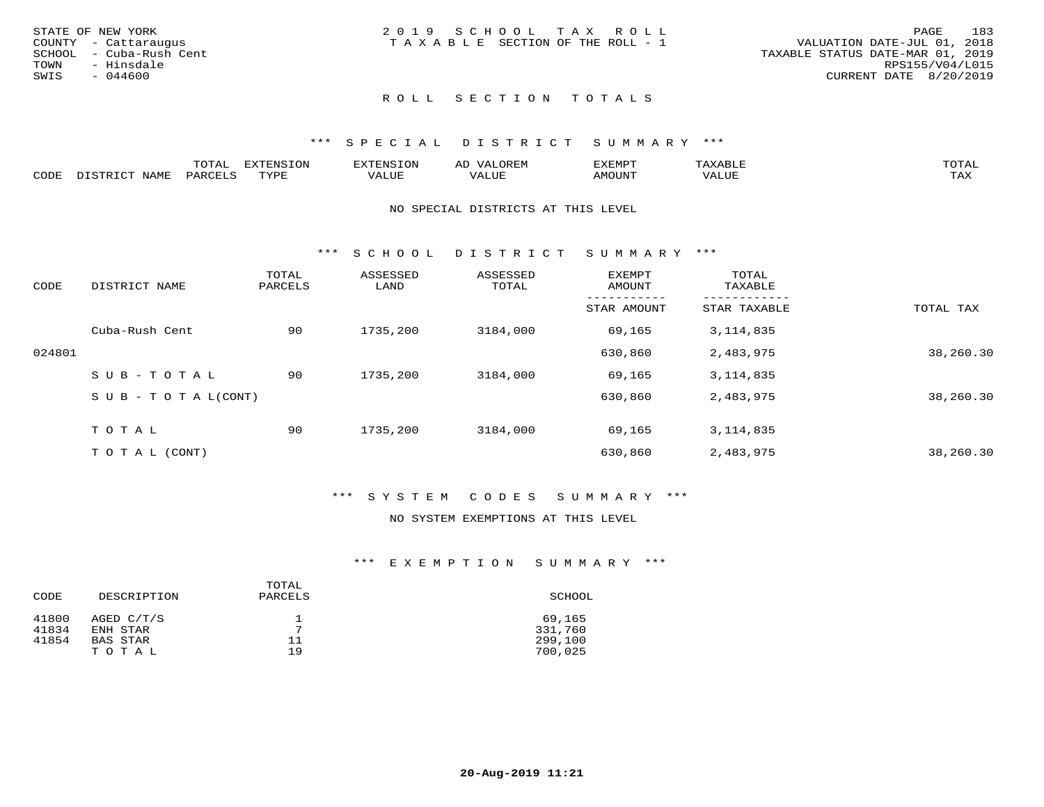STATE OF NEW YORK
COUNTY - Cattaraugus
SCHOOL - Cuba-Rush Cent
TOWN - Hinsdale
SWIS - 044600

2019 SCHOOL TAX ROLL
TAXABLE SECTION OF THE ROLL - 1

VALUATION DATE-JUL 01, 2018
TAXABLE STATUS DATE-MAR 01, 2019
RPS155/V04/L015
CURRENT DATE 8/20/2019

## ROLL SECTION TOTALS

### *** SPECIAL DISTRICT SUMMARY ***

| CODE | DISTRICT NAME | TOTAL PARCELS | EXTENSION TYPE | EXTENSION VALUE | AD VALOREM VALUE | EXEMPT AMOUNT | TAXABLE VALUE | TOTAL TAX |
|---|---|---|---|---|---|---|---|---|

NO SPECIAL DISTRICTS AT THIS LEVEL

### *** SCHOOL DISTRICT SUMMARY ***

| CODE | DISTRICT NAME | TOTAL PARCELS | ASSESSED LAND | ASSESSED TOTAL | EXEMPT AMOUNT / STAR AMOUNT | TOTAL TAXABLE / STAR TAXABLE | TOTAL TAX |
|---|---|---|---|---|---|---|---|
| | Cuba-Rush Cent | 90 | 1735,200 | 3184,000 | 69,165 | 3,114,835 | |
| 024801 | | | | | 630,860 | 2,483,975 | 38,260.30 |
| | SUB-TOTAL | 90 | 1735,200 | 3184,000 | 69,165 | 3,114,835 | |
| | SUB-TOTAL(CONT) | | | | 630,860 | 2,483,975 | 38,260.30 |
| | TOTAL | 90 | 1735,200 | 3184,000 | 69,165 | 3,114,835 | |
| | TOTAL (CONT) | | | | 630,860 | 2,483,975 | 38,260.30 |

### *** SYSTEM CODES SUMMARY ***

NO SYSTEM EXEMPTIONS AT THIS LEVEL

### *** EXEMPTION SUMMARY ***

| CODE | DESCRIPTION | TOTAL PARCELS | SCHOOL |
|---|---|---|---|
| 41800 | AGED C/T/S | 1 | 69,165 |
| 41834 | ENH STAR | 7 | 331,760 |
| 41854 | BAS STAR | 11 | 299,100 |
| | TOTAL | 19 | 700,025 |

20-Aug-2019 11:21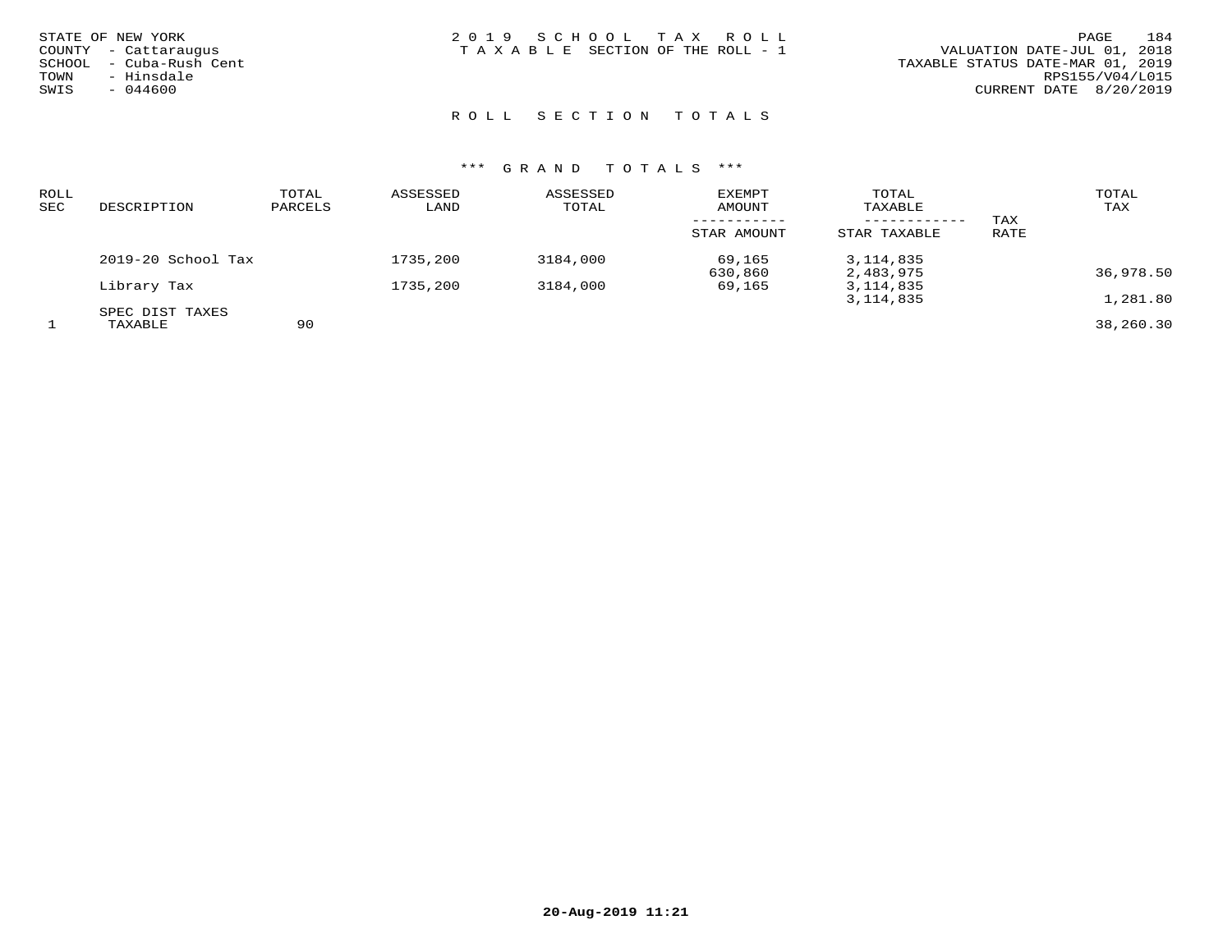STATE OF NEW YORK
COUNTY - Cattaraugus
SCHOOL - Cuba-Rush Cent
TOWN - Hinsdale
SWIS - 044600

# 2019 SCHOOL TAX ROLL

TAXABLE SECTION OF THE ROLL - 1

VALUATION DATE-JUL 01, 2018
TAXABLE STATUS DATE-MAR 01, 2019
RPS155/V04/L015
CURRENT DATE 8/20/2019

## ROLL SECTION TOTALS

### *** GRAND TOTALS ***

| ROLL SEC | DESCRIPTION | TOTAL PARCELS | ASSESSED LAND | ASSESSED TOTAL | EXEMPT AMOUNT / STAR AMOUNT | TOTAL TAXABLE / STAR TAXABLE | TAX RATE | TOTAL TAX |
|---|---|---|---|---|---|---|---|---|
| | 2019-20 School Tax | | 1735,200 | 3184,000 | 69,165 | 3,114,835 | | |
| | | | | | 630,860 | 2,483,975 | | 36,978.50 |
| | Library Tax | | 1735,200 | 3184,000 | 69,165 | 3,114,835 | | |
| | | | | | | 3,114,835 | | 1,281.80 |
| | SPEC DIST TAXES | | | | | | | |
| 1 | TAXABLE | 90 | | | | | | 38,260.30 |

20-Aug-2019 11:21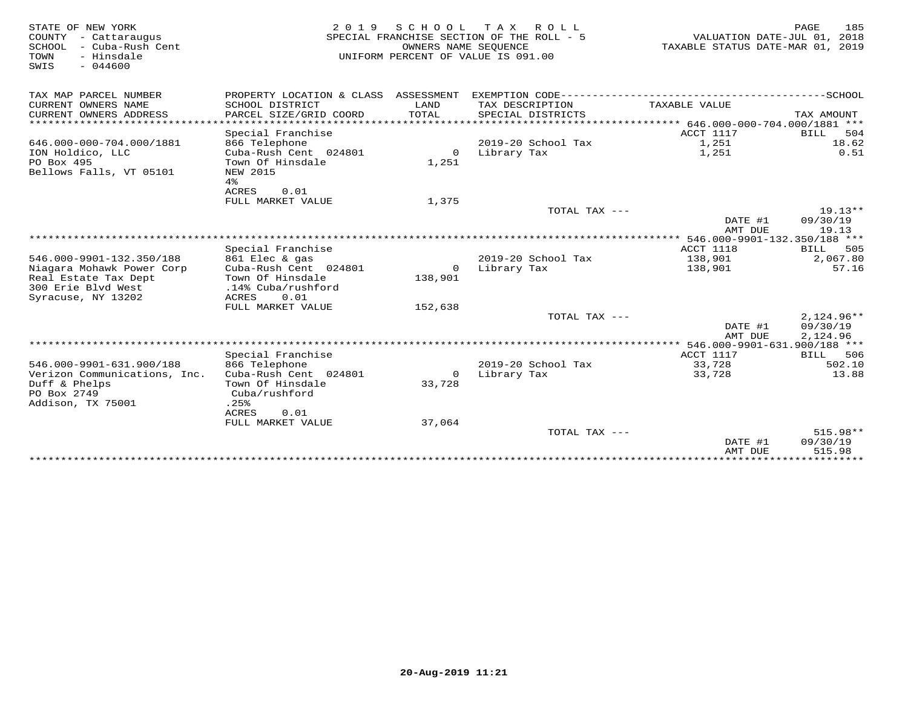STATE OF NEW YORK
COUNTY - Cattaraugus
SCHOOL - Cuba-Rush Cent
TOWN - Hinsdale
SWIS - 044600

2019 SCHOOL TAX ROLL
SPECIAL FRANCHISE SECTION OF THE ROLL - 5
OWNERS NAME SEQUENCE
UNIFORM PERCENT OF VALUE IS 091.00

VALUATION DATE-JUL 01, 2018
TAXABLE STATUS DATE-MAR 01, 2019

| TAX MAP PARCEL NUMBER / CURRENT OWNERS NAME / CURRENT OWNERS ADDRESS | PROPERTY LOCATION & CLASS / SCHOOL DISTRICT / PARCEL SIZE/GRID COORD | ASSESSMENT LAND / TOTAL | EXEMPTION CODE / TAX DESCRIPTION / SPECIAL DISTRICTS | TAXABLE VALUE | SCHOOL TAX AMOUNT |
|---|---|---|---|---|---|
| **646.000-000-704.000/1881** | | | | ACCT 1117 | BILL 504 |
| | Special Franchise | | | | |
| 646.000-000-704.000/1881 | 866 Telephone | | 2019-20 School Tax | 1,251 | 18.62 |
| ION Holdico, LLC | Cuba-Rush Cent 024801 | 0 | Library Tax | 1,251 | 0.51 |
| PO Box 495 | Town Of Hinsdale | 1,251 | | | |
| Bellows Falls, VT 05101 | NEW 2015 | | | | |
| | 4% | | | | |
| | ACRES 0.01 | | | | |
| | FULL MARKET VALUE | 1,375 | | | |
| | | | TOTAL TAX --- | | 19.13** |
| | | | | DATE #1 | 09/30/19 |
| | | | | AMT DUE | 19.13 |
| **546.000-9901-132.350/188** | | | | ACCT 1118 | BILL 505 |
| | Special Franchise | | | | |
| 546.000-9901-132.350/188 | 861 Elec & gas | | 2019-20 School Tax | 138,901 | 2,067.80 |
| Niagara Mohawk Power Corp | Cuba-Rush Cent 024801 | 0 | Library Tax | 138,901 | 57.16 |
| Real Estate Tax Dept | Town Of Hinsdale | 138,901 | | | |
| 300 Erie Blvd West | .14% Cuba/rushford | | | | |
| Syracuse, NY 13202 | ACRES 0.01 | | | | |
| | FULL MARKET VALUE | 152,638 | | | |
| | | | TOTAL TAX --- | | 2,124.96** |
| | | | | DATE #1 | 09/30/19 |
| | | | | AMT DUE | 2,124.96 |
| **546.000-9901-631.900/188** | | | | ACCT 1117 | BILL 506 |
| | Special Franchise | | | | |
| 546.000-9901-631.900/188 | 866 Telephone | | 2019-20 School Tax | 33,728 | 502.10 |
| Verizon Communications, Inc. | Cuba-Rush Cent 024801 | 0 | Library Tax | 33,728 | 13.88 |
| Duff & Phelps | Town Of Hinsdale | 33,728 | | | |
| PO Box 2749 | Cuba/rushford | | | | |
| Addison, TX 75001 | .25% | | | | |
| | ACRES 0.01 | | | | |
| | FULL MARKET VALUE | 37,064 | | | |
| | | | TOTAL TAX --- | | 515.98** |
| | | | | DATE #1 | 09/30/19 |
| | | | | AMT DUE | 515.98 |

20-Aug-2019 11:21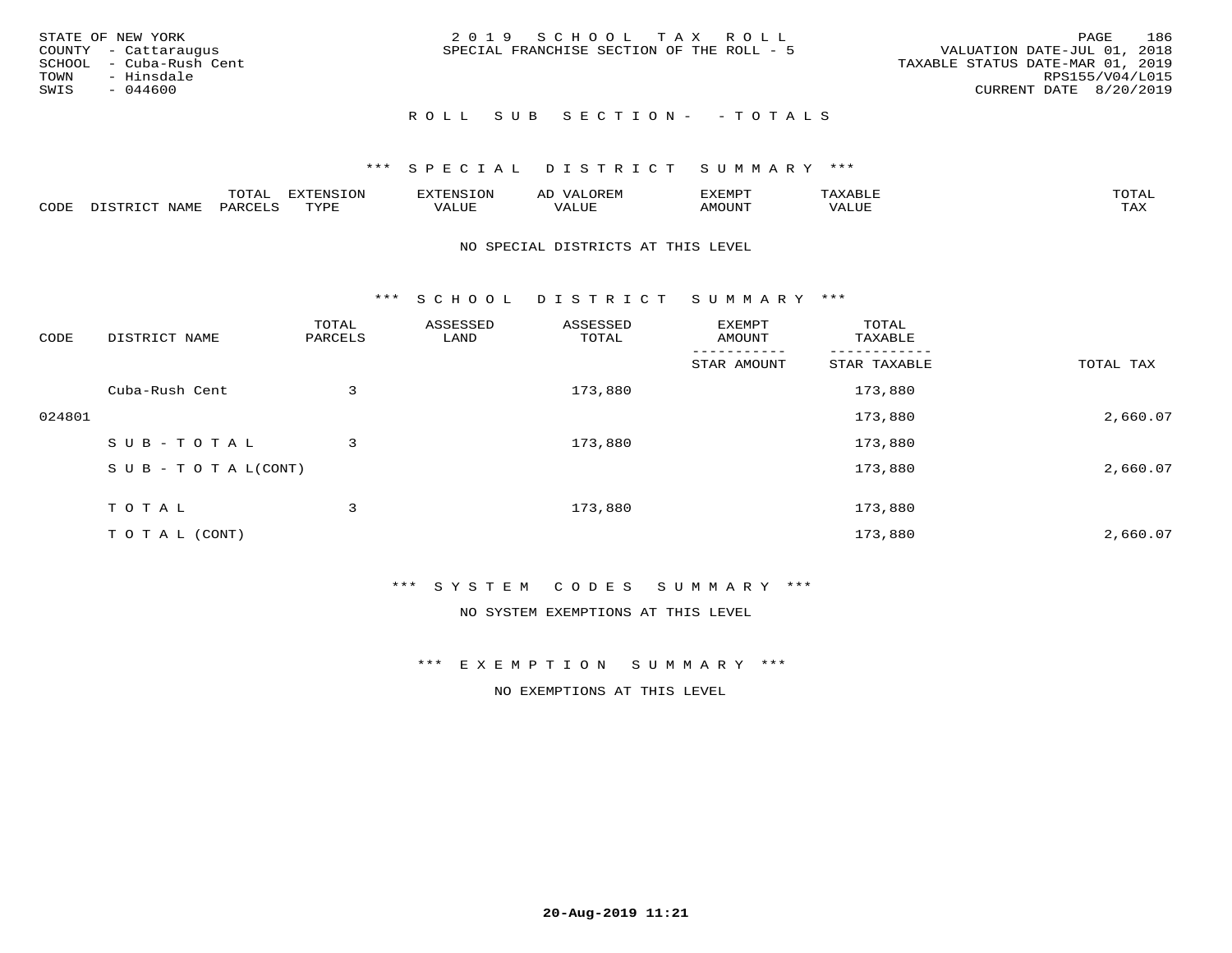STATE OF NEW YORK
COUNTY - Cattaraugus
SCHOOL - Cuba-Rush Cent
TOWN - Hinsdale
SWIS - 044600

2 0 1 9 S C H O O L T A X R O L L
SPECIAL FRANCHISE SECTION OF THE ROLL - 5

VALUATION DATE-JUL 01, 2018
TAXABLE STATUS DATE-MAR 01, 2019
RPS155/V04/L015
CURRENT DATE 8/20/2019

R O L L S U B S E C T I O N - - T O T A L S

*** S P E C I A L D I S T R I C T S U M M A R Y ***

| CODE | DISTRICT NAME | TOTAL PARCELS | EXTENSION TYPE | EXTENSION VALUE | AD VALOREM VALUE | EXEMPT AMOUNT | TAXABLE VALUE | TOTAL TAX |
|---|---|---|---|---|---|---|---|---|

NO SPECIAL DISTRICTS AT THIS LEVEL

*** S C H O O L D I S T R I C T S U M M A R Y ***

| CODE | DISTRICT NAME | TOTAL PARCELS | ASSESSED LAND | ASSESSED TOTAL | EXEMPT AMOUNT / STAR AMOUNT | TOTAL TAXABLE / STAR TAXABLE | TOTAL TAX |
|---|---|---|---|---|---|---|---|
| | Cuba-Rush Cent | 3 | | 173,880 | | 173,880 | |
| 024801 | | | | | | 173,880 | 2,660.07 |
| | S U B - T O T A L | 3 | | 173,880 | | 173,880 | |
| | S U B - T O T A L(CONT) | | | | | 173,880 | 2,660.07 |
| | T O T A L | 3 | | 173,880 | | 173,880 | |
| | T O T A L (CONT) | | | | | 173,880 | 2,660.07 |

*** S Y S T E M C O D E S S U M M A R Y ***

NO SYSTEM EXEMPTIONS AT THIS LEVEL

*** E X E M P T I O N S U M M A R Y ***

NO EXEMPTIONS AT THIS LEVEL

20-Aug-2019 11:21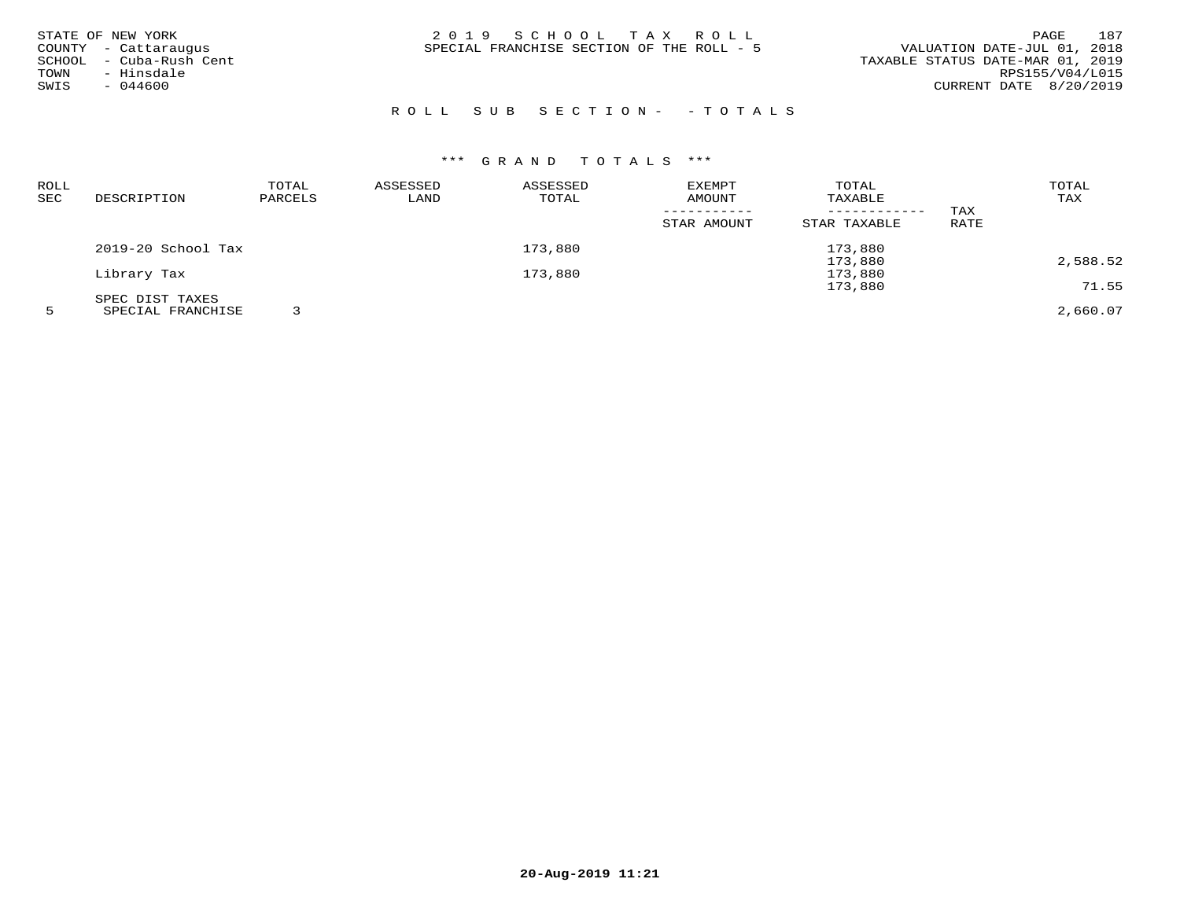STATE OF NEW YORK
COUNTY - Cattaraugus
SCHOOL - Cuba-Rush Cent
TOWN - Hinsdale
SWIS - 044600

2 0 1 9 S C H O O L T A X R O L L
SPECIAL FRANCHISE SECTION OF THE ROLL - 5

VALUATION DATE-JUL 01, 2018
TAXABLE STATUS DATE-MAR 01, 2019
RPS155/V04/L015
CURRENT DATE 8/20/2019

R O L L S U B S E C T I O N - - T O T A L S

\*\*\* G R A N D T O T A L S \*\*\*

| ROLL SEC | DESCRIPTION | TOTAL PARCELS | ASSESSED LAND | ASSESSED TOTAL | EXEMPT AMOUNT / STAR AMOUNT | TOTAL TAXABLE / STAR TAXABLE | TAX RATE | TOTAL TAX |
|---|---|---|---|---|---|---|---|---|
| | 2019-20 School Tax | | | 173,880 | | 173,880 | | |
| | | | | | | 173,880 | | 2,588.52 |
| | Library Tax | | | 173,880 | | 173,880 | | |
| | | | | | | 173,880 | | 71.55 |
| | SPEC DIST TAXES | | | | | | | |
| 5 | SPECIAL FRANCHISE | 3 | | | | | | 2,660.07 |

20-Aug-2019 11:21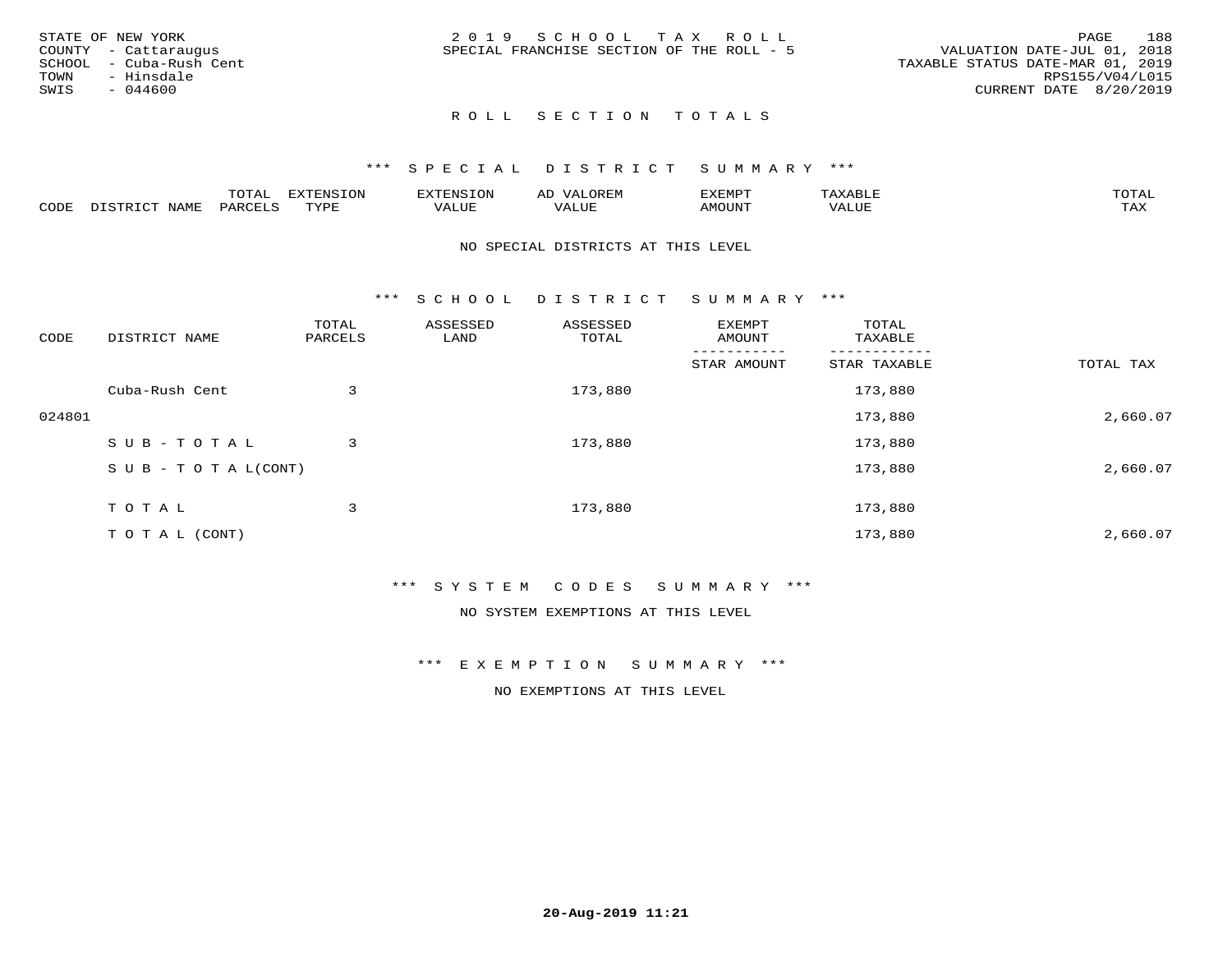STATE OF NEW YORK
COUNTY - Cattaraugus
SCHOOL - Cuba-Rush Cent
TOWN - Hinsdale
SWIS - 044600

2019 SCHOOL TAX ROLL
SPECIAL FRANCHISE SECTION OF THE ROLL - 5

VALUATION DATE-JUL 01, 2018
TAXABLE STATUS DATE-MAR 01, 2019
RPS155/V04/L015
CURRENT DATE 8/20/2019

## ROLL SECTION TOTALS

### *** SPECIAL DISTRICT SUMMARY ***

| CODE | DISTRICT NAME | TOTAL PARCELS | EXTENSION TYPE | EXTENSION VALUE | AD VALOREM VALUE | EXEMPT AMOUNT | TAXABLE VALUE | TOTAL TAX |
|---|---|---|---|---|---|---|---|---|

NO SPECIAL DISTRICTS AT THIS LEVEL

### *** SCHOOL DISTRICT SUMMARY ***

| CODE | DISTRICT NAME | TOTAL PARCELS | ASSESSED LAND | ASSESSED TOTAL | EXEMPT AMOUNT / STAR AMOUNT | TOTAL TAXABLE / STAR TAXABLE | TOTAL TAX |
|---|---|---|---|---|---|---|---|
| | Cuba-Rush Cent | 3 | | 173,880 | | 173,880 | |
| 024801 | | | | | | 173,880 | 2,660.07 |
| | SUB-TOTAL | 3 | | 173,880 | | 173,880 | |
| | SUB-TOTAL(CONT) | | | | | 173,880 | 2,660.07 |
| | TOTAL | 3 | | 173,880 | | 173,880 | |
| | TOTAL (CONT) | | | | | 173,880 | 2,660.07 |

### *** SYSTEM CODES SUMMARY ***

NO SYSTEM EXEMPTIONS AT THIS LEVEL

### *** EXEMPTION SUMMARY ***

NO EXEMPTIONS AT THIS LEVEL

20-Aug-2019 11:21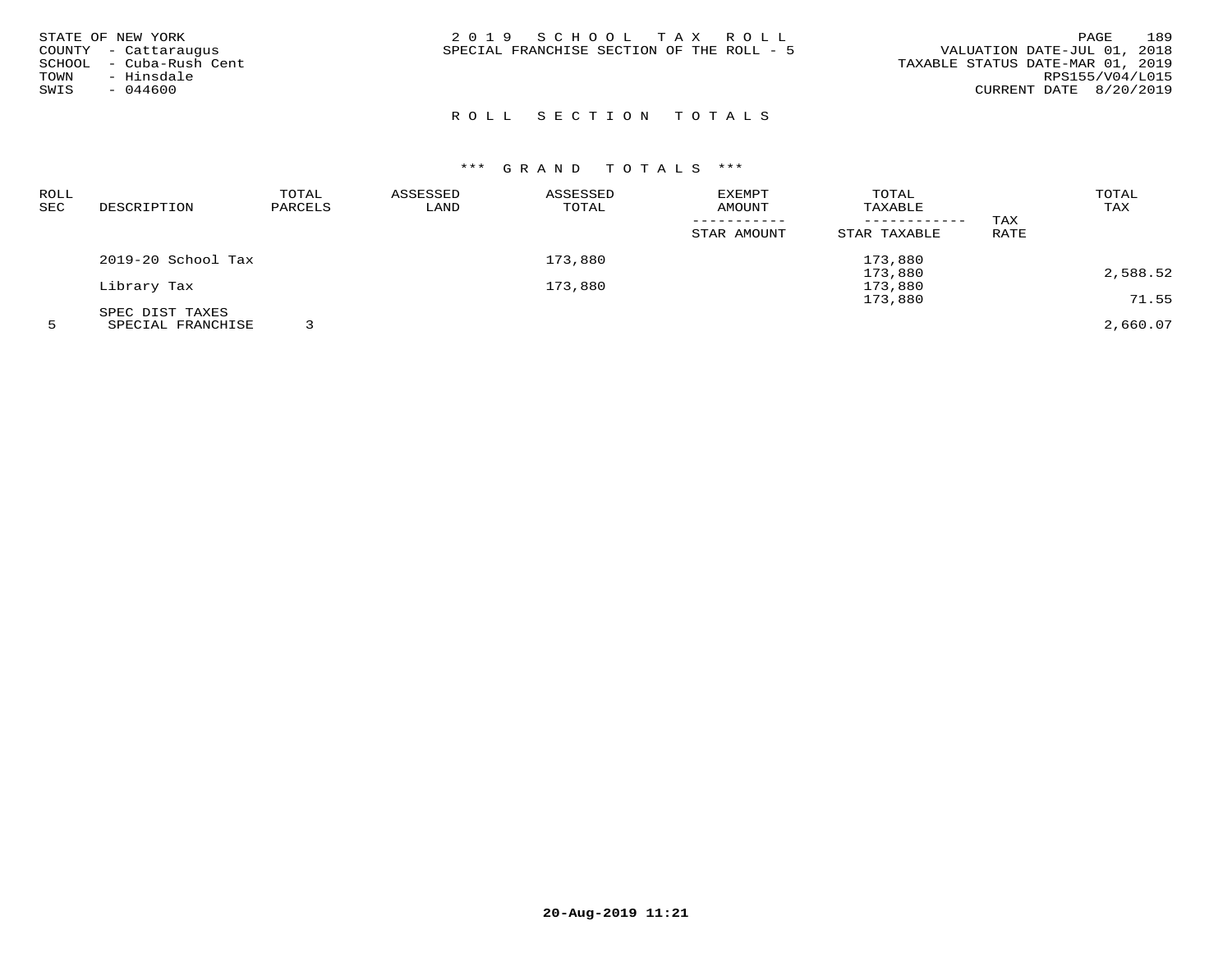STATE OF NEW YORK
COUNTY - Cattaraugus
SCHOOL - Cuba-Rush Cent
TOWN - Hinsdale
SWIS - 044600

2019 SCHOOL TAX ROLL
SPECIAL FRANCHISE SECTION OF THE ROLL - 5

VALUATION DATE-JUL 01, 2018
TAXABLE STATUS DATE-MAR 01, 2019
RPS155/V04/L015
CURRENT DATE 8/20/2019

## ROLL SECTION TOTALS

### *** GRAND TOTALS ***

| ROLL SEC | DESCRIPTION | TOTAL PARCELS | ASSESSED LAND | ASSESSED TOTAL | EXEMPT AMOUNT / STAR AMOUNT | TOTAL TAXABLE / STAR TAXABLE | TAX RATE | TOTAL TAX |
|---|---|---|---|---|---|---|---|---|
| | 2019-20 School Tax | | | 173,880 | | 173,880 | | |
| | | | | | | 173,880 | | 2,588.52 |
| | Library Tax | | | 173,880 | | 173,880 | | |
| | | | | | | 173,880 | | 71.55 |
| | SPEC DIST TAXES | | | | | | | |
| 5 | SPECIAL FRANCHISE | 3 | | | | | | 2,660.07 |

20-Aug-2019 11:21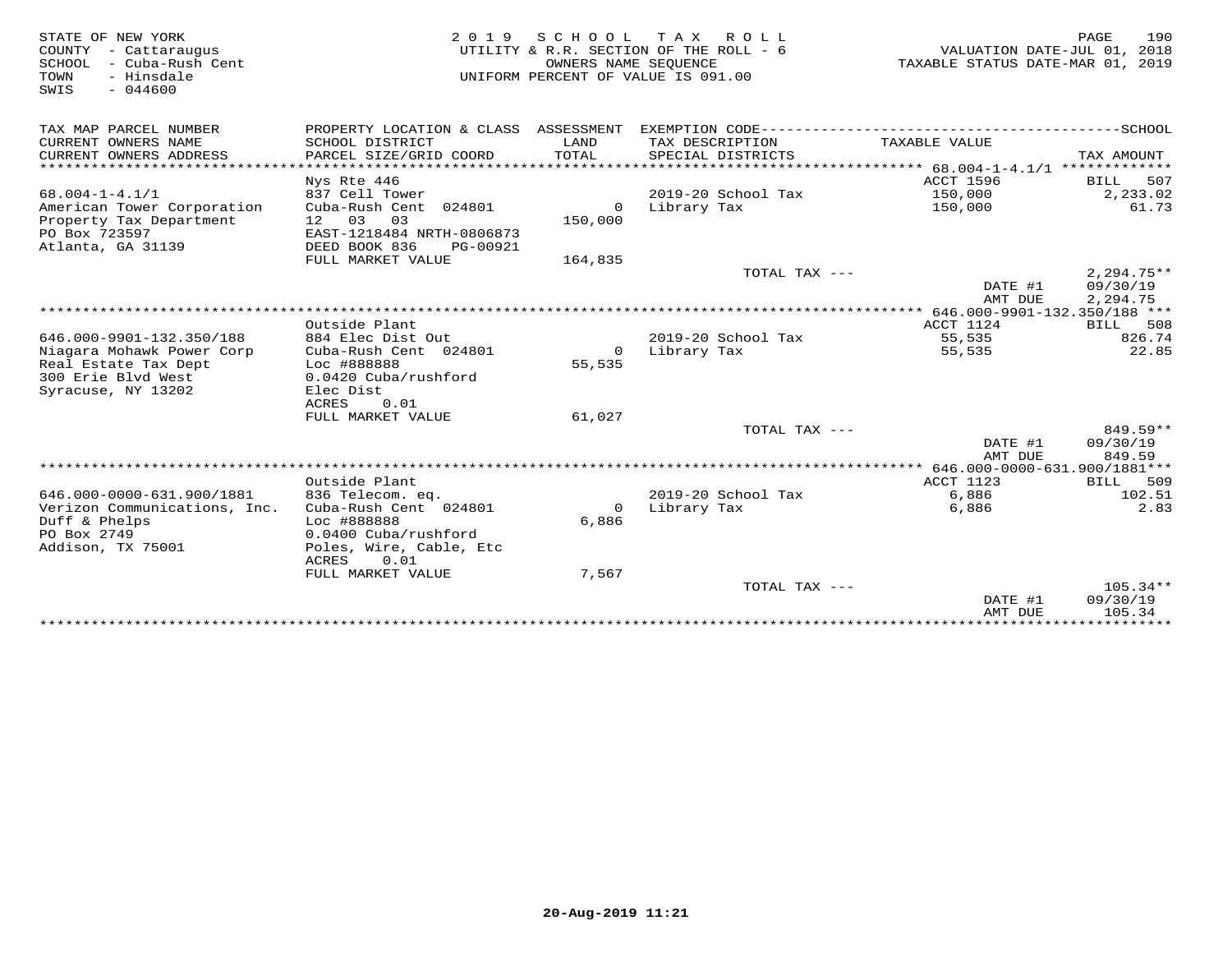STATE OF NEW YORK
COUNTY - Cattaraugus
SCHOOL - Cuba-Rush Cent
TOWN - Hinsdale
SWIS - 044600

2019 SCHOOL TAX ROLL
UTILITY & R.R. SECTION OF THE ROLL - 6
OWNERS NAME SEQUENCE
UNIFORM PERCENT OF VALUE IS 091.00

VALUATION DATE-JUL 01, 2018
TAXABLE STATUS DATE-MAR 01, 2019

| TAX MAP PARCEL NUMBER / CURRENT OWNERS NAME / CURRENT OWNERS ADDRESS | PROPERTY LOCATION & CLASS / SCHOOL DISTRICT / PARCEL SIZE/GRID COORD | ASSESSMENT LAND / TOTAL | EXEMPTION CODE / TAX DESCRIPTION / SPECIAL DISTRICTS | TAXABLE VALUE | SCHOOL TAX AMOUNT |
|---|---|---|---|---|---|
| **68.004-1-4.1/1** | Nys Rte 446 | | | ACCT 1596 | BILL 507 |
| 68.004-1-4.1/1 | 837 Cell Tower | | 2019-20 School Tax | 150,000 | 2,233.02 |
| American Tower Corporation | Cuba-Rush Cent 024801 | 0 | Library Tax | 150,000 | 61.73 |
| Property Tax Department | 12 03 03 | 150,000 | | | |
| PO Box 723597 | EAST-1218484 NRTH-0806873 | | | | |
| Atlanta, GA 31139 | DEED BOOK 836 PG-00921 | | | | |
| | FULL MARKET VALUE | 164,835 | | | |
| | | | TOTAL TAX --- | | 2,294.75** |
| | | | | DATE #1 | 09/30/19 |
| | | | | AMT DUE | 2,294.75 |
| **646.000-9901-132.350/188** | Outside Plant | | | ACCT 1124 | BILL 508 |
| 646.000-9901-132.350/188 | 884 Elec Dist Out | | 2019-20 School Tax | 55,535 | 826.74 |
| Niagara Mohawk Power Corp | Cuba-Rush Cent 024801 | 0 | Library Tax | 55,535 | 22.85 |
| Real Estate Tax Dept | Loc #888888 | 55,535 | | | |
| 300 Erie Blvd West | 0.0420 Cuba/rushford | | | | |
| Syracuse, NY 13202 | Elec Dist | | | | |
| | ACRES 0.01 | | | | |
| | FULL MARKET VALUE | 61,027 | | | |
| | | | TOTAL TAX --- | | 849.59** |
| | | | | DATE #1 | 09/30/19 |
| | | | | AMT DUE | 849.59 |
| **646.000-0000-631.900/1881** | Outside Plant | | | ACCT 1123 | BILL 509 |
| 646.000-0000-631.900/1881 | 836 Telecom. eq. | | 2019-20 School Tax | 6,886 | 102.51 |
| Verizon Communications, Inc. | Cuba-Rush Cent 024801 | 0 | Library Tax | 6,886 | 2.83 |
| Duff & Phelps | Loc #888888 | 6,886 | | | |
| PO Box 2749 | 0.0400 Cuba/rushford | | | | |
| Addison, TX 75001 | Poles, Wire, Cable, Etc | | | | |
| | ACRES 0.01 | | | | |
| | FULL MARKET VALUE | 7,567 | | | |
| | | | TOTAL TAX --- | | 105.34** |
| | | | | DATE #1 | 09/30/19 |
| | | | | AMT DUE | 105.34 |

20-Aug-2019 11:21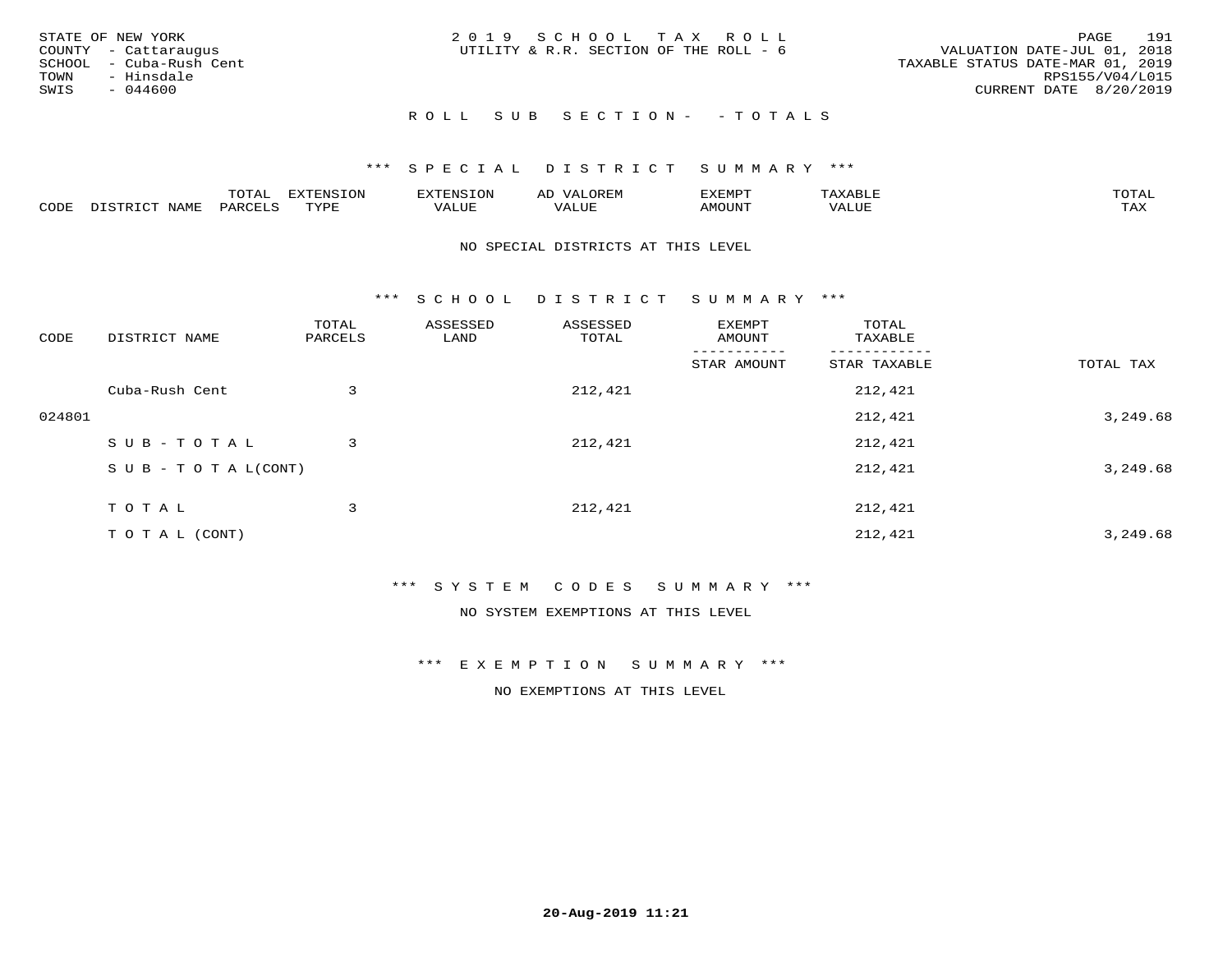STATE OF NEW YORK
COUNTY - Cattaraugus
SCHOOL - Cuba-Rush Cent
TOWN - Hinsdale
SWIS - 044600

2019 SCHOOL TAX ROLL
UTILITY & R.R. SECTION OF THE ROLL - 6

VALUATION DATE-JUL 01, 2018
TAXABLE STATUS DATE-MAR 01, 2019
RPS155/V04/L015
CURRENT DATE 8/20/2019

## ROLL SUB SECTION- - TOTALS

### *** SPECIAL DISTRICT SUMMARY ***

| CODE | DISTRICT NAME | TOTAL PARCELS | EXTENSION TYPE | EXTENSION VALUE | AD VALOREM VALUE | EXEMPT AMOUNT | TAXABLE VALUE | TOTAL TAX |
|---|---|---|---|---|---|---|---|---|

NO SPECIAL DISTRICTS AT THIS LEVEL

### *** SCHOOL DISTRICT SUMMARY ***

| CODE | DISTRICT NAME | TOTAL PARCELS | ASSESSED LAND | ASSESSED TOTAL | EXEMPT AMOUNT / STAR AMOUNT | TOTAL TAXABLE / STAR TAXABLE | TOTAL TAX |
|---|---|---|---|---|---|---|---|
| | Cuba-Rush Cent | 3 | | 212,421 | | 212,421 | |
| 024801 | | | | | | 212,421 | 3,249.68 |
| | SUB-TOTAL | 3 | | 212,421 | | 212,421 | |
| | SUB-TOTAL(CONT) | | | | | 212,421 | 3,249.68 |
| | TOTAL | 3 | | 212,421 | | 212,421 | |
| | TOTAL (CONT) | | | | | 212,421 | 3,249.68 |

### *** SYSTEM CODES SUMMARY ***

NO SYSTEM EXEMPTIONS AT THIS LEVEL

### *** EXEMPTION SUMMARY ***

NO EXEMPTIONS AT THIS LEVEL

20-Aug-2019 11:21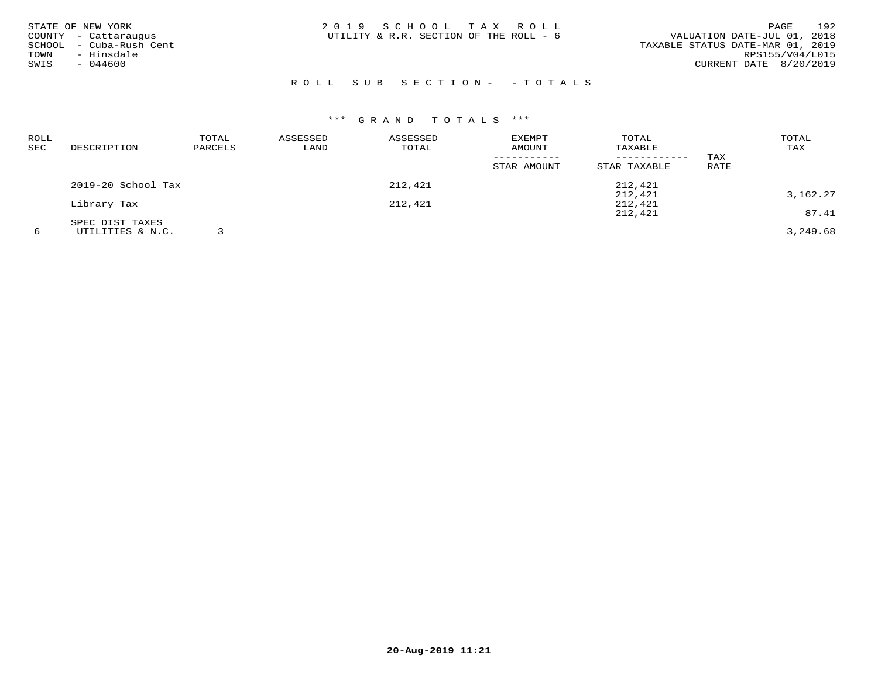STATE OF NEW YORK
COUNTY - Cattaraugus
SCHOOL - Cuba-Rush Cent
TOWN - Hinsdale
SWIS - 044600

# 2019 SCHOOL TAX ROLL

UTILITY & R.R. SECTION OF THE ROLL - 6

VALUATION DATE-JUL 01, 2018
TAXABLE STATUS DATE-MAR 01, 2019
RPS155/V04/L015
CURRENT DATE 8/20/2019

## ROLL SUB SECTION- - TOTALS

### *** GRAND TOTALS ***

| ROLL SEC | DESCRIPTION | TOTAL PARCELS | ASSESSED LAND | ASSESSED TOTAL | EXEMPT AMOUNT / STAR AMOUNT | TOTAL TAXABLE / STAR TAXABLE | TAX RATE | TOTAL TAX |
|---|---|---|---|---|---|---|---|---|
| | 2019-20 School Tax | | | 212,421 | | 212,421 | | |
| | | | | | | 212,421 | | 3,162.27 |
| | Library Tax | | | 212,421 | | 212,421 | | |
| | | | | | | 212,421 | | 87.41 |
| | SPEC DIST TAXES | | | | | | | |
| 6 | UTILITIES & N.C. | 3 | | | | | | 3,249.68 |

20-Aug-2019 11:21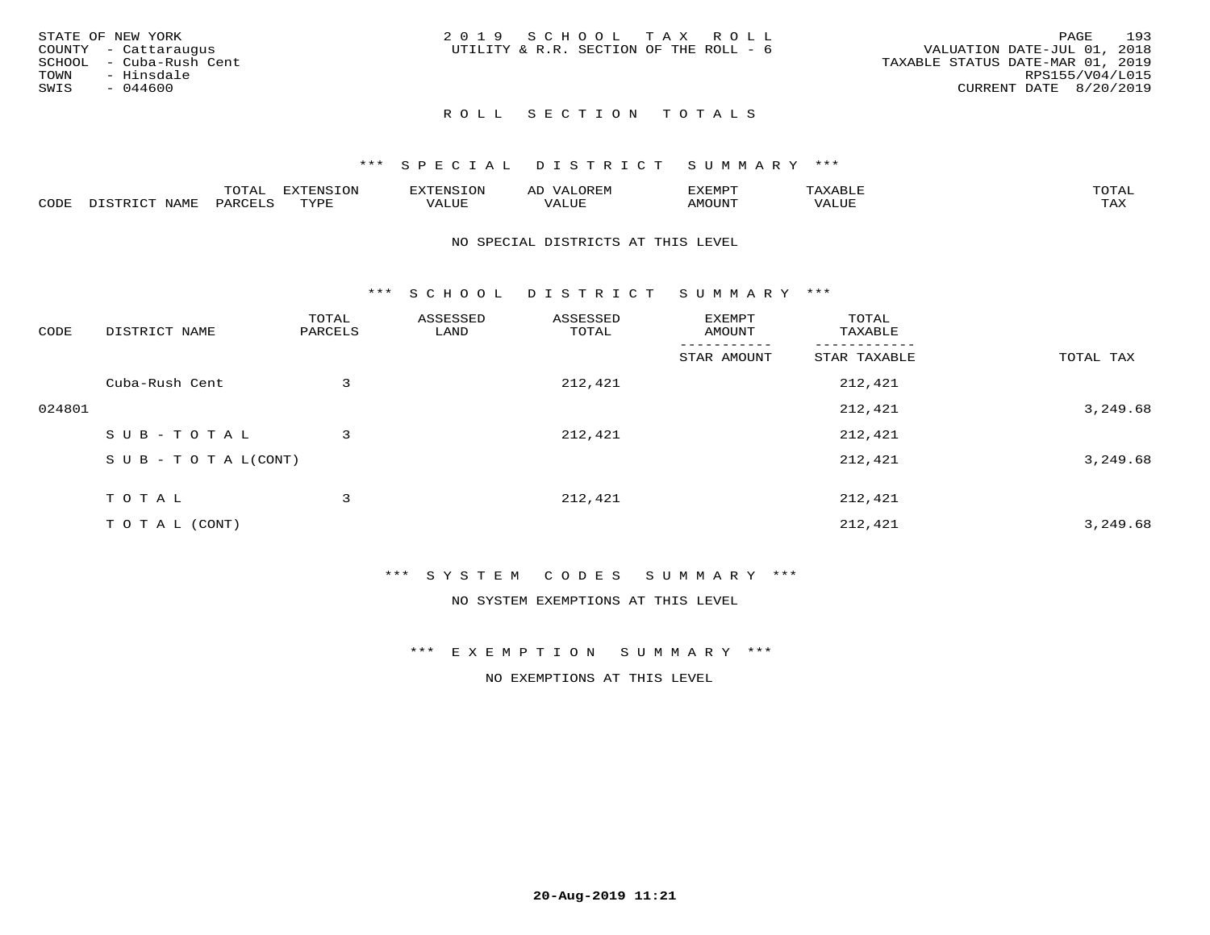STATE OF NEW YORK
COUNTY - Cattaraugus
SCHOOL - Cuba-Rush Cent
TOWN - Hinsdale
SWIS - 044600

2019 SCHOOL TAX ROLL
UTILITY & R.R. SECTION OF THE ROLL - 6

VALUATION DATE-JUL 01, 2018
TAXABLE STATUS DATE-MAR 01, 2019
RPS155/V04/L015
CURRENT DATE 8/20/2019

## ROLL SECTION TOTALS

### *** SPECIAL DISTRICT SUMMARY ***

| CODE | DISTRICT NAME | TOTAL PARCELS | EXTENSION TYPE | EXTENSION VALUE | AD VALOREM VALUE | EXEMPT AMOUNT | TAXABLE VALUE | TOTAL TAX |
|---|---|---|---|---|---|---|---|---|

NO SPECIAL DISTRICTS AT THIS LEVEL

### *** SCHOOL DISTRICT SUMMARY ***

| CODE | DISTRICT NAME | TOTAL PARCELS | ASSESSED LAND | ASSESSED TOTAL | EXEMPT AMOUNT / STAR AMOUNT | TOTAL TAXABLE / STAR TAXABLE | TOTAL TAX |
|---|---|---|---|---|---|---|---|
| | Cuba-Rush Cent | 3 | | 212,421 | | 212,421 | |
| 024801 | | | | | | 212,421 | 3,249.68 |
| | SUB-TOTAL | 3 | | 212,421 | | 212,421 | |
| | SUB-TOTAL(CONT) | | | | | 212,421 | 3,249.68 |
| | TOTAL | 3 | | 212,421 | | 212,421 | |
| | TOTAL (CONT) | | | | | 212,421 | 3,249.68 |

### *** SYSTEM CODES SUMMARY ***

NO SYSTEM EXEMPTIONS AT THIS LEVEL

### *** EXEMPTION SUMMARY ***

NO EXEMPTIONS AT THIS LEVEL

20-Aug-2019 11:21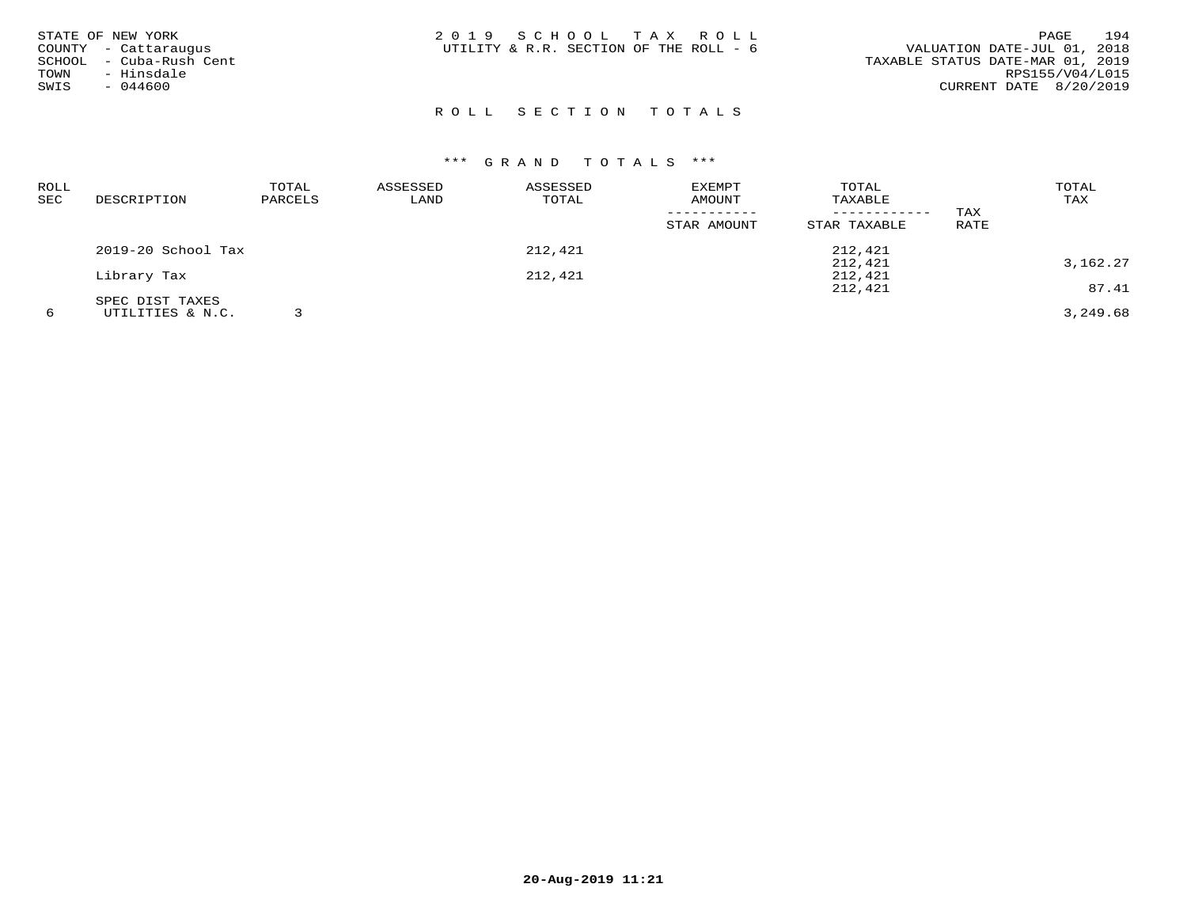STATE OF NEW YORK
COUNTY - Cattaraugus
SCHOOL - Cuba-Rush Cent
TOWN - Hinsdale
SWIS - 044600

2 0 1 9 S C H O O L T A X R O L L
UTILITY & R.R. SECTION OF THE ROLL - 6

VALUATION DATE-JUL 01, 2018
TAXABLE STATUS DATE-MAR 01, 2019
RPS155/V04/L015
CURRENT DATE 8/20/2019

## R O L L S E C T I O N T O T A L S

### \*\*\* G R A N D T O T A L S \*\*\*

| ROLL SEC | DESCRIPTION | TOTAL PARCELS | ASSESSED LAND | ASSESSED TOTAL | EXEMPT AMOUNT / STAR AMOUNT | TOTAL TAXABLE / STAR TAXABLE | TAX RATE | TOTAL TAX |
|---|---|---|---|---|---|---|---|---|
| | 2019-20 School Tax | | | 212,421 | | 212,421 | | |
| | | | | | | 212,421 | | 3,162.27 |
| | Library Tax | | | 212,421 | | 212,421 | | |
| | | | | | | 212,421 | | 87.41 |
| | SPEC DIST TAXES | | | | | | | |
| 6 | UTILITIES & N.C. | 3 | | | | | | 3,249.68 |

20-Aug-2019 11:21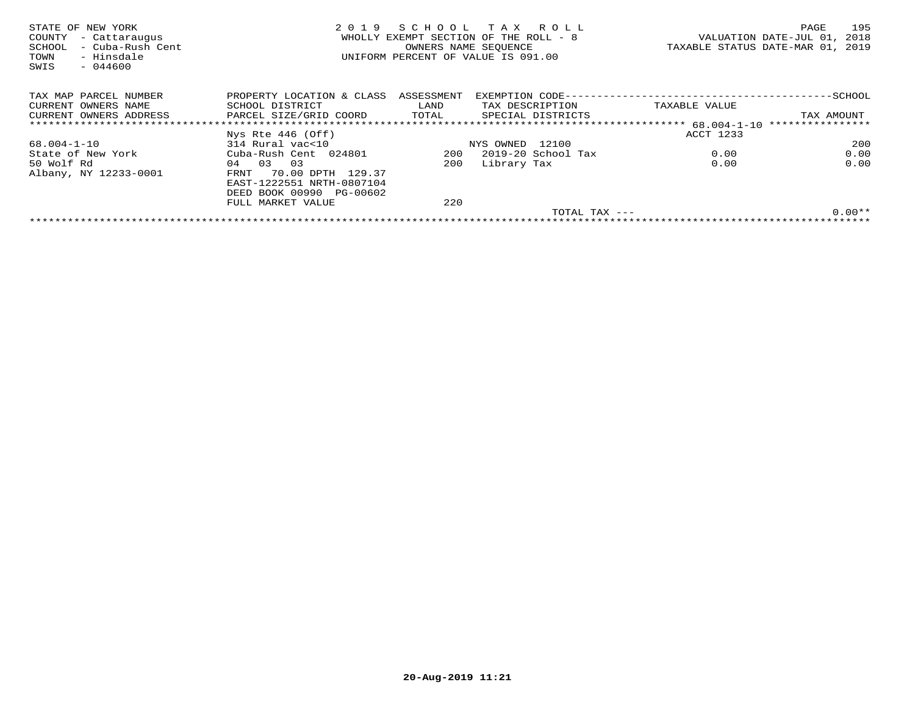STATE OF NEW YORK
COUNTY - Cattaraugus
SCHOOL - Cuba-Rush Cent
TOWN - Hinsdale
SWIS - 044600

# 2019 SCHOOL TAX ROLL

WHOLLY EXEMPT SECTION OF THE ROLL - 8
OWNERS NAME SEQUENCE
UNIFORM PERCENT OF VALUE IS 091.00

VALUATION DATE-JUL 01, 2018
TAXABLE STATUS DATE-MAR 01, 2019

| TAX MAP PARCEL NUMBER<br>CURRENT OWNERS NAME<br>CURRENT OWNERS ADDRESS | PROPERTY LOCATION & CLASS<br>SCHOOL DISTRICT<br>PARCEL SIZE/GRID COORD | ASSESSMENT<br>LAND<br>TOTAL | EXEMPTION CODE<br>TAX DESCRIPTION<br>SPECIAL DISTRICTS | TAXABLE VALUE | SCHOOL<br>TAX AMOUNT |
|---|---|---|---|---|---|
| | Nys Rte 446 (Off) | | | ACCT 1233 | |
| 68.004-1-10 | 314 Rural vac<10 | | NYS OWNED 12100 | | 200 |
| State of New York | Cuba-Rush Cent 024801 | 200 | 2019-20 School Tax | 0.00 | 0.00 |
| 50 Wolf Rd | 04 03 03 | 200 | Library Tax | 0.00 | 0.00 |
| Albany, NY 12233-0001 | FRNT 70.00 DPTH 129.37 | | | | |
| | EAST-1222551 NRTH-0807104 | | | | |
| | DEED BOOK 00990 PG-00602 | | | | |
| | FULL MARKET VALUE | 220 | | | |
| | | | TOTAL TAX --- | | 0.00** |

20-Aug-2019 11:21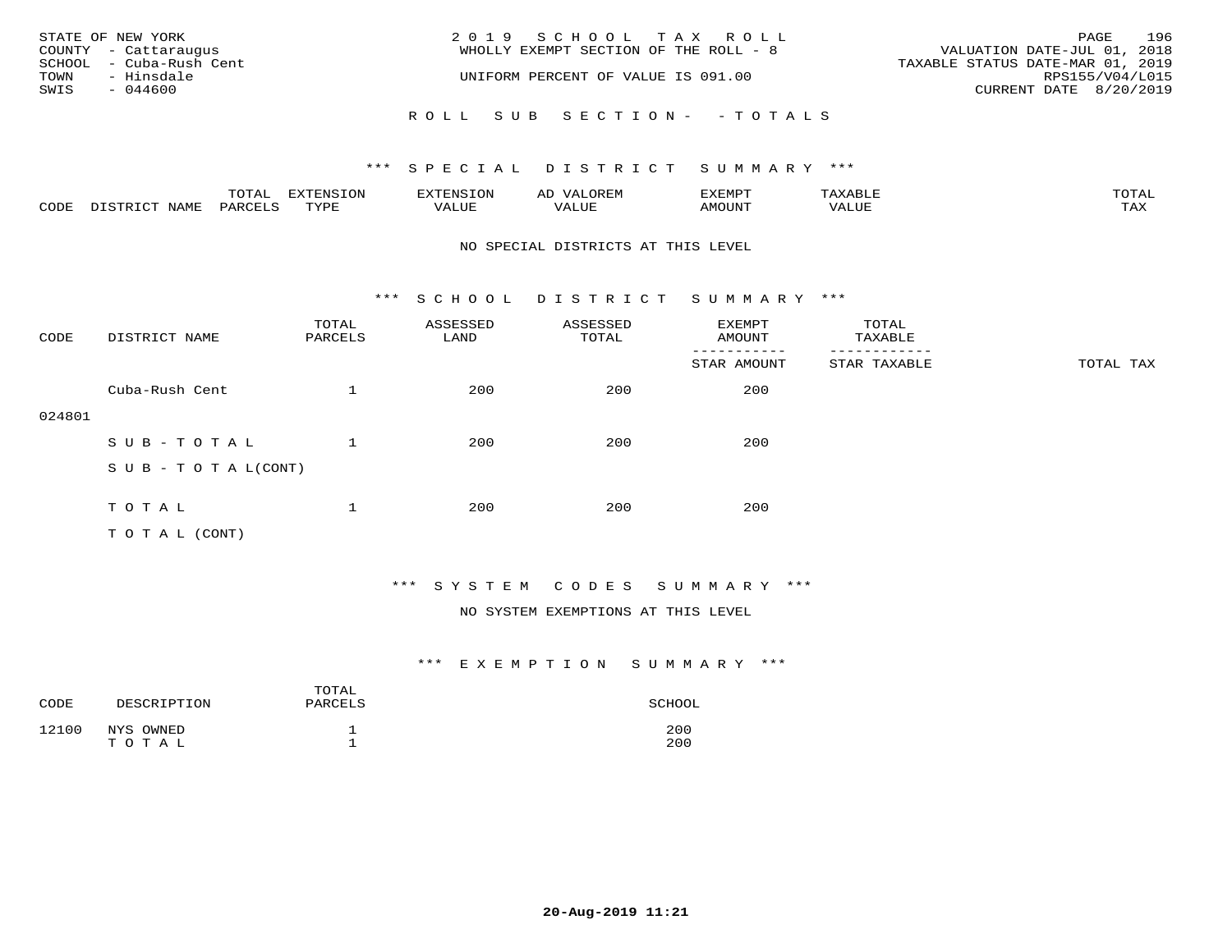STATE OF NEW YORK
COUNTY - Cattaraugus
SCHOOL - Cuba-Rush Cent
TOWN - Hinsdale
SWIS - 044600

2019 SCHOOL TAX ROLL
WHOLLY EXEMPT SECTION OF THE ROLL - 8
UNIFORM PERCENT OF VALUE IS 091.00

VALUATION DATE-JUL 01, 2018
TAXABLE STATUS DATE-MAR 01, 2019
RPS155/V04/L015
CURRENT DATE 8/20/2019

ROLL SUB SECTION- - TOTALS

### *** SPECIAL DISTRICT SUMMARY ***

| CODE | DISTRICT NAME | TOTAL PARCELS | EXTENSION TYPE | EXTENSION VALUE | AD VALOREM VALUE | EXEMPT AMOUNT | TAXABLE VALUE | TOTAL TAX |
|---|---|---|---|---|---|---|---|---|

NO SPECIAL DISTRICTS AT THIS LEVEL

### *** SCHOOL DISTRICT SUMMARY ***

| CODE | DISTRICT NAME | TOTAL PARCELS | ASSESSED LAND | ASSESSED TOTAL | EXEMPT AMOUNT / STAR AMOUNT | TOTAL TAXABLE / STAR TAXABLE | TOTAL TAX |
|---|---|---|---|---|---|---|---|
| 024801 | Cuba-Rush Cent | 1 | 200 | 200 | 200 | | |
| | SUB-TOTAL | 1 | 200 | 200 | 200 | | |
| | SUB-TOTAL(CONT) | | | | | | |
| | TOTAL | 1 | 200 | 200 | 200 | | |
| | TOTAL (CONT) | | | | | | |

### *** SYSTEM CODES SUMMARY ***

NO SYSTEM EXEMPTIONS AT THIS LEVEL

### *** EXEMPTION SUMMARY ***

| CODE | DESCRIPTION | TOTAL PARCELS | SCHOOL |
|---|---|---|---|
| 12100 | NYS OWNED | 1 | 200 |
| | TOTAL | 1 | 200 |

20-Aug-2019 11:21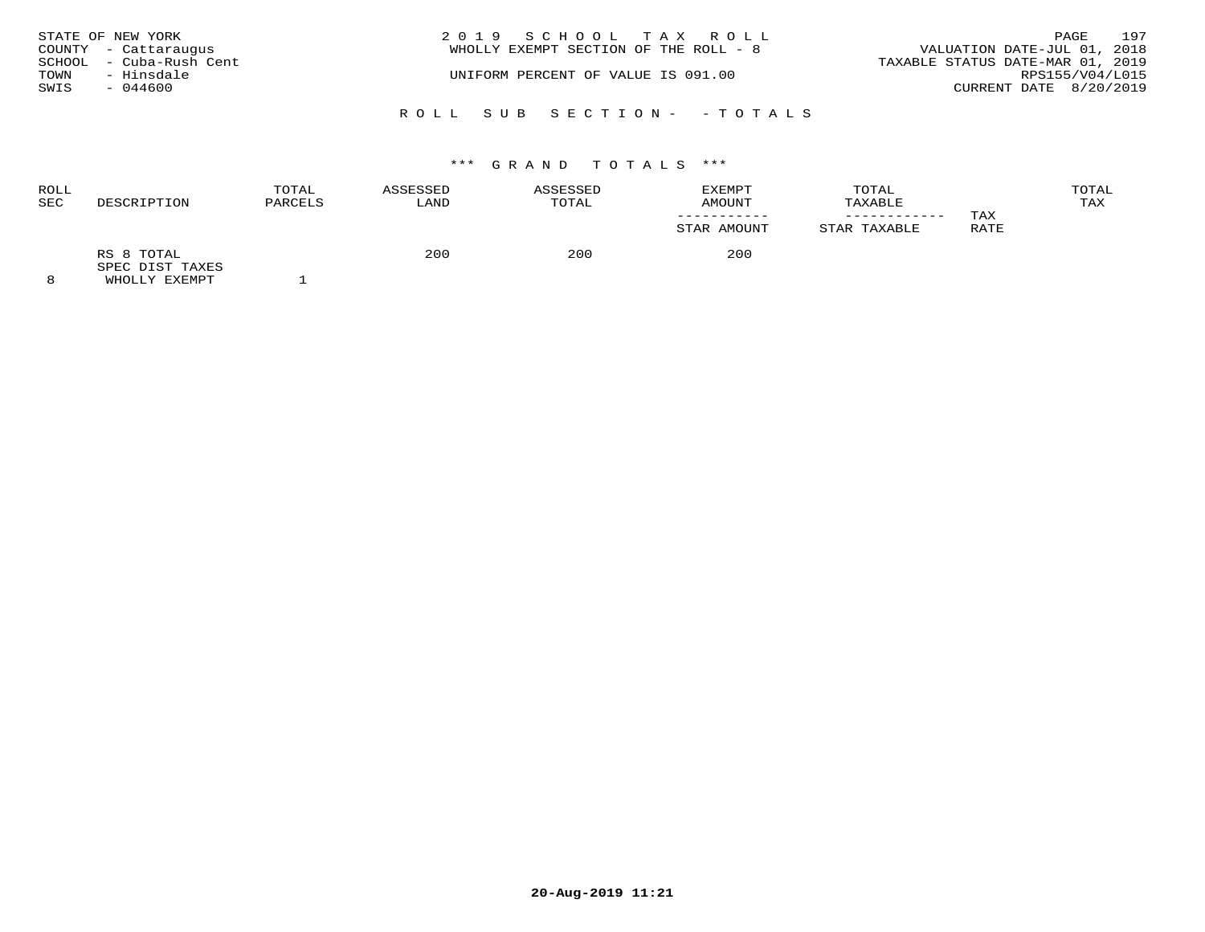STATE OF NEW YORK
COUNTY - Cattaraugus
SCHOOL - Cuba-Rush Cent
TOWN - Hinsdale
SWIS - 044600

2 0 1 9 S C H O O L T A X R O L L
WHOLLY EXEMPT SECTION OF THE ROLL - 8

UNIFORM PERCENT OF VALUE IS 091.00

VALUATION DATE-JUL 01, 2018
TAXABLE STATUS DATE-MAR 01, 2019
RPS155/V04/L015
CURRENT DATE 8/20/2019

R O L L S U B S E C T I O N - - T O T A L S

*** G R A N D T O T A L S ***

| ROLL SEC | DESCRIPTION | TOTAL PARCELS | ASSESSED LAND | ASSESSED TOTAL | EXEMPT AMOUNT<br>-----------<br>STAR AMOUNT | TOTAL TAXABLE<br>------------<br>STAR TAXABLE | TAX RATE | TOTAL TAX |
|---|---|---|---|---|---|---|---|---|
| | RS 8 TOTAL | | 200 | 200 | 200 | | | |
| | SPEC DIST TAXES | | | | | | | |
| 8 | WHOLLY EXEMPT | 1 | | | | | | |

20-Aug-2019 11:21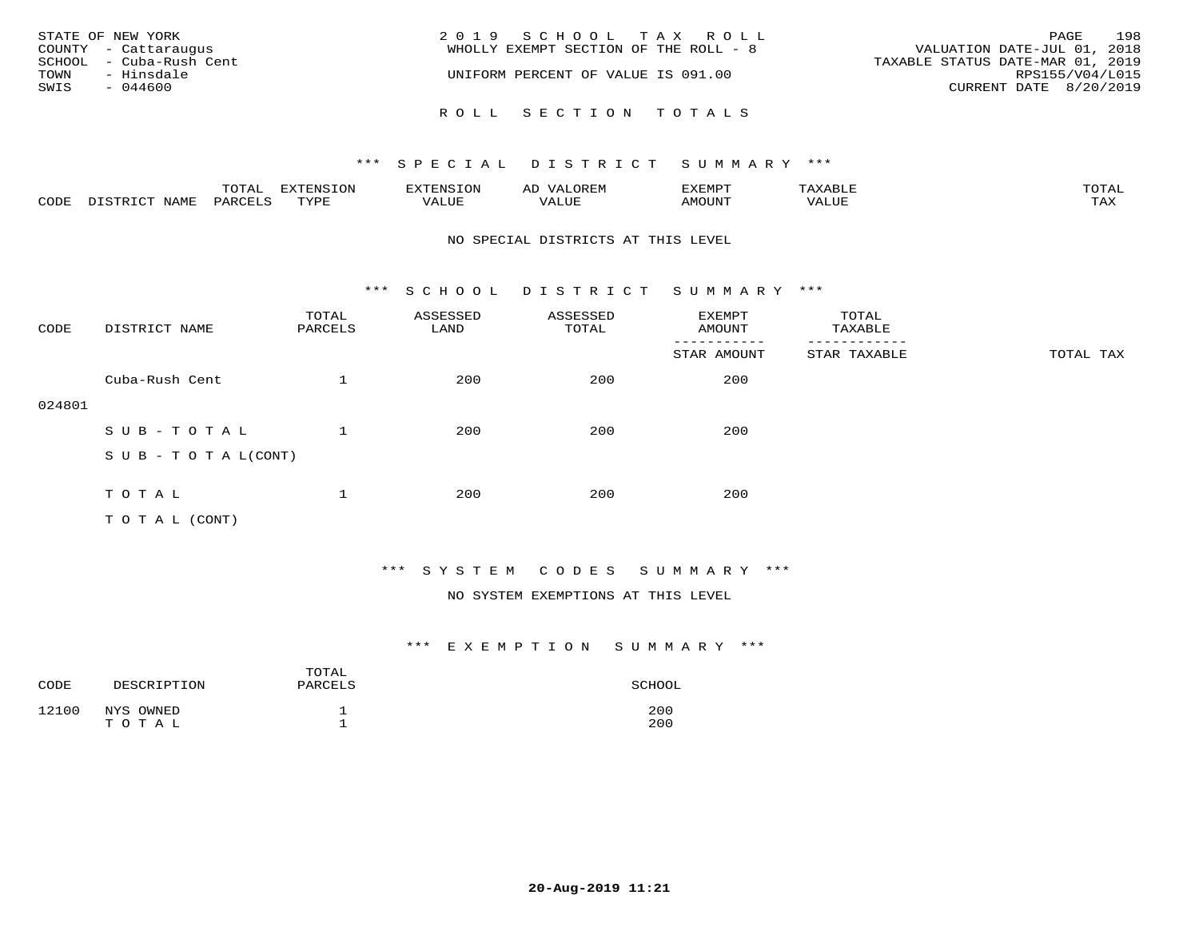STATE OF NEW YORK
COUNTY - Cattaraugus
SCHOOL - Cuba-Rush Cent
TOWN - Hinsdale
SWIS - 044600

2019 SCHOOL TAX ROLL
WHOLLY EXEMPT SECTION OF THE ROLL - 8
UNIFORM PERCENT OF VALUE IS 091.00

VALUATION DATE-JUL 01, 2018
TAXABLE STATUS DATE-MAR 01, 2019
RPS155/V04/L015
CURRENT DATE 8/20/2019

## ROLL SECTION TOTALS

### *** SPECIAL DISTRICT SUMMARY ***

| CODE | DISTRICT NAME | TOTAL PARCELS | EXTENSION TYPE | EXTENSION VALUE | AD VALOREM VALUE | EXEMPT AMOUNT | TAXABLE VALUE | TOTAL TAX |
|---|---|---|---|---|---|---|---|---|

NO SPECIAL DISTRICTS AT THIS LEVEL

### *** SCHOOL DISTRICT SUMMARY ***

| CODE | DISTRICT NAME | TOTAL PARCELS | ASSESSED LAND | ASSESSED TOTAL | EXEMPT AMOUNT / STAR AMOUNT | TOTAL TAXABLE / STAR TAXABLE | TOTAL TAX |
|---|---|---|---|---|---|---|---|
| 024801 | Cuba-Rush Cent | 1 | 200 | 200 | 200 | | |
| | SUB-TOTAL | 1 | 200 | 200 | 200 | | |
| | SUB-TOTAL(CONT) | | | | | | |
| | TOTAL | 1 | 200 | 200 | 200 | | |
| | TOTAL (CONT) | | | | | | |

### *** SYSTEM CODES SUMMARY ***

NO SYSTEM EXEMPTIONS AT THIS LEVEL

### *** EXEMPTION SUMMARY ***

| CODE | DESCRIPTION | TOTAL PARCELS | SCHOOL |
|---|---|---|---|
| 12100 | NYS OWNED | 1 | 200 |
| | TOTAL | 1 | 200 |

20-Aug-2019 11:21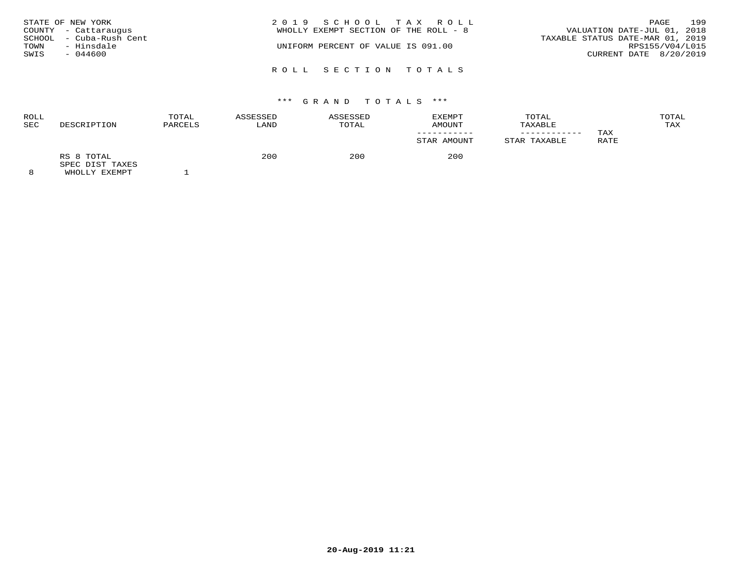STATE OF NEW YORK
COUNTY - Cattaraugus
SCHOOL - Cuba-Rush Cent
TOWN - Hinsdale
SWIS - 044600

2 0 1 9 S C H O O L T A X R O L L
WHOLLY EXEMPT SECTION OF THE ROLL - 8

UNIFORM PERCENT OF VALUE IS 091.00

VALUATION DATE-JUL 01, 2018
TAXABLE STATUS DATE-MAR 01, 2019
RPS155/V04/L015
CURRENT DATE 8/20/2019

R O L L S E C T I O N T O T A L S

\*\*\* G R A N D T O T A L S \*\*\*

| ROLL SEC | DESCRIPTION | TOTAL PARCELS | ASSESSED LAND | ASSESSED TOTAL | EXEMPT AMOUNT ----------- STAR AMOUNT | TOTAL TAXABLE ------------ STAR TAXABLE | TAX RATE | TOTAL TAX |
|---|---|---|---|---|---|---|---|---|
| | RS 8 TOTAL | | 200 | 200 | 200 | | | |
| | SPEC DIST TAXES | | | | | | | |
| 8 | WHOLLY EXEMPT | 1 | | | | | | |

20-Aug-2019 11:21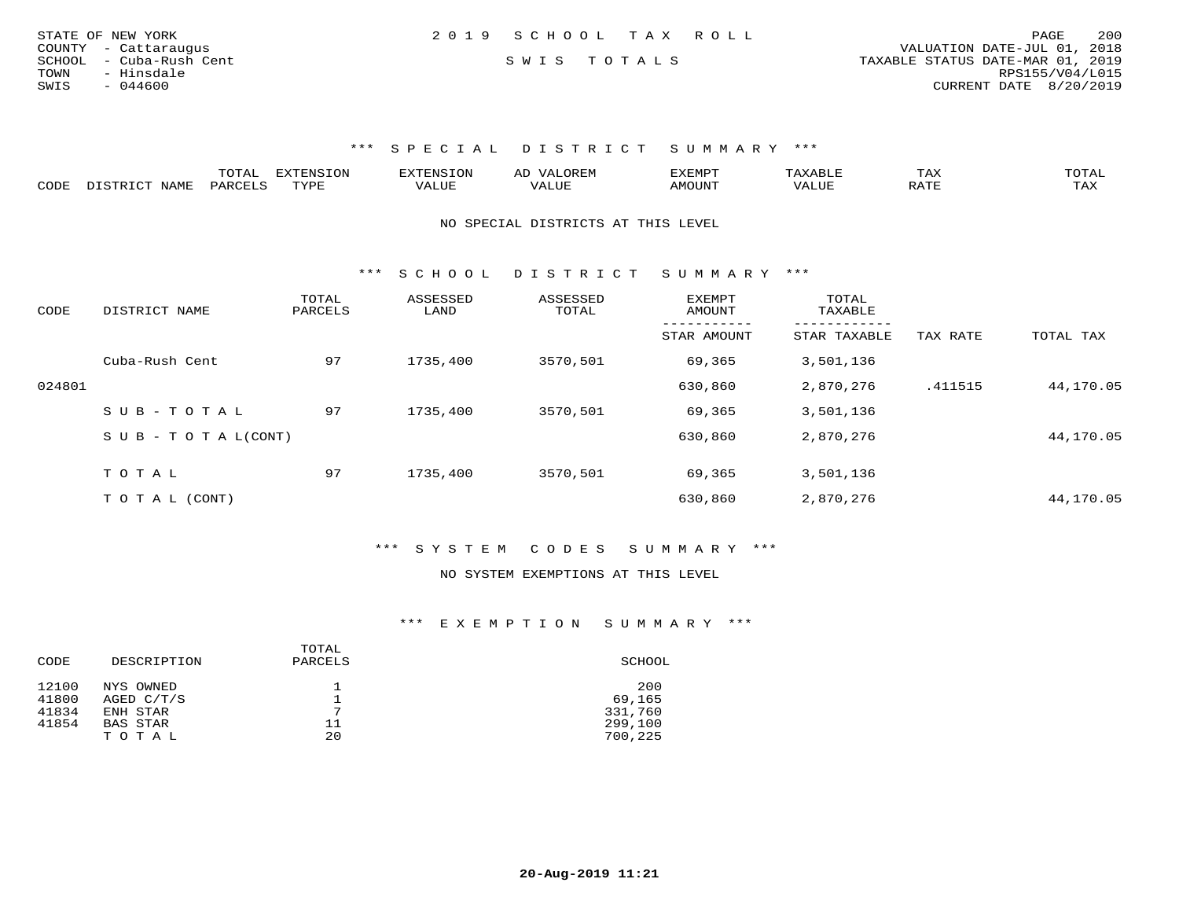STATE OF NEW YORK
COUNTY - Cattaraugus
SCHOOL - Cuba-Rush Cent
TOWN - Hinsdale
SWIS - 044600

2 0 1 9 S C H O O L T A X R O L L

S W I S T O T A L S

VALUATION DATE-JUL 01, 2018
TAXABLE STATUS DATE-MAR 01, 2019
RPS155/V04/L015
CURRENT DATE 8/20/2019

### *** S P E C I A L D I S T R I C T S U M M A R Y ***

| CODE | DISTRICT NAME | TOTAL PARCELS | EXTENSION TYPE | EXTENSION VALUE | AD VALOREM VALUE | EXEMPT AMOUNT | TAXABLE VALUE | TAX RATE | TOTAL TAX |
|---|---|---|---|---|---|---|---|---|---|

NO SPECIAL DISTRICTS AT THIS LEVEL

### *** S C H O O L D I S T R I C T S U M M A R Y ***

| CODE | DISTRICT NAME | TOTAL PARCELS | ASSESSED LAND | ASSESSED TOTAL | EXEMPT AMOUNT / STAR AMOUNT | TOTAL TAXABLE / STAR TAXABLE | TAX RATE | TOTAL TAX |
|---|---|---|---|---|---|---|---|---|
| | Cuba-Rush Cent | 97 | 1735,400 | 3570,501 | 69,365 | 3,501,136 | | |
| 024801 | | | | | 630,860 | 2,870,276 | .411515 | 44,170.05 |
| | S U B - T O T A L | 97 | 1735,400 | 3570,501 | 69,365 | 3,501,136 | | |
| | S U B - T O T A L(CONT) | | | | 630,860 | 2,870,276 | | 44,170.05 |
| | T O T A L | 97 | 1735,400 | 3570,501 | 69,365 | 3,501,136 | | |
| | T O T A L (CONT) | | | | 630,860 | 2,870,276 | | 44,170.05 |

### *** S Y S T E M C O D E S S U M M A R Y ***

NO SYSTEM EXEMPTIONS AT THIS LEVEL

### *** E X E M P T I O N S U M M A R Y ***

| CODE | DESCRIPTION | TOTAL PARCELS | SCHOOL |
|---|---|---|---|
| 12100 | NYS OWNED | 1 | 200 |
| 41800 | AGED C/T/S | 1 | 69,165 |
| 41834 | ENH STAR | 7 | 331,760 |
| 41854 | BAS STAR | 11 | 299,100 |
| | T O T A L | 20 | 700,225 |

20-Aug-2019 11:21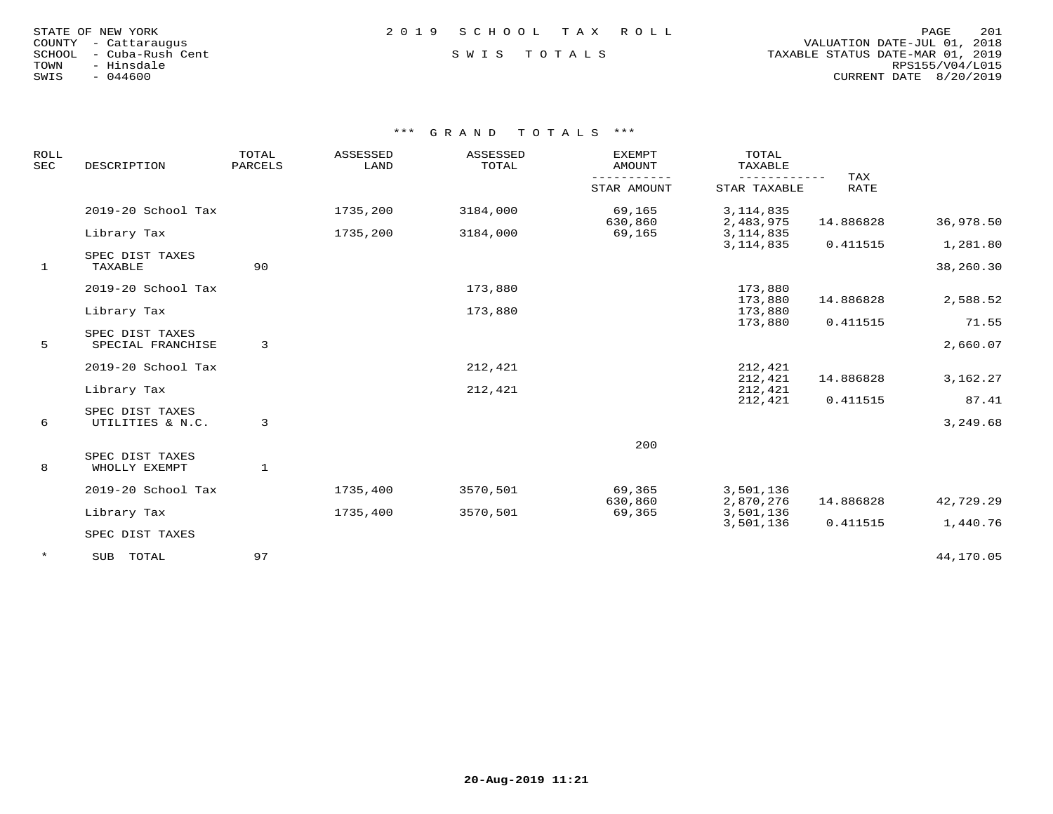STATE OF NEW YORK
COUNTY - Cattaraugus
SCHOOL - Cuba-Rush Cent
TOWN - Hinsdale
SWIS - 044600

# 2019 SCHOOL TAX ROLL

SWIS TOTALS

VALUATION DATE-JUL 01, 2018
TAXABLE STATUS DATE-MAR 01, 2019
RPS155/V04/L015
CURRENT DATE 8/20/2019

## *** GRAND TOTALS ***

| ROLL SEC | DESCRIPTION | TOTAL PARCELS | ASSESSED LAND | ASSESSED TOTAL | EXEMPT AMOUNT / STAR AMOUNT | TOTAL TAXABLE / STAR TAXABLE | TAX RATE | |
|---|---|---|---|---|---|---|---|---|
| | 2019-20 School Tax | | 1735,200 | 3184,000 | 69,165<br>630,860 | 3,114,835<br>2,483,975 | 14.886828 | 36,978.50 |
| | Library Tax | | 1735,200 | 3184,000 | 69,165 | 3,114,835<br>3,114,835 | 0.411515 | 1,281.80 |
| | SPEC DIST TAXES | | | | | | | |
| 1 | TAXABLE | 90 | | | | | | 38,260.30 |
| | 2019-20 School Tax | | | 173,880 | | 173,880<br>173,880 | 14.886828 | 2,588.52 |
| | Library Tax | | | 173,880 | | 173,880<br>173,880 | 0.411515 | 71.55 |
| | SPEC DIST TAXES | | | | | | | |
| 5 | SPECIAL FRANCHISE | 3 | | | | | | 2,660.07 |
| | 2019-20 School Tax | | | 212,421 | | 212,421<br>212,421 | 14.886828 | 3,162.27 |
| | Library Tax | | | 212,421 | | 212,421<br>212,421 | 0.411515 | 87.41 |
| | SPEC DIST TAXES | | | | | | | |
| 6 | UTILITIES & N.C. | 3 | | | | | | 3,249.68 |
| | | | | | 200 | | | |
| | SPEC DIST TAXES | | | | | | | |
| 8 | WHOLLY EXEMPT | 1 | | | | | | |
| | 2019-20 School Tax | | 1735,400 | 3570,501 | 69,365<br>630,860 | 3,501,136<br>2,870,276 | 14.886828 | 42,729.29 |
| | Library Tax | | 1735,400 | 3570,501 | 69,365 | 3,501,136<br>3,501,136 | 0.411515 | 1,440.76 |
| | SPEC DIST TAXES | | | | | | | |
| * | SUB TOTAL | 97 | | | | | | 44,170.05 |

20-Aug-2019 11:21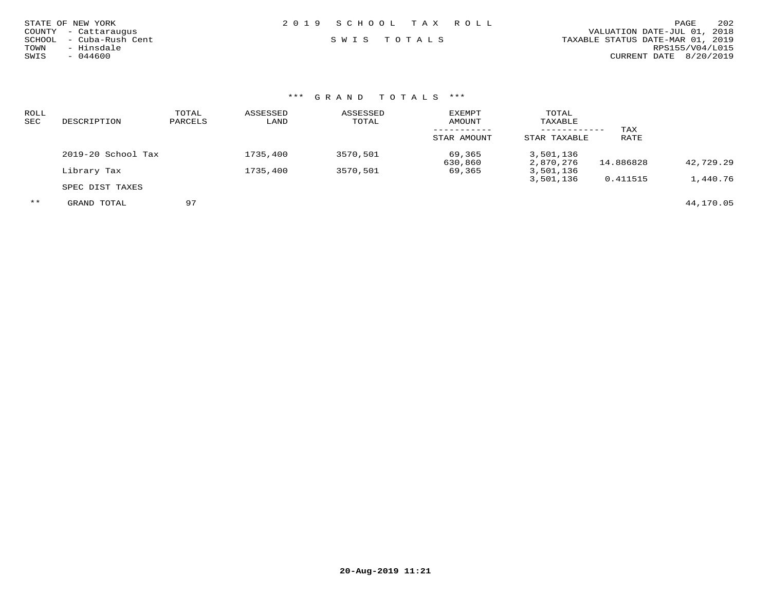STATE OF NEW YORK
COUNTY - Cattaraugus
SCHOOL - Cuba-Rush Cent
TOWN - Hinsdale
SWIS - 044600

2 0 1 9 S C H O O L T A X R O L L

S W I S T O T A L S

VALUATION DATE-JUL 01, 2018
TAXABLE STATUS DATE-MAR 01, 2019
RPS155/V04/L015
CURRENT DATE 8/20/2019

## *** G R A N D T O T A L S ***

| ROLL SEC | DESCRIPTION | TOTAL PARCELS | ASSESSED LAND | ASSESSED TOTAL | EXEMPT AMOUNT / STAR AMOUNT | TOTAL TAXABLE / STAR TAXABLE | TAX RATE | |
|---|---|---|---|---|---|---|---|---|
| | 2019-20 School Tax | | 1735,400 | 3570,501 | 69,365 | 3,501,136 | | |
| | | | | | 630,860 | 2,870,276 | 14.886828 | 42,729.29 |
| | Library Tax | | 1735,400 | 3570,501 | 69,365 | 3,501,136 | | |
| | | | | | | 3,501,136 | 0.411515 | 1,440.76 |
| | SPEC DIST TAXES | | | | | | | |
| ** | GRAND TOTAL | 97 | | | | | | 44,170.05 |

20-Aug-2019 11:21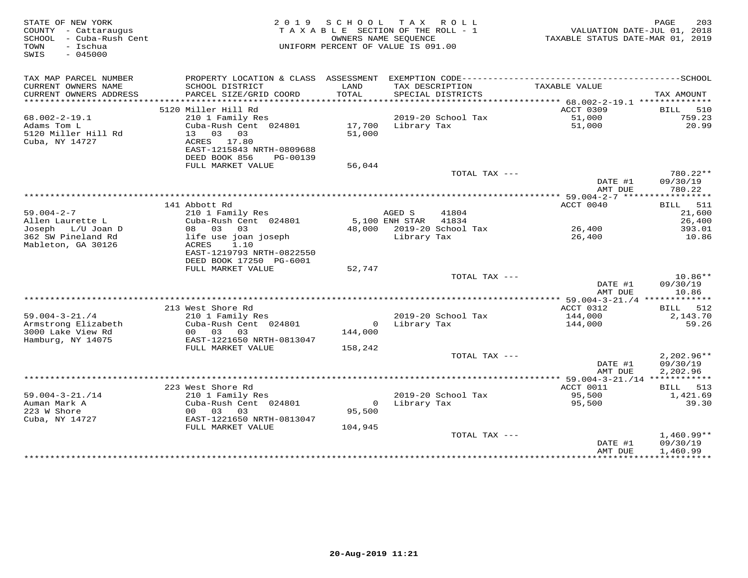STATE OF NEW YORK
COUNTY - Cattaraugus
SCHOOL - Cuba-Rush Cent
TOWN - Ischua
SWIS - 045000

2 0 1 9 S C H O O L T A X R O L L
T A X A B L E SECTION OF THE ROLL - 1
OWNERS NAME SEQUENCE
UNIFORM PERCENT OF VALUE IS 091.00

VALUATION DATE-JUL 01, 2018
TAXABLE STATUS DATE-MAR 01, 2019

| TAX MAP PARCEL NUMBER / CURRENT OWNERS NAME / CURRENT OWNERS ADDRESS | PROPERTY LOCATION & CLASS / SCHOOL DISTRICT / PARCEL SIZE/GRID COORD | ASSESSMENT LAND / TOTAL | EXEMPTION CODE / TAX DESCRIPTION / SPECIAL DISTRICTS | TAXABLE VALUE | SCHOOL TAX AMOUNT |
|---|---|---|---|---|---|
| 68.002-2-19.1 | 5120 Miller Hill Rd | | | ACCT 0309 | BILL 510 |
| Adams Tom L | 210 1 Family Res | | 2019-20 School Tax | 51,000 | 759.23 |
| 5120 Miller Hill Rd | Cuba-Rush Cent 024801 | 17,700 | Library Tax | 51,000 | 20.99 |
| Cuba, NY 14727 | 13 03 03 | 51,000 | | | |
| | ACRES 17.80 | | | | |
| | EAST-1215843 NRTH-0809688 | | | | |
| | DEED BOOK 856 PG-00139 | | | | |
| | FULL MARKET VALUE | 56,044 | | | |
| | | | TOTAL TAX --- | | 780.22** |
| | | | | DATE #1 | 09/30/19 |
| | | | | AMT DUE | 780.22 |
| 59.004-2-7 | 141 Abbott Rd | | | ACCT 0040 | BILL 511 |
| Allen Laurette L | 210 1 Family Res | | AGED S 41804 | | 21,600 |
| Joseph L/U Joan D | Cuba-Rush Cent 024801 | 5,100 | ENH STAR 41834 | | 26,400 |
| 362 SW Pineland Rd | 08 03 03 | 48,000 | 2019-20 School Tax | 26,400 | 393.01 |
| Mableton, GA 30126 | life use joan joseph | | Library Tax | 26,400 | 10.86 |
| | ACRES 1.10 | | | | |
| | EAST-1219793 NRTH-0822550 | | | | |
| | DEED BOOK 17250 PG-6001 | | | | |
| | FULL MARKET VALUE | 52,747 | | | |
| | | | TOTAL TAX --- | | 10.86** |
| | | | | DATE #1 | 09/30/19 |
| | | | | AMT DUE | 10.86 |
| 59.004-3-21./4 | 213 West Shore Rd | | | ACCT 0312 | BILL 512 |
| Armstrong Elizabeth | 210 1 Family Res | | 2019-20 School Tax | 144,000 | 2,143.70 |
| 3000 Lake View Rd | Cuba-Rush Cent 024801 | 0 | Library Tax | 144,000 | 59.26 |
| Hamburg, NY 14075 | 00 03 03 | 144,000 | | | |
| | EAST-1221650 NRTH-0813047 | | | | |
| | FULL MARKET VALUE | 158,242 | | | |
| | | | TOTAL TAX --- | | 2,202.96** |
| | | | | DATE #1 | 09/30/19 |
| | | | | AMT DUE | 2,202.96 |
| 59.004-3-21./14 | 223 West Shore Rd | | | ACCT 0011 | BILL 513 |
| Auman Mark A | 210 1 Family Res | | 2019-20 School Tax | 95,500 | 1,421.69 |
| 223 W Shore | Cuba-Rush Cent 024801 | 0 | Library Tax | 95,500 | 39.30 |
| Cuba, NY 14727 | 00 03 03 | 95,500 | | | |
| | EAST-1221650 NRTH-0813047 | | | | |
| | FULL MARKET VALUE | 104,945 | | | |
| | | | TOTAL TAX --- | | 1,460.99** |
| | | | | DATE #1 | 09/30/19 |
| | | | | AMT DUE | 1,460.99 |

20-Aug-2019 11:21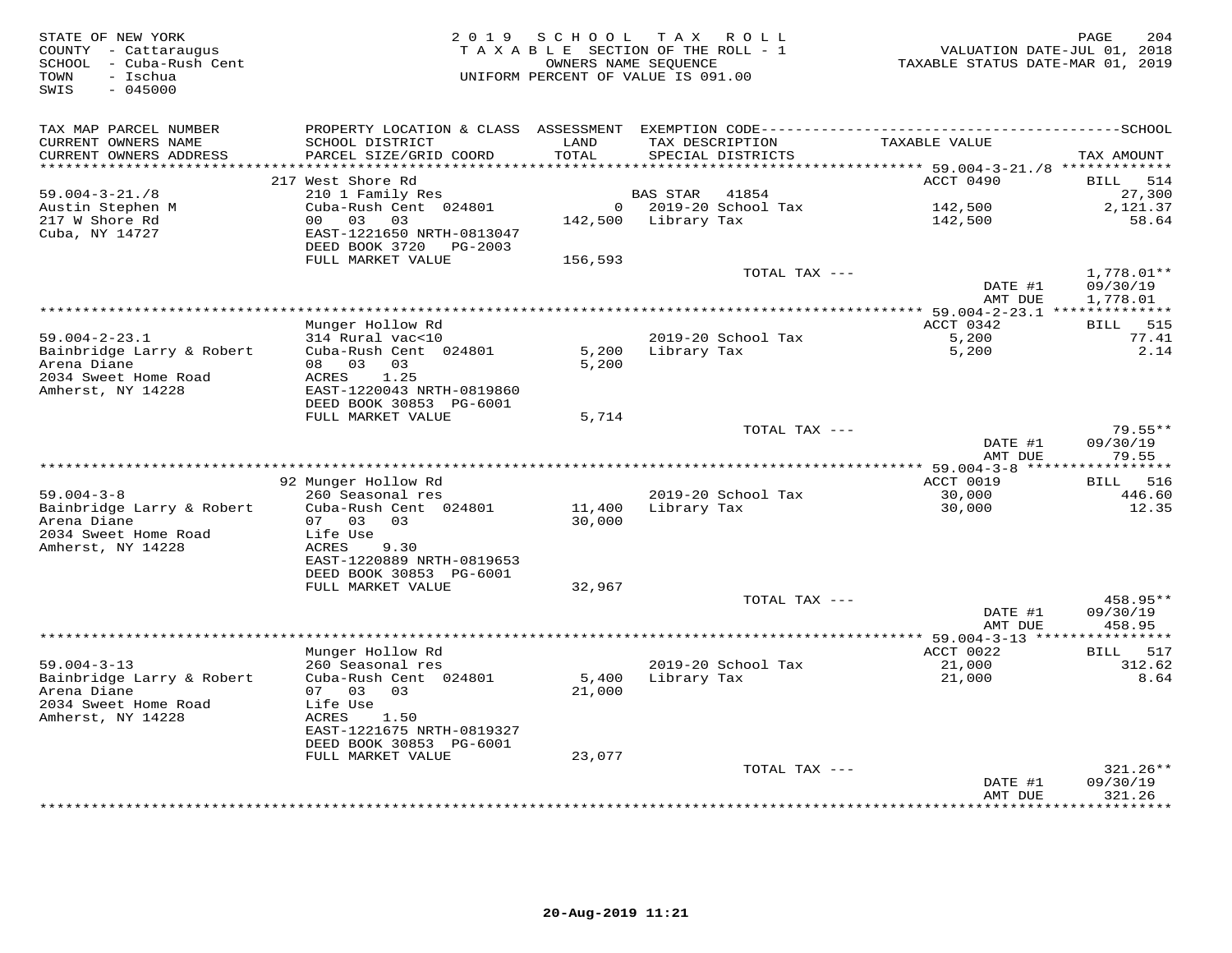STATE OF NEW YORK
COUNTY - Cattaraugus
SCHOOL - Cuba-Rush Cent
TOWN - Ischua
SWIS - 045000

2019 SCHOOL TAX ROLL
TAXABLE SECTION OF THE ROLL - 1
OWNERS NAME SEQUENCE
UNIFORM PERCENT OF VALUE IS 091.00

VALUATION DATE-JUL 01, 2018
TAXABLE STATUS DATE-MAR 01, 2019

| TAX MAP PARCEL NUMBER / CURRENT OWNERS NAME / CURRENT OWNERS ADDRESS | PROPERTY LOCATION & CLASS / SCHOOL DISTRICT / PARCEL SIZE/GRID COORD | ASSESSMENT LAND / TOTAL | EXEMPTION CODE / TAX DESCRIPTION / SPECIAL DISTRICTS | TAXABLE VALUE | SCHOOL TAX AMOUNT |
|---|---|---|---|---|---|
| | 217 West Shore Rd | | | ACCT 0490 | BILL 514 |
| 59.004-3-21./8 | 210 1 Family Res | | BAS STAR 41854 | | 27,300 |
| Austin Stephen M | Cuba-Rush Cent 024801 | 0 | 2019-20 School Tax | 142,500 | 2,121.37 |
| 217 W Shore Rd | 00 03 03 | 142,500 | Library Tax | 142,500 | 58.64 |
| Cuba, NY 14727 | EAST-1221650 NRTH-0813047 | | | | |
| | DEED BOOK 3720 PG-2003 | | | | |
| | FULL MARKET VALUE | 156,593 | | | |
| | | | TOTAL TAX --- | | 1,778.01** |
| | | | | DATE #1 | 09/30/19 |
| | | | | AMT DUE | 1,778.01 |
| | Munger Hollow Rd | | | ACCT 0342 | BILL 515 |
| 59.004-2-23.1 | 314 Rural vac<10 | | 2019-20 School Tax | 5,200 | 77.41 |
| Bainbridge Larry & Robert | Cuba-Rush Cent 024801 | 5,200 | Library Tax | 5,200 | 2.14 |
| Arena Diane | 08 03 03 | 5,200 | | | |
| 2034 Sweet Home Road | ACRES 1.25 | | | | |
| Amherst, NY 14228 | EAST-1220043 NRTH-0819860 | | | | |
| | DEED BOOK 30853 PG-6001 | | | | |
| | FULL MARKET VALUE | 5,714 | | | |
| | | | TOTAL TAX --- | | 79.55** |
| | | | | DATE #1 | 09/30/19 |
| | | | | AMT DUE | 79.55 |
| | 92 Munger Hollow Rd | | | ACCT 0019 | BILL 516 |
| 59.004-3-8 | 260 Seasonal res | | 2019-20 School Tax | 30,000 | 446.60 |
| Bainbridge Larry & Robert | Cuba-Rush Cent 024801 | 11,400 | Library Tax | 30,000 | 12.35 |
| Arena Diane | 07 03 03 | 30,000 | | | |
| 2034 Sweet Home Road | Life Use | | | | |
| Amherst, NY 14228 | ACRES 9.30 | | | | |
| | EAST-1220889 NRTH-0819653 | | | | |
| | DEED BOOK 30853 PG-6001 | | | | |
| | FULL MARKET VALUE | 32,967 | | | |
| | | | TOTAL TAX --- | | 458.95** |
| | | | | DATE #1 | 09/30/19 |
| | | | | AMT DUE | 458.95 |
| | Munger Hollow Rd | | | ACCT 0022 | BILL 517 |
| 59.004-3-13 | 260 Seasonal res | | 2019-20 School Tax | 21,000 | 312.62 |
| Bainbridge Larry & Robert | Cuba-Rush Cent 024801 | 5,400 | Library Tax | 21,000 | 8.64 |
| Arena Diane | 07 03 03 | 21,000 | | | |
| 2034 Sweet Home Road | Life Use | | | | |
| Amherst, NY 14228 | ACRES 1.50 | | | | |
| | EAST-1221675 NRTH-0819327 | | | | |
| | DEED BOOK 30853 PG-6001 | | | | |
| | FULL MARKET VALUE | 23,077 | | | |
| | | | TOTAL TAX --- | | 321.26** |
| | | | | DATE #1 | 09/30/19 |
| | | | | AMT DUE | 321.26 |

20-Aug-2019 11:21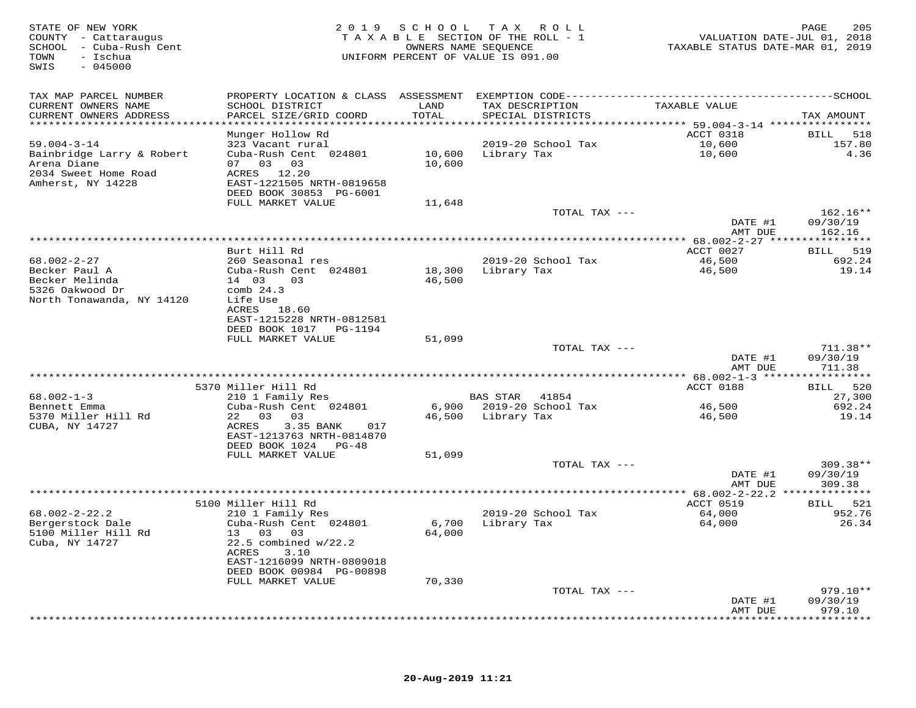STATE OF NEW YORK
COUNTY - Cattaraugus
SCHOOL - Cuba-Rush Cent
TOWN - Ischua
SWIS - 045000

2019 SCHOOL TAX ROLL
TAXABLE SECTION OF THE ROLL - 1
OWNERS NAME SEQUENCE
UNIFORM PERCENT OF VALUE IS 091.00

VALUATION DATE-JUL 01, 2018
TAXABLE STATUS DATE-MAR 01, 2019

| TAX MAP PARCEL NUMBER<br>CURRENT OWNERS NAME<br>CURRENT OWNERS ADDRESS | PROPERTY LOCATION & CLASS<br>SCHOOL DISTRICT<br>PARCEL SIZE/GRID COORD | ASSESSMENT<br>LAND<br>TOTAL | EXEMPTION CODE<br>TAX DESCRIPTION<br>SPECIAL DISTRICTS | TAXABLE VALUE | SCHOOL<br>TAX AMOUNT |
|---|---|---|---|---|---|
| 59.004-3-14 | Munger Hollow Rd | | | ACCT 0318 | BILL 518 |
| Bainbridge Larry & Robert | 323 Vacant rural | | 2019-20 School Tax | 10,600 | 157.80 |
| Arena Diane | Cuba-Rush Cent 024801 | 10,600 | Library Tax | 10,600 | 4.36 |
| 2034 Sweet Home Road | 07 03 03 | 10,600 | | | |
| Amherst, NY 14228 | ACRES 12.20 | | | | |
| | EAST-1221505 NRTH-0819658 | | | | |
| | DEED BOOK 30853 PG-6001 | | | | |
| | FULL MARKET VALUE | 11,648 | | | |
| | | | TOTAL TAX --- | | 162.16** |
| | | | | DATE #1 | 09/30/19 |
| | | | | AMT DUE | 162.16 |
| 68.002-2-27 | Burt Hill Rd | | | ACCT 0027 | BILL 519 |
| Becker Paul A | 260 Seasonal res | | 2019-20 School Tax | 46,500 | 692.24 |
| Becker Melinda | Cuba-Rush Cent 024801 | 18,300 | Library Tax | 46,500 | 19.14 |
| 5326 Oakwood Dr | 14 03 03 | 46,500 | | | |
| North Tonawanda, NY 14120 | comb 24.3 | | | | |
| | Life Use | | | | |
| | ACRES 18.60 | | | | |
| | EAST-1215228 NRTH-0812581 | | | | |
| | DEED BOOK 1017 PG-1194 | | | | |
| | FULL MARKET VALUE | 51,099 | | | |
| | | | TOTAL TAX --- | | 711.38** |
| | | | | DATE #1 | 09/30/19 |
| | | | | AMT DUE | 711.38 |
| 68.002-1-3 | 5370 Miller Hill Rd | | | ACCT 0188 | BILL 520 |
| Bennett Emma | 210 1 Family Res | | BAS STAR 41854 | | 27,300 |
| 5370 Miller Hill Rd | Cuba-Rush Cent 024801 | 6,900 | 2019-20 School Tax | 46,500 | 692.24 |
| CUBA, NY 14727 | 22 03 03 | 46,500 | Library Tax | 46,500 | 19.14 |
| | ACRES 3.35 BANK 017 | | | | |
| | EAST-1213763 NRTH-0814870 | | | | |
| | DEED BOOK 1024 PG-48 | | | | |
| | FULL MARKET VALUE | 51,099 | | | |
| | | | TOTAL TAX --- | | 309.38** |
| | | | | DATE #1 | 09/30/19 |
| | | | | AMT DUE | 309.38 |
| 68.002-2-22.2 | 5100 Miller Hill Rd | | | ACCT 0519 | BILL 521 |
| Bergerstock Dale | 210 1 Family Res | | 2019-20 School Tax | 64,000 | 952.76 |
| 5100 Miller Hill Rd | Cuba-Rush Cent 024801 | 6,700 | Library Tax | 64,000 | 26.34 |
| Cuba, NY 14727 | 13 03 03 | 64,000 | | | |
| | 22.5 combined w/22.2 | | | | |
| | ACRES 3.10 | | | | |
| | EAST-1216099 NRTH-0809018 | | | | |
| | DEED BOOK 00984 PG-00898 | | | | |
| | FULL MARKET VALUE | 70,330 | | | |
| | | | TOTAL TAX --- | | 979.10** |
| | | | | DATE #1 | 09/30/19 |
| | | | | AMT DUE | 979.10 |

20-Aug-2019 11:21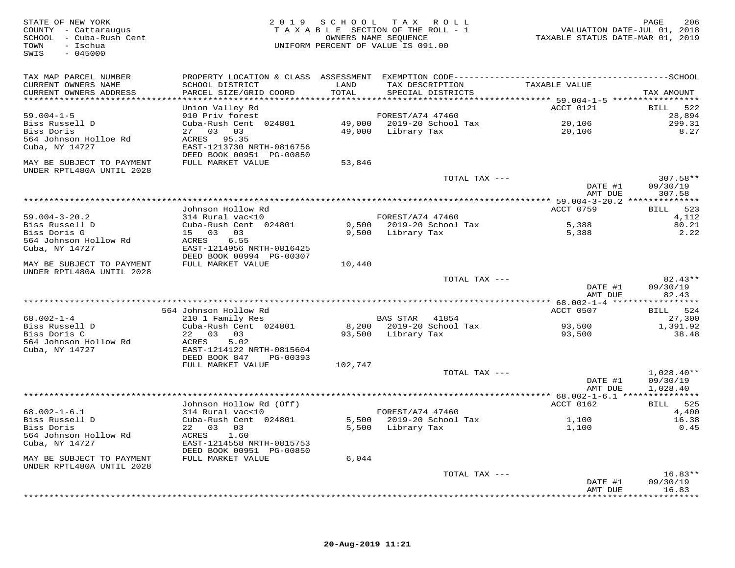STATE OF NEW YORK
COUNTY - Cattaraugus
SCHOOL - Cuba-Rush Cent
TOWN - Ischua
SWIS - 045000

2019 SCHOOL TAX ROLL
TAXABLE SECTION OF THE ROLL - 1
OWNERS NAME SEQUENCE
UNIFORM PERCENT OF VALUE IS 091.00

VALUATION DATE-JUL 01, 2018
TAXABLE STATUS DATE-MAR 01, 2019

| TAX MAP PARCEL NUMBER / CURRENT OWNERS NAME / CURRENT OWNERS ADDRESS | PROPERTY LOCATION & CLASS / SCHOOL DISTRICT / PARCEL SIZE/GRID COORD | ASSESSMENT LAND / TOTAL | EXEMPTION CODE / TAX DESCRIPTION / SPECIAL DISTRICTS | TAXABLE VALUE | TAX AMOUNT |
|---|---|---|---|---|---|
| | Union Valley Rd | | | ACCT 0121 | BILL 522 |
| 59.004-1-5 | 910 Priv forest | | FOREST/A74 47460 | | 28,894 |
| Biss Russell D | Cuba-Rush Cent 024801 | 49,000 | 2019-20 School Tax | 20,106 | 299.31 |
| Biss Doris | 27 03 03 | 49,000 | Library Tax | 20,106 | 8.27 |
| 564 Johnson Holloe Rd | ACRES 95.35 | | | | |
| Cuba, NY 14727 | EAST-1213730 NRTH-0816756 | | | | |
| | DEED BOOK 00951 PG-00850 | | | | |
| MAY BE SUBJECT TO PAYMENT UNDER RPTL480A UNTIL 2028 | FULL MARKET VALUE | 53,846 | | | |
| | | | TOTAL TAX --- | | 307.58** |
| | | | | DATE #1 | 09/30/19 |
| | | | | AMT DUE | 307.58 |
| | Johnson Hollow Rd | | | ACCT 0759 | BILL 523 |
| 59.004-3-20.2 | 314 Rural vac<10 | | FOREST/A74 47460 | | 4,112 |
| Biss Russell D | Cuba-Rush Cent 024801 | 9,500 | 2019-20 School Tax | 5,388 | 80.21 |
| Biss Doris G | 15 03 03 | 9,500 | Library Tax | 5,388 | 2.22 |
| 564 Johnson Hollow Rd | ACRES 6.55 | | | | |
| Cuba, NY 14727 | EAST-1214956 NRTH-0816425 | | | | |
| | DEED BOOK 00994 PG-00307 | | | | |
| MAY BE SUBJECT TO PAYMENT UNDER RPTL480A UNTIL 2028 | FULL MARKET VALUE | 10,440 | | | |
| | | | TOTAL TAX --- | | 82.43** |
| | | | | DATE #1 | 09/30/19 |
| | | | | AMT DUE | 82.43 |
| | 564 Johnson Hollow Rd | | | ACCT 0507 | BILL 524 |
| 68.002-1-4 | 210 1 Family Res | | BAS STAR 41854 | | 27,300 |
| Biss Russell D | Cuba-Rush Cent 024801 | 8,200 | 2019-20 School Tax | 93,500 | 1,391.92 |
| Biss Doris C | 22 03 03 | 93,500 | Library Tax | 93,500 | 38.48 |
| 564 Johnson Hollow Rd | ACRES 5.02 | | | | |
| Cuba, NY 14727 | EAST-1214122 NRTH-0815604 | | | | |
| | DEED BOOK 847 PG-00393 | | | | |
| | FULL MARKET VALUE | 102,747 | | | |
| | | | TOTAL TAX --- | | 1,028.40** |
| | | | | DATE #1 | 09/30/19 |
| | | | | AMT DUE | 1,028.40 |
| | Johnson Hollow Rd (Off) | | | ACCT 0162 | BILL 525 |
| 68.002-1-6.1 | 314 Rural vac<10 | | FOREST/A74 47460 | | 4,400 |
| Biss Russell D | Cuba-Rush Cent 024801 | 5,500 | 2019-20 School Tax | 1,100 | 16.38 |
| Biss Doris | 22 03 03 | 5,500 | Library Tax | 1,100 | 0.45 |
| 564 Johnson Hollow Rd | ACRES 1.60 | | | | |
| Cuba, NY 14727 | EAST-1214558 NRTH-0815753 | | | | |
| | DEED BOOK 00951 PG-00850 | | | | |
| MAY BE SUBJECT TO PAYMENT UNDER RPTL480A UNTIL 2028 | FULL MARKET VALUE | 6,044 | | | |
| | | | TOTAL TAX --- | | 16.83** |
| | | | | DATE #1 | 09/30/19 |
| | | | | AMT DUE | 16.83 |

20-Aug-2019 11:21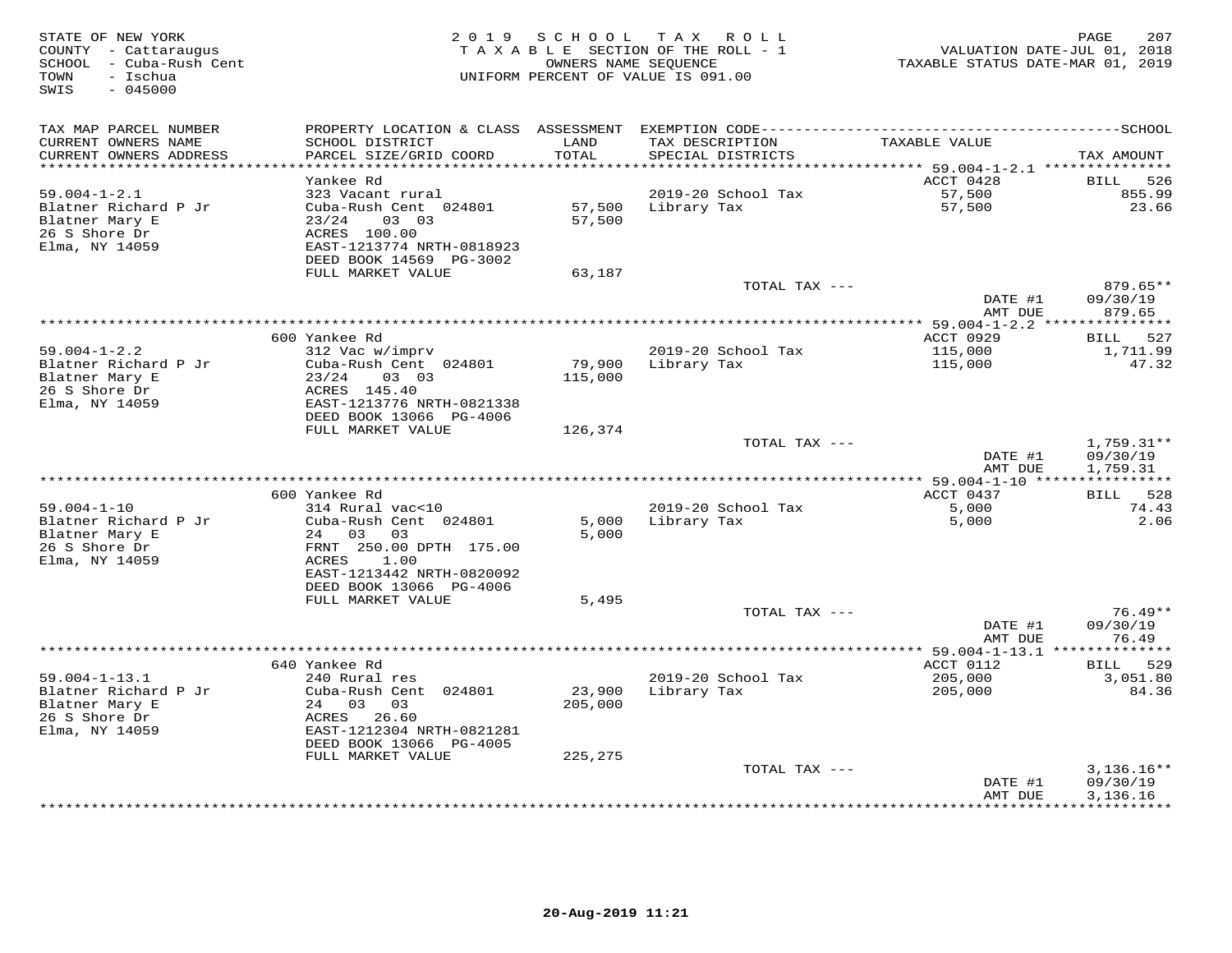STATE OF NEW YORK
COUNTY - Cattaraugus
SCHOOL - Cuba-Rush Cent
TOWN - Ischua
SWIS - 045000

2019 SCHOOL TAX ROLL
TAXABLE SECTION OF THE ROLL - 1
OWNERS NAME SEQUENCE
UNIFORM PERCENT OF VALUE IS 091.00

VALUATION DATE-JUL 01, 2018
TAXABLE STATUS DATE-MAR 01, 2019

| TAX MAP PARCEL NUMBER / CURRENT OWNERS NAME / CURRENT OWNERS ADDRESS | PROPERTY LOCATION & CLASS / SCHOOL DISTRICT / PARCEL SIZE/GRID COORD | ASSESSMENT LAND / TOTAL | EXEMPTION CODE / TAX DESCRIPTION / SPECIAL DISTRICTS | TAXABLE VALUE | TAX AMOUNT |
|---|---|---|---|---|---|
| 59.004-1-2.1 | Yankee Rd | | | ACCT 0428 | BILL 526 |
| 59.004-1-2.1 | 323 Vacant rural | | | | |
| Blatner Richard P Jr | Cuba-Rush Cent 024801 | 57,500 | 2019-20 School Tax | 57,500 | 855.99 |
| Blatner Mary E | 23/24 03 03 | 57,500 | Library Tax | 57,500 | 23.66 |
| 26 S Shore Dr | ACRES 100.00 | | | | |
| Elma, NY 14059 | EAST-1213774 NRTH-0818923 | | | | |
| | DEED BOOK 14569 PG-3002 | | | | |
| | FULL MARKET VALUE | 63,187 | | | |
| | | | TOTAL TAX --- | | 879.65** |
| | | | | DATE #1 | 09/30/19 |
| | | | | AMT DUE | 879.65 |
| 59.004-1-2.2 | 600 Yankee Rd | | | ACCT 0929 | BILL 527 |
| 59.004-1-2.2 | 312 Vac w/imprv | | | | |
| Blatner Richard P Jr | Cuba-Rush Cent 024801 | 79,900 | 2019-20 School Tax | 115,000 | 1,711.99 |
| Blatner Mary E | 23/24 03 03 | 115,000 | Library Tax | 115,000 | 47.32 |
| 26 S Shore Dr | ACRES 145.40 | | | | |
| Elma, NY 14059 | EAST-1213776 NRTH-0821338 | | | | |
| | DEED BOOK 13066 PG-4006 | | | | |
| | FULL MARKET VALUE | 126,374 | | | |
| | | | TOTAL TAX --- | | 1,759.31** |
| | | | | DATE #1 | 09/30/19 |
| | | | | AMT DUE | 1,759.31 |
| 59.004-1-10 | 600 Yankee Rd | | | ACCT 0437 | BILL 528 |
| 59.004-1-10 | 314 Rural vac<10 | | | | |
| Blatner Richard P Jr | Cuba-Rush Cent 024801 | 5,000 | 2019-20 School Tax | 5,000 | 74.43 |
| Blatner Mary E | 24 03 03 | 5,000 | Library Tax | 5,000 | 2.06 |
| 26 S Shore Dr | FRNT 250.00 DPTH 175.00 | | | | |
| Elma, NY 14059 | ACRES 1.00 | | | | |
| | EAST-1213442 NRTH-0820092 | | | | |
| | DEED BOOK 13066 PG-4006 | | | | |
| | FULL MARKET VALUE | 5,495 | | | |
| | | | TOTAL TAX --- | | 76.49** |
| | | | | DATE #1 | 09/30/19 |
| | | | | AMT DUE | 76.49 |
| 59.004-1-13.1 | 640 Yankee Rd | | | ACCT 0112 | BILL 529 |
| 59.004-1-13.1 | 240 Rural res | | | | |
| Blatner Richard P Jr | Cuba-Rush Cent 024801 | 23,900 | 2019-20 School Tax | 205,000 | 3,051.80 |
| Blatner Mary E | 24 03 03 | 205,000 | Library Tax | 205,000 | 84.36 |
| 26 S Shore Dr | ACRES 26.60 | | | | |
| Elma, NY 14059 | EAST-1212304 NRTH-0821281 | | | | |
| | DEED BOOK 13066 PG-4005 | | | | |
| | FULL MARKET VALUE | 225,275 | | | |
| | | | TOTAL TAX --- | | 3,136.16** |
| | | | | DATE #1 | 09/30/19 |
| | | | | AMT DUE | 3,136.16 |

20-Aug-2019 11:21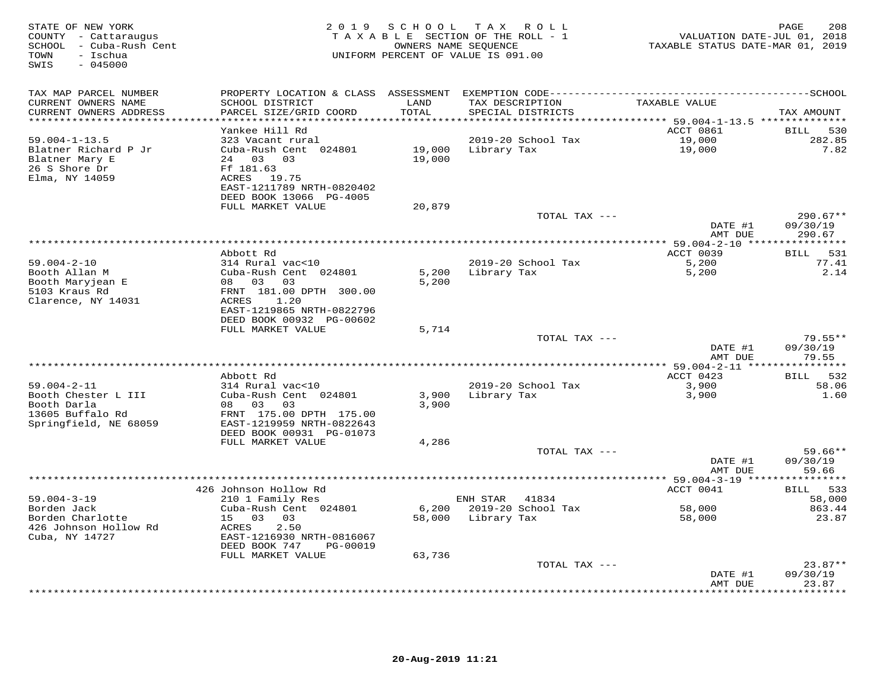STATE OF NEW YORK
COUNTY - Cattaraugus
SCHOOL - Cuba-Rush Cent
TOWN - Ischua
SWIS - 045000

2019 SCHOOL TAX ROLL
TAXABLE SECTION OF THE ROLL - 1
OWNERS NAME SEQUENCE
UNIFORM PERCENT OF VALUE IS 091.00

VALUATION DATE-JUL 01, 2018
TAXABLE STATUS DATE-MAR 01, 2019

| TAX MAP PARCEL NUMBER / CURRENT OWNERS NAME / CURRENT OWNERS ADDRESS | PROPERTY LOCATION & CLASS / SCHOOL DISTRICT / PARCEL SIZE/GRID COORD | ASSESSMENT LAND / TOTAL | EXEMPTION CODE / TAX DESCRIPTION / SPECIAL DISTRICTS | TAXABLE VALUE | SCHOOL TAX AMOUNT |
|---|---|---|---|---|---|
| **59.004-1-13.5** | Yankee Hill Rd | | | ACCT 0861 | BILL 530 |
| 59.004-1-13.5 | 323 Vacant rural | | 2019-20 School Tax | 19,000 | 282.85 |
| Blatner Richard P Jr | Cuba-Rush Cent 024801 | 19,000 | Library Tax | 19,000 | 7.82 |
| Blatner Mary E | 24 03 03 | 19,000 | | | |
| 26 S Shore Dr | Ff 181.63 | | | | |
| Elma, NY 14059 | ACRES 19.75 | | | | |
| | EAST-1211789 NRTH-0820402 | | | | |
| | DEED BOOK 13066 PG-4005 | | | | |
| | FULL MARKET VALUE | 20,879 | | | |
| | | | TOTAL TAX --- | | 290.67** |
| | | | | DATE #1 | 09/30/19 |
| | | | | AMT DUE | 290.67 |
| **59.004-2-10** | Abbott Rd | | | ACCT 0039 | BILL 531 |
| 59.004-2-10 | 314 Rural vac<10 | | 2019-20 School Tax | 5,200 | 77.41 |
| Booth Allan M | Cuba-Rush Cent 024801 | 5,200 | Library Tax | 5,200 | 2.14 |
| Booth Maryjean E | 08 03 03 | 5,200 | | | |
| 5103 Kraus Rd | FRNT 181.00 DPTH 300.00 | | | | |
| Clarence, NY 14031 | ACRES 1.20 | | | | |
| | EAST-1219865 NRTH-0822796 | | | | |
| | DEED BOOK 00932 PG-00602 | | | | |
| | FULL MARKET VALUE | 5,714 | | | |
| | | | TOTAL TAX --- | | 79.55** |
| | | | | DATE #1 | 09/30/19 |
| | | | | AMT DUE | 79.55 |
| **59.004-2-11** | Abbott Rd | | | ACCT 0423 | BILL 532 |
| 59.004-2-11 | 314 Rural vac<10 | | 2019-20 School Tax | 3,900 | 58.06 |
| Booth Chester L III | Cuba-Rush Cent 024801 | 3,900 | Library Tax | 3,900 | 1.60 |
| Booth Darla | 08 03 03 | 3,900 | | | |
| 13605 Buffalo Rd | FRNT 175.00 DPTH 175.00 | | | | |
| Springfield, NE 68059 | EAST-1219959 NRTH-0822643 | | | | |
| | DEED BOOK 00931 PG-01073 | | | | |
| | FULL MARKET VALUE | 4,286 | | | |
| | | | TOTAL TAX --- | | 59.66** |
| | | | | DATE #1 | 09/30/19 |
| | | | | AMT DUE | 59.66 |
| **59.004-3-19** | 426 Johnson Hollow Rd | | | ACCT 0041 | BILL 533 |
| 59.004-3-19 | 210 1 Family Res | | ENH STAR 41834 | | 58,000 |
| Borden Jack | Cuba-Rush Cent 024801 | 6,200 | 2019-20 School Tax | 58,000 | 863.44 |
| Borden Charlotte | 15 03 03 | 58,000 | Library Tax | 58,000 | 23.87 |
| 426 Johnson Hollow Rd | ACRES 2.50 | | | | |
| Cuba, NY 14727 | EAST-1216930 NRTH-0816067 | | | | |
| | DEED BOOK 747 PG-00019 | | | | |
| | FULL MARKET VALUE | 63,736 | | | |
| | | | TOTAL TAX --- | | 23.87** |
| | | | | DATE #1 | 09/30/19 |
| | | | | AMT DUE | 23.87 |

20-Aug-2019 11:21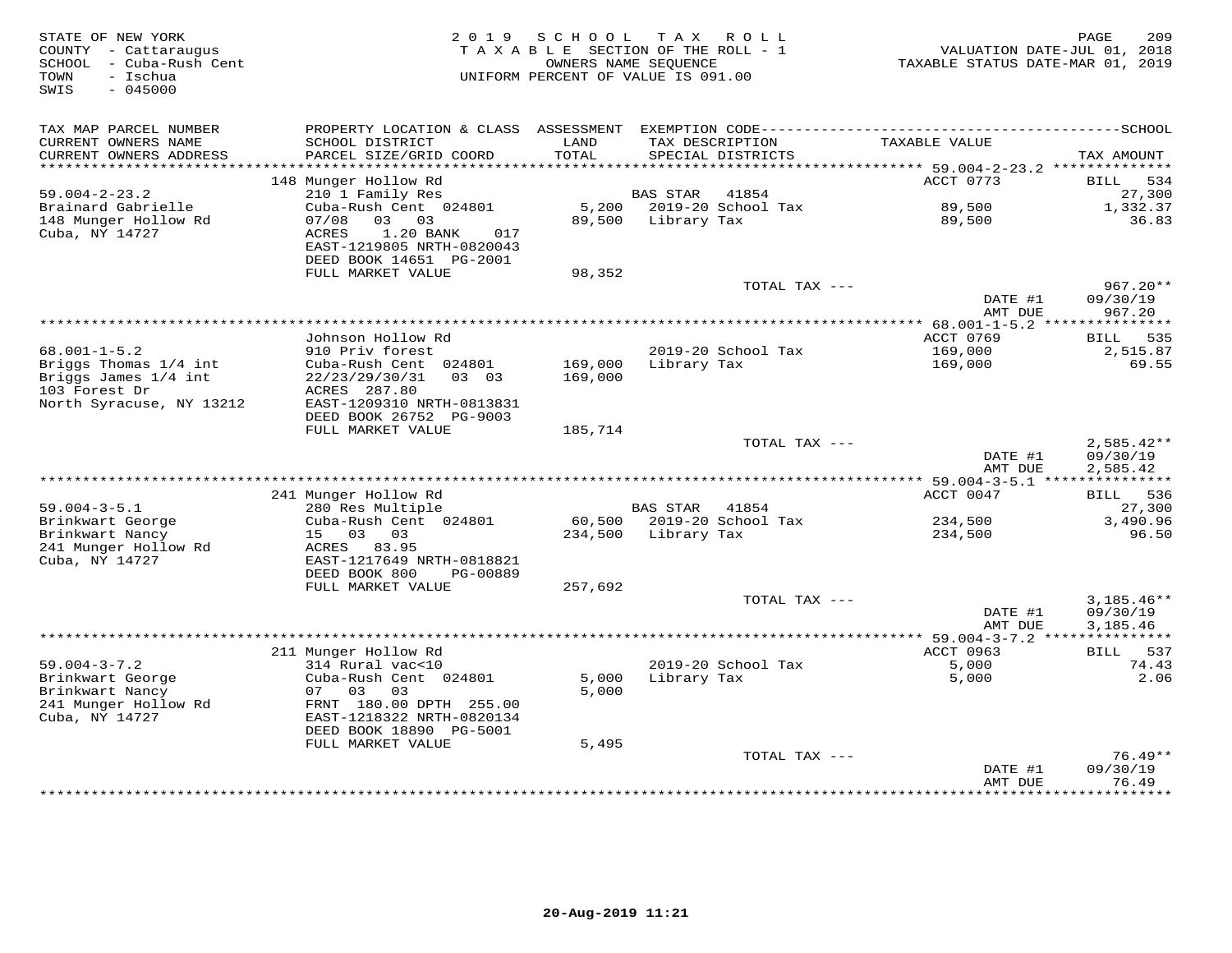STATE OF NEW YORK
COUNTY - Cattaraugus
SCHOOL - Cuba-Rush Cent
TOWN - Ischua
SWIS - 045000

2019 SCHOOL TAX ROLL
TAXABLE SECTION OF THE ROLL - 1
OWNERS NAME SEQUENCE
UNIFORM PERCENT OF VALUE IS 091.00

VALUATION DATE-JUL 01, 2018
TAXABLE STATUS DATE-MAR 01, 2019

| TAX MAP PARCEL NUMBER / CURRENT OWNERS NAME / CURRENT OWNERS ADDRESS | PROPERTY LOCATION & CLASS / SCHOOL DISTRICT / PARCEL SIZE/GRID COORD | ASSESSMENT LAND / TOTAL | EXEMPTION CODE / TAX DESCRIPTION / SPECIAL DISTRICTS | TAXABLE VALUE | TAX AMOUNT |
|---|---|---|---|---|---|
| **59.004-2-23.2** | 148 Munger Hollow Rd | | | ACCT 0773 | BILL 534 |
| 59.004-2-23.2 | 210 1 Family Res | | BAS STAR 41854 | | 27,300 |
| Brainard Gabrielle | Cuba-Rush Cent 024801 | 5,200 | 2019-20 School Tax | 89,500 | 1,332.37 |
| 148 Munger Hollow Rd | 07/08 03 03 | 89,500 | Library Tax | 89,500 | 36.83 |
| Cuba, NY 14727 | ACRES 1.20 BANK 017 | | | | |
| | EAST-1219805 NRTH-0820043 | | | | |
| | DEED BOOK 14651 PG-2001 | | | | |
| | FULL MARKET VALUE | 98,352 | | | |
| | | | TOTAL TAX --- | | 967.20** |
| | | | | DATE #1 | 09/30/19 |
| | | | | AMT DUE | 967.20 |
| **68.001-1-5.2** | Johnson Hollow Rd | | | ACCT 0769 | BILL 535 |
| 68.001-1-5.2 | 910 Priv forest | | 2019-20 School Tax | 169,000 | 2,515.87 |
| Briggs Thomas 1/4 int | Cuba-Rush Cent 024801 | 169,000 | Library Tax | 169,000 | 69.55 |
| Briggs James 1/4 int | 22/23/29/30/31 03 03 | 169,000 | | | |
| 103 Forest Dr | ACRES 287.80 | | | | |
| North Syracuse, NY 13212 | EAST-1209310 NRTH-0813831 | | | | |
| | DEED BOOK 26752 PG-9003 | | | | |
| | FULL MARKET VALUE | 185,714 | | | |
| | | | TOTAL TAX --- | | 2,585.42** |
| | | | | DATE #1 | 09/30/19 |
| | | | | AMT DUE | 2,585.42 |
| **59.004-3-5.1** | 241 Munger Hollow Rd | | | ACCT 0047 | BILL 536 |
| 59.004-3-5.1 | 280 Res Multiple | | BAS STAR 41854 | | 27,300 |
| Brinkwart George | Cuba-Rush Cent 024801 | 60,500 | 2019-20 School Tax | 234,500 | 3,490.96 |
| Brinkwart Nancy | 15 03 03 | 234,500 | Library Tax | 234,500 | 96.50 |
| 241 Munger Hollow Rd | ACRES 83.95 | | | | |
| Cuba, NY 14727 | EAST-1217649 NRTH-0818821 | | | | |
| | DEED BOOK 800 PG-00889 | | | | |
| | FULL MARKET VALUE | 257,692 | | | |
| | | | TOTAL TAX --- | | 3,185.46** |
| | | | | DATE #1 | 09/30/19 |
| | | | | AMT DUE | 3,185.46 |
| **59.004-3-7.2** | 211 Munger Hollow Rd | | | ACCT 0963 | BILL 537 |
| 59.004-3-7.2 | 314 Rural vac<10 | | 2019-20 School Tax | 5,000 | 74.43 |
| Brinkwart George | Cuba-Rush Cent 024801 | 5,000 | Library Tax | 5,000 | 2.06 |
| Brinkwart Nancy | 07 03 03 | 5,000 | | | |
| 241 Munger Hollow Rd | FRNT 180.00 DPTH 255.00 | | | | |
| Cuba, NY 14727 | EAST-1218322 NRTH-0820134 | | | | |
| | DEED BOOK 18890 PG-5001 | | | | |
| | FULL MARKET VALUE | 5,495 | | | |
| | | | TOTAL TAX --- | | 76.49** |
| | | | | DATE #1 | 09/30/19 |
| | | | | AMT DUE | 76.49 |

20-Aug-2019 11:21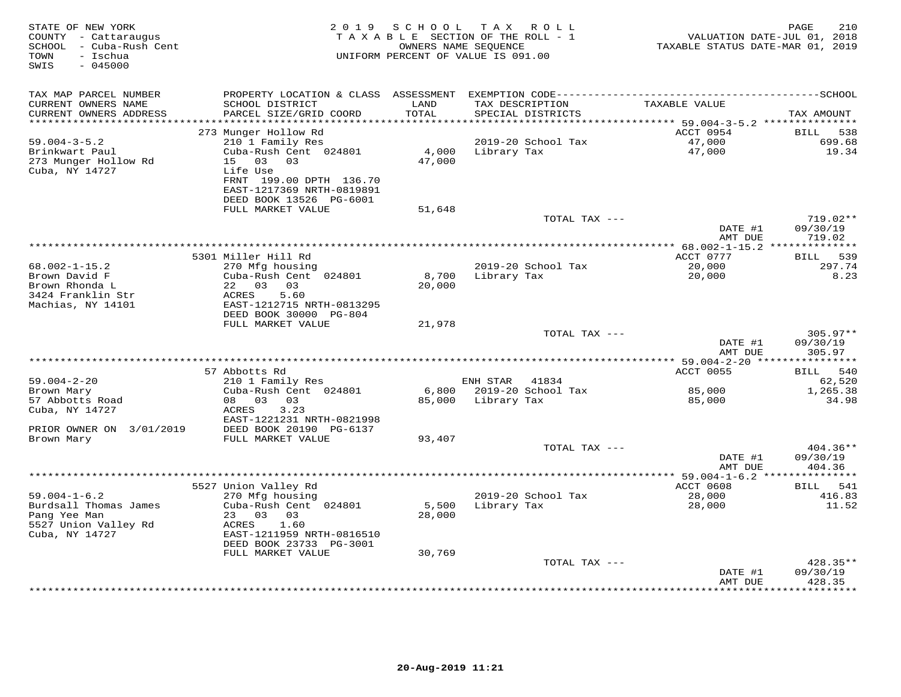STATE OF NEW YORK
COUNTY - Cattaraugus
SCHOOL - Cuba-Rush Cent
TOWN - Ischua
SWIS - 045000

2019 SCHOOL TAX ROLL
TAXABLE SECTION OF THE ROLL - 1
OWNERS NAME SEQUENCE
UNIFORM PERCENT OF VALUE IS 091.00

VALUATION DATE-JUL 01, 2018
TAXABLE STATUS DATE-MAR 01, 2019

| TAX MAP PARCEL NUMBER / CURRENT OWNERS NAME / CURRENT OWNERS ADDRESS | PROPERTY LOCATION & CLASS / SCHOOL DISTRICT / PARCEL SIZE/GRID COORD | ASSESSMENT LAND / TOTAL | EXEMPTION CODE / TAX DESCRIPTION / SPECIAL DISTRICTS | TAXABLE VALUE | SCHOOL TAX AMOUNT |
|---|---|---|---|---|---|
| | 273 Munger Hollow Rd | | | ACCT 0954 | BILL 538 |
| 59.004-3-5.2 | 210 1 Family Res | | 2019-20 School Tax | 47,000 | 699.68 |
| Brinkwart Paul | Cuba-Rush Cent 024801 | 4,000 | Library Tax | 47,000 | 19.34 |
| 273 Munger Hollow Rd | 15 03 03 | 47,000 | | | |
| Cuba, NY 14727 | Life Use | | | | |
| | FRNT 199.00 DPTH 136.70 | | | | |
| | EAST-1217369 NRTH-0819891 | | | | |
| | DEED BOOK 13526 PG-6001 | | | | |
| | FULL MARKET VALUE | 51,648 | | | |
| | | | TOTAL TAX --- | | 719.02** |
| | | | | DATE #1 | 09/30/19 |
| | | | | AMT DUE | 719.02 |
| | 5301 Miller Hill Rd | | | ACCT 0777 | BILL 539 |
| 68.002-1-15.2 | 270 Mfg housing | | 2019-20 School Tax | 20,000 | 297.74 |
| Brown David F | Cuba-Rush Cent 024801 | 8,700 | Library Tax | 20,000 | 8.23 |
| Brown Rhonda L | 22 03 03 | 20,000 | | | |
| 3424 Franklin Str | ACRES 5.60 | | | | |
| Machias, NY 14101 | EAST-1212715 NRTH-0813295 | | | | |
| | DEED BOOK 30000 PG-804 | | | | |
| | FULL MARKET VALUE | 21,978 | | | |
| | | | TOTAL TAX --- | | 305.97** |
| | | | | DATE #1 | 09/30/19 |
| | | | | AMT DUE | 305.97 |
| | 57 Abbotts Rd | | | ACCT 0055 | BILL 540 |
| 59.004-2-20 | 210 1 Family Res | | ENH STAR 41834 | | 62,520 |
| Brown Mary | Cuba-Rush Cent 024801 | 6,800 | 2019-20 School Tax | 85,000 | 1,265.38 |
| 57 Abbotts Road | 08 03 03 | 85,000 | Library Tax | 85,000 | 34.98 |
| Cuba, NY 14727 | ACRES 3.23 | | | | |
| | EAST-1221231 NRTH-0821998 | | | | |
| PRIOR OWNER ON 3/01/2019 | DEED BOOK 20190 PG-6137 | | | | |
| Brown Mary | FULL MARKET VALUE | 93,407 | | | |
| | | | TOTAL TAX --- | | 404.36** |
| | | | | DATE #1 | 09/30/19 |
| | | | | AMT DUE | 404.36 |
| | 5527 Union Valley Rd | | | ACCT 0608 | BILL 541 |
| 59.004-1-6.2 | 270 Mfg housing | | 2019-20 School Tax | 28,000 | 416.83 |
| Burdsall Thomas James | Cuba-Rush Cent 024801 | 5,500 | Library Tax | 28,000 | 11.52 |
| Pang Yee Man | 23 03 03 | 28,000 | | | |
| 5527 Union Valley Rd | ACRES 1.60 | | | | |
| Cuba, NY 14727 | EAST-1211959 NRTH-0816510 | | | | |
| | DEED BOOK 23733 PG-3001 | | | | |
| | FULL MARKET VALUE | 30,769 | | | |
| | | | TOTAL TAX --- | | 428.35** |
| | | | | DATE #1 | 09/30/19 |
| | | | | AMT DUE | 428.35 |

20-Aug-2019 11:21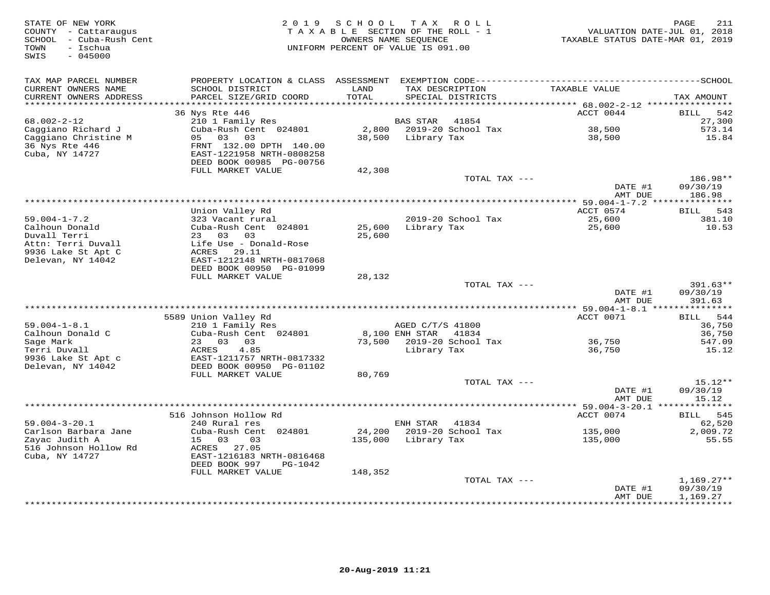STATE OF NEW YORK
COUNTY - Cattaraugus
SCHOOL - Cuba-Rush Cent
TOWN - Ischua
SWIS - 045000

2019 SCHOOL TAX ROLL
TAXABLE SECTION OF THE ROLL - 1
OWNERS NAME SEQUENCE
UNIFORM PERCENT OF VALUE IS 091.00

VALUATION DATE-JUL 01, 2018
TAXABLE STATUS DATE-MAR 01, 2019

| TAX MAP PARCEL NUMBER / CURRENT OWNERS NAME / CURRENT OWNERS ADDRESS | PROPERTY LOCATION & CLASS / SCHOOL DISTRICT / PARCEL SIZE/GRID COORD | ASSESSMENT LAND / TOTAL | EXEMPTION CODE / TAX DESCRIPTION / SPECIAL DISTRICTS | TAXABLE VALUE | SCHOOL TAX AMOUNT |
|---|---|---|---|---|---|
| | 36 Nys Rte 446 | | | ACCT 0044 | BILL 542 |
| 68.002-2-12 | 210 1 Family Res | | BAS STAR 41854 | | 27,300 |
| Caggiano Richard J | Cuba-Rush Cent 024801 | 2,800 | 2019-20 School Tax | 38,500 | 573.14 |
| Caggiano Christine M | 05 03 03 | 38,500 | Library Tax | 38,500 | 15.84 |
| 36 Nys Rte 446 | FRNT 132.00 DPTH 140.00 | | | | |
| Cuba, NY 14727 | EAST-1221958 NRTH-0808258 | | | | |
| | DEED BOOK 00985 PG-00756 | | | | |
| | FULL MARKET VALUE | 42,308 | | | |
| | | | TOTAL TAX --- | | 186.98** |
| | | | | DATE #1 | 09/30/19 |
| | | | | AMT DUE | 186.98 |
| | Union Valley Rd | | | ACCT 0574 | BILL 543 |
| 59.004-1-7.2 | 323 Vacant rural | | 2019-20 School Tax | 25,600 | 381.10 |
| Calhoun Donald | Cuba-Rush Cent 024801 | 25,600 | Library Tax | 25,600 | 10.53 |
| Duvall Terri | 23 03 03 | 25,600 | | | |
| Attn: Terri Duvall | Life Use - Donald-Rose | | | | |
| 9936 Lake St Apt C | ACRES 29.11 | | | | |
| Delevan, NY 14042 | EAST-1212148 NRTH-0817068 | | | | |
| | DEED BOOK 00950 PG-01099 | | | | |
| | FULL MARKET VALUE | 28,132 | | | |
| | | | TOTAL TAX --- | | 391.63** |
| | | | | DATE #1 | 09/30/19 |
| | | | | AMT DUE | 391.63 |
| | 5589 Union Valley Rd | | | ACCT 0071 | BILL 544 |
| 59.004-1-8.1 | 210 1 Family Res | | AGED C/T/S 41800 | | 36,750 |
| Calhoun Donald C | Cuba-Rush Cent 024801 | 8,100 | ENH STAR 41834 | | 36,750 |
| Sage Mark | 23 03 03 | 73,500 | 2019-20 School Tax | 36,750 | 547.09 |
| Terri Duvall | ACRES 4.85 | | Library Tax | 36,750 | 15.12 |
| 9936 Lake St Apt c | EAST-1211757 NRTH-0817332 | | | | |
| Delevan, NY 14042 | DEED BOOK 00950 PG-01102 | | | | |
| | FULL MARKET VALUE | 80,769 | | | |
| | | | TOTAL TAX --- | | 15.12** |
| | | | | DATE #1 | 09/30/19 |
| | | | | AMT DUE | 15.12 |
| | 516 Johnson Hollow Rd | | | ACCT 0074 | BILL 545 |
| 59.004-3-20.1 | 240 Rural res | | ENH STAR 41834 | | 62,520 |
| Carlson Barbara Jane | Cuba-Rush Cent 024801 | 24,200 | 2019-20 School Tax | 135,000 | 2,009.72 |
| Zayac Judith A | 15 03 03 | 135,000 | Library Tax | 135,000 | 55.55 |
| 516 Johnson Hollow Rd | ACRES 27.05 | | | | |
| Cuba, NY 14727 | EAST-1216183 NRTH-0816468 | | | | |
| | DEED BOOK 997 PG-1042 | | | | |
| | FULL MARKET VALUE | 148,352 | | | |
| | | | TOTAL TAX --- | | 1,169.27** |
| | | | | DATE #1 | 09/30/19 |
| | | | | AMT DUE | 1,169.27 |

20-Aug-2019 11:21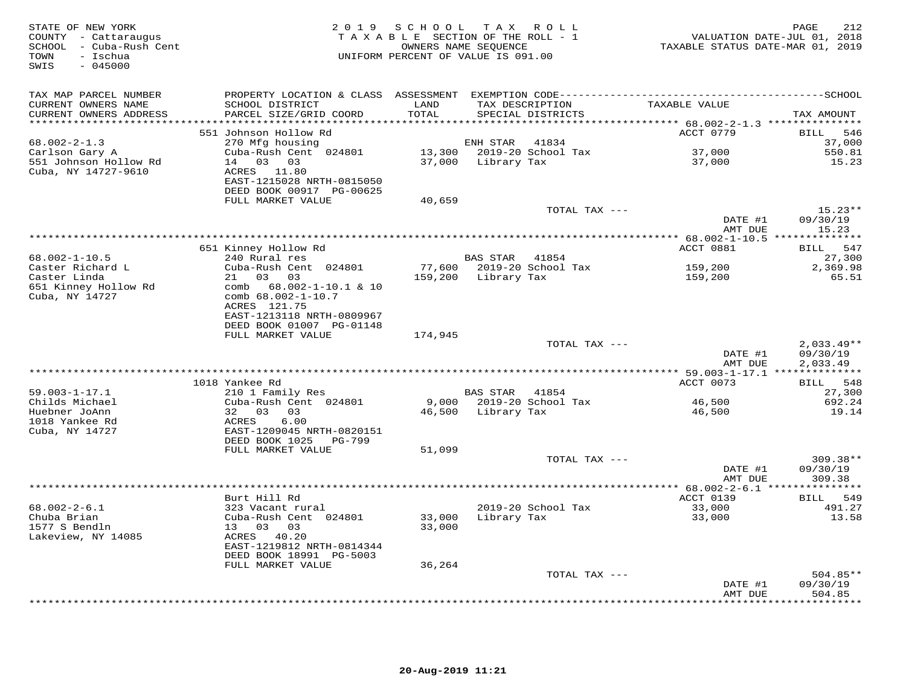STATE OF NEW YORK
COUNTY - Cattaraugus
SCHOOL - Cuba-Rush Cent
TOWN - Ischua
SWIS - 045000

2019 SCHOOL TAX ROLL
TAXABLE SECTION OF THE ROLL - 1
OWNERS NAME SEQUENCE
UNIFORM PERCENT OF VALUE IS 091.00

VALUATION DATE-JUL 01, 2018
TAXABLE STATUS DATE-MAR 01, 2019

| TAX MAP PARCEL NUMBER / CURRENT OWNERS NAME / CURRENT OWNERS ADDRESS | PROPERTY LOCATION & CLASS / SCHOOL DISTRICT / PARCEL SIZE/GRID COORD | ASSESSMENT LAND / TOTAL | EXEMPTION CODE / TAX DESCRIPTION / SPECIAL DISTRICTS | TAXABLE VALUE | TAX AMOUNT |
|---|---|---|---|---|---|
| | 551 Johnson Hollow Rd | | | ACCT 0779 | BILL 546 |
| 68.002-2-1.3 | 270 Mfg housing | | ENH STAR 41834 | | 37,000 |
| Carlson Gary A | Cuba-Rush Cent 024801 | 13,300 | 2019-20 School Tax | 37,000 | 550.81 |
| 551 Johnson Hollow Rd | 14 03 03 | 37,000 | Library Tax | 37,000 | 15.23 |
| Cuba, NY 14727-9610 | ACRES 11.80 | | | | |
| | EAST-1215028 NRTH-0815050 | | | | |
| | DEED BOOK 00917 PG-00625 | | | | |
| | FULL MARKET VALUE | 40,659 | | | |
| | | | TOTAL TAX --- | | 15.23** |
| | | | | DATE #1 | 09/30/19 |
| | | | | AMT DUE | 15.23 |
| | 651 Kinney Hollow Rd | | | ACCT 0881 | BILL 547 |
| 68.002-1-10.5 | 240 Rural res | | BAS STAR 41854 | | 27,300 |
| Caster Richard L | Cuba-Rush Cent 024801 | 77,600 | 2019-20 School Tax | 159,200 | 2,369.98 |
| Caster Linda | 21 03 03 | 159,200 | Library Tax | 159,200 | 65.51 |
| 651 Kinney Hollow Rd | comb 68.002-1-10.1 & 10 | | | | |
| Cuba, NY 14727 | comb 68.002-1-10.7 | | | | |
| | ACRES 121.75 | | | | |
| | EAST-1213118 NRTH-0809967 | | | | |
| | DEED BOOK 01007 PG-01148 | | | | |
| | FULL MARKET VALUE | 174,945 | | | |
| | | | TOTAL TAX --- | | 2,033.49** |
| | | | | DATE #1 | 09/30/19 |
| | | | | AMT DUE | 2,033.49 |
| | 1018 Yankee Rd | | | ACCT 0073 | BILL 548 |
| 59.003-1-17.1 | 210 1 Family Res | | BAS STAR 41854 | | 27,300 |
| Childs Michael | Cuba-Rush Cent 024801 | 9,000 | 2019-20 School Tax | 46,500 | 692.24 |
| Huebner JoAnn | 32 03 03 | 46,500 | Library Tax | 46,500 | 19.14 |
| 1018 Yankee Rd | ACRES 6.00 | | | | |
| Cuba, NY 14727 | EAST-1209045 NRTH-0820151 | | | | |
| | DEED BOOK 1025 PG-799 | | | | |
| | FULL MARKET VALUE | 51,099 | | | |
| | | | TOTAL TAX --- | | 309.38** |
| | | | | DATE #1 | 09/30/19 |
| | | | | AMT DUE | 309.38 |
| | Burt Hill Rd | | | ACCT 0139 | BILL 549 |
| 68.002-2-6.1 | 323 Vacant rural | | 2019-20 School Tax | 33,000 | 491.27 |
| Chuba Brian | Cuba-Rush Cent 024801 | 33,000 | Library Tax | 33,000 | 13.58 |
| 1577 S Bendln | 13 03 03 | 33,000 | | | |
| Lakeview, NY 14085 | ACRES 40.20 | | | | |
| | EAST-1219812 NRTH-0814344 | | | | |
| | DEED BOOK 18991 PG-5003 | | | | |
| | FULL MARKET VALUE | 36,264 | | | |
| | | | TOTAL TAX --- | | 504.85** |
| | | | | DATE #1 | 09/30/19 |
| | | | | AMT DUE | 504.85 |

20-Aug-2019 11:21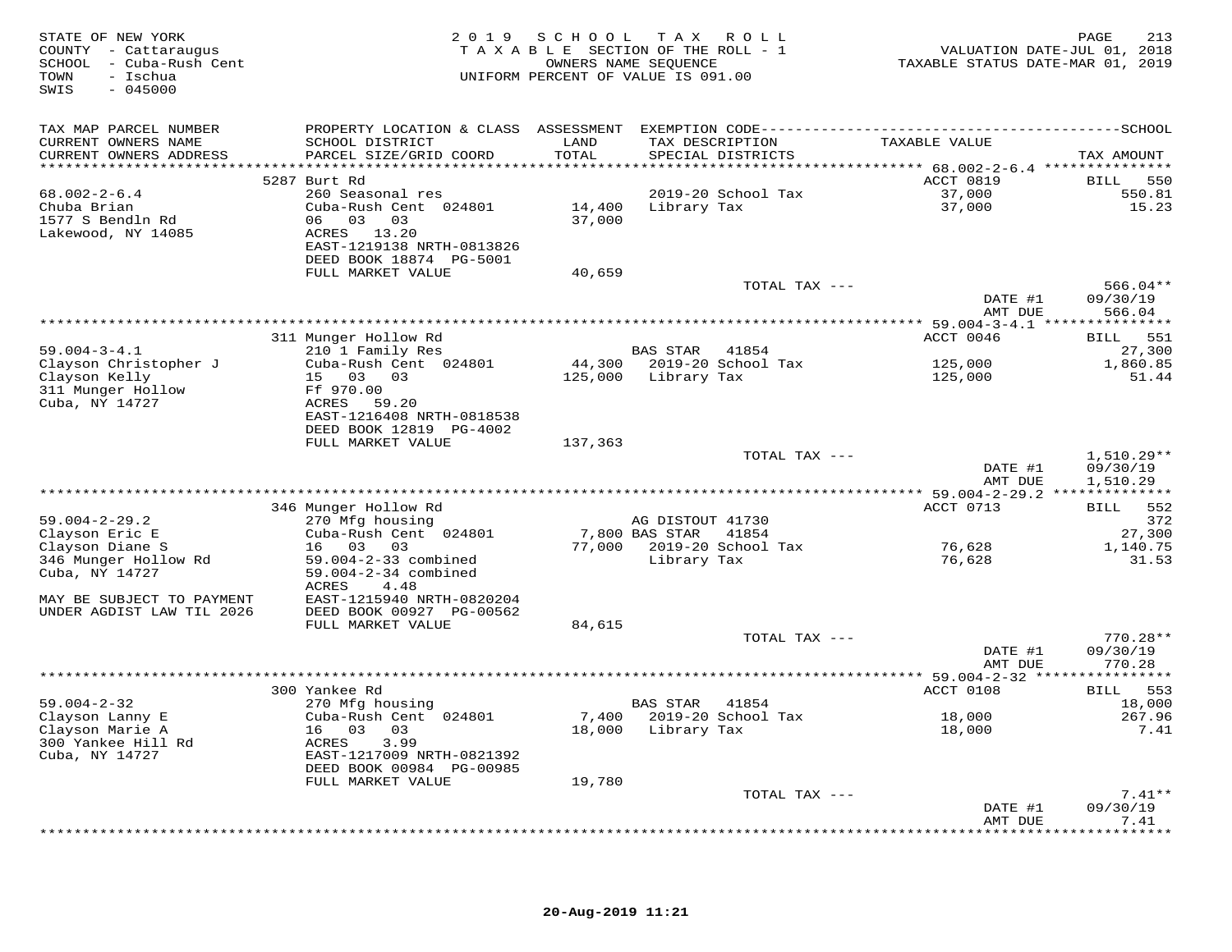STATE OF NEW YORK
COUNTY - Cattaraugus
SCHOOL - Cuba-Rush Cent
TOWN - Ischua
SWIS - 045000

2019 SCHOOL TAX ROLL
TAXABLE SECTION OF THE ROLL - 1
OWNERS NAME SEQUENCE
UNIFORM PERCENT OF VALUE IS 091.00

VALUATION DATE-JUL 01, 2018
TAXABLE STATUS DATE-MAR 01, 2019

| TAX MAP PARCEL NUMBER / CURRENT OWNERS NAME / CURRENT OWNERS ADDRESS | PROPERTY LOCATION & CLASS / SCHOOL DISTRICT / PARCEL SIZE/GRID COORD | ASSESSMENT LAND / TOTAL | EXEMPTION CODE / TAX DESCRIPTION / SPECIAL DISTRICTS | TAXABLE VALUE | SCHOOL TAX AMOUNT |
|---|---|---|---|---|---|
| | 5287 Burt Rd | | | ACCT 0819 | BILL 550 |
| 68.002-2-6.4 | 260 Seasonal res | | 2019-20 School Tax | 37,000 | 550.81 |
| Chuba Brian | Cuba-Rush Cent 024801 | 14,400 | Library Tax | 37,000 | 15.23 |
| 1577 S Bendln Rd | 06 03 03 | 37,000 | | | |
| Lakewood, NY 14085 | ACRES 13.20 | | | | |
| | EAST-1219138 NRTH-0813826 | | | | |
| | DEED BOOK 18874 PG-5001 | | | | |
| | FULL MARKET VALUE | 40,659 | | | |
| | | | TOTAL TAX --- | | 566.04** |
| | | | | DATE #1 | 09/30/19 |
| | | | | AMT DUE | 566.04 |
| | 311 Munger Hollow Rd | | | ACCT 0046 | BILL 551 |
| 59.004-3-4.1 | 210 1 Family Res | | BAS STAR 41854 | | 27,300 |
| Clayson Christopher J | Cuba-Rush Cent 024801 | 44,300 | 2019-20 School Tax | 125,000 | 1,860.85 |
| Clayson Kelly | 15 03 03 | 125,000 | Library Tax | 125,000 | 51.44 |
| 311 Munger Hollow | Ff 970.00 | | | | |
| Cuba, NY 14727 | ACRES 59.20 | | | | |
| | EAST-1216408 NRTH-0818538 | | | | |
| | DEED BOOK 12819 PG-4002 | | | | |
| | FULL MARKET VALUE | 137,363 | | | |
| | | | TOTAL TAX --- | | 1,510.29** |
| | | | | DATE #1 | 09/30/19 |
| | | | | AMT DUE | 1,510.29 |
| | 346 Munger Hollow Rd | | | ACCT 0713 | BILL 552 |
| 59.004-2-29.2 | 270 Mfg housing | | AG DISTOUT 41730 | | 372 |
| Clayson Eric E | Cuba-Rush Cent 024801 | 7,800 | BAS STAR 41854 | | 27,300 |
| Clayson Diane S | 16 03 03 | 77,000 | 2019-20 School Tax | 76,628 | 1,140.75 |
| 346 Munger Hollow Rd | 59.004-2-33 combined | | Library Tax | 76,628 | 31.53 |
| Cuba, NY 14727 | 59.004-2-34 combined | | | | |
| | ACRES 4.48 | | | | |
| MAY BE SUBJECT TO PAYMENT | EAST-1215940 NRTH-0820204 | | | | |
| UNDER AGDIST LAW TIL 2026 | DEED BOOK 00927 PG-00562 | | | | |
| | FULL MARKET VALUE | 84,615 | | | |
| | | | TOTAL TAX --- | | 770.28** |
| | | | | DATE #1 | 09/30/19 |
| | | | | AMT DUE | 770.28 |
| | 300 Yankee Rd | | | ACCT 0108 | BILL 553 |
| 59.004-2-32 | 270 Mfg housing | | BAS STAR 41854 | | 18,000 |
| Clayson Lanny E | Cuba-Rush Cent 024801 | 7,400 | 2019-20 School Tax | 18,000 | 267.96 |
| Clayson Marie A | 16 03 03 | 18,000 | Library Tax | 18,000 | 7.41 |
| 300 Yankee Hill Rd | ACRES 3.99 | | | | |
| Cuba, NY 14727 | EAST-1217009 NRTH-0821392 | | | | |
| | DEED BOOK 00984 PG-00985 | | | | |
| | FULL MARKET VALUE | 19,780 | | | |
| | | | TOTAL TAX --- | | 7.41** |
| | | | | DATE #1 | 09/30/19 |
| | | | | AMT DUE | 7.41 |

20-Aug-2019 11:21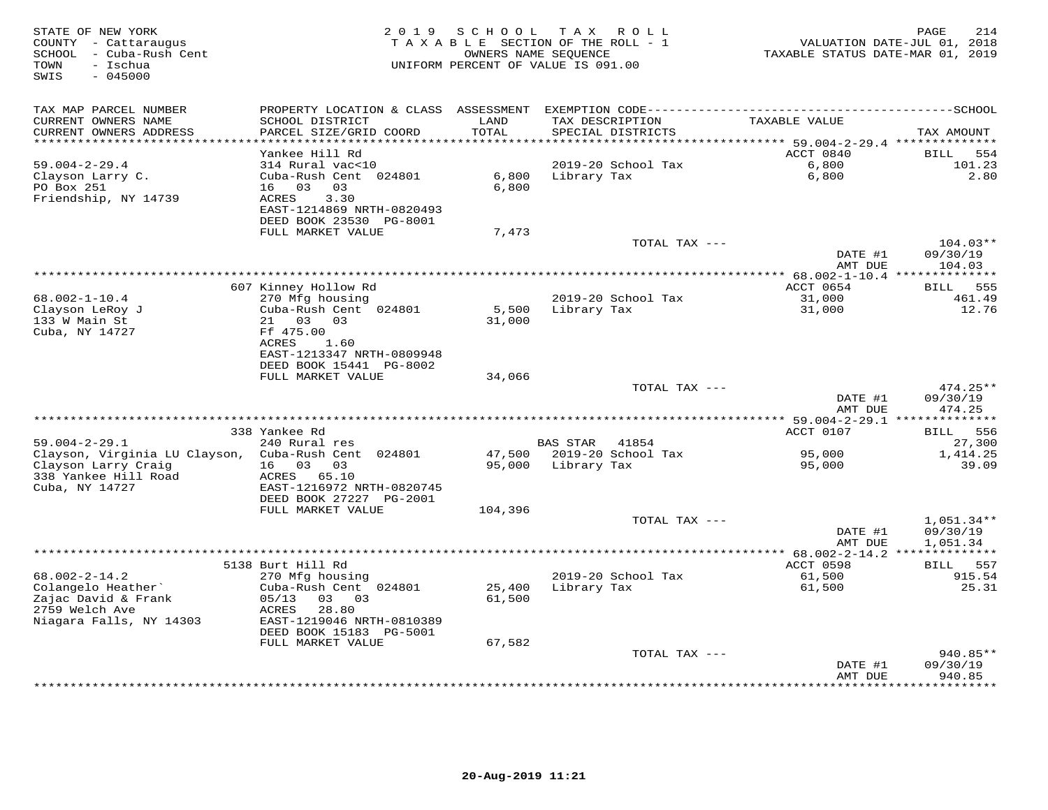STATE OF NEW YORK
COUNTY - Cattaraugus
SCHOOL - Cuba-Rush Cent
TOWN - Ischua
SWIS - 045000

2019 SCHOOL TAX ROLL
TAXABLE SECTION OF THE ROLL - 1
OWNERS NAME SEQUENCE
UNIFORM PERCENT OF VALUE IS 091.00

VALUATION DATE-JUL 01, 2018
TAXABLE STATUS DATE-MAR 01, 2019

| TAX MAP PARCEL NUMBER / CURRENT OWNERS NAME / CURRENT OWNERS ADDRESS | PROPERTY LOCATION & CLASS / SCHOOL DISTRICT / PARCEL SIZE/GRID COORD | ASSESSMENT LAND / TOTAL | EXEMPTION CODE / TAX DESCRIPTION / SPECIAL DISTRICTS | TAXABLE VALUE | TAX AMOUNT |
|---|---|---|---|---|---|
| 59.004-2-29.4 | Yankee Hill Rd | | | ACCT 0840 | BILL 554 |
| Clayson Larry C. | 314 Rural vac<10 | | 2019-20 School Tax | 6,800 | 101.23 |
| PO Box 251 | Cuba-Rush Cent 024801 | 6,800 | Library Tax | 6,800 | 2.80 |
| Friendship, NY 14739 | 16 03 03 | 6,800 | | | |
| | ACRES 3.30 | | | | |
| | EAST-1214869 NRTH-0820493 | | | | |
| | DEED BOOK 23530 PG-8001 | | | | |
| | FULL MARKET VALUE | 7,473 | | | |
| | | | TOTAL TAX --- | | 104.03** |
| | | | | DATE #1 | 09/30/19 |
| | | | | AMT DUE | 104.03 |
| 68.002-1-10.4 | 607 Kinney Hollow Rd | | | ACCT 0654 | BILL 555 |
| Clayson LeRoy J | 270 Mfg housing | | 2019-20 School Tax | 31,000 | 461.49 |
| 133 W Main St | Cuba-Rush Cent 024801 | 5,500 | Library Tax | 31,000 | 12.76 |
| Cuba, NY 14727 | 21 03 03 | 31,000 | | | |
| | Ff 475.00 | | | | |
| | ACRES 1.60 | | | | |
| | EAST-1213347 NRTH-0809948 | | | | |
| | DEED BOOK 15441 PG-8002 | | | | |
| | FULL MARKET VALUE | 34,066 | | | |
| | | | TOTAL TAX --- | | 474.25** |
| | | | | DATE #1 | 09/30/19 |
| | | | | AMT DUE | 474.25 |
| 59.004-2-29.1 | 338 Yankee Rd | | | ACCT 0107 | BILL 556 |
| Clayson, Virginia LU Clayson, | 240 Rural res | | BAS STAR 41854 | | 27,300 |
| Clayson Larry Craig | Cuba-Rush Cent 024801 | 47,500 | 2019-20 School Tax | 95,000 | 1,414.25 |
| 338 Yankee Hill Road | 16 03 03 | 95,000 | Library Tax | 95,000 | 39.09 |
| Cuba, NY 14727 | ACRES 65.10 | | | | |
| | EAST-1216972 NRTH-0820745 | | | | |
| | DEED BOOK 27227 PG-2001 | | | | |
| | FULL MARKET VALUE | 104,396 | | | |
| | | | TOTAL TAX --- | | 1,051.34** |
| | | | | DATE #1 | 09/30/19 |
| | | | | AMT DUE | 1,051.34 |
| 68.002-2-14.2 | 5138 Burt Hill Rd | | | ACCT 0598 | BILL 557 |
| Colangelo Heather` | 270 Mfg housing | | 2019-20 School Tax | 61,500 | 915.54 |
| Zajac David & Frank | Cuba-Rush Cent 024801 | 25,400 | Library Tax | 61,500 | 25.31 |
| 2759 Welch Ave | 05/13 03 03 | 61,500 | | | |
| Niagara Falls, NY 14303 | ACRES 28.80 | | | | |
| | EAST-1219046 NRTH-0810389 | | | | |
| | DEED BOOK 15183 PG-5001 | | | | |
| | FULL MARKET VALUE | 67,582 | | | |
| | | | TOTAL TAX --- | | 940.85** |
| | | | | DATE #1 | 09/30/19 |
| | | | | AMT DUE | 940.85 |

20-Aug-2019 11:21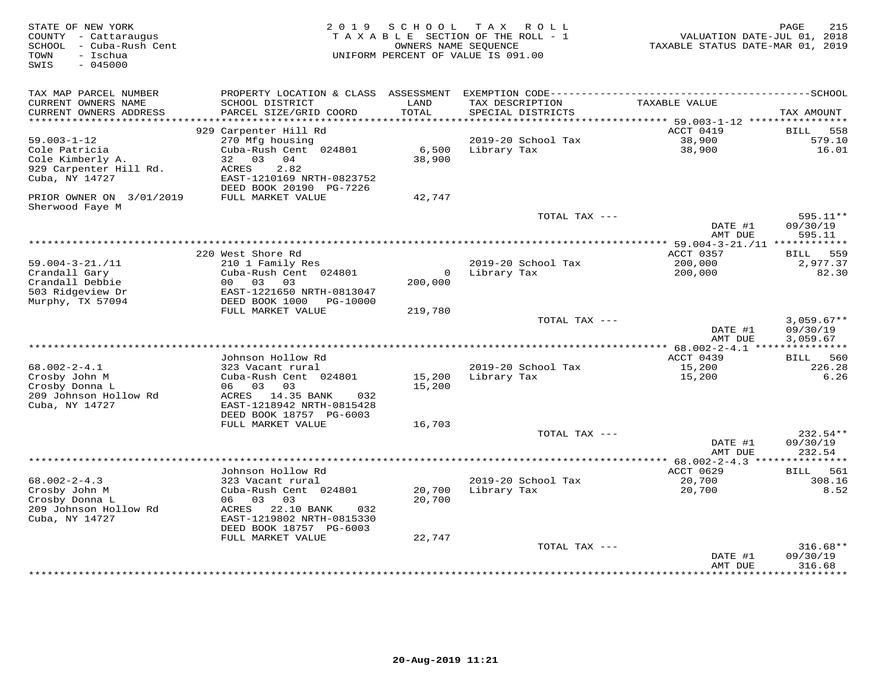STATE OF NEW YORK
COUNTY - Cattaraugus
SCHOOL - Cuba-Rush Cent
TOWN - Ischua
SWIS - 045000

2019 SCHOOL TAX ROLL
TAXABLE SECTION OF THE ROLL - 1
OWNERS NAME SEQUENCE
UNIFORM PERCENT OF VALUE IS 091.00

VALUATION DATE-JUL 01, 2018
TAXABLE STATUS DATE-MAR 01, 2019

| TAX MAP PARCEL NUMBER / CURRENT OWNERS NAME / CURRENT OWNERS ADDRESS | PROPERTY LOCATION & CLASS / SCHOOL DISTRICT / PARCEL SIZE/GRID COORD | ASSESSMENT LAND / TOTAL | EXEMPTION CODE / TAX DESCRIPTION / SPECIAL DISTRICTS | TAXABLE VALUE | TAX AMOUNT |
|---|---|---|---|---|---|
| | 929 Carpenter Hill Rd | | | ACCT 0419 | BILL 558 |
| 59.003-1-12 | 270 Mfg housing | | 2019-20 School Tax | 38,900 | 579.10 |
| Cole Patricia | Cuba-Rush Cent 024801 | 6,500 | Library Tax | 38,900 | 16.01 |
| Cole Kimberly A. | 32 03 04 | 38,900 | | | |
| 929 Carpenter Hill Rd. | ACRES 2.82 | | | | |
| Cuba, NY 14727 | EAST-1210169 NRTH-0823752 | | | | |
| | DEED BOOK 20190 PG-7226 | | | | |
| PRIOR OWNER ON 3/01/2019 | FULL MARKET VALUE | 42,747 | | | |
| Sherwood Faye M | | | | | |
| | | | TOTAL TAX --- | | 595.11** |
| | | | | DATE #1 | 09/30/19 |
| | | | | AMT DUE | 595.11 |
| | 220 West Shore Rd | | | ACCT 0357 | BILL 559 |
| 59.004-3-21./11 | 210 1 Family Res | | 2019-20 School Tax | 200,000 | 2,977.37 |
| Crandall Gary | Cuba-Rush Cent 024801 | 0 | Library Tax | 200,000 | 82.30 |
| Crandall Debbie | 00 03 03 | 200,000 | | | |
| 503 Ridgeview Dr | EAST-1221650 NRTH-0813047 | | | | |
| Murphy, TX 57094 | DEED BOOK 1000 PG-10000 | | | | |
| | FULL MARKET VALUE | 219,780 | | | |
| | | | TOTAL TAX --- | | 3,059.67** |
| | | | | DATE #1 | 09/30/19 |
| | | | | AMT DUE | 3,059.67 |
| | Johnson Hollow Rd | | | ACCT 0439 | BILL 560 |
| 68.002-2-4.1 | 323 Vacant rural | | 2019-20 School Tax | 15,200 | 226.28 |
| Crosby John M | Cuba-Rush Cent 024801 | 15,200 | Library Tax | 15,200 | 6.26 |
| Crosby Donna L | 06 03 03 | 15,200 | | | |
| 209 Johnson Hollow Rd | ACRES 14.35 BANK 032 | | | | |
| Cuba, NY 14727 | EAST-1218942 NRTH-0815428 | | | | |
| | DEED BOOK 18757 PG-6003 | | | | |
| | FULL MARKET VALUE | 16,703 | | | |
| | | | TOTAL TAX --- | | 232.54** |
| | | | | DATE #1 | 09/30/19 |
| | | | | AMT DUE | 232.54 |
| | Johnson Hollow Rd | | | ACCT 0629 | BILL 561 |
| 68.002-2-4.3 | 323 Vacant rural | | 2019-20 School Tax | 20,700 | 308.16 |
| Crosby John M | Cuba-Rush Cent 024801 | 20,700 | Library Tax | 20,700 | 8.52 |
| Crosby Donna L | 06 03 03 | 20,700 | | | |
| 209 Johnson Hollow Rd | ACRES 22.10 BANK 032 | | | | |
| Cuba, NY 14727 | EAST-1219802 NRTH-0815330 | | | | |
| | DEED BOOK 18757 PG-6003 | | | | |
| | FULL MARKET VALUE | 22,747 | | | |
| | | | TOTAL TAX --- | | 316.68** |
| | | | | DATE #1 | 09/30/19 |
| | | | | AMT DUE | 316.68 |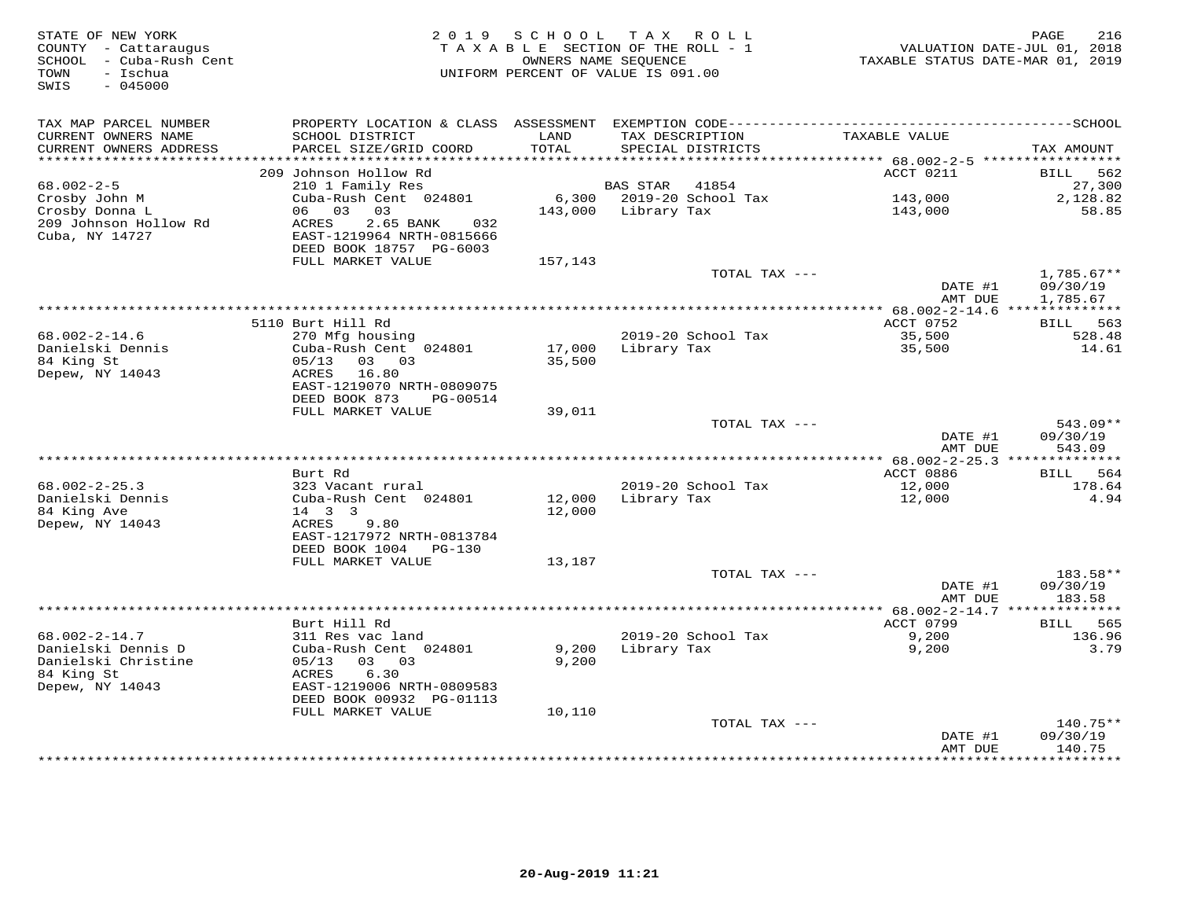STATE OF NEW YORK
COUNTY - Cattaraugus
SCHOOL - Cuba-Rush Cent
TOWN - Ischua
SWIS - 045000

2019 SCHOOL TAX ROLL
TAXABLE SECTION OF THE ROLL - 1
OWNERS NAME SEQUENCE
UNIFORM PERCENT OF VALUE IS 091.00

VALUATION DATE-JUL 01, 2018
TAXABLE STATUS DATE-MAR 01, 2019

| TAX MAP PARCEL NUMBER / CURRENT OWNERS NAME / CURRENT OWNERS ADDRESS | PROPERTY LOCATION & CLASS / SCHOOL DISTRICT / PARCEL SIZE/GRID COORD | ASSESSMENT LAND / TOTAL | EXEMPTION CODE / TAX DESCRIPTION / SPECIAL DISTRICTS | TAXABLE VALUE | TAX AMOUNT |
|---|---|---|---|---|---|
| 68.002-2-5 | 209 Johnson Hollow Rd | | | ACCT 0211 | BILL 562 |
| Crosby John M | 210 1 Family Res | | BAS STAR 41854 | | 27,300 |
| Crosby Donna L | Cuba-Rush Cent 024801 | 6,300 | 2019-20 School Tax | 143,000 | 2,128.82 |
| 209 Johnson Hollow Rd | 06 03 03 | 143,000 | Library Tax | 143,000 | 58.85 |
| Cuba, NY 14727 | ACRES 2.65 BANK 032 | | | | |
| | EAST-1219964 NRTH-0815666 | | | | |
| | DEED BOOK 18757 PG-6003 | | | | |
| | FULL MARKET VALUE | 157,143 | | | |
| | | | TOTAL TAX --- | | 1,785.67** |
| | | | | DATE #1 | 09/30/19 |
| | | | | AMT DUE | 1,785.67 |
| 68.002-2-14.6 | 5110 Burt Hill Rd | | | ACCT 0752 | BILL 563 |
| Danielski Dennis | 270 Mfg housing | | 2019-20 School Tax | 35,500 | 528.48 |
| 84 King St | Cuba-Rush Cent 024801 | 17,000 | Library Tax | 35,500 | 14.61 |
| Depew, NY 14043 | 05/13 03 03 | 35,500 | | | |
| | ACRES 16.80 | | | | |
| | EAST-1219070 NRTH-0809075 | | | | |
| | DEED BOOK 873 PG-00514 | | | | |
| | FULL MARKET VALUE | 39,011 | | | |
| | | | TOTAL TAX --- | | 543.09** |
| | | | | DATE #1 | 09/30/19 |
| | | | | AMT DUE | 543.09 |
| 68.002-2-25.3 | Burt Rd | | | ACCT 0886 | BILL 564 |
| Danielski Dennis | 323 Vacant rural | | 2019-20 School Tax | 12,000 | 178.64 |
| 84 King Ave | Cuba-Rush Cent 024801 | 12,000 | Library Tax | 12,000 | 4.94 |
| Depew, NY 14043 | 14 3 3 | 12,000 | | | |
| | ACRES 9.80 | | | | |
| | EAST-1217972 NRTH-0813784 | | | | |
| | DEED BOOK 1004 PG-130 | | | | |
| | FULL MARKET VALUE | 13,187 | | | |
| | | | TOTAL TAX --- | | 183.58** |
| | | | | DATE #1 | 09/30/19 |
| | | | | AMT DUE | 183.58 |
| 68.002-2-14.7 | Burt Hill Rd | | | ACCT 0799 | BILL 565 |
| Danielski Dennis D | 311 Res vac land | | 2019-20 School Tax | 9,200 | 136.96 |
| Danielski Christine | Cuba-Rush Cent 024801 | 9,200 | Library Tax | 9,200 | 3.79 |
| 84 King St | 05/13 03 03 | 9,200 | | | |
| Depew, NY 14043 | ACRES 6.30 | | | | |
| | EAST-1219006 NRTH-0809583 | | | | |
| | DEED BOOK 00932 PG-01113 | | | | |
| | FULL MARKET VALUE | 10,110 | | | |
| | | | TOTAL TAX --- | | 140.75** |
| | | | | DATE #1 | 09/30/19 |
| | | | | AMT DUE | 140.75 |

20-Aug-2019 11:21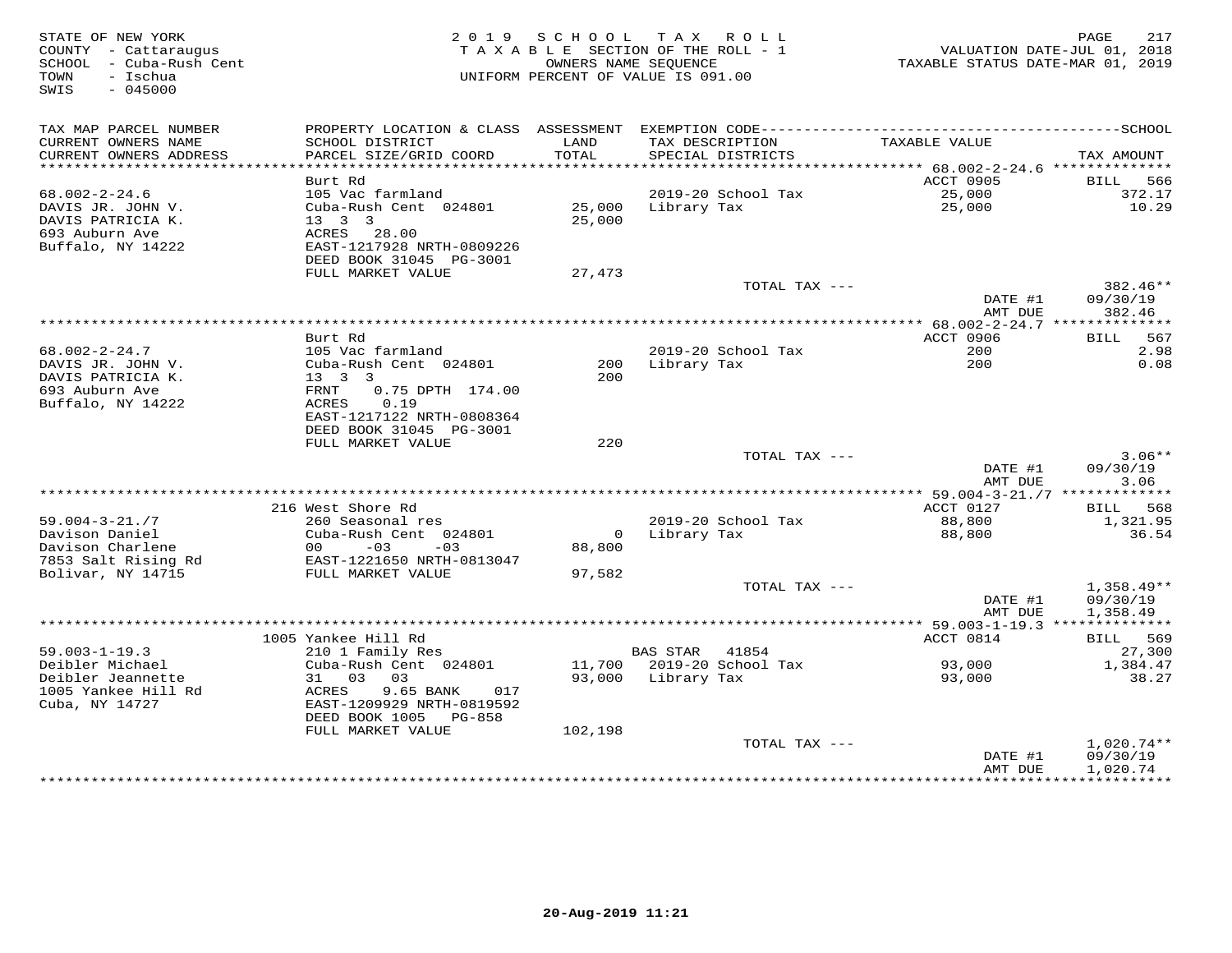STATE OF NEW YORK
COUNTY - Cattaraugus
SCHOOL - Cuba-Rush Cent
TOWN - Ischua
SWIS - 045000

2019 SCHOOL TAX ROLL
TAXABLE SECTION OF THE ROLL - 1
OWNERS NAME SEQUENCE
UNIFORM PERCENT OF VALUE IS 091.00

VALUATION DATE-JUL 01, 2018
TAXABLE STATUS DATE-MAR 01, 2019

| TAX MAP PARCEL NUMBER / CURRENT OWNERS NAME / CURRENT OWNERS ADDRESS | PROPERTY LOCATION & CLASS / SCHOOL DISTRICT / PARCEL SIZE/GRID COORD | ASSESSMENT LAND / TOTAL | EXEMPTION CODE / TAX DESCRIPTION / SPECIAL DISTRICTS | TAXABLE VALUE | TAX AMOUNT |
|---|---|---|---|---|---|
| **68.002-2-24.6** | Burt Rd | | | ACCT 0905 | BILL 566 |
| 68.002-2-24.6 | 105 Vac farmland | | 2019-20 School Tax | 25,000 | 372.17 |
| DAVIS JR. JOHN V. | Cuba-Rush Cent 024801 | 25,000 | Library Tax | 25,000 | 10.29 |
| DAVIS PATRICIA K. | 13 3 3 | 25,000 | | | |
| 693 Auburn Ave | ACRES 28.00 | | | | |
| Buffalo, NY 14222 | EAST-1217928 NRTH-0809226 | | | | |
| | DEED BOOK 31045 PG-3001 | | | | |
| | FULL MARKET VALUE | 27,473 | | | |
| | | | TOTAL TAX --- | | 382.46** |
| | | | | DATE #1 | 09/30/19 |
| | | | | AMT DUE | 382.46 |
| **68.002-2-24.7** | Burt Rd | | | ACCT 0906 | BILL 567 |
| 68.002-2-24.7 | 105 Vac farmland | | 2019-20 School Tax | 200 | 2.98 |
| DAVIS JR. JOHN V. | Cuba-Rush Cent 024801 | 200 | Library Tax | 200 | 0.08 |
| DAVIS PATRICIA K. | 13 3 3 | 200 | | | |
| 693 Auburn Ave | FRNT 0.75 DPTH 174.00 | | | | |
| Buffalo, NY 14222 | ACRES 0.19 | | | | |
| | EAST-1217122 NRTH-0808364 | | | | |
| | DEED BOOK 31045 PG-3001 | | | | |
| | FULL MARKET VALUE | 220 | | | |
| | | | TOTAL TAX --- | | 3.06** |
| | | | | DATE #1 | 09/30/19 |
| | | | | AMT DUE | 3.06 |
| **59.004-3-21./7** | 216 West Shore Rd | | | ACCT 0127 | BILL 568 |
| 59.004-3-21./7 | 260 Seasonal res | | 2019-20 School Tax | 88,800 | 1,321.95 |
| Davison Daniel | Cuba-Rush Cent 024801 | 0 | Library Tax | 88,800 | 36.54 |
| Davison Charlene | 00 -03 -03 | 88,800 | | | |
| 7853 Salt Rising Rd | EAST-1221650 NRTH-0813047 | | | | |
| Bolivar, NY 14715 | FULL MARKET VALUE | 97,582 | | | |
| | | | TOTAL TAX --- | | 1,358.49** |
| | | | | DATE #1 | 09/30/19 |
| | | | | AMT DUE | 1,358.49 |
| **59.003-1-19.3** | 1005 Yankee Hill Rd | | | ACCT 0814 | BILL 569 |
| 59.003-1-19.3 | 210 1 Family Res | | BAS STAR 41854 | | 27,300 |
| Deibler Michael | Cuba-Rush Cent 024801 | 11,700 | 2019-20 School Tax | 93,000 | 1,384.47 |
| Deibler Jeannette | 31 03 03 | 93,000 | Library Tax | 93,000 | 38.27 |
| 1005 Yankee Hill Rd | ACRES 9.65 BANK 017 | | | | |
| Cuba, NY 14727 | EAST-1209929 NRTH-0819592 | | | | |
| | DEED BOOK 1005 PG-858 | | | | |
| | FULL MARKET VALUE | 102,198 | | | |
| | | | TOTAL TAX --- | | 1,020.74** |
| | | | | DATE #1 | 09/30/19 |
| | | | | AMT DUE | 1,020.74 |

20-Aug-2019 11:21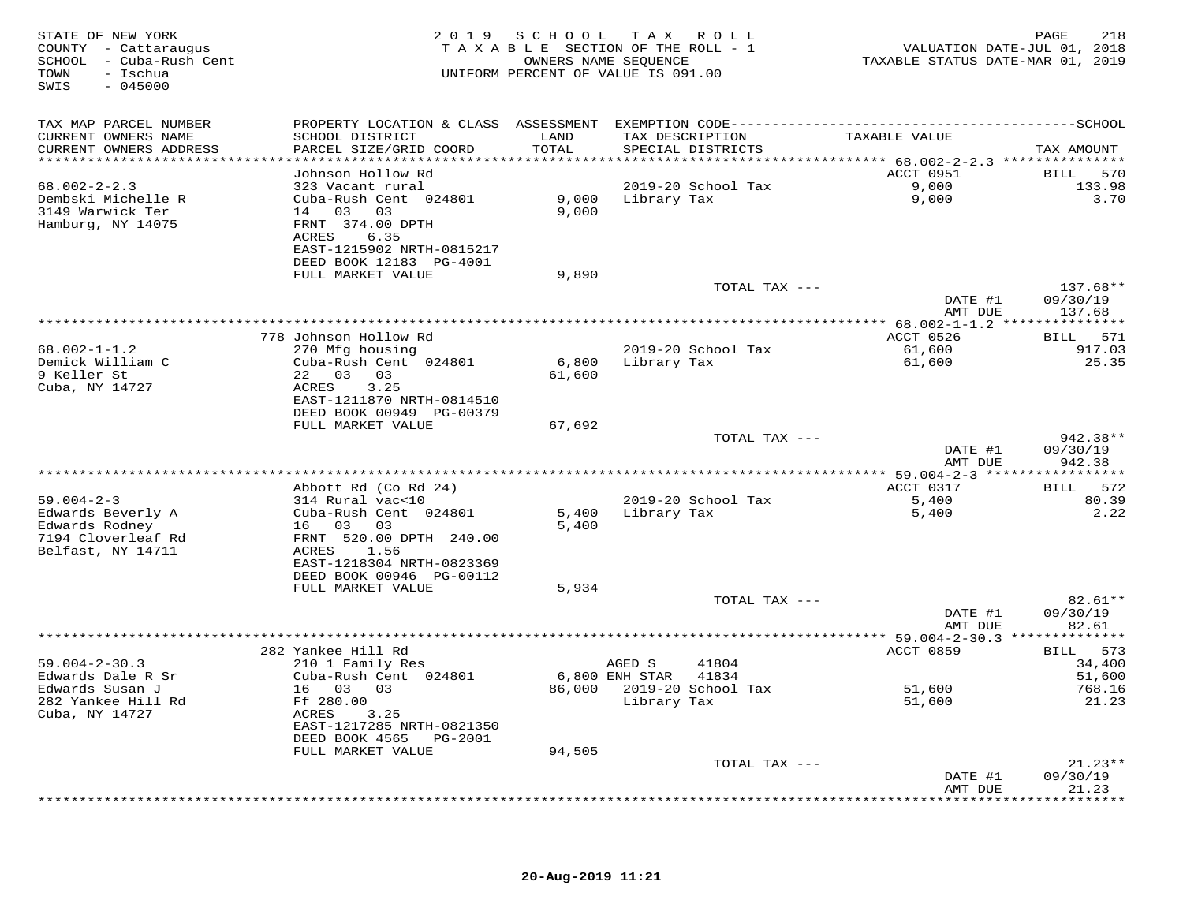STATE OF NEW YORK
COUNTY - Cattaraugus
SCHOOL - Cuba-Rush Cent
TOWN - Ischua
SWIS - 045000

2019 SCHOOL TAX ROLL
TAXABLE SECTION OF THE ROLL - 1
OWNERS NAME SEQUENCE
UNIFORM PERCENT OF VALUE IS 091.00

VALUATION DATE-JUL 01, 2018
TAXABLE STATUS DATE-MAR 01, 2019

| TAX MAP PARCEL NUMBER / CURRENT OWNERS NAME / CURRENT OWNERS ADDRESS | PROPERTY LOCATION & CLASS / SCHOOL DISTRICT / PARCEL SIZE/GRID COORD | ASSESSMENT LAND / TOTAL | EXEMPTION CODE / TAX DESCRIPTION / SPECIAL DISTRICTS | TAXABLE VALUE | TAX AMOUNT |
|---|---|---|---|---|---|
| **68.002-2-2.3** | Johnson Hollow Rd | | | ACCT 0951 | BILL 570 |
| 68.002-2-2.3 | 323 Vacant rural | | 2019-20 School Tax | 9,000 | 133.98 |
| Dembski Michelle R | Cuba-Rush Cent 024801 | 9,000 | Library Tax | 9,000 | 3.70 |
| 3149 Warwick Ter | 14 03 03 | 9,000 | | | |
| Hamburg, NY 14075 | FRNT 374.00 DPTH | | | | |
| | ACRES 6.35 | | | | |
| | EAST-1215902 NRTH-0815217 | | | | |
| | DEED BOOK 12183 PG-4001 | | | | |
| | FULL MARKET VALUE | 9,890 | | | |
| | | | TOTAL TAX --- | | 137.68** |
| | | | | DATE #1 | 09/30/19 |
| | | | | AMT DUE | 137.68 |
| **68.002-1-1.2** | 778 Johnson Hollow Rd | | | ACCT 0526 | BILL 571 |
| 68.002-1-1.2 | 270 Mfg housing | | 2019-20 School Tax | 61,600 | 917.03 |
| Demick William C | Cuba-Rush Cent 024801 | 6,800 | Library Tax | 61,600 | 25.35 |
| 9 Keller St | 22 03 03 | 61,600 | | | |
| Cuba, NY 14727 | ACRES 3.25 | | | | |
| | EAST-1211870 NRTH-0814510 | | | | |
| | DEED BOOK 00949 PG-00379 | | | | |
| | FULL MARKET VALUE | 67,692 | | | |
| | | | TOTAL TAX --- | | 942.38** |
| | | | | DATE #1 | 09/30/19 |
| | | | | AMT DUE | 942.38 |
| **59.004-2-3** | Abbott Rd (Co Rd 24) | | | ACCT 0317 | BILL 572 |
| 59.004-2-3 | 314 Rural vac<10 | | 2019-20 School Tax | 5,400 | 80.39 |
| Edwards Beverly A | Cuba-Rush Cent 024801 | 5,400 | Library Tax | 5,400 | 2.22 |
| Edwards Rodney | 16 03 03 | 5,400 | | | |
| 7194 Cloverleaf Rd | FRNT 520.00 DPTH 240.00 | | | | |
| Belfast, NY 14711 | ACRES 1.56 | | | | |
| | EAST-1218304 NRTH-0823369 | | | | |
| | DEED BOOK 00946 PG-00112 | | | | |
| | FULL MARKET VALUE | 5,934 | | | |
| | | | TOTAL TAX --- | | 82.61** |
| | | | | DATE #1 | 09/30/19 |
| | | | | AMT DUE | 82.61 |
| **59.004-2-30.3** | 282 Yankee Hill Rd | | | ACCT 0859 | BILL 573 |
| 59.004-2-30.3 | 210 1 Family Res | | AGED S 41804 | | 34,400 |
| Edwards Dale R Sr | Cuba-Rush Cent 024801 | 6,800 | ENH STAR 41834 | | 51,600 |
| Edwards Susan J | 16 03 03 | 86,000 | 2019-20 School Tax | 51,600 | 768.16 |
| 282 Yankee Hill Rd | Ff 280.00 | | Library Tax | 51,600 | 21.23 |
| Cuba, NY 14727 | ACRES 3.25 | | | | |
| | EAST-1217285 NRTH-0821350 | | | | |
| | DEED BOOK 4565 PG-2001 | | | | |
| | FULL MARKET VALUE | 94,505 | | | |
| | | | TOTAL TAX --- | | 21.23** |
| | | | | DATE #1 | 09/30/19 |
| | | | | AMT DUE | 21.23 |

20-Aug-2019 11:21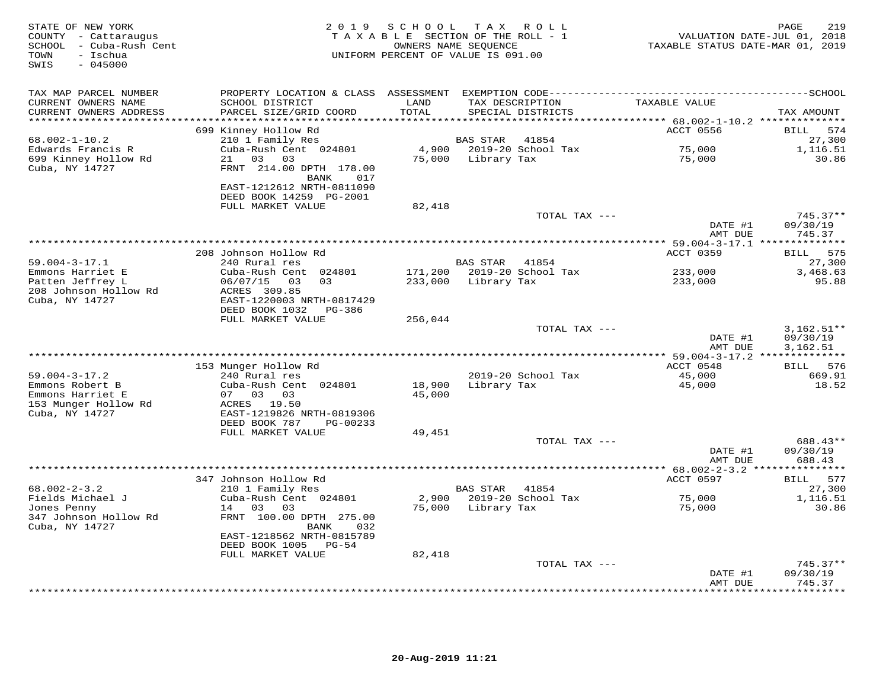STATE OF NEW YORK
COUNTY - Cattaraugus
SCHOOL - Cuba-Rush Cent
TOWN - Ischua
SWIS - 045000

2019 SCHOOL TAX ROLL
TAXABLE SECTION OF THE ROLL - 1
OWNERS NAME SEQUENCE
UNIFORM PERCENT OF VALUE IS 091.00

VALUATION DATE-JUL 01, 2018
TAXABLE STATUS DATE-MAR 01, 2019

| TAX MAP PARCEL NUMBER / CURRENT OWNERS NAME / CURRENT OWNERS ADDRESS | PROPERTY LOCATION & CLASS / SCHOOL DISTRICT / PARCEL SIZE/GRID COORD | ASSESSMENT LAND / TOTAL | EXEMPTION CODE / TAX DESCRIPTION / SPECIAL DISTRICTS | TAXABLE VALUE | TAX AMOUNT |
|---|---|---|---|---|---|
| | 699 Kinney Hollow Rd | | | ACCT 0556 | BILL 574 |
| 68.002-1-10.2 | 210 1 Family Res | | BAS STAR 41854 | | 27,300 |
| Edwards Francis R | Cuba-Rush Cent 024801 | 4,900 | 2019-20 School Tax | 75,000 | 1,116.51 |
| 699 Kinney Hollow Rd | 21 03 03 | 75,000 | Library Tax | 75,000 | 30.86 |
| Cuba, NY 14727 | FRNT 214.00 DPTH 178.00 BANK 017 | | | | |
| | EAST-1212612 NRTH-0811090 | | | | |
| | DEED BOOK 14259 PG-2001 | | | | |
| | FULL MARKET VALUE | 82,418 | | | |
| | | | TOTAL TAX --- | | 745.37** |
| | | | | DATE #1 | 09/30/19 |
| | | | | AMT DUE | 745.37 |
| | 208 Johnson Hollow Rd | | | ACCT 0359 | BILL 575 |
| 59.004-3-17.1 | 240 Rural res | | BAS STAR 41854 | | 27,300 |
| Emmons Harriet E | Cuba-Rush Cent 024801 | 171,200 | 2019-20 School Tax | 233,000 | 3,468.63 |
| Patten Jeffrey L | 06/07/15 03 03 | 233,000 | Library Tax | 233,000 | 95.88 |
| 208 Johnson Hollow Rd | ACRES 309.85 | | | | |
| Cuba, NY 14727 | EAST-1220003 NRTH-0817429 | | | | |
| | DEED BOOK 1032 PG-386 | | | | |
| | FULL MARKET VALUE | 256,044 | | | |
| | | | TOTAL TAX --- | | 3,162.51** |
| | | | | DATE #1 | 09/30/19 |
| | | | | AMT DUE | 3,162.51 |
| | 153 Munger Hollow Rd | | | ACCT 0548 | BILL 576 |
| 59.004-3-17.2 | 240 Rural res | | 2019-20 School Tax | 45,000 | 669.91 |
| Emmons Robert B | Cuba-Rush Cent 024801 | 18,900 | Library Tax | 45,000 | 18.52 |
| Emmons Harriet E | 07 03 03 | 45,000 | | | |
| 153 Munger Hollow Rd | ACRES 19.50 | | | | |
| Cuba, NY 14727 | EAST-1219826 NRTH-0819306 | | | | |
| | DEED BOOK 787 PG-00233 | | | | |
| | FULL MARKET VALUE | 49,451 | | | |
| | | | TOTAL TAX --- | | 688.43** |
| | | | | DATE #1 | 09/30/19 |
| | | | | AMT DUE | 688.43 |
| | 347 Johnson Hollow Rd | | | ACCT 0597 | BILL 577 |
| 68.002-2-3.2 | 210 1 Family Res | | BAS STAR 41854 | | 27,300 |
| Fields Michael J | Cuba-Rush Cent 024801 | 2,900 | 2019-20 School Tax | 75,000 | 1,116.51 |
| Jones Penny | 14 03 03 | 75,000 | Library Tax | 75,000 | 30.86 |
| 347 Johnson Hollow Rd | FRNT 100.00 DPTH 275.00 | | | | |
| Cuba, NY 14727 | BANK 032 | | | | |
| | EAST-1218562 NRTH-0815789 | | | | |
| | DEED BOOK 1005 PG-54 | | | | |
| | FULL MARKET VALUE | 82,418 | | | |
| | | | TOTAL TAX --- | | 745.37** |
| | | | | DATE #1 | 09/30/19 |
| | | | | AMT DUE | 745.37 |

20-Aug-2019 11:21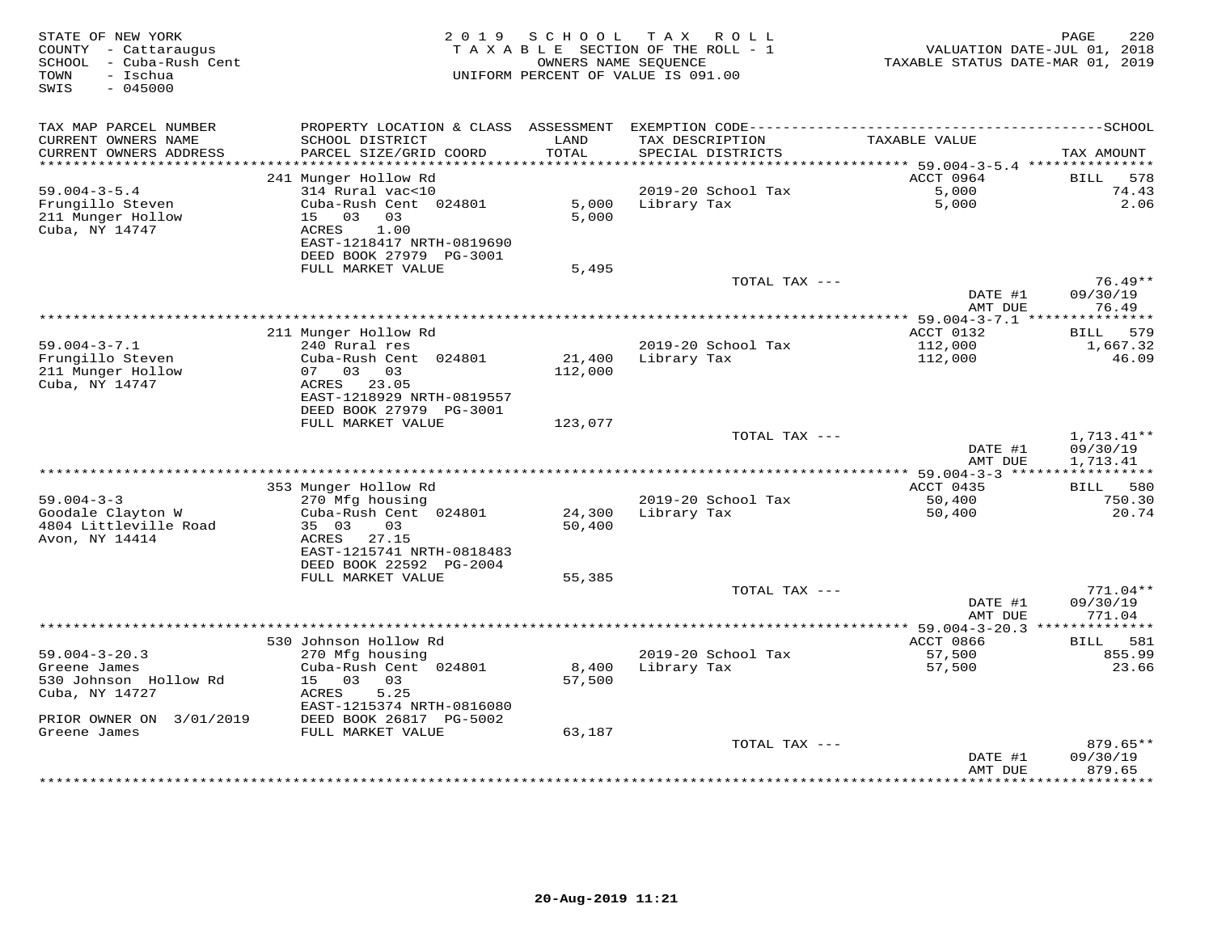STATE OF NEW YORK
COUNTY - Cattaraugus
SCHOOL - Cuba-Rush Cent
TOWN - Ischua
SWIS - 045000

2019 SCHOOL TAX ROLL
TAXABLE SECTION OF THE ROLL - 1
OWNERS NAME SEQUENCE
UNIFORM PERCENT OF VALUE IS 091.00

VALUATION DATE-JUL 01, 2018
TAXABLE STATUS DATE-MAR 01, 2019

| TAX MAP PARCEL NUMBER<br>CURRENT OWNERS NAME<br>CURRENT OWNERS ADDRESS | PROPERTY LOCATION & CLASS<br>SCHOOL DISTRICT<br>PARCEL SIZE/GRID COORD | ASSESSMENT<br>LAND<br>TOTAL | EXEMPTION CODE<br>TAX DESCRIPTION<br>SPECIAL DISTRICTS | SCHOOL<br>TAXABLE VALUE | TAX AMOUNT |
|---|---|---|---|---|---|
| | 241 Munger Hollow Rd | | | ACCT 0964 | BILL 578 |
| 59.004-3-5.4 | 314 Rural vac<10 | | 2019-20 School Tax | 5,000 | 74.43 |
| Frungillo Steven | Cuba-Rush Cent 024801 | 5,000 | Library Tax | 5,000 | 2.06 |
| 211 Munger Hollow | 15 03 03 | 5,000 | | | |
| Cuba, NY 14747 | ACRES 1.00 | | | | |
| | EAST-1218417 NRTH-0819690 | | | | |
| | DEED BOOK 27979 PG-3001 | | | | |
| | FULL MARKET VALUE | 5,495 | | | |
| | | | TOTAL TAX --- | | 76.49** |
| | | | | DATE #1 | 09/30/19 |
| | | | | AMT DUE | 76.49 |
| | 211 Munger Hollow Rd | | | ACCT 0132 | BILL 579 |
| 59.004-3-7.1 | 240 Rural res | | 2019-20 School Tax | 112,000 | 1,667.32 |
| Frungillo Steven | Cuba-Rush Cent 024801 | 21,400 | Library Tax | 112,000 | 46.09 |
| 211 Munger Hollow | 07 03 03 | 112,000 | | | |
| Cuba, NY 14747 | ACRES 23.05 | | | | |
| | EAST-1218929 NRTH-0819557 | | | | |
| | DEED BOOK 27979 PG-3001 | | | | |
| | FULL MARKET VALUE | 123,077 | | | |
| | | | TOTAL TAX --- | | 1,713.41** |
| | | | | DATE #1 | 09/30/19 |
| | | | | AMT DUE | 1,713.41 |
| | 353 Munger Hollow Rd | | | ACCT 0435 | BILL 580 |
| 59.004-3-3 | 270 Mfg housing | | 2019-20 School Tax | 50,400 | 750.30 |
| Goodale Clayton W | Cuba-Rush Cent 024801 | 24,300 | Library Tax | 50,400 | 20.74 |
| 4804 Littleville Road | 35 03 03 | 50,400 | | | |
| Avon, NY 14414 | ACRES 27.15 | | | | |
| | EAST-1215741 NRTH-0818483 | | | | |
| | DEED BOOK 22592 PG-2004 | | | | |
| | FULL MARKET VALUE | 55,385 | | | |
| | | | TOTAL TAX --- | | 771.04** |
| | | | | DATE #1 | 09/30/19 |
| | | | | AMT DUE | 771.04 |
| | 530 Johnson Hollow Rd | | | ACCT 0866 | BILL 581 |
| 59.004-3-20.3 | 270 Mfg housing | | 2019-20 School Tax | 57,500 | 855.99 |
| Greene James | Cuba-Rush Cent 024801 | 8,400 | Library Tax | 57,500 | 23.66 |
| 530 Johnson Hollow Rd | 15 03 03 | 57,500 | | | |
| Cuba, NY 14727 | ACRES 5.25 | | | | |
| | EAST-1215374 NRTH-0816080 | | | | |
| PRIOR OWNER ON 3/01/2019 | DEED BOOK 26817 PG-5002 | | | | |
| Greene James | FULL MARKET VALUE | 63,187 | | | |
| | | | TOTAL TAX --- | | 879.65** |
| | | | | DATE #1 | 09/30/19 |
| | | | | AMT DUE | 879.65 |

20-Aug-2019 11:21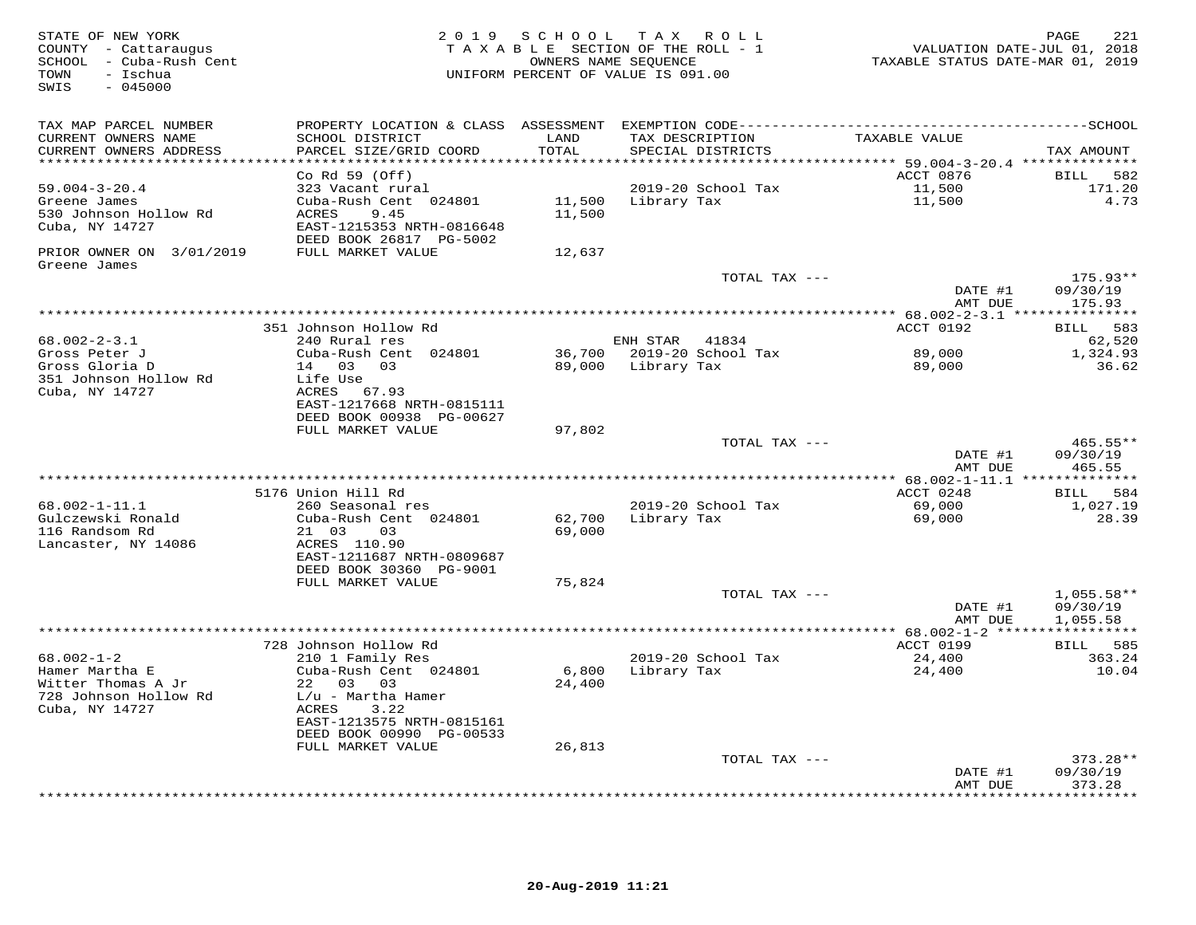STATE OF NEW YORK
COUNTY - Cattaraugus
SCHOOL - Cuba-Rush Cent
TOWN - Ischua
SWIS - 045000

2019 SCHOOL TAX ROLL
TAXABLE SECTION OF THE ROLL - 1
OWNERS NAME SEQUENCE
UNIFORM PERCENT OF VALUE IS 091.00

VALUATION DATE-JUL 01, 2018
TAXABLE STATUS DATE-MAR 01, 2019

| TAX MAP PARCEL NUMBER / CURRENT OWNERS NAME / CURRENT OWNERS ADDRESS | PROPERTY LOCATION & CLASS / SCHOOL DISTRICT / PARCEL SIZE/GRID COORD | ASSESSMENT LAND / TOTAL | EXEMPTION CODE / TAX DESCRIPTION / SPECIAL DISTRICTS | TAXABLE VALUE | TAX AMOUNT |
|---|---|---|---|---|---|
| **59.004-3-20.4** | Co Rd 59 (Off) | | | ACCT 0876 | BILL 582 |
| 59.004-3-20.4 | 323 Vacant rural | | 2019-20 School Tax | 11,500 | 171.20 |
| Greene James | Cuba-Rush Cent 024801 | 11,500 | Library Tax | 11,500 | 4.73 |
| 530 Johnson Hollow Rd | ACRES 9.45 | 11,500 | | | |
| Cuba, NY 14727 | EAST-1215353 NRTH-0816648 | | | | |
| | DEED BOOK 26817 PG-5002 | | | | |
| PRIOR OWNER ON 3/01/2019 | FULL MARKET VALUE | 12,637 | | | |
| Greene James | | | | | |
| | | | TOTAL TAX --- | | 175.93** |
| | | | | DATE #1 | 09/30/19 |
| | | | | AMT DUE | 175.93 |
| **68.002-2-3.1** | 351 Johnson Hollow Rd | | | ACCT 0192 | BILL 583 |
| 68.002-2-3.1 | 240 Rural res | | ENH STAR 41834 | | 62,520 |
| Gross Peter J | Cuba-Rush Cent 024801 | 36,700 | 2019-20 School Tax | 89,000 | 1,324.93 |
| Gross Gloria D | 14 03 03 | 89,000 | Library Tax | 89,000 | 36.62 |
| 351 Johnson Hollow Rd | Life Use | | | | |
| Cuba, NY 14727 | ACRES 67.93 | | | | |
| | EAST-1217668 NRTH-0815111 | | | | |
| | DEED BOOK 00938 PG-00627 | | | | |
| | FULL MARKET VALUE | 97,802 | | | |
| | | | TOTAL TAX --- | | 465.55** |
| | | | | DATE #1 | 09/30/19 |
| | | | | AMT DUE | 465.55 |
| **68.002-1-11.1** | 5176 Union Hill Rd | | | ACCT 0248 | BILL 584 |
| 68.002-1-11.1 | 260 Seasonal res | | 2019-20 School Tax | 69,000 | 1,027.19 |
| Gulczewski Ronald | Cuba-Rush Cent 024801 | 62,700 | Library Tax | 69,000 | 28.39 |
| 116 Randsom Rd | 21 03 03 | 69,000 | | | |
| Lancaster, NY 14086 | ACRES 110.90 | | | | |
| | EAST-1211687 NRTH-0809687 | | | | |
| | DEED BOOK 30360 PG-9001 | | | | |
| | FULL MARKET VALUE | 75,824 | | | |
| | | | TOTAL TAX --- | | 1,055.58** |
| | | | | DATE #1 | 09/30/19 |
| | | | | AMT DUE | 1,055.58 |
| **68.002-1-2** | 728 Johnson Hollow Rd | | | ACCT 0199 | BILL 585 |
| 68.002-1-2 | 210 1 Family Res | | 2019-20 School Tax | 24,400 | 363.24 |
| Hamer Martha E | Cuba-Rush Cent 024801 | 6,800 | Library Tax | 24,400 | 10.04 |
| Witter Thomas A Jr | 22 03 03 | 24,400 | | | |
| 728 Johnson Hollow Rd | L/u - Martha Hamer | | | | |
| Cuba, NY 14727 | ACRES 3.22 | | | | |
| | EAST-1213575 NRTH-0815161 | | | | |
| | DEED BOOK 00990 PG-00533 | | | | |
| | FULL MARKET VALUE | 26,813 | | | |
| | | | TOTAL TAX --- | | 373.28** |
| | | | | DATE #1 | 09/30/19 |
| | | | | AMT DUE | 373.28 |

20-Aug-2019 11:21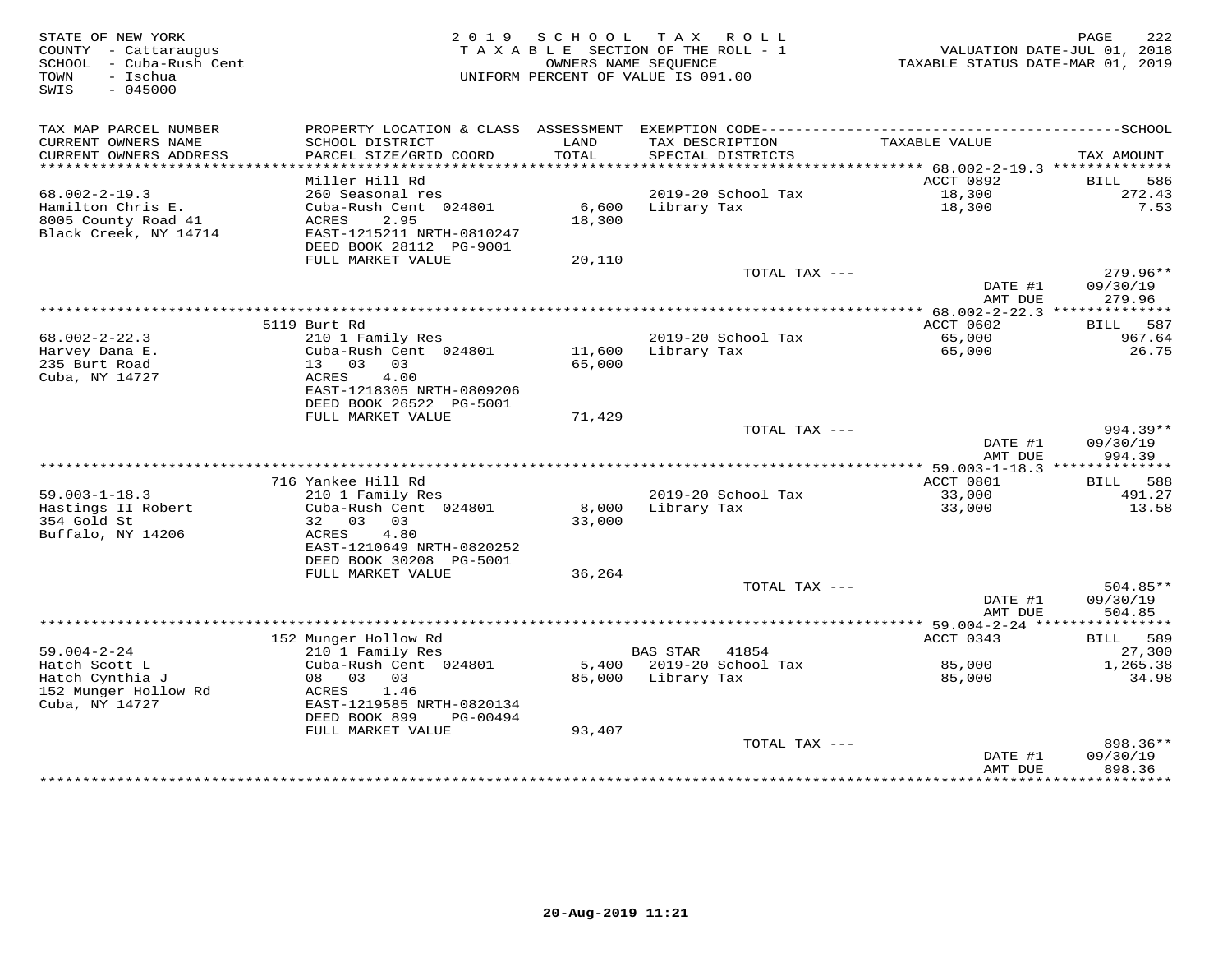STATE OF NEW YORK
COUNTY - Cattaraugus
SCHOOL - Cuba-Rush Cent
TOWN - Ischua
SWIS - 045000

2019 SCHOOL TAX ROLL
TAXABLE SECTION OF THE ROLL - 1
OWNERS NAME SEQUENCE
UNIFORM PERCENT OF VALUE IS 091.00

VALUATION DATE-JUL 01, 2018
TAXABLE STATUS DATE-MAR 01, 2019

| TAX MAP PARCEL NUMBER / CURRENT OWNERS NAME / CURRENT OWNERS ADDRESS | PROPERTY LOCATION & CLASS / SCHOOL DISTRICT / PARCEL SIZE/GRID COORD | ASSESSMENT LAND / TOTAL | EXEMPTION CODE / TAX DESCRIPTION / SPECIAL DISTRICTS | TAXABLE VALUE | TAX AMOUNT |
|---|---|---|---|---|---|
| **68.002-2-19.3** | Miller Hill Rd | | | ACCT 0892 | BILL 586 |
| 68.002-2-19.3 | 260 Seasonal res | | 2019-20 School Tax | 18,300 | 272.43 |
| Hamilton Chris E. | Cuba-Rush Cent 024801 | 6,600 | Library Tax | 18,300 | 7.53 |
| 8005 County Road 41 | ACRES 2.95 | 18,300 | | | |
| Black Creek, NY 14714 | EAST-1215211 NRTH-0810247 | | | | |
| | DEED BOOK 28112 PG-9001 | | | | |
| | FULL MARKET VALUE | 20,110 | | | |
| | | | TOTAL TAX --- | | 279.96** |
| | | | | DATE #1 | 09/30/19 |
| | | | | AMT DUE | 279.96 |
| **68.002-2-22.3** | 5119 Burt Rd | | | ACCT 0602 | BILL 587 |
| 68.002-2-22.3 | 210 1 Family Res | | 2019-20 School Tax | 65,000 | 967.64 |
| Harvey Dana E. | Cuba-Rush Cent 024801 | 11,600 | Library Tax | 65,000 | 26.75 |
| 235 Burt Road | 13 03 03 | 65,000 | | | |
| Cuba, NY 14727 | ACRES 4.00 | | | | |
| | EAST-1218305 NRTH-0809206 | | | | |
| | DEED BOOK 26522 PG-5001 | | | | |
| | FULL MARKET VALUE | 71,429 | | | |
| | | | TOTAL TAX --- | | 994.39** |
| | | | | DATE #1 | 09/30/19 |
| | | | | AMT DUE | 994.39 |
| **59.003-1-18.3** | 716 Yankee Hill Rd | | | ACCT 0801 | BILL 588 |
| 59.003-1-18.3 | 210 1 Family Res | | 2019-20 School Tax | 33,000 | 491.27 |
| Hastings II Robert | Cuba-Rush Cent 024801 | 8,000 | Library Tax | 33,000 | 13.58 |
| 354 Gold St | 32 03 03 | 33,000 | | | |
| Buffalo, NY 14206 | ACRES 4.80 | | | | |
| | EAST-1210649 NRTH-0820252 | | | | |
| | DEED BOOK 30208 PG-5001 | | | | |
| | FULL MARKET VALUE | 36,264 | | | |
| | | | TOTAL TAX --- | | 504.85** |
| | | | | DATE #1 | 09/30/19 |
| | | | | AMT DUE | 504.85 |
| **59.004-2-24** | 152 Munger Hollow Rd | | | ACCT 0343 | BILL 589 |
| 59.004-2-24 | 210 1 Family Res | | BAS STAR 41854 | | 27,300 |
| Hatch Scott L | Cuba-Rush Cent 024801 | 5,400 | 2019-20 School Tax | 85,000 | 1,265.38 |
| Hatch Cynthia J | 08 03 03 | 85,000 | Library Tax | 85,000 | 34.98 |
| 152 Munger Hollow Rd | ACRES 1.46 | | | | |
| Cuba, NY 14727 | EAST-1219585 NRTH-0820134 | | | | |
| | DEED BOOK 899 PG-00494 | | | | |
| | FULL MARKET VALUE | 93,407 | | | |
| | | | TOTAL TAX --- | | 898.36** |
| | | | | DATE #1 | 09/30/19 |
| | | | | AMT DUE | 898.36 |

20-Aug-2019 11:21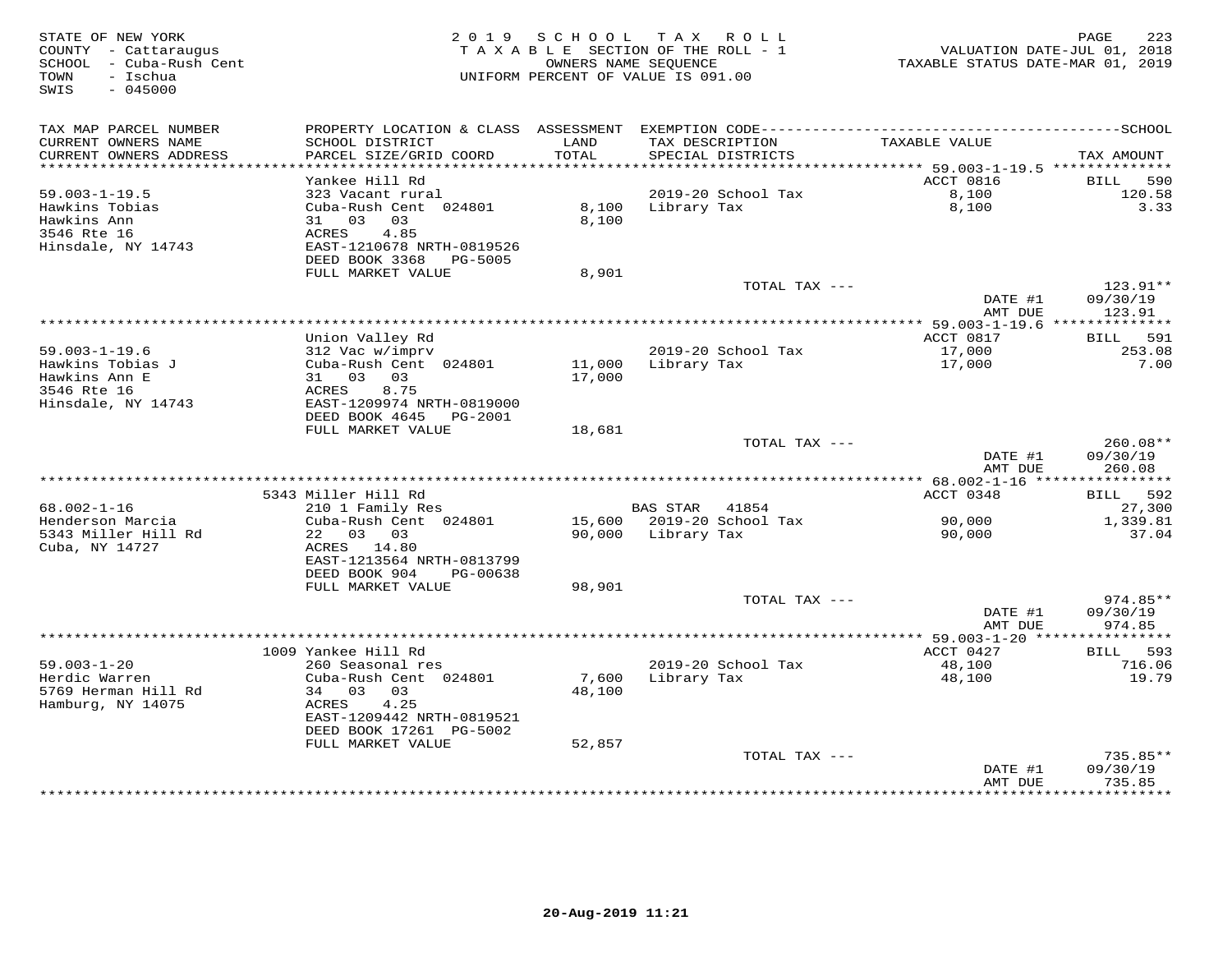STATE OF NEW YORK
COUNTY - Cattaraugus
SCHOOL - Cuba-Rush Cent
TOWN - Ischua
SWIS - 045000

2019 SCHOOL TAX ROLL
TAXABLE SECTION OF THE ROLL - 1
OWNERS NAME SEQUENCE
UNIFORM PERCENT OF VALUE IS 091.00

VALUATION DATE-JUL 01, 2018
TAXABLE STATUS DATE-MAR 01, 2019

| TAX MAP PARCEL NUMBER / CURRENT OWNERS NAME / CURRENT OWNERS ADDRESS | PROPERTY LOCATION & CLASS / SCHOOL DISTRICT / PARCEL SIZE/GRID COORD | ASSESSMENT LAND / TOTAL | EXEMPTION CODE / TAX DESCRIPTION / SPECIAL DISTRICTS | TAXABLE VALUE | SCHOOL TAX AMOUNT |
|---|---|---|---|---|---|
| 59.003-1-19.5 | Yankee Hill Rd | | | ACCT 0816 | BILL 590 |
| 59.003-1-19.5 | 323 Vacant rural | | 2019-20 School Tax | 8,100 | 120.58 |
| Hawkins Tobias | Cuba-Rush Cent 024801 | 8,100 | Library Tax | 8,100 | 3.33 |
| Hawkins Ann | 31 03 03 | 8,100 | | | |
| 3546 Rte 16 | ACRES 4.85 | | | | |
| Hinsdale, NY 14743 | EAST-1210678 NRTH-0819526 | | | | |
| | DEED BOOK 3368 PG-5005 | | | | |
| | FULL MARKET VALUE | 8,901 | | | |
| | | | TOTAL TAX --- | | 123.91** |
| | | | | DATE #1 | 09/30/19 |
| | | | | AMT DUE | 123.91 |
| 59.003-1-19.6 | Union Valley Rd | | | ACCT 0817 | BILL 591 |
| 59.003-1-19.6 | 312 Vac w/imprv | | 2019-20 School Tax | 17,000 | 253.08 |
| Hawkins Tobias J | Cuba-Rush Cent 024801 | 11,000 | Library Tax | 17,000 | 7.00 |
| Hawkins Ann E | 31 03 03 | 17,000 | | | |
| 3546 Rte 16 | ACRES 8.75 | | | | |
| Hinsdale, NY 14743 | EAST-1209974 NRTH-0819000 | | | | |
| | DEED BOOK 4645 PG-2001 | | | | |
| | FULL MARKET VALUE | 18,681 | | | |
| | | | TOTAL TAX --- | | 260.08** |
| | | | | DATE #1 | 09/30/19 |
| | | | | AMT DUE | 260.08 |
| 68.002-1-16 | 5343 Miller Hill Rd | | | ACCT 0348 | BILL 592 |
| 68.002-1-16 | 210 1 Family Res | | BAS STAR 41854 | | 27,300 |
| Henderson Marcia | Cuba-Rush Cent 024801 | 15,600 | 2019-20 School Tax | 90,000 | 1,339.81 |
| 5343 Miller Hill Rd | 22 03 03 | 90,000 | Library Tax | 90,000 | 37.04 |
| Cuba, NY 14727 | ACRES 14.80 | | | | |
| | EAST-1213564 NRTH-0813799 | | | | |
| | DEED BOOK 904 PG-00638 | | | | |
| | FULL MARKET VALUE | 98,901 | | | |
| | | | TOTAL TAX --- | | 974.85** |
| | | | | DATE #1 | 09/30/19 |
| | | | | AMT DUE | 974.85 |
| 59.003-1-20 | 1009 Yankee Hill Rd | | | ACCT 0427 | BILL 593 |
| 59.003-1-20 | 260 Seasonal res | | 2019-20 School Tax | 48,100 | 716.06 |
| Herdic Warren | Cuba-Rush Cent 024801 | 7,600 | Library Tax | 48,100 | 19.79 |
| 5769 Herman Hill Rd | 34 03 03 | 48,100 | | | |
| Hamburg, NY 14075 | ACRES 4.25 | | | | |
| | EAST-1209442 NRTH-0819521 | | | | |
| | DEED BOOK 17261 PG-5002 | | | | |
| | FULL MARKET VALUE | 52,857 | | | |
| | | | TOTAL TAX --- | | 735.85** |
| | | | | DATE #1 | 09/30/19 |
| | | | | AMT DUE | 735.85 |

20-Aug-2019 11:21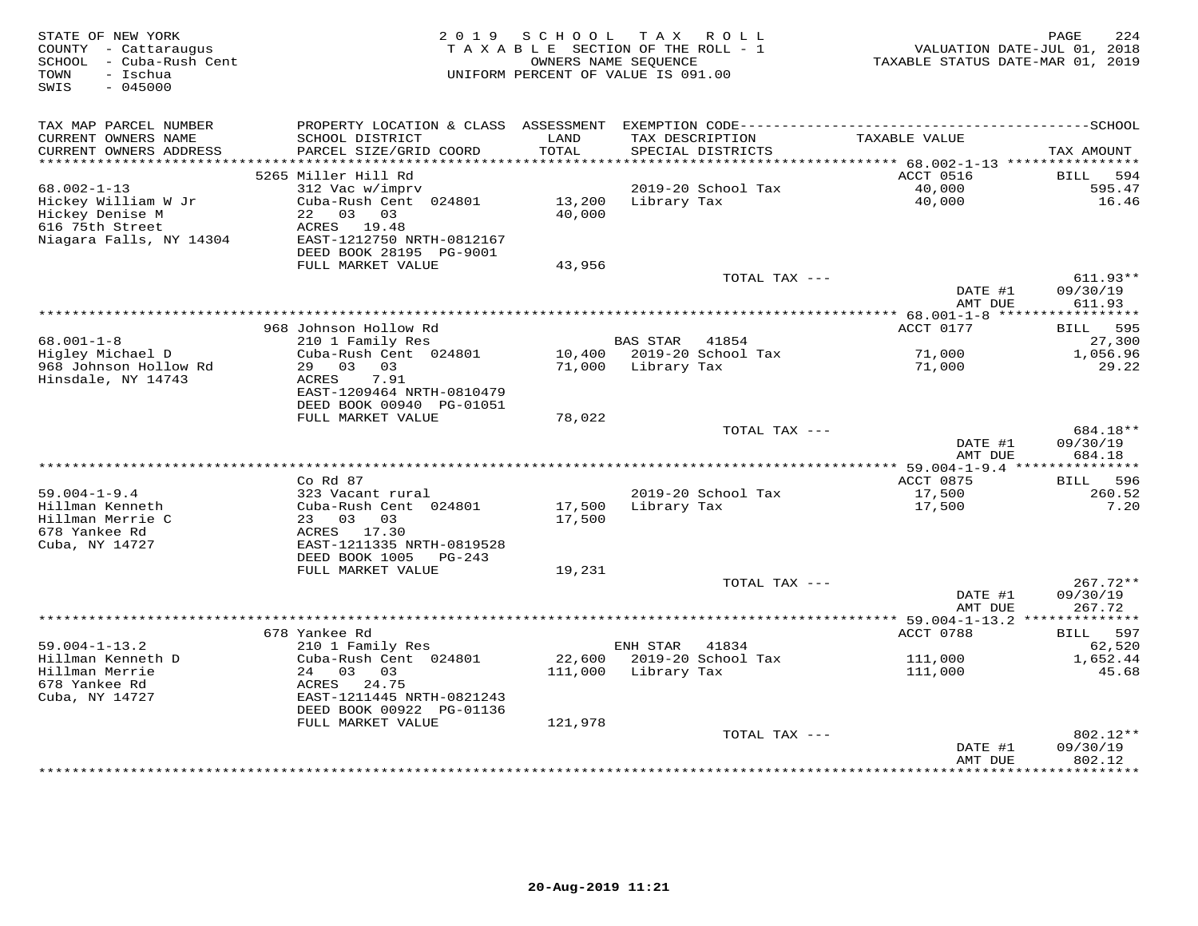STATE OF NEW YORK
COUNTY - Cattaraugus
SCHOOL - Cuba-Rush Cent
TOWN - Ischua
SWIS - 045000

2019 SCHOOL TAX ROLL
TAXABLE SECTION OF THE ROLL - 1
OWNERS NAME SEQUENCE
UNIFORM PERCENT OF VALUE IS 091.00

VALUATION DATE-JUL 01, 2018
TAXABLE STATUS DATE-MAR 01, 2019

| TAX MAP PARCEL NUMBER / CURRENT OWNERS NAME / CURRENT OWNERS ADDRESS | PROPERTY LOCATION & CLASS / SCHOOL DISTRICT / PARCEL SIZE/GRID COORD | ASSESSMENT LAND / TOTAL | EXEMPTION CODE / TAX DESCRIPTION / SPECIAL DISTRICTS | TAXABLE VALUE | SCHOOL TAX AMOUNT |
|---|---|---|---|---|---|
| 68.002-1-13 | 5265 Miller Hill Rd | | | ACCT 0516 | BILL 594 |
| Hickey William W Jr | 312 Vac w/imprv | | 2019-20 School Tax | 40,000 | 595.47 |
| Hickey Denise M | Cuba-Rush Cent 024801 | 13,200 | Library Tax | 40,000 | 16.46 |
| 616 75th Street | 22 03 03 | 40,000 | | | |
| Niagara Falls, NY 14304 | ACRES 19.48 | | | | |
| | EAST-1212750 NRTH-0812167 | | | | |
| | DEED BOOK 28195 PG-9001 | | | | |
| | FULL MARKET VALUE | 43,956 | | | |
| | | | TOTAL TAX --- | | 611.93** |
| | | | | DATE #1 | 09/30/19 |
| | | | | AMT DUE | 611.93 |
| 68.001-1-8 | 968 Johnson Hollow Rd | | | ACCT 0177 | BILL 595 |
| Higley Michael D | 210 1 Family Res | | BAS STAR 41854 | | 27,300 |
| 968 Johnson Hollow Rd | Cuba-Rush Cent 024801 | 10,400 | 2019-20 School Tax | 71,000 | 1,056.96 |
| Hinsdale, NY 14743 | 29 03 03 | 71,000 | Library Tax | 71,000 | 29.22 |
| | ACRES 7.91 | | | | |
| | EAST-1209464 NRTH-0810479 | | | | |
| | DEED BOOK 00940 PG-01051 | | | | |
| | FULL MARKET VALUE | 78,022 | | | |
| | | | TOTAL TAX --- | | 684.18** |
| | | | | DATE #1 | 09/30/19 |
| | | | | AMT DUE | 684.18 |
| 59.004-1-9.4 | Co Rd 87 | | | ACCT 0875 | BILL 596 |
| Hillman Kenneth | 323 Vacant rural | | 2019-20 School Tax | 17,500 | 260.52 |
| Hillman Merrie C | Cuba-Rush Cent 024801 | 17,500 | Library Tax | 17,500 | 7.20 |
| 678 Yankee Rd | 23 03 03 | 17,500 | | | |
| Cuba, NY 14727 | ACRES 17.30 | | | | |
| | EAST-1211335 NRTH-0819528 | | | | |
| | DEED BOOK 1005 PG-243 | | | | |
| | FULL MARKET VALUE | 19,231 | | | |
| | | | TOTAL TAX --- | | 267.72** |
| | | | | DATE #1 | 09/30/19 |
| | | | | AMT DUE | 267.72 |
| 59.004-1-13.2 | 678 Yankee Rd | | | ACCT 0788 | BILL 597 |
| Hillman Kenneth D | 210 1 Family Res | | ENH STAR 41834 | | 62,520 |
| Hillman Merrie | Cuba-Rush Cent 024801 | 22,600 | 2019-20 School Tax | 111,000 | 1,652.44 |
| 678 Yankee Rd | 24 03 03 | 111,000 | Library Tax | 111,000 | 45.68 |
| Cuba, NY 14727 | ACRES 24.75 | | | | |
| | EAST-1211445 NRTH-0821243 | | | | |
| | DEED BOOK 00922 PG-01136 | | | | |
| | FULL MARKET VALUE | 121,978 | | | |
| | | | TOTAL TAX --- | | 802.12** |
| | | | | DATE #1 | 09/30/19 |
| | | | | AMT DUE | 802.12 |

20-Aug-2019 11:21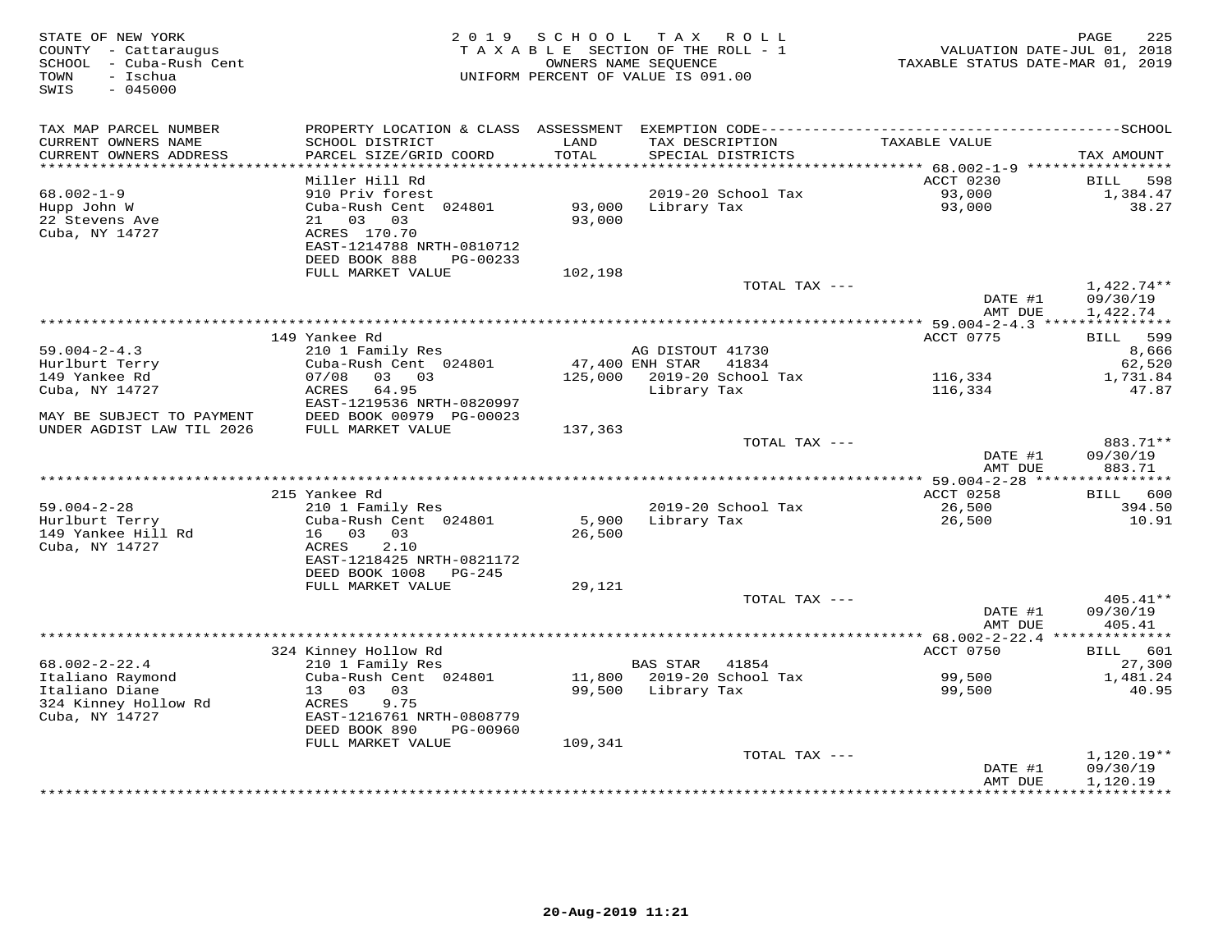STATE OF NEW YORK
COUNTY - Cattaraugus
SCHOOL - Cuba-Rush Cent
TOWN - Ischua
SWIS - 045000

2019 SCHOOL TAX ROLL
TAXABLE SECTION OF THE ROLL - 1
OWNERS NAME SEQUENCE
UNIFORM PERCENT OF VALUE IS 091.00

VALUATION DATE-JUL 01, 2018
TAXABLE STATUS DATE-MAR 01, 2019

| TAX MAP PARCEL NUMBER / CURRENT OWNERS NAME / CURRENT OWNERS ADDRESS | PROPERTY LOCATION & CLASS / SCHOOL DISTRICT / PARCEL SIZE/GRID COORD | ASSESSMENT LAND / TOTAL | EXEMPTION CODE / TAX DESCRIPTION / SPECIAL DISTRICTS | TAXABLE VALUE | TAX AMOUNT |
|---|---|---|---|---|---|
| 68.002-1-9 | Miller Hill Rd | | | ACCT 0230 | BILL 598 |
| | 910 Priv forest | | 2019-20 School Tax | 93,000 | 1,384.47 |
| Hupp John W | Cuba-Rush Cent 024801 | 93,000 | Library Tax | 93,000 | 38.27 |
| 22 Stevens Ave | 21 03 03 | 93,000 | | | |
| Cuba, NY 14727 | ACRES 170.70 | | | | |
| | EAST-1214788 NRTH-0810712 | | | | |
| | DEED BOOK 888 PG-00233 | | | | |
| | FULL MARKET VALUE | 102,198 | | | |
| | | | TOTAL TAX --- | | 1,422.74** |
| | | | | DATE #1 | 09/30/19 |
| | | | | AMT DUE | 1,422.74 |
| 59.004-2-4.3 | 149 Yankee Rd | | | ACCT 0775 | BILL 599 |
| | 210 1 Family Res | | AG DISTOUT 41730 | | 8,666 |
| Hurlburt Terry | Cuba-Rush Cent 024801 | 47,400 | ENH STAR 41834 | | 62,520 |
| 149 Yankee Rd | 07/08 03 03 | 125,000 | 2019-20 School Tax | 116,334 | 1,731.84 |
| Cuba, NY 14727 | ACRES 64.95 | | Library Tax | 116,334 | 47.87 |
| | EAST-1219536 NRTH-0820997 | | | | |
| MAY BE SUBJECT TO PAYMENT | DEED BOOK 00979 PG-00023 | | | | |
| UNDER AGDIST LAW TIL 2026 | FULL MARKET VALUE | 137,363 | | | |
| | | | TOTAL TAX --- | | 883.71** |
| | | | | DATE #1 | 09/30/19 |
| | | | | AMT DUE | 883.71 |
| 59.004-2-28 | 215 Yankee Rd | | | ACCT 0258 | BILL 600 |
| | 210 1 Family Res | | 2019-20 School Tax | 26,500 | 394.50 |
| Hurlburt Terry | Cuba-Rush Cent 024801 | 5,900 | Library Tax | 26,500 | 10.91 |
| 149 Yankee Hill Rd | 16 03 03 | 26,500 | | | |
| Cuba, NY 14727 | ACRES 2.10 | | | | |
| | EAST-1218425 NRTH-0821172 | | | | |
| | DEED BOOK 1008 PG-245 | | | | |
| | FULL MARKET VALUE | 29,121 | | | |
| | | | TOTAL TAX --- | | 405.41** |
| | | | | DATE #1 | 09/30/19 |
| | | | | AMT DUE | 405.41 |
| 68.002-2-22.4 | 324 Kinney Hollow Rd | | | ACCT 0750 | BILL 601 |
| | 210 1 Family Res | | BAS STAR 41854 | | 27,300 |
| Italiano Raymond | Cuba-Rush Cent 024801 | 11,800 | 2019-20 School Tax | 99,500 | 1,481.24 |
| Italiano Diane | 13 03 03 | 99,500 | Library Tax | 99,500 | 40.95 |
| 324 Kinney Hollow Rd | ACRES 9.75 | | | | |
| Cuba, NY 14727 | EAST-1216761 NRTH-0808779 | | | | |
| | DEED BOOK 890 PG-00960 | | | | |
| | FULL MARKET VALUE | 109,341 | | | |
| | | | TOTAL TAX --- | | 1,120.19** |
| | | | | DATE #1 | 09/30/19 |
| | | | | AMT DUE | 1,120.19 |

20-Aug-2019 11:21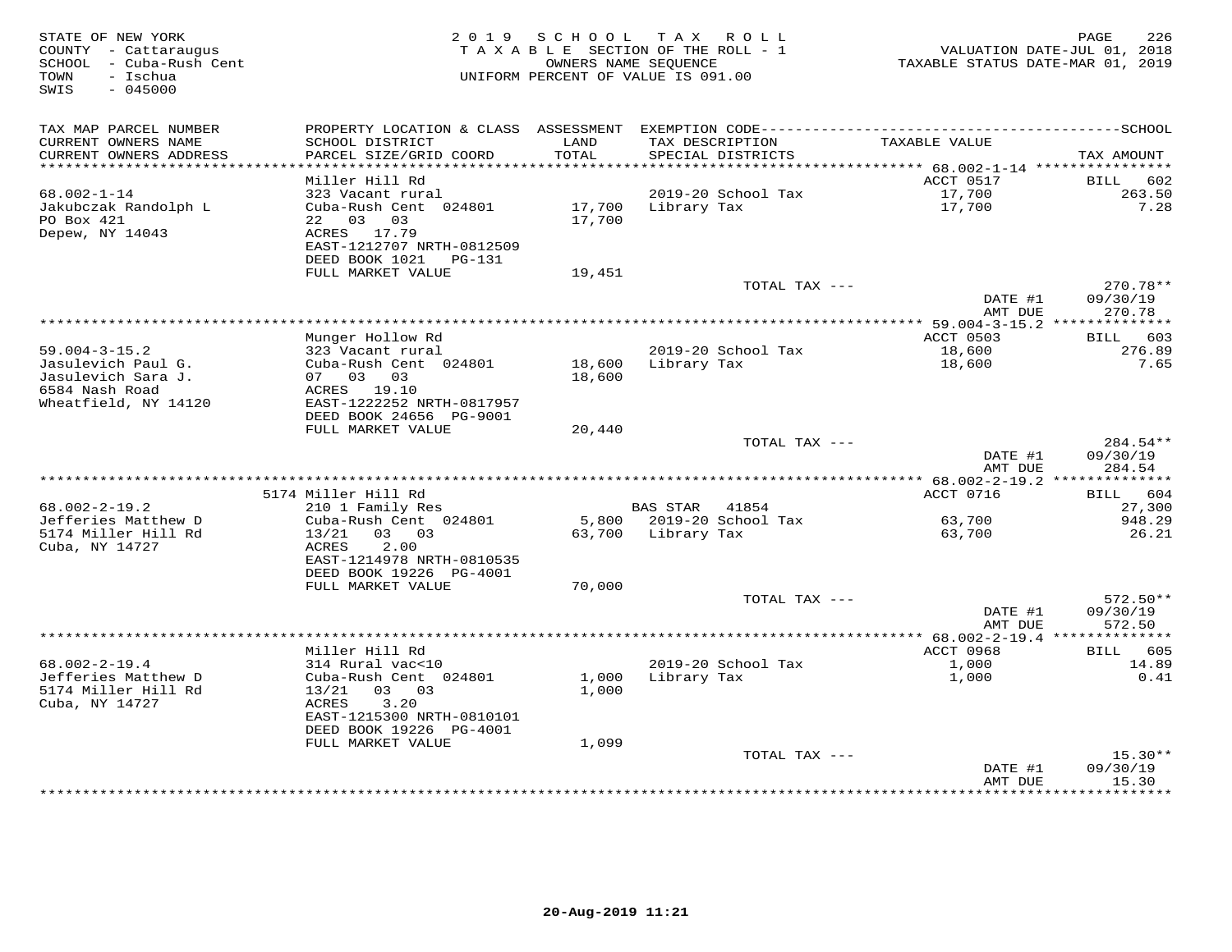STATE OF NEW YORK
COUNTY - Cattaraugus
SCHOOL - Cuba-Rush Cent
TOWN - Ischua
SWIS - 045000

2019 SCHOOL TAX ROLL
TAXABLE SECTION OF THE ROLL - 1
OWNERS NAME SEQUENCE
UNIFORM PERCENT OF VALUE IS 091.00

VALUATION DATE-JUL 01, 2018
TAXABLE STATUS DATE-MAR 01, 2019

| TAX MAP PARCEL NUMBER / CURRENT OWNERS NAME / CURRENT OWNERS ADDRESS | PROPERTY LOCATION & CLASS / SCHOOL DISTRICT / PARCEL SIZE/GRID COORD | ASSESSMENT LAND / TOTAL | EXEMPTION CODE / TAX DESCRIPTION / SPECIAL DISTRICTS | TAXABLE VALUE | TAX AMOUNT |
|---|---|---|---|---|---|
| 68.002-1-14 | Miller Hill Rd | | | ACCT 0517 | BILL 602 |
| Jakubczak Randolph L | 323 Vacant rural | | 2019-20 School Tax | 17,700 | 263.50 |
| PO Box 421 | Cuba-Rush Cent 024801 | 17,700 | Library Tax | 17,700 | 7.28 |
| Depew, NY 14043 | 22 03 03 | 17,700 | | | |
| | ACRES 17.79 | | | | |
| | EAST-1212707 NRTH-0812509 | | | | |
| | DEED BOOK 1021 PG-131 | | | | |
| | FULL MARKET VALUE | 19,451 | | | |
| | | | TOTAL TAX --- | | 270.78** |
| | | | | DATE #1 | 09/30/19 |
| | | | | AMT DUE | 270.78 |
| 59.004-3-15.2 | Munger Hollow Rd | | | ACCT 0503 | BILL 603 |
| Jasulevich Paul G. | 323 Vacant rural | | 2019-20 School Tax | 18,600 | 276.89 |
| Jasulevich Sara J. | Cuba-Rush Cent 024801 | 18,600 | Library Tax | 18,600 | 7.65 |
| 6584 Nash Road | 07 03 03 | 18,600 | | | |
| Wheatfield, NY 14120 | ACRES 19.10 | | | | |
| | EAST-1222252 NRTH-0817957 | | | | |
| | DEED BOOK 24656 PG-9001 | | | | |
| | FULL MARKET VALUE | 20,440 | | | |
| | | | TOTAL TAX --- | | 284.54** |
| | | | | DATE #1 | 09/30/19 |
| | | | | AMT DUE | 284.54 |
| 68.002-2-19.2 | 5174 Miller Hill Rd | | | ACCT 0716 | BILL 604 |
| Jefferies Matthew D | 210 1 Family Res | | BAS STAR 41854 | | 27,300 |
| 5174 Miller Hill Rd | Cuba-Rush Cent 024801 | 5,800 | 2019-20 School Tax | 63,700 | 948.29 |
| Cuba, NY 14727 | 13/21 03 03 | 63,700 | Library Tax | 63,700 | 26.21 |
| | ACRES 2.00 | | | | |
| | EAST-1214978 NRTH-0810535 | | | | |
| | DEED BOOK 19226 PG-4001 | | | | |
| | FULL MARKET VALUE | 70,000 | | | |
| | | | TOTAL TAX --- | | 572.50** |
| | | | | DATE #1 | 09/30/19 |
| | | | | AMT DUE | 572.50 |
| 68.002-2-19.4 | Miller Hill Rd | | | ACCT 0968 | BILL 605 |
| Jefferies Matthew D | 314 Rural vac<10 | | 2019-20 School Tax | 1,000 | 14.89 |
| 5174 Miller Hill Rd | Cuba-Rush Cent 024801 | 1,000 | Library Tax | 1,000 | 0.41 |
| Cuba, NY 14727 | 13/21 03 03 | 1,000 | | | |
| | ACRES 3.20 | | | | |
| | EAST-1215300 NRTH-0810101 | | | | |
| | DEED BOOK 19226 PG-4001 | | | | |
| | FULL MARKET VALUE | 1,099 | | | |
| | | | TOTAL TAX --- | | 15.30** |
| | | | | DATE #1 | 09/30/19 |
| | | | | AMT DUE | 15.30 |

20-Aug-2019 11:21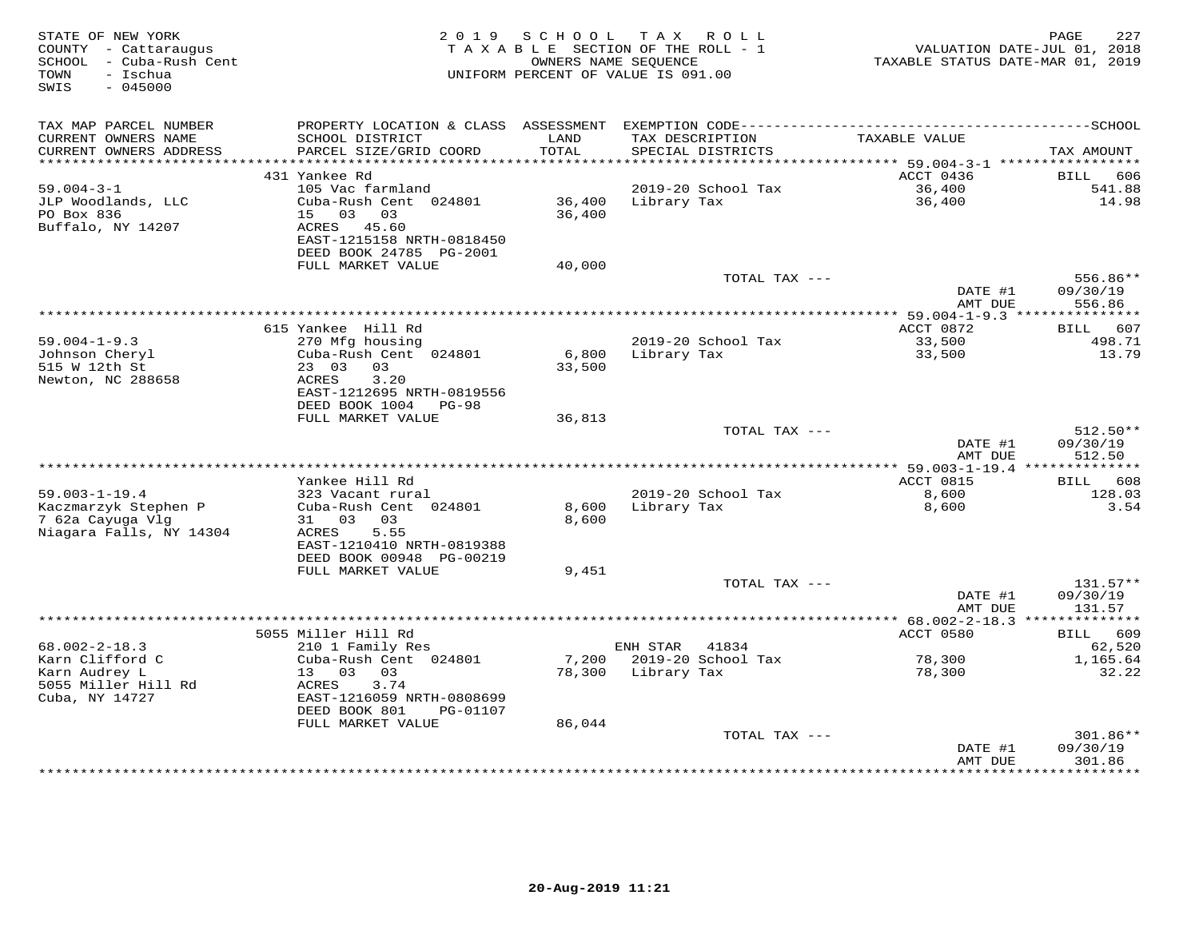STATE OF NEW YORK
COUNTY - Cattaraugus
SCHOOL - Cuba-Rush Cent
TOWN - Ischua
SWIS - 045000

2019 SCHOOL TAX ROLL
TAXABLE SECTION OF THE ROLL - 1
OWNERS NAME SEQUENCE
UNIFORM PERCENT OF VALUE IS 091.00

VALUATION DATE-JUL 01, 2018
TAXABLE STATUS DATE-MAR 01, 2019

| TAX MAP PARCEL NUMBER / CURRENT OWNERS NAME / CURRENT OWNERS ADDRESS | PROPERTY LOCATION & CLASS / SCHOOL DISTRICT / PARCEL SIZE/GRID COORD | ASSESSMENT LAND / TOTAL | EXEMPTION CODE / TAX DESCRIPTION / SPECIAL DISTRICTS | TAXABLE VALUE | TAX AMOUNT |
|---|---|---|---|---|---|
| | 431 Yankee Rd | | | ACCT 0436 | BILL 606 |
| 59.004-3-1 | 105 Vac farmland | | 2019-20 School Tax | 36,400 | 541.88 |
| JLP Woodlands, LLC | Cuba-Rush Cent 024801 | 36,400 | Library Tax | 36,400 | 14.98 |
| PO Box 836 | 15 03 03 | 36,400 | | | |
| Buffalo, NY 14207 | ACRES 45.60 | | | | |
| | EAST-1215158 NRTH-0818450 | | | | |
| | DEED BOOK 24785 PG-2001 | | | | |
| | FULL MARKET VALUE | 40,000 | | | |
| | | | TOTAL TAX --- | | 556.86** |
| | | | | DATE #1 | 09/30/19 |
| | | | | AMT DUE | 556.86 |
| | 615 Yankee Hill Rd | | | ACCT 0872 | BILL 607 |
| 59.004-1-9.3 | 270 Mfg housing | | 2019-20 School Tax | 33,500 | 498.71 |
| Johnson Cheryl | Cuba-Rush Cent 024801 | 6,800 | Library Tax | 33,500 | 13.79 |
| 515 W 12th St | 23 03 03 | 33,500 | | | |
| Newton, NC 288658 | ACRES 3.20 | | | | |
| | EAST-1212695 NRTH-0819556 | | | | |
| | DEED BOOK 1004 PG-98 | | | | |
| | FULL MARKET VALUE | 36,813 | | | |
| | | | TOTAL TAX --- | | 512.50** |
| | | | | DATE #1 | 09/30/19 |
| | | | | AMT DUE | 512.50 |
| | Yankee Hill Rd | | | ACCT 0815 | BILL 608 |
| 59.003-1-19.4 | 323 Vacant rural | | 2019-20 School Tax | 8,600 | 128.03 |
| Kaczmarzyk Stephen P | Cuba-Rush Cent 024801 | 8,600 | Library Tax | 8,600 | 3.54 |
| 7 62a Cayuga Vlg | 31 03 03 | 8,600 | | | |
| Niagara Falls, NY 14304 | ACRES 5.55 | | | | |
| | EAST-1210410 NRTH-0819388 | | | | |
| | DEED BOOK 00948 PG-00219 | | | | |
| | FULL MARKET VALUE | 9,451 | | | |
| | | | TOTAL TAX --- | | 131.57** |
| | | | | DATE #1 | 09/30/19 |
| | | | | AMT DUE | 131.57 |
| | 5055 Miller Hill Rd | | | ACCT 0580 | BILL 609 |
| 68.002-2-18.3 | 210 1 Family Res | | ENH STAR 41834 | | 62,520 |
| Karn Clifford C | Cuba-Rush Cent 024801 | 7,200 | 2019-20 School Tax | 78,300 | 1,165.64 |
| Karn Audrey L | 13 03 03 | 78,300 | Library Tax | 78,300 | 32.22 |
| 5055 Miller Hill Rd | ACRES 3.74 | | | | |
| Cuba, NY 14727 | EAST-1216059 NRTH-0808699 | | | | |
| | DEED BOOK 801 PG-01107 | | | | |
| | FULL MARKET VALUE | 86,044 | | | |
| | | | TOTAL TAX --- | | 301.86** |
| | | | | DATE #1 | 09/30/19 |
| | | | | AMT DUE | 301.86 |

20-Aug-2019 11:21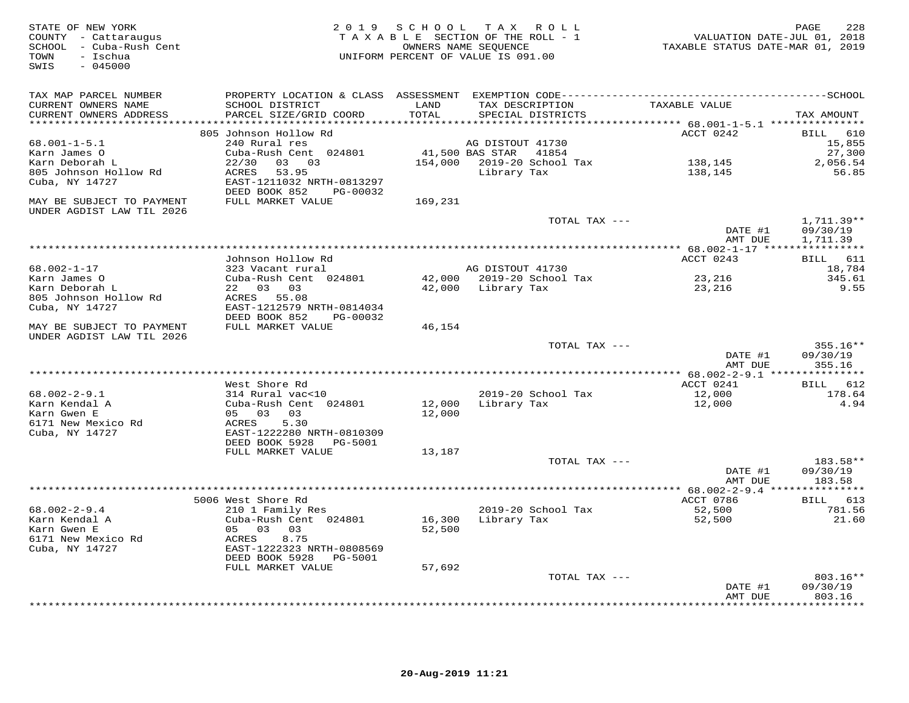STATE OF NEW YORK
COUNTY - Cattaraugus
SCHOOL - Cuba-Rush Cent
TOWN - Ischua
SWIS - 045000

2019 SCHOOL TAX ROLL
TAXABLE SECTION OF THE ROLL - 1
OWNERS NAME SEQUENCE
UNIFORM PERCENT OF VALUE IS 091.00

VALUATION DATE-JUL 01, 2018
TAXABLE STATUS DATE-MAR 01, 2019

| TAX MAP PARCEL NUMBER / CURRENT OWNERS NAME / CURRENT OWNERS ADDRESS | PROPERTY LOCATION & CLASS / SCHOOL DISTRICT / PARCEL SIZE/GRID COORD | ASSESSMENT LAND / TOTAL | EXEMPTION CODE / TAX DESCRIPTION / SPECIAL DISTRICTS | TAXABLE VALUE | TAX AMOUNT |
|---|---|---|---|---|---|
| | 805 Johnson Hollow Rd | | | ACCT 0242 | BILL 610 |
| 68.001-1-5.1 | 240 Rural res | | AG DISTOUT 41730 | | 15,855 |
| Karn James O | Cuba-Rush Cent 024801 | 41,500 | BAS STAR 41854 | | 27,300 |
| Karn Deborah L | 22/30 03 03 | 154,000 | 2019-20 School Tax | 138,145 | 2,056.54 |
| 805 Johnson Hollow Rd | ACRES 53.95 | | Library Tax | 138,145 | 56.85 |
| Cuba, NY 14727 | EAST-1211032 NRTH-0813297 | | | | |
| | DEED BOOK 852 PG-00032 | | | | |
| MAY BE SUBJECT TO PAYMENT UNDER AGDIST LAW TIL 2026 | FULL MARKET VALUE | 169,231 | | | |
| | | | TOTAL TAX --- | | 1,711.39** |
| | | | | DATE #1 | 09/30/19 |
| | | | | AMT DUE | 1,711.39 |
| | Johnson Hollow Rd | | | ACCT 0243 | BILL 611 |
| 68.002-1-17 | 323 Vacant rural | | AG DISTOUT 41730 | | 18,784 |
| Karn James O | Cuba-Rush Cent 024801 | 42,000 | 2019-20 School Tax | 23,216 | 345.61 |
| Karn Deborah L | 22 03 03 | 42,000 | Library Tax | 23,216 | 9.55 |
| 805 Johnson Hollow Rd | ACRES 55.08 | | | | |
| Cuba, NY 14727 | EAST-1212579 NRTH-0814034 | | | | |
| | DEED BOOK 852 PG-00032 | | | | |
| MAY BE SUBJECT TO PAYMENT UNDER AGDIST LAW TIL 2026 | FULL MARKET VALUE | 46,154 | | | |
| | | | TOTAL TAX --- | | 355.16** |
| | | | | DATE #1 | 09/30/19 |
| | | | | AMT DUE | 355.16 |
| | West Shore Rd | | | ACCT 0241 | BILL 612 |
| 68.002-2-9.1 | 314 Rural vac<10 | | 2019-20 School Tax | 12,000 | 178.64 |
| Karn Kendal A | Cuba-Rush Cent 024801 | 12,000 | Library Tax | 12,000 | 4.94 |
| Karn Gwen E | 05 03 03 | 12,000 | | | |
| 6171 New Mexico Rd | ACRES 5.30 | | | | |
| Cuba, NY 14727 | EAST-1222280 NRTH-0810309 | | | | |
| | DEED BOOK 5928 PG-5001 | | | | |
| | FULL MARKET VALUE | 13,187 | | | |
| | | | TOTAL TAX --- | | 183.58** |
| | | | | DATE #1 | 09/30/19 |
| | | | | AMT DUE | 183.58 |
| | 5006 West Shore Rd | | | ACCT 0786 | BILL 613 |
| 68.002-2-9.4 | 210 1 Family Res | | 2019-20 School Tax | 52,500 | 781.56 |
| Karn Kendal A | Cuba-Rush Cent 024801 | 16,300 | Library Tax | 52,500 | 21.60 |
| Karn Gwen E | 05 03 03 | 52,500 | | | |
| 6171 New Mexico Rd | ACRES 8.75 | | | | |
| Cuba, NY 14727 | EAST-1222323 NRTH-0808569 | | | | |
| | DEED BOOK 5928 PG-5001 | | | | |
| | FULL MARKET VALUE | 57,692 | | | |
| | | | TOTAL TAX --- | | 803.16** |
| | | | | DATE #1 | 09/30/19 |
| | | | | AMT DUE | 803.16 |

20-Aug-2019 11:21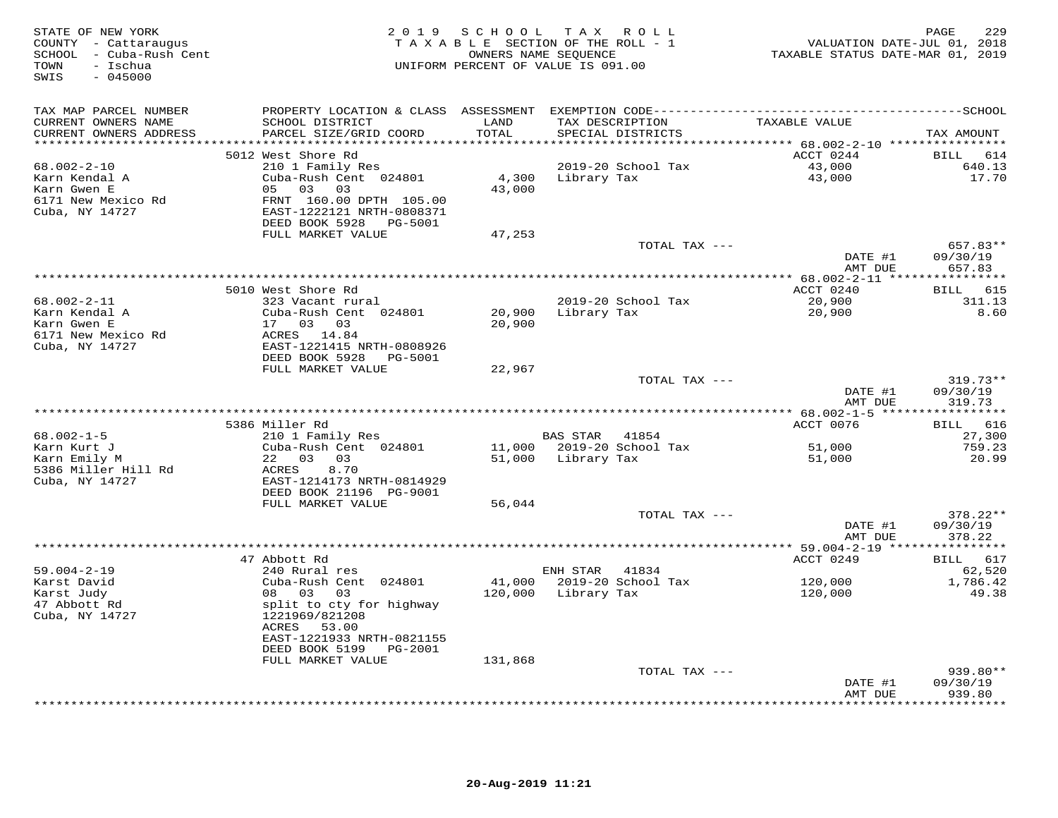STATE OF NEW YORK
COUNTY - Cattaraugus
SCHOOL - Cuba-Rush Cent
TOWN - Ischua
SWIS - 045000

2019 SCHOOL TAX ROLL
TAXABLE SECTION OF THE ROLL - 1
OWNERS NAME SEQUENCE
UNIFORM PERCENT OF VALUE IS 091.00

VALUATION DATE-JUL 01, 2018
TAXABLE STATUS DATE-MAR 01, 2019

| TAX MAP PARCEL NUMBER / CURRENT OWNERS NAME / CURRENT OWNERS ADDRESS | PROPERTY LOCATION & CLASS / SCHOOL DISTRICT / PARCEL SIZE/GRID COORD | ASSESSMENT LAND / TOTAL | EXEMPTION CODE / TAX DESCRIPTION / SPECIAL DISTRICTS | TAXABLE VALUE | TAX AMOUNT |
|---|---|---|---|---|---|
| 68.002-2-10 | 5012 West Shore Rd | | | ACCT 0244 | BILL 614 |
| Karn Kendal A | 210 1 Family Res | | 2019-20 School Tax | 43,000 | 640.13 |
| Karn Gwen E | Cuba-Rush Cent 024801 | 4,300 | Library Tax | 43,000 | 17.70 |
| 6171 New Mexico Rd | 05 03 03 | 43,000 | | | |
| Cuba, NY 14727 | FRNT 160.00 DPTH 105.00 | | | | |
| | EAST-1222121 NRTH-0808371 | | | | |
| | DEED BOOK 5928 PG-5001 | | | | |
| | FULL MARKET VALUE | 47,253 | | | |
| | | | TOTAL TAX --- | | 657.83** |
| | | | | DATE #1 | 09/30/19 |
| | | | | AMT DUE | 657.83 |
| 68.002-2-11 | 5010 West Shore Rd | | | ACCT 0240 | BILL 615 |
| Karn Kendal A | 323 Vacant rural | | 2019-20 School Tax | 20,900 | 311.13 |
| Karn Gwen E | Cuba-Rush Cent 024801 | 20,900 | Library Tax | 20,900 | 8.60 |
| 6171 New Mexico Rd | 17 03 03 | 20,900 | | | |
| Cuba, NY 14727 | ACRES 14.84 | | | | |
| | EAST-1221415 NRTH-0808926 | | | | |
| | DEED BOOK 5928 PG-5001 | | | | |
| | FULL MARKET VALUE | 22,967 | | | |
| | | | TOTAL TAX --- | | 319.73** |
| | | | | DATE #1 | 09/30/19 |
| | | | | AMT DUE | 319.73 |
| 68.002-1-5 | 5386 Miller Rd | | | ACCT 0076 | BILL 616 |
| Karn Kurt J | 210 1 Family Res | | BAS STAR 41854 | | 27,300 |
| Karn Emily M | Cuba-Rush Cent 024801 | 11,000 | 2019-20 School Tax | 51,000 | 759.23 |
| 5386 Miller Hill Rd | 22 03 03 | 51,000 | Library Tax | 51,000 | 20.99 |
| Cuba, NY 14727 | ACRES 8.70 | | | | |
| | EAST-1214173 NRTH-0814929 | | | | |
| | DEED BOOK 21196 PG-9001 | | | | |
| | FULL MARKET VALUE | 56,044 | | | |
| | | | TOTAL TAX --- | | 378.22** |
| | | | | DATE #1 | 09/30/19 |
| | | | | AMT DUE | 378.22 |
| 59.004-2-19 | 47 Abbott Rd | | | ACCT 0249 | BILL 617 |
| Karst David | 240 Rural res | | ENH STAR 41834 | | 62,520 |
| Karst Judy | Cuba-Rush Cent 024801 | 41,000 | 2019-20 School Tax | 120,000 | 1,786.42 |
| 47 Abbott Rd | 08 03 03 | 120,000 | Library Tax | 120,000 | 49.38 |
| Cuba, NY 14727 | split to cty for highway | | | | |
| | 1221969/821208 | | | | |
| | ACRES 53.00 | | | | |
| | EAST-1221933 NRTH-0821155 | | | | |
| | DEED BOOK 5199 PG-2001 | | | | |
| | FULL MARKET VALUE | 131,868 | | | |
| | | | TOTAL TAX --- | | 939.80** |
| | | | | DATE #1 | 09/30/19 |
| | | | | AMT DUE | 939.80 |

20-Aug-2019 11:21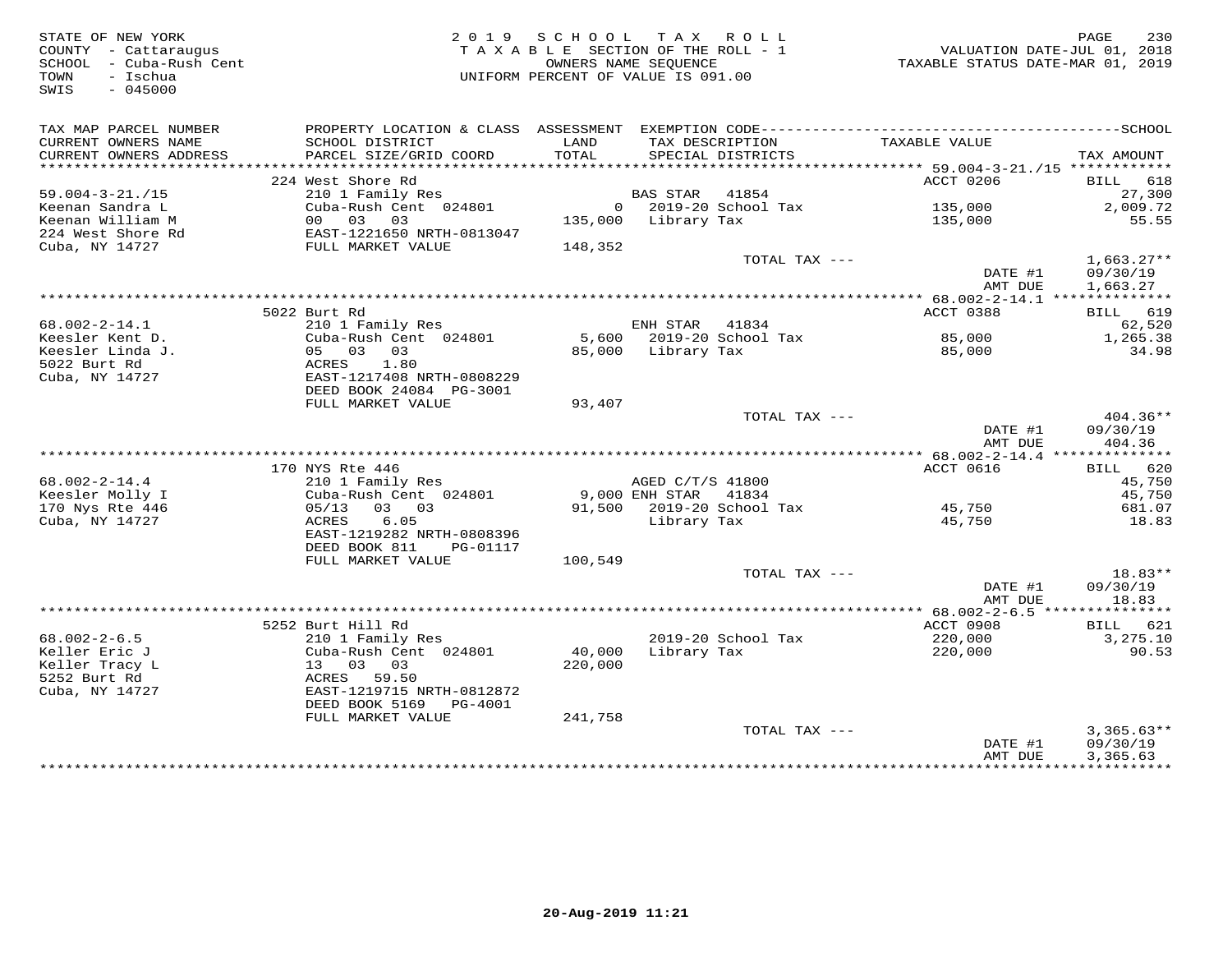STATE OF NEW YORK
COUNTY - Cattaraugus
SCHOOL - Cuba-Rush Cent
TOWN - Ischua
SWIS - 045000

2019 SCHOOL TAX ROLL
TAXABLE SECTION OF THE ROLL - 1
OWNERS NAME SEQUENCE
UNIFORM PERCENT OF VALUE IS 091.00

VALUATION DATE-JUL 01, 2018
TAXABLE STATUS DATE-MAR 01, 2019

| TAX MAP PARCEL NUMBER / CURRENT OWNERS NAME / CURRENT OWNERS ADDRESS | PROPERTY LOCATION & CLASS / SCHOOL DISTRICT / PARCEL SIZE/GRID COORD | ASSESSMENT LAND / TOTAL | EXEMPTION CODE / TAX DESCRIPTION / SPECIAL DISTRICTS | TAXABLE VALUE | SCHOOL / TAX AMOUNT |
|---|---|---|---|---|---|
| 59.004-3-21./15 | 224 West Shore Rd | | | ACCT 0206 | BILL 618 |
| 59.004-3-21./15 | 210 1 Family Res | | BAS STAR 41854 | | 27,300 |
| Keenan Sandra L | Cuba-Rush Cent 024801 | 0 | 2019-20 School Tax | 135,000 | 2,009.72 |
| Keenan William M | 00 03 03 | 135,000 | Library Tax | 135,000 | 55.55 |
| 224 West Shore Rd | EAST-1221650 NRTH-0813047 | | | | |
| Cuba, NY 14727 | FULL MARKET VALUE | 148,352 | | | |
| | | | TOTAL TAX --- | | 1,663.27** |
| | | | | DATE #1 | 09/30/19 |
| | | | | AMT DUE | 1,663.27 |
| 68.002-2-14.1 | 5022 Burt Rd | | | ACCT 0388 | BILL 619 |
| 68.002-2-14.1 | 210 1 Family Res | | ENH STAR 41834 | | 62,520 |
| Keesler Kent D. | Cuba-Rush Cent 024801 | 5,600 | 2019-20 School Tax | 85,000 | 1,265.38 |
| Keesler Linda J. | 05 03 03 | 85,000 | Library Tax | 85,000 | 34.98 |
| 5022 Burt Rd | ACRES 1.80 | | | | |
| Cuba, NY 14727 | EAST-1217408 NRTH-0808229 | | | | |
| | DEED BOOK 24084 PG-3001 | | | | |
| | FULL MARKET VALUE | 93,407 | | | |
| | | | TOTAL TAX --- | | 404.36** |
| | | | | DATE #1 | 09/30/19 |
| | | | | AMT DUE | 404.36 |
| 68.002-2-14.4 | 170 NYS Rte 446 | | | ACCT 0616 | BILL 620 |
| 68.002-2-14.4 | 210 1 Family Res | | AGED C/T/S 41800 | | 45,750 |
| Keesler Molly I | Cuba-Rush Cent 024801 | 9,000 | ENH STAR 41834 | | 45,750 |
| 170 Nys Rte 446 | 05/13 03 03 | 91,500 | 2019-20 School Tax | 45,750 | 681.07 |
| Cuba, NY 14727 | ACRES 6.05 | | Library Tax | 45,750 | 18.83 |
| | EAST-1219282 NRTH-0808396 | | | | |
| | DEED BOOK 811 PG-01117 | | | | |
| | FULL MARKET VALUE | 100,549 | | | |
| | | | TOTAL TAX --- | | 18.83** |
| | | | | DATE #1 | 09/30/19 |
| | | | | AMT DUE | 18.83 |
| 68.002-2-6.5 | 5252 Burt Hill Rd | | | ACCT 0908 | BILL 621 |
| 68.002-2-6.5 | 210 1 Family Res | | 2019-20 School Tax | 220,000 | 3,275.10 |
| Keller Eric J | Cuba-Rush Cent 024801 | 40,000 | Library Tax | 220,000 | 90.53 |
| Keller Tracy L | 13 03 03 | 220,000 | | | |
| 5252 Burt Rd | ACRES 59.50 | | | | |
| Cuba, NY 14727 | EAST-1219715 NRTH-0812872 | | | | |
| | DEED BOOK 5169 PG-4001 | | | | |
| | FULL MARKET VALUE | 241,758 | | | |
| | | | TOTAL TAX --- | | 3,365.63** |
| | | | | DATE #1 | 09/30/19 |
| | | | | AMT DUE | 3,365.63 |

20-Aug-2019 11:21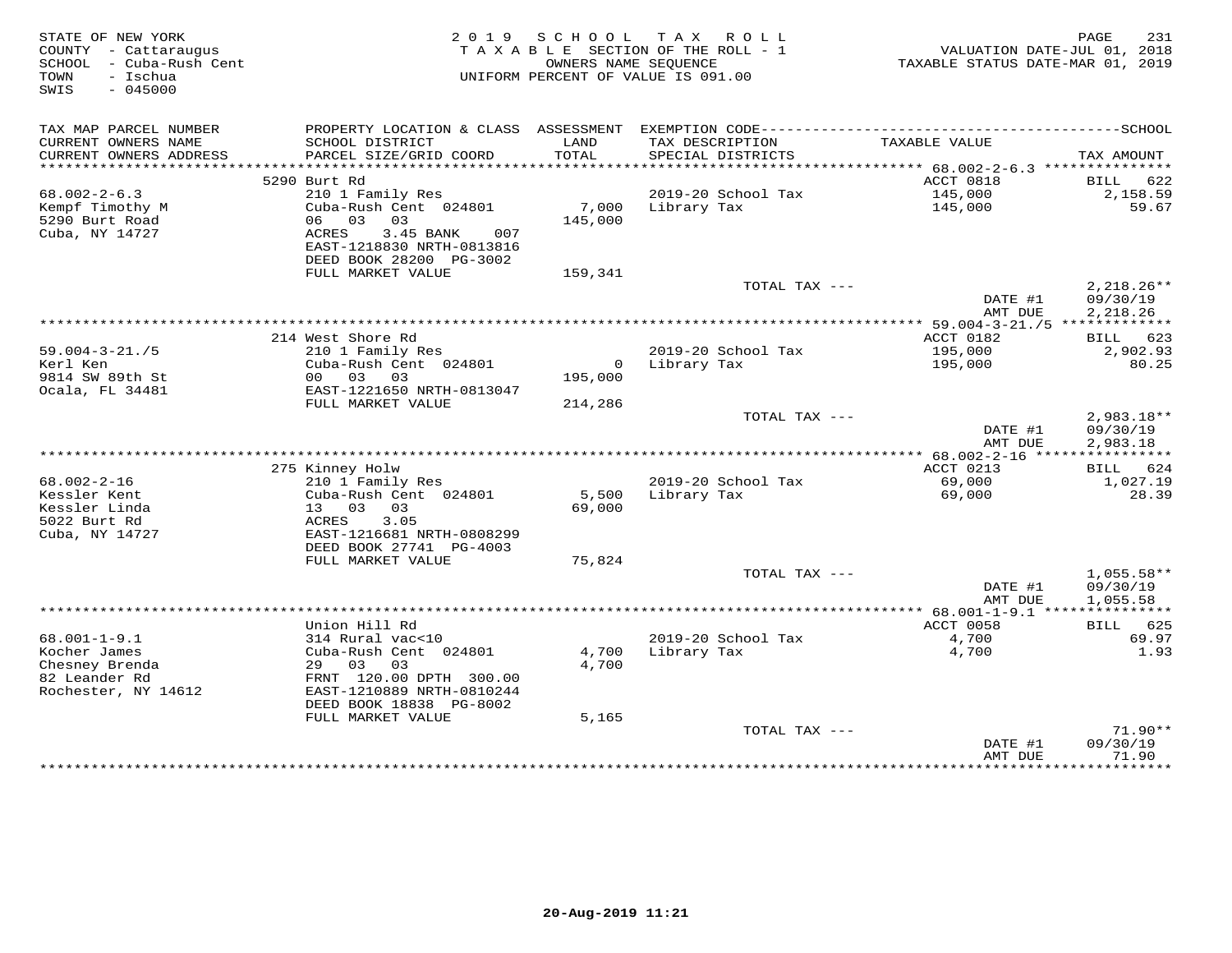STATE OF NEW YORK
COUNTY - Cattaraugus
SCHOOL - Cuba-Rush Cent
TOWN - Ischua
SWIS - 045000

2 0 1 9 S C H O O L T A X R O L L
T A X A B L E SECTION OF THE ROLL - 1
OWNERS NAME SEQUENCE
UNIFORM PERCENT OF VALUE IS 091.00

VALUATION DATE-JUL 01, 2018
TAXABLE STATUS DATE-MAR 01, 2019

| TAX MAP PARCEL NUMBER / CURRENT OWNERS NAME / CURRENT OWNERS ADDRESS | PROPERTY LOCATION & CLASS / SCHOOL DISTRICT / PARCEL SIZE/GRID COORD | ASSESSMENT LAND / TOTAL | EXEMPTION CODE / TAX DESCRIPTION / SPECIAL DISTRICTS | TAXABLE VALUE | SCHOOL TAX AMOUNT |
|---|---|---|---|---|---|
| | 5290 Burt Rd | | | ACCT 0818 | BILL 622 |
| 68.002-2-6.3 | 210 1 Family Res | | 2019-20 School Tax | 145,000 | 2,158.59 |
| Kempf Timothy M | Cuba-Rush Cent 024801 | 7,000 | Library Tax | 145,000 | 59.67 |
| 5290 Burt Road | 06 03 03 | 145,000 | | | |
| Cuba, NY 14727 | ACRES 3.45 BANK 007 | | | | |
| | EAST-1218830 NRTH-0813816 | | | | |
| | DEED BOOK 28200 PG-3002 | | | | |
| | FULL MARKET VALUE | 159,341 | | | |
| | | | TOTAL TAX --- | | 2,218.26** |
| | | | | DATE #1 | 09/30/19 |
| | | | | AMT DUE | 2,218.26 |
| | 214 West Shore Rd | | | ACCT 0182 | BILL 623 |
| 59.004-3-21./5 | 210 1 Family Res | | 2019-20 School Tax | 195,000 | 2,902.93 |
| Kerl Ken | Cuba-Rush Cent 024801 | 0 | Library Tax | 195,000 | 80.25 |
| 9814 SW 89th St | 00 03 03 | 195,000 | | | |
| Ocala, FL 34481 | EAST-1221650 NRTH-0813047 | | | | |
| | FULL MARKET VALUE | 214,286 | | | |
| | | | TOTAL TAX --- | | 2,983.18** |
| | | | | DATE #1 | 09/30/19 |
| | | | | AMT DUE | 2,983.18 |
| | 275 Kinney Holw | | | ACCT 0213 | BILL 624 |
| 68.002-2-16 | 210 1 Family Res | | 2019-20 School Tax | 69,000 | 1,027.19 |
| Kessler Kent | Cuba-Rush Cent 024801 | 5,500 | Library Tax | 69,000 | 28.39 |
| Kessler Linda | 13 03 03 | 69,000 | | | |
| 5022 Burt Rd | ACRES 3.05 | | | | |
| Cuba, NY 14727 | EAST-1216681 NRTH-0808299 | | | | |
| | DEED BOOK 27741 PG-4003 | | | | |
| | FULL MARKET VALUE | 75,824 | | | |
| | | | TOTAL TAX --- | | 1,055.58** |
| | | | | DATE #1 | 09/30/19 |
| | | | | AMT DUE | 1,055.58 |
| | Union Hill Rd | | | ACCT 0058 | BILL 625 |
| 68.001-1-9.1 | 314 Rural vac<10 | | 2019-20 School Tax | 4,700 | 69.97 |
| Kocher James | Cuba-Rush Cent 024801 | 4,700 | Library Tax | 4,700 | 1.93 |
| Chesney Brenda | 29 03 03 | 4,700 | | | |
| 82 Leander Rd | FRNT 120.00 DPTH 300.00 | | | | |
| Rochester, NY 14612 | EAST-1210889 NRTH-0810244 | | | | |
| | DEED BOOK 18838 PG-8002 | | | | |
| | FULL MARKET VALUE | 5,165 | | | |
| | | | TOTAL TAX --- | | 71.90** |
| | | | | DATE #1 | 09/30/19 |
| | | | | AMT DUE | 71.90 |

20-Aug-2019 11:21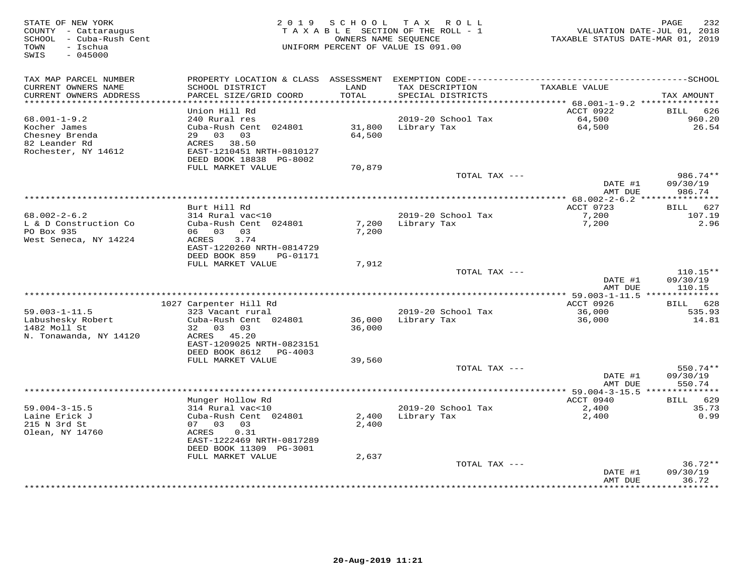STATE OF NEW YORK
COUNTY - Cattaraugus
SCHOOL - Cuba-Rush Cent
TOWN - Ischua
SWIS - 045000

2 0 1 9 S C H O O L T A X R O L L
T A X A B L E SECTION OF THE ROLL - 1
OWNERS NAME SEQUENCE
UNIFORM PERCENT OF VALUE IS 091.00

VALUATION DATE-JUL 01, 2018
TAXABLE STATUS DATE-MAR 01, 2019

| TAX MAP PARCEL NUMBER / CURRENT OWNERS NAME / CURRENT OWNERS ADDRESS | PROPERTY LOCATION & CLASS / SCHOOL DISTRICT / PARCEL SIZE/GRID COORD | ASSESSMENT LAND / TOTAL | EXEMPTION CODE / TAX DESCRIPTION / SPECIAL DISTRICTS | TAXABLE VALUE | TAX AMOUNT |
|---|---|---|---|---|---|
| 68.001-1-9.2 | Union Hill Rd | | | ACCT 0922 | BILL 626 |
| Kocher James | 240 Rural res | | 2019-20 School Tax | 64,500 | 960.20 |
| Chesney Brenda | Cuba-Rush Cent 024801 | 31,800 | Library Tax | 64,500 | 26.54 |
| 82 Leander Rd | 29 03 03 | 64,500 | | | |
| Rochester, NY 14612 | ACRES 38.50 | | | | |
| | EAST-1210451 NRTH-0810127 | | | | |
| | DEED BOOK 18838 PG-8002 | | | | |
| | FULL MARKET VALUE | 70,879 | | | |
| | | | TOTAL TAX --- | | 986.74** |
| | | | | DATE #1 | 09/30/19 |
| | | | | AMT DUE | 986.74 |
| 68.002-2-6.2 | Burt Hill Rd | | | ACCT 0723 | BILL 627 |
| L & D Construction Co | 314 Rural vac<10 | | 2019-20 School Tax | 7,200 | 107.19 |
| PO Box 935 | Cuba-Rush Cent 024801 | 7,200 | Library Tax | 7,200 | 2.96 |
| West Seneca, NY 14224 | 06 03 03 | 7,200 | | | |
| | ACRES 3.74 | | | | |
| | EAST-1220260 NRTH-0814729 | | | | |
| | DEED BOOK 859 PG-01171 | | | | |
| | FULL MARKET VALUE | 7,912 | | | |
| | | | TOTAL TAX --- | | 110.15** |
| | | | | DATE #1 | 09/30/19 |
| | | | | AMT DUE | 110.15 |
| 59.003-1-11.5 | 1027 Carpenter Hill Rd | | | ACCT 0926 | BILL 628 |
| Labushesky Robert | 323 Vacant rural | | 2019-20 School Tax | 36,000 | 535.93 |
| 1482 Moll St | Cuba-Rush Cent 024801 | 36,000 | Library Tax | 36,000 | 14.81 |
| N. Tonawanda, NY 14120 | 32 03 03 | 36,000 | | | |
| | ACRES 45.20 | | | | |
| | EAST-1209025 NRTH-0823151 | | | | |
| | DEED BOOK 8612 PG-4003 | | | | |
| | FULL MARKET VALUE | 39,560 | | | |
| | | | TOTAL TAX --- | | 550.74** |
| | | | | DATE #1 | 09/30/19 |
| | | | | AMT DUE | 550.74 |
| 59.004-3-15.5 | Munger Hollow Rd | | | ACCT 0940 | BILL 629 |
| Laine Erick J | 314 Rural vac<10 | | 2019-20 School Tax | 2,400 | 35.73 |
| 215 N 3rd St | Cuba-Rush Cent 024801 | 2,400 | Library Tax | 2,400 | 0.99 |
| Olean, NY 14760 | 07 03 03 | 2,400 | | | |
| | ACRES 0.31 | | | | |
| | EAST-1222469 NRTH-0817289 | | | | |
| | DEED BOOK 11309 PG-3001 | | | | |
| | FULL MARKET VALUE | 2,637 | | | |
| | | | TOTAL TAX --- | | 36.72** |
| | | | | DATE #1 | 09/30/19 |
| | | | | AMT DUE | 36.72 |

20-Aug-2019 11:21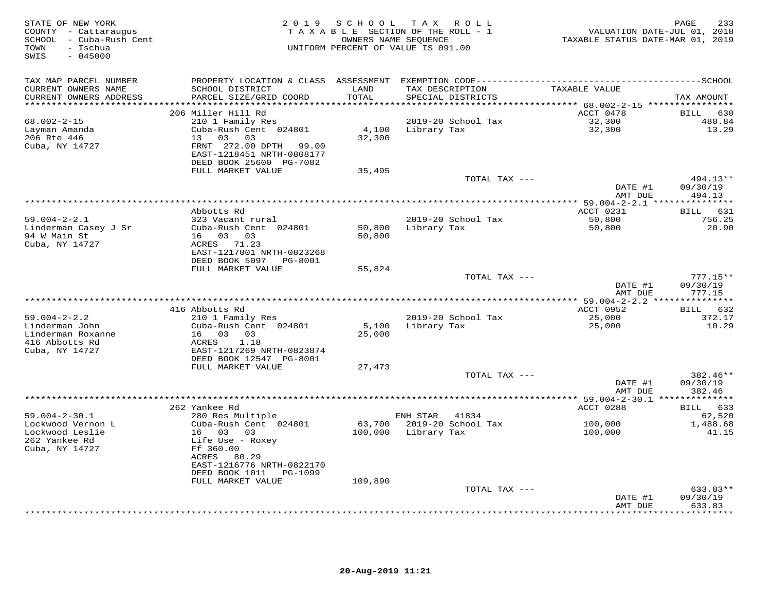STATE OF NEW YORK
COUNTY - Cattaraugus
SCHOOL - Cuba-Rush Cent
TOWN - Ischua
SWIS - 045000

2019 SCHOOL TAX ROLL
TAXABLE SECTION OF THE ROLL - 1
OWNERS NAME SEQUENCE
UNIFORM PERCENT OF VALUE IS 091.00

VALUATION DATE-JUL 01, 2018
TAXABLE STATUS DATE-MAR 01, 2019

| TAX MAP PARCEL NUMBER / CURRENT OWNERS NAME / CURRENT OWNERS ADDRESS | PROPERTY LOCATION & CLASS / SCHOOL DISTRICT / PARCEL SIZE/GRID COORD | ASSESSMENT LAND / TOTAL | EXEMPTION CODE / TAX DESCRIPTION / SPECIAL DISTRICTS | TAXABLE VALUE | TAX AMOUNT |
|---|---|---|---|---|---|
| | 206 Miller Hill Rd | | | ACCT 0478 | BILL 630 |
| 68.002-2-15 | 210 1 Family Res | | 2019-20 School Tax | 32,300 | 480.84 |
| Layman Amanda | Cuba-Rush Cent 024801 | 4,100 | Library Tax | 32,300 | 13.29 |
| 206 Rte 446 | 13 03 03 | 32,300 | | | |
| Cuba, NY 14727 | FRNT 272.00 DPTH 99.00 | | | | |
| | EAST-1218451 NRTH-0808177 | | | | |
| | DEED BOOK 25600 PG-7002 | | | | |
| | FULL MARKET VALUE | 35,495 | | | |
| | | | TOTAL TAX --- | | 494.13** |
| | | | | DATE #1 | 09/30/19 |
| | | | | AMT DUE | 494.13 |
| | Abbotts Rd | | | ACCT 0231 | BILL 631 |
| 59.004-2-2.1 | 323 Vacant rural | | 2019-20 School Tax | 50,800 | 756.25 |
| Linderman Casey J Sr | Cuba-Rush Cent 024801 | 50,800 | Library Tax | 50,800 | 20.90 |
| 94 W Main St | 16 03 03 | 50,800 | | | |
| Cuba, NY 14727 | ACRES 71.23 | | | | |
| | EAST-1217001 NRTH-0823268 | | | | |
| | DEED BOOK 5097 PG-8001 | | | | |
| | FULL MARKET VALUE | 55,824 | | | |
| | | | TOTAL TAX --- | | 777.15** |
| | | | | DATE #1 | 09/30/19 |
| | | | | AMT DUE | 777.15 |
| | 416 Abbotts Rd | | | ACCT 0952 | BILL 632 |
| 59.004-2-2.2 | 210 1 Family Res | | 2019-20 School Tax | 25,000 | 372.17 |
| Linderman John | Cuba-Rush Cent 024801 | 5,100 | Library Tax | 25,000 | 10.29 |
| Linderman Roxanne | 16 03 03 | 25,000 | | | |
| 416 Abbotts Rd | ACRES 1.18 | | | | |
| Cuba, NY 14727 | EAST-1217269 NRTH-0823874 | | | | |
| | DEED BOOK 12547 PG-8001 | | | | |
| | FULL MARKET VALUE | 27,473 | | | |
| | | | TOTAL TAX --- | | 382.46** |
| | | | | DATE #1 | 09/30/19 |
| | | | | AMT DUE | 382.46 |
| | 262 Yankee Rd | | | ACCT 0288 | BILL 633 |
| 59.004-2-30.1 | 280 Res Multiple | | ENH STAR 41834 | | 62,520 |
| Lockwood Vernon L | Cuba-Rush Cent 024801 | 63,700 | 2019-20 School Tax | 100,000 | 1,488.68 |
| Lockwood Leslie | 16 03 03 | 100,000 | Library Tax | 100,000 | 41.15 |
| 262 Yankee Rd | Life Use - Roxey | | | | |
| Cuba, NY 14727 | Ff 360.00 | | | | |
| | ACRES 80.29 | | | | |
| | EAST-1216776 NRTH-0822170 | | | | |
| | DEED BOOK 1011 PG-1099 | | | | |
| | FULL MARKET VALUE | 109,890 | | | |
| | | | TOTAL TAX --- | | 633.83** |
| | | | | DATE #1 | 09/30/19 |
| | | | | AMT DUE | 633.83 |

20-Aug-2019 11:21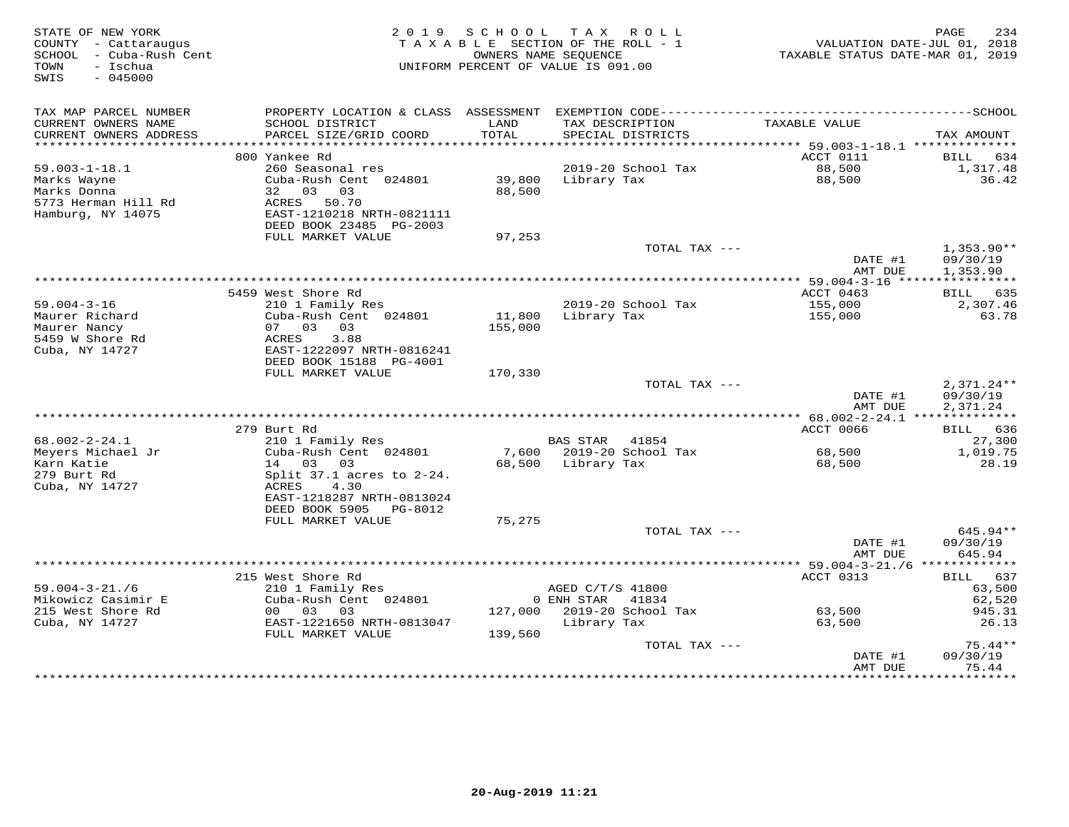STATE OF NEW YORK
COUNTY - Cattaraugus
SCHOOL - Cuba-Rush Cent
TOWN - Ischua
SWIS - 045000

2019 SCHOOL TAX ROLL
TAXABLE SECTION OF THE ROLL - 1
OWNERS NAME SEQUENCE
UNIFORM PERCENT OF VALUE IS 091.00

VALUATION DATE-JUL 01, 2018
TAXABLE STATUS DATE-MAR 01, 2019

| TAX MAP PARCEL NUMBER / CURRENT OWNERS NAME / CURRENT OWNERS ADDRESS | PROPERTY LOCATION & CLASS / SCHOOL DISTRICT / PARCEL SIZE/GRID COORD | ASSESSMENT LAND | TOTAL | EXEMPTION CODE / TAX DESCRIPTION / SPECIAL DISTRICTS | TAXABLE VALUE | TAX AMOUNT |
|---|---|---|---|---|---|---|
| 59.003-1-18.1 | 800 Yankee Rd | | | | ACCT 0111 | BILL 634 |
| Marks Wayne | 260 Seasonal res | | | 2019-20 School Tax | 88,500 | 1,317.48 |
| Marks Donna | Cuba-Rush Cent 024801 | 39,800 | | Library Tax | 88,500 | 36.42 |
| 5773 Herman Hill Rd | 32 03 03 | | 88,500 | | | |
| Hamburg, NY 14075 | ACRES 50.70 | | | | | |
| | EAST-1210218 NRTH-0821111 | | | | | |
| | DEED BOOK 23485 PG-2003 | | | | | |
| | FULL MARKET VALUE | 97,253 | | | | |
| | | | | TOTAL TAX --- | | 1,353.90** |
| | | | | | DATE #1 | 09/30/19 |
| | | | | | AMT DUE | 1,353.90 |
| 59.004-3-16 | 5459 West Shore Rd | | | | ACCT 0463 | BILL 635 |
| Maurer Richard | 210 1 Family Res | | | 2019-20 School Tax | 155,000 | 2,307.46 |
| Maurer Nancy | Cuba-Rush Cent 024801 | 11,800 | | Library Tax | 155,000 | 63.78 |
| 5459 W Shore Rd | 07 03 03 | | 155,000 | | | |
| Cuba, NY 14727 | ACRES 3.88 | | | | | |
| | EAST-1222097 NRTH-0816241 | | | | | |
| | DEED BOOK 15188 PG-4001 | | | | | |
| | FULL MARKET VALUE | 170,330 | | | | |
| | | | | TOTAL TAX --- | | 2,371.24** |
| | | | | | DATE #1 | 09/30/19 |
| | | | | | AMT DUE | 2,371.24 |
| 68.002-2-24.1 | 279 Burt Rd | | | | ACCT 0066 | BILL 636 |
| Meyers Michael Jr | 210 1 Family Res | | | BAS STAR 41854 | | 27,300 |
| Karn Katie | Cuba-Rush Cent 024801 | 7,600 | | 2019-20 School Tax | 68,500 | 1,019.75 |
| 279 Burt Rd | 14 03 03 | | 68,500 | Library Tax | 68,500 | 28.19 |
| Cuba, NY 14727 | Split 37.1 acres to 2-24. | | | | | |
| | ACRES 4.30 | | | | | |
| | EAST-1218287 NRTH-0813024 | | | | | |
| | DEED BOOK 5905 PG-8012 | | | | | |
| | FULL MARKET VALUE | 75,275 | | | | |
| | | | | TOTAL TAX --- | | 645.94** |
| | | | | | DATE #1 | 09/30/19 |
| | | | | | AMT DUE | 645.94 |
| 59.004-3-21./6 | 215 West Shore Rd | | | | ACCT 0313 | BILL 637 |
| Mikowicz Casimir E | 210 1 Family Res | | | AGED C/T/S 41800 | | 63,500 |
| 215 West Shore Rd | Cuba-Rush Cent 024801 | 0 | | ENH STAR 41834 | | 62,520 |
| Cuba, NY 14727 | 00 03 03 | | 127,000 | 2019-20 School Tax | 63,500 | 945.31 |
| | EAST-1221650 NRTH-0813047 | | | Library Tax | 63,500 | 26.13 |
| | FULL MARKET VALUE | 139,560 | | | | |
| | | | | TOTAL TAX --- | | 75.44** |
| | | | | | DATE #1 | 09/30/19 |
| | | | | | AMT DUE | 75.44 |

20-Aug-2019 11:21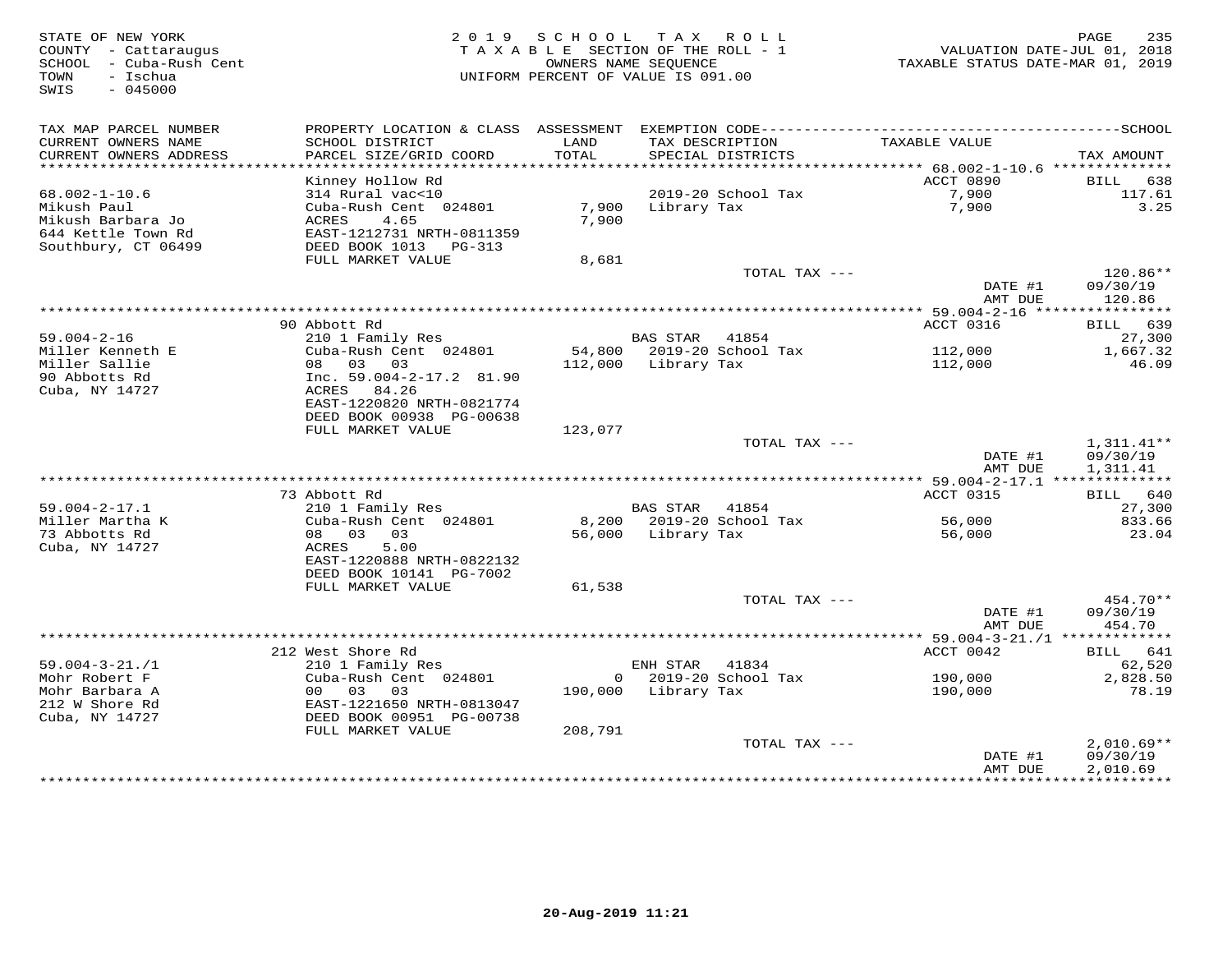STATE OF NEW YORK
COUNTY - Cattaraugus
SCHOOL - Cuba-Rush Cent
TOWN - Ischua
SWIS - 045000

2019 SCHOOL TAX ROLL
TAXABLE SECTION OF THE ROLL - 1
OWNERS NAME SEQUENCE
UNIFORM PERCENT OF VALUE IS 091.00

VALUATION DATE-JUL 01, 2018
TAXABLE STATUS DATE-MAR 01, 2019

| TAX MAP PARCEL NUMBER / CURRENT OWNERS NAME / CURRENT OWNERS ADDRESS | PROPERTY LOCATION & CLASS / SCHOOL DISTRICT / PARCEL SIZE/GRID COORD | ASSESSMENT LAND / TOTAL | EXEMPTION CODE / TAX DESCRIPTION / SPECIAL DISTRICTS | TAXABLE VALUE | TAX AMOUNT |
|---|---|---|---|---|---|
| 68.002-1-10.6 | Kinney Hollow Rd | | | ACCT 0890 | BILL 638 |
| | 314 Rural vac<10 | | | | |
| Mikush Paul | Cuba-Rush Cent 024801 | 7,900 | 2019-20 School Tax | 7,900 | 117.61 |
| Mikush Barbara Jo | ACRES 4.65 | 7,900 | Library Tax | 7,900 | 3.25 |
| 644 Kettle Town Rd | EAST-1212731 NRTH-0811359 | | | | |
| Southbury, CT 06499 | DEED BOOK 1013 PG-313 | | | | |
| | FULL MARKET VALUE | 8,681 | | | |
| | | | TOTAL TAX --- | | 120.86** |
| | | | | DATE #1 | 09/30/19 |
| | | | | AMT DUE | 120.86 |
| 59.004-2-16 | 90 Abbott Rd | | | ACCT 0316 | BILL 639 |
| | 210 1 Family Res | | BAS STAR 41854 | | 27,300 |
| Miller Kenneth E | Cuba-Rush Cent 024801 | 54,800 | 2019-20 School Tax | 112,000 | 1,667.32 |
| Miller Sallie | 08 03 03 | 112,000 | Library Tax | 112,000 | 46.09 |
| 90 Abbotts Rd | Inc. 59.004-2-17.2 81.90 | | | | |
| Cuba, NY 14727 | ACRES 84.26 | | | | |
| | EAST-1220820 NRTH-0821774 | | | | |
| | DEED BOOK 00938 PG-00638 | | | | |
| | FULL MARKET VALUE | 123,077 | | | |
| | | | TOTAL TAX --- | | 1,311.41** |
| | | | | DATE #1 | 09/30/19 |
| | | | | AMT DUE | 1,311.41 |
| 59.004-2-17.1 | 73 Abbott Rd | | | ACCT 0315 | BILL 640 |
| | 210 1 Family Res | | BAS STAR 41854 | | 27,300 |
| Miller Martha K | Cuba-Rush Cent 024801 | 8,200 | 2019-20 School Tax | 56,000 | 833.66 |
| 73 Abbotts Rd | 08 03 03 | 56,000 | Library Tax | 56,000 | 23.04 |
| Cuba, NY 14727 | ACRES 5.00 | | | | |
| | EAST-1220888 NRTH-0822132 | | | | |
| | DEED BOOK 10141 PG-7002 | | | | |
| | FULL MARKET VALUE | 61,538 | | | |
| | | | TOTAL TAX --- | | 454.70** |
| | | | | DATE #1 | 09/30/19 |
| | | | | AMT DUE | 454.70 |
| 59.004-3-21./1 | 212 West Shore Rd | | | ACCT 0042 | BILL 641 |
| | 210 1 Family Res | | ENH STAR 41834 | | 62,520 |
| Mohr Robert F | Cuba-Rush Cent 024801 | 0 | 2019-20 School Tax | 190,000 | 2,828.50 |
| Mohr Barbara A | 00 03 03 | 190,000 | Library Tax | 190,000 | 78.19 |
| 212 W Shore Rd | EAST-1221650 NRTH-0813047 | | | | |
| Cuba, NY 14727 | DEED BOOK 00951 PG-00738 | | | | |
| | FULL MARKET VALUE | 208,791 | | | |
| | | | TOTAL TAX --- | | 2,010.69** |
| | | | | DATE #1 | 09/30/19 |
| | | | | AMT DUE | 2,010.69 |

20-Aug-2019 11:21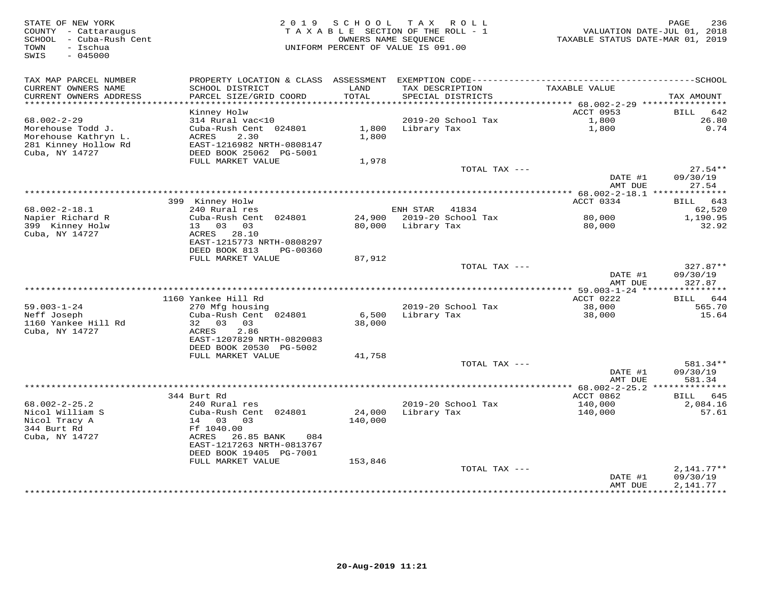STATE OF NEW YORK
COUNTY - Cattaraugus
SCHOOL - Cuba-Rush Cent
TOWN - Ischua
SWIS - 045000

2019 SCHOOL TAX ROLL
TAXABLE SECTION OF THE ROLL - 1
OWNERS NAME SEQUENCE
UNIFORM PERCENT OF VALUE IS 091.00

VALUATION DATE-JUL 01, 2018
TAXABLE STATUS DATE-MAR 01, 2019

| TAX MAP PARCEL NUMBER / CURRENT OWNERS NAME / CURRENT OWNERS ADDRESS | PROPERTY LOCATION & CLASS / SCHOOL DISTRICT / PARCEL SIZE/GRID COORD | ASSESSMENT LAND / TOTAL | EXEMPTION CODE / TAX DESCRIPTION / SPECIAL DISTRICTS | TAXABLE VALUE | TAX AMOUNT |
|---|---|---|---|---|---|
| 68.002-2-29 | Kinney Holw | | | ACCT 0953 | BILL 642 |
| Morehouse Todd J. | 314 Rural vac<10 | | | | |
| Morehouse Kathryn L. | Cuba-Rush Cent 024801 | 1,800 | 2019-20 School Tax | 1,800 | 26.80 |
| 281 Kinney Hollow Rd | ACRES 2.30 | 1,800 | Library Tax | 1,800 | 0.74 |
| Cuba, NY 14727 | EAST-1216982 NRTH-0808147 | | | | |
| | DEED BOOK 25062 PG-5001 | | | | |
| | FULL MARKET VALUE | 1,978 | | | |
| | | | TOTAL TAX --- | | 27.54** |
| | | | | DATE #1 | 09/30/19 |
| | | | | AMT DUE | 27.54 |
| 68.002-2-18.1 | 399 Kinney Holw | | | ACCT 0334 | BILL 643 |
| Napier Richard R | 240 Rural res | | ENH STAR 41834 | | 62,520 |
| 399 Kinney Holw | Cuba-Rush Cent 024801 | 24,900 | 2019-20 School Tax | 80,000 | 1,190.95 |
| Cuba, NY 14727 | 13 03 03 | 80,000 | Library Tax | 80,000 | 32.92 |
| | ACRES 28.10 | | | | |
| | EAST-1215773 NRTH-0808297 | | | | |
| | DEED BOOK 813 PG-00360 | | | | |
| | FULL MARKET VALUE | 87,912 | | | |
| | | | TOTAL TAX --- | | 327.87** |
| | | | | DATE #1 | 09/30/19 |
| | | | | AMT DUE | 327.87 |
| 59.003-1-24 | 1160 Yankee Hill Rd | | | ACCT 0222 | BILL 644 |
| Neff Joseph | 270 Mfg housing | | 2019-20 School Tax | 38,000 | 565.70 |
| 1160 Yankee Hill Rd | Cuba-Rush Cent 024801 | 6,500 | Library Tax | 38,000 | 15.64 |
| Cuba, NY 14727 | 32 03 03 | 38,000 | | | |
| | ACRES 2.86 | | | | |
| | EAST-1207829 NRTH-0820083 | | | | |
| | DEED BOOK 20530 PG-5002 | | | | |
| | FULL MARKET VALUE | 41,758 | | | |
| | | | TOTAL TAX --- | | 581.34** |
| | | | | DATE #1 | 09/30/19 |
| | | | | AMT DUE | 581.34 |
| 68.002-2-25.2 | 344 Burt Rd | | | ACCT 0862 | BILL 645 |
| Nicol William S | 240 Rural res | | 2019-20 School Tax | 140,000 | 2,084.16 |
| Nicol Tracy A | Cuba-Rush Cent 024801 | 24,000 | Library Tax | 140,000 | 57.61 |
| 344 Burt Rd | 14 03 03 | 140,000 | | | |
| Cuba, NY 14727 | Ff 1040.00 | | | | |
| | ACRES 26.85 BANK 084 | | | | |
| | EAST-1217263 NRTH-0813767 | | | | |
| | DEED BOOK 19405 PG-7001 | | | | |
| | FULL MARKET VALUE | 153,846 | | | |
| | | | TOTAL TAX --- | | 2,141.77** |
| | | | | DATE #1 | 09/30/19 |
| | | | | AMT DUE | 2,141.77 |

20-Aug-2019 11:21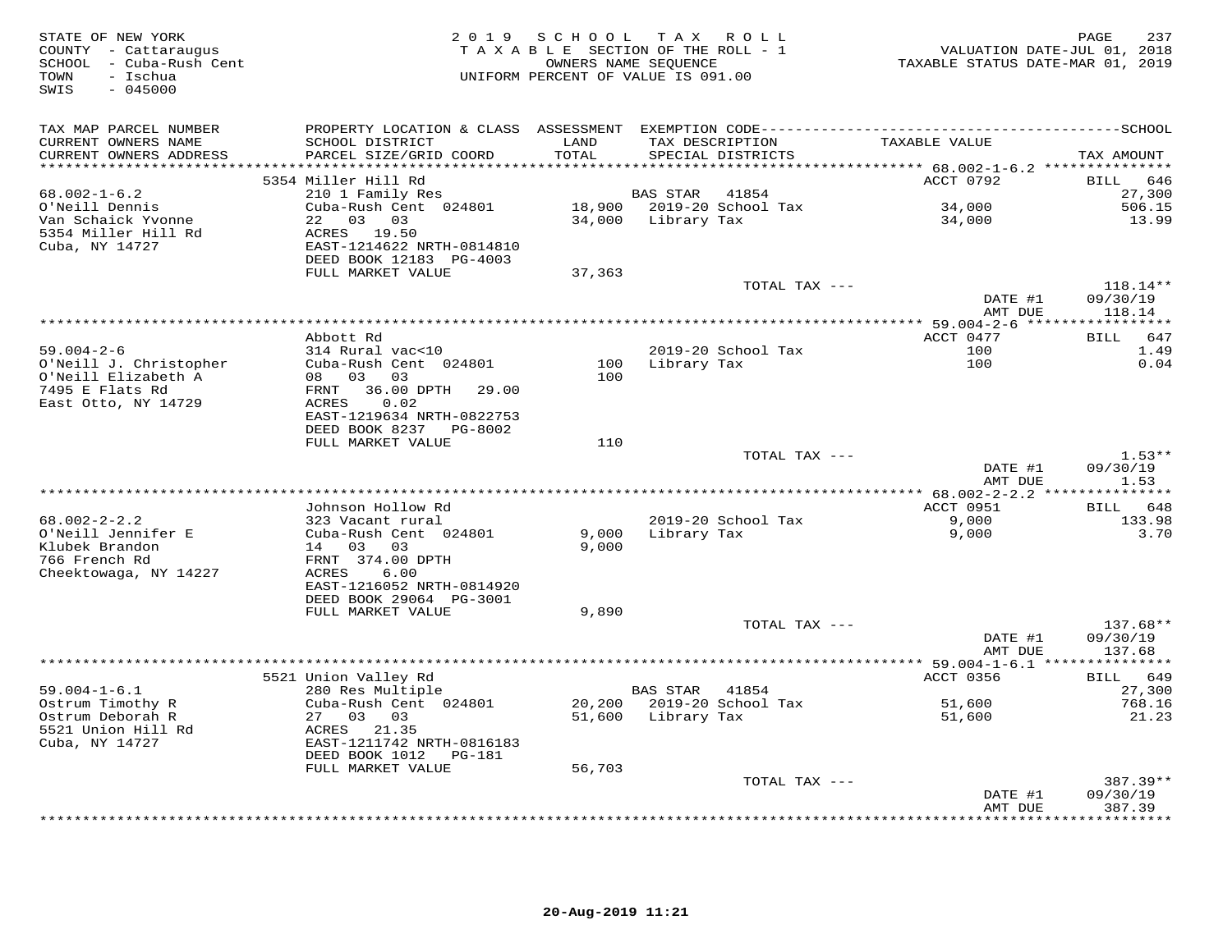STATE OF NEW YORK
COUNTY - Cattaraugus
SCHOOL - Cuba-Rush Cent
TOWN - Ischua
SWIS - 045000

2 0 1 9 S C H O O L T A X R O L L
T A X A B L E SECTION OF THE ROLL - 1
OWNERS NAME SEQUENCE
UNIFORM PERCENT OF VALUE IS 091.00

VALUATION DATE-JUL 01, 2018
TAXABLE STATUS DATE-MAR 01, 2019

| TAX MAP PARCEL NUMBER / CURRENT OWNERS NAME / CURRENT OWNERS ADDRESS | PROPERTY LOCATION & CLASS / SCHOOL DISTRICT / PARCEL SIZE/GRID COORD | ASSESSMENT LAND / TOTAL | EXEMPTION CODE / TAX DESCRIPTION / SPECIAL DISTRICTS | TAXABLE VALUE | TAX AMOUNT |
|---|---|---|---|---|---|
| **68.002-1-6.2** | 5354 Miller Hill Rd | | | ACCT 0792 | BILL 646 |
| O'Neill Dennis | 210 1 Family Res | | BAS STAR 41854 | | 27,300 |
| Van Schaick Yvonne | Cuba-Rush Cent 024801 | 18,900 | 2019-20 School Tax | 34,000 | 506.15 |
| 5354 Miller Hill Rd | 22 03 03 | 34,000 | Library Tax | 34,000 | 13.99 |
| Cuba, NY 14727 | ACRES 19.50 | | | | |
| | EAST-1214622 NRTH-0814810 | | | | |
| | DEED BOOK 12183 PG-4003 | | | | |
| | FULL MARKET VALUE | 37,363 | | | |
| | | | TOTAL TAX --- | | 118.14** |
| | | | | DATE #1 | 09/30/19 |
| | | | | AMT DUE | 118.14 |
| **59.004-2-6** | Abbott Rd | | | ACCT 0477 | BILL 647 |
| O'Neill J. Christopher | 314 Rural vac<10 | | 2019-20 School Tax | 100 | 1.49 |
| O'Neill Elizabeth A | Cuba-Rush Cent 024801 | 100 | Library Tax | 100 | 0.04 |
| 7495 E Flats Rd | 08 03 03 | 100 | | | |
| East Otto, NY 14729 | FRNT 36.00 DPTH 29.00 | | | | |
| | ACRES 0.02 | | | | |
| | EAST-1219634 NRTH-0822753 | | | | |
| | DEED BOOK 8237 PG-8002 | | | | |
| | FULL MARKET VALUE | 110 | | | |
| | | | TOTAL TAX --- | | 1.53** |
| | | | | DATE #1 | 09/30/19 |
| | | | | AMT DUE | 1.53 |
| **68.002-2-2.2** | Johnson Hollow Rd | | | ACCT 0951 | BILL 648 |
| O'Neill Jennifer E | 323 Vacant rural | | 2019-20 School Tax | 9,000 | 133.98 |
| Klubek Brandon | Cuba-Rush Cent 024801 | 9,000 | Library Tax | 9,000 | 3.70 |
| 766 French Rd | 14 03 03 | 9,000 | | | |
| Cheektowaga, NY 14227 | FRNT 374.00 DPTH | | | | |
| | ACRES 6.00 | | | | |
| | EAST-1216052 NRTH-0814920 | | | | |
| | DEED BOOK 29064 PG-3001 | | | | |
| | FULL MARKET VALUE | 9,890 | | | |
| | | | TOTAL TAX --- | | 137.68** |
| | | | | DATE #1 | 09/30/19 |
| | | | | AMT DUE | 137.68 |
| **59.004-1-6.1** | 5521 Union Valley Rd | | | ACCT 0356 | BILL 649 |
| Ostrum Timothy R | 280 Res Multiple | | BAS STAR 41854 | | 27,300 |
| Ostrum Deborah R | Cuba-Rush Cent 024801 | 20,200 | 2019-20 School Tax | 51,600 | 768.16 |
| 5521 Union Hill Rd | 27 03 03 | 51,600 | Library Tax | 51,600 | 21.23 |
| Cuba, NY 14727 | ACRES 21.35 | | | | |
| | EAST-1211742 NRTH-0816183 | | | | |
| | DEED BOOK 1012 PG-181 | | | | |
| | FULL MARKET VALUE | 56,703 | | | |
| | | | TOTAL TAX --- | | 387.39** |
| | | | | DATE #1 | 09/30/19 |
| | | | | AMT DUE | 387.39 |

20-Aug-2019 11:21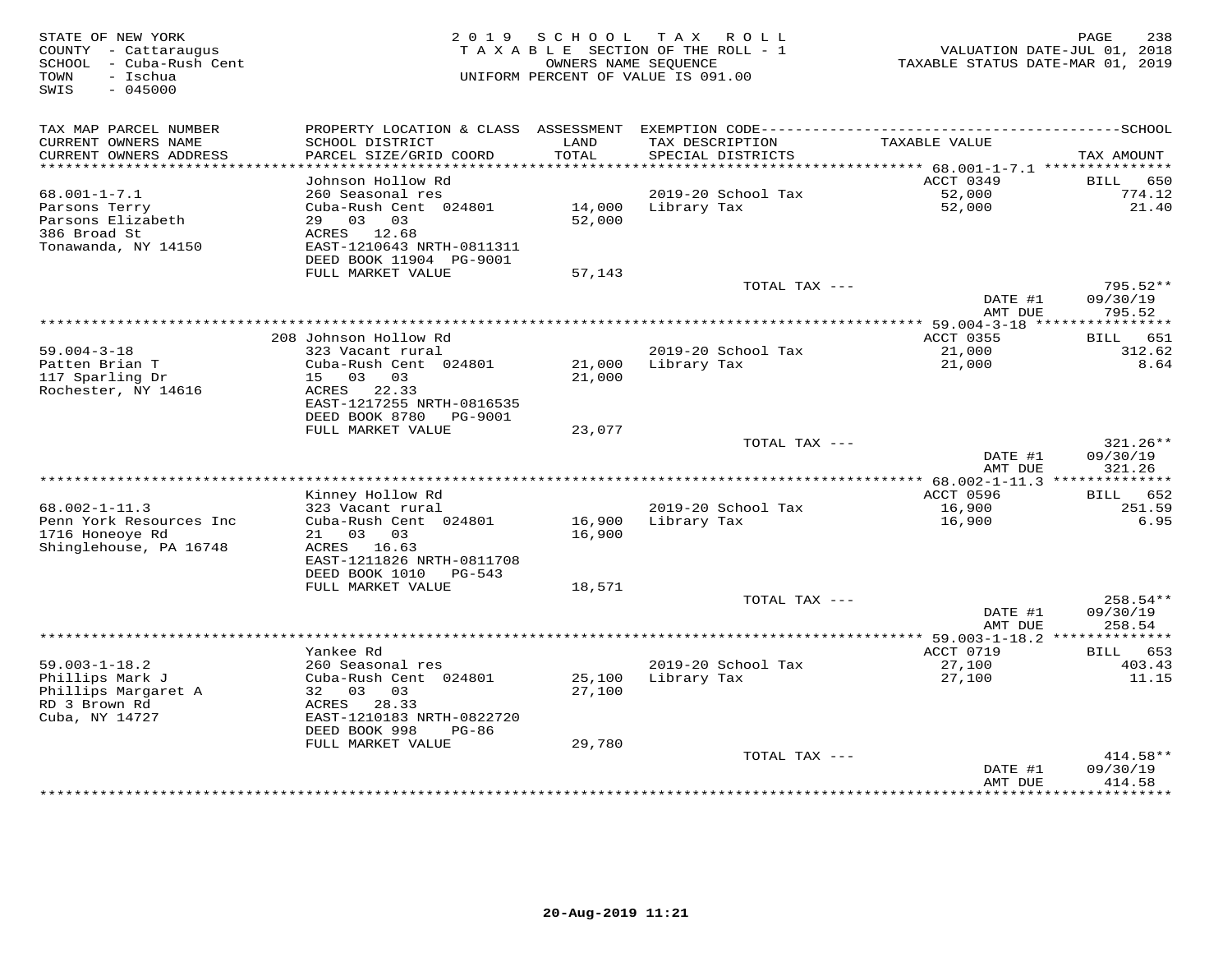STATE OF NEW YORK
COUNTY - Cattaraugus
SCHOOL - Cuba-Rush Cent
TOWN - Ischua
SWIS - 045000

2019 SCHOOL TAX ROLL
TAXABLE SECTION OF THE ROLL - 1
OWNERS NAME SEQUENCE
UNIFORM PERCENT OF VALUE IS 091.00

VALUATION DATE-JUL 01, 2018
TAXABLE STATUS DATE-MAR 01, 2019

| TAX MAP PARCEL NUMBER / CURRENT OWNERS NAME / CURRENT OWNERS ADDRESS | PROPERTY LOCATION & CLASS / SCHOOL DISTRICT / PARCEL SIZE/GRID COORD | ASSESSMENT LAND / TOTAL | EXEMPTION CODE / TAX DESCRIPTION / SPECIAL DISTRICTS | TAXABLE VALUE | TAX AMOUNT |
|---|---|---|---|---|---|
| **68.001-1-7.1** | Johnson Hollow Rd | | | ACCT 0349 | BILL 650 |
| 68.001-1-7.1 | 260 Seasonal res | | 2019-20 School Tax | 52,000 | 774.12 |
| Parsons Terry | Cuba-Rush Cent 024801 | 14,000 | Library Tax | 52,000 | 21.40 |
| Parsons Elizabeth | 29 03 03 | 52,000 | | | |
| 386 Broad St | ACRES 12.68 | | | | |
| Tonawanda, NY 14150 | EAST-1210643 NRTH-0811311 | | | | |
| | DEED BOOK 11904 PG-9001 | | | | |
| | FULL MARKET VALUE | 57,143 | | | |
| | | | TOTAL TAX --- | | 795.52** |
| | | | | DATE #1 | 09/30/19 |
| | | | | AMT DUE | 795.52 |
| **59.004-3-18** | 208 Johnson Hollow Rd | | | ACCT 0355 | BILL 651 |
| 59.004-3-18 | 323 Vacant rural | | 2019-20 School Tax | 21,000 | 312.62 |
| Patten Brian T | Cuba-Rush Cent 024801 | 21,000 | Library Tax | 21,000 | 8.64 |
| 117 Sparling Dr | 15 03 03 | 21,000 | | | |
| Rochester, NY 14616 | ACRES 22.33 | | | | |
| | EAST-1217255 NRTH-0816535 | | | | |
| | DEED BOOK 8780 PG-9001 | | | | |
| | FULL MARKET VALUE | 23,077 | | | |
| | | | TOTAL TAX --- | | 321.26** |
| | | | | DATE #1 | 09/30/19 |
| | | | | AMT DUE | 321.26 |
| **68.002-1-11.3** | Kinney Hollow Rd | | | ACCT 0596 | BILL 652 |
| 68.002-1-11.3 | 323 Vacant rural | | 2019-20 School Tax | 16,900 | 251.59 |
| Penn York Resources Inc | Cuba-Rush Cent 024801 | 16,900 | Library Tax | 16,900 | 6.95 |
| 1716 Honeoye Rd | 21 03 03 | 16,900 | | | |
| Shinglehouse, PA 16748 | ACRES 16.63 | | | | |
| | EAST-1211826 NRTH-0811708 | | | | |
| | DEED BOOK 1010 PG-543 | | | | |
| | FULL MARKET VALUE | 18,571 | | | |
| | | | TOTAL TAX --- | | 258.54** |
| | | | | DATE #1 | 09/30/19 |
| | | | | AMT DUE | 258.54 |
| **59.003-1-18.2** | Yankee Rd | | | ACCT 0719 | BILL 653 |
| 59.003-1-18.2 | 260 Seasonal res | | 2019-20 School Tax | 27,100 | 403.43 |
| Phillips Mark J | Cuba-Rush Cent 024801 | 25,100 | Library Tax | 27,100 | 11.15 |
| Phillips Margaret A | 32 03 03 | 27,100 | | | |
| RD 3 Brown Rd | ACRES 28.33 | | | | |
| Cuba, NY 14727 | EAST-1210183 NRTH-0822720 | | | | |
| | DEED BOOK 998 PG-86 | | | | |
| | FULL MARKET VALUE | 29,780 | | | |
| | | | TOTAL TAX --- | | 414.58** |
| | | | | DATE #1 | 09/30/19 |
| | | | | AMT DUE | 414.58 |

20-Aug-2019 11:21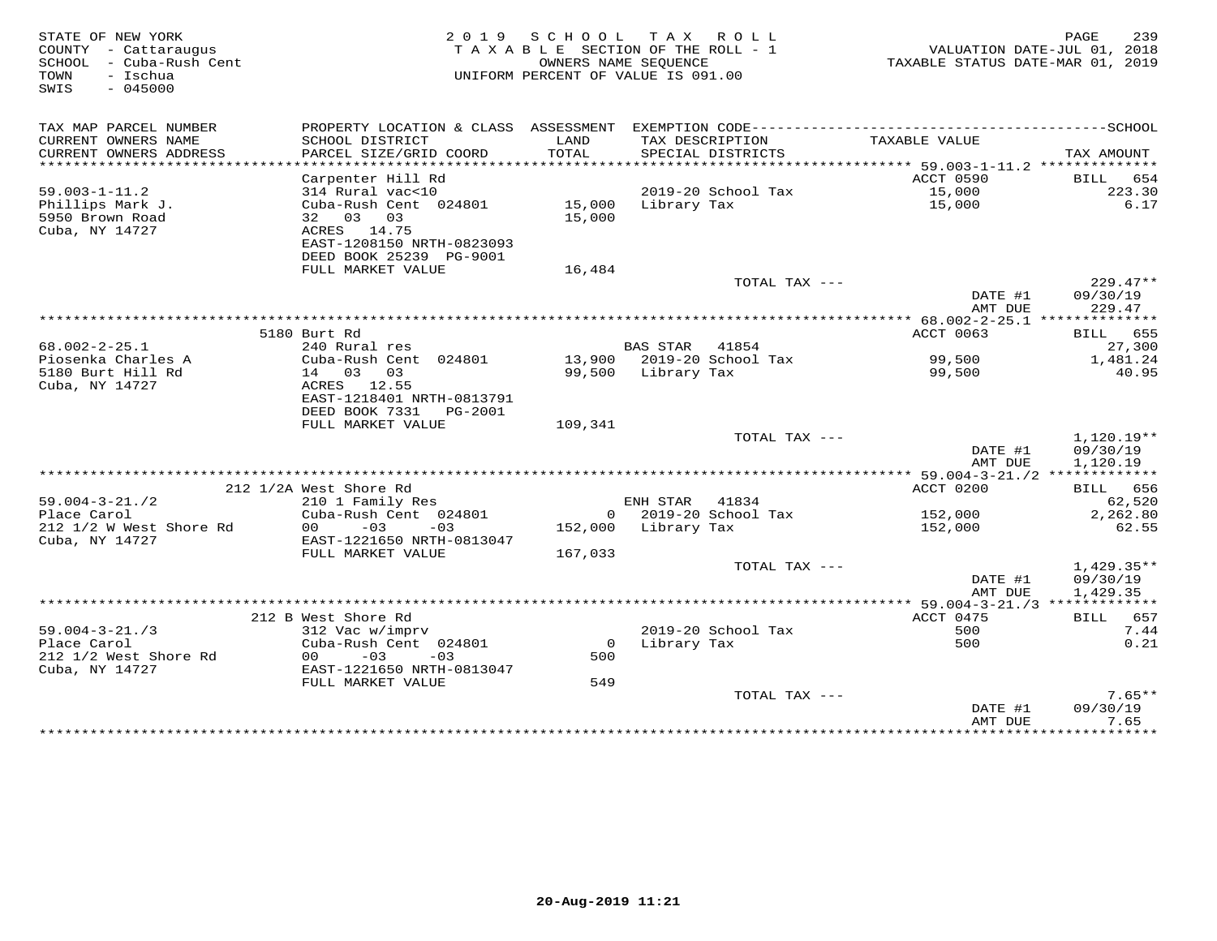STATE OF NEW YORK
COUNTY - Cattaraugus
SCHOOL - Cuba-Rush Cent
TOWN - Ischua
SWIS - 045000

2019 SCHOOL TAX ROLL
TAXABLE SECTION OF THE ROLL - 1
OWNERS NAME SEQUENCE
UNIFORM PERCENT OF VALUE IS 091.00

VALUATION DATE-JUL 01, 2018
TAXABLE STATUS DATE-MAR 01, 2019

| TAX MAP PARCEL NUMBER / CURRENT OWNERS NAME / CURRENT OWNERS ADDRESS | PROPERTY LOCATION & CLASS / SCHOOL DISTRICT / PARCEL SIZE/GRID COORD | ASSESSMENT LAND / TOTAL | EXEMPTION CODE / TAX DESCRIPTION / SPECIAL DISTRICTS | TAXABLE VALUE | TAX AMOUNT |
|---|---|---|---|---|---|
| 59.003-1-11.2 | Carpenter Hill Rd | | | ACCT 0590 | BILL 654 |
| Phillips Mark J. | 314 Rural vac<10 | | 2019-20 School Tax | 15,000 | 223.30 |
| 5950 Brown Road | Cuba-Rush Cent 024801 | 15,000 | Library Tax | 15,000 | 6.17 |
| Cuba, NY 14727 | 32 03 03 | 15,000 | | | |
| | ACRES 14.75 | | | | |
| | EAST-1208150 NRTH-0823093 | | | | |
| | DEED BOOK 25239 PG-9001 | | | | |
| | FULL MARKET VALUE | 16,484 | | | |
| | | | TOTAL TAX --- | | 229.47** |
| | | | | DATE #1 | 09/30/19 |
| | | | | AMT DUE | 229.47 |
| 68.002-2-25.1 | 5180 Burt Rd | | | ACCT 0063 | BILL 655 |
| Piosenka Charles A | 240 Rural res | | BAS STAR 41854 | | 27,300 |
| 5180 Burt Hill Rd | Cuba-Rush Cent 024801 | 13,900 | 2019-20 School Tax | 99,500 | 1,481.24 |
| Cuba, NY 14727 | 14 03 03 | 99,500 | Library Tax | 99,500 | 40.95 |
| | ACRES 12.55 | | | | |
| | EAST-1218401 NRTH-0813791 | | | | |
| | DEED BOOK 7331 PG-2001 | | | | |
| | FULL MARKET VALUE | 109,341 | | | |
| | | | TOTAL TAX --- | | 1,120.19** |
| | | | | DATE #1 | 09/30/19 |
| | | | | AMT DUE | 1,120.19 |
| 59.004-3-21./2 | 212 1/2A West Shore Rd | | | ACCT 0200 | BILL 656 |
| Place Carol | 210 1 Family Res | | ENH STAR 41834 | | 62,520 |
| 212 1/2 W West Shore Rd | Cuba-Rush Cent 024801 | 0 | 2019-20 School Tax | 152,000 | 2,262.80 |
| Cuba, NY 14727 | 00 -03 -03 | 152,000 | Library Tax | 152,000 | 62.55 |
| | EAST-1221650 NRTH-0813047 | | | | |
| | FULL MARKET VALUE | 167,033 | | | |
| | | | TOTAL TAX --- | | 1,429.35** |
| | | | | DATE #1 | 09/30/19 |
| | | | | AMT DUE | 1,429.35 |
| 59.004-3-21./3 | 212 B West Shore Rd | | | ACCT 0475 | BILL 657 |
| Place Carol | 312 Vac w/imprv | | 2019-20 School Tax | 500 | 7.44 |
| 212 1/2 West Shore Rd | Cuba-Rush Cent 024801 | 0 | Library Tax | 500 | 0.21 |
| Cuba, NY 14727 | 00 -03 -03 | 500 | | | |
| | EAST-1221650 NRTH-0813047 | | | | |
| | FULL MARKET VALUE | 549 | | | |
| | | | TOTAL TAX --- | | 7.65** |
| | | | | DATE #1 | 09/30/19 |
| | | | | AMT DUE | 7.65 |

20-Aug-2019 11:21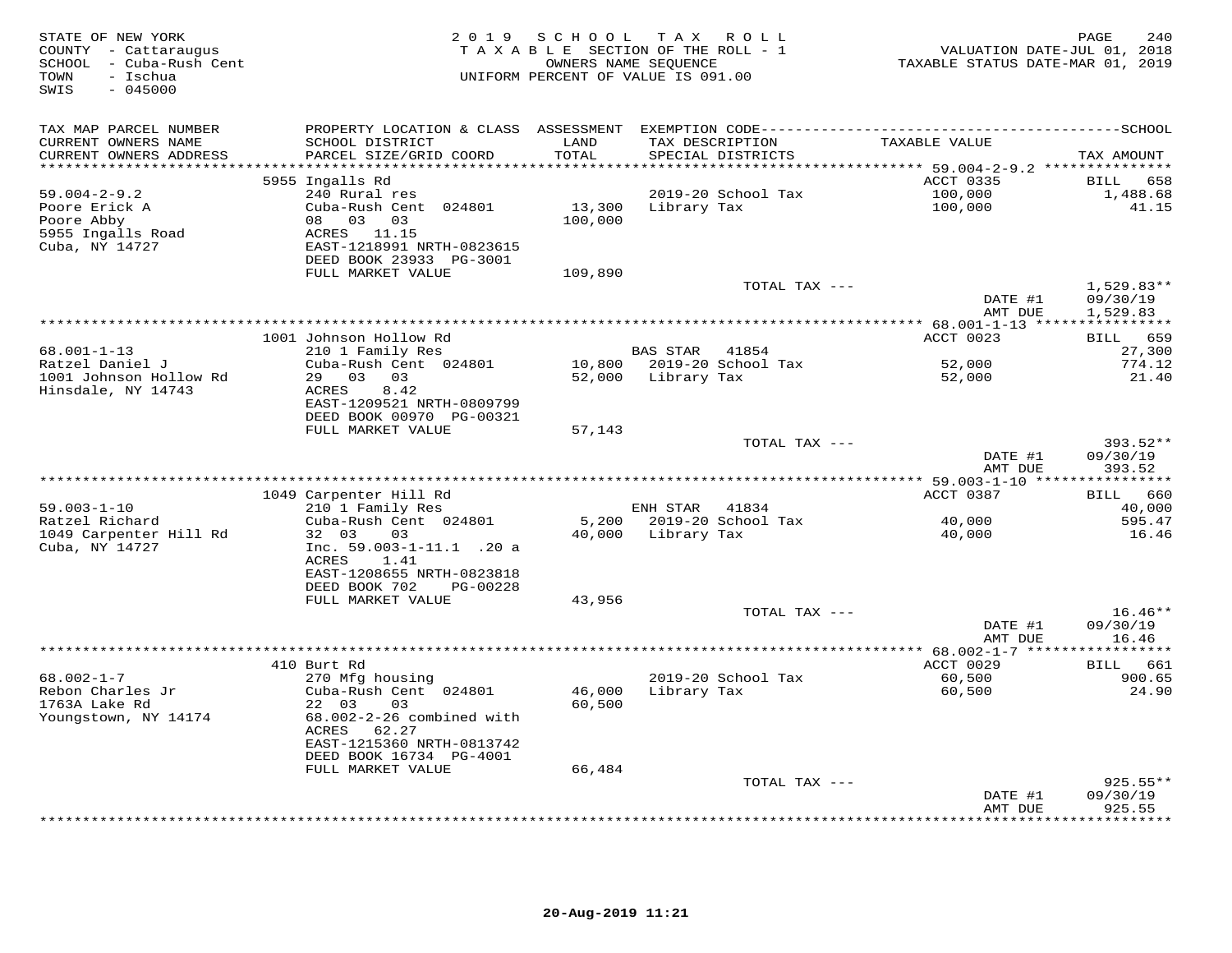STATE OF NEW YORK
COUNTY - Cattaraugus
SCHOOL - Cuba-Rush Cent
TOWN - Ischua
SWIS - 045000

2019 SCHOOL TAX ROLL
TAXABLE SECTION OF THE ROLL - 1
OWNERS NAME SEQUENCE
UNIFORM PERCENT OF VALUE IS 091.00

VALUATION DATE-JUL 01, 2018
TAXABLE STATUS DATE-MAR 01, 2019

| TAX MAP PARCEL NUMBER / CURRENT OWNERS NAME / CURRENT OWNERS ADDRESS | PROPERTY LOCATION & CLASS / SCHOOL DISTRICT / PARCEL SIZE/GRID COORD | ASSESSMENT LAND / TOTAL | EXEMPTION CODE / TAX DESCRIPTION / SPECIAL DISTRICTS | TAXABLE VALUE | TAX AMOUNT |
|---|---|---|---|---|---|
| | 5955 Ingalls Rd | | | ACCT 0335 | BILL 658 |
| 59.004-2-9.2 | 240 Rural res | | 2019-20 School Tax | 100,000 | 1,488.68 |
| Poore Erick A | Cuba-Rush Cent 024801 | 13,300 | Library Tax | 100,000 | 41.15 |
| Poore Abby | 08 03 03 | 100,000 | | | |
| 5955 Ingalls Road | ACRES 11.15 | | | | |
| Cuba, NY 14727 | EAST-1218991 NRTH-0823615 | | | | |
| | DEED BOOK 23933 PG-3001 | | | | |
| | FULL MARKET VALUE | 109,890 | | | |
| | | | TOTAL TAX --- | | 1,529.83** |
| | | | | DATE #1 | 09/30/19 |
| | | | | AMT DUE | 1,529.83 |
| | 1001 Johnson Hollow Rd | | | ACCT 0023 | BILL 659 |
| 68.001-1-13 | 210 1 Family Res | | BAS STAR 41854 | | 27,300 |
| Ratzel Daniel J | Cuba-Rush Cent 024801 | 10,800 | 2019-20 School Tax | 52,000 | 774.12 |
| 1001 Johnson Hollow Rd | 29 03 03 | 52,000 | Library Tax | 52,000 | 21.40 |
| Hinsdale, NY 14743 | ACRES 8.42 | | | | |
| | EAST-1209521 NRTH-0809799 | | | | |
| | DEED BOOK 00970 PG-00321 | | | | |
| | FULL MARKET VALUE | 57,143 | | | |
| | | | TOTAL TAX --- | | 393.52** |
| | | | | DATE #1 | 09/30/19 |
| | | | | AMT DUE | 393.52 |
| | 1049 Carpenter Hill Rd | | | ACCT 0387 | BILL 660 |
| 59.003-1-10 | 210 1 Family Res | | ENH STAR 41834 | | 40,000 |
| Ratzel Richard | Cuba-Rush Cent 024801 | 5,200 | 2019-20 School Tax | 40,000 | 595.47 |
| 1049 Carpenter Hill Rd | 32 03 03 | 40,000 | Library Tax | 40,000 | 16.46 |
| Cuba, NY 14727 | Inc. 59.003-1-11.1 .20 a | | | | |
| | ACRES 1.41 | | | | |
| | EAST-1208655 NRTH-0823818 | | | | |
| | DEED BOOK 702 PG-00228 | | | | |
| | FULL MARKET VALUE | 43,956 | | | |
| | | | TOTAL TAX --- | | 16.46** |
| | | | | DATE #1 | 09/30/19 |
| | | | | AMT DUE | 16.46 |
| | 410 Burt Rd | | | ACCT 0029 | BILL 661 |
| 68.002-1-7 | 270 Mfg housing | | 2019-20 School Tax | 60,500 | 900.65 |
| Rebon Charles Jr | Cuba-Rush Cent 024801 | 46,000 | Library Tax | 60,500 | 24.90 |
| 1763A Lake Rd | 22 03 03 | 60,500 | | | |
| Youngstown, NY 14174 | 68.002-2-26 combined with | | | | |
| | ACRES 62.27 | | | | |
| | EAST-1215360 NRTH-0813742 | | | | |
| | DEED BOOK 16734 PG-4001 | | | | |
| | FULL MARKET VALUE | 66,484 | | | |
| | | | TOTAL TAX --- | | 925.55** |
| | | | | DATE #1 | 09/30/19 |
| | | | | AMT DUE | 925.55 |

20-Aug-2019 11:21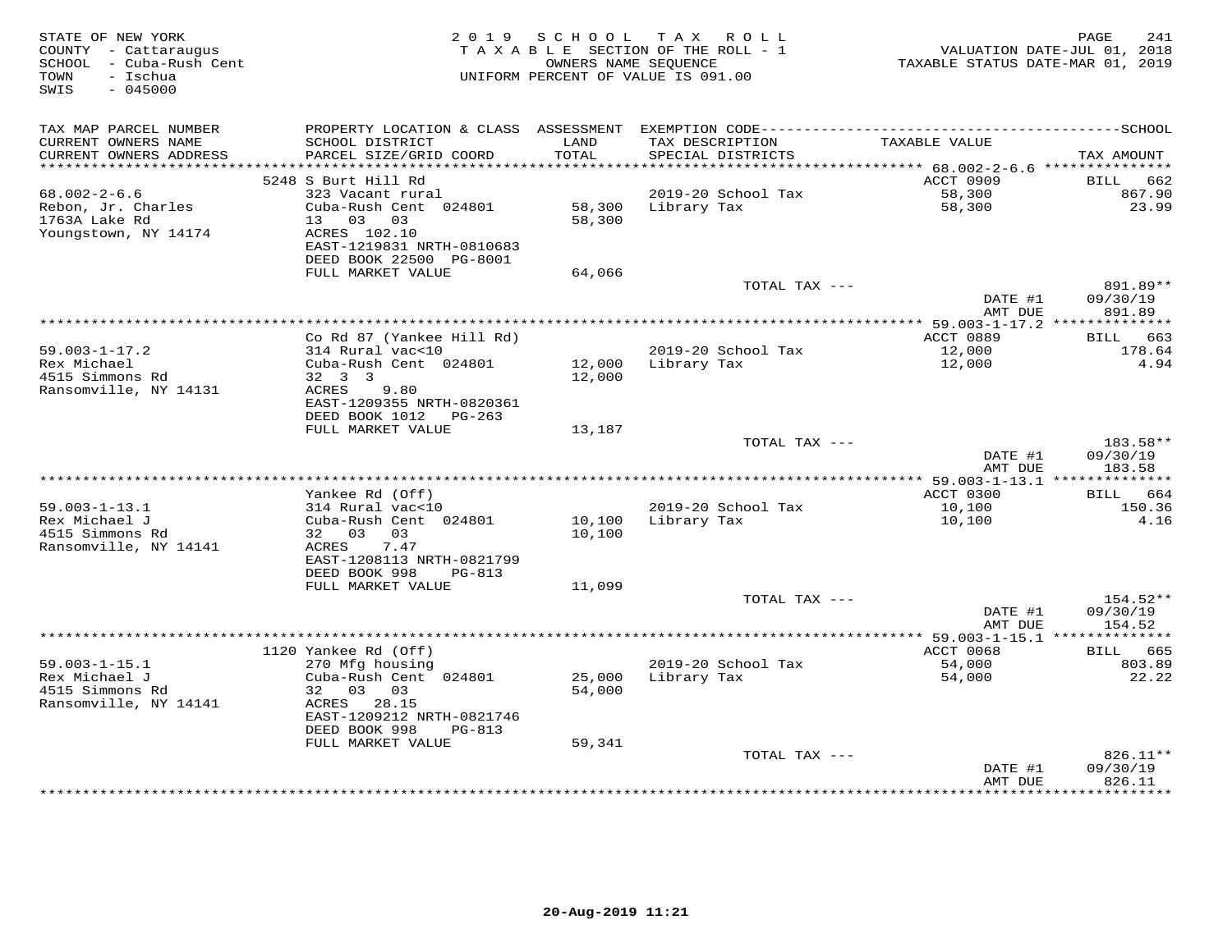STATE OF NEW YORK
COUNTY - Cattaraugus
SCHOOL - Cuba-Rush Cent
TOWN - Ischua
SWIS - 045000

2019 SCHOOL TAX ROLL
TAXABLE SECTION OF THE ROLL - 1
OWNERS NAME SEQUENCE
UNIFORM PERCENT OF VALUE IS 091.00

VALUATION DATE-JUL 01, 2018
TAXABLE STATUS DATE-MAR 01, 2019

| TAX MAP PARCEL NUMBER / CURRENT OWNERS NAME / CURRENT OWNERS ADDRESS | PROPERTY LOCATION & CLASS / SCHOOL DISTRICT / PARCEL SIZE/GRID COORD | ASSESSMENT LAND / TOTAL | EXEMPTION CODE / TAX DESCRIPTION / SPECIAL DISTRICTS | TAXABLE VALUE | TAX AMOUNT |
|---|---|---|---|---|---|
| | 5248 S Burt Hill Rd | | | ACCT 0909 | BILL 662 |
| 68.002-2-6.6 | 323 Vacant rural | | 2019-20 School Tax | 58,300 | 867.90 |
| Rebon, Jr. Charles | Cuba-Rush Cent 024801 | 58,300 | Library Tax | 58,300 | 23.99 |
| 1763A Lake Rd | 13 03 03 | 58,300 | | | |
| Youngstown, NY 14174 | ACRES 102.10 | | | | |
| | EAST-1219831 NRTH-0810683 | | | | |
| | DEED BOOK 22500 PG-8001 | | | | |
| | FULL MARKET VALUE | 64,066 | | | |
| | | | TOTAL TAX --- | | 891.89** |
| | | | | DATE #1 | 09/30/19 |
| | | | | AMT DUE | 891.89 |
| | Co Rd 87 (Yankee Hill Rd) | | | ACCT 0889 | BILL 663 |
| 59.003-1-17.2 | 314 Rural vac<10 | | 2019-20 School Tax | 12,000 | 178.64 |
| Rex Michael | Cuba-Rush Cent 024801 | 12,000 | Library Tax | 12,000 | 4.94 |
| 4515 Simmons Rd | 32 3 3 | 12,000 | | | |
| Ransomville, NY 14131 | ACRES 9.80 | | | | |
| | EAST-1209355 NRTH-0820361 | | | | |
| | DEED BOOK 1012 PG-263 | | | | |
| | FULL MARKET VALUE | 13,187 | | | |
| | | | TOTAL TAX --- | | 183.58** |
| | | | | DATE #1 | 09/30/19 |
| | | | | AMT DUE | 183.58 |
| | Yankee Rd (Off) | | | ACCT 0300 | BILL 664 |
| 59.003-1-13.1 | 314 Rural vac<10 | | 2019-20 School Tax | 10,100 | 150.36 |
| Rex Michael J | Cuba-Rush Cent 024801 | 10,100 | Library Tax | 10,100 | 4.16 |
| 4515 Simmons Rd | 32 03 03 | 10,100 | | | |
| Ransomville, NY 14141 | ACRES 7.47 | | | | |
| | EAST-1208113 NRTH-0821799 | | | | |
| | DEED BOOK 998 PG-813 | | | | |
| | FULL MARKET VALUE | 11,099 | | | |
| | | | TOTAL TAX --- | | 154.52** |
| | | | | DATE #1 | 09/30/19 |
| | | | | AMT DUE | 154.52 |
| | 1120 Yankee Rd (Off) | | | ACCT 0068 | BILL 665 |
| 59.003-1-15.1 | 270 Mfg housing | | 2019-20 School Tax | 54,000 | 803.89 |
| Rex Michael J | Cuba-Rush Cent 024801 | 25,000 | Library Tax | 54,000 | 22.22 |
| 4515 Simmons Rd | 32 03 03 | 54,000 | | | |
| Ransomville, NY 14141 | ACRES 28.15 | | | | |
| | EAST-1209212 NRTH-0821746 | | | | |
| | DEED BOOK 998 PG-813 | | | | |
| | FULL MARKET VALUE | 59,341 | | | |
| | | | TOTAL TAX --- | | 826.11** |
| | | | | DATE #1 | 09/30/19 |
| | | | | AMT DUE | 826.11 |

20-Aug-2019 11:21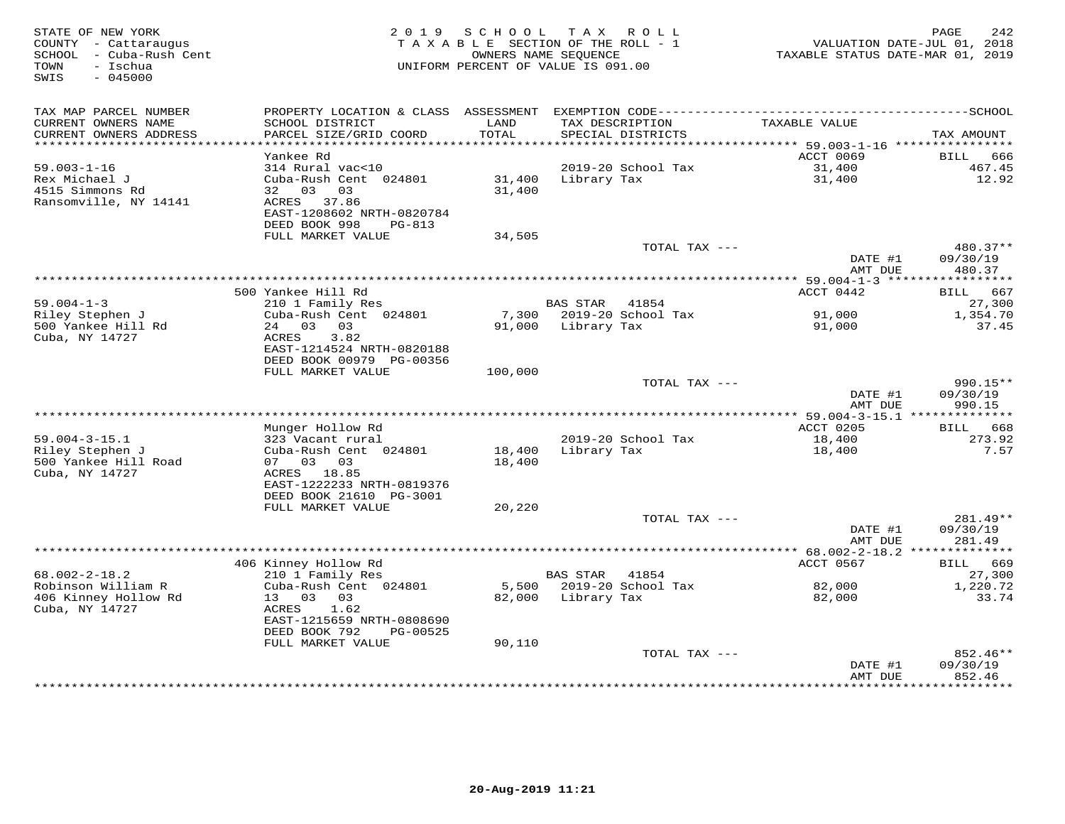STATE OF NEW YORK
COUNTY - Cattaraugus
SCHOOL - Cuba-Rush Cent
TOWN - Ischua
SWIS - 045000

2019 SCHOOL TAX ROLL
TAXABLE SECTION OF THE ROLL - 1
OWNERS NAME SEQUENCE
UNIFORM PERCENT OF VALUE IS 091.00

VALUATION DATE-JUL 01, 2018
TAXABLE STATUS DATE-MAR 01, 2019

| TAX MAP PARCEL NUMBER / CURRENT OWNERS NAME / CURRENT OWNERS ADDRESS | PROPERTY LOCATION & CLASS / SCHOOL DISTRICT / PARCEL SIZE/GRID COORD | ASSESSMENT LAND / TOTAL | EXEMPTION CODE / TAX DESCRIPTION / SPECIAL DISTRICTS | TAXABLE VALUE | TAX AMOUNT |
|---|---|---|---|---|---|
| | Yankee Rd | | | ACCT 0069 | BILL 666 |
| 59.003-1-16 | 314 Rural vac<10 | | 2019-20 School Tax | 31,400 | 467.45 |
| Rex Michael J | Cuba-Rush Cent 024801 | 31,400 | Library Tax | 31,400 | 12.92 |
| 4515 Simmons Rd | 32 03 03 | 31,400 | | | |
| Ransomville, NY 14141 | ACRES 37.86 | | | | |
| | EAST-1208602 NRTH-0820784 | | | | |
| | DEED BOOK 998 PG-813 | | | | |
| | FULL MARKET VALUE | 34,505 | | | |
| | | | TOTAL TAX --- | | 480.37** |
| | | | | DATE #1 | 09/30/19 |
| | | | | AMT DUE | 480.37 |
| | 500 Yankee Hill Rd | | | ACCT 0442 | BILL 667 |
| 59.004-1-3 | 210 1 Family Res | | BAS STAR 41854 | | 27,300 |
| Riley Stephen J | Cuba-Rush Cent 024801 | 7,300 | 2019-20 School Tax | 91,000 | 1,354.70 |
| 500 Yankee Hill Rd | 24 03 03 | 91,000 | Library Tax | 91,000 | 37.45 |
| Cuba, NY 14727 | ACRES 3.82 | | | | |
| | EAST-1214524 NRTH-0820188 | | | | |
| | DEED BOOK 00979 PG-00356 | | | | |
| | FULL MARKET VALUE | 100,000 | | | |
| | | | TOTAL TAX --- | | 990.15** |
| | | | | DATE #1 | 09/30/19 |
| | | | | AMT DUE | 990.15 |
| | Munger Hollow Rd | | | ACCT 0205 | BILL 668 |
| 59.004-3-15.1 | 323 Vacant rural | | 2019-20 School Tax | 18,400 | 273.92 |
| Riley Stephen J | Cuba-Rush Cent 024801 | 18,400 | Library Tax | 18,400 | 7.57 |
| 500 Yankee Hill Road | 07 03 03 | 18,400 | | | |
| Cuba, NY 14727 | ACRES 18.85 | | | | |
| | EAST-1222233 NRTH-0819376 | | | | |
| | DEED BOOK 21610 PG-3001 | | | | |
| | FULL MARKET VALUE | 20,220 | | | |
| | | | TOTAL TAX --- | | 281.49** |
| | | | | DATE #1 | 09/30/19 |
| | | | | AMT DUE | 281.49 |
| | 406 Kinney Hollow Rd | | | ACCT 0567 | BILL 669 |
| 68.002-2-18.2 | 210 1 Family Res | | BAS STAR 41854 | | 27,300 |
| Robinson William R | Cuba-Rush Cent 024801 | 5,500 | 2019-20 School Tax | 82,000 | 1,220.72 |
| 406 Kinney Hollow Rd | 13 03 03 | 82,000 | Library Tax | 82,000 | 33.74 |
| Cuba, NY 14727 | ACRES 1.62 | | | | |
| | EAST-1215659 NRTH-0808690 | | | | |
| | DEED BOOK 792 PG-00525 | | | | |
| | FULL MARKET VALUE | 90,110 | | | |
| | | | TOTAL TAX --- | | 852.46** |
| | | | | DATE #1 | 09/30/19 |
| | | | | AMT DUE | 852.46 |

20-Aug-2019 11:21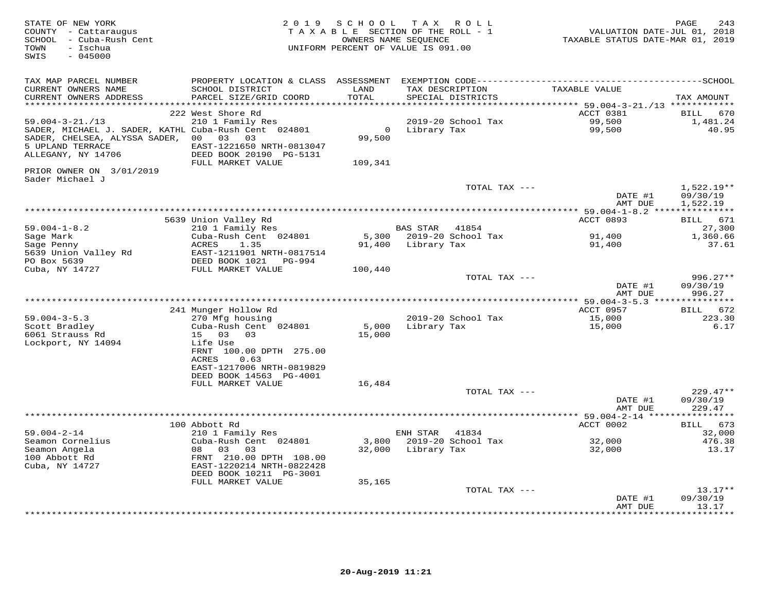STATE OF NEW YORK
COUNTY - Cattaraugus
SCHOOL - Cuba-Rush Cent
TOWN - Ischua
SWIS - 045000

2019 SCHOOL TAX ROLL
TAXABLE SECTION OF THE ROLL - 1
OWNERS NAME SEQUENCE
UNIFORM PERCENT OF VALUE IS 091.00

VALUATION DATE-JUL 01, 2018
TAXABLE STATUS DATE-MAR 01, 2019

| TAX MAP PARCEL NUMBER / CURRENT OWNERS NAME / CURRENT OWNERS ADDRESS | PROPERTY LOCATION & CLASS / SCHOOL DISTRICT / PARCEL SIZE/GRID COORD | ASSESSMENT LAND / TOTAL | EXEMPTION CODE / TAX DESCRIPTION / SPECIAL DISTRICTS | TAXABLE VALUE | TAX AMOUNT |
|---|---|---|---|---|---|
| **59.004-3-21./13** | 222 West Shore Rd | | | ACCT 0381 | BILL 670 |
| 59.004-3-21./13 | 210 1 Family Res | | 2019-20 School Tax | 99,500 | 1,481.24 |
| SADER, MICHAEL J. SADER, KATHL | Cuba-Rush Cent 024801 | 0 | Library Tax | 99,500 | 40.95 |
| SADER, CHELSEA, ALYSSA SADER, | 00 03 03 | 99,500 | | | |
| 5 UPLAND TERRACE | EAST-1221650 NRTH-0813047 | | | | |
| ALLEGANY, NY 14706 | DEED BOOK 20190 PG-5131 | | | | |
| | FULL MARKET VALUE | 109,341 | | | |
| PRIOR OWNER ON 3/01/2019 | | | | | |
| Sader Michael J | | | | | |
| | | | TOTAL TAX --- | | 1,522.19** |
| | | | | DATE #1 | 09/30/19 |
| | | | | AMT DUE | 1,522.19 |
| **59.004-1-8.2** | 5639 Union Valley Rd | | | ACCT 0893 | BILL 671 |
| 59.004-1-8.2 | 210 1 Family Res | | BAS STAR 41854 | | 27,300 |
| Sage Mark | Cuba-Rush Cent 024801 | 5,300 | 2019-20 School Tax | 91,400 | 1,360.66 |
| Sage Penny | ACRES 1.35 | 91,400 | Library Tax | 91,400 | 37.61 |
| 5639 Union Valley Rd | EAST-1211901 NRTH-0817514 | | | | |
| PO Box 5639 | DEED BOOK 1021 PG-994 | | | | |
| Cuba, NY 14727 | FULL MARKET VALUE | 100,440 | | | |
| | | | TOTAL TAX --- | | 996.27** |
| | | | | DATE #1 | 09/30/19 |
| | | | | AMT DUE | 996.27 |
| **59.004-3-5.3** | 241 Munger Hollow Rd | | | ACCT 0957 | BILL 672 |
| 59.004-3-5.3 | 270 Mfg housing | | 2019-20 School Tax | 15,000 | 223.30 |
| Scott Bradley | Cuba-Rush Cent 024801 | 5,000 | Library Tax | 15,000 | 6.17 |
| 6061 Strauss Rd | 15 03 03 | 15,000 | | | |
| Lockport, NY 14094 | Life Use | | | | |
| | FRNT 100.00 DPTH 275.00 | | | | |
| | ACRES 0.63 | | | | |
| | EAST-1217006 NRTH-0819829 | | | | |
| | DEED BOOK 14563 PG-4001 | | | | |
| | FULL MARKET VALUE | 16,484 | | | |
| | | | TOTAL TAX --- | | 229.47** |
| | | | | DATE #1 | 09/30/19 |
| | | | | AMT DUE | 229.47 |
| **59.004-2-14** | 100 Abbott Rd | | | ACCT 0002 | BILL 673 |
| 59.004-2-14 | 210 1 Family Res | | ENH STAR 41834 | | 32,000 |
| Seamon Cornelius | Cuba-Rush Cent 024801 | 3,800 | 2019-20 School Tax | 32,000 | 476.38 |
| Seamon Angela | 08 03 03 | 32,000 | Library Tax | 32,000 | 13.17 |
| 100 Abbott Rd | FRNT 210.00 DPTH 108.00 | | | | |
| Cuba, NY 14727 | EAST-1220214 NRTH-0822428 | | | | |
| | DEED BOOK 10211 PG-3001 | | | | |
| | FULL MARKET VALUE | 35,165 | | | |
| | | | TOTAL TAX --- | | 13.17** |
| | | | | DATE #1 | 09/30/19 |
| | | | | AMT DUE | 13.17 |

20-Aug-2019 11:21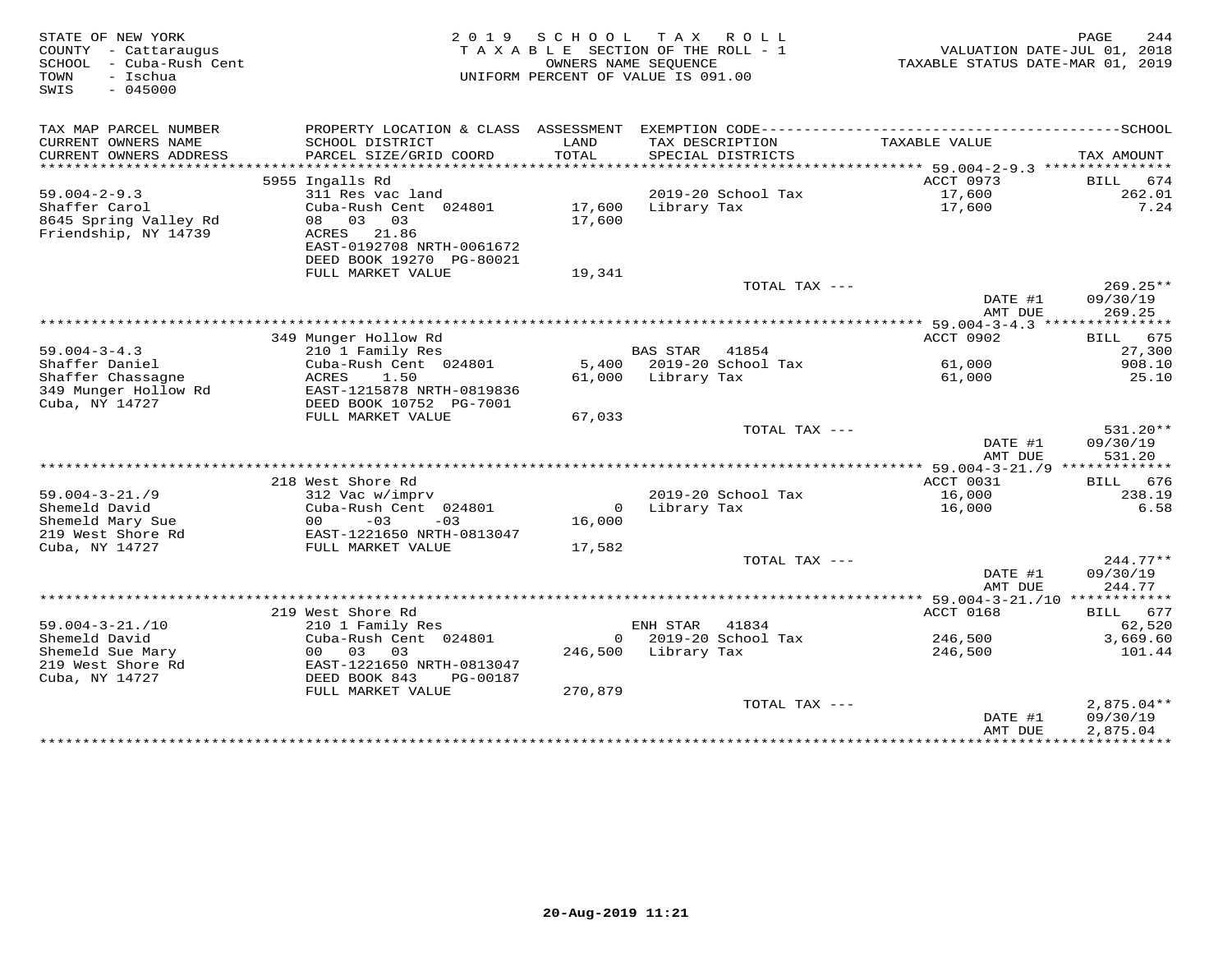STATE OF NEW YORK
COUNTY - Cattaraugus
SCHOOL - Cuba-Rush Cent
TOWN - Ischua
SWIS - 045000

2019 SCHOOL TAX ROLL
TAXABLE SECTION OF THE ROLL - 1
OWNERS NAME SEQUENCE
UNIFORM PERCENT OF VALUE IS 091.00

VALUATION DATE-JUL 01, 2018
TAXABLE STATUS DATE-MAR 01, 2019

| TAX MAP PARCEL NUMBER / CURRENT OWNERS NAME / CURRENT OWNERS ADDRESS | PROPERTY LOCATION & CLASS / SCHOOL DISTRICT / PARCEL SIZE/GRID COORD | ASSESSMENT LAND / TOTAL | EXEMPTION CODE / TAX DESCRIPTION / SPECIAL DISTRICTS | TAXABLE VALUE | SCHOOL TAX AMOUNT |
|---|---|---|---|---|---|
| | 5955 Ingalls Rd | | | ACCT 0973 | BILL 674 |
| 59.004-2-9.3 | 311 Res vac land | | 2019-20 School Tax | 17,600 | 262.01 |
| Shaffer Carol | Cuba-Rush Cent 024801 | 17,600 | Library Tax | 17,600 | 7.24 |
| 8645 Spring Valley Rd | 08 03 03 | 17,600 | | | |
| Friendship, NY 14739 | ACRES 21.86 | | | | |
| | EAST-0192708 NRTH-0061672 | | | | |
| | DEED BOOK 19270 PG-80021 | | | | |
| | FULL MARKET VALUE | 19,341 | | | |
| | | | TOTAL TAX --- | | 269.25** |
| | | | | DATE #1 | 09/30/19 |
| | | | | AMT DUE | 269.25 |
| | 349 Munger Hollow Rd | | | ACCT 0902 | BILL 675 |
| 59.004-3-4.3 | 210 1 Family Res | | BAS STAR 41854 | | 27,300 |
| Shaffer Daniel | Cuba-Rush Cent 024801 | 5,400 | 2019-20 School Tax | 61,000 | 908.10 |
| Shaffer Chassagne | ACRES 1.50 | 61,000 | Library Tax | 61,000 | 25.10 |
| 349 Munger Hollow Rd | EAST-1215878 NRTH-0819836 | | | | |
| Cuba, NY 14727 | DEED BOOK 10752 PG-7001 | | | | |
| | FULL MARKET VALUE | 67,033 | | | |
| | | | TOTAL TAX --- | | 531.20** |
| | | | | DATE #1 | 09/30/19 |
| | | | | AMT DUE | 531.20 |
| | 218 West Shore Rd | | | ACCT 0031 | BILL 676 |
| 59.004-3-21./9 | 312 Vac w/imprv | | 2019-20 School Tax | 16,000 | 238.19 |
| Shemeld David | Cuba-Rush Cent 024801 | 0 | Library Tax | 16,000 | 6.58 |
| Shemeld Mary Sue | 00 -03 -03 | 16,000 | | | |
| 219 West Shore Rd | EAST-1221650 NRTH-0813047 | | | | |
| Cuba, NY 14727 | FULL MARKET VALUE | 17,582 | | | |
| | | | TOTAL TAX --- | | 244.77** |
| | | | | DATE #1 | 09/30/19 |
| | | | | AMT DUE | 244.77 |
| | 219 West Shore Rd | | | ACCT 0168 | BILL 677 |
| 59.004-3-21./10 | 210 1 Family Res | | ENH STAR 41834 | | 62,520 |
| Shemeld David | Cuba-Rush Cent 024801 | 0 | 2019-20 School Tax | 246,500 | 3,669.60 |
| Shemeld Sue Mary | 00 03 03 | 246,500 | Library Tax | 246,500 | 101.44 |
| 219 West Shore Rd | EAST-1221650 NRTH-0813047 | | | | |
| Cuba, NY 14727 | DEED BOOK 843 PG-00187 | | | | |
| | FULL MARKET VALUE | 270,879 | | | |
| | | | TOTAL TAX --- | | 2,875.04** |
| | | | | DATE #1 | 09/30/19 |
| | | | | AMT DUE | 2,875.04 |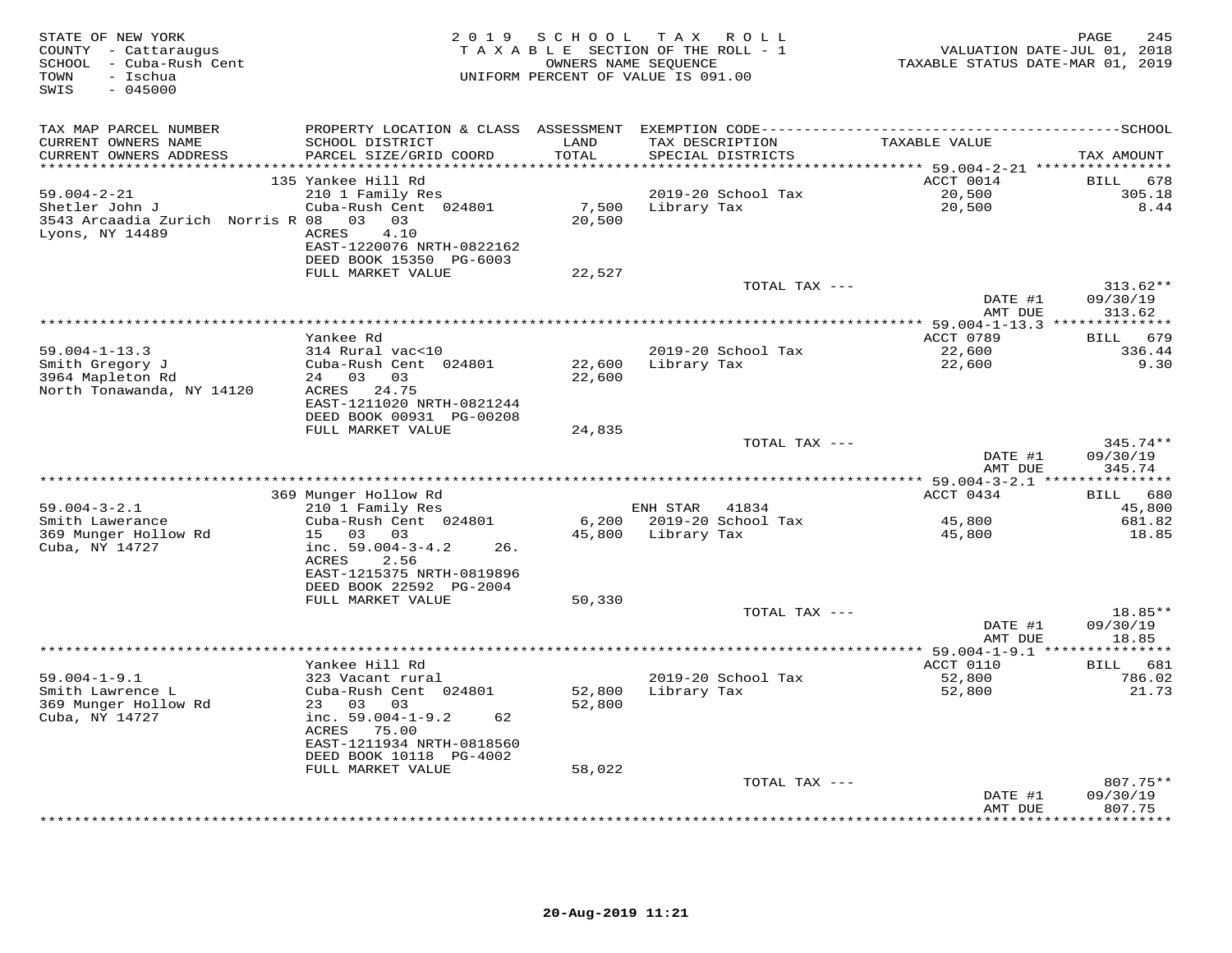STATE OF NEW YORK
COUNTY - Cattaraugus
SCHOOL - Cuba-Rush Cent
TOWN - Ischua
SWIS - 045000

2019 SCHOOL TAX ROLL
TAXABLE SECTION OF THE ROLL - 1
OWNERS NAME SEQUENCE
UNIFORM PERCENT OF VALUE IS 091.00

VALUATION DATE-JUL 01, 2018
TAXABLE STATUS DATE-MAR 01, 2019

| TAX MAP PARCEL NUMBER / CURRENT OWNERS NAME / CURRENT OWNERS ADDRESS | PROPERTY LOCATION & CLASS / SCHOOL DISTRICT / PARCEL SIZE/GRID COORD | ASSESSMENT LAND / TOTAL | EXEMPTION CODE / TAX DESCRIPTION / SPECIAL DISTRICTS | TAXABLE VALUE | TAX AMOUNT |
|---|---|---|---|---|---|
| | 135 Yankee Hill Rd | | | ACCT 0014 | BILL 678 |
| 59.004-2-21 | 210 1 Family Res | | 2019-20 School Tax | 20,500 | 305.18 |
| Shetler John J | Cuba-Rush Cent 024801 | 7,500 | Library Tax | 20,500 | 8.44 |
| 3543 Arcaadia Zurich Norris R | 08 03 03 | 20,500 | | | |
| Lyons, NY 14489 | ACRES 4.10 | | | | |
| | EAST-1220076 NRTH-0822162 | | | | |
| | DEED BOOK 15350 PG-6003 | | | | |
| | FULL MARKET VALUE | 22,527 | | | |
| | | | TOTAL TAX --- | | 313.62** |
| | | | | DATE #1 | 09/30/19 |
| | | | | AMT DUE | 313.62 |
| | Yankee Rd | | | ACCT 0789 | BILL 679 |
| 59.004-1-13.3 | 314 Rural vac<10 | | 2019-20 School Tax | 22,600 | 336.44 |
| Smith Gregory J | Cuba-Rush Cent 024801 | 22,600 | Library Tax | 22,600 | 9.30 |
| 3964 Mapleton Rd | 24 03 03 | 22,600 | | | |
| North Tonawanda, NY 14120 | ACRES 24.75 | | | | |
| | EAST-1211020 NRTH-0821244 | | | | |
| | DEED BOOK 00931 PG-00208 | | | | |
| | FULL MARKET VALUE | 24,835 | | | |
| | | | TOTAL TAX --- | | 345.74** |
| | | | | DATE #1 | 09/30/19 |
| | | | | AMT DUE | 345.74 |
| | 369 Munger Hollow Rd | | | ACCT 0434 | BILL 680 |
| 59.004-3-2.1 | 210 1 Family Res | | ENH STAR 41834 | | 45,800 |
| Smith Lawerance | Cuba-Rush Cent 024801 | 6,200 | 2019-20 School Tax | 45,800 | 681.82 |
| 369 Munger Hollow Rd | 15 03 03 | 45,800 | Library Tax | 45,800 | 18.85 |
| Cuba, NY 14727 | inc. 59.004-3-4.2 26. | | | | |
| | ACRES 2.56 | | | | |
| | EAST-1215375 NRTH-0819896 | | | | |
| | DEED BOOK 22592 PG-2004 | | | | |
| | FULL MARKET VALUE | 50,330 | | | |
| | | | TOTAL TAX --- | | 18.85** |
| | | | | DATE #1 | 09/30/19 |
| | | | | AMT DUE | 18.85 |
| | Yankee Hill Rd | | | ACCT 0110 | BILL 681 |
| 59.004-1-9.1 | 323 Vacant rural | | 2019-20 School Tax | 52,800 | 786.02 |
| Smith Lawrence L | Cuba-Rush Cent 024801 | 52,800 | Library Tax | 52,800 | 21.73 |
| 369 Munger Hollow Rd | 23 03 03 | 52,800 | | | |
| Cuba, NY 14727 | inc. 59.004-1-9.2 62 | | | | |
| | ACRES 75.00 | | | | |
| | EAST-1211934 NRTH-0818560 | | | | |
| | DEED BOOK 10118 PG-4002 | | | | |
| | FULL MARKET VALUE | 58,022 | | | |
| | | | TOTAL TAX --- | | 807.75** |
| | | | | DATE #1 | 09/30/19 |
| | | | | AMT DUE | 807.75 |

20-Aug-2019 11:21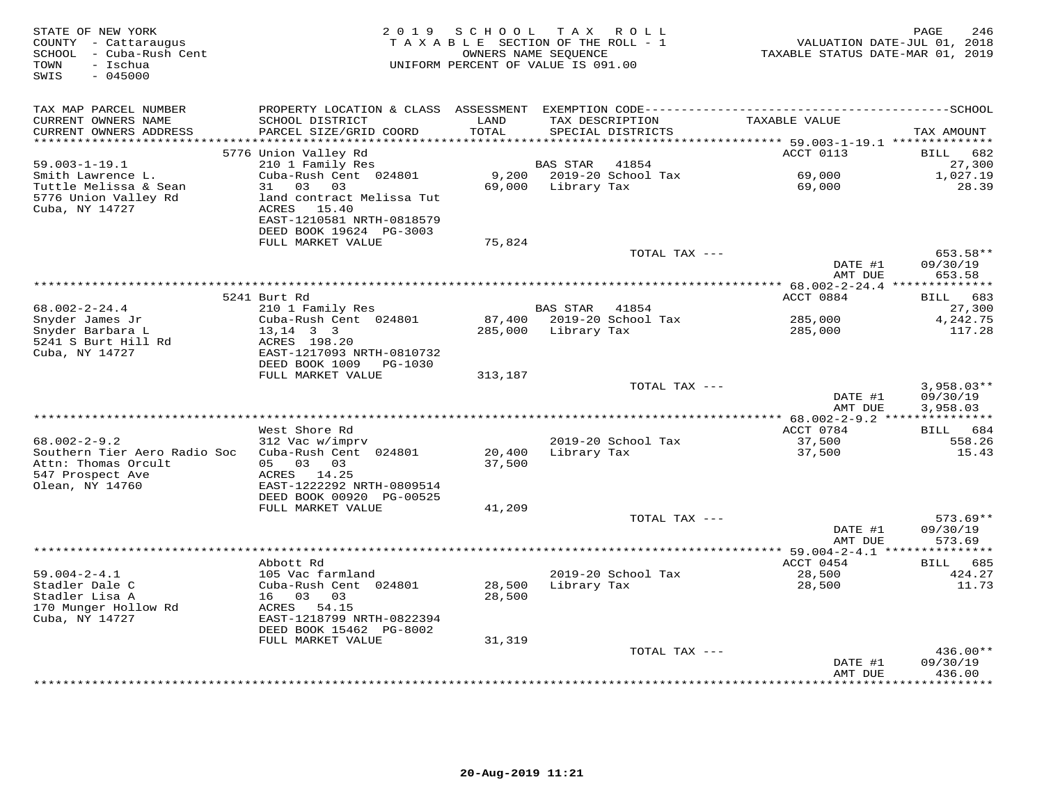STATE OF NEW YORK
COUNTY - Cattaraugus
SCHOOL - Cuba-Rush Cent
TOWN - Ischua
SWIS - 045000

2019 SCHOOL TAX ROLL
TAXABLE SECTION OF THE ROLL - 1
OWNERS NAME SEQUENCE
UNIFORM PERCENT OF VALUE IS 091.00

VALUATION DATE-JUL 01, 2018
TAXABLE STATUS DATE-MAR 01, 2019

| TAX MAP PARCEL NUMBER / CURRENT OWNERS NAME / CURRENT OWNERS ADDRESS | PROPERTY LOCATION & CLASS / SCHOOL DISTRICT / PARCEL SIZE/GRID COORD | ASSESSMENT LAND / TOTAL | EXEMPTION CODE / TAX DESCRIPTION / SPECIAL DISTRICTS | TAXABLE VALUE | TAX AMOUNT |
|---|---|---|---|---|---|
| | 5776 Union Valley Rd | | | ACCT 0113 | BILL 682 |
| 59.003-1-19.1 | 210 1 Family Res | | BAS STAR 41854 | | 27,300 |
| Smith Lawrence L. | Cuba-Rush Cent 024801 | 9,200 | 2019-20 School Tax | 69,000 | 1,027.19 |
| Tuttle Melissa & Sean | 31 03 03 | 69,000 | Library Tax | 69,000 | 28.39 |
| 5776 Union Valley Rd | land contract Melissa Tut | | | | |
| Cuba, NY 14727 | ACRES 15.40 | | | | |
| | EAST-1210581 NRTH-0818579 | | | | |
| | DEED BOOK 19624 PG-3003 | | | | |
| | FULL MARKET VALUE | 75,824 | | | |
| | | | TOTAL TAX --- | | 653.58** |
| | | | | DATE #1 | 09/30/19 |
| | | | | AMT DUE | 653.58 |
| | 5241 Burt Rd | | | ACCT 0884 | BILL 683 |
| 68.002-2-24.4 | 210 1 Family Res | | BAS STAR 41854 | | 27,300 |
| Snyder James Jr | Cuba-Rush Cent 024801 | 87,400 | 2019-20 School Tax | 285,000 | 4,242.75 |
| Snyder Barbara L | 13,14 3 3 | 285,000 | Library Tax | 285,000 | 117.28 |
| 5241 S Burt Hill Rd | ACRES 198.20 | | | | |
| Cuba, NY 14727 | EAST-1217093 NRTH-0810732 | | | | |
| | DEED BOOK 1009 PG-1030 | | | | |
| | FULL MARKET VALUE | 313,187 | | | |
| | | | TOTAL TAX --- | | 3,958.03** |
| | | | | DATE #1 | 09/30/19 |
| | | | | AMT DUE | 3,958.03 |
| | West Shore Rd | | | ACCT 0784 | BILL 684 |
| 68.002-2-9.2 | 312 Vac w/imprv | | 2019-20 School Tax | 37,500 | 558.26 |
| Southern Tier Aero Radio Soc | Cuba-Rush Cent 024801 | 20,400 | Library Tax | 37,500 | 15.43 |
| Attn: Thomas Orcult | 05 03 03 | 37,500 | | | |
| 547 Prospect Ave | ACRES 14.25 | | | | |
| Olean, NY 14760 | EAST-1222292 NRTH-0809514 | | | | |
| | DEED BOOK 00920 PG-00525 | | | | |
| | FULL MARKET VALUE | 41,209 | | | |
| | | | TOTAL TAX --- | | 573.69** |
| | | | | DATE #1 | 09/30/19 |
| | | | | AMT DUE | 573.69 |
| | Abbott Rd | | | ACCT 0454 | BILL 685 |
| 59.004-2-4.1 | 105 Vac farmland | | 2019-20 School Tax | 28,500 | 424.27 |
| Stadler Dale C | Cuba-Rush Cent 024801 | 28,500 | Library Tax | 28,500 | 11.73 |
| Stadler Lisa A | 16 03 03 | 28,500 | | | |
| 170 Munger Hollow Rd | ACRES 54.15 | | | | |
| Cuba, NY 14727 | EAST-1218799 NRTH-0822394 | | | | |
| | DEED BOOK 15462 PG-8002 | | | | |
| | FULL MARKET VALUE | 31,319 | | | |
| | | | TOTAL TAX --- | | 436.00** |
| | | | | DATE #1 | 09/30/19 |
| | | | | AMT DUE | 436.00 |

20-Aug-2019 11:21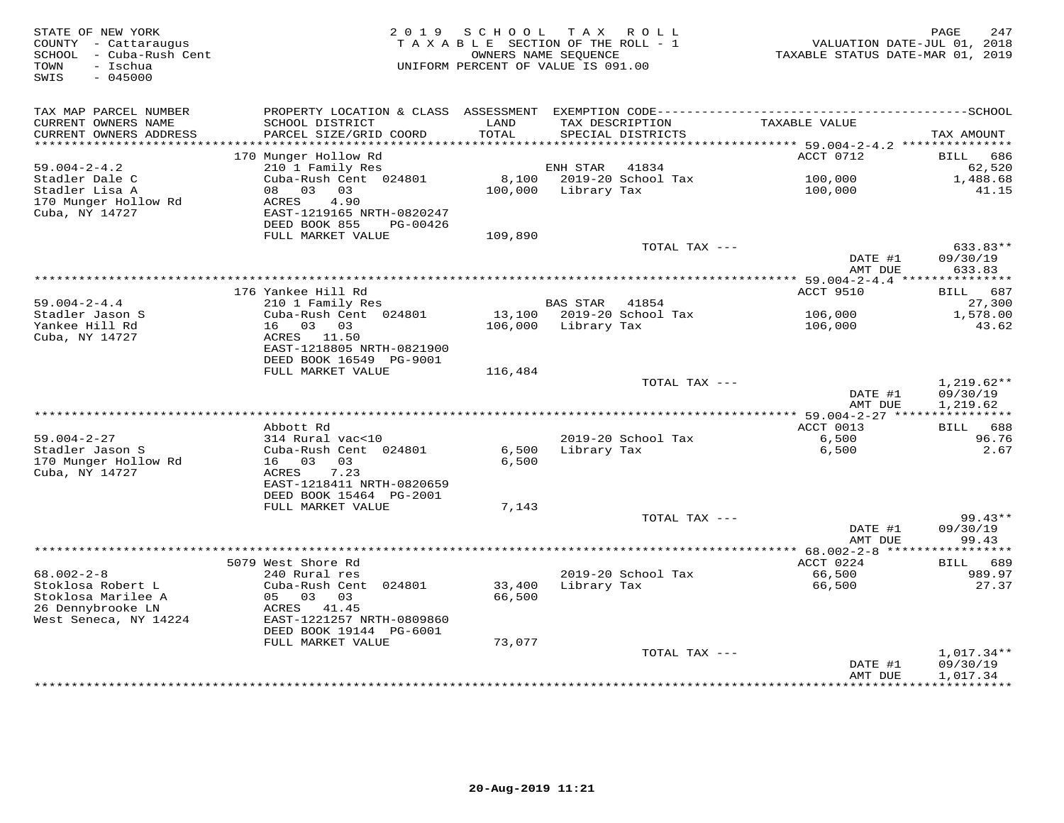STATE OF NEW YORK
COUNTY - Cattaraugus
SCHOOL - Cuba-Rush Cent
TOWN - Ischua
SWIS - 045000

2 0 1 9 S C H O O L T A X R O L L
T A X A B L E SECTION OF THE ROLL - 1
OWNERS NAME SEQUENCE
UNIFORM PERCENT OF VALUE IS 091.00

VALUATION DATE-JUL 01, 2018
TAXABLE STATUS DATE-MAR 01, 2019

| TAX MAP PARCEL NUMBER / CURRENT OWNERS NAME / CURRENT OWNERS ADDRESS | PROPERTY LOCATION & CLASS / SCHOOL DISTRICT / PARCEL SIZE/GRID COORD | ASSESSMENT LAND / TOTAL | EXEMPTION CODE / TAX DESCRIPTION / SPECIAL DISTRICTS | TAXABLE VALUE | TAX AMOUNT |
|---|---|---|---|---|---|
| | 170 Munger Hollow Rd | | | ACCT 0712 | BILL 686 |
| 59.004-2-4.2 | 210 1 Family Res | | ENH STAR 41834 | | 62,520 |
| Stadler Dale C | Cuba-Rush Cent 024801 | 8,100 | 2019-20 School Tax | 100,000 | 1,488.68 |
| Stadler Lisa A | 08 03 03 | 100,000 | Library Tax | 100,000 | 41.15 |
| 170 Munger Hollow Rd | ACRES 4.90 | | | | |
| Cuba, NY 14727 | EAST-1219165 NRTH-0820247 | | | | |
| | DEED BOOK 855 PG-00426 | | | | |
| | FULL MARKET VALUE | 109,890 | | | |
| | | | TOTAL TAX --- | | 633.83** |
| | | | | DATE #1 | 09/30/19 |
| | | | | AMT DUE | 633.83 |
| | 176 Yankee Hill Rd | | | ACCT 9510 | BILL 687 |
| 59.004-2-4.4 | 210 1 Family Res | | BAS STAR 41854 | | 27,300 |
| Stadler Jason S | Cuba-Rush Cent 024801 | 13,100 | 2019-20 School Tax | 106,000 | 1,578.00 |
| Yankee Hill Rd | 16 03 03 | 106,000 | Library Tax | 106,000 | 43.62 |
| Cuba, NY 14727 | ACRES 11.50 | | | | |
| | EAST-1218805 NRTH-0821900 | | | | |
| | DEED BOOK 16549 PG-9001 | | | | |
| | FULL MARKET VALUE | 116,484 | | | |
| | | | TOTAL TAX --- | | 1,219.62** |
| | | | | DATE #1 | 09/30/19 |
| | | | | AMT DUE | 1,219.62 |
| | Abbott Rd | | | ACCT 0013 | BILL 688 |
| 59.004-2-27 | 314 Rural vac<10 | | 2019-20 School Tax | 6,500 | 96.76 |
| Stadler Jason S | Cuba-Rush Cent 024801 | 6,500 | Library Tax | 6,500 | 2.67 |
| 170 Munger Hollow Rd | 16 03 03 | 6,500 | | | |
| Cuba, NY 14727 | ACRES 7.23 | | | | |
| | EAST-1218411 NRTH-0820659 | | | | |
| | DEED BOOK 15464 PG-2001 | | | | |
| | FULL MARKET VALUE | 7,143 | | | |
| | | | TOTAL TAX --- | | 99.43** |
| | | | | DATE #1 | 09/30/19 |
| | | | | AMT DUE | 99.43 |
| | 5079 West Shore Rd | | | ACCT 0224 | BILL 689 |
| 68.002-2-8 | 240 Rural res | | 2019-20 School Tax | 66,500 | 989.97 |
| Stoklosa Robert L | Cuba-Rush Cent 024801 | 33,400 | Library Tax | 66,500 | 27.37 |
| Stoklosa Marilee A | 05 03 03 | 66,500 | | | |
| 26 Dennybrooke LN | ACRES 41.45 | | | | |
| West Seneca, NY 14224 | EAST-1221257 NRTH-0809860 | | | | |
| | DEED BOOK 19144 PG-6001 | | | | |
| | FULL MARKET VALUE | 73,077 | | | |
| | | | TOTAL TAX --- | | 1,017.34** |
| | | | | DATE #1 | 09/30/19 |
| | | | | AMT DUE | 1,017.34 |

20-Aug-2019 11:21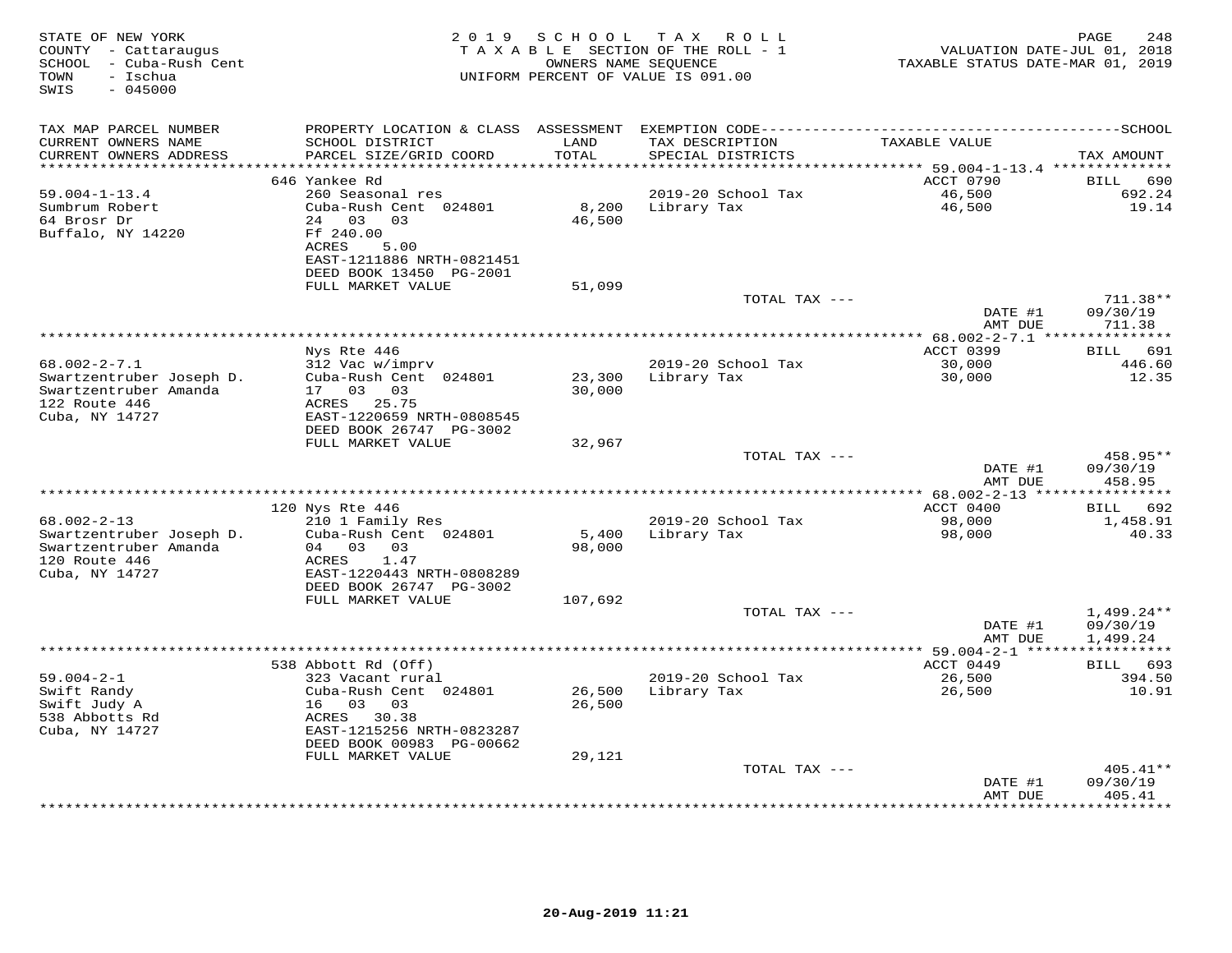STATE OF NEW YORK
COUNTY - Cattaraugus
SCHOOL - Cuba-Rush Cent
TOWN - Ischua
SWIS - 045000

2019 SCHOOL TAX ROLL
TAXABLE SECTION OF THE ROLL - 1
OWNERS NAME SEQUENCE
UNIFORM PERCENT OF VALUE IS 091.00

VALUATION DATE-JUL 01, 2018
TAXABLE STATUS DATE-MAR 01, 2019

| TAX MAP PARCEL NUMBER / CURRENT OWNERS NAME / CURRENT OWNERS ADDRESS | PROPERTY LOCATION & CLASS / SCHOOL DISTRICT / PARCEL SIZE/GRID COORD | ASSESSMENT LAND / TOTAL | EXEMPTION CODE / TAX DESCRIPTION / SPECIAL DISTRICTS | TAXABLE VALUE | SCHOOL TAX AMOUNT |
|---|---|---|---|---|---|
| | 646 Yankee Rd | | | ACCT 0790 | BILL 690 |
| 59.004-1-13.4 | 260 Seasonal res | | 2019-20 School Tax | 46,500 | 692.24 |
| Sumbrum Robert | Cuba-Rush Cent 024801 | 8,200 | Library Tax | 46,500 | 19.14 |
| 64 Brosr Dr | 24 03 03 | 46,500 | | | |
| Buffalo, NY 14220 | Ff 240.00 | | | | |
| | ACRES 5.00 | | | | |
| | EAST-1211886 NRTH-0821451 | | | | |
| | DEED BOOK 13450 PG-2001 | | | | |
| | FULL MARKET VALUE | 51,099 | | | |
| | | | TOTAL TAX --- | | 711.38** |
| | | | | DATE #1 | 09/30/19 |
| | | | | AMT DUE | 711.38 |
| | Nys Rte 446 | | | ACCT 0399 | BILL 691 |
| 68.002-2-7.1 | 312 Vac w/imprv | | 2019-20 School Tax | 30,000 | 446.60 |
| Swartzentruber Joseph D. | Cuba-Rush Cent 024801 | 23,300 | Library Tax | 30,000 | 12.35 |
| Swartzentruber Amanda | 17 03 03 | 30,000 | | | |
| 122 Route 446 | ACRES 25.75 | | | | |
| Cuba, NY 14727 | EAST-1220659 NRTH-0808545 | | | | |
| | DEED BOOK 26747 PG-3002 | | | | |
| | FULL MARKET VALUE | 32,967 | | | |
| | | | TOTAL TAX --- | | 458.95** |
| | | | | DATE #1 | 09/30/19 |
| | | | | AMT DUE | 458.95 |
| | 120 Nys Rte 446 | | | ACCT 0400 | BILL 692 |
| 68.002-2-13 | 210 1 Family Res | | 2019-20 School Tax | 98,000 | 1,458.91 |
| Swartzentruber Joseph D. | Cuba-Rush Cent 024801 | 5,400 | Library Tax | 98,000 | 40.33 |
| Swartzentruber Amanda | 04 03 03 | 98,000 | | | |
| 120 Route 446 | ACRES 1.47 | | | | |
| Cuba, NY 14727 | EAST-1220443 NRTH-0808289 | | | | |
| | DEED BOOK 26747 PG-3002 | | | | |
| | FULL MARKET VALUE | 107,692 | | | |
| | | | TOTAL TAX --- | | 1,499.24** |
| | | | | DATE #1 | 09/30/19 |
| | | | | AMT DUE | 1,499.24 |
| | 538 Abbott Rd (Off) | | | ACCT 0449 | BILL 693 |
| 59.004-2-1 | 323 Vacant rural | | 2019-20 School Tax | 26,500 | 394.50 |
| Swift Randy | Cuba-Rush Cent 024801 | 26,500 | Library Tax | 26,500 | 10.91 |
| Swift Judy A | 16 03 03 | 26,500 | | | |
| 538 Abbotts Rd | ACRES 30.38 | | | | |
| Cuba, NY 14727 | EAST-1215256 NRTH-0823287 | | | | |
| | DEED BOOK 00983 PG-00662 | | | | |
| | FULL MARKET VALUE | 29,121 | | | |
| | | | TOTAL TAX --- | | 405.41** |
| | | | | DATE #1 | 09/30/19 |
| | | | | AMT DUE | 405.41 |

20-Aug-2019 11:21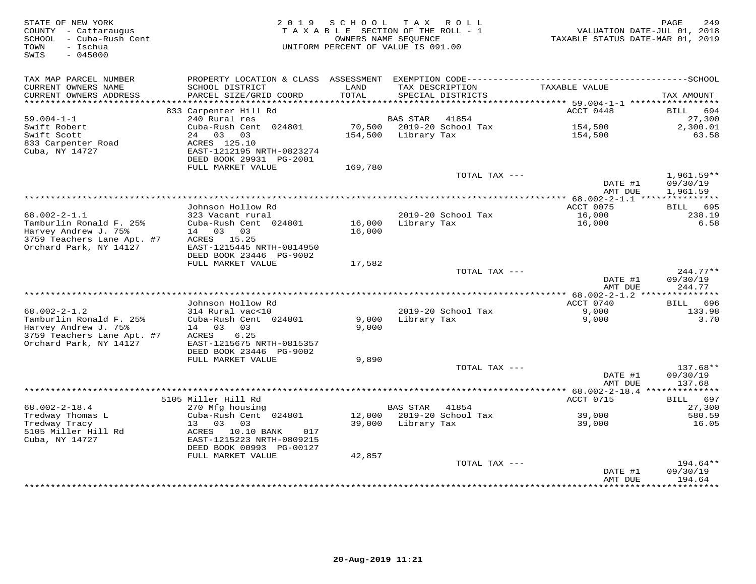STATE OF NEW YORK
COUNTY - Cattaraugus
SCHOOL - Cuba-Rush Cent
TOWN - Ischua
SWIS - 045000

2019 SCHOOL TAX ROLL
TAXABLE SECTION OF THE ROLL - 1
OWNERS NAME SEQUENCE
UNIFORM PERCENT OF VALUE IS 091.00

VALUATION DATE-JUL 01, 2018
TAXABLE STATUS DATE-MAR 01, 2019

| TAX MAP PARCEL NUMBER / CURRENT OWNERS NAME / CURRENT OWNERS ADDRESS | PROPERTY LOCATION & CLASS / SCHOOL DISTRICT / PARCEL SIZE/GRID COORD | ASSESSMENT LAND / TOTAL | EXEMPTION CODE / TAX DESCRIPTION / SPECIAL DISTRICTS | TAXABLE VALUE | TAX AMOUNT |
|---|---|---|---|---|---|
| | 833 Carpenter Hill Rd | | | ACCT 0448 | BILL 694 |
| 59.004-1-1 | 240 Rural res | | BAS STAR 41854 | | 27,300 |
| Swift Robert | Cuba-Rush Cent 024801 | 70,500 | 2019-20 School Tax | 154,500 | 2,300.01 |
| Swift Scott | 24 03 03 | 154,500 | Library Tax | 154,500 | 63.58 |
| 833 Carpenter Road | ACRES 125.10 | | | | |
| Cuba, NY 14727 | EAST-1212195 NRTH-0823274 | | | | |
| | DEED BOOK 29931 PG-2001 | | | | |
| | FULL MARKET VALUE | 169,780 | | | |
| | | | TOTAL TAX --- | | 1,961.59** |
| | | | | DATE #1 | 09/30/19 |
| | | | | AMT DUE | 1,961.59 |
| | Johnson Hollow Rd | | | ACCT 0075 | BILL 695 |
| 68.002-2-1.1 | 323 Vacant rural | | 2019-20 School Tax | 16,000 | 238.19 |
| Tamburlin Ronald F. 25% | Cuba-Rush Cent 024801 | 16,000 | Library Tax | 16,000 | 6.58 |
| Harvey Andrew J. 75% | 14 03 03 | 16,000 | | | |
| 3759 Teachers Lane Apt. #7 | ACRES 15.25 | | | | |
| Orchard Park, NY 14127 | EAST-1215445 NRTH-0814950 | | | | |
| | DEED BOOK 23446 PG-9002 | | | | |
| | FULL MARKET VALUE | 17,582 | | | |
| | | | TOTAL TAX --- | | 244.77** |
| | | | | DATE #1 | 09/30/19 |
| | | | | AMT DUE | 244.77 |
| | Johnson Hollow Rd | | | ACCT 0740 | BILL 696 |
| 68.002-2-1.2 | 314 Rural vac<10 | | 2019-20 School Tax | 9,000 | 133.98 |
| Tamburlin Ronald F. 25% | Cuba-Rush Cent 024801 | 9,000 | Library Tax | 9,000 | 3.70 |
| Harvey Andrew J. 75% | 14 03 03 | 9,000 | | | |
| 3759 Teachers Lane Apt. #7 | ACRES 6.25 | | | | |
| Orchard Park, NY 14127 | EAST-1215675 NRTH-0815357 | | | | |
| | DEED BOOK 23446 PG-9002 | | | | |
| | FULL MARKET VALUE | 9,890 | | | |
| | | | TOTAL TAX --- | | 137.68** |
| | | | | DATE #1 | 09/30/19 |
| | | | | AMT DUE | 137.68 |
| | 5105 Miller Hill Rd | | | ACCT 0715 | BILL 697 |
| 68.002-2-18.4 | 270 Mfg housing | | BAS STAR 41854 | | 27,300 |
| Tredway Thomas L | Cuba-Rush Cent 024801 | 12,000 | 2019-20 School Tax | 39,000 | 580.59 |
| Tredway Tracy | 13 03 03 | 39,000 | Library Tax | 39,000 | 16.05 |
| 5105 Miller Hill Rd | ACRES 10.10 BANK 017 | | | | |
| Cuba, NY 14727 | EAST-1215223 NRTH-0809215 | | | | |
| | DEED BOOK 00993 PG-00127 | | | | |
| | FULL MARKET VALUE | 42,857 | | | |
| | | | TOTAL TAX --- | | 194.64** |
| | | | | DATE #1 | 09/30/19 |
| | | | | AMT DUE | 194.64 |

20-Aug-2019 11:21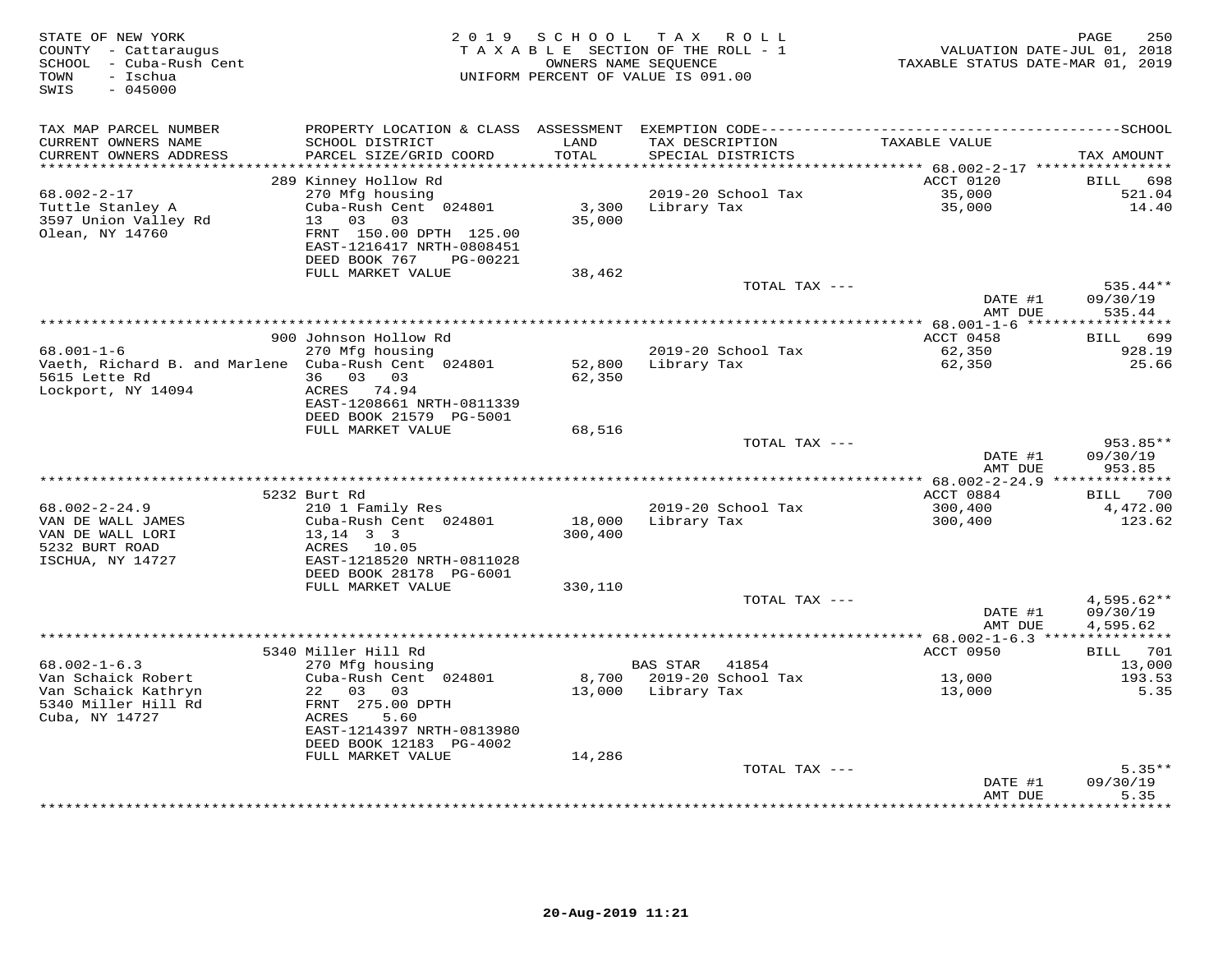STATE OF NEW YORK
COUNTY - Cattaraugus
SCHOOL - Cuba-Rush Cent
TOWN - Ischua
SWIS - 045000

2019 SCHOOL TAX ROLL
TAXABLE SECTION OF THE ROLL - 1
OWNERS NAME SEQUENCE
UNIFORM PERCENT OF VALUE IS 091.00

VALUATION DATE-JUL 01, 2018
TAXABLE STATUS DATE-MAR 01, 2019

| TAX MAP PARCEL NUMBER / CURRENT OWNERS NAME / CURRENT OWNERS ADDRESS | PROPERTY LOCATION & CLASS / SCHOOL DISTRICT / PARCEL SIZE/GRID COORD | ASSESSMENT LAND / TOTAL | EXEMPTION CODE / TAX DESCRIPTION / SPECIAL DISTRICTS | TAXABLE VALUE | TAX AMOUNT |
|---|---|---|---|---|---|
| | 289 Kinney Hollow Rd | | | ACCT 0120 | BILL 698 |
| 68.002-2-17 | 270 Mfg housing | | 2019-20 School Tax | 35,000 | 521.04 |
| Tuttle Stanley A | Cuba-Rush Cent 024801 | 3,300 | Library Tax | 35,000 | 14.40 |
| 3597 Union Valley Rd | 13 03 03 | 35,000 | | | |
| Olean, NY 14760 | FRNT 150.00 DPTH 125.00 | | | | |
| | EAST-1216417 NRTH-0808451 | | | | |
| | DEED BOOK 767 PG-00221 | | | | |
| | FULL MARKET VALUE | 38,462 | | | |
| | | | TOTAL TAX --- | | 535.44** |
| | | | | DATE #1 | 09/30/19 |
| | | | | AMT DUE | 535.44 |
| | 900 Johnson Hollow Rd | | | ACCT 0458 | BILL 699 |
| 68.001-1-6 | 270 Mfg housing | | 2019-20 School Tax | 62,350 | 928.19 |
| Vaeth, Richard B. and Marlene | Cuba-Rush Cent 024801 | 52,800 | Library Tax | 62,350 | 25.66 |
| 5615 Lette Rd | 36 03 03 | 62,350 | | | |
| Lockport, NY 14094 | ACRES 74.94 | | | | |
| | EAST-1208661 NRTH-0811339 | | | | |
| | DEED BOOK 21579 PG-5001 | | | | |
| | FULL MARKET VALUE | 68,516 | | | |
| | | | TOTAL TAX --- | | 953.85** |
| | | | | DATE #1 | 09/30/19 |
| | | | | AMT DUE | 953.85 |
| | 5232 Burt Rd | | | ACCT 0884 | BILL 700 |
| 68.002-2-24.9 | 210 1 Family Res | | 2019-20 School Tax | 300,400 | 4,472.00 |
| VAN DE WALL JAMES | Cuba-Rush Cent 024801 | 18,000 | Library Tax | 300,400 | 123.62 |
| VAN DE WALL LORI | 13,14 3 3 | 300,400 | | | |
| 5232 BURT ROAD | ACRES 10.05 | | | | |
| ISCHUA, NY 14727 | EAST-1218520 NRTH-0811028 | | | | |
| | DEED BOOK 28178 PG-6001 | | | | |
| | FULL MARKET VALUE | 330,110 | | | |
| | | | TOTAL TAX --- | | 4,595.62** |
| | | | | DATE #1 | 09/30/19 |
| | | | | AMT DUE | 4,595.62 |
| | 5340 Miller Hill Rd | | | ACCT 0950 | BILL 701 |
| 68.002-1-6.3 | 270 Mfg housing | | BAS STAR 41854 | | 13,000 |
| Van Schaick Robert | Cuba-Rush Cent 024801 | 8,700 | 2019-20 School Tax | 13,000 | 193.53 |
| Van Schaick Kathryn | 22 03 03 | 13,000 | Library Tax | 13,000 | 5.35 |
| 5340 Miller Hill Rd | FRNT 275.00 DPTH | | | | |
| Cuba, NY 14727 | ACRES 5.60 | | | | |
| | EAST-1214397 NRTH-0813980 | | | | |
| | DEED BOOK 12183 PG-4002 | | | | |
| | FULL MARKET VALUE | 14,286 | | | |
| | | | TOTAL TAX --- | | 5.35** |
| | | | | DATE #1 | 09/30/19 |
| | | | | AMT DUE | 5.35 |

20-Aug-2019 11:21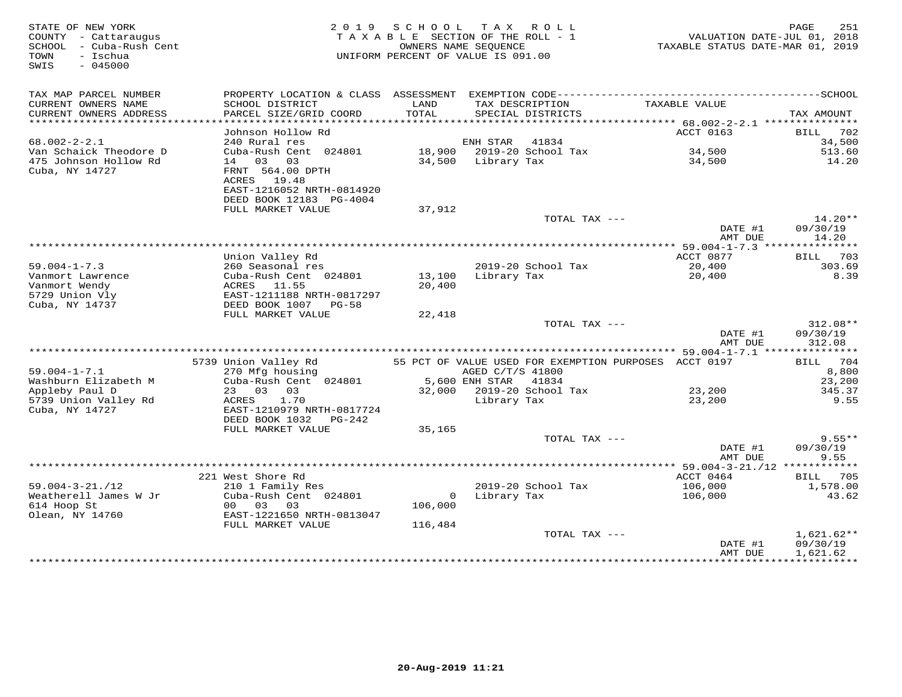STATE OF NEW YORK
COUNTY - Cattaraugus
SCHOOL - Cuba-Rush Cent
TOWN - Ischua
SWIS - 045000

2019 SCHOOL TAX ROLL
TAXABLE SECTION OF THE ROLL - 1
OWNERS NAME SEQUENCE
UNIFORM PERCENT OF VALUE IS 091.00

VALUATION DATE-JUL 01, 2018
TAXABLE STATUS DATE-MAR 01, 2019

| TAX MAP PARCEL NUMBER / CURRENT OWNERS NAME / CURRENT OWNERS ADDRESS | PROPERTY LOCATION & CLASS / SCHOOL DISTRICT / PARCEL SIZE/GRID COORD | ASSESSMENT LAND | TOTAL | EXEMPTION CODE / TAX DESCRIPTION / SPECIAL DISTRICTS | TAXABLE VALUE | TAX AMOUNT |
|---|---|---|---|---|---|---|
| 68.002-2-2.1 | Johnson Hollow Rd | | | | ACCT 0163 | BILL 702 |
| Van Schaick Theodore D | 240 Rural res | | | ENH STAR 41834 | | 34,500 |
| 475 Johnson Hollow Rd | Cuba-Rush Cent 024801 | 18,900 | | 2019-20 School Tax | 34,500 | 513.60 |
| Cuba, NY 14727 | 14 03 03 | | 34,500 | Library Tax | 34,500 | 14.20 |
| | FRNT 564.00 DPTH | | | | | |
| | ACRES 19.48 | | | | | |
| | EAST-1216052 NRTH-0814920 | | | | | |
| | DEED BOOK 12183 PG-4004 | | | | | |
| | FULL MARKET VALUE | | 37,912 | | | |
| | | | | TOTAL TAX --- | | 14.20** |
| | | | | | DATE #1 | 09/30/19 |
| | | | | | AMT DUE | 14.20 |
| 59.004-1-7.3 | Union Valley Rd | | | | ACCT 0877 | BILL 703 |
| Vanmort Lawrence | 260 Seasonal res | | | 2019-20 School Tax | 20,400 | 303.69 |
| Vanmort Wendy | Cuba-Rush Cent 024801 | 13,100 | | Library Tax | 20,400 | 8.39 |
| 5729 Union Vly | ACRES 11.55 | | 20,400 | | | |
| Cuba, NY 14737 | EAST-1211188 NRTH-0817297 | | | | | |
| | DEED BOOK 1007 PG-58 | | | | | |
| | FULL MARKET VALUE | | 22,418 | | | |
| | | | | TOTAL TAX --- | | 312.08** |
| | | | | | DATE #1 | 09/30/19 |
| | | | | | AMT DUE | 312.08 |
| 59.004-1-7.1 | 5739 Union Valley Rd | | | 55 PCT OF VALUE USED FOR EXEMPTION PURPOSES | ACCT 0197 | BILL 704 |
| Washburn Elizabeth M | 270 Mfg housing | | | AGED C/T/S 41800 | | 8,800 |
| Appleby Paul D | Cuba-Rush Cent 024801 | 5,600 | | ENH STAR 41834 | | 23,200 |
| 5739 Union Valley Rd | 23 03 03 | | 32,000 | 2019-20 School Tax | 23,200 | 345.37 |
| Cuba, NY 14727 | ACRES 1.70 | | | Library Tax | 23,200 | 9.55 |
| | EAST-1210979 NRTH-0817724 | | | | | |
| | DEED BOOK 1032 PG-242 | | | | | |
| | FULL MARKET VALUE | | 35,165 | | | |
| | | | | TOTAL TAX --- | | 9.55** |
| | | | | | DATE #1 | 09/30/19 |
| | | | | | AMT DUE | 9.55 |
| 59.004-3-21./12 | 221 West Shore Rd | | | | ACCT 0464 | BILL 705 |
| Weatherell James W Jr | 210 1 Family Res | | | 2019-20 School Tax | 106,000 | 1,578.00 |
| 614 Hoop St | Cuba-Rush Cent 024801 | 0 | | Library Tax | 106,000 | 43.62 |
| Olean, NY 14760 | 00 03 03 | | 106,000 | | | |
| | EAST-1221650 NRTH-0813047 | | | | | |
| | FULL MARKET VALUE | | 116,484 | | | |
| | | | | TOTAL TAX --- | | 1,621.62** |
| | | | | | DATE #1 | 09/30/19 |
| | | | | | AMT DUE | 1,621.62 |

20-Aug-2019 11:21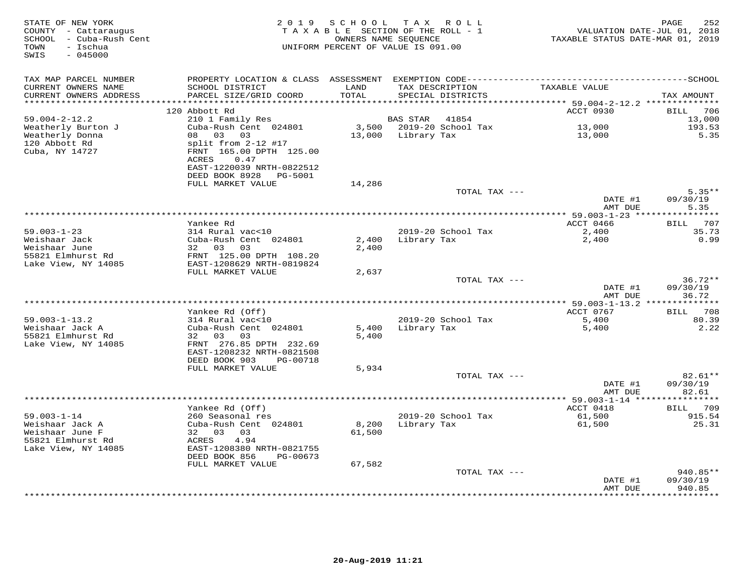STATE OF NEW YORK
COUNTY - Cattaraugus
SCHOOL - Cuba-Rush Cent
TOWN - Ischua
SWIS - 045000

2019 SCHOOL TAX ROLL
TAXABLE SECTION OF THE ROLL - 1
OWNERS NAME SEQUENCE
UNIFORM PERCENT OF VALUE IS 091.00

VALUATION DATE-JUL 01, 2018
TAXABLE STATUS DATE-MAR 01, 2019

| TAX MAP PARCEL NUMBER / CURRENT OWNERS NAME / CURRENT OWNERS ADDRESS | PROPERTY LOCATION & CLASS / SCHOOL DISTRICT / PARCEL SIZE/GRID COORD | ASSESSMENT LAND / TOTAL | EXEMPTION CODE / TAX DESCRIPTION / SPECIAL DISTRICTS | TAXABLE VALUE | SCHOOL TAX AMOUNT |
|---|---|---|---|---|---|
| | 120 Abbott Rd | | | ACCT 0930 | BILL 706 |
| 59.004-2-12.2 | 210 1 Family Res | | BAS STAR 41854 | | 13,000 |
| Weatherly Burton J | Cuba-Rush Cent 024801 | 3,500 | 2019-20 School Tax | 13,000 | 193.53 |
| Weatherly Donna | 08 03 03 | 13,000 | Library Tax | 13,000 | 5.35 |
| 120 Abbott Rd | split from 2-12 #17 | | | | |
| Cuba, NY 14727 | FRNT 165.00 DPTH 125.00 | | | | |
| | ACRES 0.47 | | | | |
| | EAST-1220039 NRTH-0822512 | | | | |
| | DEED BOOK 8928 PG-5001 | | | | |
| | FULL MARKET VALUE | 14,286 | | | |
| | | | TOTAL TAX --- | | 5.35** |
| | | | | DATE #1 | 09/30/19 |
| | | | | AMT DUE | 5.35 |
| | Yankee Rd | | | ACCT 0466 | BILL 707 |
| 59.003-1-23 | 314 Rural vac<10 | | 2019-20 School Tax | 2,400 | 35.73 |
| Weishaar Jack | Cuba-Rush Cent 024801 | 2,400 | Library Tax | 2,400 | 0.99 |
| Weishaar June | 32 03 03 | 2,400 | | | |
| 55821 Elmhurst Rd | FRNT 125.00 DPTH 108.20 | | | | |
| Lake View, NY 14085 | EAST-1208629 NRTH-0819824 | | | | |
| | FULL MARKET VALUE | 2,637 | | | |
| | | | TOTAL TAX --- | | 36.72** |
| | | | | DATE #1 | 09/30/19 |
| | | | | AMT DUE | 36.72 |
| | Yankee Rd (Off) | | | ACCT 0767 | BILL 708 |
| 59.003-1-13.2 | 314 Rural vac<10 | | 2019-20 School Tax | 5,400 | 80.39 |
| Weishaar Jack A | Cuba-Rush Cent 024801 | 5,400 | Library Tax | 5,400 | 2.22 |
| 55821 Elmhurst Rd | 32 03 03 | 5,400 | | | |
| Lake View, NY 14085 | FRNT 276.85 DPTH 232.69 | | | | |
| | EAST-1208232 NRTH-0821508 | | | | |
| | DEED BOOK 903 PG-00718 | | | | |
| | FULL MARKET VALUE | 5,934 | | | |
| | | | TOTAL TAX --- | | 82.61** |
| | | | | DATE #1 | 09/30/19 |
| | | | | AMT DUE | 82.61 |
| | Yankee Rd (Off) | | | ACCT 0418 | BILL 709 |
| 59.003-1-14 | 260 Seasonal res | | 2019-20 School Tax | 61,500 | 915.54 |
| Weishaar Jack A | Cuba-Rush Cent 024801 | 8,200 | Library Tax | 61,500 | 25.31 |
| Weishaar June F | 32 03 03 | 61,500 | | | |
| 55821 Elmhurst Rd | ACRES 4.94 | | | | |
| Lake View, NY 14085 | EAST-1208380 NRTH-0821755 | | | | |
| | DEED BOOK 856 PG-00673 | | | | |
| | FULL MARKET VALUE | 67,582 | | | |
| | | | TOTAL TAX --- | | 940.85** |
| | | | | DATE #1 | 09/30/19 |
| | | | | AMT DUE | 940.85 |

20-Aug-2019 11:21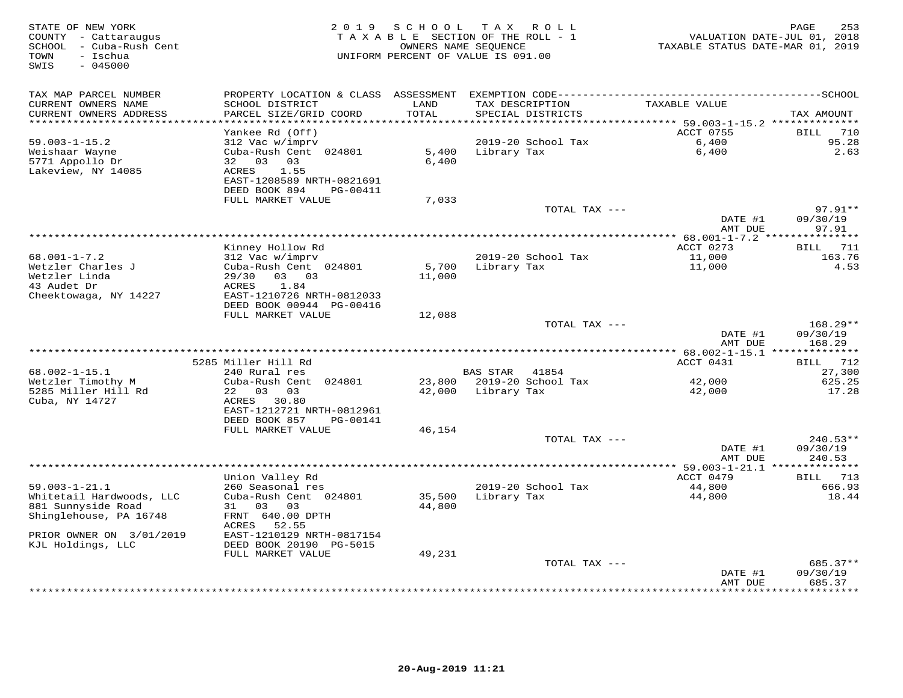STATE OF NEW YORK
COUNTY - Cattaraugus
SCHOOL - Cuba-Rush Cent
TOWN - Ischua
SWIS - 045000

2019 SCHOOL TAX ROLL
TAXABLE SECTION OF THE ROLL - 1
OWNERS NAME SEQUENCE
UNIFORM PERCENT OF VALUE IS 091.00

VALUATION DATE-JUL 01, 2018
TAXABLE STATUS DATE-MAR 01, 2019

| TAX MAP PARCEL NUMBER / CURRENT OWNERS NAME / CURRENT OWNERS ADDRESS | PROPERTY LOCATION & CLASS / SCHOOL DISTRICT / PARCEL SIZE/GRID COORD | ASSESSMENT LAND / TOTAL | EXEMPTION CODE / TAX DESCRIPTION / SPECIAL DISTRICTS | TAXABLE VALUE | TAX AMOUNT |
|---|---|---|---|---|---|
| 59.003-1-15.2 | Yankee Rd (Off) | | | ACCT 0755 | BILL 710 |
| Weishaar Wayne | 312 Vac w/imprv | | 2019-20 School Tax | 6,400 | 95.28 |
| 5771 Appollo Dr | Cuba-Rush Cent 024801 | 5,400 | Library Tax | 6,400 | 2.63 |
| Lakeview, NY 14085 | 32 03 03 | 6,400 | | | |
| | ACRES 1.55 | | | | |
| | EAST-1208589 NRTH-0821691 | | | | |
| | DEED BOOK 894 PG-00411 | | | | |
| | FULL MARKET VALUE | 7,033 | | | |
| | | | TOTAL TAX --- | | 97.91** |
| | | | | DATE #1 | 09/30/19 |
| | | | | AMT DUE | 97.91 |
| 68.001-1-7.2 | Kinney Hollow Rd | | | ACCT 0273 | BILL 711 |
| Wetzler Charles J | 312 Vac w/imprv | | 2019-20 School Tax | 11,000 | 163.76 |
| Wetzler Linda | Cuba-Rush Cent 024801 | 5,700 | Library Tax | 11,000 | 4.53 |
| 43 Audet Dr | 29/30 03 03 | 11,000 | | | |
| Cheektowaga, NY 14227 | ACRES 1.84 | | | | |
| | EAST-1210726 NRTH-0812033 | | | | |
| | DEED BOOK 00944 PG-00416 | | | | |
| | FULL MARKET VALUE | 12,088 | | | |
| | | | TOTAL TAX --- | | 168.29** |
| | | | | DATE #1 | 09/30/19 |
| | | | | AMT DUE | 168.29 |
| 68.002-1-15.1 | 5285 Miller Hill Rd | | | ACCT 0431 | BILL 712 |
| Wetzler Timothy M | 240 Rural res | | BAS STAR 41854 | | 27,300 |
| 5285 Miller Hill Rd | Cuba-Rush Cent 024801 | 23,800 | 2019-20 School Tax | 42,000 | 625.25 |
| Cuba, NY 14727 | 22 03 03 | 42,000 | Library Tax | 42,000 | 17.28 |
| | ACRES 30.80 | | | | |
| | EAST-1212721 NRTH-0812961 | | | | |
| | DEED BOOK 857 PG-00141 | | | | |
| | FULL MARKET VALUE | 46,154 | | | |
| | | | TOTAL TAX --- | | 240.53** |
| | | | | DATE #1 | 09/30/19 |
| | | | | AMT DUE | 240.53 |
| 59.003-1-21.1 | Union Valley Rd | | | ACCT 0479 | BILL 713 |
| Whitetail Hardwoods, LLC | 260 Seasonal res | | 2019-20 School Tax | 44,800 | 666.93 |
| 881 Sunnyside Road | Cuba-Rush Cent 024801 | 35,500 | Library Tax | 44,800 | 18.44 |
| Shinglehouse, PA 16748 | 31 03 03 | 44,800 | | | |
| | FRNT 640.00 DPTH | | | | |
| | ACRES 52.55 | | | | |
| PRIOR OWNER ON 3/01/2019 | EAST-1210129 NRTH-0817154 | | | | |
| KJL Holdings, LLC | DEED BOOK 20190 PG-5015 | | | | |
| | FULL MARKET VALUE | 49,231 | | | |
| | | | TOTAL TAX --- | | 685.37** |
| | | | | DATE #1 | 09/30/19 |
| | | | | AMT DUE | 685.37 |

20-Aug-2019 11:21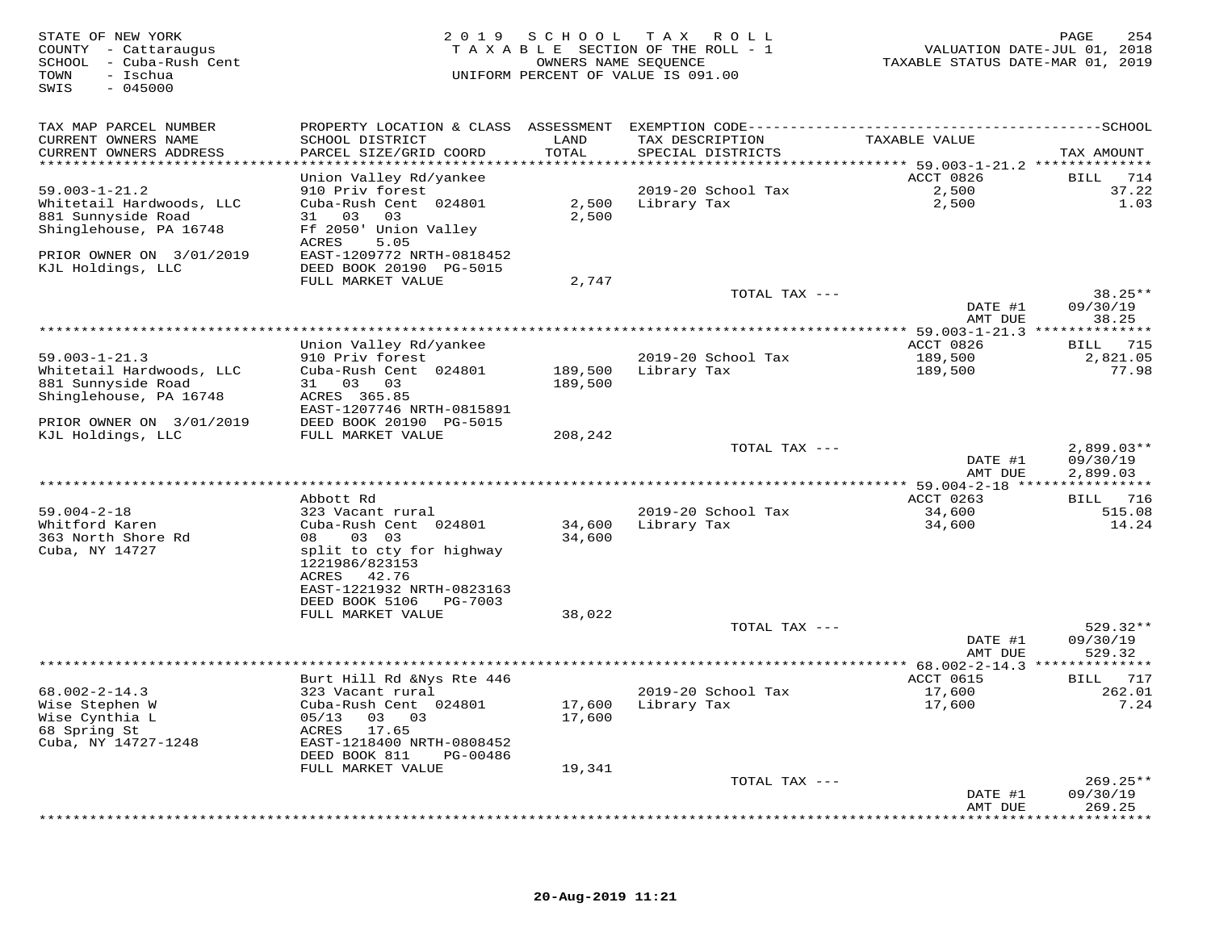STATE OF NEW YORK
COUNTY - Cattaraugus
SCHOOL - Cuba-Rush Cent
TOWN - Ischua
SWIS - 045000

2019 SCHOOL TAX ROLL
TAXABLE SECTION OF THE ROLL - 1
OWNERS NAME SEQUENCE
UNIFORM PERCENT OF VALUE IS 091.00

VALUATION DATE-JUL 01, 2018
TAXABLE STATUS DATE-MAR 01, 2019

| TAX MAP PARCEL NUMBER<br>CURRENT OWNERS NAME<br>CURRENT OWNERS ADDRESS | PROPERTY LOCATION & CLASS<br>SCHOOL DISTRICT<br>PARCEL SIZE/GRID COORD | ASSESSMENT<br>LAND<br>TOTAL | EXEMPTION CODE<br>TAX DESCRIPTION<br>SPECIAL DISTRICTS | SCHOOL<br>TAXABLE VALUE | TAX AMOUNT |
|---|---|---|---|---|---|
| **59.003-1-21.2** | Union Valley Rd/yankee | | | ACCT 0826 | BILL 714 |
| 59.003-1-21.2 | 910 Priv forest | | 2019-20 School Tax | 2,500 | 37.22 |
| Whitetail Hardwoods, LLC | Cuba-Rush Cent 024801 | 2,500 | Library Tax | 2,500 | 1.03 |
| 881 Sunnyside Road | 31 03 03 | 2,500 | | | |
| Shinglehouse, PA 16748 | Ff 2050' Union Valley | | | | |
| | ACRES 5.05 | | | | |
| PRIOR OWNER ON 3/01/2019 | EAST-1209772 NRTH-0818452 | | | | |
| KJL Holdings, LLC | DEED BOOK 20190 PG-5015 | | | | |
| | FULL MARKET VALUE | 2,747 | | | |
| | | | TOTAL TAX --- | | 38.25** |
| | | | | DATE #1 | 09/30/19 |
| | | | | AMT DUE | 38.25 |
| **59.003-1-21.3** | Union Valley Rd/yankee | | | ACCT 0826 | BILL 715 |
| 59.003-1-21.3 | 910 Priv forest | | 2019-20 School Tax | 189,500 | 2,821.05 |
| Whitetail Hardwoods, LLC | Cuba-Rush Cent 024801 | 189,500 | Library Tax | 189,500 | 77.98 |
| 881 Sunnyside Road | 31 03 03 | 189,500 | | | |
| Shinglehouse, PA 16748 | ACRES 365.85 | | | | |
| | EAST-1207746 NRTH-0815891 | | | | |
| PRIOR OWNER ON 3/01/2019 | DEED BOOK 20190 PG-5015 | | | | |
| KJL Holdings, LLC | FULL MARKET VALUE | 208,242 | | | |
| | | | TOTAL TAX --- | | 2,899.03** |
| | | | | DATE #1 | 09/30/19 |
| | | | | AMT DUE | 2,899.03 |
| **59.004-2-18** | Abbott Rd | | | ACCT 0263 | BILL 716 |
| 59.004-2-18 | 323 Vacant rural | | 2019-20 School Tax | 34,600 | 515.08 |
| Whitford Karen | Cuba-Rush Cent 024801 | 34,600 | Library Tax | 34,600 | 14.24 |
| 363 North Shore Rd | 08 03 03 | 34,600 | | | |
| Cuba, NY 14727 | split to cty for highway | | | | |
| | 1221986/823153 | | | | |
| | ACRES 42.76 | | | | |
| | EAST-1221932 NRTH-0823163 | | | | |
| | DEED BOOK 5106 PG-7003 | | | | |
| | FULL MARKET VALUE | 38,022 | | | |
| | | | TOTAL TAX --- | | 529.32** |
| | | | | DATE #1 | 09/30/19 |
| | | | | AMT DUE | 529.32 |
| **68.002-2-14.3** | Burt Hill Rd &Nys Rte 446 | | | ACCT 0615 | BILL 717 |
| 68.002-2-14.3 | 323 Vacant rural | | 2019-20 School Tax | 17,600 | 262.01 |
| Wise Stephen W | Cuba-Rush Cent 024801 | 17,600 | Library Tax | 17,600 | 7.24 |
| Wise Cynthia L | 05/13 03 03 | 17,600 | | | |
| 68 Spring St | ACRES 17.65 | | | | |
| Cuba, NY 14727-1248 | EAST-1218400 NRTH-0808452 | | | | |
| | DEED BOOK 811 PG-00486 | | | | |
| | FULL MARKET VALUE | 19,341 | | | |
| | | | TOTAL TAX --- | | 269.25** |
| | | | | DATE #1 | 09/30/19 |
| | | | | AMT DUE | 269.25 |

20-Aug-2019 11:21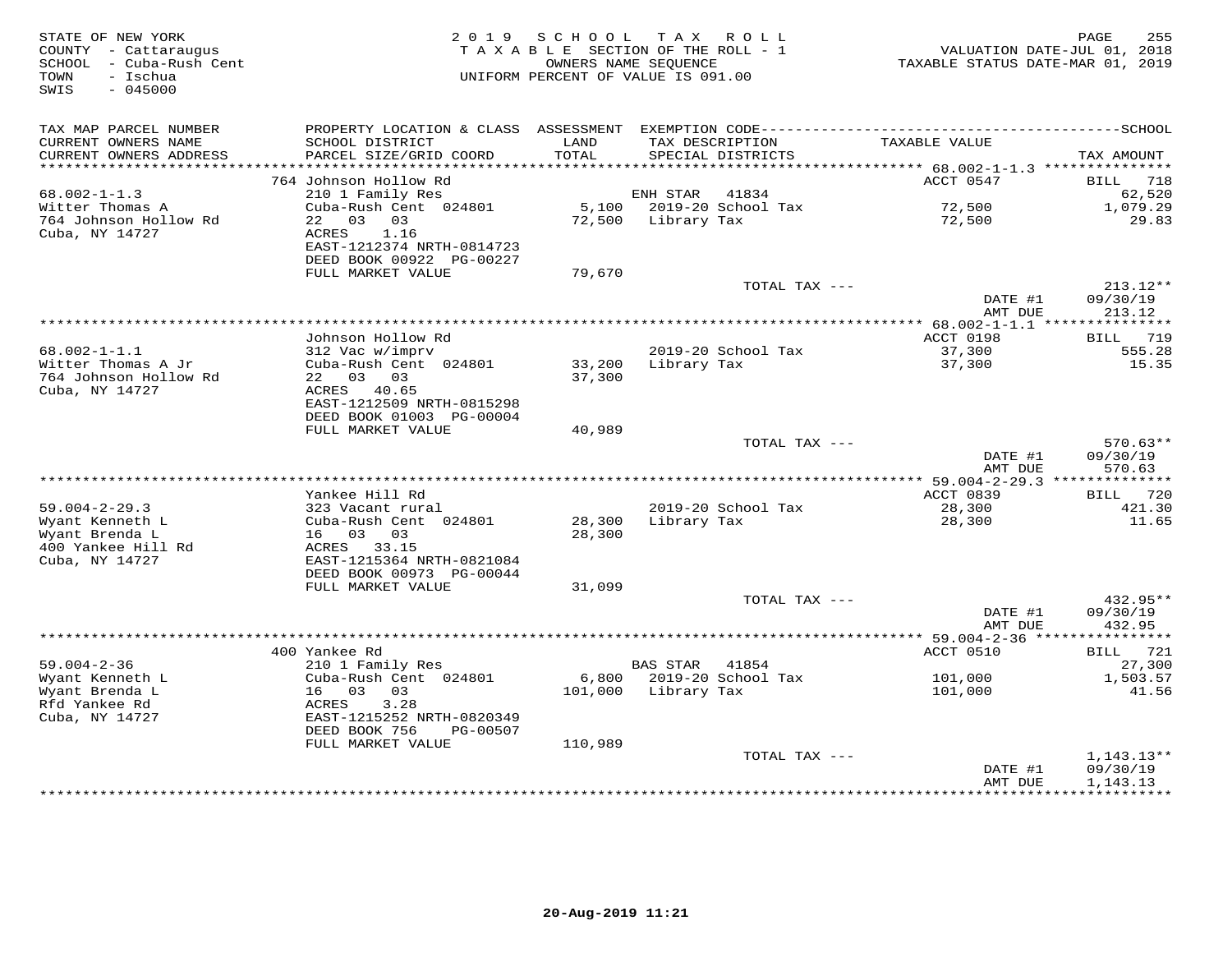STATE OF NEW YORK
COUNTY - Cattaraugus
SCHOOL - Cuba-Rush Cent
TOWN - Ischua
SWIS - 045000

2019 SCHOOL TAX ROLL
TAXABLE SECTION OF THE ROLL - 1
OWNERS NAME SEQUENCE
UNIFORM PERCENT OF VALUE IS 091.00

VALUATION DATE-JUL 01, 2018
TAXABLE STATUS DATE-MAR 01, 2019

| TAX MAP PARCEL NUMBER / CURRENT OWNERS NAME / CURRENT OWNERS ADDRESS | PROPERTY LOCATION & CLASS / SCHOOL DISTRICT / PARCEL SIZE/GRID COORD | ASSESSMENT LAND / TOTAL | EXEMPTION CODE / TAX DESCRIPTION / SPECIAL DISTRICTS | TAXABLE VALUE | TAX AMOUNT |
|---|---|---|---|---|---|
| 68.002-1-1.3 | 764 Johnson Hollow Rd | | | ACCT 0547 | BILL 718 |
| | 210 1 Family Res | | ENH STAR 41834 | | 62,520 |
| Witter Thomas A | Cuba-Rush Cent 024801 | 5,100 | 2019-20 School Tax | 72,500 | 1,079.29 |
| 764 Johnson Hollow Rd | 22 03 03 | 72,500 | Library Tax | 72,500 | 29.83 |
| Cuba, NY 14727 | ACRES 1.16 | | | | |
| | EAST-1212374 NRTH-0814723 | | | | |
| | DEED BOOK 00922 PG-00227 | | | | |
| | FULL MARKET VALUE | 79,670 | | | |
| | | | TOTAL TAX --- | | 213.12** |
| | | | | DATE #1 | 09/30/19 |
| | | | | AMT DUE | 213.12 |
| 68.002-1-1.1 | Johnson Hollow Rd | | | ACCT 0198 | BILL 719 |
| | 312 Vac w/imprv | | 2019-20 School Tax | 37,300 | 555.28 |
| Witter Thomas A Jr | Cuba-Rush Cent 024801 | 33,200 | Library Tax | 37,300 | 15.35 |
| 764 Johnson Hollow Rd | 22 03 03 | 37,300 | | | |
| Cuba, NY 14727 | ACRES 40.65 | | | | |
| | EAST-1212509 NRTH-0815298 | | | | |
| | DEED BOOK 01003 PG-00004 | | | | |
| | FULL MARKET VALUE | 40,989 | | | |
| | | | TOTAL TAX --- | | 570.63** |
| | | | | DATE #1 | 09/30/19 |
| | | | | AMT DUE | 570.63 |
| 59.004-2-29.3 | Yankee Hill Rd | | | ACCT 0839 | BILL 720 |
| | 323 Vacant rural | | 2019-20 School Tax | 28,300 | 421.30 |
| Wyant Kenneth L | Cuba-Rush Cent 024801 | 28,300 | Library Tax | 28,300 | 11.65 |
| Wyant Brenda L | 16 03 03 | 28,300 | | | |
| 400 Yankee Hill Rd | ACRES 33.15 | | | | |
| Cuba, NY 14727 | EAST-1215364 NRTH-0821084 | | | | |
| | DEED BOOK 00973 PG-00044 | | | | |
| | FULL MARKET VALUE | 31,099 | | | |
| | | | TOTAL TAX --- | | 432.95** |
| | | | | DATE #1 | 09/30/19 |
| | | | | AMT DUE | 432.95 |
| 59.004-2-36 | 400 Yankee Rd | | | ACCT 0510 | BILL 721 |
| | 210 1 Family Res | | BAS STAR 41854 | | 27,300 |
| Wyant Kenneth L | Cuba-Rush Cent 024801 | 6,800 | 2019-20 School Tax | 101,000 | 1,503.57 |
| Wyant Brenda L | 16 03 03 | 101,000 | Library Tax | 101,000 | 41.56 |
| Rfd Yankee Rd | ACRES 3.28 | | | | |
| Cuba, NY 14727 | EAST-1215252 NRTH-0820349 | | | | |
| | DEED BOOK 756 PG-00507 | | | | |
| | FULL MARKET VALUE | 110,989 | | | |
| | | | TOTAL TAX --- | | 1,143.13** |
| | | | | DATE #1 | 09/30/19 |
| | | | | AMT DUE | 1,143.13 |

20-Aug-2019 11:21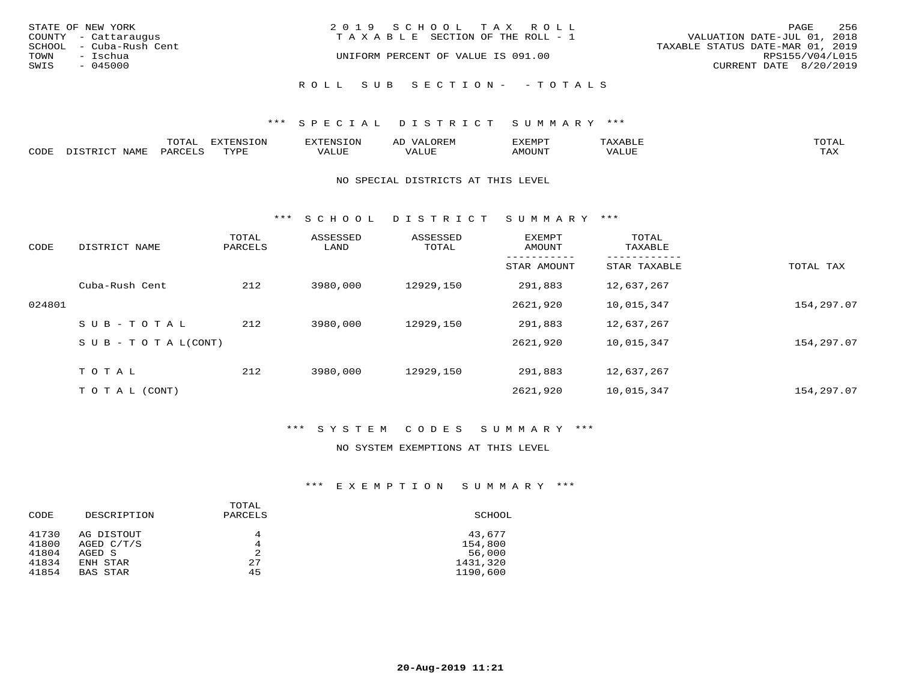STATE OF NEW YORK
COUNTY - Cattaraugus
SCHOOL - Cuba-Rush Cent
TOWN - Ischua
SWIS - 045000

2019 SCHOOL TAX ROLL
TAXABLE SECTION OF THE ROLL - 1
UNIFORM PERCENT OF VALUE IS 091.00

VALUATION DATE-JUL 01, 2018
TAXABLE STATUS DATE-MAR 01, 2019
RPS155/V04/L015
CURRENT DATE 8/20/2019

ROLL SUB SECTION- - TOTALS

*** SPECIAL DISTRICT SUMMARY ***

| CODE | DISTRICT NAME | TOTAL PARCELS | EXTENSION TYPE | EXTENSION VALUE | AD VALOREM VALUE | EXEMPT AMOUNT | TAXABLE VALUE | TOTAL TAX |
|---|---|---|---|---|---|---|---|---|

NO SPECIAL DISTRICTS AT THIS LEVEL

*** SCHOOL DISTRICT SUMMARY ***

| CODE | DISTRICT NAME | TOTAL PARCELS | ASSESSED LAND | ASSESSED TOTAL | EXEMPT AMOUNT / STAR AMOUNT | TOTAL TAXABLE / STAR TAXABLE | TOTAL TAX |
|---|---|---|---|---|---|---|---|
| | Cuba-Rush Cent | 212 | 3980,000 | 12929,150 | 291,883 | 12,637,267 | |
| 024801 | | | | | 2621,920 | 10,015,347 | 154,297.07 |
| | SUB-TOTAL | 212 | 3980,000 | 12929,150 | 291,883 | 12,637,267 | |
| | SUB-TOTAL(CONT) | | | | 2621,920 | 10,015,347 | 154,297.07 |
| | TOTAL | 212 | 3980,000 | 12929,150 | 291,883 | 12,637,267 | |
| | TOTAL (CONT) | | | | 2621,920 | 10,015,347 | 154,297.07 |

*** SYSTEM CODES SUMMARY ***

NO SYSTEM EXEMPTIONS AT THIS LEVEL

*** EXEMPTION SUMMARY ***

| CODE | DESCRIPTION | TOTAL PARCELS | SCHOOL |
|---|---|---|---|
| 41730 | AG DISTOUT | 4 | 43,677 |
| 41800 | AGED C/T/S | 4 | 154,800 |
| 41804 | AGED S | 2 | 56,000 |
| 41834 | ENH STAR | 27 | 1431,320 |
| 41854 | BAS STAR | 45 | 1190,600 |

20-Aug-2019 11:21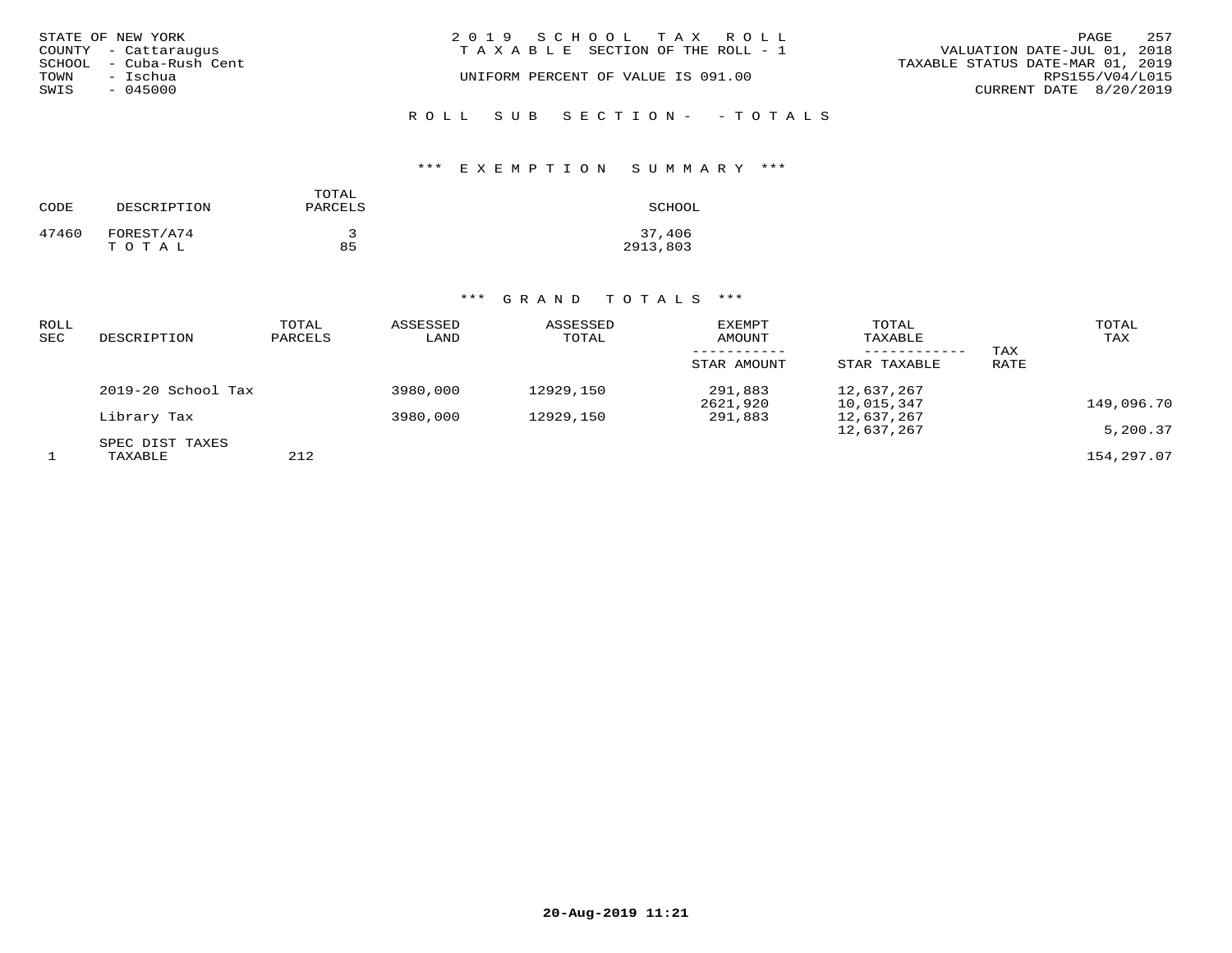STATE OF NEW YORK
COUNTY - Cattaraugus
SCHOOL - Cuba-Rush Cent
TOWN - Ischua
SWIS - 045000

2019 SCHOOL TAX ROLL
TAXABLE SECTION OF THE ROLL - 1

UNIFORM PERCENT OF VALUE IS 091.00

VALUATION DATE-JUL 01, 2018
TAXABLE STATUS DATE-MAR 01, 2019
RPS155/V04/L015
CURRENT DATE 8/20/2019

ROLL SUB SECTION- - TOTALS

*** EXEMPTION SUMMARY ***

| CODE | DESCRIPTION | TOTAL PARCELS | SCHOOL |
|---|---|---|---|
| 47460 | FOREST/A74 | 3 | 37,406 |
| | T O T A L | 85 | 2913,803 |

*** GRAND TOTALS ***

| ROLL SEC | DESCRIPTION | TOTAL PARCELS | ASSESSED LAND | ASSESSED TOTAL | EXEMPT AMOUNT / STAR AMOUNT | TOTAL TAXABLE / STAR TAXABLE | TAX RATE | TOTAL TAX |
|---|---|---|---|---|---|---|---|---|
| | 2019-20 School Tax | | 3980,000 | 12929,150 | 291,883 | 12,637,267 | | |
| | | | | | 2621,920 | 10,015,347 | | 149,096.70 |
| | Library Tax | | 3980,000 | 12929,150 | 291,883 | 12,637,267 | | |
| | | | | | | 12,637,267 | | 5,200.37 |
| | SPEC DIST TAXES | | | | | | | |
| 1 | TAXABLE | 212 | | | | | | 154,297.07 |

20-Aug-2019 11:21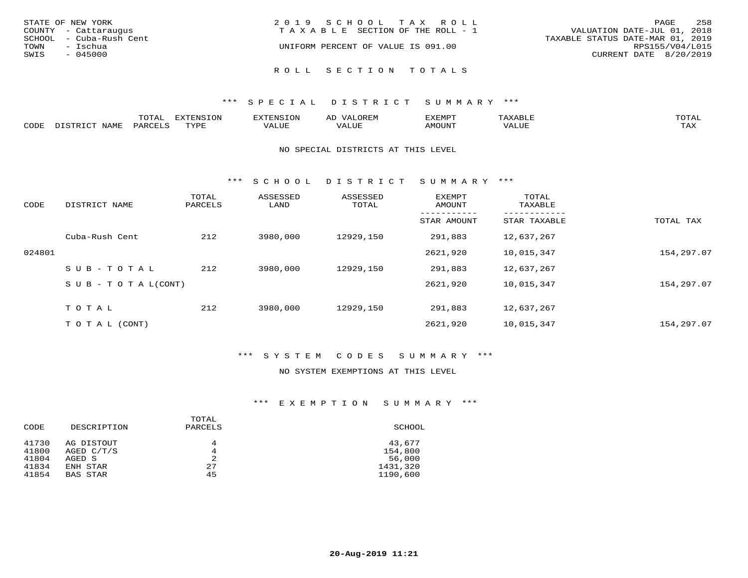STATE OF NEW YORK
COUNTY - Cattaraugus
SCHOOL - Cuba-Rush Cent
TOWN - Ischua
SWIS - 045000

2019 SCHOOL TAX ROLL
TAXABLE SECTION OF THE ROLL - 1
UNIFORM PERCENT OF VALUE IS 091.00

VALUATION DATE-JUL 01, 2018
TAXABLE STATUS DATE-MAR 01, 2019
RPS155/V04/L015
CURRENT DATE 8/20/2019

# ROLL SECTION TOTALS

## *** SPECIAL DISTRICT SUMMARY ***

| CODE | DISTRICT NAME | TOTAL PARCELS | EXTENSION TYPE | EXTENSION VALUE | AD VALOREM VALUE | EXEMPT AMOUNT | TAXABLE VALUE | TOTAL TAX |
|---|---|---|---|---|---|---|---|---|

NO SPECIAL DISTRICTS AT THIS LEVEL

## *** SCHOOL DISTRICT SUMMARY ***

| CODE | DISTRICT NAME | TOTAL PARCELS | ASSESSED LAND | ASSESSED TOTAL | EXEMPT AMOUNT / STAR AMOUNT | TOTAL TAXABLE / STAR TAXABLE | TOTAL TAX |
|---|---|---|---|---|---|---|---|
| | Cuba-Rush Cent | 212 | 3980,000 | 12929,150 | 291,883 | 12,637,267 | |
| 024801 | | | | | 2621,920 | 10,015,347 | 154,297.07 |
| | SUB-TOTAL | 212 | 3980,000 | 12929,150 | 291,883 | 12,637,267 | |
| | SUB-TOTAL(CONT) | | | | 2621,920 | 10,015,347 | 154,297.07 |
| | TOTAL | 212 | 3980,000 | 12929,150 | 291,883 | 12,637,267 | |
| | TOTAL (CONT) | | | | 2621,920 | 10,015,347 | 154,297.07 |

## *** SYSTEM CODES SUMMARY ***

NO SYSTEM EXEMPTIONS AT THIS LEVEL

## *** EXEMPTION SUMMARY ***

| CODE | DESCRIPTION | TOTAL PARCELS | SCHOOL |
|---|---|---|---|
| 41730 | AG DISTOUT | 4 | 43,677 |
| 41800 | AGED C/T/S | 4 | 154,800 |
| 41804 | AGED S | 2 | 56,000 |
| 41834 | ENH STAR | 27 | 1431,320 |
| 41854 | BAS STAR | 45 | 1190,600 |

20-Aug-2019 11:21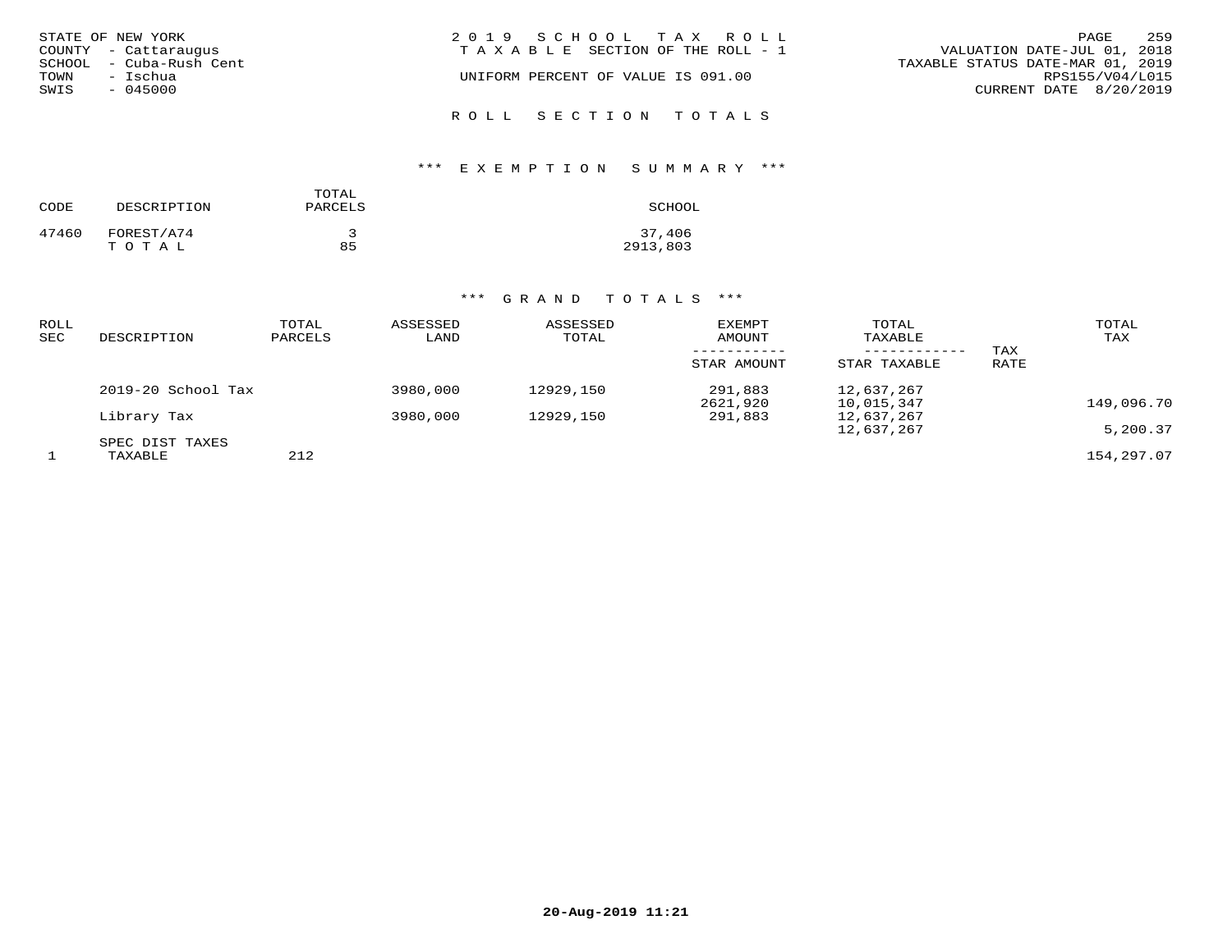STATE OF NEW YORK
COUNTY - Cattaraugus
SCHOOL - Cuba-Rush Cent
TOWN - Ischua
SWIS - 045000

2019 SCHOOL TAX ROLL
TAXABLE SECTION OF THE ROLL - 1

UNIFORM PERCENT OF VALUE IS 091.00

VALUATION DATE-JUL 01, 2018
TAXABLE STATUS DATE-MAR 01, 2019
RPS155/V04/L015
CURRENT DATE 8/20/2019

## ROLL SECTION TOTALS

### *** EXEMPTION SUMMARY ***

| CODE | DESCRIPTION | TOTAL PARCELS | SCHOOL |
|---|---|---|---|
| 47460 | FOREST/A74 | 3 | 37,406 |
| | TOTAL | 85 | 2913,803 |

### *** GRAND TOTALS ***

| ROLL SEC | DESCRIPTION | TOTAL PARCELS | ASSESSED LAND | ASSESSED TOTAL | EXEMPT AMOUNT / STAR AMOUNT | TOTAL TAXABLE / STAR TAXABLE | TAX RATE | TOTAL TAX |
|---|---|---|---|---|---|---|---|---|
| | 2019-20 School Tax | | 3980,000 | 12929,150 | 291,883 | 12,637,267 | | |
| | | | | | 2621,920 | 10,015,347 | | 149,096.70 |
| | Library Tax | | 3980,000 | 12929,150 | 291,883 | 12,637,267 | | |
| | | | | | | 12,637,267 | | 5,200.37 |
| | SPEC DIST TAXES | | | | | | | |
| 1 | TAXABLE | 212 | | | | | | 154,297.07 |

20-Aug-2019 11:21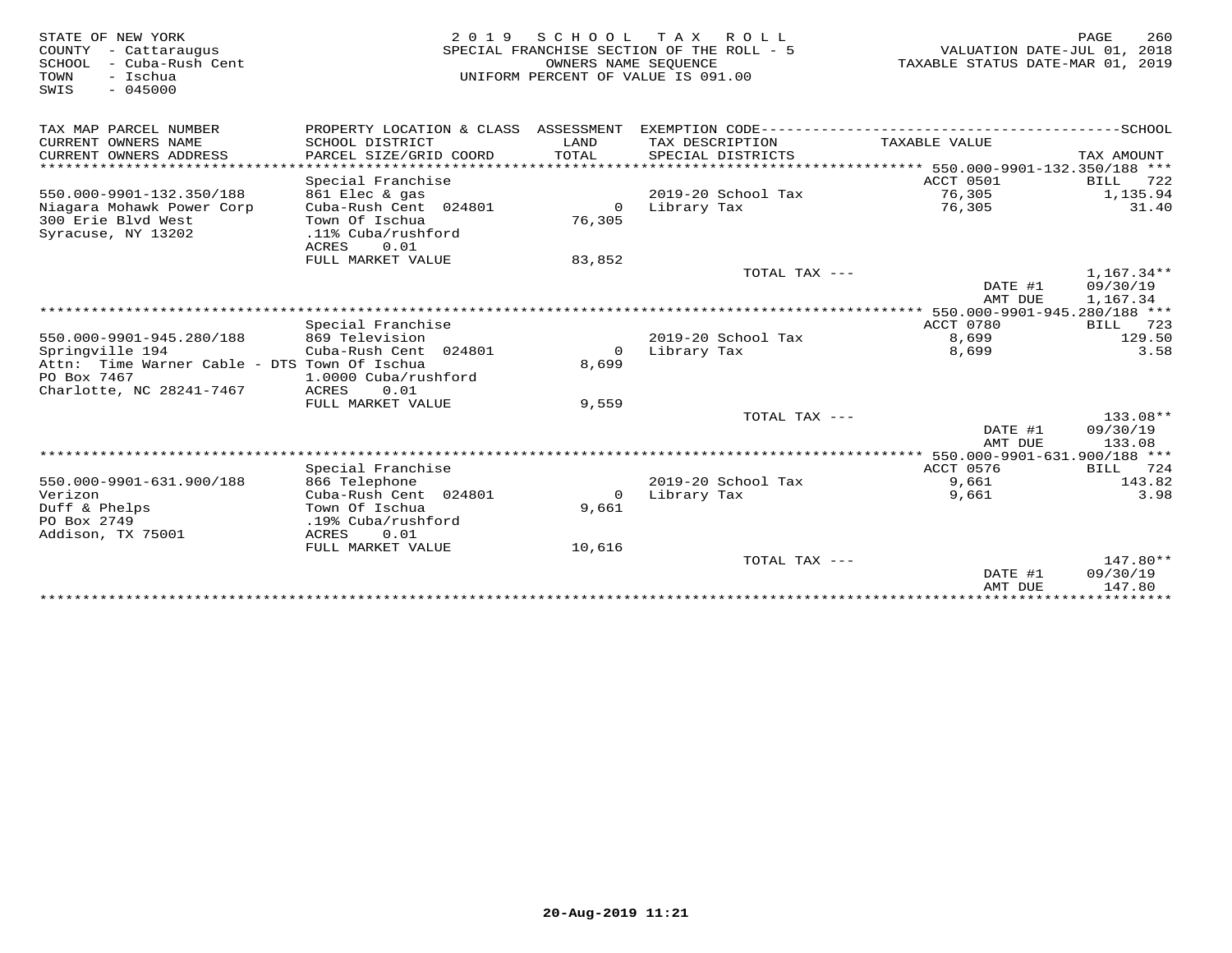STATE OF NEW YORK
COUNTY - Cattaraugus
SCHOOL - Cuba-Rush Cent
TOWN - Ischua
SWIS - 045000

2019 SCHOOL TAX ROLL
SPECIAL FRANCHISE SECTION OF THE ROLL - 5
OWNERS NAME SEQUENCE
UNIFORM PERCENT OF VALUE IS 091.00

VALUATION DATE-JUL 01, 2018
TAXABLE STATUS DATE-MAR 01, 2019

| TAX MAP PARCEL NUMBER / CURRENT OWNERS NAME / CURRENT OWNERS ADDRESS | PROPERTY LOCATION & CLASS / SCHOOL DISTRICT / PARCEL SIZE/GRID COORD | ASSESSMENT LAND / TOTAL | EXEMPTION CODE / TAX DESCRIPTION / SPECIAL DISTRICTS | TAXABLE VALUE | TAX AMOUNT |
|---|---|---|---|---|---|
| **550.000-9901-132.350/188** | | | | ACCT 0501 | BILL 722 |
| | Special Franchise | | | | |
| 550.000-9901-132.350/188 | 861 Elec & gas | | 2019-20 School Tax | 76,305 | 1,135.94 |
| Niagara Mohawk Power Corp | Cuba-Rush Cent 024801 | 0 | Library Tax | 76,305 | 31.40 |
| 300 Erie Blvd West | Town Of Ischua | 76,305 | | | |
| Syracuse, NY 13202 | .11% Cuba/rushford | | | | |
| | ACRES 0.01 | | | | |
| | FULL MARKET VALUE | 83,852 | | | |
| | | | TOTAL TAX --- | | 1,167.34** |
| | | | | DATE #1 | 09/30/19 |
| | | | | AMT DUE | 1,167.34 |
| **550.000-9901-945.280/188** | | | | ACCT 0780 | BILL 723 |
| | Special Franchise | | | | |
| 550.000-9901-945.280/188 | 869 Television | | 2019-20 School Tax | 8,699 | 129.50 |
| Springville 194 | Cuba-Rush Cent 024801 | 0 | Library Tax | 8,699 | 3.58 |
| Attn: Time Warner Cable - DTS | Town Of Ischua | 8,699 | | | |
| PO Box 7467 | 1.0000 Cuba/rushford | | | | |
| Charlotte, NC 28241-7467 | ACRES 0.01 | | | | |
| | FULL MARKET VALUE | 9,559 | | | |
| | | | TOTAL TAX --- | | 133.08** |
| | | | | DATE #1 | 09/30/19 |
| | | | | AMT DUE | 133.08 |
| **550.000-9901-631.900/188** | | | | ACCT 0576 | BILL 724 |
| | Special Franchise | | | | |
| 550.000-9901-631.900/188 | 866 Telephone | | 2019-20 School Tax | 9,661 | 143.82 |
| Verizon | Cuba-Rush Cent 024801 | 0 | Library Tax | 9,661 | 3.98 |
| Duff & Phelps | Town Of Ischua | 9,661 | | | |
| PO Box 2749 | .19% Cuba/rushford | | | | |
| Addison, TX 75001 | ACRES 0.01 | | | | |
| | FULL MARKET VALUE | 10,616 | | | |
| | | | TOTAL TAX --- | | 147.80** |
| | | | | DATE #1 | 09/30/19 |
| | | | | AMT DUE | 147.80 |

20-Aug-2019 11:21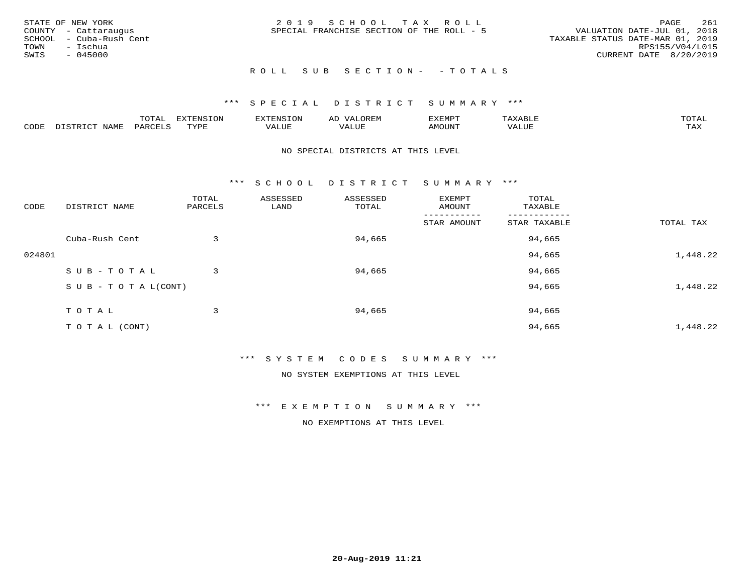STATE OF NEW YORK
COUNTY - Cattaraugus
SCHOOL - Cuba-Rush Cent
TOWN - Ischua
SWIS - 045000

2 0 1 9 S C H O O L T A X R O L L
SPECIAL FRANCHISE SECTION OF THE ROLL - 5

VALUATION DATE-JUL 01, 2018
TAXABLE STATUS DATE-MAR 01, 2019
RPS155/V04/L015
CURRENT DATE 8/20/2019

R O L L S U B S E C T I O N - - T O T A L S

*** S P E C I A L D I S T R I C T S U M M A R Y ***

| CODE | DISTRICT NAME | TOTAL PARCELS | EXTENSION TYPE | EXTENSION VALUE | AD VALOREM VALUE | EXEMPT AMOUNT | TAXABLE VALUE | TOTAL TAX |
|---|---|---|---|---|---|---|---|---|

NO SPECIAL DISTRICTS AT THIS LEVEL

*** S C H O O L D I S T R I C T S U M M A R Y ***

| CODE | DISTRICT NAME | TOTAL PARCELS | ASSESSED LAND | ASSESSED TOTAL | EXEMPT AMOUNT / STAR AMOUNT | TOTAL TAXABLE / STAR TAXABLE | TOTAL TAX |
|---|---|---|---|---|---|---|---|
| | Cuba-Rush Cent | 3 | | 94,665 | | 94,665 | |
| 024801 | | | | | | 94,665 | 1,448.22 |
| | S U B - T O T A L | 3 | | 94,665 | | 94,665 | |
| | S U B - T O T A L(CONT) | | | | | 94,665 | 1,448.22 |
| | T O T A L | 3 | | 94,665 | | 94,665 | |
| | T O T A L (CONT) | | | | | 94,665 | 1,448.22 |

*** S Y S T E M C O D E S S U M M A R Y ***

NO SYSTEM EXEMPTIONS AT THIS LEVEL

*** E X E M P T I O N S U M M A R Y ***

NO EXEMPTIONS AT THIS LEVEL

20-Aug-2019 11:21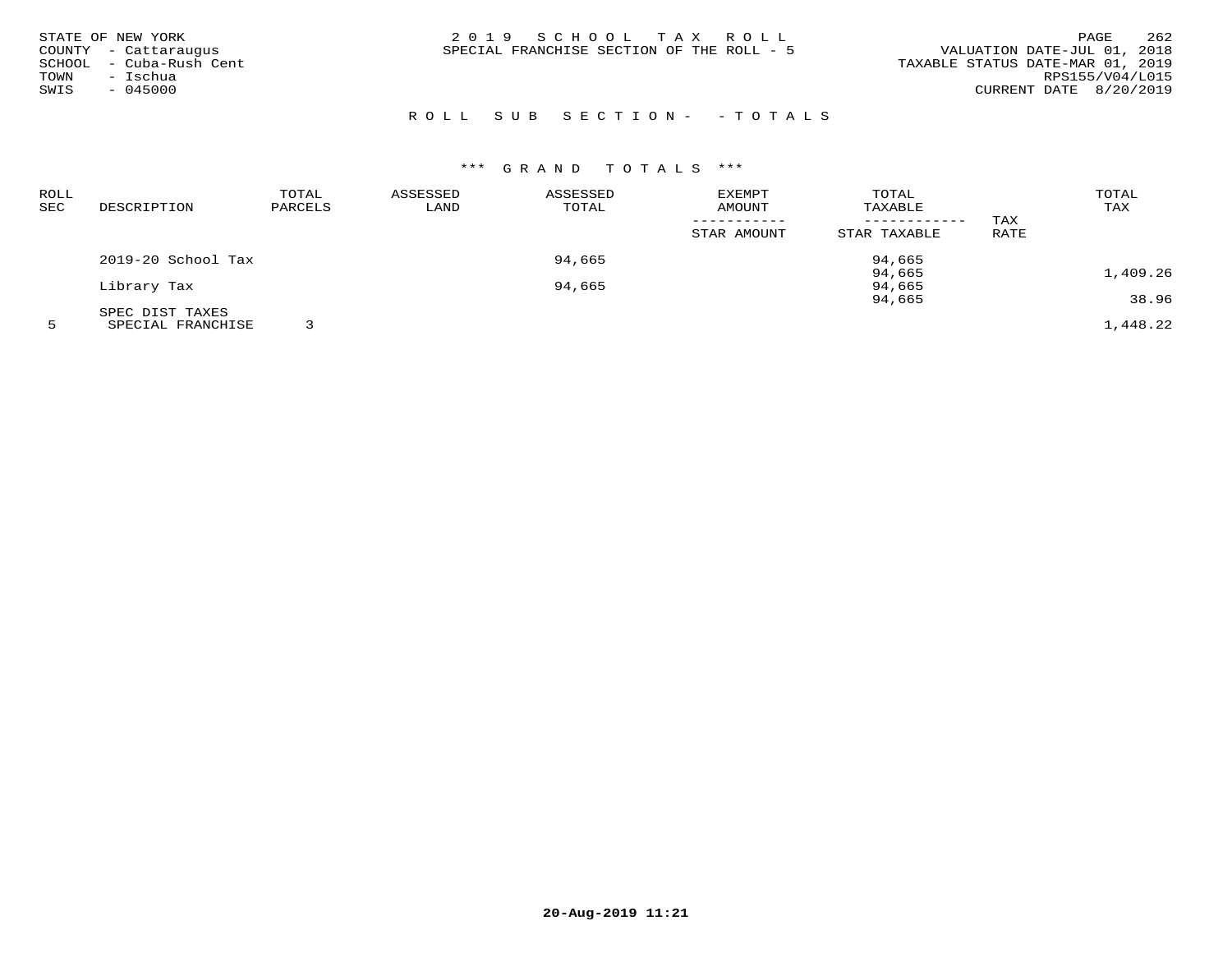STATE OF NEW YORK
COUNTY - Cattaraugus
SCHOOL - Cuba-Rush Cent
TOWN - Ischua
SWIS - 045000

2 0 1 9 S C H O O L T A X R O L L
SPECIAL FRANCHISE SECTION OF THE ROLL - 5

VALUATION DATE-JUL 01, 2018
TAXABLE STATUS DATE-MAR 01, 2019
RPS155/V04/L015
CURRENT DATE 8/20/2019

R O L L S U B S E C T I O N - - T O T A L S

\*\*\* G R A N D T O T A L S \*\*\*

| ROLL SEC | DESCRIPTION | TOTAL PARCELS | ASSESSED LAND | ASSESSED TOTAL | EXEMPT AMOUNT / STAR AMOUNT | TOTAL TAXABLE / STAR TAXABLE | TAX RATE | TOTAL TAX |
|---|---|---|---|---|---|---|---|---|
| | 2019-20 School Tax | | | 94,665 | | 94,665 | | |
| | | | | | | 94,665 | | 1,409.26 |
| | Library Tax | | | 94,665 | | 94,665 | | |
| | | | | | | 94,665 | | 38.96 |
| | SPEC DIST TAXES | | | | | | | |
| 5 | SPECIAL FRANCHISE | 3 | | | | | | 1,448.22 |

20-Aug-2019 11:21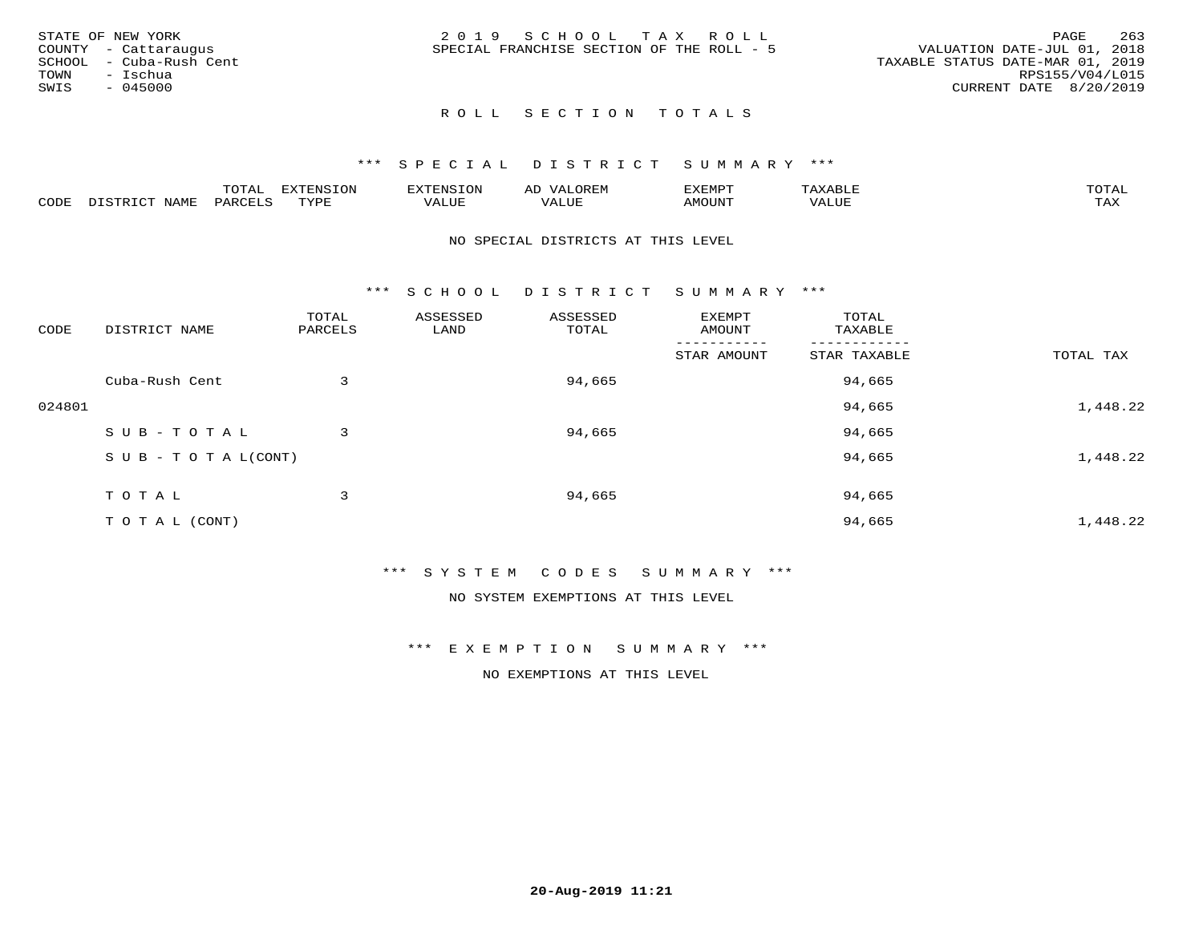STATE OF NEW YORK
COUNTY - Cattaraugus
SCHOOL - Cuba-Rush Cent
TOWN - Ischua
SWIS - 045000

2019 SCHOOL TAX ROLL
SPECIAL FRANCHISE SECTION OF THE ROLL - 5

VALUATION DATE-JUL 01, 2018
TAXABLE STATUS DATE-MAR 01, 2019
RPS155/V04/L015
CURRENT DATE 8/20/2019

## ROLL SECTION TOTALS

### *** SPECIAL DISTRICT SUMMARY ***

| CODE | DISTRICT NAME | TOTAL PARCELS | EXTENSION TYPE | EXTENSION VALUE | AD VALOREM VALUE | EXEMPT AMOUNT | TAXABLE VALUE | TOTAL TAX |
|---|---|---|---|---|---|---|---|---|

NO SPECIAL DISTRICTS AT THIS LEVEL

### *** SCHOOL DISTRICT SUMMARY ***

| CODE | DISTRICT NAME | TOTAL PARCELS | ASSESSED LAND | ASSESSED TOTAL | EXEMPT AMOUNT / STAR AMOUNT | TOTAL TAXABLE / STAR TAXABLE | TOTAL TAX |
|---|---|---|---|---|---|---|---|
| | Cuba-Rush Cent | 3 | | 94,665 | | 94,665 | |
| 024801 | | | | | | 94,665 | 1,448.22 |
| | SUB-TOTAL | 3 | | 94,665 | | 94,665 | |
| | SUB-TOTAL(CONT) | | | | | 94,665 | 1,448.22 |
| | TOTAL | 3 | | 94,665 | | 94,665 | |
| | TOTAL (CONT) | | | | | 94,665 | 1,448.22 |

### *** SYSTEM CODES SUMMARY ***

NO SYSTEM EXEMPTIONS AT THIS LEVEL

### *** EXEMPTION SUMMARY ***

NO EXEMPTIONS AT THIS LEVEL

20-Aug-2019 11:21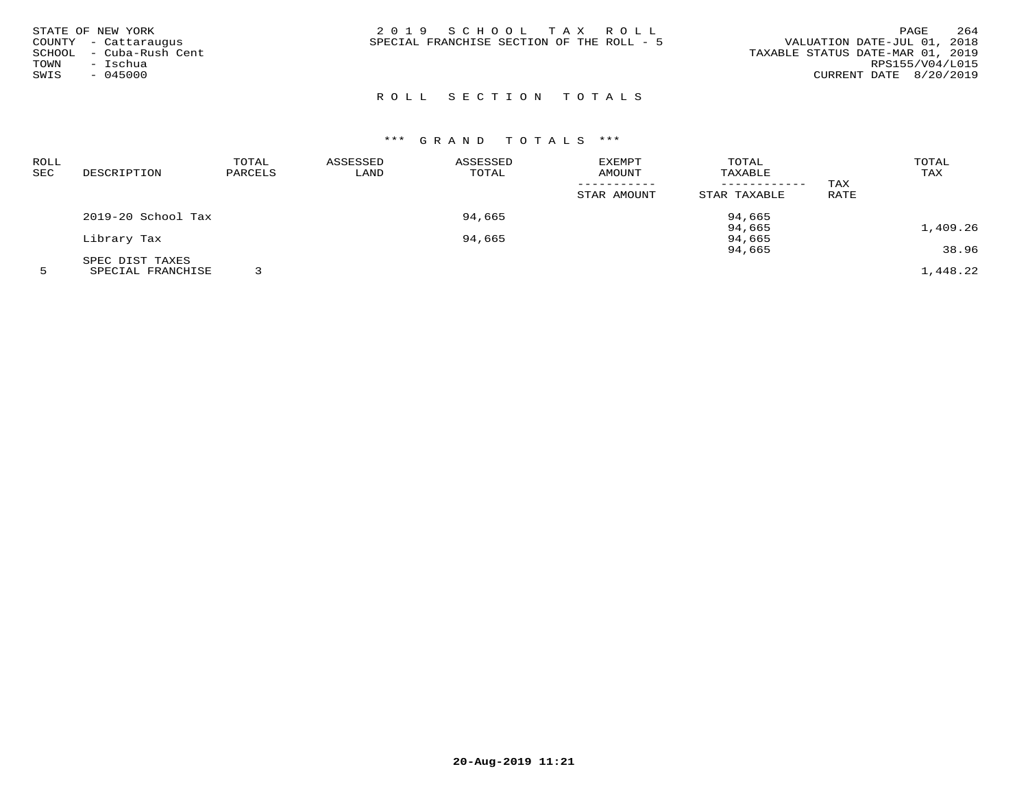STATE OF NEW YORK
COUNTY - Cattaraugus
SCHOOL - Cuba-Rush Cent
TOWN - Ischua
SWIS - 045000

2 0 1 9 S C H O O L T A X R O L L
SPECIAL FRANCHISE SECTION OF THE ROLL - 5

VALUATION DATE-JUL 01, 2018
TAXABLE STATUS DATE-MAR 01, 2019
RPS155/V04/L015
CURRENT DATE 8/20/2019

## R O L L S E C T I O N T O T A L S

### *** G R A N D T O T A L S ***

| ROLL SEC | DESCRIPTION | TOTAL PARCELS | ASSESSED LAND | ASSESSED TOTAL | EXEMPT AMOUNT / STAR AMOUNT | TOTAL TAXABLE / STAR TAXABLE | TAX RATE | TOTAL TAX |
|---|---|---|---|---|---|---|---|---|
| | 2019-20 School Tax | | | 94,665 | | 94,665 | | |
| | | | | | | 94,665 | | 1,409.26 |
| | Library Tax | | | 94,665 | | 94,665 | | |
| | | | | | | 94,665 | | 38.96 |
| | SPEC DIST TAXES | | | | | | | |
| 5 | SPECIAL FRANCHISE | 3 | | | | | | 1,448.22 |

20-Aug-2019 11:21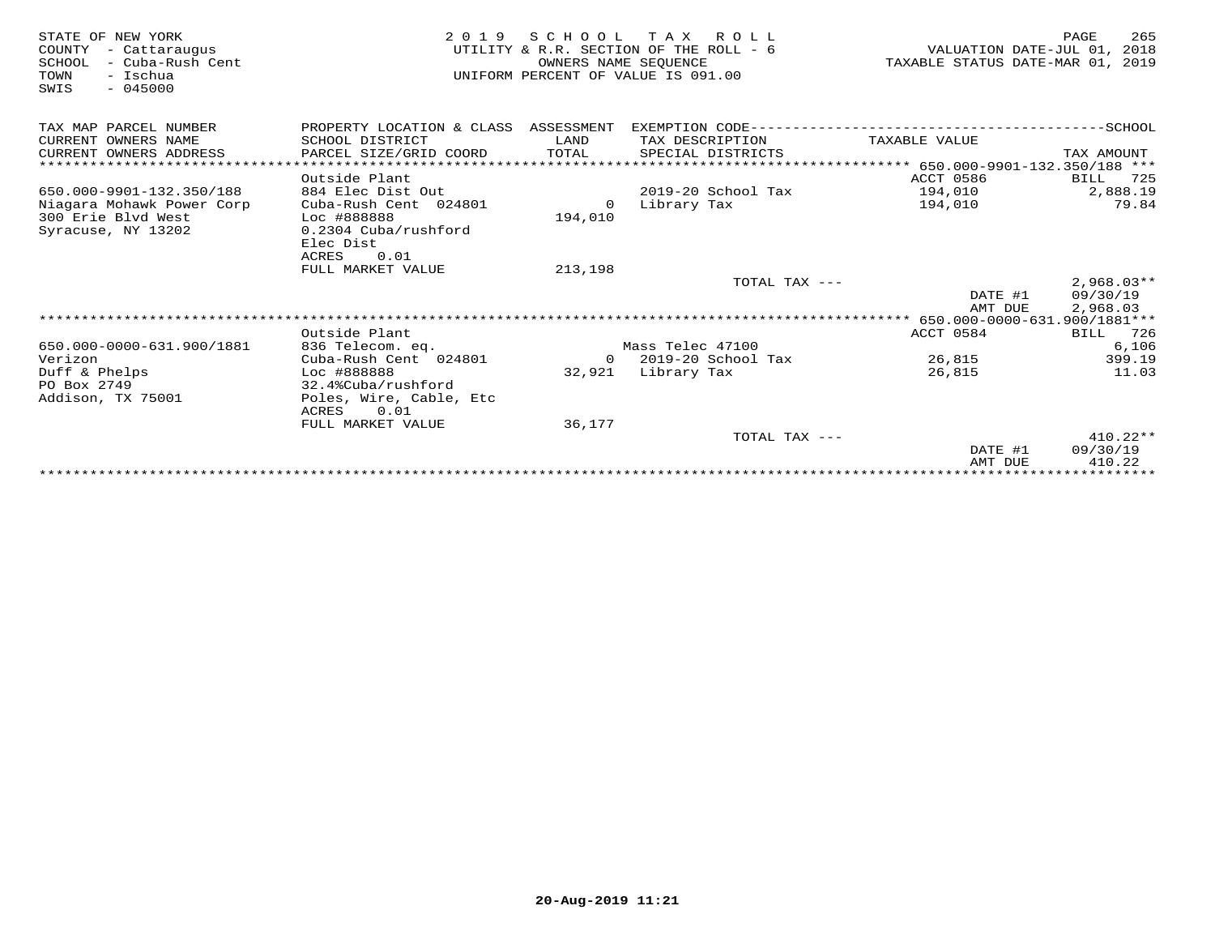STATE OF NEW YORK
COUNTY - Cattaraugus
SCHOOL - Cuba-Rush Cent
TOWN - Ischua
SWIS - 045000

2 0 1 9 S C H O O L T A X R O L L
UTILITY & R.R. SECTION OF THE ROLL - 6
OWNERS NAME SEQUENCE
UNIFORM PERCENT OF VALUE IS 091.00

VALUATION DATE-JUL 01, 2018
TAXABLE STATUS DATE-MAR 01, 2019

| TAX MAP PARCEL NUMBER / CURRENT OWNERS NAME / CURRENT OWNERS ADDRESS | PROPERTY LOCATION & CLASS / SCHOOL DISTRICT / PARCEL SIZE/GRID COORD | ASSESSMENT LAND / TOTAL | EXEMPTION CODE / TAX DESCRIPTION / SPECIAL DISTRICTS | TAXABLE VALUE | TAX AMOUNT |
|---|---|---|---|---|---|
| ******* 650.000-9901-132.350/188 *** | | | | | |
| | Outside Plant | | | ACCT 0586 | BILL 725 |
| 650.000-9901-132.350/188 | 884 Elec Dist Out | | 2019-20 School Tax | 194,010 | 2,888.19 |
| Niagara Mohawk Power Corp | Cuba-Rush Cent 024801 | 0 | Library Tax | 194,010 | 79.84 |
| 300 Erie Blvd West | Loc #888888 | 194,010 | | | |
| Syracuse, NY 13202 | 0.2304 Cuba/rushford | | | | |
| | Elec Dist | | | | |
| | ACRES 0.01 | | | | |
| | FULL MARKET VALUE | 213,198 | | | |
| | | | TOTAL TAX --- | | 2,968.03** |
| | | | | DATE #1 | 09/30/19 |
| | | | | AMT DUE | 2,968.03 |
| ******* 650.000-0000-631.900/1881*** | | | | | |
| | Outside Plant | | | ACCT 0584 | BILL 726 |
| 650.000-0000-631.900/1881 | 836 Telecom. eq. | | Mass Telec 47100 | | 6,106 |
| Verizon | Cuba-Rush Cent 024801 | 0 | 2019-20 School Tax | 26,815 | 399.19 |
| Duff & Phelps | Loc #888888 | 32,921 | Library Tax | 26,815 | 11.03 |
| PO Box 2749 | 32.4%Cuba/rushford | | | | |
| Addison, TX 75001 | Poles, Wire, Cable, Etc | | | | |
| | ACRES 0.01 | | | | |
| | FULL MARKET VALUE | 36,177 | | | |
| | | | TOTAL TAX --- | | 410.22** |
| | | | | DATE #1 | 09/30/19 |
| | | | | AMT DUE | 410.22 |

20-Aug-2019 11:21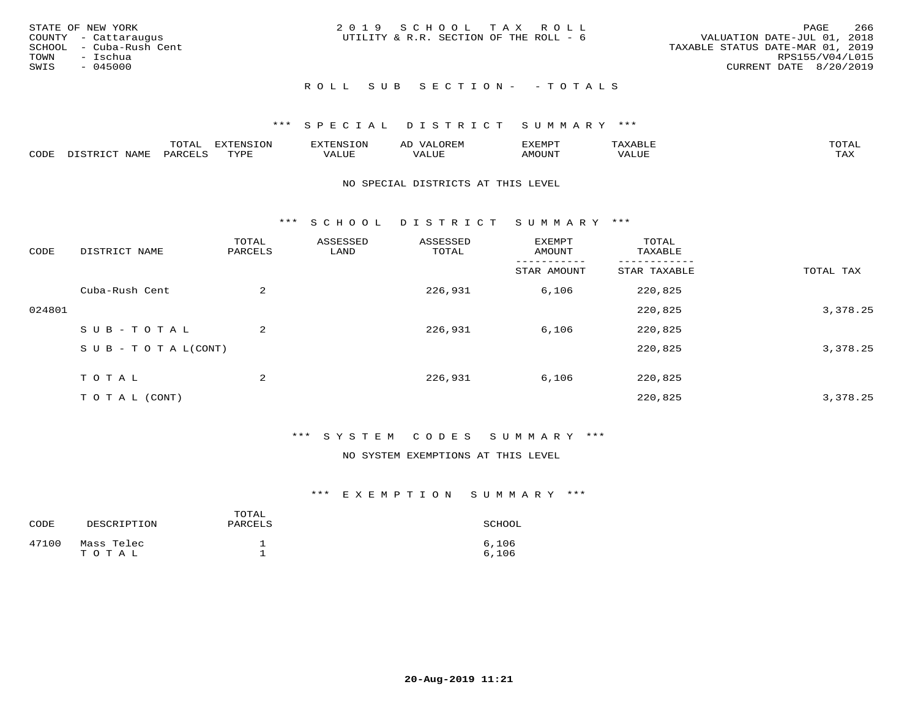STATE OF NEW YORK
COUNTY - Cattaraugus
SCHOOL - Cuba-Rush Cent
TOWN - Ischua
SWIS - 045000

2019 SCHOOL TAX ROLL
UTILITY & R.R. SECTION OF THE ROLL - 6

VALUATION DATE-JUL 01, 2018
TAXABLE STATUS DATE-MAR 01, 2019
RPS155/V04/L015
CURRENT DATE 8/20/2019

## ROLL SUB SECTION- - TOTALS

### *** SPECIAL DISTRICT SUMMARY ***

| CODE | DISTRICT NAME | TOTAL PARCELS | EXTENSION TYPE | EXTENSION VALUE | AD VALOREM VALUE | EXEMPT AMOUNT | TAXABLE VALUE | TOTAL TAX |
|---|---|---|---|---|---|---|---|---|

NO SPECIAL DISTRICTS AT THIS LEVEL

### *** SCHOOL DISTRICT SUMMARY ***

| CODE | DISTRICT NAME | TOTAL PARCELS | ASSESSED LAND | ASSESSED TOTAL | EXEMPT AMOUNT / STAR AMOUNT | TOTAL TAXABLE / STAR TAXABLE | TOTAL TAX |
|---|---|---|---|---|---|---|---|
| | Cuba-Rush Cent | 2 | | 226,931 | 6,106 | 220,825 | |
| 024801 | | | | | | 220,825 | 3,378.25 |
| | SUB-TOTAL | 2 | | 226,931 | 6,106 | 220,825 | |
| | SUB-TOTAL(CONT) | | | | | 220,825 | 3,378.25 |
| | TOTAL | 2 | | 226,931 | 6,106 | 220,825 | |
| | TOTAL (CONT) | | | | | 220,825 | 3,378.25 |

### *** SYSTEM CODES SUMMARY ***

NO SYSTEM EXEMPTIONS AT THIS LEVEL

### *** EXEMPTION SUMMARY ***

| CODE | DESCRIPTION | TOTAL PARCELS | SCHOOL |
|---|---|---|---|
| 47100 | Mass Telec | 1 | 6,106 |
| | TOTAL | 1 | 6,106 |

20-Aug-2019 11:21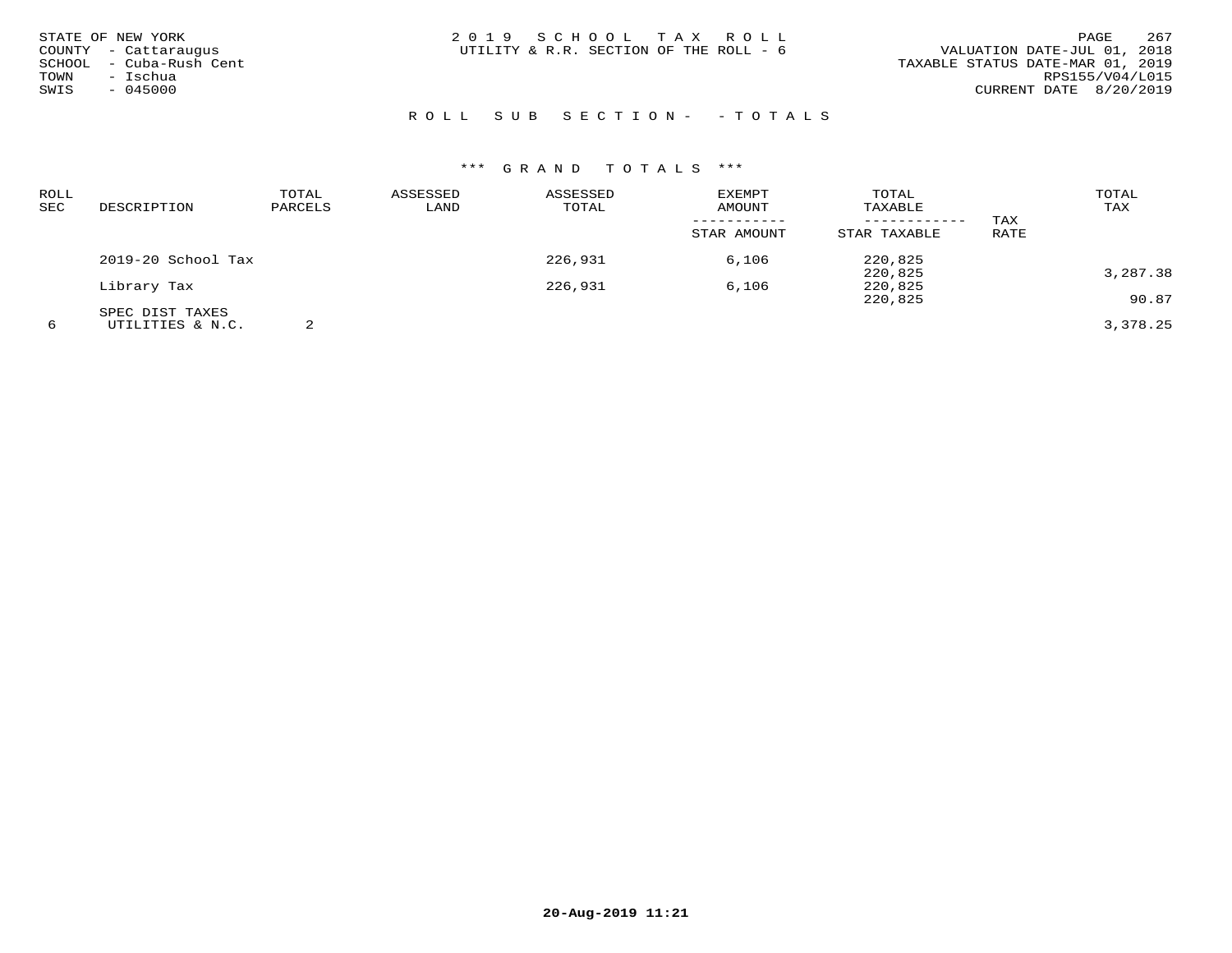STATE OF NEW YORK
COUNTY - Cattaraugus
SCHOOL - Cuba-Rush Cent
TOWN - Ischua
SWIS - 045000

2019 SCHOOL TAX ROLL
UTILITY & R.R. SECTION OF THE ROLL - 6

VALUATION DATE-JUL 01, 2018
TAXABLE STATUS DATE-MAR 01, 2019
RPS155/V04/L015
CURRENT DATE 8/20/2019

## ROLL SUB SECTION- - TOTALS

### *** GRAND TOTALS ***

| ROLL SEC | DESCRIPTION | TOTAL PARCELS | ASSESSED LAND | ASSESSED TOTAL | EXEMPT AMOUNT / STAR AMOUNT | TOTAL TAXABLE / STAR TAXABLE | TAX RATE | TOTAL TAX |
|---|---|---|---|---|---|---|---|---|
| | 2019-20 School Tax | | | 226,931 | 6,106 | 220,825 | | |
| | | | | | | 220,825 | | 3,287.38 |
| | Library Tax | | | 226,931 | 6,106 | 220,825 | | |
| | | | | | | 220,825 | | 90.87 |
| | SPEC DIST TAXES | | | | | | | |
| 6 | UTILITIES & N.C. | 2 | | | | | | 3,378.25 |

20-Aug-2019 11:21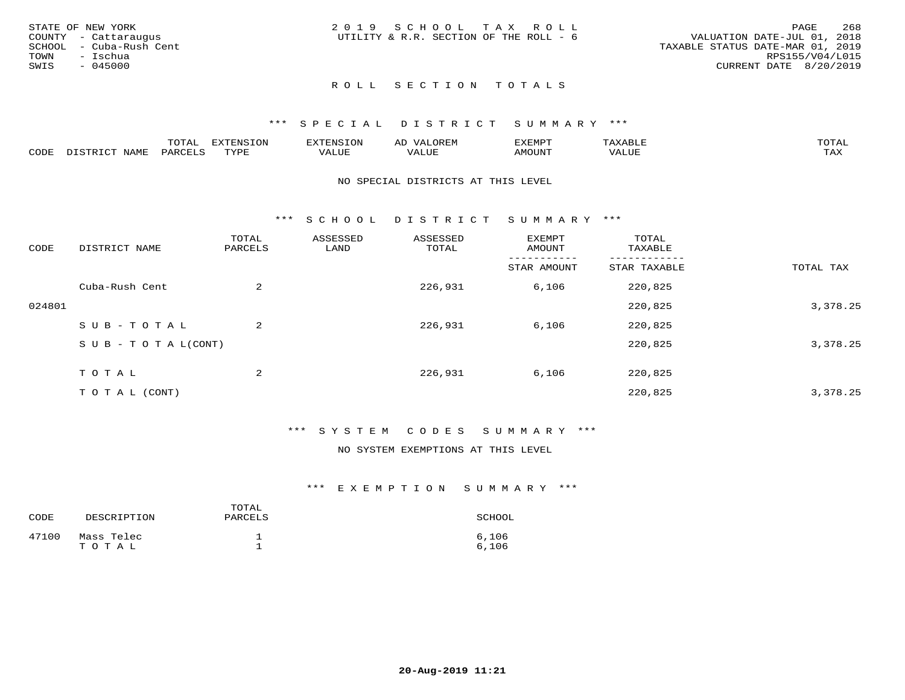STATE OF NEW YORK
COUNTY - Cattaraugus
SCHOOL - Cuba-Rush Cent
TOWN - Ischua
SWIS - 045000

2 0 1 9 S C H O O L T A X R O L L
UTILITY & R.R. SECTION OF THE ROLL - 6

VALUATION DATE-JUL 01, 2018
TAXABLE STATUS DATE-MAR 01, 2019
RPS155/V04/L015
CURRENT DATE 8/20/2019

## R O L L S E C T I O N T O T A L S

### *** S P E C I A L D I S T R I C T S U M M A R Y ***

| CODE | DISTRICT NAME | TOTAL PARCELS | EXTENSION TYPE | EXTENSION VALUE | AD VALOREM VALUE | EXEMPT AMOUNT | TAXABLE VALUE | TOTAL TAX |
|---|---|---|---|---|---|---|---|---|

NO SPECIAL DISTRICTS AT THIS LEVEL

### *** S C H O O L D I S T R I C T S U M M A R Y ***

| CODE | DISTRICT NAME | TOTAL PARCELS | ASSESSED LAND | ASSESSED TOTAL | EXEMPT AMOUNT / STAR AMOUNT | TOTAL TAXABLE / STAR TAXABLE | TOTAL TAX |
|---|---|---|---|---|---|---|---|
| | Cuba-Rush Cent | 2 | | 226,931 | 6,106 | 220,825 | |
| 024801 | | | | | | 220,825 | 3,378.25 |
| | S U B - T O T A L | 2 | | 226,931 | 6,106 | 220,825 | |
| | S U B - T O T A L(CONT) | | | | | 220,825 | 3,378.25 |
| | T O T A L | 2 | | 226,931 | 6,106 | 220,825 | |
| | T O T A L (CONT) | | | | | 220,825 | 3,378.25 |

### *** S Y S T E M C O D E S S U M M A R Y ***

NO SYSTEM EXEMPTIONS AT THIS LEVEL

### *** E X E M P T I O N S U M M A R Y ***

| CODE | DESCRIPTION | TOTAL PARCELS | SCHOOL |
|---|---|---|---|
| 47100 | Mass Telec | 1 | 6,106 |
| | T O T A L | 1 | 6,106 |

20-Aug-2019 11:21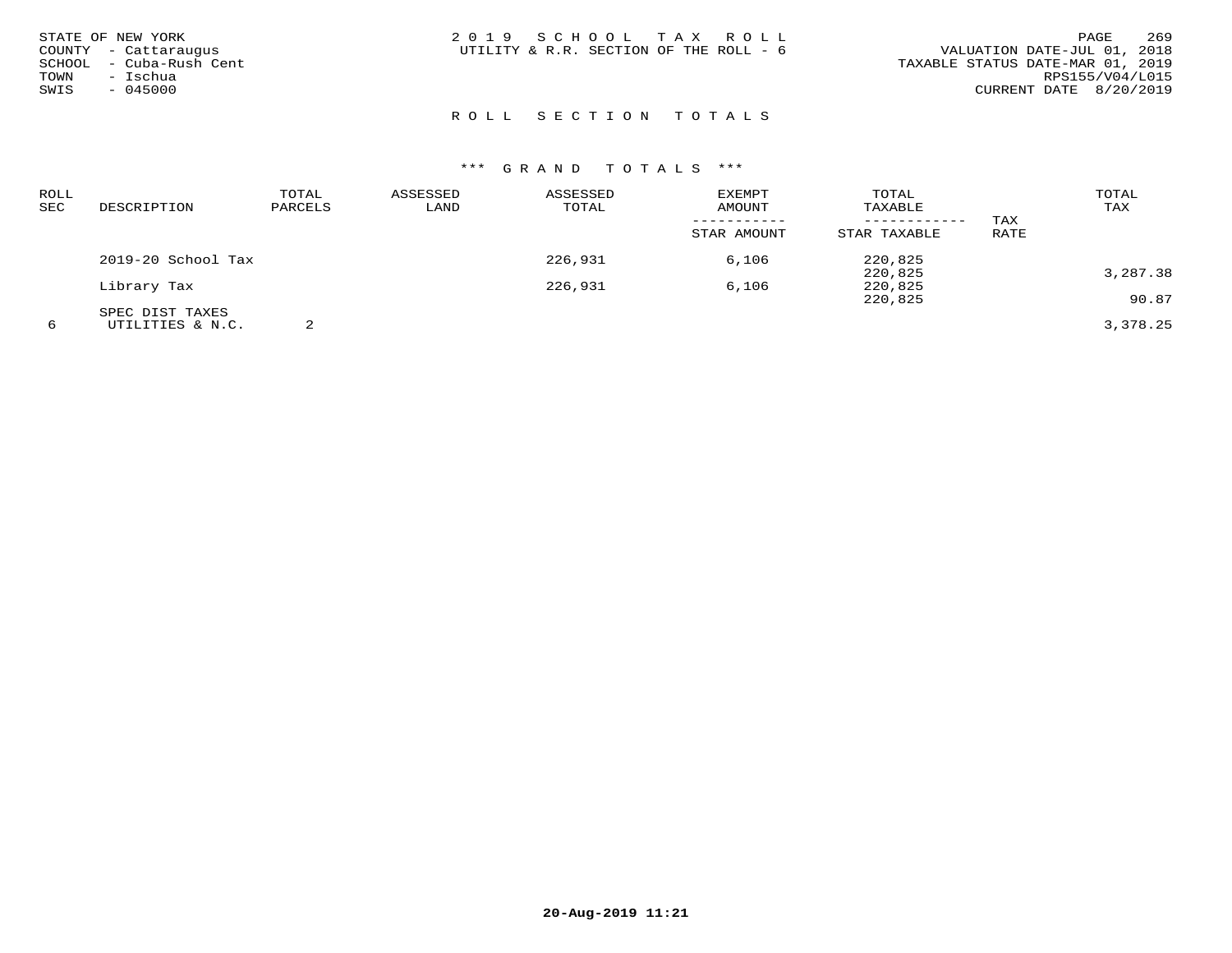STATE OF NEW YORK
COUNTY - Cattaraugus
SCHOOL - Cuba-Rush Cent
TOWN - Ischua
SWIS - 045000

2019 SCHOOL TAX ROLL
UTILITY & R.R. SECTION OF THE ROLL - 6

VALUATION DATE-JUL 01, 2018
TAXABLE STATUS DATE-MAR 01, 2019
RPS155/V04/L015
CURRENT DATE 8/20/2019

## ROLL SECTION TOTALS

### *** GRAND TOTALS ***

| ROLL SEC | DESCRIPTION | TOTAL PARCELS | ASSESSED LAND | ASSESSED TOTAL | EXEMPT AMOUNT / STAR AMOUNT | TOTAL TAXABLE / STAR TAXABLE | TAX RATE | TOTAL TAX |
|---|---|---|---|---|---|---|---|---|
| | 2019-20 School Tax | | | 226,931 | 6,106 | 220,825 | | |
| | | | | | | 220,825 | | 3,287.38 |
| | Library Tax | | | 226,931 | 6,106 | 220,825 | | |
| | | | | | | 220,825 | | 90.87 |
| | SPEC DIST TAXES | | | | | | | |
| 6 | UTILITIES & N.C. | 2 | | | | | | 3,378.25 |

20-Aug-2019 11:21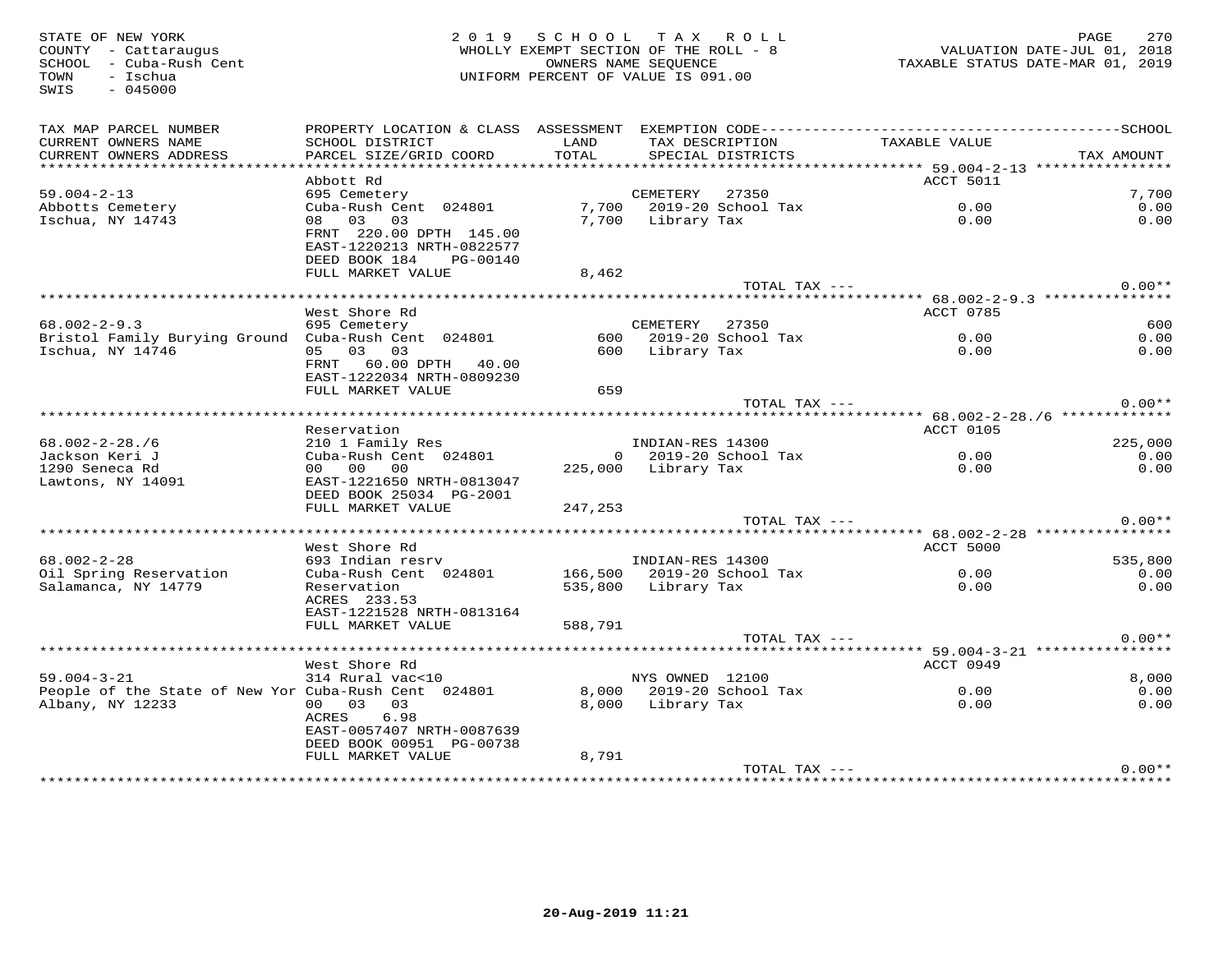STATE OF NEW YORK
COUNTY - Cattaraugus
SCHOOL - Cuba-Rush Cent
TOWN - Ischua
SWIS - 045000

2019 SCHOOL TAX ROLL
WHOLLY EXEMPT SECTION OF THE ROLL - 8
OWNERS NAME SEQUENCE
UNIFORM PERCENT OF VALUE IS 091.00

VALUATION DATE-JUL 01, 2018
TAXABLE STATUS DATE-MAR 01, 2019

| TAX MAP PARCEL NUMBER / CURRENT OWNERS NAME / CURRENT OWNERS ADDRESS | PROPERTY LOCATION & CLASS / SCHOOL DISTRICT / PARCEL SIZE/GRID COORD | ASSESSMENT LAND / TOTAL | EXEMPTION CODE / TAX DESCRIPTION / SPECIAL DISTRICTS | TAXABLE VALUE | SCHOOL / TAX AMOUNT |
|---|---|---|---|---|---|
| 59.004-2-13 | Abbott Rd | | | ACCT 5011 | |
| 59.004-2-13 | 695 Cemetery | | CEMETERY 27350 | | 7,700 |
| Abbotts Cemetery | Cuba-Rush Cent 024801 | 7,700 | 2019-20 School Tax | 0.00 | 0.00 |
| Ischua, NY 14743 | 08 03 03 | 7,700 | Library Tax | 0.00 | 0.00 |
| | FRNT 220.00 DPTH 145.00 | | | | |
| | EAST-1220213 NRTH-0822577 | | | | |
| | DEED BOOK 184 PG-00140 | | | | |
| | FULL MARKET VALUE | 8,462 | | | |
| | | | TOTAL TAX --- | | 0.00** |
| 68.002-2-9.3 | West Shore Rd | | | ACCT 0785 | |
| 68.002-2-9.3 | 695 Cemetery | | CEMETERY 27350 | | 600 |
| Bristol Family Burying Ground | Cuba-Rush Cent 024801 | 600 | 2019-20 School Tax | 0.00 | 0.00 |
| Ischua, NY 14746 | 05 03 03 | 600 | Library Tax | 0.00 | 0.00 |
| | FRNT 60.00 DPTH 40.00 | | | | |
| | EAST-1222034 NRTH-0809230 | | | | |
| | FULL MARKET VALUE | 659 | | | |
| | | | TOTAL TAX --- | | 0.00** |
| 68.002-2-28./6 | Reservation | | | ACCT 0105 | |
| 68.002-2-28./6 | 210 1 Family Res | | INDIAN-RES 14300 | | 225,000 |
| Jackson Keri J | Cuba-Rush Cent 024801 | 0 | 2019-20 School Tax | 0.00 | 0.00 |
| 1290 Seneca Rd | 00 00 00 | 225,000 | Library Tax | 0.00 | 0.00 |
| Lawtons, NY 14091 | EAST-1221650 NRTH-0813047 | | | | |
| | DEED BOOK 25034 PG-2001 | | | | |
| | FULL MARKET VALUE | 247,253 | | | |
| | | | TOTAL TAX --- | | 0.00** |
| 68.002-2-28 | West Shore Rd | | | ACCT 5000 | |
| 68.002-2-28 | 693 Indian resrv | | INDIAN-RES 14300 | | 535,800 |
| Oil Spring Reservation | Cuba-Rush Cent 024801 | 166,500 | 2019-20 School Tax | 0.00 | 0.00 |
| Salamanca, NY 14779 | Reservation | 535,800 | Library Tax | 0.00 | 0.00 |
| | ACRES 233.53 | | | | |
| | EAST-1221528 NRTH-0813164 | | | | |
| | FULL MARKET VALUE | 588,791 | | | |
| | | | TOTAL TAX --- | | 0.00** |
| 59.004-3-21 | West Shore Rd | | | ACCT 0949 | |
| 59.004-3-21 | 314 Rural vac<10 | | NYS OWNED 12100 | | 8,000 |
| People of the State of New Yor | Cuba-Rush Cent 024801 | 8,000 | 2019-20 School Tax | 0.00 | 0.00 |
| Albany, NY 12233 | 00 03 03 | 8,000 | Library Tax | 0.00 | 0.00 |
| | ACRES 6.98 | | | | |
| | EAST-0057407 NRTH-0087639 | | | | |
| | DEED BOOK 00951 PG-00738 | | | | |
| | FULL MARKET VALUE | 8,791 | | | |
| | | | TOTAL TAX --- | | 0.00** |

20-Aug-2019 11:21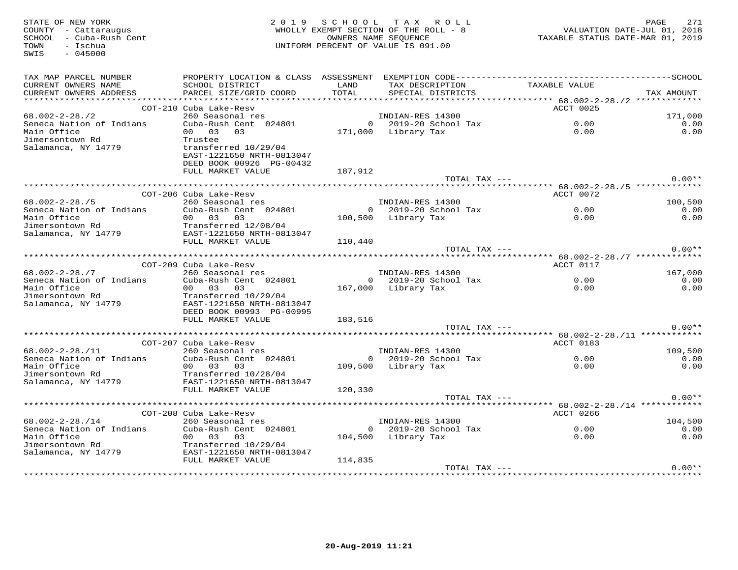STATE OF NEW YORK
COUNTY - Cattaraugus
SCHOOL - Cuba-Rush Cent
TOWN - Ischua
SWIS - 045000

2019 SCHOOL TAX ROLL
WHOLLY EXEMPT SECTION OF THE ROLL - 8
OWNERS NAME SEQUENCE
UNIFORM PERCENT OF VALUE IS 091.00

VALUATION DATE-JUL 01, 2018
TAXABLE STATUS DATE-MAR 01, 2019

| TAX MAP PARCEL NUMBER / CURRENT OWNERS NAME / CURRENT OWNERS ADDRESS | PROPERTY LOCATION & CLASS / SCHOOL DISTRICT / PARCEL SIZE/GRID COORD | ASSESSMENT LAND / TOTAL | EXEMPTION CODE / TAX DESCRIPTION / SPECIAL DISTRICTS | TAXABLE VALUE | SCHOOL / TAX AMOUNT |
|---|---|---|---|---|---|
| **68.002-2-28./2** | COT-210 Cuba Lake-Resv | | | ACCT 0025 | |
| 68.002-2-28./2 | 260 Seasonal res | | INDIAN-RES 14300 | | 171,000 |
| Seneca Nation of Indians | Cuba-Rush Cent 024801 | 0 | 2019-20 School Tax | 0.00 | 0.00 |
| Main Office | 00 03 03 | 171,000 | Library Tax | 0.00 | 0.00 |
| Jimersontown Rd | Trustee | | | | |
| Salamanca, NY 14779 | transferred 10/29/04 | | | | |
| | EAST-1221650 NRTH-0813047 | | | | |
| | DEED BOOK 00926 PG-00432 | | | | |
| | FULL MARKET VALUE | 187,912 | | | |
| | | | TOTAL TAX --- | | 0.00** |
| **68.002-2-28./5** | COT-206 Cuba Lake-Resv | | | ACCT 0072 | |
| 68.002-2-28./5 | 260 Seasonal res | | INDIAN-RES 14300 | | 100,500 |
| Seneca Nation of Indians | Cuba-Rush Cent 024801 | 0 | 2019-20 School Tax | 0.00 | 0.00 |
| Main Office | 00 03 03 | 100,500 | Library Tax | 0.00 | 0.00 |
| Jimersontown Rd | Transferred 12/08/04 | | | | |
| Salamanca, NY 14779 | EAST-1221650 NRTH-0813047 | | | | |
| | FULL MARKET VALUE | 110,440 | | | |
| | | | TOTAL TAX --- | | 0.00** |
| **68.002-2-28./7** | COT-209 Cuba Lake-Resv | | | ACCT 0117 | |
| 68.002-2-28./7 | 260 Seasonal res | | INDIAN-RES 14300 | | 167,000 |
| Seneca Nation of Indians | Cuba-Rush Cent 024801 | 0 | 2019-20 School Tax | 0.00 | 0.00 |
| Main Office | 00 03 03 | 167,000 | Library Tax | 0.00 | 0.00 |
| Jimersontown Rd | Transferred 10/29/04 | | | | |
| Salamanca, NY 14779 | EAST-1221650 NRTH-0813047 | | | | |
| | DEED BOOK 00993 PG-00995 | | | | |
| | FULL MARKET VALUE | 183,516 | | | |
| | | | TOTAL TAX --- | | 0.00** |
| **68.002-2-28./11** | COT-207 Cuba Lake-Resv | | | ACCT 0183 | |
| 68.002-2-28./11 | 260 Seasonal res | | INDIAN-RES 14300 | | 109,500 |
| Seneca Nation of Indians | Cuba-Rush Cent 024801 | 0 | 2019-20 School Tax | 0.00 | 0.00 |
| Main Office | 00 03 03 | 109,500 | Library Tax | 0.00 | 0.00 |
| Jimersontown Rd | Transferred 10/28/04 | | | | |
| Salamanca, NY 14779 | EAST-1221650 NRTH-0813047 | | | | |
| | FULL MARKET VALUE | 120,330 | | | |
| | | | TOTAL TAX --- | | 0.00** |
| **68.002-2-28./14** | COT-208 Cuba Lake-Resv | | | ACCT 0266 | |
| 68.002-2-28./14 | 260 Seasonal res | | INDIAN-RES 14300 | | 104,500 |
| Seneca Nation of Indians | Cuba-Rush Cent 024801 | 0 | 2019-20 School Tax | 0.00 | 0.00 |
| Main Office | 00 03 03 | 104,500 | Library Tax | 0.00 | 0.00 |
| Jimersontown Rd | Transferred 10/29/04 | | | | |
| Salamanca, NY 14779 | EAST-1221650 NRTH-0813047 | | | | |
| | FULL MARKET VALUE | 114,835 | | | |
| | | | TOTAL TAX --- | | 0.00** |

20-Aug-2019 11:21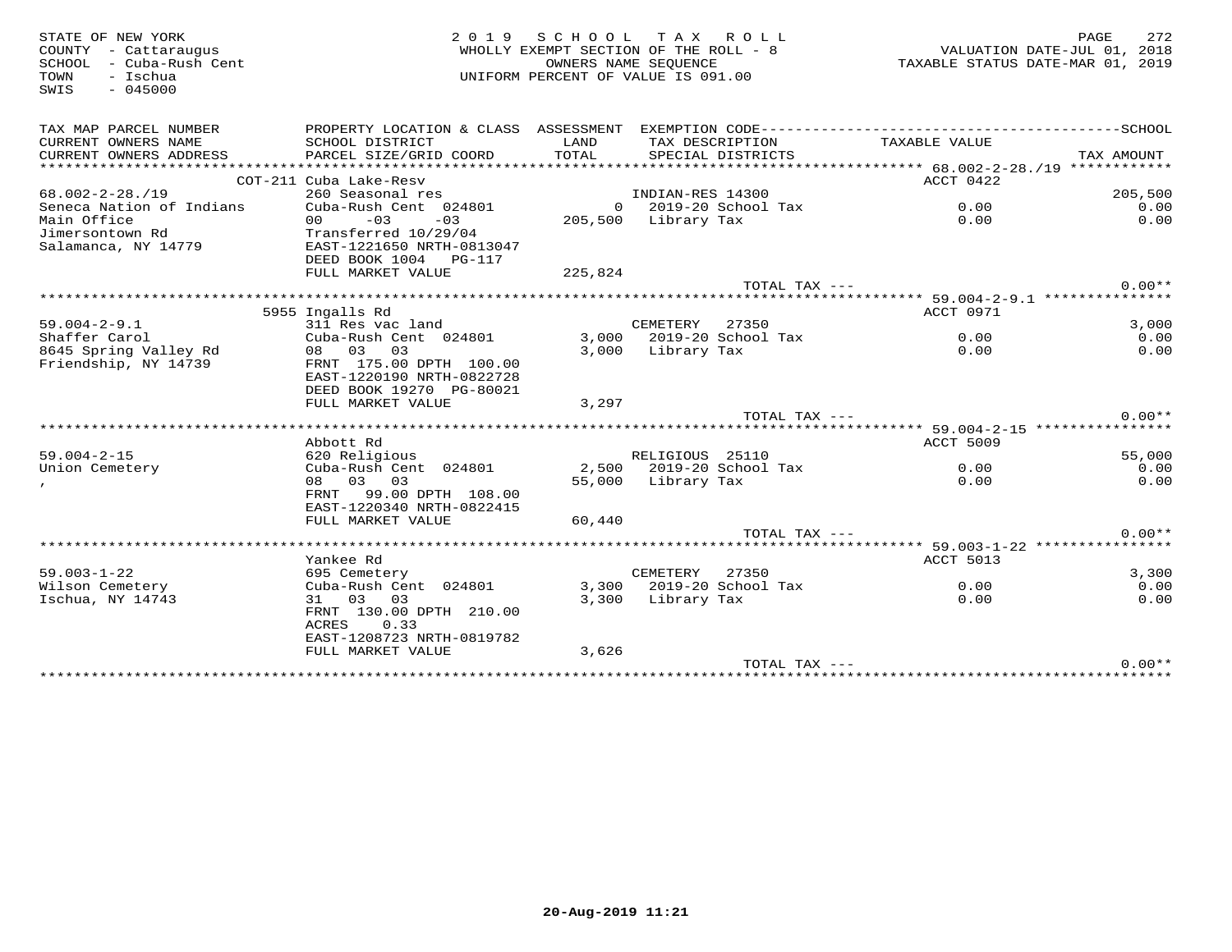STATE OF NEW YORK
COUNTY - Cattaraugus
SCHOOL - Cuba-Rush Cent
TOWN - Ischua
SWIS - 045000

2019 SCHOOL TAX ROLL
WHOLLY EXEMPT SECTION OF THE ROLL - 8
OWNERS NAME SEQUENCE
UNIFORM PERCENT OF VALUE IS 091.00

VALUATION DATE-JUL 01, 2018
TAXABLE STATUS DATE-MAR 01, 2019

| TAX MAP PARCEL NUMBER / CURRENT OWNERS NAME / CURRENT OWNERS ADDRESS | PROPERTY LOCATION & CLASS / SCHOOL DISTRICT / PARCEL SIZE/GRID COORD | ASSESSMENT LAND / TOTAL | EXEMPTION CODE / TAX DESCRIPTION / SPECIAL DISTRICTS | TAXABLE VALUE | SCHOOL TAX AMOUNT |
|---|---|---|---|---|---|
| **68.002-2-28./19** | COT-211 Cuba Lake-Resv | | | ACCT 0422 | |
| 68.002-2-28./19 | 260 Seasonal res | | INDIAN-RES 14300 | | 205,500 |
| Seneca Nation of Indians | Cuba-Rush Cent 024801 | 0 | 2019-20 School Tax | 0.00 | 0.00 |
| Main Office | 00 -03 -03 | 205,500 | Library Tax | 0.00 | 0.00 |
| Jimersontown Rd | Transferred 10/29/04 | | | | |
| Salamanca, NY 14779 | EAST-1221650 NRTH-0813047 | | | | |
| | DEED BOOK 1004 PG-117 | | | | |
| | FULL MARKET VALUE | 225,824 | | | |
| | | | TOTAL TAX --- | | 0.00** |
| **59.004-2-9.1** | 5955 Ingalls Rd | | | ACCT 0971 | |
| 59.004-2-9.1 | 311 Res vac land | | CEMETERY 27350 | | 3,000 |
| Shaffer Carol | Cuba-Rush Cent 024801 | 3,000 | 2019-20 School Tax | 0.00 | 0.00 |
| 8645 Spring Valley Rd | 08 03 03 | 3,000 | Library Tax | 0.00 | 0.00 |
| Friendship, NY 14739 | FRNT 175.00 DPTH 100.00 | | | | |
| | EAST-1220190 NRTH-0822728 | | | | |
| | DEED BOOK 19270 PG-80021 | | | | |
| | FULL MARKET VALUE | 3,297 | | | |
| | | | TOTAL TAX --- | | 0.00** |
| **59.004-2-15** | Abbott Rd | | | ACCT 5009 | |
| 59.004-2-15 | 620 Religious | | RELIGIOUS 25110 | | 55,000 |
| Union Cemetery | Cuba-Rush Cent 024801 | 2,500 | 2019-20 School Tax | 0.00 | 0.00 |
| , | 08 03 03 | 55,000 | Library Tax | 0.00 | 0.00 |
| | FRNT 99.00 DPTH 108.00 | | | | |
| | EAST-1220340 NRTH-0822415 | | | | |
| | FULL MARKET VALUE | 60,440 | | | |
| | | | TOTAL TAX --- | | 0.00** |
| **59.003-1-22** | Yankee Rd | | | ACCT 5013 | |
| 59.003-1-22 | 695 Cemetery | | CEMETERY 27350 | | 3,300 |
| Wilson Cemetery | Cuba-Rush Cent 024801 | 3,300 | 2019-20 School Tax | 0.00 | 0.00 |
| Ischua, NY 14743 | 31 03 03 | 3,300 | Library Tax | 0.00 | 0.00 |
| | FRNT 130.00 DPTH 210.00 | | | | |
| | ACRES 0.33 | | | | |
| | EAST-1208723 NRTH-0819782 | | | | |
| | FULL MARKET VALUE | 3,626 | | | |
| | | | TOTAL TAX --- | | 0.00** |

20-Aug-2019 11:21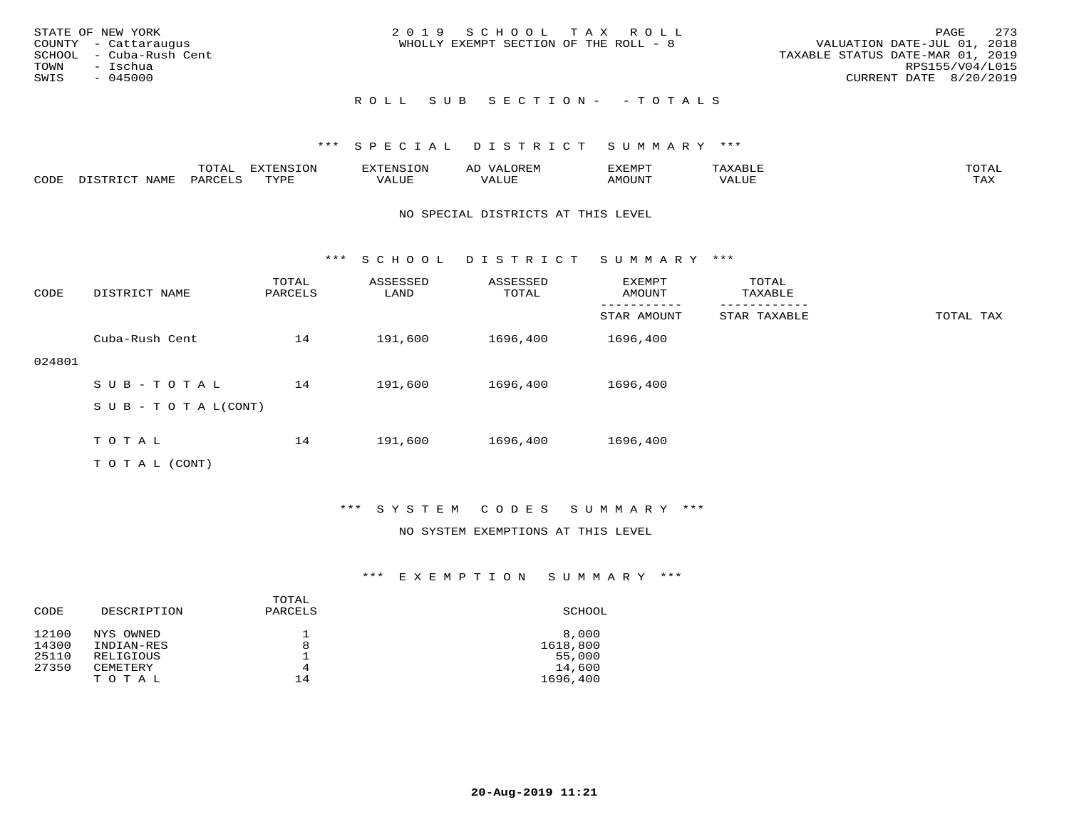STATE OF NEW YORK
COUNTY - Cattaraugus
SCHOOL - Cuba-Rush Cent
TOWN - Ischua
SWIS - 045000

2019 SCHOOL TAX ROLL
WHOLLY EXEMPT SECTION OF THE ROLL - 8

VALUATION DATE-JUL 01, 2018
TAXABLE STATUS DATE-MAR 01, 2019
RPS155/V04/L015
CURRENT DATE 8/20/2019

## ROLL SUB SECTION- - TOTALS

### *** SPECIAL DISTRICT SUMMARY ***

| CODE | DISTRICT NAME | TOTAL PARCELS | EXTENSION TYPE | EXTENSION VALUE | AD VALOREM VALUE | EXEMPT AMOUNT | TAXABLE VALUE | TOTAL TAX |
|---|---|---|---|---|---|---|---|---|

NO SPECIAL DISTRICTS AT THIS LEVEL

### *** SCHOOL DISTRICT SUMMARY ***

| CODE | DISTRICT NAME | TOTAL PARCELS | ASSESSED LAND | ASSESSED TOTAL | EXEMPT AMOUNT / STAR AMOUNT | TOTAL TAXABLE / STAR TAXABLE | TOTAL TAX |
|---|---|---|---|---|---|---|---|
| 024801 | Cuba-Rush Cent | 14 | 191,600 | 1696,400 | 1696,400 | | |
| | SUB-TOTAL | 14 | 191,600 | 1696,400 | 1696,400 | | |
| | SUB-TOTAL(CONT) | | | | | | |
| | TOTAL | 14 | 191,600 | 1696,400 | 1696,400 | | |
| | TOTAL (CONT) | | | | | | |

### *** SYSTEM CODES SUMMARY ***

NO SYSTEM EXEMPTIONS AT THIS LEVEL

### *** EXEMPTION SUMMARY ***

| CODE | DESCRIPTION | TOTAL PARCELS | SCHOOL |
|---|---|---|---|
| 12100 | NYS OWNED | 1 | 8,000 |
| 14300 | INDIAN-RES | 8 | 1618,800 |
| 25110 | RELIGIOUS | 1 | 55,000 |
| 27350 | CEMETERY | 4 | 14,600 |
| | TOTAL | 14 | 1696,400 |

20-Aug-2019 11:21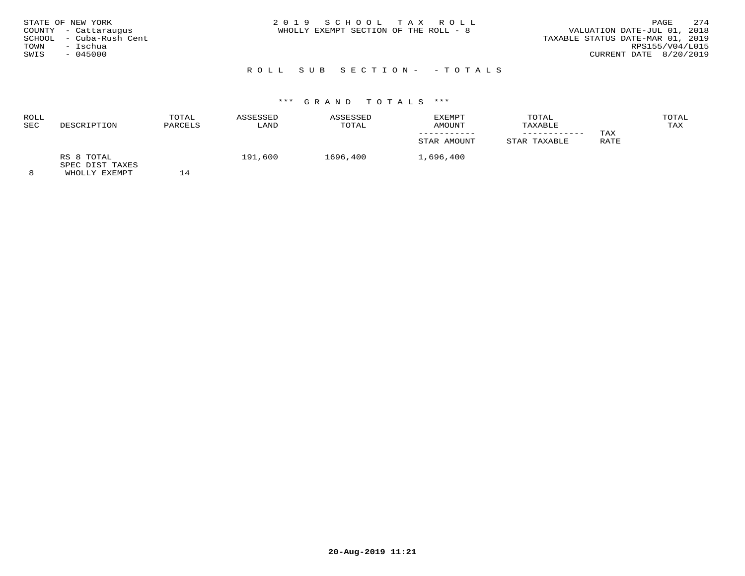STATE OF NEW YORK
COUNTY - Cattaraugus
SCHOOL - Cuba-Rush Cent
TOWN - Ischua
SWIS - 045000

2 0 1 9 S C H O O L T A X R O L L
WHOLLY EXEMPT SECTION OF THE ROLL - 8

VALUATION DATE-JUL 01, 2018
TAXABLE STATUS DATE-MAR 01, 2019
RPS155/V04/L015
CURRENT DATE 8/20/2019

R O L L S U B S E C T I O N - - T O T A L S

\*\*\* G R A N D T O T A L S \*\*\*

| ROLL SEC | DESCRIPTION | TOTAL PARCELS | ASSESSED LAND | ASSESSED TOTAL | EXEMPT AMOUNT / STAR AMOUNT | TOTAL TAXABLE / STAR TAXABLE | TAX RATE | TOTAL TAX |
|---|---|---|---|---|---|---|---|---|
| 8 | RS 8 TOTAL SPEC DIST TAXES WHOLLY EXEMPT | 14 | 191,600 | 1696,400 | 1,696,400 | | | |

20-Aug-2019 11:21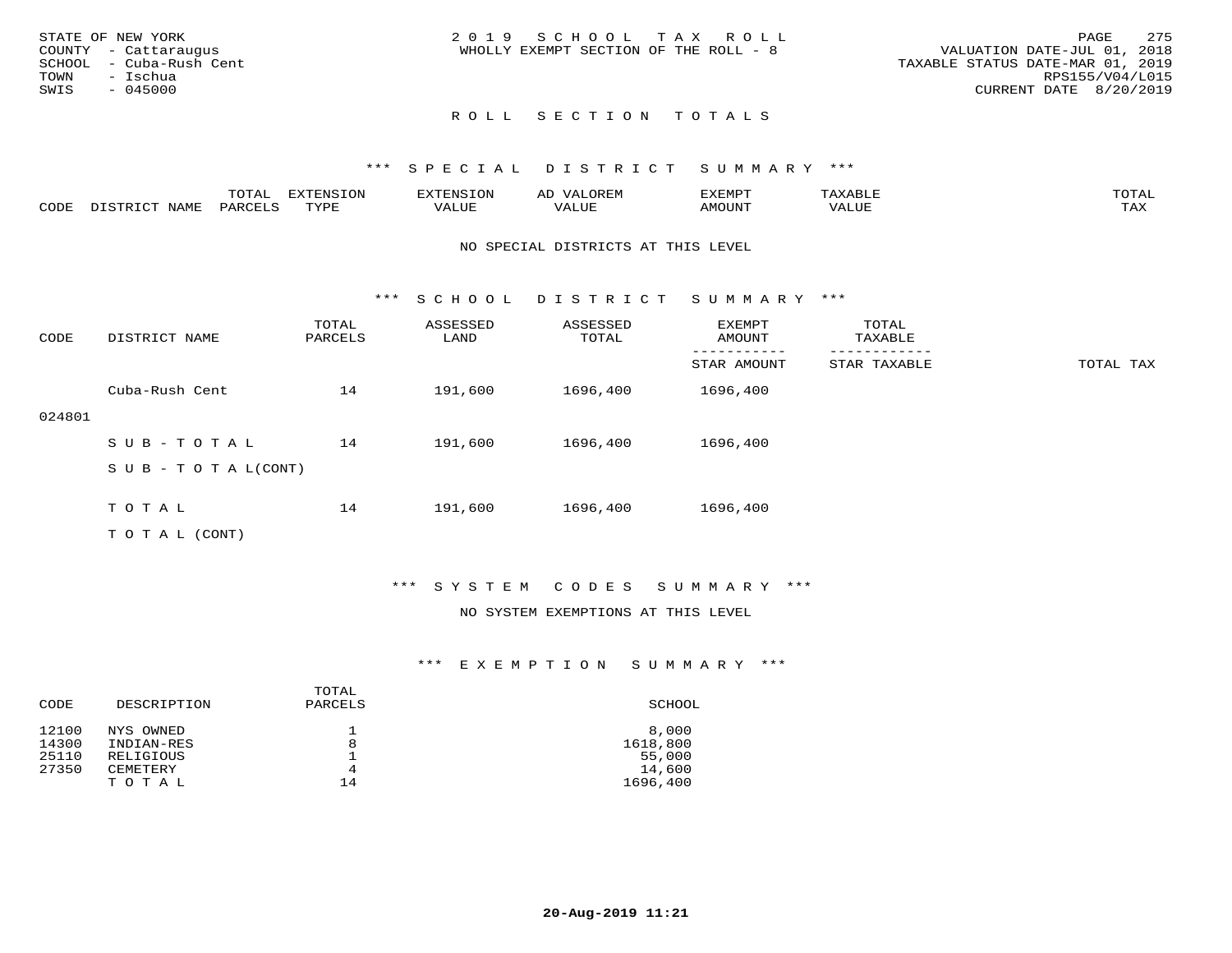STATE OF NEW YORK
COUNTY - Cattaraugus
SCHOOL - Cuba-Rush Cent
TOWN - Ischua
SWIS - 045000

2 0 1 9 S C H O O L T A X R O L L
WHOLLY EXEMPT SECTION OF THE ROLL - 8

VALUATION DATE-JUL 01, 2018
TAXABLE STATUS DATE-MAR 01, 2019
RPS155/V04/L015
CURRENT DATE 8/20/2019

## R O L L S E C T I O N T O T A L S

### *** S P E C I A L D I S T R I C T S U M M A R Y ***

| CODE | DISTRICT NAME | TOTAL PARCELS | EXTENSION TYPE | EXTENSION VALUE | AD VALOREM VALUE | EXEMPT AMOUNT | TAXABLE VALUE | TOTAL TAX |
|---|---|---|---|---|---|---|---|---|

NO SPECIAL DISTRICTS AT THIS LEVEL

### *** S C H O O L D I S T R I C T S U M M A R Y ***

| CODE | DISTRICT NAME | TOTAL PARCELS | ASSESSED LAND | ASSESSED TOTAL | EXEMPT AMOUNT / STAR AMOUNT | TOTAL TAXABLE / STAR TAXABLE | TOTAL TAX |
|---|---|---|---|---|---|---|---|
| | Cuba-Rush Cent | 14 | 191,600 | 1696,400 | 1696,400 | | |
| 024801 | | | | | | | |
| | S U B - T O T A L | 14 | 191,600 | 1696,400 | 1696,400 | | |
| | S U B - T O T A L(CONT) | | | | | | |
| | T O T A L | 14 | 191,600 | 1696,400 | 1696,400 | | |
| | T O T A L (CONT) | | | | | | |

### *** S Y S T E M C O D E S S U M M A R Y ***

NO SYSTEM EXEMPTIONS AT THIS LEVEL

### *** E X E M P T I O N S U M M A R Y ***

| CODE | DESCRIPTION | TOTAL PARCELS | SCHOOL |
|---|---|---|---|
| 12100 | NYS OWNED | 1 | 8,000 |
| 14300 | INDIAN-RES | 8 | 1618,800 |
| 25110 | RELIGIOUS | 1 | 55,000 |
| 27350 | CEMETERY | 4 | 14,600 |
| | T O T A L | 14 | 1696,400 |

20-Aug-2019 11:21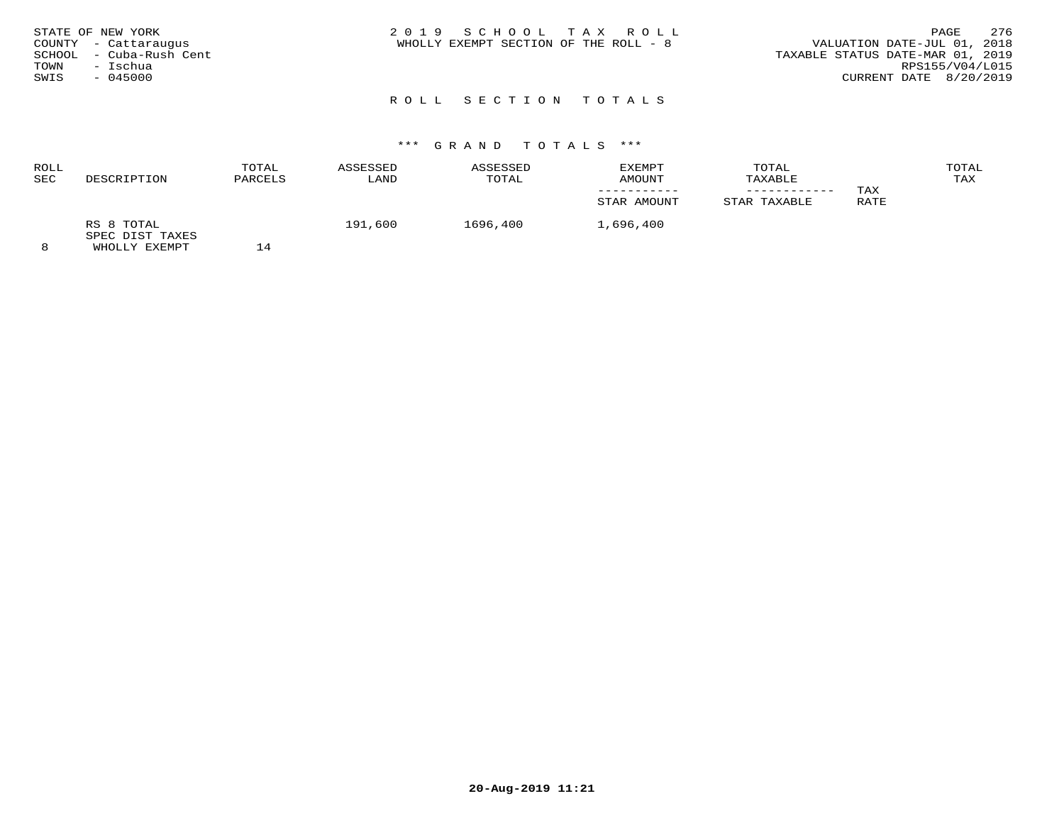STATE OF NEW YORK
COUNTY - Cattaraugus
SCHOOL - Cuba-Rush Cent
TOWN - Ischua
SWIS - 045000

2 0 1 9 S C H O O L T A X R O L L
WHOLLY EXEMPT SECTION OF THE ROLL - 8

VALUATION DATE-JUL 01, 2018
TAXABLE STATUS DATE-MAR 01, 2019
RPS155/V04/L015
CURRENT DATE 8/20/2019

## R O L L S E C T I O N T O T A L S

### \*\*\* G R A N D T O T A L S \*\*\*

| ROLL SEC | DESCRIPTION | TOTAL PARCELS | ASSESSED LAND | ASSESSED TOTAL | EXEMPT AMOUNT / STAR AMOUNT | TOTAL TAXABLE / STAR TAXABLE | TAX RATE | TOTAL TAX |
|---|---|---|---|---|---|---|---|---|
| 8 | RS 8 TOTAL SPEC DIST TAXES WHOLLY EXEMPT | 14 | 191,600 | 1696,400 | 1,696,400 | | | |

20-Aug-2019 11:21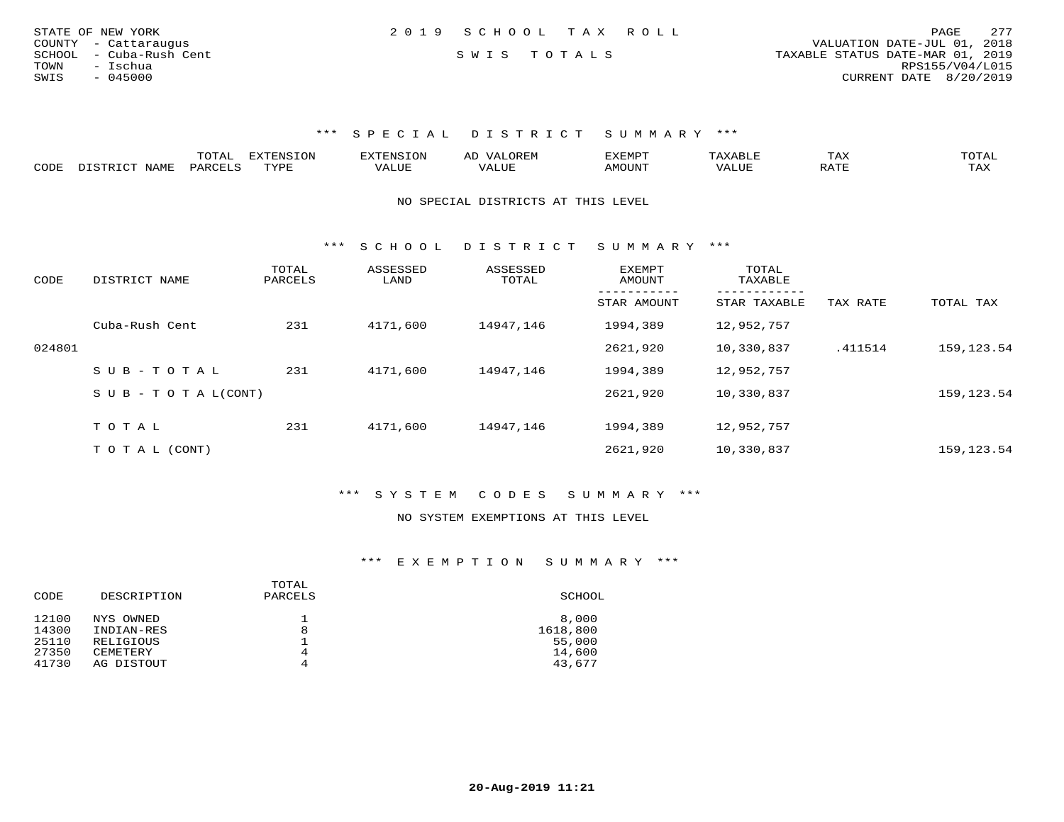STATE OF NEW YORK
COUNTY - Cattaraugus
SCHOOL - Cuba-Rush Cent
TOWN - Ischua
SWIS - 045000

2019 SCHOOL TAX ROLL

SWIS TOTALS

VALUATION DATE-JUL 01, 2018
TAXABLE STATUS DATE-MAR 01, 2019
RPS155/V04/L015
CURRENT DATE 8/20/2019

### *** SPECIAL DISTRICT SUMMARY ***

| CODE | DISTRICT NAME | TOTAL PARCELS | EXTENSION TYPE | EXTENSION VALUE | AD VALOREM VALUE | EXEMPT AMOUNT | TAXABLE VALUE | TAX RATE | TOTAL TAX |
|---|---|---|---|---|---|---|---|---|---|

NO SPECIAL DISTRICTS AT THIS LEVEL

### *** SCHOOL DISTRICT SUMMARY ***

| CODE | DISTRICT NAME | TOTAL PARCELS | ASSESSED LAND | ASSESSED TOTAL | EXEMPT AMOUNT / STAR AMOUNT | TOTAL TAXABLE / STAR TAXABLE | TAX RATE | TOTAL TAX |
|---|---|---|---|---|---|---|---|---|
| | Cuba-Rush Cent | 231 | 4171,600 | 14947,146 | 1994,389 | 12,952,757 | | |
| 024801 | | | | | 2621,920 | 10,330,837 | .411514 | 159,123.54 |
| | S U B - T O T A L | 231 | 4171,600 | 14947,146 | 1994,389 | 12,952,757 | | |
| | S U B - T O T A L(CONT) | | | | 2621,920 | 10,330,837 | | 159,123.54 |
| | T O T A L | 231 | 4171,600 | 14947,146 | 1994,389 | 12,952,757 | | |
| | T O T A L (CONT) | | | | 2621,920 | 10,330,837 | | 159,123.54 |

### *** SYSTEM CODES SUMMARY ***

NO SYSTEM EXEMPTIONS AT THIS LEVEL

### *** EXEMPTION SUMMARY ***

| CODE | DESCRIPTION | TOTAL PARCELS | SCHOOL |
|---|---|---|---|
| 12100 | NYS OWNED | 1 | 8,000 |
| 14300 | INDIAN-RES | 8 | 1618,800 |
| 25110 | RELIGIOUS | 1 | 55,000 |
| 27350 | CEMETERY | 4 | 14,600 |
| 41730 | AG DISTOUT | 4 | 43,677 |

20-Aug-2019 11:21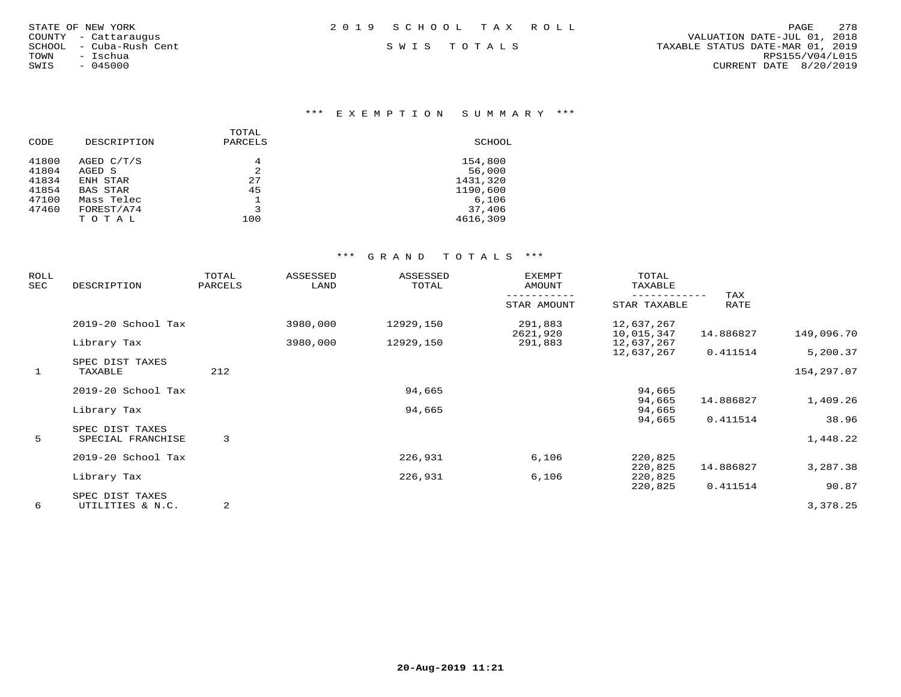STATE OF NEW YORK
COUNTY - Cattaraugus
SCHOOL - Cuba-Rush Cent
TOWN - Ischua
SWIS - 045000

2019 SCHOOL TAX ROLL

SWIS TOTALS

VALUATION DATE-JUL 01, 2018
TAXABLE STATUS DATE-MAR 01, 2019
RPS155/V04/L015
CURRENT DATE 8/20/2019

## *** EXEMPTION SUMMARY ***

| CODE | DESCRIPTION | TOTAL PARCELS | SCHOOL |
|---|---|---|---|
| 41800 | AGED C/T/S | 4 | 154,800 |
| 41804 | AGED S | 2 | 56,000 |
| 41834 | ENH STAR | 27 | 1431,320 |
| 41854 | BAS STAR | 45 | 1190,600 |
| 47100 | Mass Telec | 1 | 6,106 |
| 47460 | FOREST/A74 | 3 | 37,406 |
| | TOTAL | 100 | 4616,309 |

## *** GRAND TOTALS ***

| ROLL SEC | DESCRIPTION | TOTAL PARCELS | ASSESSED LAND | ASSESSED TOTAL | EXEMPT AMOUNT / STAR AMOUNT | TOTAL TAXABLE / STAR TAXABLE | TAX RATE | |
|---|---|---|---|---|---|---|---|---|
| | 2019-20 School Tax | | 3980,000 | 12929,150 | 291,883 | 12,637,267 | | |
| | | | | | 2621,920 | 10,015,347 | 14.886827 | 149,096.70 |
| | Library Tax | | 3980,000 | 12929,150 | 291,883 | 12,637,267 | | |
| | | | | | | 12,637,267 | 0.411514 | 5,200.37 |
| | SPEC DIST TAXES | | | | | | | |
| 1 | TAXABLE | 212 | | | | | | 154,297.07 |
| | 2019-20 School Tax | | | 94,665 | | 94,665 | | |
| | | | | | | 94,665 | 14.886827 | 1,409.26 |
| | Library Tax | | | 94,665 | | 94,665 | | |
| | | | | | | 94,665 | 0.411514 | 38.96 |
| | SPEC DIST TAXES | | | | | | | |
| 5 | SPECIAL FRANCHISE | 3 | | | | | | 1,448.22 |
| | 2019-20 School Tax | | | 226,931 | 6,106 | 220,825 | | |
| | | | | | | 220,825 | 14.886827 | 3,287.38 |
| | Library Tax | | | 226,931 | 6,106 | 220,825 | | |
| | | | | | | 220,825 | 0.411514 | 90.87 |
| | SPEC DIST TAXES | | | | | | | |
| 6 | UTILITIES & N.C. | 2 | | | | | | 3,378.25 |

20-Aug-2019 11:21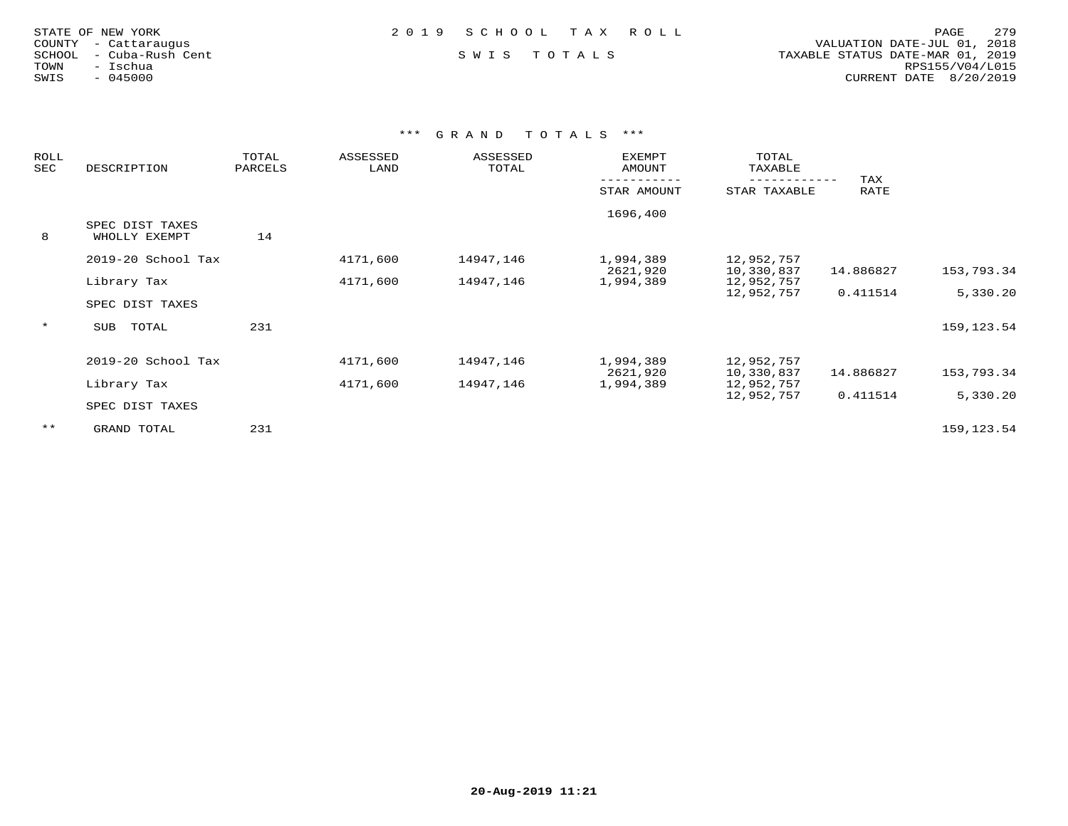STATE OF NEW YORK
COUNTY - Cattaraugus
SCHOOL - Cuba-Rush Cent
TOWN - Ischua
SWIS - 045000

2 0 1 9 S C H O O L T A X R O L L

S W I S T O T A L S

VALUATION DATE-JUL 01, 2018
TAXABLE STATUS DATE-MAR 01, 2019
RPS155/V04/L015
CURRENT DATE 8/20/2019

## *** G R A N D T O T A L S ***

| ROLL SEC | DESCRIPTION | TOTAL PARCELS | ASSESSED LAND | ASSESSED TOTAL | EXEMPT AMOUNT / STAR AMOUNT | TOTAL TAXABLE / STAR TAXABLE | TAX RATE | |
|---|---|---|---|---|---|---|---|---|
| | | | | | 1696,400 | | | |
| 8 | SPEC DIST TAXES WHOLLY EXEMPT | 14 | | | | | | |
| | 2019-20 School Tax | | 4171,600 | 14947,146 | 1,994,389 | 12,952,757 | | |
| | | | | | 2621,920 | 10,330,837 | 14.886827 | 153,793.34 |
| | Library Tax | | 4171,600 | 14947,146 | 1,994,389 | 12,952,757 | | |
| | | | | | | 12,952,757 | 0.411514 | 5,330.20 |
| | SPEC DIST TAXES | | | | | | | |
| * | SUB TOTAL | 231 | | | | | | 159,123.54 |
| | 2019-20 School Tax | | 4171,600 | 14947,146 | 1,994,389 | 12,952,757 | | |
| | | | | | 2621,920 | 10,330,837 | 14.886827 | 153,793.34 |
| | Library Tax | | 4171,600 | 14947,146 | 1,994,389 | 12,952,757 | | |
| | | | | | | 12,952,757 | 0.411514 | 5,330.20 |
| | SPEC DIST TAXES | | | | | | | |
| ** | GRAND TOTAL | 231 | | | | | | 159,123.54 |

20-Aug-2019 11:21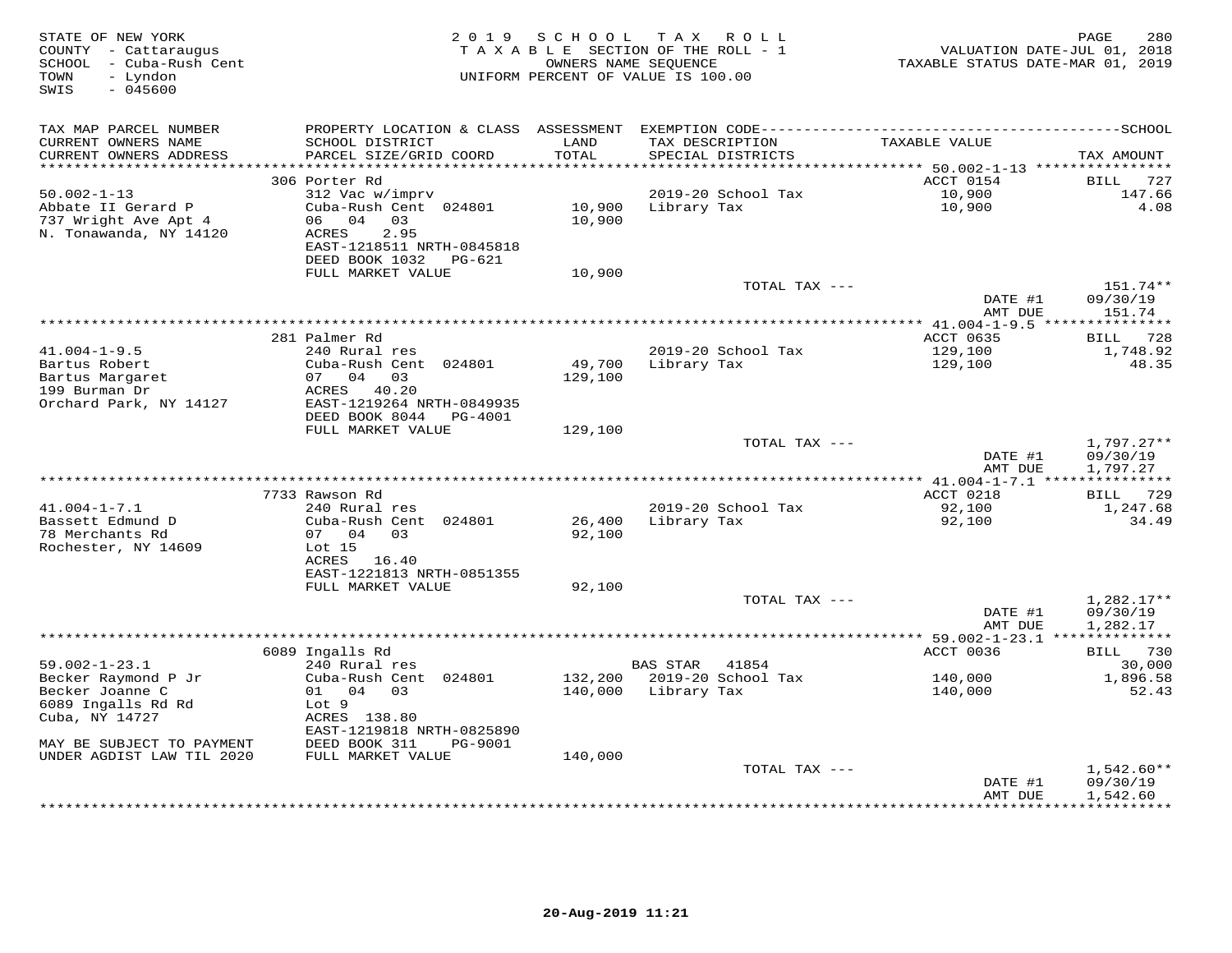STATE OF NEW YORK
COUNTY - Cattaraugus
SCHOOL - Cuba-Rush Cent
TOWN - Lyndon
SWIS - 045600

2019 SCHOOL TAX ROLL
TAXABLE SECTION OF THE ROLL - 1
OWNERS NAME SEQUENCE
UNIFORM PERCENT OF VALUE IS 100.00

VALUATION DATE-JUL 01, 2018
TAXABLE STATUS DATE-MAR 01, 2019

| TAX MAP PARCEL NUMBER / CURRENT OWNERS NAME / CURRENT OWNERS ADDRESS | PROPERTY LOCATION & CLASS / SCHOOL DISTRICT / PARCEL SIZE/GRID COORD | ASSESSMENT LAND / TOTAL | EXEMPTION CODE / TAX DESCRIPTION / SPECIAL DISTRICTS | TAXABLE VALUE | SCHOOL TAX AMOUNT |
|---|---|---|---|---|---|
| 50.002-1-13 | 306 Porter Rd | | | ACCT 0154 | BILL 727 |
| 50.002-1-13 | 312 Vac w/imprv | | 2019-20 School Tax | 10,900 | 147.66 |
| Abbate II Gerard P | Cuba-Rush Cent 024801 | 10,900 | Library Tax | 10,900 | 4.08 |
| 737 Wright Ave Apt 4 | 06 04 03 | 10,900 | | | |
| N. Tonawanda, NY 14120 | ACRES 2.95 | | | | |
| | EAST-1218511 NRTH-0845818 | | | | |
| | DEED BOOK 1032 PG-621 | | | | |
| | FULL MARKET VALUE | 10,900 | | | |
| | | | TOTAL TAX --- | | 151.74** |
| | | | | DATE #1 | 09/30/19 |
| | | | | AMT DUE | 151.74 |
| 41.004-1-9.5 | 281 Palmer Rd | | | ACCT 0635 | BILL 728 |
| 41.004-1-9.5 | 240 Rural res | | 2019-20 School Tax | 129,100 | 1,748.92 |
| Bartus Robert | Cuba-Rush Cent 024801 | 49,700 | Library Tax | 129,100 | 48.35 |
| Bartus Margaret | 07 04 03 | 129,100 | | | |
| 199 Burman Dr | ACRES 40.20 | | | | |
| Orchard Park, NY 14127 | EAST-1219264 NRTH-0849935 | | | | |
| | DEED BOOK 8044 PG-4001 | | | | |
| | FULL MARKET VALUE | 129,100 | | | |
| | | | TOTAL TAX --- | | 1,797.27** |
| | | | | DATE #1 | 09/30/19 |
| | | | | AMT DUE | 1,797.27 |
| 41.004-1-7.1 | 7733 Rawson Rd | | | ACCT 0218 | BILL 729 |
| 41.004-1-7.1 | 240 Rural res | | 2019-20 School Tax | 92,100 | 1,247.68 |
| Bassett Edmund D | Cuba-Rush Cent 024801 | 26,400 | Library Tax | 92,100 | 34.49 |
| 78 Merchants Rd | 07 04 03 | 92,100 | | | |
| Rochester, NY 14609 | Lot 15 | | | | |
| | ACRES 16.40 | | | | |
| | EAST-1221813 NRTH-0851355 | | | | |
| | FULL MARKET VALUE | 92,100 | | | |
| | | | TOTAL TAX --- | | 1,282.17** |
| | | | | DATE #1 | 09/30/19 |
| | | | | AMT DUE | 1,282.17 |
| 59.002-1-23.1 | 6089 Ingalls Rd | | | ACCT 0036 | BILL 730 |
| 59.002-1-23.1 | 240 Rural res | | BAS STAR 41854 | | 30,000 |
| Becker Raymond P Jr | Cuba-Rush Cent 024801 | 132,200 | 2019-20 School Tax | 140,000 | 1,896.58 |
| Becker Joanne C | 01 04 03 | 140,000 | Library Tax | 140,000 | 52.43 |
| 6089 Ingalls Rd Rd | Lot 9 | | | | |
| Cuba, NY 14727 | ACRES 138.80 | | | | |
| | EAST-1219818 NRTH-0825890 | | | | |
| MAY BE SUBJECT TO PAYMENT | DEED BOOK 311 PG-9001 | | | | |
| UNDER AGDIST LAW TIL 2020 | FULL MARKET VALUE | 140,000 | | | |
| | | | TOTAL TAX --- | | 1,542.60** |
| | | | | DATE #1 | 09/30/19 |
| | | | | AMT DUE | 1,542.60 |

20-Aug-2019 11:21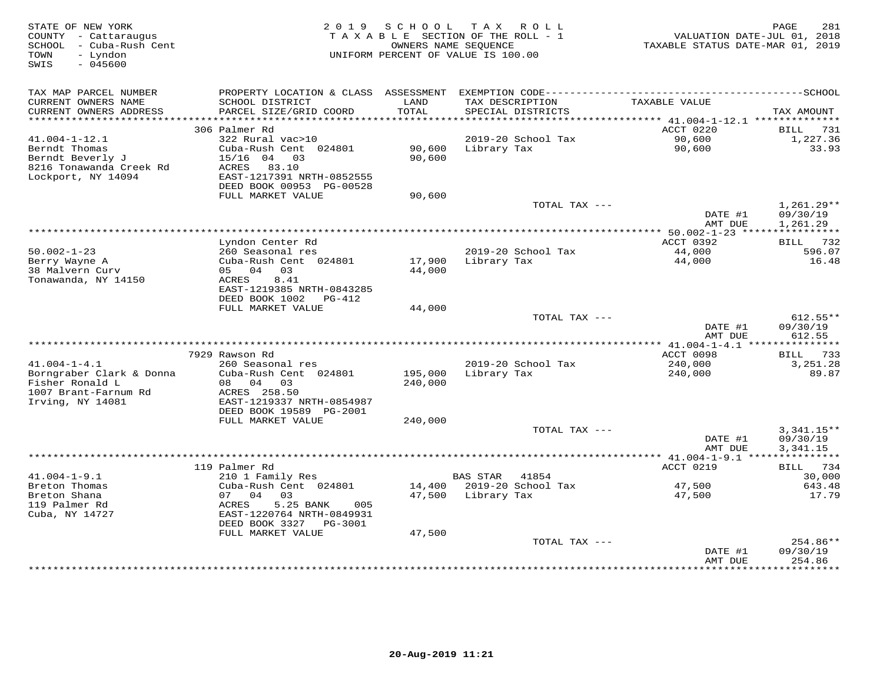STATE OF NEW YORK
COUNTY - Cattaraugus
SCHOOL - Cuba-Rush Cent
TOWN - Lyndon
SWIS - 045600

2019 SCHOOL TAX ROLL
TAXABLE SECTION OF THE ROLL - 1
OWNERS NAME SEQUENCE
UNIFORM PERCENT OF VALUE IS 100.00

VALUATION DATE-JUL 01, 2018
TAXABLE STATUS DATE-MAR 01, 2019

| TAX MAP PARCEL NUMBER / CURRENT OWNERS NAME / CURRENT OWNERS ADDRESS | PROPERTY LOCATION & CLASS / SCHOOL DISTRICT / PARCEL SIZE/GRID COORD | ASSESSMENT LAND / TOTAL | EXEMPTION CODE / TAX DESCRIPTION / SPECIAL DISTRICTS | TAXABLE VALUE | TAX AMOUNT |
|---|---|---|---|---|---|
| 41.004-1-12.1 | 306 Palmer Rd | | | ACCT 0220 | BILL 731 |
| Berndt Thomas | 322 Rural vac>10 | | 2019-20 School Tax | 90,600 | 1,227.36 |
| Berndt Beverly J | Cuba-Rush Cent 024801 | 90,600 | Library Tax | 90,600 | 33.93 |
| 8216 Tonawanda Creek Rd | 15/16 04 03 | 90,600 | | | |
| Lockport, NY 14094 | ACRES 83.10 | | | | |
| | EAST-1217391 NRTH-0852555 | | | | |
| | DEED BOOK 00953 PG-00528 | | | | |
| | FULL MARKET VALUE | 90,600 | | | |
| | | | TOTAL TAX --- | | 1,261.29** |
| | | | | DATE #1 | 09/30/19 |
| | | | | AMT DUE | 1,261.29 |
| 50.002-1-23 | Lyndon Center Rd | | | ACCT 0392 | BILL 732 |
| Berry Wayne A | 260 Seasonal res | | 2019-20 School Tax | 44,000 | 596.07 |
| 38 Malvern Curv | Cuba-Rush Cent 024801 | 17,900 | Library Tax | 44,000 | 16.48 |
| Tonawanda, NY 14150 | 05 04 03 | 44,000 | | | |
| | ACRES 8.41 | | | | |
| | EAST-1219385 NRTH-0843285 | | | | |
| | DEED BOOK 1002 PG-412 | | | | |
| | FULL MARKET VALUE | 44,000 | | | |
| | | | TOTAL TAX --- | | 612.55** |
| | | | | DATE #1 | 09/30/19 |
| | | | | AMT DUE | 612.55 |
| 41.004-1-4.1 | 7929 Rawson Rd | | | ACCT 0098 | BILL 733 |
| Borngraber Clark & Donna | 260 Seasonal res | | 2019-20 School Tax | 240,000 | 3,251.28 |
| Fisher Ronald L | Cuba-Rush Cent 024801 | 195,000 | Library Tax | 240,000 | 89.87 |
| 1007 Brant-Farnum Rd | 08 04 03 | 240,000 | | | |
| Irving, NY 14081 | ACRES 258.50 | | | | |
| | EAST-1219337 NRTH-0854987 | | | | |
| | DEED BOOK 19589 PG-2001 | | | | |
| | FULL MARKET VALUE | 240,000 | | | |
| | | | TOTAL TAX --- | | 3,341.15** |
| | | | | DATE #1 | 09/30/19 |
| | | | | AMT DUE | 3,341.15 |
| 41.004-1-9.1 | 119 Palmer Rd | | | ACCT 0219 | BILL 734 |
| Breton Thomas | 210 1 Family Res | | BAS STAR 41854 | | 30,000 |
| Breton Shana | Cuba-Rush Cent 024801 | 14,400 | 2019-20 School Tax | 47,500 | 643.48 |
| 119 Palmer Rd | 07 04 03 | 47,500 | Library Tax | 47,500 | 17.79 |
| Cuba, NY 14727 | ACRES 5.25 BANK 005 | | | | |
| | EAST-1220764 NRTH-0849931 | | | | |
| | DEED BOOK 3327 PG-3001 | | | | |
| | FULL MARKET VALUE | 47,500 | | | |
| | | | TOTAL TAX --- | | 254.86** |
| | | | | DATE #1 | 09/30/19 |
| | | | | AMT DUE | 254.86 |

20-Aug-2019 11:21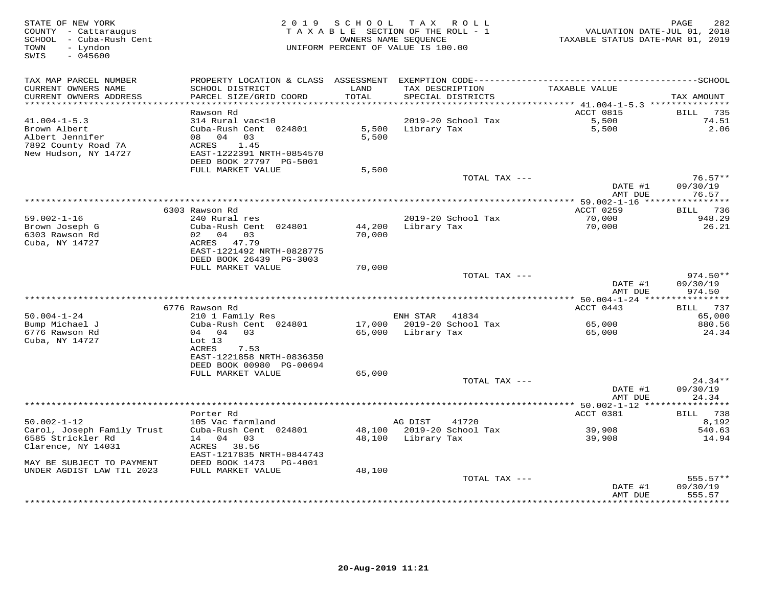STATE OF NEW YORK
COUNTY - Cattaraugus
SCHOOL - Cuba-Rush Cent
TOWN - Lyndon
SWIS - 045600

2019 SCHOOL TAX ROLL
TAXABLE SECTION OF THE ROLL - 1
OWNERS NAME SEQUENCE
UNIFORM PERCENT OF VALUE IS 100.00

VALUATION DATE-JUL 01, 2018
TAXABLE STATUS DATE-MAR 01, 2019

| TAX MAP PARCEL NUMBER / CURRENT OWNERS NAME / CURRENT OWNERS ADDRESS | PROPERTY LOCATION & CLASS / SCHOOL DISTRICT / PARCEL SIZE/GRID COORD | ASSESSMENT LAND / TOTAL | EXEMPTION CODE / TAX DESCRIPTION / SPECIAL DISTRICTS | TAXABLE VALUE | TAX AMOUNT |
|---|---|---|---|---|---|
| **41.004-1-5.3** | Rawson Rd | | | ACCT 0815 | BILL 735 |
| 41.004-1-5.3 | 314 Rural vac<10 | | 2019-20 School Tax | 5,500 | 74.51 |
| Brown Albert | Cuba-Rush Cent 024801 | 5,500 | Library Tax | 5,500 | 2.06 |
| Albert Jennifer | 08 04 03 | 5,500 | | | |
| 7892 County Road 7A | ACRES 1.45 | | | | |
| New Hudson, NY 14727 | EAST-1222391 NRTH-0854570 | | | | |
| | DEED BOOK 27797 PG-5001 | | | | |
| | FULL MARKET VALUE | 5,500 | | | |
| | | | TOTAL TAX --- | | 76.57** |
| | | | | DATE #1 | 09/30/19 |
| | | | | AMT DUE | 76.57 |
| **59.002-1-16** | 6303 Rawson Rd | | | ACCT 0259 | BILL 736 |
| 59.002-1-16 | 240 Rural res | | 2019-20 School Tax | 70,000 | 948.29 |
| Brown Joseph G | Cuba-Rush Cent 024801 | 44,200 | Library Tax | 70,000 | 26.21 |
| 6303 Rawson Rd | 02 04 03 | 70,000 | | | |
| Cuba, NY 14727 | ACRES 47.79 | | | | |
| | EAST-1221492 NRTH-0828775 | | | | |
| | DEED BOOK 26439 PG-3003 | | | | |
| | FULL MARKET VALUE | 70,000 | | | |
| | | | TOTAL TAX --- | | 974.50** |
| | | | | DATE #1 | 09/30/19 |
| | | | | AMT DUE | 974.50 |
| **50.004-1-24** | 6776 Rawson Rd | | | ACCT 0443 | BILL 737 |
| 50.004-1-24 | 210 1 Family Res | | ENH STAR 41834 | | 65,000 |
| Bump Michael J | Cuba-Rush Cent 024801 | 17,000 | 2019-20 School Tax | 65,000 | 880.56 |
| 6776 Rawson Rd | 04 04 03 | 65,000 | Library Tax | 65,000 | 24.34 |
| Cuba, NY 14727 | Lot 13 | | | | |
| | ACRES 7.53 | | | | |
| | EAST-1221858 NRTH-0836350 | | | | |
| | DEED BOOK 00980 PG-00694 | | | | |
| | FULL MARKET VALUE | 65,000 | | | |
| | | | TOTAL TAX --- | | 24.34** |
| | | | | DATE #1 | 09/30/19 |
| | | | | AMT DUE | 24.34 |
| **50.002-1-12** | Porter Rd | | | ACCT 0381 | BILL 738 |
| 50.002-1-12 | 105 Vac farmland | | AG DIST 41720 | | 8,192 |
| Carol, Joseph Family Trust | Cuba-Rush Cent 024801 | 48,100 | 2019-20 School Tax | 39,908 | 540.63 |
| 6585 Strickler Rd | 14 04 03 | 48,100 | Library Tax | 39,908 | 14.94 |
| Clarence, NY 14031 | ACRES 38.56 | | | | |
| | EAST-1217835 NRTH-0844743 | | | | |
| MAY BE SUBJECT TO PAYMENT | DEED BOOK 1473 PG-4001 | | | | |
| UNDER AGDIST LAW TIL 2023 | FULL MARKET VALUE | 48,100 | | | |
| | | | TOTAL TAX --- | | 555.57** |
| | | | | DATE #1 | 09/30/19 |
| | | | | AMT DUE | 555.57 |

20-Aug-2019 11:21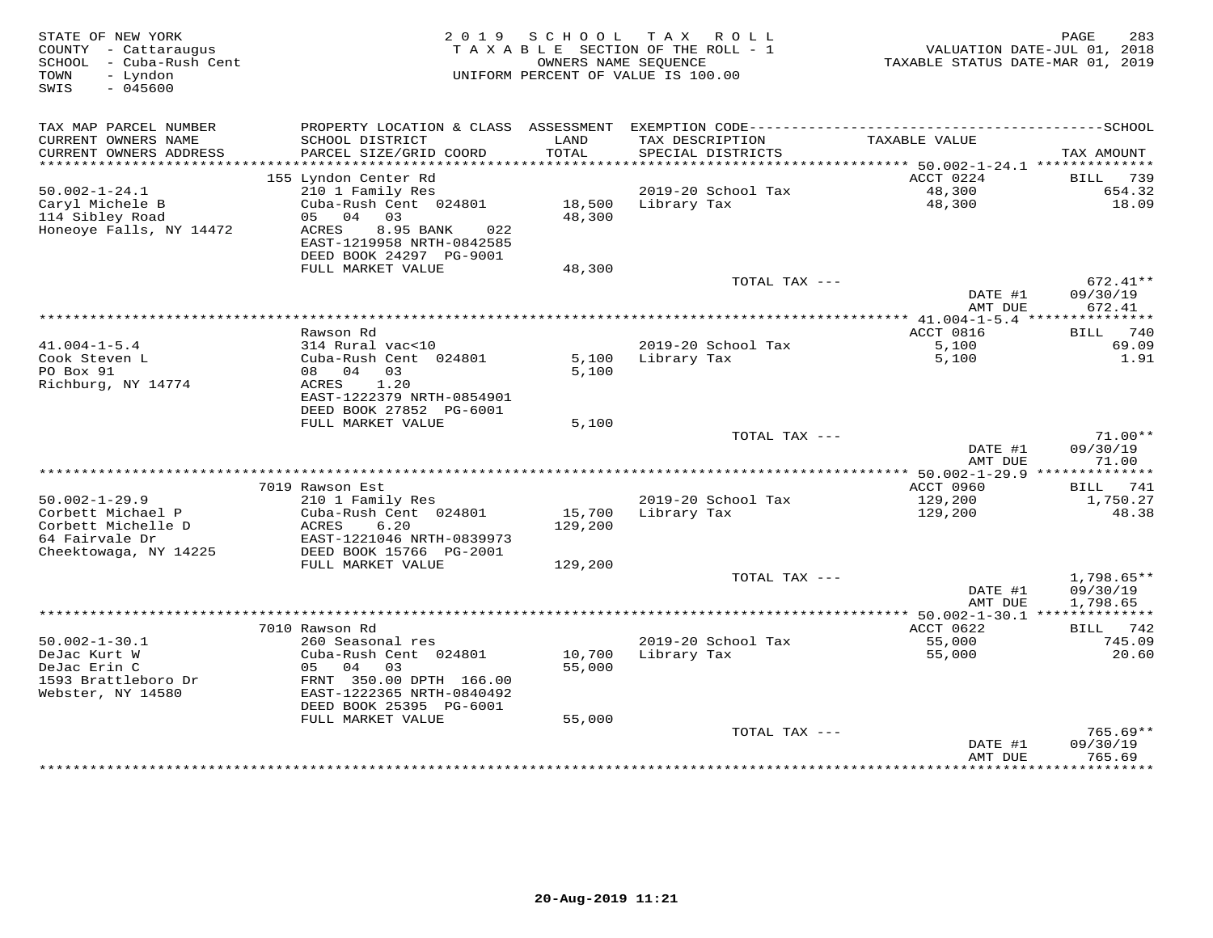STATE OF NEW YORK
COUNTY - Cattaraugus
SCHOOL - Cuba-Rush Cent
TOWN - Lyndon
SWIS - 045600

2 0 1 9 S C H O O L T A X R O L L
T A X A B L E SECTION OF THE ROLL - 1
OWNERS NAME SEQUENCE
UNIFORM PERCENT OF VALUE IS 100.00

VALUATION DATE-JUL 01, 2018
TAXABLE STATUS DATE-MAR 01, 2019

| TAX MAP PARCEL NUMBER / CURRENT OWNERS NAME / CURRENT OWNERS ADDRESS | PROPERTY LOCATION & CLASS / SCHOOL DISTRICT / PARCEL SIZE/GRID COORD | ASSESSMENT LAND / TOTAL | EXEMPTION CODE / TAX DESCRIPTION / SPECIAL DISTRICTS | TAXABLE VALUE | SCHOOL TAX AMOUNT |
|---|---|---|---|---|---|
| 50.002-1-24.1 | 155 Lyndon Center Rd | | | ACCT 0224 | BILL 739 |
| Caryl Michele B | 210 1 Family Res | | 2019-20 School Tax | 48,300 | 654.32 |
| 114 Sibley Road | Cuba-Rush Cent 024801 | 18,500 | Library Tax | 48,300 | 18.09 |
| Honeoye Falls, NY 14472 | 05 04 03 | 48,300 | | | |
| | ACRES 8.95 BANK 022 | | | | |
| | EAST-1219958 NRTH-0842585 | | | | |
| | DEED BOOK 24297 PG-9001 | | | | |
| | FULL MARKET VALUE | 48,300 | | | |
| | | | TOTAL TAX --- | | 672.41** |
| | | | | DATE #1 | 09/30/19 |
| | | | | AMT DUE | 672.41 |
| 41.004-1-5.4 | Rawson Rd | | | ACCT 0816 | BILL 740 |
| Cook Steven L | 314 Rural vac<10 | | 2019-20 School Tax | 5,100 | 69.09 |
| PO Box 91 | Cuba-Rush Cent 024801 | 5,100 | Library Tax | 5,100 | 1.91 |
| Richburg, NY 14774 | 08 04 03 | 5,100 | | | |
| | ACRES 1.20 | | | | |
| | EAST-1222379 NRTH-0854901 | | | | |
| | DEED BOOK 27852 PG-6001 | | | | |
| | FULL MARKET VALUE | 5,100 | | | |
| | | | TOTAL TAX --- | | 71.00** |
| | | | | DATE #1 | 09/30/19 |
| | | | | AMT DUE | 71.00 |
| 50.002-1-29.9 | 7019 Rawson Est | | | ACCT 0960 | BILL 741 |
| Corbett Michael P | 210 1 Family Res | | 2019-20 School Tax | 129,200 | 1,750.27 |
| Corbett Michelle D | Cuba-Rush Cent 024801 | 15,700 | Library Tax | 129,200 | 48.38 |
| 64 Fairvale Dr | ACRES 6.20 | 129,200 | | | |
| Cheektowaga, NY 14225 | EAST-1221046 NRTH-0839973 | | | | |
| | DEED BOOK 15766 PG-2001 | | | | |
| | FULL MARKET VALUE | 129,200 | | | |
| | | | TOTAL TAX --- | | 1,798.65** |
| | | | | DATE #1 | 09/30/19 |
| | | | | AMT DUE | 1,798.65 |
| 50.002-1-30.1 | 7010 Rawson Rd | | | ACCT 0622 | BILL 742 |
| DeJac Kurt W | 260 Seasonal res | | 2019-20 School Tax | 55,000 | 745.09 |
| DeJac Erin C | Cuba-Rush Cent 024801 | 10,700 | Library Tax | 55,000 | 20.60 |
| 1593 Brattleboro Dr | 05 04 03 | 55,000 | | | |
| Webster, NY 14580 | FRNT 350.00 DPTH 166.00 | | | | |
| | EAST-1222365 NRTH-0840492 | | | | |
| | DEED BOOK 25395 PG-6001 | | | | |
| | FULL MARKET VALUE | 55,000 | | | |
| | | | TOTAL TAX --- | | 765.69** |
| | | | | DATE #1 | 09/30/19 |
| | | | | AMT DUE | 765.69 |

20-Aug-2019 11:21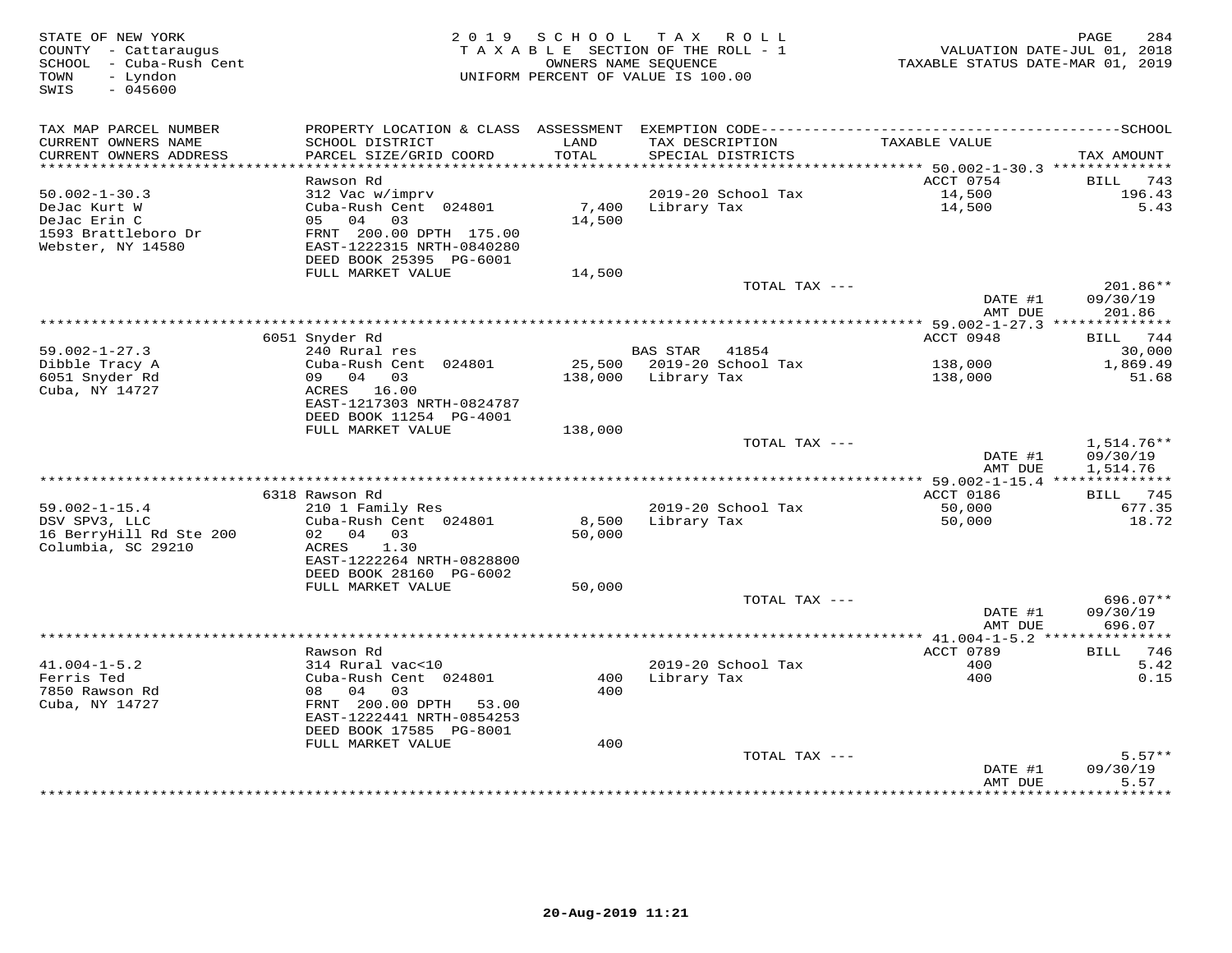STATE OF NEW YORK
COUNTY - Cattaraugus
SCHOOL - Cuba-Rush Cent
TOWN - Lyndon
SWIS - 045600

2019 SCHOOL TAX ROLL
TAXABLE SECTION OF THE ROLL - 1
OWNERS NAME SEQUENCE
UNIFORM PERCENT OF VALUE IS 100.00

VALUATION DATE-JUL 01, 2018
TAXABLE STATUS DATE-MAR 01, 2019

| TAX MAP PARCEL NUMBER / CURRENT OWNERS NAME / CURRENT OWNERS ADDRESS | PROPERTY LOCATION & CLASS / SCHOOL DISTRICT / PARCEL SIZE/GRID COORD | ASSESSMENT LAND / TOTAL | EXEMPTION CODE / TAX DESCRIPTION / SPECIAL DISTRICTS | TAXABLE VALUE | TAX AMOUNT |
|---|---|---|---|---|---|
| 50.002-1-30.3 | Rawson Rd | | | ACCT 0754 | BILL 743 |
| 50.002-1-30.3 | 312 Vac w/imprv | | | | |
| DeJac Kurt W | Cuba-Rush Cent 024801 | 7,400 | 2019-20 School Tax | 14,500 | 196.43 |
| DeJac Erin C | 05 04 03 | 14,500 | Library Tax | 14,500 | 5.43 |
| 1593 Brattleboro Dr | FRNT 200.00 DPTH 175.00 | | | | |
| Webster, NY 14580 | EAST-1222315 NRTH-0840280 | | | | |
| | DEED BOOK 25395 PG-6001 | | | | |
| | FULL MARKET VALUE | 14,500 | | | |
| | | | TOTAL TAX --- | | 201.86** |
| | | | | DATE #1 | 09/30/19 |
| | | | | AMT DUE | 201.86 |
| 59.002-1-27.3 | 6051 Snyder Rd | | | ACCT 0948 | BILL 744 |
| 59.002-1-27.3 | 240 Rural res | | BAS STAR 41854 | | 30,000 |
| Dibble Tracy A | Cuba-Rush Cent 024801 | 25,500 | 2019-20 School Tax | 138,000 | 1,869.49 |
| 6051 Snyder Rd | 09 04 03 | 138,000 | Library Tax | 138,000 | 51.68 |
| Cuba, NY 14727 | ACRES 16.00 | | | | |
| | EAST-1217303 NRTH-0824787 | | | | |
| | DEED BOOK 11254 PG-4001 | | | | |
| | FULL MARKET VALUE | 138,000 | | | |
| | | | TOTAL TAX --- | | 1,514.76** |
| | | | | DATE #1 | 09/30/19 |
| | | | | AMT DUE | 1,514.76 |
| 59.002-1-15.4 | 6318 Rawson Rd | | | ACCT 0186 | BILL 745 |
| 59.002-1-15.4 | 210 1 Family Res | | | | |
| DSV SPV3, LLC | Cuba-Rush Cent 024801 | 8,500 | 2019-20 School Tax | 50,000 | 677.35 |
| 16 BerryHill Rd Ste 200 | 02 04 03 | 50,000 | Library Tax | 50,000 | 18.72 |
| Columbia, SC 29210 | ACRES 1.30 | | | | |
| | EAST-1222264 NRTH-0828800 | | | | |
| | DEED BOOK 28160 PG-6002 | | | | |
| | FULL MARKET VALUE | 50,000 | | | |
| | | | TOTAL TAX --- | | 696.07** |
| | | | | DATE #1 | 09/30/19 |
| | | | | AMT DUE | 696.07 |
| 41.004-1-5.2 | Rawson Rd | | | ACCT 0789 | BILL 746 |
| 41.004-1-5.2 | 314 Rural vac<10 | | | | |
| Ferris Ted | Cuba-Rush Cent 024801 | 400 | 2019-20 School Tax | 400 | 5.42 |
| 7850 Rawson Rd | 08 04 03 | 400 | Library Tax | 400 | 0.15 |
| Cuba, NY 14727 | FRNT 200.00 DPTH 53.00 | | | | |
| | EAST-1222441 NRTH-0854253 | | | | |
| | DEED BOOK 17585 PG-8001 | | | | |
| | FULL MARKET VALUE | 400 | | | |
| | | | TOTAL TAX --- | | 5.57** |
| | | | | DATE #1 | 09/30/19 |
| | | | | AMT DUE | 5.57 |

20-Aug-2019 11:21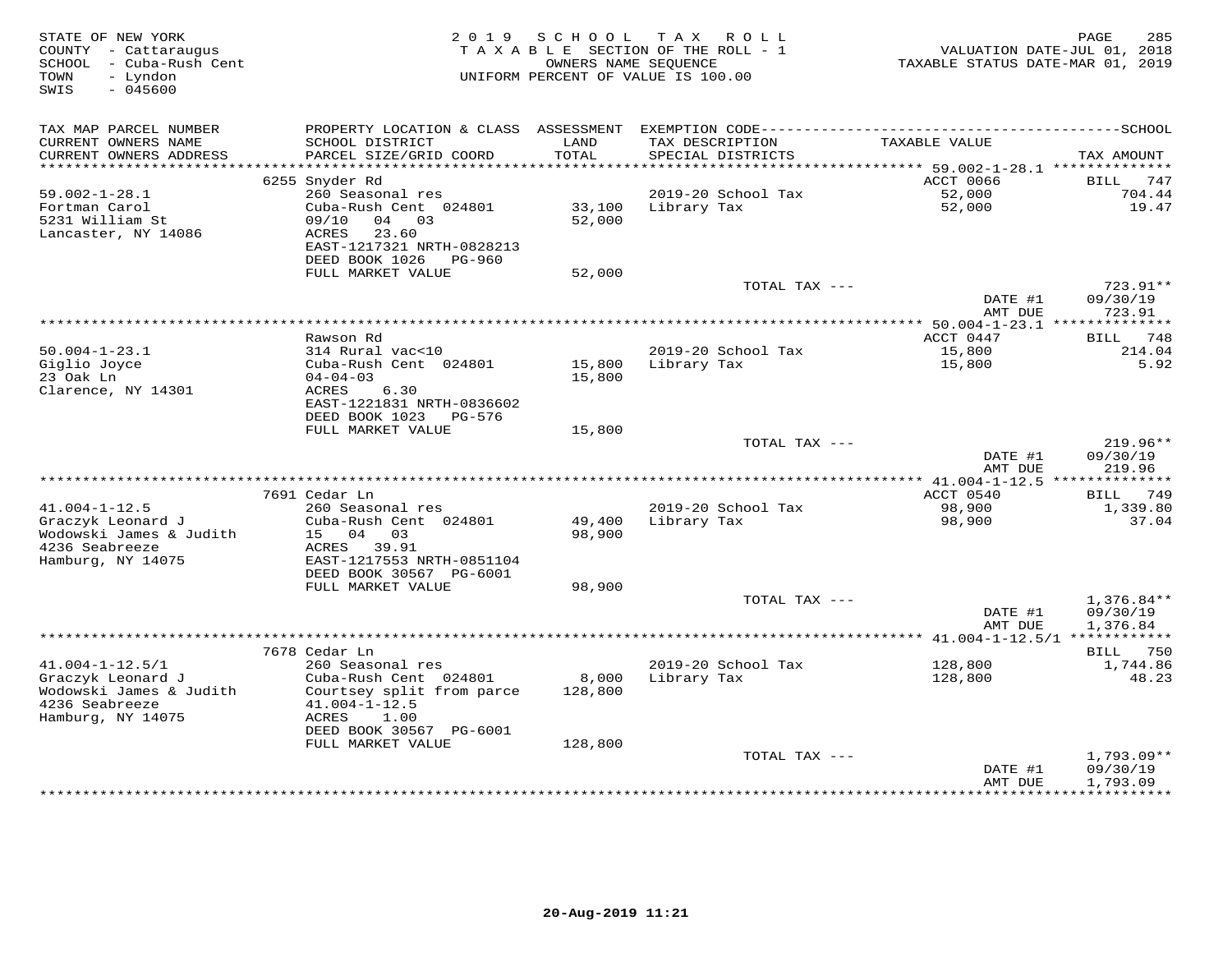STATE OF NEW YORK
COUNTY - Cattaraugus
SCHOOL - Cuba-Rush Cent
TOWN - Lyndon
SWIS - 045600

2019 SCHOOL TAX ROLL
TAXABLE SECTION OF THE ROLL - 1
OWNERS NAME SEQUENCE
UNIFORM PERCENT OF VALUE IS 100.00

VALUATION DATE-JUL 01, 2018
TAXABLE STATUS DATE-MAR 01, 2019

| TAX MAP PARCEL NUMBER / CURRENT OWNERS NAME / CURRENT OWNERS ADDRESS | PROPERTY LOCATION & CLASS / SCHOOL DISTRICT / PARCEL SIZE/GRID COORD | ASSESSMENT LAND / TOTAL | EXEMPTION CODE / TAX DESCRIPTION / SPECIAL DISTRICTS | TAXABLE VALUE | SCHOOL TAX AMOUNT |
|---|---|---|---|---|---|
| **59.002-1-28.1** | 6255 Snyder Rd | | | ACCT 0066 | BILL 747 |
| 59.002-1-28.1 | 260 Seasonal res | | 2019-20 School Tax | 52,000 | 704.44 |
| Fortman Carol | Cuba-Rush Cent 024801 | 33,100 | Library Tax | 52,000 | 19.47 |
| 5231 William St | 09/10 04 03 | 52,000 | | | |
| Lancaster, NY 14086 | ACRES 23.60 | | | | |
| | EAST-1217321 NRTH-0828213 | | | | |
| | DEED BOOK 1026 PG-960 | | | | |
| | FULL MARKET VALUE | 52,000 | | | |
| | | | TOTAL TAX --- | | 723.91** |
| | | | | DATE #1 | 09/30/19 |
| | | | | AMT DUE | 723.91 |
| **50.004-1-23.1** | Rawson Rd | | | ACCT 0447 | BILL 748 |
| 50.004-1-23.1 | 314 Rural vac<10 | | 2019-20 School Tax | 15,800 | 214.04 |
| Giglio Joyce | Cuba-Rush Cent 024801 | 15,800 | Library Tax | 15,800 | 5.92 |
| 23 Oak Ln | 04-04-03 | 15,800 | | | |
| Clarence, NY 14301 | ACRES 6.30 | | | | |
| | EAST-1221831 NRTH-0836602 | | | | |
| | DEED BOOK 1023 PG-576 | | | | |
| | FULL MARKET VALUE | 15,800 | | | |
| | | | TOTAL TAX --- | | 219.96** |
| | | | | DATE #1 | 09/30/19 |
| | | | | AMT DUE | 219.96 |
| **41.004-1-12.5** | 7691 Cedar Ln | | | ACCT 0540 | BILL 749 |
| 41.004-1-12.5 | 260 Seasonal res | | 2019-20 School Tax | 98,900 | 1,339.80 |
| Graczyk Leonard J | Cuba-Rush Cent 024801 | 49,400 | Library Tax | 98,900 | 37.04 |
| Wodowski James & Judith | 15 04 03 | 98,900 | | | |
| 4236 Seabreeze | ACRES 39.91 | | | | |
| Hamburg, NY 14075 | EAST-1217553 NRTH-0851104 | | | | |
| | DEED BOOK 30567 PG-6001 | | | | |
| | FULL MARKET VALUE | 98,900 | | | |
| | | | TOTAL TAX --- | | 1,376.84** |
| | | | | DATE #1 | 09/30/19 |
| | | | | AMT DUE | 1,376.84 |
| **41.004-1-12.5/1** | 7678 Cedar Ln | | | | BILL 750 |
| 41.004-1-12.5/1 | 260 Seasonal res | | 2019-20 School Tax | 128,800 | 1,744.86 |
| Graczyk Leonard J | Cuba-Rush Cent 024801 | 8,000 | Library Tax | 128,800 | 48.23 |
| Wodowski James & Judith | Courtsey split from parce | 128,800 | | | |
| 4236 Seabreeze | 41.004-1-12.5 | | | | |
| Hamburg, NY 14075 | ACRES 1.00 | | | | |
| | DEED BOOK 30567 PG-6001 | | | | |
| | FULL MARKET VALUE | 128,800 | | | |
| | | | TOTAL TAX --- | | 1,793.09** |
| | | | | DATE #1 | 09/30/19 |
| | | | | AMT DUE | 1,793.09 |

20-Aug-2019 11:21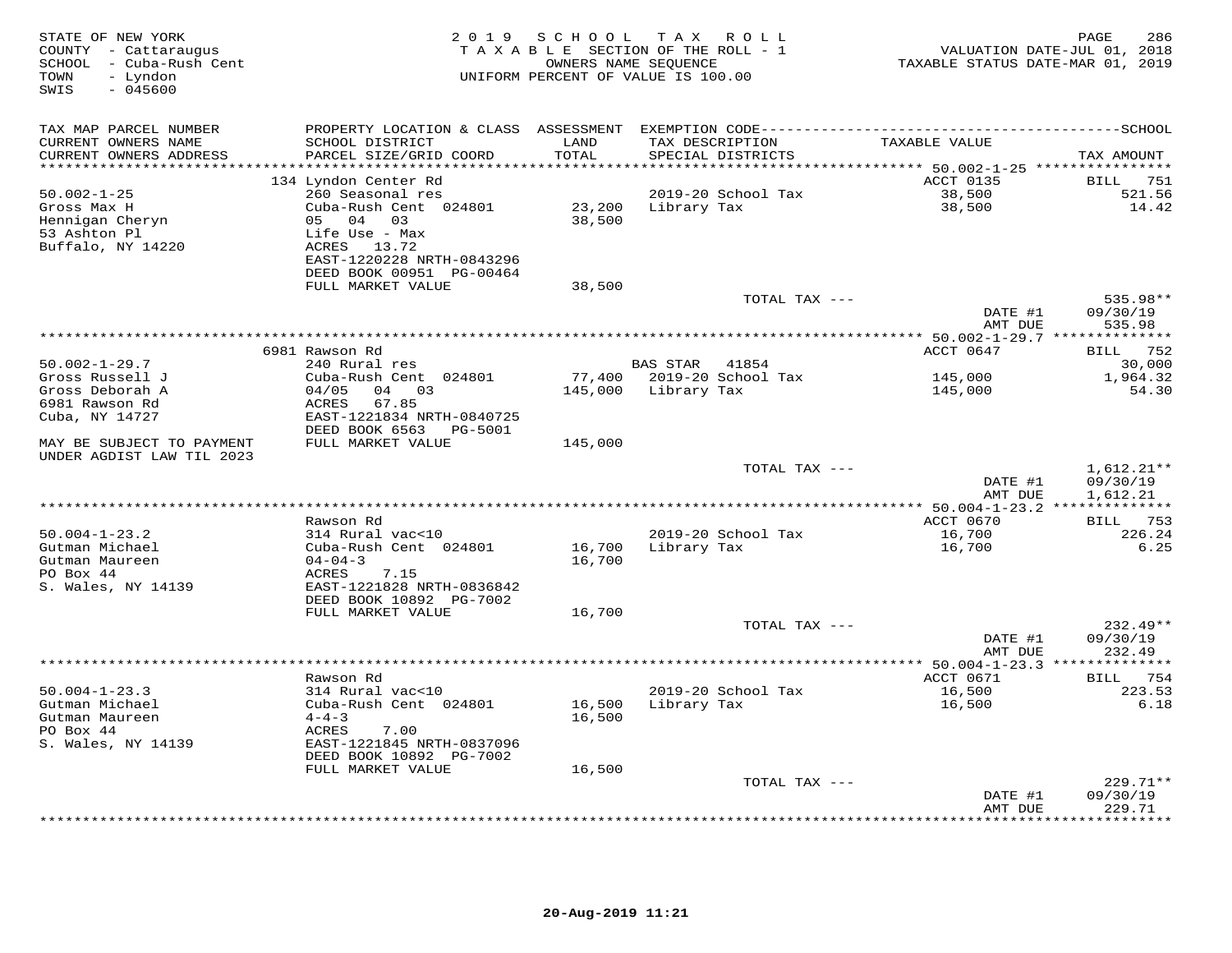STATE OF NEW YORK
COUNTY - Cattaraugus
SCHOOL - Cuba-Rush Cent
TOWN - Lyndon
SWIS - 045600

2019 SCHOOL TAX ROLL
TAXABLE SECTION OF THE ROLL - 1
OWNERS NAME SEQUENCE
UNIFORM PERCENT OF VALUE IS 100.00

VALUATION DATE-JUL 01, 2018
TAXABLE STATUS DATE-MAR 01, 2019

| TAX MAP PARCEL NUMBER / CURRENT OWNERS NAME / CURRENT OWNERS ADDRESS | PROPERTY LOCATION & CLASS / SCHOOL DISTRICT / PARCEL SIZE/GRID COORD | ASSESSMENT LAND / TOTAL | EXEMPTION CODE / TAX DESCRIPTION / SPECIAL DISTRICTS | TAXABLE VALUE | SCHOOL TAX AMOUNT |
|---|---|---|---|---|---|
| | 134 Lyndon Center Rd | | | ACCT 0135 | BILL 751 |
| 50.002-1-25 | 260 Seasonal res | | 2019-20 School Tax | 38,500 | 521.56 |
| Gross Max H | Cuba-Rush Cent 024801 | 23,200 | Library Tax | 38,500 | 14.42 |
| Hennigan Cheryn | 05 04 03 | 38,500 | | | |
| 53 Ashton Pl | Life Use - Max | | | | |
| Buffalo, NY 14220 | ACRES 13.72 | | | | |
| | EAST-1220228 NRTH-0843296 | | | | |
| | DEED BOOK 00951 PG-00464 | | | | |
| | FULL MARKET VALUE | 38,500 | | | |
| | | | TOTAL TAX --- | | 535.98** |
| | | | | DATE #1 | 09/30/19 |
| | | | | AMT DUE | 535.98 |
| | 6981 Rawson Rd | | | ACCT 0647 | BILL 752 |
| 50.002-1-29.7 | 240 Rural res | | BAS STAR 41854 | | 30,000 |
| Gross Russell J | Cuba-Rush Cent 024801 | 77,400 | 2019-20 School Tax | 145,000 | 1,964.32 |
| Gross Deborah A | 04/05 04 03 | 145,000 | Library Tax | 145,000 | 54.30 |
| 6981 Rawson Rd | ACRES 67.85 | | | | |
| Cuba, NY 14727 | EAST-1221834 NRTH-0840725 | | | | |
| | DEED BOOK 6563 PG-5001 | | | | |
| MAY BE SUBJECT TO PAYMENT UNDER AGDIST LAW TIL 2023 | FULL MARKET VALUE | 145,000 | | | |
| | | | TOTAL TAX --- | | 1,612.21** |
| | | | | DATE #1 | 09/30/19 |
| | | | | AMT DUE | 1,612.21 |
| | Rawson Rd | | | ACCT 0670 | BILL 753 |
| 50.004-1-23.2 | 314 Rural vac<10 | | 2019-20 School Tax | 16,700 | 226.24 |
| Gutman Michael | Cuba-Rush Cent 024801 | 16,700 | Library Tax | 16,700 | 6.25 |
| Gutman Maureen | 04-04-3 | 16,700 | | | |
| PO Box 44 | ACRES 7.15 | | | | |
| S. Wales, NY 14139 | EAST-1221828 NRTH-0836842 | | | | |
| | DEED BOOK 10892 PG-7002 | | | | |
| | FULL MARKET VALUE | 16,700 | | | |
| | | | TOTAL TAX --- | | 232.49** |
| | | | | DATE #1 | 09/30/19 |
| | | | | AMT DUE | 232.49 |
| | Rawson Rd | | | ACCT 0671 | BILL 754 |
| 50.004-1-23.3 | 314 Rural vac<10 | | 2019-20 School Tax | 16,500 | 223.53 |
| Gutman Michael | Cuba-Rush Cent 024801 | 16,500 | Library Tax | 16,500 | 6.18 |
| Gutman Maureen | 4-4-3 | 16,500 | | | |
| PO Box 44 | ACRES 7.00 | | | | |
| S. Wales, NY 14139 | EAST-1221845 NRTH-0837096 | | | | |
| | DEED BOOK 10892 PG-7002 | | | | |
| | FULL MARKET VALUE | 16,500 | | | |
| | | | TOTAL TAX --- | | 229.71** |
| | | | | DATE #1 | 09/30/19 |
| | | | | AMT DUE | 229.71 |

20-Aug-2019 11:21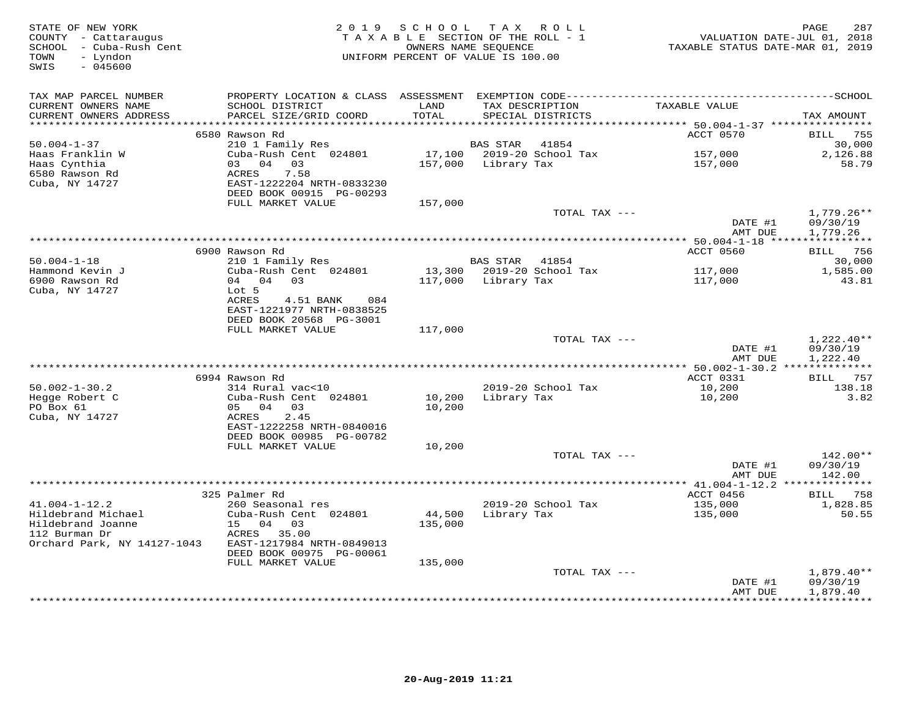STATE OF NEW YORK
COUNTY - Cattaraugus
SCHOOL - Cuba-Rush Cent
TOWN - Lyndon
SWIS - 045600

2019 SCHOOL TAX ROLL
TAXABLE SECTION OF THE ROLL - 1
OWNERS NAME SEQUENCE
UNIFORM PERCENT OF VALUE IS 100.00

VALUATION DATE-JUL 01, 2018
TAXABLE STATUS DATE-MAR 01, 2019

| TAX MAP PARCEL NUMBER / CURRENT OWNERS NAME / CURRENT OWNERS ADDRESS | PROPERTY LOCATION & CLASS / SCHOOL DISTRICT / PARCEL SIZE/GRID COORD | ASSESSMENT LAND / TOTAL | EXEMPTION CODE / TAX DESCRIPTION / SPECIAL DISTRICTS | TAXABLE VALUE | TAX AMOUNT |
|---|---|---|---|---|---|
| 50.004-1-37 | 6580 Rawson Rd | | | ACCT 0570 | BILL 755 |
| | 210 1 Family Res | | BAS STAR 41854 | | 30,000 |
| Haas Franklin W | Cuba-Rush Cent 024801 | 17,100 | 2019-20 School Tax | 157,000 | 2,126.88 |
| Haas Cynthia | 03 04 03 | 157,000 | Library Tax | 157,000 | 58.79 |
| 6580 Rawson Rd | ACRES 7.58 | | | | |
| Cuba, NY 14727 | EAST-1222204 NRTH-0833230 | | | | |
| | DEED BOOK 00915 PG-00293 | | | | |
| | FULL MARKET VALUE | 157,000 | | | |
| | | | TOTAL TAX --- | | 1,779.26** |
| | | | | DATE #1 | 09/30/19 |
| | | | | AMT DUE | 1,779.26 |
| 50.004-1-18 | 6900 Rawson Rd | | | ACCT 0560 | BILL 756 |
| | 210 1 Family Res | | BAS STAR 41854 | | 30,000 |
| Hammond Kevin J | Cuba-Rush Cent 024801 | 13,300 | 2019-20 School Tax | 117,000 | 1,585.00 |
| 6900 Rawson Rd | 04 04 03 | 117,000 | Library Tax | 117,000 | 43.81 |
| Cuba, NY 14727 | Lot 5 | | | | |
| | ACRES 4.51 BANK 084 | | | | |
| | EAST-1221977 NRTH-0838525 | | | | |
| | DEED BOOK 20568 PG-3001 | | | | |
| | FULL MARKET VALUE | 117,000 | | | |
| | | | TOTAL TAX --- | | 1,222.40** |
| | | | | DATE #1 | 09/30/19 |
| | | | | AMT DUE | 1,222.40 |
| 50.002-1-30.2 | 6994 Rawson Rd | | | ACCT 0331 | BILL 757 |
| | 314 Rural vac<10 | | 2019-20 School Tax | 10,200 | 138.18 |
| Hegge Robert C | Cuba-Rush Cent 024801 | 10,200 | Library Tax | 10,200 | 3.82 |
| PO Box 61 | 05 04 03 | 10,200 | | | |
| Cuba, NY 14727 | ACRES 2.45 | | | | |
| | EAST-1222258 NRTH-0840016 | | | | |
| | DEED BOOK 00985 PG-00782 | | | | |
| | FULL MARKET VALUE | 10,200 | | | |
| | | | TOTAL TAX --- | | 142.00** |
| | | | | DATE #1 | 09/30/19 |
| | | | | AMT DUE | 142.00 |
| 41.004-1-12.2 | 325 Palmer Rd | | | ACCT 0456 | BILL 758 |
| | 260 Seasonal res | | 2019-20 School Tax | 135,000 | 1,828.85 |
| Hildebrand Michael | Cuba-Rush Cent 024801 | 44,500 | Library Tax | 135,000 | 50.55 |
| Hildebrand Joanne | 15 04 03 | 135,000 | | | |
| 112 Burman Dr | ACRES 35.00 | | | | |
| Orchard Park, NY 14127-1043 | EAST-1217984 NRTH-0849013 | | | | |
| | DEED BOOK 00975 PG-00061 | | | | |
| | FULL MARKET VALUE | 135,000 | | | |
| | | | TOTAL TAX --- | | 1,879.40** |
| | | | | DATE #1 | 09/30/19 |
| | | | | AMT DUE | 1,879.40 |

20-Aug-2019 11:21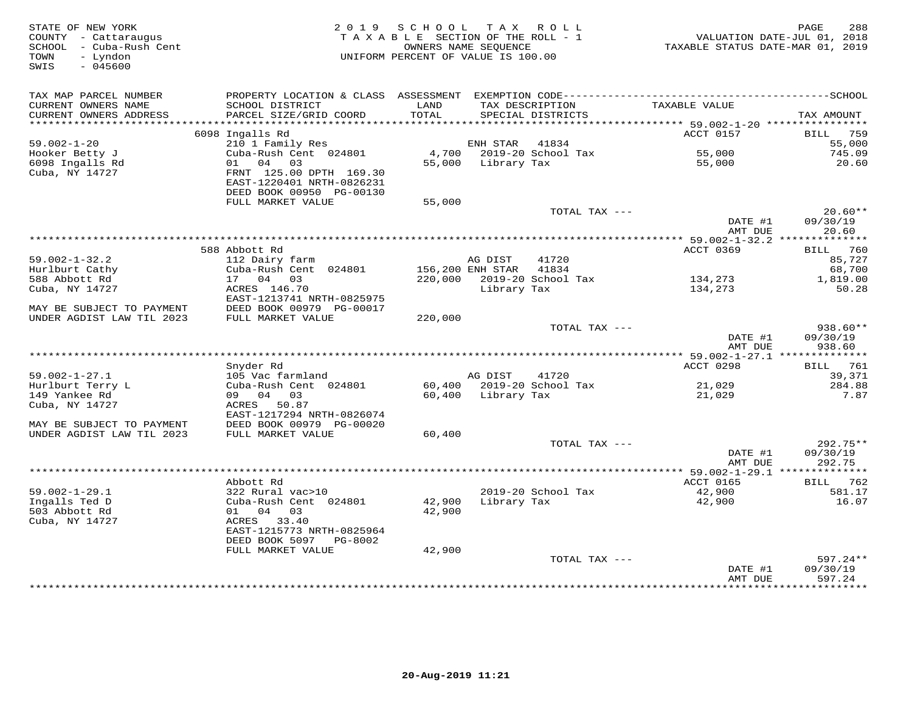STATE OF NEW YORK
COUNTY - Cattaraugus
SCHOOL - Cuba-Rush Cent
TOWN - Lyndon
SWIS - 045600

2019 SCHOOL TAX ROLL
TAXABLE SECTION OF THE ROLL - 1
OWNERS NAME SEQUENCE
UNIFORM PERCENT OF VALUE IS 100.00

VALUATION DATE-JUL 01, 2018
TAXABLE STATUS DATE-MAR 01, 2019

| TAX MAP PARCEL NUMBER / CURRENT OWNERS NAME / CURRENT OWNERS ADDRESS | PROPERTY LOCATION & CLASS / SCHOOL DISTRICT / PARCEL SIZE/GRID COORD | ASSESSMENT LAND / TOTAL | EXEMPTION CODE / TAX DESCRIPTION / SPECIAL DISTRICTS | TAXABLE VALUE | TAX AMOUNT |
|---|---|---|---|---|---|
| | 6098 Ingalls Rd | | | ACCT 0157 | BILL 759 |
| 59.002-1-20 | 210 1 Family Res | | ENH STAR 41834 | | 55,000 |
| Hooker Betty J | Cuba-Rush Cent 024801 | 4,700 | 2019-20 School Tax | 55,000 | 745.09 |
| 6098 Ingalls Rd | 01 04 03 | 55,000 | Library Tax | 55,000 | 20.60 |
| Cuba, NY 14727 | FRNT 125.00 DPTH 169.30 | | | | |
| | EAST-1220401 NRTH-0826231 | | | | |
| | DEED BOOK 00950 PG-00130 | | | | |
| | FULL MARKET VALUE | 55,000 | | | |
| | | | TOTAL TAX --- | | 20.60** |
| | | | | DATE #1 | 09/30/19 |
| | | | | AMT DUE | 20.60 |
| | 588 Abbott Rd | | | ACCT 0369 | BILL 760 |
| 59.002-1-32.2 | 112 Dairy farm | | AG DIST 41720 | | 85,727 |
| Hurlburt Cathy | Cuba-Rush Cent 024801 | 156,200 | ENH STAR 41834 | | 68,700 |
| 588 Abbott Rd | 17 04 03 | 220,000 | 2019-20 School Tax | 134,273 | 1,819.00 |
| Cuba, NY 14727 | ACRES 146.70 | | Library Tax | 134,273 | 50.28 |
| | EAST-1213741 NRTH-0825975 | | | | |
| MAY BE SUBJECT TO PAYMENT | DEED BOOK 00979 PG-00017 | | | | |
| UNDER AGDIST LAW TIL 2023 | FULL MARKET VALUE | 220,000 | | | |
| | | | TOTAL TAX --- | | 938.60** |
| | | | | DATE #1 | 09/30/19 |
| | | | | AMT DUE | 938.60 |
| | Snyder Rd | | | ACCT 0298 | BILL 761 |
| 59.002-1-27.1 | 105 Vac farmland | | AG DIST 41720 | | 39,371 |
| Hurlburt Terry L | Cuba-Rush Cent 024801 | 60,400 | 2019-20 School Tax | 21,029 | 284.88 |
| 149 Yankee Rd | 09 04 03 | 60,400 | Library Tax | 21,029 | 7.87 |
| Cuba, NY 14727 | ACRES 50.87 | | | | |
| | EAST-1217294 NRTH-0826074 | | | | |
| MAY BE SUBJECT TO PAYMENT | DEED BOOK 00979 PG-00020 | | | | |
| UNDER AGDIST LAW TIL 2023 | FULL MARKET VALUE | 60,400 | | | |
| | | | TOTAL TAX --- | | 292.75** |
| | | | | DATE #1 | 09/30/19 |
| | | | | AMT DUE | 292.75 |
| | Abbott Rd | | | ACCT 0165 | BILL 762 |
| 59.002-1-29.1 | 322 Rural vac>10 | | 2019-20 School Tax | 42,900 | 581.17 |
| Ingalls Ted D | Cuba-Rush Cent 024801 | 42,900 | Library Tax | 42,900 | 16.07 |
| 503 Abbott Rd | 01 04 03 | 42,900 | | | |
| Cuba, NY 14727 | ACRES 33.40 | | | | |
| | EAST-1215773 NRTH-0825964 | | | | |
| | DEED BOOK 5097 PG-8002 | | | | |
| | FULL MARKET VALUE | 42,900 | | | |
| | | | TOTAL TAX --- | | 597.24** |
| | | | | DATE #1 | 09/30/19 |
| | | | | AMT DUE | 597.24 |

20-Aug-2019 11:21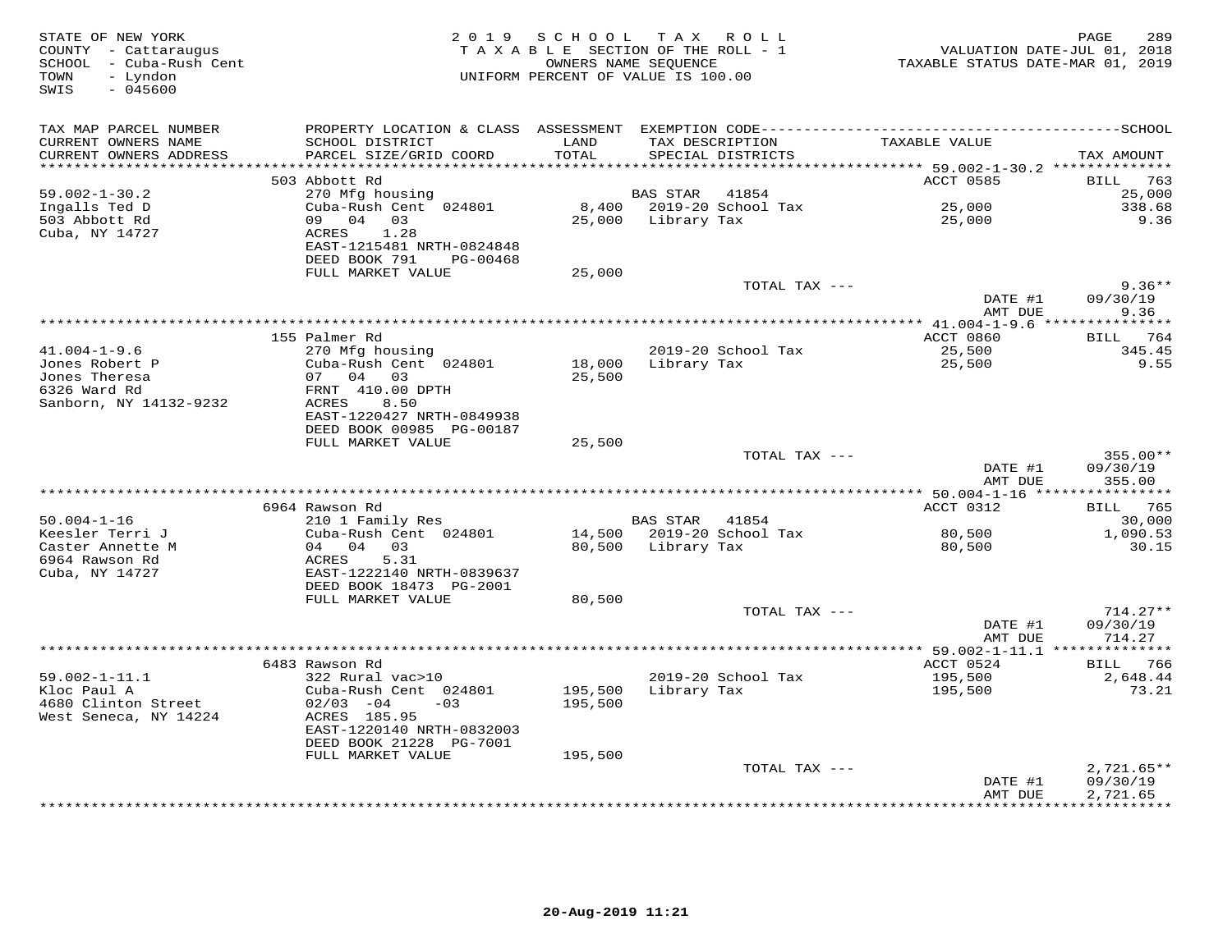STATE OF NEW YORK
COUNTY - Cattaraugus
SCHOOL - Cuba-Rush Cent
TOWN - Lyndon
SWIS - 045600

2019 SCHOOL TAX ROLL
TAXABLE SECTION OF THE ROLL - 1
OWNERS NAME SEQUENCE
UNIFORM PERCENT OF VALUE IS 100.00

VALUATION DATE-JUL 01, 2018
TAXABLE STATUS DATE-MAR 01, 2019

| TAX MAP PARCEL NUMBER / CURRENT OWNERS NAME / CURRENT OWNERS ADDRESS | PROPERTY LOCATION & CLASS / SCHOOL DISTRICT / PARCEL SIZE/GRID COORD | ASSESSMENT LAND / TOTAL | EXEMPTION CODE / TAX DESCRIPTION / SPECIAL DISTRICTS | TAXABLE VALUE | TAX AMOUNT |
|---|---|---|---|---|---|
| 59.002-1-30.2 | 503 Abbott Rd | | | ACCT 0585 | BILL 763 |
| Ingalls Ted D | 270 Mfg housing | | BAS STAR 41854 | | 25,000 |
| 503 Abbott Rd | Cuba-Rush Cent 024801 | 8,400 | 2019-20 School Tax | 25,000 | 338.68 |
| Cuba, NY 14727 | 09 04 03 | 25,000 | Library Tax | 25,000 | 9.36 |
| | ACRES 1.28 | | | | |
| | EAST-1215481 NRTH-0824848 | | | | |
| | DEED BOOK 791 PG-00468 | | | | |
| | FULL MARKET VALUE | 25,000 | | | |
| | | | TOTAL TAX --- | | 9.36** |
| | | | | DATE #1 | 09/30/19 |
| | | | | AMT DUE | 9.36 |
| 41.004-1-9.6 | 155 Palmer Rd | | | ACCT 0860 | BILL 764 |
| Jones Robert P | 270 Mfg housing | | 2019-20 School Tax | 25,500 | 345.45 |
| Jones Theresa | Cuba-Rush Cent 024801 | 18,000 | Library Tax | 25,500 | 9.55 |
| 6326 Ward Rd | 07 04 03 | 25,500 | | | |
| Sanborn, NY 14132-9232 | FRNT 410.00 DPTH | | | | |
| | ACRES 8.50 | | | | |
| | EAST-1220427 NRTH-0849938 | | | | |
| | DEED BOOK 00985 PG-00187 | | | | |
| | FULL MARKET VALUE | 25,500 | | | |
| | | | TOTAL TAX --- | | 355.00** |
| | | | | DATE #1 | 09/30/19 |
| | | | | AMT DUE | 355.00 |
| 50.004-1-16 | 6964 Rawson Rd | | | ACCT 0312 | BILL 765 |
| Keesler Terri J | 210 1 Family Res | | BAS STAR 41854 | | 30,000 |
| Caster Annette M | Cuba-Rush Cent 024801 | 14,500 | 2019-20 School Tax | 80,500 | 1,090.53 |
| 6964 Rawson Rd | 04 04 03 | 80,500 | Library Tax | 80,500 | 30.15 |
| Cuba, NY 14727 | ACRES 5.31 | | | | |
| | EAST-1222140 NRTH-0839637 | | | | |
| | DEED BOOK 18473 PG-2001 | | | | |
| | FULL MARKET VALUE | 80,500 | | | |
| | | | TOTAL TAX --- | | 714.27** |
| | | | | DATE #1 | 09/30/19 |
| | | | | AMT DUE | 714.27 |
| 59.002-1-11.1 | 6483 Rawson Rd | | | ACCT 0524 | BILL 766 |
| Kloc Paul A | 322 Rural vac>10 | | 2019-20 School Tax | 195,500 | 2,648.44 |
| 4680 Clinton Street | Cuba-Rush Cent 024801 | 195,500 | Library Tax | 195,500 | 73.21 |
| West Seneca, NY 14224 | 02/03 -04 -03 | 195,500 | | | |
| | ACRES 185.95 | | | | |
| | EAST-1220140 NRTH-0832003 | | | | |
| | DEED BOOK 21228 PG-7001 | | | | |
| | FULL MARKET VALUE | 195,500 | | | |
| | | | TOTAL TAX --- | | 2,721.65** |
| | | | | DATE #1 | 09/30/19 |
| | | | | AMT DUE | 2,721.65 |

20-Aug-2019 11:21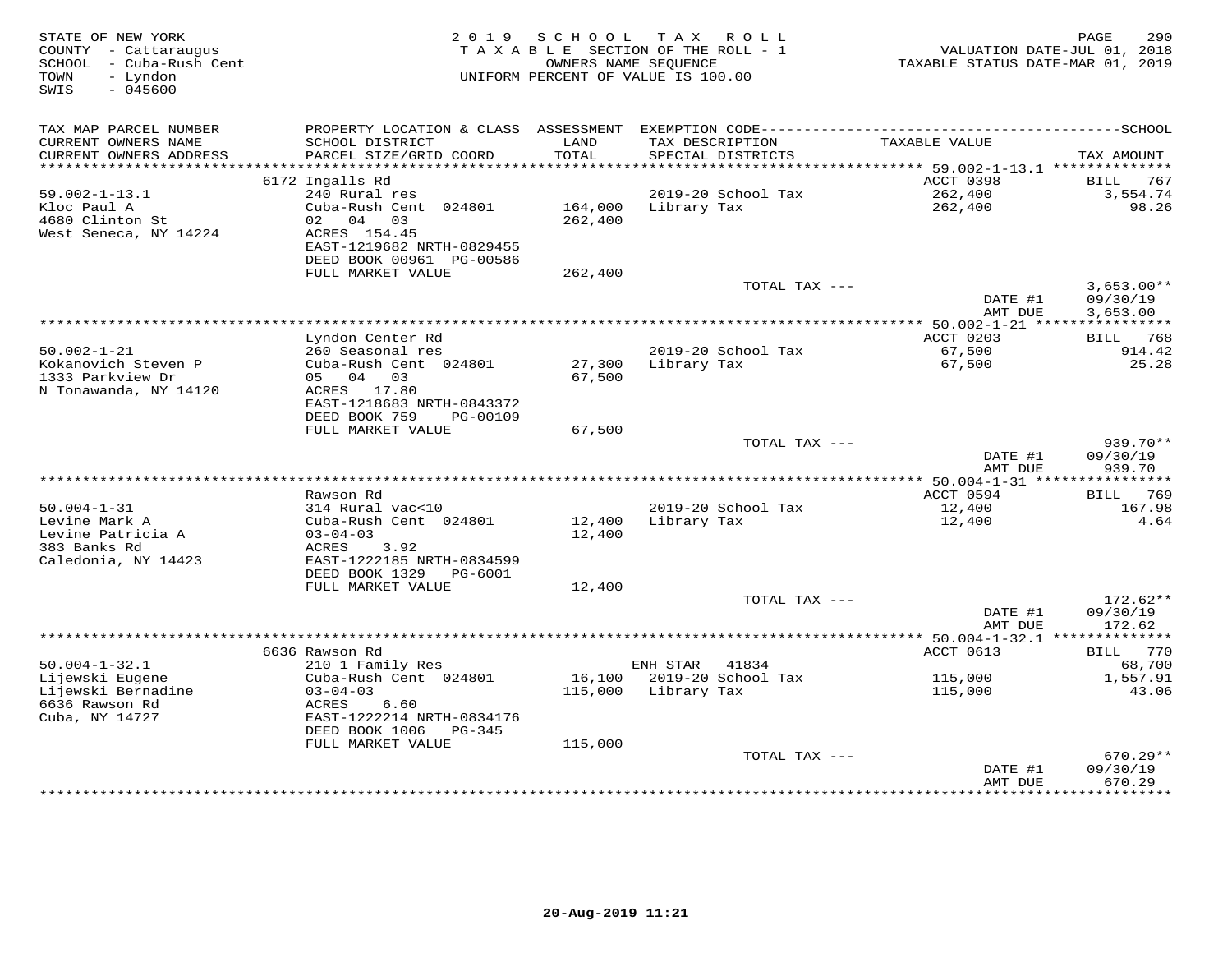STATE OF NEW YORK
COUNTY - Cattaraugus
SCHOOL - Cuba-Rush Cent
TOWN - Lyndon
SWIS - 045600

2019 SCHOOL TAX ROLL
TAXABLE SECTION OF THE ROLL - 1
OWNERS NAME SEQUENCE
UNIFORM PERCENT OF VALUE IS 100.00

VALUATION DATE-JUL 01, 2018
TAXABLE STATUS DATE-MAR 01, 2019

| TAX MAP PARCEL NUMBER / CURRENT OWNERS NAME / CURRENT OWNERS ADDRESS | PROPERTY LOCATION & CLASS / SCHOOL DISTRICT / PARCEL SIZE/GRID COORD | ASSESSMENT LAND / TOTAL | EXEMPTION CODE / TAX DESCRIPTION / SPECIAL DISTRICTS | TAXABLE VALUE | TAX AMOUNT |
|---|---|---|---|---|---|
| | 6172 Ingalls Rd | | | ACCT 0398 | BILL 767 |
| 59.002-1-13.1 | 240 Rural res | | 2019-20 School Tax | 262,400 | 3,554.74 |
| Kloc Paul A | Cuba-Rush Cent 024801 | 164,000 | Library Tax | 262,400 | 98.26 |
| 4680 Clinton St | 02 04 03 | 262,400 | | | |
| West Seneca, NY 14224 | ACRES 154.45 | | | | |
| | EAST-1219682 NRTH-0829455 | | | | |
| | DEED BOOK 00961 PG-00586 | | | | |
| | FULL MARKET VALUE | 262,400 | | | |
| | | | TOTAL TAX --- | | 3,653.00** |
| | | | | DATE #1 | 09/30/19 |
| | | | | AMT DUE | 3,653.00 |
| | Lyndon Center Rd | | | ACCT 0203 | BILL 768 |
| 50.002-1-21 | 260 Seasonal res | | 2019-20 School Tax | 67,500 | 914.42 |
| Kokanovich Steven P | Cuba-Rush Cent 024801 | 27,300 | Library Tax | 67,500 | 25.28 |
| 1333 Parkview Dr | 05 04 03 | 67,500 | | | |
| N Tonawanda, NY 14120 | ACRES 17.80 | | | | |
| | EAST-1218683 NRTH-0843372 | | | | |
| | DEED BOOK 759 PG-00109 | | | | |
| | FULL MARKET VALUE | 67,500 | | | |
| | | | TOTAL TAX --- | | 939.70** |
| | | | | DATE #1 | 09/30/19 |
| | | | | AMT DUE | 939.70 |
| | Rawson Rd | | | ACCT 0594 | BILL 769 |
| 50.004-1-31 | 314 Rural vac<10 | | 2019-20 School Tax | 12,400 | 167.98 |
| Levine Mark A | Cuba-Rush Cent 024801 | 12,400 | Library Tax | 12,400 | 4.64 |
| Levine Patricia A | 03-04-03 | 12,400 | | | |
| 383 Banks Rd | ACRES 3.92 | | | | |
| Caledonia, NY 14423 | EAST-1222185 NRTH-0834599 | | | | |
| | DEED BOOK 1329 PG-6001 | | | | |
| | FULL MARKET VALUE | 12,400 | | | |
| | | | TOTAL TAX --- | | 172.62** |
| | | | | DATE #1 | 09/30/19 |
| | | | | AMT DUE | 172.62 |
| | 6636 Rawson Rd | | | ACCT 0613 | BILL 770 |
| 50.004-1-32.1 | 210 1 Family Res | | ENH STAR 41834 | | 68,700 |
| Lijewski Eugene | Cuba-Rush Cent 024801 | 16,100 | 2019-20 School Tax | 115,000 | 1,557.91 |
| Lijewski Bernadine | 03-04-03 | 115,000 | Library Tax | 115,000 | 43.06 |
| 6636 Rawson Rd | ACRES 6.60 | | | | |
| Cuba, NY 14727 | EAST-1222214 NRTH-0834176 | | | | |
| | DEED BOOK 1006 PG-345 | | | | |
| | FULL MARKET VALUE | 115,000 | | | |
| | | | TOTAL TAX --- | | 670.29** |
| | | | | DATE #1 | 09/30/19 |
| | | | | AMT DUE | 670.29 |

20-Aug-2019 11:21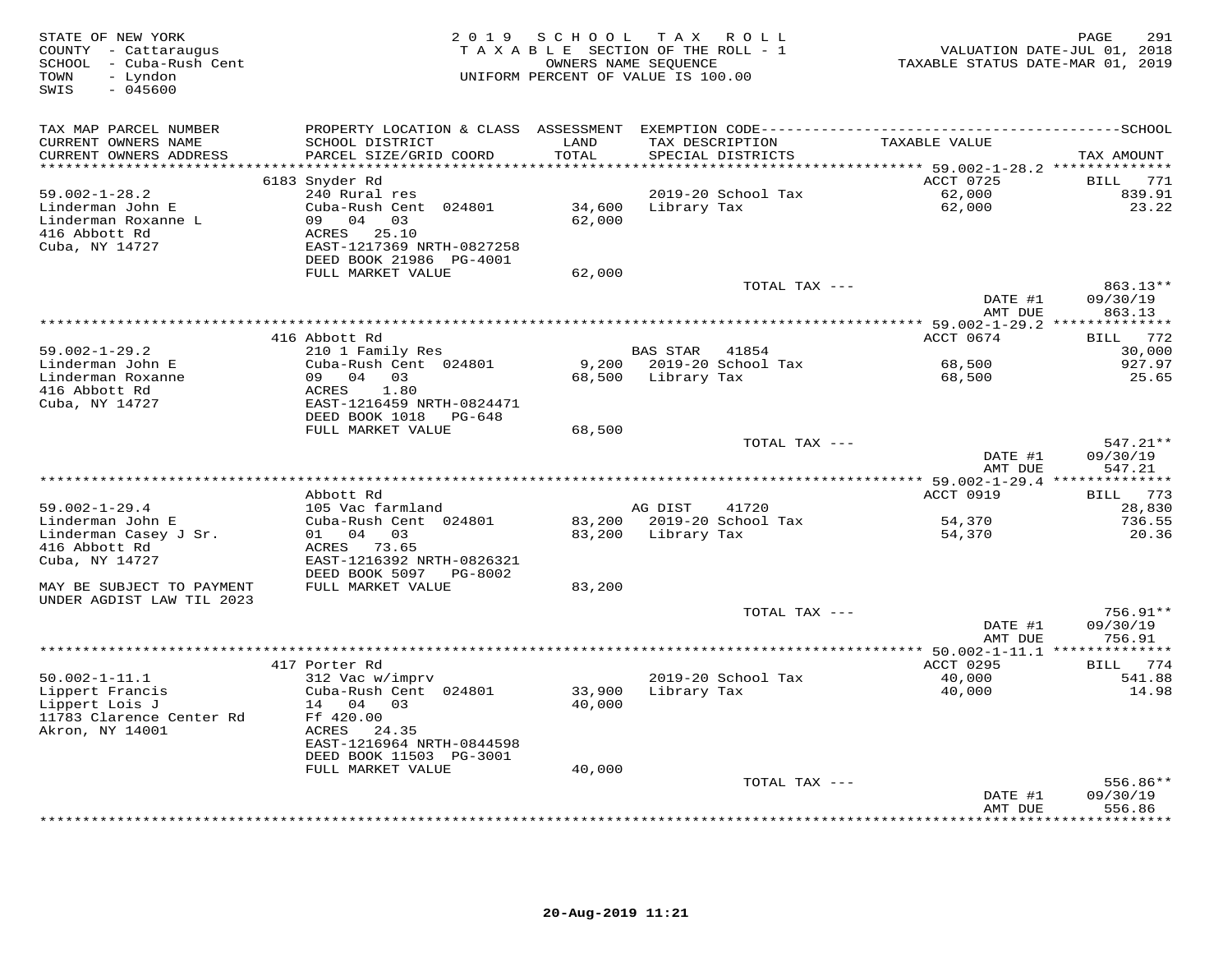STATE OF NEW YORK
COUNTY - Cattaraugus
SCHOOL - Cuba-Rush Cent
TOWN - Lyndon
SWIS - 045600

2019 SCHOOL TAX ROLL
TAXABLE SECTION OF THE ROLL - 1
OWNERS NAME SEQUENCE
UNIFORM PERCENT OF VALUE IS 100.00

VALUATION DATE-JUL 01, 2018
TAXABLE STATUS DATE-MAR 01, 2019

| TAX MAP PARCEL NUMBER / CURRENT OWNERS NAME / CURRENT OWNERS ADDRESS | PROPERTY LOCATION & CLASS / SCHOOL DISTRICT / PARCEL SIZE/GRID COORD | ASSESSMENT LAND / TOTAL | EXEMPTION CODE / TAX DESCRIPTION / SPECIAL DISTRICTS | TAXABLE VALUE | TAX AMOUNT |
|---|---|---|---|---|---|
| 59.002-1-28.2 | 6183 Snyder Rd | | | ACCT 0725 | BILL 771 |
| Linderman John E | 240 Rural res | | 2019-20 School Tax | 62,000 | 839.91 |
| Linderman Roxanne L | Cuba-Rush Cent 024801 | 34,600 | Library Tax | 62,000 | 23.22 |
| 416 Abbott Rd | 09 04 03 | 62,000 | | | |
| Cuba, NY 14727 | ACRES 25.10 | | | | |
| | EAST-1217369 NRTH-0827258 | | | | |
| | DEED BOOK 21986 PG-4001 | | | | |
| | FULL MARKET VALUE | 62,000 | | | |
| | | | TOTAL TAX --- | | 863.13** |
| | | | | DATE #1 | 09/30/19 |
| | | | | AMT DUE | 863.13 |
| 59.002-1-29.2 | 416 Abbott Rd | | | ACCT 0674 | BILL 772 |
| Linderman John E | 210 1 Family Res | | BAS STAR 41854 | | 30,000 |
| Linderman Roxanne | Cuba-Rush Cent 024801 | 9,200 | 2019-20 School Tax | 68,500 | 927.97 |
| 416 Abbott Rd | 09 04 03 | 68,500 | Library Tax | 68,500 | 25.65 |
| Cuba, NY 14727 | ACRES 1.80 | | | | |
| | EAST-1216459 NRTH-0824471 | | | | |
| | DEED BOOK 1018 PG-648 | | | | |
| | FULL MARKET VALUE | 68,500 | | | |
| | | | TOTAL TAX --- | | 547.21** |
| | | | | DATE #1 | 09/30/19 |
| | | | | AMT DUE | 547.21 |
| 59.002-1-29.4 | Abbott Rd | | | ACCT 0919 | BILL 773 |
| Linderman John E | 105 Vac farmland | | AG DIST 41720 | | 28,830 |
| Linderman Casey J Sr. | Cuba-Rush Cent 024801 | 83,200 | 2019-20 School Tax | 54,370 | 736.55 |
| 416 Abbott Rd | 01 04 03 | 83,200 | Library Tax | 54,370 | 20.36 |
| Cuba, NY 14727 | ACRES 73.65 | | | | |
| | EAST-1216392 NRTH-0826321 | | | | |
| | DEED BOOK 5097 PG-8002 | | | | |
| MAY BE SUBJECT TO PAYMENT UNDER AGDIST LAW TIL 2023 | FULL MARKET VALUE | 83,200 | | | |
| | | | TOTAL TAX --- | | 756.91** |
| | | | | DATE #1 | 09/30/19 |
| | | | | AMT DUE | 756.91 |
| 50.002-1-11.1 | 417 Porter Rd | | | ACCT 0295 | BILL 774 |
| Lippert Francis | 312 Vac w/imprv | | 2019-20 School Tax | 40,000 | 541.88 |
| Lippert Lois J | Cuba-Rush Cent 024801 | 33,900 | Library Tax | 40,000 | 14.98 |
| 11783 Clarence Center Rd | 14 04 03 | 40,000 | | | |
| Akron, NY 14001 | Ff 420.00 | | | | |
| | ACRES 24.35 | | | | |
| | EAST-1216964 NRTH-0844598 | | | | |
| | DEED BOOK 11503 PG-3001 | | | | |
| | FULL MARKET VALUE | 40,000 | | | |
| | | | TOTAL TAX --- | | 556.86** |
| | | | | DATE #1 | 09/30/19 |
| | | | | AMT DUE | 556.86 |

20-Aug-2019 11:21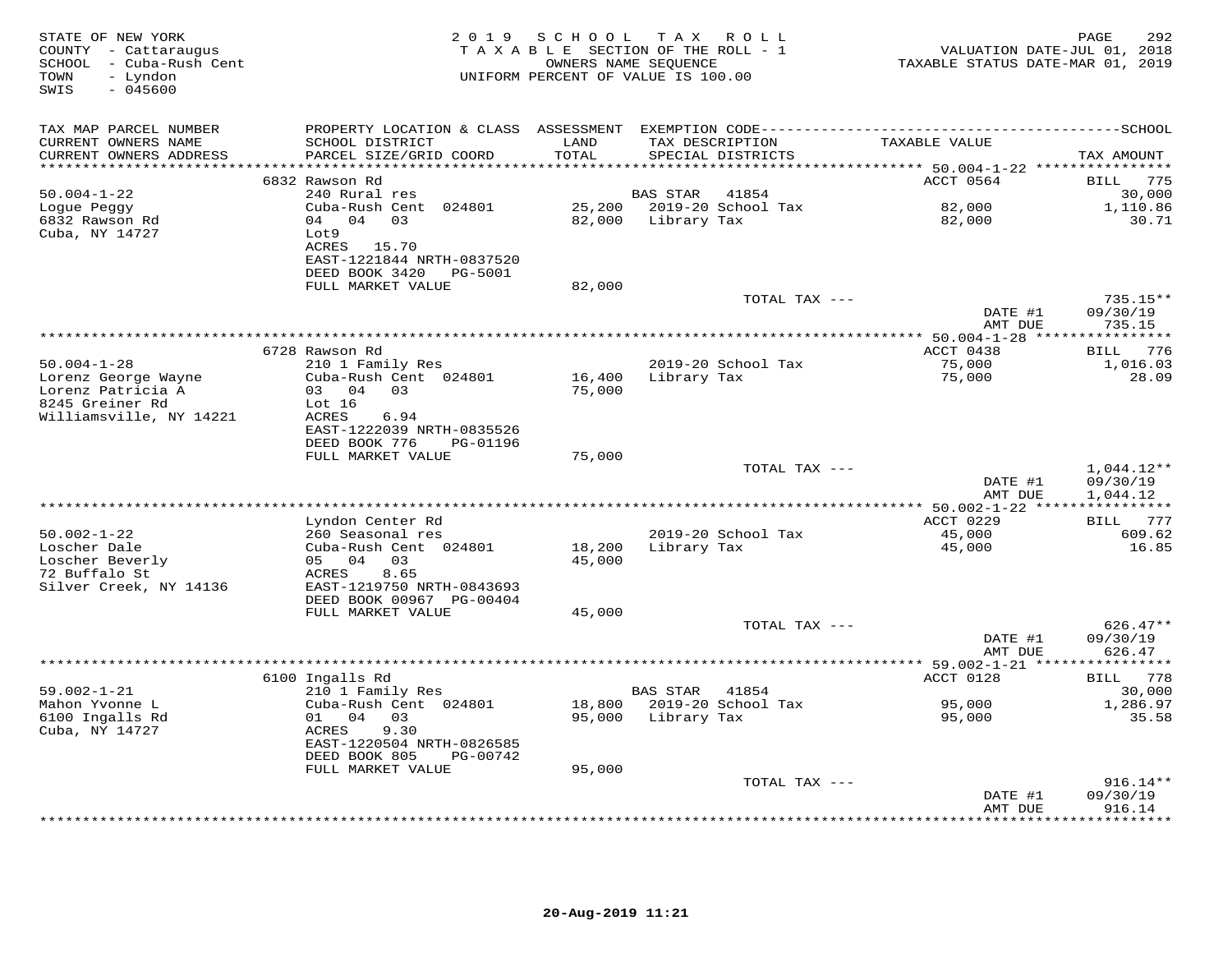STATE OF NEW YORK
COUNTY - Cattaraugus
SCHOOL - Cuba-Rush Cent
TOWN - Lyndon
SWIS - 045600

2019 SCHOOL TAX ROLL
TAXABLE SECTION OF THE ROLL - 1
OWNERS NAME SEQUENCE
UNIFORM PERCENT OF VALUE IS 100.00

VALUATION DATE-JUL 01, 2018
TAXABLE STATUS DATE-MAR 01, 2019

| TAX MAP PARCEL NUMBER / CURRENT OWNERS NAME / CURRENT OWNERS ADDRESS | PROPERTY LOCATION & CLASS / SCHOOL DISTRICT / PARCEL SIZE/GRID COORD | ASSESSMENT LAND / TOTAL | EXEMPTION CODE / TAX DESCRIPTION / SPECIAL DISTRICTS | TAXABLE VALUE | TAX AMOUNT |
|---|---|---|---|---|---|
| **50.004-1-22** | 6832 Rawson Rd | | | ACCT 0564 | BILL 775 |
| 50.004-1-22 | 240 Rural res | | BAS STAR 41854 | | 30,000 |
| Logue Peggy | Cuba-Rush Cent 024801 | 25,200 | 2019-20 School Tax | 82,000 | 1,110.86 |
| 6832 Rawson Rd | 04 04 03 | 82,000 | Library Tax | 82,000 | 30.71 |
| Cuba, NY 14727 | Lot9 | | | | |
| | ACRES 15.70 | | | | |
| | EAST-1221844 NRTH-0837520 | | | | |
| | DEED BOOK 3420 PG-5001 | | | | |
| | FULL MARKET VALUE | 82,000 | | | |
| | | | TOTAL TAX --- | | 735.15** |
| | | | | DATE #1 | 09/30/19 |
| | | | | AMT DUE | 735.15 |
| **50.004-1-28** | 6728 Rawson Rd | | | ACCT 0438 | BILL 776 |
| 50.004-1-28 | 210 1 Family Res | | 2019-20 School Tax | 75,000 | 1,016.03 |
| Lorenz George Wayne | Cuba-Rush Cent 024801 | 16,400 | Library Tax | 75,000 | 28.09 |
| Lorenz Patricia A | 03 04 03 | 75,000 | | | |
| 8245 Greiner Rd | Lot 16 | | | | |
| Williamsville, NY 14221 | ACRES 6.94 | | | | |
| | EAST-1222039 NRTH-0835526 | | | | |
| | DEED BOOK 776 PG-01196 | | | | |
| | FULL MARKET VALUE | 75,000 | | | |
| | | | TOTAL TAX --- | | 1,044.12** |
| | | | | DATE #1 | 09/30/19 |
| | | | | AMT DUE | 1,044.12 |
| **50.002-1-22** | Lyndon Center Rd | | | ACCT 0229 | BILL 777 |
| 50.002-1-22 | 260 Seasonal res | | 2019-20 School Tax | 45,000 | 609.62 |
| Loscher Dale | Cuba-Rush Cent 024801 | 18,200 | Library Tax | 45,000 | 16.85 |
| Loscher Beverly | 05 04 03 | 45,000 | | | |
| 72 Buffalo St | ACRES 8.65 | | | | |
| Silver Creek, NY 14136 | EAST-1219750 NRTH-0843693 | | | | |
| | DEED BOOK 00967 PG-00404 | | | | |
| | FULL MARKET VALUE | 45,000 | | | |
| | | | TOTAL TAX --- | | 626.47** |
| | | | | DATE #1 | 09/30/19 |
| | | | | AMT DUE | 626.47 |
| **59.002-1-21** | 6100 Ingalls Rd | | | ACCT 0128 | BILL 778 |
| 59.002-1-21 | 210 1 Family Res | | BAS STAR 41854 | | 30,000 |
| Mahon Yvonne L | Cuba-Rush Cent 024801 | 18,800 | 2019-20 School Tax | 95,000 | 1,286.97 |
| 6100 Ingalls Rd | 01 04 03 | 95,000 | Library Tax | 95,000 | 35.58 |
| Cuba, NY 14727 | ACRES 9.30 | | | | |
| | EAST-1220504 NRTH-0826585 | | | | |
| | DEED BOOK 805 PG-00742 | | | | |
| | FULL MARKET VALUE | 95,000 | | | |
| | | | TOTAL TAX --- | | 916.14** |
| | | | | DATE #1 | 09/30/19 |
| | | | | AMT DUE | 916.14 |

20-Aug-2019 11:21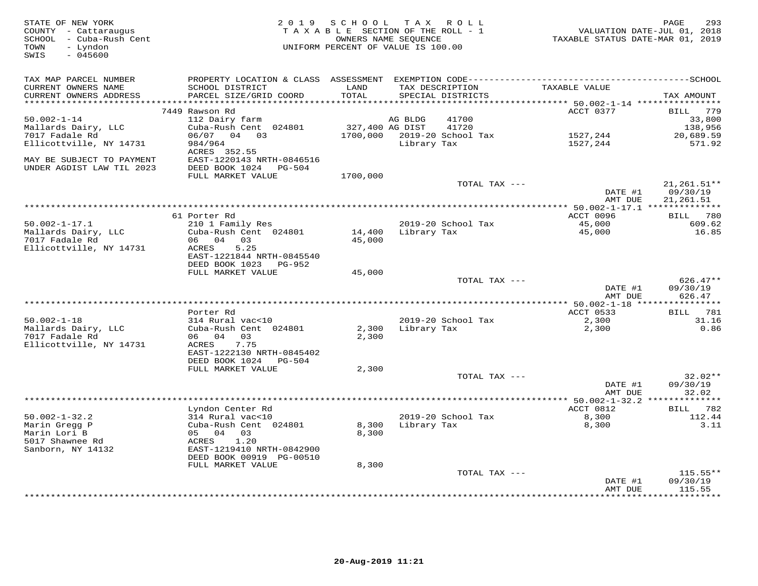STATE OF NEW YORK
COUNTY - Cattaraugus
SCHOOL - Cuba-Rush Cent
TOWN - Lyndon
SWIS - 045600

2019 SCHOOL TAX ROLL
TAXABLE SECTION OF THE ROLL - 1
OWNERS NAME SEQUENCE
UNIFORM PERCENT OF VALUE IS 100.00

VALUATION DATE-JUL 01, 2018
TAXABLE STATUS DATE-MAR 01, 2019

| TAX MAP PARCEL NUMBER<br>CURRENT OWNERS NAME<br>CURRENT OWNERS ADDRESS | PROPERTY LOCATION & CLASS<br>SCHOOL DISTRICT<br>PARCEL SIZE/GRID COORD | ASSESSMENT<br>LAND<br>TOTAL | EXEMPTION CODE<br>TAX DESCRIPTION<br>SPECIAL DISTRICTS | | TAXABLE VALUE | TAX AMOUNT |
|---|---|---|---|---|---|---|
| **50.002-1-14** | 7449 Rawson Rd | | | | ACCT 0377 | BILL 779 |
| 50.002-1-14 | 112 Dairy farm | | AG BLDG | 41700 | | 33,800 |
| Mallards Dairy, LLC | Cuba-Rush Cent 024801 | 327,400 | AG DIST | 41720 | | 138,956 |
| 7017 Fadale Rd | 06/07 04 03 | 1700,000 | 2019-20 School Tax | | 1527,244 | 20,689.59 |
| Ellicottville, NY 14731 | 984/964 | | Library Tax | | 1527,244 | 571.92 |
| | ACRES 352.55 | | | | | |
| MAY BE SUBJECT TO PAYMENT | EAST-1220143 NRTH-0846516 | | | | | |
| UNDER AGDIST LAW TIL 2023 | DEED BOOK 1024 PG-504 | | | | | |
| | FULL MARKET VALUE | 1700,000 | | | | |
| | | | TOTAL TAX --- | | | 21,261.51** |
| | | | | | DATE #1 | 09/30/19 |
| | | | | | AMT DUE | 21,261.51 |
| **50.002-1-17.1** | 61 Porter Rd | | | | ACCT 0096 | BILL 780 |
| 50.002-1-17.1 | 210 1 Family Res | | 2019-20 School Tax | | 45,000 | 609.62 |
| Mallards Dairy, LLC | Cuba-Rush Cent 024801 | 14,400 | Library Tax | | 45,000 | 16.85 |
| 7017 Fadale Rd | 06 04 03 | 45,000 | | | | |
| Ellicottville, NY 14731 | ACRES 5.25 | | | | | |
| | EAST-1221844 NRTH-0845540 | | | | | |
| | DEED BOOK 1023 PG-952 | | | | | |
| | FULL MARKET VALUE | 45,000 | | | | |
| | | | TOTAL TAX --- | | | 626.47** |
| | | | | | DATE #1 | 09/30/19 |
| | | | | | AMT DUE | 626.47 |
| **50.002-1-18** | Porter Rd | | | | ACCT 0533 | BILL 781 |
| 50.002-1-18 | 314 Rural vac<10 | | 2019-20 School Tax | | 2,300 | 31.16 |
| Mallards Dairy, LLC | Cuba-Rush Cent 024801 | 2,300 | Library Tax | | 2,300 | 0.86 |
| 7017 Fadale Rd | 06 04 03 | 2,300 | | | | |
| Ellicottville, NY 14731 | ACRES 7.75 | | | | | |
| | EAST-1222130 NRTH-0845402 | | | | | |
| | DEED BOOK 1024 PG-504 | | | | | |
| | FULL MARKET VALUE | 2,300 | | | | |
| | | | TOTAL TAX --- | | | 32.02** |
| | | | | | DATE #1 | 09/30/19 |
| | | | | | AMT DUE | 32.02 |
| **50.002-1-32.2** | Lyndon Center Rd | | | | ACCT 0812 | BILL 782 |
| 50.002-1-32.2 | 314 Rural vac<10 | | 2019-20 School Tax | | 8,300 | 112.44 |
| Marin Gregg P | Cuba-Rush Cent 024801 | 8,300 | Library Tax | | 8,300 | 3.11 |
| Marin Lori B | 05 04 03 | 8,300 | | | | |
| 5017 Shawnee Rd | ACRES 1.20 | | | | | |
| Sanborn, NY 14132 | EAST-1219410 NRTH-0842900 | | | | | |
| | DEED BOOK 00919 PG-00510 | | | | | |
| | FULL MARKET VALUE | 8,300 | | | | |
| | | | TOTAL TAX --- | | | 115.55** |
| | | | | | DATE #1 | 09/30/19 |
| | | | | | AMT DUE | 115.55 |

20-Aug-2019 11:21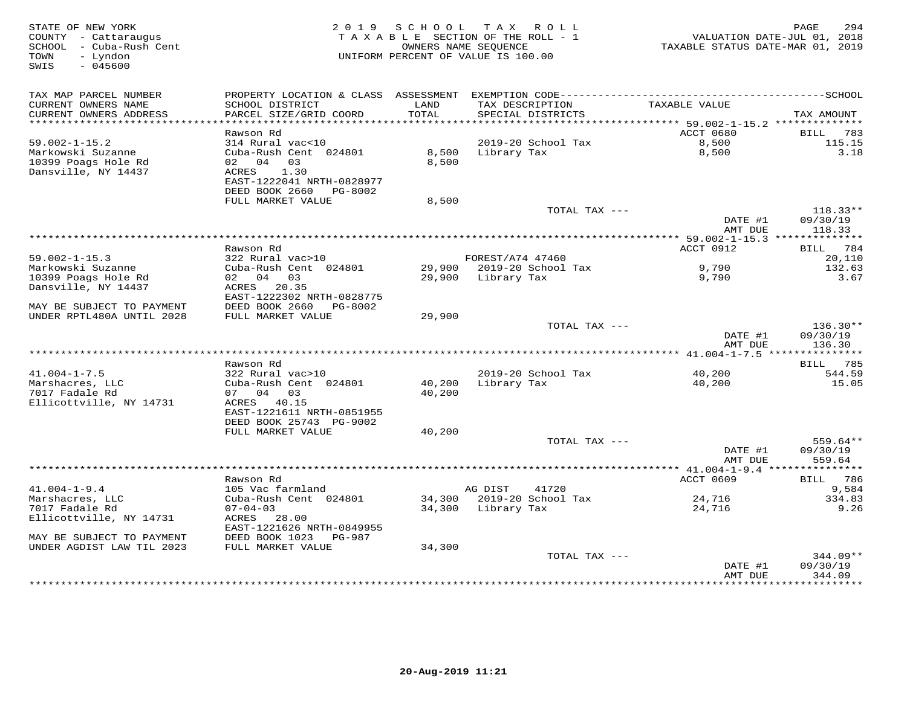STATE OF NEW YORK
COUNTY - Cattaraugus
SCHOOL - Cuba-Rush Cent
TOWN - Lyndon
SWIS - 045600

2019 SCHOOL TAX ROLL
TAXABLE SECTION OF THE ROLL - 1
OWNERS NAME SEQUENCE
UNIFORM PERCENT OF VALUE IS 100.00

VALUATION DATE-JUL 01, 2018
TAXABLE STATUS DATE-MAR 01, 2019

| TAX MAP PARCEL NUMBER / CURRENT OWNERS NAME / CURRENT OWNERS ADDRESS | PROPERTY LOCATION & CLASS / SCHOOL DISTRICT / PARCEL SIZE/GRID COORD | ASSESSMENT LAND | TOTAL | EXEMPTION CODE / TAX DESCRIPTION / SPECIAL DISTRICTS | TAXABLE VALUE | TAX AMOUNT |
|---|---|---|---|---|---|---|
| **59.002-1-15.2** | Rawson Rd | | | | ACCT 0680 | BILL 783 |
| Markowski Suzanne | 314 Rural vac<10 | | | | | |
| 10399 Poags Hole Rd | Cuba-Rush Cent 024801 | 8,500 | | 2019-20 School Tax | 8,500 | 115.15 |
| Dansville, NY 14437 | 02 04 03 | | 8,500 | Library Tax | 8,500 | 3.18 |
| | ACRES 1.30 | | | | | |
| | EAST-1222041 NRTH-0828977 | | | | | |
| | DEED BOOK 2660 PG-8002 | | | | | |
| | FULL MARKET VALUE | | 8,500 | | | |
| | | | | TOTAL TAX --- | | 118.33** |
| | | | | | DATE #1 | 09/30/19 |
| | | | | | AMT DUE | 118.33 |
| **59.002-1-15.3** | Rawson Rd | | | | ACCT 0912 | BILL 784 |
| Markowski Suzanne | 322 Rural vac>10 | | | FOREST/A74 47460 | | 20,110 |
| 10399 Poags Hole Rd | Cuba-Rush Cent 024801 | 29,900 | | 2019-20 School Tax | 9,790 | 132.63 |
| Dansville, NY 14437 | 02 04 03 | | 29,900 | Library Tax | 9,790 | 3.67 |
| | ACRES 20.35 | | | | | |
| | EAST-1222302 NRTH-0828775 | | | | | |
| MAY BE SUBJECT TO PAYMENT | DEED BOOK 2660 PG-8002 | | | | | |
| UNDER RPTL480A UNTIL 2028 | FULL MARKET VALUE | | 29,900 | | | |
| | | | | TOTAL TAX --- | | 136.30** |
| | | | | | DATE #1 | 09/30/19 |
| | | | | | AMT DUE | 136.30 |
| **41.004-1-7.5** | Rawson Rd | | | | | BILL 785 |
| Marshacres, LLC | 322 Rural vac>10 | | | | | |
| 7017 Fadale Rd | Cuba-Rush Cent 024801 | 40,200 | | 2019-20 School Tax | 40,200 | 544.59 |
| Ellicottville, NY 14731 | 07 04 03 | | 40,200 | Library Tax | 40,200 | 15.05 |
| | ACRES 40.15 | | | | | |
| | EAST-1221611 NRTH-0851955 | | | | | |
| | DEED BOOK 25743 PG-9002 | | | | | |
| | FULL MARKET VALUE | | 40,200 | | | |
| | | | | TOTAL TAX --- | | 559.64** |
| | | | | | DATE #1 | 09/30/19 |
| | | | | | AMT DUE | 559.64 |
| **41.004-1-9.4** | Rawson Rd | | | | ACCT 0609 | BILL 786 |
| Marshacres, LLC | 105 Vac farmland | | | AG DIST 41720 | | 9,584 |
| 7017 Fadale Rd | Cuba-Rush Cent 024801 | 34,300 | | 2019-20 School Tax | 24,716 | 334.83 |
| Ellicottville, NY 14731 | 07-04-03 | | 34,300 | Library Tax | 24,716 | 9.26 |
| | ACRES 28.00 | | | | | |
| | EAST-1221626 NRTH-0849955 | | | | | |
| MAY BE SUBJECT TO PAYMENT | DEED BOOK 1023 PG-987 | | | | | |
| UNDER AGDIST LAW TIL 2023 | FULL MARKET VALUE | | 34,300 | | | |
| | | | | TOTAL TAX --- | | 344.09** |
| | | | | | DATE #1 | 09/30/19 |
| | | | | | AMT DUE | 344.09 |

20-Aug-2019 11:21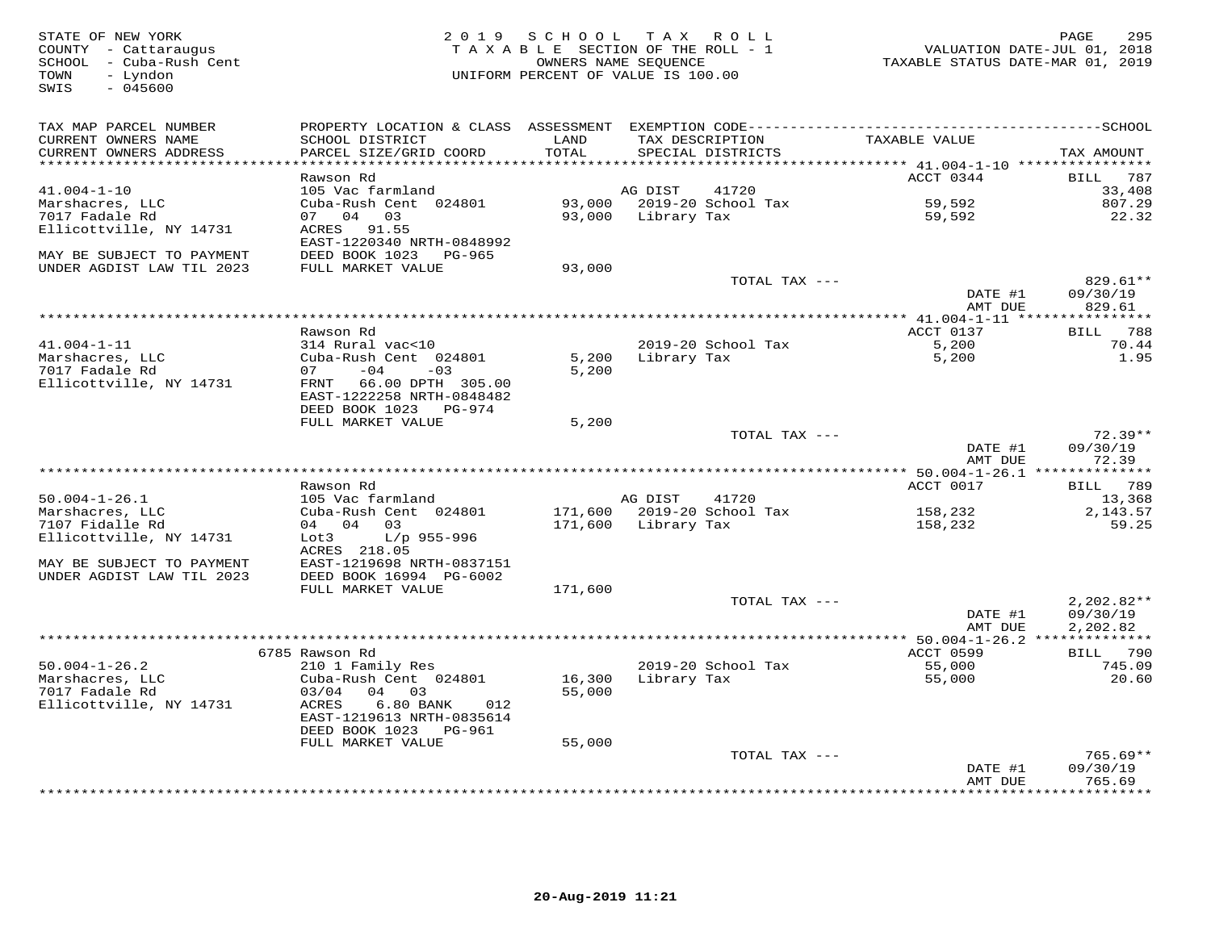STATE OF NEW YORK
COUNTY - Cattaraugus
SCHOOL - Cuba-Rush Cent
TOWN - Lyndon
SWIS - 045600

2019 SCHOOL TAX ROLL
TAXABLE SECTION OF THE ROLL - 1
OWNERS NAME SEQUENCE
UNIFORM PERCENT OF VALUE IS 100.00

VALUATION DATE-JUL 01, 2018
TAXABLE STATUS DATE-MAR 01, 2019

| TAX MAP PARCEL NUMBER<br>CURRENT OWNERS NAME<br>CURRENT OWNERS ADDRESS | PROPERTY LOCATION & CLASS<br>SCHOOL DISTRICT<br>PARCEL SIZE/GRID COORD | ASSESSMENT<br>LAND<br>TOTAL | EXEMPTION CODE<br>TAX DESCRIPTION<br>SPECIAL DISTRICTS | TAXABLE VALUE | SCHOOL<br>TAX AMOUNT |
|---|---|---|---|---|---|
| **41.004-1-10** | Rawson Rd | | | ACCT 0344 | BILL 787 |
| 41.004-1-10 | 105 Vac farmland | | AG DIST 41720 | | 33,408 |
| Marshacres, LLC | Cuba-Rush Cent 024801 | 93,000 | 2019-20 School Tax | 59,592 | 807.29 |
| 7017 Fadale Rd | 07 04 03 | 93,000 | Library Tax | 59,592 | 22.32 |
| Ellicottville, NY 14731 | ACRES 91.55 | | | | |
| | EAST-1220340 NRTH-0848992 | | | | |
| MAY BE SUBJECT TO PAYMENT | DEED BOOK 1023 PG-965 | | | | |
| UNDER AGDIST LAW TIL 2023 | FULL MARKET VALUE | 93,000 | | | |
| | | | TOTAL TAX --- | | 829.61** |
| | | | | DATE #1 | 09/30/19 |
| | | | | AMT DUE | 829.61 |
| **41.004-1-11** | Rawson Rd | | | ACCT 0137 | BILL 788 |
| 41.004-1-11 | 314 Rural vac<10 | | 2019-20 School Tax | 5,200 | 70.44 |
| Marshacres, LLC | Cuba-Rush Cent 024801 | 5,200 | Library Tax | 5,200 | 1.95 |
| 7017 Fadale Rd | 07 -04 -03 | 5,200 | | | |
| Ellicottville, NY 14731 | FRNT 66.00 DPTH 305.00 | | | | |
| | EAST-1222258 NRTH-0848482 | | | | |
| | DEED BOOK 1023 PG-974 | | | | |
| | FULL MARKET VALUE | 5,200 | | | |
| | | | TOTAL TAX --- | | 72.39** |
| | | | | DATE #1 | 09/30/19 |
| | | | | AMT DUE | 72.39 |
| **50.004-1-26.1** | Rawson Rd | | | ACCT 0017 | BILL 789 |
| 50.004-1-26.1 | 105 Vac farmland | | AG DIST 41720 | | 13,368 |
| Marshacres, LLC | Cuba-Rush Cent 024801 | 171,600 | 2019-20 School Tax | 158,232 | 2,143.57 |
| 7107 Fidalle Rd | 04 04 03 | 171,600 | Library Tax | 158,232 | 59.25 |
| Ellicottville, NY 14731 | Lot3 L/p 955-996 | | | | |
| | ACRES 218.05 | | | | |
| MAY BE SUBJECT TO PAYMENT | EAST-1219698 NRTH-0837151 | | | | |
| UNDER AGDIST LAW TIL 2023 | DEED BOOK 16994 PG-6002 | | | | |
| | FULL MARKET VALUE | 171,600 | | | |
| | | | TOTAL TAX --- | | 2,202.82** |
| | | | | DATE #1 | 09/30/19 |
| | | | | AMT DUE | 2,202.82 |
| **50.004-1-26.2** | 6785 Rawson Rd | | | ACCT 0599 | BILL 790 |
| 50.004-1-26.2 | 210 1 Family Res | | 2019-20 School Tax | 55,000 | 745.09 |
| Marshacres, LLC | Cuba-Rush Cent 024801 | 16,300 | Library Tax | 55,000 | 20.60 |
| 7017 Fadale Rd | 03/04 04 03 | 55,000 | | | |
| Ellicottville, NY 14731 | ACRES 6.80 BANK 012 | | | | |
| | EAST-1219613 NRTH-0835614 | | | | |
| | DEED BOOK 1023 PG-961 | | | | |
| | FULL MARKET VALUE | 55,000 | | | |
| | | | TOTAL TAX --- | | 765.69** |
| | | | | DATE #1 | 09/30/19 |
| | | | | AMT DUE | 765.69 |

20-Aug-2019 11:21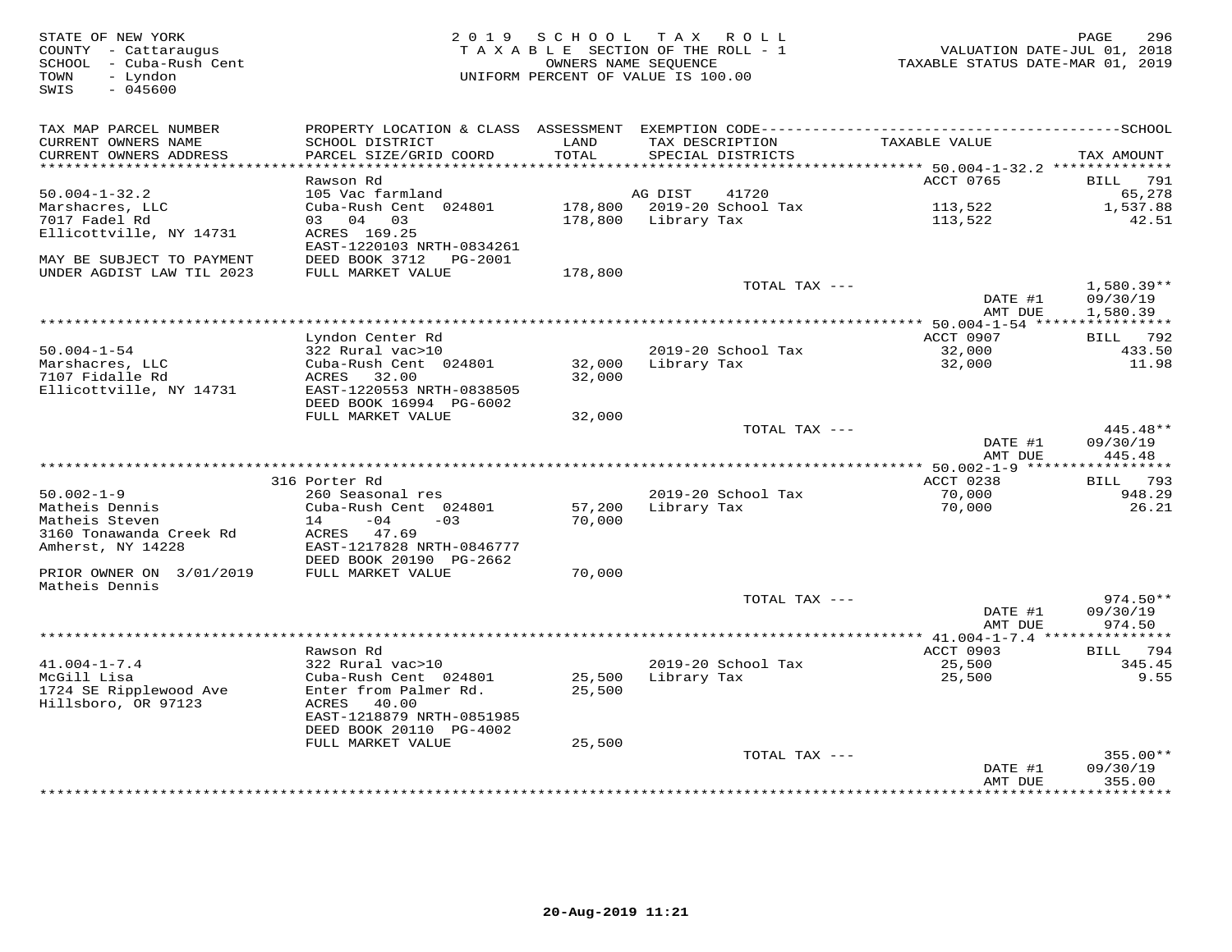STATE OF NEW YORK
COUNTY - Cattaraugus
SCHOOL - Cuba-Rush Cent
TOWN - Lyndon
SWIS - 045600

2019 SCHOOL TAX ROLL
TAXABLE SECTION OF THE ROLL - 1
OWNERS NAME SEQUENCE
UNIFORM PERCENT OF VALUE IS 100.00

VALUATION DATE-JUL 01, 2018
TAXABLE STATUS DATE-MAR 01, 2019

| TAX MAP PARCEL NUMBER / CURRENT OWNERS NAME / CURRENT OWNERS ADDRESS | PROPERTY LOCATION & CLASS / SCHOOL DISTRICT / PARCEL SIZE/GRID COORD | ASSESSMENT LAND / TOTAL | EXEMPTION CODE / TAX DESCRIPTION / SPECIAL DISTRICTS | TAXABLE VALUE | TAX AMOUNT |
|---|---|---|---|---|---|
| | Rawson Rd | | | ACCT 0765 | BILL 791 |
| 50.004-1-32.2 | 105 Vac farmland | | AG DIST 41720 | | 65,278 |
| Marshacres, LLC | Cuba-Rush Cent 024801 | 178,800 | 2019-20 School Tax | 113,522 | 1,537.88 |
| 7017 Fadel Rd | 03 04 03 | 178,800 | Library Tax | 113,522 | 42.51 |
| Ellicottville, NY 14731 | ACRES 169.25 | | | | |
| | EAST-1220103 NRTH-0834261 | | | | |
| MAY BE SUBJECT TO PAYMENT | DEED BOOK 3712 PG-2001 | | | | |
| UNDER AGDIST LAW TIL 2023 | FULL MARKET VALUE | 178,800 | | | |
| | | | TOTAL TAX --- | | 1,580.39** |
| | | | | DATE #1 | 09/30/19 |
| | | | | AMT DUE | 1,580.39 |
| | Lyndon Center Rd | | | ACCT 0907 | BILL 792 |
| 50.004-1-54 | 322 Rural vac>10 | | 2019-20 School Tax | 32,000 | 433.50 |
| Marshacres, LLC | Cuba-Rush Cent 024801 | 32,000 | Library Tax | 32,000 | 11.98 |
| 7107 Fidalle Rd | ACRES 32.00 | 32,000 | | | |
| Ellicottville, NY 14731 | EAST-1220553 NRTH-0838505 | | | | |
| | DEED BOOK 16994 PG-6002 | | | | |
| | FULL MARKET VALUE | 32,000 | | | |
| | | | TOTAL TAX --- | | 445.48** |
| | | | | DATE #1 | 09/30/19 |
| | | | | AMT DUE | 445.48 |
| | 316 Porter Rd | | | ACCT 0238 | BILL 793 |
| 50.002-1-9 | 260 Seasonal res | | 2019-20 School Tax | 70,000 | 948.29 |
| Matheis Dennis | Cuba-Rush Cent 024801 | 57,200 | Library Tax | 70,000 | 26.21 |
| Matheis Steven | 14 -04 -03 | 70,000 | | | |
| 3160 Tonawanda Creek Rd | ACRES 47.69 | | | | |
| Amherst, NY 14228 | EAST-1217828 NRTH-0846777 | | | | |
| | DEED BOOK 20190 PG-2662 | | | | |
| PRIOR OWNER ON 3/01/2019 | FULL MARKET VALUE | 70,000 | | | |
| Matheis Dennis | | | | | |
| | | | TOTAL TAX --- | | 974.50** |
| | | | | DATE #1 | 09/30/19 |
| | | | | AMT DUE | 974.50 |
| | Rawson Rd | | | ACCT 0903 | BILL 794 |
| 41.004-1-7.4 | 322 Rural vac>10 | | 2019-20 School Tax | 25,500 | 345.45 |
| McGill Lisa | Cuba-Rush Cent 024801 | 25,500 | Library Tax | 25,500 | 9.55 |
| 1724 SE Ripplewood Ave | Enter from Palmer Rd. | 25,500 | | | |
| Hillsboro, OR 97123 | ACRES 40.00 | | | | |
| | EAST-1218879 NRTH-0851985 | | | | |
| | DEED BOOK 20110 PG-4002 | | | | |
| | FULL MARKET VALUE | 25,500 | | | |
| | | | TOTAL TAX --- | | 355.00** |
| | | | | DATE #1 | 09/30/19 |
| | | | | AMT DUE | 355.00 |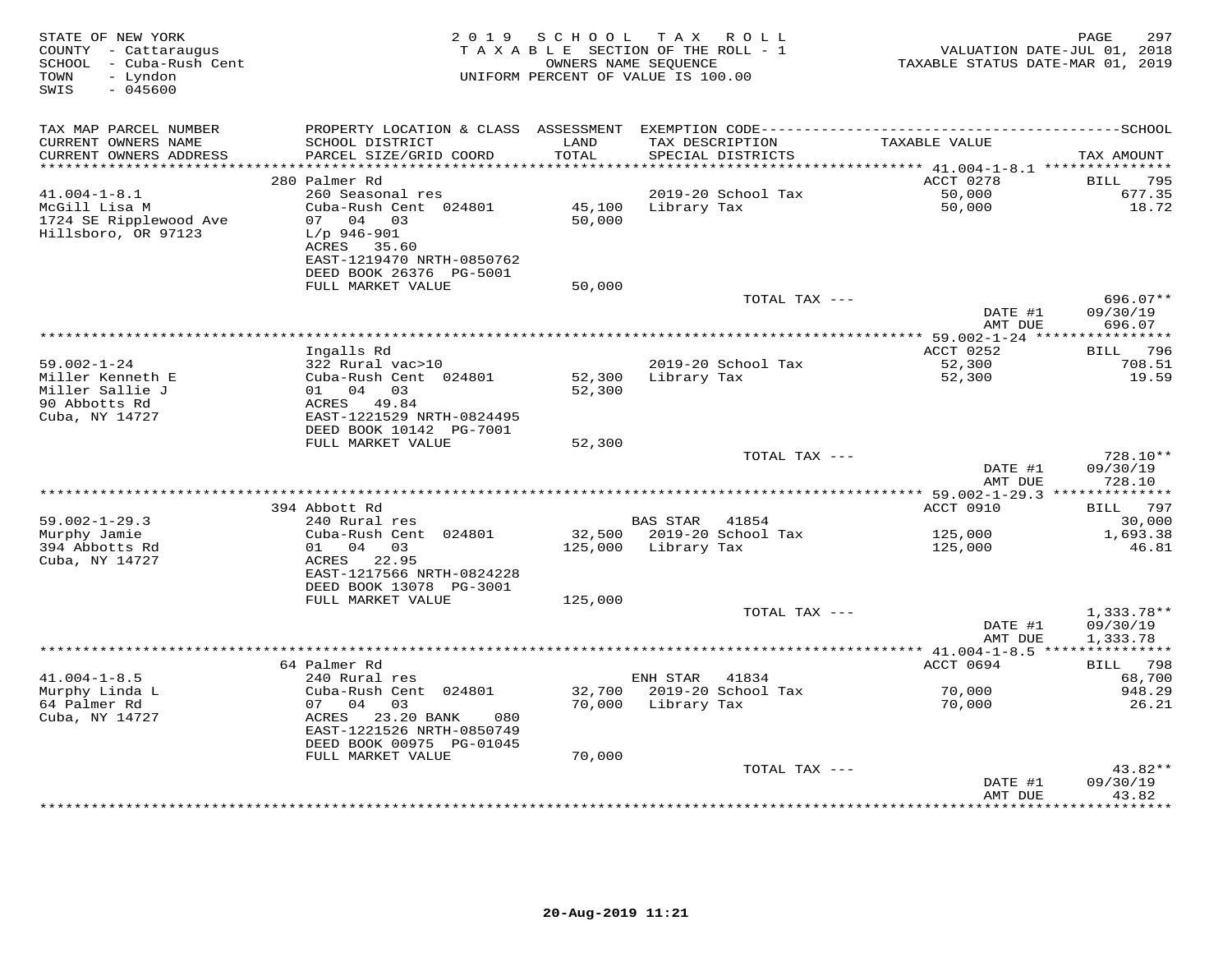STATE OF NEW YORK
COUNTY - Cattaraugus
SCHOOL - Cuba-Rush Cent
TOWN - Lyndon
SWIS - 045600

2019 SCHOOL TAX ROLL
TAXABLE SECTION OF THE ROLL - 1
OWNERS NAME SEQUENCE
UNIFORM PERCENT OF VALUE IS 100.00

VALUATION DATE-JUL 01, 2018
TAXABLE STATUS DATE-MAR 01, 2019

| TAX MAP PARCEL NUMBER / CURRENT OWNERS NAME / CURRENT OWNERS ADDRESS | PROPERTY LOCATION & CLASS / SCHOOL DISTRICT / PARCEL SIZE/GRID COORD | ASSESSMENT LAND | TOTAL | EXEMPTION CODE / TAX DESCRIPTION / SPECIAL DISTRICTS | TAXABLE VALUE | TAX AMOUNT |
|---|---|---|---|---|---|---|
| 41.004-1-8.1 | 280 Palmer Rd | | | | ACCT 0278 | BILL 795 |
| McGill Lisa M | 260 Seasonal res | | | | | |
| 1724 SE Ripplewood Ave | Cuba-Rush Cent 024801 | 45,100 | | 2019-20 School Tax | 50,000 | 677.35 |
| Hillsboro, OR 97123 | 07 04 03 | | 50,000 | Library Tax | 50,000 | 18.72 |
| | L/p 946-901 | | | | | |
| | ACRES 35.60 | | | | | |
| | EAST-1219470 NRTH-0850762 | | | | | |
| | DEED BOOK 26376 PG-5001 | | | | | |
| | FULL MARKET VALUE | | 50,000 | | | |
| | | | | TOTAL TAX --- | | 696.07** |
| | | | | | DATE #1 | 09/30/19 |
| | | | | | AMT DUE | 696.07 |
| 59.002-1-24 | Ingalls Rd | | | | ACCT 0252 | BILL 796 |
| Miller Kenneth E | 322 Rural vac>10 | | | 2019-20 School Tax | 52,300 | 708.51 |
| Miller Sallie J | Cuba-Rush Cent 024801 | 52,300 | | Library Tax | 52,300 | 19.59 |
| 90 Abbotts Rd | 01 04 03 | | 52,300 | | | |
| Cuba, NY 14727 | ACRES 49.84 | | | | | |
| | EAST-1221529 NRTH-0824495 | | | | | |
| | DEED BOOK 10142 PG-7001 | | | | | |
| | FULL MARKET VALUE | | 52,300 | | | |
| | | | | TOTAL TAX --- | | 728.10** |
| | | | | | DATE #1 | 09/30/19 |
| | | | | | AMT DUE | 728.10 |
| 59.002-1-29.3 | 394 Abbott Rd | | | | ACCT 0910 | BILL 797 |
| Murphy Jamie | 240 Rural res | | | BAS STAR 41854 | | 30,000 |
| 394 Abbotts Rd | Cuba-Rush Cent 024801 | 32,500 | | 2019-20 School Tax | 125,000 | 1,693.38 |
| Cuba, NY 14727 | 01 04 03 | | 125,000 | Library Tax | 125,000 | 46.81 |
| | ACRES 22.95 | | | | | |
| | EAST-1217566 NRTH-0824228 | | | | | |
| | DEED BOOK 13078 PG-3001 | | | | | |
| | FULL MARKET VALUE | | 125,000 | | | |
| | | | | TOTAL TAX --- | | 1,333.78** |
| | | | | | DATE #1 | 09/30/19 |
| | | | | | AMT DUE | 1,333.78 |
| 41.004-1-8.5 | 64 Palmer Rd | | | | ACCT 0694 | BILL 798 |
| Murphy Linda L | 240 Rural res | | | ENH STAR 41834 | | 68,700 |
| 64 Palmer Rd | Cuba-Rush Cent 024801 | 32,700 | | 2019-20 School Tax | 70,000 | 948.29 |
| Cuba, NY 14727 | 07 04 03 | | 70,000 | Library Tax | 70,000 | 26.21 |
| | ACRES 23.20 BANK 080 | | | | | |
| | EAST-1221526 NRTH-0850749 | | | | | |
| | DEED BOOK 00975 PG-01045 | | | | | |
| | FULL MARKET VALUE | | 70,000 | | | |
| | | | | TOTAL TAX --- | | 43.82** |
| | | | | | DATE #1 | 09/30/19 |
| | | | | | AMT DUE | 43.82 |

20-Aug-2019 11:21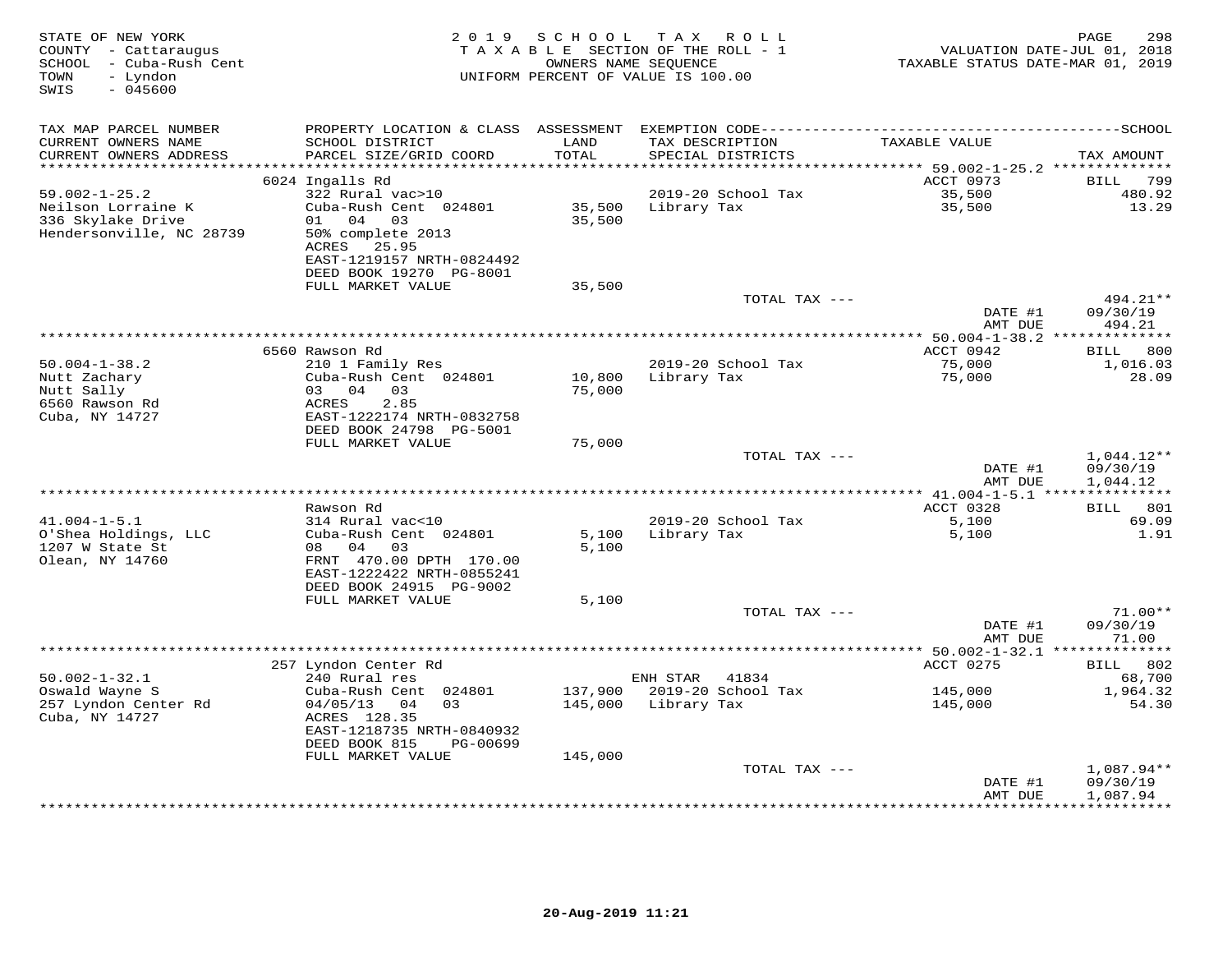STATE OF NEW YORK
COUNTY - Cattaraugus
SCHOOL - Cuba-Rush Cent
TOWN - Lyndon
SWIS - 045600

2019 SCHOOL TAX ROLL
TAXABLE SECTION OF THE ROLL - 1
OWNERS NAME SEQUENCE
UNIFORM PERCENT OF VALUE IS 100.00

VALUATION DATE-JUL 01, 2018
TAXABLE STATUS DATE-MAR 01, 2019

| TAX MAP PARCEL NUMBER / CURRENT OWNERS NAME / CURRENT OWNERS ADDRESS | PROPERTY LOCATION & CLASS / SCHOOL DISTRICT / PARCEL SIZE/GRID COORD | ASSESSMENT LAND / TOTAL | EXEMPTION CODE / TAX DESCRIPTION / SPECIAL DISTRICTS | TAXABLE VALUE | TAX AMOUNT |
|---|---|---|---|---|---|
| | 6024 Ingalls Rd | | | ACCT 0973 | BILL 799 |
| 59.002-1-25.2 | 322 Rural vac>10 | | 2019-20 School Tax | 35,500 | 480.92 |
| Neilson Lorraine K | Cuba-Rush Cent 024801 | 35,500 | Library Tax | 35,500 | 13.29 |
| 336 Skylake Drive | 01 04 03 | 35,500 | | | |
| Hendersonville, NC 28739 | 50% complete 2013 | | | | |
| | ACRES 25.95 | | | | |
| | EAST-1219157 NRTH-0824492 | | | | |
| | DEED BOOK 19270 PG-8001 | | | | |
| | FULL MARKET VALUE | 35,500 | | | |
| | | | TOTAL TAX --- | | 494.21** |
| | | | | DATE #1 | 09/30/19 |
| | | | | AMT DUE | 494.21 |
| | 6560 Rawson Rd | | | ACCT 0942 | BILL 800 |
| 50.004-1-38.2 | 210 1 Family Res | | 2019-20 School Tax | 75,000 | 1,016.03 |
| Nutt Zachary | Cuba-Rush Cent 024801 | 10,800 | Library Tax | 75,000 | 28.09 |
| Nutt Sally | 03 04 03 | 75,000 | | | |
| 6560 Rawson Rd | ACRES 2.85 | | | | |
| Cuba, NY 14727 | EAST-1222174 NRTH-0832758 | | | | |
| | DEED BOOK 24798 PG-5001 | | | | |
| | FULL MARKET VALUE | 75,000 | | | |
| | | | TOTAL TAX --- | | 1,044.12** |
| | | | | DATE #1 | 09/30/19 |
| | | | | AMT DUE | 1,044.12 |
| | Rawson Rd | | | ACCT 0328 | BILL 801 |
| 41.004-1-5.1 | 314 Rural vac<10 | | 2019-20 School Tax | 5,100 | 69.09 |
| O'Shea Holdings, LLC | Cuba-Rush Cent 024801 | 5,100 | Library Tax | 5,100 | 1.91 |
| 1207 W State St | 08 04 03 | 5,100 | | | |
| Olean, NY 14760 | FRNT 470.00 DPTH 170.00 | | | | |
| | EAST-1222422 NRTH-0855241 | | | | |
| | DEED BOOK 24915 PG-9002 | | | | |
| | FULL MARKET VALUE | 5,100 | | | |
| | | | TOTAL TAX --- | | 71.00** |
| | | | | DATE #1 | 09/30/19 |
| | | | | AMT DUE | 71.00 |
| | 257 Lyndon Center Rd | | | ACCT 0275 | BILL 802 |
| 50.002-1-32.1 | 240 Rural res | | ENH STAR 41834 | | 68,700 |
| Oswald Wayne S | Cuba-Rush Cent 024801 | 137,900 | 2019-20 School Tax | 145,000 | 1,964.32 |
| 257 Lyndon Center Rd | 04/05/13 04 03 | 145,000 | Library Tax | 145,000 | 54.30 |
| Cuba, NY 14727 | ACRES 128.35 | | | | |
| | EAST-1218735 NRTH-0840932 | | | | |
| | DEED BOOK 815 PG-00699 | | | | |
| | FULL MARKET VALUE | 145,000 | | | |
| | | | TOTAL TAX --- | | 1,087.94** |
| | | | | DATE #1 | 09/30/19 |
| | | | | AMT DUE | 1,087.94 |

20-Aug-2019 11:21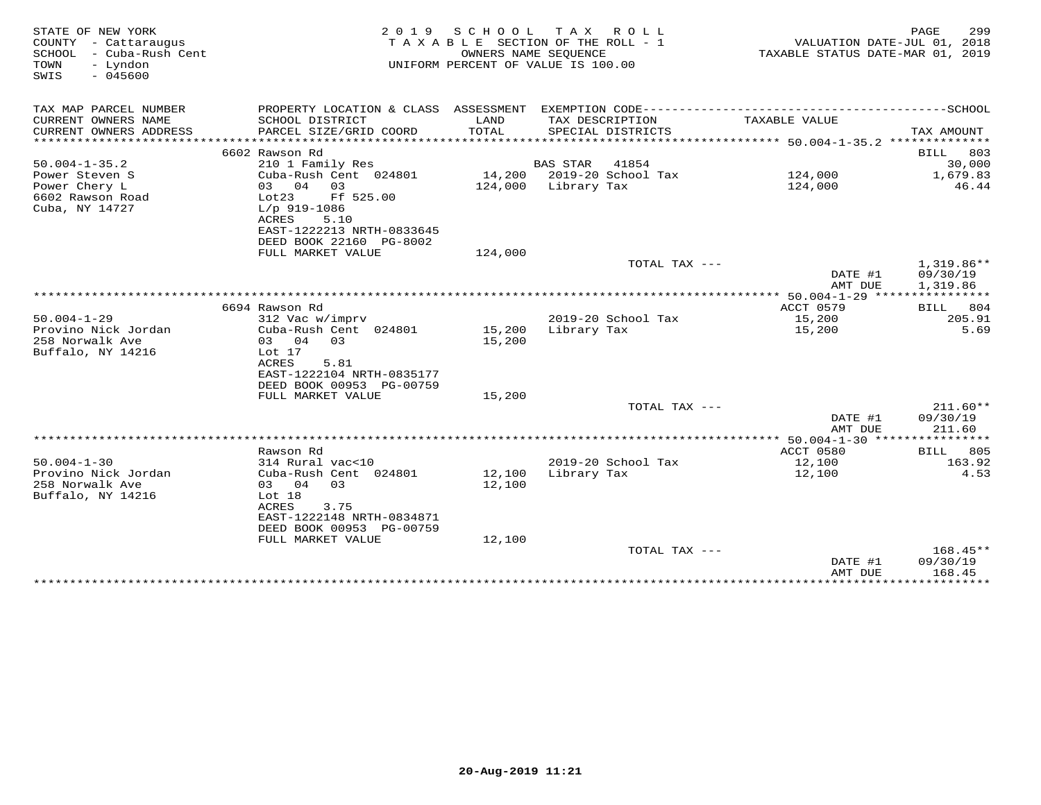STATE OF NEW YORK
COUNTY - Cattaraugus
SCHOOL - Cuba-Rush Cent
TOWN - Lyndon
SWIS - 045600

2019 SCHOOL TAX ROLL
TAXABLE SECTION OF THE ROLL - 1
OWNERS NAME SEQUENCE
UNIFORM PERCENT OF VALUE IS 100.00

VALUATION DATE-JUL 01, 2018
TAXABLE STATUS DATE-MAR 01, 2019

| TAX MAP PARCEL NUMBER / CURRENT OWNERS NAME / CURRENT OWNERS ADDRESS | PROPERTY LOCATION & CLASS / SCHOOL DISTRICT / PARCEL SIZE/GRID COORD | ASSESSMENT LAND / TOTAL | EXEMPTION CODE / TAX DESCRIPTION / SPECIAL DISTRICTS | TAXABLE VALUE | TAX AMOUNT |
|---|---|---|---|---|---|
| **50.004-1-35.2** | 6602 Rawson Rd | | | | BILL 803 |
| 50.004-1-35.2 | 210 1 Family Res | | BAS STAR 41854 | | 30,000 |
| Power Steven S | Cuba-Rush Cent 024801 | 14,200 | 2019-20 School Tax | 124,000 | 1,679.83 |
| Power Chery L | 03 04 03 | 124,000 | Library Tax | 124,000 | 46.44 |
| 6602 Rawson Road | Lot23 Ff 525.00 | | | | |
| Cuba, NY 14727 | L/p 919-1086 | | | | |
| | ACRES 5.10 | | | | |
| | EAST-1222213 NRTH-0833645 | | | | |
| | DEED BOOK 22160 PG-8002 | | | | |
| | FULL MARKET VALUE | 124,000 | | | |
| | | | TOTAL TAX --- | | 1,319.86** |
| | | | | DATE #1 | 09/30/19 |
| | | | | AMT DUE | 1,319.86 |
| **50.004-1-29** | 6694 Rawson Rd | | | ACCT 0579 | BILL 804 |
| 50.004-1-29 | 312 Vac w/imprv | | 2019-20 School Tax | 15,200 | 205.91 |
| Provino Nick Jordan | Cuba-Rush Cent 024801 | 15,200 | Library Tax | 15,200 | 5.69 |
| 258 Norwalk Ave | 03 04 03 | 15,200 | | | |
| Buffalo, NY 14216 | Lot 17 | | | | |
| | ACRES 5.81 | | | | |
| | EAST-1222104 NRTH-0835177 | | | | |
| | DEED BOOK 00953 PG-00759 | | | | |
| | FULL MARKET VALUE | 15,200 | | | |
| | | | TOTAL TAX --- | | 211.60** |
| | | | | DATE #1 | 09/30/19 |
| | | | | AMT DUE | 211.60 |
| **50.004-1-30** | Rawson Rd | | | ACCT 0580 | BILL 805 |
| 50.004-1-30 | 314 Rural vac<10 | | 2019-20 School Tax | 12,100 | 163.92 |
| Provino Nick Jordan | Cuba-Rush Cent 024801 | 12,100 | Library Tax | 12,100 | 4.53 |
| 258 Norwalk Ave | 03 04 03 | 12,100 | | | |
| Buffalo, NY 14216 | Lot 18 | | | | |
| | ACRES 3.75 | | | | |
| | EAST-1222148 NRTH-0834871 | | | | |
| | DEED BOOK 00953 PG-00759 | | | | |
| | FULL MARKET VALUE | 12,100 | | | |
| | | | TOTAL TAX --- | | 168.45** |
| | | | | DATE #1 | 09/30/19 |
| | | | | AMT DUE | 168.45 |

20-Aug-2019 11:21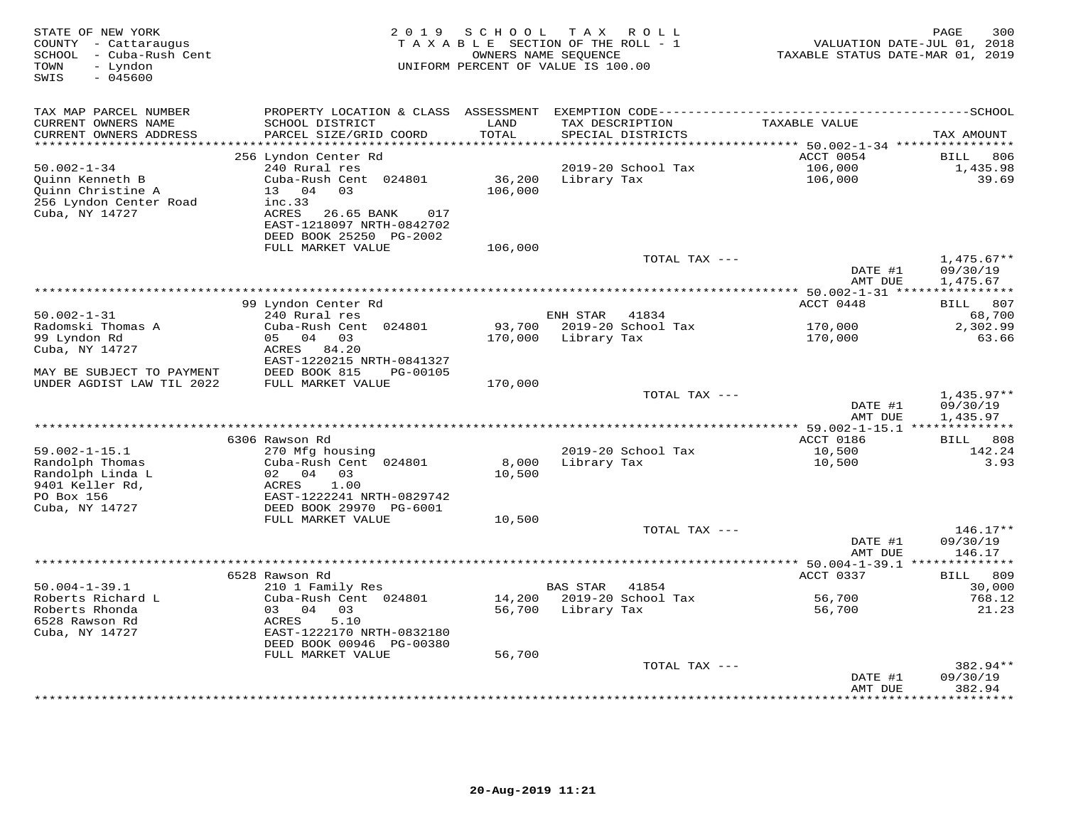STATE OF NEW YORK
COUNTY - Cattaraugus
SCHOOL - Cuba-Rush Cent
TOWN - Lyndon
SWIS - 045600

2019 SCHOOL TAX ROLL
TAXABLE SECTION OF THE ROLL - 1
OWNERS NAME SEQUENCE
UNIFORM PERCENT OF VALUE IS 100.00

VALUATION DATE-JUL 01, 2018
TAXABLE STATUS DATE-MAR 01, 2019

| TAX MAP PARCEL NUMBER / CURRENT OWNERS NAME / CURRENT OWNERS ADDRESS | PROPERTY LOCATION & CLASS / SCHOOL DISTRICT / PARCEL SIZE/GRID COORD | ASSESSMENT LAND / TOTAL | EXEMPTION CODE / TAX DESCRIPTION / SPECIAL DISTRICTS | TAXABLE VALUE | SCHOOL TAX AMOUNT |
|---|---|---|---|---|---|
| | 256 Lyndon Center Rd | | | ACCT 0054 | BILL 806 |
| 50.002-1-34 | 240 Rural res | | 2019-20 School Tax | 106,000 | 1,435.98 |
| Quinn Kenneth B | Cuba-Rush Cent 024801 | 36,200 | Library Tax | 106,000 | 39.69 |
| Quinn Christine A | 13 04 03 | 106,000 | | | |
| 256 Lyndon Center Road | inc.33 | | | | |
| Cuba, NY 14727 | ACRES 26.65 BANK 017 | | | | |
| | EAST-1218097 NRTH-0842702 | | | | |
| | DEED BOOK 25250 PG-2002 | | | | |
| | FULL MARKET VALUE | 106,000 | | | |
| | | | TOTAL TAX --- | | 1,475.67** |
| | | | | DATE #1 | 09/30/19 |
| | | | | AMT DUE | 1,475.67 |
| | 99 Lyndon Center Rd | | | ACCT 0448 | BILL 807 |
| 50.002-1-31 | 240 Rural res | | ENH STAR 41834 | | 68,700 |
| Radomski Thomas A | Cuba-Rush Cent 024801 | 93,700 | 2019-20 School Tax | 170,000 | 2,302.99 |
| 99 Lyndon Rd | 05 04 03 | 170,000 | Library Tax | 170,000 | 63.66 |
| Cuba, NY 14727 | ACRES 84.20 | | | | |
| | EAST-1220215 NRTH-0841327 | | | | |
| MAY BE SUBJECT TO PAYMENT | DEED BOOK 815 PG-00105 | | | | |
| UNDER AGDIST LAW TIL 2022 | FULL MARKET VALUE | 170,000 | | | |
| | | | TOTAL TAX --- | | 1,435.97** |
| | | | | DATE #1 | 09/30/19 |
| | | | | AMT DUE | 1,435.97 |
| | 6306 Rawson Rd | | | ACCT 0186 | BILL 808 |
| 59.002-1-15.1 | 270 Mfg housing | | 2019-20 School Tax | 10,500 | 142.24 |
| Randolph Thomas | Cuba-Rush Cent 024801 | 8,000 | Library Tax | 10,500 | 3.93 |
| Randolph Linda L | 02 04 03 | 10,500 | | | |
| 9401 Keller Rd, | ACRES 1.00 | | | | |
| PO Box 156 | EAST-1222241 NRTH-0829742 | | | | |
| Cuba, NY 14727 | DEED BOOK 29970 PG-6001 | | | | |
| | FULL MARKET VALUE | 10,500 | | | |
| | | | TOTAL TAX --- | | 146.17** |
| | | | | DATE #1 | 09/30/19 |
| | | | | AMT DUE | 146.17 |
| | 6528 Rawson Rd | | | ACCT 0337 | BILL 809 |
| 50.004-1-39.1 | 210 1 Family Res | | BAS STAR 41854 | | 30,000 |
| Roberts Richard L | Cuba-Rush Cent 024801 | 14,200 | 2019-20 School Tax | 56,700 | 768.12 |
| Roberts Rhonda | 03 04 03 | 56,700 | Library Tax | 56,700 | 21.23 |
| 6528 Rawson Rd | ACRES 5.10 | | | | |
| Cuba, NY 14727 | EAST-1222170 NRTH-0832180 | | | | |
| | DEED BOOK 00946 PG-00380 | | | | |
| | FULL MARKET VALUE | 56,700 | | | |
| | | | TOTAL TAX --- | | 382.94** |
| | | | | DATE #1 | 09/30/19 |
| | | | | AMT DUE | 382.94 |

20-Aug-2019 11:21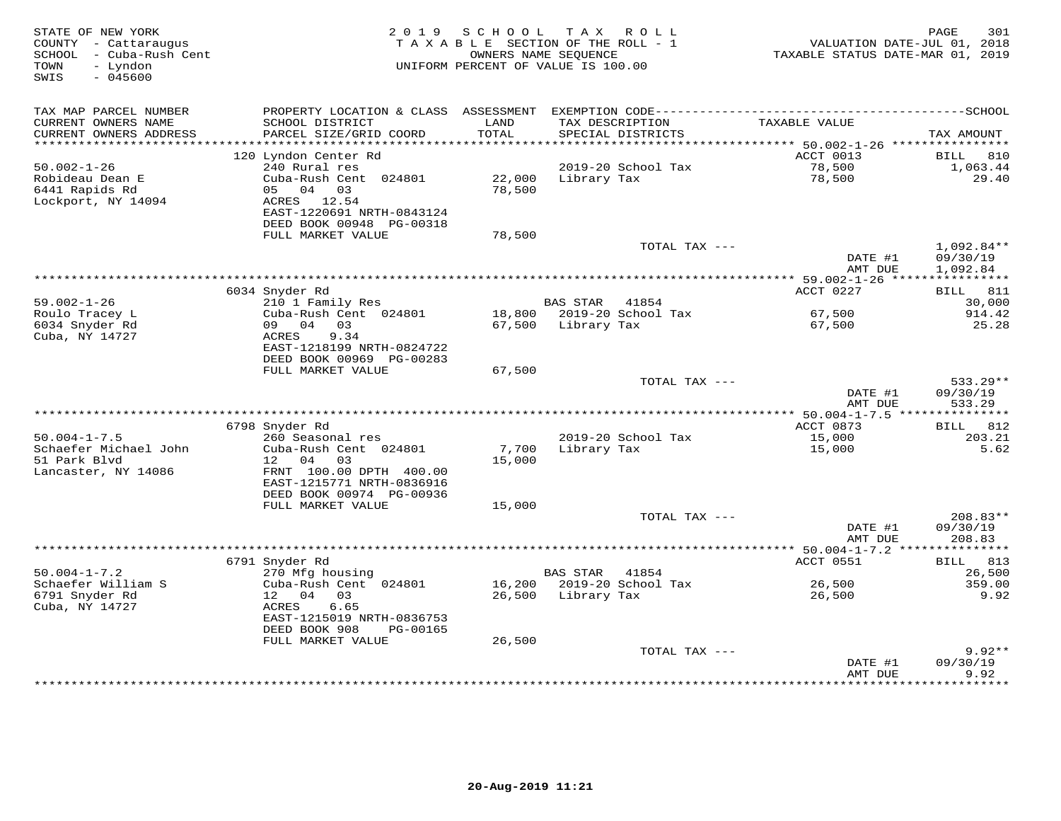STATE OF NEW YORK
COUNTY - Cattaraugus
SCHOOL - Cuba-Rush Cent
TOWN - Lyndon
SWIS - 045600

# 2019 SCHOOL TAX ROLL

TAXABLE SECTION OF THE ROLL - 1
OWNERS NAME SEQUENCE
UNIFORM PERCENT OF VALUE IS 100.00

VALUATION DATE-JUL 01, 2018
TAXABLE STATUS DATE-MAR 01, 2019

| TAX MAP PARCEL NUMBER / CURRENT OWNERS NAME / CURRENT OWNERS ADDRESS | PROPERTY LOCATION & CLASS / SCHOOL DISTRICT / PARCEL SIZE/GRID COORD | ASSESSMENT LAND / TOTAL | EXEMPTION CODE / TAX DESCRIPTION / SPECIAL DISTRICTS | TAXABLE VALUE | SCHOOL TAX AMOUNT |
|---|---|---|---|---|---|
| 50.002-1-26 | 120 Lyndon Center Rd | | | ACCT 0013 | BILL 810 |
| Robideau Dean E | 240 Rural res | | 2019-20 School Tax | 78,500 | 1,063.44 |
| 6441 Rapids Rd | Cuba-Rush Cent 024801 | 22,000 | Library Tax | 78,500 | 29.40 |
| Lockport, NY 14094 | 05 04 03 | 78,500 | | | |
| | ACRES 12.54 | | | | |
| | EAST-1220691 NRTH-0843124 | | | | |
| | DEED BOOK 00948 PG-00318 | | | | |
| | FULL MARKET VALUE | 78,500 | | | |
| | | | TOTAL TAX --- | | 1,092.84** |
| | | | | DATE #1 | 09/30/19 |
| | | | | AMT DUE | 1,092.84 |
| 59.002-1-26 | 6034 Snyder Rd | | | ACCT 0227 | BILL 811 |
| Roulo Tracey L | 210 1 Family Res | | BAS STAR 41854 | | 30,000 |
| 6034 Snyder Rd | Cuba-Rush Cent 024801 | 18,800 | 2019-20 School Tax | 67,500 | 914.42 |
| Cuba, NY 14727 | 09 04 03 | 67,500 | Library Tax | 67,500 | 25.28 |
| | ACRES 9.34 | | | | |
| | EAST-1218199 NRTH-0824722 | | | | |
| | DEED BOOK 00969 PG-00283 | | | | |
| | FULL MARKET VALUE | 67,500 | | | |
| | | | TOTAL TAX --- | | 533.29** |
| | | | | DATE #1 | 09/30/19 |
| | | | | AMT DUE | 533.29 |
| 50.004-1-7.5 | 6798 Snyder Rd | | | ACCT 0873 | BILL 812 |
| Schaefer Michael John | 260 Seasonal res | | 2019-20 School Tax | 15,000 | 203.21 |
| 51 Park Blvd | Cuba-Rush Cent 024801 | 7,700 | Library Tax | 15,000 | 5.62 |
| Lancaster, NY 14086 | 12 04 03 | 15,000 | | | |
| | FRNT 100.00 DPTH 400.00 | | | | |
| | EAST-1215771 NRTH-0836916 | | | | |
| | DEED BOOK 00974 PG-00936 | | | | |
| | FULL MARKET VALUE | 15,000 | | | |
| | | | TOTAL TAX --- | | 208.83** |
| | | | | DATE #1 | 09/30/19 |
| | | | | AMT DUE | 208.83 |
| 50.004-1-7.2 | 6791 Snyder Rd | | | ACCT 0551 | BILL 813 |
| Schaefer William S | 270 Mfg housing | | BAS STAR 41854 | | 26,500 |
| 6791 Snyder Rd | Cuba-Rush Cent 024801 | 16,200 | 2019-20 School Tax | 26,500 | 359.00 |
| Cuba, NY 14727 | 12 04 03 | 26,500 | Library Tax | 26,500 | 9.92 |
| | ACRES 6.65 | | | | |
| | EAST-1215019 NRTH-0836753 | | | | |
| | DEED BOOK 908 PG-00165 | | | | |
| | FULL MARKET VALUE | 26,500 | | | |
| | | | TOTAL TAX --- | | 9.92** |
| | | | | DATE #1 | 09/30/19 |
| | | | | AMT DUE | 9.92 |

20-Aug-2019 11:21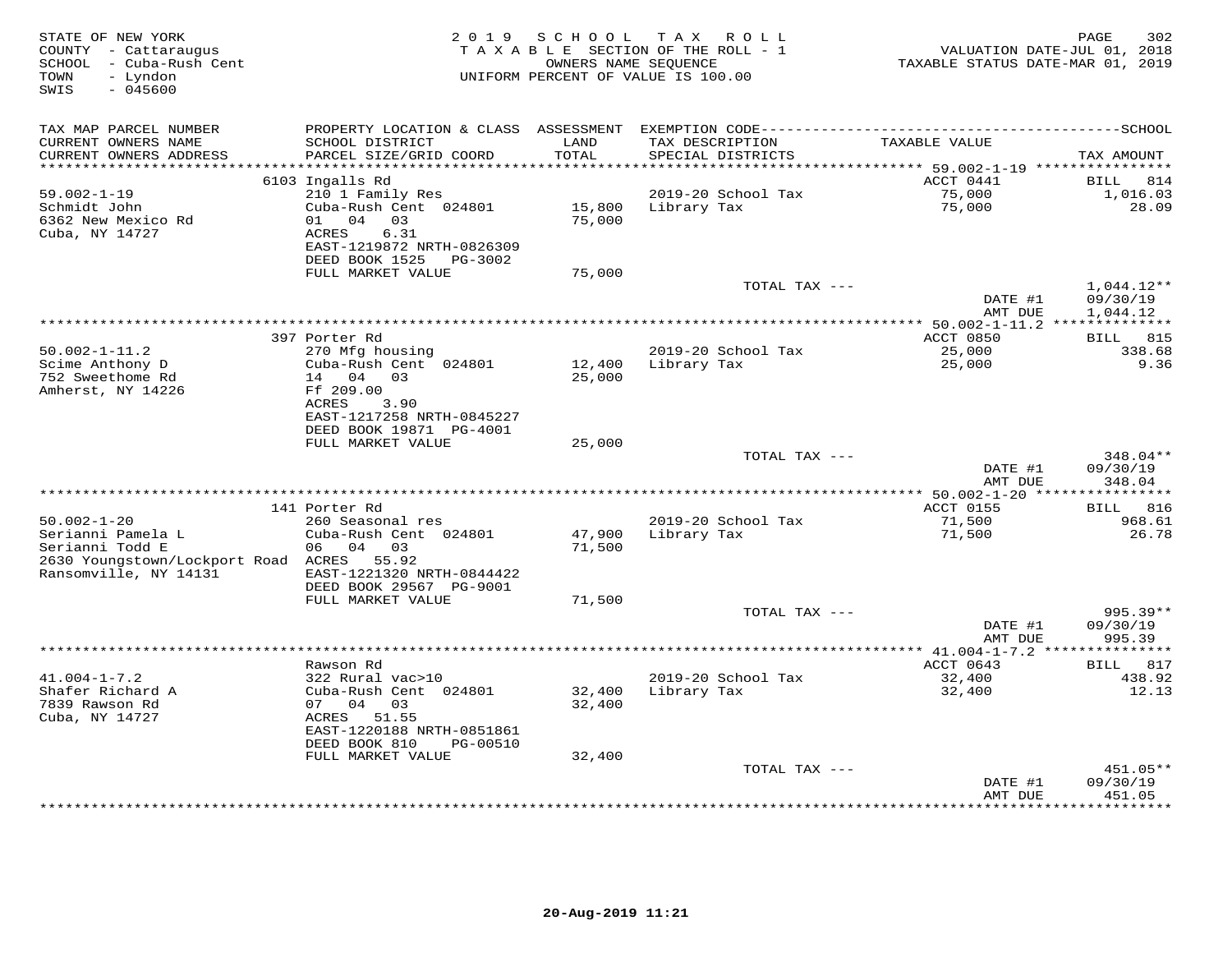STATE OF NEW YORK
COUNTY - Cattaraugus
SCHOOL - Cuba-Rush Cent
TOWN - Lyndon
SWIS - 045600

2019 SCHOOL TAX ROLL
TAXABLE SECTION OF THE ROLL - 1
OWNERS NAME SEQUENCE
UNIFORM PERCENT OF VALUE IS 100.00

VALUATION DATE-JUL 01, 2018
TAXABLE STATUS DATE-MAR 01, 2019

| TAX MAP PARCEL NUMBER / CURRENT OWNERS NAME / CURRENT OWNERS ADDRESS | PROPERTY LOCATION & CLASS / SCHOOL DISTRICT / PARCEL SIZE/GRID COORD | ASSESSMENT LAND / TOTAL | EXEMPTION CODE / TAX DESCRIPTION / SPECIAL DISTRICTS | TAXABLE VALUE | SCHOOL TAX AMOUNT |
|---|---|---|---|---|---|
| 59.002-1-19 | 6103 Ingalls Rd | | | ACCT 0441 | BILL 814 |
| Schmidt John | 210 1 Family Res | | 2019-20 School Tax | 75,000 | 1,016.03 |
| 6362 New Mexico Rd | Cuba-Rush Cent 024801 | 15,800 | Library Tax | 75,000 | 28.09 |
| Cuba, NY 14727 | 01 04 03 | 75,000 | | | |
| | ACRES 6.31 | | | | |
| | EAST-1219872 NRTH-0826309 | | | | |
| | DEED BOOK 1525 PG-3002 | | | | |
| | FULL MARKET VALUE | 75,000 | | | |
| | | | TOTAL TAX --- | | 1,044.12** |
| | | | | DATE #1 | 09/30/19 |
| | | | | AMT DUE | 1,044.12 |
| 50.002-1-11.2 | 397 Porter Rd | | | ACCT 0850 | BILL 815 |
| Scime Anthony D | 270 Mfg housing | | 2019-20 School Tax | 25,000 | 338.68 |
| 752 Sweethome Rd | Cuba-Rush Cent 024801 | 12,400 | Library Tax | 25,000 | 9.36 |
| Amherst, NY 14226 | 14 04 03 | 25,000 | | | |
| | Ff 209.00 | | | | |
| | ACRES 3.90 | | | | |
| | EAST-1217258 NRTH-0845227 | | | | |
| | DEED BOOK 19871 PG-4001 | | | | |
| | FULL MARKET VALUE | 25,000 | | | |
| | | | TOTAL TAX --- | | 348.04** |
| | | | | DATE #1 | 09/30/19 |
| | | | | AMT DUE | 348.04 |
| 50.002-1-20 | 141 Porter Rd | | | ACCT 0155 | BILL 816 |
| Serianni Pamela L | 260 Seasonal res | | 2019-20 School Tax | 71,500 | 968.61 |
| Serianni Todd E | Cuba-Rush Cent 024801 | 47,900 | Library Tax | 71,500 | 26.78 |
| 2630 Youngstown/Lockport Road | 06 04 03 | 71,500 | | | |
| Ransomville, NY 14131 | ACRES 55.92 | | | | |
| | EAST-1221320 NRTH-0844422 | | | | |
| | DEED BOOK 29567 PG-9001 | | | | |
| | FULL MARKET VALUE | 71,500 | | | |
| | | | TOTAL TAX --- | | 995.39** |
| | | | | DATE #1 | 09/30/19 |
| | | | | AMT DUE | 995.39 |
| 41.004-1-7.2 | Rawson Rd | | | ACCT 0643 | BILL 817 |
| Shafer Richard A | 322 Rural vac>10 | | 2019-20 School Tax | 32,400 | 438.92 |
| 7839 Rawson Rd | Cuba-Rush Cent 024801 | 32,400 | Library Tax | 32,400 | 12.13 |
| Cuba, NY 14727 | 07 04 03 | 32,400 | | | |
| | ACRES 51.55 | | | | |
| | EAST-1220188 NRTH-0851861 | | | | |
| | DEED BOOK 810 PG-00510 | | | | |
| | FULL MARKET VALUE | 32,400 | | | |
| | | | TOTAL TAX --- | | 451.05** |
| | | | | DATE #1 | 09/30/19 |
| | | | | AMT DUE | 451.05 |

20-Aug-2019 11:21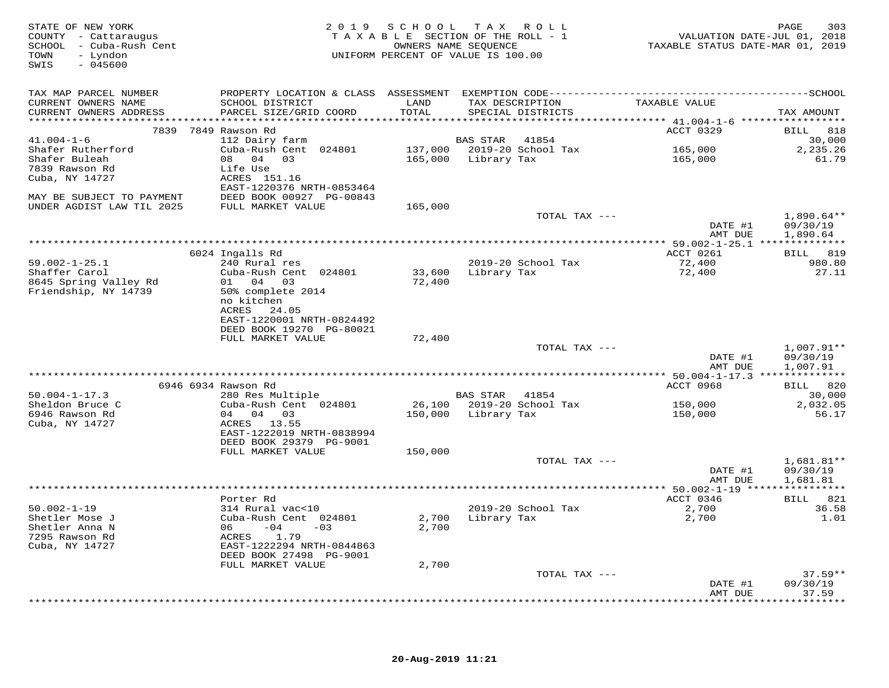STATE OF NEW YORK
COUNTY - Cattaraugus
SCHOOL - Cuba-Rush Cent
TOWN - Lyndon
SWIS - 045600

2019 SCHOOL TAX ROLL
TAXABLE SECTION OF THE ROLL - 1
OWNERS NAME SEQUENCE
UNIFORM PERCENT OF VALUE IS 100.00

VALUATION DATE-JUL 01, 2018
TAXABLE STATUS DATE-MAR 01, 2019

| TAX MAP PARCEL NUMBER / CURRENT OWNERS NAME / CURRENT OWNERS ADDRESS | PROPERTY LOCATION & CLASS / SCHOOL DISTRICT / PARCEL SIZE/GRID COORD | ASSESSMENT LAND / TOTAL | EXEMPTION CODE / TAX DESCRIPTION / SPECIAL DISTRICTS | TAXABLE VALUE | SCHOOL TAX AMOUNT |
|---|---|---|---|---|---|
| **41.004-1-6** | 7839 7849 Rawson Rd | | | ACCT 0329 | BILL 818 |
| 41.004-1-6 | 112 Dairy farm | | BAS STAR 41854 | | 30,000 |
| Shafer Rutherford | Cuba-Rush Cent 024801 | 137,000 | 2019-20 School Tax | 165,000 | 2,235.26 |
| Shafer Buleah | 08 04 03 | 165,000 | Library Tax | 165,000 | 61.79 |
| 7839 Rawson Rd | Life Use | | | | |
| Cuba, NY 14727 | ACRES 151.16 | | | | |
| | EAST-1220376 NRTH-0853464 | | | | |
| MAY BE SUBJECT TO PAYMENT | DEED BOOK 00927 PG-00843 | | | | |
| UNDER AGDIST LAW TIL 2025 | FULL MARKET VALUE | 165,000 | | | |
| | | | TOTAL TAX --- | | 1,890.64** |
| | | | | DATE #1 | 09/30/19 |
| | | | | AMT DUE | 1,890.64 |
| **59.002-1-25.1** | 6024 Ingalls Rd | | | ACCT 0261 | BILL 819 |
| 59.002-1-25.1 | 240 Rural res | | 2019-20 School Tax | 72,400 | 980.80 |
| Shaffer Carol | Cuba-Rush Cent 024801 | 33,600 | Library Tax | 72,400 | 27.11 |
| 8645 Spring Valley Rd | 01 04 03 | 72,400 | | | |
| Friendship, NY 14739 | 50% complete 2014 | | | | |
| | no kitchen | | | | |
| | ACRES 24.05 | | | | |
| | EAST-1220001 NRTH-0824492 | | | | |
| | DEED BOOK 19270 PG-80021 | | | | |
| | FULL MARKET VALUE | 72,400 | | | |
| | | | TOTAL TAX --- | | 1,007.91** |
| | | | | DATE #1 | 09/30/19 |
| | | | | AMT DUE | 1,007.91 |
| **50.004-1-17.3** | 6946 6934 Rawson Rd | | | ACCT 0968 | BILL 820 |
| 50.004-1-17.3 | 280 Res Multiple | | BAS STAR 41854 | | 30,000 |
| Sheldon Bruce C | Cuba-Rush Cent 024801 | 26,100 | 2019-20 School Tax | 150,000 | 2,032.05 |
| 6946 Rawson Rd | 04 04 03 | 150,000 | Library Tax | 150,000 | 56.17 |
| Cuba, NY 14727 | ACRES 13.55 | | | | |
| | EAST-1222019 NRTH-0838994 | | | | |
| | DEED BOOK 29379 PG-9001 | | | | |
| | FULL MARKET VALUE | 150,000 | | | |
| | | | TOTAL TAX --- | | 1,681.81** |
| | | | | DATE #1 | 09/30/19 |
| | | | | AMT DUE | 1,681.81 |
| **50.002-1-19** | Porter Rd | | | ACCT 0346 | BILL 821 |
| 50.002-1-19 | 314 Rural vac<10 | | 2019-20 School Tax | 2,700 | 36.58 |
| Shetler Mose J | Cuba-Rush Cent 024801 | 2,700 | Library Tax | 2,700 | 1.01 |
| Shetler Anna N | 06 -04 -03 | 2,700 | | | |
| 7295 Rawson Rd | ACRES 1.79 | | | | |
| Cuba, NY 14727 | EAST-1222294 NRTH-0844863 | | | | |
| | DEED BOOK 27498 PG-9001 | | | | |
| | FULL MARKET VALUE | 2,700 | | | |
| | | | TOTAL TAX --- | | 37.59** |
| | | | | DATE #1 | 09/30/19 |
| | | | | AMT DUE | 37.59 |

20-Aug-2019 11:21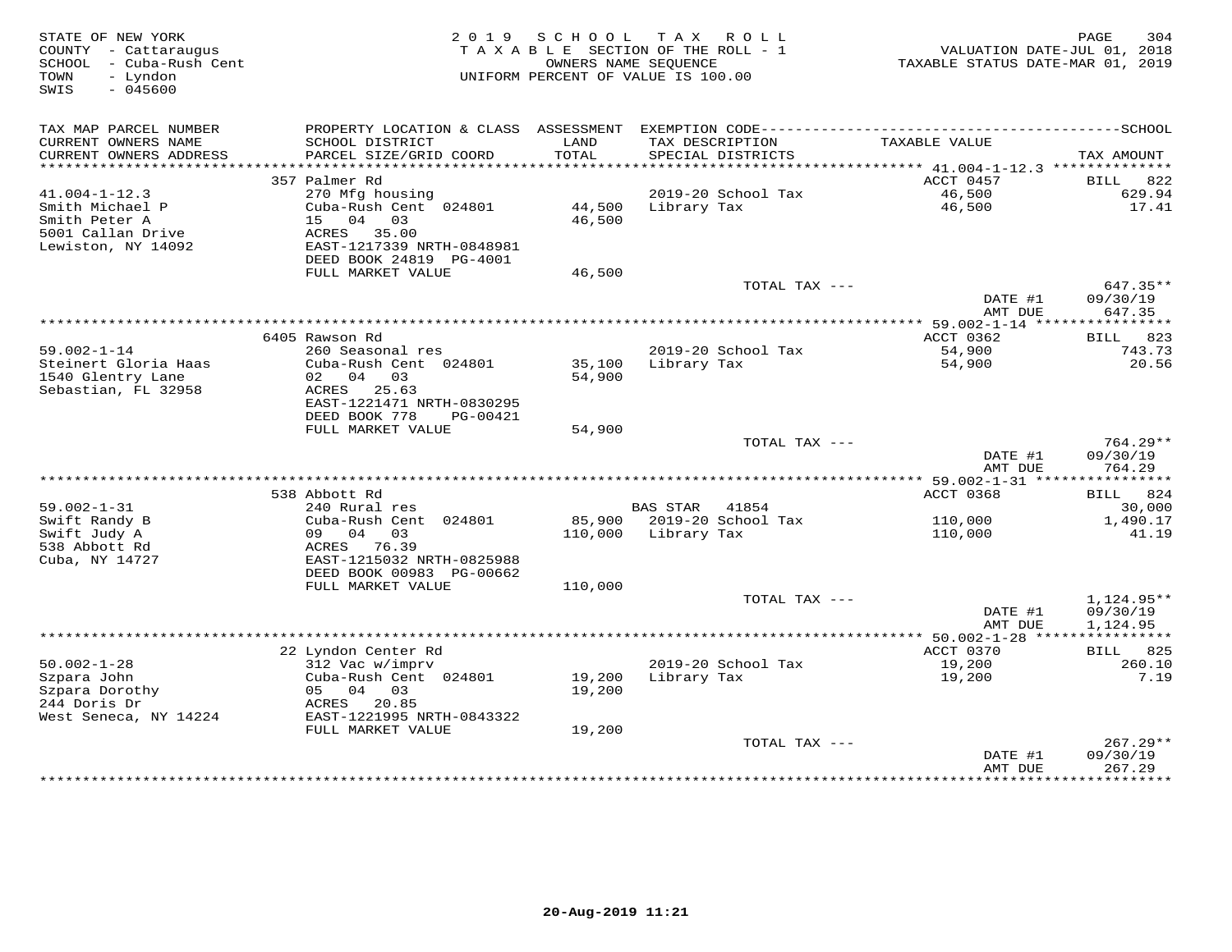STATE OF NEW YORK
COUNTY - Cattaraugus
SCHOOL - Cuba-Rush Cent
TOWN - Lyndon
SWIS - 045600

2019 SCHOOL TAX ROLL
TAXABLE SECTION OF THE ROLL - 1
OWNERS NAME SEQUENCE
UNIFORM PERCENT OF VALUE IS 100.00

VALUATION DATE-JUL 01, 2018
TAXABLE STATUS DATE-MAR 01, 2019

| TAX MAP PARCEL NUMBER / CURRENT OWNERS NAME / CURRENT OWNERS ADDRESS | PROPERTY LOCATION & CLASS / SCHOOL DISTRICT / PARCEL SIZE/GRID COORD | ASSESSMENT LAND / TOTAL | EXEMPTION CODE / TAX DESCRIPTION / SPECIAL DISTRICTS | TAXABLE VALUE | TAX AMOUNT |
|---|---|---|---|---|---|
| | 357 Palmer Rd | | | ACCT 0457 | BILL 822 |
| 41.004-1-12.3 | 270 Mfg housing | | 2019-20 School Tax | 46,500 | 629.94 |
| Smith Michael P | Cuba-Rush Cent 024801 | 44,500 | Library Tax | 46,500 | 17.41 |
| Smith Peter A | 15 04 03 | 46,500 | | | |
| 5001 Callan Drive | ACRES 35.00 | | | | |
| Lewiston, NY 14092 | EAST-1217339 NRTH-0848981 | | | | |
| | DEED BOOK 24819 PG-4001 | | | | |
| | FULL MARKET VALUE | 46,500 | | | |
| | | | TOTAL TAX --- | | 647.35** |
| | | | | DATE #1 | 09/30/19 |
| | | | | AMT DUE | 647.35 |
| | 6405 Rawson Rd | | | ACCT 0362 | BILL 823 |
| 59.002-1-14 | 260 Seasonal res | | 2019-20 School Tax | 54,900 | 743.73 |
| Steinert Gloria Haas | Cuba-Rush Cent 024801 | 35,100 | Library Tax | 54,900 | 20.56 |
| 1540 Glentry Lane | 02 04 03 | 54,900 | | | |
| Sebastian, FL 32958 | ACRES 25.63 | | | | |
| | EAST-1221471 NRTH-0830295 | | | | |
| | DEED BOOK 778 PG-00421 | | | | |
| | FULL MARKET VALUE | 54,900 | | | |
| | | | TOTAL TAX --- | | 764.29** |
| | | | | DATE #1 | 09/30/19 |
| | | | | AMT DUE | 764.29 |
| | 538 Abbott Rd | | | ACCT 0368 | BILL 824 |
| 59.002-1-31 | 240 Rural res | | BAS STAR 41854 | | 30,000 |
| Swift Randy B | Cuba-Rush Cent 024801 | 85,900 | 2019-20 School Tax | 110,000 | 1,490.17 |
| Swift Judy A | 09 04 03 | 110,000 | Library Tax | 110,000 | 41.19 |
| 538 Abbott Rd | ACRES 76.39 | | | | |
| Cuba, NY 14727 | EAST-1215032 NRTH-0825988 | | | | |
| | DEED BOOK 00983 PG-00662 | | | | |
| | FULL MARKET VALUE | 110,000 | | | |
| | | | TOTAL TAX --- | | 1,124.95** |
| | | | | DATE #1 | 09/30/19 |
| | | | | AMT DUE | 1,124.95 |
| | 22 Lyndon Center Rd | | | ACCT 0370 | BILL 825 |
| 50.002-1-28 | 312 Vac w/imprv | | 2019-20 School Tax | 19,200 | 260.10 |
| Szpara John | Cuba-Rush Cent 024801 | 19,200 | Library Tax | 19,200 | 7.19 |
| Szpara Dorothy | 05 04 03 | 19,200 | | | |
| 244 Doris Dr | ACRES 20.85 | | | | |
| West Seneca, NY 14224 | EAST-1221995 NRTH-0843322 | | | | |
| | FULL MARKET VALUE | 19,200 | | | |
| | | | TOTAL TAX --- | | 267.29** |
| | | | | DATE #1 | 09/30/19 |
| | | | | AMT DUE | 267.29 |

20-Aug-2019 11:21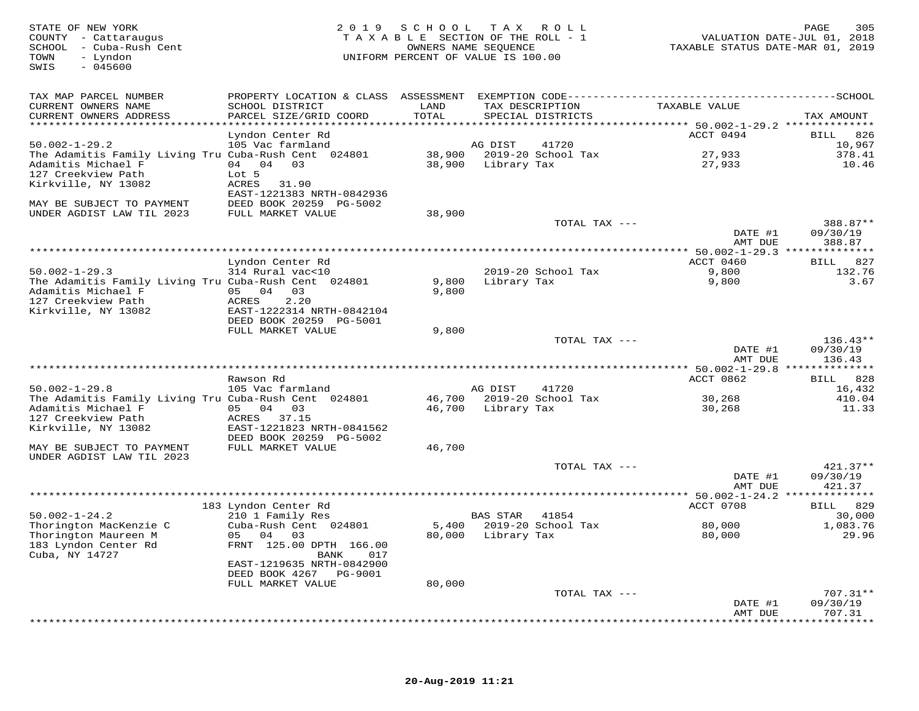STATE OF NEW YORK
COUNTY - Cattaraugus
SCHOOL - Cuba-Rush Cent
TOWN - Lyndon
SWIS - 045600

2019 SCHOOL TAX ROLL
TAXABLE SECTION OF THE ROLL - 1
OWNERS NAME SEQUENCE
UNIFORM PERCENT OF VALUE IS 100.00

VALUATION DATE-JUL 01, 2018
TAXABLE STATUS DATE-MAR 01, 2019

| TAX MAP PARCEL NUMBER / CURRENT OWNERS NAME / CURRENT OWNERS ADDRESS | PROPERTY LOCATION & CLASS / SCHOOL DISTRICT / PARCEL SIZE/GRID COORD | ASSESSMENT LAND / TOTAL | EXEMPTION CODE / TAX DESCRIPTION / SPECIAL DISTRICTS | TAXABLE VALUE | TAX AMOUNT |
|---|---|---|---|---|---|
| 50.002-1-29.2 | Lyndon Center Rd | | | ACCT 0494 | BILL 826 |
| | 105 Vac farmland | | AG DIST 41720 | | 10,967 |
| The Adamitis Family Living Tru | Cuba-Rush Cent 024801 | 38,900 | 2019-20 School Tax | 27,933 | 378.41 |
| Adamitis Michael F | 04 04 03 | 38,900 | Library Tax | 27,933 | 10.46 |
| 127 Creekview Path | Lot 5 | | | | |
| Kirkville, NY 13082 | ACRES 31.90 | | | | |
| | EAST-1221383 NRTH-0842936 | | | | |
| MAY BE SUBJECT TO PAYMENT | DEED BOOK 20259 PG-5002 | | | | |
| UNDER AGDIST LAW TIL 2023 | FULL MARKET VALUE | 38,900 | | | |
| | | | TOTAL TAX --- | | 388.87** |
| | | | | DATE #1 | 09/30/19 |
| | | | | AMT DUE | 388.87 |
| 50.002-1-29.3 | Lyndon Center Rd | | | ACCT 0460 | BILL 827 |
| | 314 Rural vac<10 | | 2019-20 School Tax | 9,800 | 132.76 |
| The Adamitis Family Living Tru | Cuba-Rush Cent 024801 | 9,800 | Library Tax | 9,800 | 3.67 |
| Adamitis Michael F | 05 04 03 | 9,800 | | | |
| 127 Creekview Path | ACRES 2.20 | | | | |
| Kirkville, NY 13082 | EAST-1222314 NRTH-0842104 | | | | |
| | DEED BOOK 20259 PG-5001 | | | | |
| | FULL MARKET VALUE | 9,800 | | | |
| | | | TOTAL TAX --- | | 136.43** |
| | | | | DATE #1 | 09/30/19 |
| | | | | AMT DUE | 136.43 |
| 50.002-1-29.8 | Rawson Rd | | | ACCT 0862 | BILL 828 |
| | 105 Vac farmland | | AG DIST 41720 | | 16,432 |
| The Adamitis Family Living Tru | Cuba-Rush Cent 024801 | 46,700 | 2019-20 School Tax | 30,268 | 410.04 |
| Adamitis Michael F | 05 04 03 | 46,700 | Library Tax | 30,268 | 11.33 |
| 127 Creekview Path | ACRES 37.15 | | | | |
| Kirkville, NY 13082 | EAST-1221823 NRTH-0841562 | | | | |
| | DEED BOOK 20259 PG-5002 | | | | |
| MAY BE SUBJECT TO PAYMENT | FULL MARKET VALUE | 46,700 | | | |
| UNDER AGDIST LAW TIL 2023 | | | | | |
| | | | TOTAL TAX --- | | 421.37** |
| | | | | DATE #1 | 09/30/19 |
| | | | | AMT DUE | 421.37 |
| 50.002-1-24.2 | 183 Lyndon Center Rd | | | ACCT 0708 | BILL 829 |
| | 210 1 Family Res | | BAS STAR 41854 | | 30,000 |
| Thorington MacKenzie C | Cuba-Rush Cent 024801 | 5,400 | 2019-20 School Tax | 80,000 | 1,083.76 |
| Thorington Maureen M | 05 04 03 | 80,000 | Library Tax | 80,000 | 29.96 |
| 183 Lyndon Center Rd | FRNT 125.00 DPTH 166.00 | | | | |
| Cuba, NY 14727 | BANK 017 | | | | |
| | EAST-1219635 NRTH-0842900 | | | | |
| | DEED BOOK 4267 PG-9001 | | | | |
| | FULL MARKET VALUE | 80,000 | | | |
| | | | TOTAL TAX --- | | 707.31** |
| | | | | DATE #1 | 09/30/19 |
| | | | | AMT DUE | 707.31 |

20-Aug-2019 11:21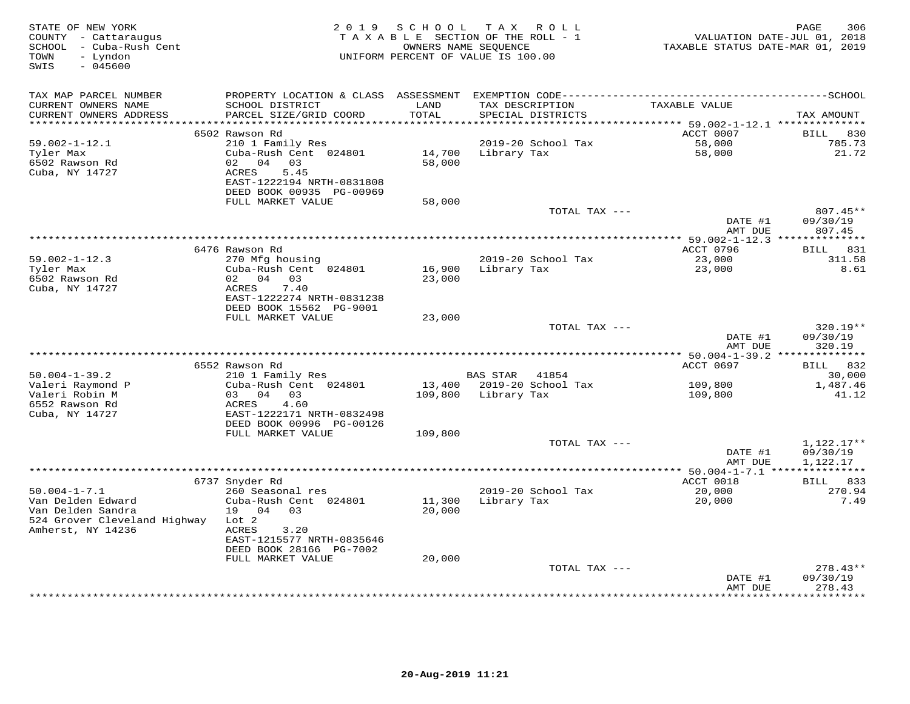STATE OF NEW YORK
COUNTY - Cattaraugus
SCHOOL - Cuba-Rush Cent
TOWN - Lyndon
SWIS - 045600

2019 SCHOOL TAX ROLL
TAXABLE SECTION OF THE ROLL - 1
OWNERS NAME SEQUENCE
UNIFORM PERCENT OF VALUE IS 100.00

VALUATION DATE-JUL 01, 2018
TAXABLE STATUS DATE-MAR 01, 2019

| TAX MAP PARCEL NUMBER / CURRENT OWNERS NAME / CURRENT OWNERS ADDRESS | PROPERTY LOCATION & CLASS / SCHOOL DISTRICT / PARCEL SIZE/GRID COORD | ASSESSMENT LAND / TOTAL | EXEMPTION CODE / TAX DESCRIPTION / SPECIAL DISTRICTS | TAXABLE VALUE | TAX AMOUNT |
|---|---|---|---|---|---|
| 59.002-1-12.1 | 6502 Rawson Rd | | | ACCT 0007 | BILL 830 |
| Tyler Max | 210 1 Family Res | | 2019-20 School Tax | 58,000 | 785.73 |
| 6502 Rawson Rd | Cuba-Rush Cent 024801 | 14,700 | Library Tax | 58,000 | 21.72 |
| Cuba, NY 14727 | 02 04 03 | 58,000 | | | |
| | ACRES 5.45 | | | | |
| | EAST-1222194 NRTH-0831808 | | | | |
| | DEED BOOK 00935 PG-00969 | | | | |
| | FULL MARKET VALUE | 58,000 | | | |
| | | | TOTAL TAX --- | | 807.45** |
| | | | | DATE #1 | 09/30/19 |
| | | | | AMT DUE | 807.45 |
| 59.002-1-12.3 | 6476 Rawson Rd | | | ACCT 0796 | BILL 831 |
| Tyler Max | 270 Mfg housing | | 2019-20 School Tax | 23,000 | 311.58 |
| 6502 Rawson Rd | Cuba-Rush Cent 024801 | 16,900 | Library Tax | 23,000 | 8.61 |
| Cuba, NY 14727 | 02 04 03 | 23,000 | | | |
| | ACRES 7.40 | | | | |
| | EAST-1222274 NRTH-0831238 | | | | |
| | DEED BOOK 15562 PG-9001 | | | | |
| | FULL MARKET VALUE | 23,000 | | | |
| | | | TOTAL TAX --- | | 320.19** |
| | | | | DATE #1 | 09/30/19 |
| | | | | AMT DUE | 320.19 |
| 50.004-1-39.2 | 6552 Rawson Rd | | | ACCT 0697 | BILL 832 |
| Valeri Raymond P | 210 1 Family Res | | BAS STAR 41854 | | 30,000 |
| Valeri Robin M | Cuba-Rush Cent 024801 | 13,400 | 2019-20 School Tax | 109,800 | 1,487.46 |
| 6552 Rawson Rd | 03 04 03 | 109,800 | Library Tax | 109,800 | 41.12 |
| Cuba, NY 14727 | ACRES 4.60 | | | | |
| | EAST-1222171 NRTH-0832498 | | | | |
| | DEED BOOK 00996 PG-00126 | | | | |
| | FULL MARKET VALUE | 109,800 | | | |
| | | | TOTAL TAX --- | | 1,122.17** |
| | | | | DATE #1 | 09/30/19 |
| | | | | AMT DUE | 1,122.17 |
| 50.004-1-7.1 | 6737 Snyder Rd | | | ACCT 0018 | BILL 833 |
| Van Delden Edward | 260 Seasonal res | | 2019-20 School Tax | 20,000 | 270.94 |
| Van Delden Sandra | Cuba-Rush Cent 024801 | 11,300 | Library Tax | 20,000 | 7.49 |
| 524 Grover Cleveland Highway | 19 04 03 | 20,000 | | | |
| Amherst, NY 14236 | Lot 2 | | | | |
| | ACRES 3.20 | | | | |
| | EAST-1215577 NRTH-0835646 | | | | |
| | DEED BOOK 28166 PG-7002 | | | | |
| | FULL MARKET VALUE | 20,000 | | | |
| | | | TOTAL TAX --- | | 278.43** |
| | | | | DATE #1 | 09/30/19 |
| | | | | AMT DUE | 278.43 |

20-Aug-2019 11:21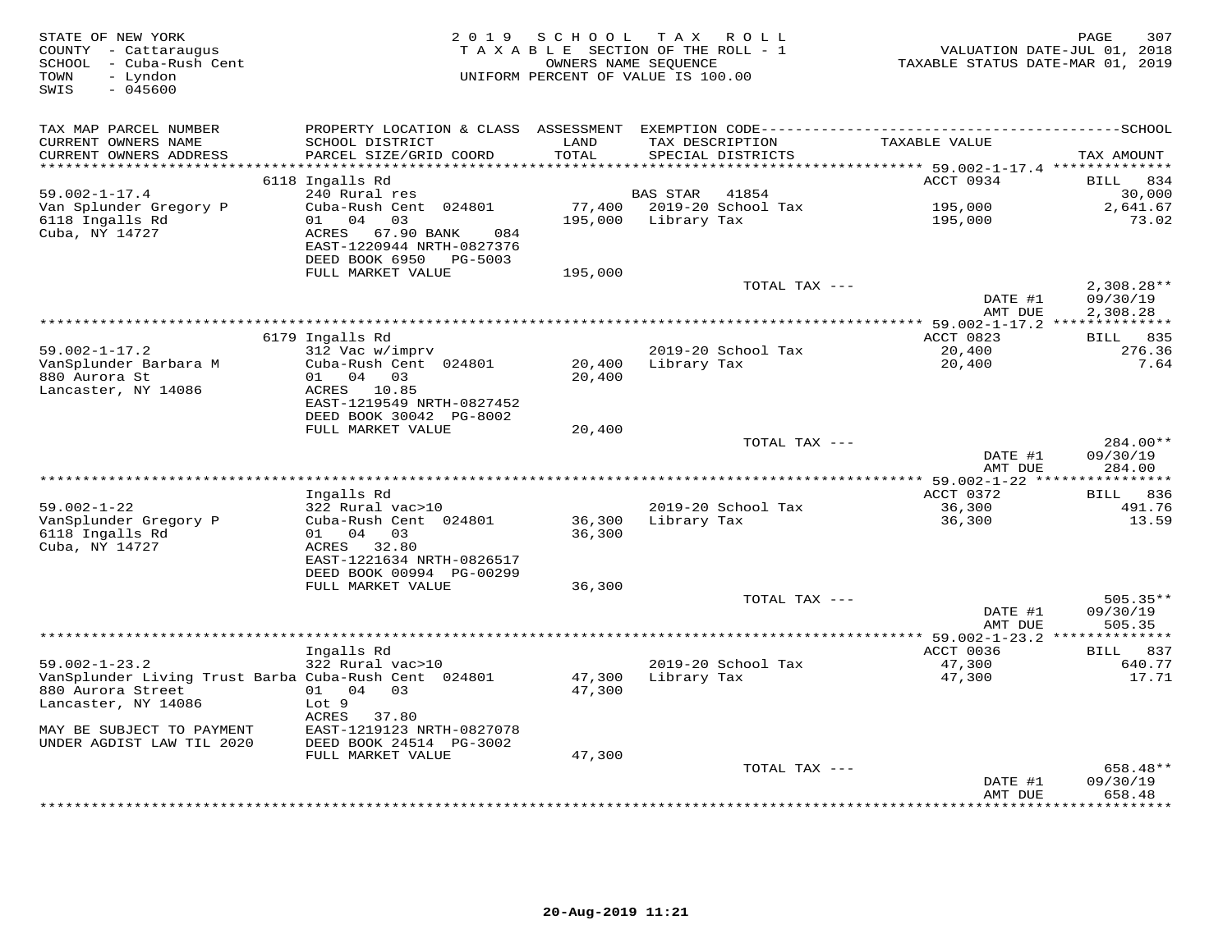STATE OF NEW YORK
COUNTY - Cattaraugus
SCHOOL - Cuba-Rush Cent
TOWN - Lyndon
SWIS - 045600

# 2019 SCHOOL TAX ROLL
TAXABLE SECTION OF THE ROLL - 1
OWNERS NAME SEQUENCE
UNIFORM PERCENT OF VALUE IS 100.00

VALUATION DATE-JUL 01, 2018
TAXABLE STATUS DATE-MAR 01, 2019

| TAX MAP PARCEL NUMBER / CURRENT OWNERS NAME / CURRENT OWNERS ADDRESS | PROPERTY LOCATION & CLASS / SCHOOL DISTRICT / PARCEL SIZE/GRID COORD | ASSESSMENT LAND / TOTAL | EXEMPTION CODE / TAX DESCRIPTION / SPECIAL DISTRICTS | TAXABLE VALUE | TAX AMOUNT |
|---|---|---|---|---|---|
| **59.002-1-17.4** | 6118 Ingalls Rd | | | ACCT 0934 | BILL 834 |
| 59.002-1-17.4 | 240 Rural res | | BAS STAR 41854 | | 30,000 |
| Van Splunder Gregory P | Cuba-Rush Cent 024801 | 77,400 | 2019-20 School Tax | 195,000 | 2,641.67 |
| 6118 Ingalls Rd | 01 04 03 | 195,000 | Library Tax | 195,000 | 73.02 |
| Cuba, NY 14727 | ACRES 67.90 BANK 084 | | | | |
| | EAST-1220944 NRTH-0827376 | | | | |
| | DEED BOOK 6950 PG-5003 | | | | |
| | FULL MARKET VALUE | 195,000 | | | |
| | | | TOTAL TAX --- | | 2,308.28** |
| | | | | DATE #1 | 09/30/19 |
| | | | | AMT DUE | 2,308.28 |
| **59.002-1-17.2** | 6179 Ingalls Rd | | | ACCT 0823 | BILL 835 |
| 59.002-1-17.2 | 312 Vac w/imprv | | 2019-20 School Tax | 20,400 | 276.36 |
| VanSplunder Barbara M | Cuba-Rush Cent 024801 | 20,400 | Library Tax | 20,400 | 7.64 |
| 880 Aurora St | 01 04 03 | 20,400 | | | |
| Lancaster, NY 14086 | ACRES 10.85 | | | | |
| | EAST-1219549 NRTH-0827452 | | | | |
| | DEED BOOK 30042 PG-8002 | | | | |
| | FULL MARKET VALUE | 20,400 | | | |
| | | | TOTAL TAX --- | | 284.00** |
| | | | | DATE #1 | 09/30/19 |
| | | | | AMT DUE | 284.00 |
| **59.002-1-22** | Ingalls Rd | | | ACCT 0372 | BILL 836 |
| 59.002-1-22 | 322 Rural vac>10 | | 2019-20 School Tax | 36,300 | 491.76 |
| VanSplunder Gregory P | Cuba-Rush Cent 024801 | 36,300 | Library Tax | 36,300 | 13.59 |
| 6118 Ingalls Rd | 01 04 03 | 36,300 | | | |
| Cuba, NY 14727 | ACRES 32.80 | | | | |
| | EAST-1221634 NRTH-0826517 | | | | |
| | DEED BOOK 00994 PG-00299 | | | | |
| | FULL MARKET VALUE | 36,300 | | | |
| | | | TOTAL TAX --- | | 505.35** |
| | | | | DATE #1 | 09/30/19 |
| | | | | AMT DUE | 505.35 |
| **59.002-1-23.2** | Ingalls Rd | | | ACCT 0036 | BILL 837 |
| 59.002-1-23.2 | 322 Rural vac>10 | | 2019-20 School Tax | 47,300 | 640.77 |
| VanSplunder Living Trust Barba | Cuba-Rush Cent 024801 | 47,300 | Library Tax | 47,300 | 17.71 |
| 880 Aurora Street | 01 04 03 | 47,300 | | | |
| Lancaster, NY 14086 | Lot 9 | | | | |
| | ACRES 37.80 | | | | |
| MAY BE SUBJECT TO PAYMENT | EAST-1219123 NRTH-0827078 | | | | |
| UNDER AGDIST LAW TIL 2020 | DEED BOOK 24514 PG-3002 | | | | |
| | FULL MARKET VALUE | 47,300 | | | |
| | | | TOTAL TAX --- | | 658.48** |
| | | | | DATE #1 | 09/30/19 |
| | | | | AMT DUE | 658.48 |

20-Aug-2019 11:21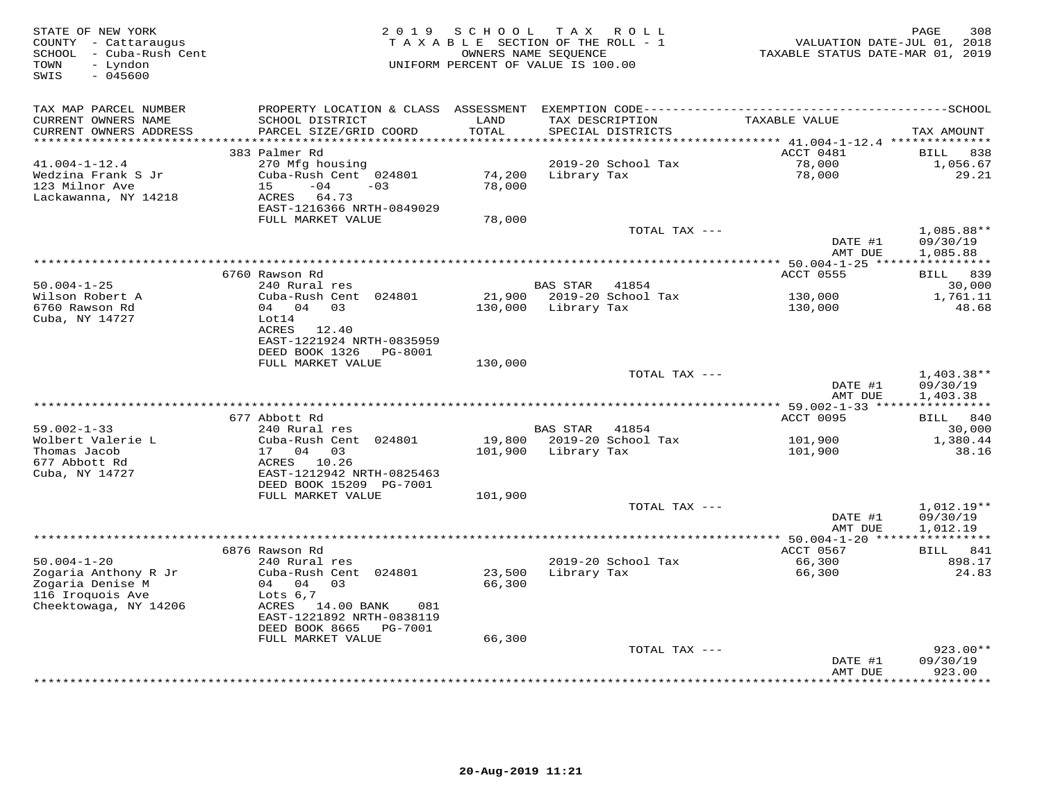STATE OF NEW YORK
COUNTY - Cattaraugus
SCHOOL - Cuba-Rush Cent
TOWN - Lyndon
SWIS - 045600

2019 SCHOOL TAX ROLL
TAXABLE SECTION OF THE ROLL - 1
OWNERS NAME SEQUENCE
UNIFORM PERCENT OF VALUE IS 100.00

VALUATION DATE-JUL 01, 2018
TAXABLE STATUS DATE-MAR 01, 2019

| TAX MAP PARCEL NUMBER / CURRENT OWNERS NAME / CURRENT OWNERS ADDRESS | PROPERTY LOCATION & CLASS / SCHOOL DISTRICT / PARCEL SIZE/GRID COORD | ASSESSMENT LAND / TOTAL | EXEMPTION CODE / TAX DESCRIPTION / SPECIAL DISTRICTS | TAXABLE VALUE | SCHOOL TAX AMOUNT |
|---|---|---|---|---|---|
| 41.004-1-12.4 | 383 Palmer Rd | | | ACCT 0481 | BILL 838 |
| 41.004-1-12.4 | 270 Mfg housing | | 2019-20 School Tax | 78,000 | 1,056.67 |
| Wedzina Frank S Jr | Cuba-Rush Cent 024801 | 74,200 | Library Tax | 78,000 | 29.21 |
| 123 Milnor Ave | 15 -04 -03 | 78,000 | | | |
| Lackawanna, NY 14218 | ACRES 64.73 | | | | |
| | EAST-1216366 NRTH-0849029 | | | | |
| | FULL MARKET VALUE | 78,000 | | | |
| | | | TOTAL TAX --- | | 1,085.88** |
| | | | | DATE #1 | 09/30/19 |
| | | | | AMT DUE | 1,085.88 |
| 50.004-1-25 | 6760 Rawson Rd | | | ACCT 0555 | BILL 839 |
| 50.004-1-25 | 240 Rural res | | BAS STAR 41854 | | 30,000 |
| Wilson Robert A | Cuba-Rush Cent 024801 | 21,900 | 2019-20 School Tax | 130,000 | 1,761.11 |
| 6760 Rawson Rd | 04 04 03 | 130,000 | Library Tax | 130,000 | 48.68 |
| Cuba, NY 14727 | Lot14 | | | | |
| | ACRES 12.40 | | | | |
| | EAST-1221924 NRTH-0835959 | | | | |
| | DEED BOOK 1326 PG-8001 | | | | |
| | FULL MARKET VALUE | 130,000 | | | |
| | | | TOTAL TAX --- | | 1,403.38** |
| | | | | DATE #1 | 09/30/19 |
| | | | | AMT DUE | 1,403.38 |
| 59.002-1-33 | 677 Abbott Rd | | | ACCT 0095 | BILL 840 |
| 59.002-1-33 | 240 Rural res | | BAS STAR 41854 | | 30,000 |
| Wolbert Valerie L | Cuba-Rush Cent 024801 | 19,800 | 2019-20 School Tax | 101,900 | 1,380.44 |
| Thomas Jacob | 17 04 03 | 101,900 | Library Tax | 101,900 | 38.16 |
| 677 Abbott Rd | ACRES 10.26 | | | | |
| Cuba, NY 14727 | EAST-1212942 NRTH-0825463 | | | | |
| | DEED BOOK 15209 PG-7001 | | | | |
| | FULL MARKET VALUE | 101,900 | | | |
| | | | TOTAL TAX --- | | 1,012.19** |
| | | | | DATE #1 | 09/30/19 |
| | | | | AMT DUE | 1,012.19 |
| 50.004-1-20 | 6876 Rawson Rd | | | ACCT 0567 | BILL 841 |
| 50.004-1-20 | 240 Rural res | | 2019-20 School Tax | 66,300 | 898.17 |
| Zogaria Anthony R Jr | Cuba-Rush Cent 024801 | 23,500 | Library Tax | 66,300 | 24.83 |
| Zogaria Denise M | 04 04 03 | 66,300 | | | |
| 116 Iroquois Ave | Lots 6,7 | | | | |
| Cheektowaga, NY 14206 | ACRES 14.00 BANK 081 | | | | |
| | EAST-1221892 NRTH-0838119 | | | | |
| | DEED BOOK 8665 PG-7001 | | | | |
| | FULL MARKET VALUE | 66,300 | | | |
| | | | TOTAL TAX --- | | 923.00** |
| | | | | DATE #1 | 09/30/19 |
| | | | | AMT DUE | 923.00 |

20-Aug-2019 11:21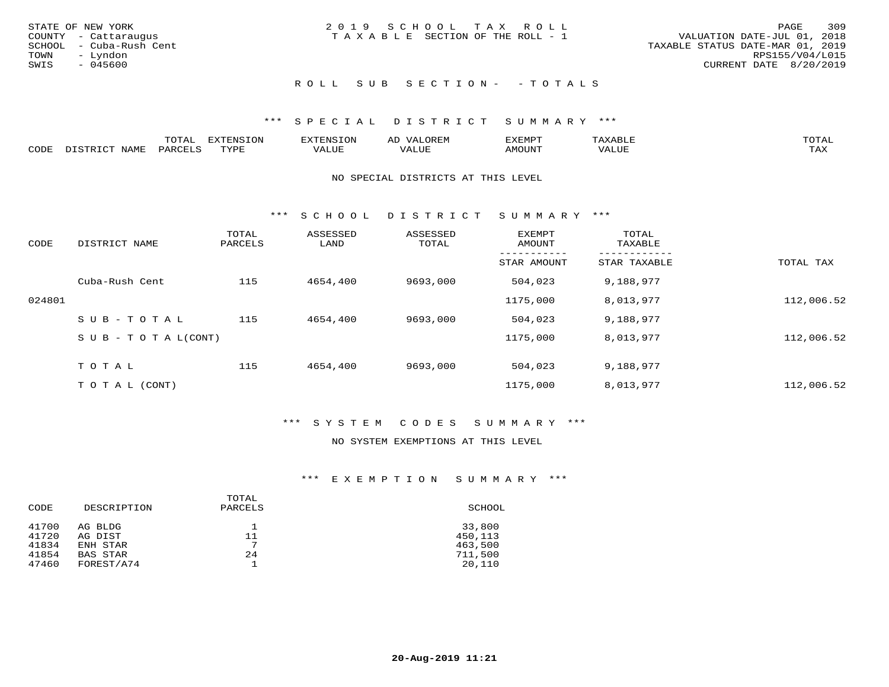STATE OF NEW YORK
COUNTY - Cattaraugus
SCHOOL - Cuba-Rush Cent
TOWN - Lyndon
SWIS - 045600

2019 SCHOOL TAX ROLL
TAXABLE SECTION OF THE ROLL - 1

VALUATION DATE-JUL 01, 2018
TAXABLE STATUS DATE-MAR 01, 2019
RPS155/V04/L015
CURRENT DATE 8/20/2019

## ROLL SUB SECTION- - TOTALS

### *** SPECIAL DISTRICT SUMMARY ***

| CODE | DISTRICT NAME | TOTAL PARCELS | EXTENSION TYPE | EXTENSION VALUE | AD VALOREM VALUE | EXEMPT AMOUNT | TAXABLE VALUE | TOTAL TAX |
|---|---|---|---|---|---|---|---|---|

NO SPECIAL DISTRICTS AT THIS LEVEL

### *** SCHOOL DISTRICT SUMMARY ***

| CODE | DISTRICT NAME | TOTAL PARCELS | ASSESSED LAND | ASSESSED TOTAL | EXEMPT AMOUNT / STAR AMOUNT | TOTAL TAXABLE / STAR TAXABLE | TOTAL TAX |
|---|---|---|---|---|---|---|---|
| | Cuba-Rush Cent | 115 | 4654,400 | 9693,000 | 504,023 | 9,188,977 | |
| 024801 | | | | | 1175,000 | 8,013,977 | 112,006.52 |
| | SUB-TOTAL | 115 | 4654,400 | 9693,000 | 504,023 | 9,188,977 | |
| | SUB-TOTAL(CONT) | | | | 1175,000 | 8,013,977 | 112,006.52 |
| | TOTAL | 115 | 4654,400 | 9693,000 | 504,023 | 9,188,977 | |
| | TOTAL (CONT) | | | | 1175,000 | 8,013,977 | 112,006.52 |

### *** SYSTEM CODES SUMMARY ***

NO SYSTEM EXEMPTIONS AT THIS LEVEL

### *** EXEMPTION SUMMARY ***

| CODE | DESCRIPTION | TOTAL PARCELS | SCHOOL |
|---|---|---|---|
| 41700 | AG BLDG | 1 | 33,800 |
| 41720 | AG DIST | 11 | 450,113 |
| 41834 | ENH STAR | 7 | 463,500 |
| 41854 | BAS STAR | 24 | 711,500 |
| 47460 | FOREST/A74 | 1 | 20,110 |

**20-Aug-2019 11:21**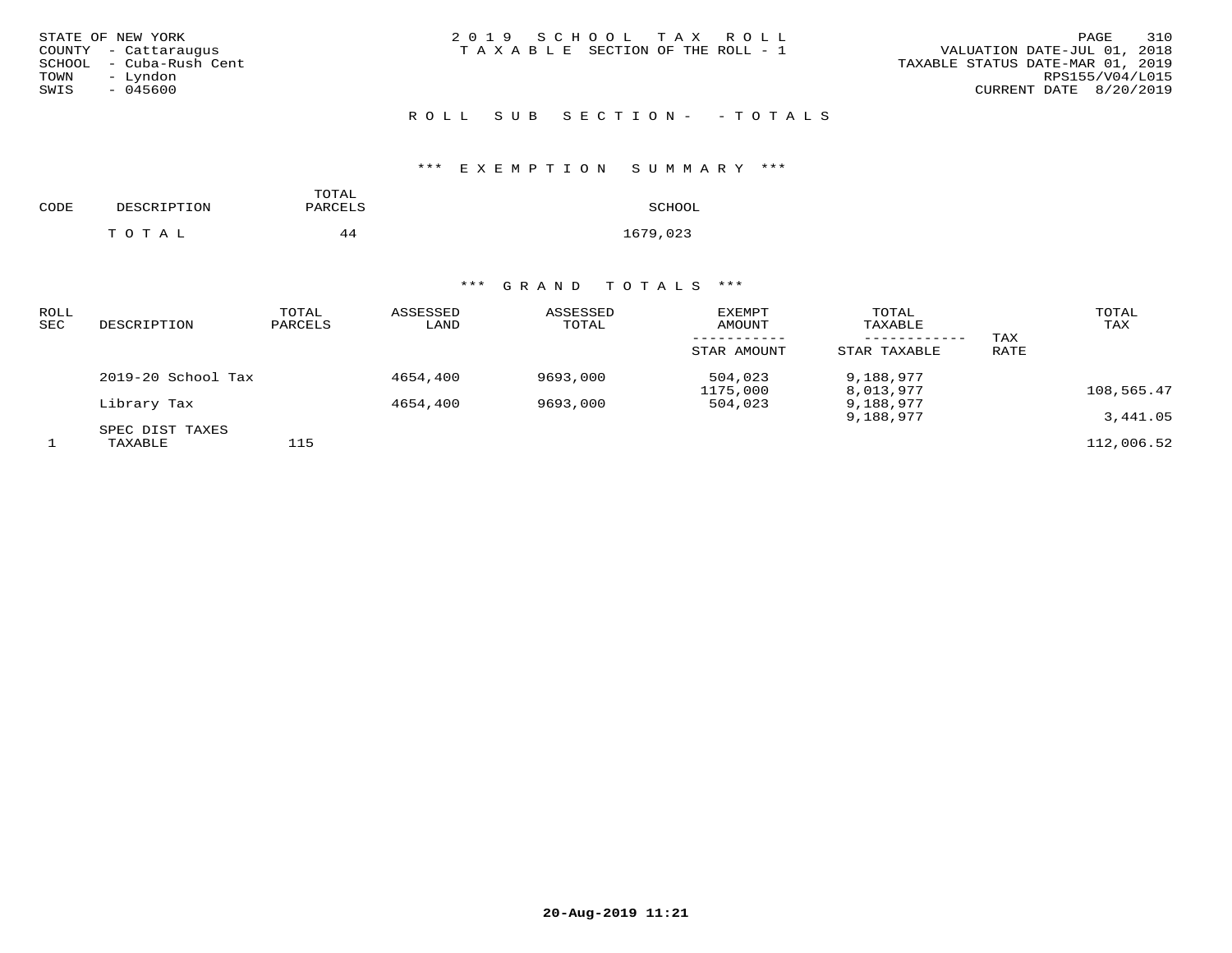STATE OF NEW YORK
COUNTY - Cattaraugus
SCHOOL - Cuba-Rush Cent
TOWN - Lyndon
SWIS - 045600

2019 SCHOOL TAX ROLL
TAXABLE SECTION OF THE ROLL - 1

VALUATION DATE-JUL 01, 2018
TAXABLE STATUS DATE-MAR 01, 2019
RPS155/V04/L015
CURRENT DATE 8/20/2019

## ROLL SUB SECTION- - TOTALS

### *** EXEMPTION SUMMARY ***

| CODE | DESCRIPTION | TOTAL PARCELS | SCHOOL |
|---|---|---|---|
| | TOTAL | 44 | 1679,023 |

### *** GRAND TOTALS ***

| ROLL SEC | DESCRIPTION | TOTAL PARCELS | ASSESSED LAND | ASSESSED TOTAL | EXEMPT AMOUNT / STAR AMOUNT | TOTAL TAXABLE / STAR TAXABLE | TAX RATE | TOTAL TAX |
|---|---|---|---|---|---|---|---|---|
| | 2019-20 School Tax | | 4654,400 | 9693,000 | 504,023 | 9,188,977 | | |
| | | | | | 1175,000 | 8,013,977 | | 108,565.47 |
| | Library Tax | | 4654,400 | 9693,000 | 504,023 | 9,188,977 | | |
| | | | | | | 9,188,977 | | 3,441.05 |
| | SPEC DIST TAXES | | | | | | | |
| 1 | TAXABLE | 115 | | | | | | 112,006.52 |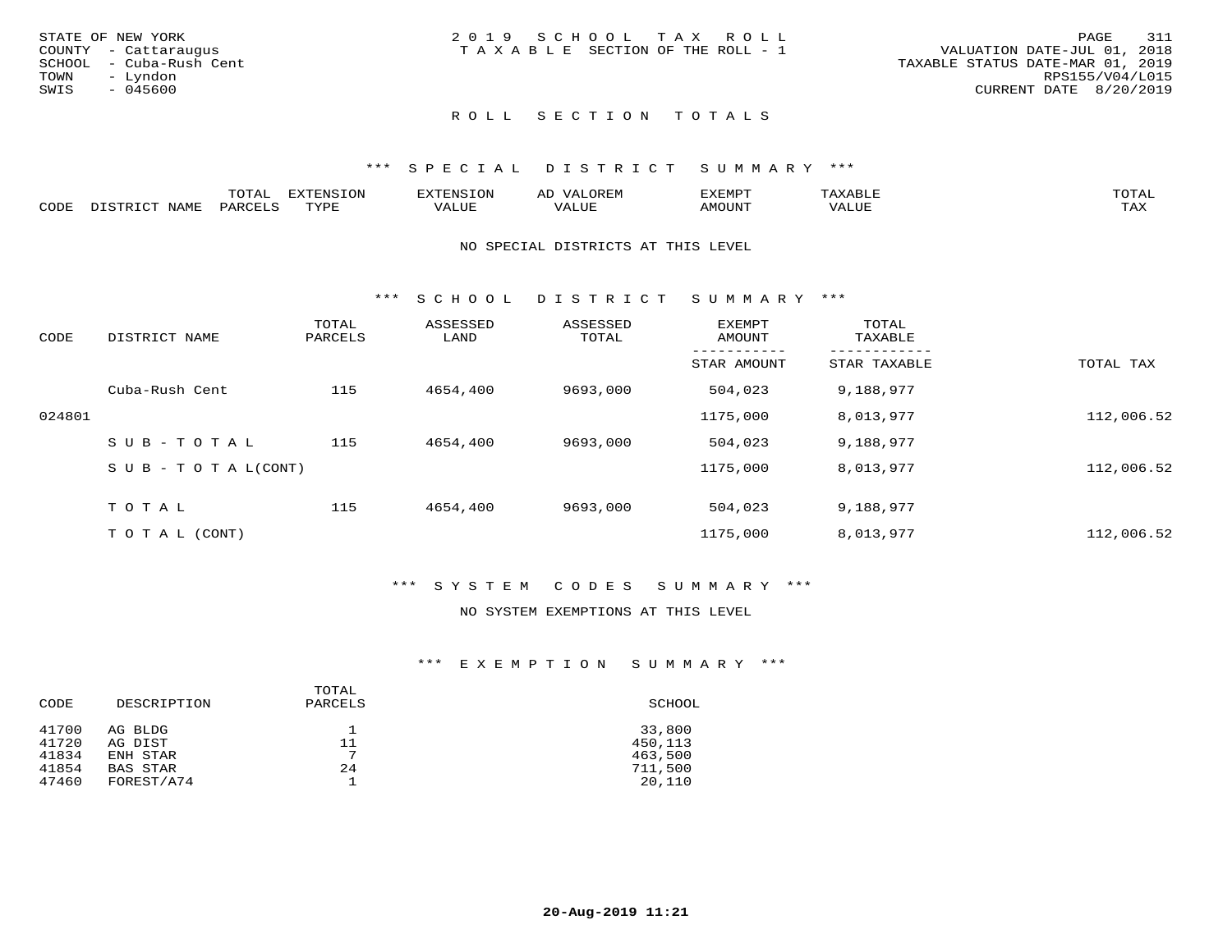STATE OF NEW YORK
COUNTY - Cattaraugus
SCHOOL - Cuba-Rush Cent
TOWN - Lyndon
SWIS - 045600

2019 SCHOOL TAX ROLL
TAXABLE SECTION OF THE ROLL - 1

VALUATION DATE-JUL 01, 2018
TAXABLE STATUS DATE-MAR 01, 2019
RPS155/V04/L015
CURRENT DATE 8/20/2019

## ROLL SECTION TOTALS

### *** SPECIAL DISTRICT SUMMARY ***

| CODE | DISTRICT NAME | TOTAL PARCELS | EXTENSION TYPE | EXTENSION VALUE | AD VALOREM VALUE | EXEMPT AMOUNT | TAXABLE VALUE | TOTAL TAX |
|---|---|---|---|---|---|---|---|---|

NO SPECIAL DISTRICTS AT THIS LEVEL

### *** SCHOOL DISTRICT SUMMARY ***

| CODE | DISTRICT NAME | TOTAL PARCELS | ASSESSED LAND | ASSESSED TOTAL | EXEMPT AMOUNT / STAR AMOUNT | TOTAL TAXABLE / STAR TAXABLE | TOTAL TAX |
|---|---|---|---|---|---|---|---|
| | Cuba-Rush Cent | 115 | 4654,400 | 9693,000 | 504,023 | 9,188,977 | |
| 024801 | | | | | 1175,000 | 8,013,977 | 112,006.52 |
| | SUB-TOTAL | 115 | 4654,400 | 9693,000 | 504,023 | 9,188,977 | |
| | SUB-TOTAL(CONT) | | | | 1175,000 | 8,013,977 | 112,006.52 |
| | TOTAL | 115 | 4654,400 | 9693,000 | 504,023 | 9,188,977 | |
| | TOTAL (CONT) | | | | 1175,000 | 8,013,977 | 112,006.52 |

### *** SYSTEM CODES SUMMARY ***

NO SYSTEM EXEMPTIONS AT THIS LEVEL

### *** EXEMPTION SUMMARY ***

| CODE | DESCRIPTION | TOTAL PARCELS | SCHOOL |
|---|---|---|---|
| 41700 | AG BLDG | 1 | 33,800 |
| 41720 | AG DIST | 11 | 450,113 |
| 41834 | ENH STAR | 7 | 463,500 |
| 41854 | BAS STAR | 24 | 711,500 |
| 47460 | FOREST/A74 | 1 | 20,110 |

20-Aug-2019 11:21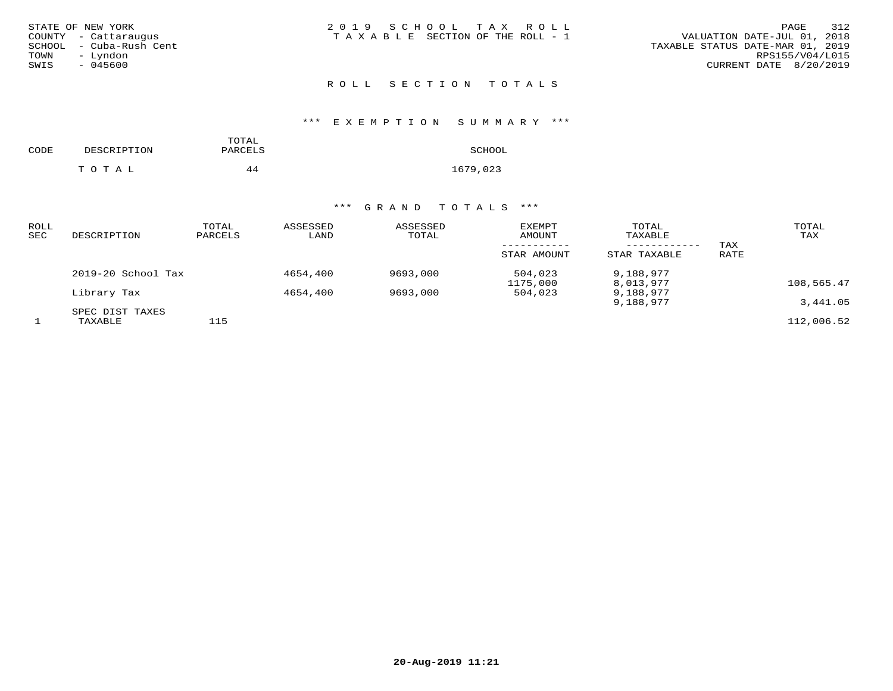STATE OF NEW YORK
COUNTY - Cattaraugus
SCHOOL - Cuba-Rush Cent
TOWN - Lyndon
SWIS - 045600

2019 SCHOOL TAX ROLL
TAXABLE SECTION OF THE ROLL - 1

VALUATION DATE-JUL 01, 2018
TAXABLE STATUS DATE-MAR 01, 2019
RPS155/V04/L015
CURRENT DATE 8/20/2019

## ROLL SECTION TOTALS

### *** EXEMPTION SUMMARY ***

| CODE | DESCRIPTION | TOTAL PARCELS | SCHOOL |
|---|---|---|---|
| | TOTAL | 44 | 1679,023 |

### *** GRAND TOTALS ***

| ROLL SEC | DESCRIPTION | TOTAL PARCELS | ASSESSED LAND | ASSESSED TOTAL | EXEMPT AMOUNT / STAR AMOUNT | TOTAL TAXABLE / STAR TAXABLE | TAX RATE | TOTAL TAX |
|---|---|---|---|---|---|---|---|---|
| | 2019-20 School Tax | | 4654,400 | 9693,000 | 504,023 | 9,188,977 | | |
| | | | | | 1175,000 | 8,013,977 | | 108,565.47 |
| | Library Tax | | 4654,400 | 9693,000 | 504,023 | 9,188,977 | | |
| | | | | | | 9,188,977 | | 3,441.05 |
| | SPEC DIST TAXES | | | | | | | |
| 1 | TAXABLE | 115 | | | | | | 112,006.52 |

20-Aug-2019 11:21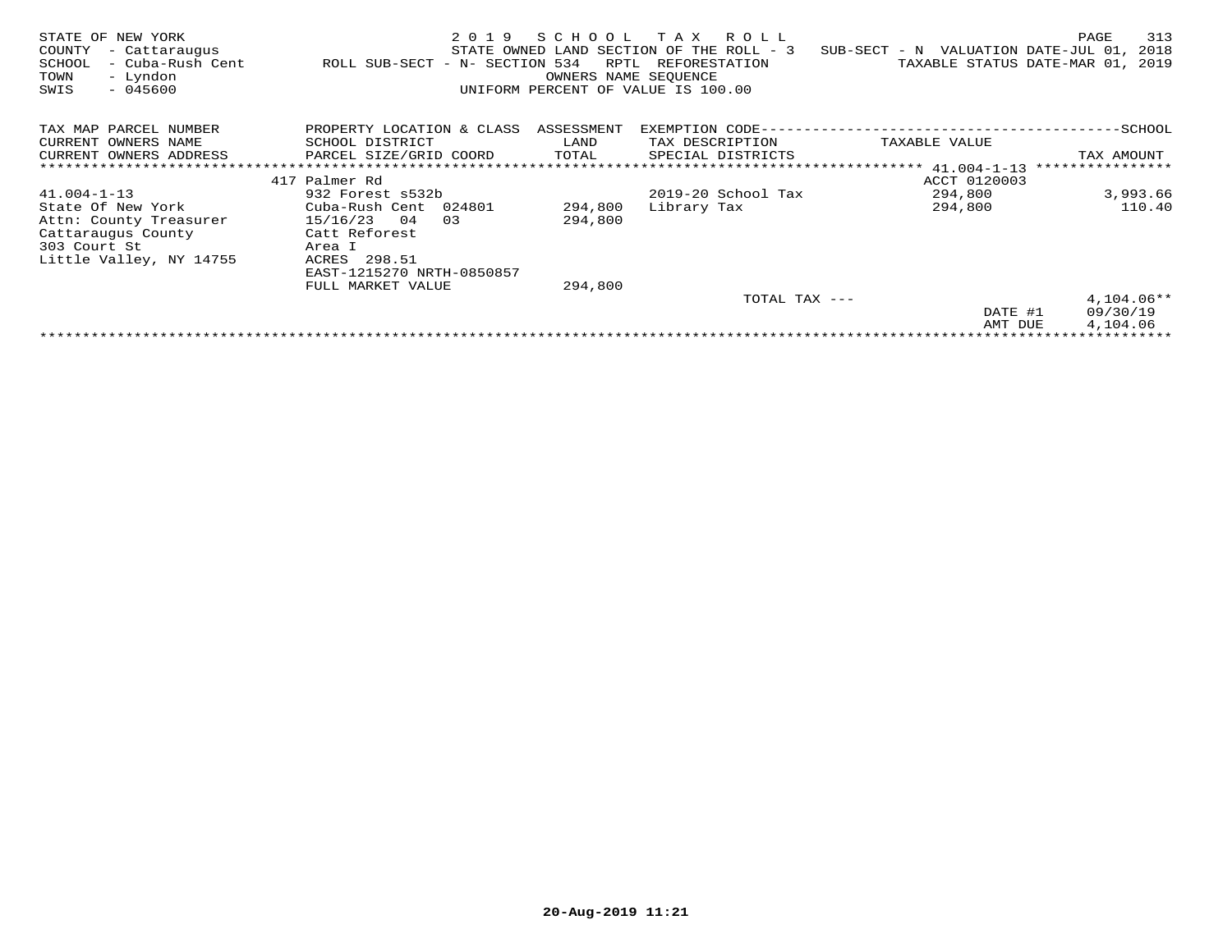STATE OF NEW YORK
COUNTY - Cattaraugus
SCHOOL - Cuba-Rush Cent
TOWN - Lyndon
SWIS - 045600

2019 SCHOOL TAX ROLL
STATE OWNED LAND SECTION OF THE ROLL - 3
ROLL SUB-SECT - N- SECTION 534 RPTL REFORESTATION
OWNERS NAME SEQUENCE
UNIFORM PERCENT OF VALUE IS 100.00

SUB-SECT - N VALUATION DATE-JUL 01, 2018
TAXABLE STATUS DATE-MAR 01, 2019

| TAX MAP PARCEL NUMBER / CURRENT OWNERS NAME / CURRENT OWNERS ADDRESS | PROPERTY LOCATION & CLASS / SCHOOL DISTRICT / PARCEL SIZE/GRID COORD | ASSESSMENT LAND / TOTAL | EXEMPTION CODE / TAX DESCRIPTION / SPECIAL DISTRICTS | TAXABLE VALUE | SCHOOL TAX AMOUNT |
|---|---|---|---|---|---|
| | 417 Palmer Rd | | | ACCT 0120003 | |
| 41.004-1-13 | 932 Forest s532b | | 2019-20 School Tax | 294,800 | 3,993.66 |
| State Of New York | Cuba-Rush Cent 024801 | 294,800 | Library Tax | 294,800 | 110.40 |
| Attn: County Treasurer | 15/16/23 04 03 | 294,800 | | | |
| Cattaraugus County | Catt Reforest | | | | |
| 303 Court St | Area I | | | | |
| Little Valley, NY 14755 | ACRES 298.51 | | | | |
| | EAST-1215270 NRTH-0850857 | | | | |
| | FULL MARKET VALUE | 294,800 | | | |
| | | | TOTAL TAX --- | | 4,104.06** |
| | | | | DATE #1 | 09/30/19 |
| | | | | AMT DUE | 4,104.06 |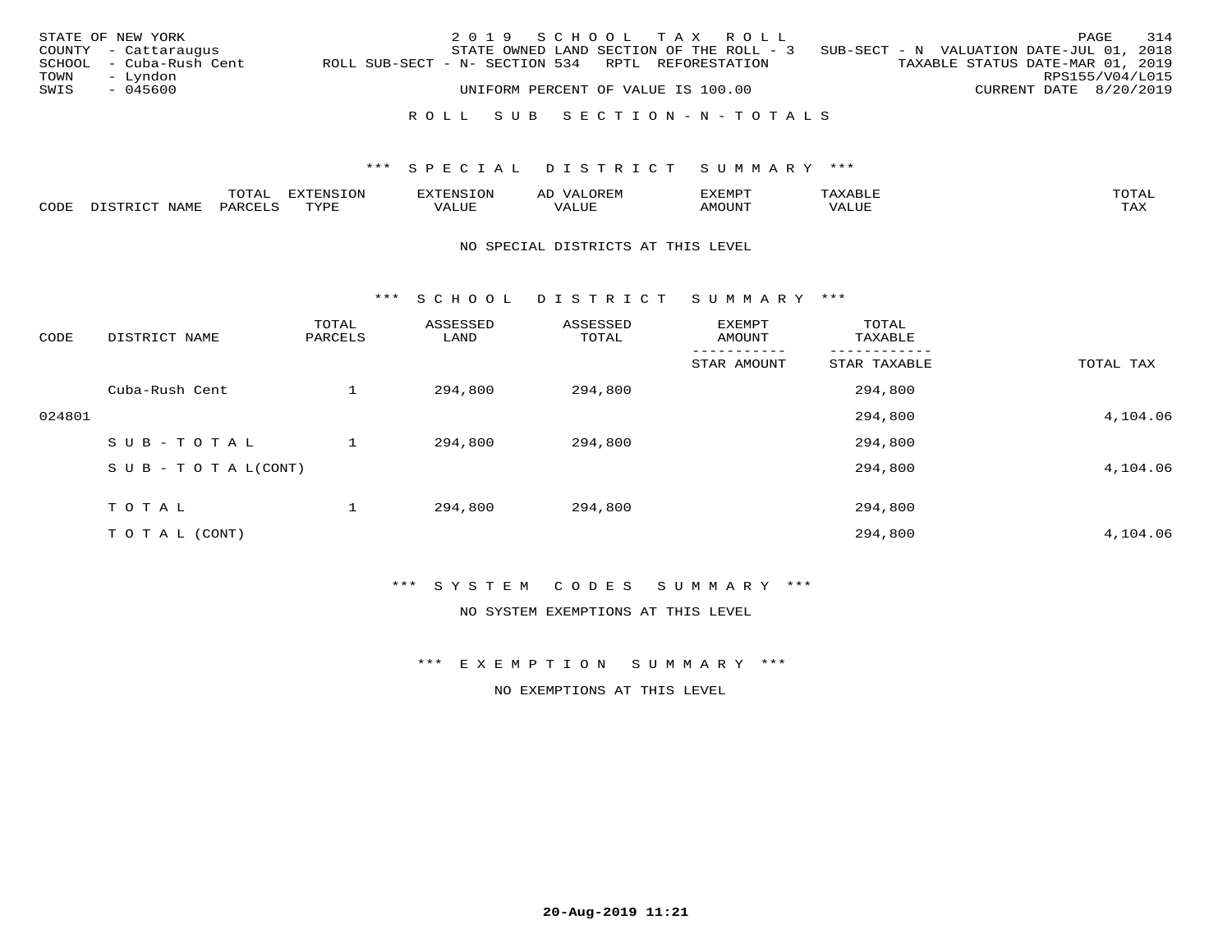STATE OF NEW YORK | 2019 SCHOOL TAX ROLL | PAGE 314
COUNTY - Cattaraugus | STATE OWNED LAND SECTION OF THE ROLL - 3 | SUB-SECT - N VALUATION DATE-JUL 01, 2018
SCHOOL - Cuba-Rush Cent | ROLL SUB-SECT - N- SECTION 534 RPTL REFORESTATION | TAXABLE STATUS DATE-MAR 01, 2019
TOWN - Lyndon | | RPS155/V04/L015
SWIS - 045600 | UNIFORM PERCENT OF VALUE IS 100.00 | CURRENT DATE 8/20/2019

## ROLL SUB SECTION-N-TOTALS

### *** SPECIAL DISTRICT SUMMARY ***

| CODE | DISTRICT NAME | TOTAL PARCELS | EXTENSION TYPE | EXTENSION VALUE | AD VALOREM VALUE | EXEMPT AMOUNT | TAXABLE VALUE | TOTAL TAX |
|---|---|---|---|---|---|---|---|---|

NO SPECIAL DISTRICTS AT THIS LEVEL

### *** SCHOOL DISTRICT SUMMARY ***

| CODE | DISTRICT NAME | TOTAL PARCELS | ASSESSED LAND | ASSESSED TOTAL | EXEMPT AMOUNT / STAR AMOUNT | TOTAL TAXABLE / STAR TAXABLE | TOTAL TAX |
|---|---|---|---|---|---|---|---|
| | Cuba-Rush Cent | 1 | 294,800 | 294,800 | | 294,800 | |
| 024801 | | | | | | 294,800 | 4,104.06 |
| | SUB-TOTAL | 1 | 294,800 | 294,800 | | 294,800 | |
| | SUB-TOTAL(CONT) | | | | | 294,800 | 4,104.06 |
| | TOTAL | 1 | 294,800 | 294,800 | | 294,800 | |
| | TOTAL (CONT) | | | | | 294,800 | 4,104.06 |

### *** SYSTEM CODES SUMMARY ***

NO SYSTEM EXEMPTIONS AT THIS LEVEL

### *** EXEMPTION SUMMARY ***

NO EXEMPTIONS AT THIS LEVEL

20-Aug-2019 11:21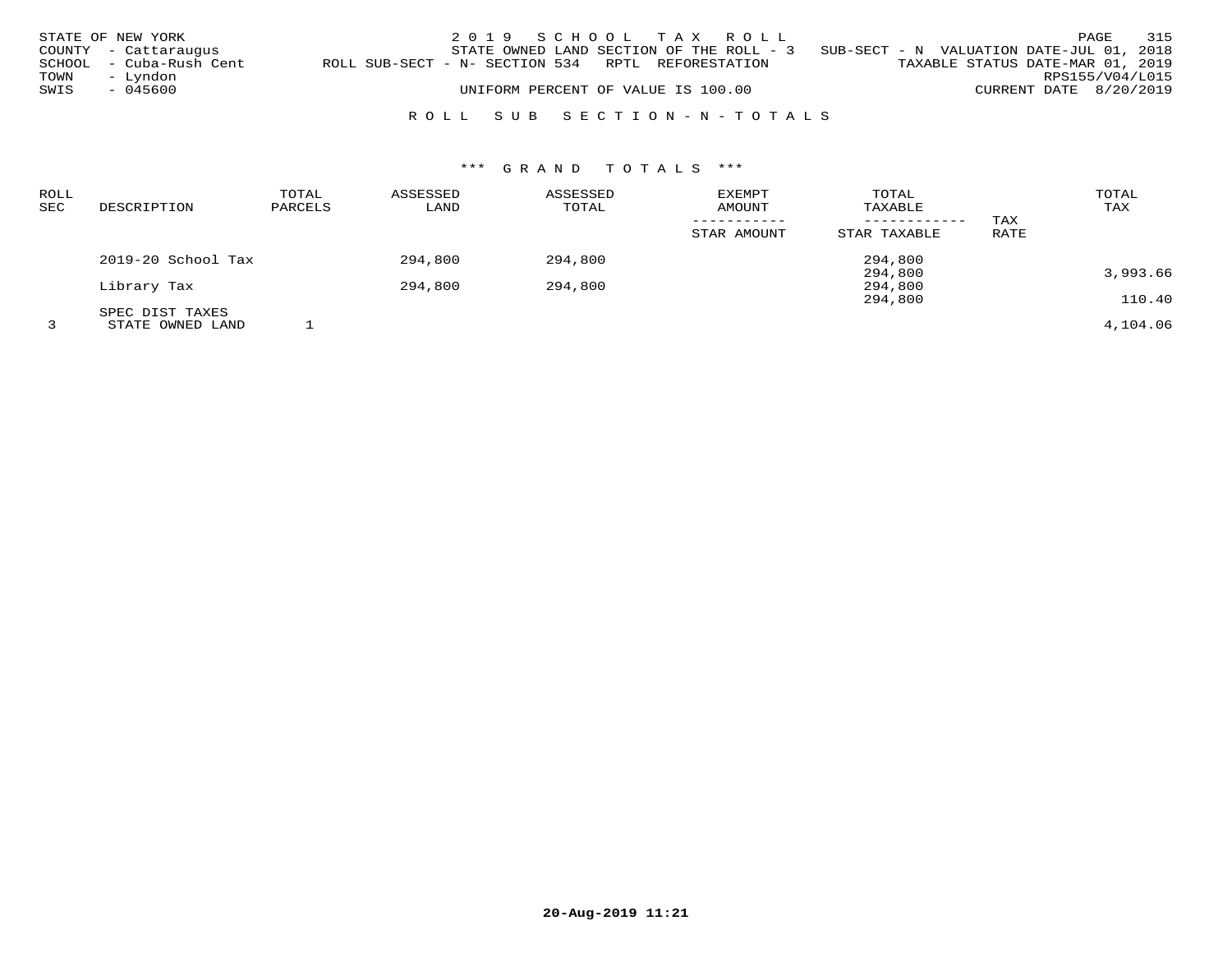STATE OF NEW YORK　　　2 0 1 9　S C H O O L　T A X　R O L L
COUNTY - Cattaraugus　　　STATE OWNED LAND SECTION OF THE ROLL - 3　SUB-SECT - N　VALUATION DATE-JUL 01, 2018
SCHOOL - Cuba-Rush Cent　　ROLL SUB-SECT - N- SECTION 534　RPTL REFORESTATION　　TAXABLE STATUS DATE-MAR 01, 2019
TOWN - Lyndon　　RPS155/V04/L015
SWIS - 045600　　UNIFORM PERCENT OF VALUE IS 100.00　　CURRENT DATE 8/20/2019

## R O L L　S U B　S E C T I O N - N - T O T A L S

### *** G R A N D　T O T A L S ***

| ROLL SEC | DESCRIPTION | TOTAL PARCELS | ASSESSED LAND | ASSESSED TOTAL | EXEMPT AMOUNT / STAR AMOUNT | TOTAL TAXABLE / STAR TAXABLE | TAX RATE | TOTAL TAX |
|---|---|---|---|---|---|---|---|---|
| | 2019-20 School Tax | | 294,800 | 294,800 | | 294,800 | | |
| | | | | | | 294,800 | | 3,993.66 |
| | Library Tax | | 294,800 | 294,800 | | 294,800 | | |
| | | | | | | 294,800 | | 110.40 |
| | SPEC DIST TAXES | | | | | | | |
| 3 | STATE OWNED LAND | 1 | | | | | | 4,104.06 |

20-Aug-2019 11:21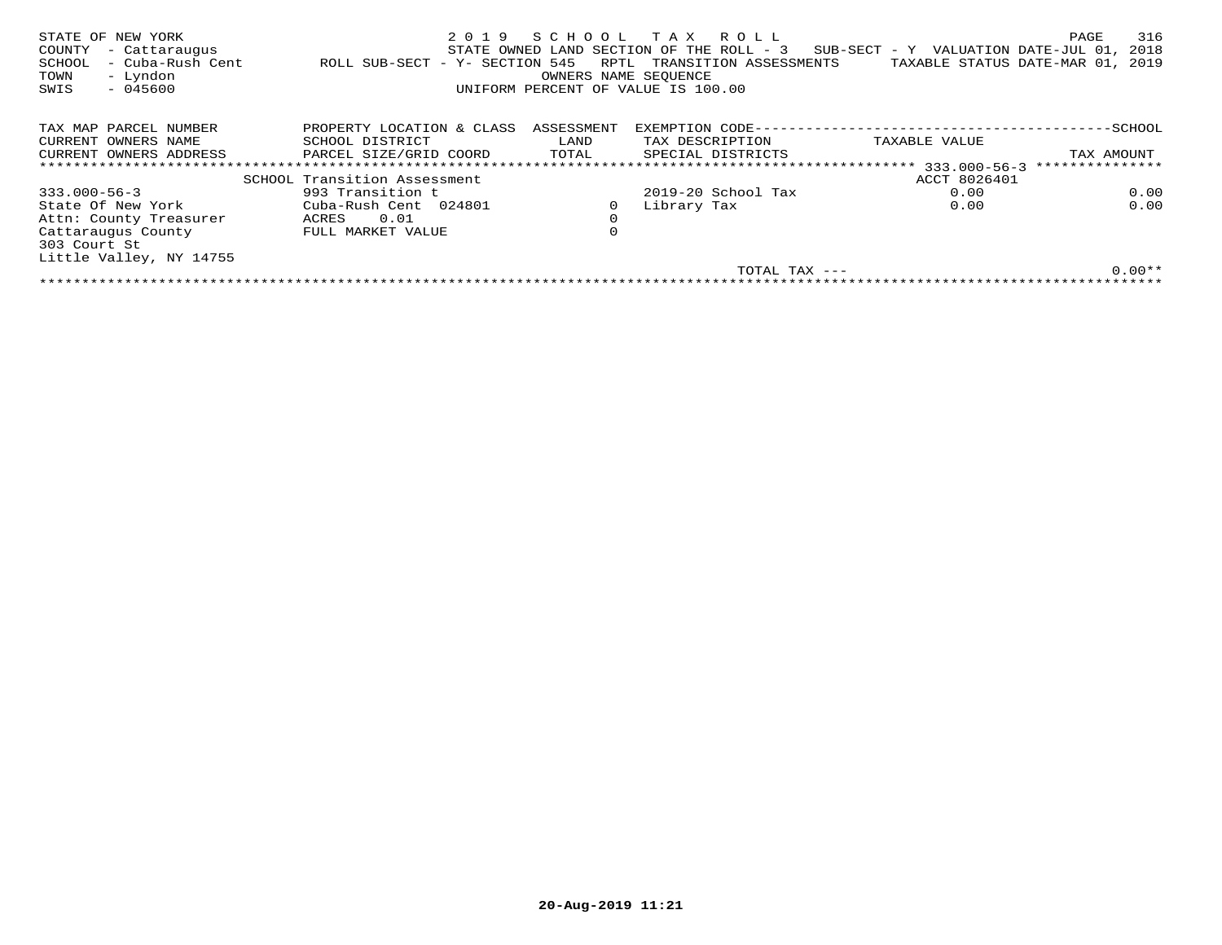STATE OF NEW YORK
COUNTY - Cattaraugus
SCHOOL - Cuba-Rush Cent
TOWN - Lyndon
SWIS - 045600

2019 SCHOOL TAX ROLL
STATE OWNED LAND SECTION OF THE ROLL - 3 SUB-SECT - Y VALUATION DATE-JUL 01, 2018
ROLL SUB-SECT - Y- SECTION 545 RPTL TRANSITION ASSESSMENTS TAXABLE STATUS DATE-MAR 01, 2019
OWNERS NAME SEQUENCE
UNIFORM PERCENT OF VALUE IS 100.00

| TAX MAP PARCEL NUMBER<br>CURRENT OWNERS NAME<br>CURRENT OWNERS ADDRESS | PROPERTY LOCATION & CLASS<br>SCHOOL DISTRICT<br>PARCEL SIZE/GRID COORD | ASSESSMENT<br>LAND<br>TOTAL | EXEMPTION CODE<br>TAX DESCRIPTION<br>SPECIAL DISTRICTS | TAXABLE VALUE | SCHOOL<br>TAX AMOUNT |
|---|---|---|---|---|---|
| | SCHOOL Transition Assessment | | | ACCT 8026401 | 333.000-56-3 |
| 333.000-56-3 | 993 Transition t | | 2019-20 School Tax | 0.00 | 0.00 |
| State Of New York | Cuba-Rush Cent 024801 | 0 | Library Tax | 0.00 | 0.00 |
| Attn: County Treasurer | ACRES 0.01 | 0 | | | |
| Cattaraugus County | FULL MARKET VALUE | 0 | | | |
| 303 Court St | | | | | |
| Little Valley, NY 14755 | | | | | |
| | | | TOTAL TAX --- | | 0.00** |

20-Aug-2019 11:21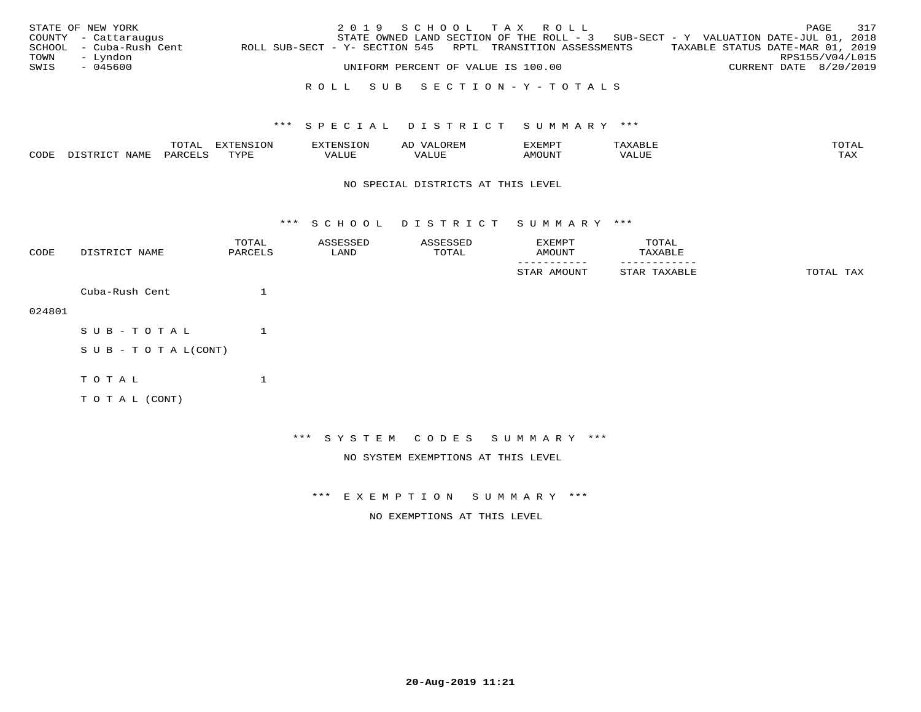STATE OF NEW YORK
COUNTY - Cattaraugus
SCHOOL - Cuba-Rush Cent
TOWN - Lyndon
SWIS - 045600

2019 SCHOOL TAX ROLL
STATE OWNED LAND SECTION OF THE ROLL - 3 SUB-SECT - Y VALUATION DATE-JUL 01, 2018
ROLL SUB-SECT - Y- SECTION 545 RPTL TRANSITION ASSESSMENTS TAXABLE STATUS DATE-MAR 01, 2019
RPS155/V04/L015
UNIFORM PERCENT OF VALUE IS 100.00 CURRENT DATE 8/20/2019

## ROLL SUB SECTION - Y - TOTALS

### *** SPECIAL DISTRICT SUMMARY ***

| CODE | DISTRICT NAME | TOTAL PARCELS | EXTENSION TYPE | EXTENSION VALUE | AD VALOREM VALUE | EXEMPT AMOUNT | TAXABLE VALUE | TOTAL TAX |
|---|---|---|---|---|---|---|---|---|

NO SPECIAL DISTRICTS AT THIS LEVEL

### *** SCHOOL DISTRICT SUMMARY ***

| CODE | DISTRICT NAME | TOTAL PARCELS | ASSESSED LAND | ASSESSED TOTAL | EXEMPT AMOUNT / STAR AMOUNT | TOTAL TAXABLE / STAR TAXABLE | TOTAL TAX |
|---|---|---|---|---|---|---|---|
| 024801 | Cuba-Rush Cent | 1 | | | | | |
| | SUB-TOTAL | 1 | | | | | |
| | SUB-TOTAL(CONT) | | | | | | |
| | TOTAL | 1 | | | | | |
| | TOTAL (CONT) | | | | | | |

### *** SYSTEM CODES SUMMARY ***

NO SYSTEM EXEMPTIONS AT THIS LEVEL

### *** EXEMPTION SUMMARY ***

NO EXEMPTIONS AT THIS LEVEL

20-Aug-2019 11:21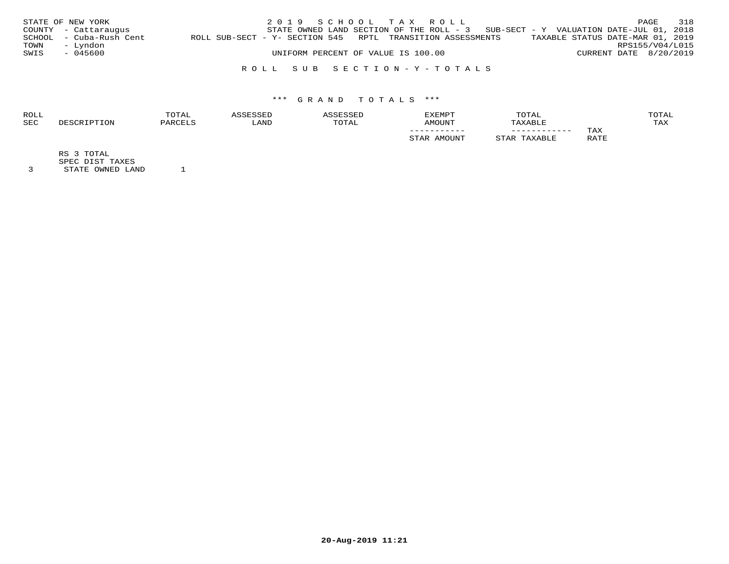STATE OF NEW YORK
COUNTY - Cattaraugus
SCHOOL - Cuba-Rush Cent
TOWN - Lyndon
SWIS - 045600

2019 SCHOOL TAX ROLL

STATE OWNED LAND SECTION OF THE ROLL - 3 SUB-SECT - Y VALUATION DATE-JUL 01, 2018

ROLL SUB-SECT - Y- SECTION 545 RPTL TRANSITION ASSESSMENTS TAXABLE STATUS DATE-MAR 01, 2019

RPS155/V04/L015

UNIFORM PERCENT OF VALUE IS 100.00 CURRENT DATE 8/20/2019

ROLL SUB SECTION - Y - TOTALS

*** GRAND TOTALS ***

| ROLL SEC | DESCRIPTION | TOTAL PARCELS | ASSESSED LAND | ASSESSED TOTAL | EXEMPT AMOUNT / STAR AMOUNT | TOTAL TAXABLE / STAR TAXABLE | TAX RATE | TOTAL TAX |
|---|---|---|---|---|---|---|---|---|
| | RS 3 TOTAL | | | | | | | |
| | SPEC DIST TAXES | | | | | | | |
| 3 | STATE OWNED LAND | 1 | | | | | | |

20-Aug-2019 11:21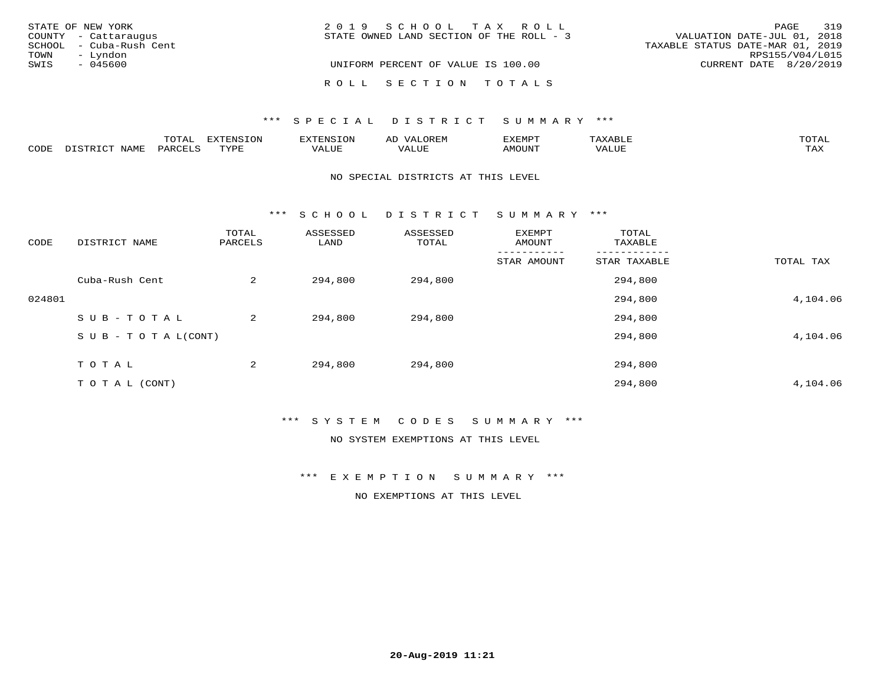STATE OF NEW YORK
COUNTY - Cattaraugus
SCHOOL - Cuba-Rush Cent
TOWN - Lyndon
SWIS - 045600

2 0 1 9 S C H O O L T A X R O L L
STATE OWNED LAND SECTION OF THE ROLL - 3

UNIFORM PERCENT OF VALUE IS 100.00

VALUATION DATE-JUL 01, 2018
TAXABLE STATUS DATE-MAR 01, 2019
RPS155/V04/L015
CURRENT DATE 8/20/2019

R O L L S E C T I O N T O T A L S

*** S P E C I A L D I S T R I C T S U M M A R Y ***

| CODE | DISTRICT NAME | TOTAL PARCELS | EXTENSION TYPE | EXTENSION VALUE | AD VALOREM VALUE | EXEMPT AMOUNT | TAXABLE VALUE | TOTAL TAX |
|---|---|---|---|---|---|---|---|---|

NO SPECIAL DISTRICTS AT THIS LEVEL

*** S C H O O L D I S T R I C T S U M M A R Y ***

| CODE | DISTRICT NAME | TOTAL PARCELS | ASSESSED LAND | ASSESSED TOTAL | EXEMPT AMOUNT / STAR AMOUNT | TOTAL TAXABLE / STAR TAXABLE | TOTAL TAX |
|---|---|---|---|---|---|---|---|
| | Cuba-Rush Cent | 2 | 294,800 | 294,800 | | 294,800 | |
| 024801 | | | | | | 294,800 | 4,104.06 |
| | S U B - T O T A L | 2 | 294,800 | 294,800 | | 294,800 | |
| | S U B - T O T A L(CONT) | | | | | 294,800 | 4,104.06 |
| | T O T A L | 2 | 294,800 | 294,800 | | 294,800 | |
| | T O T A L (CONT) | | | | | 294,800 | 4,104.06 |

*** S Y S T E M C O D E S S U M M A R Y ***

NO SYSTEM EXEMPTIONS AT THIS LEVEL

*** E X E M P T I O N S U M M A R Y ***

NO EXEMPTIONS AT THIS LEVEL

20-Aug-2019 11:21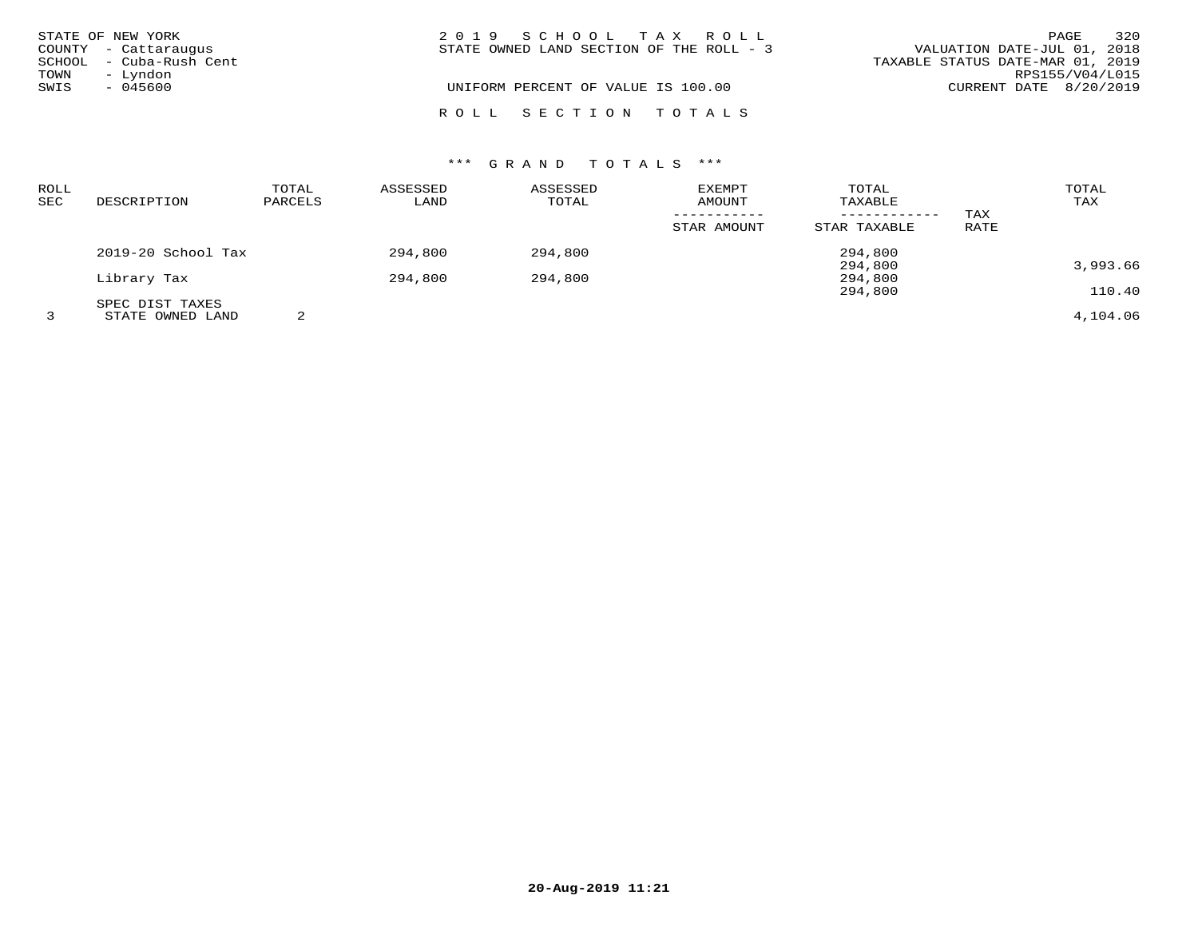STATE OF NEW YORK
COUNTY - Cattaraugus
SCHOOL - Cuba-Rush Cent
TOWN - Lyndon
SWIS - 045600

2 0 1 9 S C H O O L T A X R O L L
STATE OWNED LAND SECTION OF THE ROLL - 3

UNIFORM PERCENT OF VALUE IS 100.00

VALUATION DATE-JUL 01, 2018
TAXABLE STATUS DATE-MAR 01, 2019
RPS155/V04/L015
CURRENT DATE 8/20/2019

R O L L S E C T I O N T O T A L S

\*\*\* G R A N D T O T A L S \*\*\*

| ROLL SEC | DESCRIPTION | TOTAL PARCELS | ASSESSED LAND | ASSESSED TOTAL | EXEMPT AMOUNT / STAR AMOUNT | TOTAL TAXABLE / STAR TAXABLE | TAX RATE | TOTAL TAX |
|---|---|---|---|---|---|---|---|---|
| | 2019-20 School Tax | | 294,800 | 294,800 | | 294,800 | | |
| | | | | | | 294,800 | | 3,993.66 |
| | Library Tax | | 294,800 | 294,800 | | 294,800 | | |
| | | | | | | 294,800 | | 110.40 |
| | SPEC DIST TAXES | | | | | | | |
| 3 | STATE OWNED LAND | 2 | | | | | | 4,104.06 |

20-Aug-2019 11:21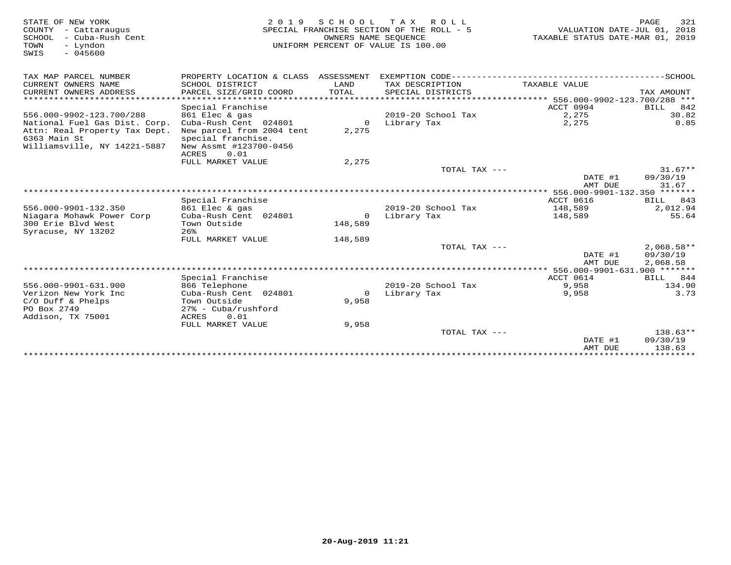STATE OF NEW YORK
COUNTY - Cattaraugus
SCHOOL - Cuba-Rush Cent
TOWN - Lyndon
SWIS - 045600

2019 SCHOOL TAX ROLL
SPECIAL FRANCHISE SECTION OF THE ROLL - 5
OWNERS NAME SEQUENCE
UNIFORM PERCENT OF VALUE IS 100.00

VALUATION DATE-JUL 01, 2018
TAXABLE STATUS DATE-MAR 01, 2019

| TAX MAP PARCEL NUMBER / CURRENT OWNERS NAME / CURRENT OWNERS ADDRESS | PROPERTY LOCATION & CLASS / SCHOOL DISTRICT / PARCEL SIZE/GRID COORD | ASSESSMENT LAND / TOTAL | EXEMPTION CODE / TAX DESCRIPTION / SPECIAL DISTRICTS | TAXABLE VALUE | TAX AMOUNT |
|---|---|---|---|---|---|
| | Special Franchise | | | ACCT 0904 | BILL 842 |
| 556.000-9902-123.700/288 | 861 Elec & gas | | 2019-20 School Tax | 2,275 | 30.82 |
| National Fuel Gas Dist. Corp. | Cuba-Rush Cent 024801 | 0 | Library Tax | 2,275 | 0.85 |
| Attn: Real Property Tax Dept. | New parcel from 2004 tent | 2,275 | | | |
| 6363 Main St | special franchise. | | | | |
| Williamsville, NY 14221-5887 | New Assmt #123700-0456 | | | | |
| | ACRES 0.01 | | | | |
| | FULL MARKET VALUE | 2,275 | | | |
| | | | TOTAL TAX --- | | 31.67** |
| | | | | DATE #1 | 09/30/19 |
| | | | | AMT DUE | 31.67 |
| | Special Franchise | | | ACCT 0616 | BILL 843 |
| 556.000-9901-132.350 | 861 Elec & gas | | 2019-20 School Tax | 148,589 | 2,012.94 |
| Niagara Mohawk Power Corp | Cuba-Rush Cent 024801 | 0 | Library Tax | 148,589 | 55.64 |
| 300 Erie Blvd West | Town Outside | 148,589 | | | |
| Syracuse, NY 13202 | 26% | | | | |
| | FULL MARKET VALUE | 148,589 | | | |
| | | | TOTAL TAX --- | | 2,068.58** |
| | | | | DATE #1 | 09/30/19 |
| | | | | AMT DUE | 2,068.58 |
| | Special Franchise | | | ACCT 0614 | BILL 844 |
| 556.000-9901-631.900 | 866 Telephone | | 2019-20 School Tax | 9,958 | 134.90 |
| Verizon New York Inc | Cuba-Rush Cent 024801 | 0 | Library Tax | 9,958 | 3.73 |
| C/O Duff & Phelps | Town Outside | 9,958 | | | |
| PO Box 2749 | 27% - Cuba/rushford | | | | |
| Addison, TX 75001 | ACRES 0.01 | | | | |
| | FULL MARKET VALUE | 9,958 | | | |
| | | | TOTAL TAX --- | | 138.63** |
| | | | | DATE #1 | 09/30/19 |
| | | | | AMT DUE | 138.63 |

20-Aug-2019 11:21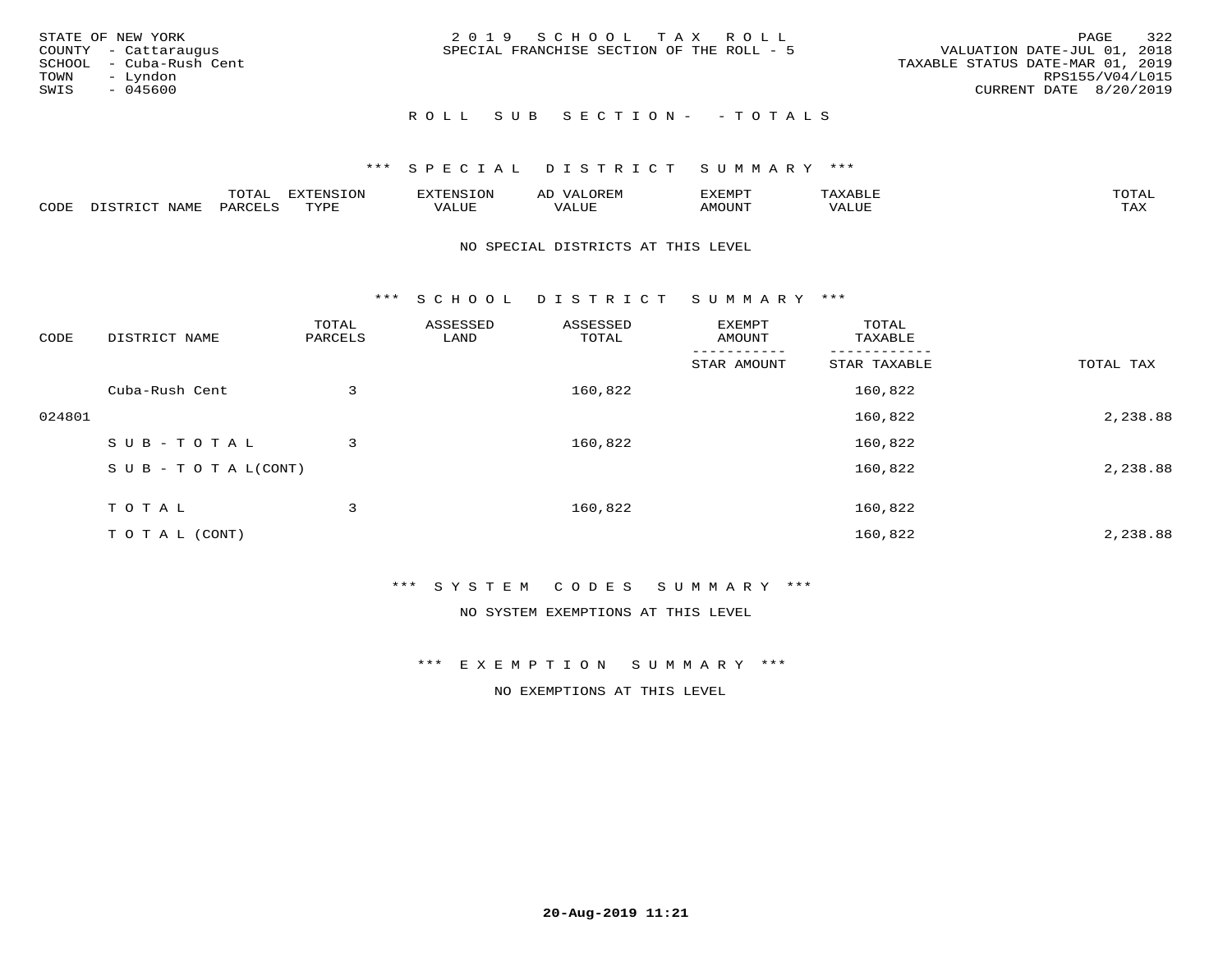STATE OF NEW YORK
COUNTY - Cattaraugus
SCHOOL - Cuba-Rush Cent
TOWN - Lyndon
SWIS - 045600

2 0 1 9 S C H O O L T A X R O L L
SPECIAL FRANCHISE SECTION OF THE ROLL - 5

VALUATION DATE-JUL 01, 2018
TAXABLE STATUS DATE-MAR 01, 2019
RPS155/V04/L015
CURRENT DATE 8/20/2019

R O L L S U B S E C T I O N - - T O T A L S

### *** S P E C I A L D I S T R I C T S U M M A R Y ***

| CODE | DISTRICT NAME | TOTAL PARCELS | EXTENSION TYPE | EXTENSION VALUE | AD VALOREM VALUE | EXEMPT AMOUNT | TAXABLE VALUE | TOTAL TAX |
|---|---|---|---|---|---|---|---|---|

NO SPECIAL DISTRICTS AT THIS LEVEL

### *** S C H O O L D I S T R I C T S U M M A R Y ***

| CODE | DISTRICT NAME | TOTAL PARCELS | ASSESSED LAND | ASSESSED TOTAL | EXEMPT AMOUNT<br>STAR AMOUNT | TOTAL TAXABLE<br>STAR TAXABLE | TOTAL TAX |
|---|---|---|---|---|---|---|---|
| | Cuba-Rush Cent | 3 | | 160,822 | | 160,822 | |
| 024801 | | | | | | 160,822 | 2,238.88 |
| | S U B - T O T A L | 3 | | 160,822 | | 160,822 | |
| | S U B - T O T A L(CONT) | | | | | 160,822 | 2,238.88 |
| | T O T A L | 3 | | 160,822 | | 160,822 | |
| | T O T A L (CONT) | | | | | 160,822 | 2,238.88 |

### *** S Y S T E M C O D E S S U M M A R Y ***

NO SYSTEM EXEMPTIONS AT THIS LEVEL

### *** E X E M P T I O N S U M M A R Y ***

NO EXEMPTIONS AT THIS LEVEL

**20-Aug-2019 11:21**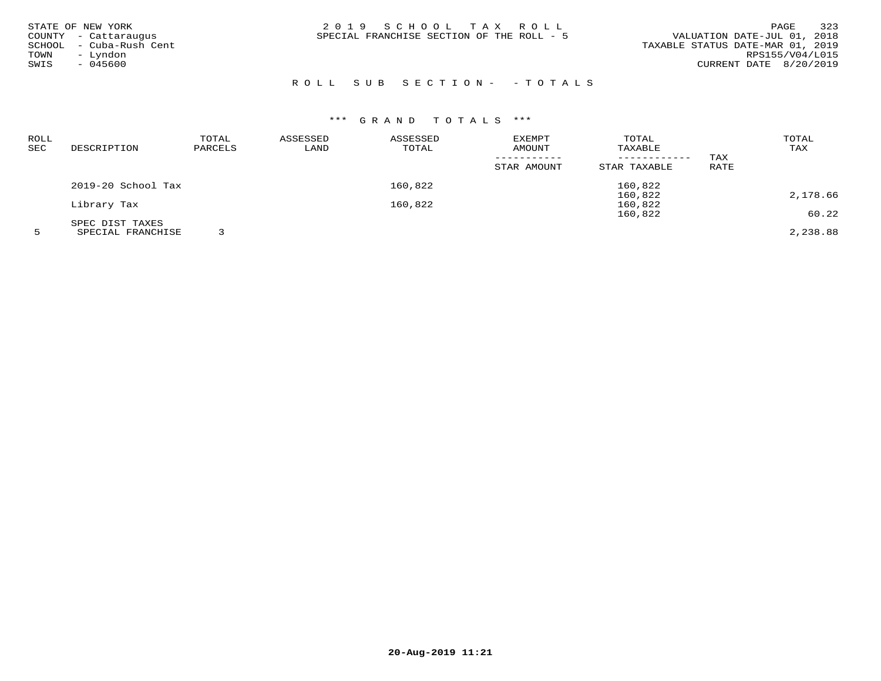STATE OF NEW YORK
COUNTY - Cattaraugus
SCHOOL - Cuba-Rush Cent
TOWN - Lyndon
SWIS - 045600

2 0 1 9 S C H O O L T A X R O L L
SPECIAL FRANCHISE SECTION OF THE ROLL - 5

VALUATION DATE-JUL 01, 2018
TAXABLE STATUS DATE-MAR 01, 2019
RPS155/V04/L015
CURRENT DATE 8/20/2019

## R O L L S U B S E C T I O N - - T O T A L S

### *** G R A N D T O T A L S ***

| ROLL SEC | DESCRIPTION | TOTAL PARCELS | ASSESSED LAND | ASSESSED TOTAL | EXEMPT AMOUNT / STAR AMOUNT | TOTAL TAXABLE / STAR TAXABLE | TAX RATE | TOTAL TAX |
|---|---|---|---|---|---|---|---|---|
| | 2019-20 School Tax | | | 160,822 | | 160,822 | | |
| | | | | | | 160,822 | | 2,178.66 |
| | Library Tax | | | 160,822 | | 160,822 | | |
| | | | | | | 160,822 | | 60.22 |
| | SPEC DIST TAXES | | | | | | | |
| 5 | SPECIAL FRANCHISE | 3 | | | | | | 2,238.88 |

20-Aug-2019 11:21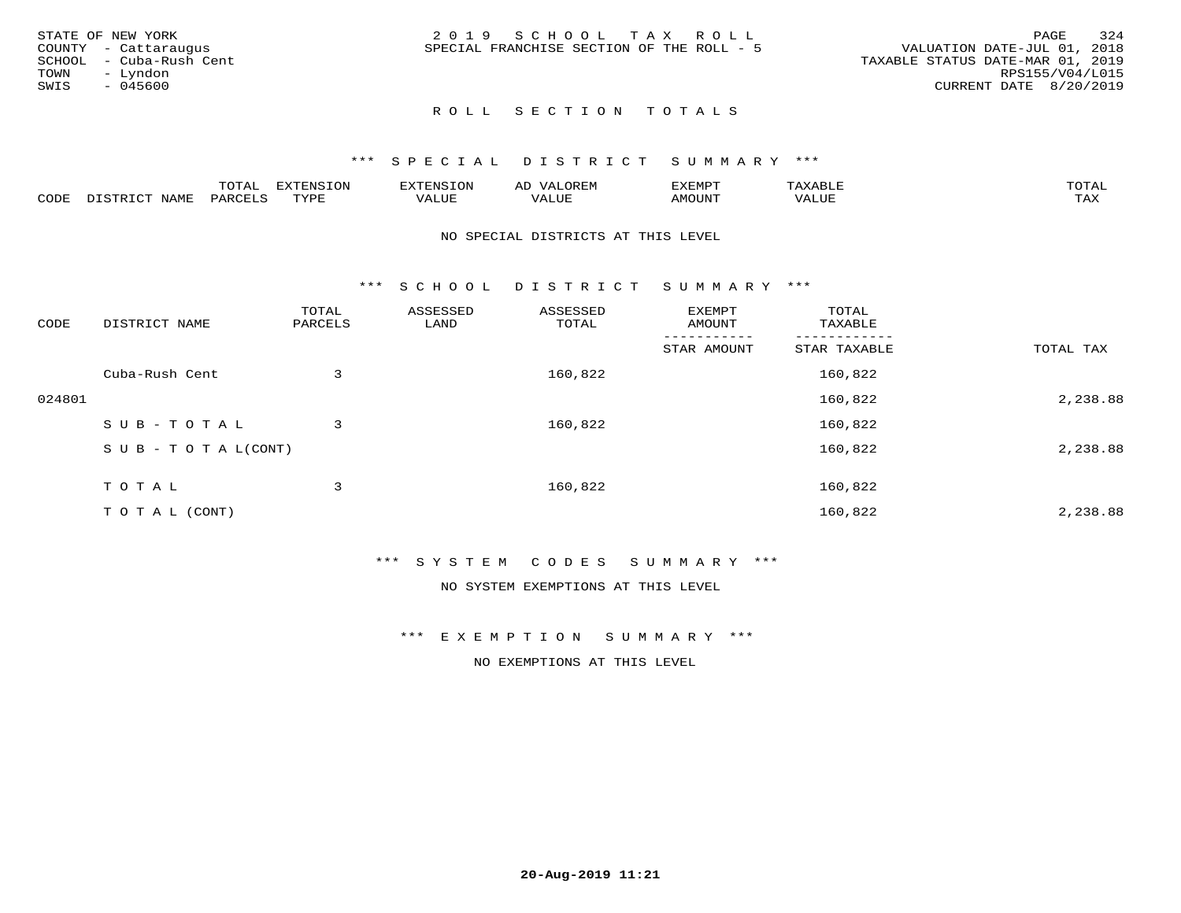STATE OF NEW YORK
COUNTY - Cattaraugus
SCHOOL - Cuba-Rush Cent
TOWN - Lyndon
SWIS - 045600

2019 SCHOOL TAX ROLL
SPECIAL FRANCHISE SECTION OF THE ROLL - 5

VALUATION DATE-JUL 01, 2018
TAXABLE STATUS DATE-MAR 01, 2019
RPS155/V04/L015
CURRENT DATE 8/20/2019

## ROLL SECTION TOTALS

### *** SPECIAL DISTRICT SUMMARY ***

| CODE | DISTRICT NAME | TOTAL PARCELS | EXTENSION TYPE | EXTENSION VALUE | AD VALOREM VALUE | EXEMPT AMOUNT | TAXABLE VALUE | TOTAL TAX |
|---|---|---|---|---|---|---|---|---|

NO SPECIAL DISTRICTS AT THIS LEVEL

### *** SCHOOL DISTRICT SUMMARY ***

| CODE | DISTRICT NAME | TOTAL PARCELS | ASSESSED LAND | ASSESSED TOTAL | EXEMPT AMOUNT / STAR AMOUNT | TOTAL TAXABLE / STAR TAXABLE | TOTAL TAX |
|---|---|---|---|---|---|---|---|
| | Cuba-Rush Cent | 3 | | 160,822 | | 160,822 | |
| 024801 | | | | | | 160,822 | 2,238.88 |
| | SUB-TOTAL | 3 | | 160,822 | | 160,822 | |
| | SUB-TOTAL(CONT) | | | | | 160,822 | 2,238.88 |
| | TOTAL | 3 | | 160,822 | | 160,822 | |
| | TOTAL (CONT) | | | | | 160,822 | 2,238.88 |

### *** SYSTEM CODES SUMMARY ***

NO SYSTEM EXEMPTIONS AT THIS LEVEL

### *** EXEMPTION SUMMARY ***

NO EXEMPTIONS AT THIS LEVEL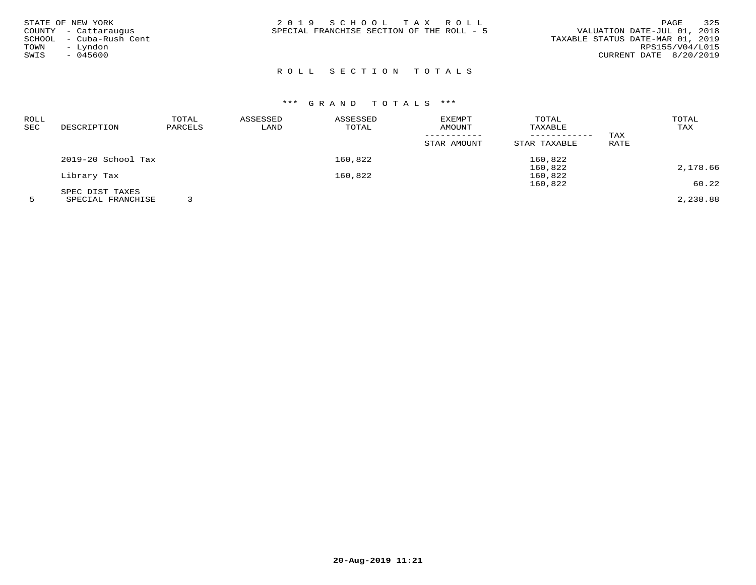STATE OF NEW YORK
COUNTY - Cattaraugus
SCHOOL - Cuba-Rush Cent
TOWN - Lyndon
SWIS - 045600

# 2019 SCHOOL TAX ROLL

SPECIAL FRANCHISE SECTION OF THE ROLL - 5

VALUATION DATE-JUL 01, 2018
TAXABLE STATUS DATE-MAR 01, 2019
RPS155/V04/L015
CURRENT DATE 8/20/2019

## ROLL SECTION TOTALS

### *** GRAND TOTALS ***

| ROLL SEC | DESCRIPTION | TOTAL PARCELS | ASSESSED LAND | ASSESSED TOTAL | EXEMPT AMOUNT / STAR AMOUNT | TOTAL TAXABLE / STAR TAXABLE | TAX RATE | TOTAL TAX |
|---|---|---|---|---|---|---|---|---|
| | 2019-20 School Tax | | | 160,822 | | 160,822 | | |
| | | | | | | 160,822 | | 2,178.66 |
| | Library Tax | | | 160,822 | | 160,822 | | |
| | | | | | | 160,822 | | 60.22 |
| | SPEC DIST TAXES | | | | | | | |
| 5 | SPECIAL FRANCHISE | 3 | | | | | | 2,238.88 |

20-Aug-2019 11:21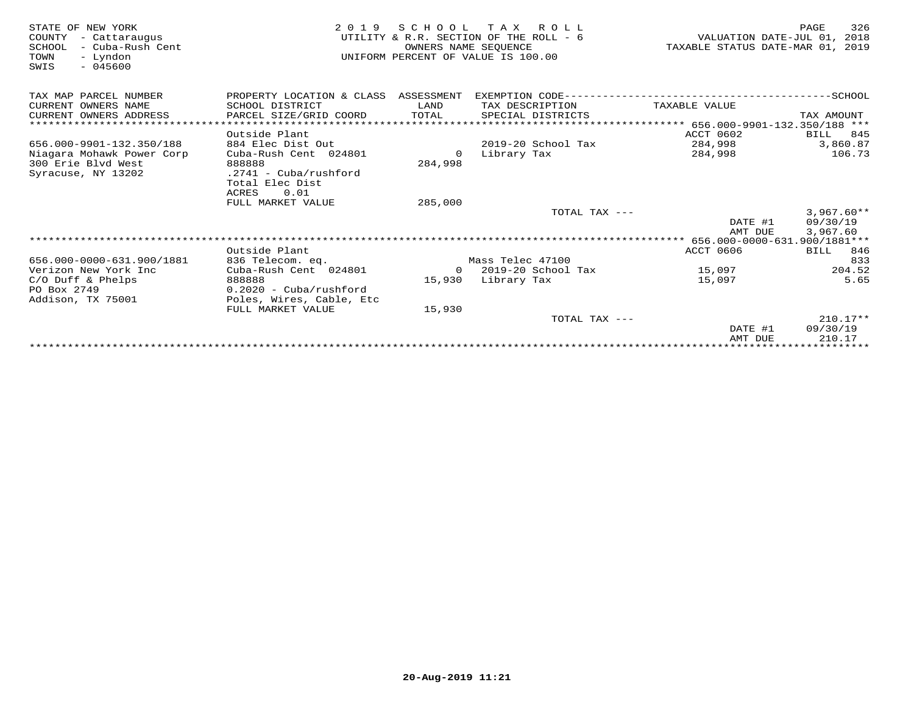STATE OF NEW YORK
COUNTY - Cattaraugus
SCHOOL - Cuba-Rush Cent
TOWN - Lyndon
SWIS - 045600

2019 SCHOOL TAX ROLL
UTILITY & R.R. SECTION OF THE ROLL - 6
OWNERS NAME SEQUENCE
UNIFORM PERCENT OF VALUE IS 100.00

VALUATION DATE-JUL 01, 2018
TAXABLE STATUS DATE-MAR 01, 2019

| TAX MAP PARCEL NUMBER<br>CURRENT OWNERS NAME<br>CURRENT OWNERS ADDRESS | PROPERTY LOCATION & CLASS<br>SCHOOL DISTRICT<br>PARCEL SIZE/GRID COORD | ASSESSMENT<br>LAND<br>TOTAL | EXEMPTION CODE<br>TAX DESCRIPTION<br>SPECIAL DISTRICTS | TAXABLE VALUE | SCHOOL<br>TAX AMOUNT |
|---|---|---|---|---|---|
| | | | | 656.000-9901-132.350/188 | |
| | Outside Plant | | | ACCT 0602 | BILL 845 |
| 656.000-9901-132.350/188 | 884 Elec Dist Out | | 2019-20 School Tax | 284,998 | 3,860.87 |
| Niagara Mohawk Power Corp | Cuba-Rush Cent 024801 | 0 | Library Tax | 284,998 | 106.73 |
| 300 Erie Blvd West | 888888 | 284,998 | | | |
| Syracuse, NY 13202 | .2741 - Cuba/rushford | | | | |
| | Total Elec Dist | | | | |
| | ACRES 0.01 | | | | |
| | FULL MARKET VALUE | 285,000 | | | |
| | | | TOTAL TAX --- | | 3,967.60** |
| | | | | DATE #1 | 09/30/19 |
| | | | | AMT DUE | 3,967.60 |
| | | | | 656.000-0000-631.900/1881 | |
| | Outside Plant | | | ACCT 0606 | BILL 846 |
| 656.000-0000-631.900/1881 | 836 Telecom. eq. | | Mass Telec 47100 | | 833 |
| Verizon New York Inc | Cuba-Rush Cent 024801 | 0 | 2019-20 School Tax | 15,097 | 204.52 |
| C/O Duff & Phelps | 888888 | 15,930 | Library Tax | 15,097 | 5.65 |
| PO Box 2749 | 0.2020 - Cuba/rushford | | | | |
| Addison, TX 75001 | Poles, Wires, Cable, Etc | | | | |
| | FULL MARKET VALUE | 15,930 | | | |
| | | | TOTAL TAX --- | | 210.17** |
| | | | | DATE #1 | 09/30/19 |
| | | | | AMT DUE | 210.17 |

20-Aug-2019 11:21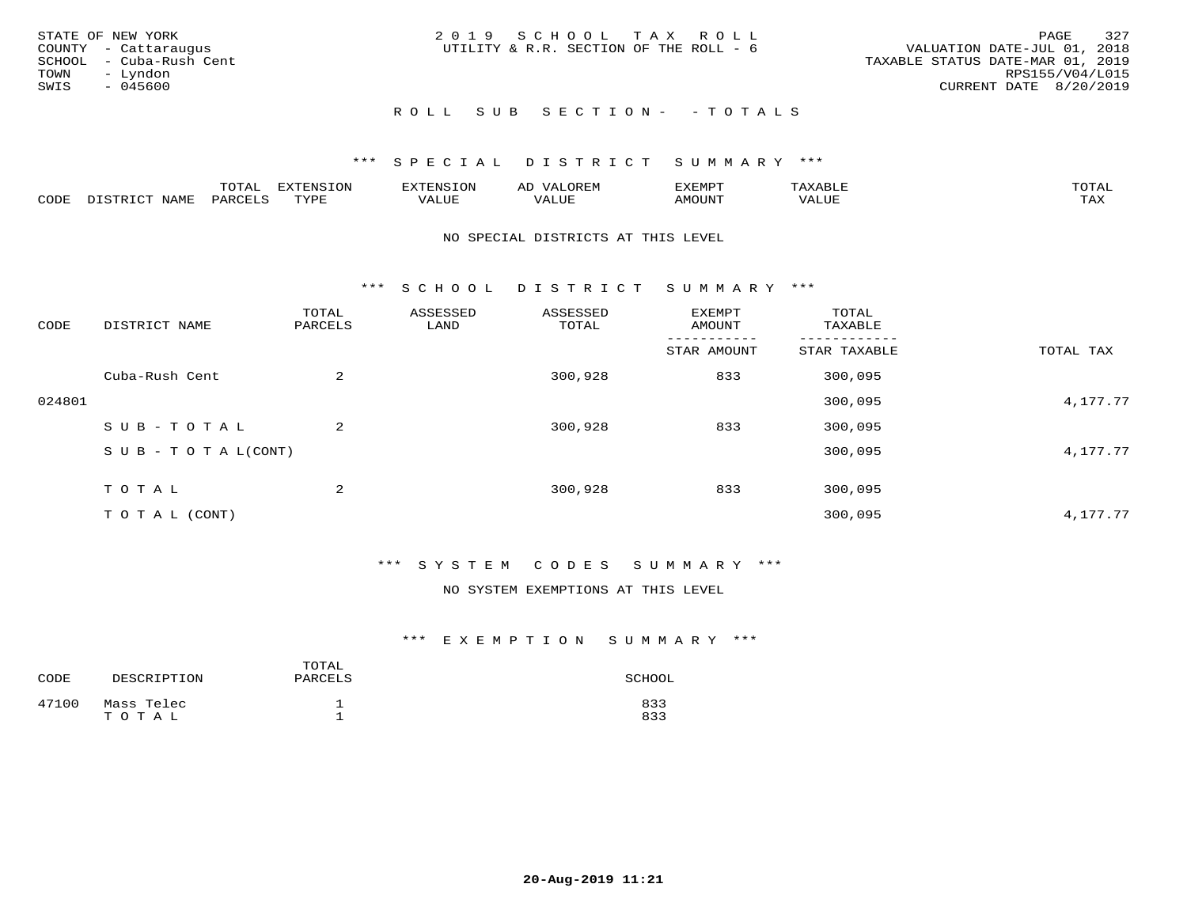STATE OF NEW YORK
COUNTY - Cattaraugus
SCHOOL - Cuba-Rush Cent
TOWN - Lyndon
SWIS - 045600

2019 SCHOOL TAX ROLL
UTILITY & R.R. SECTION OF THE ROLL - 6

VALUATION DATE-JUL 01, 2018
TAXABLE STATUS DATE-MAR 01, 2019
RPS155/V04/L015
CURRENT DATE 8/20/2019

ROLL SUB SECTION- - TOTALS

*** SPECIAL DISTRICT SUMMARY ***

| CODE | DISTRICT NAME | TOTAL PARCELS | EXTENSION TYPE | EXTENSION VALUE | AD VALOREM VALUE | EXEMPT AMOUNT | TAXABLE VALUE | TOTAL TAX |
|---|---|---|---|---|---|---|---|---|

NO SPECIAL DISTRICTS AT THIS LEVEL

*** SCHOOL DISTRICT SUMMARY ***

| CODE | DISTRICT NAME | TOTAL PARCELS | ASSESSED LAND | ASSESSED TOTAL | EXEMPT AMOUNT / STAR AMOUNT | TOTAL TAXABLE / STAR TAXABLE | TOTAL TAX |
|---|---|---|---|---|---|---|---|
| | Cuba-Rush Cent | 2 | | 300,928 | 833 | 300,095 | |
| 024801 | | | | | | 300,095 | 4,177.77 |
| | SUB-TOTAL | 2 | | 300,928 | 833 | 300,095 | |
| | SUB-TOTAL(CONT) | | | | | 300,095 | 4,177.77 |
| | TOTAL | 2 | | 300,928 | 833 | 300,095 | |
| | TOTAL (CONT) | | | | | 300,095 | 4,177.77 |

*** SYSTEM CODES SUMMARY ***

NO SYSTEM EXEMPTIONS AT THIS LEVEL

*** EXEMPTION SUMMARY ***

| CODE | DESCRIPTION | TOTAL PARCELS | SCHOOL |
|---|---|---|---|
| 47100 | Mass Telec | 1 | 833 |
| | TOTAL | 1 | 833 |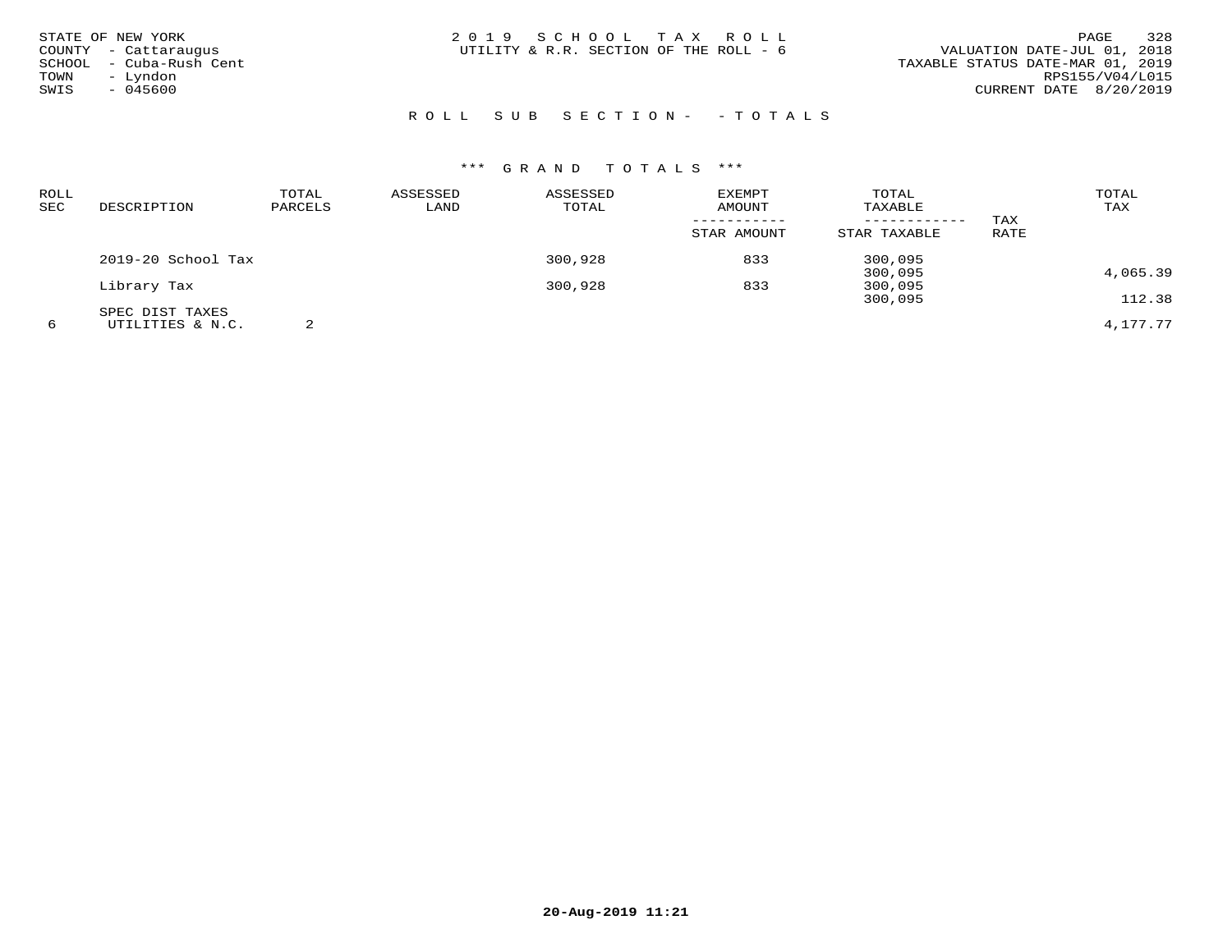STATE OF NEW YORK
COUNTY - Cattaraugus
SCHOOL - Cuba-Rush Cent
TOWN - Lyndon
SWIS - 045600

2019 SCHOOL TAX ROLL
UTILITY & R.R. SECTION OF THE ROLL - 6

VALUATION DATE-JUL 01, 2018
TAXABLE STATUS DATE-MAR 01, 2019
RPS155/V04/L015
CURRENT DATE 8/20/2019

ROLL SUB SECTION- - TOTALS

*** GRAND TOTALS ***

| ROLL SEC | DESCRIPTION | TOTAL PARCELS | ASSESSED LAND | ASSESSED TOTAL | EXEMPT AMOUNT / STAR AMOUNT | TOTAL TAXABLE / STAR TAXABLE | TAX RATE | TOTAL TAX |
|---|---|---|---|---|---|---|---|---|
| | 2019-20 School Tax | | | 300,928 | 833 | 300,095 | | |
| | | | | | | 300,095 | | 4,065.39 |
| | Library Tax | | | 300,928 | 833 | 300,095 | | |
| | | | | | | 300,095 | | 112.38 |
| | SPEC DIST TAXES | | | | | | | |
| 6 | UTILITIES & N.C. | 2 | | | | | | 4,177.77 |

20-Aug-2019 11:21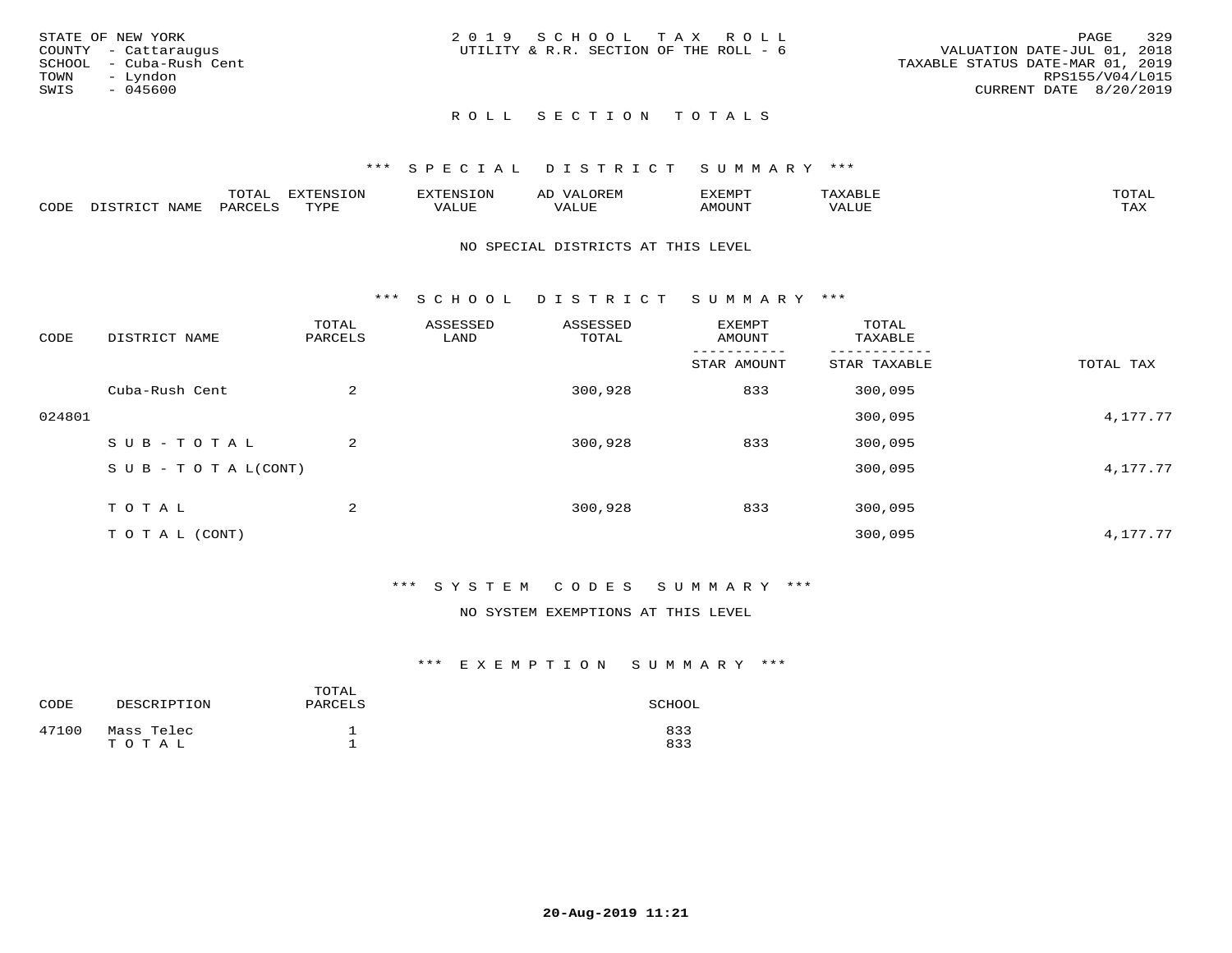STATE OF NEW YORK
COUNTY - Cattaraugus
SCHOOL - Cuba-Rush Cent
TOWN - Lyndon
SWIS - 045600

2 0 1 9 S C H O O L T A X R O L L
UTILITY & R.R. SECTION OF THE ROLL - 6

VALUATION DATE-JUL 01, 2018
TAXABLE STATUS DATE-MAR 01, 2019
RPS155/V04/L015
CURRENT DATE 8/20/2019

## R O L L S E C T I O N T O T A L S

### *** S P E C I A L D I S T R I C T S U M M A R Y ***

| CODE | DISTRICT NAME | TOTAL PARCELS | EXTENSION TYPE | EXTENSION VALUE | AD VALOREM VALUE | EXEMPT AMOUNT | TAXABLE VALUE | TOTAL TAX |
|---|---|---|---|---|---|---|---|---|

NO SPECIAL DISTRICTS AT THIS LEVEL

### *** S C H O O L D I S T R I C T S U M M A R Y ***

| CODE | DISTRICT NAME | TOTAL PARCELS | ASSESSED LAND | ASSESSED TOTAL | EXEMPT AMOUNT / STAR AMOUNT | TOTAL TAXABLE / STAR TAXABLE | TOTAL TAX |
|---|---|---|---|---|---|---|---|
| | Cuba-Rush Cent | 2 | | 300,928 | 833 | 300,095 | |
| 024801 | | | | | | 300,095 | 4,177.77 |
| | S U B - T O T A L | 2 | | 300,928 | 833 | 300,095 | |
| | S U B - T O T A L(CONT) | | | | | 300,095 | 4,177.77 |
| | T O T A L | 2 | | 300,928 | 833 | 300,095 | |
| | T O T A L (CONT) | | | | | 300,095 | 4,177.77 |

### *** S Y S T E M C O D E S S U M M A R Y ***

NO SYSTEM EXEMPTIONS AT THIS LEVEL

### *** E X E M P T I O N S U M M A R Y ***

| CODE | DESCRIPTION | TOTAL PARCELS | SCHOOL |
|---|---|---|---|
| 47100 | Mass Telec | 1 | 833 |
| | T O T A L | 1 | 833 |

20-Aug-2019 11:21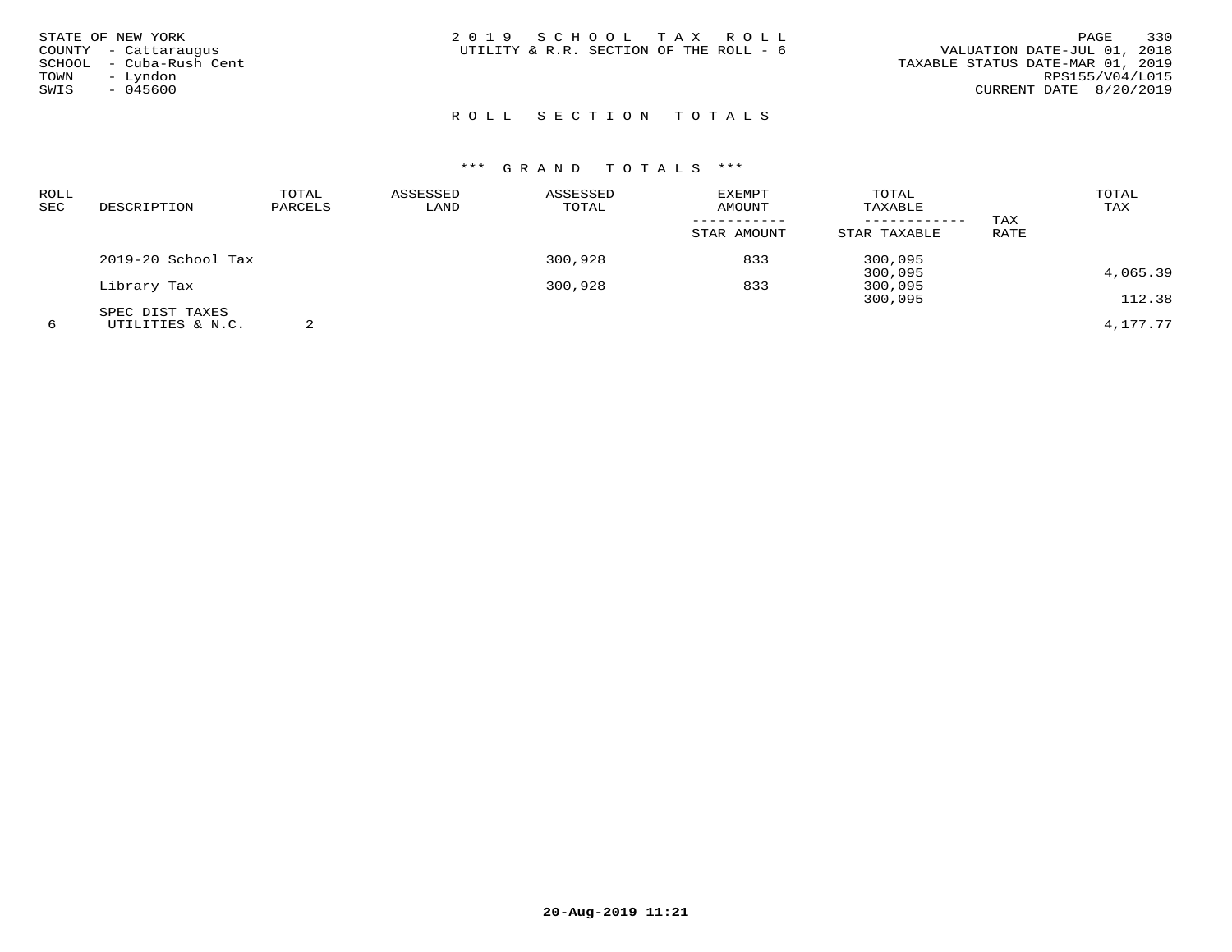STATE OF NEW YORK
COUNTY - Cattaraugus
SCHOOL - Cuba-Rush Cent
TOWN - Lyndon
SWIS - 045600

2019 SCHOOL TAX ROLL
UTILITY & R.R. SECTION OF THE ROLL - 6

VALUATION DATE-JUL 01, 2018
TAXABLE STATUS DATE-MAR 01, 2019
RPS155/V04/L015
CURRENT DATE 8/20/2019

## ROLL SECTION TOTALS

### *** GRAND TOTALS ***

| ROLL SEC | DESCRIPTION | TOTAL PARCELS | ASSESSED LAND | ASSESSED TOTAL | EXEMPT AMOUNT / STAR AMOUNT | TOTAL TAXABLE / STAR TAXABLE | TAX RATE | TOTAL TAX |
|---|---|---|---|---|---|---|---|---|
| | 2019-20 School Tax | | | 300,928 | 833 | 300,095 | | |
| | | | | | | 300,095 | | 4,065.39 |
| | Library Tax | | | 300,928 | 833 | 300,095 | | |
| | | | | | | 300,095 | | 112.38 |
| | SPEC DIST TAXES | | | | | | | |
| 6 | UTILITIES & N.C. | 2 | | | | | | 4,177.77 |

20-Aug-2019 11:21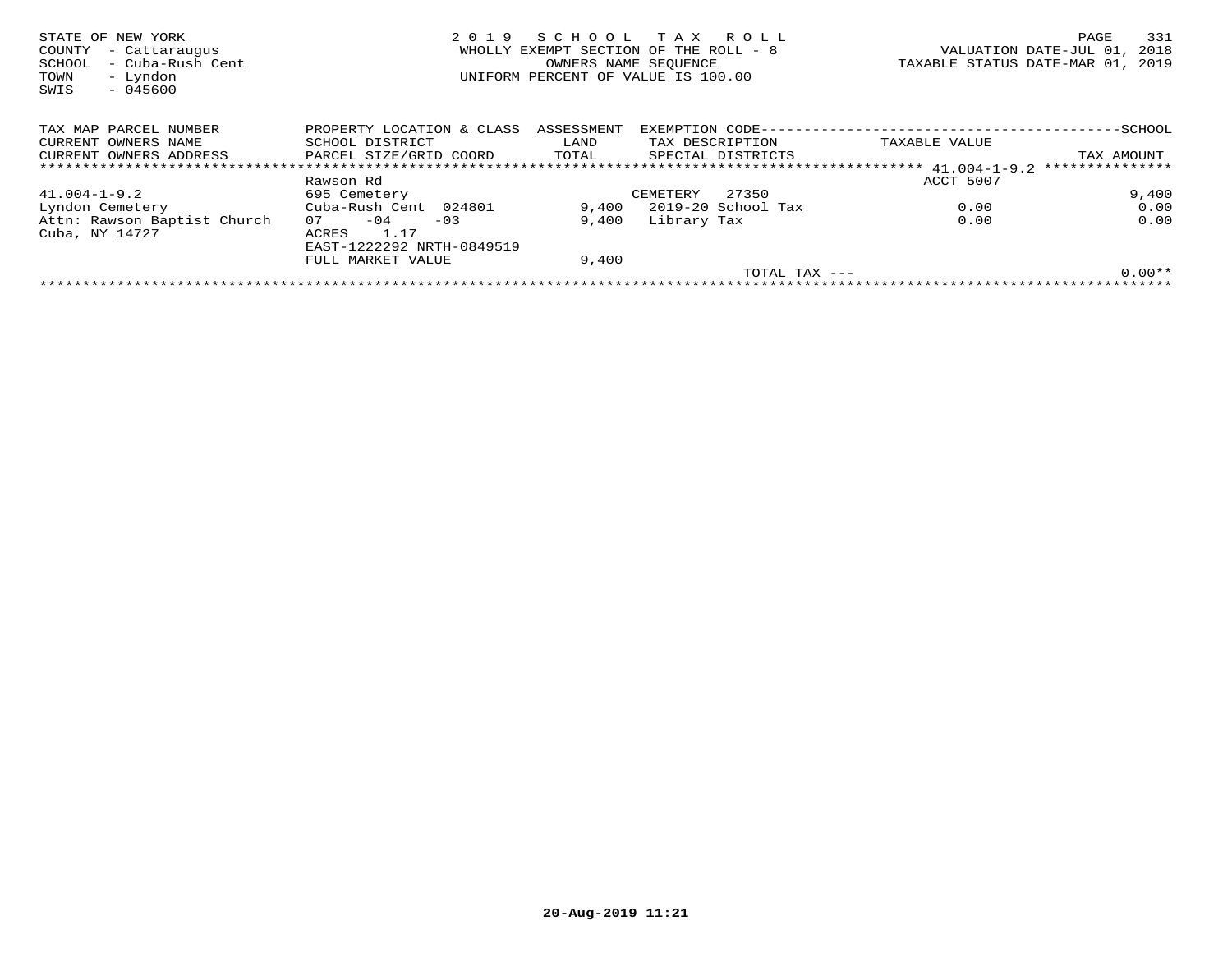STATE OF NEW YORK
COUNTY - Cattaraugus
SCHOOL - Cuba-Rush Cent
TOWN - Lyndon
SWIS - 045600

2 0 1 9 S C H O O L T A X R O L L
WHOLLY EXEMPT SECTION OF THE ROLL - 8
OWNERS NAME SEQUENCE
UNIFORM PERCENT OF VALUE IS 100.00

VALUATION DATE-JUL 01, 2018
TAXABLE STATUS DATE-MAR 01, 2019

| TAX MAP PARCEL NUMBER<br>CURRENT OWNERS NAME<br>CURRENT OWNERS ADDRESS | PROPERTY LOCATION & CLASS<br>SCHOOL DISTRICT<br>PARCEL SIZE/GRID COORD | ASSESSMENT<br>LAND<br>TOTAL | EXEMPTION CODE<br>TAX DESCRIPTION<br>SPECIAL DISTRICTS | TAXABLE VALUE | SCHOOL<br>TAX AMOUNT |
|---|---|---|---|---|---|
| ******** 41.004-1-9.2 ******** | | | | | |
| | Rawson Rd | | | ACCT 5007 | |
| 41.004-1-9.2 | 695 Cemetery | | CEMETERY 27350 | | 9,400 |
| Lyndon Cemetery | Cuba-Rush Cent 024801 | 9,400 | 2019-20 School Tax | 0.00 | 0.00 |
| Attn: Rawson Baptist Church | 07 -04 -03 | 9,400 | Library Tax | 0.00 | 0.00 |
| Cuba, NY 14727 | ACRES 1.17 | | | | |
| | EAST-1222292 NRTH-0849519 | | | | |
| | FULL MARKET VALUE | 9,400 | | | |
| | | | TOTAL TAX --- | | 0.00** |

20-Aug-2019 11:21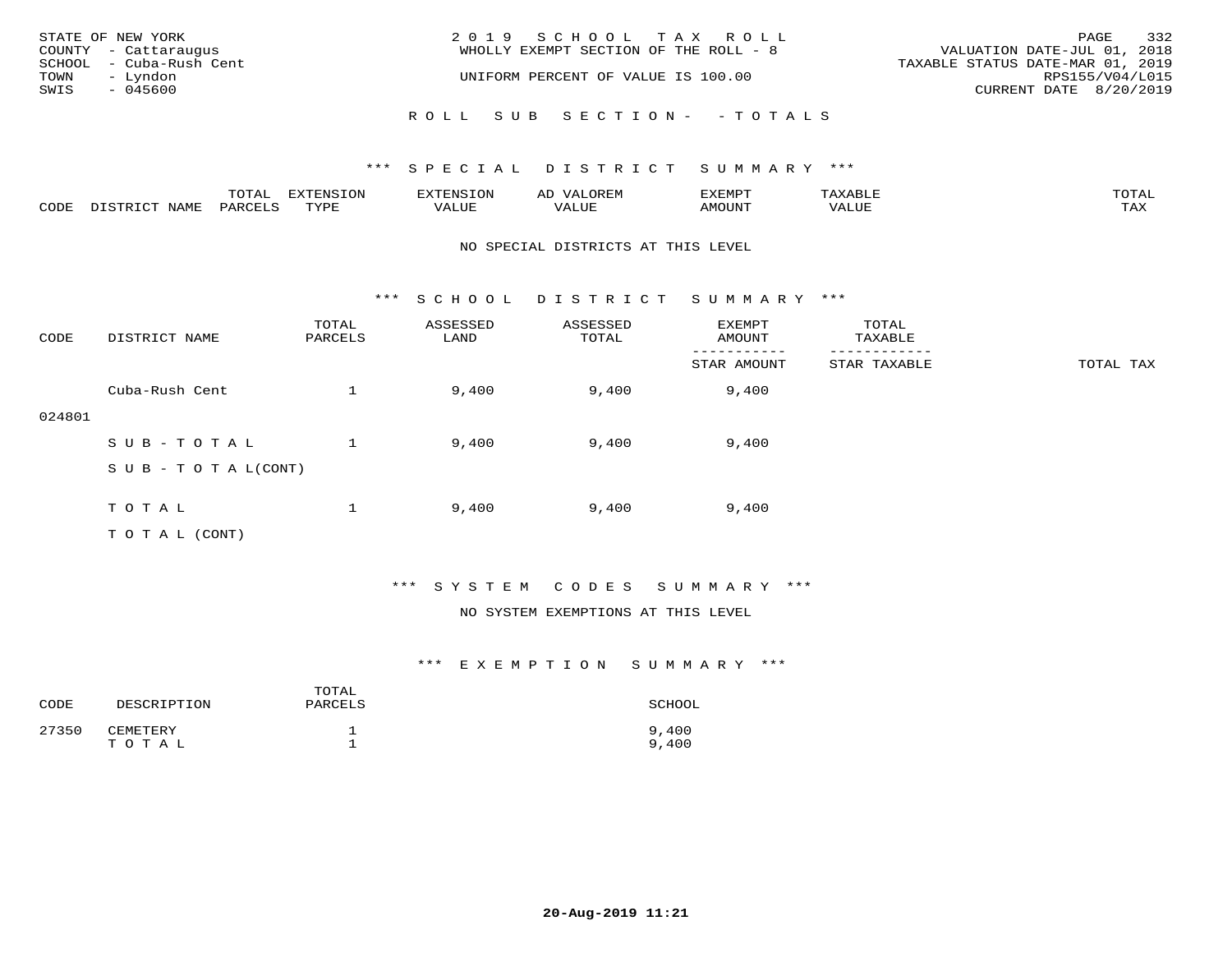STATE OF NEW YORK
COUNTY - Cattaraugus
SCHOOL - Cuba-Rush Cent
TOWN - Lyndon
SWIS - 045600

2019 SCHOOL TAX ROLL
WHOLLY EXEMPT SECTION OF THE ROLL - 8
UNIFORM PERCENT OF VALUE IS 100.00

VALUATION DATE-JUL 01, 2018
TAXABLE STATUS DATE-MAR 01, 2019
RPS155/V04/L015
CURRENT DATE 8/20/2019

ROLL SUB SECTION- - TOTALS

*** SPECIAL DISTRICT SUMMARY ***

| CODE | DISTRICT NAME | TOTAL PARCELS | EXTENSION TYPE | EXTENSION VALUE | AD VALOREM VALUE | EXEMPT AMOUNT | TAXABLE VALUE | TOTAL TAX |
|---|---|---|---|---|---|---|---|---|

NO SPECIAL DISTRICTS AT THIS LEVEL

*** SCHOOL DISTRICT SUMMARY ***

| CODE | DISTRICT NAME | TOTAL PARCELS | ASSESSED LAND | ASSESSED TOTAL | EXEMPT AMOUNT / STAR AMOUNT | TOTAL TAXABLE / STAR TAXABLE | TOTAL TAX |
|---|---|---|---|---|---|---|---|
| 024801 | Cuba-Rush Cent | 1 | 9,400 | 9,400 | 9,400 | | |
| | SUB-TOTAL | 1 | 9,400 | 9,400 | 9,400 | | |
| | SUB-TOTAL(CONT) | | | | | | |
| | TOTAL | 1 | 9,400 | 9,400 | 9,400 | | |
| | TOTAL (CONT) | | | | | | |

*** SYSTEM CODES SUMMARY ***

NO SYSTEM EXEMPTIONS AT THIS LEVEL

*** EXEMPTION SUMMARY ***

| CODE | DESCRIPTION | TOTAL PARCELS | SCHOOL |
|---|---|---|---|
| 27350 | CEMETERY | 1 | 9,400 |
| | TOTAL | 1 | 9,400 |

20-Aug-2019 11:21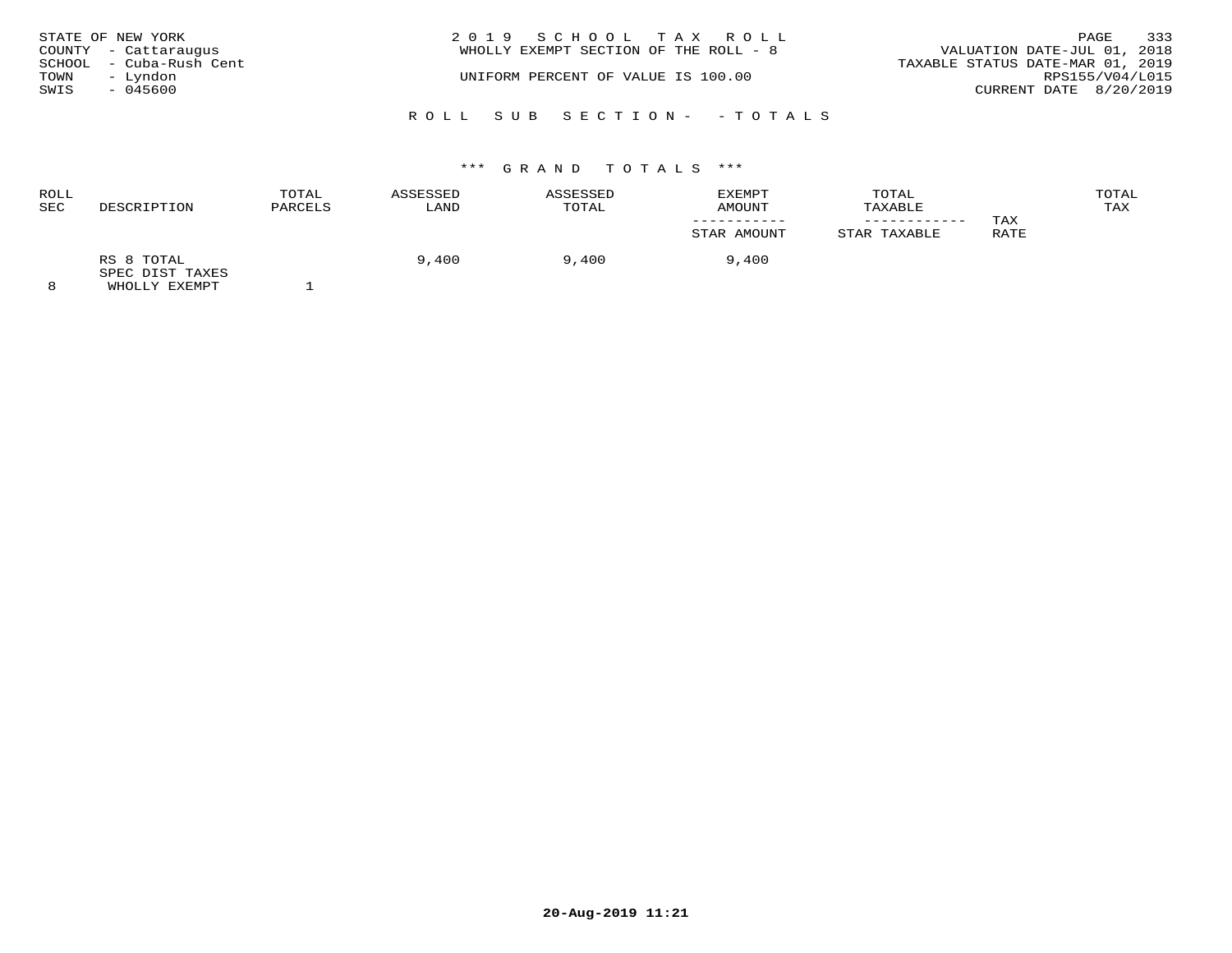STATE OF NEW YORK
COUNTY - Cattaraugus
SCHOOL - Cuba-Rush Cent
TOWN - Lyndon
SWIS - 045600

2 0 1 9 S C H O O L T A X R O L L
WHOLLY EXEMPT SECTION OF THE ROLL - 8

UNIFORM PERCENT OF VALUE IS 100.00

VALUATION DATE-JUL 01, 2018
TAXABLE STATUS DATE-MAR 01, 2019
RPS155/V04/L015
CURRENT DATE 8/20/2019

R O L L S U B S E C T I O N - - T O T A L S

*** G R A N D T O T A L S ***

| ROLL SEC | DESCRIPTION | TOTAL PARCELS | ASSESSED LAND | ASSESSED TOTAL | EXEMPT AMOUNT / STAR AMOUNT | TOTAL TAXABLE / STAR TAXABLE | TAX RATE | TOTAL TAX |
|---|---|---|---|---|---|---|---|---|
| | RS 8 TOTAL | | 9,400 | 9,400 | 9,400 | | | |
| | SPEC DIST TAXES | | | | | | | |
| 8 | WHOLLY EXEMPT | 1 | | | | | | |

20-Aug-2019 11:21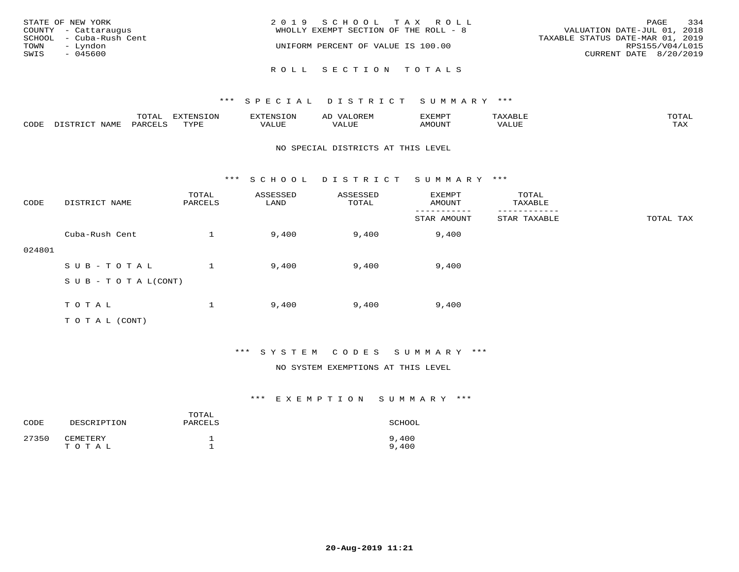STATE OF NEW YORK
COUNTY - Cattaraugus
SCHOOL - Cuba-Rush Cent
TOWN - Lyndon
SWIS - 045600

2019 SCHOOL TAX ROLL
WHOLLY EXEMPT SECTION OF THE ROLL - 8
UNIFORM PERCENT OF VALUE IS 100.00

VALUATION DATE-JUL 01, 2018
TAXABLE STATUS DATE-MAR 01, 2019
RPS155/V04/L015
CURRENT DATE 8/20/2019

## ROLL SECTION TOTALS

### *** SPECIAL DISTRICT SUMMARY ***

| CODE | DISTRICT NAME | TOTAL PARCELS | EXTENSION TYPE | EXTENSION VALUE | AD VALOREM VALUE | EXEMPT AMOUNT | TAXABLE VALUE | TOTAL TAX |
|---|---|---|---|---|---|---|---|---|

NO SPECIAL DISTRICTS AT THIS LEVEL

### *** SCHOOL DISTRICT SUMMARY ***

| CODE | DISTRICT NAME | TOTAL PARCELS | ASSESSED LAND | ASSESSED TOTAL | EXEMPT AMOUNT / STAR AMOUNT | TOTAL TAXABLE / STAR TAXABLE | TOTAL TAX |
|---|---|---|---|---|---|---|---|
| | Cuba-Rush Cent | 1 | 9,400 | 9,400 | 9,400 | | |
| 024801 | | | | | | | |
| | SUB-TOTAL | 1 | 9,400 | 9,400 | 9,400 | | |
| | SUB-TOTAL(CONT) | | | | | | |
| | TOTAL | 1 | 9,400 | 9,400 | 9,400 | | |
| | TOTAL (CONT) | | | | | | |

### *** SYSTEM CODES SUMMARY ***

NO SYSTEM EXEMPTIONS AT THIS LEVEL

### *** EXEMPTION SUMMARY ***

| CODE | DESCRIPTION | TOTAL PARCELS | SCHOOL |
|---|---|---|---|
| 27350 | CEMETERY | 1 | 9,400 |
| | TOTAL | 1 | 9,400 |

20-Aug-2019 11:21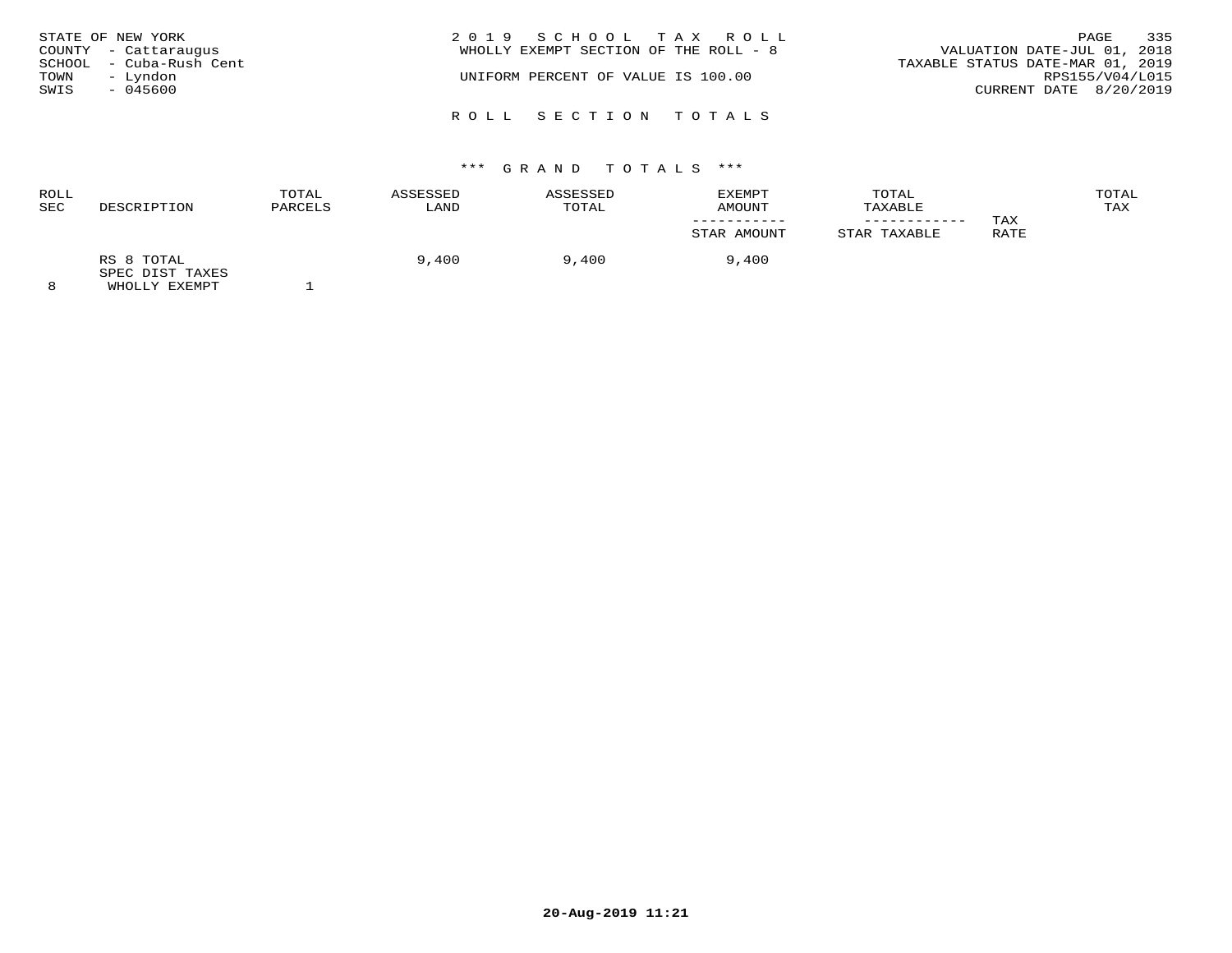STATE OF NEW YORK
COUNTY - Cattaraugus
SCHOOL - Cuba-Rush Cent
TOWN - Lyndon
SWIS - 045600

# 2019 SCHOOL TAX ROLL

WHOLLY EXEMPT SECTION OF THE ROLL - 8

UNIFORM PERCENT OF VALUE IS 100.00

VALUATION DATE-JUL 01, 2018
TAXABLE STATUS DATE-MAR 01, 2019
RPS155/V04/L015
CURRENT DATE 8/20/2019

## ROLL SECTION TOTALS

### *** GRAND TOTALS ***

| ROLL SEC | DESCRIPTION | TOTAL PARCELS | ASSESSED LAND | ASSESSED TOTAL | EXEMPT AMOUNT / STAR AMOUNT | TOTAL TAXABLE / STAR TAXABLE | TAX RATE | TOTAL TAX |
|---|---|---|---|---|---|---|---|---|
| | RS 8 TOTAL | | 9,400 | 9,400 | 9,400 | | | |
| | SPEC DIST TAXES | | | | | | | |
| 8 | WHOLLY EXEMPT | 1 | | | | | | |

20-Aug-2019 11:21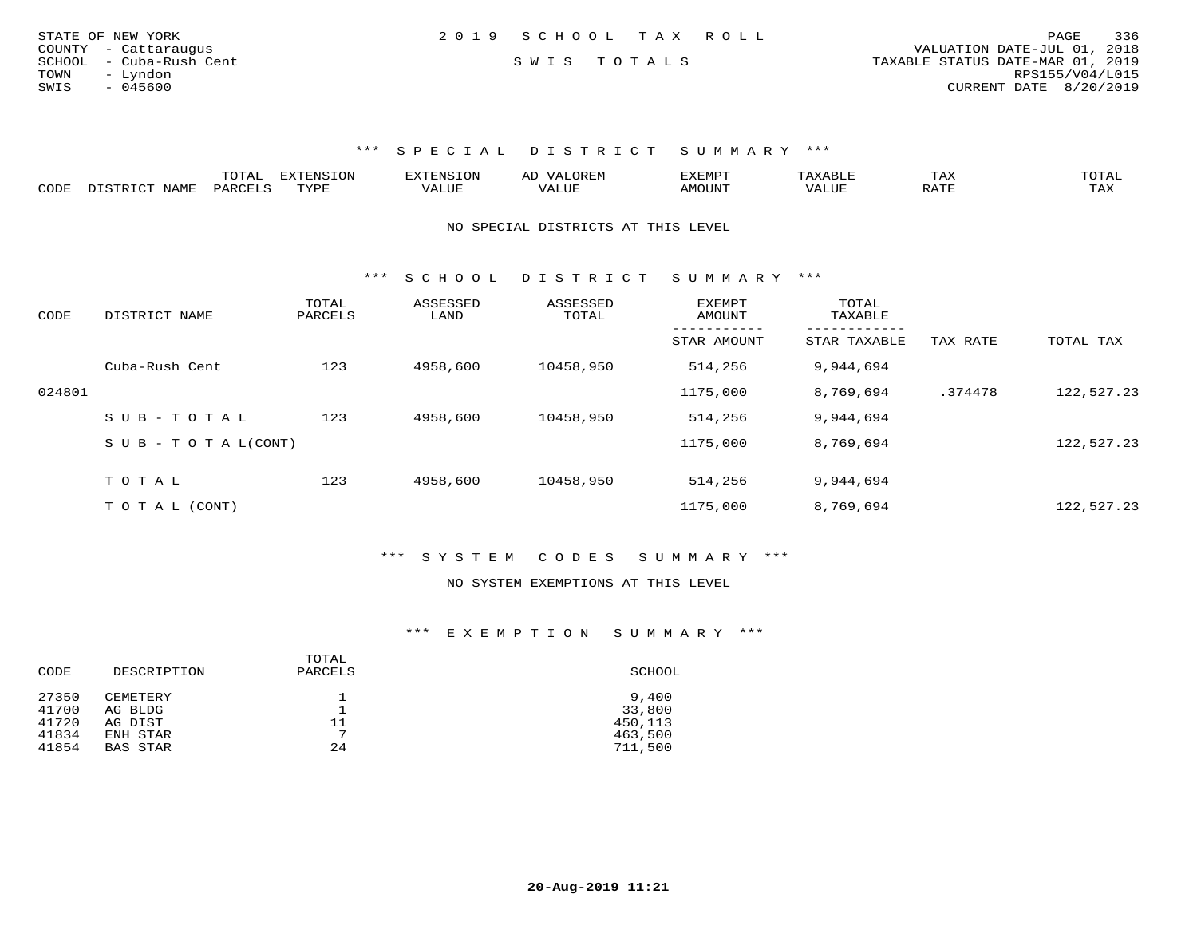STATE OF NEW YORK
COUNTY - Cattaraugus
SCHOOL - Cuba-Rush Cent
TOWN - Lyndon
SWIS - 045600

2019 SCHOOL TAX ROLL

SWIS TOTALS

VALUATION DATE-JUL 01, 2018
TAXABLE STATUS DATE-MAR 01, 2019
RPS155/V04/L015
CURRENT DATE 8/20/2019

## *** SPECIAL DISTRICT SUMMARY ***

| CODE | DISTRICT NAME | TOTAL PARCELS | EXTENSION TYPE | EXTENSION VALUE | AD VALOREM VALUE | EXEMPT AMOUNT | TAXABLE VALUE | TAX RATE | TOTAL TAX |
|---|---|---|---|---|---|---|---|---|---|

NO SPECIAL DISTRICTS AT THIS LEVEL

## *** SCHOOL DISTRICT SUMMARY ***

| CODE | DISTRICT NAME | TOTAL PARCELS | ASSESSED LAND | ASSESSED TOTAL | EXEMPT AMOUNT / STAR AMOUNT | TOTAL TAXABLE / STAR TAXABLE | TAX RATE | TOTAL TAX |
|---|---|---|---|---|---|---|---|---|
| | Cuba-Rush Cent | 123 | 4958,600 | 10458,950 | 514,256 | 9,944,694 | | |
| 024801 | | | | | 1175,000 | 8,769,694 | .374478 | 122,527.23 |
| | SUB-TOTAL | 123 | 4958,600 | 10458,950 | 514,256 | 9,944,694 | | |
| | SUB-TOTAL(CONT) | | | | 1175,000 | 8,769,694 | | 122,527.23 |
| | TOTAL | 123 | 4958,600 | 10458,950 | 514,256 | 9,944,694 | | |
| | TOTAL (CONT) | | | | 1175,000 | 8,769,694 | | 122,527.23 |

## *** SYSTEM CODES SUMMARY ***

NO SYSTEM EXEMPTIONS AT THIS LEVEL

## *** EXEMPTION SUMMARY ***

| CODE | DESCRIPTION | TOTAL PARCELS | SCHOOL |
|---|---|---|---|
| 27350 | CEMETERY | 1 | 9,400 |
| 41700 | AG BLDG | 1 | 33,800 |
| 41720 | AG DIST | 11 | 450,113 |
| 41834 | ENH STAR | 7 | 463,500 |
| 41854 | BAS STAR | 24 | 711,500 |

20-Aug-2019 11:21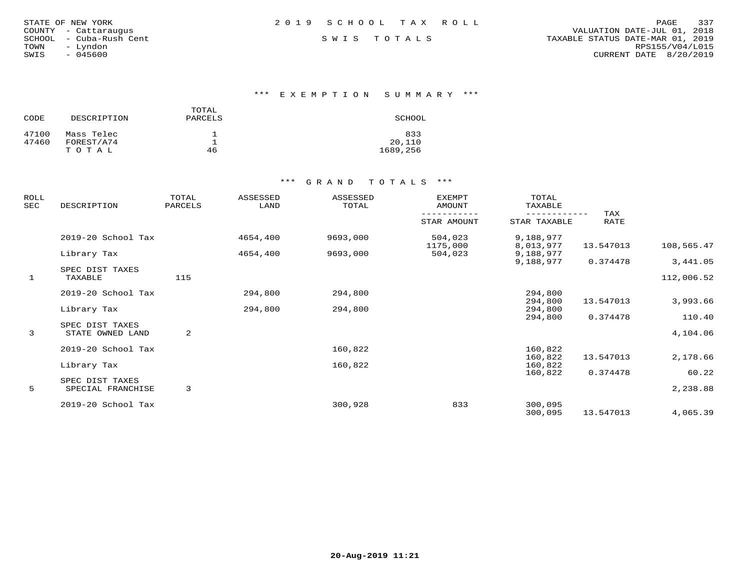STATE OF NEW YORK
COUNTY - Cattaraugus
SCHOOL - Cuba-Rush Cent
TOWN - Lyndon
SWIS - 045600

2 0 1 9 S C H O O L T A X R O L L

S W I S T O T A L S

VALUATION DATE-JUL 01, 2018
TAXABLE STATUS DATE-MAR 01, 2019
RPS155/V04/L015
CURRENT DATE 8/20/2019

### *** E X E M P T I O N S U M M A R Y ***

| CODE | DESCRIPTION | TOTAL PARCELS | SCHOOL |
|---|---|---|---|
| 47100 | Mass Telec | 1 | 833 |
| 47460 | FOREST/A74 | 1 | 20,110 |
| | T O T A L | 46 | 1689,256 |

### *** G R A N D T O T A L S ***

| ROLL SEC | DESCRIPTION | TOTAL PARCELS | ASSESSED LAND | ASSESSED TOTAL | EXEMPT AMOUNT / STAR AMOUNT | TOTAL TAXABLE / STAR TAXABLE | TAX RATE | |
|---|---|---|---|---|---|---|---|---|
| | 2019-20 School Tax | | 4654,400 | 9693,000 | 504,023 | 9,188,977 | | |
| | | | | | 1175,000 | 8,013,977 | 13.547013 | 108,565.47 |
| | Library Tax | | 4654,400 | 9693,000 | 504,023 | 9,188,977 | | |
| | | | | | | 9,188,977 | 0.374478 | 3,441.05 |
| | SPEC DIST TAXES | | | | | | | |
| 1 | TAXABLE | 115 | | | | | | 112,006.52 |
| | 2019-20 School Tax | | 294,800 | 294,800 | | 294,800 | | |
| | | | | | | 294,800 | 13.547013 | 3,993.66 |
| | Library Tax | | 294,800 | 294,800 | | 294,800 | | |
| | | | | | | 294,800 | 0.374478 | 110.40 |
| | SPEC DIST TAXES | | | | | | | |
| 3 | STATE OWNED LAND | 2 | | | | | | 4,104.06 |
| | 2019-20 School Tax | | | 160,822 | | 160,822 | | |
| | | | | | | 160,822 | 13.547013 | 2,178.66 |
| | Library Tax | | | 160,822 | | 160,822 | | |
| | | | | | | 160,822 | 0.374478 | 60.22 |
| | SPEC DIST TAXES | | | | | | | |
| 5 | SPECIAL FRANCHISE | 3 | | | | | | 2,238.88 |
| | 2019-20 School Tax | | | 300,928 | 833 | 300,095 | | |
| | | | | | | 300,095 | 13.547013 | 4,065.39 |

20-Aug-2019 11:21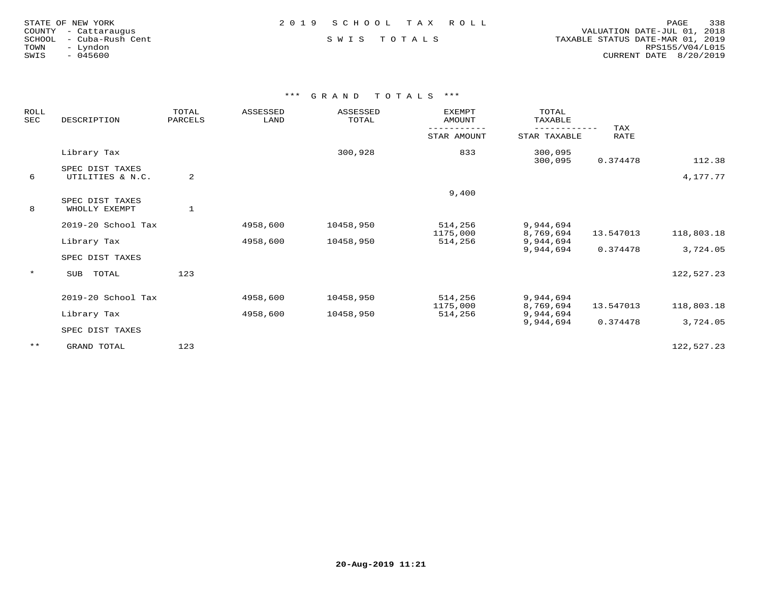STATE OF NEW YORK
COUNTY - Cattaraugus
SCHOOL - Cuba-Rush Cent
TOWN - Lyndon
SWIS - 045600

2 0 1 9 S C H O O L T A X R O L L

S W I S T O T A L S

VALUATION DATE-JUL 01, 2018
TAXABLE STATUS DATE-MAR 01, 2019
RPS155/V04/L015
CURRENT DATE 8/20/2019

## *** G R A N D T O T A L S ***

| ROLL SEC | DESCRIPTION | TOTAL PARCELS | ASSESSED LAND | ASSESSED TOTAL | EXEMPT AMOUNT / STAR AMOUNT | TOTAL TAXABLE / STAR TAXABLE | TAX RATE | |
|---|---|---|---|---|---|---|---|---|
| | Library Tax | | | 300,928 | 833 | 300,095 | | |
| | | | | | | 300,095 | 0.374478 | 112.38 |
| | SPEC DIST TAXES | | | | | | | |
| 6 | UTILITIES & N.C. | 2 | | | | | | 4,177.77 |
| | | | | | 9,400 | | | |
| | SPEC DIST TAXES | | | | | | | |
| 8 | WHOLLY EXEMPT | 1 | | | | | | |
| | 2019-20 School Tax | | 4958,600 | 10458,950 | 514,256 | 9,944,694 | | |
| | | | | | 1175,000 | 8,769,694 | 13.547013 | 118,803.18 |
| | Library Tax | | 4958,600 | 10458,950 | 514,256 | 9,944,694 | | |
| | | | | | | 9,944,694 | 0.374478 | 3,724.05 |
| | SPEC DIST TAXES | | | | | | | |
| * | SUB TOTAL | 123 | | | | | | 122,527.23 |
| | 2019-20 School Tax | | 4958,600 | 10458,950 | 514,256 | 9,944,694 | | |
| | | | | | 1175,000 | 8,769,694 | 13.547013 | 118,803.18 |
| | Library Tax | | 4958,600 | 10458,950 | 514,256 | 9,944,694 | | |
| | | | | | | 9,944,694 | 0.374478 | 3,724.05 |
| | SPEC DIST TAXES | | | | | | | |
| ** | GRAND TOTAL | 123 | | | | | | 122,527.23 |

20-Aug-2019 11:21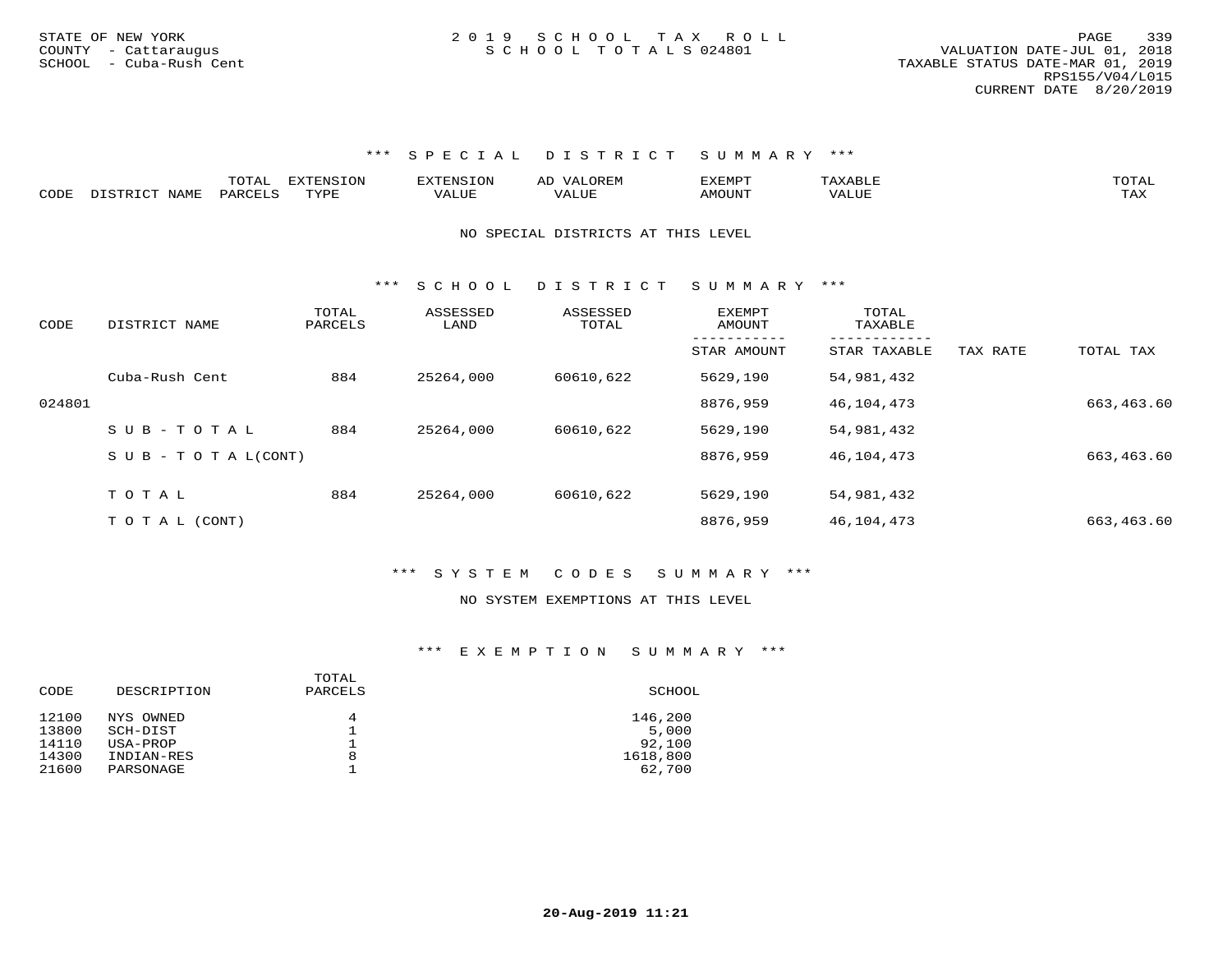STATE OF NEW YORK
COUNTY - Cattaraugus
SCHOOL - Cuba-Rush Cent

2 0 1 9 S C H O O L T A X R O L L
S C H O O L T O T A L S 024801

VALUATION DATE-JUL 01, 2018
TAXABLE STATUS DATE-MAR 01, 2019
RPS155/V04/L015
CURRENT DATE 8/20/2019

### *** S P E C I A L D I S T R I C T S U M M A R Y ***

| CODE | DISTRICT NAME | TOTAL PARCELS | EXTENSION TYPE | EXTENSION VALUE | AD VALOREM VALUE | EXEMPT AMOUNT | TAXABLE VALUE | TOTAL TAX |
|---|---|---|---|---|---|---|---|---|

NO SPECIAL DISTRICTS AT THIS LEVEL

### *** S C H O O L D I S T R I C T S U M M A R Y ***

| CODE | DISTRICT NAME | TOTAL PARCELS | ASSESSED LAND | ASSESSED TOTAL | EXEMPT AMOUNT / STAR AMOUNT | TOTAL TAXABLE / STAR TAXABLE | TAX RATE | TOTAL TAX |
|---|---|---|---|---|---|---|---|---|
| | Cuba-Rush Cent | 884 | 25264,000 | 60610,622 | 5629,190 | 54,981,432 | | |
| 024801 | | | | | 8876,959 | 46,104,473 | | 663,463.60 |
| | S U B - T O T A L | 884 | 25264,000 | 60610,622 | 5629,190 | 54,981,432 | | |
| | S U B - T O T A L(CONT) | | | | 8876,959 | 46,104,473 | | 663,463.60 |
| | T O T A L | 884 | 25264,000 | 60610,622 | 5629,190 | 54,981,432 | | |
| | T O T A L (CONT) | | | | 8876,959 | 46,104,473 | | 663,463.60 |

### *** S Y S T E M C O D E S S U M M A R Y ***

NO SYSTEM EXEMPTIONS AT THIS LEVEL

### *** E X E M P T I O N S U M M A R Y ***

| CODE | DESCRIPTION | TOTAL PARCELS | SCHOOL |
|---|---|---|---|
| 12100 | NYS OWNED | 4 | 146,200 |
| 13800 | SCH-DIST | 1 | 5,000 |
| 14110 | USA-PROP | 1 | 92,100 |
| 14300 | INDIAN-RES | 8 | 1618,800 |
| 21600 | PARSONAGE | 1 | 62,700 |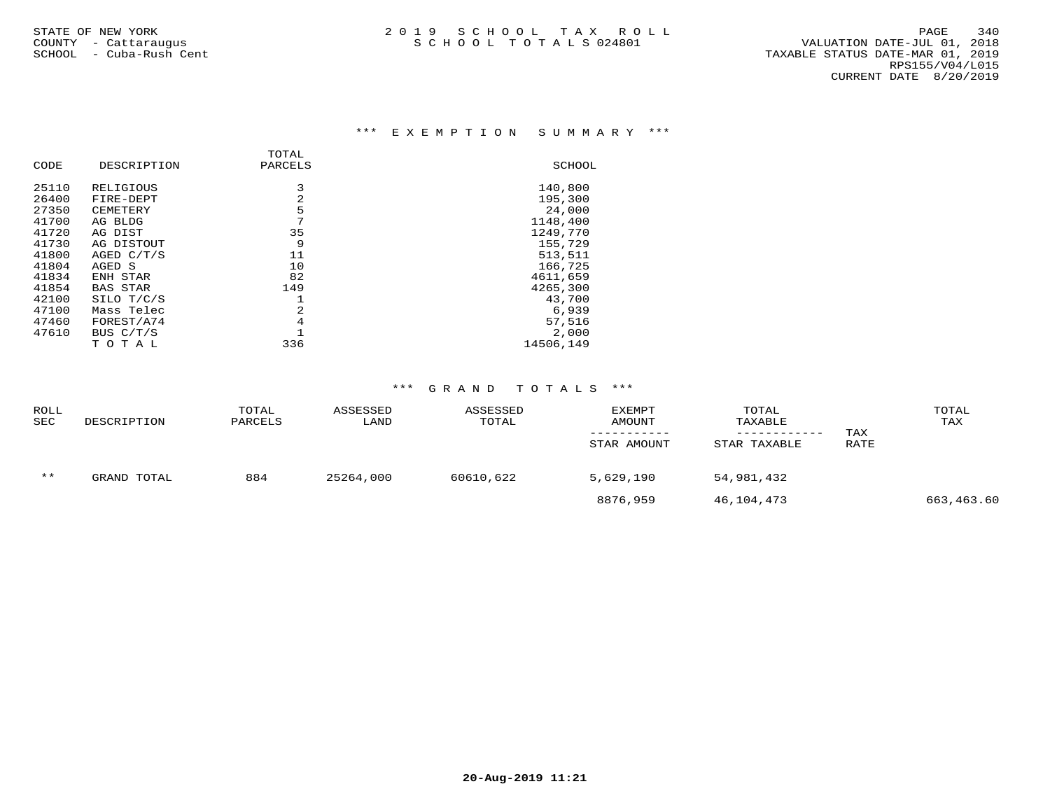STATE OF NEW YORK
COUNTY - Cattaraugus
SCHOOL - Cuba-Rush Cent

2 0 1 9 S C H O O L T A X R O L L
S C H O O L T O T A L S 024801

VALUATION DATE-JUL 01, 2018
TAXABLE STATUS DATE-MAR 01, 2019
RPS155/V04/L015
CURRENT DATE 8/20/2019

### *** E X E M P T I O N S U M M A R Y ***

| CODE | DESCRIPTION | TOTAL PARCELS | SCHOOL |
|---|---|---|---|
| 25110 | RELIGIOUS | 3 | 140,800 |
| 26400 | FIRE-DEPT | 2 | 195,300 |
| 27350 | CEMETERY | 5 | 24,000 |
| 41700 | AG BLDG | 7 | 1148,400 |
| 41720 | AG DIST | 35 | 1249,770 |
| 41730 | AG DISTOUT | 9 | 155,729 |
| 41800 | AGED C/T/S | 11 | 513,511 |
| 41804 | AGED S | 10 | 166,725 |
| 41834 | ENH STAR | 82 | 4611,659 |
| 41854 | BAS STAR | 149 | 4265,300 |
| 42100 | SILO T/C/S | 1 | 43,700 |
| 47100 | Mass Telec | 2 | 6,939 |
| 47460 | FOREST/A74 | 4 | 57,516 |
| 47610 | BUS C/T/S | 1 | 2,000 |
| | T O T A L | 336 | 14506,149 |

### *** G R A N D T O T A L S ***

| ROLL SEC | DESCRIPTION | TOTAL PARCELS | ASSESSED LAND | ASSESSED TOTAL | EXEMPT AMOUNT / STAR AMOUNT | TOTAL TAXABLE / STAR TAXABLE | TAX RATE | TOTAL TAX |
|---|---|---|---|---|---|---|---|---|
| ** | GRAND TOTAL | 884 | 25264,000 | 60610,622 | 5,629,190 | 54,981,432 | | |
| | | | | | 8876,959 | 46,104,473 | | 663,463.60 |

20-Aug-2019 11:21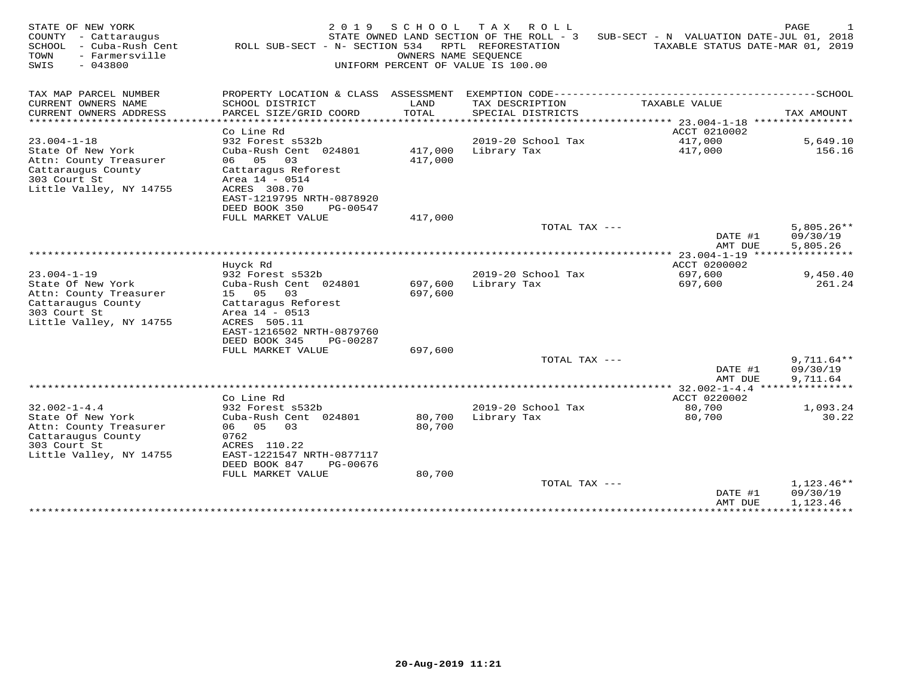STATE OF NEW YORK
COUNTY - Cattaraugus
SCHOOL - Cuba-Rush Cent
TOWN - Farmersville
SWIS - 043800

2 0 1 9 S C H O O L T A X R O L L
STATE OWNED LAND SECTION OF THE ROLL - 3 SUB-SECT - N VALUATION DATE-JUL 01, 2018
ROLL SUB-SECT - N- SECTION 534 RPTL REFORESTATION TAXABLE STATUS DATE-MAR 01, 2019
OWNERS NAME SEQUENCE
UNIFORM PERCENT OF VALUE IS 100.00

| TAX MAP PARCEL NUMBER / CURRENT OWNERS NAME / CURRENT OWNERS ADDRESS | PROPERTY LOCATION & CLASS / SCHOOL DISTRICT / PARCEL SIZE/GRID COORD | ASSESSMENT LAND / TOTAL | EXEMPTION CODE / TAX DESCRIPTION / SPECIAL DISTRICTS | TAXABLE VALUE | SCHOOL TAX AMOUNT |
|---|---|---|---|---|---|
| | Co Line Rd | | | ACCT 0210002 | |
| 23.004-1-18 | 932 Forest s532b | | 2019-20 School Tax | 417,000 | 5,649.10 |
| State Of New York | Cuba-Rush Cent 024801 | 417,000 | Library Tax | 417,000 | 156.16 |
| Attn: County Treasurer | 06 05 03 | 417,000 | | | |
| Cattaraugus County | Cattaragus Reforest | | | | |
| 303 Court St | Area 14 - 0514 | | | | |
| Little Valley, NY 14755 | ACRES 308.70 | | | | |
| | EAST-1219795 NRTH-0878920 | | | | |
| | DEED BOOK 350 PG-00547 | | | | |
| | FULL MARKET VALUE | 417,000 | | | |
| | | | TOTAL TAX --- | | 5,805.26** |
| | | | | DATE #1 | 09/30/19 |
| | | | | AMT DUE | 5,805.26 |
| | Huyck Rd | | | ACCT 0200002 | |
| 23.004-1-19 | 932 Forest s532b | | 2019-20 School Tax | 697,600 | 9,450.40 |
| State Of New York | Cuba-Rush Cent 024801 | 697,600 | Library Tax | 697,600 | 261.24 |
| Attn: County Treasurer | 15 05 03 | 697,600 | | | |
| Cattaraugus County | Cattaragus Reforest | | | | |
| 303 Court St | Area 14 - 0513 | | | | |
| Little Valley, NY 14755 | ACRES 505.11 | | | | |
| | EAST-1216502 NRTH-0879760 | | | | |
| | DEED BOOK 345 PG-00287 | | | | |
| | FULL MARKET VALUE | 697,600 | | | |
| | | | TOTAL TAX --- | | 9,711.64** |
| | | | | DATE #1 | 09/30/19 |
| | | | | AMT DUE | 9,711.64 |
| | Co Line Rd | | | ACCT 0220002 | |
| 32.002-1-4.4 | 932 Forest s532b | | 2019-20 School Tax | 80,700 | 1,093.24 |
| State Of New York | Cuba-Rush Cent 024801 | 80,700 | Library Tax | 80,700 | 30.22 |
| Attn: County Treasurer | 06 05 03 | 80,700 | | | |
| Cattaraugus County | 0762 | | | | |
| 303 Court St | ACRES 110.22 | | | | |
| Little Valley, NY 14755 | EAST-1221547 NRTH-0877117 | | | | |
| | DEED BOOK 847 PG-00676 | | | | |
| | FULL MARKET VALUE | 80,700 | | | |
| | | | TOTAL TAX --- | | 1,123.46** |
| | | | | DATE #1 | 09/30/19 |
| | | | | AMT DUE | 1,123.46 |

20-Aug-2019 11:21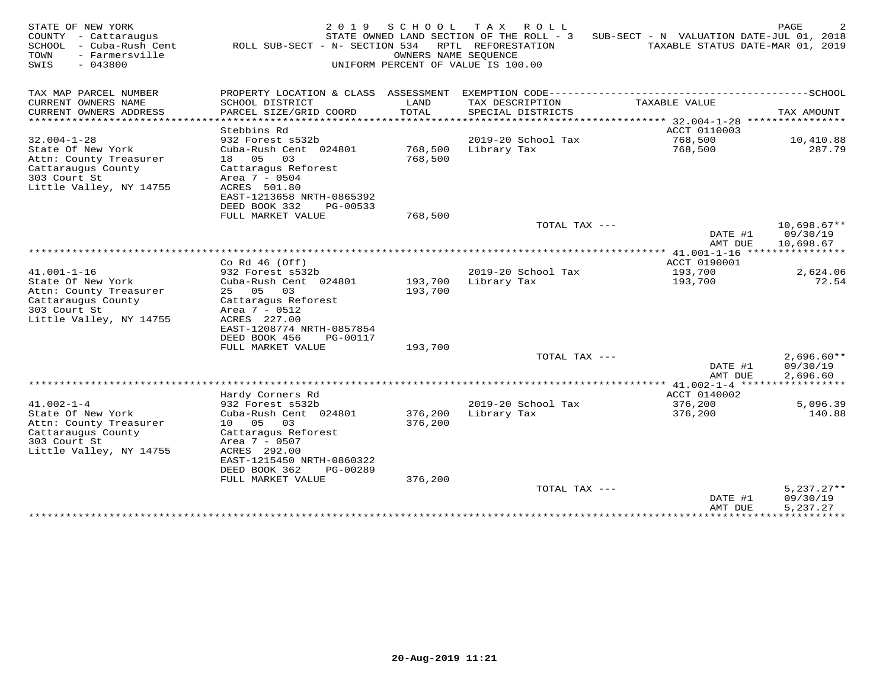STATE OF NEW YORK
COUNTY - Cattaraugus
SCHOOL - Cuba-Rush Cent
TOWN - Farmersville
SWIS - 043800

2019 SCHOOL TAX ROLL
STATE OWNED LAND SECTION OF THE ROLL - 3
ROLL SUB-SECT - N- SECTION 534 RPTL REFORESTATION
OWNERS NAME SEQUENCE
UNIFORM PERCENT OF VALUE IS 100.00

SUB-SECT - N VALUATION DATE-JUL 01, 2018
TAXABLE STATUS DATE-MAR 01, 2019

| TAX MAP PARCEL NUMBER / CURRENT OWNERS NAME / CURRENT OWNERS ADDRESS | PROPERTY LOCATION & CLASS / SCHOOL DISTRICT / PARCEL SIZE/GRID COORD | ASSESSMENT LAND / TOTAL | EXEMPTION CODE / TAX DESCRIPTION / SPECIAL DISTRICTS | TAXABLE VALUE | TAX AMOUNT |
|---|---|---|---|---|---|
| 32.004-1-28 | Stebbins Rd | | | ACCT 0110003 | |
| 32.004-1-28 | 932 Forest s532b | | 2019-20 School Tax | 768,500 | 10,410.88 |
| State Of New York | Cuba-Rush Cent 024801 | 768,500 | Library Tax | 768,500 | 287.79 |
| Attn: County Treasurer | 18 05 03 | 768,500 | | | |
| Cattaraugus County | Cattaragus Reforest | | | | |
| 303 Court St | Area 7 - 0504 | | | | |
| Little Valley, NY 14755 | ACRES 501.80 | | | | |
| | EAST-1213658 NRTH-0865392 | | | | |
| | DEED BOOK 332 PG-00533 | | | | |
| | FULL MARKET VALUE | 768,500 | | | |
| | | | TOTAL TAX --- | | 10,698.67** |
| | | | | DATE #1 | 09/30/19 |
| | | | | AMT DUE | 10,698.67 |
| 41.001-1-16 | Co Rd 46 (Off) | | | ACCT 0190001 | |
| 41.001-1-16 | 932 Forest s532b | | 2019-20 School Tax | 193,700 | 2,624.06 |
| State Of New York | Cuba-Rush Cent 024801 | 193,700 | Library Tax | 193,700 | 72.54 |
| Attn: County Treasurer | 25 05 03 | 193,700 | | | |
| Cattaraugus County | Cattaragus Reforest | | | | |
| 303 Court St | Area 7 - 0512 | | | | |
| Little Valley, NY 14755 | ACRES 227.00 | | | | |
| | EAST-1208774 NRTH-0857854 | | | | |
| | DEED BOOK 456 PG-00117 | | | | |
| | FULL MARKET VALUE | 193,700 | | | |
| | | | TOTAL TAX --- | | 2,696.60** |
| | | | | DATE #1 | 09/30/19 |
| | | | | AMT DUE | 2,696.60 |
| 41.002-1-4 | Hardy Corners Rd | | | ACCT 0140002 | |
| 41.002-1-4 | 932 Forest s532b | | 2019-20 School Tax | 376,200 | 5,096.39 |
| State Of New York | Cuba-Rush Cent 024801 | 376,200 | Library Tax | 376,200 | 140.88 |
| Attn: County Treasurer | 10 05 03 | 376,200 | | | |
| Cattaraugus County | Cattaragus Reforest | | | | |
| 303 Court St | Area 7 - 0507 | | | | |
| Little Valley, NY 14755 | ACRES 292.00 | | | | |
| | EAST-1215450 NRTH-0860322 | | | | |
| | DEED BOOK 362 PG-00289 | | | | |
| | FULL MARKET VALUE | 376,200 | | | |
| | | | TOTAL TAX --- | | 5,237.27** |
| | | | | DATE #1 | 09/30/19 |
| | | | | AMT DUE | 5,237.27 |

20-Aug-2019 11:21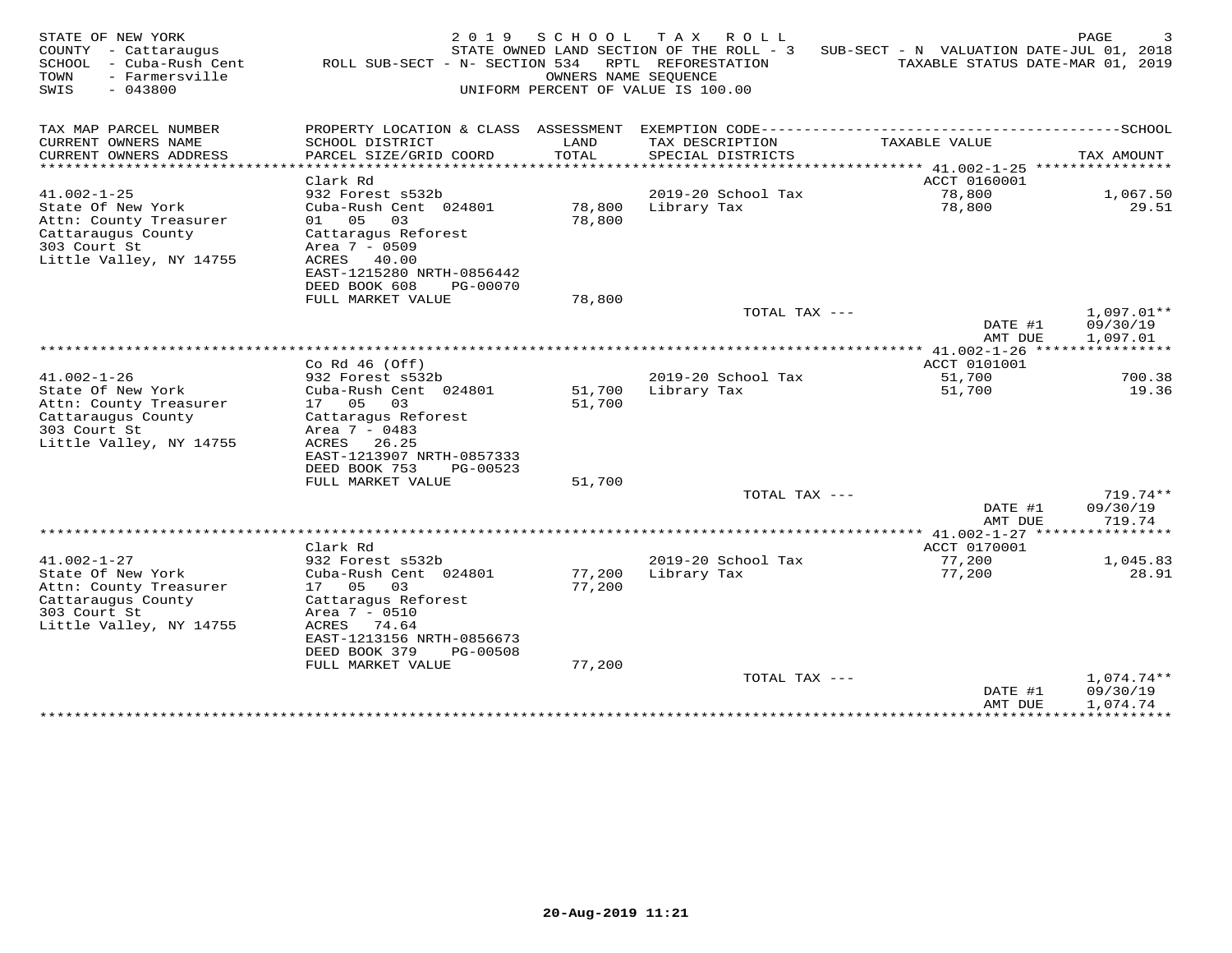STATE OF NEW YORK
COUNTY - Cattaraugus
SCHOOL - Cuba-Rush Cent
TOWN - Farmersville
SWIS - 043800

2 0 1 9 S C H O O L T A X R O L L
STATE OWNED LAND SECTION OF THE ROLL - 3 SUB-SECT - N VALUATION DATE-JUL 01, 2018
ROLL SUB-SECT - N- SECTION 534 RPTL REFORESTATION TAXABLE STATUS DATE-MAR 01, 2019
OWNERS NAME SEQUENCE
UNIFORM PERCENT OF VALUE IS 100.00

| TAX MAP PARCEL NUMBER / CURRENT OWNERS NAME / CURRENT OWNERS ADDRESS | PROPERTY LOCATION & CLASS / SCHOOL DISTRICT / PARCEL SIZE/GRID COORD | ASSESSMENT LAND / TOTAL | EXEMPTION CODE / TAX DESCRIPTION / SPECIAL DISTRICTS | TAXABLE VALUE | TAX AMOUNT |
|---|---|---|---|---|---|
| **41.002-1-25** | Clark Rd | | | ACCT 0160001 | |
| 41.002-1-25 | 932 Forest s532b | | 2019-20 School Tax | 78,800 | 1,067.50 |
| State Of New York | Cuba-Rush Cent 024801 | 78,800 | Library Tax | 78,800 | 29.51 |
| Attn: County Treasurer | 01 05 03 | 78,800 | | | |
| Cattaraugus County | Cattaragus Reforest | | | | |
| 303 Court St | Area 7 - 0509 | | | | |
| Little Valley, NY 14755 | ACRES 40.00 | | | | |
| | EAST-1215280 NRTH-0856442 | | | | |
| | DEED BOOK 608 PG-00070 | | | | |
| | FULL MARKET VALUE | 78,800 | | | |
| | | | TOTAL TAX --- | | 1,097.01** |
| | | | | DATE #1 | 09/30/19 |
| | | | | AMT DUE | 1,097.01 |
| **41.002-1-26** | Co Rd 46 (Off) | | | ACCT 0101001 | |
| 41.002-1-26 | 932 Forest s532b | | 2019-20 School Tax | 51,700 | 700.38 |
| State Of New York | Cuba-Rush Cent 024801 | 51,700 | Library Tax | 51,700 | 19.36 |
| Attn: County Treasurer | 17 05 03 | 51,700 | | | |
| Cattaraugus County | Cattaragus Reforest | | | | |
| 303 Court St | Area 7 - 0483 | | | | |
| Little Valley, NY 14755 | ACRES 26.25 | | | | |
| | EAST-1213907 NRTH-0857333 | | | | |
| | DEED BOOK 753 PG-00523 | | | | |
| | FULL MARKET VALUE | 51,700 | | | |
| | | | TOTAL TAX --- | | 719.74** |
| | | | | DATE #1 | 09/30/19 |
| | | | | AMT DUE | 719.74 |
| **41.002-1-27** | Clark Rd | | | ACCT 0170001 | |
| 41.002-1-27 | 932 Forest s532b | | 2019-20 School Tax | 77,200 | 1,045.83 |
| State Of New York | Cuba-Rush Cent 024801 | 77,200 | Library Tax | 77,200 | 28.91 |
| Attn: County Treasurer | 17 05 03 | 77,200 | | | |
| Cattaraugus County | Cattaragus Reforest | | | | |
| 303 Court St | Area 7 - 0510 | | | | |
| Little Valley, NY 14755 | ACRES 74.64 | | | | |
| | EAST-1213156 NRTH-0856673 | | | | |
| | DEED BOOK 379 PG-00508 | | | | |
| | FULL MARKET VALUE | 77,200 | | | |
| | | | TOTAL TAX --- | | 1,074.74** |
| | | | | DATE #1 | 09/30/19 |
| | | | | AMT DUE | 1,074.74 |

20-Aug-2019 11:21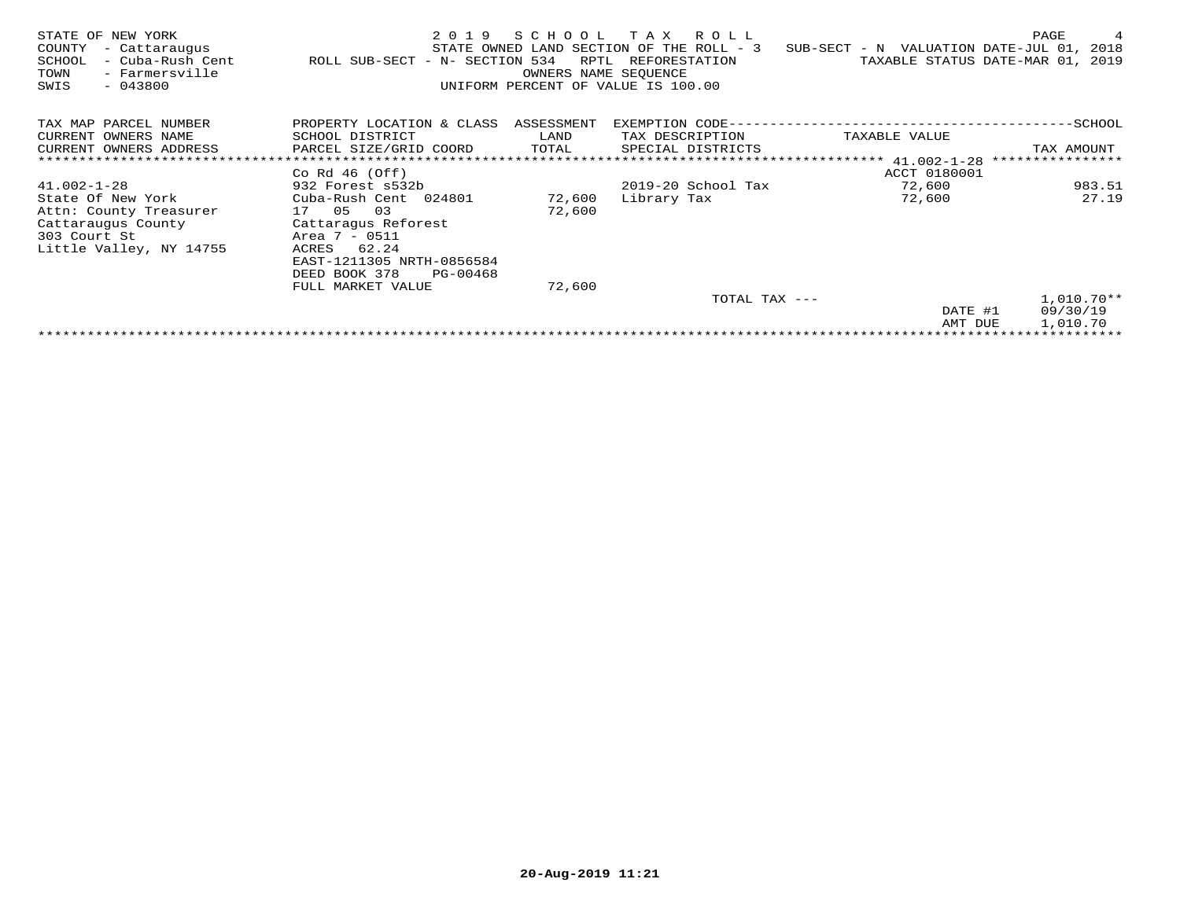STATE OF NEW YORK — 2019 SCHOOL TAX ROLL — STATE OWNED LAND SECTION OF THE ROLL - 3 — SUB-SECT - N VALUATION DATE-JUL 01, 2018

COUNTY - Cattaraugus
SCHOOL - Cuba-Rush Cent — ROLL SUB-SECT - N- SECTION 534 RPTL REFORESTATION — TAXABLE STATUS DATE-MAR 01, 2019
TOWN - Farmersville — OWNERS NAME SEQUENCE
SWIS - 043800 — UNIFORM PERCENT OF VALUE IS 100.00

| TAX MAP PARCEL NUMBER / CURRENT OWNERS NAME / CURRENT OWNERS ADDRESS | PROPERTY LOCATION & CLASS / SCHOOL DISTRICT / PARCEL SIZE/GRID COORD | ASSESSMENT LAND / TOTAL | EXEMPTION CODE / TAX DESCRIPTION / SPECIAL DISTRICTS | TAXABLE VALUE | SCHOOL TAX AMOUNT |
|---|---|---|---|---|---|
| | Co Rd 46 (Off) | | | 41.002-1-28 ACCT 0180001 | |
| 41.002-1-28 | 932 Forest s532b | | 2019-20 School Tax | 72,600 | 983.51 |
| State Of New York | Cuba-Rush Cent 024801 | 72,600 | Library Tax | 72,600 | 27.19 |
| Attn: County Treasurer | 17 05 03 | 72,600 | | | |
| Cattaraugus County | Cattaragus Reforest | | | | |
| 303 Court St | Area 7 - 0511 | | | | |
| Little Valley, NY 14755 | ACRES 62.24 | | | | |
| | EAST-1211305 NRTH-0856584 | | | | |
| | DEED BOOK 378 PG-00468 | | | | |
| | FULL MARKET VALUE | 72,600 | | | |
| | | | TOTAL TAX --- | | 1,010.70** |
| | | | | DATE #1 | 09/30/19 |
| | | | | AMT DUE | 1,010.70 |

20-Aug-2019 11:21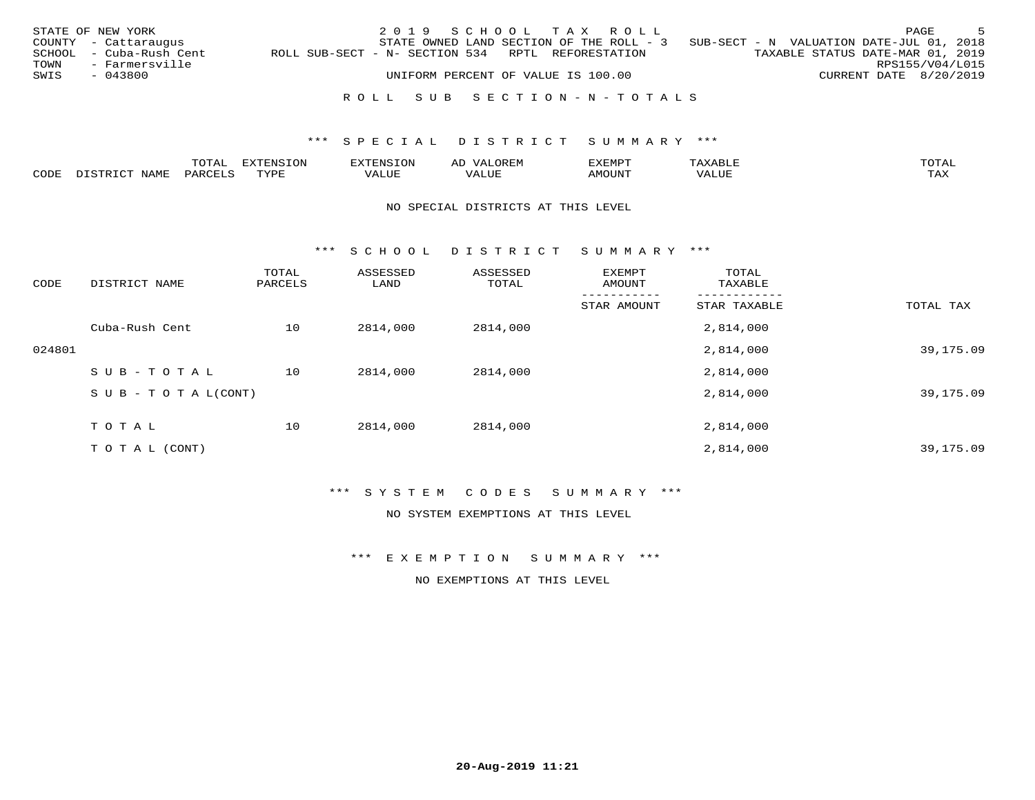STATE OF NEW YORK — 2019 SCHOOL TAX ROLL
COUNTY - Cattaraugus — STATE OWNED LAND SECTION OF THE ROLL - 3 — SUB-SECT - N VALUATION DATE-JUL 01, 2018
SCHOOL - Cuba-Rush Cent — ROLL SUB-SECT - N- SECTION 534 RPTL REFORESTATION — TAXABLE STATUS DATE-MAR 01, 2019
TOWN - Farmersville — RPS155/V04/L015
SWIS - 043800 — UNIFORM PERCENT OF VALUE IS 100.00 — CURRENT DATE 8/20/2019

## ROLL SUB SECTION - N - TOTALS

### *** SPECIAL DISTRICT SUMMARY ***

| CODE | DISTRICT NAME | TOTAL PARCELS | EXTENSION TYPE | EXTENSION VALUE | AD VALOREM VALUE | EXEMPT AMOUNT | TAXABLE VALUE | TOTAL TAX |
|---|---|---|---|---|---|---|---|---|

NO SPECIAL DISTRICTS AT THIS LEVEL

### *** SCHOOL DISTRICT SUMMARY ***

| CODE | DISTRICT NAME | TOTAL PARCELS | ASSESSED LAND | ASSESSED TOTAL | EXEMPT AMOUNT / STAR AMOUNT | TOTAL TAXABLE / STAR TAXABLE | TOTAL TAX |
|---|---|---|---|---|---|---|---|
| | Cuba-Rush Cent | 10 | 2814,000 | 2814,000 | | 2,814,000 | |
| 024801 | | | | | | 2,814,000 | 39,175.09 |
| | SUB-TOTAL | 10 | 2814,000 | 2814,000 | | 2,814,000 | |
| | SUB-TOTAL(CONT) | | | | | 2,814,000 | 39,175.09 |
| | TOTAL | 10 | 2814,000 | 2814,000 | | 2,814,000 | |
| | TOTAL (CONT) | | | | | 2,814,000 | 39,175.09 |

### *** SYSTEM CODES SUMMARY ***

NO SYSTEM EXEMPTIONS AT THIS LEVEL

### *** EXEMPTION SUMMARY ***

NO EXEMPTIONS AT THIS LEVEL

20-Aug-2019 11:21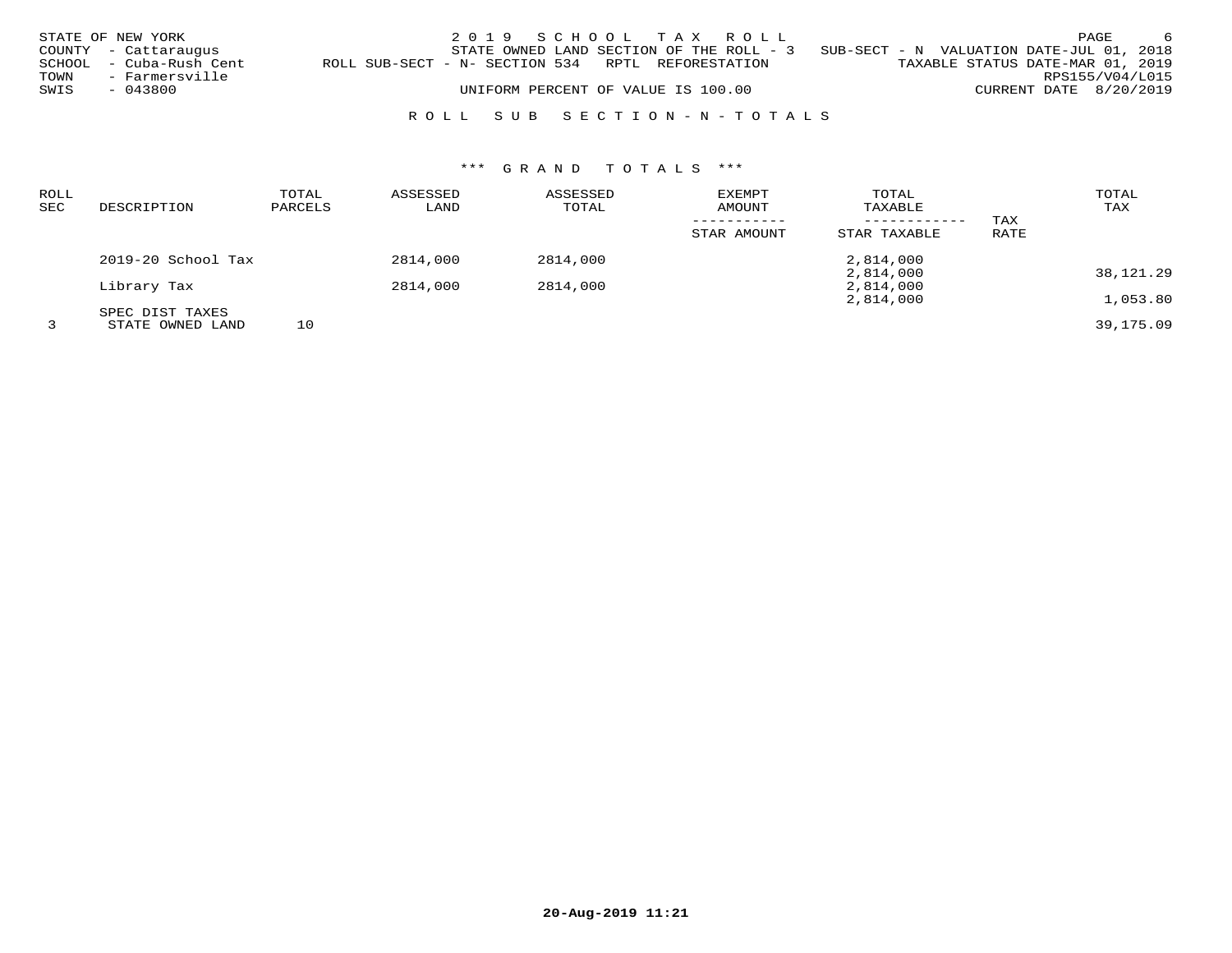STATE OF NEW YORK
COUNTY - Cattaraugus
SCHOOL - Cuba-Rush Cent
TOWN - Farmersville
SWIS - 043800

2019 SCHOOL TAX ROLL
STATE OWNED LAND SECTION OF THE ROLL - 3 SUB-SECT - N VALUATION DATE-JUL 01, 2018
ROLL SUB-SECT - N- SECTION 534 RPTL REFORESTATION TAXABLE STATUS DATE-MAR 01, 2019
UNIFORM PERCENT OF VALUE IS 100.00

RPS155/V04/L015
CURRENT DATE 8/20/2019

## ROLL SUB SECTION-N-TOTALS

### *** GRAND TOTALS ***

| ROLL SEC | DESCRIPTION | TOTAL PARCELS | ASSESSED LAND | ASSESSED TOTAL | EXEMPT AMOUNT / STAR AMOUNT | TOTAL TAXABLE / STAR TAXABLE | TAX RATE | TOTAL TAX |
|---|---|---|---|---|---|---|---|---|
| | 2019-20 School Tax | | 2814,000 | 2814,000 | | 2,814,000 | | |
| | | | | | | 2,814,000 | | 38,121.29 |
| | Library Tax | | 2814,000 | 2814,000 | | 2,814,000 | | |
| | | | | | | 2,814,000 | | 1,053.80 |
| | SPEC DIST TAXES | | | | | | | |
| 3 | STATE OWNED LAND | 10 | | | | | | 39,175.09 |

20-Aug-2019 11:21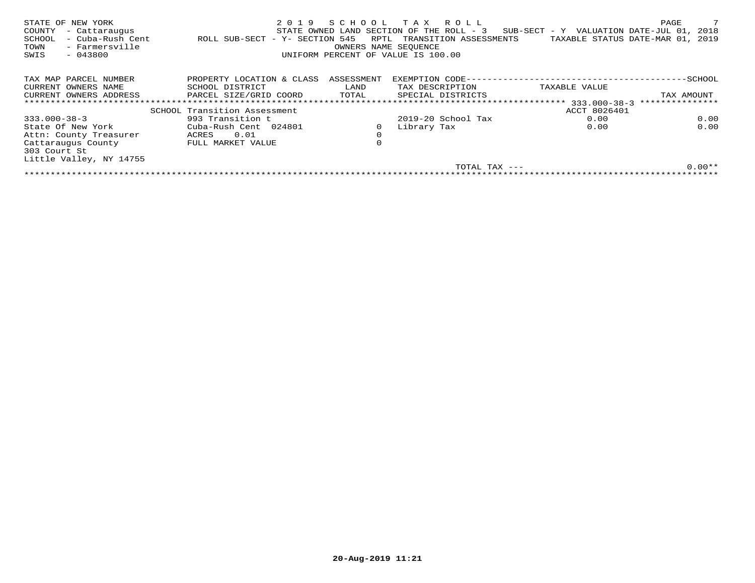STATE OF NEW YORK
COUNTY - Cattaraugus
SCHOOL - Cuba-Rush Cent
TOWN - Farmersville
SWIS - 043800

2019 SCHOOL TAX ROLL
STATE OWNED LAND SECTION OF THE ROLL - 3 SUB-SECT - Y VALUATION DATE-JUL 01, 2018
ROLL SUB-SECT - Y- SECTION 545 RPTL TRANSITION ASSESSMENTS TAXABLE STATUS DATE-MAR 01, 2019
OWNERS NAME SEQUENCE
UNIFORM PERCENT OF VALUE IS 100.00

| TAX MAP PARCEL NUMBER / CURRENT OWNERS NAME / CURRENT OWNERS ADDRESS | PROPERTY LOCATION & CLASS / SCHOOL DISTRICT / PARCEL SIZE/GRID COORD | ASSESSMENT LAND / TOTAL | EXEMPTION CODE / TAX DESCRIPTION / SPECIAL DISTRICTS | TAXABLE VALUE | SCHOOL TAX AMOUNT |
|---|---|---|---|---|---|
| | SCHOOL Transition Assessment | | | ACCT 8026401 | |
| 333.000-38-3 | 993 Transition t | | 2019-20 School Tax | 0.00 | 0.00 |
| State Of New York | Cuba-Rush Cent 024801 | 0 | Library Tax | 0.00 | 0.00 |
| Attn: County Treasurer | ACRES 0.01 | 0 | | | |
| Cattaraugus County | FULL MARKET VALUE | 0 | | | |
| 303 Court St | | | | | |
| Little Valley, NY 14755 | | | | | |
| | | | TOTAL TAX --- | | 0.00** |

20-Aug-2019 11:21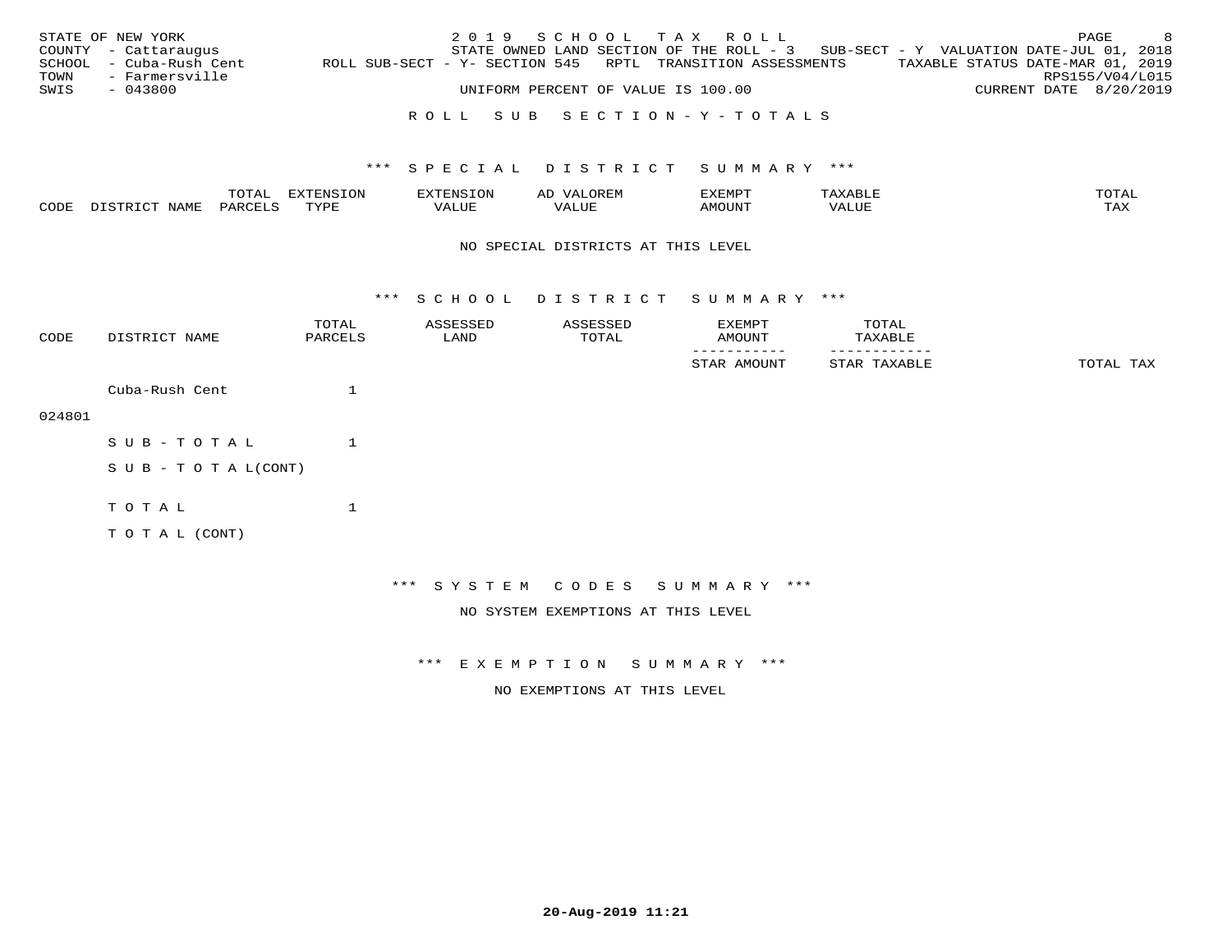STATE OF NEW YORK
COUNTY - Cattaraugus
SCHOOL - Cuba-Rush Cent
TOWN - Farmersville
SWIS - 043800

2019 SCHOOL TAX ROLL
STATE OWNED LAND SECTION OF THE ROLL - 3 SUB-SECT - Y VALUATION DATE-JUL 01, 2018
ROLL SUB-SECT - Y- SECTION 545 RPTL TRANSITION ASSESSMENTS TAXABLE STATUS DATE-MAR 01, 2019
RPS155/V04/L015
UNIFORM PERCENT OF VALUE IS 100.00 CURRENT DATE 8/20/2019

ROLL SUB SECTION - Y - TOTALS

*** SPECIAL DISTRICT SUMMARY ***

| CODE | DISTRICT NAME | TOTAL PARCELS | EXTENSION TYPE | EXTENSION VALUE | AD VALOREM VALUE | EXEMPT AMOUNT | TAXABLE VALUE | TOTAL TAX |
|---|---|---|---|---|---|---|---|---|

NO SPECIAL DISTRICTS AT THIS LEVEL

*** SCHOOL DISTRICT SUMMARY ***

| CODE | DISTRICT NAME | TOTAL PARCELS | ASSESSED LAND | ASSESSED TOTAL | EXEMPT AMOUNT / STAR AMOUNT | TOTAL TAXABLE / STAR TAXABLE | TOTAL TAX |
|---|---|---|---|---|---|---|---|
| 024801 | Cuba-Rush Cent | 1 | | | | | |
| | SUB-TOTAL | 1 | | | | | |
| | SUB-TOTAL(CONT) | | | | | | |
| | TOTAL | 1 | | | | | |
| | TOTAL (CONT) | | | | | | |

*** SYSTEM CODES SUMMARY ***

NO SYSTEM EXEMPTIONS AT THIS LEVEL

*** EXEMPTION SUMMARY ***

NO EXEMPTIONS AT THIS LEVEL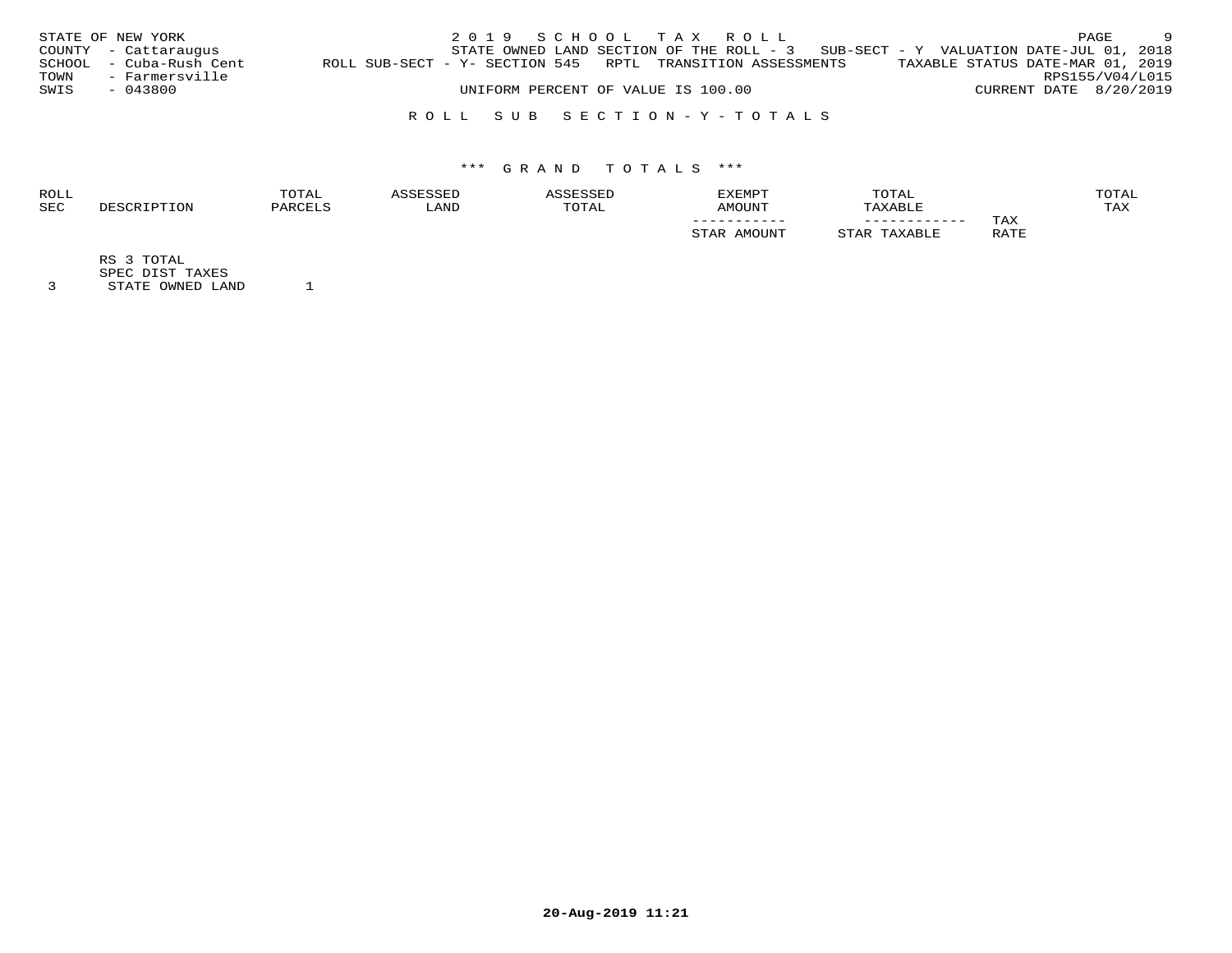STATE OF NEW YORK
COUNTY - Cattaraugus
SCHOOL - Cuba-Rush Cent
TOWN - Farmersville
SWIS - 043800

2019 SCHOOL TAX ROLL
STATE OWNED LAND SECTION OF THE ROLL - 3 SUB-SECT - Y VALUATION DATE-JUL 01, 2018
ROLL SUB-SECT - Y- SECTION 545 RPTL TRANSITION ASSESSMENTS TAXABLE STATUS DATE-MAR 01, 2019
RPS155/V04/L015
UNIFORM PERCENT OF VALUE IS 100.00 CURRENT DATE 8/20/2019

## ROLL SUB SECTION - Y - TOTALS

### *** GRAND TOTALS ***

| ROLL SEC | DESCRIPTION | TOTAL PARCELS | ASSESSED LAND | ASSESSED TOTAL | EXEMPT AMOUNT / STAR AMOUNT | TOTAL TAXABLE / STAR TAXABLE | TAX RATE | TOTAL TAX |
|---|---|---|---|---|---|---|---|---|
| | RS 3 TOTAL | | | | | | | |
| | SPEC DIST TAXES | | | | | | | |
| 3 | STATE OWNED LAND | 1 | | | | | | |

20-Aug-2019 11:21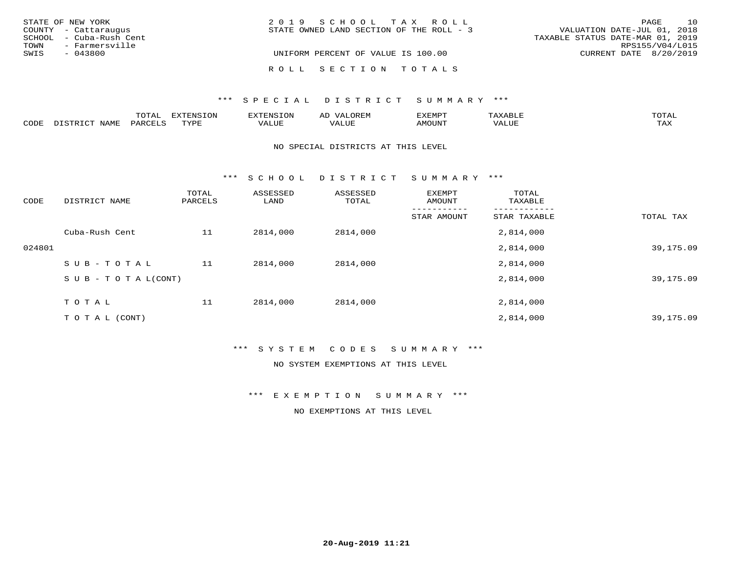STATE OF NEW YORK
COUNTY - Cattaraugus
SCHOOL - Cuba-Rush Cent
TOWN - Farmersville
SWIS - 043800

2 0 1 9 S C H O O L T A X R O L L
STATE OWNED LAND SECTION OF THE ROLL - 3

UNIFORM PERCENT OF VALUE IS 100.00

VALUATION DATE-JUL 01, 2018
TAXABLE STATUS DATE-MAR 01, 2019
RPS155/V04/L015
CURRENT DATE 8/20/2019

R O L L S E C T I O N T O T A L S

*** S P E C I A L D I S T R I C T S U M M A R Y ***

| CODE | DISTRICT NAME | TOTAL PARCELS | EXTENSION TYPE | EXTENSION VALUE | AD VALOREM VALUE | EXEMPT AMOUNT | TAXABLE VALUE | TOTAL TAX |
|---|---|---|---|---|---|---|---|---|

NO SPECIAL DISTRICTS AT THIS LEVEL

*** S C H O O L D I S T R I C T S U M M A R Y ***

| CODE | DISTRICT NAME | TOTAL PARCELS | ASSESSED LAND | ASSESSED TOTAL | EXEMPT AMOUNT / STAR AMOUNT | TOTAL TAXABLE / STAR TAXABLE | TOTAL TAX |
|---|---|---|---|---|---|---|---|
| | Cuba-Rush Cent | 11 | 2814,000 | 2814,000 | | 2,814,000 | |
| 024801 | | | | | | 2,814,000 | 39,175.09 |
| | S U B - T O T A L | 11 | 2814,000 | 2814,000 | | 2,814,000 | |
| | S U B - T O T A L(CONT) | | | | | 2,814,000 | 39,175.09 |
| | T O T A L | 11 | 2814,000 | 2814,000 | | 2,814,000 | |
| | T O T A L (CONT) | | | | | 2,814,000 | 39,175.09 |

*** S Y S T E M C O D E S S U M M A R Y ***

NO SYSTEM EXEMPTIONS AT THIS LEVEL

*** E X E M P T I O N S U M M A R Y ***

NO EXEMPTIONS AT THIS LEVEL

20-Aug-2019 11:21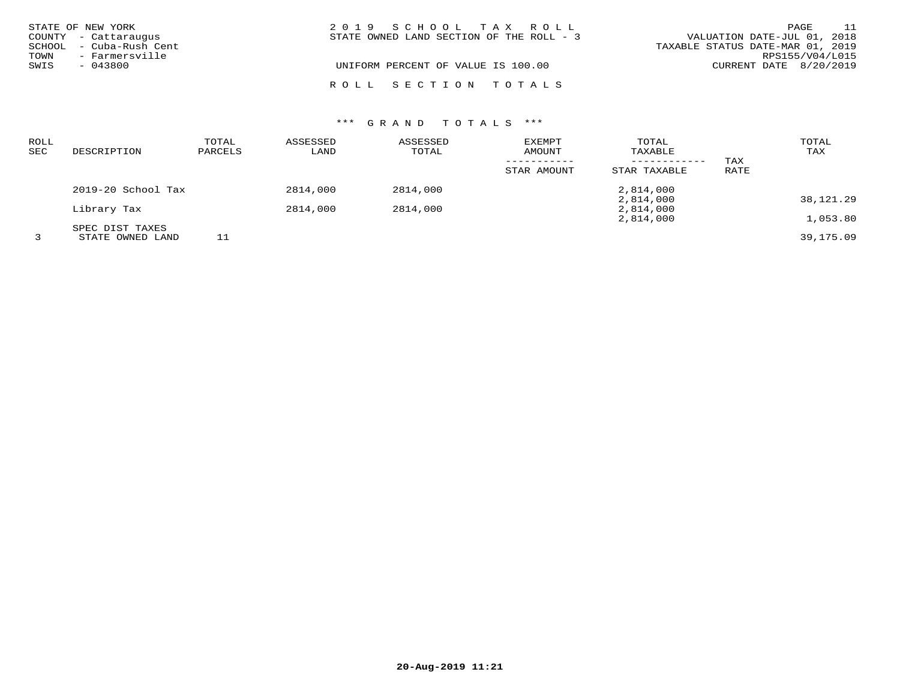STATE OF NEW YORK
COUNTY - Cattaraugus
SCHOOL - Cuba-Rush Cent
TOWN - Farmersville
SWIS - 043800

2 0 1 9 S C H O O L T A X R O L L
STATE OWNED LAND SECTION OF THE ROLL - 3

UNIFORM PERCENT OF VALUE IS 100.00

VALUATION DATE-JUL 01, 2018
TAXABLE STATUS DATE-MAR 01, 2019
RPS155/V04/L015
CURRENT DATE 8/20/2019

R O L L S E C T I O N T O T A L S

*** G R A N D T O T A L S ***

| ROLL SEC | DESCRIPTION | TOTAL PARCELS | ASSESSED LAND | ASSESSED TOTAL | EXEMPT AMOUNT / STAR AMOUNT | TOTAL TAXABLE / STAR TAXABLE | TAX RATE | TOTAL TAX |
|---|---|---|---|---|---|---|---|---|
| | 2019-20 School Tax | | 2814,000 | 2814,000 | | 2,814,000 | | |
| | | | | | | 2,814,000 | | 38,121.29 |
| | Library Tax | | 2814,000 | 2814,000 | | 2,814,000 | | |
| | | | | | | 2,814,000 | | 1,053.80 |
| | SPEC DIST TAXES | | | | | | | |
| 3 | STATE OWNED LAND | 11 | | | | | | 39,175.09 |

20-Aug-2019 11:21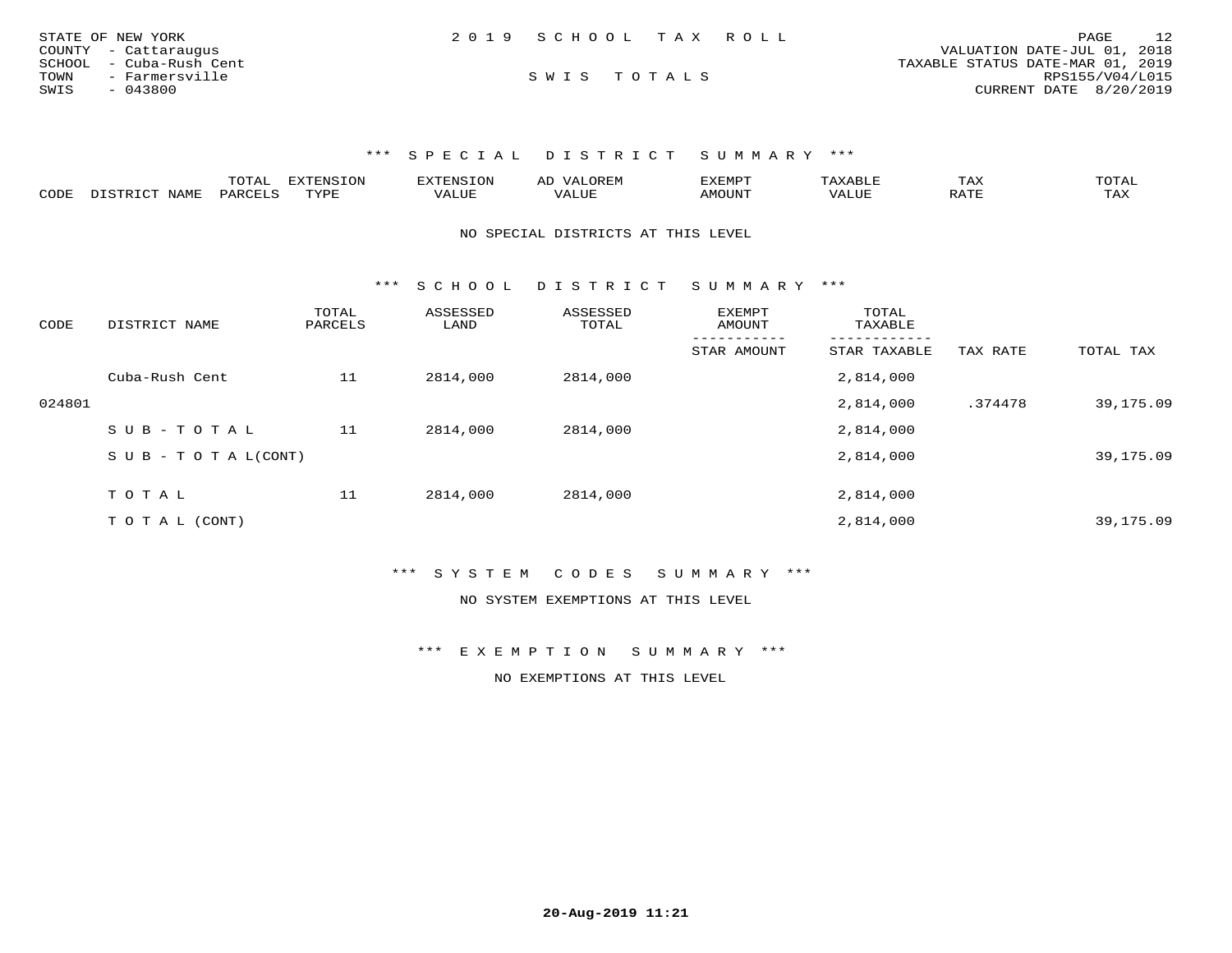STATE OF NEW YORK
COUNTY - Cattaraugus
SCHOOL - Cuba-Rush Cent
TOWN - Farmersville
SWIS - 043800

# 2019 SCHOOL TAX ROLL

SWIS TOTALS

VALUATION DATE-JUL 01, 2018
TAXABLE STATUS DATE-MAR 01, 2019
RPS155/V04/L015
CURRENT DATE 8/20/2019

## *** SPECIAL DISTRICT SUMMARY ***

| CODE | DISTRICT NAME | TOTAL PARCELS | EXTENSION TYPE | EXTENSION VALUE | AD VALOREM VALUE | EXEMPT AMOUNT | TAXABLE VALUE | TAX RATE | TOTAL TAX |
|---|---|---|---|---|---|---|---|---|---|

NO SPECIAL DISTRICTS AT THIS LEVEL

## *** SCHOOL DISTRICT SUMMARY ***

| CODE | DISTRICT NAME | TOTAL PARCELS | ASSESSED LAND | ASSESSED TOTAL | EXEMPT AMOUNT / STAR AMOUNT | TOTAL TAXABLE / STAR TAXABLE | TAX RATE | TOTAL TAX |
|---|---|---|---|---|---|---|---|---|
| | Cuba-Rush Cent | 11 | 2814,000 | 2814,000 | | 2,814,000 | | |
| 024801 | | | | | | 2,814,000 | .374478 | 39,175.09 |
| | SUB-TOTAL | 11 | 2814,000 | 2814,000 | | 2,814,000 | | |
| | SUB-TOTAL(CONT) | | | | | 2,814,000 | | 39,175.09 |
| | TOTAL | 11 | 2814,000 | 2814,000 | | 2,814,000 | | |
| | TOTAL (CONT) | | | | | 2,814,000 | | 39,175.09 |

## *** SYSTEM CODES SUMMARY ***

NO SYSTEM EXEMPTIONS AT THIS LEVEL

## *** EXEMPTION SUMMARY ***

NO EXEMPTIONS AT THIS LEVEL

20-Aug-2019 11:21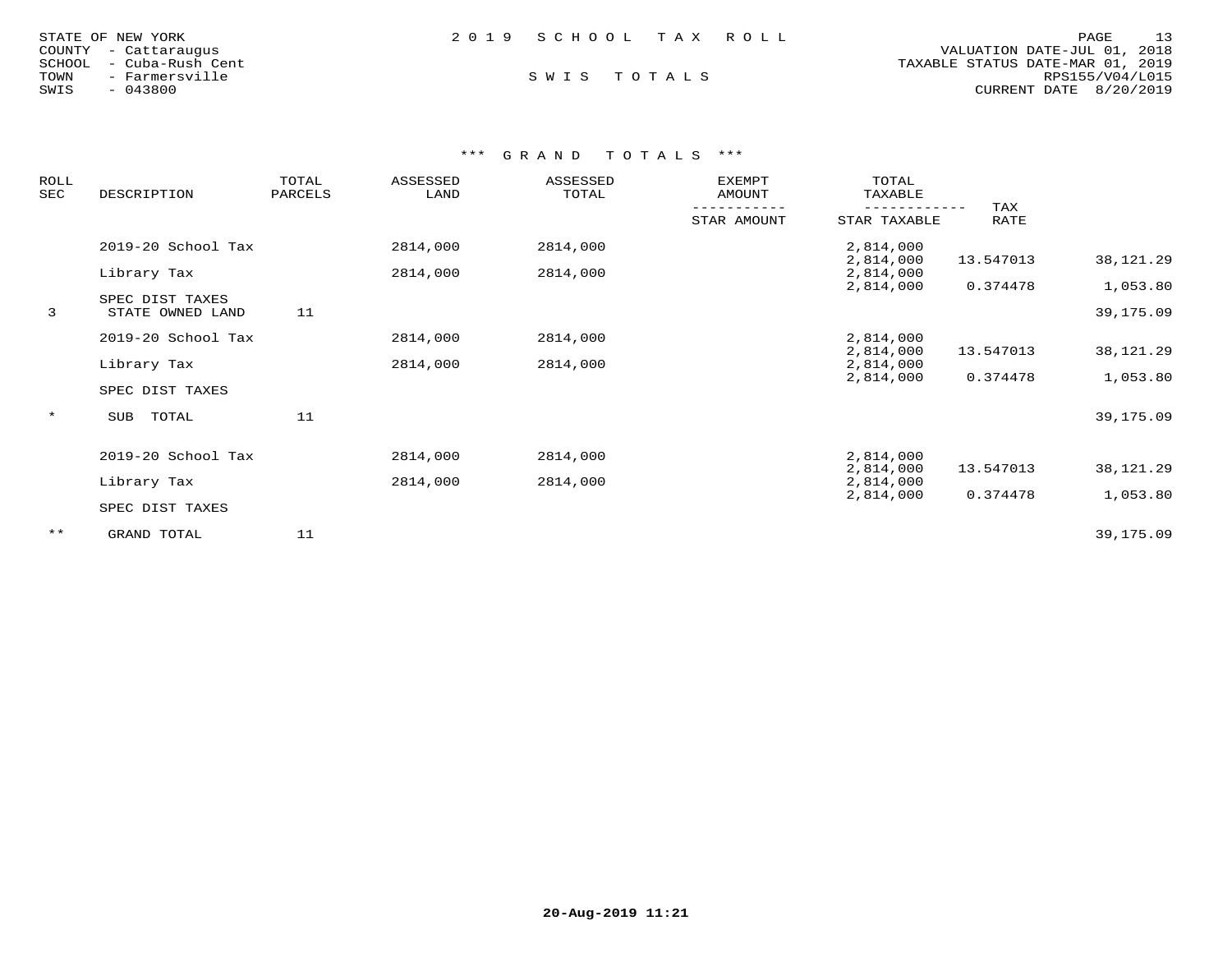STATE OF NEW YORK
COUNTY - Cattaraugus
SCHOOL - Cuba-Rush Cent
TOWN - Farmersville
SWIS - 043800

# 2019 SCHOOL TAX ROLL

## SWIS TOTALS

VALUATION DATE-JUL 01, 2018
TAXABLE STATUS DATE-MAR 01, 2019
RPS155/V04/L015
CURRENT DATE 8/20/2019

### *** GRAND TOTALS ***

| ROLL SEC | DESCRIPTION | TOTAL PARCELS | ASSESSED LAND | ASSESSED TOTAL | EXEMPT AMOUNT / STAR AMOUNT | TOTAL TAXABLE / STAR TAXABLE | TAX RATE | |
|---|---|---|---|---|---|---|---|---|
| | 2019-20 School Tax | | 2814,000 | 2814,000 | | 2,814,000<br>2,814,000 | 13.547013 | 38,121.29 |
| | Library Tax | | 2814,000 | 2814,000 | | 2,814,000<br>2,814,000 | 0.374478 | 1,053.80 |
| | SPEC DIST TAXES | | | | | | | |
| 3 | STATE OWNED LAND | 11 | | | | | | 39,175.09 |
| | 2019-20 School Tax | | 2814,000 | 2814,000 | | 2,814,000<br>2,814,000 | 13.547013 | 38,121.29 |
| | Library Tax | | 2814,000 | 2814,000 | | 2,814,000<br>2,814,000 | 0.374478 | 1,053.80 |
| | SPEC DIST TAXES | | | | | | | |
| * | SUB TOTAL | 11 | | | | | | 39,175.09 |
| | 2019-20 School Tax | | 2814,000 | 2814,000 | | 2,814,000<br>2,814,000 | 13.547013 | 38,121.29 |
| | Library Tax | | 2814,000 | 2814,000 | | 2,814,000<br>2,814,000 | 0.374478 | 1,053.80 |
| | SPEC DIST TAXES | | | | | | | |
| ** | GRAND TOTAL | 11 | | | | | | 39,175.09 |

20-Aug-2019 11:21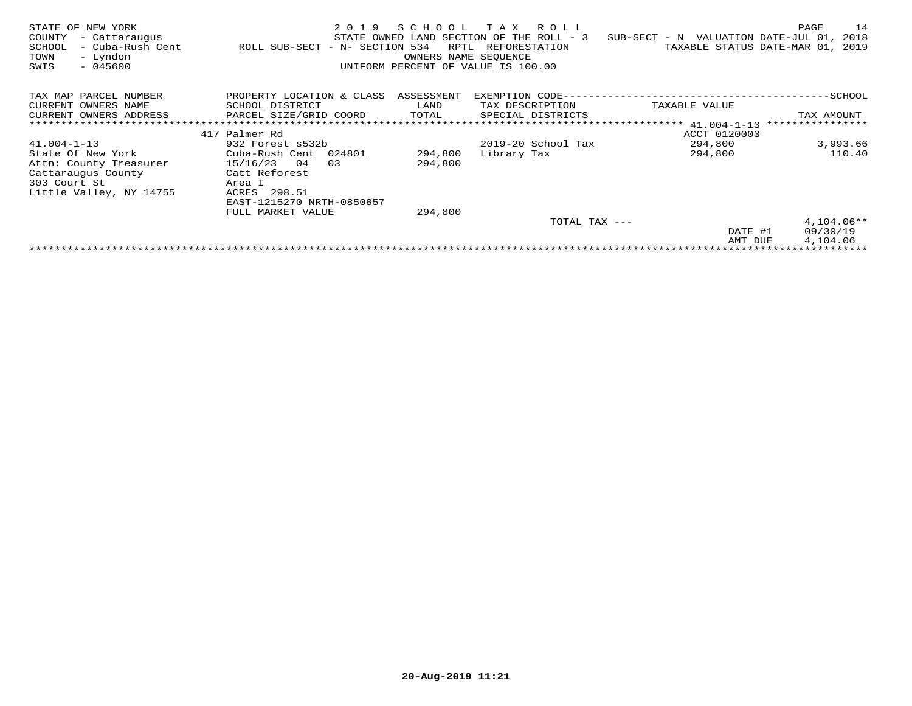STATE OF NEW YORK — 2019 SCHOOL TAX ROLL

COUNTY - Cattaraugus — STATE OWNED LAND SECTION OF THE ROLL - 3 — SUB-SECT - N VALUATION DATE-JUL 01, 2018

SCHOOL - Cuba-Rush Cent — ROLL SUB-SECT - N- SECTION 534 RPTL REFORESTATION — TAXABLE STATUS DATE-MAR 01, 2019

TOWN - Lyndon — OWNERS NAME SEQUENCE

SWIS - 045600 — UNIFORM PERCENT OF VALUE IS 100.00

| TAX MAP PARCEL NUMBER / CURRENT OWNERS NAME / CURRENT OWNERS ADDRESS | PROPERTY LOCATION & CLASS / SCHOOL DISTRICT / PARCEL SIZE/GRID COORD | ASSESSMENT LAND / TOTAL | EXEMPTION CODE / TAX DESCRIPTION / SPECIAL DISTRICTS | TAXABLE VALUE | SCHOOL TAX AMOUNT |
|---|---|---|---|---|---|
| ******** | | | | 41.004-1-13 | ******** |
| | 417 Palmer Rd | | | ACCT 0120003 | |
| 41.004-1-13 | 932 Forest s532b | | 2019-20 School Tax | 294,800 | 3,993.66 |
| State Of New York | Cuba-Rush Cent 024801 | 294,800 | Library Tax | 294,800 | 110.40 |
| Attn: County Treasurer | 15/16/23 04 03 | 294,800 | | | |
| Cattaraugus County | Catt Reforest | | | | |
| 303 Court St | Area I | | | | |
| Little Valley, NY 14755 | ACRES 298.51 | | | | |
| | EAST-1215270 NRTH-0850857 | | | | |
| | FULL MARKET VALUE | 294,800 | | | |
| | | | TOTAL TAX --- | | 4,104.06** |
| | | | | DATE #1 | 09/30/19 |
| | | | | AMT DUE | 4,104.06 |

20-Aug-2019 11:21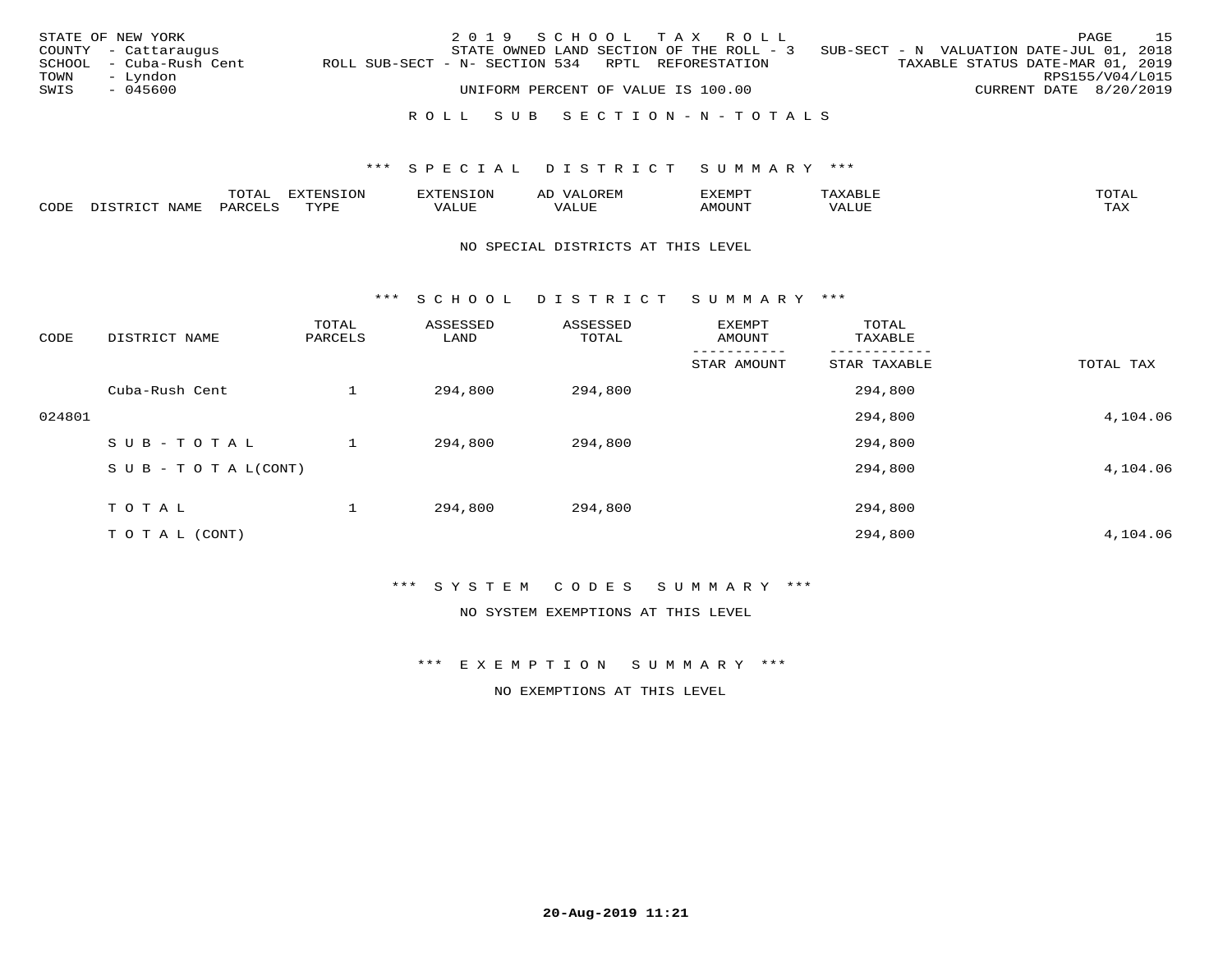STATE OF NEW YORK | 2 0 1 9 S C H O O L T A X R O L L | PAGE 15
COUNTY - Cattaraugus | STATE OWNED LAND SECTION OF THE ROLL - 3 SUB-SECT - N VALUATION DATE-JUL 01, 2018
SCHOOL - Cuba-Rush Cent | ROLL SUB-SECT - N- SECTION 534 RPTL REFORESTATION | TAXABLE STATUS DATE-MAR 01, 2019
TOWN - Lyndon | RPS155/V04/L015
SWIS - 045600 | UNIFORM PERCENT OF VALUE IS 100.00 | CURRENT DATE 8/20/2019

## R O L L S U B S E C T I O N - N - T O T A L S

### *** S P E C I A L D I S T R I C T S U M M A R Y ***

| CODE | DISTRICT NAME | TOTAL PARCELS | EXTENSION TYPE | EXTENSION VALUE | AD VALOREM VALUE | EXEMPT AMOUNT | TAXABLE VALUE | TOTAL TAX |
|---|---|---|---|---|---|---|---|---|

NO SPECIAL DISTRICTS AT THIS LEVEL

### *** S C H O O L D I S T R I C T S U M M A R Y ***

| CODE | DISTRICT NAME | TOTAL PARCELS | ASSESSED LAND | ASSESSED TOTAL | EXEMPT AMOUNT / STAR AMOUNT | TOTAL TAXABLE / STAR TAXABLE | TOTAL TAX |
|---|---|---|---|---|---|---|---|
| | Cuba-Rush Cent | 1 | 294,800 | 294,800 | | 294,800 | |
| 024801 | | | | | | 294,800 | 4,104.06 |
| | S U B - T O T A L | 1 | 294,800 | 294,800 | | 294,800 | |
| | S U B - T O T A L(CONT) | | | | | 294,800 | 4,104.06 |
| | T O T A L | 1 | 294,800 | 294,800 | | 294,800 | |
| | T O T A L (CONT) | | | | | 294,800 | 4,104.06 |

### *** S Y S T E M C O D E S S U M M A R Y ***

NO SYSTEM EXEMPTIONS AT THIS LEVEL

### *** E X E M P T I O N S U M M A R Y ***

NO EXEMPTIONS AT THIS LEVEL

20-Aug-2019 11:21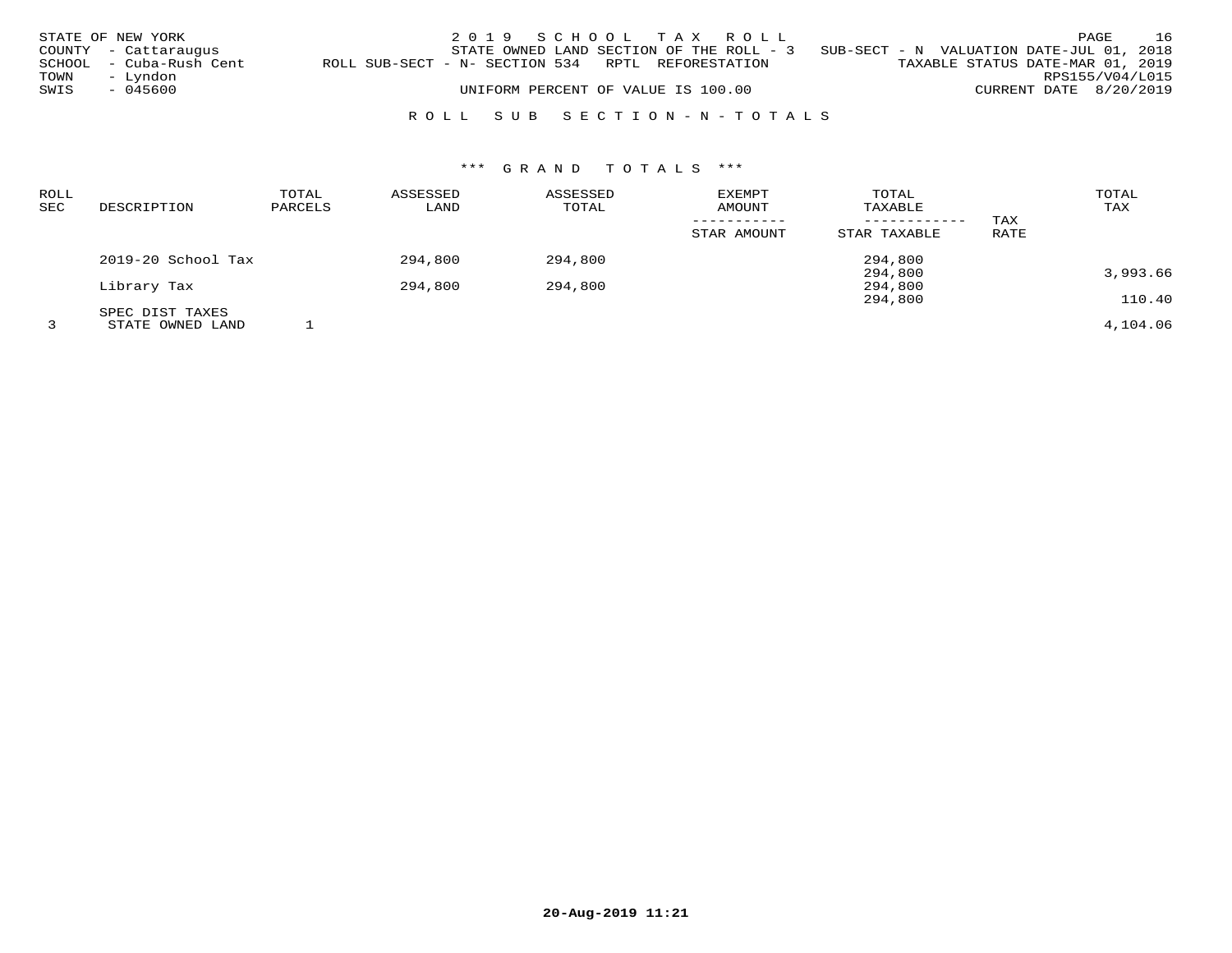STATE OF NEW YORK
COUNTY - Cattaraugus
SCHOOL - Cuba-Rush Cent
TOWN - Lyndon
SWIS - 045600

2019 SCHOOL TAX ROLL
STATE OWNED LAND SECTION OF THE ROLL - 3 SUB-SECT - N VALUATION DATE-JUL 01, 2018
ROLL SUB-SECT - N- SECTION 534 RPTL REFORESTATION TAXABLE STATUS DATE-MAR 01, 2019
RPS155/V04/L015
UNIFORM PERCENT OF VALUE IS 100.00 CURRENT DATE 8/20/2019

## ROLL SUB SECTION-N-TOTALS

### *** GRAND TOTALS ***

| ROLL SEC | DESCRIPTION | TOTAL PARCELS | ASSESSED LAND | ASSESSED TOTAL | EXEMPT AMOUNT / STAR AMOUNT | TOTAL TAXABLE / STAR TAXABLE | TAX RATE | TOTAL TAX |
|---|---|---|---|---|---|---|---|---|
| | 2019-20 School Tax | | 294,800 | 294,800 | | 294,800 | | |
| | | | | | | 294,800 | | 3,993.66 |
| | Library Tax | | 294,800 | 294,800 | | 294,800 | | |
| | | | | | | 294,800 | | 110.40 |
| | SPEC DIST TAXES | | | | | | | |
| 3 | STATE OWNED LAND | 1 | | | | | | 4,104.06 |

20-Aug-2019 11:21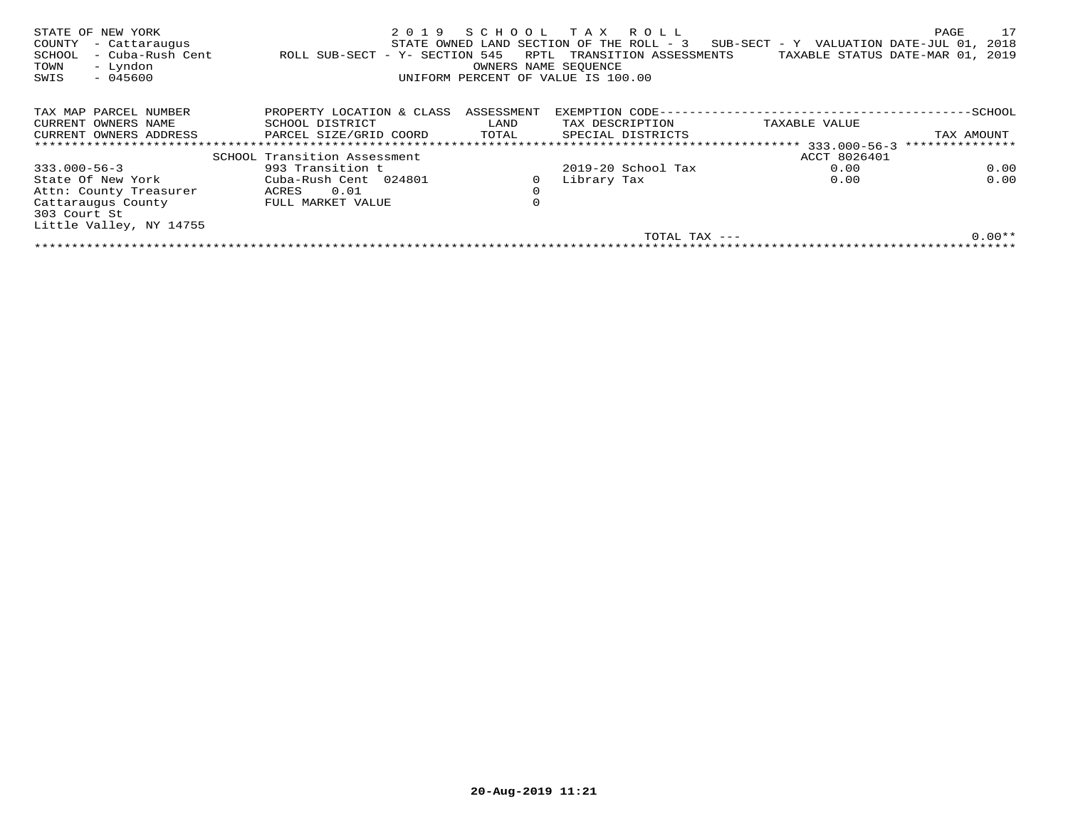STATE OF NEW YORK
COUNTY - Cattaraugus
SCHOOL - Cuba-Rush Cent
TOWN - Lyndon
SWIS - 045600

2 0 1 9 S C H O O L T A X R O L L
STATE OWNED LAND SECTION OF THE ROLL - 3 SUB-SECT - Y VALUATION DATE-JUL 01, 2018
ROLL SUB-SECT - Y- SECTION 545 RPTL TRANSITION ASSESSMENTS TAXABLE STATUS DATE-MAR 01, 2019
OWNERS NAME SEQUENCE
UNIFORM PERCENT OF VALUE IS 100.00

| TAX MAP PARCEL NUMBER<br>CURRENT OWNERS NAME<br>CURRENT OWNERS ADDRESS | PROPERTY LOCATION & CLASS<br>SCHOOL DISTRICT<br>PARCEL SIZE/GRID COORD | ASSESSMENT<br>LAND<br>TOTAL | EXEMPTION CODE------SCHOOL<br>TAX DESCRIPTION<br>SPECIAL DISTRICTS | TAXABLE VALUE | TAX AMOUNT |
|---|---|---|---|---|---|
| | SCHOOL Transition Assessment | | | ACCT 8026401 | |
| 333.000-56-3 | 993 Transition t | | 2019-20 School Tax | 0.00 | 0.00 |
| State Of New York | Cuba-Rush Cent 024801 | 0 | Library Tax | 0.00 | 0.00 |
| Attn: County Treasurer | ACRES 0.01 | 0 | | | |
| Cattaraugus County | FULL MARKET VALUE | 0 | | | |
| 303 Court St | | | | | |
| Little Valley, NY 14755 | | | | | |
| | | | TOTAL TAX --- | | 0.00** |

20-Aug-2019 11:21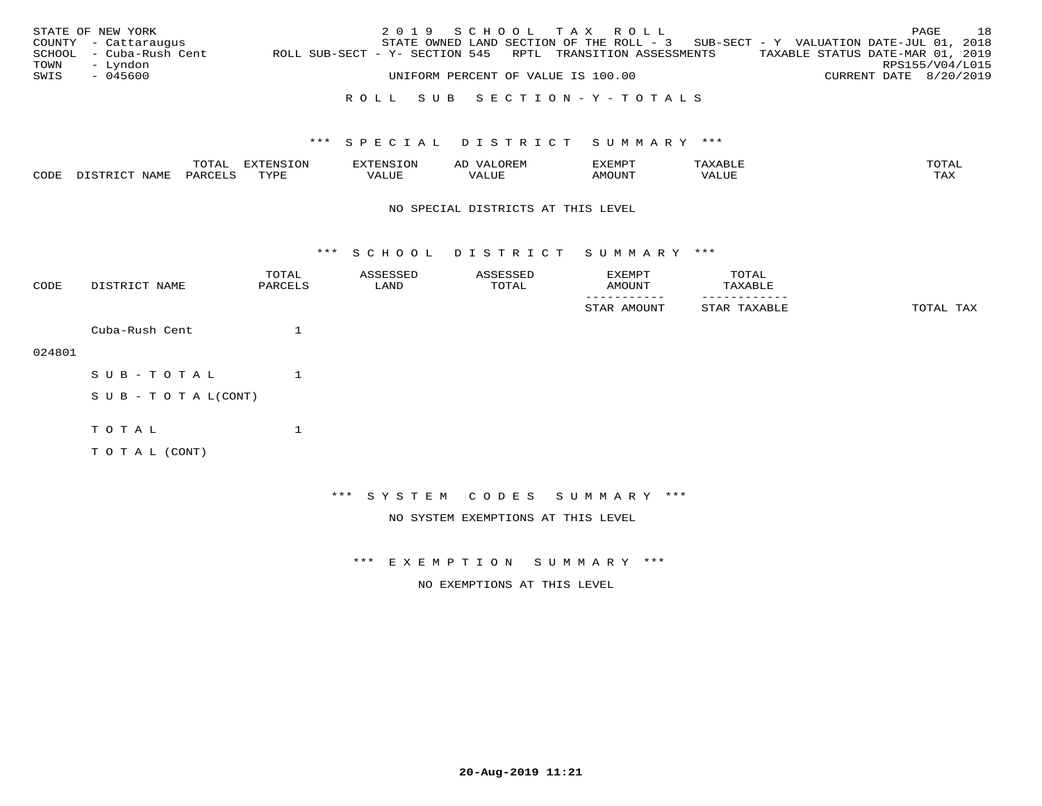STATE OF NEW YORK  2019 SCHOOL TAX ROLL  PAGE 18
COUNTY - Cattaraugus  STATE OWNED LAND SECTION OF THE ROLL - 3  SUB-SECT - Y  VALUATION DATE-JUL 01, 2018
SCHOOL - Cuba-Rush Cent  ROLL SUB-SECT - Y- SECTION 545  RPTL TRANSITION ASSESSMENTS  TAXABLE STATUS DATE-MAR 01, 2019
TOWN - Lyndon  RPS155/V04/L015
SWIS - 045600  UNIFORM PERCENT OF VALUE IS 100.00  CURRENT DATE 8/20/2019

## ROLL SUB SECTION-Y-TOTALS

### *** SPECIAL DISTRICT SUMMARY ***

| CODE | DISTRICT NAME | TOTAL PARCELS | EXTENSION TYPE | EXTENSION VALUE | AD VALOREM VALUE | EXEMPT AMOUNT | TAXABLE VALUE | TOTAL TAX |
|---|---|---|---|---|---|---|---|---|

NO SPECIAL DISTRICTS AT THIS LEVEL

### *** SCHOOL DISTRICT SUMMARY ***

| CODE | DISTRICT NAME | TOTAL PARCELS | ASSESSED LAND | ASSESSED TOTAL | EXEMPT AMOUNT / STAR AMOUNT | TOTAL TAXABLE / STAR TAXABLE | TOTAL TAX |
|---|---|---|---|---|---|---|---|
| 024801 | Cuba-Rush Cent | 1 | | | | | |
| | SUB-TOTAL | 1 | | | | | |
| | SUB-TOTAL(CONT) | | | | | | |
| | TOTAL | 1 | | | | | |
| | TOTAL (CONT) | | | | | | |

### *** SYSTEM CODES SUMMARY ***

NO SYSTEM EXEMPTIONS AT THIS LEVEL

### *** EXEMPTION SUMMARY ***

NO EXEMPTIONS AT THIS LEVEL

20-Aug-2019 11:21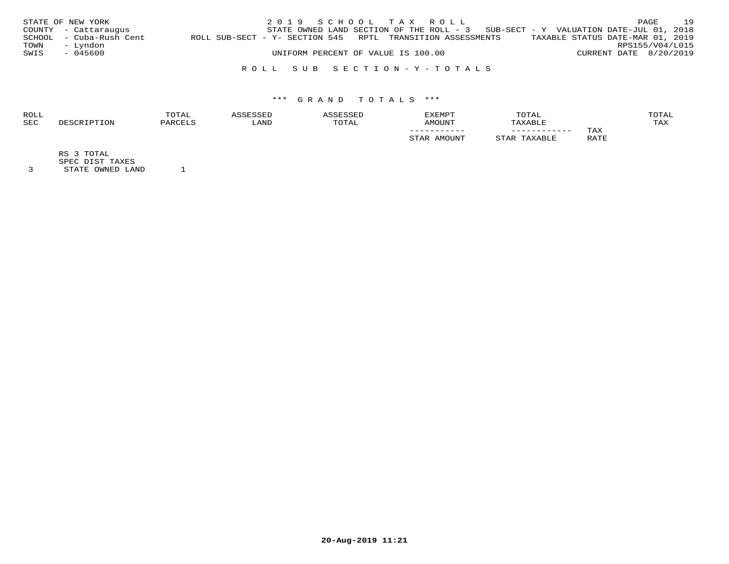STATE OF NEW YORK | 2 0 1 9 S C H O O L T A X R O L L
COUNTY - Cattaraugus | STATE OWNED LAND SECTION OF THE ROLL - 3 SUB-SECT - Y VALUATION DATE-JUL 01, 2018
SCHOOL - Cuba-Rush Cent | ROLL SUB-SECT - Y- SECTION 545 RPTL TRANSITION ASSESSMENTS | TAXABLE STATUS DATE-MAR 01, 2019
TOWN - Lyndon | RPS155/V04/L015
SWIS - 045600 | UNIFORM PERCENT OF VALUE IS 100.00 | CURRENT DATE 8/20/2019

R O L L S U B S E C T I O N - Y - T O T A L S

\*\*\* G R A N D T O T A L S \*\*\*

| ROLL SEC | DESCRIPTION | TOTAL PARCELS | ASSESSED LAND | ASSESSED TOTAL | EXEMPT AMOUNT / STAR AMOUNT | TOTAL TAXABLE / STAR TAXABLE | TAX RATE | TOTAL TAX |
|---|---|---|---|---|---|---|---|---|
| | RS 3 TOTAL | | | | | | | |
| | SPEC DIST TAXES | | | | | | | |
| 3 | STATE OWNED LAND | 1 | | | | | | |

20-Aug-2019 11:21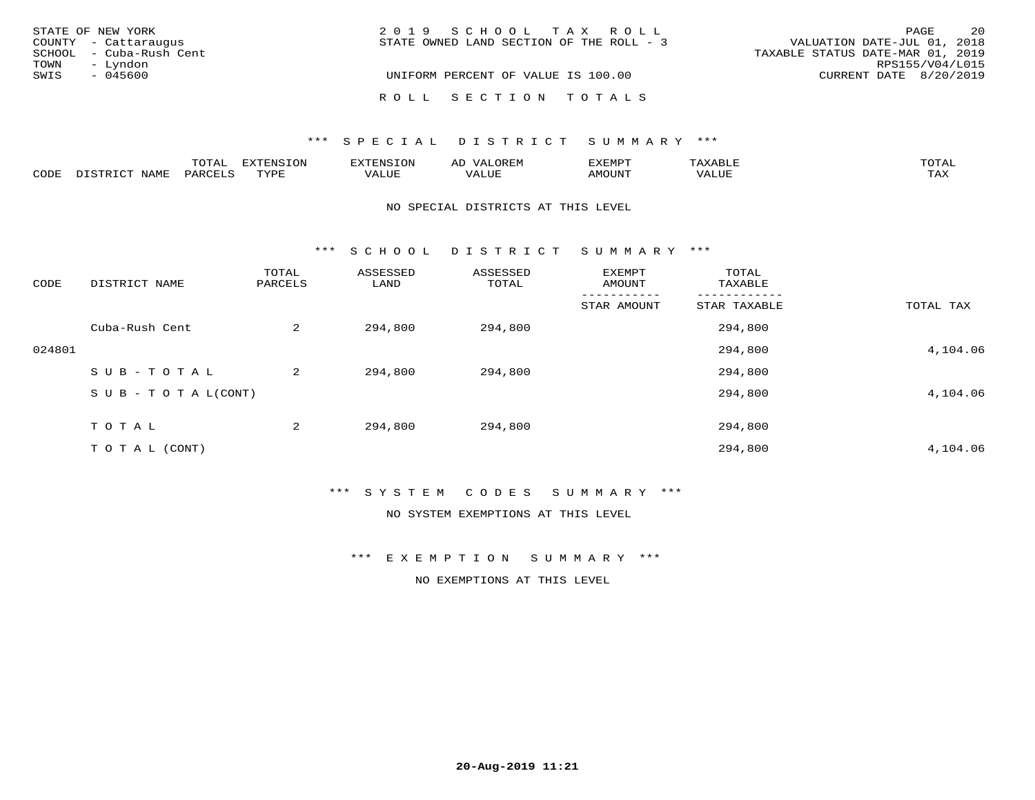STATE OF NEW YORK
COUNTY - Cattaraugus
SCHOOL - Cuba-Rush Cent
TOWN - Lyndon
SWIS - 045600

2 0 1 9 S C H O O L T A X R O L L
STATE OWNED LAND SECTION OF THE ROLL - 3

UNIFORM PERCENT OF VALUE IS 100.00

VALUATION DATE-JUL 01, 2018
TAXABLE STATUS DATE-MAR 01, 2019
RPS155/V04/L015
CURRENT DATE 8/20/2019

R O L L S E C T I O N T O T A L S

## *** S P E C I A L D I S T R I C T S U M M A R Y ***

| CODE | DISTRICT NAME | TOTAL PARCELS | EXTENSION TYPE | EXTENSION VALUE | AD VALOREM VALUE | EXEMPT AMOUNT | TAXABLE VALUE | TOTAL TAX |
|---|---|---|---|---|---|---|---|---|

NO SPECIAL DISTRICTS AT THIS LEVEL

## *** S C H O O L D I S T R I C T S U M M A R Y ***

| CODE | DISTRICT NAME | TOTAL PARCELS | ASSESSED LAND | ASSESSED TOTAL | EXEMPT AMOUNT / STAR AMOUNT | TOTAL TAXABLE / STAR TAXABLE | TOTAL TAX |
|---|---|---|---|---|---|---|---|
| | Cuba-Rush Cent | 2 | 294,800 | 294,800 | | 294,800 | |
| 024801 | | | | | | 294,800 | 4,104.06 |
| | S U B - T O T A L | 2 | 294,800 | 294,800 | | 294,800 | |
| | S U B - T O T A L(CONT) | | | | | 294,800 | 4,104.06 |
| | T O T A L | 2 | 294,800 | 294,800 | | 294,800 | |
| | T O T A L (CONT) | | | | | 294,800 | 4,104.06 |

## *** S Y S T E M C O D E S S U M M A R Y ***

NO SYSTEM EXEMPTIONS AT THIS LEVEL

## *** E X E M P T I O N S U M M A R Y ***

NO EXEMPTIONS AT THIS LEVEL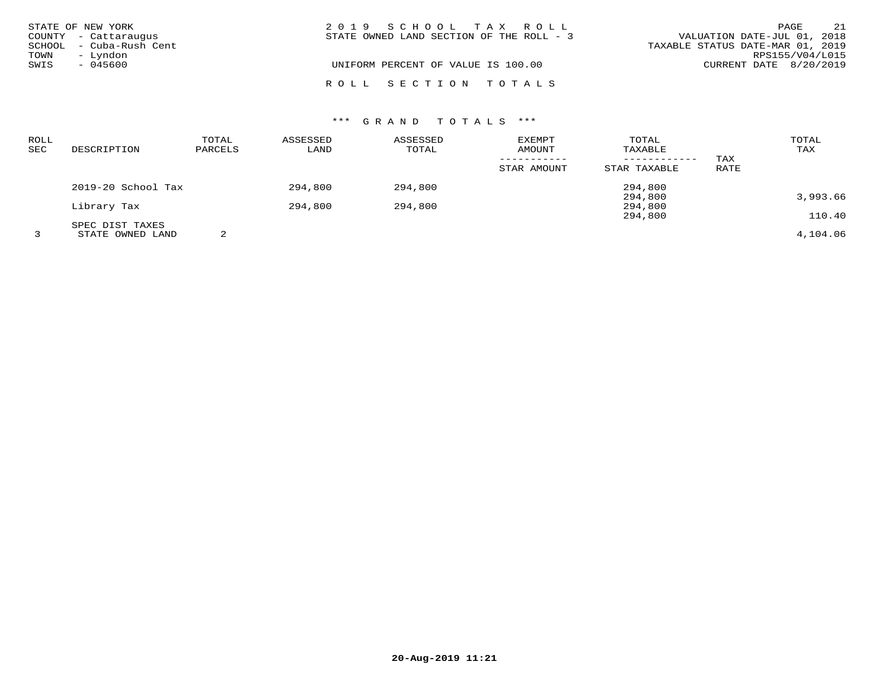STATE OF NEW YORK
COUNTY - Cattaraugus
SCHOOL - Cuba-Rush Cent
TOWN - Lyndon
SWIS - 045600

2019 SCHOOL TAX ROLL
STATE OWNED LAND SECTION OF THE ROLL - 3

UNIFORM PERCENT OF VALUE IS 100.00

VALUATION DATE-JUL 01, 2018
TAXABLE STATUS DATE-MAR 01, 2019
RPS155/V04/L015
CURRENT DATE 8/20/2019

ROLL SECTION TOTALS

*** GRAND TOTALS ***

| ROLL SEC | DESCRIPTION | TOTAL PARCELS | ASSESSED LAND | ASSESSED TOTAL | EXEMPT AMOUNT / STAR AMOUNT | TOTAL TAXABLE / STAR TAXABLE | TAX RATE | TOTAL TAX |
|---|---|---|---|---|---|---|---|---|
| | 2019-20 School Tax | | 294,800 | 294,800 | | 294,800 | | |
| | | | | | | 294,800 | | 3,993.66 |
| | Library Tax | | 294,800 | 294,800 | | 294,800 | | |
| | | | | | | 294,800 | | 110.40 |
| | SPEC DIST TAXES | | | | | | | |
| 3 | STATE OWNED LAND | 2 | | | | | | 4,104.06 |

20-Aug-2019 11:21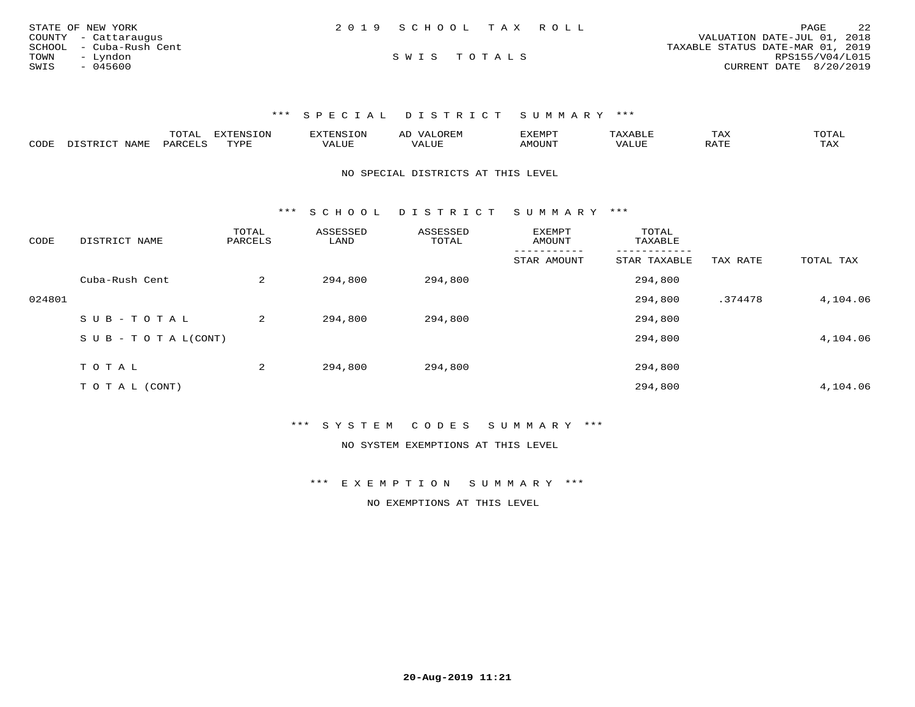STATE OF NEW YORK
COUNTY - Cattaraugus
SCHOOL - Cuba-Rush Cent
TOWN - Lyndon
SWIS - 045600

2019 SCHOOL TAX ROLL

SWIS TOTALS

VALUATION DATE-JUL 01, 2018
TAXABLE STATUS DATE-MAR 01, 2019
RPS155/V04/L015
CURRENT DATE 8/20/2019

### *** SPECIAL DISTRICT SUMMARY ***

| CODE | DISTRICT NAME | TOTAL PARCELS | EXTENSION TYPE | EXTENSION VALUE | AD VALOREM VALUE | EXEMPT AMOUNT | TAXABLE VALUE | TAX RATE | TOTAL TAX |
|---|---|---|---|---|---|---|---|---|---|

NO SPECIAL DISTRICTS AT THIS LEVEL

### *** SCHOOL DISTRICT SUMMARY ***

| CODE | DISTRICT NAME | TOTAL PARCELS | ASSESSED LAND | ASSESSED TOTAL | EXEMPT AMOUNT / STAR AMOUNT | TOTAL TAXABLE / STAR TAXABLE | TAX RATE | TOTAL TAX |
|---|---|---|---|---|---|---|---|---|
| | Cuba-Rush Cent | 2 | 294,800 | 294,800 | | 294,800 | | |
| 024801 | | | | | | 294,800 | .374478 | 4,104.06 |
| | SUB-TOTAL | 2 | 294,800 | 294,800 | | 294,800 | | |
| | SUB-TOTAL(CONT) | | | | | 294,800 | | 4,104.06 |
| | TOTAL | 2 | 294,800 | 294,800 | | 294,800 | | |
| | TOTAL (CONT) | | | | | 294,800 | | 4,104.06 |

### *** SYSTEM CODES SUMMARY ***

NO SYSTEM EXEMPTIONS AT THIS LEVEL

### *** EXEMPTION SUMMARY ***

NO EXEMPTIONS AT THIS LEVEL

20-Aug-2019 11:21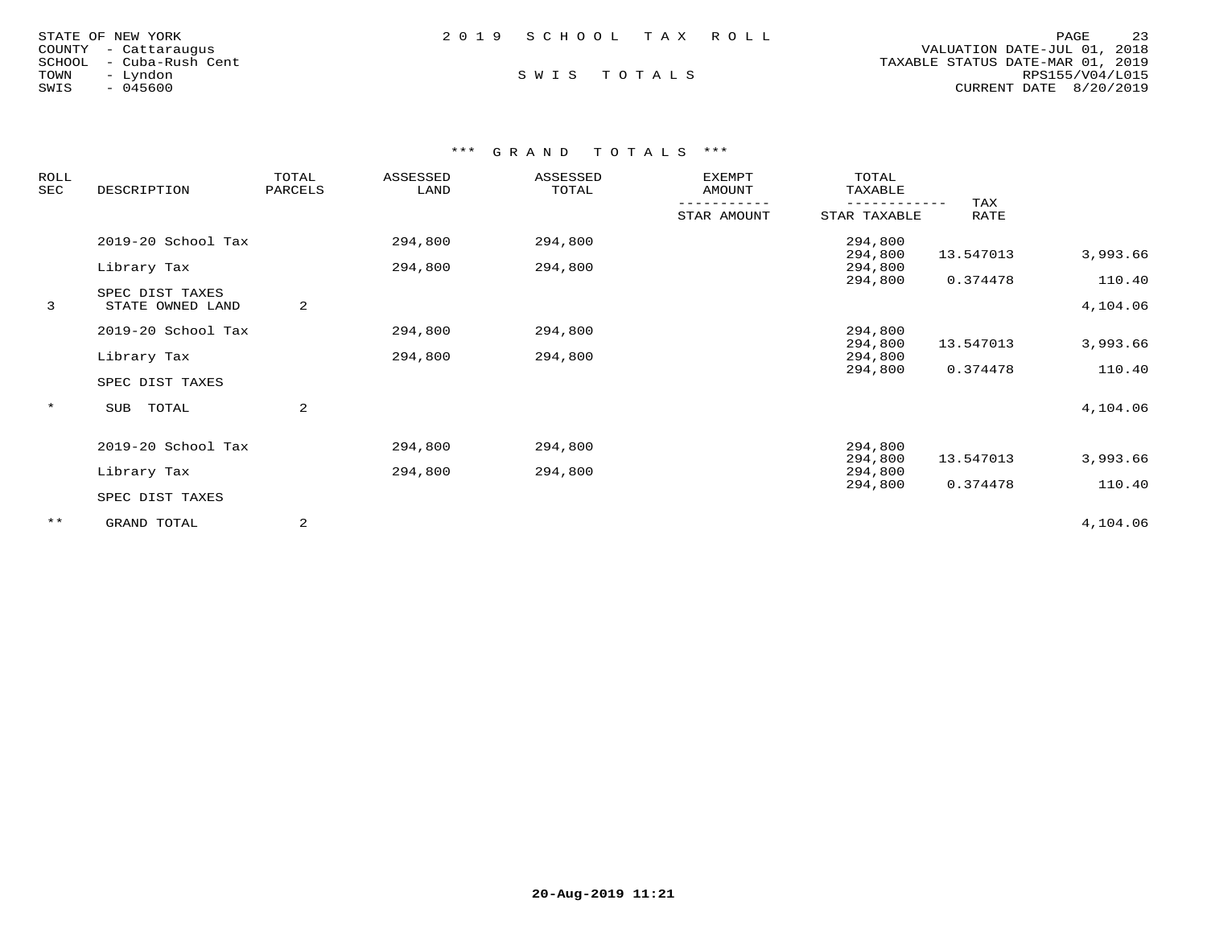STATE OF NEW YORK
COUNTY - Cattaraugus
SCHOOL - Cuba-Rush Cent
TOWN - Lyndon
SWIS - 045600

2 0 1 9 S C H O O L T A X R O L L

S W I S T O T A L S

VALUATION DATE-JUL 01, 2018
TAXABLE STATUS DATE-MAR 01, 2019
RPS155/V04/L015
CURRENT DATE 8/20/2019

*** G R A N D T O T A L S ***

| ROLL SEC | DESCRIPTION | TOTAL PARCELS | ASSESSED LAND | ASSESSED TOTAL | EXEMPT AMOUNT / STAR AMOUNT | TOTAL TAXABLE / STAR TAXABLE | TAX RATE | |
|---|---|---|---|---|---|---|---|---|
| | 2019-20 School Tax | | 294,800 | 294,800 | | 294,800 / 294,800 | 13.547013 | 3,993.66 |
| | Library Tax | | 294,800 | 294,800 | | 294,800 / 294,800 | 0.374478 | 110.40 |
| | SPEC DIST TAXES | | | | | | | |
| 3 | STATE OWNED LAND | 2 | | | | | | 4,104.06 |
| | 2019-20 School Tax | | 294,800 | 294,800 | | 294,800 / 294,800 | 13.547013 | 3,993.66 |
| | Library Tax | | 294,800 | 294,800 | | 294,800 / 294,800 | 0.374478 | 110.40 |
| | SPEC DIST TAXES | | | | | | | |
| * | SUB TOTAL | 2 | | | | | | 4,104.06 |
| | 2019-20 School Tax | | 294,800 | 294,800 | | 294,800 / 294,800 | 13.547013 | 3,993.66 |
| | Library Tax | | 294,800 | 294,800 | | 294,800 / 294,800 | 0.374478 | 110.40 |
| | SPEC DIST TAXES | | | | | | | |
| ** | GRAND TOTAL | 2 | | | | | | 4,104.06 |

20-Aug-2019 11:21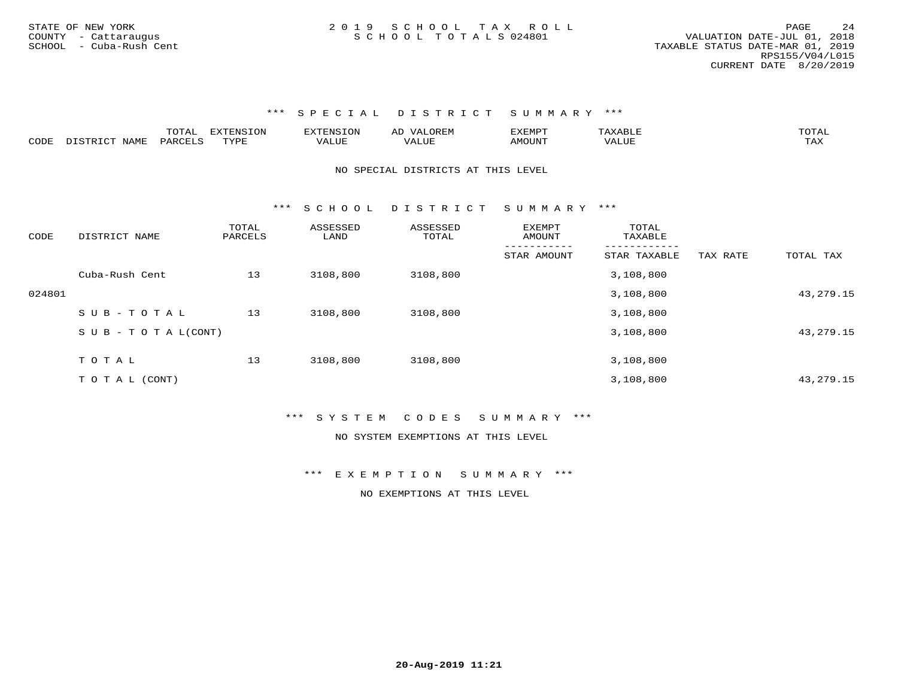STATE OF NEW YORK
COUNTY - Cattaraugus
SCHOOL - Cuba-Rush Cent

# 2019 SCHOOL TAX ROLL
## SCHOOL TOTALS 024801

VALUATION DATE-JUL 01, 2018
TAXABLE STATUS DATE-MAR 01, 2019
RPS155/V04/L015
CURRENT DATE 8/20/2019

### *** SPECIAL DISTRICT SUMMARY ***

| CODE | DISTRICT NAME | TOTAL PARCELS | EXTENSION TYPE | EXTENSION VALUE | AD VALOREM VALUE | EXEMPT AMOUNT | TAXABLE VALUE | TOTAL TAX |
|---|---|---|---|---|---|---|---|---|

NO SPECIAL DISTRICTS AT THIS LEVEL

### *** SCHOOL DISTRICT SUMMARY ***

| CODE | DISTRICT NAME | TOTAL PARCELS | ASSESSED LAND | ASSESSED TOTAL | EXEMPT AMOUNT<br>STAR AMOUNT | TOTAL TAXABLE<br>STAR TAXABLE | TAX RATE | TOTAL TAX |
|---|---|---|---|---|---|---|---|---|
| | Cuba-Rush Cent | 13 | 3108,800 | 3108,800 | | 3,108,800 | | |
| 024801 | | | | | | 3,108,800 | | 43,279.15 |
| | SUB-TOTAL | 13 | 3108,800 | 3108,800 | | 3,108,800 | | |
| | SUB-TOTAL(CONT) | | | | | 3,108,800 | | 43,279.15 |
| | TOTAL | 13 | 3108,800 | 3108,800 | | 3,108,800 | | |
| | TOTAL (CONT) | | | | | 3,108,800 | | 43,279.15 |

### *** SYSTEM CODES SUMMARY ***

NO SYSTEM EXEMPTIONS AT THIS LEVEL

### *** EXEMPTION SUMMARY ***

NO EXEMPTIONS AT THIS LEVEL

20-Aug-2019 11:21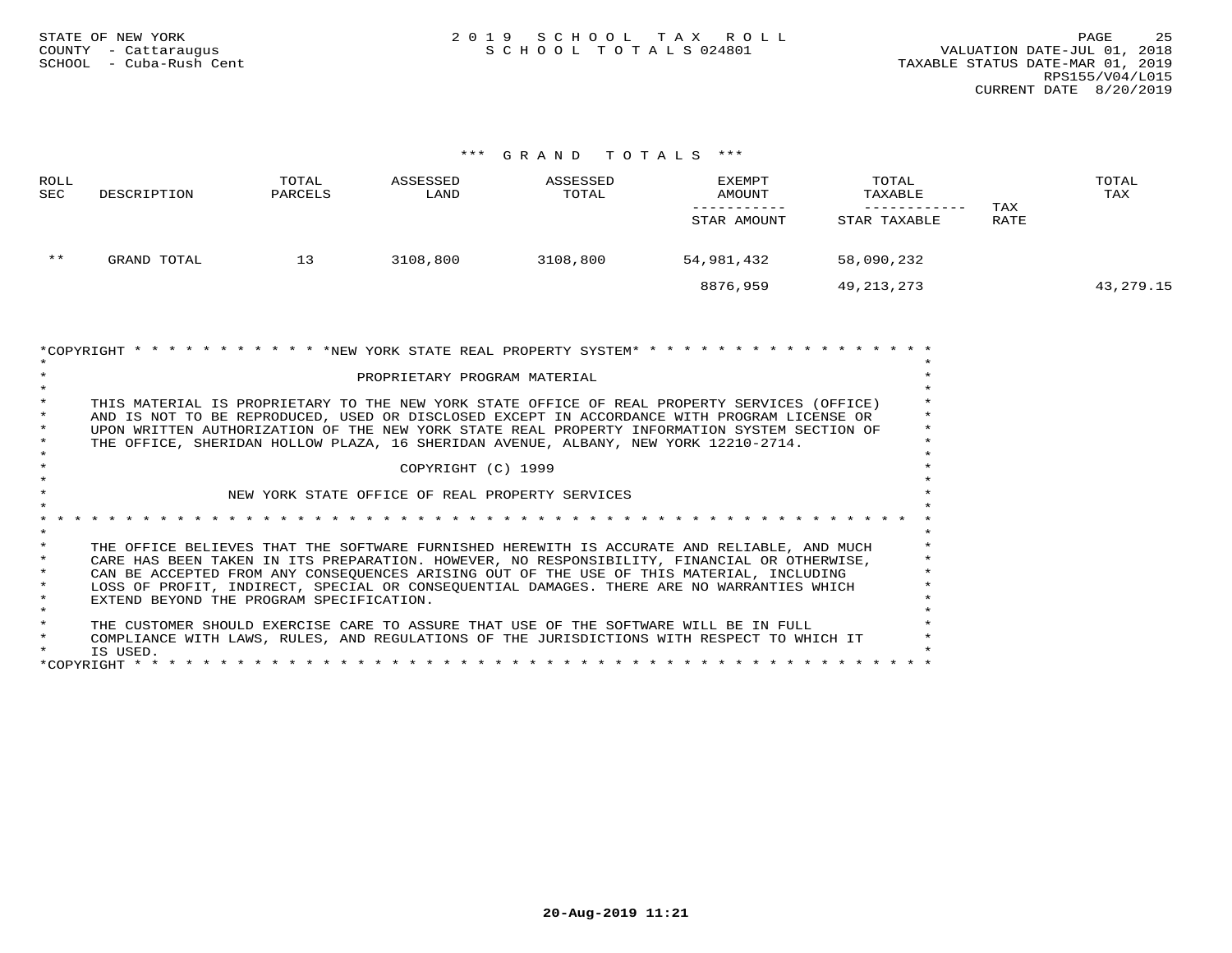STATE OF NEW YORK
COUNTY - Cattaraugus
SCHOOL - Cuba-Rush Cent

2019 SCHOOL TAX ROLL
SCHOOL TOTALS 024801

VALUATION DATE-JUL 01, 2018
TAXABLE STATUS DATE-MAR 01, 2019
RPS155/V04/L015
CURRENT DATE 8/20/2019

*** GRAND TOTALS ***

| ROLL SEC | DESCRIPTION | TOTAL PARCELS | ASSESSED LAND | ASSESSED TOTAL | EXEMPT AMOUNT / STAR AMOUNT | TOTAL TAXABLE / STAR TAXABLE | TAX RATE | TOTAL TAX |
|---|---|---|---|---|---|---|---|---|
| ** | GRAND TOTAL | 13 | 3108,800 | 3108,800 | 54,981,432 | 58,090,232 | | |
| | | | | | 8876,959 | 49,213,273 | | 43,279.15 |

*COPYRIGHT * * * * * * * * * * * *NEW YORK STATE REAL PROPERTY SYSTEM* * * * * * * * * * * * * * * * * * *

PROPRIETARY PROGRAM MATERIAL

THIS MATERIAL IS PROPRIETARY TO THE NEW YORK STATE OFFICE OF REAL PROPERTY SERVICES (OFFICE) AND IS NOT TO BE REPRODUCED, USED OR DISCLOSED EXCEPT IN ACCORDANCE WITH PROGRAM LICENSE OR UPON WRITTEN AUTHORIZATION OF THE NEW YORK STATE REAL PROPERTY INFORMATION SYSTEM SECTION OF THE OFFICE, SHERIDAN HOLLOW PLAZA, 16 SHERIDAN AVENUE, ALBANY, NEW YORK 12210-2714.

COPYRIGHT (C) 1999

NEW YORK STATE OFFICE OF REAL PROPERTY SERVICES

THE OFFICE BELIEVES THAT THE SOFTWARE FURNISHED HEREWITH IS ACCURATE AND RELIABLE, AND MUCH CARE HAS BEEN TAKEN IN ITS PREPARATION. HOWEVER, NO RESPONSIBILITY, FINANCIAL OR OTHERWISE, CAN BE ACCEPTED FROM ANY CONSEQUENCES ARISING OUT OF THE USE OF THIS MATERIAL, INCLUDING LOSS OF PROFIT, INDIRECT, SPECIAL OR CONSEQUENTIAL DAMAGES. THERE ARE NO WARRANTIES WHICH EXTEND BEYOND THE PROGRAM SPECIFICATION.

THE CUSTOMER SHOULD EXERCISE CARE TO ASSURE THAT USE OF THE SOFTWARE WILL BE IN FULL COMPLIANCE WITH LAWS, RULES, AND REGULATIONS OF THE JURISDICTIONS WITH RESPECT TO WHICH IT IS USED.

*COPYRIGHT * * * * * * * * * * * * * * * * * * * * * * * * * * * * * * * * * * * * * * * * * * * * * * *

20-Aug-2019 11:21